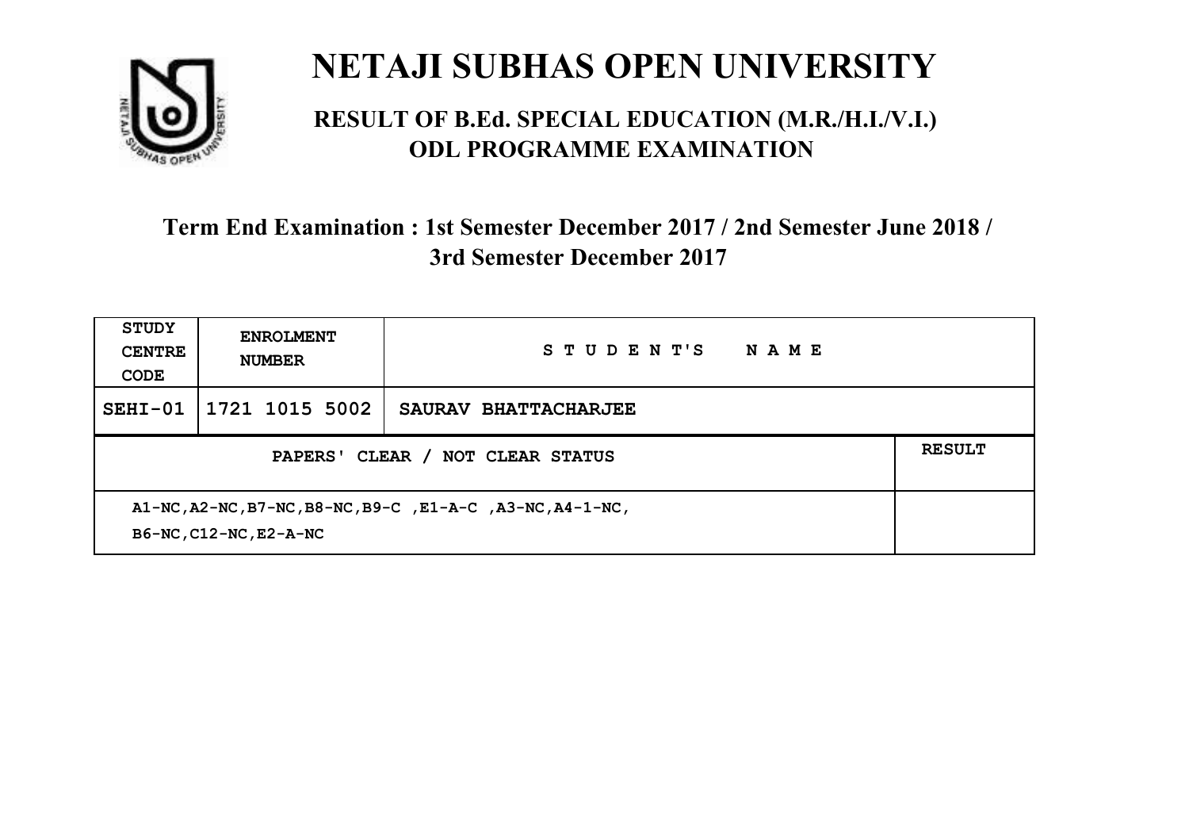# NETAJI SUBHAS OPEN UNIVERSITY

## RESULT OF B.Ed. SPECIAL EDUCATION (M.R./H.I./V.I.) ODL PROGRAMME EXAMINATION

### Term End Examination : 1st Semester December 2017 / 2nd Semester June 2018 / 3rd Semester December 2017

| STUDY CENTRE CODE | ENROLMENT NUMBER | STUDENT'S NAME | |
|---|---|---|---|
| SEHI-01 | 1721 1015 5002 | SAURAV BHATTACHARJEE | |
| PAPERS' CLEAR / NOT CLEAR STATUS | | | RESULT |
| A1-NC,A2-NC,B7-NC,B8-NC,B9-C ,E1-A-C ,A3-NC,A4-1-NC, B6-NC,C12-NC,E2-A-NC | | | |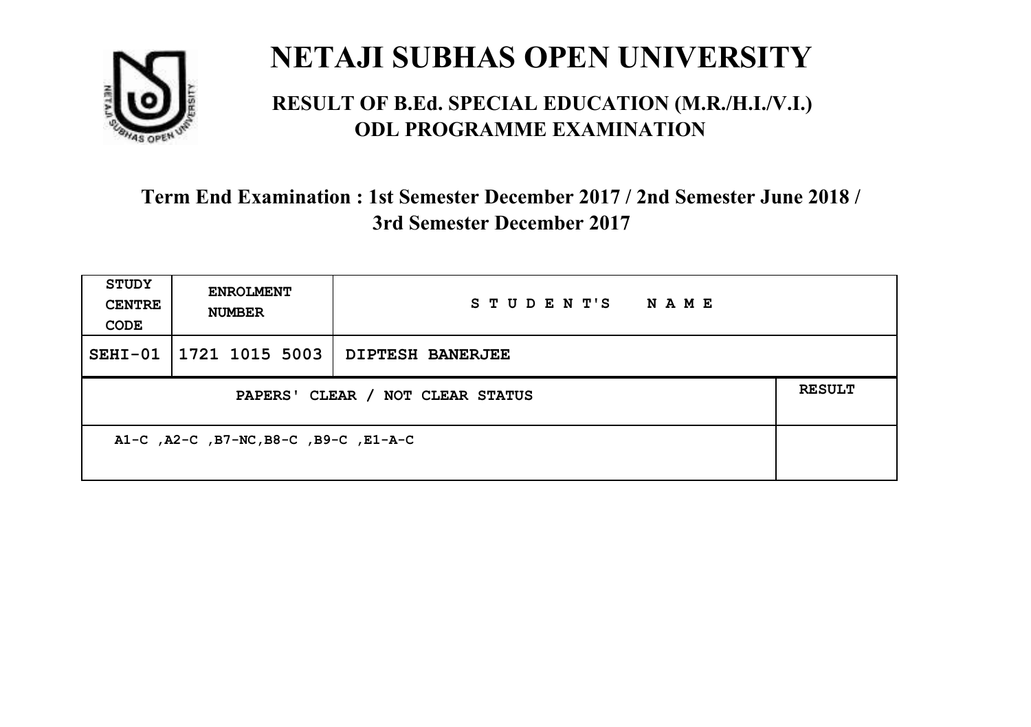# NETAJI SUBHAS OPEN UNIVERSITY

## RESULT OF B.Ed. SPECIAL EDUCATION (M.R./H.I./V.I.) ODL PROGRAMME EXAMINATION

### Term End Examination : 1st Semester December 2017 / 2nd Semester June 2018 / 3rd Semester December 2017

| STUDY CENTRE CODE | ENROLMENT NUMBER | STUDENT'S NAME |
|---|---|---|
| SEHI-01 | 1721 1015 5003 | DIPTESH BANERJEE |

| PAPERS' CLEAR / NOT CLEAR STATUS | RESULT |
|---|---|
| A1-C ,A2-C ,B7-NC,B8-C ,B9-C ,E1-A-C | |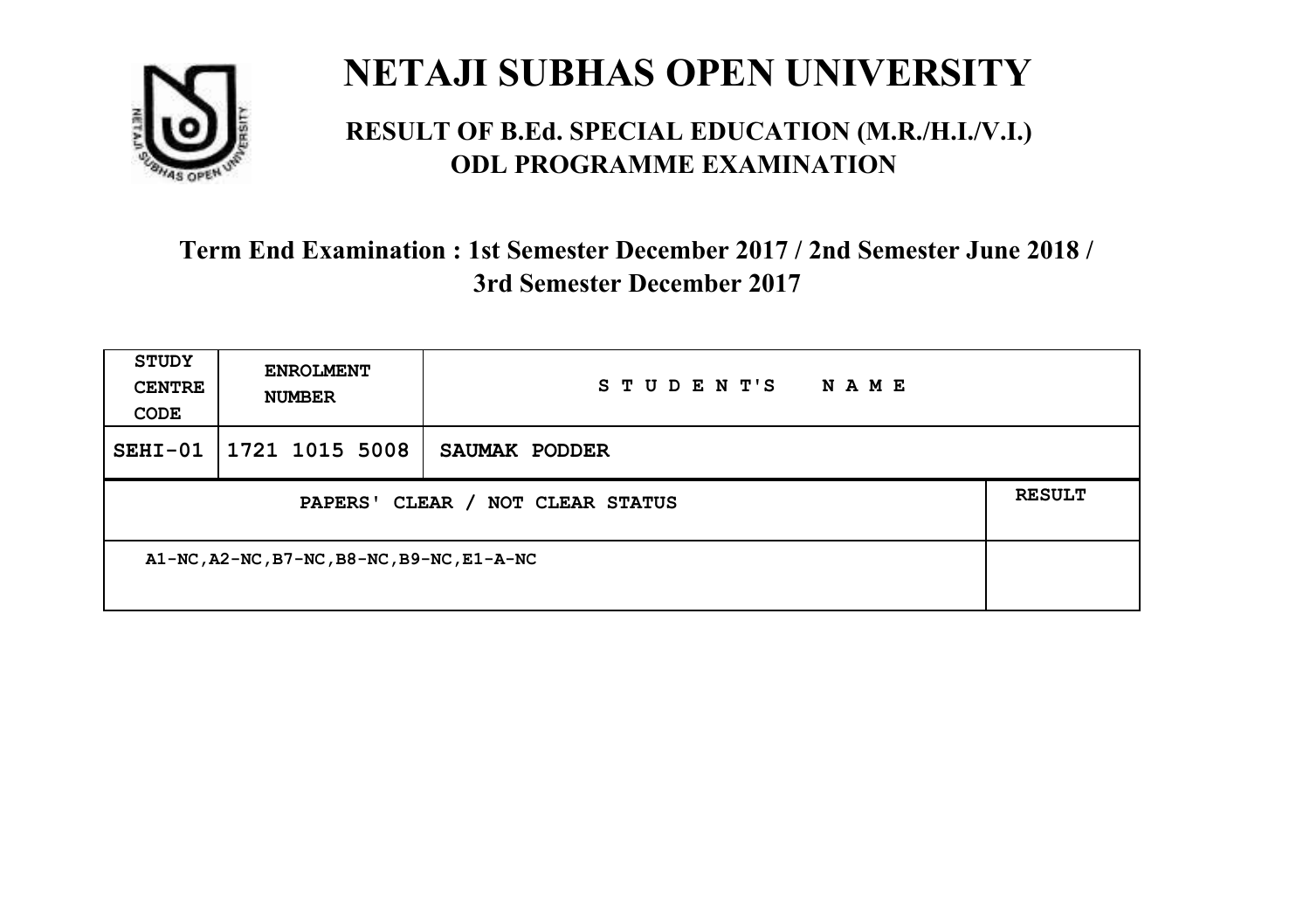# NETAJI SUBHAS OPEN UNIVERSITY

## RESULT OF B.Ed. SPECIAL EDUCATION (M.R./H.I./V.I.) ODL PROGRAMME EXAMINATION

### Term End Examination : 1st Semester December 2017 / 2nd Semester June 2018 / 3rd Semester December 2017

| STUDY CENTRE CODE | ENROLMENT NUMBER | STUDENT'S NAME |
|---|---|---|
| SEHI-01 | 1721 1015 5008 | SAUMAK PODDER |

| PAPERS' CLEAR / NOT CLEAR STATUS | RESULT |
|---|---|
| A1-NC,A2-NC,B7-NC,B8-NC,B9-NC,E1-A-NC | |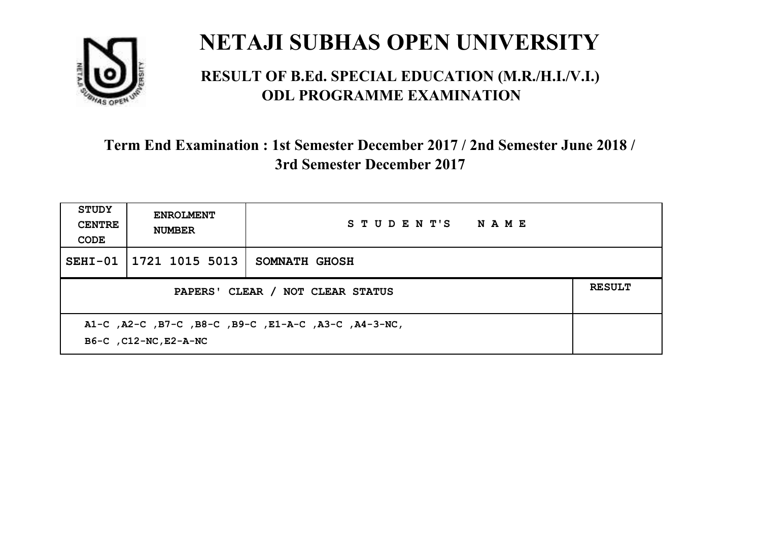# NETAJI SUBHAS OPEN UNIVERSITY

## RESULT OF B.Ed. SPECIAL EDUCATION (M.R./H.I./V.I.) ODL PROGRAMME EXAMINATION

### Term End Examination : 1st Semester December 2017 / 2nd Semester June 2018 / 3rd Semester December 2017

| STUDY CENTRE CODE | ENROLMENT NUMBER | STUDENT'S NAME | |
|---|---|---|---|
| SEHI-01 | 1721 1015 5013 | SOMNATH GHOSH | |
| PAPERS' CLEAR / NOT CLEAR STATUS | | | RESULT |
| A1-C ,A2-C ,B7-C ,B8-C ,B9-C ,E1-A-C ,A3-C ,A4-3-NC, B6-C ,C12-NC,E2-A-NC | | | |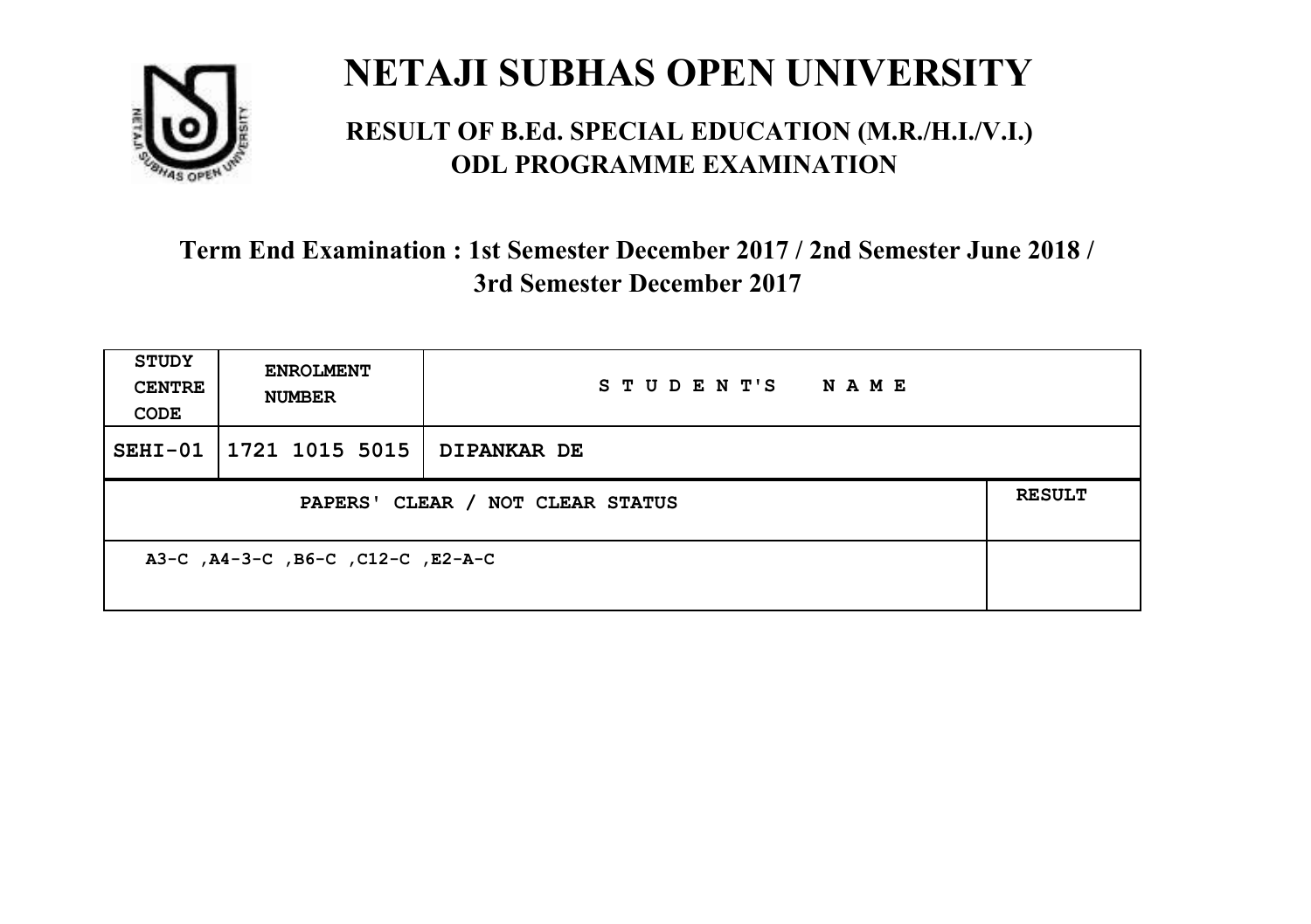# NETAJI SUBHAS OPEN UNIVERSITY

## RESULT OF B.Ed. SPECIAL EDUCATION (M.R./H.I./V.I.) ODL PROGRAMME EXAMINATION

### Term End Examination : 1st Semester December 2017 / 2nd Semester June 2018 / 3rd Semester December 2017

| STUDY CENTRE CODE | ENROLMENT NUMBER | STUDENT'S NAME | |
|---|---|---|---|
| SEHI-01 | 1721 1015 5015 | DIPANKAR DE | |
| PAPERS' CLEAR / NOT CLEAR STATUS | | | RESULT |
| A3-C ,A4-3-C ,B6-C ,C12-C ,E2-A-C | | | |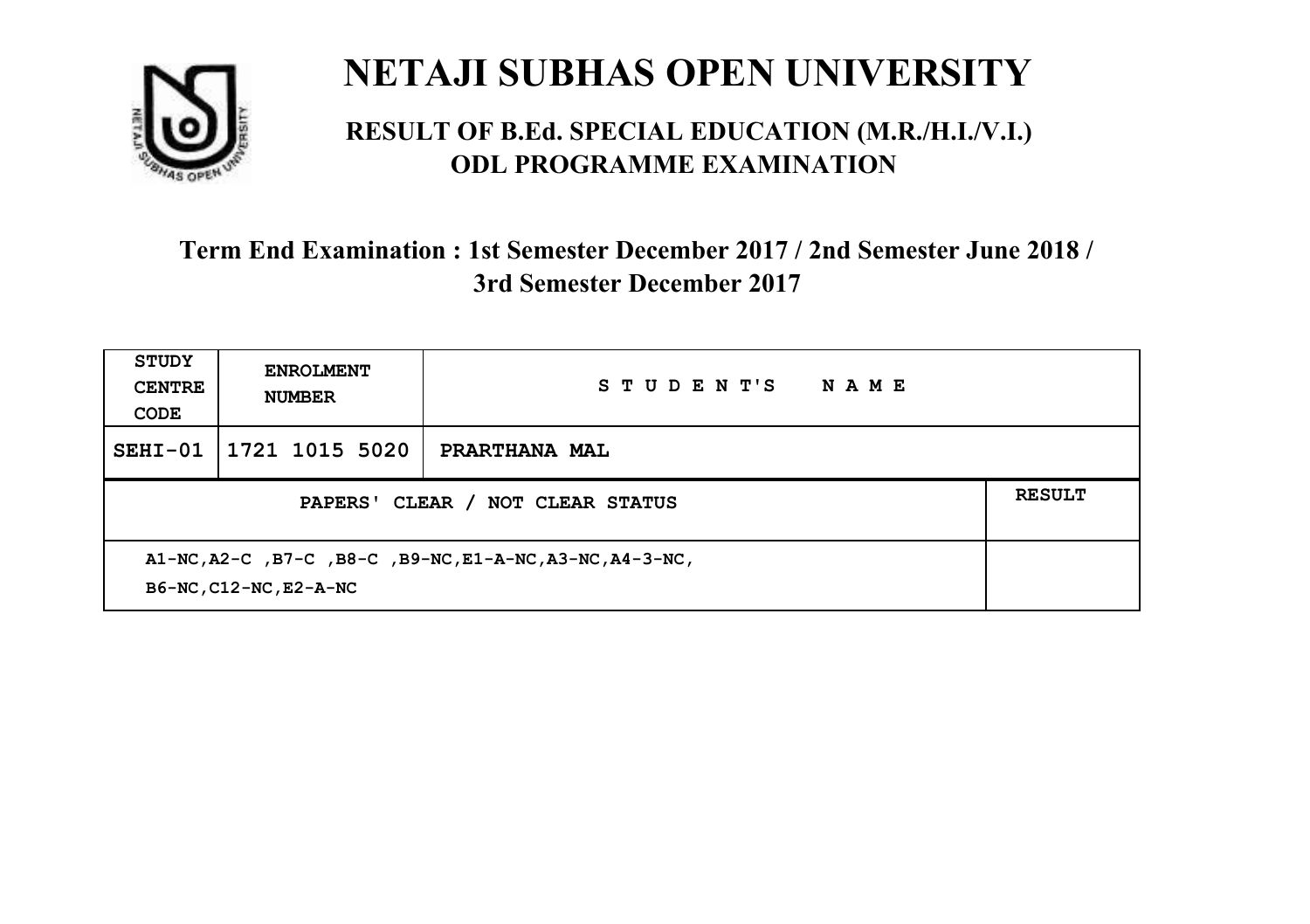# NETAJI SUBHAS OPEN UNIVERSITY

## RESULT OF B.Ed. SPECIAL EDUCATION (M.R./H.I./V.I.) ODL PROGRAMME EXAMINATION

### Term End Examination : 1st Semester December 2017 / 2nd Semester June 2018 / 3rd Semester December 2017

| STUDY CENTRE CODE | ENROLMENT NUMBER | STUDENT'S NAME | |
|---|---|---|---|
| SEHI-01 | 1721 1015 5020 | PRARTHANA MAL | |
| PAPERS' CLEAR / NOT CLEAR STATUS | | | RESULT |
| A1-NC,A2-C ,B7-C ,B8-C ,B9-NC,E1-A-NC,A3-NC,A4-3-NC, B6-NC,C12-NC,E2-A-NC | | | |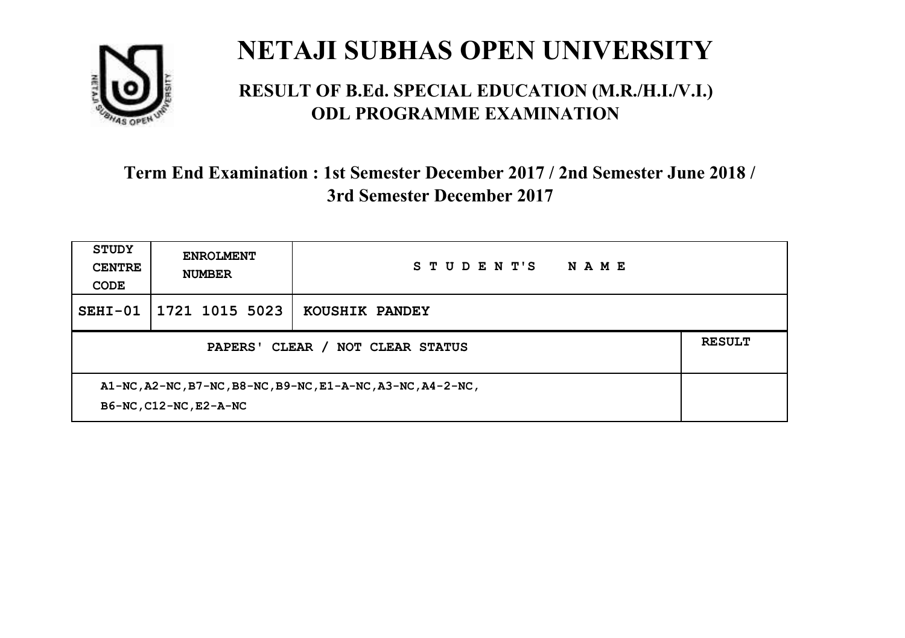# NETAJI SUBHAS OPEN UNIVERSITY

## RESULT OF B.Ed. SPECIAL EDUCATION (M.R./H.I./V.I.) ODL PROGRAMME EXAMINATION

### Term End Examination : 1st Semester December 2017 / 2nd Semester June 2018 / 3rd Semester December 2017

| STUDY CENTRE CODE | ENROLMENT NUMBER | STUDENT'S NAME | |
|---|---|---|---|
| SEHI-01 | 1721 1015 5023 | KOUSHIK PANDEY | |
| PAPERS' CLEAR / NOT CLEAR STATUS | | | RESULT |
| A1-NC,A2-NC,B7-NC,B8-NC,B9-NC,E1-A-NC,A3-NC,A4-2-NC, B6-NC,C12-NC,E2-A-NC | | | |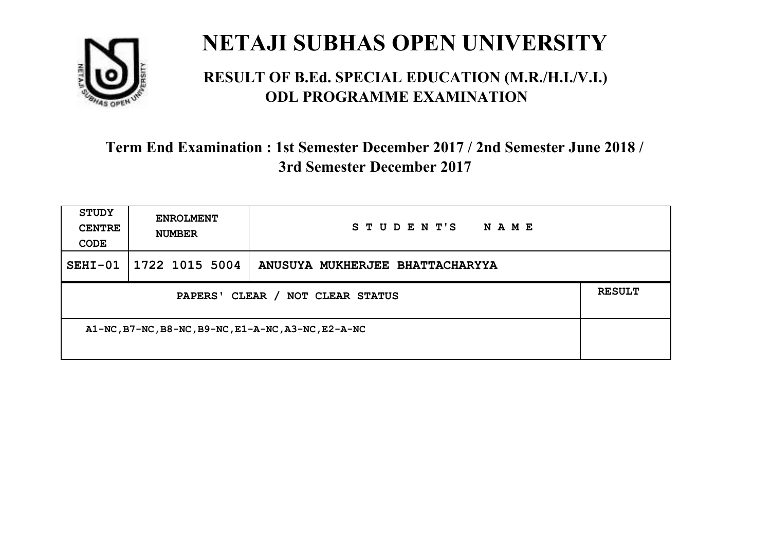# NETAJI SUBHAS OPEN UNIVERSITY

## RESULT OF B.Ed. SPECIAL EDUCATION (M.R./H.I./V.I.) ODL PROGRAMME EXAMINATION

### Term End Examination : 1st Semester December 2017 / 2nd Semester June 2018 / 3rd Semester December 2017

| STUDY CENTRE CODE | ENROLMENT NUMBER | STUDENT'S NAME |
|---|---|---|
| SEHI-01 | 1722 1015 5004 | ANUSUYA MUKHERJEE BHATTACHARYYA |

| PAPERS' CLEAR / NOT CLEAR STATUS | RESULT |
|---|---|
| A1-NC,B7-NC,B8-NC,B9-NC,E1-A-NC,A3-NC,E2-A-NC | |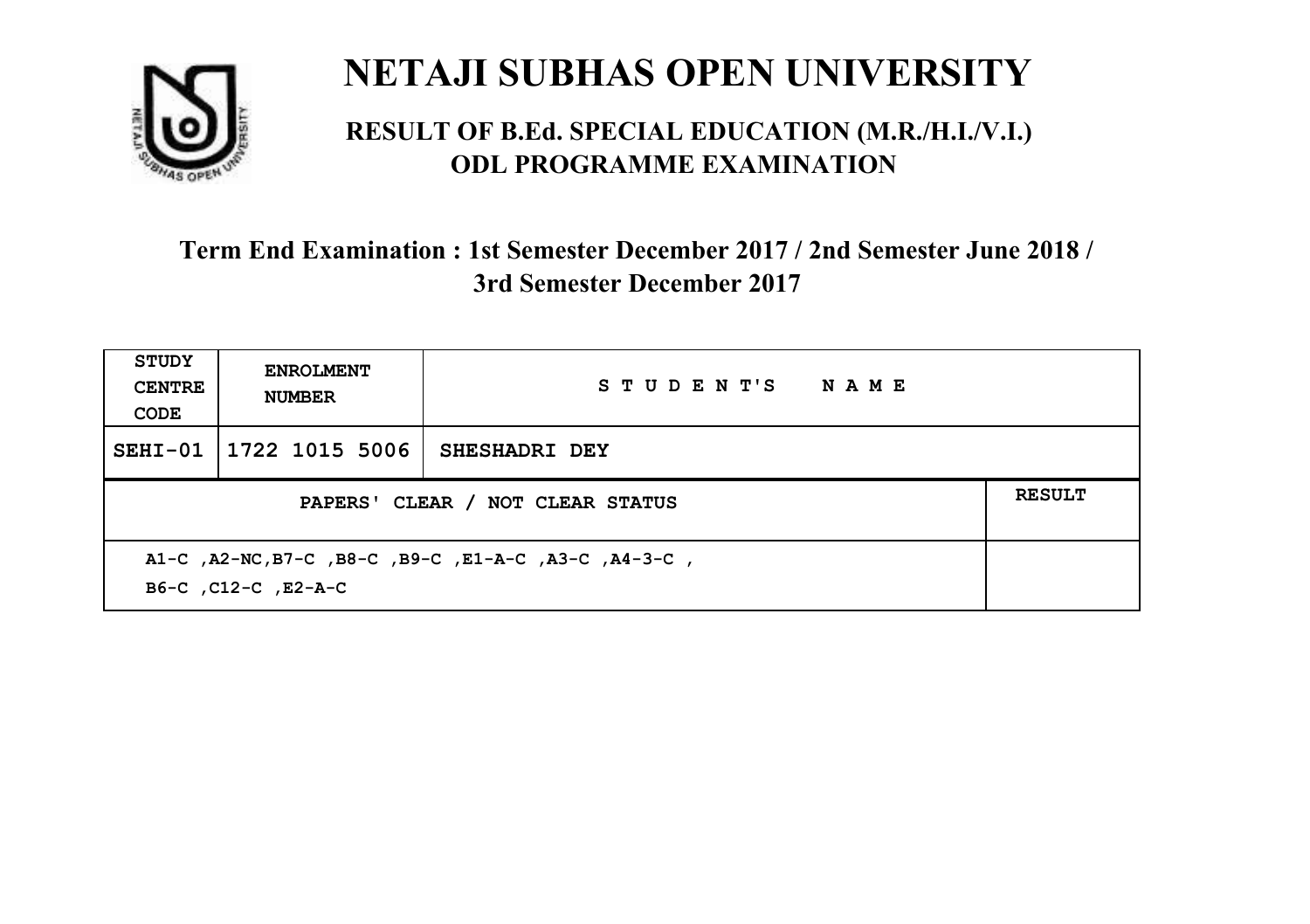# NETAJI SUBHAS OPEN UNIVERSITY

## RESULT OF B.Ed. SPECIAL EDUCATION (M.R./H.I./V.I.) ODL PROGRAMME EXAMINATION

### Term End Examination : 1st Semester December 2017 / 2nd Semester June 2018 / 3rd Semester December 2017

| STUDY CENTRE CODE | ENROLMENT NUMBER | STUDENT'S NAME | |
|---|---|---|---|
| SEHI-01 | 1722 1015 5006 | SHESHADRI DEY | |
| PAPERS' CLEAR / NOT CLEAR STATUS | | | RESULT |
| A1-C ,A2-NC,B7-C ,B8-C ,B9-C ,E1-A-C ,A3-C ,A4-3-C , B6-C ,C12-C ,E2-A-C | | | |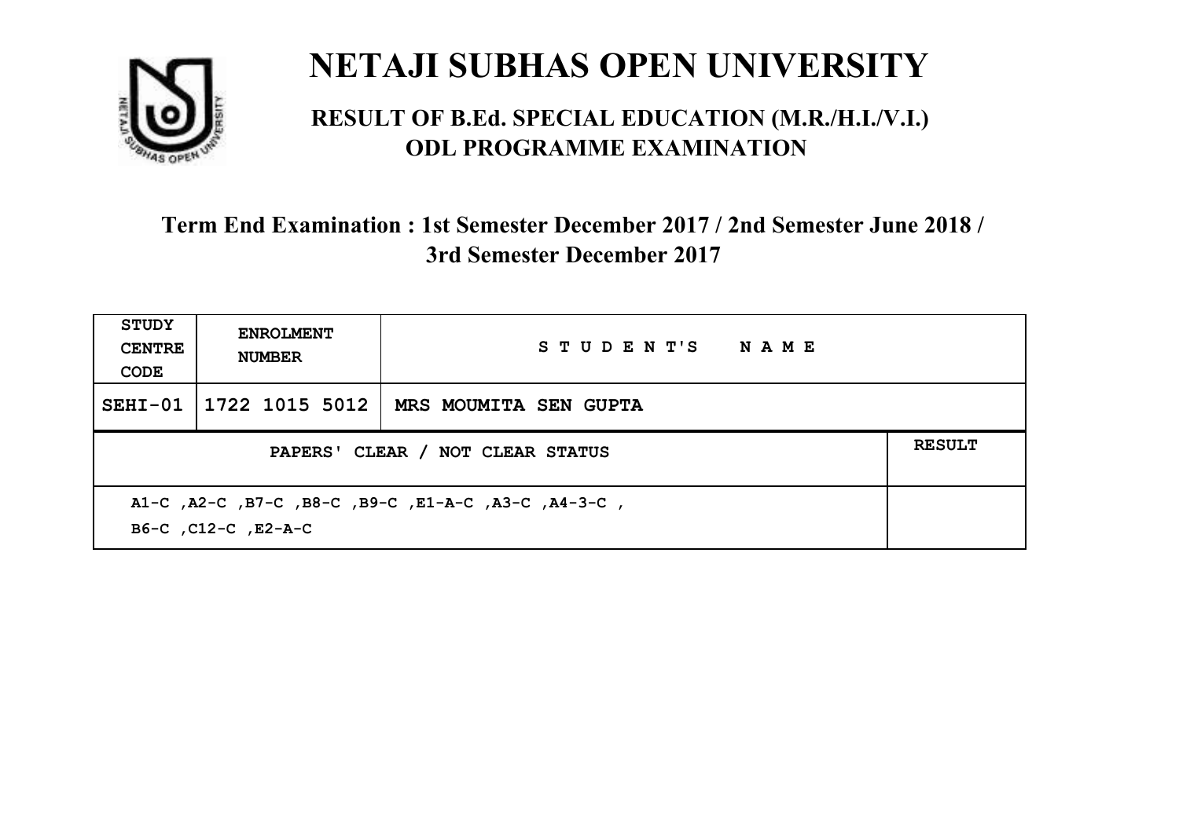# NETAJI SUBHAS OPEN UNIVERSITY

## RESULT OF B.Ed. SPECIAL EDUCATION (M.R./H.I./V.I.) ODL PROGRAMME EXAMINATION

### Term End Examination : 1st Semester December 2017 / 2nd Semester June 2018 / 3rd Semester December 2017

| STUDY CENTRE CODE | ENROLMENT NUMBER | STUDENT'S NAME | |
|---|---|---|---|
| SEHI-01 | 1722 1015 5012 | MRS MOUMITA SEN GUPTA | |
| PAPERS' CLEAR / NOT CLEAR STATUS | | | RESULT |
| A1-C ,A2-C ,B7-C ,B8-C ,B9-C ,E1-A-C ,A3-C ,A4-3-C , B6-C ,C12-C ,E2-A-C | | | |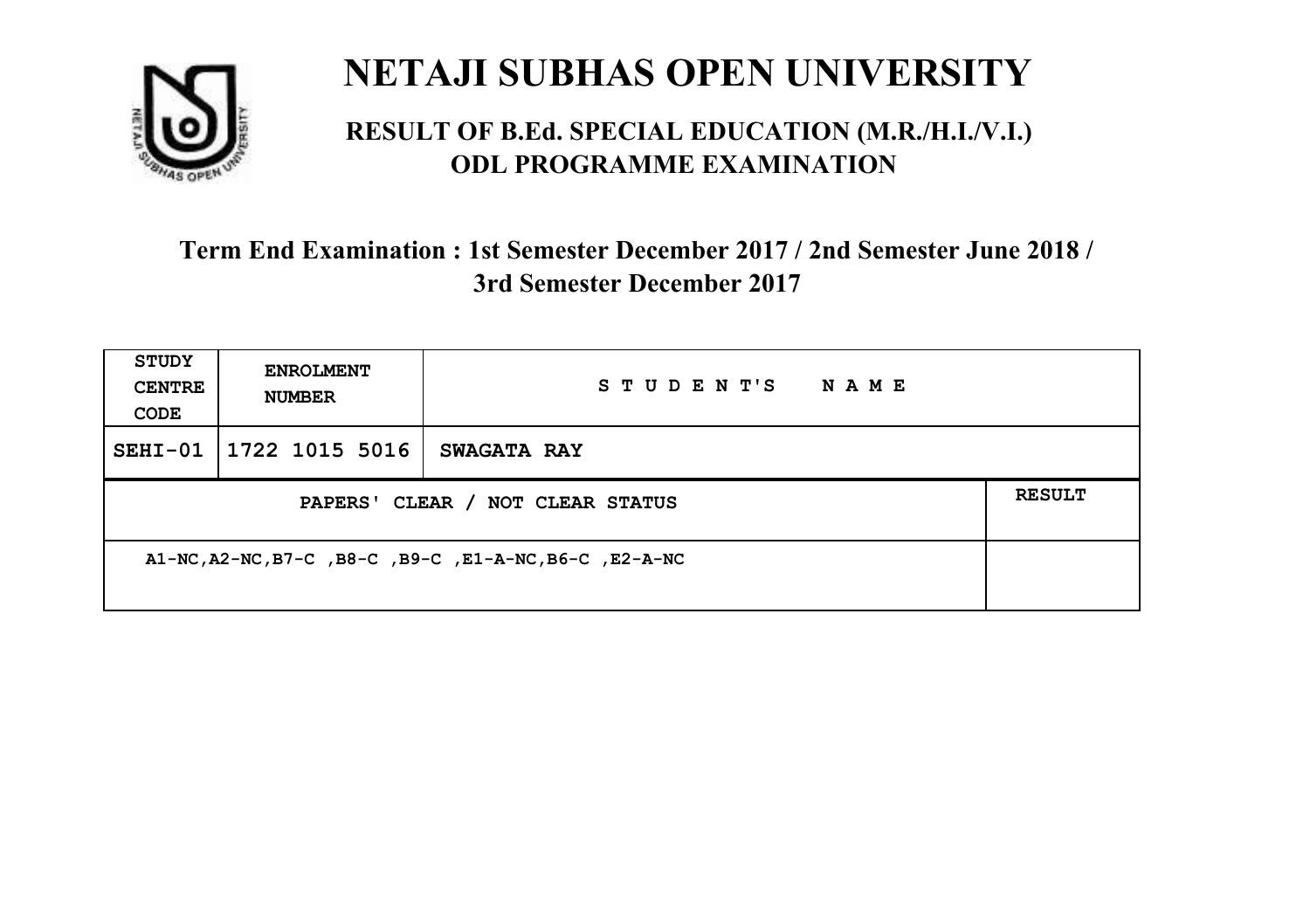# NETAJI SUBHAS OPEN UNIVERSITY

## RESULT OF B.Ed. SPECIAL EDUCATION (M.R./H.I./V.I.) ODL PROGRAMME EXAMINATION

### Term End Examination : 1st Semester December 2017 / 2nd Semester June 2018 / 3rd Semester December 2017

| STUDY CENTRE CODE | ENROLMENT NUMBER | STUDENT'S NAME | |
|---|---|---|---|
| SEHI-01 | 1722 1015 5016 | SWAGATA RAY | |
| PAPERS' CLEAR / NOT CLEAR STATUS | | | RESULT |
| A1-NC,A2-NC,B7-C ,B8-C ,B9-C ,E1-A-NC,B6-C ,E2-A-NC | | | |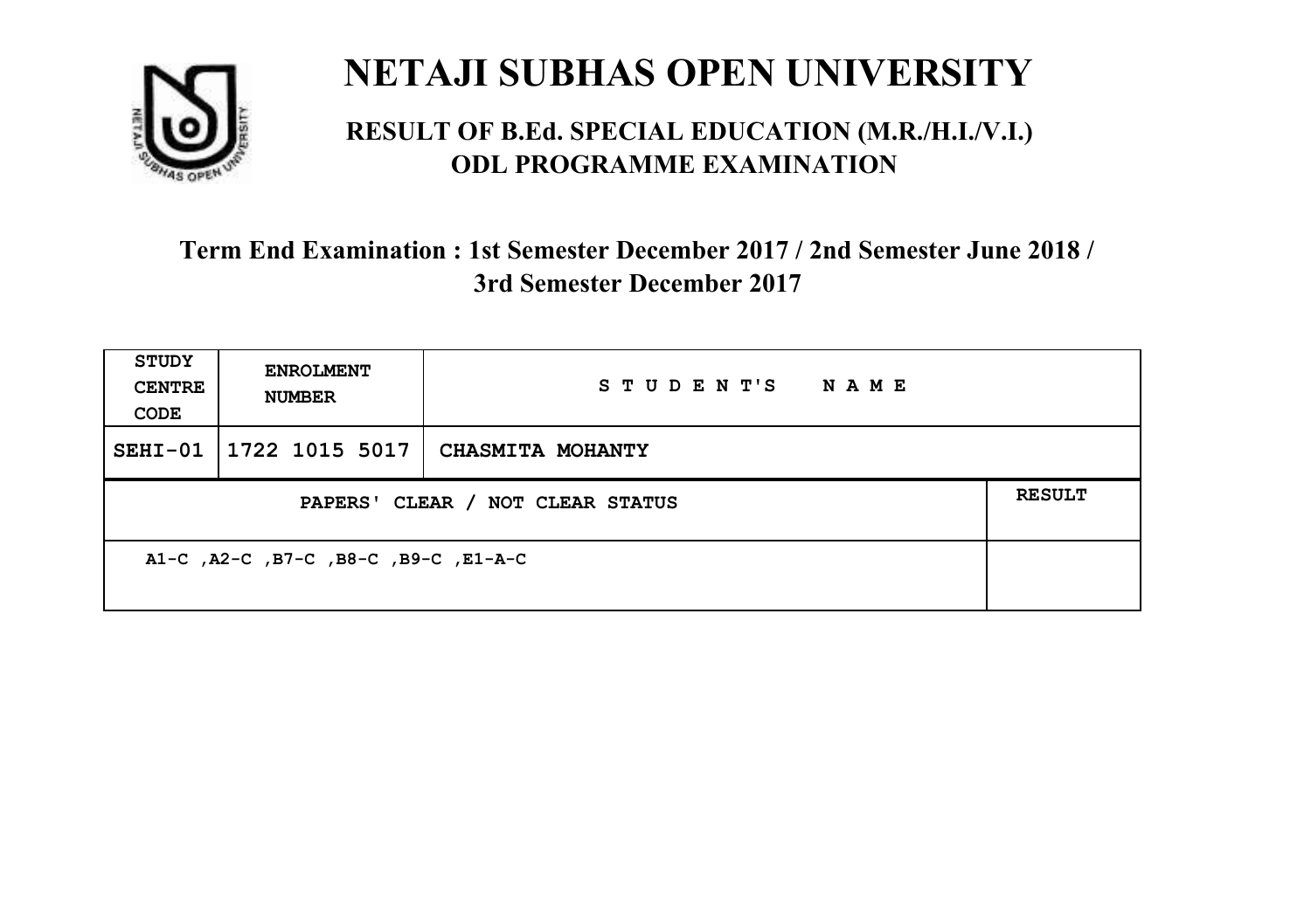# NETAJI SUBHAS OPEN UNIVERSITY

## RESULT OF B.Ed. SPECIAL EDUCATION (M.R./H.I./V.I.) ODL PROGRAMME EXAMINATION

### Term End Examination : 1st Semester December 2017 / 2nd Semester June 2018 / 3rd Semester December 2017

| STUDY CENTRE CODE | ENROLMENT NUMBER | STUDENT'S NAME | |
|---|---|---|---|
| SEHI-01 | 1722 1015 5017 | CHASMITA MOHANTY | |
| PAPERS' CLEAR / NOT CLEAR STATUS | | | RESULT |
| A1-C ,A2-C ,B7-C ,B8-C ,B9-C ,E1-A-C | | | |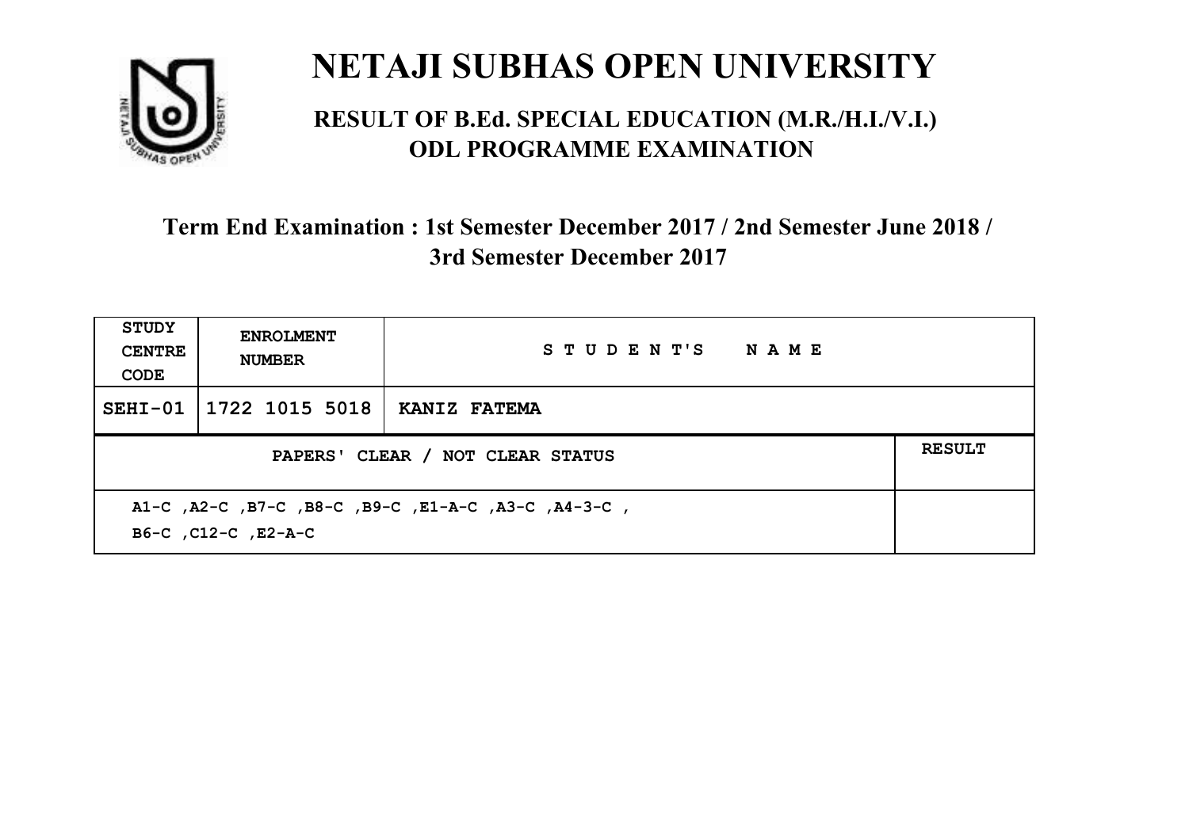# NETAJI SUBHAS OPEN UNIVERSITY

## RESULT OF B.Ed. SPECIAL EDUCATION (M.R./H.I./V.I.) ODL PROGRAMME EXAMINATION

### Term End Examination : 1st Semester December 2017 / 2nd Semester June 2018 / 3rd Semester December 2017

| STUDY CENTRE CODE | ENROLMENT NUMBER | STUDENT'S NAME | |
|---|---|---|---|
| SEHI-01 | 1722 1015 5018 | KANIZ FATEMA | |
| PAPERS' CLEAR / NOT CLEAR STATUS | | | RESULT |
| A1-C ,A2-C ,B7-C ,B8-C ,B9-C ,E1-A-C ,A3-C ,A4-3-C , B6-C ,C12-C ,E2-A-C | | | |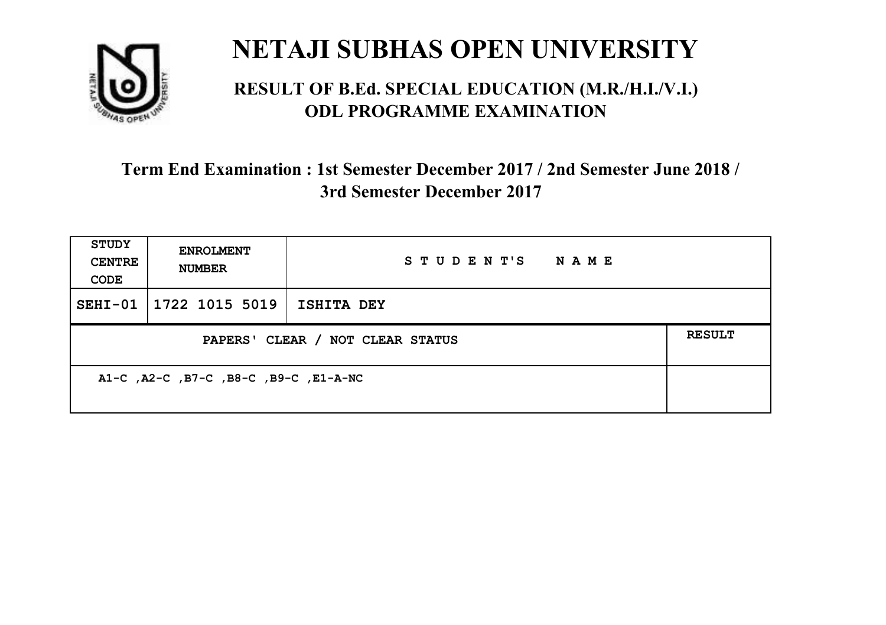# NETAJI SUBHAS OPEN UNIVERSITY

## RESULT OF B.Ed. SPECIAL EDUCATION (M.R./H.I./V.I.) ODL PROGRAMME EXAMINATION

### Term End Examination : 1st Semester December 2017 / 2nd Semester June 2018 / 3rd Semester December 2017

| STUDY CENTRE CODE | ENROLMENT NUMBER | STUDENT'S NAME | |
|---|---|---|---|
| SEHI-01 | 1722 1015 5019 | ISHITA DEY | |
| PAPERS' CLEAR / NOT CLEAR STATUS | | | RESULT |
| A1-C ,A2-C ,B7-C ,B8-C ,B9-C ,E1-A-NC | | | |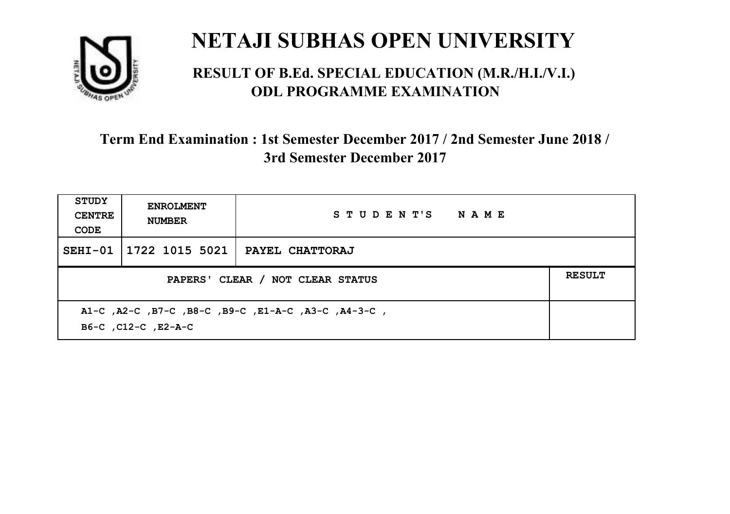# NETAJI SUBHAS OPEN UNIVERSITY

## RESULT OF B.Ed. SPECIAL EDUCATION (M.R./H.I./V.I.) ODL PROGRAMME EXAMINATION

### Term End Examination : 1st Semester December 2017 / 2nd Semester June 2018 / 3rd Semester December 2017

| STUDY CENTRE CODE | ENROLMENT NUMBER | STUDENT'S NAME | |
|---|---|---|---|
| SEHI-01 | 1722 1015 5021 | PAYEL CHATTORAJ | |
| PAPERS' CLEAR / NOT CLEAR STATUS | | | RESULT |
| A1-C ,A2-C ,B7-C ,B8-C ,B9-C ,E1-A-C ,A3-C ,A4-3-C , B6-C ,C12-C ,E2-A-C | | | |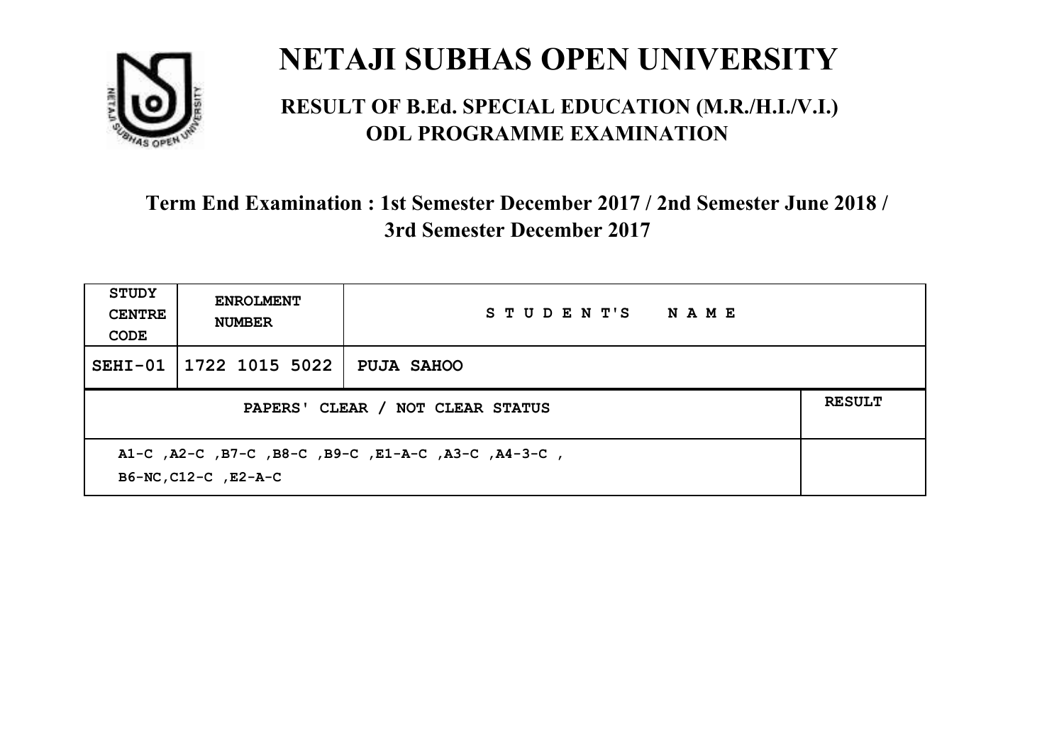# NETAJI SUBHAS OPEN UNIVERSITY

## RESULT OF B.Ed. SPECIAL EDUCATION (M.R./H.I./V.I.) ODL PROGRAMME EXAMINATION

### Term End Examination : 1st Semester December 2017 / 2nd Semester June 2018 / 3rd Semester December 2017

| STUDY CENTRE CODE | ENROLMENT NUMBER | STUDENT'S NAME | |
|---|---|---|---|
| SEHI-01 | 1722 1015 5022 | PUJA SAHOO | |
| PAPERS' CLEAR / NOT CLEAR STATUS | | | RESULT |
| A1-C ,A2-C ,B7-C ,B8-C ,B9-C ,E1-A-C ,A3-C ,A4-3-C , B6-NC,C12-C ,E2-A-C | | | |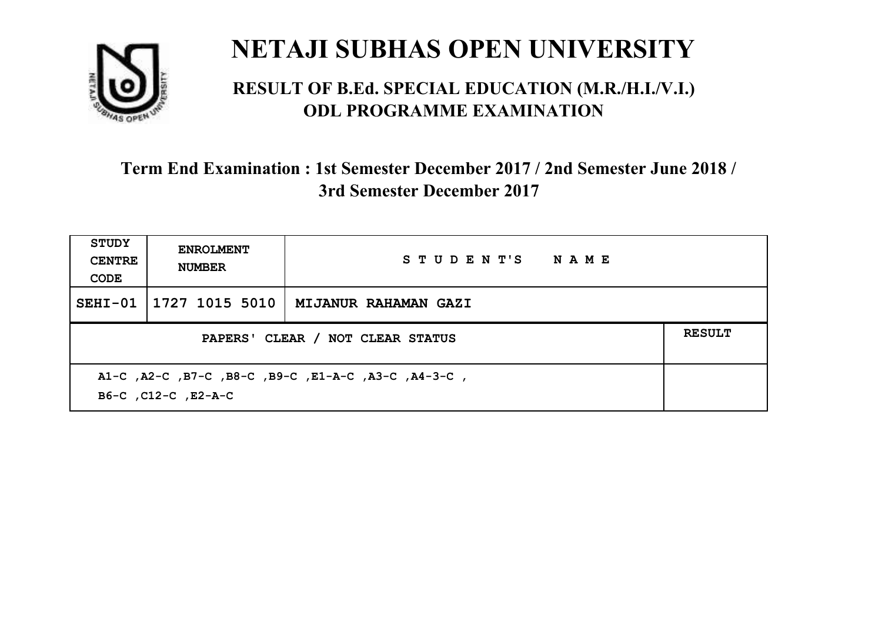# NETAJI SUBHAS OPEN UNIVERSITY

## RESULT OF B.Ed. SPECIAL EDUCATION (M.R./H.I./V.I.) ODL PROGRAMME EXAMINATION

### Term End Examination : 1st Semester December 2017 / 2nd Semester June 2018 / 3rd Semester December 2017

| STUDY CENTRE CODE | ENROLMENT NUMBER | STUDENT'S NAME | |
|---|---|---|---|
| SEHI-01 | 1727 1015 5010 | MIJANUR RAHAMAN GAZI | |
| PAPERS' CLEAR / NOT CLEAR STATUS | | | RESULT |
| A1-C ,A2-C ,B7-C ,B8-C ,B9-C ,E1-A-C ,A3-C ,A4-3-C , B6-C ,C12-C ,E2-A-C | | | |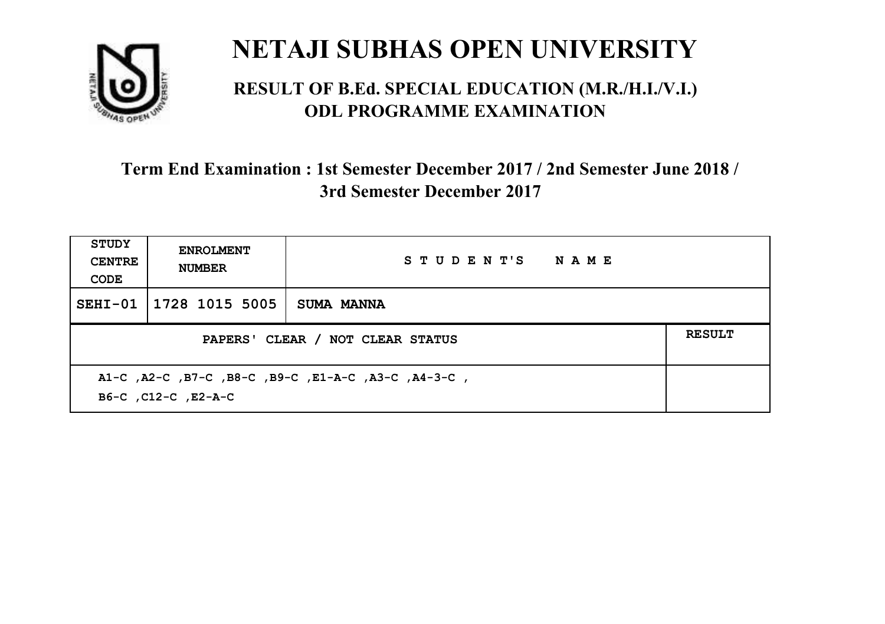# NETAJI SUBHAS OPEN UNIVERSITY

## RESULT OF B.Ed. SPECIAL EDUCATION (M.R./H.I./V.I.) ODL PROGRAMME EXAMINATION

### Term End Examination : 1st Semester December 2017 / 2nd Semester June 2018 / 3rd Semester December 2017

| STUDY CENTRE CODE | ENROLMENT NUMBER | STUDENT'S NAME | |
|---|---|---|---|
| SEHI-01 | 1728 1015 5005 | SUMA MANNA | |
| PAPERS' CLEAR / NOT CLEAR STATUS | | | RESULT |
| A1-C ,A2-C ,B7-C ,B8-C ,B9-C ,E1-A-C ,A3-C ,A4-3-C , B6-C ,C12-C ,E2-A-C | | | |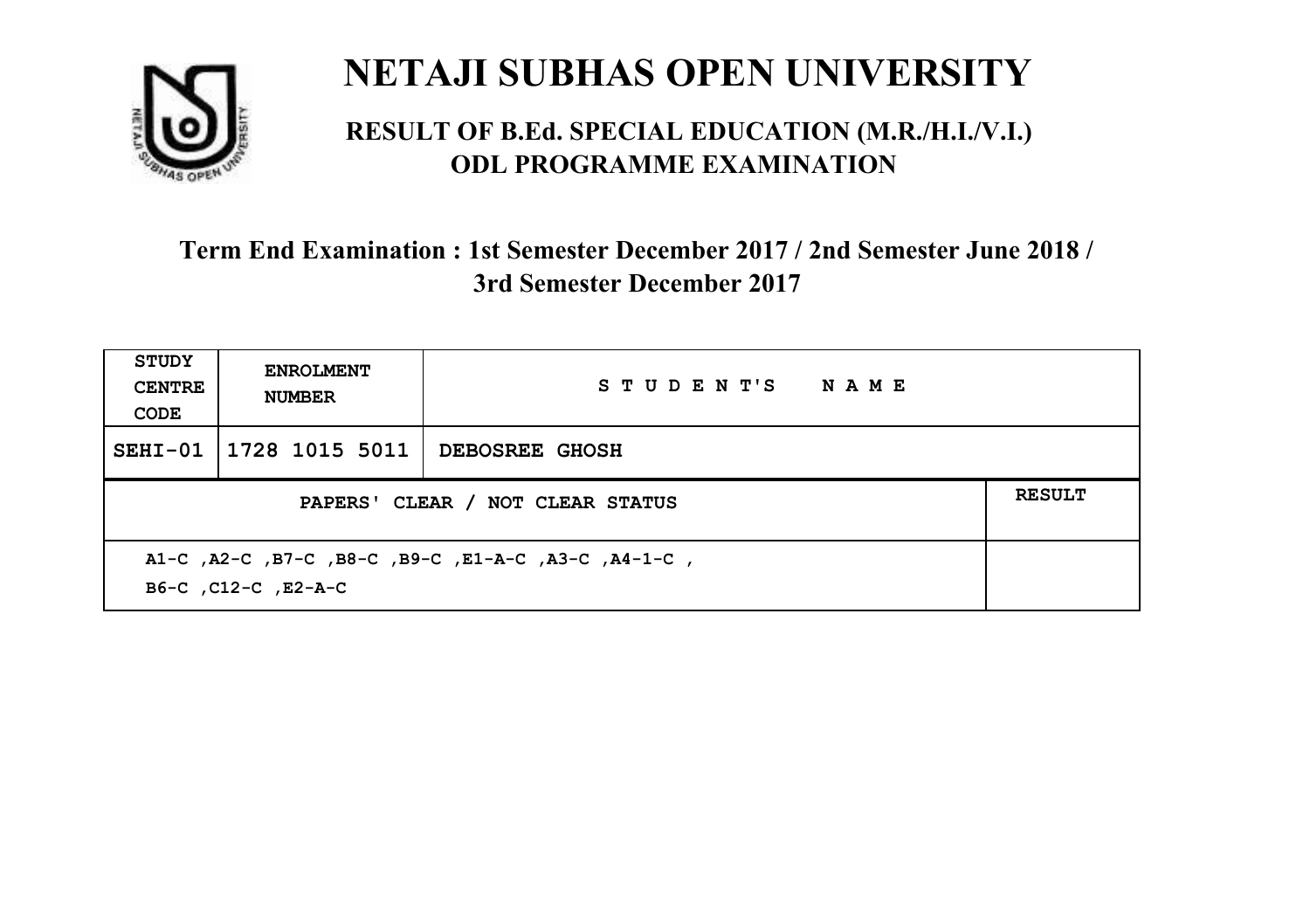# NETAJI SUBHAS OPEN UNIVERSITY

## RESULT OF B.Ed. SPECIAL EDUCATION (M.R./H.I./V.I.) ODL PROGRAMME EXAMINATION

### Term End Examination : 1st Semester December 2017 / 2nd Semester June 2018 / 3rd Semester December 2017

| STUDY CENTRE CODE | ENROLMENT NUMBER | STUDENT'S NAME | |
|---|---|---|---|
| SEHI-01 | 1728 1015 5011 | DEBOSREE GHOSH | |
| PAPERS' CLEAR / NOT CLEAR STATUS | | | RESULT |
| A1-C ,A2-C ,B7-C ,B8-C ,B9-C ,E1-A-C ,A3-C ,A4-1-C , B6-C ,C12-C ,E2-A-C | | | |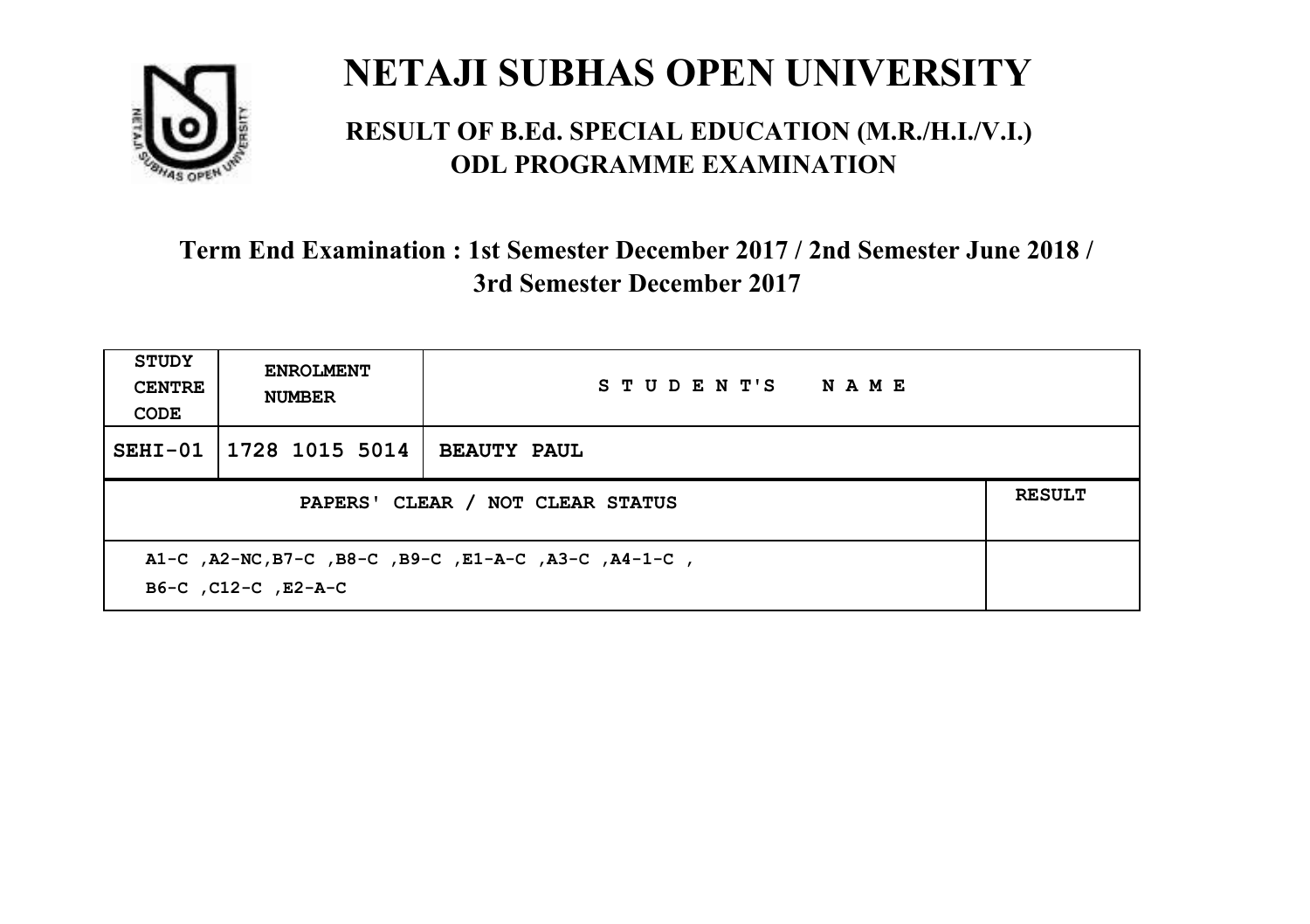# NETAJI SUBHAS OPEN UNIVERSITY

## RESULT OF B.Ed. SPECIAL EDUCATION (M.R./H.I./V.I.) ODL PROGRAMME EXAMINATION

### Term End Examination : 1st Semester December 2017 / 2nd Semester June 2018 / 3rd Semester December 2017

| STUDY CENTRE CODE | ENROLMENT NUMBER | STUDENT'S NAME | |
|---|---|---|---|
| SEHI-01 | 1728 1015 5014 | BEAUTY PAUL | |
| PAPERS' CLEAR / NOT CLEAR STATUS | | | RESULT |
| A1-C ,A2-NC,B7-C ,B8-C ,B9-C ,E1-A-C ,A3-C ,A4-1-C , B6-C ,C12-C ,E2-A-C | | | |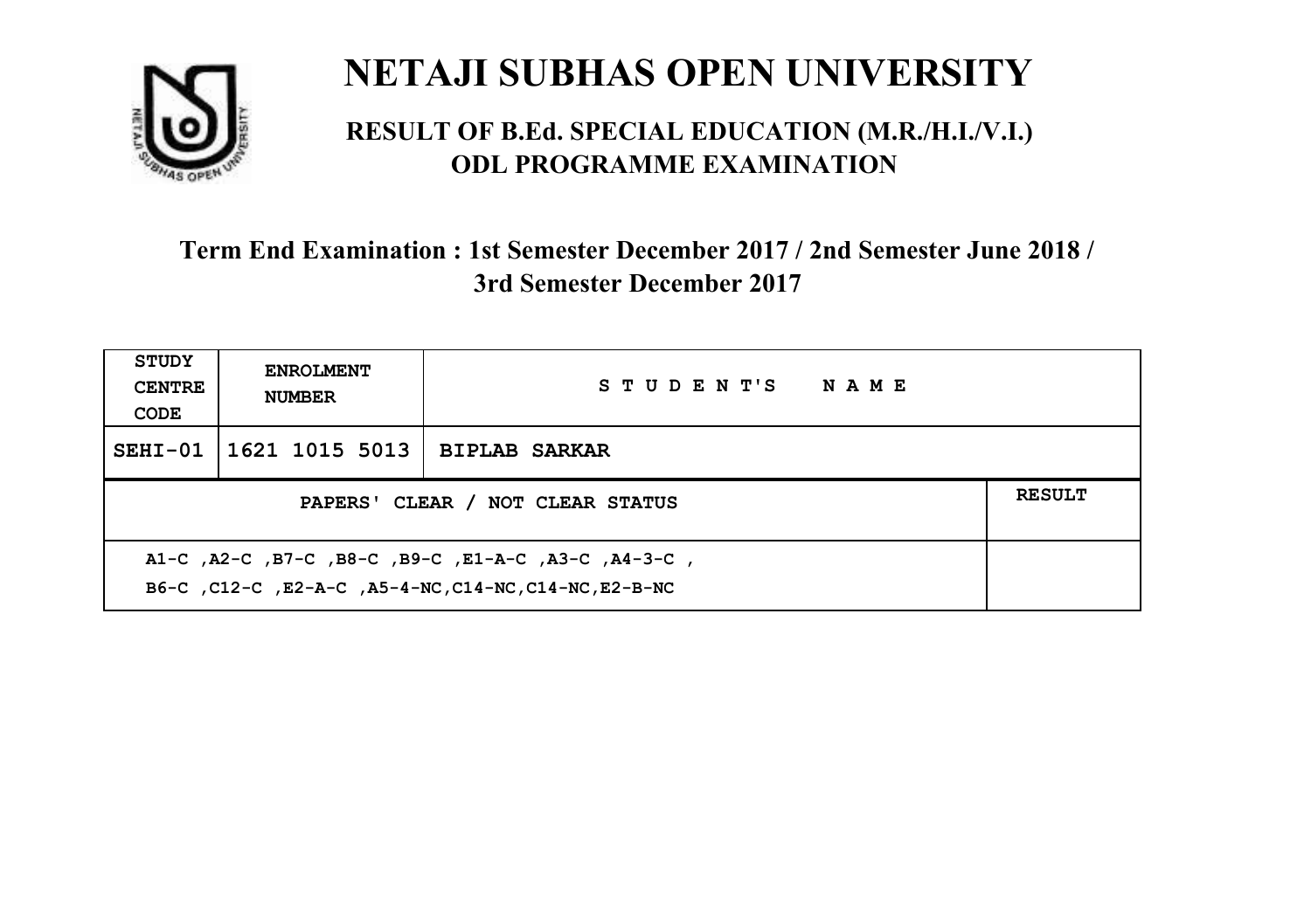# NETAJI SUBHAS OPEN UNIVERSITY

## RESULT OF B.Ed. SPECIAL EDUCATION (M.R./H.I./V.I.) ODL PROGRAMME EXAMINATION

### Term End Examination : 1st Semester December 2017 / 2nd Semester June 2018 / 3rd Semester December 2017

| STUDY CENTRE CODE | ENROLMENT NUMBER | STUDENT'S NAME | |
|---|---|---|---|
| SEHI-01 | 1621 1015 5013 | BIPLAB SARKAR | |
| PAPERS' CLEAR / NOT CLEAR STATUS | | | RESULT |
| A1-C ,A2-C ,B7-C ,B8-C ,B9-C ,E1-A-C ,A3-C ,A4-3-C ,<br>B6-C ,C12-C ,E2-A-C ,A5-4-NC,C14-NC,C14-NC,E2-B-NC | | | |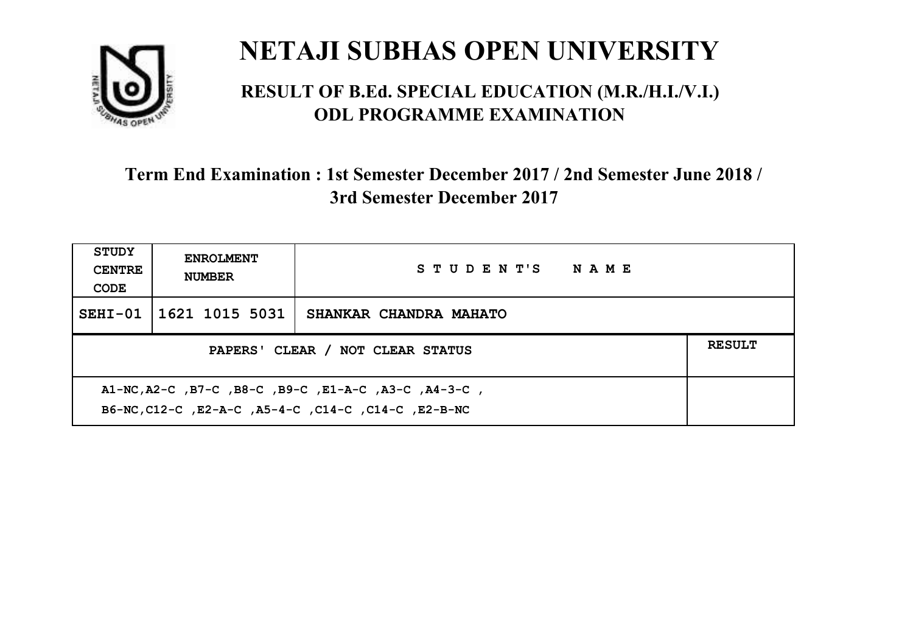# NETAJI SUBHAS OPEN UNIVERSITY

## RESULT OF B.Ed. SPECIAL EDUCATION (M.R./H.I./V.I.) ODL PROGRAMME EXAMINATION

### Term End Examination : 1st Semester December 2017 / 2nd Semester June 2018 / 3rd Semester December 2017

| STUDY CENTRE CODE | ENROLMENT NUMBER | STUDENT'S NAME |
|---|---|---|
| SEHI-01 | 1621 1015 5031 | SHANKAR CHANDRA MAHATO |

| PAPERS' CLEAR / NOT CLEAR STATUS | RESULT |
|---|---|
| A1-NC,A2-C ,B7-C ,B8-C ,B9-C ,E1-A-C ,A3-C ,A4-3-C , B6-NC,C12-C ,E2-A-C ,A5-4-C ,C14-C ,C14-C ,E2-B-NC | |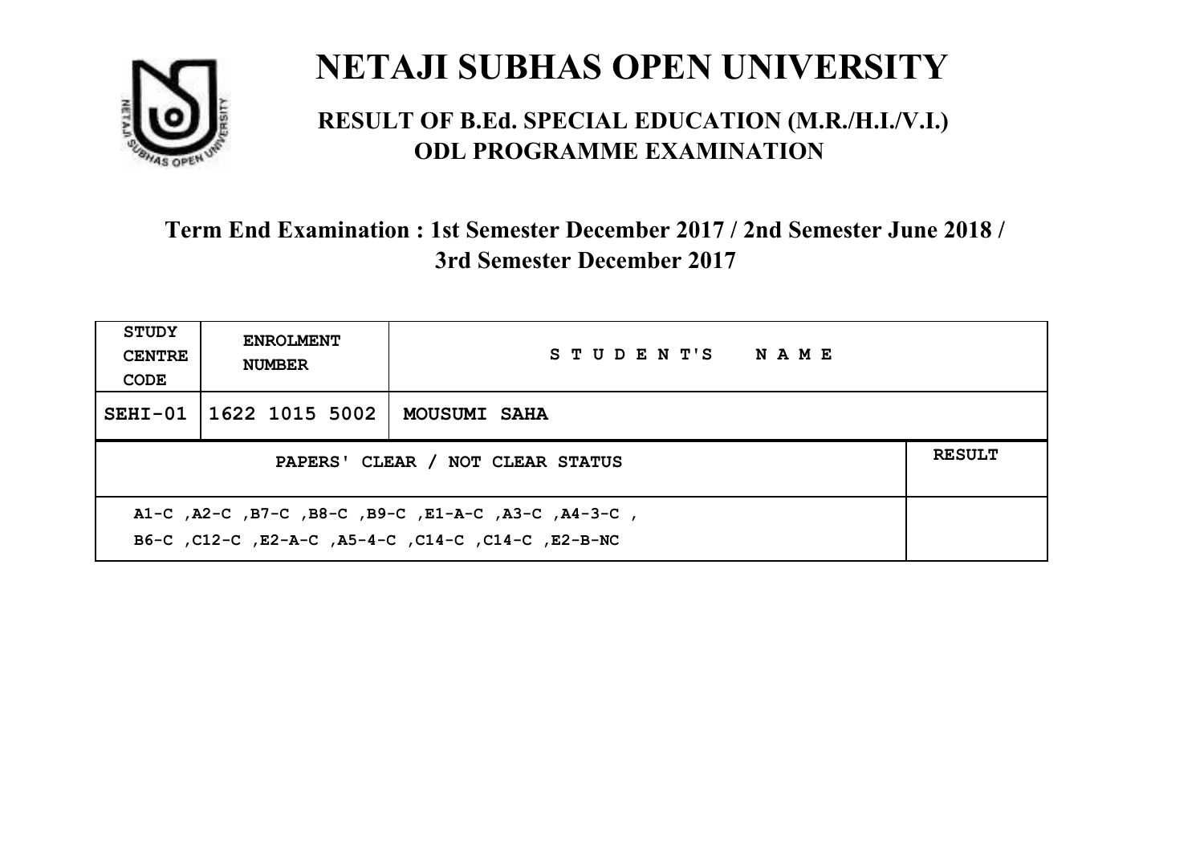# NETAJI SUBHAS OPEN UNIVERSITY

## RESULT OF B.Ed. SPECIAL EDUCATION (M.R./H.I./V.I.) ODL PROGRAMME EXAMINATION

### Term End Examination : 1st Semester December 2017 / 2nd Semester June 2018 / 3rd Semester December 2017

| STUDY CENTRE CODE | ENROLMENT NUMBER | STUDENT'S NAME | |
|---|---|---|---|
| SEHI-01 | 1622 1015 5002 | MOUSUMI SAHA | |
| PAPERS' CLEAR / NOT CLEAR STATUS | | | RESULT |
| A1-C ,A2-C ,B7-C ,B8-C ,B9-C ,E1-A-C ,A3-C ,A4-3-C , B6-C ,C12-C ,E2-A-C ,A5-4-C ,C14-C ,C14-C ,E2-B-NC | | | |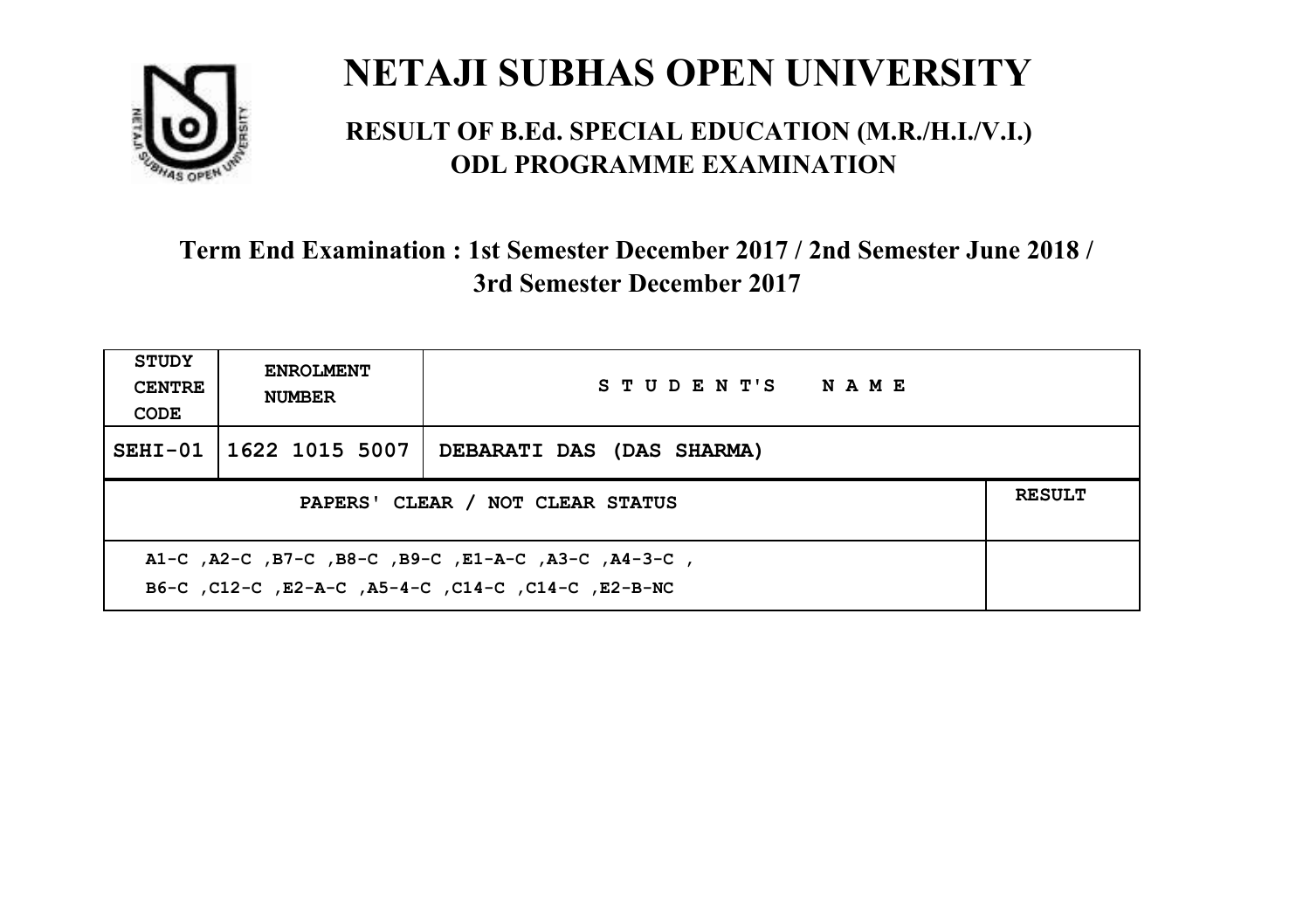# NETAJI SUBHAS OPEN UNIVERSITY

## RESULT OF B.Ed. SPECIAL EDUCATION (M.R./H.I./V.I.) ODL PROGRAMME EXAMINATION

### Term End Examination : 1st Semester December 2017 / 2nd Semester June 2018 / 3rd Semester December 2017

| STUDY CENTRE CODE | ENROLMENT NUMBER | STUDENT'S NAME |
|---|---|---|
| SEHI-01 | 1622 1015 5007 | DEBARATI DAS (DAS SHARMA) |

| PAPERS' CLEAR / NOT CLEAR STATUS | RESULT |
|---|---|
| A1-C ,A2-C ,B7-C ,B8-C ,B9-C ,E1-A-C ,A3-C ,A4-3-C , B6-C ,C12-C ,E2-A-C ,A5-4-C ,C14-C ,C14-C ,E2-B-NC | |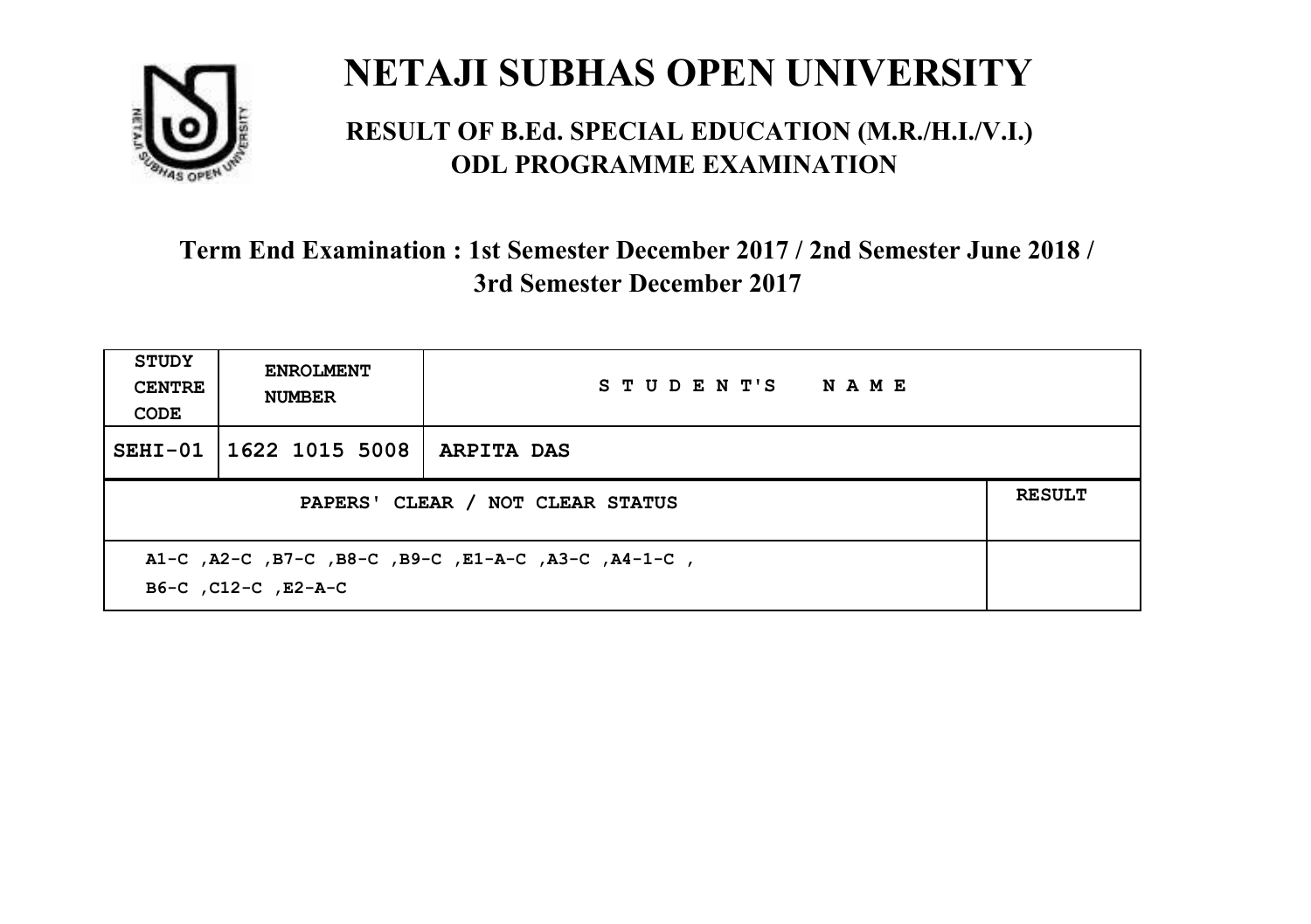# NETAJI SUBHAS OPEN UNIVERSITY

## RESULT OF B.Ed. SPECIAL EDUCATION (M.R./H.I./V.I.) ODL PROGRAMME EXAMINATION

### Term End Examination : 1st Semester December 2017 / 2nd Semester June 2018 / 3rd Semester December 2017

| STUDY CENTRE CODE | ENROLMENT NUMBER | STUDENT'S NAME | |
|---|---|---|---|
| SEHI-01 | 1622 1015 5008 | ARPITA DAS | |
| PAPERS' CLEAR / NOT CLEAR STATUS | | | RESULT |
| A1-C ,A2-C ,B7-C ,B8-C ,B9-C ,E1-A-C ,A3-C ,A4-1-C , B6-C ,C12-C ,E2-A-C | | | |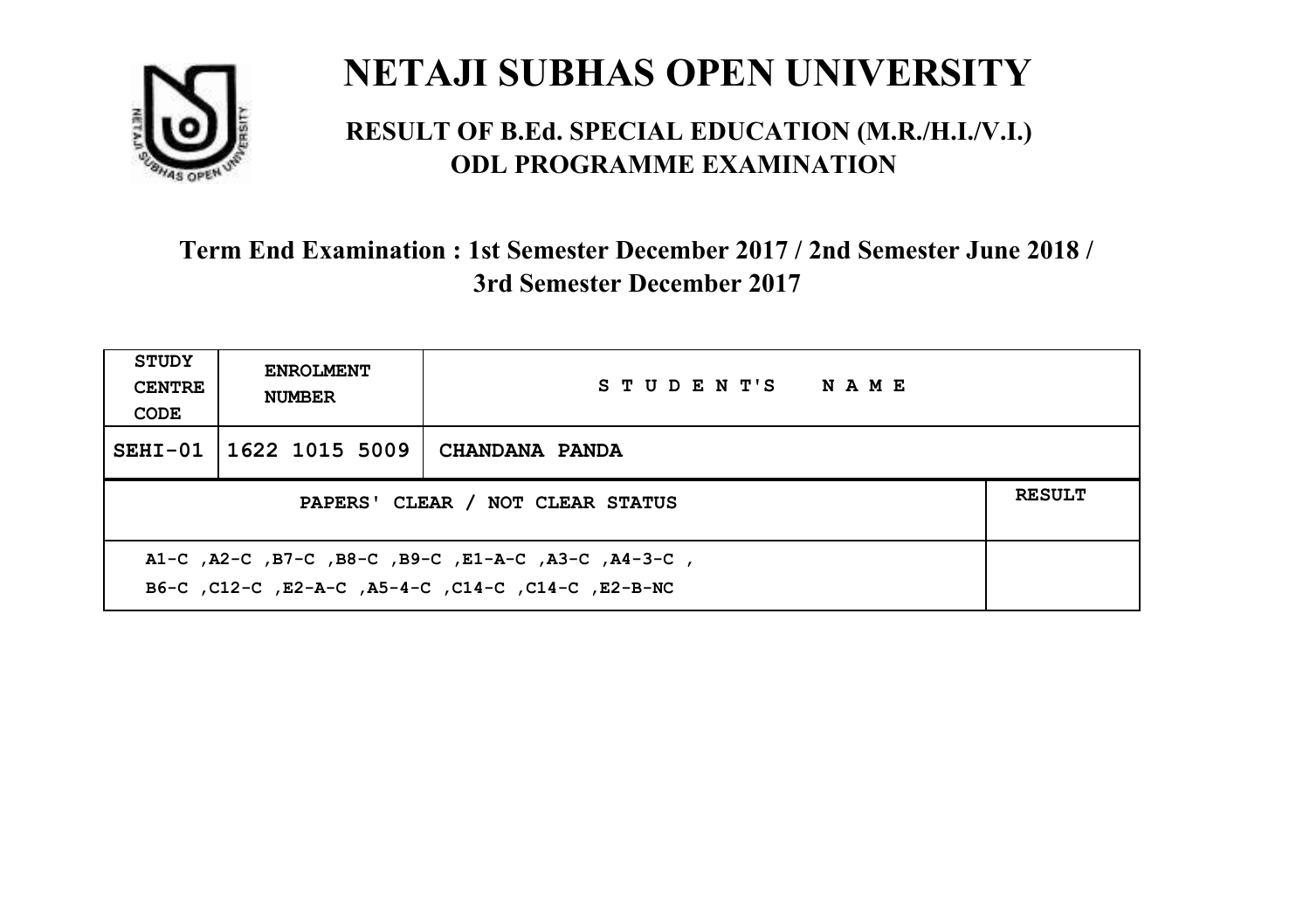# NETAJI SUBHAS OPEN UNIVERSITY

## RESULT OF B.Ed. SPECIAL EDUCATION (M.R./H.I./V.I.) ODL PROGRAMME EXAMINATION

### Term End Examination : 1st Semester December 2017 / 2nd Semester June 2018 / 3rd Semester December 2017

| STUDY CENTRE CODE | ENROLMENT NUMBER | STUDENT'S NAME | |
|---|---|---|---|
| SEHI-01 | 1622 1015 5009 | CHANDANA PANDA | |
| PAPERS' CLEAR / NOT CLEAR STATUS | | | RESULT |
| A1-C ,A2-C ,B7-C ,B8-C ,B9-C ,E1-A-C ,A3-C ,A4-3-C , B6-C ,C12-C ,E2-A-C ,A5-4-C ,C14-C ,C14-C ,E2-B-NC | | | |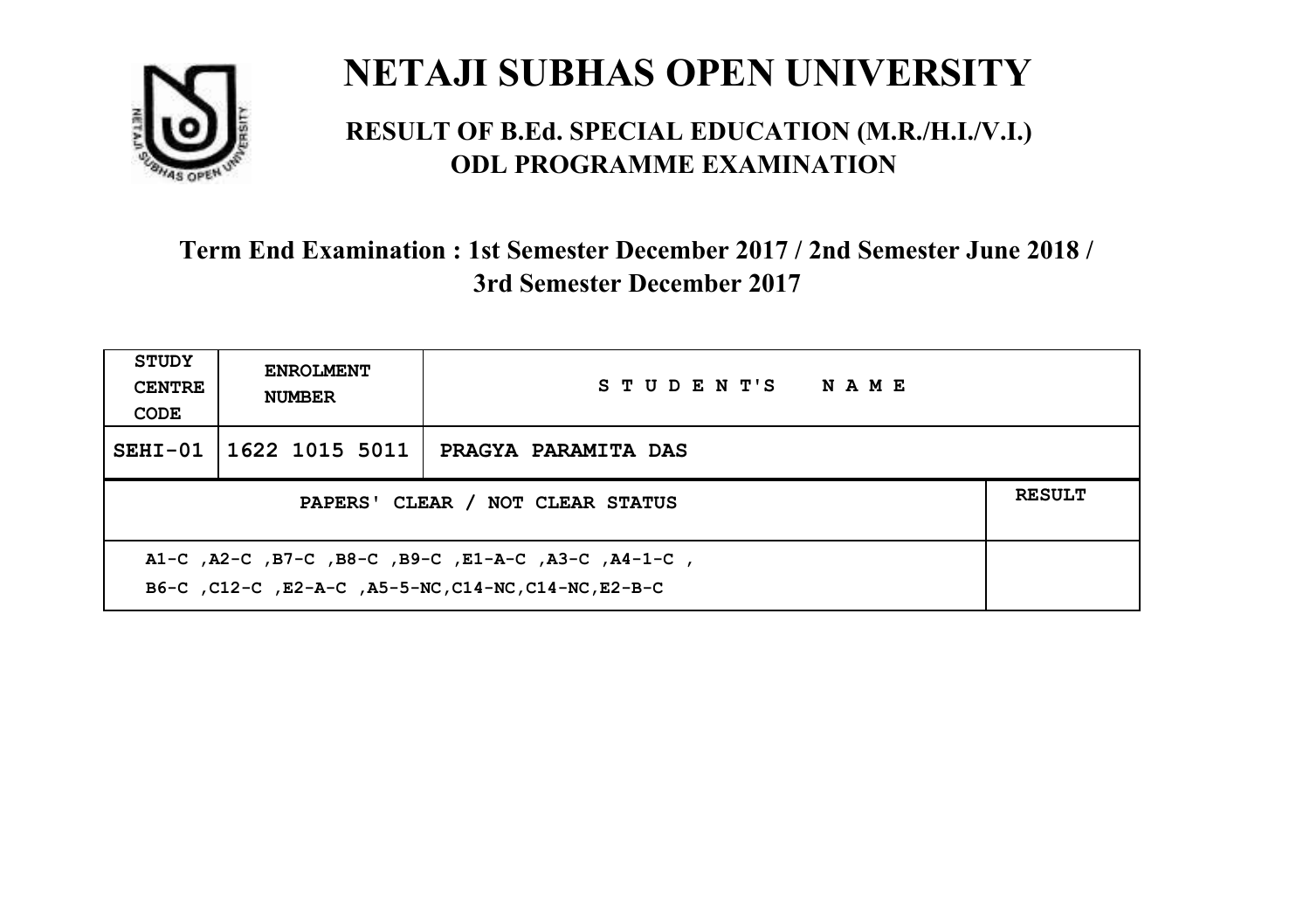# NETAJI SUBHAS OPEN UNIVERSITY

## RESULT OF B.Ed. SPECIAL EDUCATION (M.R./H.I./V.I.) ODL PROGRAMME EXAMINATION

### Term End Examination : 1st Semester December 2017 / 2nd Semester June 2018 / 3rd Semester December 2017

| STUDY CENTRE CODE | ENROLMENT NUMBER | STUDENT'S NAME | |
|---|---|---|---|
| SEHI-01 | 1622 1015 5011 | PRAGYA PARAMITA DAS | |
| PAPERS' CLEAR / NOT CLEAR STATUS | | | RESULT |
| A1-C ,A2-C ,B7-C ,B8-C ,B9-C ,E1-A-C ,A3-C ,A4-1-C , B6-C ,C12-C ,E2-A-C ,A5-5-NC,C14-NC,C14-NC,E2-B-C | | | |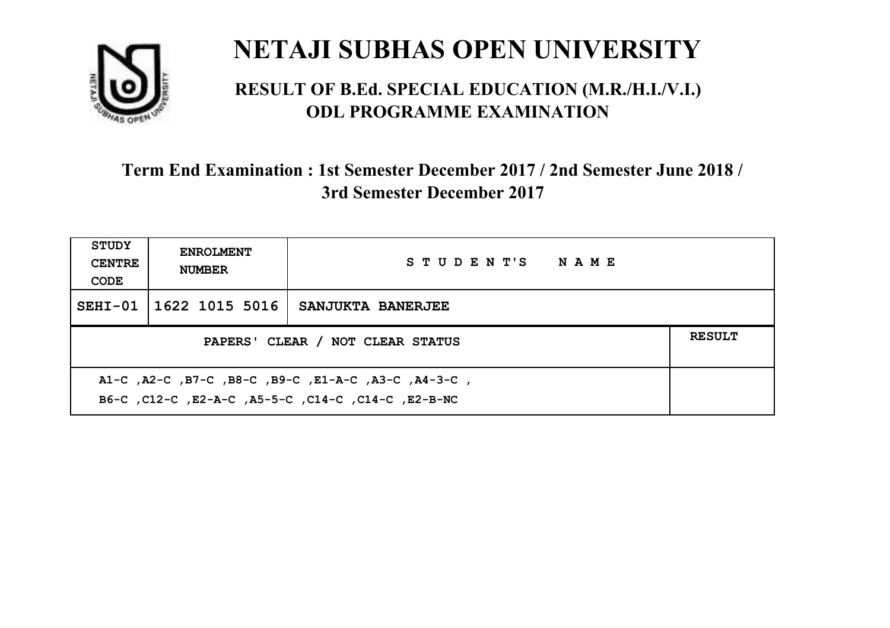# NETAJI SUBHAS OPEN UNIVERSITY

## RESULT OF B.Ed. SPECIAL EDUCATION (M.R./H.I./V.I.) ODL PROGRAMME EXAMINATION

### Term End Examination : 1st Semester December 2017 / 2nd Semester June 2018 / 3rd Semester December 2017

| STUDY CENTRE CODE | ENROLMENT NUMBER | STUDENT'S NAME | |
|---|---|---|---|
| SEHI-01 | 1622 1015 5016 | SANJUKTA BANERJEE | |
| PAPERS' CLEAR / NOT CLEAR STATUS | | | RESULT |
| A1-C ,A2-C ,B7-C ,B8-C ,B9-C ,E1-A-C ,A3-C ,A4-3-C , B6-C ,C12-C ,E2-A-C ,A5-5-C ,C14-C ,C14-C ,E2-B-NC | | | |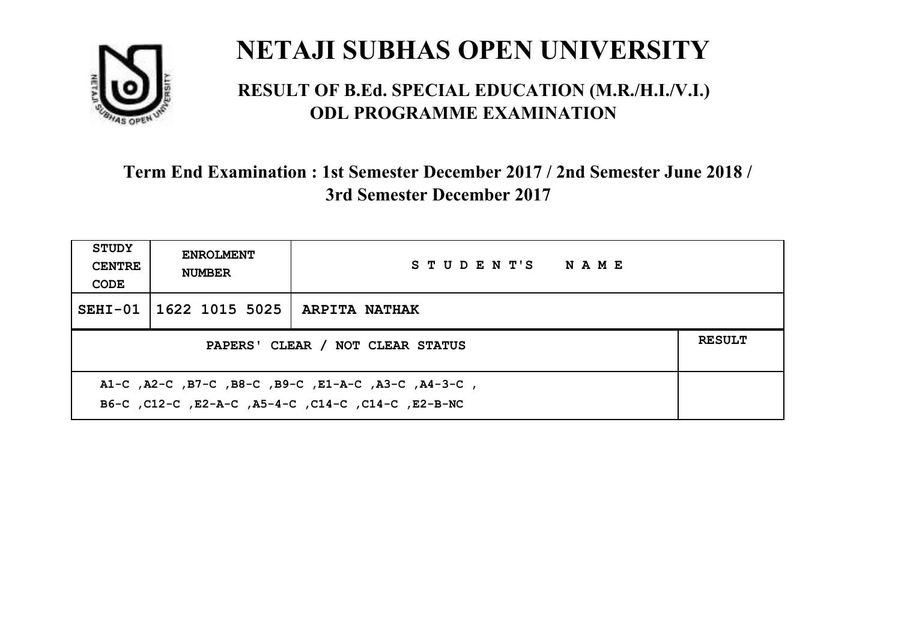# NETAJI SUBHAS OPEN UNIVERSITY

## RESULT OF B.Ed. SPECIAL EDUCATION (M.R./H.I./V.I.) ODL PROGRAMME EXAMINATION

### Term End Examination : 1st Semester December 2017 / 2nd Semester June 2018 / 3rd Semester December 2017

| STUDY CENTRE CODE | ENROLMENT NUMBER | STUDENT'S NAME | |
|---|---|---|---|
| SEHI-01 | 1622 1015 5025 | ARPITA NATHAK | |
| PAPERS' CLEAR / NOT CLEAR STATUS | | | RESULT |
| A1-C ,A2-C ,B7-C ,B8-C ,B9-C ,E1-A-C ,A3-C ,A4-3-C ,<br>B6-C ,C12-C ,E2-A-C ,A5-4-C ,C14-C ,C14-C ,E2-B-NC | | | |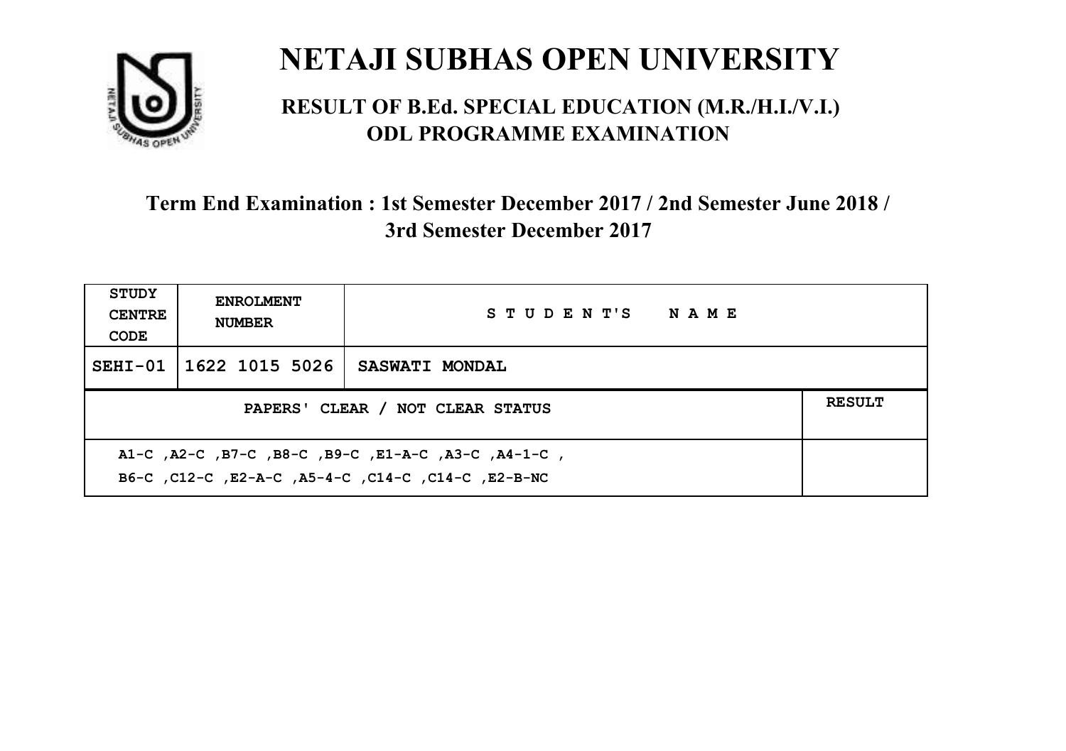# NETAJI SUBHAS OPEN UNIVERSITY

## RESULT OF B.Ed. SPECIAL EDUCATION (M.R./H.I./V.I.) ODL PROGRAMME EXAMINATION

### Term End Examination : 1st Semester December 2017 / 2nd Semester June 2018 / 3rd Semester December 2017

| STUDY CENTRE CODE | ENROLMENT NUMBER | STUDENT'S NAME | |
|---|---|---|---|
| SEHI-01 | 1622 1015 5026 | SASWATI MONDAL | |
| PAPERS' CLEAR / NOT CLEAR STATUS | | | RESULT |
| A1-C ,A2-C ,B7-C ,B8-C ,B9-C ,E1-A-C ,A3-C ,A4-1-C , B6-C ,C12-C ,E2-A-C ,A5-4-C ,C14-C ,C14-C ,E2-B-NC | | | |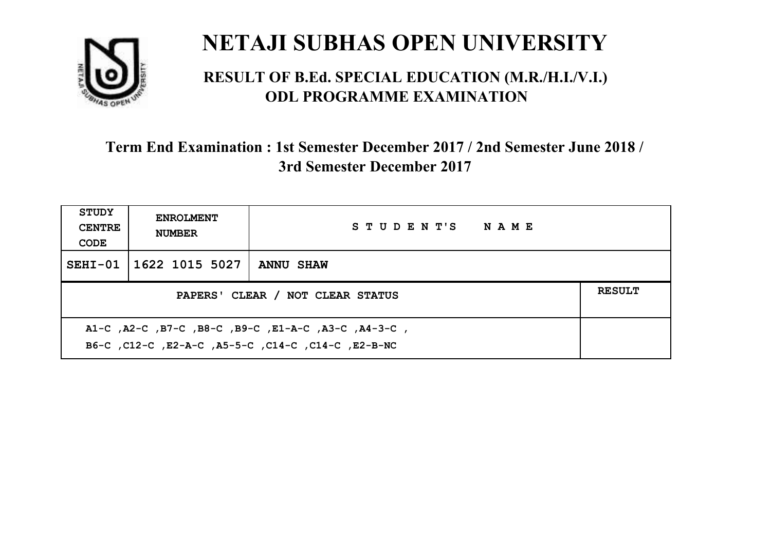# NETAJI SUBHAS OPEN UNIVERSITY

## RESULT OF B.Ed. SPECIAL EDUCATION (M.R./H.I./V.I.) ODL PROGRAMME EXAMINATION

### Term End Examination : 1st Semester December 2017 / 2nd Semester June 2018 / 3rd Semester December 2017

| STUDY CENTRE CODE | ENROLMENT NUMBER | STUDENT'S NAME | |
|---|---|---|---|
| SEHI-01 | 1622 1015 5027 | ANNU SHAW | |
| PAPERS' CLEAR / NOT CLEAR STATUS | | | RESULT |
| A1-C ,A2-C ,B7-C ,B8-C ,B9-C ,E1-A-C ,A3-C ,A4-3-C , B6-C ,C12-C ,E2-A-C ,A5-5-C ,C14-C ,C14-C ,E2-B-NC | | | |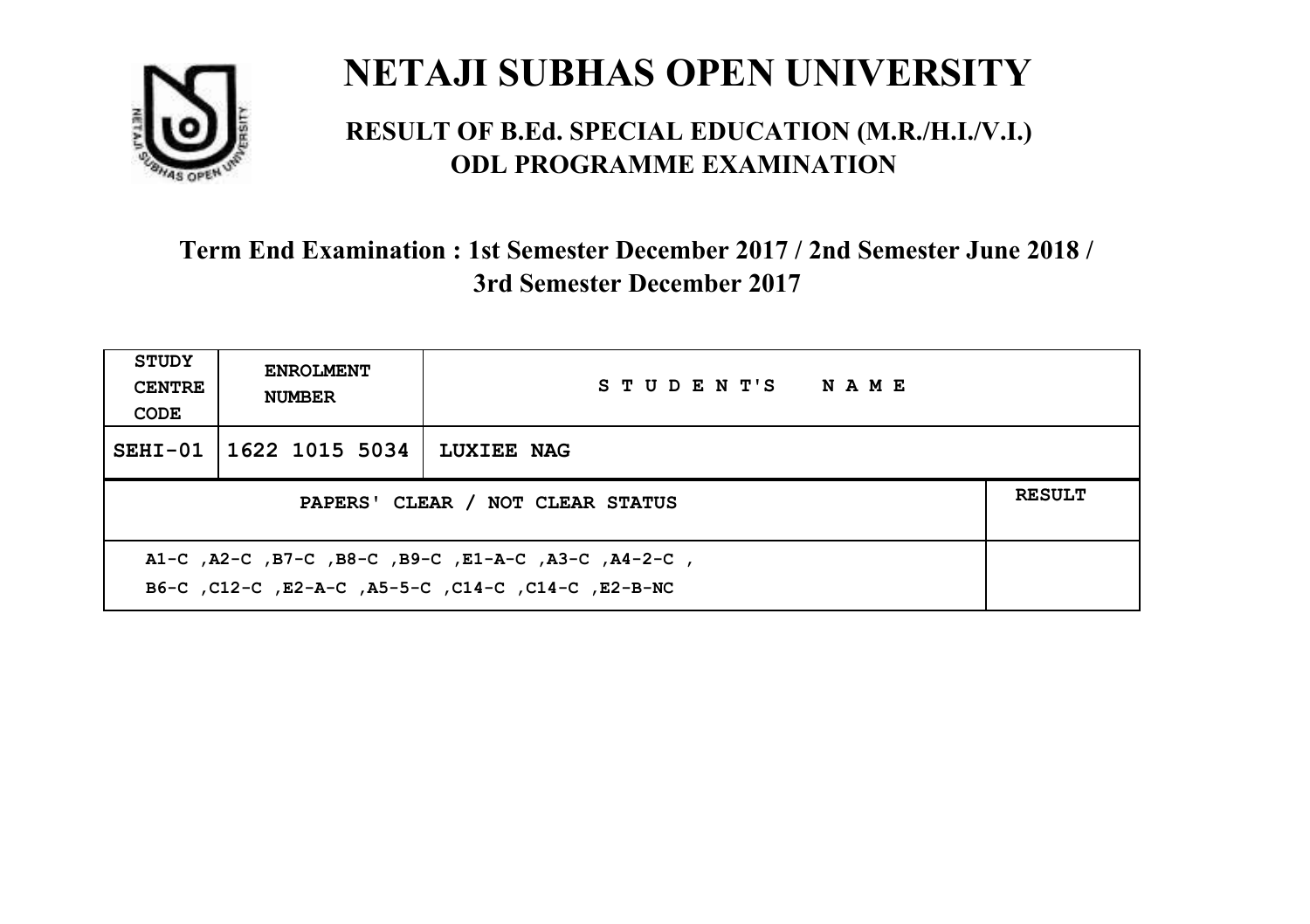# NETAJI SUBHAS OPEN UNIVERSITY

## RESULT OF B.Ed. SPECIAL EDUCATION (M.R./H.I./V.I.) ODL PROGRAMME EXAMINATION

### Term End Examination : 1st Semester December 2017 / 2nd Semester June 2018 / 3rd Semester December 2017

| STUDY CENTRE CODE | ENROLMENT NUMBER | STUDENT'S NAME | |
|---|---|---|---|
| SEHI-01 | 1622 1015 5034 | LUXIEE NAG | |
| PAPERS' CLEAR / NOT CLEAR STATUS | | | RESULT |
| A1-C ,A2-C ,B7-C ,B8-C ,B9-C ,E1-A-C ,A3-C ,A4-2-C , B6-C ,C12-C ,E2-A-C ,A5-5-C ,C14-C ,C14-C ,E2-B-NC | | | |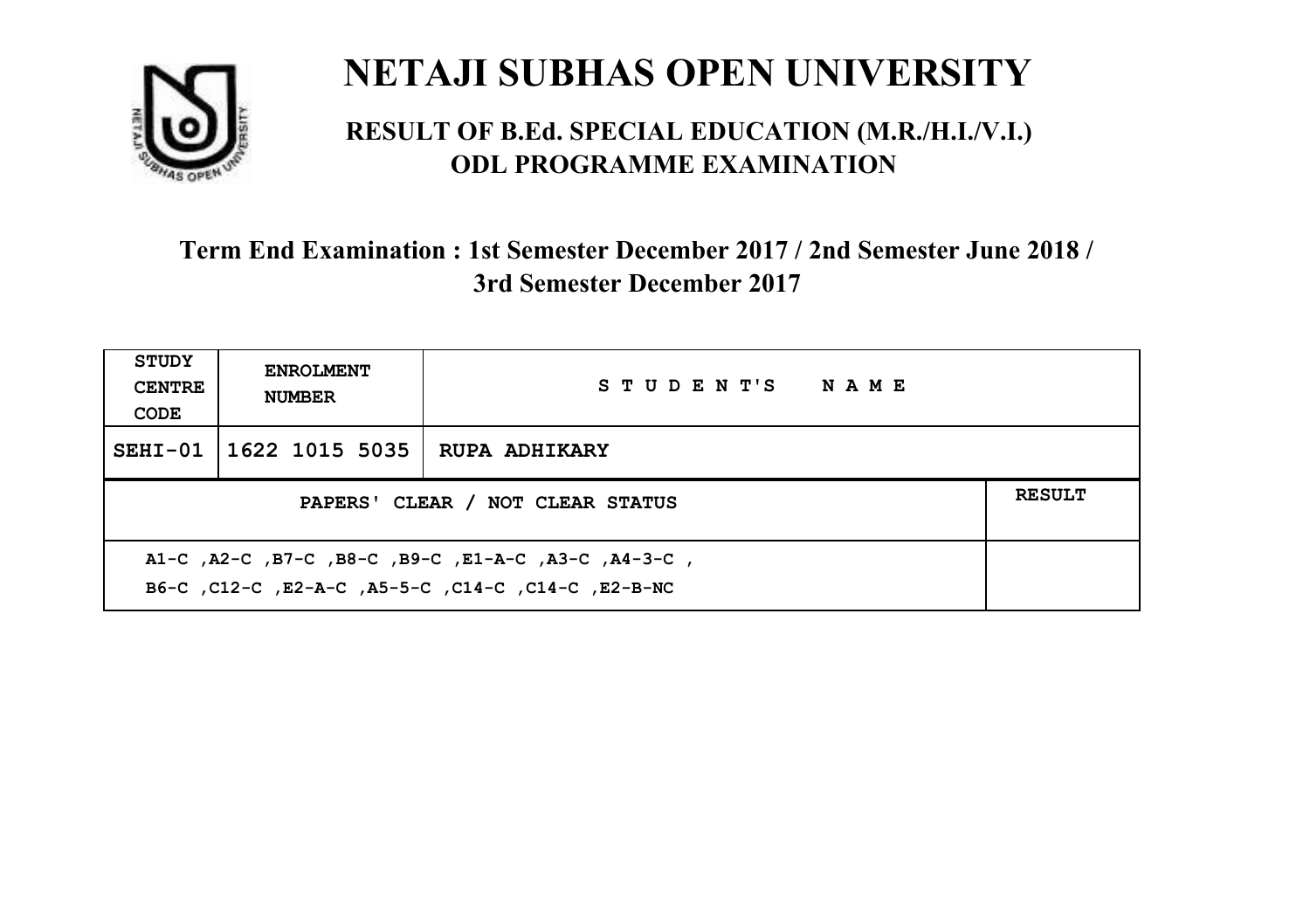# NETAJI SUBHAS OPEN UNIVERSITY

## RESULT OF B.Ed. SPECIAL EDUCATION (M.R./H.I./V.I.) ODL PROGRAMME EXAMINATION

### Term End Examination : 1st Semester December 2017 / 2nd Semester June 2018 / 3rd Semester December 2017

| STUDY CENTRE CODE | ENROLMENT NUMBER | STUDENT'S NAME | |
|---|---|---|---|
| SEHI-01 | 1622 1015 5035 | RUPA ADHIKARY | |
| PAPERS' CLEAR / NOT CLEAR STATUS | | | RESULT |
| A1-C ,A2-C ,B7-C ,B8-C ,B9-C ,E1-A-C ,A3-C ,A4-3-C , B6-C ,C12-C ,E2-A-C ,A5-5-C ,C14-C ,C14-C ,E2-B-NC | | | |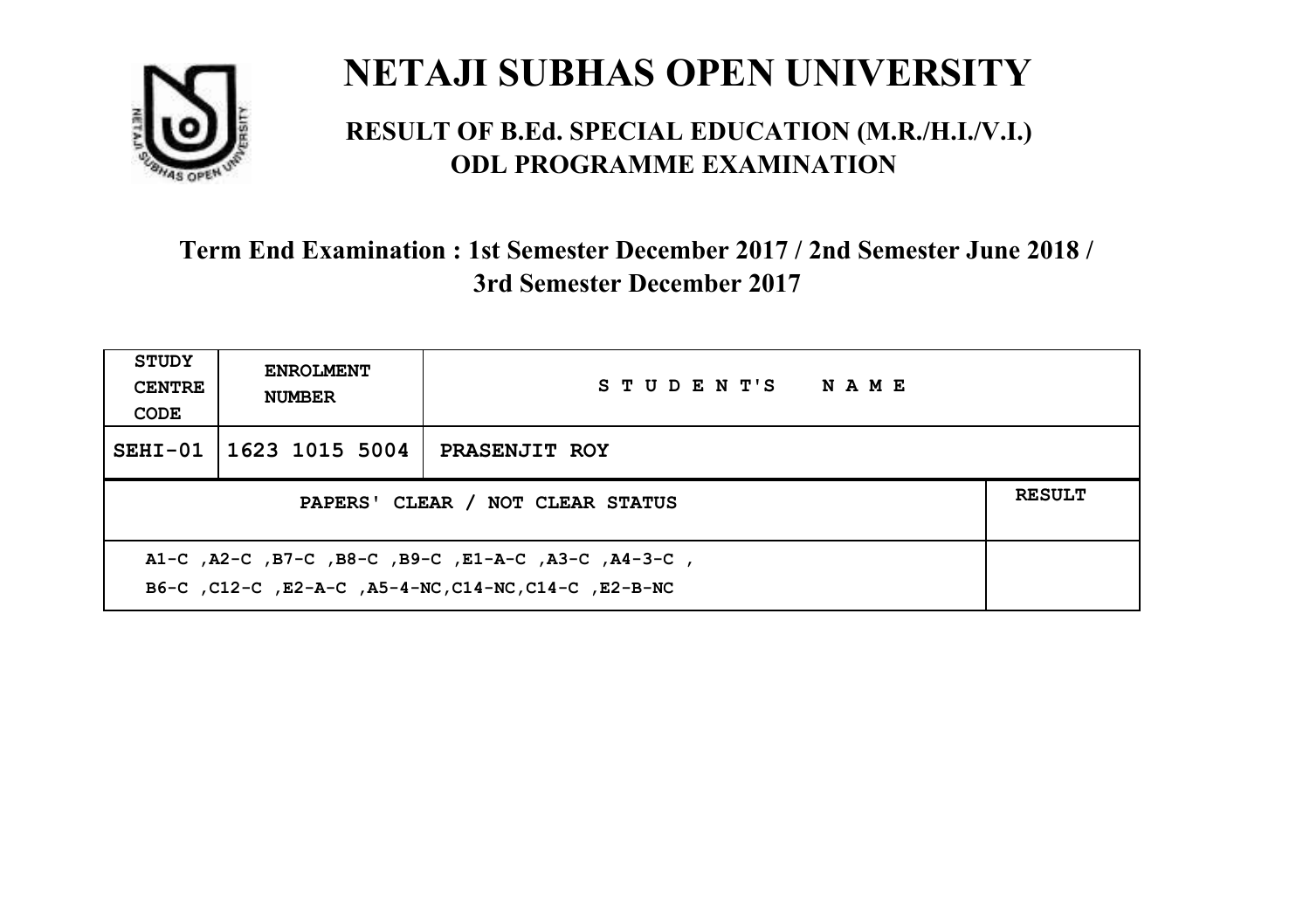# NETAJI SUBHAS OPEN UNIVERSITY

## RESULT OF B.Ed. SPECIAL EDUCATION (M.R./H.I./V.I.) ODL PROGRAMME EXAMINATION

### Term End Examination : 1st Semester December 2017 / 2nd Semester June 2018 / 3rd Semester December 2017

| STUDY CENTRE CODE | ENROLMENT NUMBER | STUDENT'S NAME | |
|---|---|---|---|
| SEHI-01 | 1623 1015 5004 | PRASENJIT ROY | |
| PAPERS' CLEAR / NOT CLEAR STATUS | | | RESULT |
| A1-C ,A2-C ,B7-C ,B8-C ,B9-C ,E1-A-C ,A3-C ,A4-3-C , B6-C ,C12-C ,E2-A-C ,A5-4-NC,C14-NC,C14-C ,E2-B-NC | | | |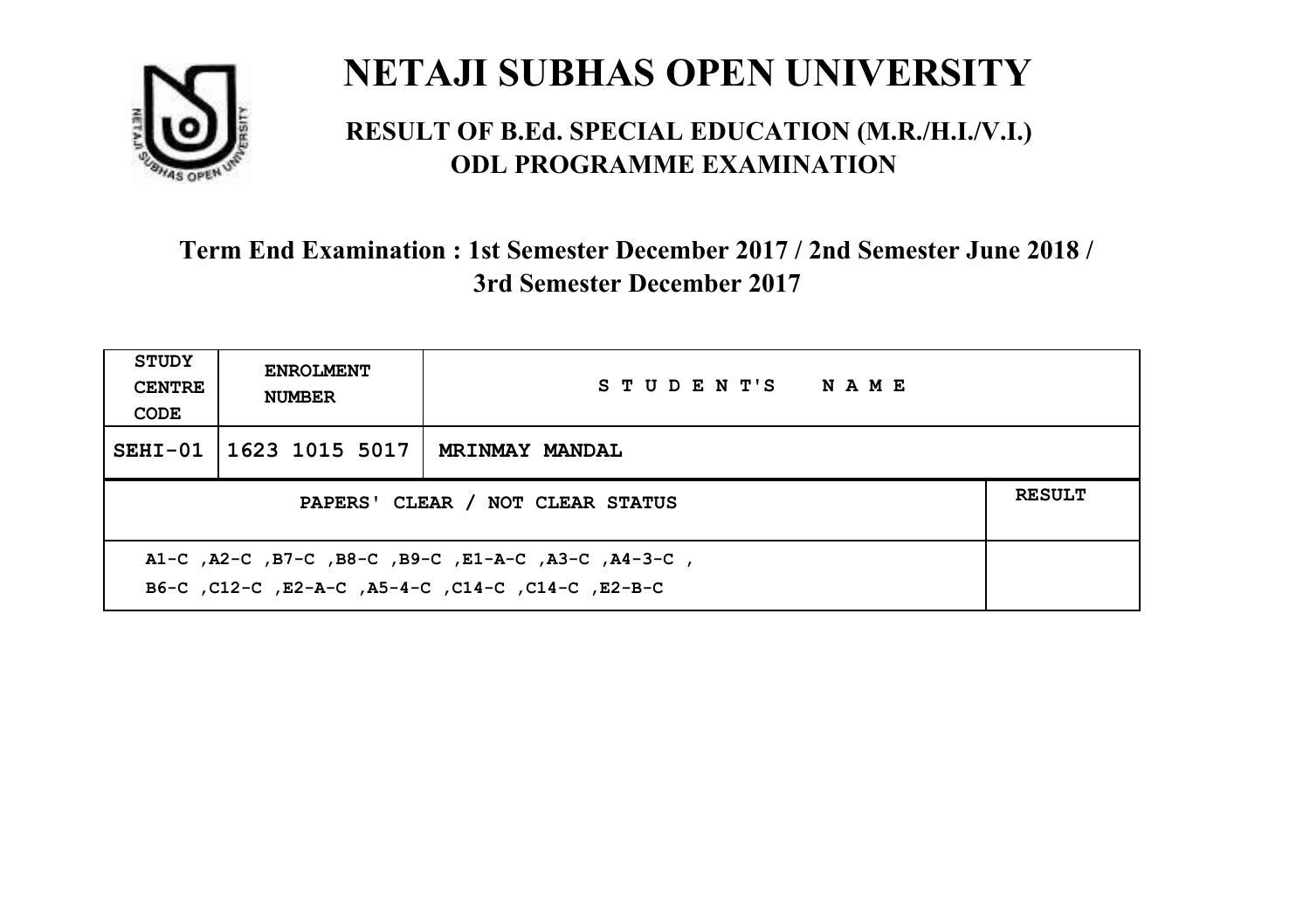# NETAJI SUBHAS OPEN UNIVERSITY

## RESULT OF B.Ed. SPECIAL EDUCATION (M.R./H.I./V.I.) ODL PROGRAMME EXAMINATION

### Term End Examination : 1st Semester December 2017 / 2nd Semester June 2018 / 3rd Semester December 2017

| STUDY CENTRE CODE | ENROLMENT NUMBER | STUDENT'S NAME | |
|---|---|---|---|
| SEHI-01 | 1623 1015 5017 | MRINMAY MANDAL | |
| PAPERS' CLEAR / NOT CLEAR STATUS | | | RESULT |
| A1-C ,A2-C ,B7-C ,B8-C ,B9-C ,E1-A-C ,A3-C ,A4-3-C , B6-C ,C12-C ,E2-A-C ,A5-4-C ,C14-C ,C14-C ,E2-B-C | | | |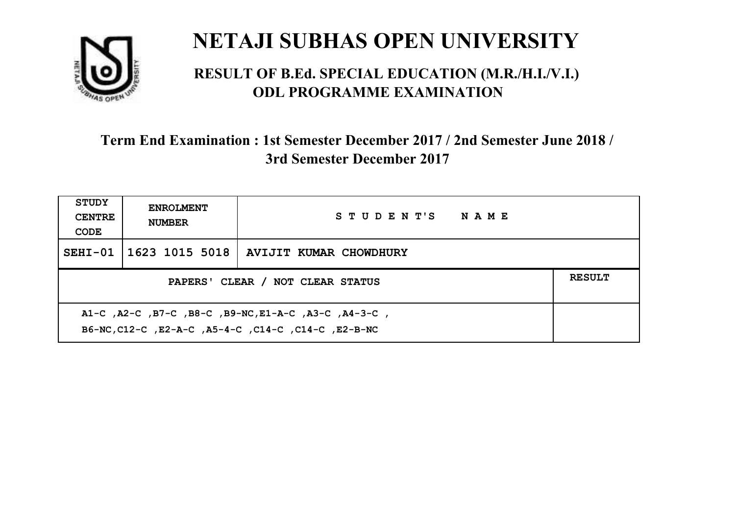# NETAJI SUBHAS OPEN UNIVERSITY

## RESULT OF B.Ed. SPECIAL EDUCATION (M.R./H.I./V.I.) ODL PROGRAMME EXAMINATION

### Term End Examination : 1st Semester December 2017 / 2nd Semester June 2018 / 3rd Semester December 2017

| STUDY CENTRE CODE | ENROLMENT NUMBER | STUDENT'S NAME | |
|---|---|---|---|
| SEHI-01 | 1623 1015 5018 | AVIJIT KUMAR CHOWDHURY | |
| PAPERS' CLEAR / NOT CLEAR STATUS | | | RESULT |
| A1-C ,A2-C ,B7-C ,B8-C ,B9-NC,E1-A-C ,A3-C ,A4-3-C , B6-NC,C12-C ,E2-A-C ,A5-4-C ,C14-C ,C14-C ,E2-B-NC | | | |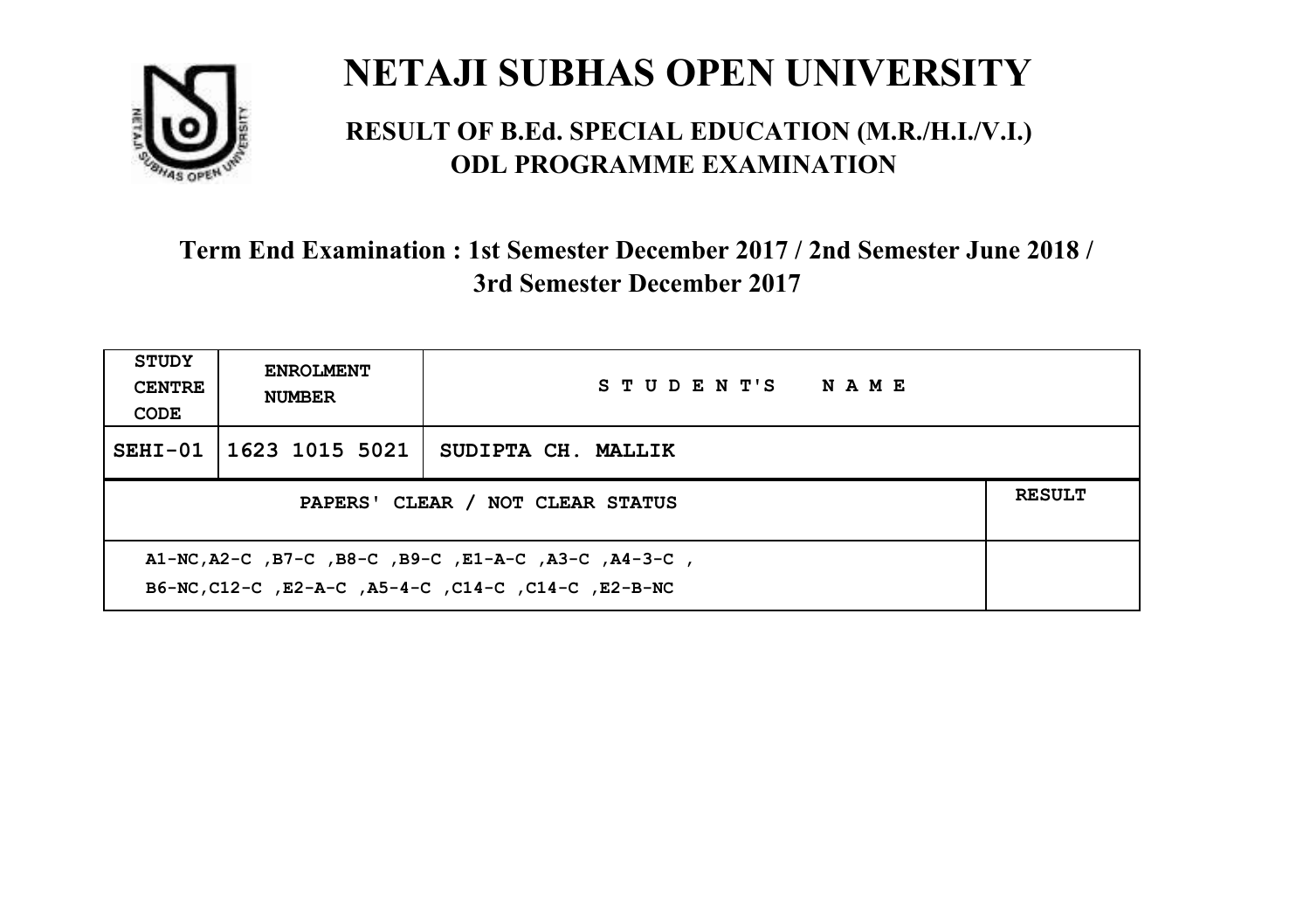# NETAJI SUBHAS OPEN UNIVERSITY

## RESULT OF B.Ed. SPECIAL EDUCATION (M.R./H.I./V.I.) ODL PROGRAMME EXAMINATION

### Term End Examination : 1st Semester December 2017 / 2nd Semester June 2018 / 3rd Semester December 2017

| STUDY CENTRE CODE | ENROLMENT NUMBER | STUDENT'S NAME | |
|---|---|---|---|
| SEHI-01 | 1623 1015 5021 | SUDIPTA CH. MALLIK | |
| PAPERS' CLEAR / NOT CLEAR STATUS | | | RESULT |
| A1-NC,A2-C ,B7-C ,B8-C ,B9-C ,E1-A-C ,A3-C ,A4-3-C , B6-NC,C12-C ,E2-A-C ,A5-4-C ,C14-C ,C14-C ,E2-B-NC | | | |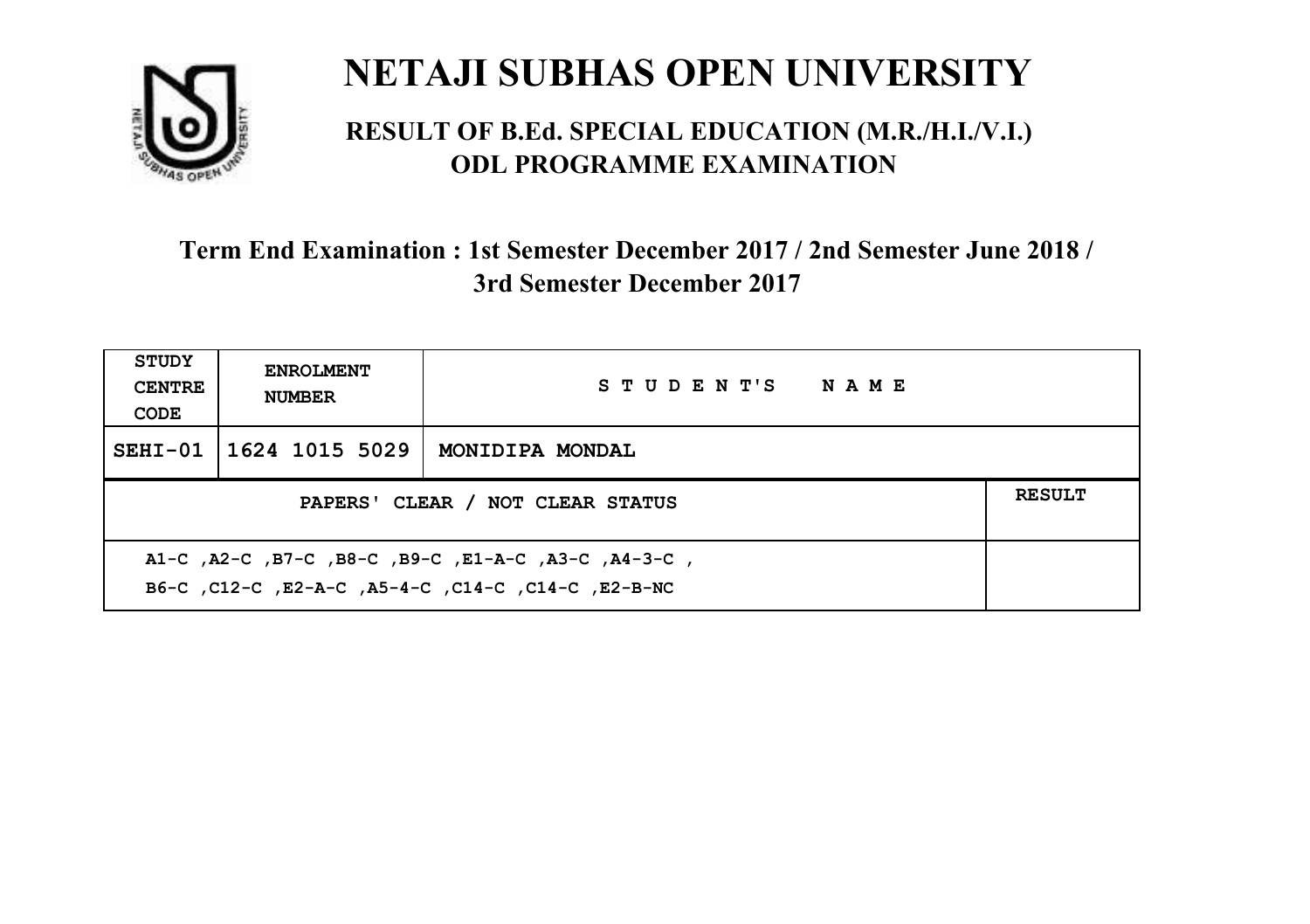# NETAJI SUBHAS OPEN UNIVERSITY

## RESULT OF B.Ed. SPECIAL EDUCATION (M.R./H.I./V.I.) ODL PROGRAMME EXAMINATION

### Term End Examination : 1st Semester December 2017 / 2nd Semester June 2018 / 3rd Semester December 2017

| STUDY CENTRE CODE | ENROLMENT NUMBER | STUDENT'S NAME | |
|---|---|---|---|
| SEHI-01 | 1624 1015 5029 | MONIDIPA MONDAL | |
| PAPERS' CLEAR / NOT CLEAR STATUS | | | RESULT |
| A1-C ,A2-C ,B7-C ,B8-C ,B9-C ,E1-A-C ,A3-C ,A4-3-C , B6-C ,C12-C ,E2-A-C ,A5-4-C ,C14-C ,C14-C ,E2-B-NC | | | |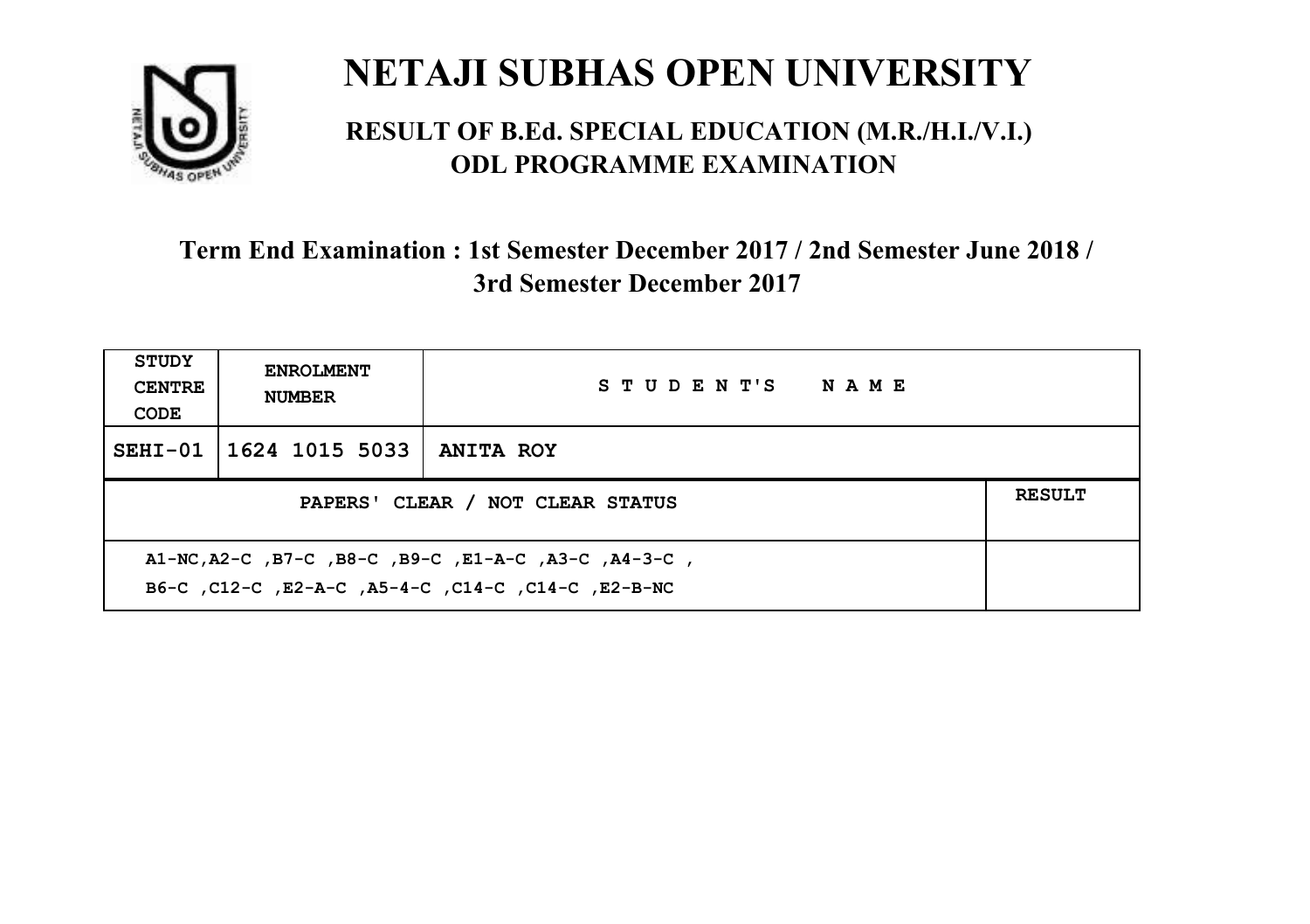# NETAJI SUBHAS OPEN UNIVERSITY

## RESULT OF B.Ed. SPECIAL EDUCATION (M.R./H.I./V.I.) ODL PROGRAMME EXAMINATION

### Term End Examination : 1st Semester December 2017 / 2nd Semester June 2018 / 3rd Semester December 2017

| STUDY CENTRE CODE | ENROLMENT NUMBER | STUDENT'S NAME | |
|---|---|---|---|
| SEHI-01 | 1624 1015 5033 | ANITA ROY | |
| PAPERS' CLEAR / NOT CLEAR STATUS | | | RESULT |
| A1-NC,A2-C ,B7-C ,B8-C ,B9-C ,E1-A-C ,A3-C ,A4-3-C , B6-C ,C12-C ,E2-A-C ,A5-4-C ,C14-C ,C14-C ,E2-B-NC | | | |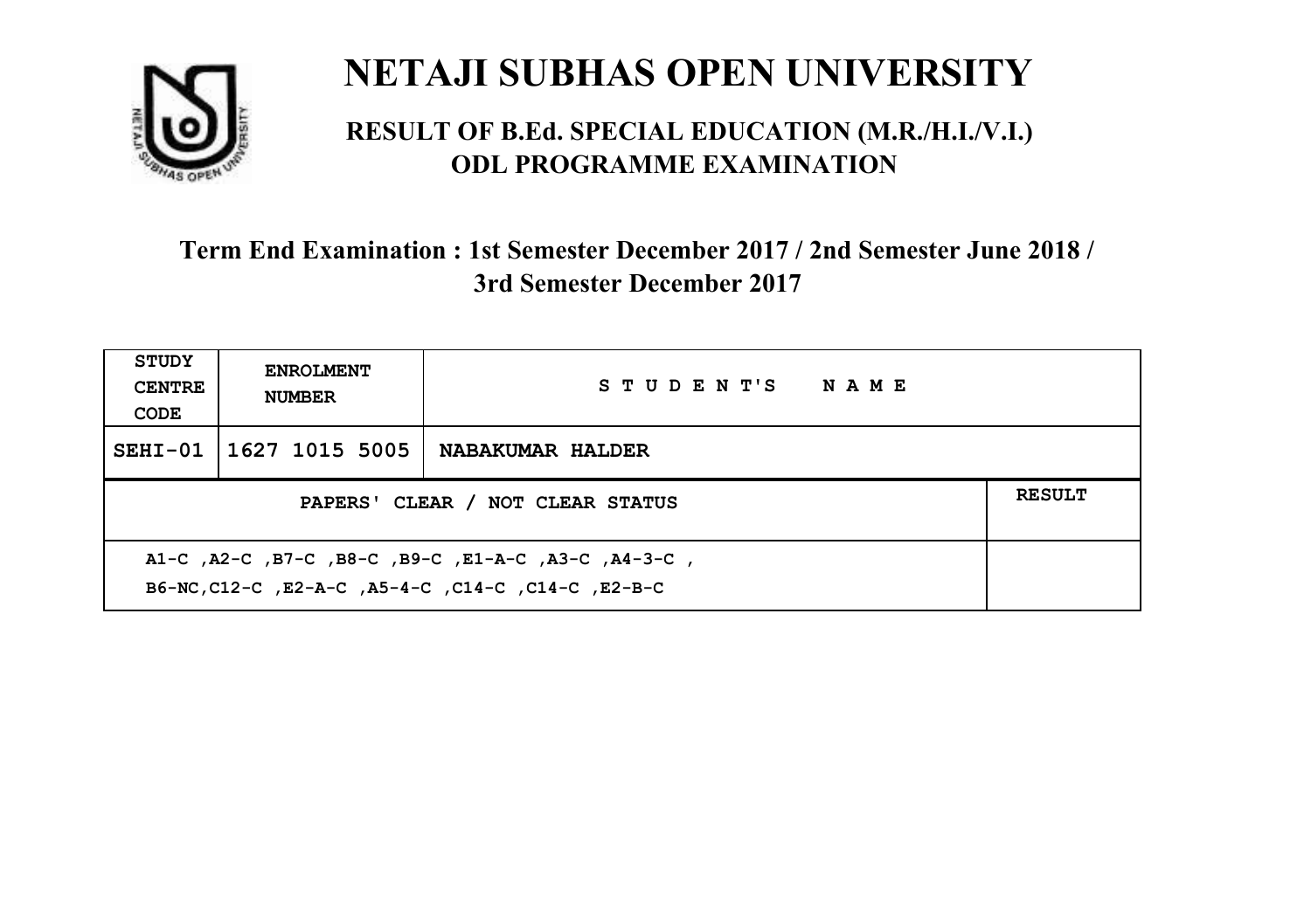# NETAJI SUBHAS OPEN UNIVERSITY

## RESULT OF B.Ed. SPECIAL EDUCATION (M.R./H.I./V.I.) ODL PROGRAMME EXAMINATION

### Term End Examination : 1st Semester December 2017 / 2nd Semester June 2018 / 3rd Semester December 2017

| STUDY CENTRE CODE | ENROLMENT NUMBER | STUDENT'S NAME |
|---|---|---|
| SEHI-01 | 1627 1015 5005 | NABAKUMAR HALDER |

| PAPERS' CLEAR / NOT CLEAR STATUS | RESULT |
|---|---|
| A1-C ,A2-C ,B7-C ,B8-C ,B9-C ,E1-A-C ,A3-C ,A4-3-C , B6-NC,C12-C ,E2-A-C ,A5-4-C ,C14-C ,C14-C ,E2-B-C | |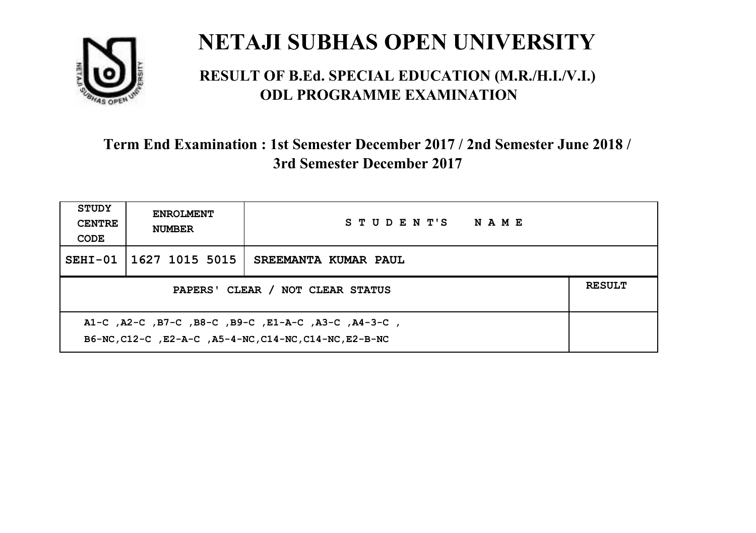# NETAJI SUBHAS OPEN UNIVERSITY

## RESULT OF B.Ed. SPECIAL EDUCATION (M.R./H.I./V.I.) ODL PROGRAMME EXAMINATION

### Term End Examination : 1st Semester December 2017 / 2nd Semester June 2018 / 3rd Semester December 2017

| STUDY CENTRE CODE | ENROLMENT NUMBER | STUDENT'S NAME | |
|---|---|---|---|
| SEHI-01 | 1627 1015 5015 | SREEMANTA KUMAR PAUL | |
| PAPERS' CLEAR / NOT CLEAR STATUS | | | RESULT |
| A1-C ,A2-C ,B7-C ,B8-C ,B9-C ,E1-A-C ,A3-C ,A4-3-C , B6-NC,C12-C ,E2-A-C ,A5-4-NC,C14-NC,C14-NC,E2-B-NC | | | |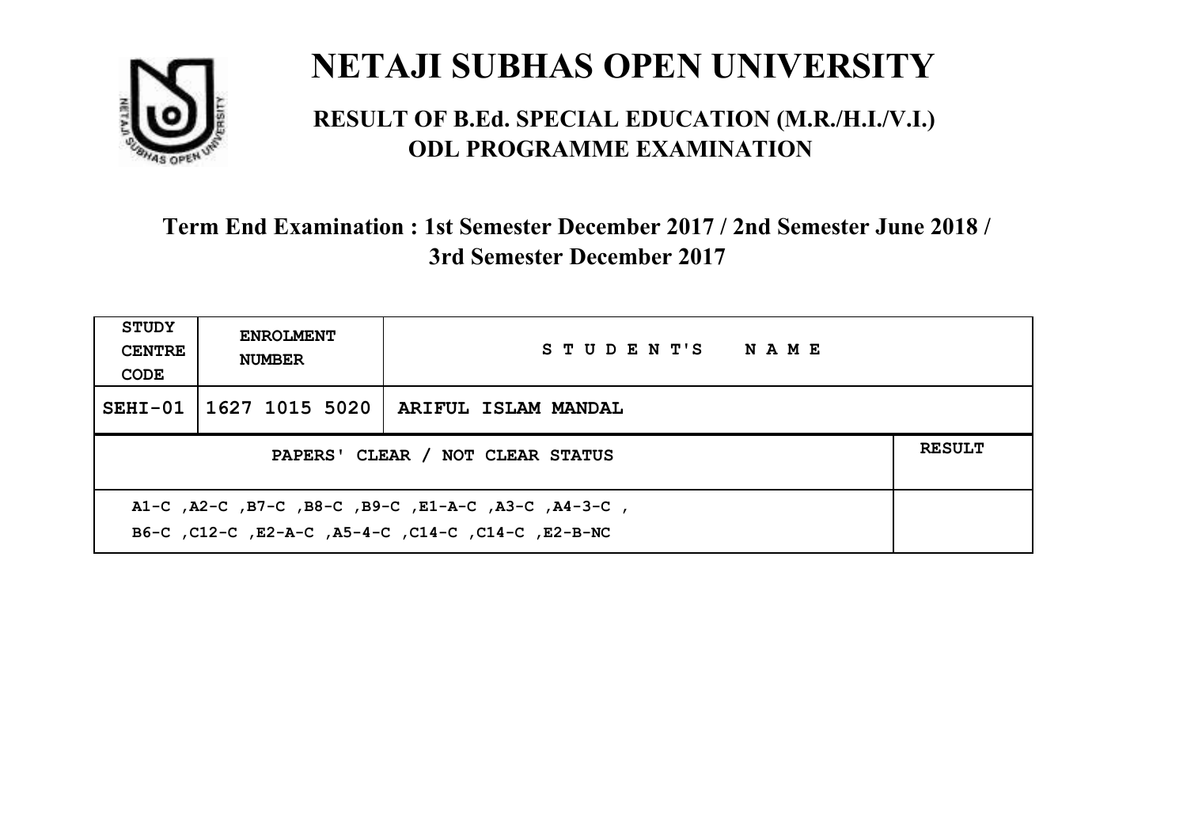# NETAJI SUBHAS OPEN UNIVERSITY

## RESULT OF B.Ed. SPECIAL EDUCATION (M.R./H.I./V.I.) ODL PROGRAMME EXAMINATION

### Term End Examination : 1st Semester December 2017 / 2nd Semester June 2018 / 3rd Semester December 2017

| STUDY CENTRE CODE | ENROLMENT NUMBER | STUDENT'S NAME | |
|---|---|---|---|
| SEHI-01 | 1627 1015 5020 | ARIFUL ISLAM MANDAL | |
| PAPERS' CLEAR / NOT CLEAR STATUS | | | RESULT |
| A1-C ,A2-C ,B7-C ,B8-C ,B9-C ,E1-A-C ,A3-C ,A4-3-C , B6-C ,C12-C ,E2-A-C ,A5-4-C ,C14-C ,C14-C ,E2-B-NC | | | |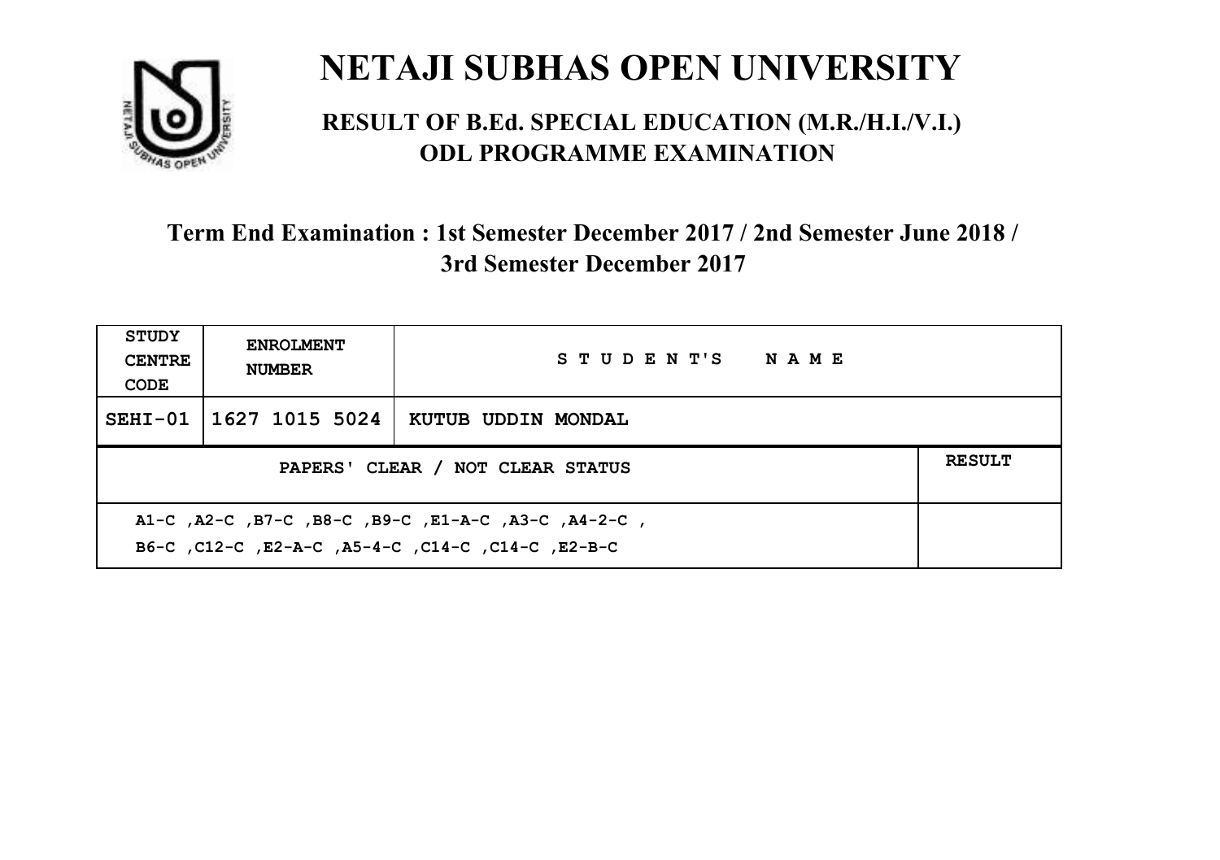# NETAJI SUBHAS OPEN UNIVERSITY

## RESULT OF B.Ed. SPECIAL EDUCATION (M.R./H.I./V.I.) ODL PROGRAMME EXAMINATION

### Term End Examination : 1st Semester December 2017 / 2nd Semester June 2018 / 3rd Semester December 2017

| STUDY CENTRE CODE | ENROLMENT NUMBER | STUDENT'S NAME | |
|---|---|---|---|
| SEHI-01 | 1627 1015 5024 | KUTUB UDDIN MONDAL | |
| PAPERS' CLEAR / NOT CLEAR STATUS | | | RESULT |
| A1-C ,A2-C ,B7-C ,B8-C ,B9-C ,E1-A-C ,A3-C ,A4-2-C ,<br>B6-C ,C12-C ,E2-A-C ,A5-4-C ,C14-C ,C14-C ,E2-B-C | | | |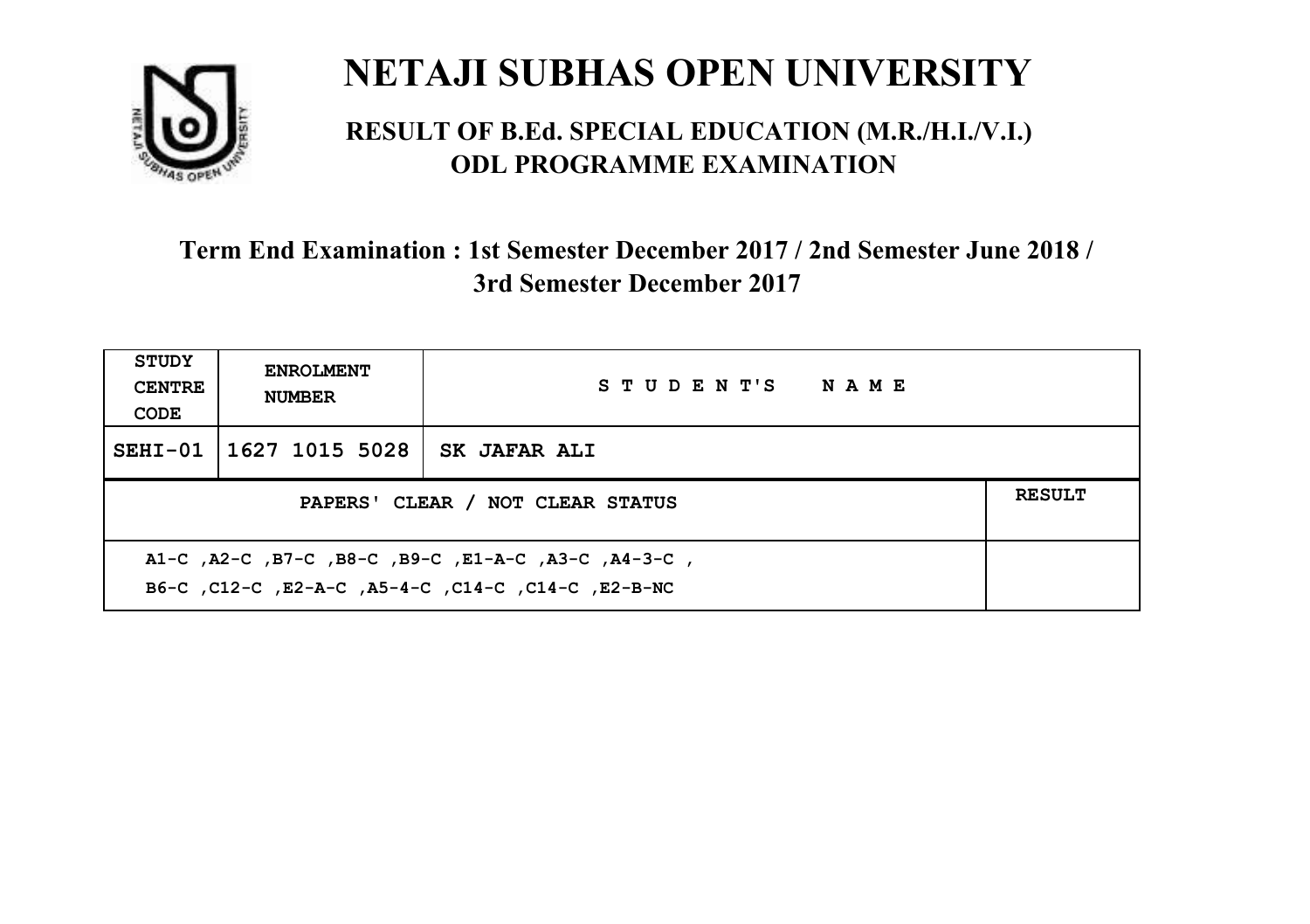# NETAJI SUBHAS OPEN UNIVERSITY

## RESULT OF B.Ed. SPECIAL EDUCATION (M.R./H.I./V.I.) ODL PROGRAMME EXAMINATION

### Term End Examination : 1st Semester December 2017 / 2nd Semester June 2018 / 3rd Semester December 2017

| STUDY CENTRE CODE | ENROLMENT NUMBER | STUDENT'S NAME | |
|---|---|---|---|
| SEHI-01 | 1627 1015 5028 | SK JAFAR ALI | |
| PAPERS' CLEAR / NOT CLEAR STATUS | | | RESULT |
| A1-C ,A2-C ,B7-C ,B8-C ,B9-C ,E1-A-C ,A3-C ,A4-3-C , B6-C ,C12-C ,E2-A-C ,A5-4-C ,C14-C ,C14-C ,E2-B-NC | | | |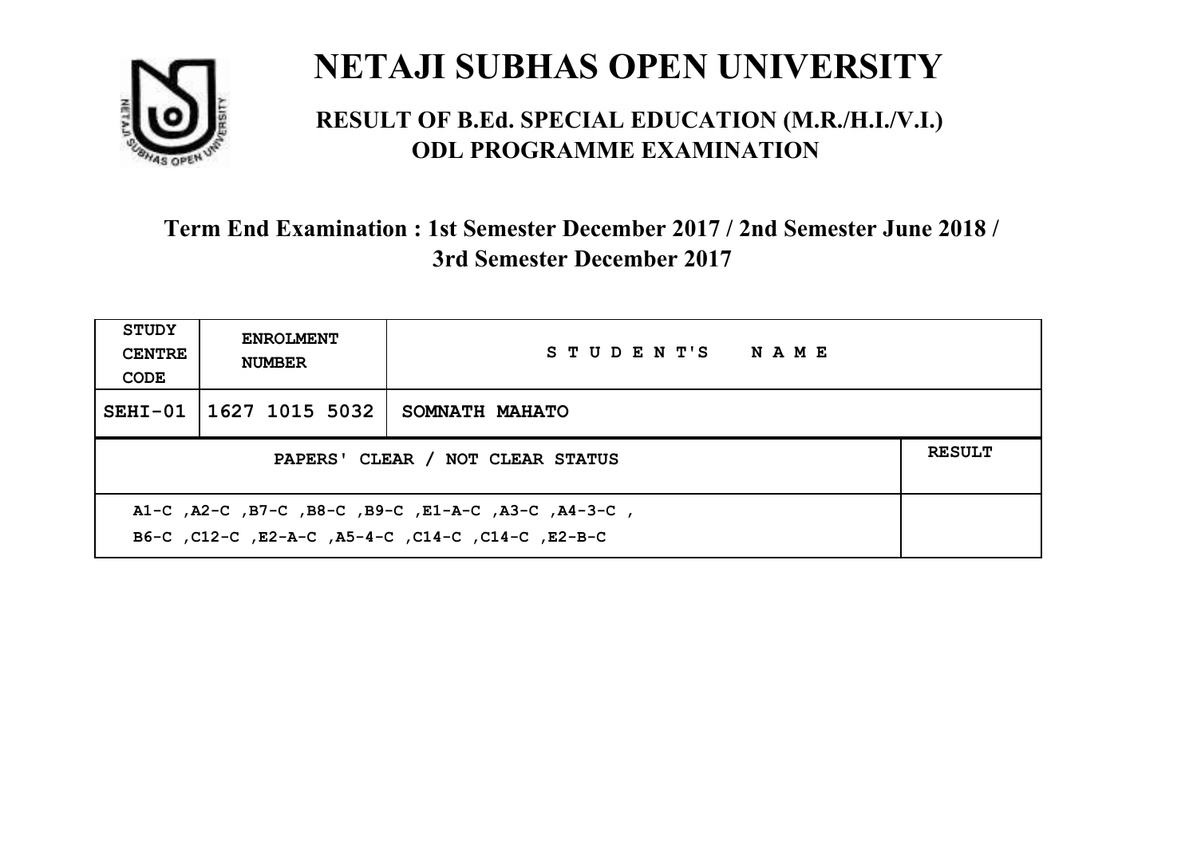# NETAJI SUBHAS OPEN UNIVERSITY

## RESULT OF B.Ed. SPECIAL EDUCATION (M.R./H.I./V.I.) ODL PROGRAMME EXAMINATION

### Term End Examination : 1st Semester December 2017 / 2nd Semester June 2018 / 3rd Semester December 2017

| STUDY CENTRE CODE | ENROLMENT NUMBER | STUDENT'S NAME | |
|---|---|---|---|
| SEHI-01 | 1627 1015 5032 | SOMNATH MAHATO | |
| PAPERS' CLEAR / NOT CLEAR STATUS | | | RESULT |
| A1-C ,A2-C ,B7-C ,B8-C ,B9-C ,E1-A-C ,A3-C ,A4-3-C , B6-C ,C12-C ,E2-A-C ,A5-4-C ,C14-C ,C14-C ,E2-B-C | | | |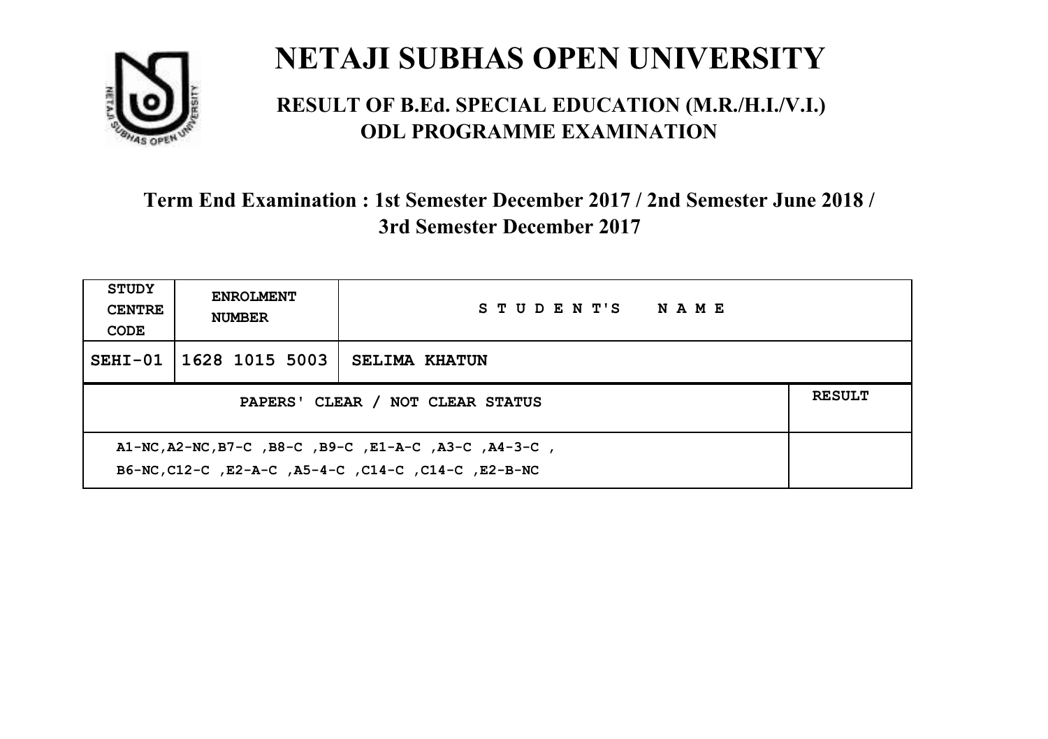# NETAJI SUBHAS OPEN UNIVERSITY

## RESULT OF B.Ed. SPECIAL EDUCATION (M.R./H.I./V.I.) ODL PROGRAMME EXAMINATION

### Term End Examination : 1st Semester December 2017 / 2nd Semester June 2018 / 3rd Semester December 2017

| STUDY CENTRE CODE | ENROLMENT NUMBER | STUDENT'S NAME |
|---|---|---|
| SEHI-01 | 1628 1015 5003 | SELIMA KHATUN |

| PAPERS' CLEAR / NOT CLEAR STATUS | RESULT |
|---|---|
| A1-NC,A2-NC,B7-C ,B8-C ,B9-C ,E1-A-C ,A3-C ,A4-3-C , B6-NC,C12-C ,E2-A-C ,A5-4-C ,C14-C ,C14-C ,E2-B-NC | |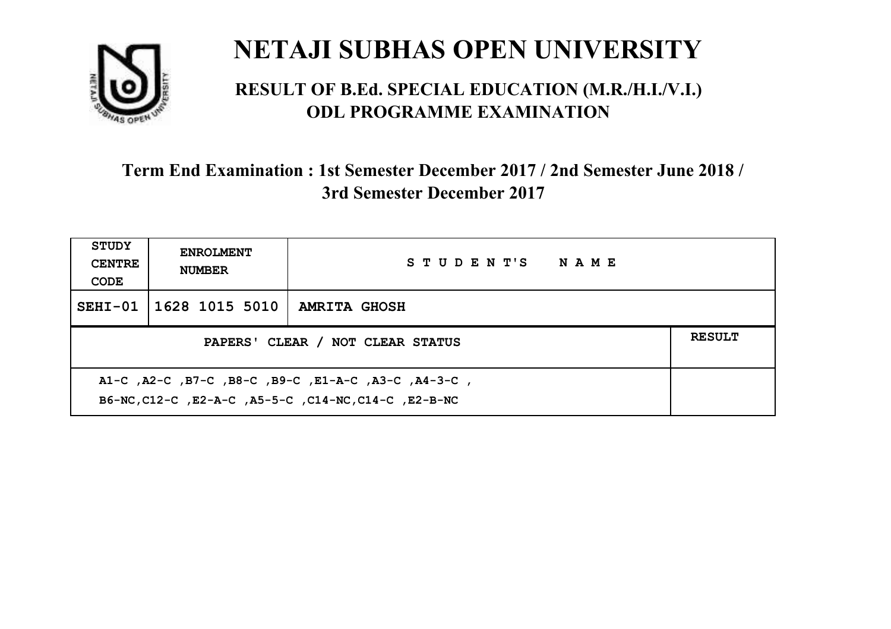# NETAJI SUBHAS OPEN UNIVERSITY

## RESULT OF B.Ed. SPECIAL EDUCATION (M.R./H.I./V.I.) ODL PROGRAMME EXAMINATION

### Term End Examination : 1st Semester December 2017 / 2nd Semester June 2018 / 3rd Semester December 2017

| STUDY CENTRE CODE | ENROLMENT NUMBER | STUDENT'S NAME | |
|---|---|---|---|
| SEHI-01 | 1628 1015 5010 | AMRITA GHOSH | |
| PAPERS' CLEAR / NOT CLEAR STATUS | | | RESULT |
| A1-C ,A2-C ,B7-C ,B8-C ,B9-C ,E1-A-C ,A3-C ,A4-3-C , B6-NC,C12-C ,E2-A-C ,A5-5-C ,C14-NC,C14-C ,E2-B-NC | | | |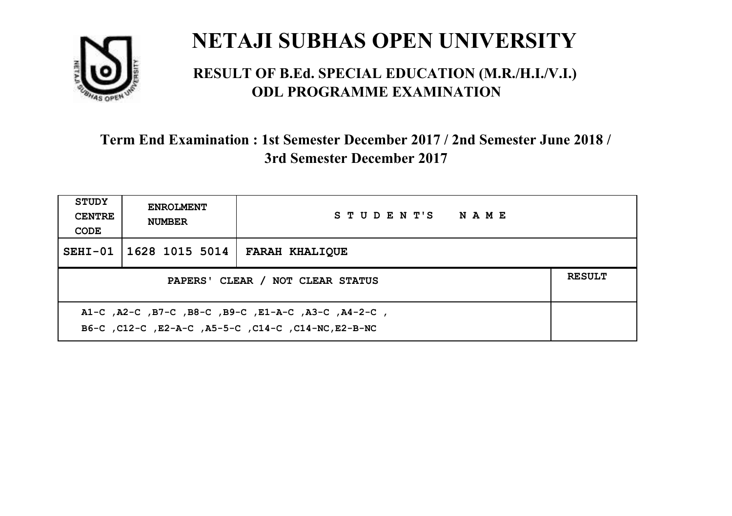# NETAJI SUBHAS OPEN UNIVERSITY

## RESULT OF B.Ed. SPECIAL EDUCATION (M.R./H.I./V.I.) ODL PROGRAMME EXAMINATION

### Term End Examination : 1st Semester December 2017 / 2nd Semester June 2018 / 3rd Semester December 2017

| STUDY CENTRE CODE | ENROLMENT NUMBER | STUDENT'S NAME | |
|---|---|---|---|
| SEHI-01 | 1628 1015 5014 | FARAH KHALIQUE | |
| PAPERS' CLEAR / NOT CLEAR STATUS | | | RESULT |
| A1-C ,A2-C ,B7-C ,B8-C ,B9-C ,E1-A-C ,A3-C ,A4-2-C , B6-C ,C12-C ,E2-A-C ,A5-5-C ,C14-C ,C14-NC,E2-B-NC | | | |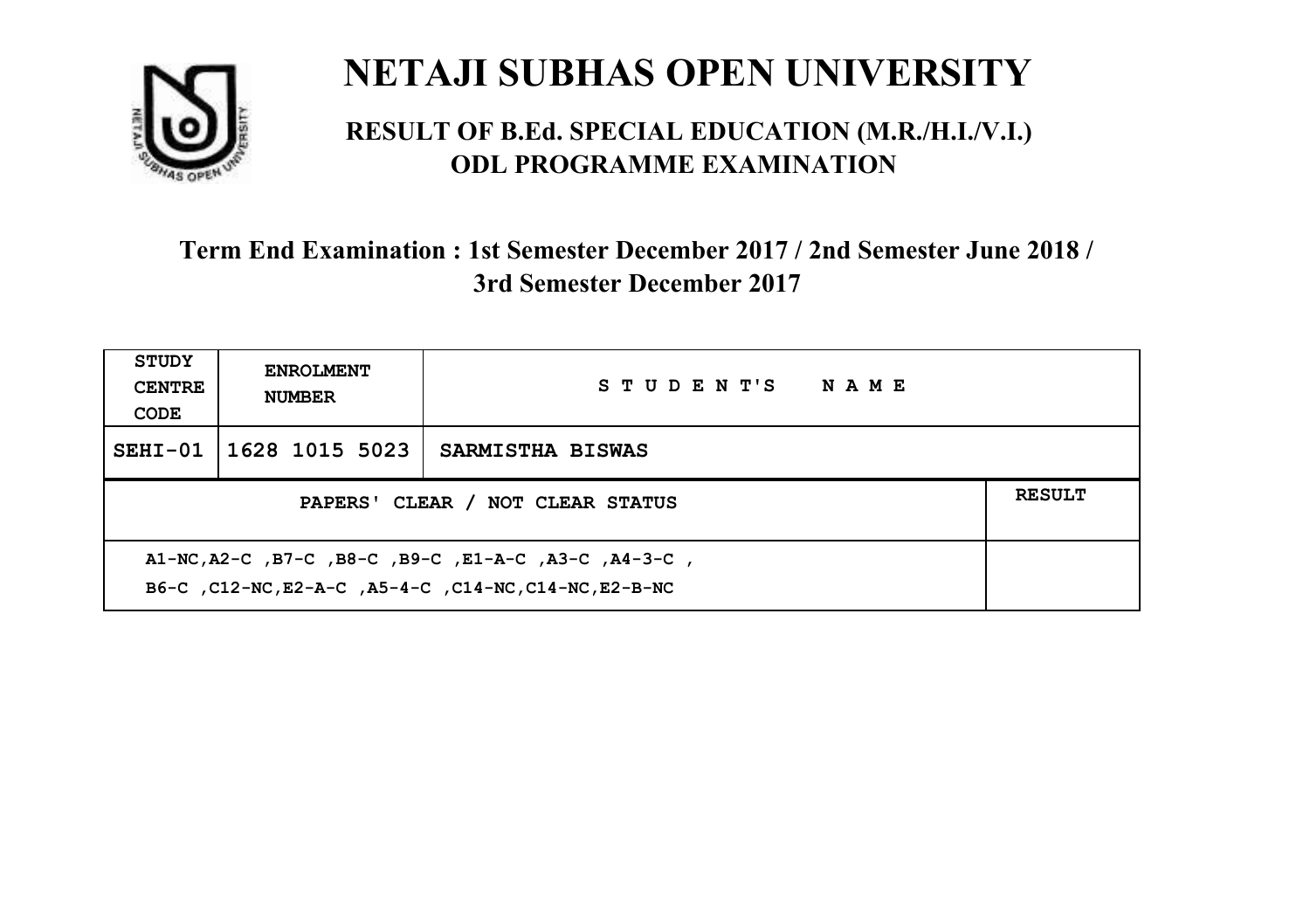# NETAJI SUBHAS OPEN UNIVERSITY

## RESULT OF B.Ed. SPECIAL EDUCATION (M.R./H.I./V.I.) ODL PROGRAMME EXAMINATION

### Term End Examination : 1st Semester December 2017 / 2nd Semester June 2018 / 3rd Semester December 2017

| STUDY CENTRE CODE | ENROLMENT NUMBER | STUDENT'S NAME |
|---|---|---|
| SEHI-01 | 1628 1015 5023 | SARMISTHA BISWAS |

| PAPERS' CLEAR / NOT CLEAR STATUS | RESULT |
|---|---|
| A1-NC,A2-C ,B7-C ,B8-C ,B9-C ,E1-A-C ,A3-C ,A4-3-C , B6-C ,C12-NC,E2-A-C ,A5-4-C ,C14-NC,C14-NC,E2-B-NC | |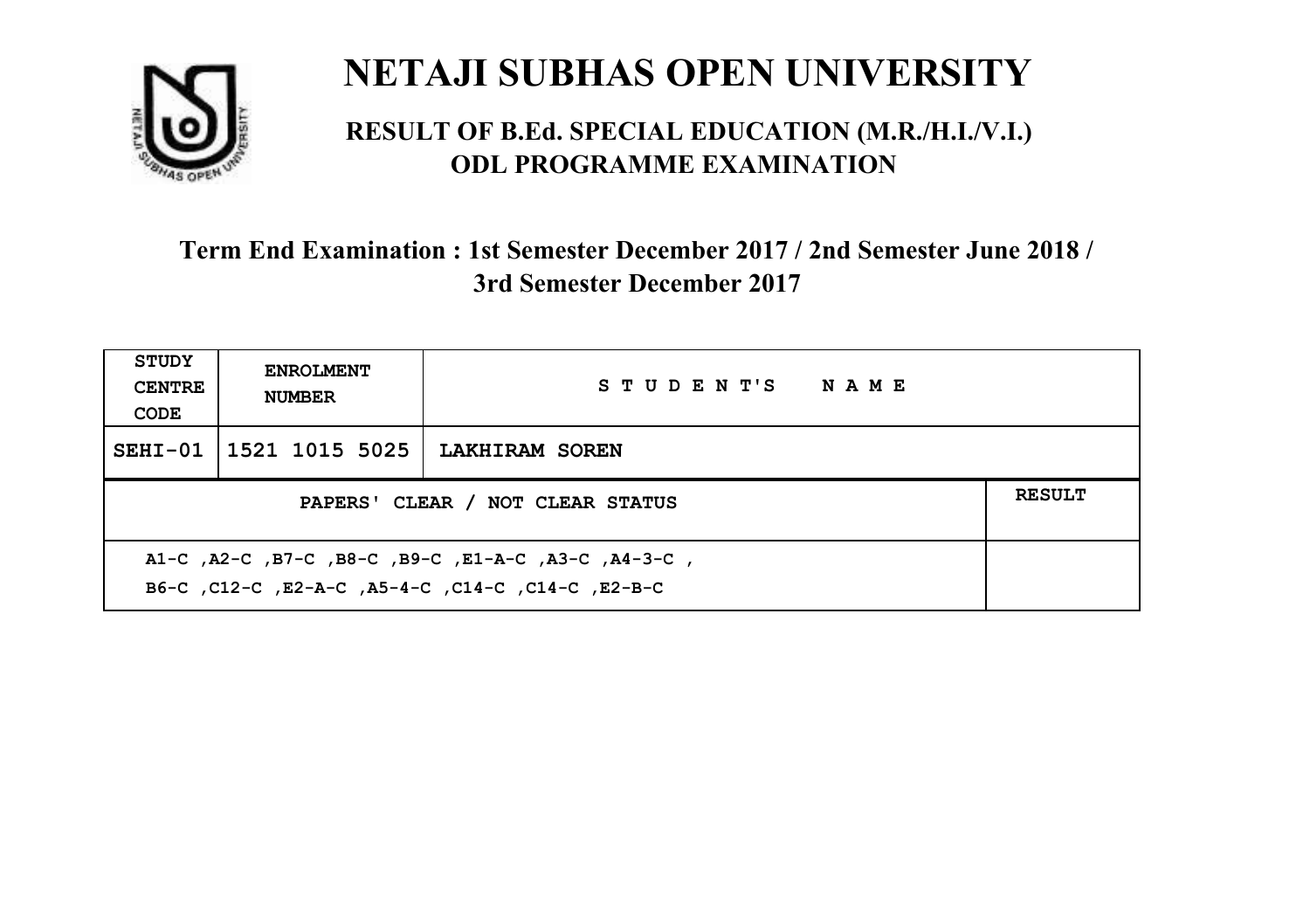# NETAJI SUBHAS OPEN UNIVERSITY

## RESULT OF B.Ed. SPECIAL EDUCATION (M.R./H.I./V.I.) ODL PROGRAMME EXAMINATION

### Term End Examination : 1st Semester December 2017 / 2nd Semester June 2018 / 3rd Semester December 2017

| STUDY CENTRE CODE | ENROLMENT NUMBER | STUDENT'S NAME | |
|---|---|---|---|
| SEHI-01 | 1521 1015 5025 | LAKHIRAM SOREN | |
| PAPERS' CLEAR / NOT CLEAR STATUS | | | RESULT |
| A1-C ,A2-C ,B7-C ,B8-C ,B9-C ,E1-A-C ,A3-C ,A4-3-C , B6-C ,C12-C ,E2-A-C ,A5-4-C ,C14-C ,C14-C ,E2-B-C | | | |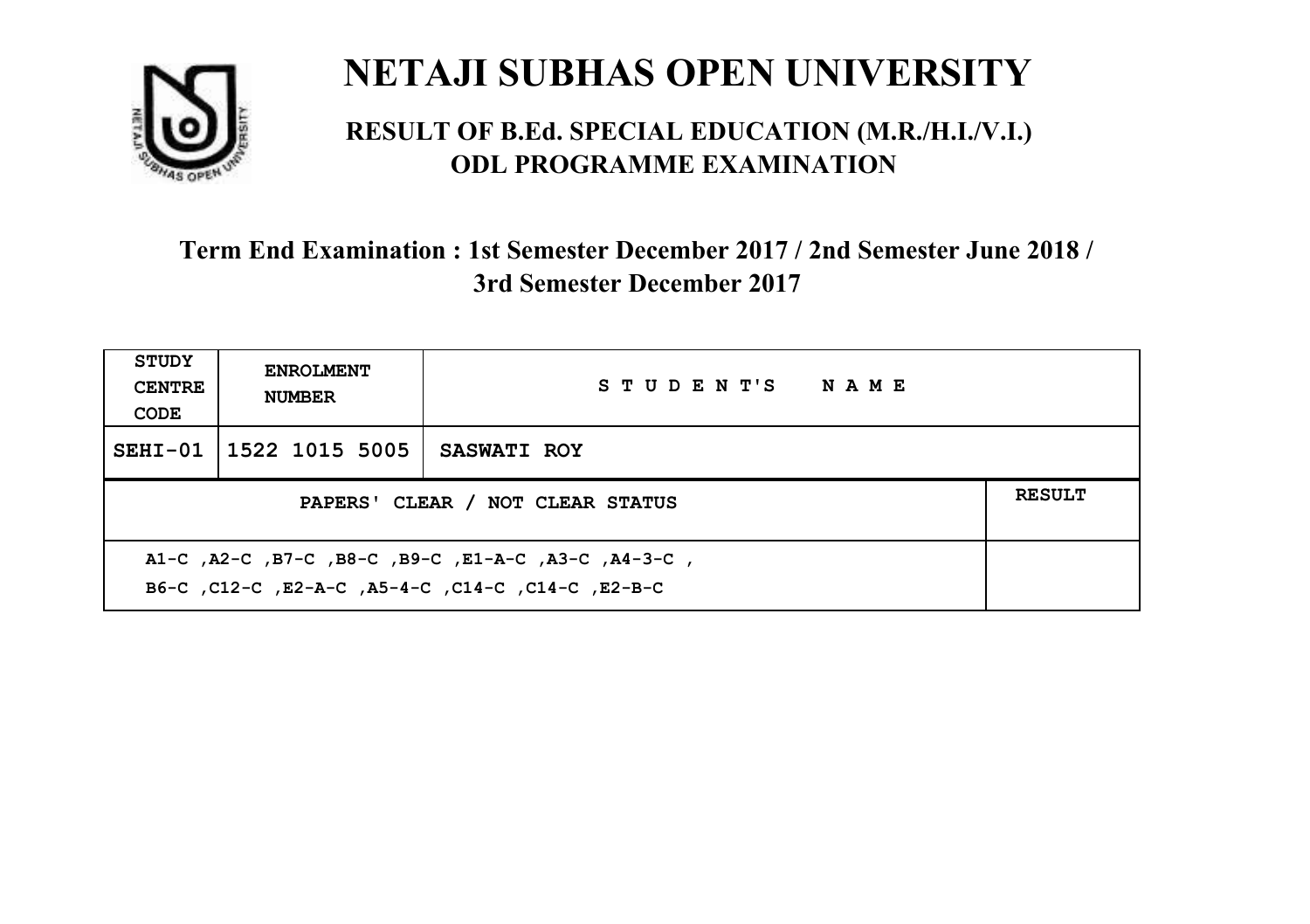# NETAJI SUBHAS OPEN UNIVERSITY

## RESULT OF B.Ed. SPECIAL EDUCATION (M.R./H.I./V.I.) ODL PROGRAMME EXAMINATION

### Term End Examination : 1st Semester December 2017 / 2nd Semester June 2018 / 3rd Semester December 2017

| STUDY CENTRE CODE | ENROLMENT NUMBER | STUDENT'S NAME |
|---|---|---|
| SEHI-01 | 1522 1015 5005 | SASWATI ROY |

| PAPERS' CLEAR / NOT CLEAR STATUS | RESULT |
|---|---|
| A1-C ,A2-C ,B7-C ,B8-C ,B9-C ,E1-A-C ,A3-C ,A4-3-C , B6-C ,C12-C ,E2-A-C ,A5-4-C ,C14-C ,C14-C ,E2-B-C | |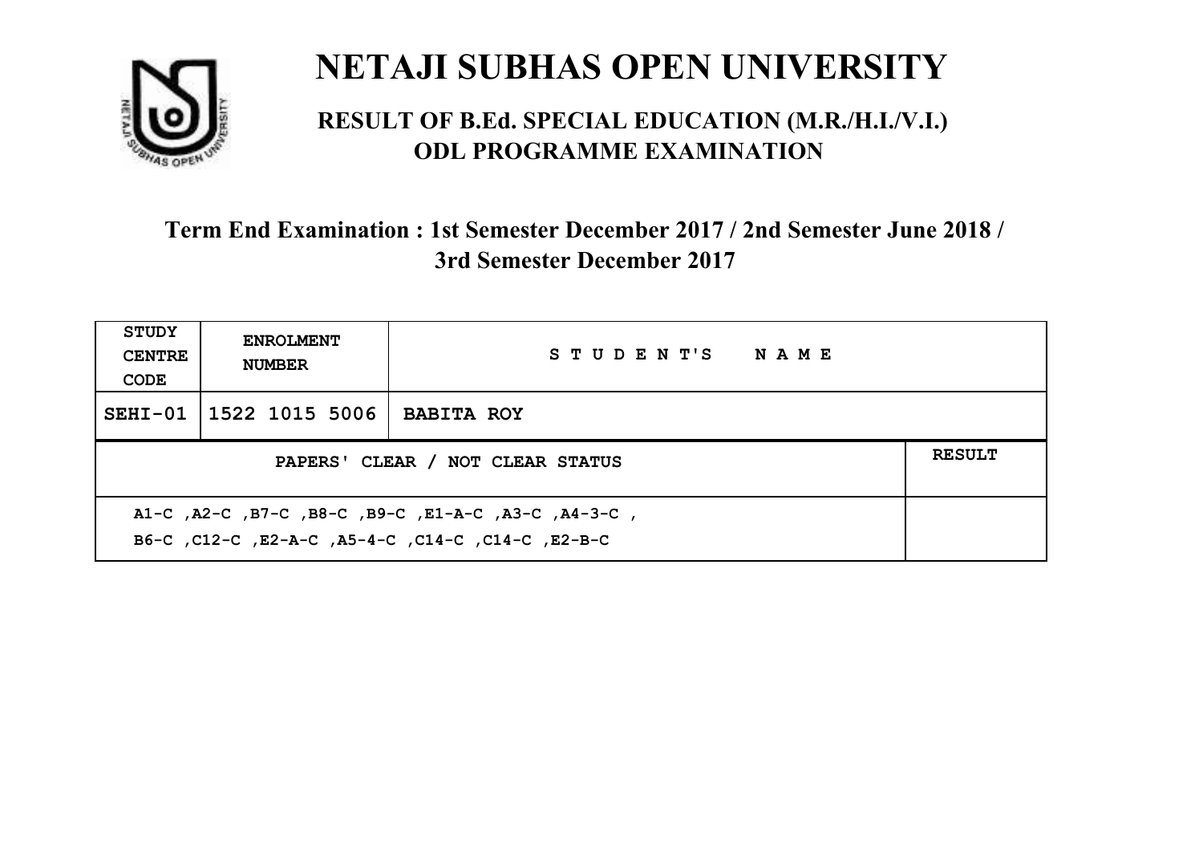# NETAJI SUBHAS OPEN UNIVERSITY

## RESULT OF B.Ed. SPECIAL EDUCATION (M.R./H.I./V.I.) ODL PROGRAMME EXAMINATION

### Term End Examination : 1st Semester December 2017 / 2nd Semester June 2018 / 3rd Semester December 2017

| STUDY CENTRE CODE | ENROLMENT NUMBER | STUDENT'S NAME | |
|---|---|---|---|
| SEHI-01 | 1522 1015 5006 | BABITA ROY | |
| PAPERS' CLEAR / NOT CLEAR STATUS | | | RESULT |
| A1-C ,A2-C ,B7-C ,B8-C ,B9-C ,E1-A-C ,A3-C ,A4-3-C , B6-C ,C12-C ,E2-A-C ,A5-4-C ,C14-C ,C14-C ,E2-B-C | | | |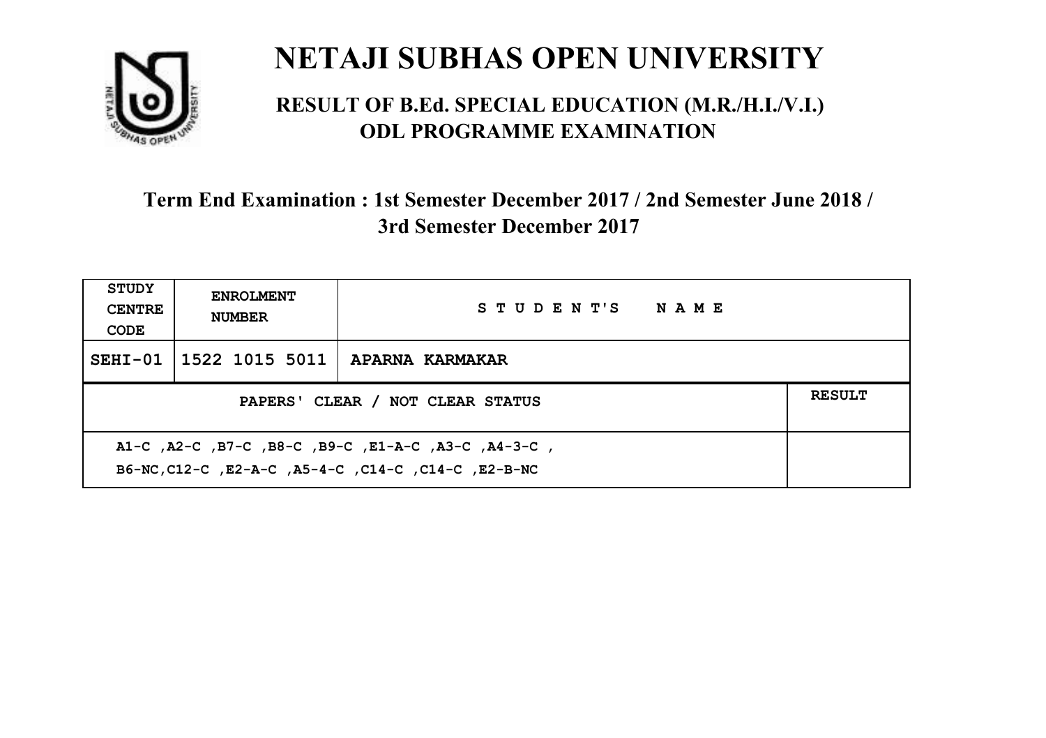# NETAJI SUBHAS OPEN UNIVERSITY

## RESULT OF B.Ed. SPECIAL EDUCATION (M.R./H.I./V.I.) ODL PROGRAMME EXAMINATION

### Term End Examination : 1st Semester December 2017 / 2nd Semester June 2018 / 3rd Semester December 2017

| STUDY CENTRE CODE | ENROLMENT NUMBER | STUDENT'S NAME |
|---|---|---|
| SEHI-01 | 1522 1015 5011 | APARNA KARMAKAR |

| PAPERS' CLEAR / NOT CLEAR STATUS | RESULT |
|---|---|
| A1-C ,A2-C ,B7-C ,B8-C ,B9-C ,E1-A-C ,A3-C ,A4-3-C , B6-NC,C12-C ,E2-A-C ,A5-4-C ,C14-C ,C14-C ,E2-B-NC | |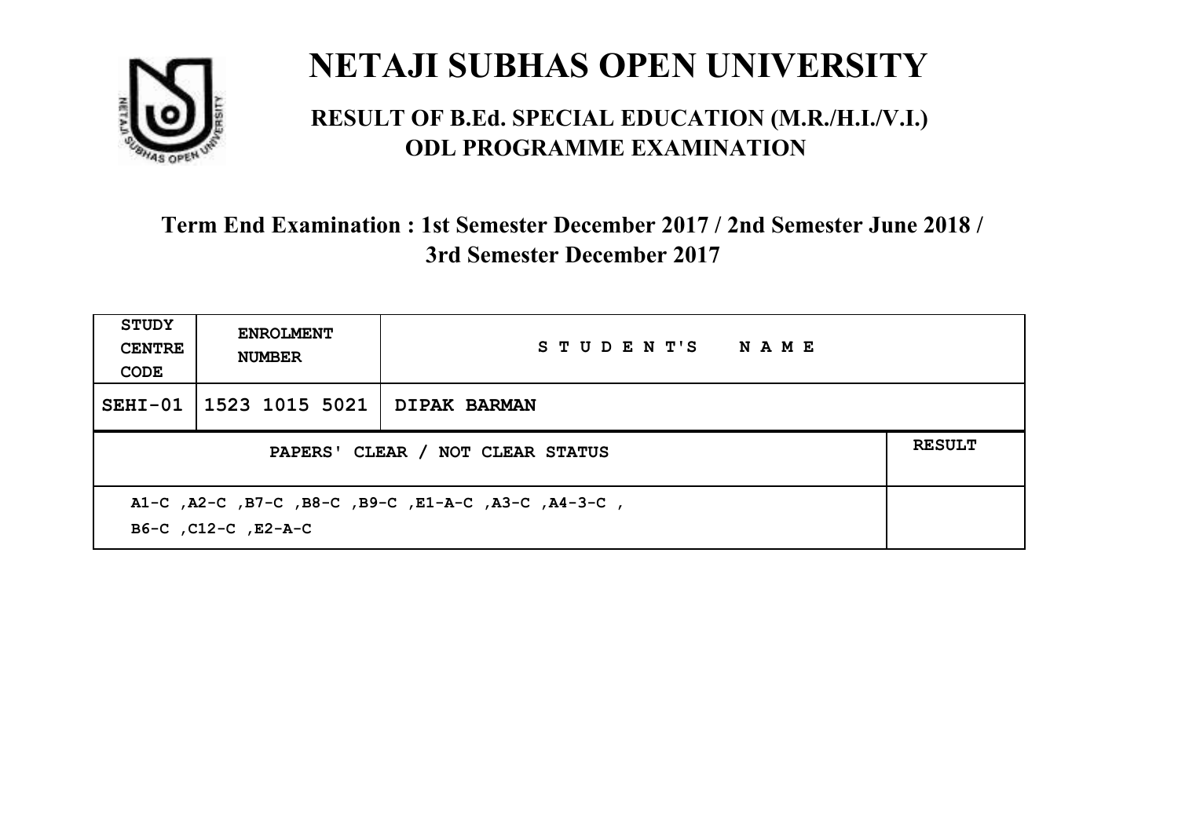# NETAJI SUBHAS OPEN UNIVERSITY

## RESULT OF B.Ed. SPECIAL EDUCATION (M.R./H.I./V.I.) ODL PROGRAMME EXAMINATION

### Term End Examination : 1st Semester December 2017 / 2nd Semester June 2018 / 3rd Semester December 2017

| STUDY CENTRE CODE | ENROLMENT NUMBER | STUDENT'S NAME | |
|---|---|---|---|
| SEHI-01 | 1523 1015 5021 | DIPAK BARMAN | |
| PAPERS' CLEAR / NOT CLEAR STATUS | | | RESULT |
| A1-C ,A2-C ,B7-C ,B8-C ,B9-C ,E1-A-C ,A3-C ,A4-3-C , B6-C ,C12-C ,E2-A-C | | | |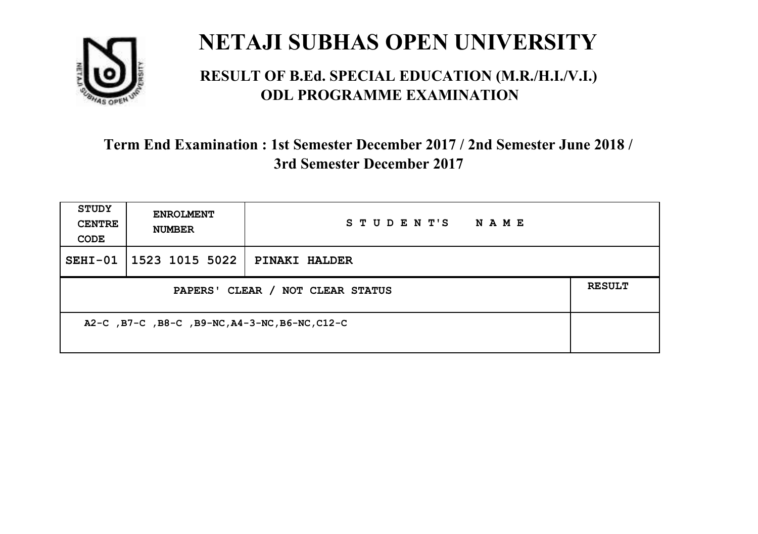# NETAJI SUBHAS OPEN UNIVERSITY

## RESULT OF B.Ed. SPECIAL EDUCATION (M.R./H.I./V.I.) ODL PROGRAMME EXAMINATION

### Term End Examination : 1st Semester December 2017 / 2nd Semester June 2018 / 3rd Semester December 2017

| STUDY CENTRE CODE | ENROLMENT NUMBER | STUDENT'S NAME | |
|---|---|---|---|
| SEHI-01 | 1523 1015 5022 | PINAKI HALDER | |
| PAPERS' CLEAR / NOT CLEAR STATUS | | | RESULT |
| A2-C ,B7-C ,B8-C ,B9-NC,A4-3-NC,B6-NC,C12-C | | | |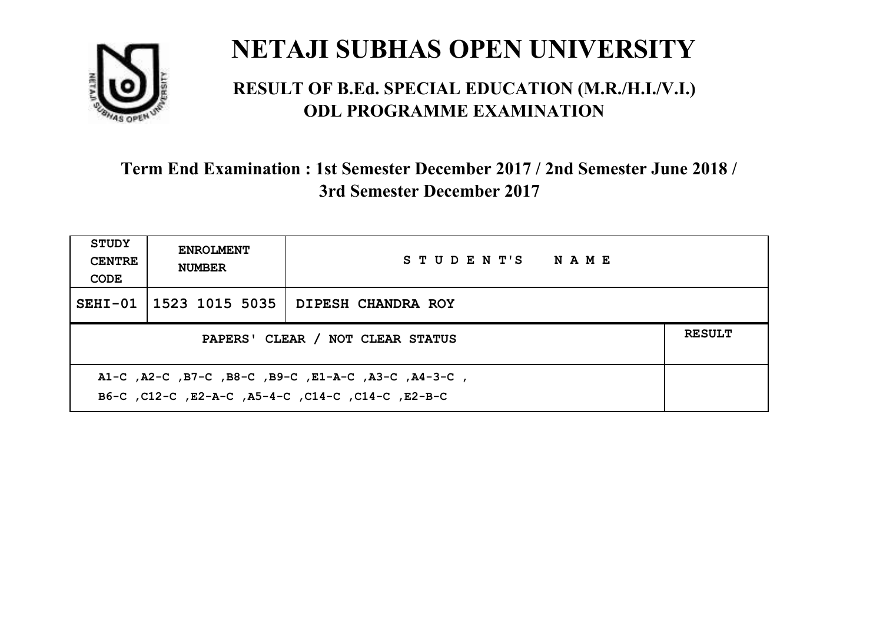# NETAJI SUBHAS OPEN UNIVERSITY

## RESULT OF B.Ed. SPECIAL EDUCATION (M.R./H.I./V.I.) ODL PROGRAMME EXAMINATION

### Term End Examination : 1st Semester December 2017 / 2nd Semester June 2018 / 3rd Semester December 2017

| STUDY CENTRE CODE | ENROLMENT NUMBER | STUDENT'S NAME | |
|---|---|---|---|
| SEHI-01 | 1523 1015 5035 | DIPESH CHANDRA ROY | |
| PAPERS' CLEAR / NOT CLEAR STATUS | | | RESULT |
| A1-C ,A2-C ,B7-C ,B8-C ,B9-C ,E1-A-C ,A3-C ,A4-3-C , B6-C ,C12-C ,E2-A-C ,A5-4-C ,C14-C ,C14-C ,E2-B-C | | | |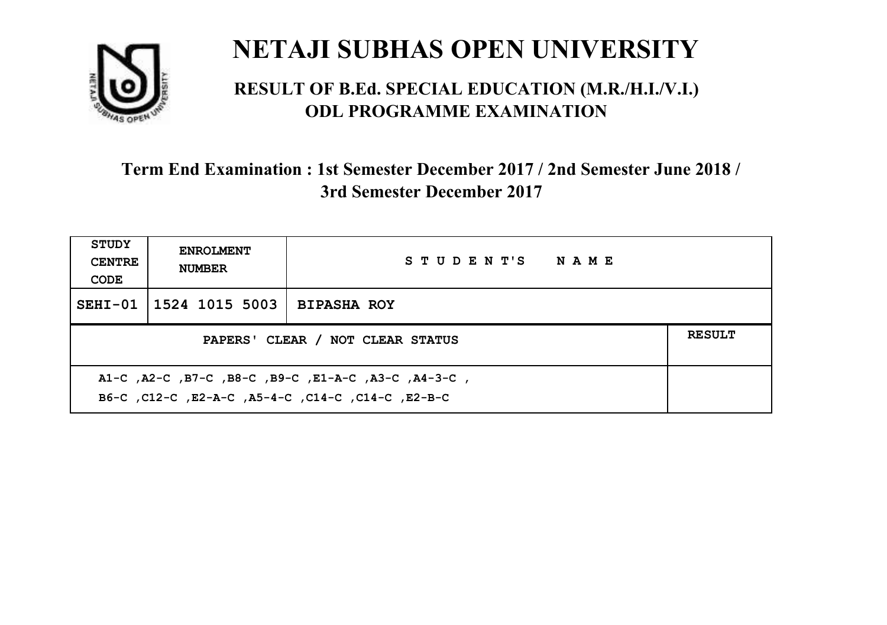# NETAJI SUBHAS OPEN UNIVERSITY

## RESULT OF B.Ed. SPECIAL EDUCATION (M.R./H.I./V.I.) ODL PROGRAMME EXAMINATION

### Term End Examination : 1st Semester December 2017 / 2nd Semester June 2018 / 3rd Semester December 2017

| STUDY CENTRE CODE | ENROLMENT NUMBER | STUDENT'S NAME | |
|---|---|---|---|
| SEHI-01 | 1524 1015 5003 | BIPASHA ROY | |
| PAPERS' CLEAR / NOT CLEAR STATUS | | | RESULT |
| A1-C ,A2-C ,B7-C ,B8-C ,B9-C ,E1-A-C ,A3-C ,A4-3-C , B6-C ,C12-C ,E2-A-C ,A5-4-C ,C14-C ,C14-C ,E2-B-C | | | |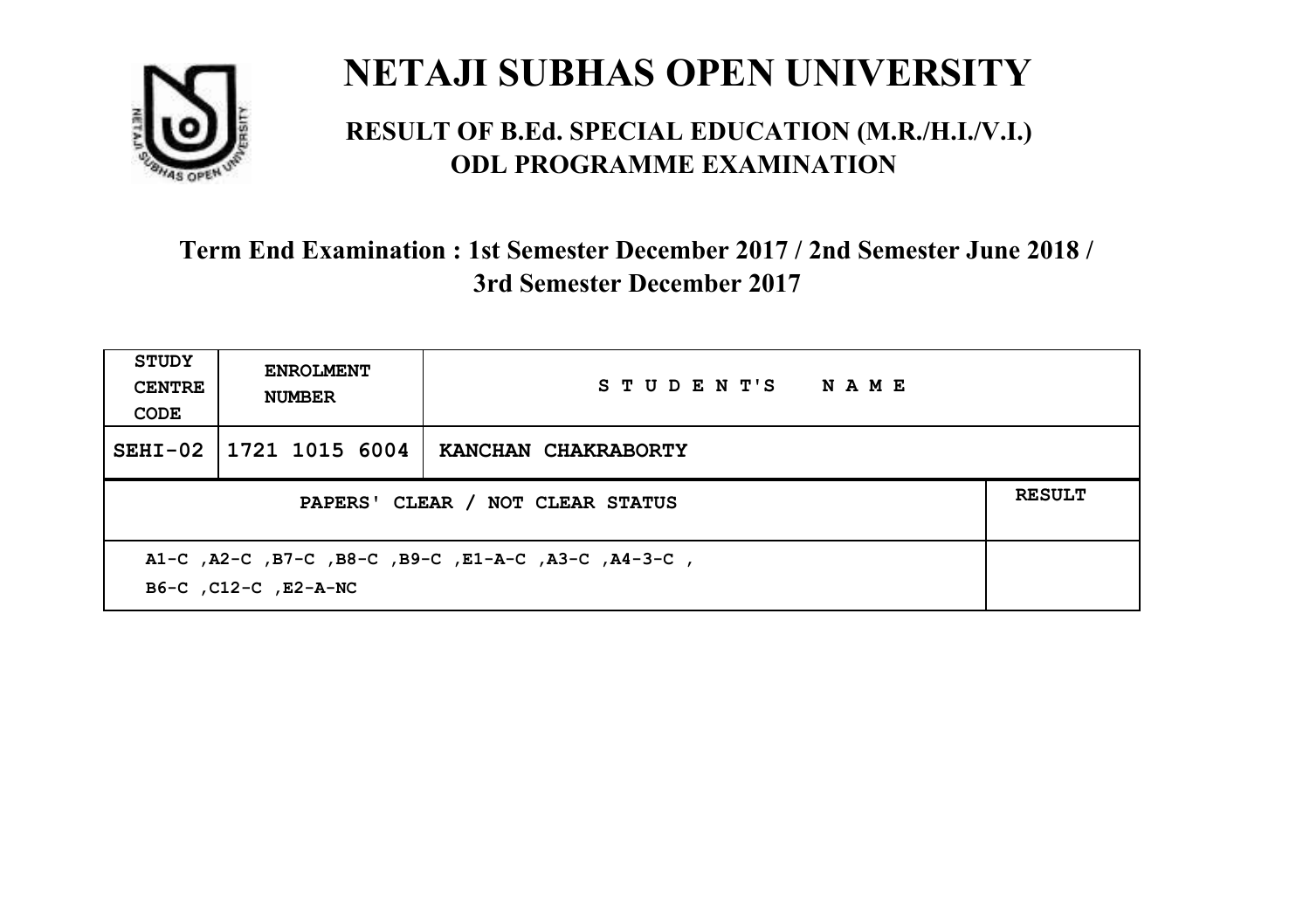# NETAJI SUBHAS OPEN UNIVERSITY

## RESULT OF B.Ed. SPECIAL EDUCATION (M.R./H.I./V.I.) ODL PROGRAMME EXAMINATION

### Term End Examination : 1st Semester December 2017 / 2nd Semester June 2018 / 3rd Semester December 2017

| STUDY CENTRE CODE | ENROLMENT NUMBER | STUDENT'S NAME | |
|---|---|---|---|
| SEHI-02 | 1721 1015 6004 | KANCHAN CHAKRABORTY | |
| PAPERS' CLEAR / NOT CLEAR STATUS | | | RESULT |
| A1-C ,A2-C ,B7-C ,B8-C ,B9-C ,E1-A-C ,A3-C ,A4-3-C , B6-C ,C12-C ,E2-A-NC | | | |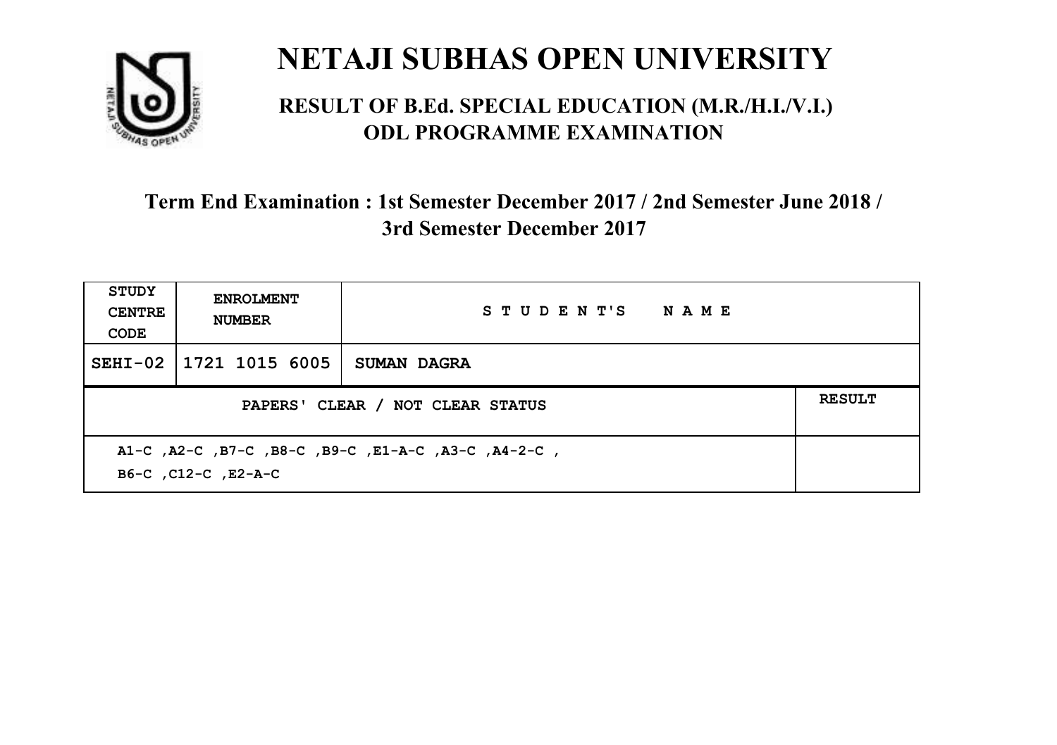# NETAJI SUBHAS OPEN UNIVERSITY

## RESULT OF B.Ed. SPECIAL EDUCATION (M.R./H.I./V.I.) ODL PROGRAMME EXAMINATION

### Term End Examination : 1st Semester December 2017 / 2nd Semester June 2018 / 3rd Semester December 2017

| STUDY CENTRE CODE | ENROLMENT NUMBER | STUDENT'S NAME | |
|---|---|---|---|
| SEHI-02 | 1721 1015 6005 | SUMAN DAGRA | |
| PAPERS' CLEAR / NOT CLEAR STATUS | | | RESULT |
| A1-C ,A2-C ,B7-C ,B8-C ,B9-C ,E1-A-C ,A3-C ,A4-2-C , B6-C ,C12-C ,E2-A-C | | | |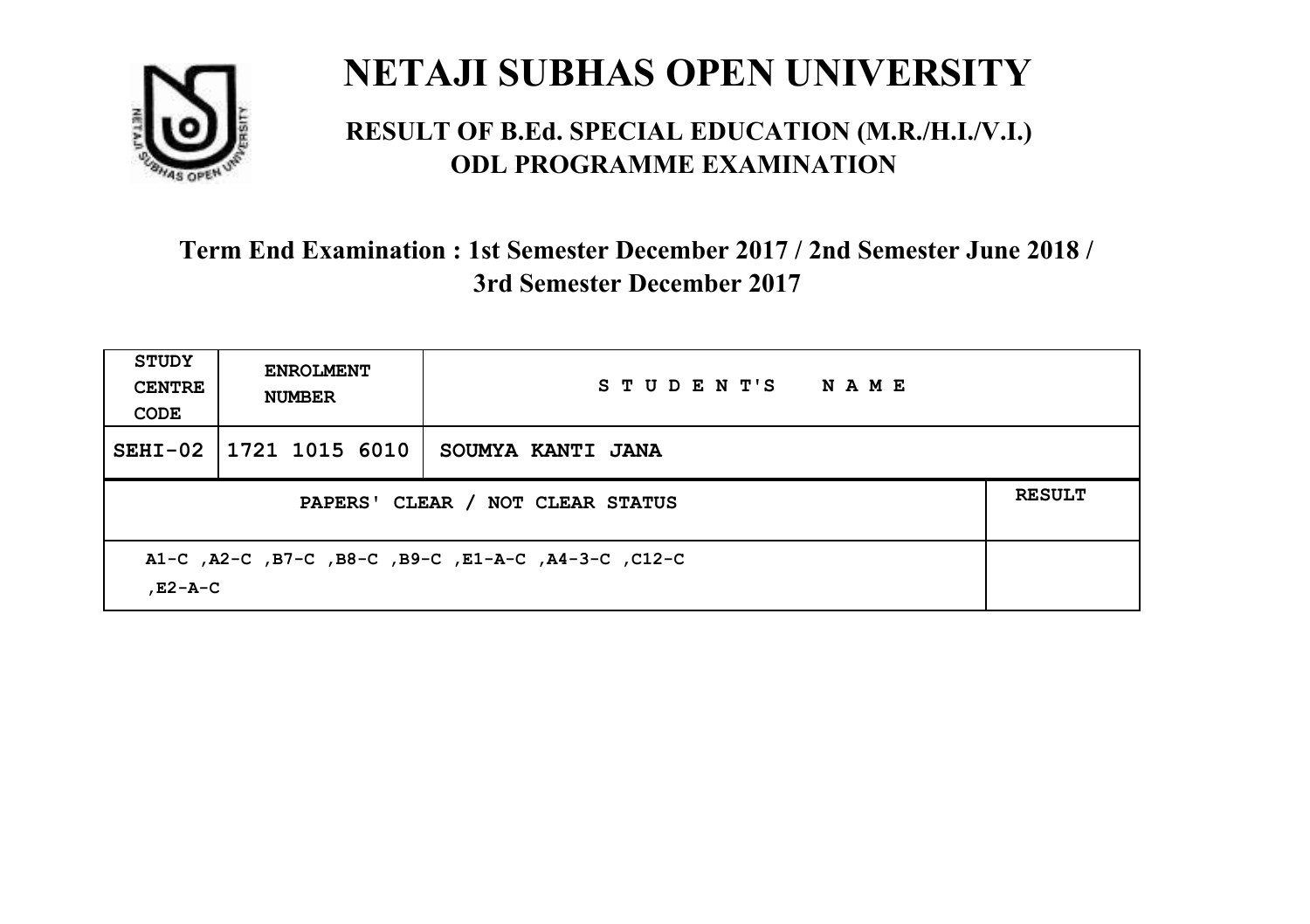# NETAJI SUBHAS OPEN UNIVERSITY

## RESULT OF B.Ed. SPECIAL EDUCATION (M.R./H.I./V.I.) ODL PROGRAMME EXAMINATION

### Term End Examination : 1st Semester December 2017 / 2nd Semester June 2018 / 3rd Semester December 2017

| STUDY CENTRE CODE | ENROLMENT NUMBER | STUDENT'S NAME | |
|---|---|---|---|
| SEHI-02 | 1721 1015 6010 | SOUMYA KANTI JANA | |
| PAPERS' CLEAR / NOT CLEAR STATUS | | | RESULT |
| A1-C ,A2-C ,B7-C ,B8-C ,B9-C ,E1-A-C ,A4-3-C ,C12-C ,E2-A-C | | | |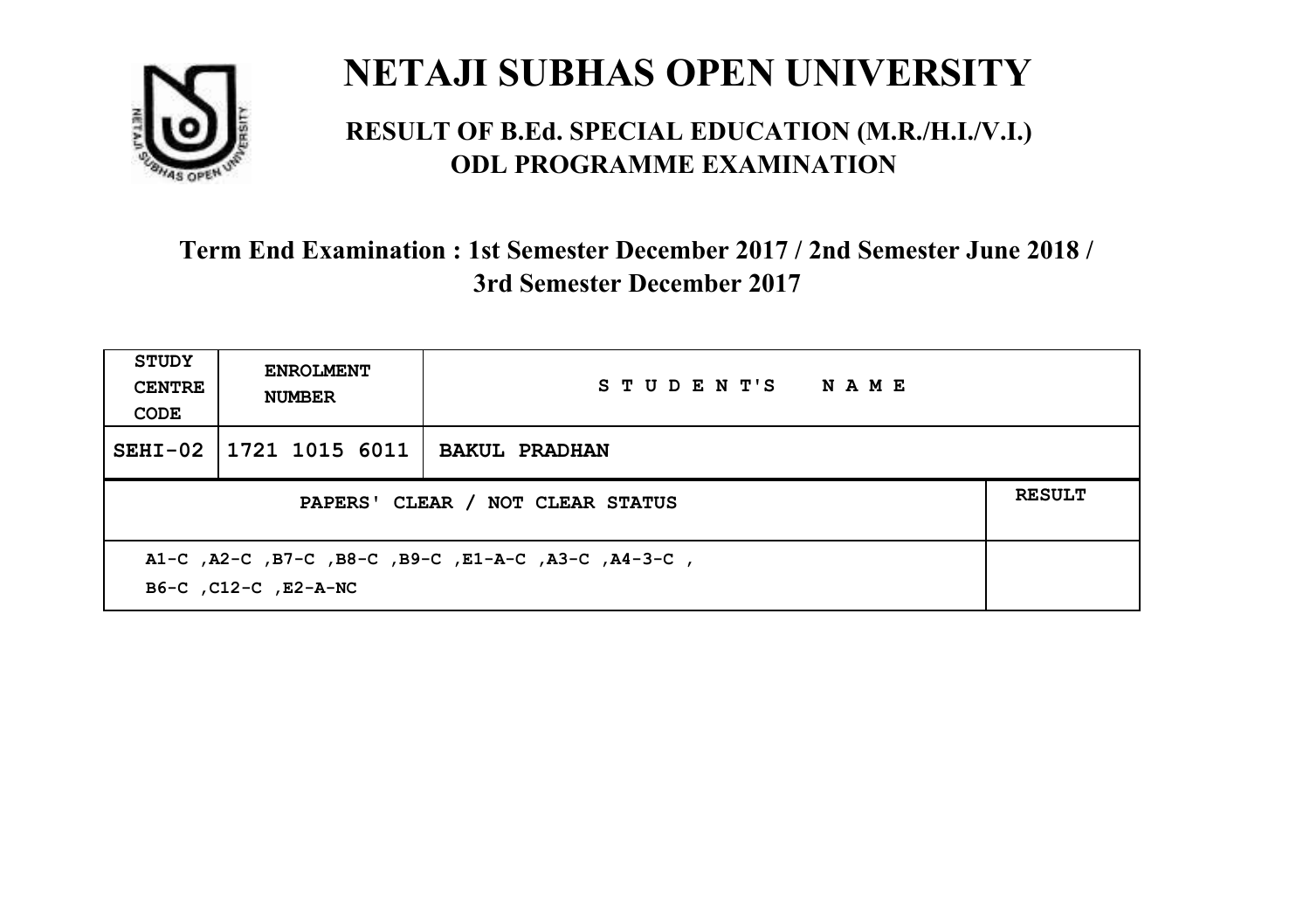# NETAJI SUBHAS OPEN UNIVERSITY

## RESULT OF B.Ed. SPECIAL EDUCATION (M.R./H.I./V.I.) ODL PROGRAMME EXAMINATION

### Term End Examination : 1st Semester December 2017 / 2nd Semester June 2018 / 3rd Semester December 2017

| STUDY CENTRE CODE | ENROLMENT NUMBER | STUDENT'S NAME | |
|---|---|---|---|
| SEHI-02 | 1721 1015 6011 | BAKUL PRADHAN | |
| PAPERS' CLEAR / NOT CLEAR STATUS | | | RESULT |
| A1-C ,A2-C ,B7-C ,B8-C ,B9-C ,E1-A-C ,A3-C ,A4-3-C , B6-C ,C12-C ,E2-A-NC | | | |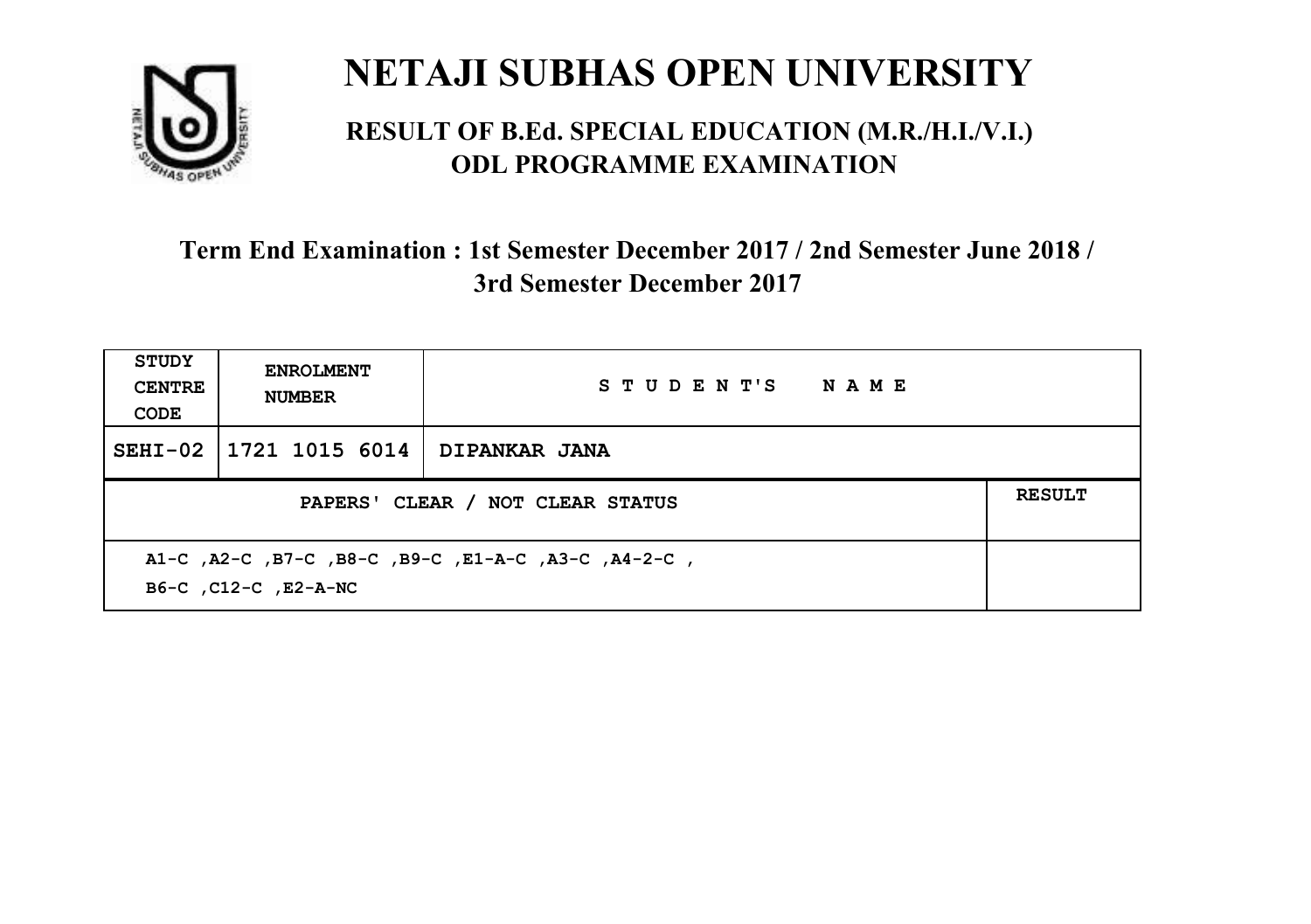# NETAJI SUBHAS OPEN UNIVERSITY

## RESULT OF B.Ed. SPECIAL EDUCATION (M.R./H.I./V.I.) ODL PROGRAMME EXAMINATION

### Term End Examination : 1st Semester December 2017 / 2nd Semester June 2018 / 3rd Semester December 2017

| STUDY CENTRE CODE | ENROLMENT NUMBER | STUDENT'S NAME | |
|---|---|---|---|
| SEHI-02 | 1721 1015 6014 | DIPANKAR JANA | |
| PAPERS' CLEAR / NOT CLEAR STATUS | | | RESULT |
| A1-C ,A2-C ,B7-C ,B8-C ,B9-C ,E1-A-C ,A3-C ,A4-2-C , B6-C ,C12-C ,E2-A-NC | | | |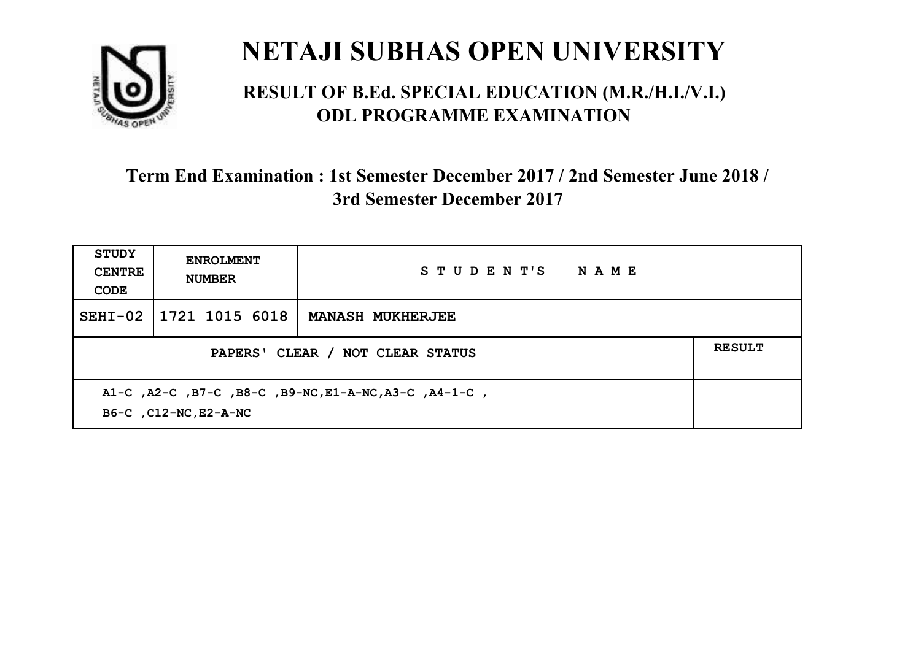# NETAJI SUBHAS OPEN UNIVERSITY

## RESULT OF B.Ed. SPECIAL EDUCATION (M.R./H.I./V.I.) ODL PROGRAMME EXAMINATION

### Term End Examination : 1st Semester December 2017 / 2nd Semester June 2018 / 3rd Semester December 2017

| STUDY CENTRE CODE | ENROLMENT NUMBER | STUDENT'S NAME | |
|---|---|---|---|
| SEHI-02 | 1721 1015 6018 | MANASH MUKHERJEE | |
| PAPERS' CLEAR / NOT CLEAR STATUS | | | RESULT |
| A1-C ,A2-C ,B7-C ,B8-C ,B9-NC,E1-A-NC,A3-C ,A4-1-C , B6-C ,C12-NC,E2-A-NC | | | |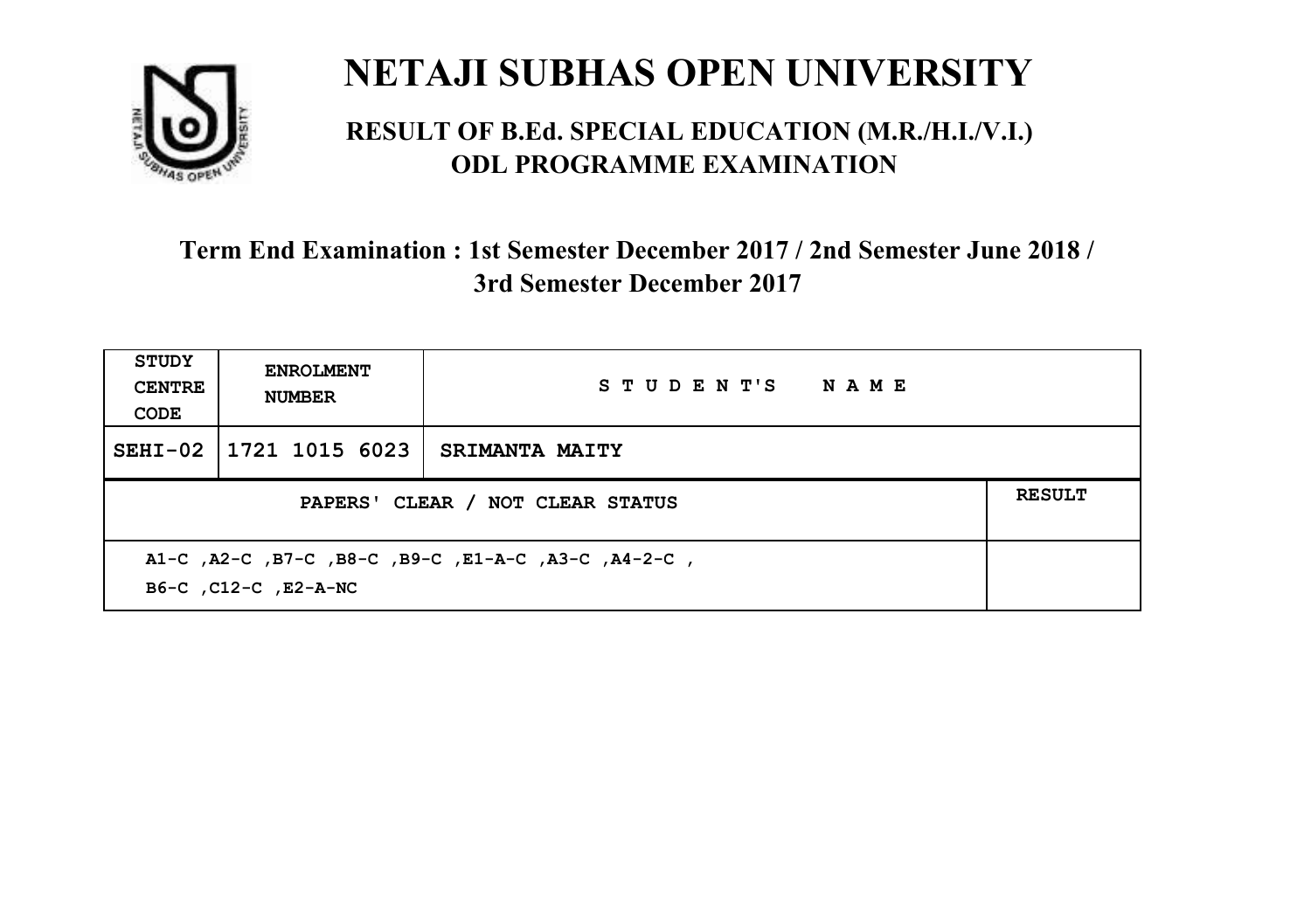# NETAJI SUBHAS OPEN UNIVERSITY

## RESULT OF B.Ed. SPECIAL EDUCATION (M.R./H.I./V.I.) ODL PROGRAMME EXAMINATION

### Term End Examination : 1st Semester December 2017 / 2nd Semester June 2018 / 3rd Semester December 2017

| STUDY CENTRE CODE | ENROLMENT NUMBER | STUDENT'S NAME | |
|---|---|---|---|
| SEHI-02 | 1721 1015 6023 | SRIMANTA MAITY | |
| PAPERS' CLEAR / NOT CLEAR STATUS | | | RESULT |
| A1-C ,A2-C ,B7-C ,B8-C ,B9-C ,E1-A-C ,A3-C ,A4-2-C , B6-C ,C12-C ,E2-A-NC | | | |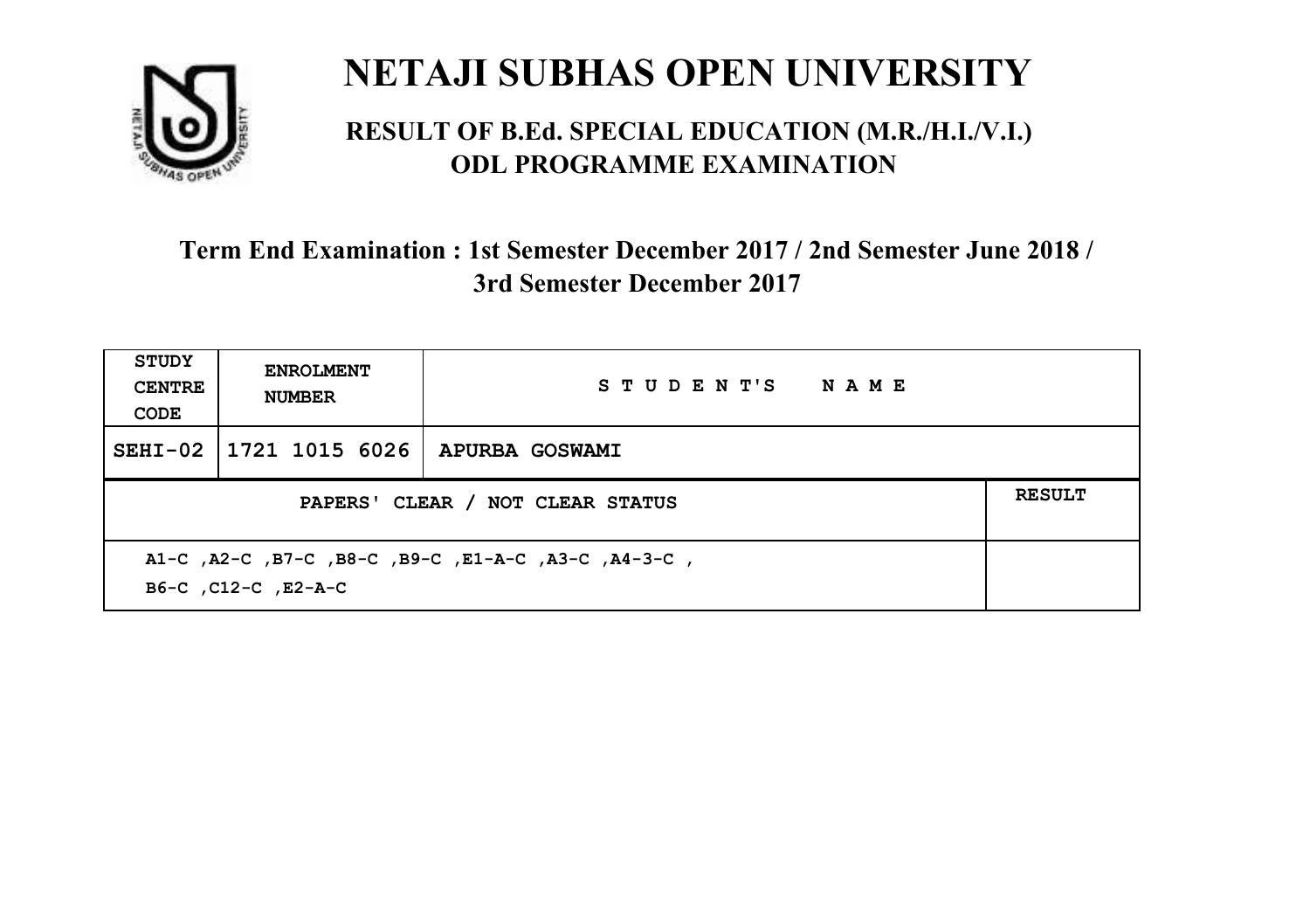# NETAJI SUBHAS OPEN UNIVERSITY

## RESULT OF B.Ed. SPECIAL EDUCATION (M.R./H.I./V.I.) ODL PROGRAMME EXAMINATION

### Term End Examination : 1st Semester December 2017 / 2nd Semester June 2018 / 3rd Semester December 2017

| STUDY CENTRE CODE | ENROLMENT NUMBER | STUDENT'S NAME | |
|---|---|---|---|
| SEHI-02 | 1721 1015 6026 | APURBA GOSWAMI | |
| PAPERS' CLEAR / NOT CLEAR STATUS | | | RESULT |
| A1-C ,A2-C ,B7-C ,B8-C ,B9-C ,E1-A-C ,A3-C ,A4-3-C , B6-C ,C12-C ,E2-A-C | | | |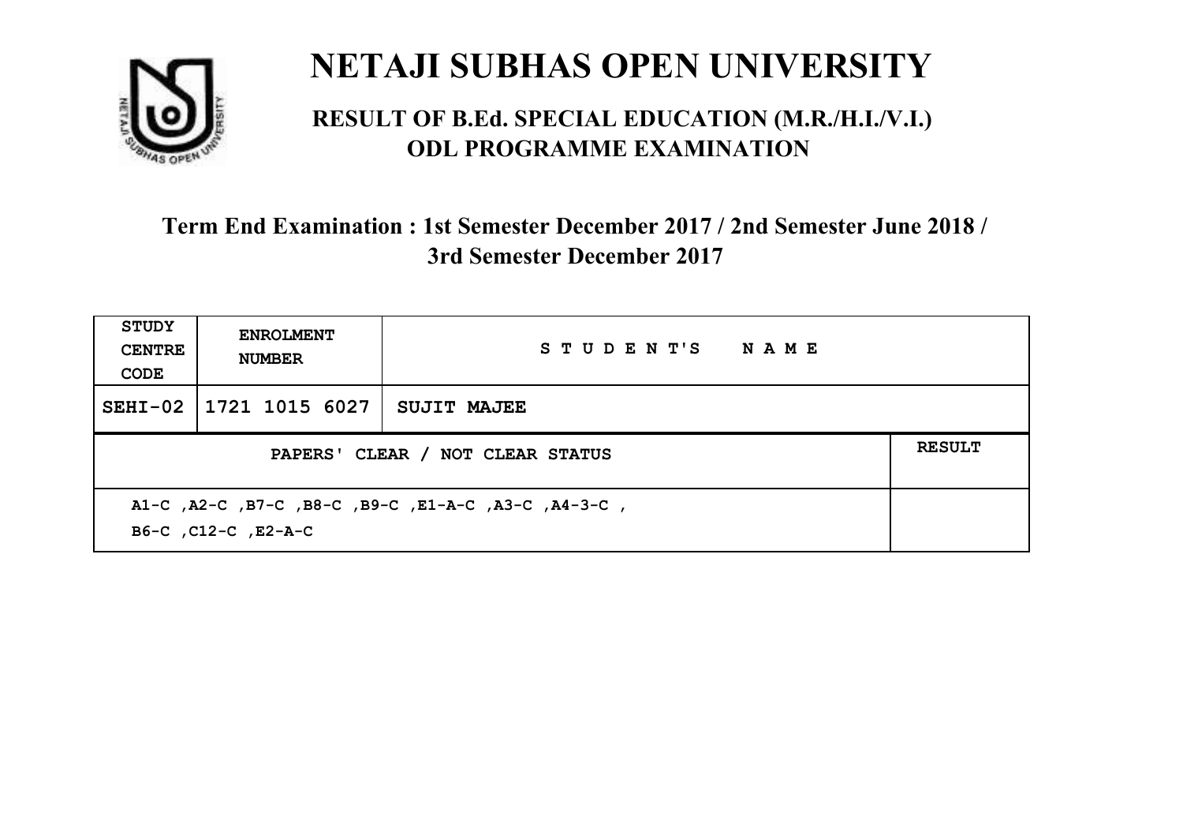# NETAJI SUBHAS OPEN UNIVERSITY

## RESULT OF B.Ed. SPECIAL EDUCATION (M.R./H.I./V.I.) ODL PROGRAMME EXAMINATION

### Term End Examination : 1st Semester December 2017 / 2nd Semester June 2018 / 3rd Semester December 2017

| STUDY CENTRE CODE | ENROLMENT NUMBER | STUDENT'S NAME | |
|---|---|---|---|
| SEHI-02 | 1721 1015 6027 | SUJIT MAJEE | |
| PAPERS' CLEAR / NOT CLEAR STATUS | | | RESULT |
| A1-C ,A2-C ,B7-C ,B8-C ,B9-C ,E1-A-C ,A3-C ,A4-3-C , B6-C ,C12-C ,E2-A-C | | | |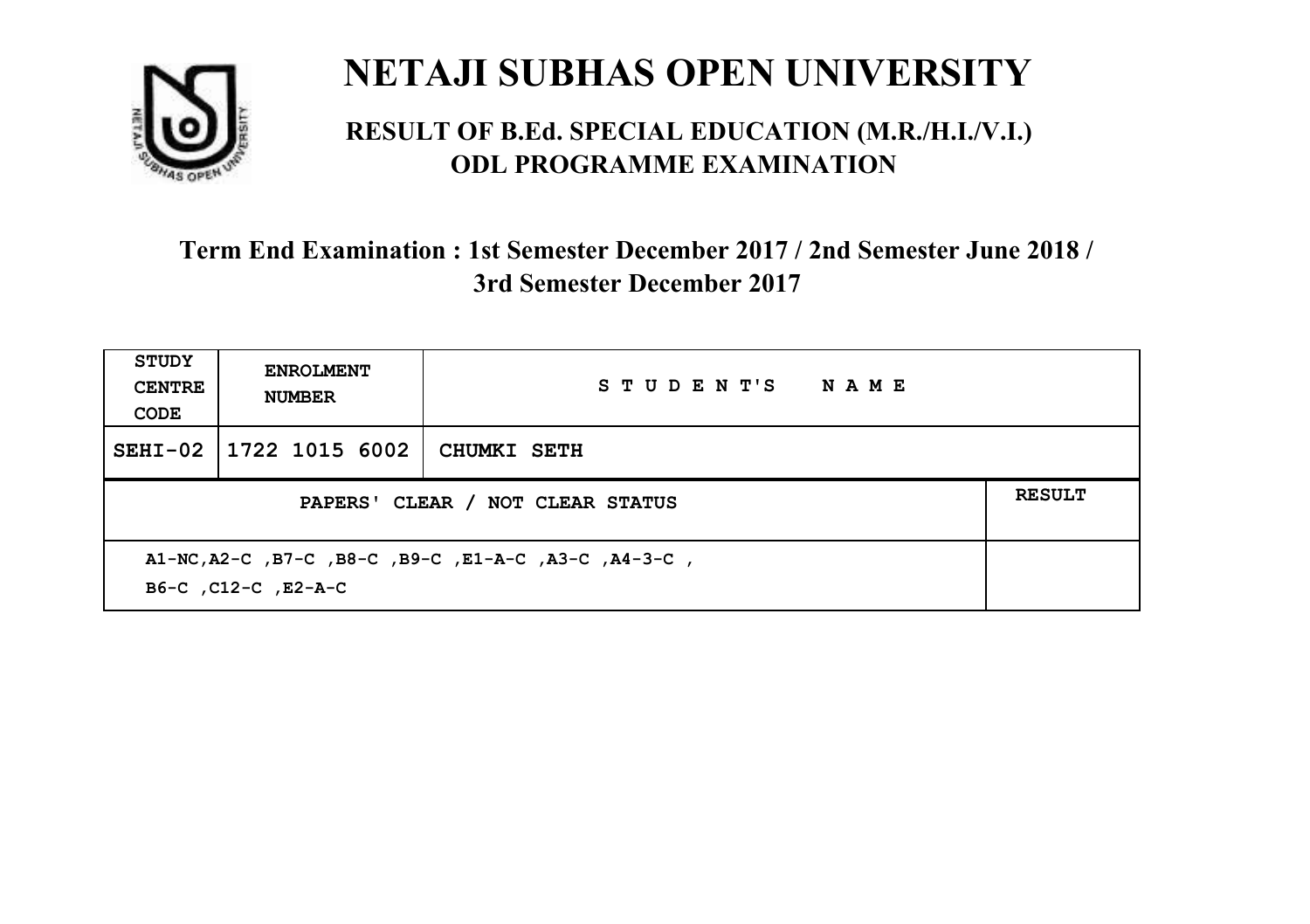# NETAJI SUBHAS OPEN UNIVERSITY

## RESULT OF B.Ed. SPECIAL EDUCATION (M.R./H.I./V.I.) ODL PROGRAMME EXAMINATION

### Term End Examination : 1st Semester December 2017 / 2nd Semester June 2018 / 3rd Semester December 2017

| STUDY CENTRE CODE | ENROLMENT NUMBER | STUDENT'S NAME | |
|---|---|---|---|
| SEHI-02 | 1722 1015 6002 | CHUMKI SETH | |
| PAPERS' CLEAR / NOT CLEAR STATUS | | | RESULT |
| A1-NC,A2-C ,B7-C ,B8-C ,B9-C ,E1-A-C ,A3-C ,A4-3-C , B6-C ,C12-C ,E2-A-C | | | |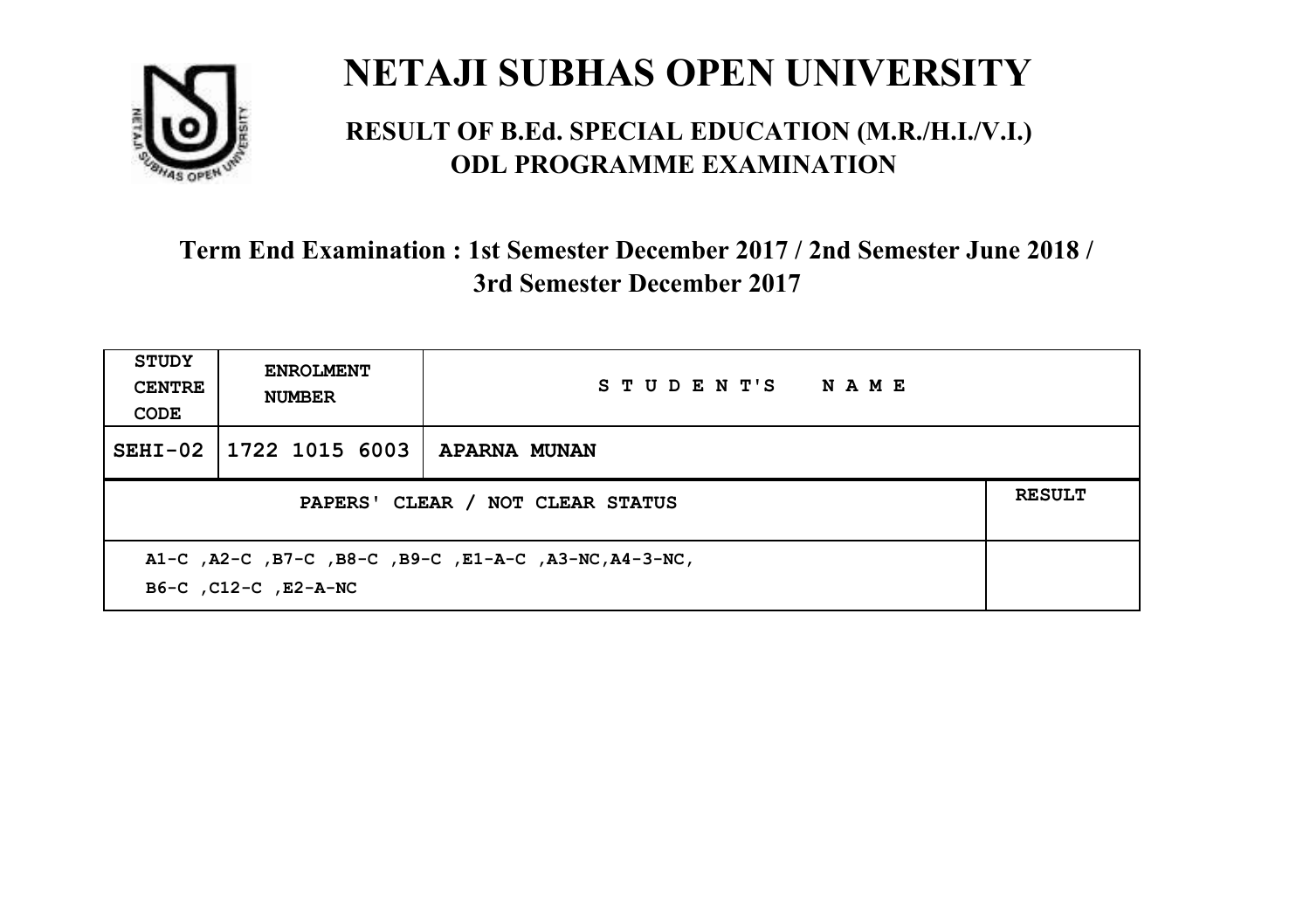# NETAJI SUBHAS OPEN UNIVERSITY

## RESULT OF B.Ed. SPECIAL EDUCATION (M.R./H.I./V.I.) ODL PROGRAMME EXAMINATION

### Term End Examination : 1st Semester December 2017 / 2nd Semester June 2018 / 3rd Semester December 2017

| STUDY CENTRE CODE | ENROLMENT NUMBER | STUDENT'S NAME | |
|---|---|---|---|
| SEHI-02 | 1722 1015 6003 | APARNA MUNAN | |
| PAPERS' CLEAR / NOT CLEAR STATUS | | | RESULT |
| A1-C ,A2-C ,B7-C ,B8-C ,B9-C ,E1-A-C ,A3-NC,A4-3-NC, B6-C ,C12-C ,E2-A-NC | | | |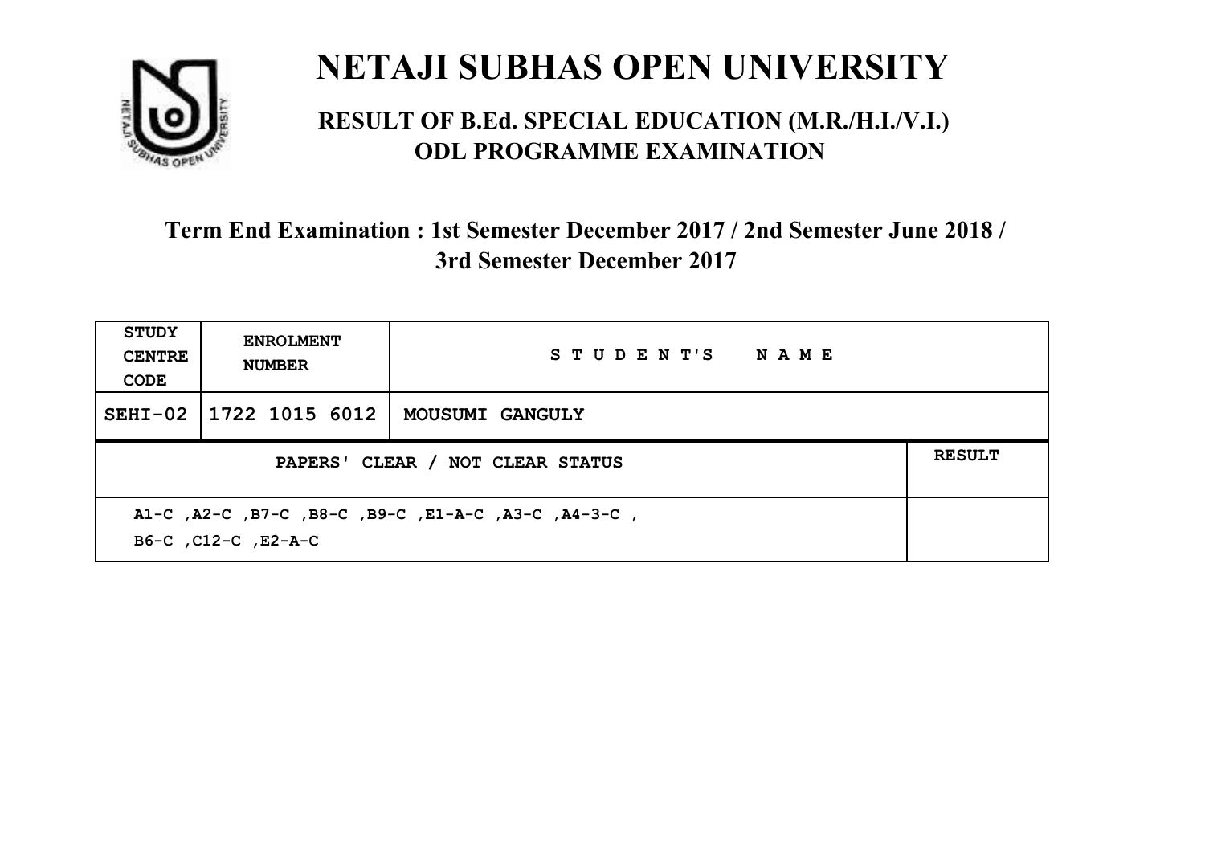# NETAJI SUBHAS OPEN UNIVERSITY

## RESULT OF B.Ed. SPECIAL EDUCATION (M.R./H.I./V.I.) ODL PROGRAMME EXAMINATION

### Term End Examination : 1st Semester December 2017 / 2nd Semester June 2018 / 3rd Semester December 2017

| STUDY CENTRE CODE | ENROLMENT NUMBER | STUDENT'S NAME | |
|---|---|---|---|
| SEHI-02 | 1722 1015 6012 | MOUSUMI GANGULY | |
| PAPERS' CLEAR / NOT CLEAR STATUS | | | RESULT |
| A1-C ,A2-C ,B7-C ,B8-C ,B9-C ,E1-A-C ,A3-C ,A4-3-C , B6-C ,C12-C ,E2-A-C | | | |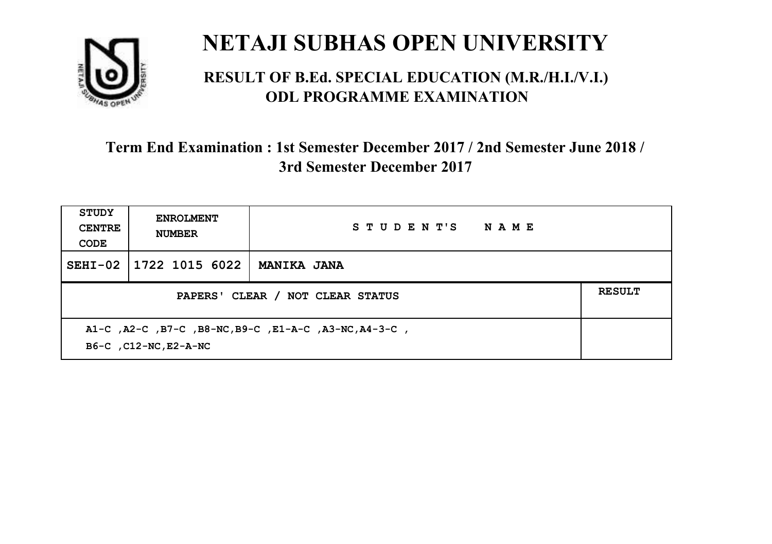# NETAJI SUBHAS OPEN UNIVERSITY

## RESULT OF B.Ed. SPECIAL EDUCATION (M.R./H.I./V.I.) ODL PROGRAMME EXAMINATION

### Term End Examination : 1st Semester December 2017 / 2nd Semester June 2018 / 3rd Semester December 2017

| STUDY CENTRE CODE | ENROLMENT NUMBER | STUDENT'S NAME | |
|---|---|---|---|
| SEHI-02 | 1722 1015 6022 | MANIKA JANA | |
| PAPERS' CLEAR / NOT CLEAR STATUS | | | RESULT |
| A1-C ,A2-C ,B7-C ,B8-NC,B9-C ,E1-A-C ,A3-NC,A4-3-C , B6-C ,C12-NC,E2-A-NC | | | |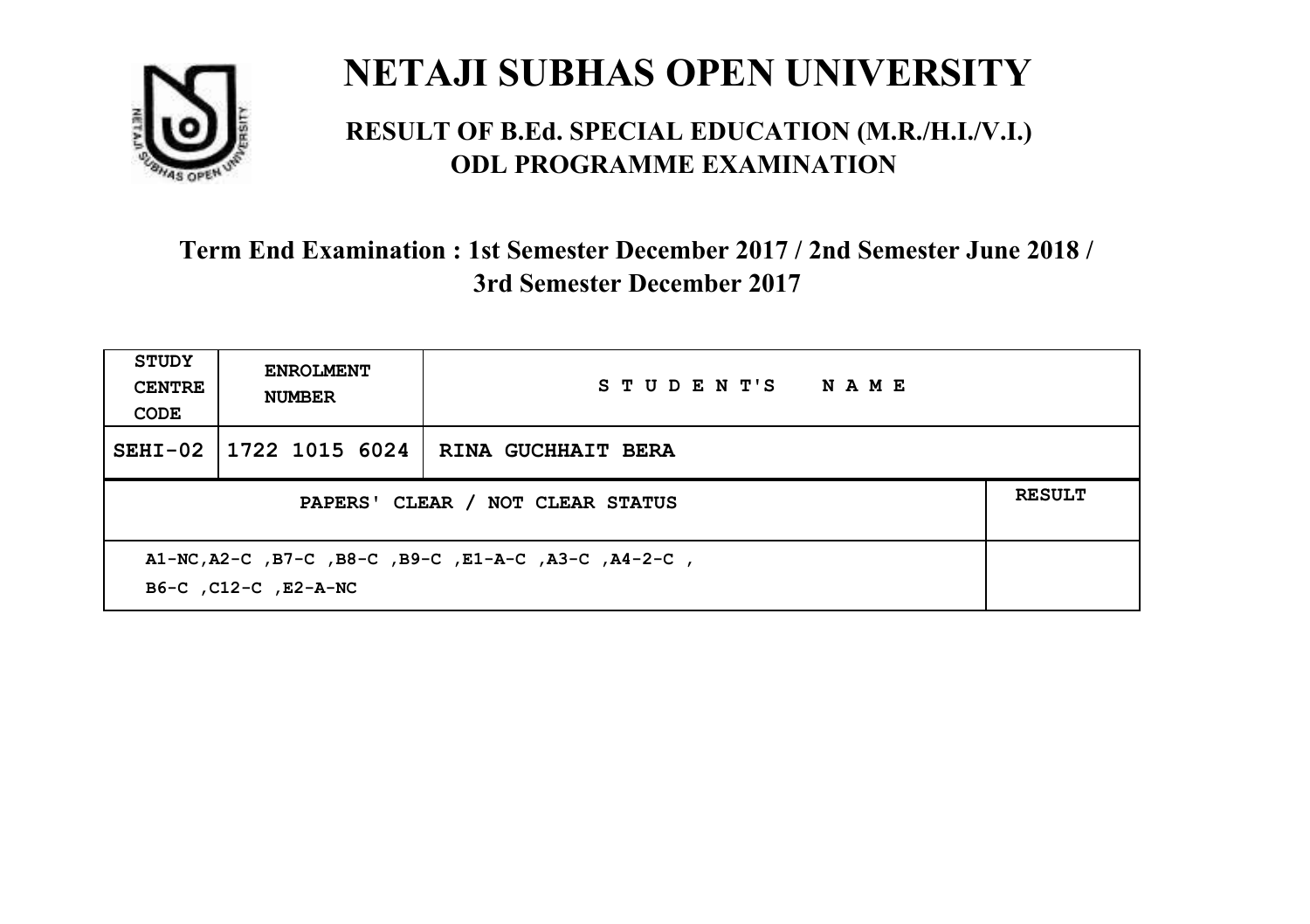# NETAJI SUBHAS OPEN UNIVERSITY

## RESULT OF B.Ed. SPECIAL EDUCATION (M.R./H.I./V.I.) ODL PROGRAMME EXAMINATION

### Term End Examination : 1st Semester December 2017 / 2nd Semester June 2018 / 3rd Semester December 2017

| STUDY CENTRE CODE | ENROLMENT NUMBER | STUDENT'S NAME | |
|---|---|---|---|
| SEHI-02 | 1722 1015 6024 | RINA GUCHHAIT BERA | |
| PAPERS' CLEAR / NOT CLEAR STATUS | | | RESULT |
| A1-NC,A2-C ,B7-C ,B8-C ,B9-C ,E1-A-C ,A3-C ,A4-2-C , B6-C ,C12-C ,E2-A-NC | | | |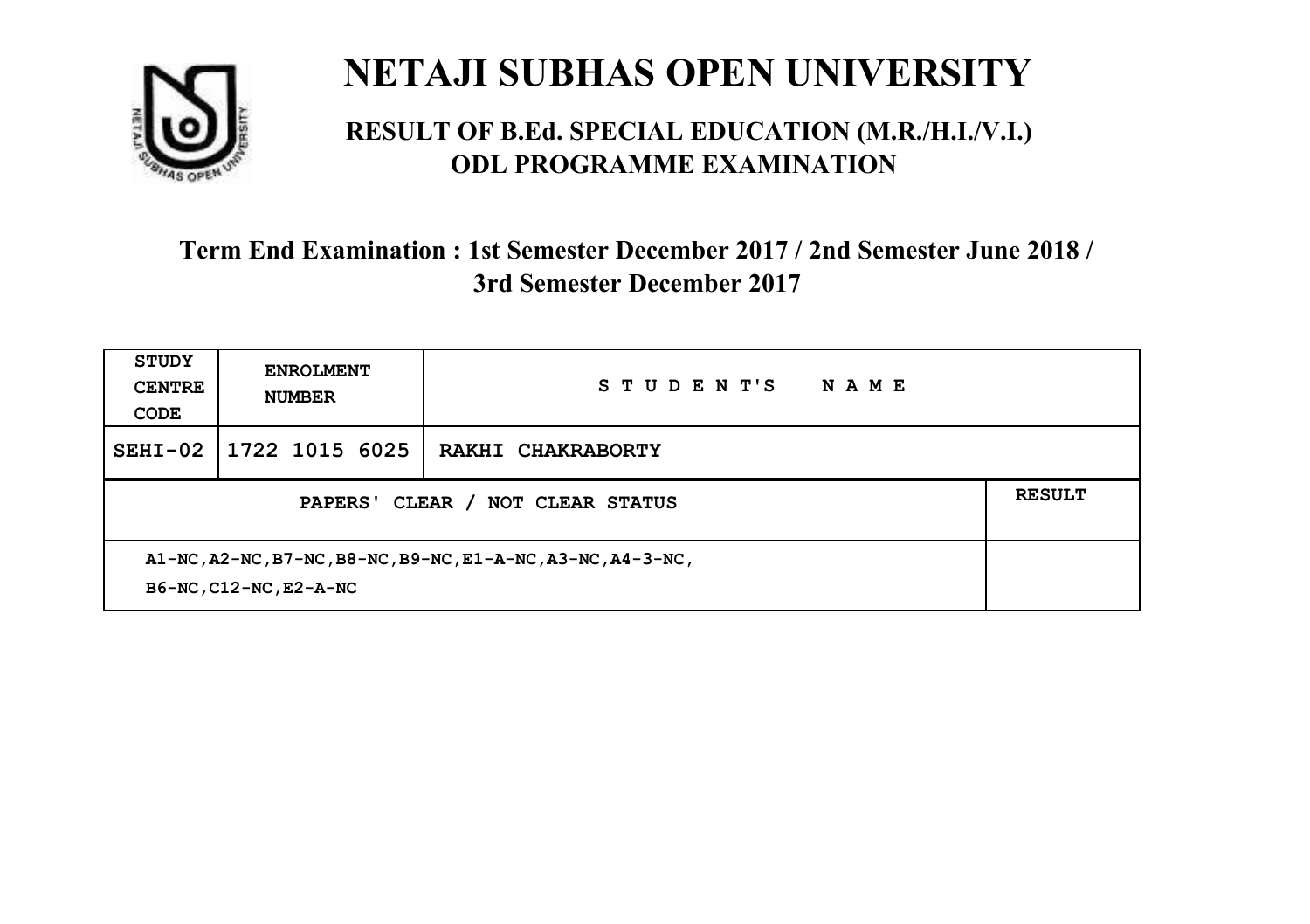# NETAJI SUBHAS OPEN UNIVERSITY

## RESULT OF B.Ed. SPECIAL EDUCATION (M.R./H.I./V.I.) ODL PROGRAMME EXAMINATION

### Term End Examination : 1st Semester December 2017 / 2nd Semester June 2018 / 3rd Semester December 2017

| STUDY CENTRE CODE | ENROLMENT NUMBER | STUDENT'S NAME | |
|---|---|---|---|
| SEHI-02 | 1722 1015 6025 | RAKHI CHAKRABORTY | |
| PAPERS' CLEAR / NOT CLEAR STATUS | | | RESULT |
| A1-NC,A2-NC,B7-NC,B8-NC,B9-NC,E1-A-NC,A3-NC,A4-3-NC, B6-NC,C12-NC,E2-A-NC | | | |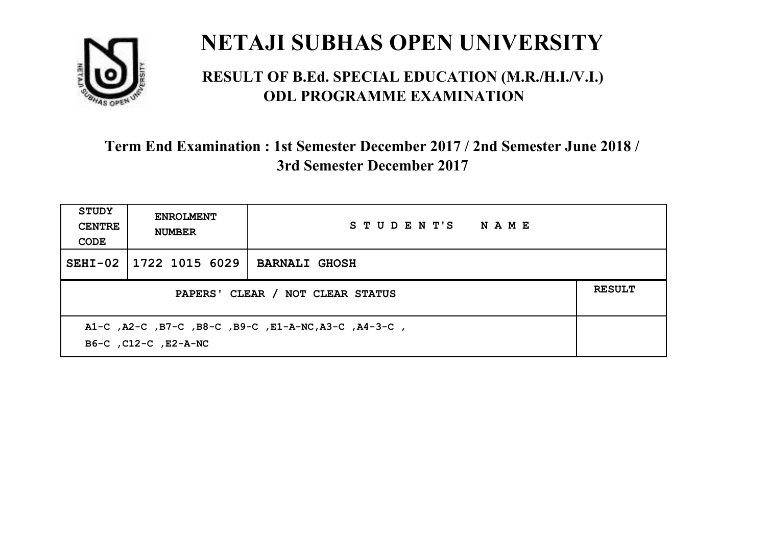# NETAJI SUBHAS OPEN UNIVERSITY

## RESULT OF B.Ed. SPECIAL EDUCATION (M.R./H.I./V.I.) ODL PROGRAMME EXAMINATION

### Term End Examination : 1st Semester December 2017 / 2nd Semester June 2018 / 3rd Semester December 2017

| STUDY CENTRE CODE | ENROLMENT NUMBER | STUDENT'S NAME | |
|---|---|---|---|
| SEHI-02 | 1722 1015 6029 | BARNALI GHOSH | |
| PAPERS' CLEAR / NOT CLEAR STATUS | | | RESULT |
| A1-C ,A2-C ,B7-C ,B8-C ,B9-C ,E1-A-NC,A3-C ,A4-3-C , B6-C ,C12-C ,E2-A-NC | | | |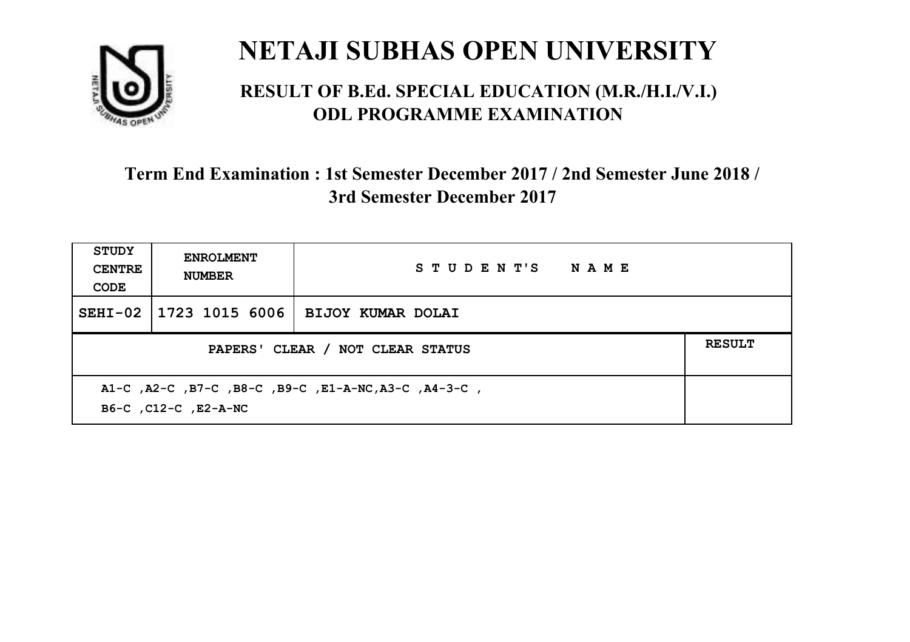# NETAJI SUBHAS OPEN UNIVERSITY

## RESULT OF B.Ed. SPECIAL EDUCATION (M.R./H.I./V.I.) ODL PROGRAMME EXAMINATION

### Term End Examination : 1st Semester December 2017 / 2nd Semester June 2018 / 3rd Semester December 2017

| STUDY CENTRE CODE | ENROLMENT NUMBER | STUDENT'S NAME | |
|---|---|---|---|
| SEHI-02 | 1723 1015 6006 | BIJOY KUMAR DOLAI | |
| PAPERS' CLEAR / NOT CLEAR STATUS | | | RESULT |
| A1-C ,A2-C ,B7-C ,B8-C ,B9-C ,E1-A-NC,A3-C ,A4-3-C , B6-C ,C12-C ,E2-A-NC | | | |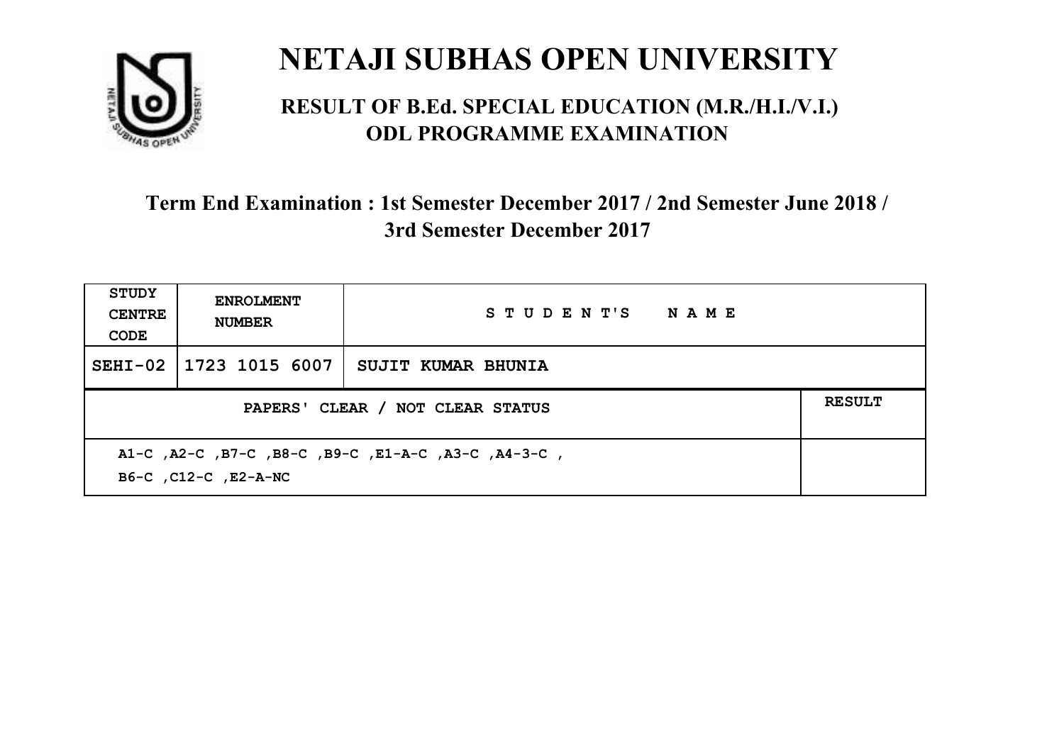# NETAJI SUBHAS OPEN UNIVERSITY

## RESULT OF B.Ed. SPECIAL EDUCATION (M.R./H.I./V.I.) ODL PROGRAMME EXAMINATION

### Term End Examination : 1st Semester December 2017 / 2nd Semester June 2018 / 3rd Semester December 2017

| STUDY CENTRE CODE | ENROLMENT NUMBER | STUDENT'S NAME | |
|---|---|---|---|
| SEHI-02 | 1723 1015 6007 | SUJIT KUMAR BHUNIA | |
| PAPERS' CLEAR / NOT CLEAR STATUS | | | RESULT |
| A1-C ,A2-C ,B7-C ,B8-C ,B9-C ,E1-A-C ,A3-C ,A4-3-C , B6-C ,C12-C ,E2-A-NC | | | |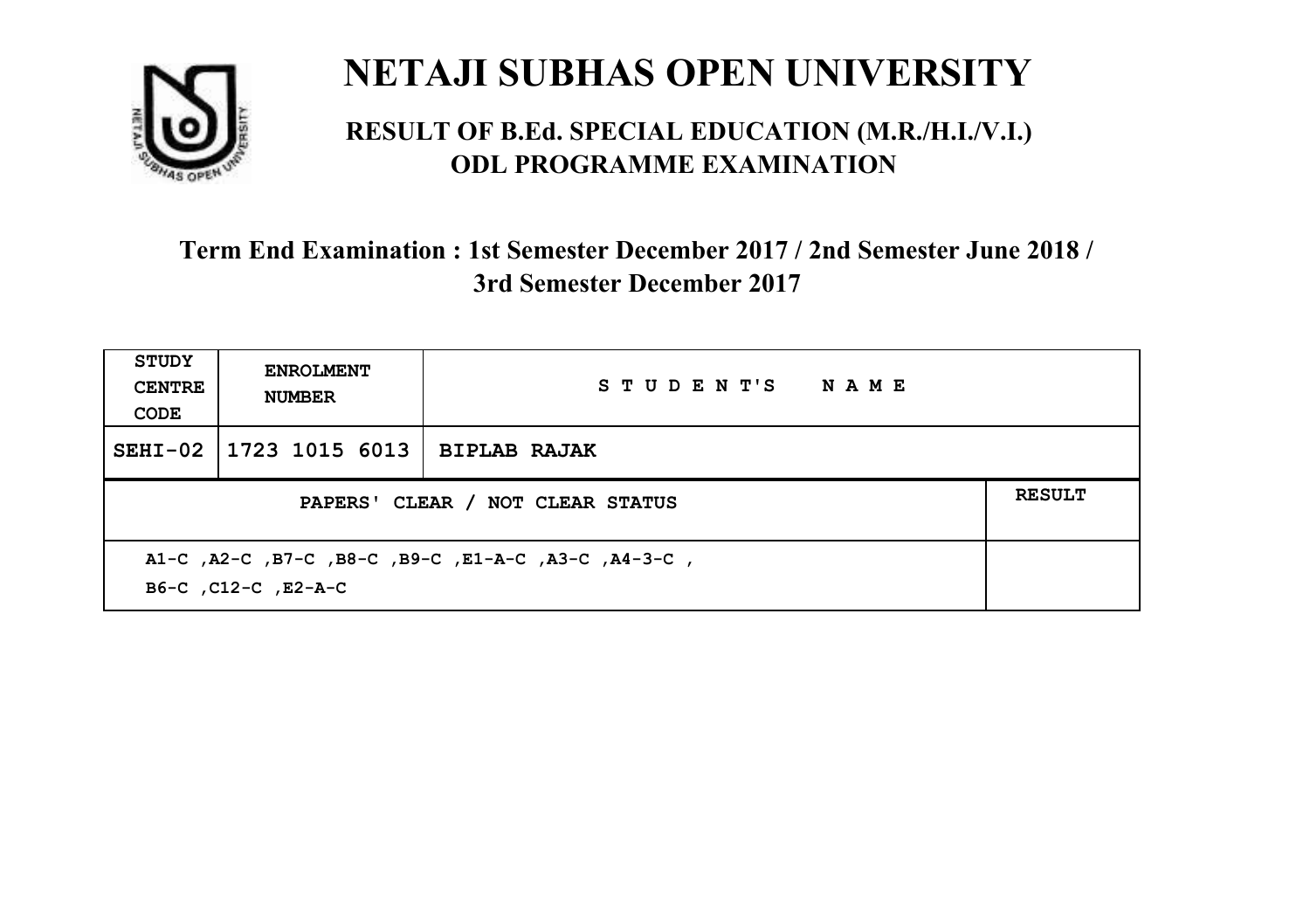# NETAJI SUBHAS OPEN UNIVERSITY

## RESULT OF B.Ed. SPECIAL EDUCATION (M.R./H.I./V.I.) ODL PROGRAMME EXAMINATION

### Term End Examination : 1st Semester December 2017 / 2nd Semester June 2018 / 3rd Semester December 2017

| STUDY CENTRE CODE | ENROLMENT NUMBER | STUDENT'S NAME | |
|---|---|---|---|
| SEHI-02 | 1723 1015 6013 | BIPLAB RAJAK | |
| PAPERS' CLEAR / NOT CLEAR STATUS | | | RESULT |
| A1-C ,A2-C ,B7-C ,B8-C ,B9-C ,E1-A-C ,A3-C ,A4-3-C , B6-C ,C12-C ,E2-A-C | | | |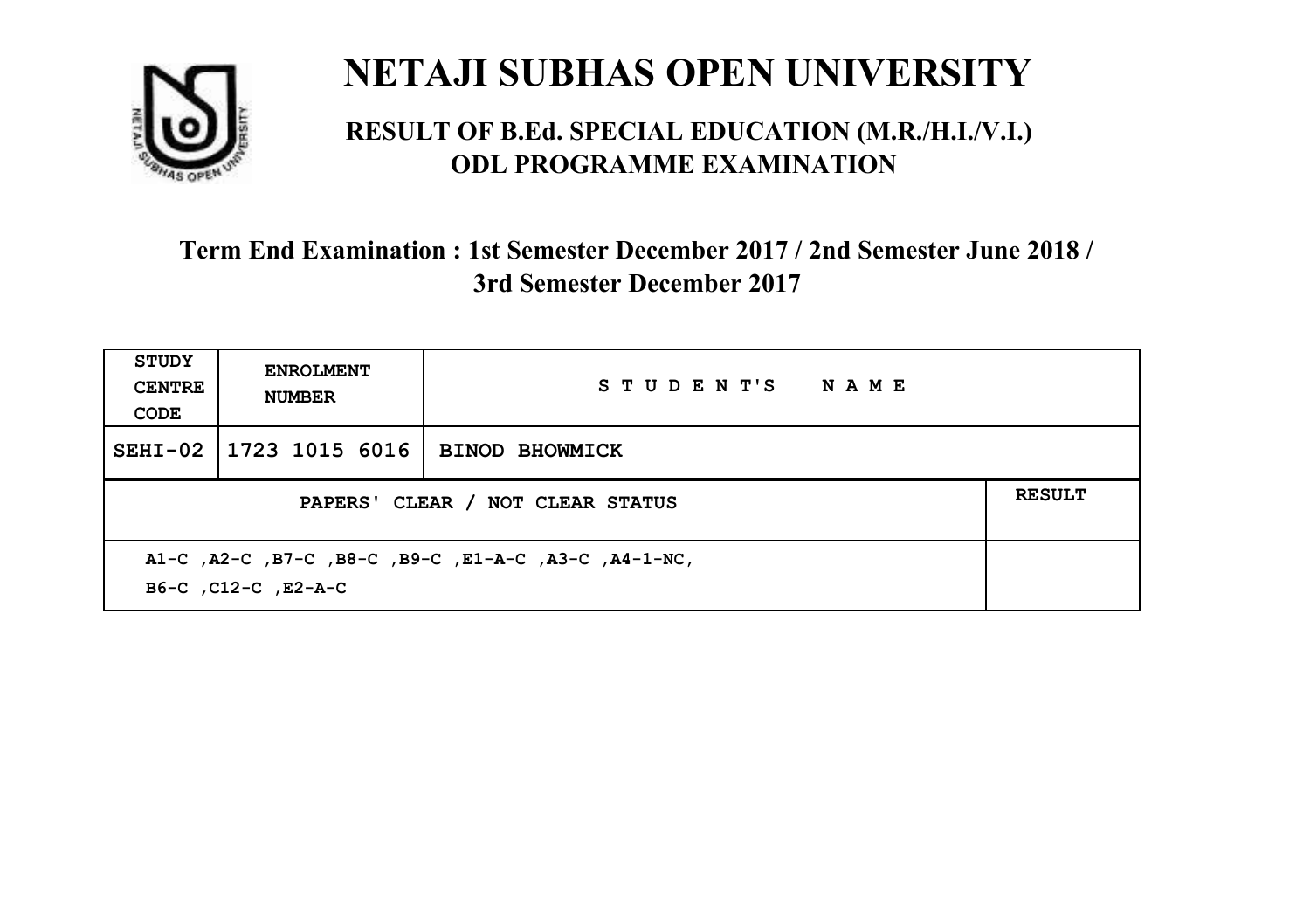# NETAJI SUBHAS OPEN UNIVERSITY

## RESULT OF B.Ed. SPECIAL EDUCATION (M.R./H.I./V.I.) ODL PROGRAMME EXAMINATION

### Term End Examination : 1st Semester December 2017 / 2nd Semester June 2018 / 3rd Semester December 2017

| STUDY CENTRE CODE | ENROLMENT NUMBER | STUDENT'S NAME | |
|---|---|---|---|
| SEHI-02 | 1723 1015 6016 | BINOD BHOWMICK | |
| PAPERS' CLEAR / NOT CLEAR STATUS | | | RESULT |
| A1-C ,A2-C ,B7-C ,B8-C ,B9-C ,E1-A-C ,A3-C ,A4-1-NC, B6-C ,C12-C ,E2-A-C | | | |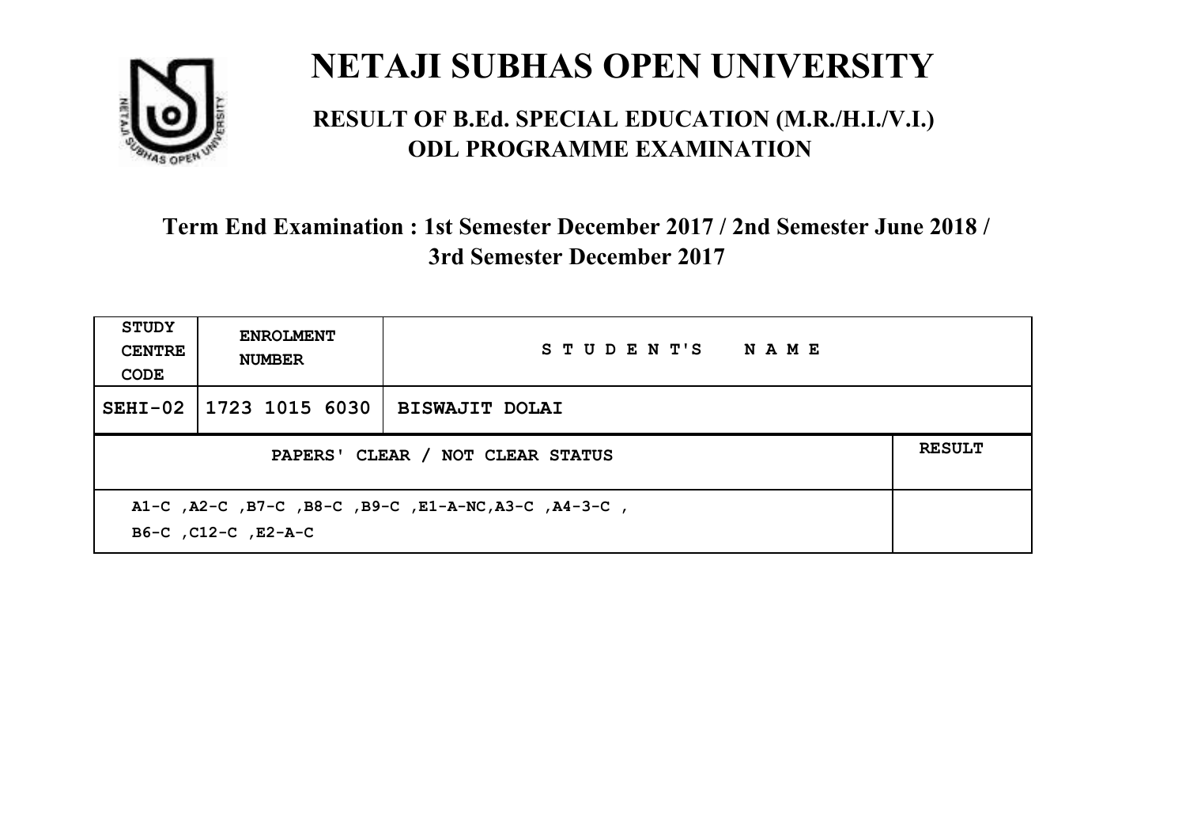# NETAJI SUBHAS OPEN UNIVERSITY

## RESULT OF B.Ed. SPECIAL EDUCATION (M.R./H.I./V.I.) ODL PROGRAMME EXAMINATION

### Term End Examination : 1st Semester December 2017 / 2nd Semester June 2018 / 3rd Semester December 2017

| STUDY CENTRE CODE | ENROLMENT NUMBER | STUDENT'S NAME | |
|---|---|---|---|
| SEHI-02 | 1723 1015 6030 | BISWAJIT DOLAI | |
| PAPERS' CLEAR / NOT CLEAR STATUS | | | RESULT |
| A1-C ,A2-C ,B7-C ,B8-C ,B9-C ,E1-A-NC,A3-C ,A4-3-C , B6-C ,C12-C ,E2-A-C | | | |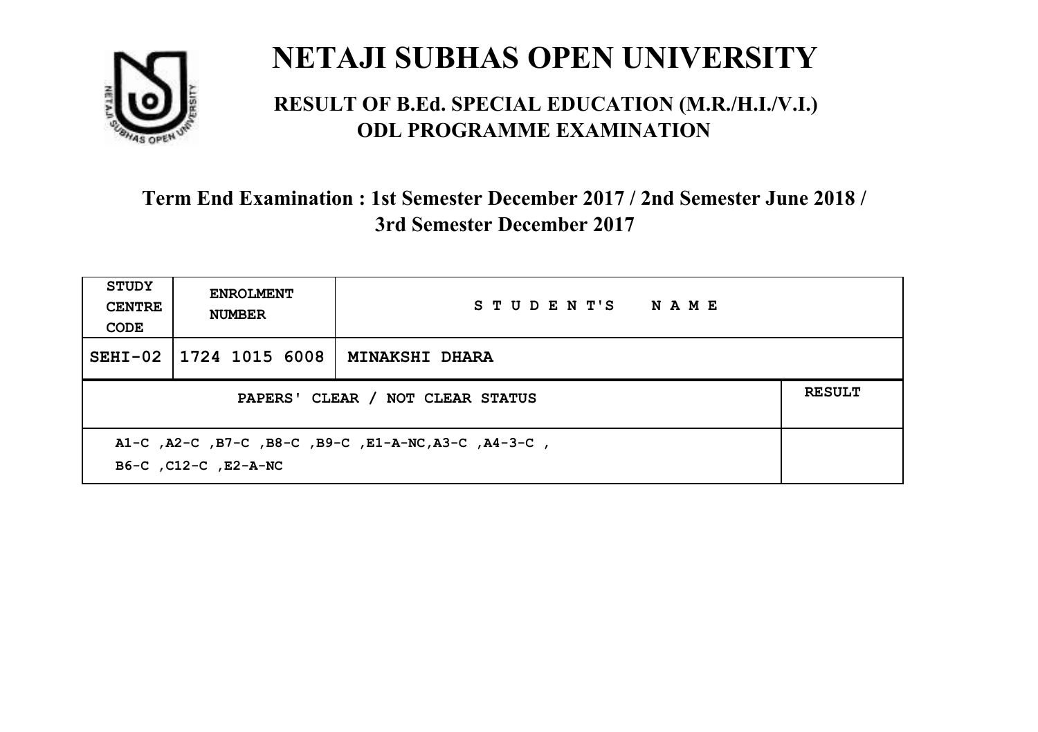# NETAJI SUBHAS OPEN UNIVERSITY

## RESULT OF B.Ed. SPECIAL EDUCATION (M.R./H.I./V.I.) ODL PROGRAMME EXAMINATION

### Term End Examination : 1st Semester December 2017 / 2nd Semester June 2018 / 3rd Semester December 2017

| STUDY CENTRE CODE | ENROLMENT NUMBER | STUDENT'S NAME | |
|---|---|---|---|
| SEHI-02 | 1724 1015 6008 | MINAKSHI DHARA | |
| PAPERS' CLEAR / NOT CLEAR STATUS | | | RESULT |
| A1-C ,A2-C ,B7-C ,B8-C ,B9-C ,E1-A-NC,A3-C ,A4-3-C , B6-C ,C12-C ,E2-A-NC | | | |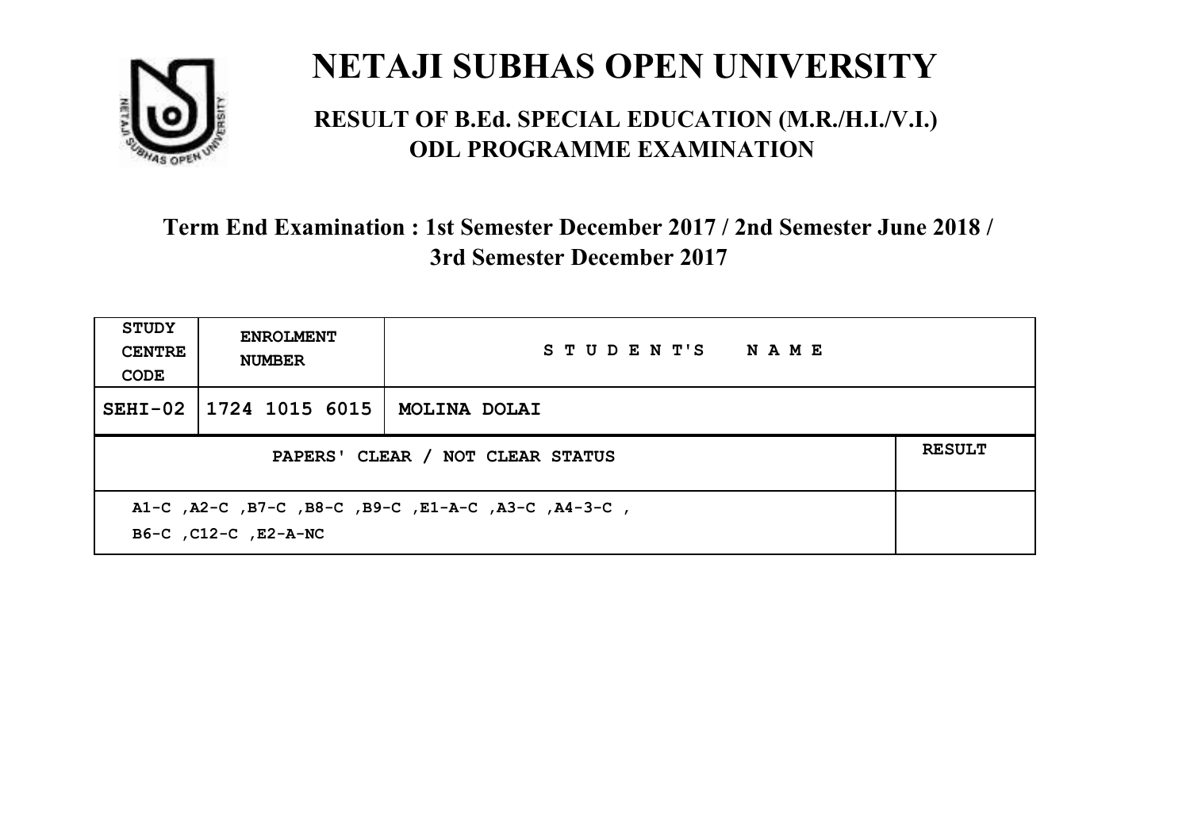# NETAJI SUBHAS OPEN UNIVERSITY

## RESULT OF B.Ed. SPECIAL EDUCATION (M.R./H.I./V.I.) ODL PROGRAMME EXAMINATION

### Term End Examination : 1st Semester December 2017 / 2nd Semester June 2018 / 3rd Semester December 2017

| STUDY CENTRE CODE | ENROLMENT NUMBER | STUDENT'S NAME | |
|---|---|---|---|
| SEHI-02 | 1724 1015 6015 | MOLINA DOLAI | |
| PAPERS' CLEAR / NOT CLEAR STATUS | | | RESULT |
| A1-C ,A2-C ,B7-C ,B8-C ,B9-C ,E1-A-C ,A3-C ,A4-3-C , B6-C ,C12-C ,E2-A-NC | | | |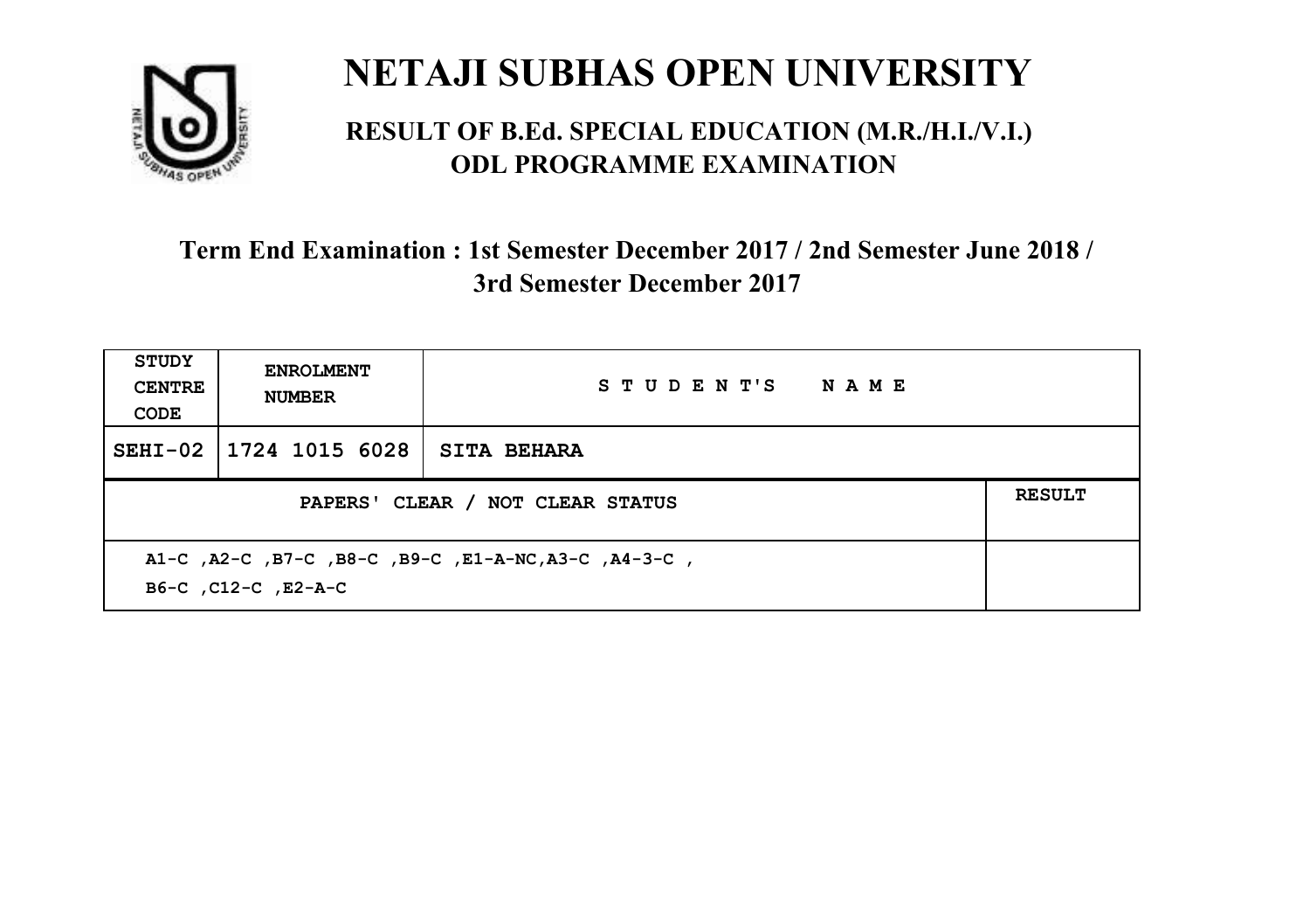# NETAJI SUBHAS OPEN UNIVERSITY

## RESULT OF B.Ed. SPECIAL EDUCATION (M.R./H.I./V.I.) ODL PROGRAMME EXAMINATION

### Term End Examination : 1st Semester December 2017 / 2nd Semester June 2018 / 3rd Semester December 2017

| STUDY CENTRE CODE | ENROLMENT NUMBER | STUDENT'S NAME | |
|---|---|---|---|
| SEHI-02 | 1724 1015 6028 | SITA BEHARA | |
| PAPERS' CLEAR / NOT CLEAR STATUS | | | RESULT |
| A1-C ,A2-C ,B7-C ,B8-C ,B9-C ,E1-A-NC,A3-C ,A4-3-C ,<br>B6-C ,C12-C ,E2-A-C | | | |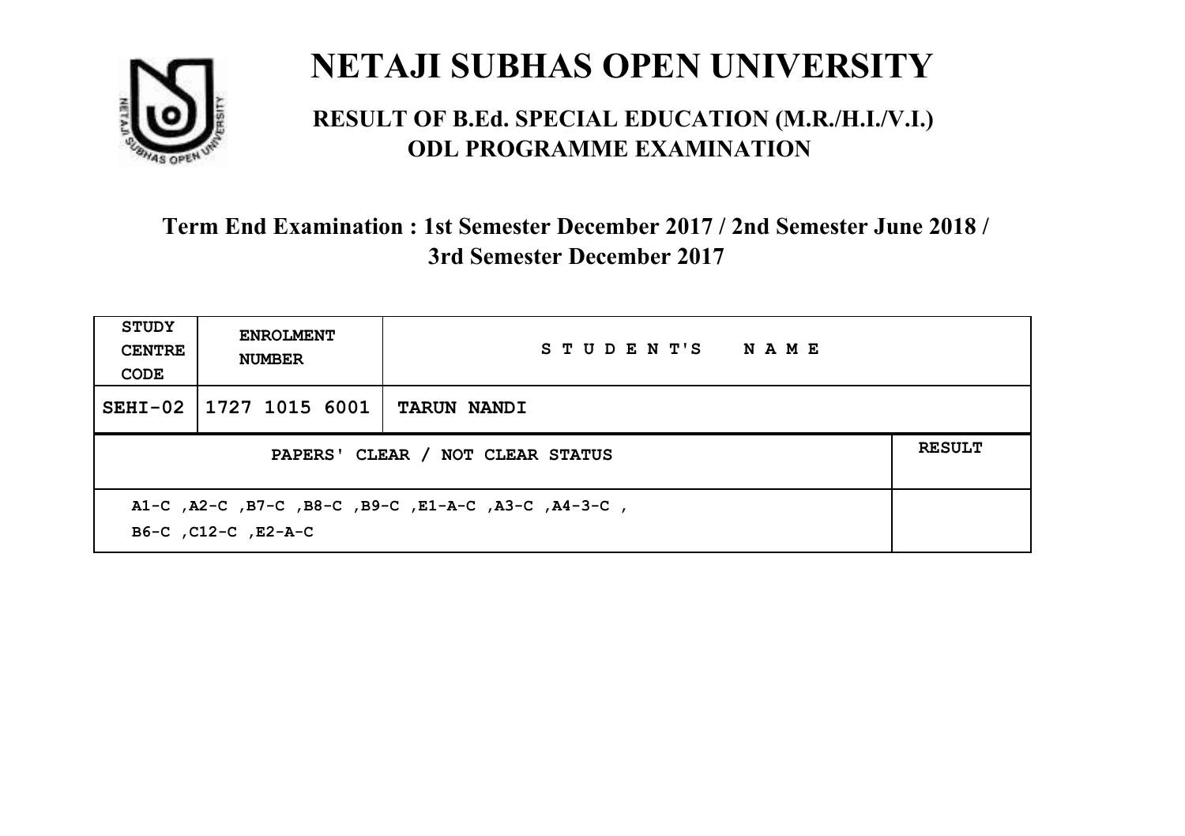# NETAJI SUBHAS OPEN UNIVERSITY

## RESULT OF B.Ed. SPECIAL EDUCATION (M.R./H.I./V.I.) ODL PROGRAMME EXAMINATION

### Term End Examination : 1st Semester December 2017 / 2nd Semester June 2018 / 3rd Semester December 2017

| STUDY CENTRE CODE | ENROLMENT NUMBER | STUDENT'S NAME |
|---|---|---|
| SEHI-02 | 1727 1015 6001 | TARUN NANDI |

| PAPERS' CLEAR / NOT CLEAR STATUS | RESULT |
|---|---|
| A1-C ,A2-C ,B7-C ,B8-C ,B9-C ,E1-A-C ,A3-C ,A4-3-C , B6-C ,C12-C ,E2-A-C | |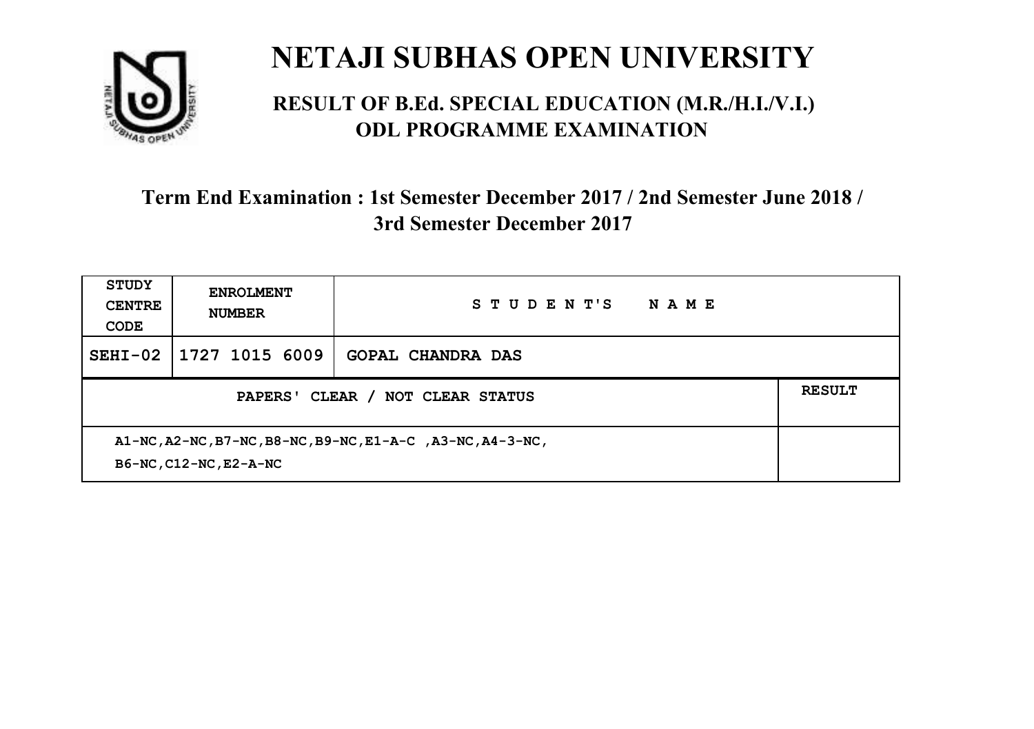# NETAJI SUBHAS OPEN UNIVERSITY

## RESULT OF B.Ed. SPECIAL EDUCATION (M.R./H.I./V.I.) ODL PROGRAMME EXAMINATION

### Term End Examination : 1st Semester December 2017 / 2nd Semester June 2018 / 3rd Semester December 2017

| STUDY CENTRE CODE | ENROLMENT NUMBER | STUDENT'S NAME | |
|---|---|---|---|
| SEHI-02 | 1727 1015 6009 | GOPAL CHANDRA DAS | |
| PAPERS' CLEAR / NOT CLEAR STATUS | | | RESULT |
| A1-NC,A2-NC,B7-NC,B8-NC,B9-NC,E1-A-C ,A3-NC,A4-3-NC, B6-NC,C12-NC,E2-A-NC | | | |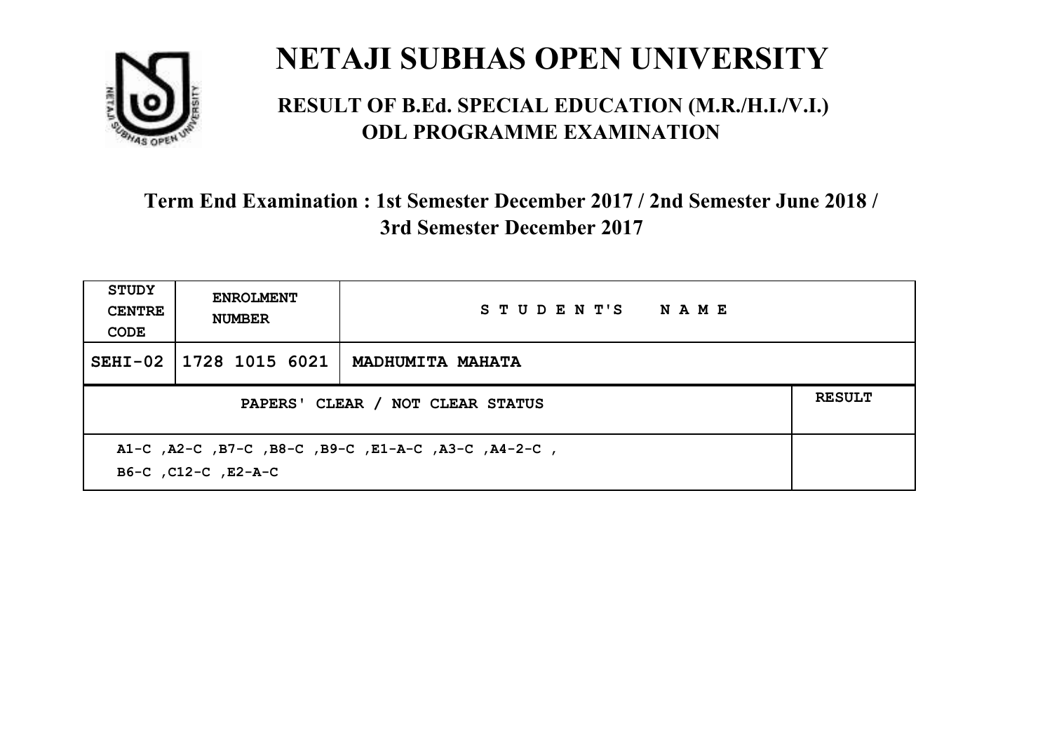# NETAJI SUBHAS OPEN UNIVERSITY

## RESULT OF B.Ed. SPECIAL EDUCATION (M.R./H.I./V.I.) ODL PROGRAMME EXAMINATION

### Term End Examination : 1st Semester December 2017 / 2nd Semester June 2018 / 3rd Semester December 2017

| STUDY CENTRE CODE | ENROLMENT NUMBER | STUDENT'S NAME | |
|---|---|---|---|
| SEHI-02 | 1728 1015 6021 | MADHUMITA MAHATA | |
| PAPERS' CLEAR / NOT CLEAR STATUS | | | RESULT |
| A1-C ,A2-C ,B7-C ,B8-C ,B9-C ,E1-A-C ,A3-C ,A4-2-C , B6-C ,C12-C ,E2-A-C | | | |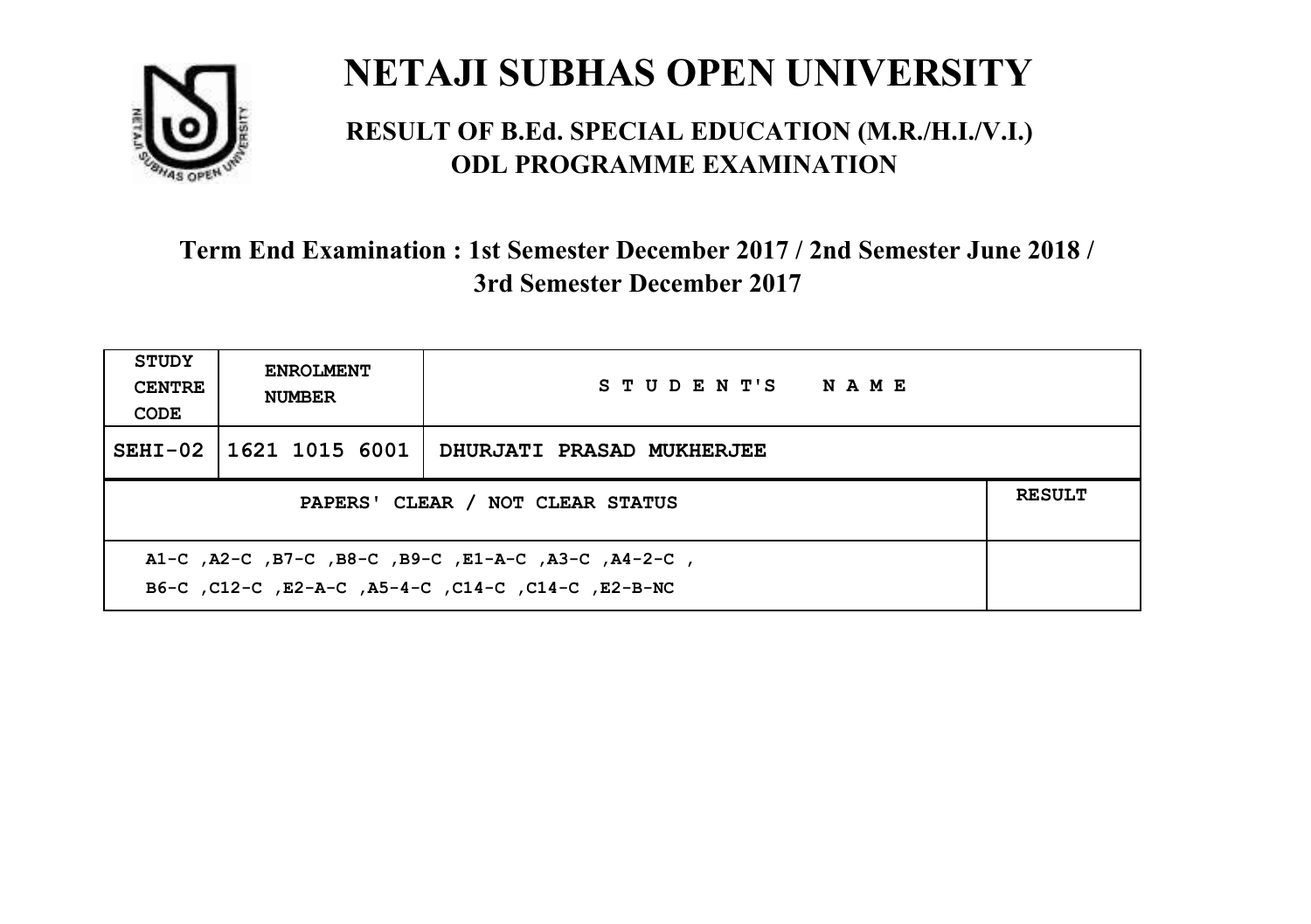# NETAJI SUBHAS OPEN UNIVERSITY

## RESULT OF B.Ed. SPECIAL EDUCATION (M.R./H.I./V.I.) ODL PROGRAMME EXAMINATION

### Term End Examination : 1st Semester December 2017 / 2nd Semester June 2018 / 3rd Semester December 2017

| STUDY CENTRE CODE | ENROLMENT NUMBER | STUDENT'S NAME | |
|---|---|---|---|
| SEHI-02 | 1621 1015 6001 | DHURJATI PRASAD MUKHERJEE | |
| PAPERS' CLEAR / NOT CLEAR STATUS | | | RESULT |
| A1-C ,A2-C ,B7-C ,B8-C ,B9-C ,E1-A-C ,A3-C ,A4-2-C , B6-C ,C12-C ,E2-A-C ,A5-4-C ,C14-C ,C14-C ,E2-B-NC | | | |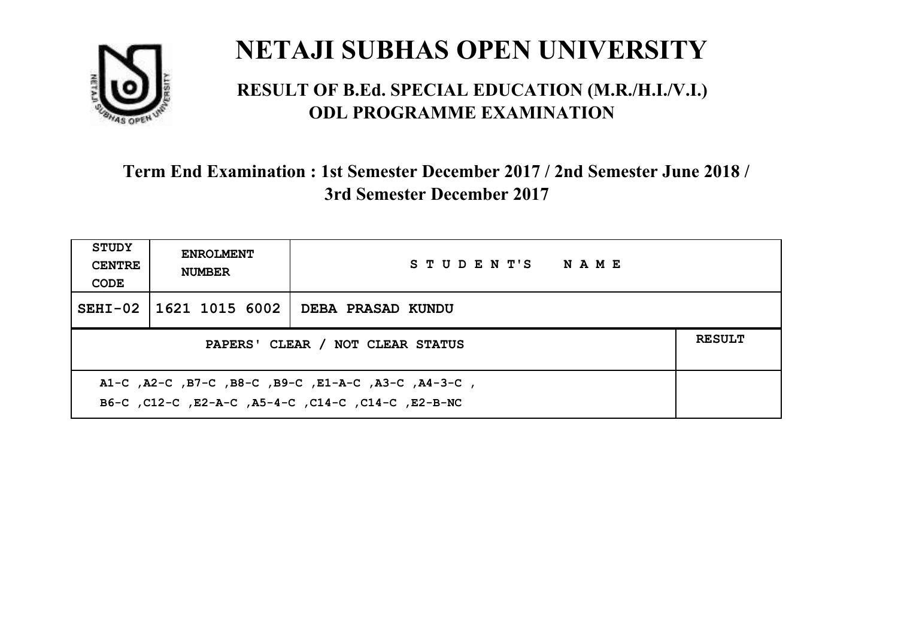# NETAJI SUBHAS OPEN UNIVERSITY

## RESULT OF B.Ed. SPECIAL EDUCATION (M.R./H.I./V.I.) ODL PROGRAMME EXAMINATION

### Term End Examination : 1st Semester December 2017 / 2nd Semester June 2018 / 3rd Semester December 2017

| STUDY CENTRE CODE | ENROLMENT NUMBER | STUDENT'S NAME | |
|---|---|---|---|
| SEHI-02 | 1621 1015 6002 | DEBA PRASAD KUNDU | |
| PAPERS' CLEAR / NOT CLEAR STATUS | | | RESULT |
| A1-C ,A2-C ,B7-C ,B8-C ,B9-C ,E1-A-C ,A3-C ,A4-3-C , B6-C ,C12-C ,E2-A-C ,A5-4-C ,C14-C ,C14-C ,E2-B-NC | | | |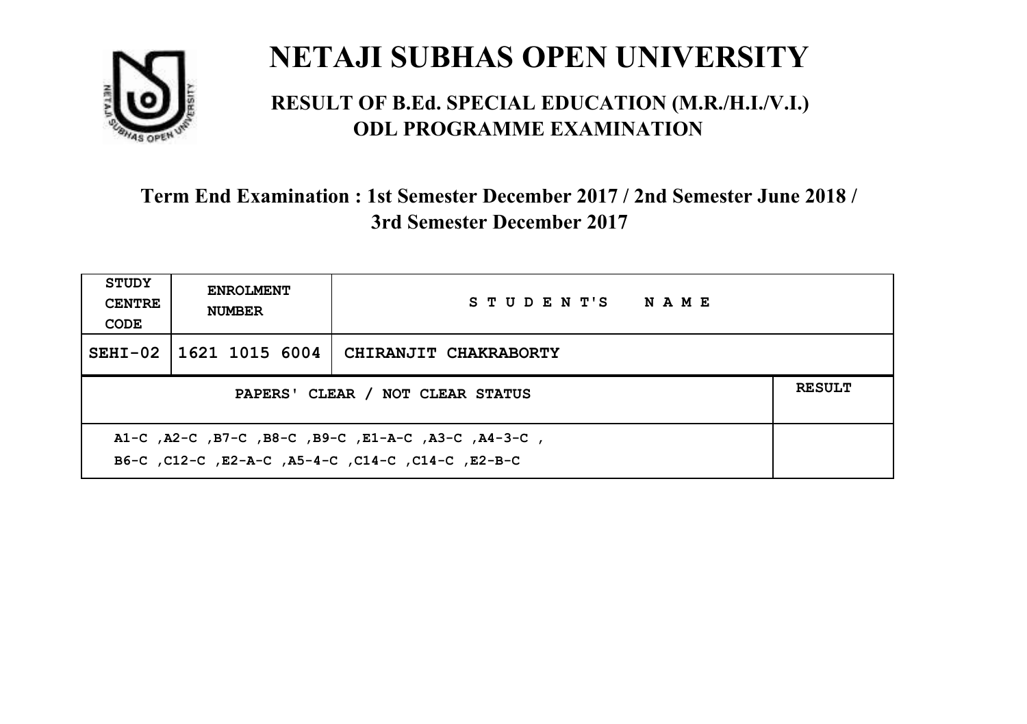# NETAJI SUBHAS OPEN UNIVERSITY

## RESULT OF B.Ed. SPECIAL EDUCATION (M.R./H.I./V.I.) ODL PROGRAMME EXAMINATION

### Term End Examination : 1st Semester December 2017 / 2nd Semester June 2018 / 3rd Semester December 2017

| STUDY CENTRE CODE | ENROLMENT NUMBER | STUDENT'S NAME | |
|---|---|---|---|
| SEHI-02 | 1621 1015 6004 | CHIRANJIT CHAKRABORTY | |
| PAPERS' CLEAR / NOT CLEAR STATUS | | | RESULT |
| A1-C ,A2-C ,B7-C ,B8-C ,B9-C ,E1-A-C ,A3-C ,A4-3-C , B6-C ,C12-C ,E2-A-C ,A5-4-C ,C14-C ,C14-C ,E2-B-C | | | |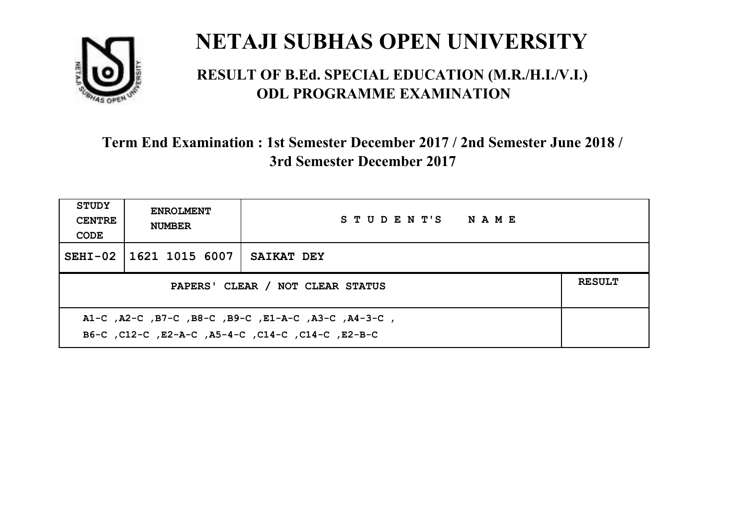# NETAJI SUBHAS OPEN UNIVERSITY

## RESULT OF B.Ed. SPECIAL EDUCATION (M.R./H.I./V.I.) ODL PROGRAMME EXAMINATION

### Term End Examination : 1st Semester December 2017 / 2nd Semester June 2018 / 3rd Semester December 2017

| STUDY CENTRE CODE | ENROLMENT NUMBER | STUDENT'S NAME | |
|---|---|---|---|
| SEHI-02 | 1621 1015 6007 | SAIKAT DEY | |
| PAPERS' CLEAR / NOT CLEAR STATUS | | | RESULT |
| A1-C ,A2-C ,B7-C ,B8-C ,B9-C ,E1-A-C ,A3-C ,A4-3-C , B6-C ,C12-C ,E2-A-C ,A5-4-C ,C14-C ,C14-C ,E2-B-C | | | |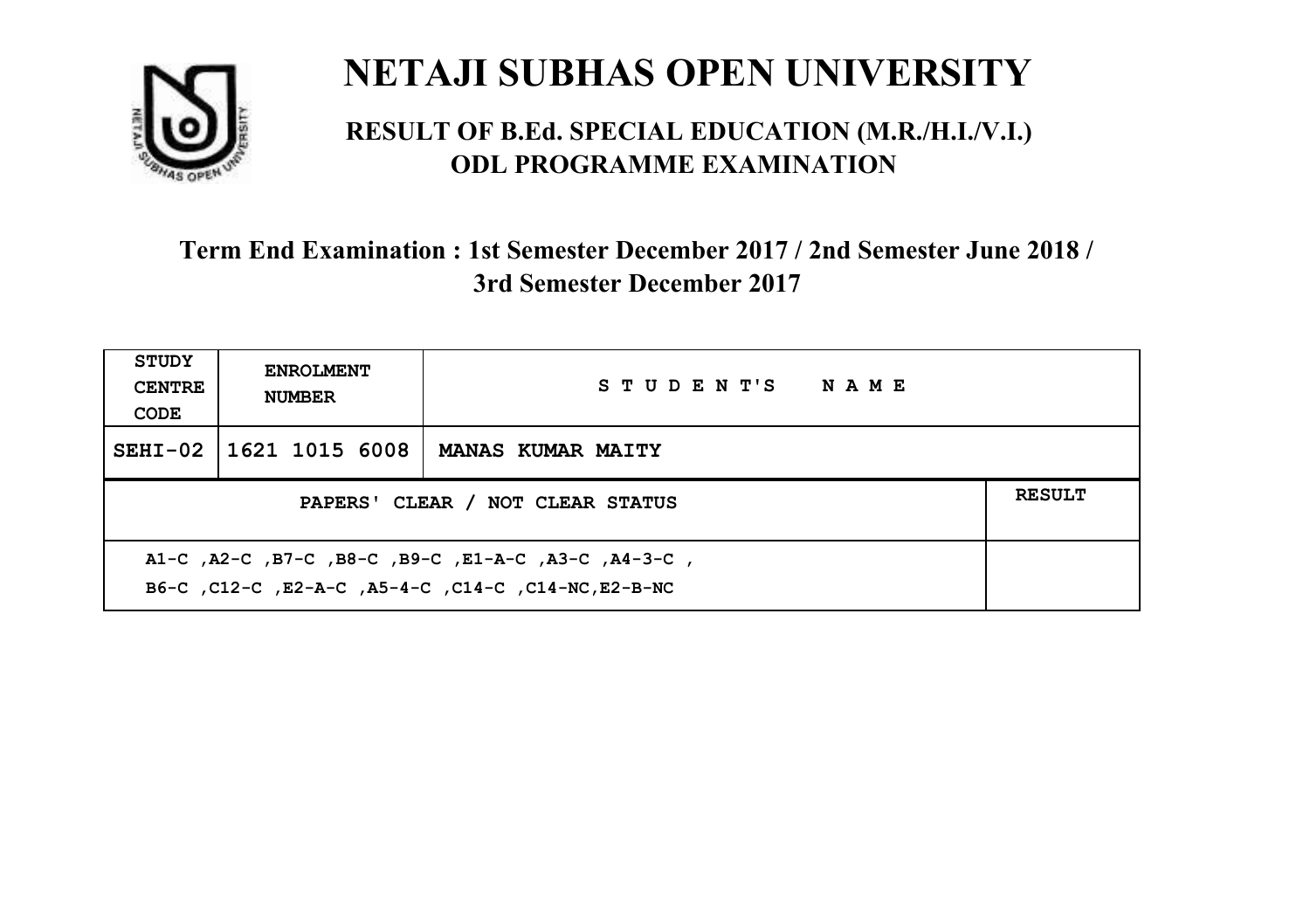# NETAJI SUBHAS OPEN UNIVERSITY

## RESULT OF B.Ed. SPECIAL EDUCATION (M.R./H.I./V.I.) ODL PROGRAMME EXAMINATION

### Term End Examination : 1st Semester December 2017 / 2nd Semester June 2018 / 3rd Semester December 2017

| STUDY CENTRE CODE | ENROLMENT NUMBER | STUDENT'S NAME | |
|---|---|---|---|
| SEHI-02 | 1621 1015 6008 | MANAS KUMAR MAITY | |
| PAPERS' CLEAR / NOT CLEAR STATUS | | | RESULT |
| A1-C ,A2-C ,B7-C ,B8-C ,B9-C ,E1-A-C ,A3-C ,A4-3-C , B6-C ,C12-C ,E2-A-C ,A5-4-C ,C14-C ,C14-NC,E2-B-NC | | | |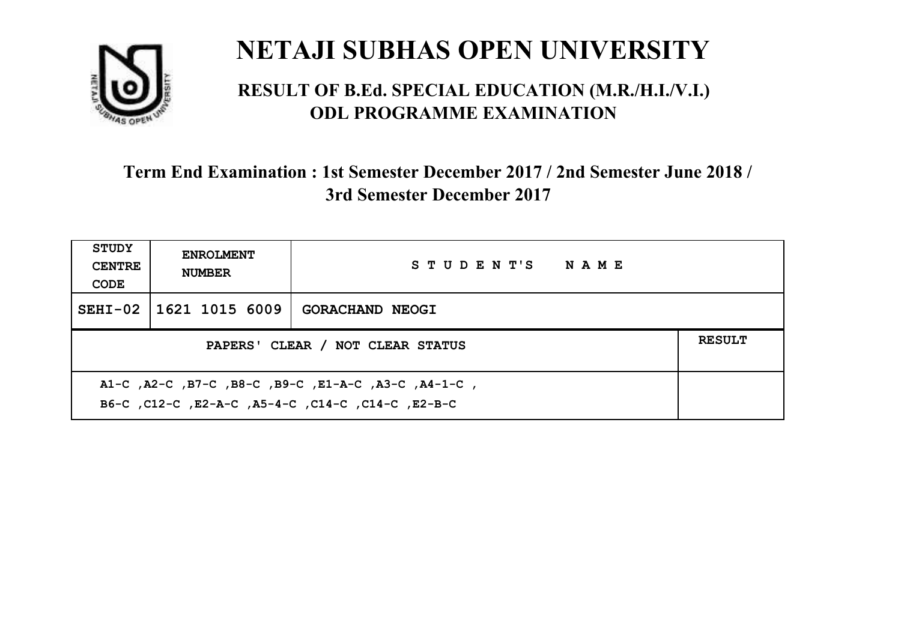# NETAJI SUBHAS OPEN UNIVERSITY

## RESULT OF B.Ed. SPECIAL EDUCATION (M.R./H.I./V.I.) ODL PROGRAMME EXAMINATION

### Term End Examination : 1st Semester December 2017 / 2nd Semester June 2018 / 3rd Semester December 2017

| STUDY CENTRE CODE | ENROLMENT NUMBER | STUDENT'S NAME | |
|---|---|---|---|
| SEHI-02 | 1621 1015 6009 | GORACHAND NEOGI | |
| PAPERS' CLEAR / NOT CLEAR STATUS | | | RESULT |
| A1-C ,A2-C ,B7-C ,B8-C ,B9-C ,E1-A-C ,A3-C ,A4-1-C , B6-C ,C12-C ,E2-A-C ,A5-4-C ,C14-C ,C14-C ,E2-B-C | | | |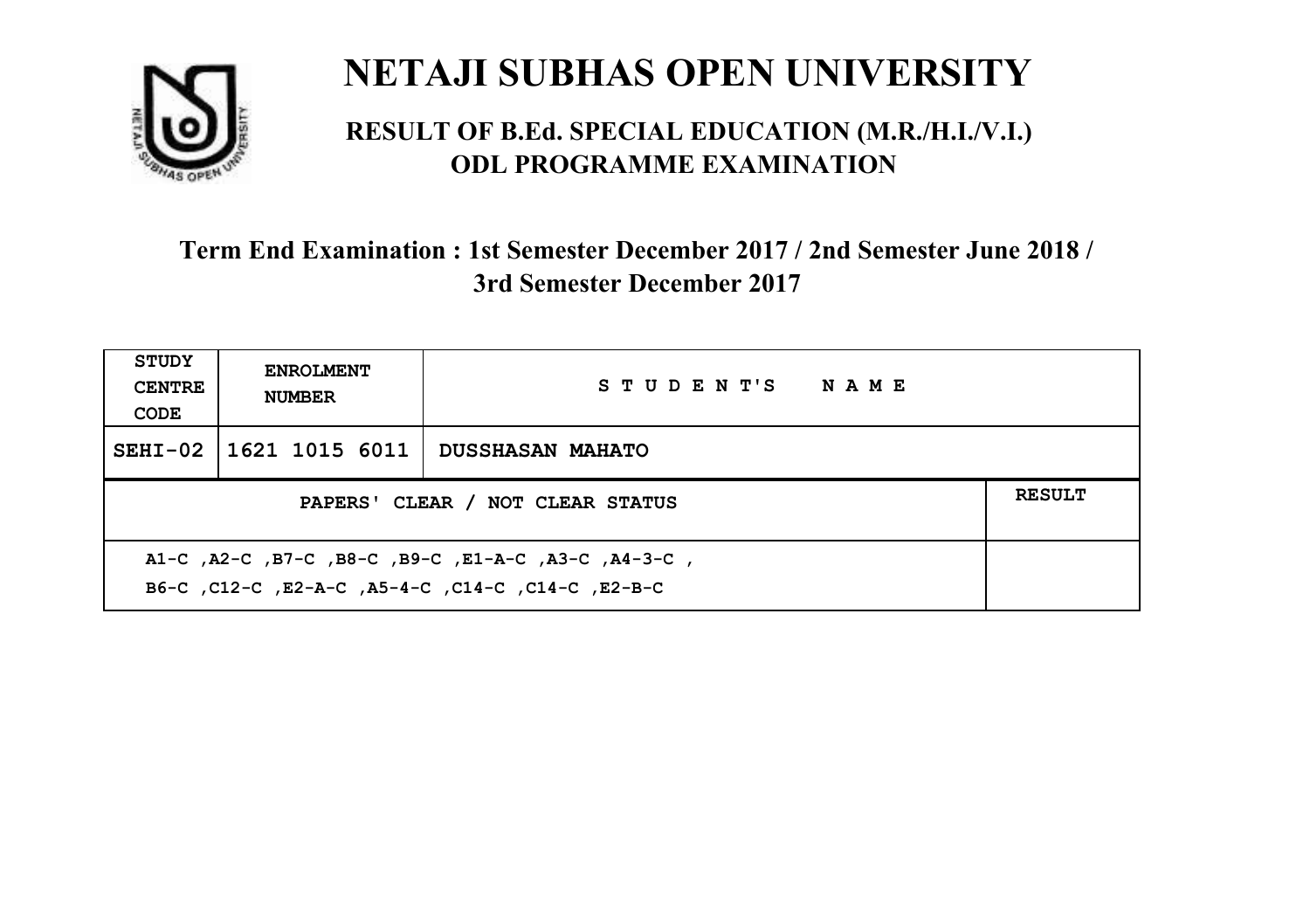# NETAJI SUBHAS OPEN UNIVERSITY

## RESULT OF B.Ed. SPECIAL EDUCATION (M.R./H.I./V.I.) ODL PROGRAMME EXAMINATION

### Term End Examination : 1st Semester December 2017 / 2nd Semester June 2018 / 3rd Semester December 2017

| STUDY CENTRE CODE | ENROLMENT NUMBER | STUDENT'S NAME | |
|---|---|---|---|
| SEHI-02 | 1621 1015 6011 | DUSSHASAN MAHATO | |
| PAPERS' CLEAR / NOT CLEAR STATUS | | | RESULT |
| A1-C ,A2-C ,B7-C ,B8-C ,B9-C ,E1-A-C ,A3-C ,A4-3-C , B6-C ,C12-C ,E2-A-C ,A5-4-C ,C14-C ,C14-C ,E2-B-C | | | |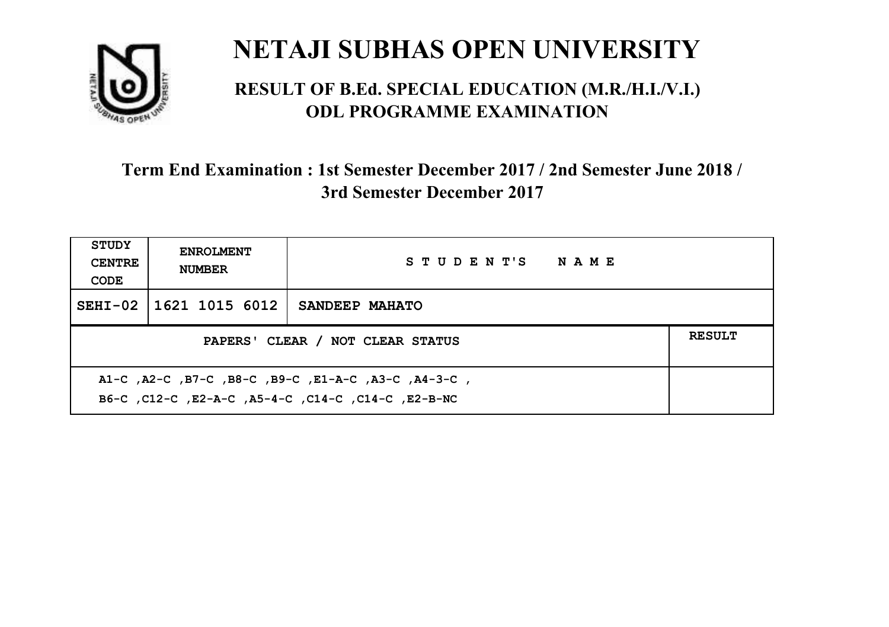# NETAJI SUBHAS OPEN UNIVERSITY

## RESULT OF B.Ed. SPECIAL EDUCATION (M.R./H.I./V.I.) ODL PROGRAMME EXAMINATION

### Term End Examination : 1st Semester December 2017 / 2nd Semester June 2018 / 3rd Semester December 2017

| STUDY CENTRE CODE | ENROLMENT NUMBER | STUDENT'S NAME | |
|---|---|---|---|
| SEHI-02 | 1621 1015 6012 | SANDEEP MAHATO | |
| PAPERS' CLEAR / NOT CLEAR STATUS | | | RESULT |
| A1-C ,A2-C ,B7-C ,B8-C ,B9-C ,E1-A-C ,A3-C ,A4-3-C , B6-C ,C12-C ,E2-A-C ,A5-4-C ,C14-C ,C14-C ,E2-B-NC | | | |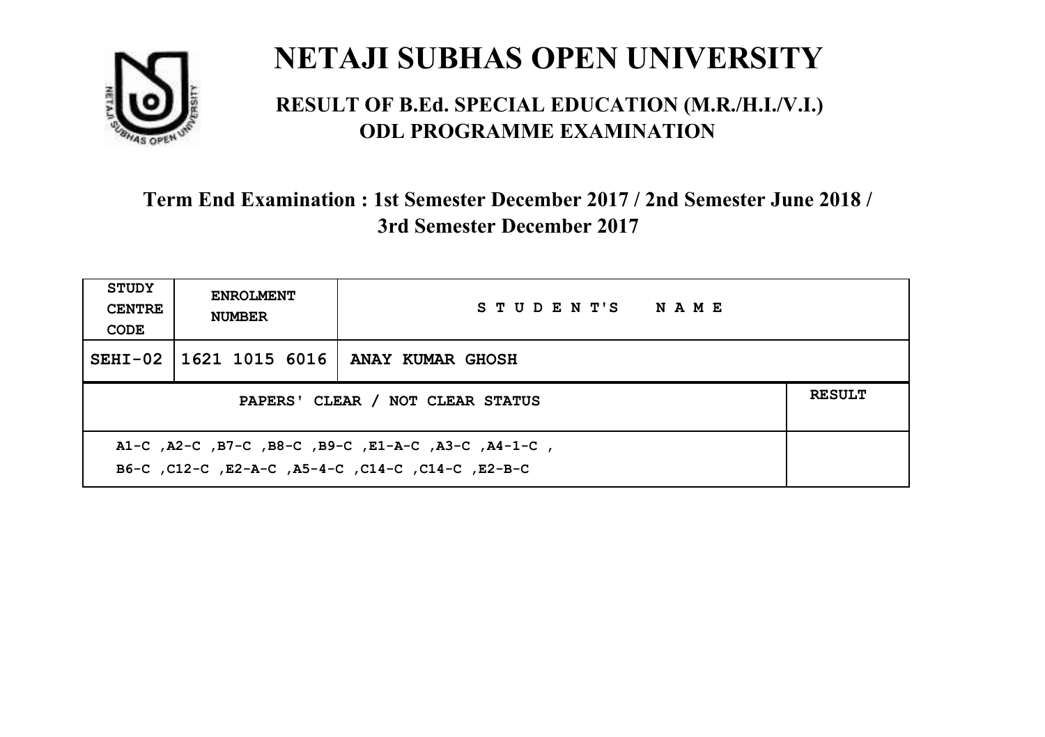# NETAJI SUBHAS OPEN UNIVERSITY

## RESULT OF B.Ed. SPECIAL EDUCATION (M.R./H.I./V.I.) ODL PROGRAMME EXAMINATION

### Term End Examination : 1st Semester December 2017 / 2nd Semester June 2018 / 3rd Semester December 2017

| STUDY CENTRE CODE | ENROLMENT NUMBER | STUDENT'S NAME | |
|---|---|---|---|
| SEHI-02 | 1621 1015 6016 | ANAY KUMAR GHOSH | |
| PAPERS' CLEAR / NOT CLEAR STATUS | | | RESULT |
| A1-C ,A2-C ,B7-C ,B8-C ,B9-C ,E1-A-C ,A3-C ,A4-1-C , B6-C ,C12-C ,E2-A-C ,A5-4-C ,C14-C ,C14-C ,E2-B-C | | | |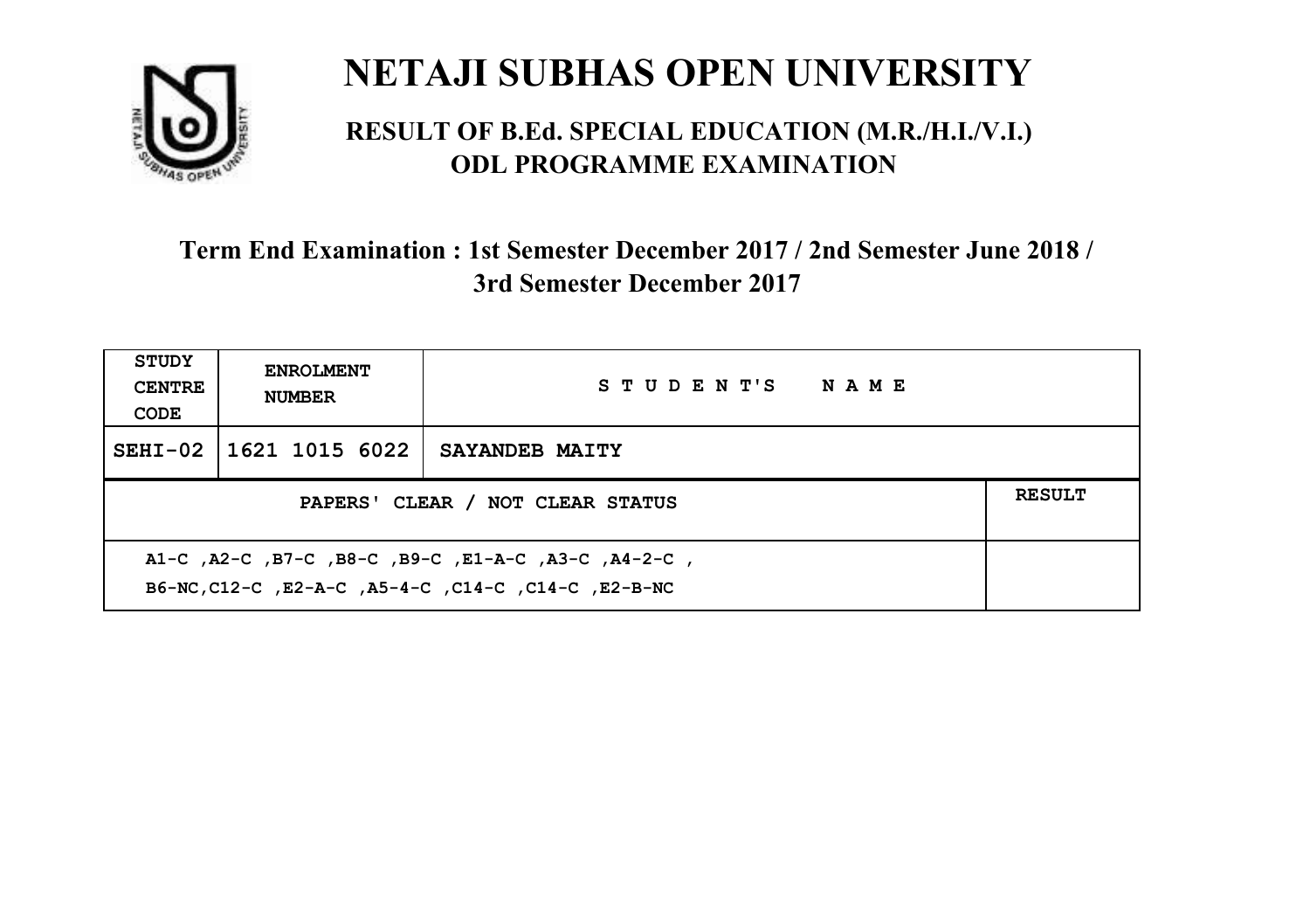# NETAJI SUBHAS OPEN UNIVERSITY

## RESULT OF B.Ed. SPECIAL EDUCATION (M.R./H.I./V.I.) ODL PROGRAMME EXAMINATION

### Term End Examination : 1st Semester December 2017 / 2nd Semester June 2018 / 3rd Semester December 2017

| STUDY CENTRE CODE | ENROLMENT NUMBER | STUDENT'S NAME | |
|---|---|---|---|
| SEHI-02 | 1621 1015 6022 | SAYANDEB MAITY | |
| PAPERS' CLEAR / NOT CLEAR STATUS | | | RESULT |
| A1-C ,A2-C ,B7-C ,B8-C ,B9-C ,E1-A-C ,A3-C ,A4-2-C , B6-NC,C12-C ,E2-A-C ,A5-4-C ,C14-C ,C14-C ,E2-B-NC | | | |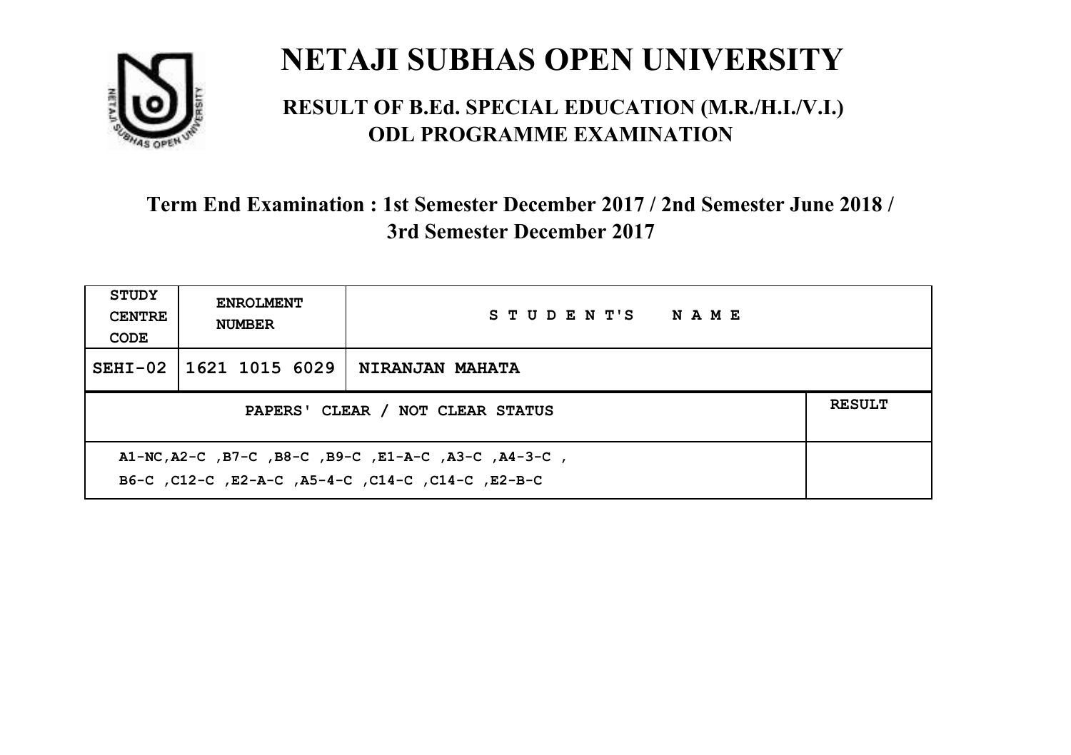# NETAJI SUBHAS OPEN UNIVERSITY

## RESULT OF B.Ed. SPECIAL EDUCATION (M.R./H.I./V.I.) ODL PROGRAMME EXAMINATION

### Term End Examination : 1st Semester December 2017 / 2nd Semester June 2018 / 3rd Semester December 2017

| STUDY CENTRE CODE | ENROLMENT NUMBER | STUDENT'S NAME | |
|---|---|---|---|
| SEHI-02 | 1621 1015 6029 | NIRANJAN MAHATA | |
| PAPERS' CLEAR / NOT CLEAR STATUS | | | RESULT |
| A1-NC,A2-C ,B7-C ,B8-C ,B9-C ,E1-A-C ,A3-C ,A4-3-C , B6-C ,C12-C ,E2-A-C ,A5-4-C ,C14-C ,C14-C ,E2-B-C | | | |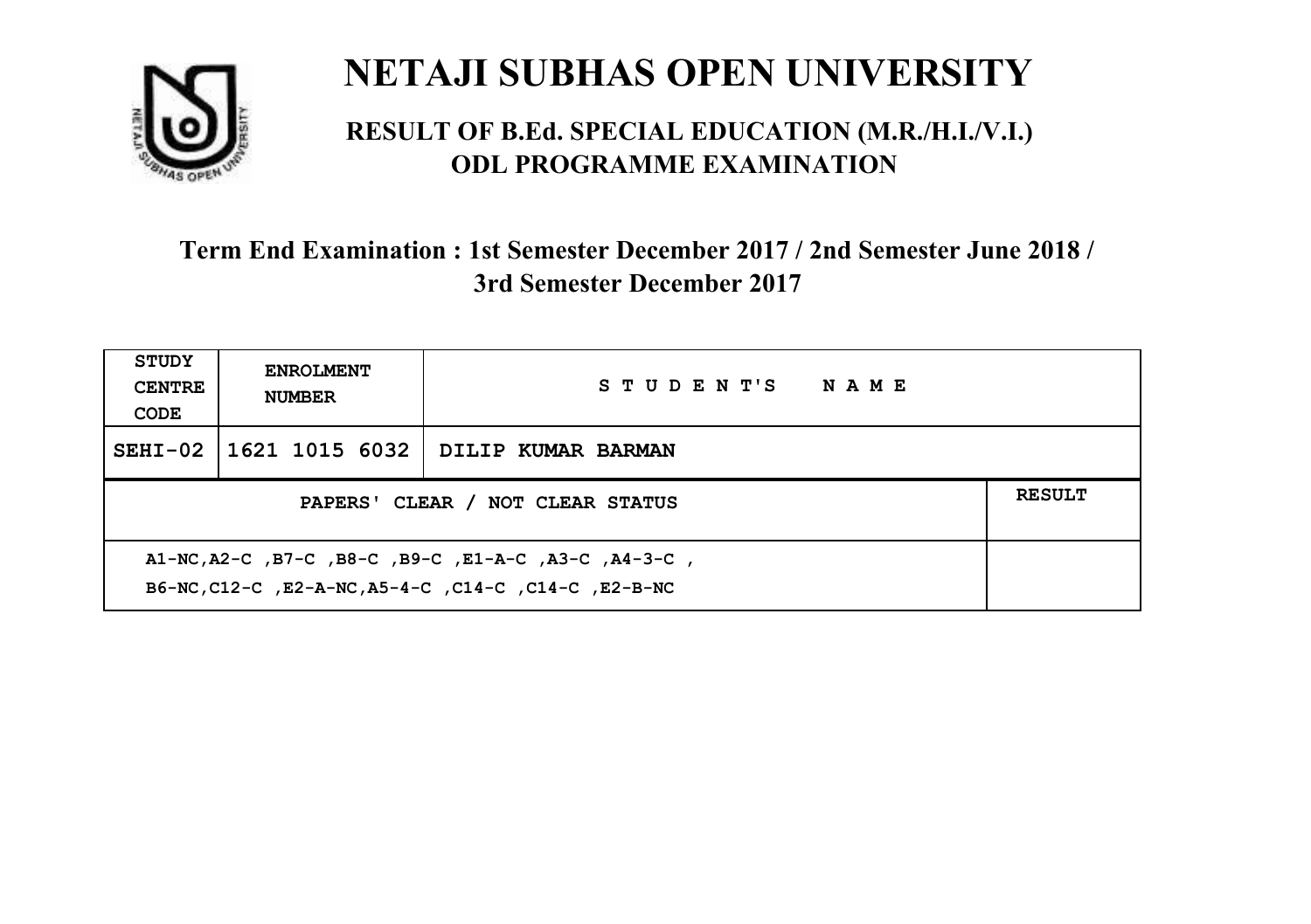# NETAJI SUBHAS OPEN UNIVERSITY

## RESULT OF B.Ed. SPECIAL EDUCATION (M.R./H.I./V.I.) ODL PROGRAMME EXAMINATION

### Term End Examination : 1st Semester December 2017 / 2nd Semester June 2018 / 3rd Semester December 2017

| STUDY CENTRE CODE | ENROLMENT NUMBER | STUDENT'S NAME | |
|---|---|---|---|
| SEHI-02 | 1621 1015 6032 | DILIP KUMAR BARMAN | |
| PAPERS' CLEAR / NOT CLEAR STATUS | | | RESULT |
| A1-NC,A2-C ,B7-C ,B8-C ,B9-C ,E1-A-C ,A3-C ,A4-3-C , B6-NC,C12-C ,E2-A-NC,A5-4-C ,C14-C ,C14-C ,E2-B-NC | | | |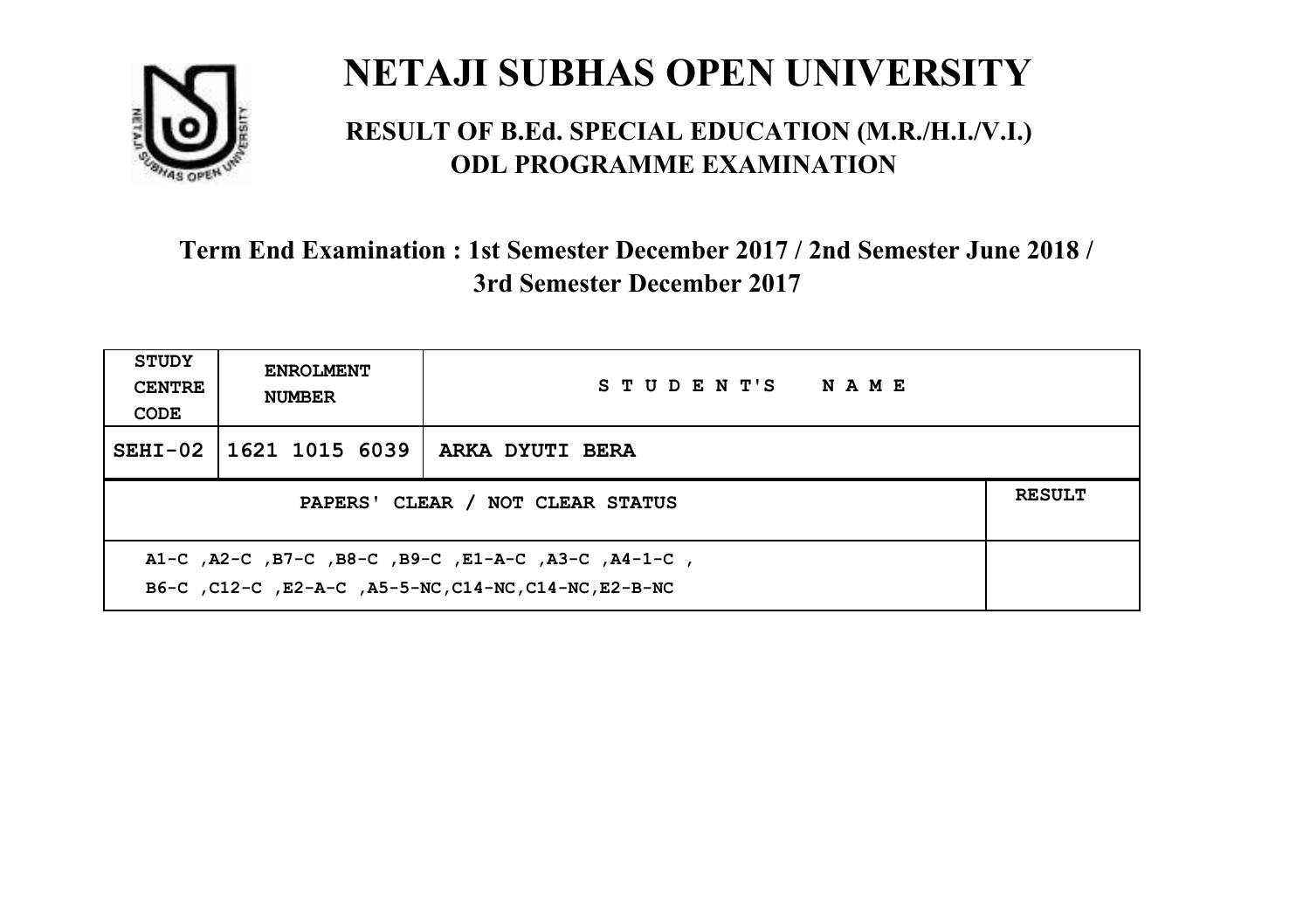# NETAJI SUBHAS OPEN UNIVERSITY

## RESULT OF B.Ed. SPECIAL EDUCATION (M.R./H.I./V.I.) ODL PROGRAMME EXAMINATION

### Term End Examination : 1st Semester December 2017 / 2nd Semester June 2018 / 3rd Semester December 2017

| STUDY CENTRE CODE | ENROLMENT NUMBER | STUDENT'S NAME | |
|---|---|---|---|
| SEHI-02 | 1621 1015 6039 | ARKA DYUTI BERA | |
| PAPERS' CLEAR / NOT CLEAR STATUS | | | RESULT |
| A1-C ,A2-C ,B7-C ,B8-C ,B9-C ,E1-A-C ,A3-C ,A4-1-C , B6-C ,C12-C ,E2-A-C ,A5-5-NC,C14-NC,C14-NC,E2-B-NC | | | |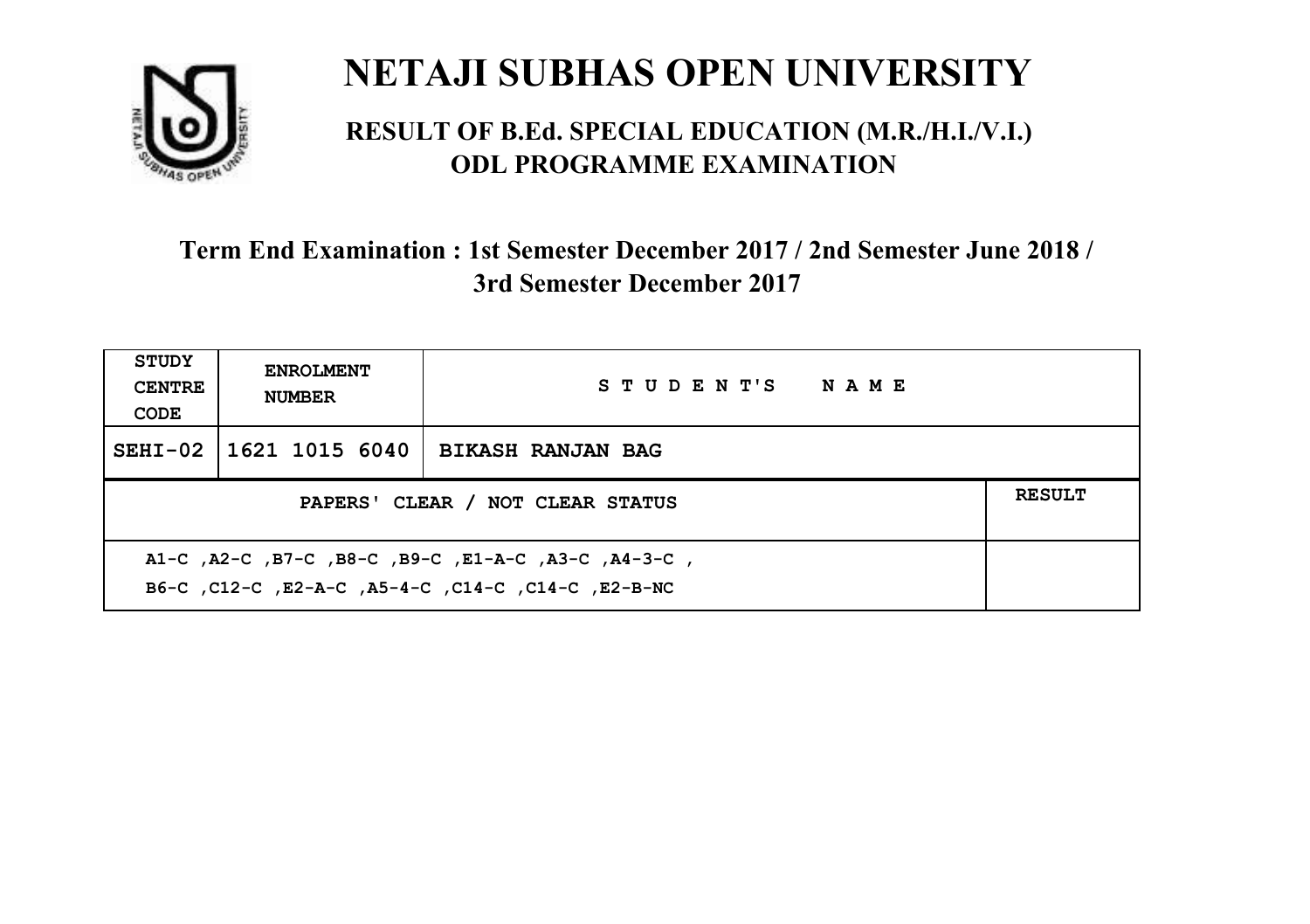# NETAJI SUBHAS OPEN UNIVERSITY

## RESULT OF B.Ed. SPECIAL EDUCATION (M.R./H.I./V.I.) ODL PROGRAMME EXAMINATION

### Term End Examination : 1st Semester December 2017 / 2nd Semester June 2018 / 3rd Semester December 2017

| STUDY CENTRE CODE | ENROLMENT NUMBER | STUDENT'S NAME | |
|---|---|---|---|
| SEHI-02 | 1621 1015 6040 | BIKASH RANJAN BAG | |
| PAPERS' CLEAR / NOT CLEAR STATUS | | | RESULT |
| A1-C ,A2-C ,B7-C ,B8-C ,B9-C ,E1-A-C ,A3-C ,A4-3-C , B6-C ,C12-C ,E2-A-C ,A5-4-C ,C14-C ,C14-C ,E2-B-NC | | | |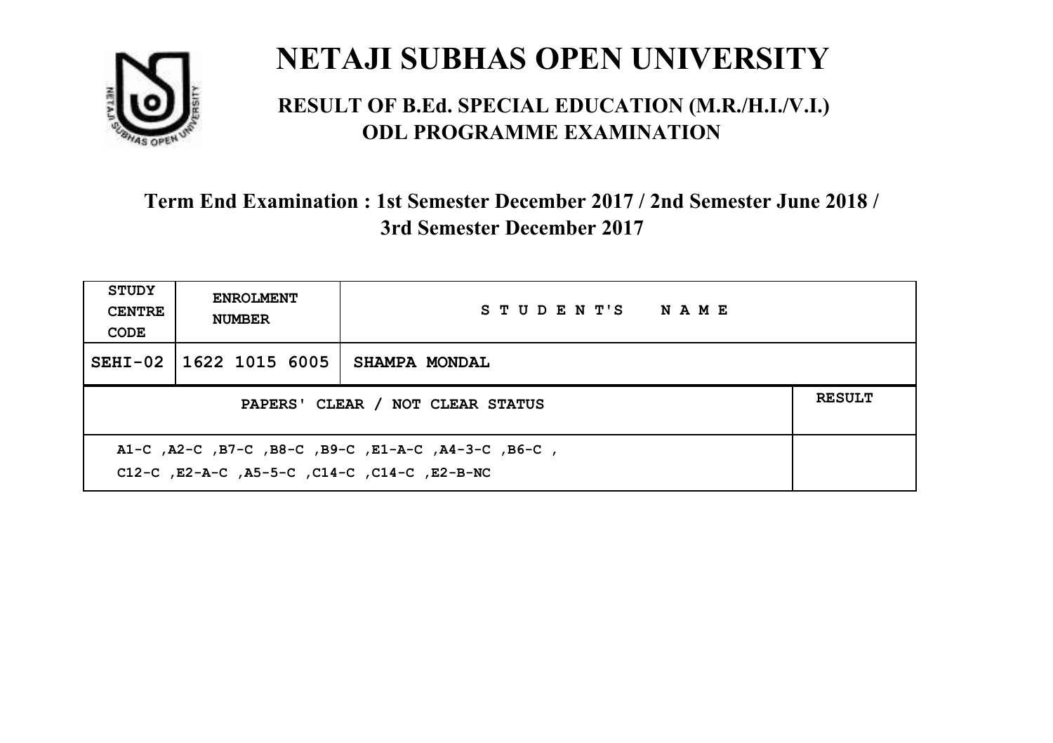# NETAJI SUBHAS OPEN UNIVERSITY

## RESULT OF B.Ed. SPECIAL EDUCATION (M.R./H.I./V.I.) ODL PROGRAMME EXAMINATION

### Term End Examination : 1st Semester December 2017 / 2nd Semester June 2018 / 3rd Semester December 2017

| STUDY CENTRE CODE | ENROLMENT NUMBER | STUDENT'S NAME | |
|---|---|---|---|
| SEHI-02 | 1622 1015 6005 | SHAMPA MONDAL | |
| PAPERS' CLEAR / NOT CLEAR STATUS | | | RESULT |
| A1-C ,A2-C ,B7-C ,B8-C ,B9-C ,E1-A-C ,A4-3-C ,B6-C , C12-C ,E2-A-C ,A5-5-C ,C14-C ,C14-C ,E2-B-NC | | | |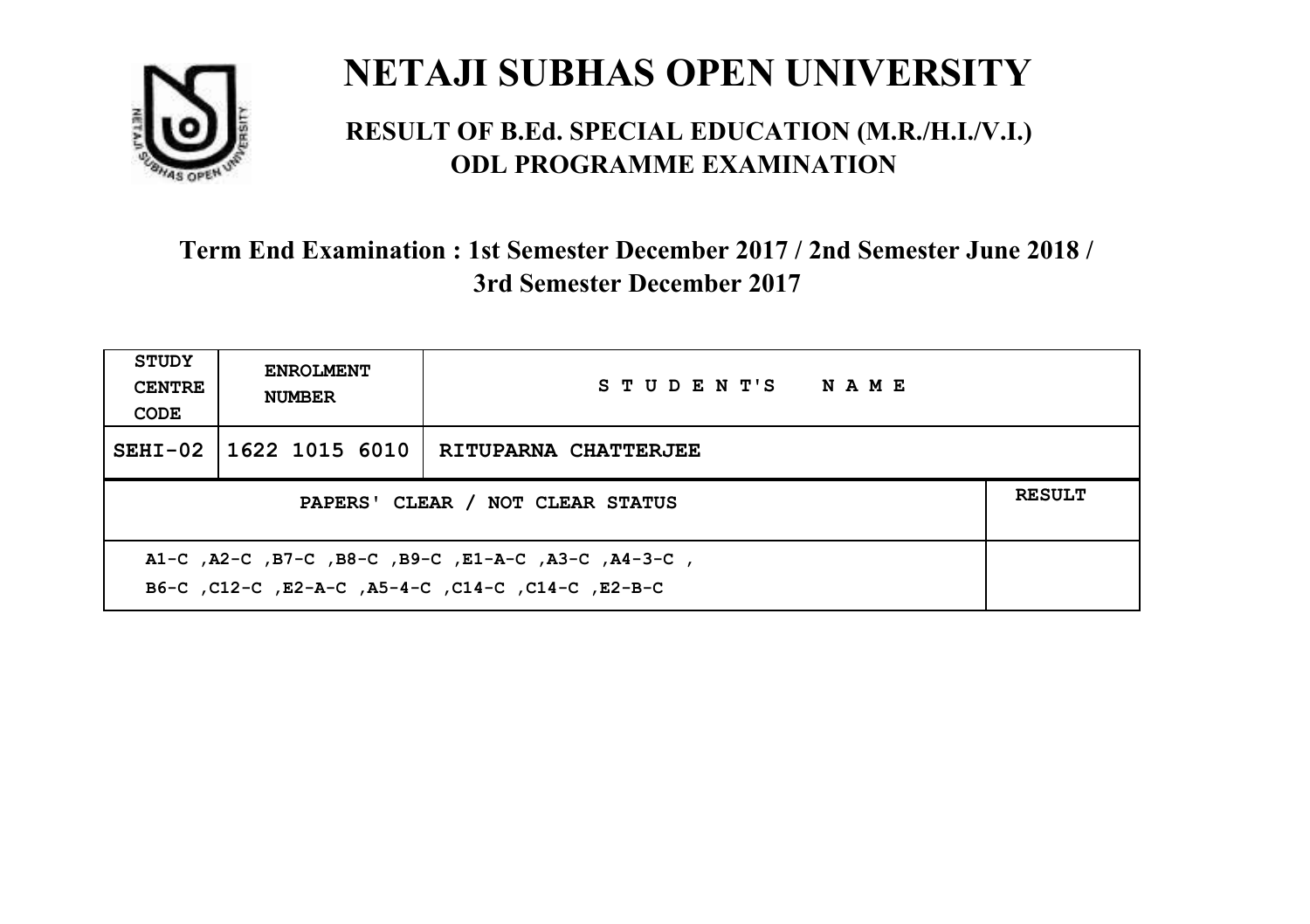# NETAJI SUBHAS OPEN UNIVERSITY

## RESULT OF B.Ed. SPECIAL EDUCATION (M.R./H.I./V.I.) ODL PROGRAMME EXAMINATION

### Term End Examination : 1st Semester December 2017 / 2nd Semester June 2018 / 3rd Semester December 2017

| STUDY CENTRE CODE | ENROLMENT NUMBER | STUDENT'S NAME | |
|---|---|---|---|
| SEHI-02 | 1622 1015 6010 | RITUPARNA CHATTERJEE | |
| PAPERS' CLEAR / NOT CLEAR STATUS | | | RESULT |
| A1-C ,A2-C ,B7-C ,B8-C ,B9-C ,E1-A-C ,A3-C ,A4-3-C , B6-C ,C12-C ,E2-A-C ,A5-4-C ,C14-C ,C14-C ,E2-B-C | | | |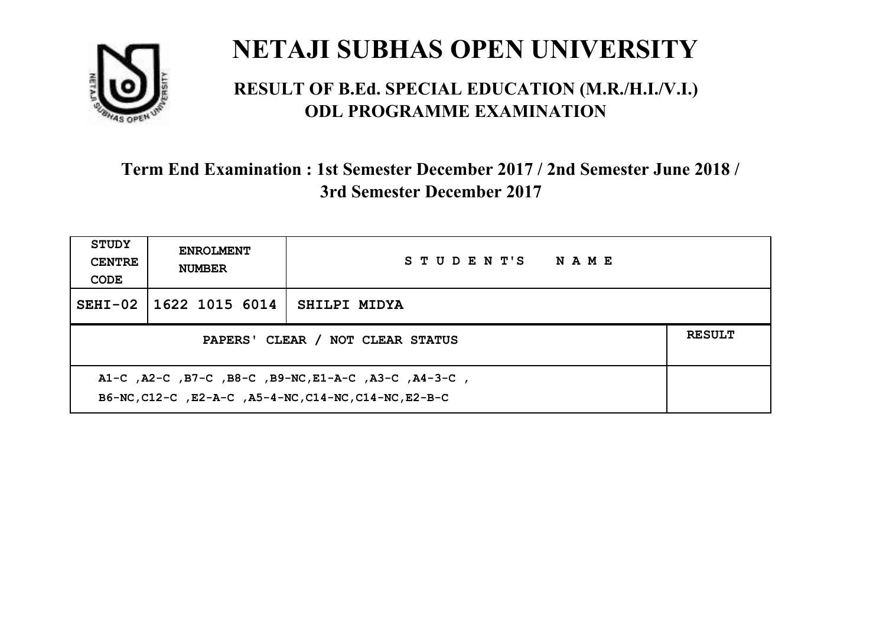# NETAJI SUBHAS OPEN UNIVERSITY

## RESULT OF B.Ed. SPECIAL EDUCATION (M.R./H.I./V.I.) ODL PROGRAMME EXAMINATION

### Term End Examination : 1st Semester December 2017 / 2nd Semester June 2018 / 3rd Semester December 2017

| STUDY CENTRE CODE | ENROLMENT NUMBER | STUDENT'S NAME | |
|---|---|---|---|
| SEHI-02 | 1622 1015 6014 | SHILPI MIDYA | |
| PAPERS' CLEAR / NOT CLEAR STATUS | | | RESULT |
| A1-C ,A2-C ,B7-C ,B8-C ,B9-NC,E1-A-C ,A3-C ,A4-3-C , B6-NC,C12-C ,E2-A-C ,A5-4-NC,C14-NC,C14-NC,E2-B-C | | | |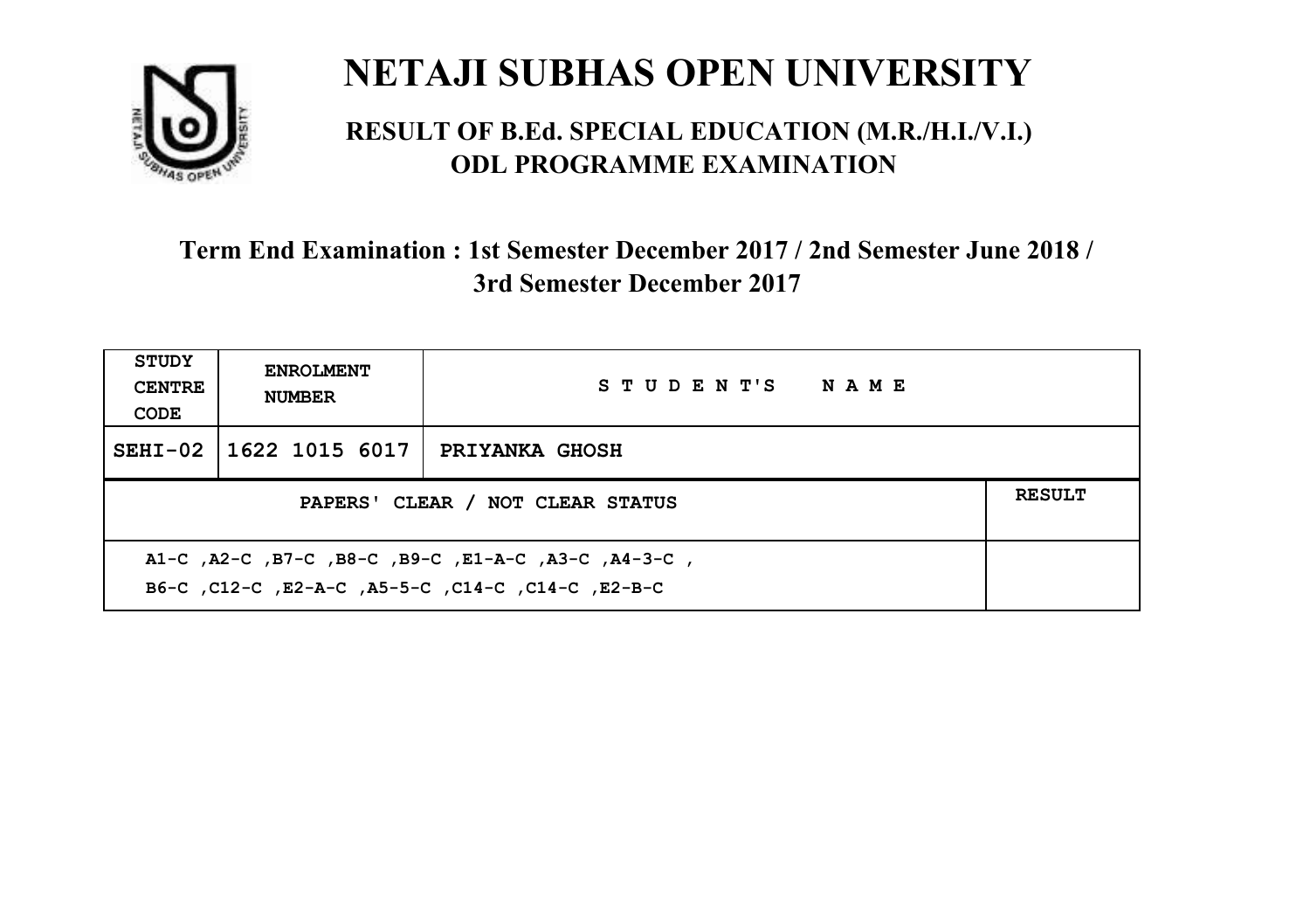# NETAJI SUBHAS OPEN UNIVERSITY

## RESULT OF B.Ed. SPECIAL EDUCATION (M.R./H.I./V.I.) ODL PROGRAMME EXAMINATION

### Term End Examination : 1st Semester December 2017 / 2nd Semester June 2018 / 3rd Semester December 2017

| STUDY CENTRE CODE | ENROLMENT NUMBER | STUDENT'S NAME | |
|---|---|---|---|
| SEHI-02 | 1622 1015 6017 | PRIYANKA GHOSH | |
| PAPERS' CLEAR / NOT CLEAR STATUS | | | RESULT |
| A1-C ,A2-C ,B7-C ,B8-C ,B9-C ,E1-A-C ,A3-C ,A4-3-C , B6-C ,C12-C ,E2-A-C ,A5-5-C ,C14-C ,C14-C ,E2-B-C | | | |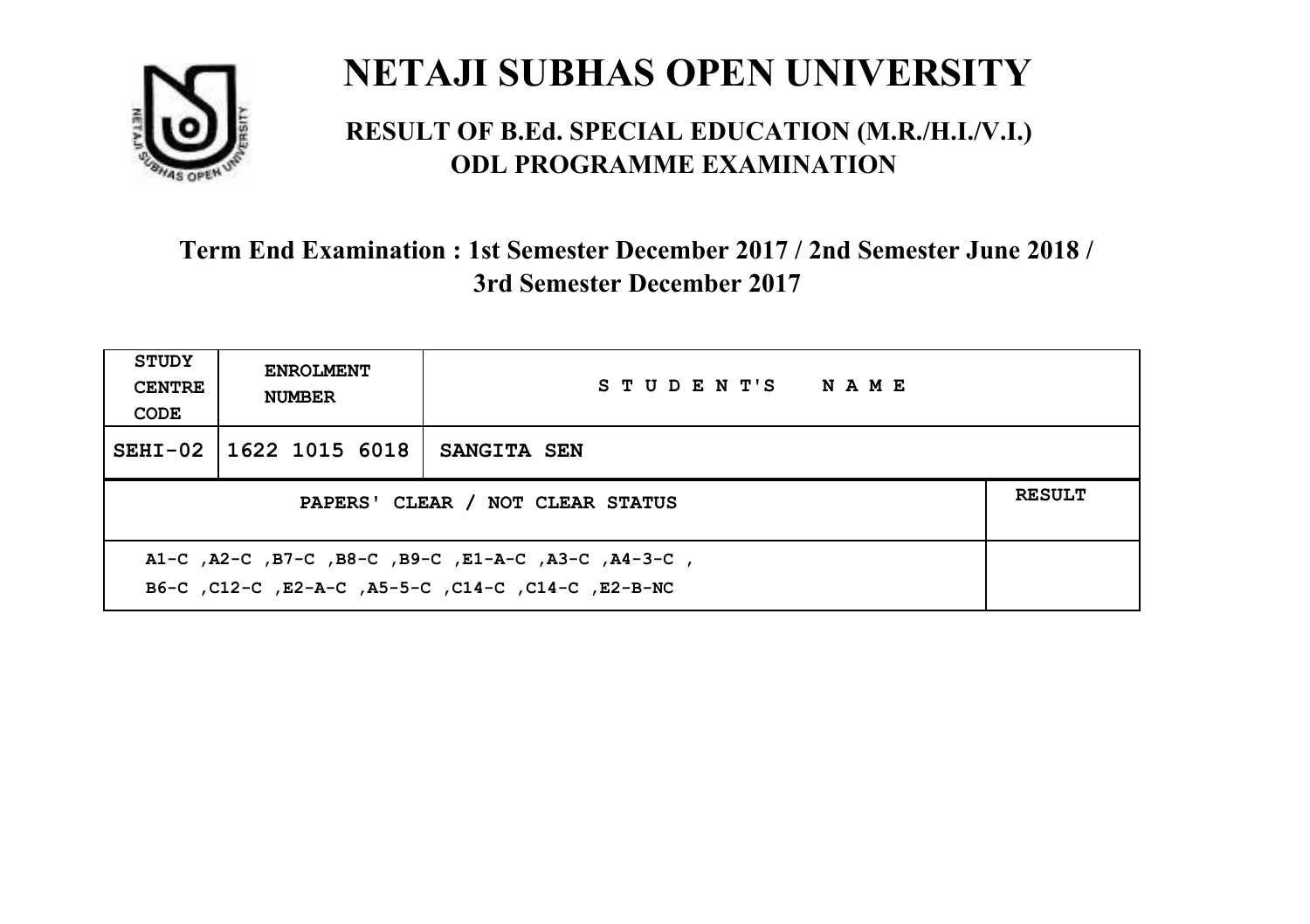# NETAJI SUBHAS OPEN UNIVERSITY

## RESULT OF B.Ed. SPECIAL EDUCATION (M.R./H.I./V.I.) ODL PROGRAMME EXAMINATION

### Term End Examination : 1st Semester December 2017 / 2nd Semester June 2018 / 3rd Semester December 2017

| STUDY CENTRE CODE | ENROLMENT NUMBER | STUDENT'S NAME | |
|---|---|---|---|
| SEHI-02 | 1622 1015 6018 | SANGITA SEN | |
| PAPERS' CLEAR / NOT CLEAR STATUS | | | RESULT |
| A1-C ,A2-C ,B7-C ,B8-C ,B9-C ,E1-A-C ,A3-C ,A4-3-C , B6-C ,C12-C ,E2-A-C ,A5-5-C ,C14-C ,C14-C ,E2-B-NC | | | |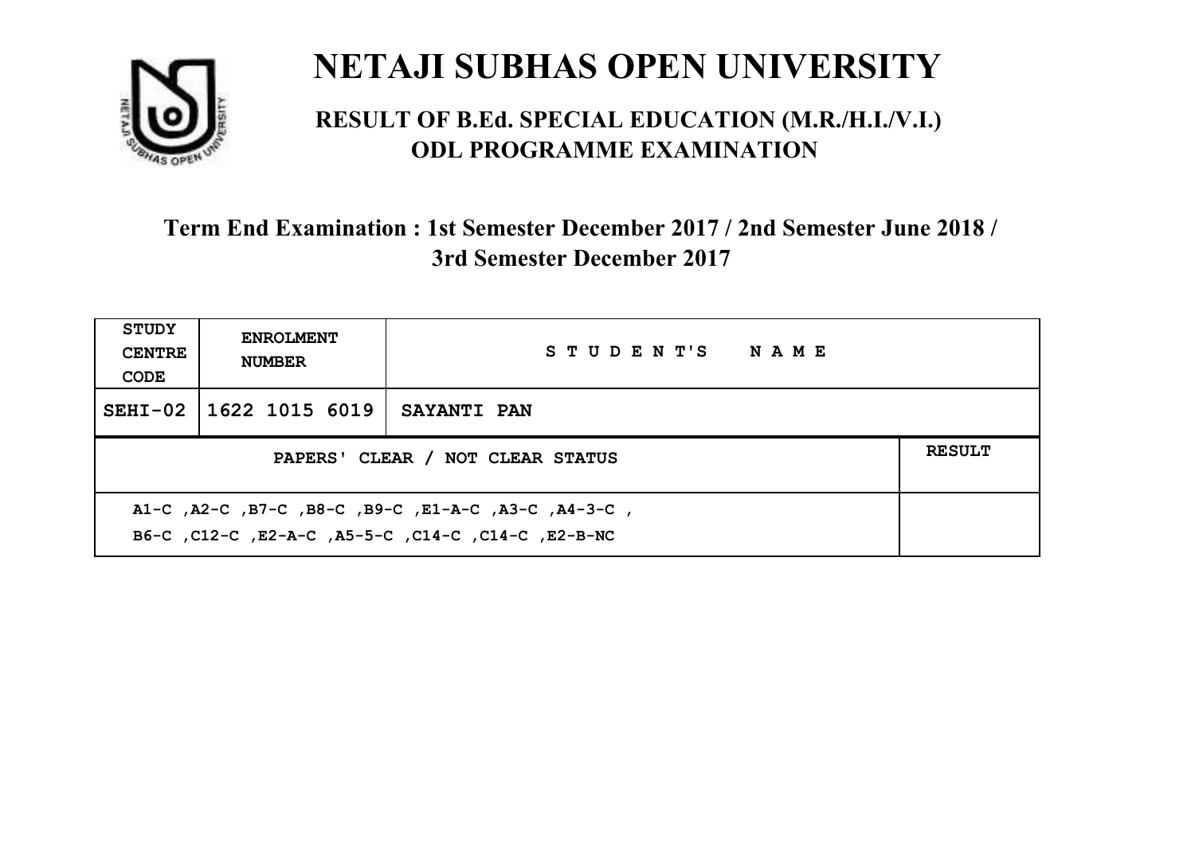# NETAJI SUBHAS OPEN UNIVERSITY

## RESULT OF B.Ed. SPECIAL EDUCATION (M.R./H.I./V.I.) ODL PROGRAMME EXAMINATION

### Term End Examination : 1st Semester December 2017 / 2nd Semester June 2018 / 3rd Semester December 2017

| STUDY CENTRE CODE | ENROLMENT NUMBER | STUDENT'S NAME | |
|---|---|---|---|
| SEHI-02 | 1622 1015 6019 | SAYANTI PAN | |
| PAPERS' CLEAR / NOT CLEAR STATUS | | | RESULT |
| A1-C ,A2-C ,B7-C ,B8-C ,B9-C ,E1-A-C ,A3-C ,A4-3-C , B6-C ,C12-C ,E2-A-C ,A5-5-C ,C14-C ,C14-C ,E2-B-NC | | | |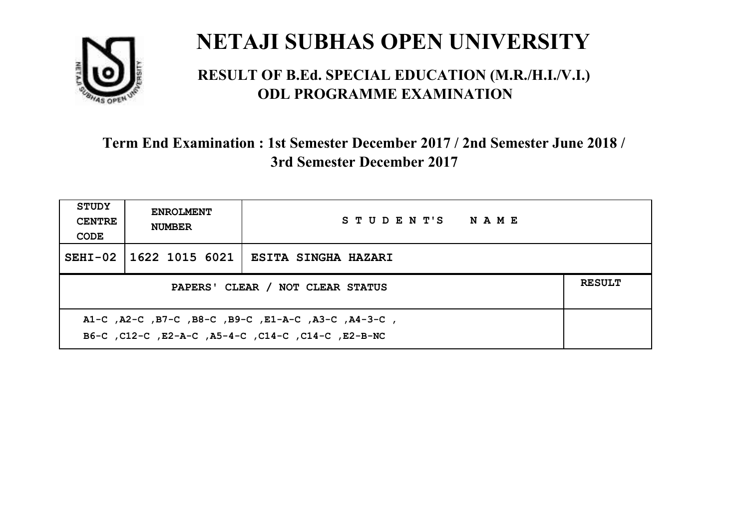# NETAJI SUBHAS OPEN UNIVERSITY

## RESULT OF B.Ed. SPECIAL EDUCATION (M.R./H.I./V.I.) ODL PROGRAMME EXAMINATION

### Term End Examination : 1st Semester December 2017 / 2nd Semester June 2018 / 3rd Semester December 2017

| STUDY CENTRE CODE | ENROLMENT NUMBER | STUDENT'S NAME | |
|---|---|---|---|
| SEHI-02 | 1622 1015 6021 | ESITA SINGHA HAZARI | |
| PAPERS' CLEAR / NOT CLEAR STATUS | | | RESULT |
| A1-C ,A2-C ,B7-C ,B8-C ,B9-C ,E1-A-C ,A3-C ,A4-3-C , B6-C ,C12-C ,E2-A-C ,A5-4-C ,C14-C ,C14-C ,E2-B-NC | | | |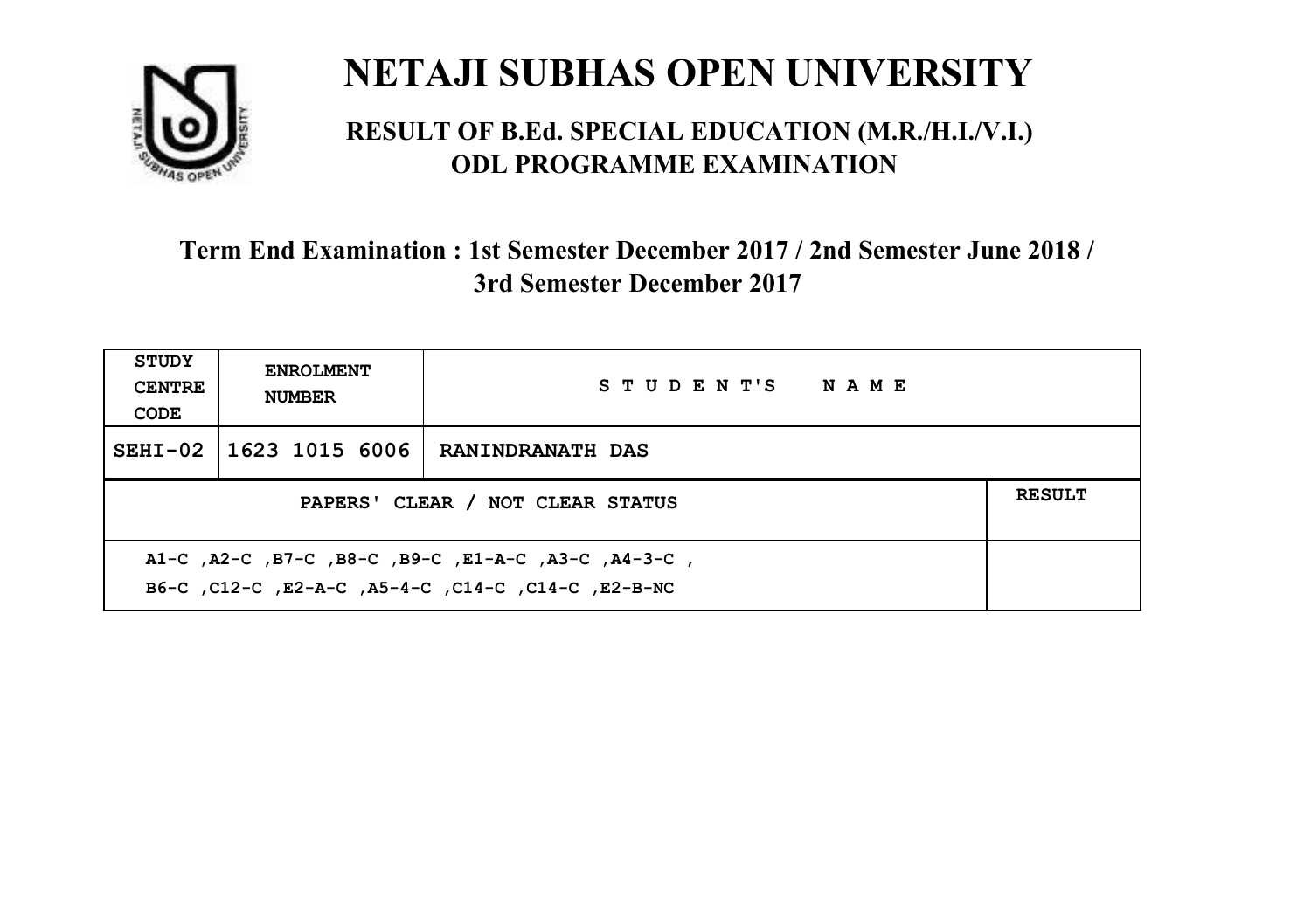# NETAJI SUBHAS OPEN UNIVERSITY

## RESULT OF B.Ed. SPECIAL EDUCATION (M.R./H.I./V.I.) ODL PROGRAMME EXAMINATION

### Term End Examination : 1st Semester December 2017 / 2nd Semester June 2018 / 3rd Semester December 2017

| STUDY CENTRE CODE | ENROLMENT NUMBER | STUDENT'S NAME |
|---|---|---|
| SEHI-02 | 1623 1015 6006 | RANINDRANATH DAS |

| PAPERS' CLEAR / NOT CLEAR STATUS | RESULT |
|---|---|
| A1-C ,A2-C ,B7-C ,B8-C ,B9-C ,E1-A-C ,A3-C ,A4-3-C , B6-C ,C12-C ,E2-A-C ,A5-4-C ,C14-C ,C14-C ,E2-B-NC | |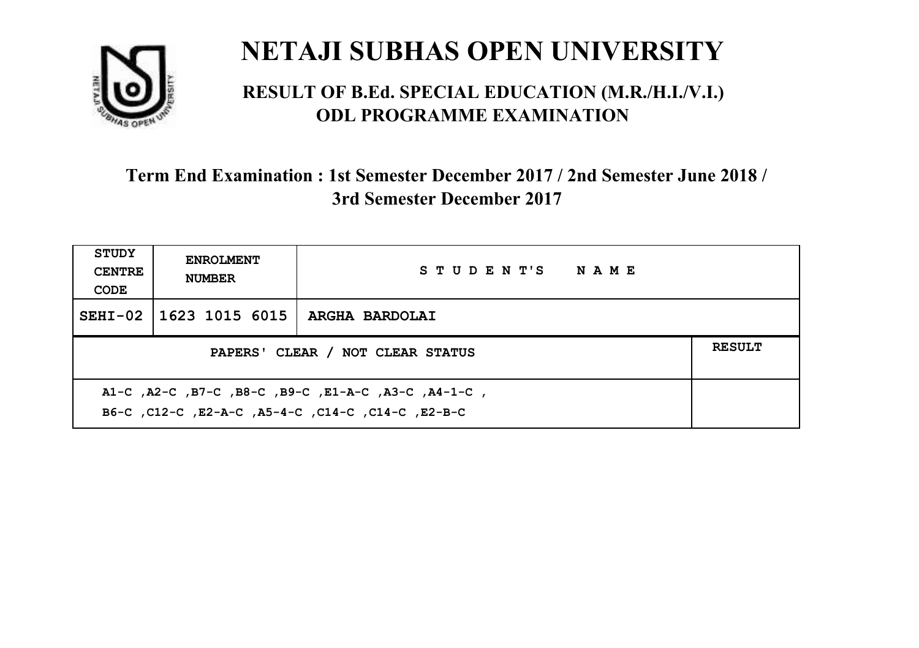# NETAJI SUBHAS OPEN UNIVERSITY

## RESULT OF B.Ed. SPECIAL EDUCATION (M.R./H.I./V.I.) ODL PROGRAMME EXAMINATION

### Term End Examination : 1st Semester December 2017 / 2nd Semester June 2018 / 3rd Semester December 2017

| STUDY CENTRE CODE | ENROLMENT NUMBER | STUDENT'S NAME | |
|---|---|---|---|
| SEHI-02 | 1623 1015 6015 | ARGHA BARDOLAI | |
| PAPERS' CLEAR / NOT CLEAR STATUS | | | RESULT |
| A1-C ,A2-C ,B7-C ,B8-C ,B9-C ,E1-A-C ,A3-C ,A4-1-C ,<br>B6-C ,C12-C ,E2-A-C ,A5-4-C ,C14-C ,C14-C ,E2-B-C | | | |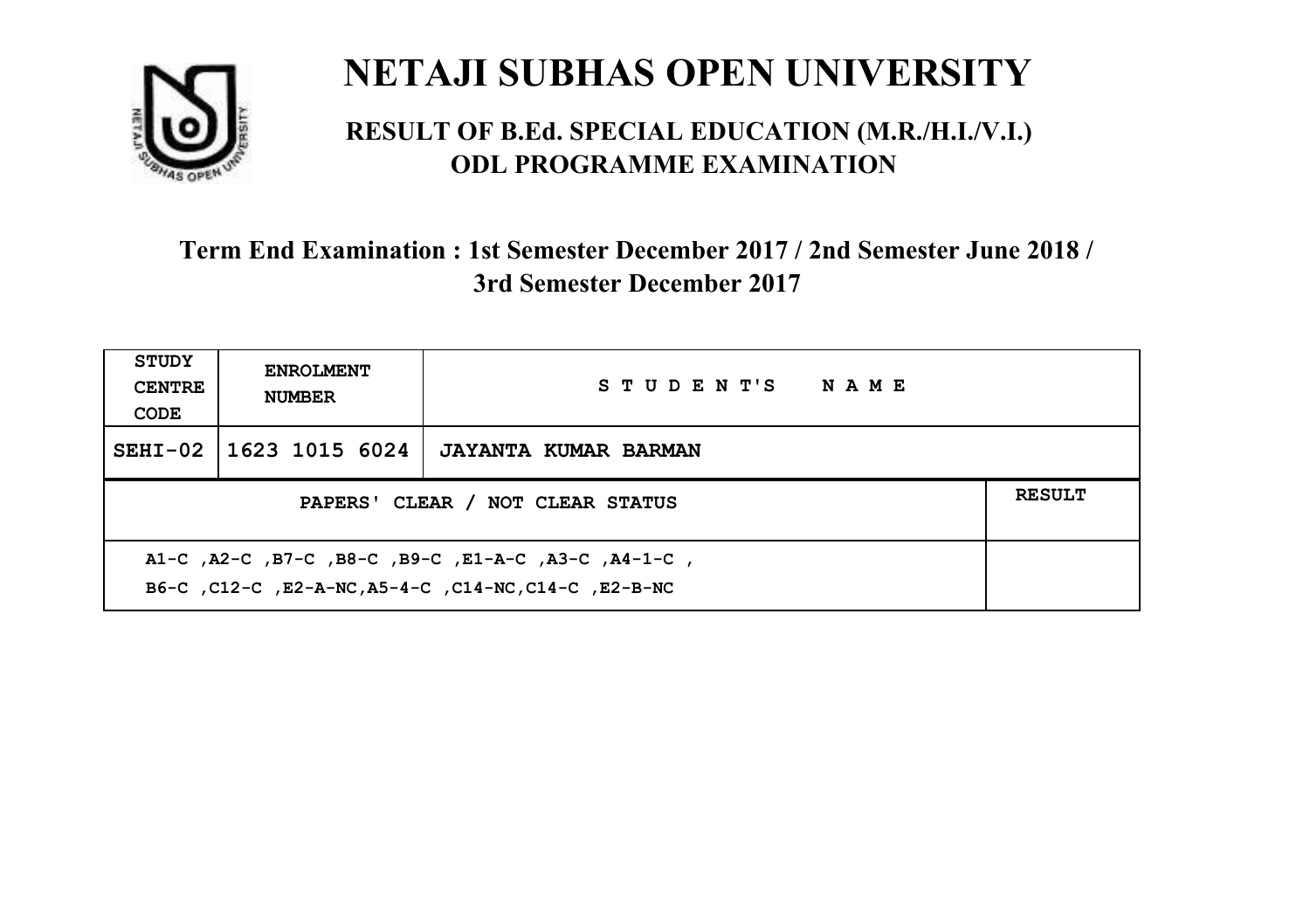# NETAJI SUBHAS OPEN UNIVERSITY

## RESULT OF B.Ed. SPECIAL EDUCATION (M.R./H.I./V.I.) ODL PROGRAMME EXAMINATION

### Term End Examination : 1st Semester December 2017 / 2nd Semester June 2018 / 3rd Semester December 2017

| STUDY CENTRE CODE | ENROLMENT NUMBER | STUDENT'S NAME |
|---|---|---|
| SEHI-02 | 1623 1015 6024 | JAYANTA KUMAR BARMAN |

| PAPERS' CLEAR / NOT CLEAR STATUS | RESULT |
|---|---|
| A1-C ,A2-C ,B7-C ,B8-C ,B9-C ,E1-A-C ,A3-C ,A4-1-C ,<br>B6-C ,C12-C ,E2-A-NC,A5-4-C ,C14-NC,C14-C ,E2-B-NC | |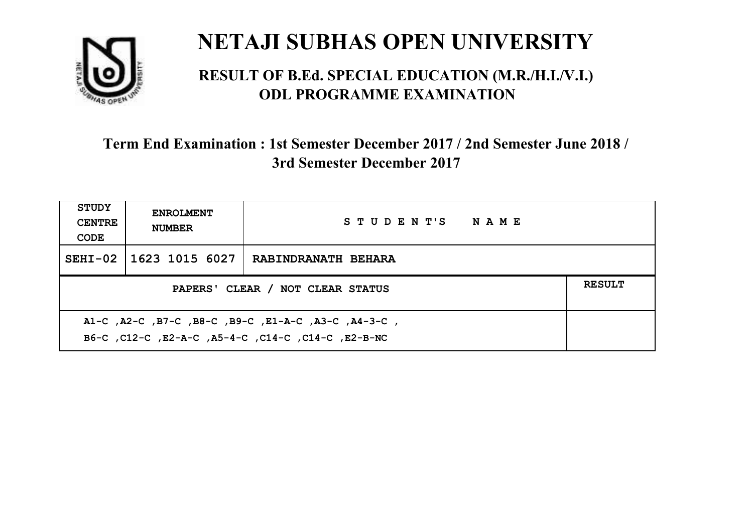# NETAJI SUBHAS OPEN UNIVERSITY

## RESULT OF B.Ed. SPECIAL EDUCATION (M.R./H.I./V.I.) ODL PROGRAMME EXAMINATION

### Term End Examination : 1st Semester December 2017 / 2nd Semester June 2018 / 3rd Semester December 2017

| STUDY CENTRE CODE | ENROLMENT NUMBER | STUDENT'S NAME | |
|---|---|---|---|
| SEHI-02 | 1623 1015 6027 | RABINDRANATH BEHARA | |
| PAPERS' CLEAR / NOT CLEAR STATUS | | | RESULT |
| A1-C ,A2-C ,B7-C ,B8-C ,B9-C ,E1-A-C ,A3-C ,A4-3-C , B6-C ,C12-C ,E2-A-C ,A5-4-C ,C14-C ,C14-C ,E2-B-NC | | | |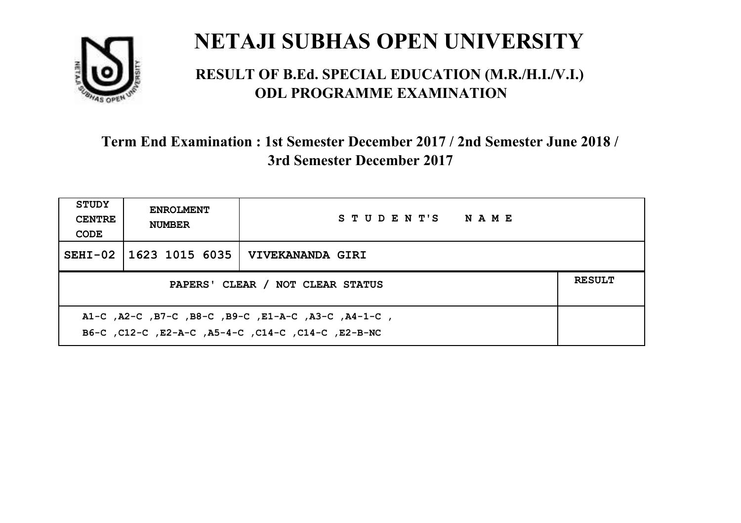# NETAJI SUBHAS OPEN UNIVERSITY

## RESULT OF B.Ed. SPECIAL EDUCATION (M.R./H.I./V.I.) ODL PROGRAMME EXAMINATION

### Term End Examination : 1st Semester December 2017 / 2nd Semester June 2018 / 3rd Semester December 2017

| STUDY CENTRE CODE | ENROLMENT NUMBER | STUDENT'S NAME |
|---|---|---|
| SEHI-02 | 1623 1015 6035 | VIVEKANANDA GIRI |

| PAPERS' CLEAR / NOT CLEAR STATUS | RESULT |
|---|---|
| A1-C ,A2-C ,B7-C ,B8-C ,B9-C ,E1-A-C ,A3-C ,A4-1-C , B6-C ,C12-C ,E2-A-C ,A5-4-C ,C14-C ,C14-C ,E2-B-NC | |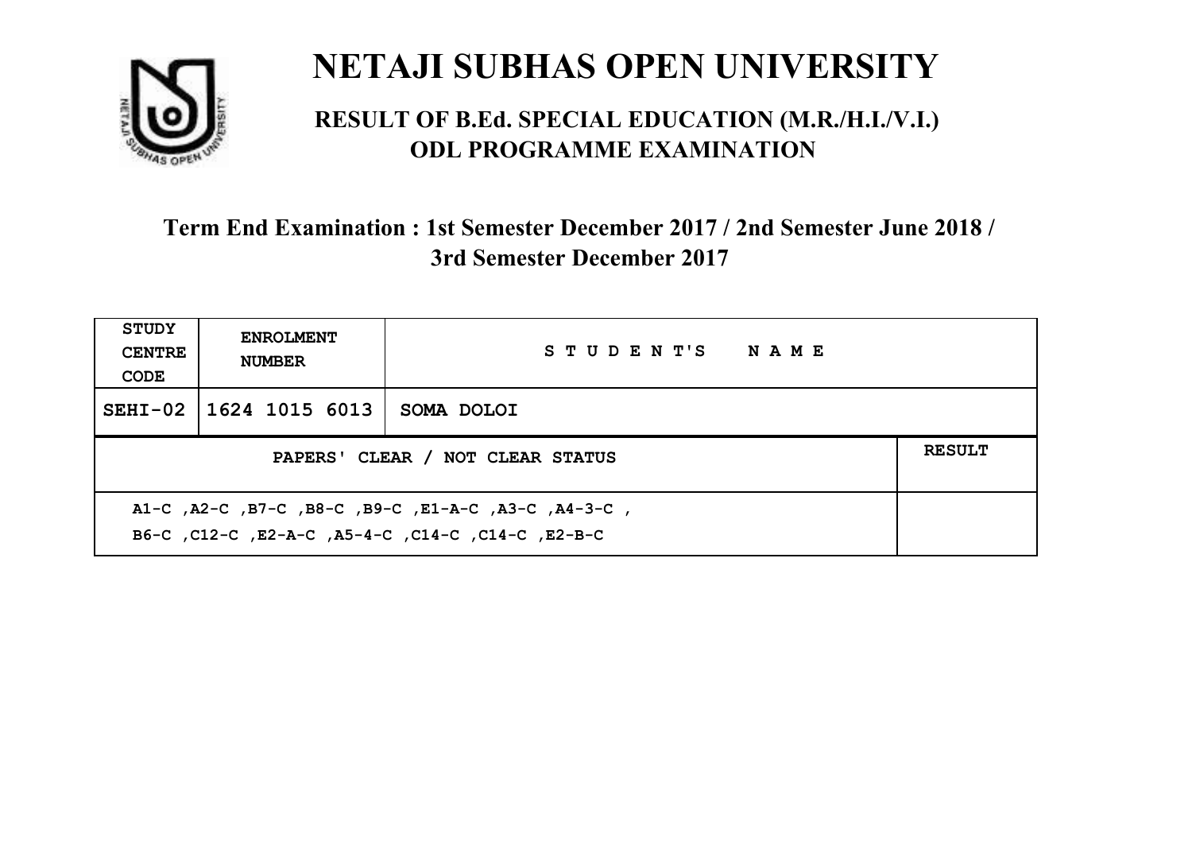# NETAJI SUBHAS OPEN UNIVERSITY

## RESULT OF B.Ed. SPECIAL EDUCATION (M.R./H.I./V.I.) ODL PROGRAMME EXAMINATION

### Term End Examination : 1st Semester December 2017 / 2nd Semester June 2018 / 3rd Semester December 2017

| STUDY CENTRE CODE | ENROLMENT NUMBER | STUDENT'S NAME | |
|---|---|---|---|
| SEHI-02 | 1624 1015 6013 | SOMA DOLOI | |
| PAPERS' CLEAR / NOT CLEAR STATUS | | | RESULT |
| A1-C ,A2-C ,B7-C ,B8-C ,B9-C ,E1-A-C ,A3-C ,A4-3-C , B6-C ,C12-C ,E2-A-C ,A5-4-C ,C14-C ,C14-C ,E2-B-C | | | |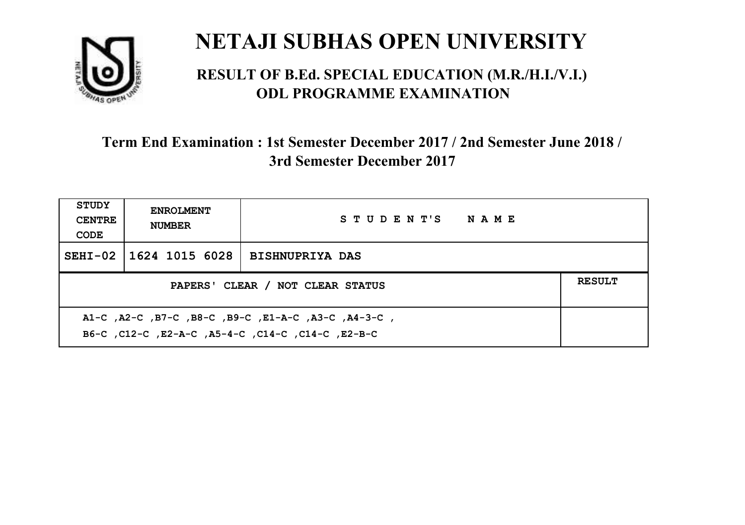# NETAJI SUBHAS OPEN UNIVERSITY

## RESULT OF B.Ed. SPECIAL EDUCATION (M.R./H.I./V.I.) ODL PROGRAMME EXAMINATION

### Term End Examination : 1st Semester December 2017 / 2nd Semester June 2018 / 3rd Semester December 2017

| STUDY CENTRE CODE | ENROLMENT NUMBER | S T U D E N T'S N A M E |
|---|---|---|
| SEHI-02 | 1624 1015 6028 | BISHNUPRIYA DAS |

| PAPERS' CLEAR / NOT CLEAR STATUS | RESULT |
|---|---|
| A1-C ,A2-C ,B7-C ,B8-C ,B9-C ,E1-A-C ,A3-C ,A4-3-C ,<br>B6-C ,C12-C ,E2-A-C ,A5-4-C ,C14-C ,C14-C ,E2-B-C | |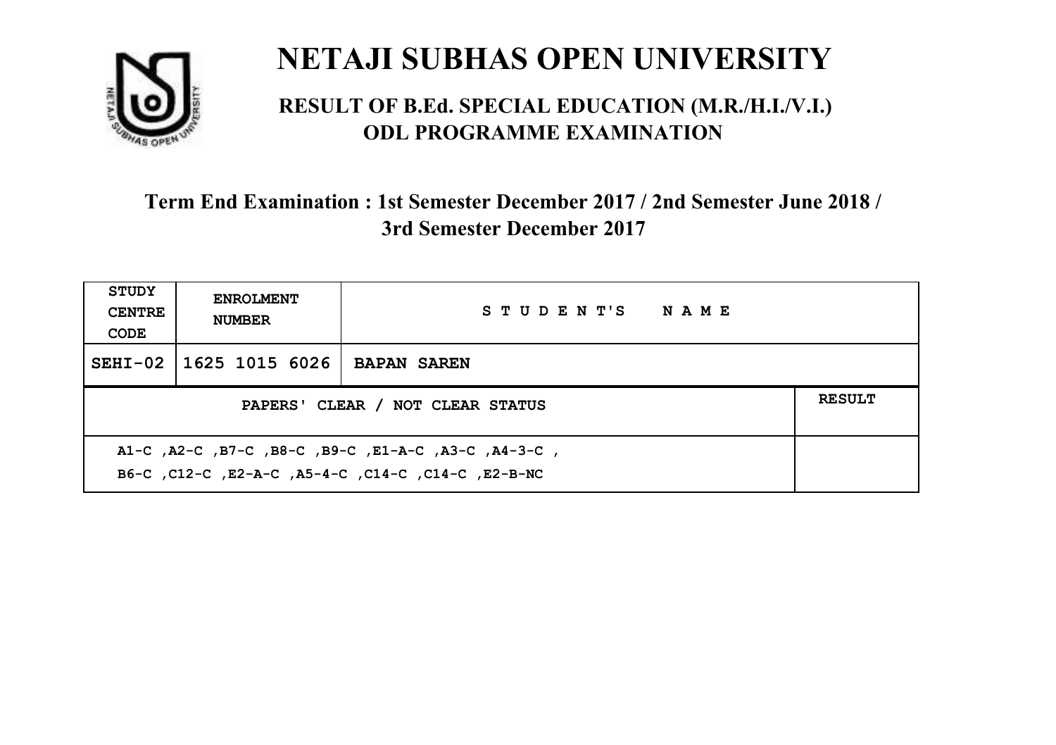# NETAJI SUBHAS OPEN UNIVERSITY

## RESULT OF B.Ed. SPECIAL EDUCATION (M.R./H.I./V.I.) ODL PROGRAMME EXAMINATION

### Term End Examination : 1st Semester December 2017 / 2nd Semester June 2018 / 3rd Semester December 2017

| STUDY CENTRE CODE | ENROLMENT NUMBER | STUDENT'S NAME |
|---|---|---|
| SEHI-02 | 1625 1015 6026 | BAPAN SAREN |

| PAPERS' CLEAR / NOT CLEAR STATUS | RESULT |
|---|---|
| A1-C ,A2-C ,B7-C ,B8-C ,B9-C ,E1-A-C ,A3-C ,A4-3-C , B6-C ,C12-C ,E2-A-C ,A5-4-C ,C14-C ,C14-C ,E2-B-NC | |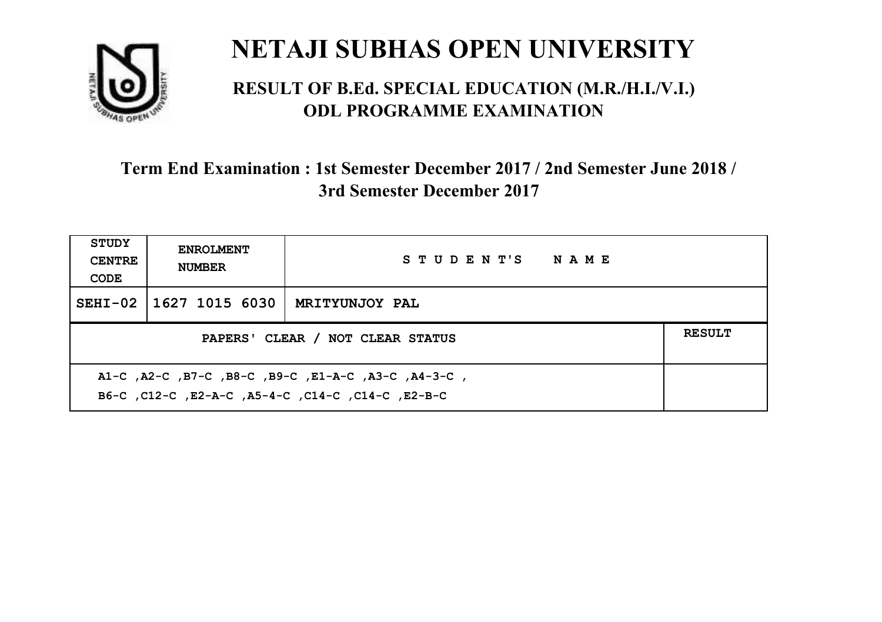# NETAJI SUBHAS OPEN UNIVERSITY

## RESULT OF B.Ed. SPECIAL EDUCATION (M.R./H.I./V.I.) ODL PROGRAMME EXAMINATION

### Term End Examination : 1st Semester December 2017 / 2nd Semester June 2018 / 3rd Semester December 2017

| STUDY CENTRE CODE | ENROLMENT NUMBER | STUDENT'S NAME | |
|---|---|---|---|
| SEHI-02 | 1627 1015 6030 | MRITYUNJOY PAL | |
| PAPERS' CLEAR / NOT CLEAR STATUS | | | RESULT |
| A1-C ,A2-C ,B7-C ,B8-C ,B9-C ,E1-A-C ,A3-C ,A4-3-C , B6-C ,C12-C ,E2-A-C ,A5-4-C ,C14-C ,C14-C ,E2-B-C | | | |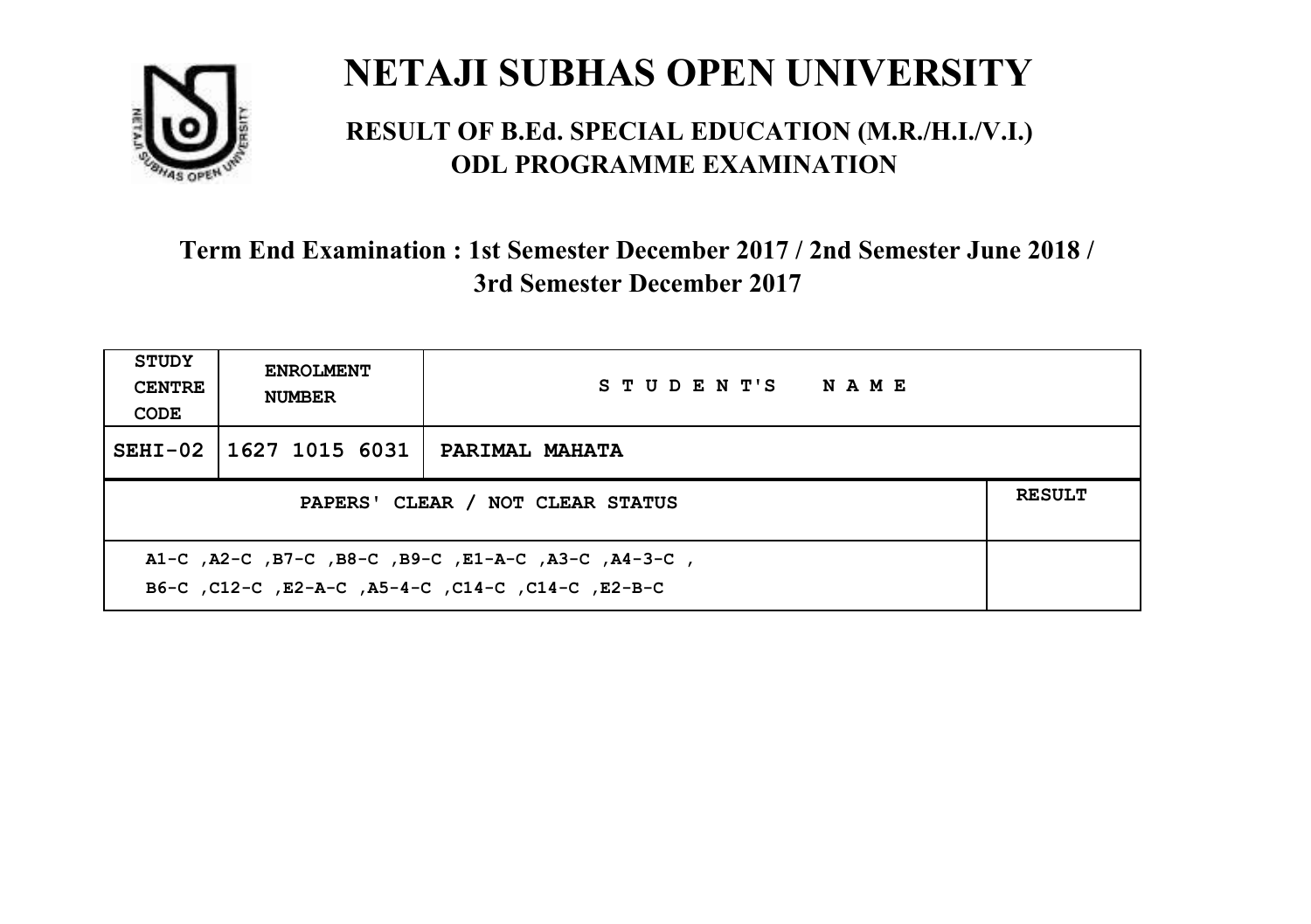# NETAJI SUBHAS OPEN UNIVERSITY

## RESULT OF B.Ed. SPECIAL EDUCATION (M.R./H.I./V.I.) ODL PROGRAMME EXAMINATION

### Term End Examination : 1st Semester December 2017 / 2nd Semester June 2018 / 3rd Semester December 2017

| STUDY CENTRE CODE | ENROLMENT NUMBER | STUDENT'S NAME | |
|---|---|---|---|
| SEHI-02 | 1627 1015 6031 | PARIMAL MAHATA | |
| PAPERS' CLEAR / NOT CLEAR STATUS | | | RESULT |
| A1-C ,A2-C ,B7-C ,B8-C ,B9-C ,E1-A-C ,A3-C ,A4-3-C ,<br>B6-C ,C12-C ,E2-A-C ,A5-4-C ,C14-C ,C14-C ,E2-B-C | | | |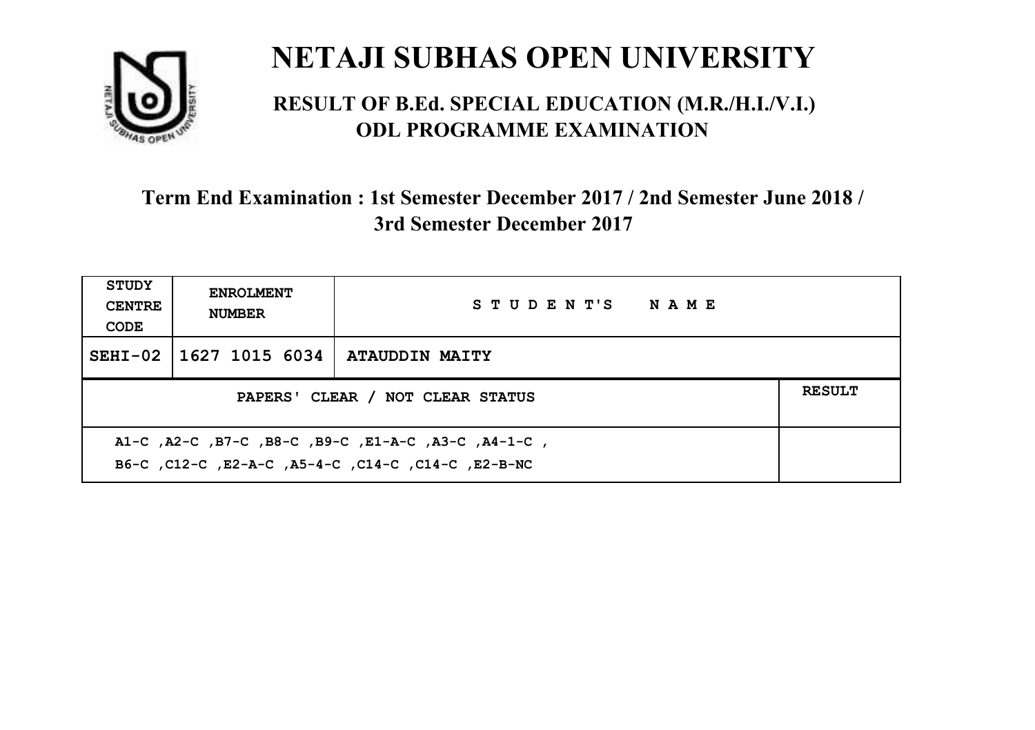# NETAJI SUBHAS OPEN UNIVERSITY

## RESULT OF B.Ed. SPECIAL EDUCATION (M.R./H.I./V.I.) ODL PROGRAMME EXAMINATION

### Term End Examination : 1st Semester December 2017 / 2nd Semester June 2018 / 3rd Semester December 2017

| STUDY CENTRE CODE | ENROLMENT NUMBER | STUDENT'S NAME | |
|---|---|---|---|
| SEHI-02 | 1627 1015 6034 | ATAUDDIN MAITY | |
| PAPERS' CLEAR / NOT CLEAR STATUS | | | RESULT |
| A1-C ,A2-C ,B7-C ,B8-C ,B9-C ,E1-A-C ,A3-C ,A4-1-C ,<br>B6-C ,C12-C ,E2-A-C ,A5-4-C ,C14-C ,C14-C ,E2-B-NC | | | |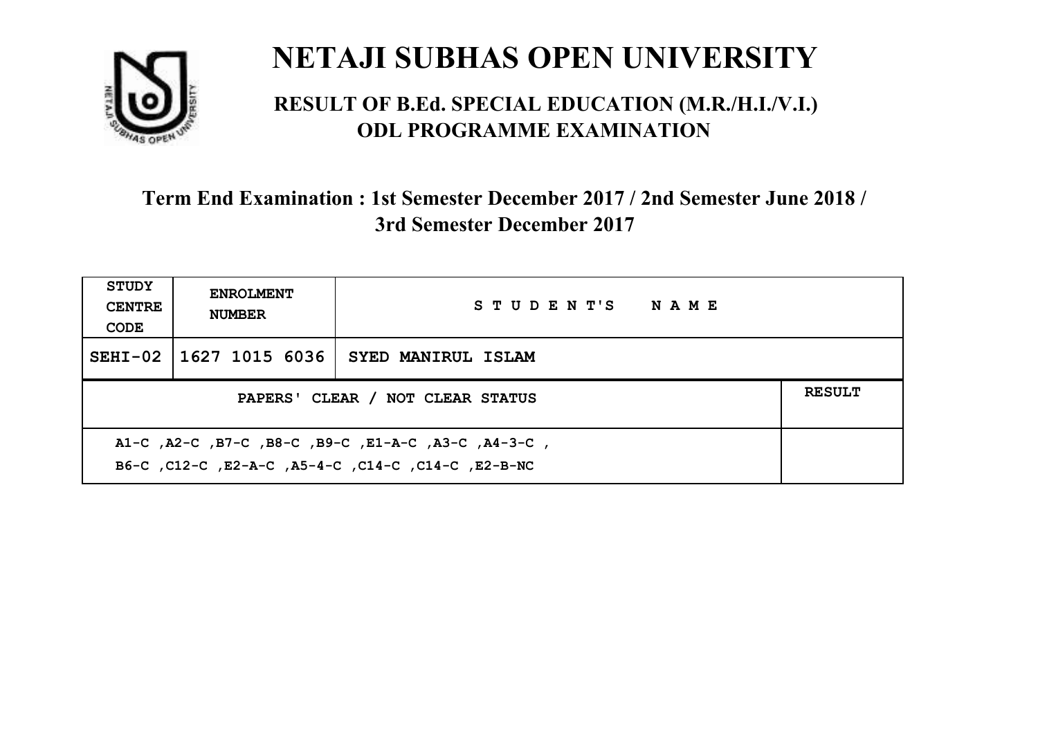# NETAJI SUBHAS OPEN UNIVERSITY

## RESULT OF B.Ed. SPECIAL EDUCATION (M.R./H.I./V.I.) ODL PROGRAMME EXAMINATION

### Term End Examination : 1st Semester December 2017 / 2nd Semester June 2018 / 3rd Semester December 2017

| STUDY CENTRE CODE | ENROLMENT NUMBER | STUDENT'S NAME | |
|---|---|---|---|
| SEHI-02 | 1627 1015 6036 | SYED MANIRUL ISLAM | |
| PAPERS' CLEAR / NOT CLEAR STATUS | | | RESULT |
| A1-C ,A2-C ,B7-C ,B8-C ,B9-C ,E1-A-C ,A3-C ,A4-3-C , B6-C ,C12-C ,E2-A-C ,A5-4-C ,C14-C ,C14-C ,E2-B-NC | | | |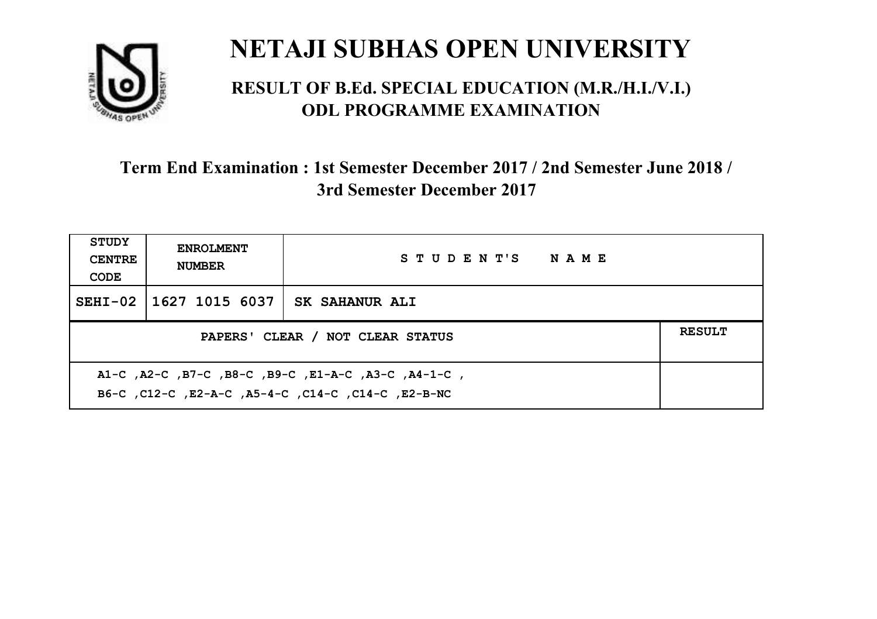# NETAJI SUBHAS OPEN UNIVERSITY

## RESULT OF B.Ed. SPECIAL EDUCATION (M.R./H.I./V.I.) ODL PROGRAMME EXAMINATION

### Term End Examination : 1st Semester December 2017 / 2nd Semester June 2018 / 3rd Semester December 2017

| STUDY CENTRE CODE | ENROLMENT NUMBER | STUDENT'S NAME | |
|---|---|---|---|
| SEHI-02 | 1627 1015 6037 | SK SAHANUR ALI | |
| PAPERS' CLEAR / NOT CLEAR STATUS | | | RESULT |
| A1-C ,A2-C ,B7-C ,B8-C ,B9-C ,E1-A-C ,A3-C ,A4-1-C , B6-C ,C12-C ,E2-A-C ,A5-4-C ,C14-C ,C14-C ,E2-B-NC | | | |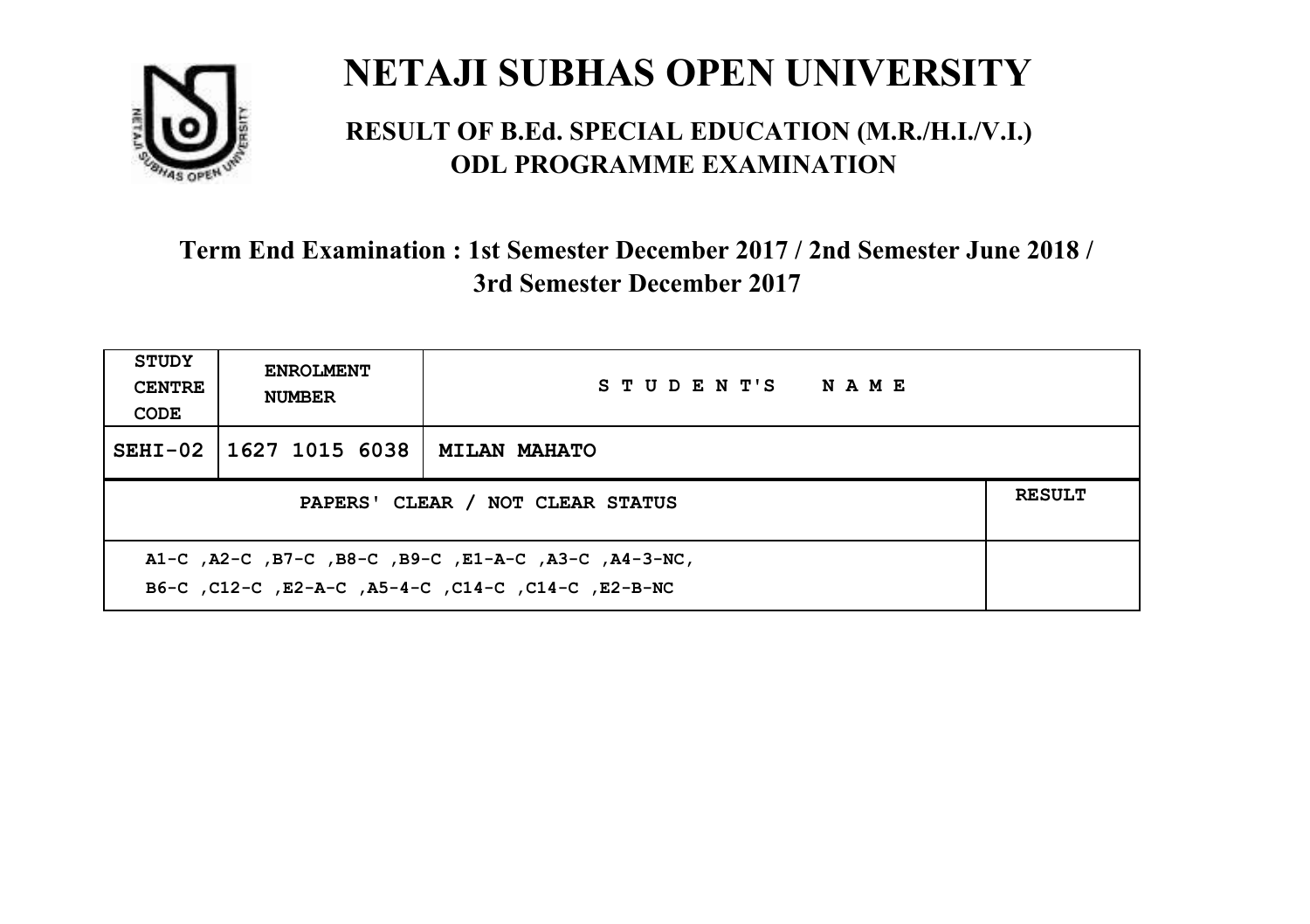# NETAJI SUBHAS OPEN UNIVERSITY

## RESULT OF B.Ed. SPECIAL EDUCATION (M.R./H.I./V.I.) ODL PROGRAMME EXAMINATION

### Term End Examination : 1st Semester December 2017 / 2nd Semester June 2018 / 3rd Semester December 2017

| STUDY CENTRE CODE | ENROLMENT NUMBER | STUDENT'S NAME | |
|---|---|---|---|
| SEHI-02 | 1627 1015 6038 | MILAN MAHATO | |
| PAPERS' CLEAR / NOT CLEAR STATUS | | | RESULT |
| A1-C ,A2-C ,B7-C ,B8-C ,B9-C ,E1-A-C ,A3-C ,A4-3-NC, B6-C ,C12-C ,E2-A-C ,A5-4-C ,C14-C ,C14-C ,E2-B-NC | | | |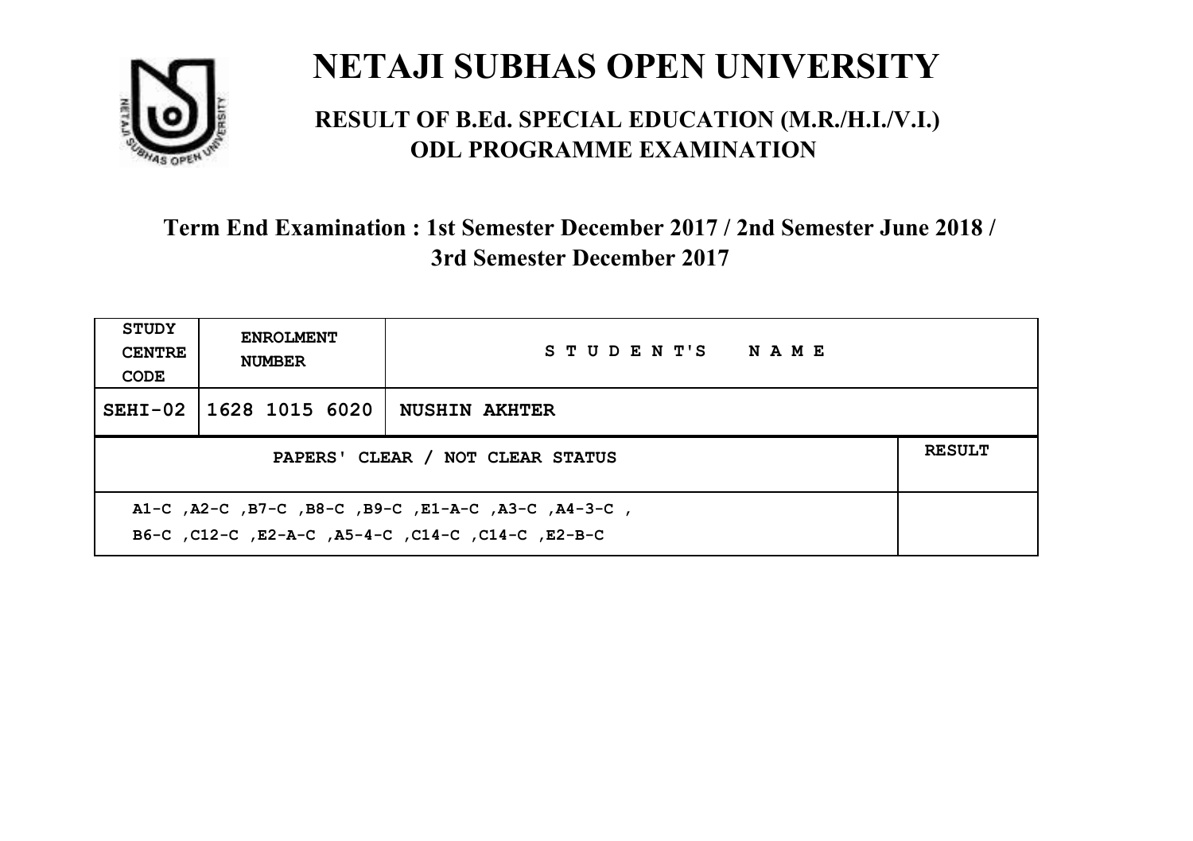# NETAJI SUBHAS OPEN UNIVERSITY

## RESULT OF B.Ed. SPECIAL EDUCATION (M.R./H.I./V.I.) ODL PROGRAMME EXAMINATION

### Term End Examination : 1st Semester December 2017 / 2nd Semester June 2018 / 3rd Semester December 2017

| STUDY CENTRE CODE | ENROLMENT NUMBER | STUDENT'S NAME | |
|---|---|---|---|
| SEHI-02 | 1628 1015 6020 | NUSHIN AKHTER | |
| PAPERS' CLEAR / NOT CLEAR STATUS | | | RESULT |
| A1-C ,A2-C ,B7-C ,B8-C ,B9-C ,E1-A-C ,A3-C ,A4-3-C , B6-C ,C12-C ,E2-A-C ,A5-4-C ,C14-C ,C14-C ,E2-B-C | | | |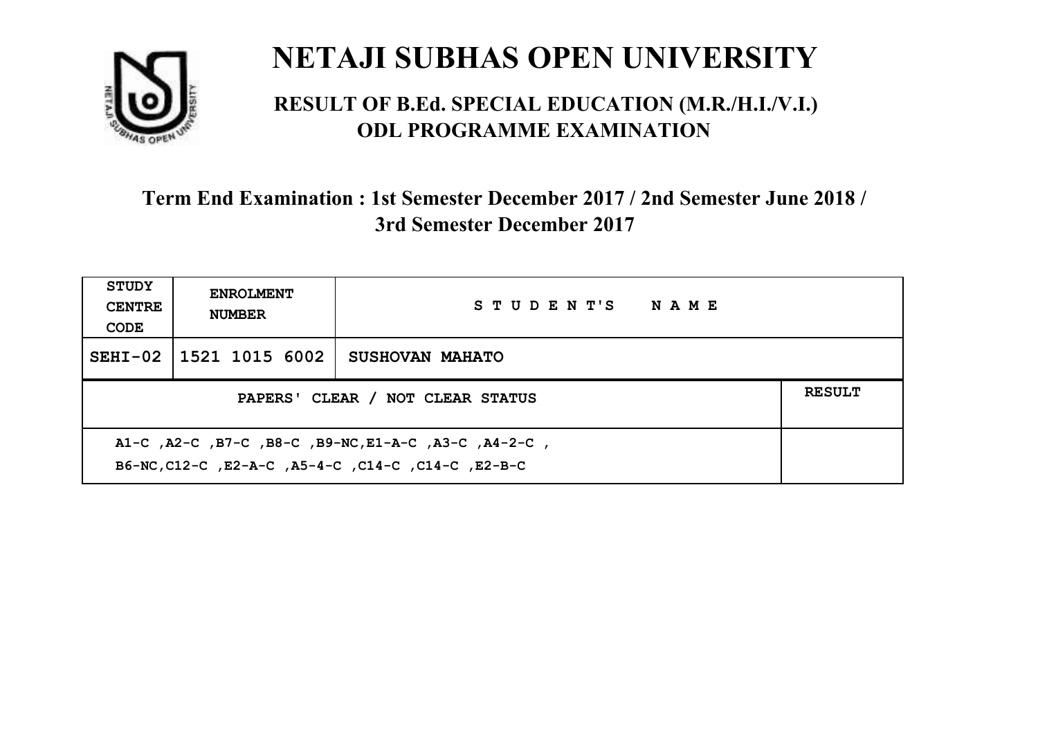# NETAJI SUBHAS OPEN UNIVERSITY

## RESULT OF B.Ed. SPECIAL EDUCATION (M.R./H.I./V.I.) ODL PROGRAMME EXAMINATION

### Term End Examination : 1st Semester December 2017 / 2nd Semester June 2018 / 3rd Semester December 2017

| STUDY CENTRE CODE | ENROLMENT NUMBER | STUDENT'S NAME | |
|---|---|---|---|
| SEHI-02 | 1521 1015 6002 | SUSHOVAN MAHATO | |
| PAPERS' CLEAR / NOT CLEAR STATUS | | | RESULT |
| A1-C ,A2-C ,B7-C ,B8-C ,B9-NC,E1-A-C ,A3-C ,A4-2-C , B6-NC,C12-C ,E2-A-C ,A5-4-C ,C14-C ,C14-C ,E2-B-C | | | |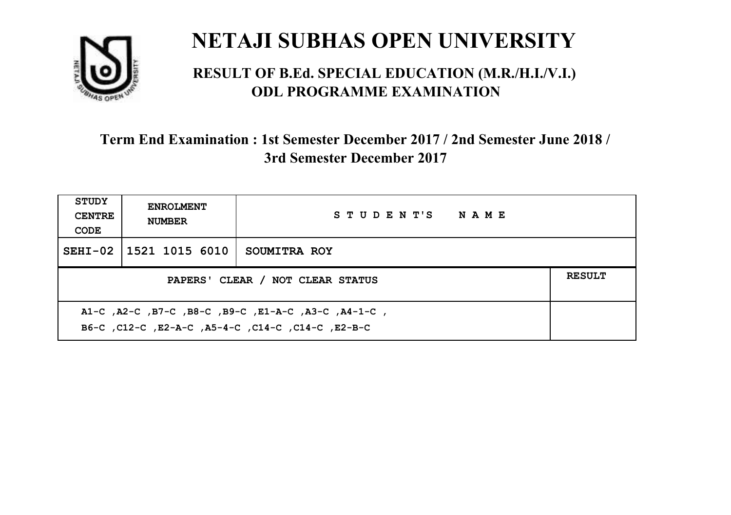# NETAJI SUBHAS OPEN UNIVERSITY

## RESULT OF B.Ed. SPECIAL EDUCATION (M.R./H.I./V.I.) ODL PROGRAMME EXAMINATION

### Term End Examination : 1st Semester December 2017 / 2nd Semester June 2018 / 3rd Semester December 2017

| STUDY CENTRE CODE | ENROLMENT NUMBER | STUDENT'S NAME | |
|---|---|---|---|
| SEHI-02 | 1521 1015 6010 | SOUMITRA ROY | |
| PAPERS' CLEAR / NOT CLEAR STATUS | | | RESULT |
| A1-C ,A2-C ,B7-C ,B8-C ,B9-C ,E1-A-C ,A3-C ,A4-1-C , B6-C ,C12-C ,E2-A-C ,A5-4-C ,C14-C ,C14-C ,E2-B-C | | | |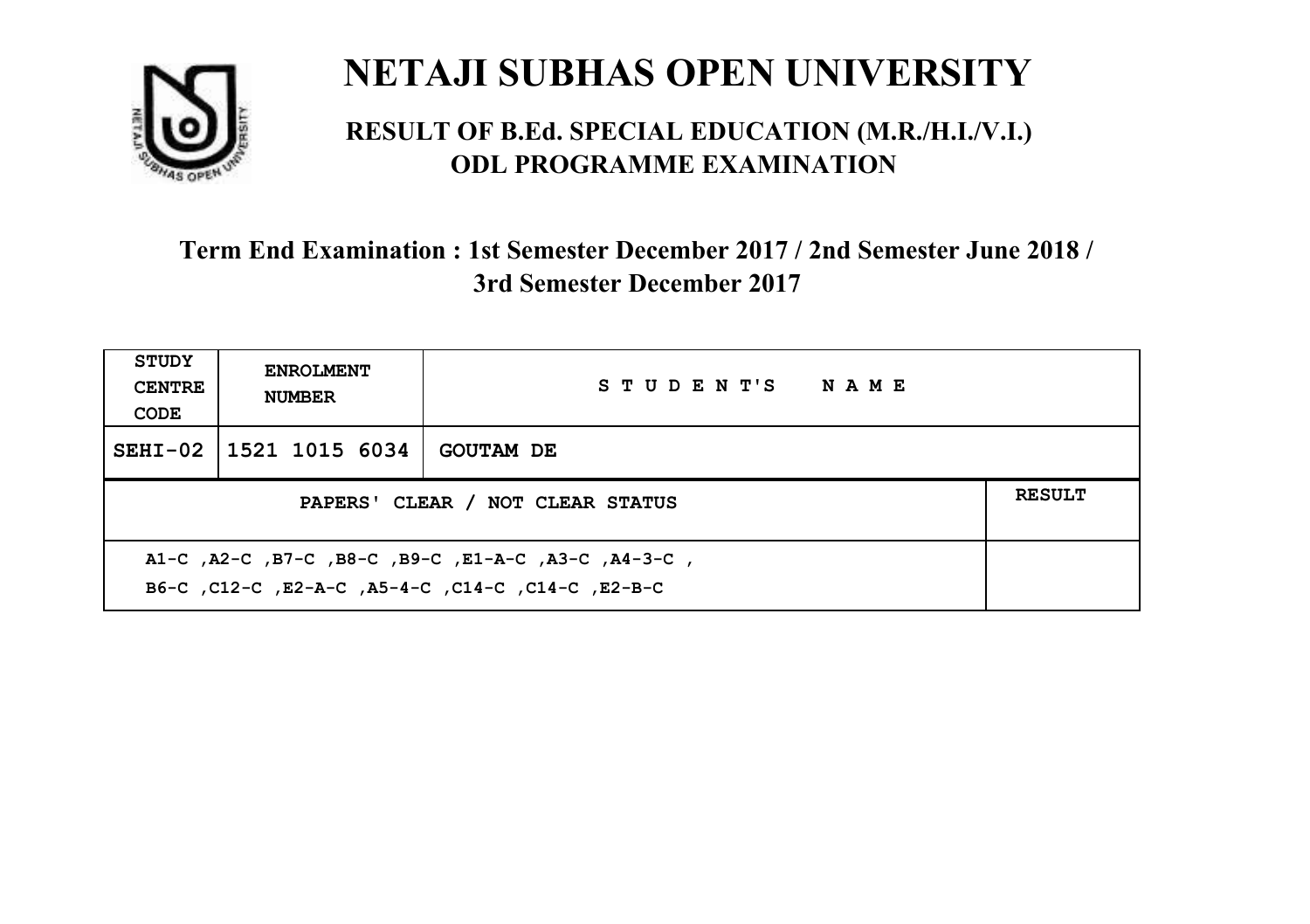# NETAJI SUBHAS OPEN UNIVERSITY

## RESULT OF B.Ed. SPECIAL EDUCATION (M.R./H.I./V.I.) ODL PROGRAMME EXAMINATION

### Term End Examination : 1st Semester December 2017 / 2nd Semester June 2018 / 3rd Semester December 2017

| STUDY CENTRE CODE | ENROLMENT NUMBER | STUDENT'S NAME | |
|---|---|---|---|
| SEHI-02 | 1521 1015 6034 | GOUTAM DE | |
| PAPERS' CLEAR / NOT CLEAR STATUS | | | RESULT |
| A1-C ,A2-C ,B7-C ,B8-C ,B9-C ,E1-A-C ,A3-C ,A4-3-C , B6-C ,C12-C ,E2-A-C ,A5-4-C ,C14-C ,C14-C ,E2-B-C | | | |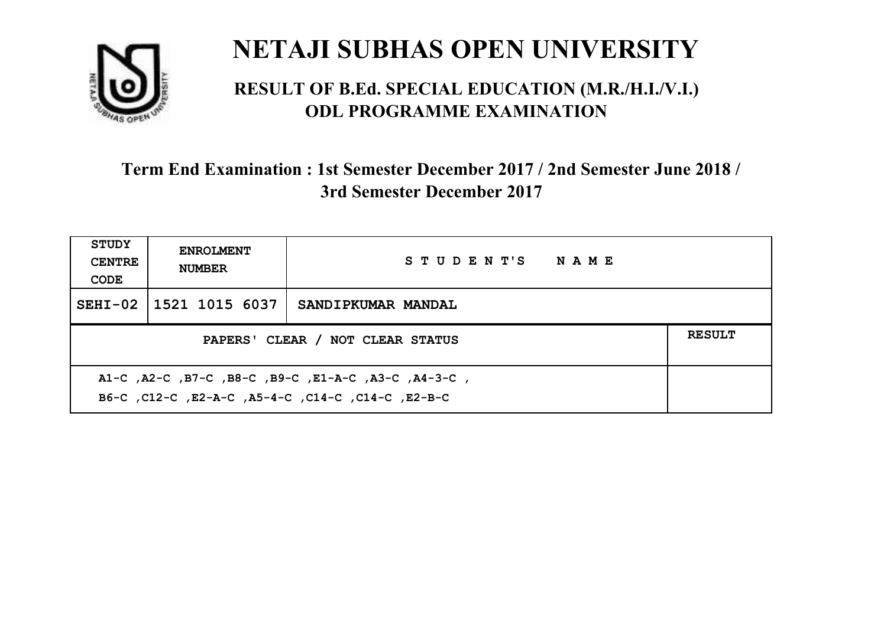# NETAJI SUBHAS OPEN UNIVERSITY

## RESULT OF B.Ed. SPECIAL EDUCATION (M.R./H.I./V.I.) ODL PROGRAMME EXAMINATION

### Term End Examination : 1st Semester December 2017 / 2nd Semester June 2018 / 3rd Semester December 2017

| STUDY CENTRE CODE | ENROLMENT NUMBER | STUDENT'S NAME | |
|---|---|---|---|
| SEHI-02 | 1521 1015 6037 | SANDIPKUMAR MANDAL | |
| PAPERS' CLEAR / NOT CLEAR STATUS | | | RESULT |
| A1-C ,A2-C ,B7-C ,B8-C ,B9-C ,E1-A-C ,A3-C ,A4-3-C , B6-C ,C12-C ,E2-A-C ,A5-4-C ,C14-C ,C14-C ,E2-B-C | | | |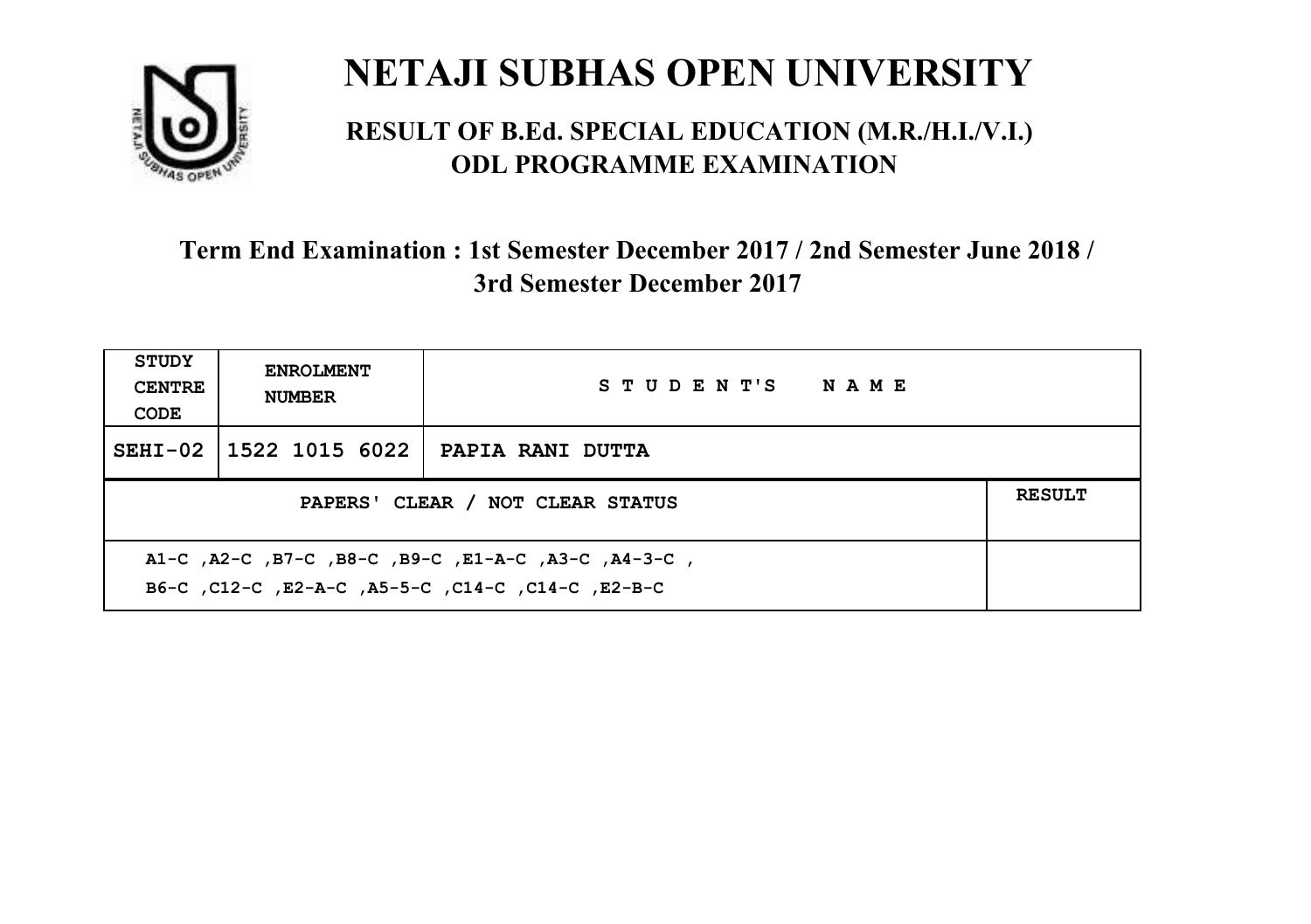# NETAJI SUBHAS OPEN UNIVERSITY

## RESULT OF B.Ed. SPECIAL EDUCATION (M.R./H.I./V.I.) ODL PROGRAMME EXAMINATION

### Term End Examination : 1st Semester December 2017 / 2nd Semester June 2018 / 3rd Semester December 2017

| STUDY CENTRE CODE | ENROLMENT NUMBER | STUDENT'S NAME | |
|---|---|---|---|
| SEHI-02 | 1522 1015 6022 | PAPIA RANI DUTTA | |
| PAPERS' CLEAR / NOT CLEAR STATUS | | | RESULT |
| A1-C ,A2-C ,B7-C ,B8-C ,B9-C ,E1-A-C ,A3-C ,A4-3-C , B6-C ,C12-C ,E2-A-C ,A5-5-C ,C14-C ,C14-C ,E2-B-C | | | |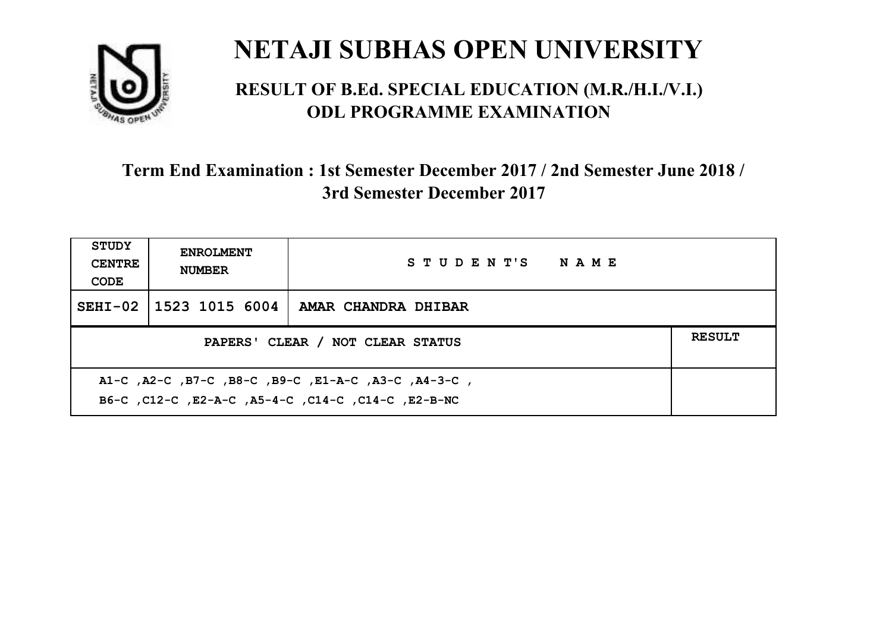# NETAJI SUBHAS OPEN UNIVERSITY

## RESULT OF B.Ed. SPECIAL EDUCATION (M.R./H.I./V.I.) ODL PROGRAMME EXAMINATION

### Term End Examination : 1st Semester December 2017 / 2nd Semester June 2018 / 3rd Semester December 2017

| STUDY CENTRE CODE | ENROLMENT NUMBER | STUDENT'S NAME | |
|---|---|---|---|
| SEHI-02 | 1523 1015 6004 | AMAR CHANDRA DHIBAR | |
| PAPERS' CLEAR / NOT CLEAR STATUS | | | RESULT |
| A1-C ,A2-C ,B7-C ,B8-C ,B9-C ,E1-A-C ,A3-C ,A4-3-C , B6-C ,C12-C ,E2-A-C ,A5-4-C ,C14-C ,C14-C ,E2-B-NC | | | |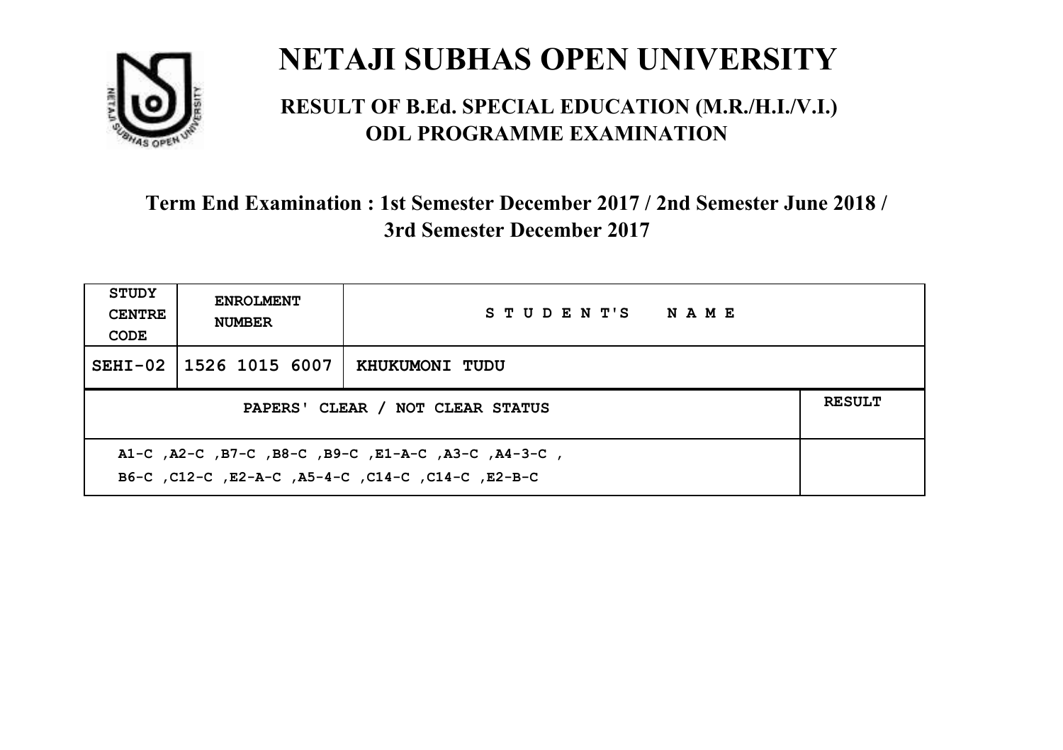# NETAJI SUBHAS OPEN UNIVERSITY

## RESULT OF B.Ed. SPECIAL EDUCATION (M.R./H.I./V.I.) ODL PROGRAMME EXAMINATION

### Term End Examination : 1st Semester December 2017 / 2nd Semester June 2018 / 3rd Semester December 2017

| STUDY CENTRE CODE | ENROLMENT NUMBER | STUDENT'S NAME | |
|---|---|---|---|
| SEHI-02 | 1526 1015 6007 | KHUKUMONI TUDU | |
| PAPERS' CLEAR / NOT CLEAR STATUS | | | RESULT |
| A1-C ,A2-C ,B7-C ,B8-C ,B9-C ,E1-A-C ,A3-C ,A4-3-C , B6-C ,C12-C ,E2-A-C ,A5-4-C ,C14-C ,C14-C ,E2-B-C | | | |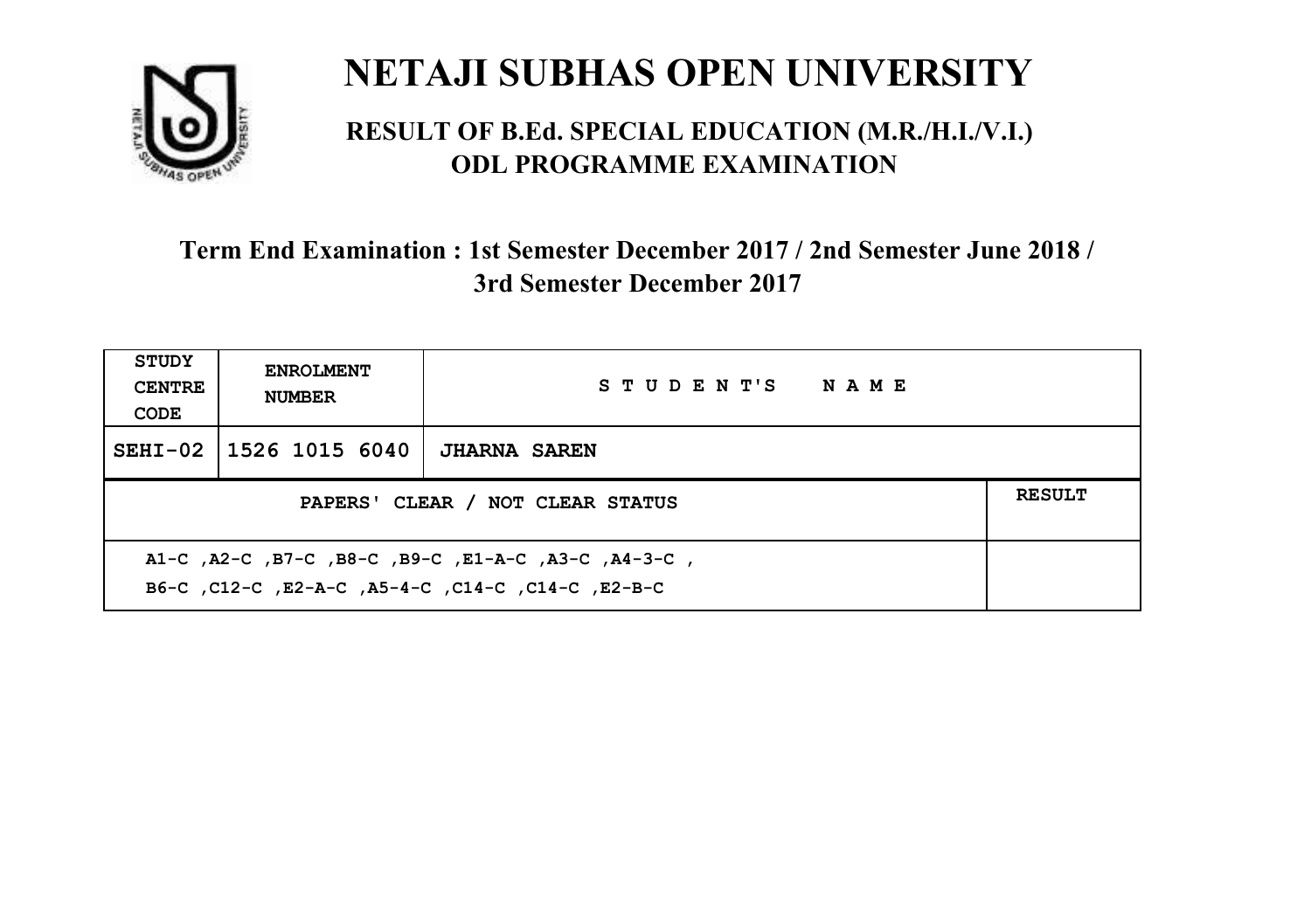# NETAJI SUBHAS OPEN UNIVERSITY

## RESULT OF B.Ed. SPECIAL EDUCATION (M.R./H.I./V.I.) ODL PROGRAMME EXAMINATION

### Term End Examination : 1st Semester December 2017 / 2nd Semester June 2018 / 3rd Semester December 2017

| STUDY CENTRE CODE | ENROLMENT NUMBER | STUDENT'S NAME | |
|---|---|---|---|
| SEHI-02 | 1526 1015 6040 | JHARNA SAREN | |
| PAPERS' CLEAR / NOT CLEAR STATUS | | | RESULT |
| A1-C ,A2-C ,B7-C ,B8-C ,B9-C ,E1-A-C ,A3-C ,A4-3-C , B6-C ,C12-C ,E2-A-C ,A5-4-C ,C14-C ,C14-C ,E2-B-C | | | |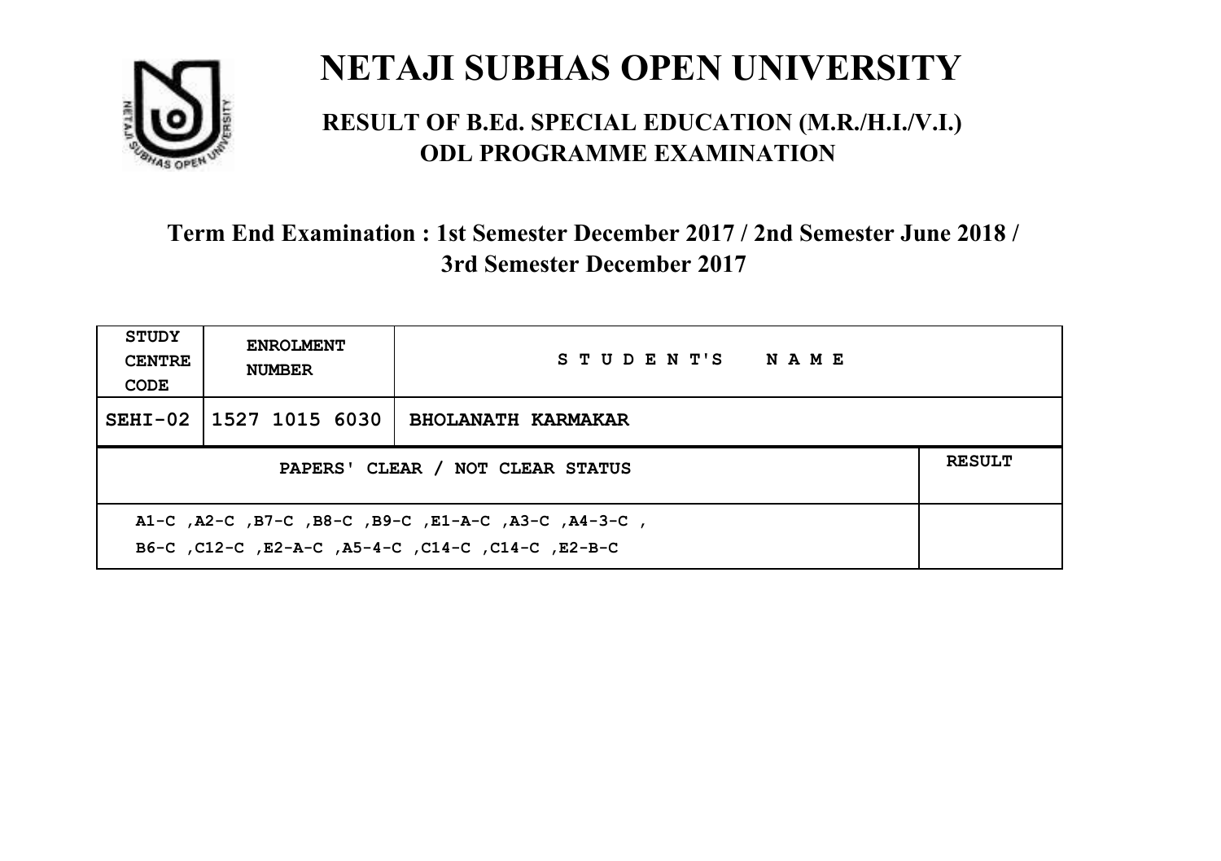# NETAJI SUBHAS OPEN UNIVERSITY

## RESULT OF B.Ed. SPECIAL EDUCATION (M.R./H.I./V.I.) ODL PROGRAMME EXAMINATION

### Term End Examination : 1st Semester December 2017 / 2nd Semester June 2018 / 3rd Semester December 2017

| STUDY CENTRE CODE | ENROLMENT NUMBER | STUDENT'S NAME | |
|---|---|---|---|
| SEHI-02 | 1527 1015 6030 | BHOLANATH KARMAKAR | |
| PAPERS' CLEAR / NOT CLEAR STATUS | | | RESULT |
| A1-C ,A2-C ,B7-C ,B8-C ,B9-C ,E1-A-C ,A3-C ,A4-3-C , B6-C ,C12-C ,E2-A-C ,A5-4-C ,C14-C ,C14-C ,E2-B-C | | | |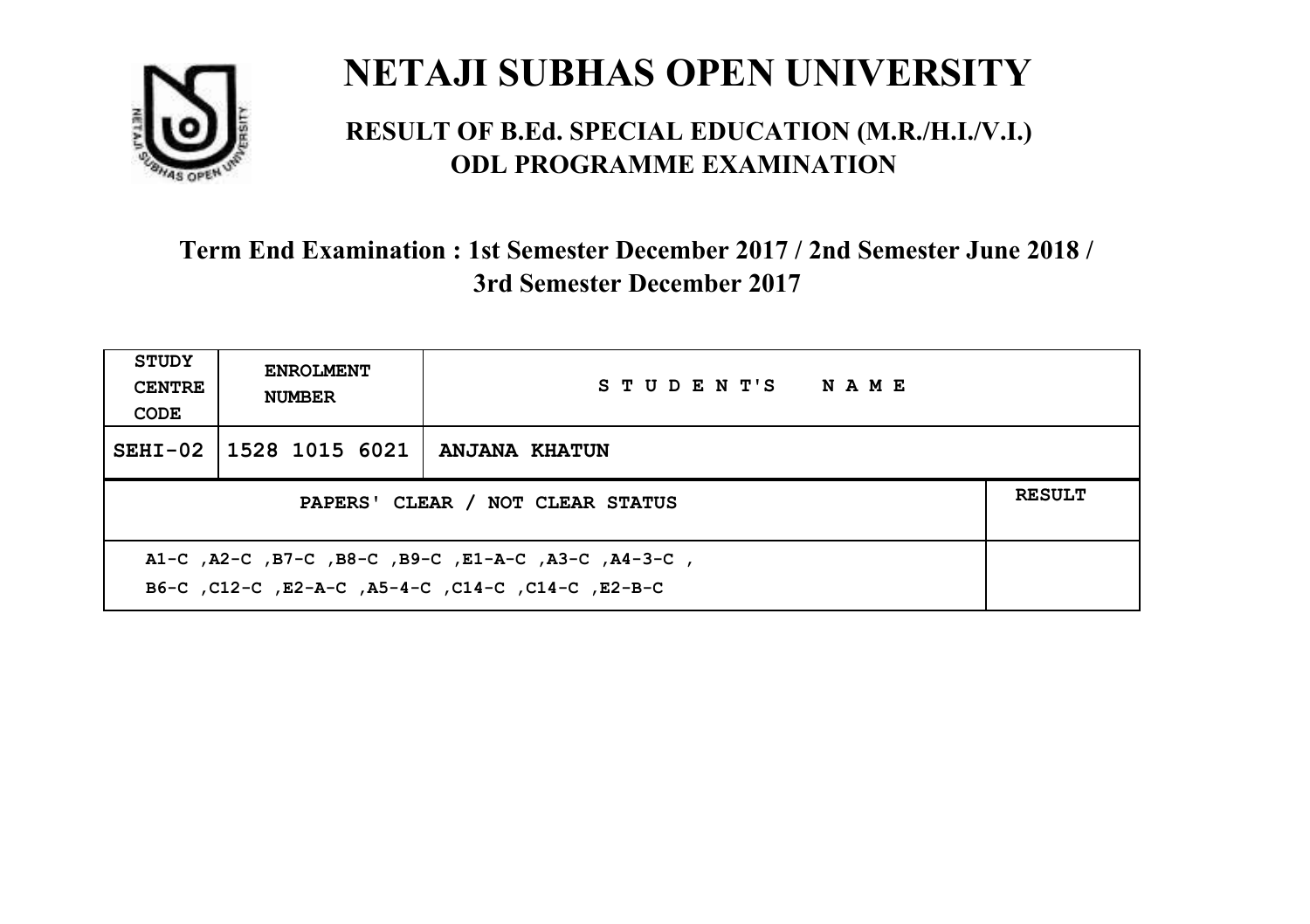# NETAJI SUBHAS OPEN UNIVERSITY

## RESULT OF B.Ed. SPECIAL EDUCATION (M.R./H.I./V.I.) ODL PROGRAMME EXAMINATION

### Term End Examination : 1st Semester December 2017 / 2nd Semester June 2018 / 3rd Semester December 2017

| STUDY CENTRE CODE | ENROLMENT NUMBER | STUDENT'S NAME |
|---|---|---|
| SEHI-02 | 1528 1015 6021 | ANJANA KHATUN |

| PAPERS' CLEAR / NOT CLEAR STATUS | RESULT |
|---|---|
| A1-C ,A2-C ,B7-C ,B8-C ,B9-C ,E1-A-C ,A3-C ,A4-3-C , B6-C ,C12-C ,E2-A-C ,A5-4-C ,C14-C ,C14-C ,E2-B-C | |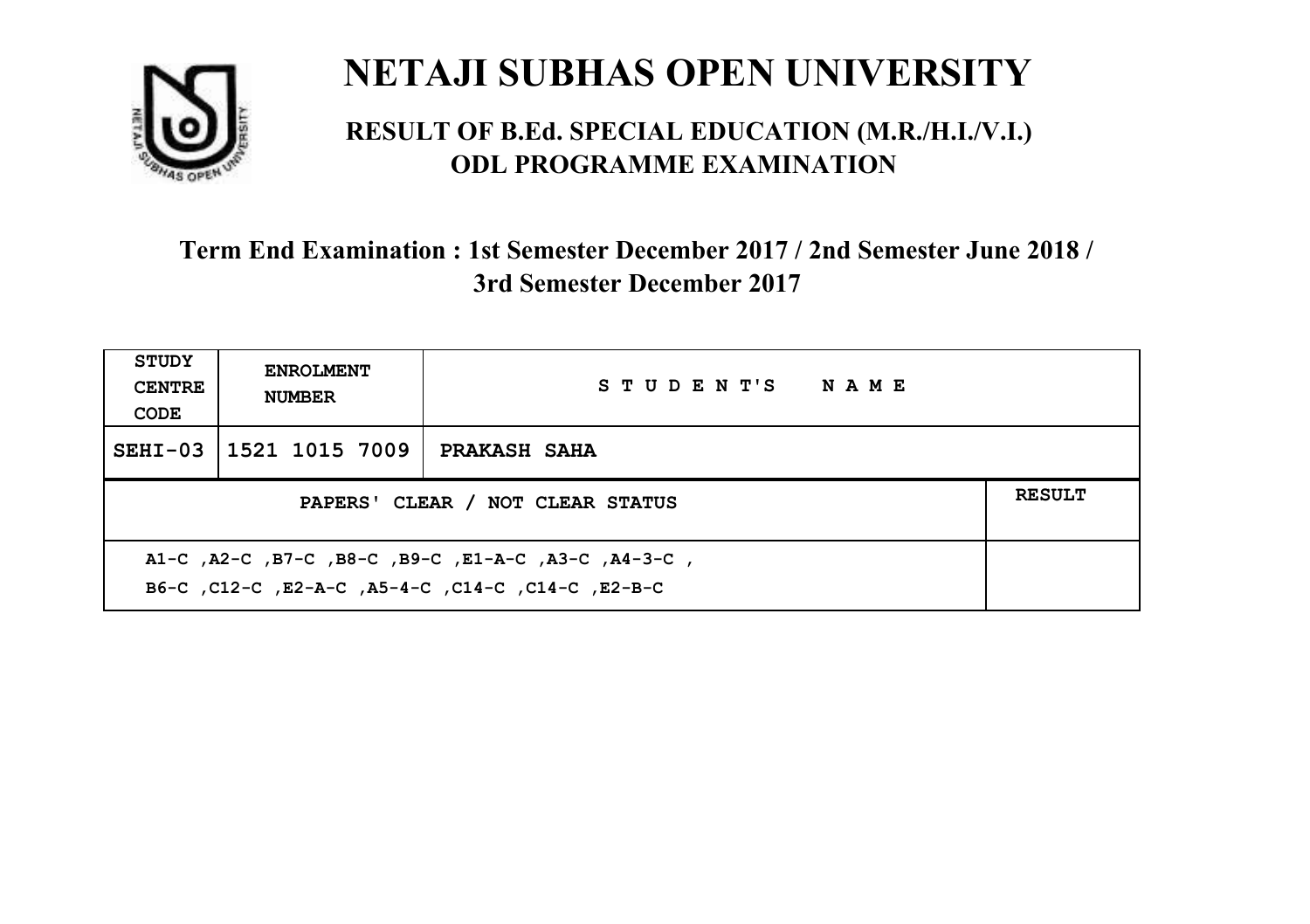# NETAJI SUBHAS OPEN UNIVERSITY

## RESULT OF B.Ed. SPECIAL EDUCATION (M.R./H.I./V.I.) ODL PROGRAMME EXAMINATION

### Term End Examination : 1st Semester December 2017 / 2nd Semester June 2018 / 3rd Semester December 2017

| STUDY CENTRE CODE | ENROLMENT NUMBER | STUDENT'S NAME | |
|---|---|---|---|
| SEHI-03 | 1521 1015 7009 | PRAKASH SAHA | |
| PAPERS' CLEAR / NOT CLEAR STATUS | | | RESULT |
| A1-C ,A2-C ,B7-C ,B8-C ,B9-C ,E1-A-C ,A3-C ,A4-3-C , B6-C ,C12-C ,E2-A-C ,A5-4-C ,C14-C ,C14-C ,E2-B-C | | | |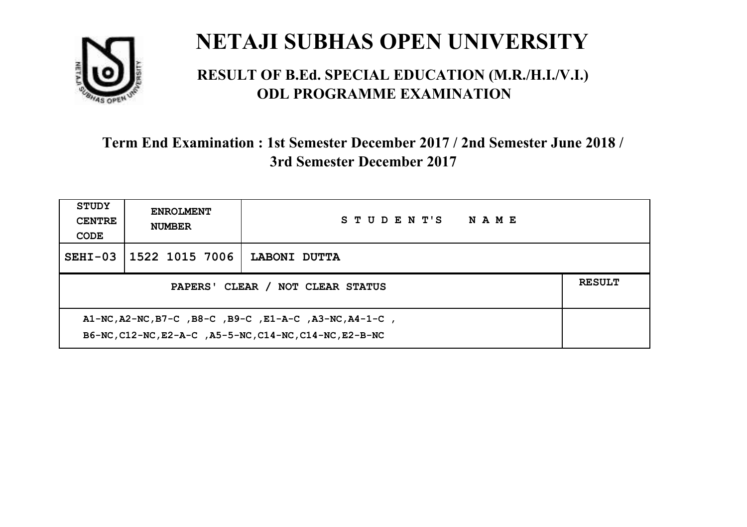# NETAJI SUBHAS OPEN UNIVERSITY

## RESULT OF B.Ed. SPECIAL EDUCATION (M.R./H.I./V.I.) ODL PROGRAMME EXAMINATION

### Term End Examination : 1st Semester December 2017 / 2nd Semester June 2018 / 3rd Semester December 2017

| STUDY CENTRE CODE | ENROLMENT NUMBER | STUDENT'S NAME | |
|---|---|---|---|
| SEHI-03 | 1522 1015 7006 | LABONI DUTTA | |
| PAPERS' CLEAR / NOT CLEAR STATUS | | | RESULT |
| A1-NC,A2-NC,B7-C ,B8-C ,B9-C ,E1-A-C ,A3-NC,A4-1-C ,<br>B6-NC,C12-NC,E2-A-C ,A5-5-NC,C14-NC,C14-NC,E2-B-NC | | | |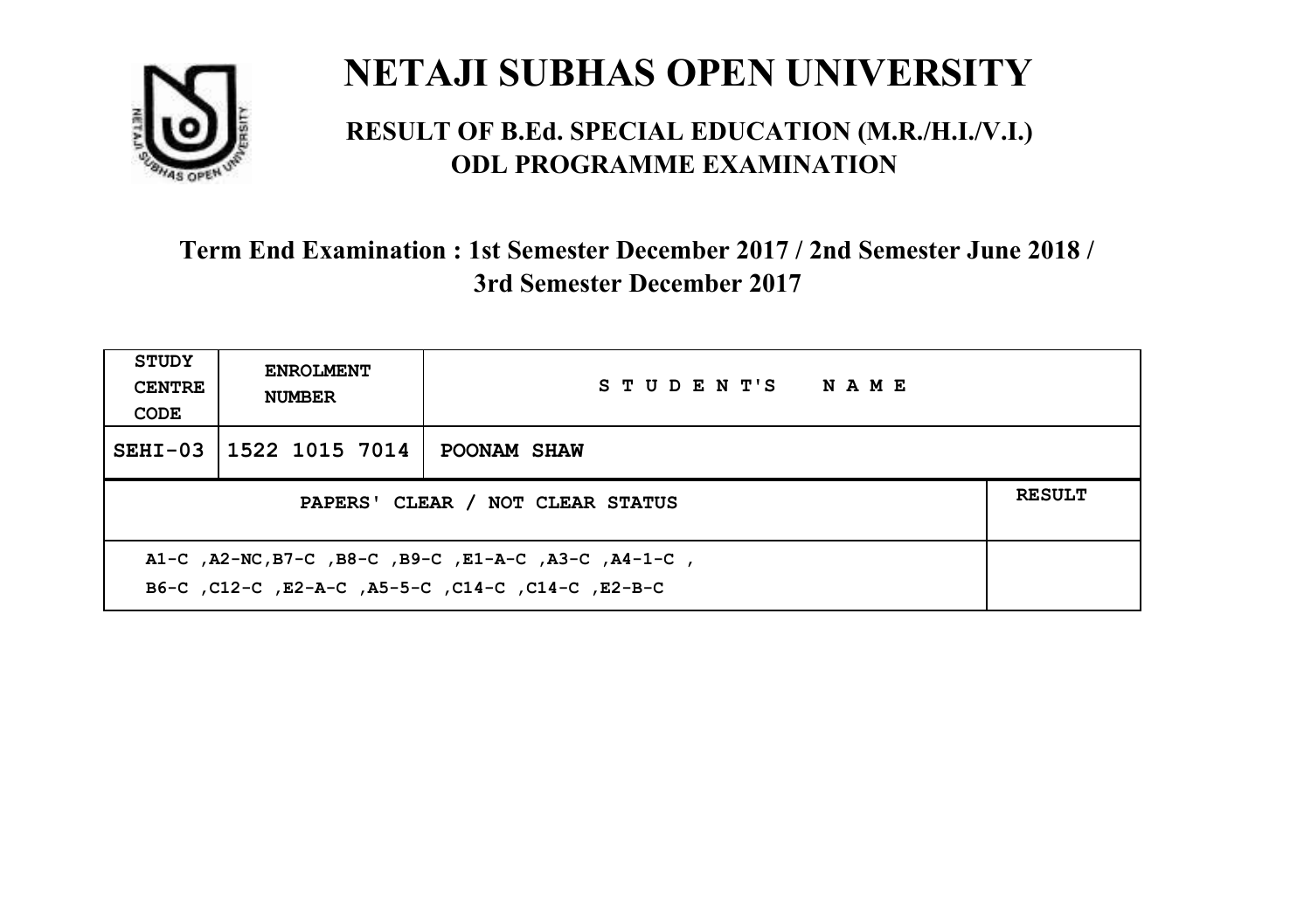# NETAJI SUBHAS OPEN UNIVERSITY

## RESULT OF B.Ed. SPECIAL EDUCATION (M.R./H.I./V.I.) ODL PROGRAMME EXAMINATION

### Term End Examination : 1st Semester December 2017 / 2nd Semester June 2018 / 3rd Semester December 2017

| STUDY CENTRE CODE | ENROLMENT NUMBER | STUDENT'S NAME | |
|---|---|---|---|
| SEHI-03 | 1522 1015 7014 | POONAM SHAW | |
| PAPERS' CLEAR / NOT CLEAR STATUS | | | RESULT |
| A1-C ,A2-NC,B7-C ,B8-C ,B9-C ,E1-A-C ,A3-C ,A4-1-C , B6-C ,C12-C ,E2-A-C ,A5-5-C ,C14-C ,C14-C ,E2-B-C | | | |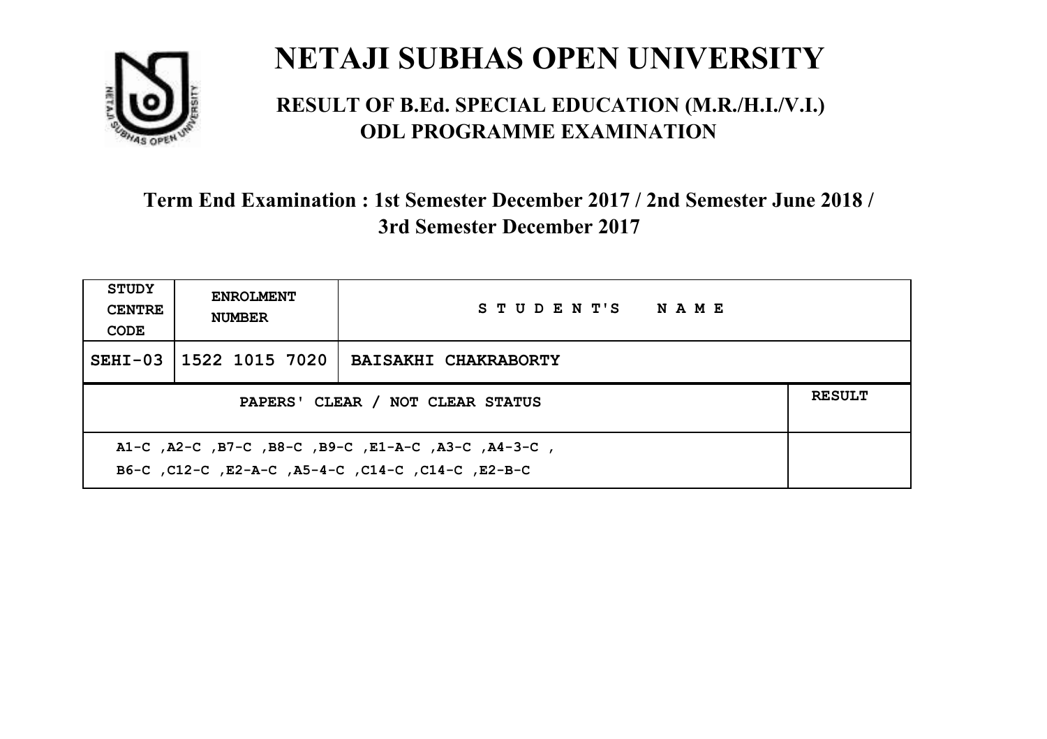# NETAJI SUBHAS OPEN UNIVERSITY

## RESULT OF B.Ed. SPECIAL EDUCATION (M.R./H.I./V.I.) ODL PROGRAMME EXAMINATION

### Term End Examination : 1st Semester December 2017 / 2nd Semester June 2018 / 3rd Semester December 2017

| STUDY CENTRE CODE | ENROLMENT NUMBER | STUDENT'S NAME | |
|---|---|---|---|
| SEHI-03 | 1522 1015 7020 | BAISAKHI CHAKRABORTY | |
| PAPERS' CLEAR / NOT CLEAR STATUS | | | RESULT |
| A1-C ,A2-C ,B7-C ,B8-C ,B9-C ,E1-A-C ,A3-C ,A4-3-C , B6-C ,C12-C ,E2-A-C ,A5-4-C ,C14-C ,C14-C ,E2-B-C | | | |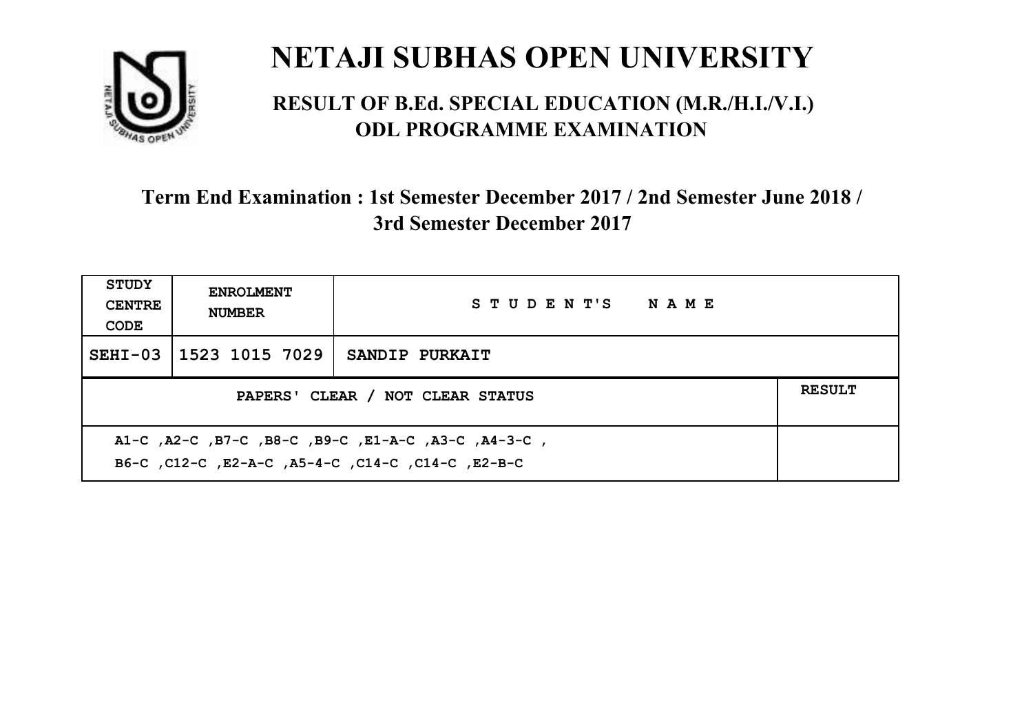# NETAJI SUBHAS OPEN UNIVERSITY

## RESULT OF B.Ed. SPECIAL EDUCATION (M.R./H.I./V.I.) ODL PROGRAMME EXAMINATION

### Term End Examination : 1st Semester December 2017 / 2nd Semester June 2018 / 3rd Semester December 2017

| STUDY CENTRE CODE | ENROLMENT NUMBER | STUDENT'S NAME | |
|---|---|---|---|
| SEHI-03 | 1523 1015 7029 | SANDIP PURKAIT | |
| PAPERS' CLEAR / NOT CLEAR STATUS | | | RESULT |
| A1-C ,A2-C ,B7-C ,B8-C ,B9-C ,E1-A-C ,A3-C ,A4-3-C , B6-C ,C12-C ,E2-A-C ,A5-4-C ,C14-C ,C14-C ,E2-B-C | | | |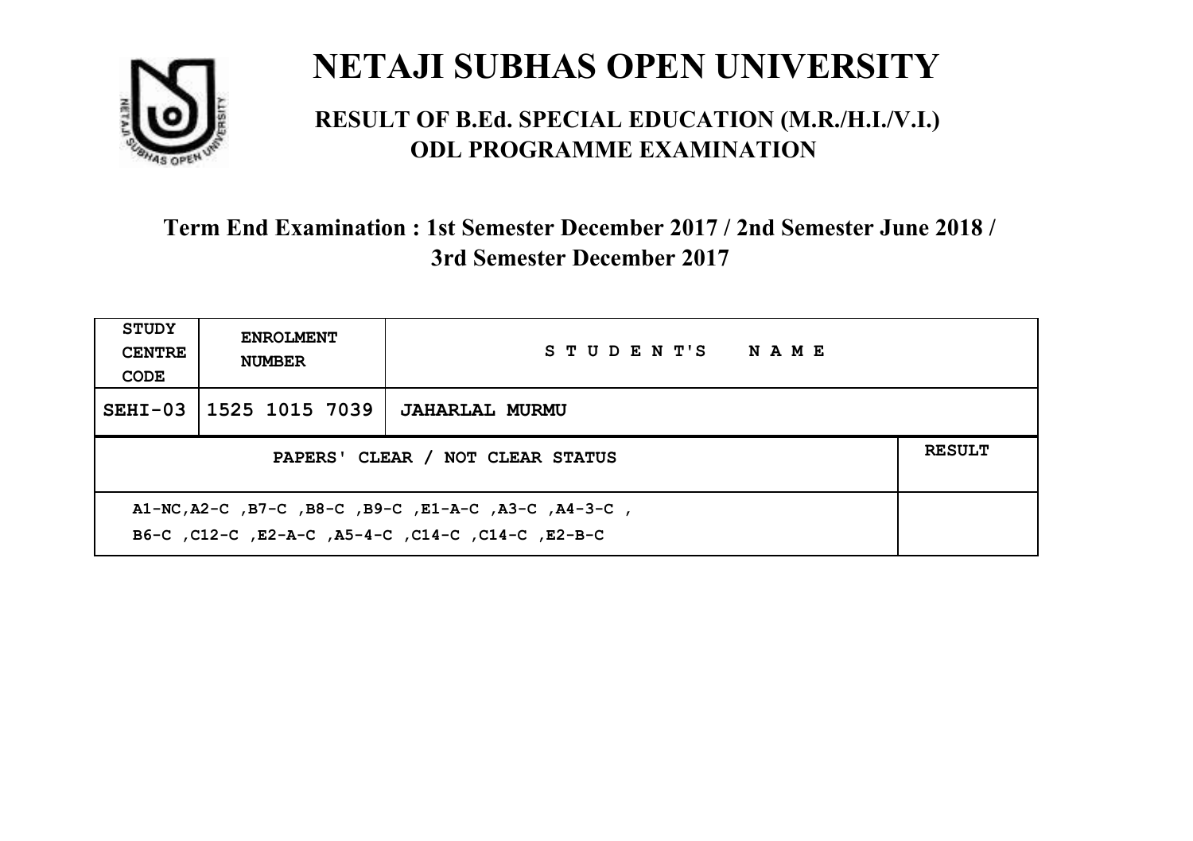# NETAJI SUBHAS OPEN UNIVERSITY

## RESULT OF B.Ed. SPECIAL EDUCATION (M.R./H.I./V.I.) ODL PROGRAMME EXAMINATION

### Term End Examination : 1st Semester December 2017 / 2nd Semester June 2018 / 3rd Semester December 2017

| STUDY CENTRE CODE | ENROLMENT NUMBER | STUDENT'S NAME |
|---|---|---|
| SEHI-03 | 1525 1015 7039 | JAHARLAL MURMU |

| PAPERS' CLEAR / NOT CLEAR STATUS | RESULT |
|---|---|
| A1-NC,A2-C ,B7-C ,B8-C ,B9-C ,E1-A-C ,A3-C ,A4-3-C , B6-C ,C12-C ,E2-A-C ,A5-4-C ,C14-C ,C14-C ,E2-B-C | |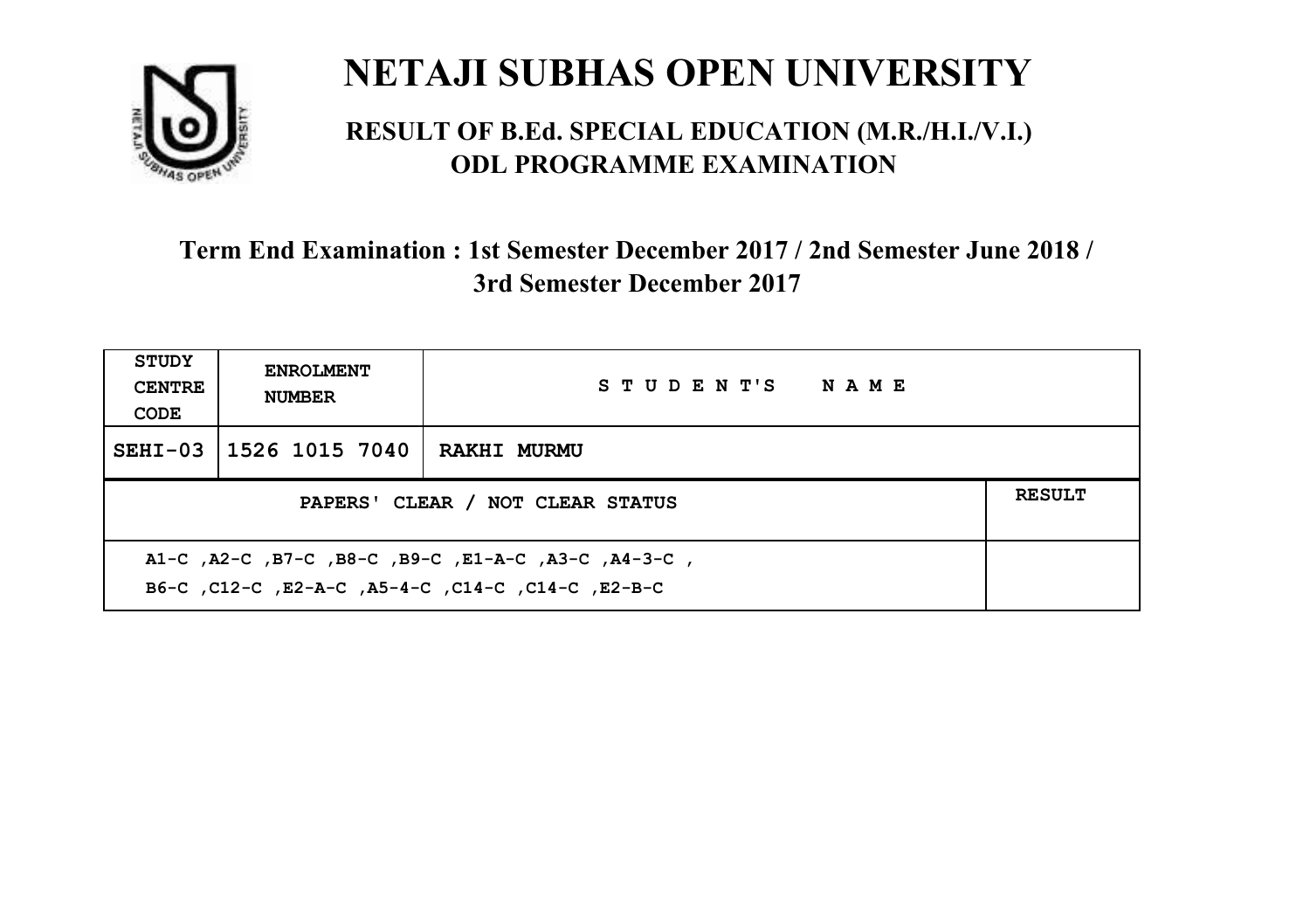# NETAJI SUBHAS OPEN UNIVERSITY

## RESULT OF B.Ed. SPECIAL EDUCATION (M.R./H.I./V.I.) ODL PROGRAMME EXAMINATION

### Term End Examination : 1st Semester December 2017 / 2nd Semester June 2018 / 3rd Semester December 2017

| STUDY CENTRE CODE | ENROLMENT NUMBER | STUDENT'S NAME | |
|---|---|---|---|
| SEHI-03 | 1526 1015 7040 | RAKHI MURMU | |
| PAPERS' CLEAR / NOT CLEAR STATUS | | | RESULT |
| A1-C ,A2-C ,B7-C ,B8-C ,B9-C ,E1-A-C ,A3-C ,A4-3-C , B6-C ,C12-C ,E2-A-C ,A5-4-C ,C14-C ,C14-C ,E2-B-C | | | |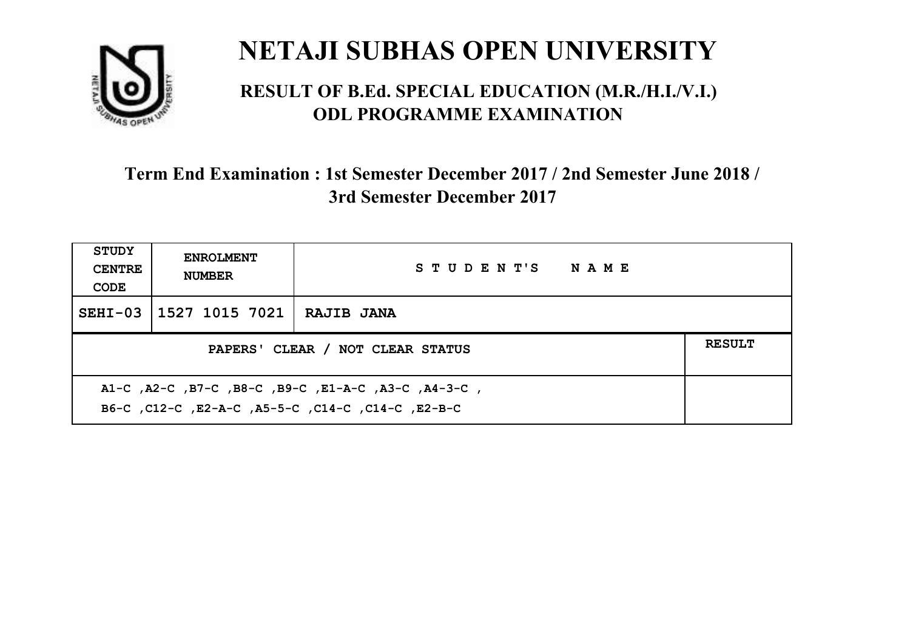# NETAJI SUBHAS OPEN UNIVERSITY

## RESULT OF B.Ed. SPECIAL EDUCATION (M.R./H.I./V.I.) ODL PROGRAMME EXAMINATION

### Term End Examination : 1st Semester December 2017 / 2nd Semester June 2018 / 3rd Semester December 2017

| STUDY CENTRE CODE | ENROLMENT NUMBER | STUDENT'S NAME | |
|---|---|---|---|
| SEHI-03 | 1527 1015 7021 | RAJIB JANA | |
| PAPERS' CLEAR / NOT CLEAR STATUS | | | RESULT |
| A1-C ,A2-C ,B7-C ,B8-C ,B9-C ,E1-A-C ,A3-C ,A4-3-C , B6-C ,C12-C ,E2-A-C ,A5-5-C ,C14-C ,C14-C ,E2-B-C | | | |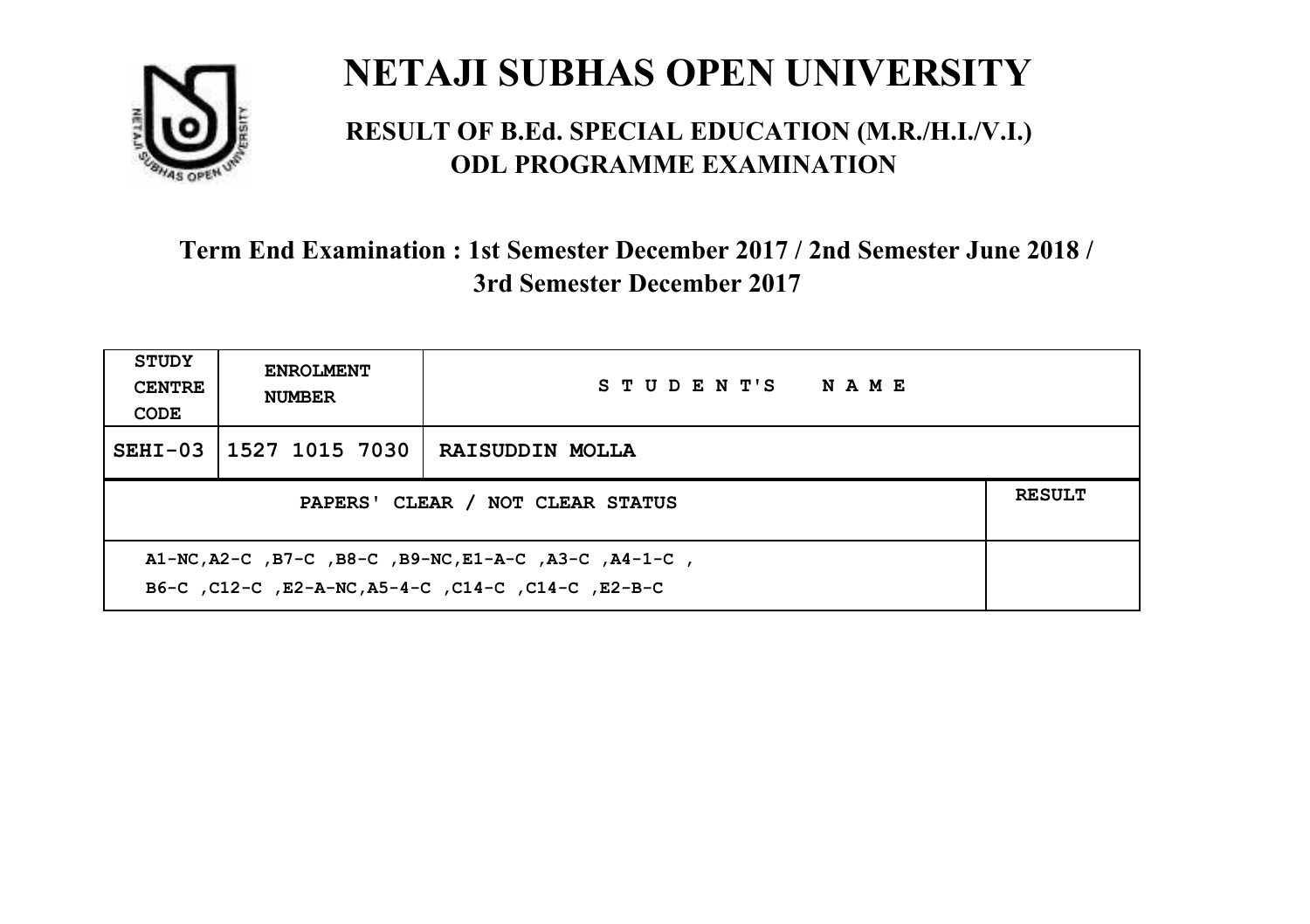# NETAJI SUBHAS OPEN UNIVERSITY

## RESULT OF B.Ed. SPECIAL EDUCATION (M.R./H.I./V.I.) ODL PROGRAMME EXAMINATION

### Term End Examination : 1st Semester December 2017 / 2nd Semester June 2018 / 3rd Semester December 2017

| STUDY CENTRE CODE | ENROLMENT NUMBER | STUDENT'S NAME | |
|---|---|---|---|
| SEHI-03 | 1527 1015 7030 | RAISUDDIN MOLLA | |
| PAPERS' CLEAR / NOT CLEAR STATUS | | | RESULT |
| A1-NC,A2-C ,B7-C ,B8-C ,B9-NC,E1-A-C ,A3-C ,A4-1-C ,<br>B6-C ,C12-C ,E2-A-NC,A5-4-C ,C14-C ,C14-C ,E2-B-C | | | |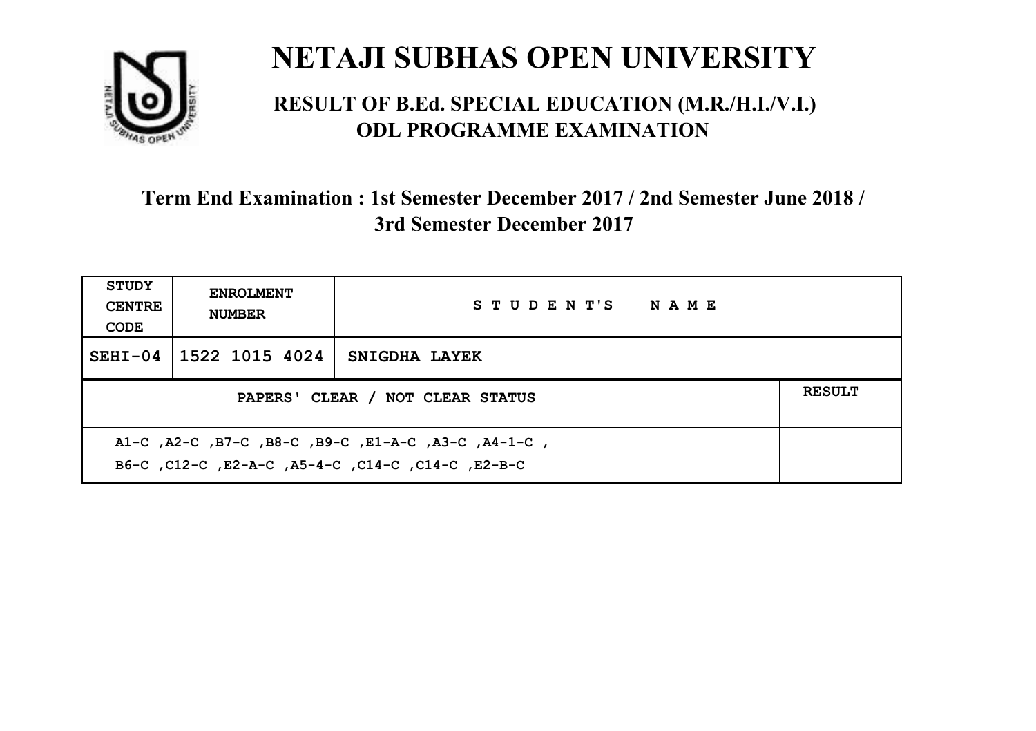# NETAJI SUBHAS OPEN UNIVERSITY

## RESULT OF B.Ed. SPECIAL EDUCATION (M.R./H.I./V.I.) ODL PROGRAMME EXAMINATION

### Term End Examination : 1st Semester December 2017 / 2nd Semester June 2018 / 3rd Semester December 2017

| STUDY CENTRE CODE | ENROLMENT NUMBER | STUDENT'S NAME | |
|---|---|---|---|
| SEHI-04 | 1522 1015 4024 | SNIGDHA LAYEK | |
| PAPERS' CLEAR / NOT CLEAR STATUS | | | RESULT |
| A1-C ,A2-C ,B7-C ,B8-C ,B9-C ,E1-A-C ,A3-C ,A4-1-C , B6-C ,C12-C ,E2-A-C ,A5-4-C ,C14-C ,C14-C ,E2-B-C | | | |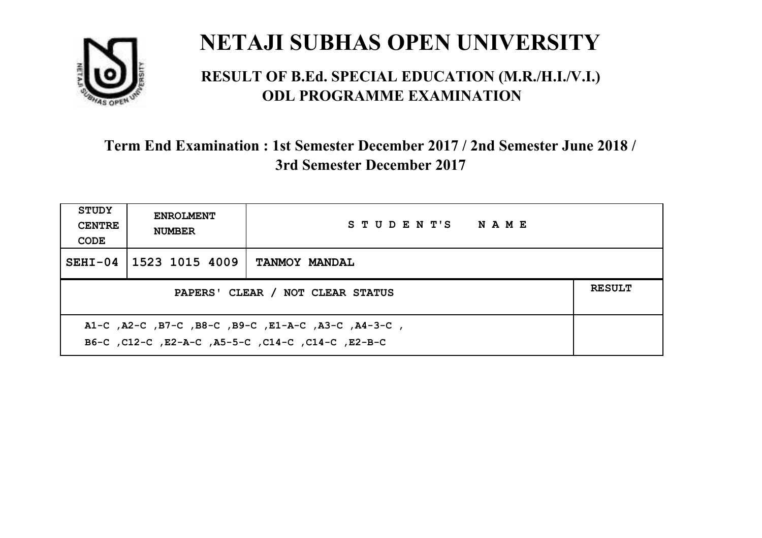# NETAJI SUBHAS OPEN UNIVERSITY

## RESULT OF B.Ed. SPECIAL EDUCATION (M.R./H.I./V.I.) ODL PROGRAMME EXAMINATION

### Term End Examination : 1st Semester December 2017 / 2nd Semester June 2018 / 3rd Semester December 2017

| STUDY CENTRE CODE | ENROLMENT NUMBER | STUDENT'S NAME | |
|---|---|---|---|
| SEHI-04 | 1523 1015 4009 | TANMOY MANDAL | |
| PAPERS' CLEAR / NOT CLEAR STATUS | | | RESULT |
| A1-C ,A2-C ,B7-C ,B8-C ,B9-C ,E1-A-C ,A3-C ,A4-3-C ,<br>B6-C ,C12-C ,E2-A-C ,A5-5-C ,C14-C ,C14-C ,E2-B-C | | | |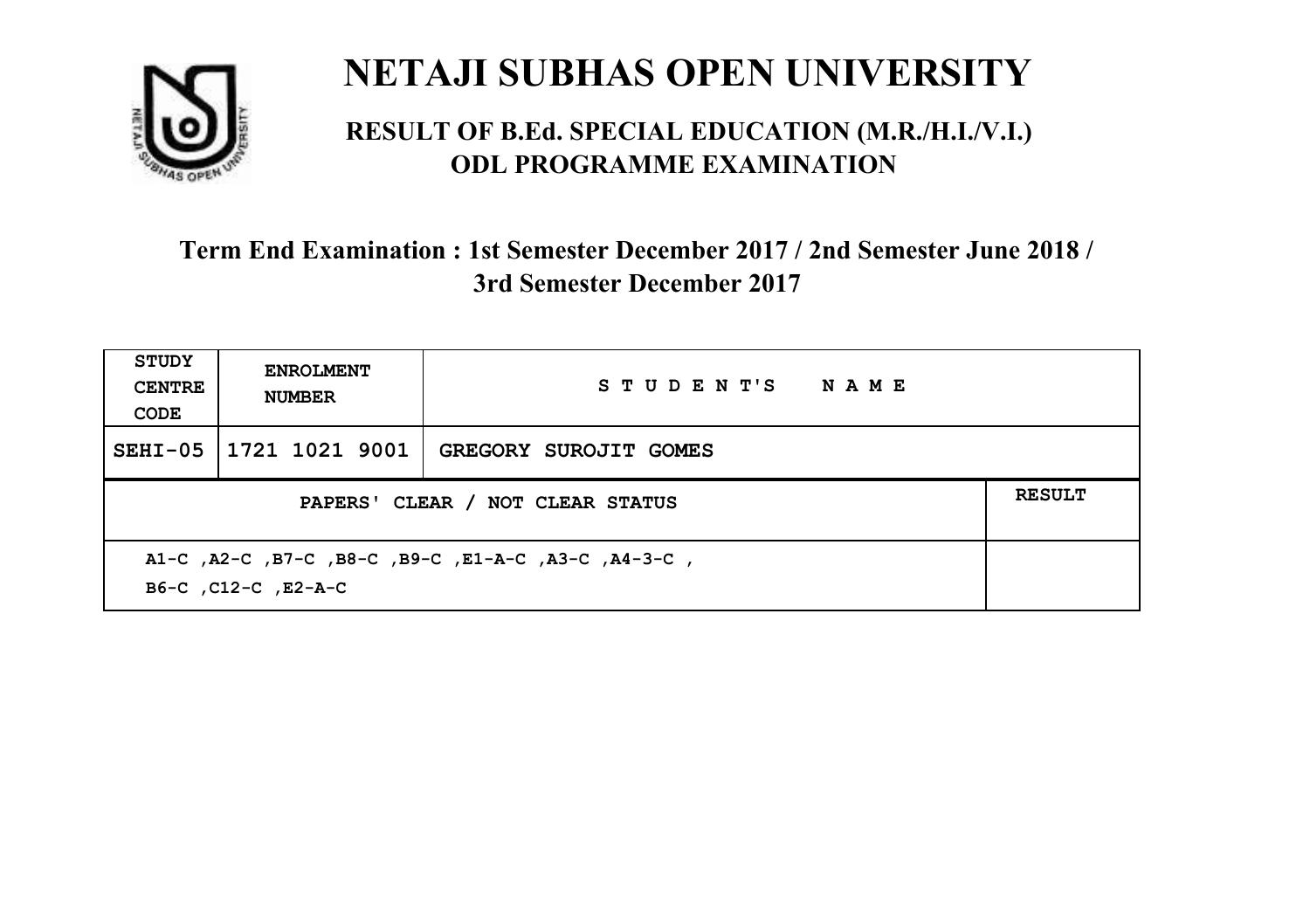# NETAJI SUBHAS OPEN UNIVERSITY

## RESULT OF B.Ed. SPECIAL EDUCATION (M.R./H.I./V.I.) ODL PROGRAMME EXAMINATION

### Term End Examination : 1st Semester December 2017 / 2nd Semester June 2018 / 3rd Semester December 2017

| STUDY CENTRE CODE | ENROLMENT NUMBER | STUDENT'S NAME | |
|---|---|---|---|
| SEHI-05 | 1721 1021 9001 | GREGORY SUROJIT GOMES | |
| PAPERS' CLEAR / NOT CLEAR STATUS | | | RESULT |
| A1-C ,A2-C ,B7-C ,B8-C ,B9-C ,E1-A-C ,A3-C ,A4-3-C , B6-C ,C12-C ,E2-A-C | | | |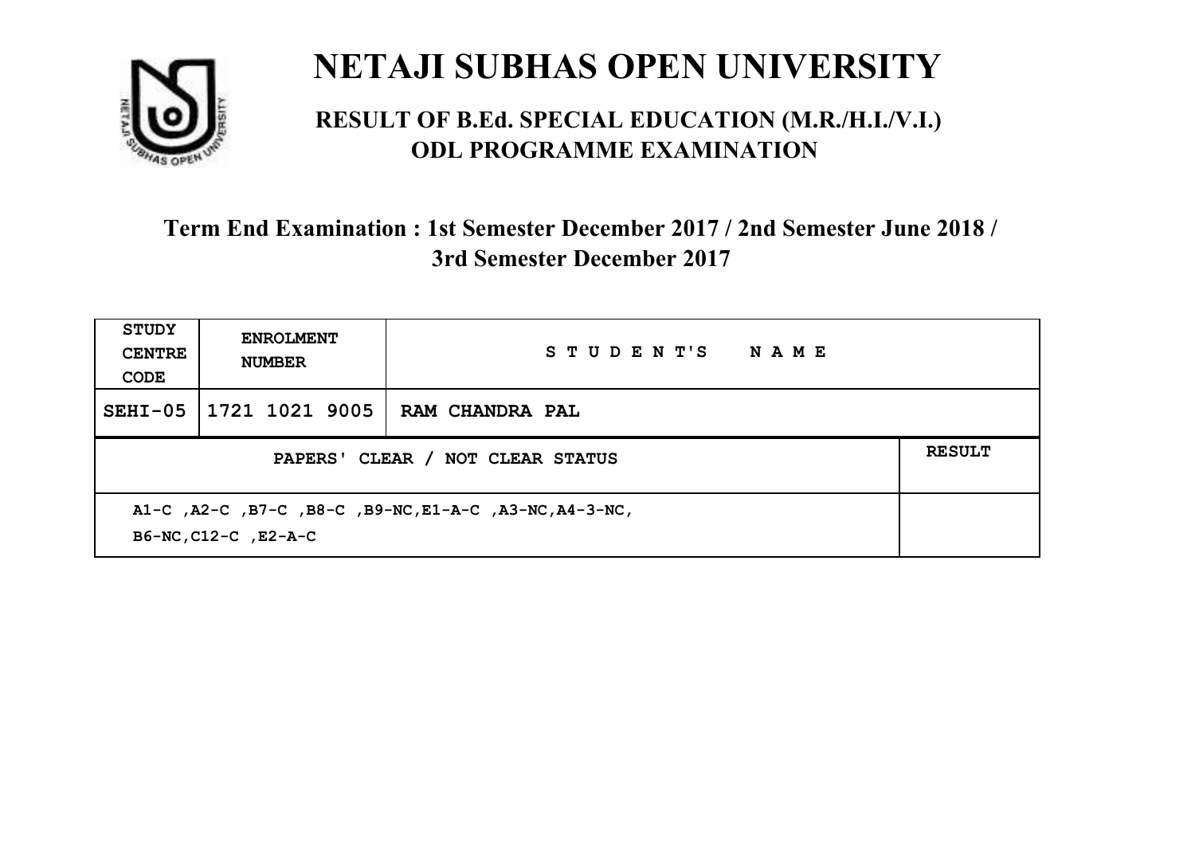# NETAJI SUBHAS OPEN UNIVERSITY

## RESULT OF B.Ed. SPECIAL EDUCATION (M.R./H.I./V.I.) ODL PROGRAMME EXAMINATION

### Term End Examination : 1st Semester December 2017 / 2nd Semester June 2018 / 3rd Semester December 2017

| STUDY CENTRE CODE | ENROLMENT NUMBER | STUDENT'S NAME | |
|---|---|---|---|
| SEHI-05 | 1721 1021 9005 | RAM CHANDRA PAL | |
| PAPERS' CLEAR / NOT CLEAR STATUS | | | RESULT |
| A1-C ,A2-C ,B7-C ,B8-C ,B9-NC,E1-A-C ,A3-NC,A4-3-NC, B6-NC,C12-C ,E2-A-C | | | |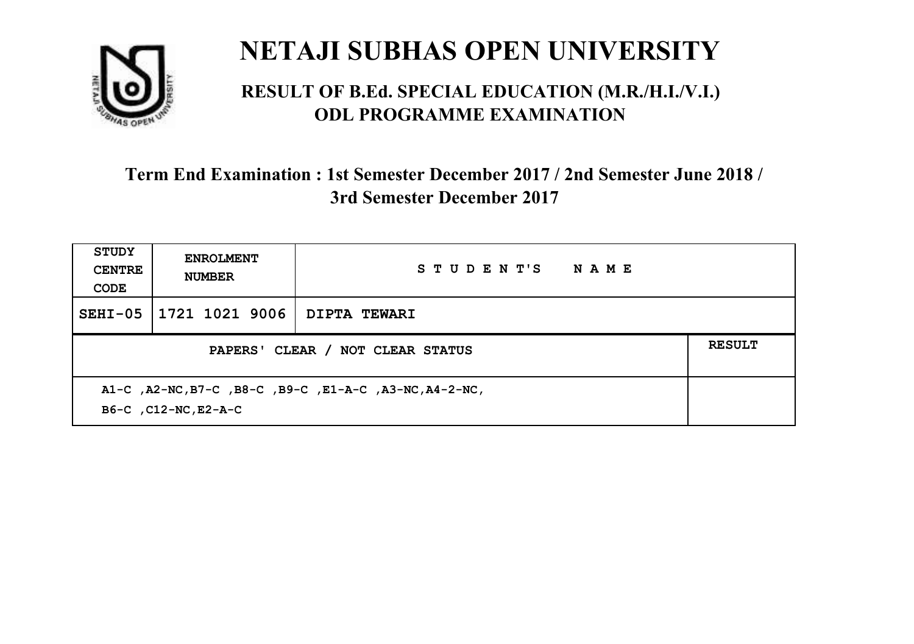# NETAJI SUBHAS OPEN UNIVERSITY

## RESULT OF B.Ed. SPECIAL EDUCATION (M.R./H.I./V.I.) ODL PROGRAMME EXAMINATION

### Term End Examination : 1st Semester December 2017 / 2nd Semester June 2018 / 3rd Semester December 2017

| STUDY CENTRE CODE | ENROLMENT NUMBER | STUDENT'S NAME | |
|---|---|---|---|
| SEHI-05 | 1721 1021 9006 | DIPTA TEWARI | |
| PAPERS' CLEAR / NOT CLEAR STATUS | | | RESULT |
| A1-C ,A2-NC,B7-C ,B8-C ,B9-C ,E1-A-C ,A3-NC,A4-2-NC, B6-C ,C12-NC,E2-A-C | | | |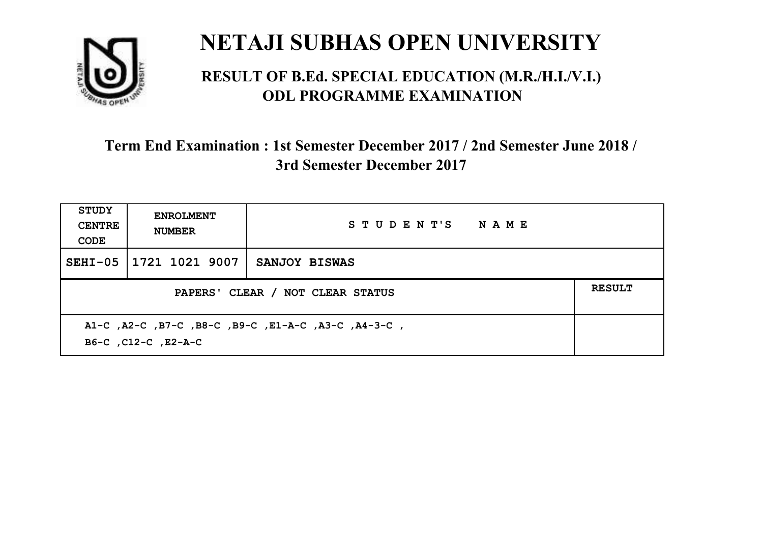# NETAJI SUBHAS OPEN UNIVERSITY

## RESULT OF B.Ed. SPECIAL EDUCATION (M.R./H.I./V.I.) ODL PROGRAMME EXAMINATION

### Term End Examination : 1st Semester December 2017 / 2nd Semester June 2018 / 3rd Semester December 2017

| STUDY CENTRE CODE | ENROLMENT NUMBER | STUDENT'S NAME | |
|---|---|---|---|
| SEHI-05 | 1721 1021 9007 | SANJOY BISWAS | |
| PAPERS' CLEAR / NOT CLEAR STATUS | | | RESULT |
| A1-C ,A2-C ,B7-C ,B8-C ,B9-C ,E1-A-C ,A3-C ,A4-3-C , B6-C ,C12-C ,E2-A-C | | | |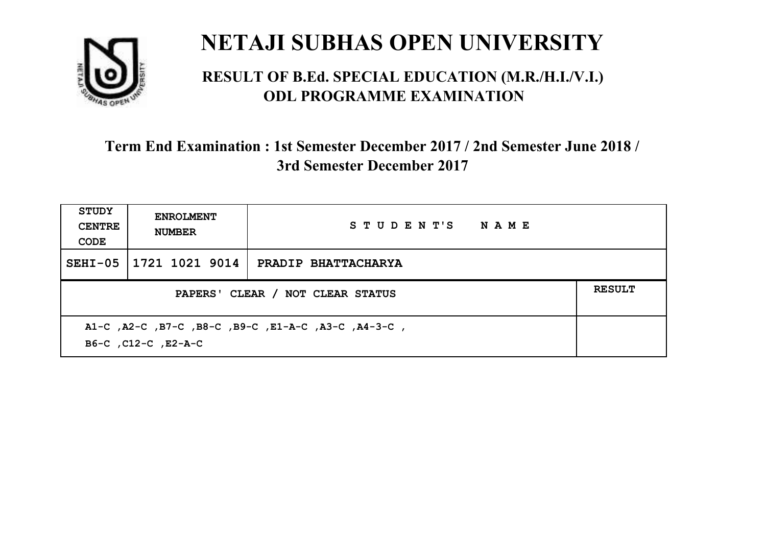# NETAJI SUBHAS OPEN UNIVERSITY

## RESULT OF B.Ed. SPECIAL EDUCATION (M.R./H.I./V.I.) ODL PROGRAMME EXAMINATION

### Term End Examination : 1st Semester December 2017 / 2nd Semester June 2018 / 3rd Semester December 2017

| STUDY CENTRE CODE | ENROLMENT NUMBER | STUDENT'S NAME | |
|---|---|---|---|
| SEHI-05 | 1721 1021 9014 | PRADIP BHATTACHARYA | |
| PAPERS' CLEAR / NOT CLEAR STATUS | | | RESULT |
| A1-C ,A2-C ,B7-C ,B8-C ,B9-C ,E1-A-C ,A3-C ,A4-3-C , B6-C ,C12-C ,E2-A-C | | | |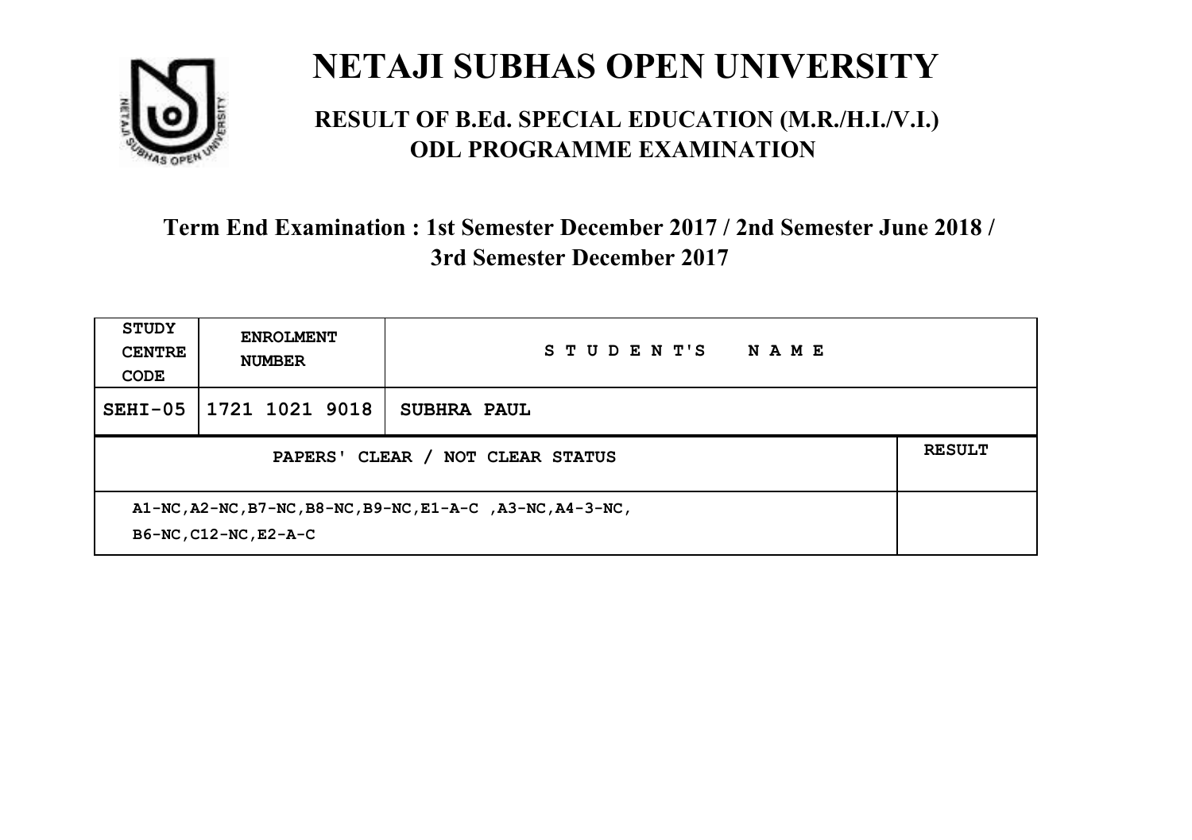# NETAJI SUBHAS OPEN UNIVERSITY

## RESULT OF B.Ed. SPECIAL EDUCATION (M.R./H.I./V.I.) ODL PROGRAMME EXAMINATION

### Term End Examination : 1st Semester December 2017 / 2nd Semester June 2018 / 3rd Semester December 2017

| STUDY CENTRE CODE | ENROLMENT NUMBER | STUDENT'S NAME | |
|---|---|---|---|
| SEHI-05 | 1721 1021 9018 | SUBHRA PAUL | |
| PAPERS' CLEAR / NOT CLEAR STATUS | | | RESULT |
| A1-NC,A2-NC,B7-NC,B8-NC,B9-NC,E1-A-C ,A3-NC,A4-3-NC, B6-NC,C12-NC,E2-A-C | | | |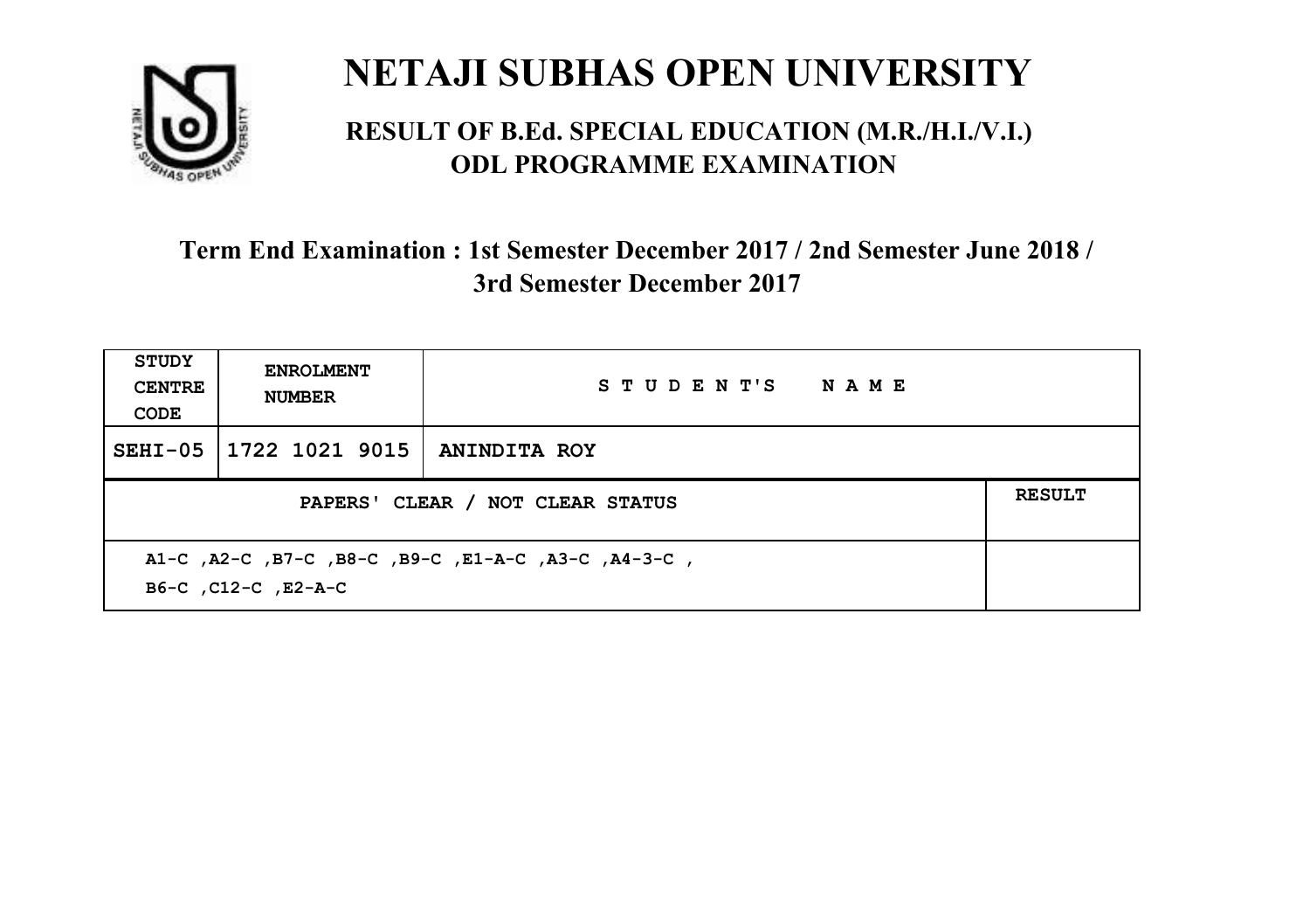# NETAJI SUBHAS OPEN UNIVERSITY

## RESULT OF B.Ed. SPECIAL EDUCATION (M.R./H.I./V.I.) ODL PROGRAMME EXAMINATION

### Term End Examination : 1st Semester December 2017 / 2nd Semester June 2018 / 3rd Semester December 2017

| STUDY CENTRE CODE | ENROLMENT NUMBER | STUDENT'S NAME | |
|---|---|---|---|
| SEHI-05 | 1722 1021 9015 | ANINDITA ROY | |
| PAPERS' CLEAR / NOT CLEAR STATUS | | | RESULT |
| A1-C ,A2-C ,B7-C ,B8-C ,B9-C ,E1-A-C ,A3-C ,A4-3-C , B6-C ,C12-C ,E2-A-C | | | |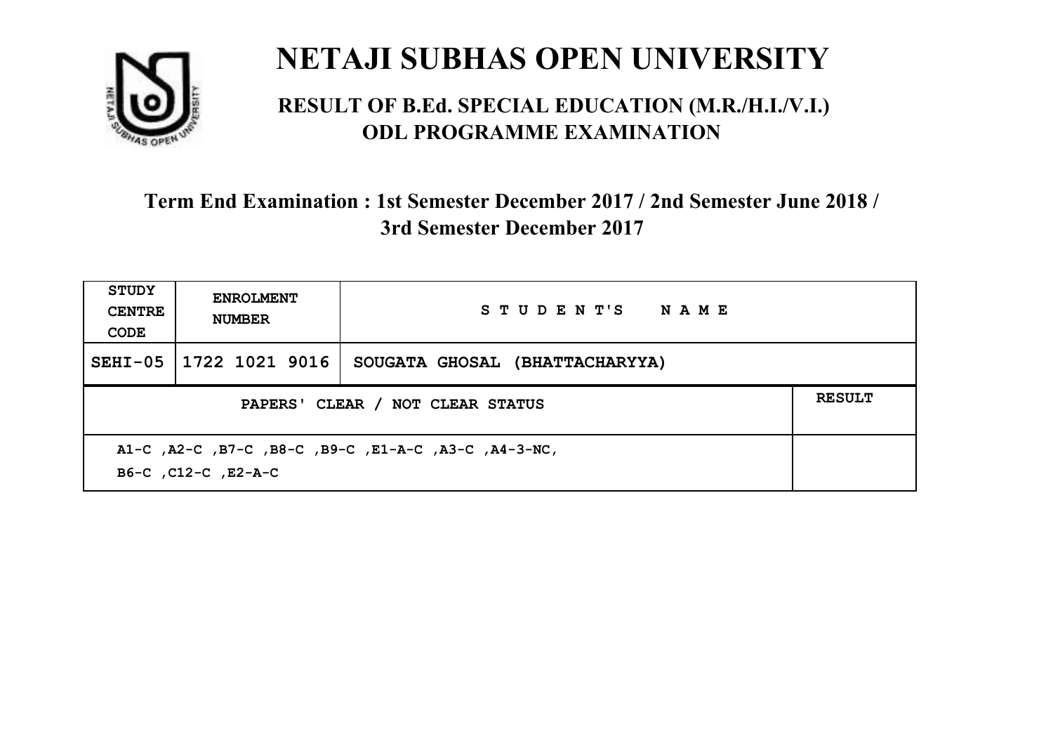# NETAJI SUBHAS OPEN UNIVERSITY

## RESULT OF B.Ed. SPECIAL EDUCATION (M.R./H.I./V.I.) ODL PROGRAMME EXAMINATION

### Term End Examination : 1st Semester December 2017 / 2nd Semester June 2018 / 3rd Semester December 2017

| STUDY CENTRE CODE | ENROLMENT NUMBER | STUDENT'S NAME | |
|---|---|---|---|
| SEHI-05 | 1722 1021 9016 | SOUGATA GHOSAL (BHATTACHARYYA) | |
| PAPERS' CLEAR / NOT CLEAR STATUS | | | RESULT |
| A1-C ,A2-C ,B7-C ,B8-C ,B9-C ,E1-A-C ,A3-C ,A4-3-NC, B6-C ,C12-C ,E2-A-C | | | |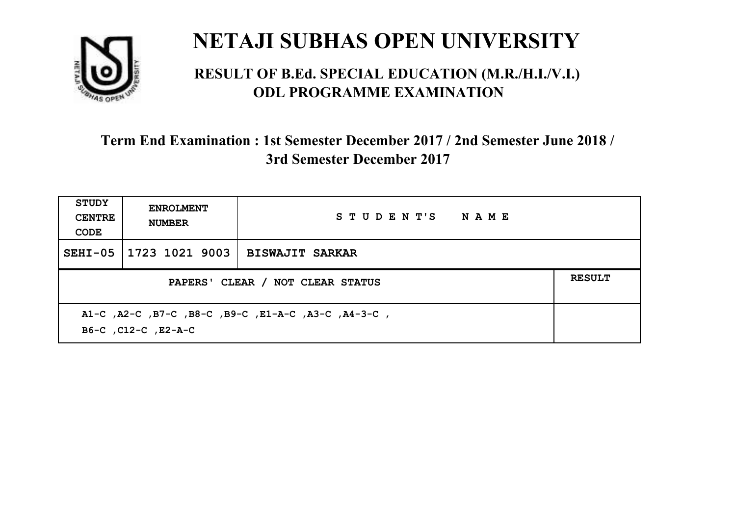# NETAJI SUBHAS OPEN UNIVERSITY

## RESULT OF B.Ed. SPECIAL EDUCATION (M.R./H.I./V.I.) ODL PROGRAMME EXAMINATION

### Term End Examination : 1st Semester December 2017 / 2nd Semester June 2018 / 3rd Semester December 2017

| STUDY CENTRE CODE | ENROLMENT NUMBER | STUDENT'S NAME |
|---|---|---|
| SEHI-05 | 1723 1021 9003 | BISWAJIT SARKAR |

| PAPERS' CLEAR / NOT CLEAR STATUS | RESULT |
|---|---|
| A1-C ,A2-C ,B7-C ,B8-C ,B9-C ,E1-A-C ,A3-C ,A4-3-C , B6-C ,C12-C ,E2-A-C | |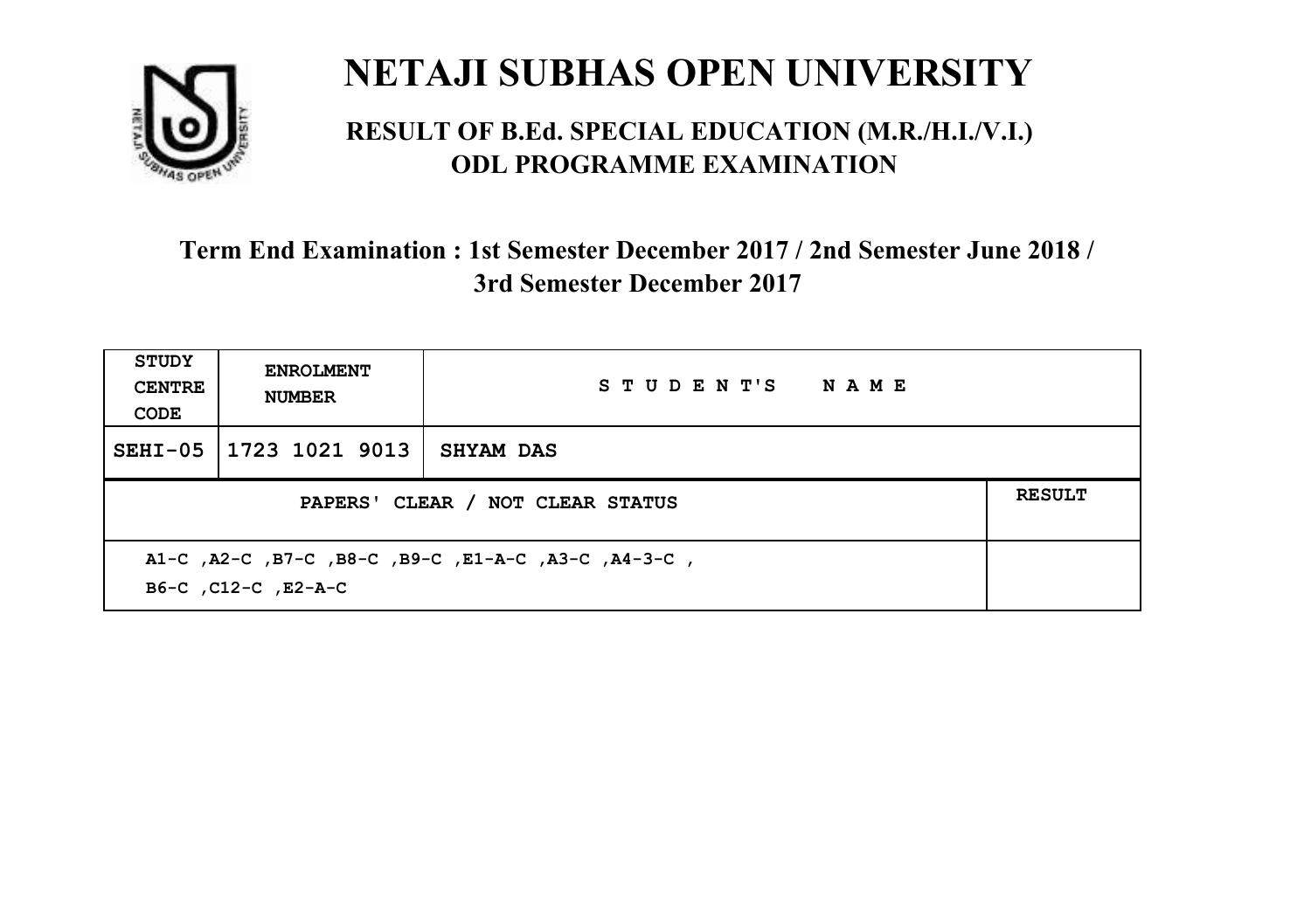# NETAJI SUBHAS OPEN UNIVERSITY

## RESULT OF B.Ed. SPECIAL EDUCATION (M.R./H.I./V.I.) ODL PROGRAMME EXAMINATION

### Term End Examination : 1st Semester December 2017 / 2nd Semester June 2018 / 3rd Semester December 2017

| STUDY CENTRE CODE | ENROLMENT NUMBER | STUDENT'S NAME | |
|---|---|---|---|
| SEHI-05 | 1723 1021 9013 | SHYAM DAS | |
| PAPERS' CLEAR / NOT CLEAR STATUS | | | RESULT |
| A1-C ,A2-C ,B7-C ,B8-C ,B9-C ,E1-A-C ,A3-C ,A4-3-C , B6-C ,C12-C ,E2-A-C | | | |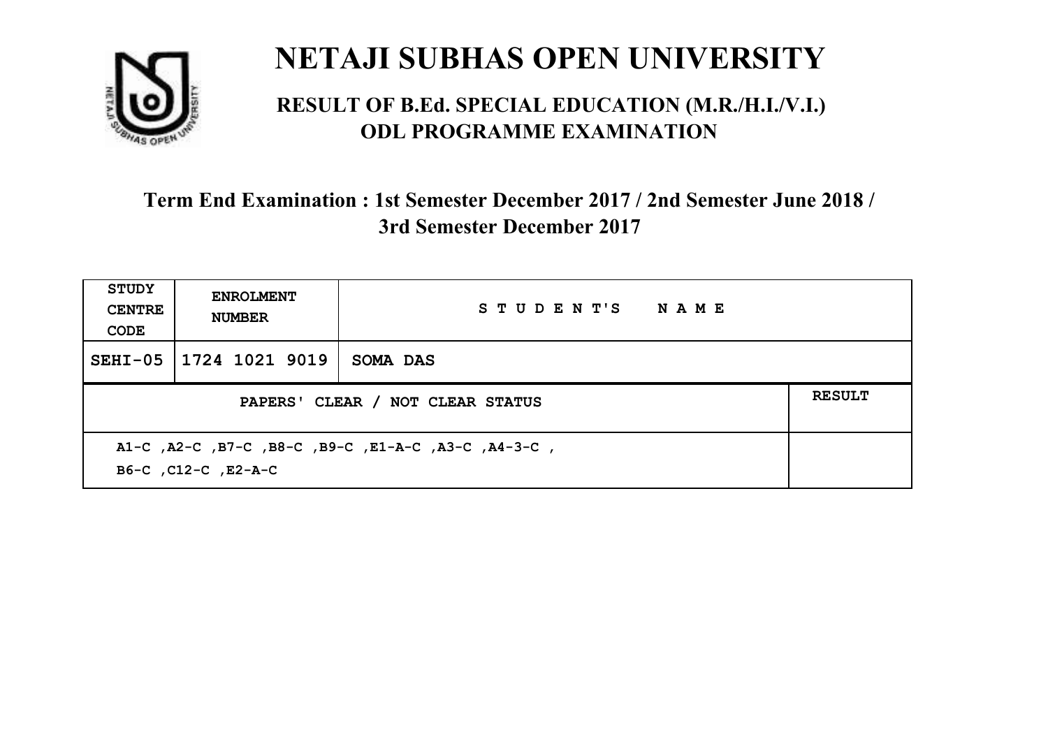# NETAJI SUBHAS OPEN UNIVERSITY

## RESULT OF B.Ed. SPECIAL EDUCATION (M.R./H.I./V.I.) ODL PROGRAMME EXAMINATION

### Term End Examination : 1st Semester December 2017 / 2nd Semester June 2018 / 3rd Semester December 2017

| STUDY CENTRE CODE | ENROLMENT NUMBER | STUDENT'S NAME |
|---|---|---|
| SEHI-05 | 1724 1021 9019 | SOMA DAS |

| PAPERS' CLEAR / NOT CLEAR STATUS | RESULT |
|---|---|
| A1-C ,A2-C ,B7-C ,B8-C ,B9-C ,E1-A-C ,A3-C ,A4-3-C , B6-C ,C12-C ,E2-A-C | |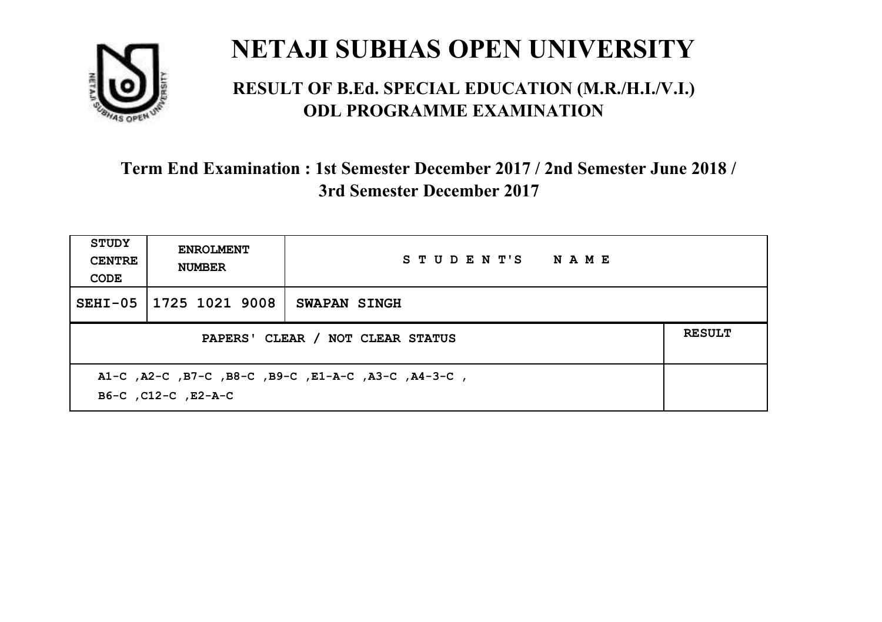# NETAJI SUBHAS OPEN UNIVERSITY

## RESULT OF B.Ed. SPECIAL EDUCATION (M.R./H.I./V.I.) ODL PROGRAMME EXAMINATION

### Term End Examination : 1st Semester December 2017 / 2nd Semester June 2018 / 3rd Semester December 2017

| STUDY CENTRE CODE | ENROLMENT NUMBER | STUDENT'S NAME |
|---|---|---|
| SEHI-05 | 1725 1021 9008 | SWAPAN SINGH |

| PAPERS' CLEAR / NOT CLEAR STATUS | RESULT |
|---|---|
| A1-C ,A2-C ,B7-C ,B8-C ,B9-C ,E1-A-C ,A3-C ,A4-3-C , B6-C ,C12-C ,E2-A-C | |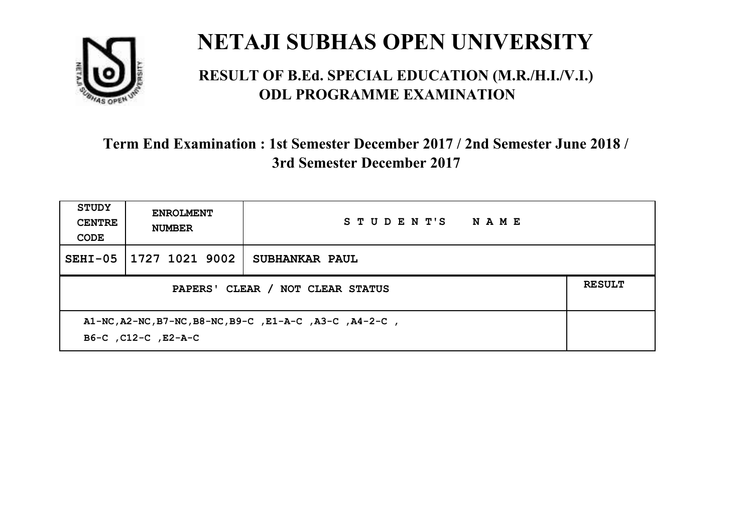# NETAJI SUBHAS OPEN UNIVERSITY

## RESULT OF B.Ed. SPECIAL EDUCATION (M.R./H.I./V.I.) ODL PROGRAMME EXAMINATION

### Term End Examination : 1st Semester December 2017 / 2nd Semester June 2018 / 3rd Semester December 2017

| STUDY CENTRE CODE | ENROLMENT NUMBER | STUDENT'S NAME | |
|---|---|---|---|
| SEHI-05 | 1727 1021 9002 | SUBHANKAR PAUL | |
| PAPERS' CLEAR / NOT CLEAR STATUS | | | RESULT |
| A1-NC,A2-NC,B7-NC,B8-NC,B9-C ,E1-A-C ,A3-C ,A4-2-C , B6-C ,C12-C ,E2-A-C | | | |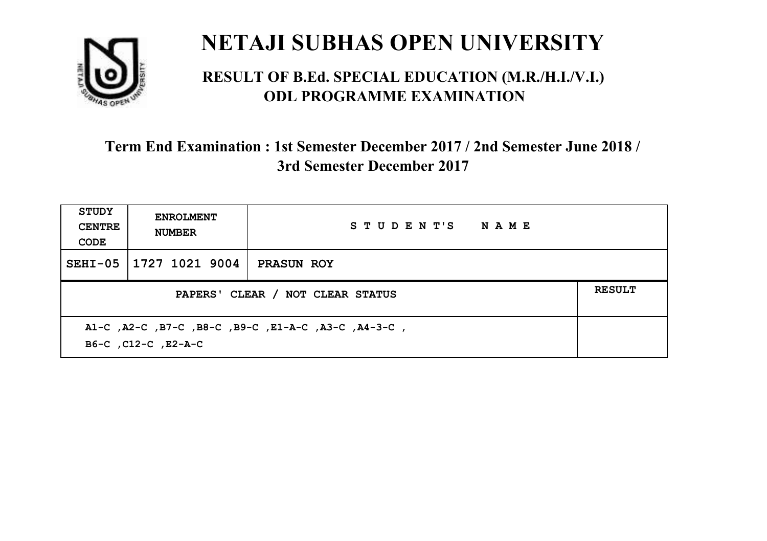# NETAJI SUBHAS OPEN UNIVERSITY

## RESULT OF B.Ed. SPECIAL EDUCATION (M.R./H.I./V.I.) ODL PROGRAMME EXAMINATION

### Term End Examination : 1st Semester December 2017 / 2nd Semester June 2018 / 3rd Semester December 2017

| STUDY CENTRE CODE | ENROLMENT NUMBER | STUDENT'S NAME | |
|---|---|---|---|
| SEHI-05 | 1727 1021 9004 | PRASUN ROY | |
| PAPERS' CLEAR / NOT CLEAR STATUS | | | RESULT |
| A1-C ,A2-C ,B7-C ,B8-C ,B9-C ,E1-A-C ,A3-C ,A4-3-C , B6-C ,C12-C ,E2-A-C | | | |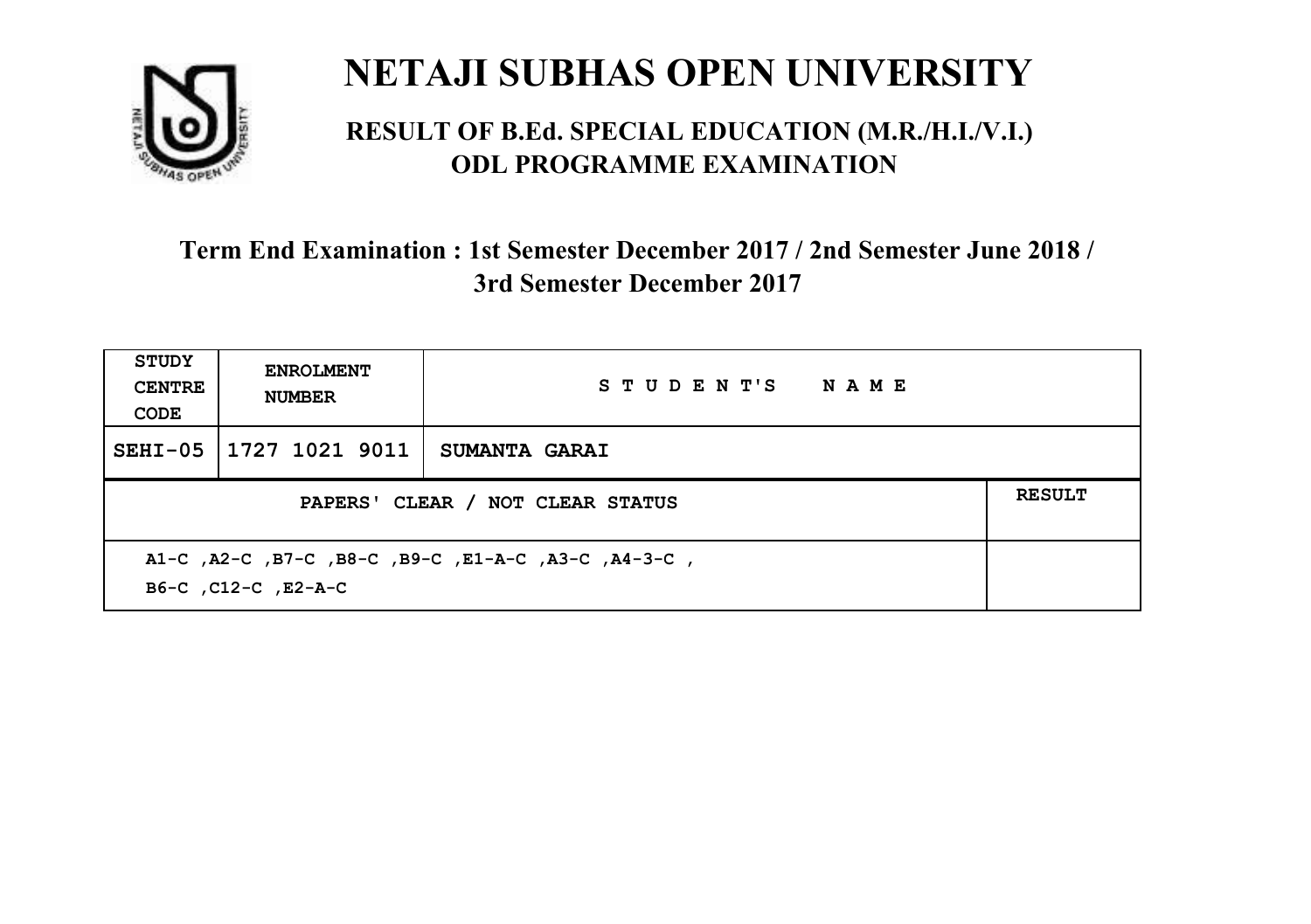# NETAJI SUBHAS OPEN UNIVERSITY

## RESULT OF B.Ed. SPECIAL EDUCATION (M.R./H.I./V.I.) ODL PROGRAMME EXAMINATION

### Term End Examination : 1st Semester December 2017 / 2nd Semester June 2018 / 3rd Semester December 2017

| STUDY CENTRE CODE | ENROLMENT NUMBER | STUDENT'S NAME |
|---|---|---|
| SEHI-05 | 1727 1021 9011 | SUMANTA GARAI |

| PAPERS' CLEAR / NOT CLEAR STATUS | RESULT |
|---|---|
| A1-C ,A2-C ,B7-C ,B8-C ,B9-C ,E1-A-C ,A3-C ,A4-3-C , B6-C ,C12-C ,E2-A-C | |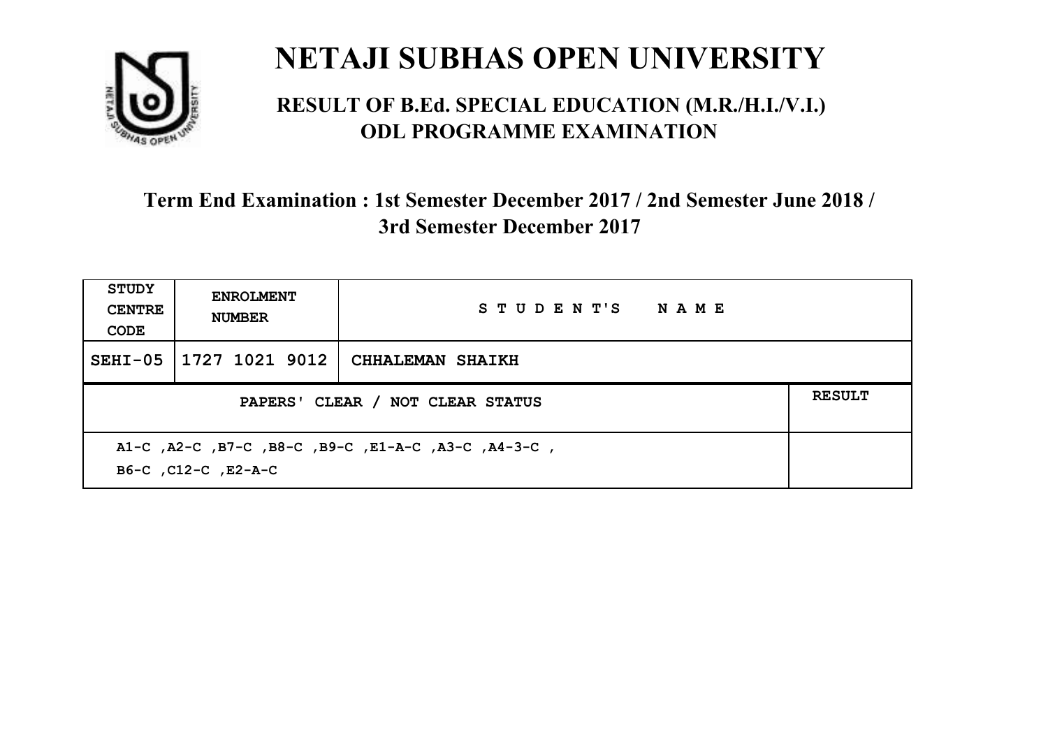# NETAJI SUBHAS OPEN UNIVERSITY

## RESULT OF B.Ed. SPECIAL EDUCATION (M.R./H.I./V.I.) ODL PROGRAMME EXAMINATION

### Term End Examination : 1st Semester December 2017 / 2nd Semester June 2018 / 3rd Semester December 2017

| STUDY CENTRE CODE | ENROLMENT NUMBER | STUDENT'S NAME | |
|---|---|---|---|
| SEHI-05 | 1727 1021 9012 | CHHALEMAN SHAIKH | |
| PAPERS' CLEAR / NOT CLEAR STATUS | | | RESULT |
| A1-C ,A2-C ,B7-C ,B8-C ,B9-C ,E1-A-C ,A3-C ,A4-3-C , B6-C ,C12-C ,E2-A-C | | | |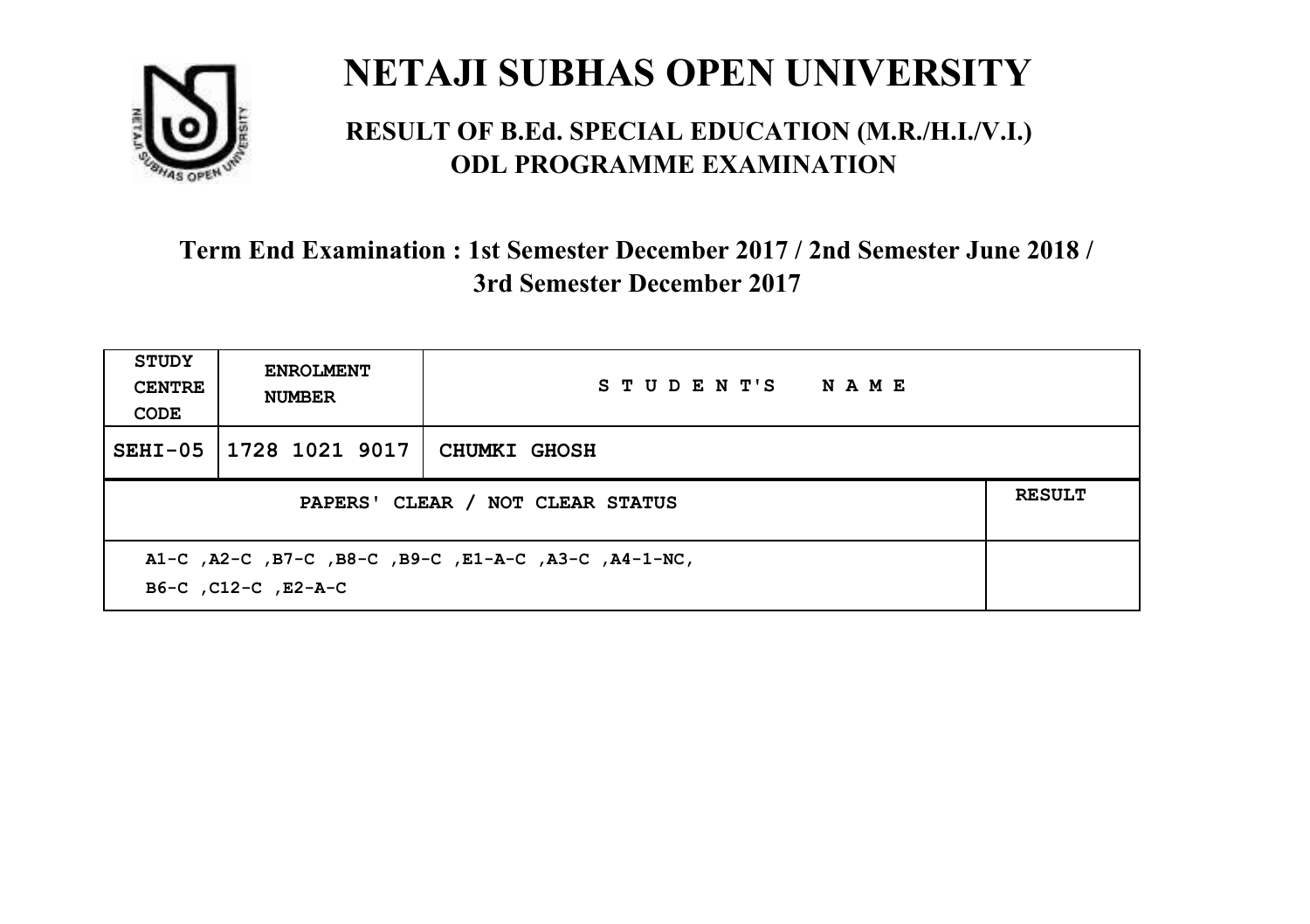# NETAJI SUBHAS OPEN UNIVERSITY

## RESULT OF B.Ed. SPECIAL EDUCATION (M.R./H.I./V.I.) ODL PROGRAMME EXAMINATION

### Term End Examination : 1st Semester December 2017 / 2nd Semester June 2018 / 3rd Semester December 2017

| STUDY CENTRE CODE | ENROLMENT NUMBER | STUDENT'S NAME | |
|---|---|---|---|
| SEHI-05 | 1728 1021 9017 | CHUMKI GHOSH | |
| PAPERS' CLEAR / NOT CLEAR STATUS | | | RESULT |
| A1-C ,A2-C ,B7-C ,B8-C ,B9-C ,E1-A-C ,A3-C ,A4-1-NC, B6-C ,C12-C ,E2-A-C | | | |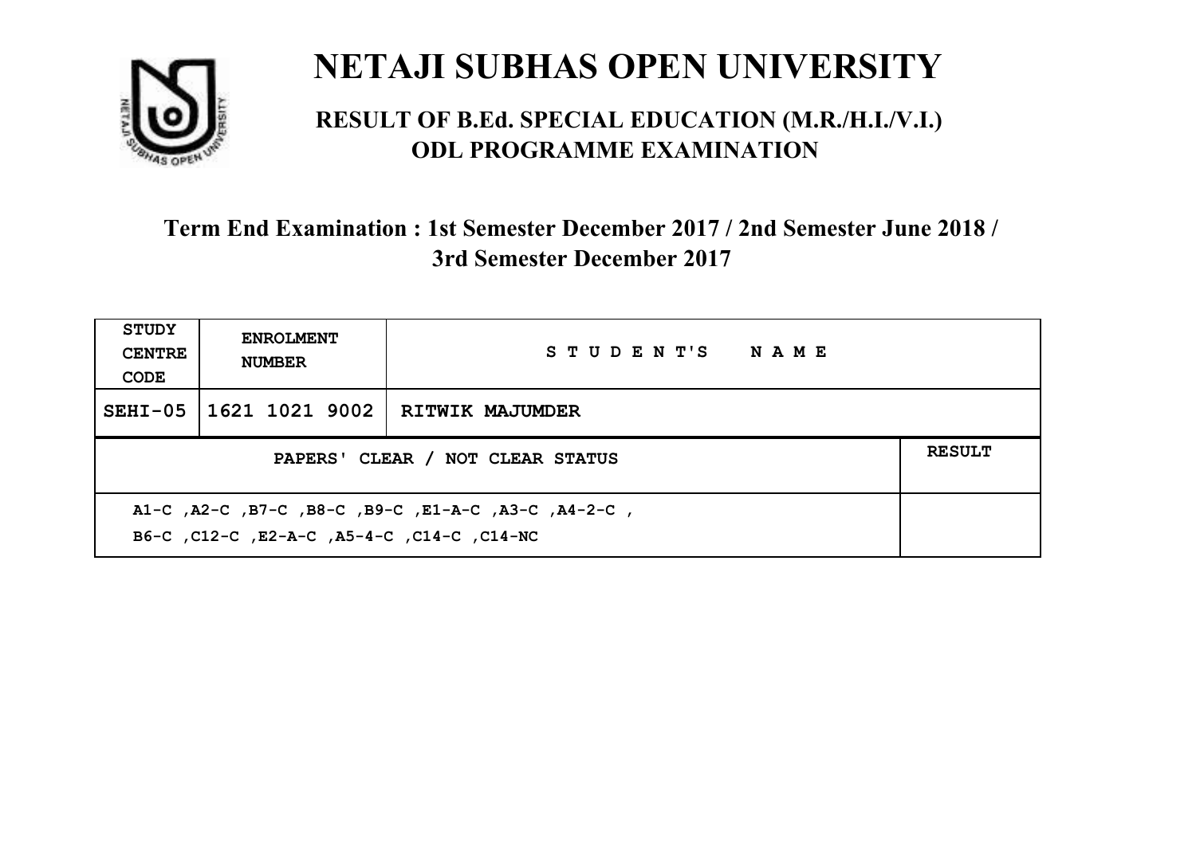# NETAJI SUBHAS OPEN UNIVERSITY

## RESULT OF B.Ed. SPECIAL EDUCATION (M.R./H.I./V.I.) ODL PROGRAMME EXAMINATION

### Term End Examination : 1st Semester December 2017 / 2nd Semester June 2018 / 3rd Semester December 2017

| STUDY CENTRE CODE | ENROLMENT NUMBER | STUDENT'S NAME |
|---|---|---|
| SEHI-05 | 1621 1021 9002 | RITWIK MAJUMDER |

| PAPERS' CLEAR / NOT CLEAR STATUS | RESULT |
|---|---|
| A1-C ,A2-C ,B7-C ,B8-C ,B9-C ,E1-A-C ,A3-C ,A4-2-C , B6-C ,C12-C ,E2-A-C ,A5-4-C ,C14-C ,C14-NC | |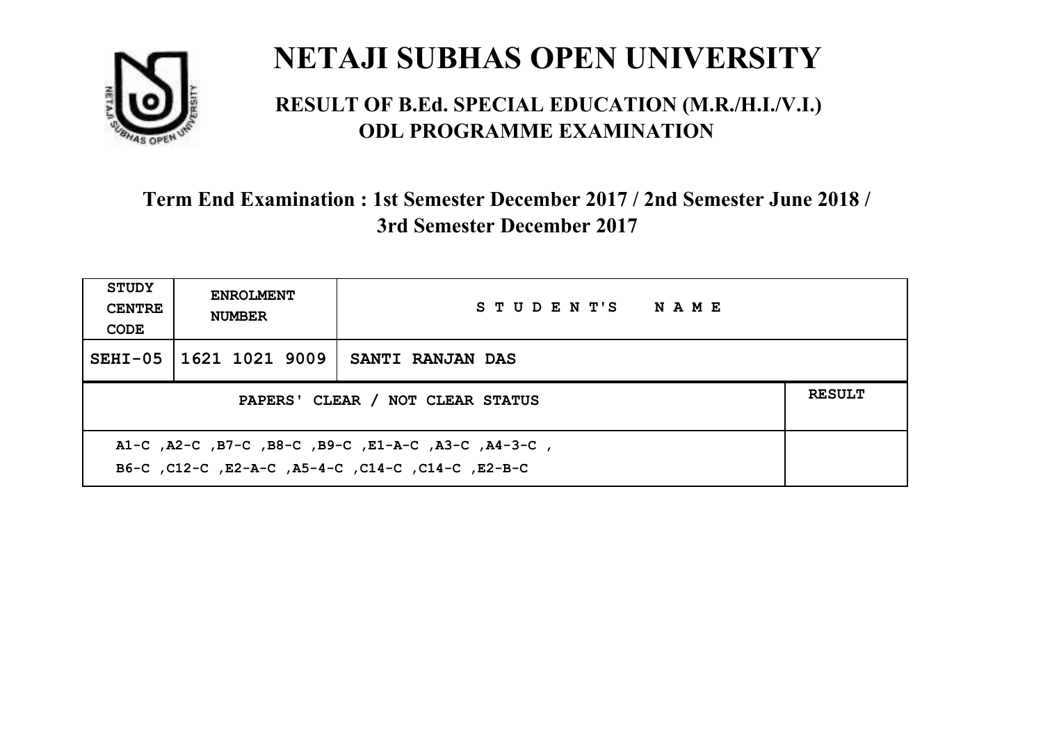# NETAJI SUBHAS OPEN UNIVERSITY

## RESULT OF B.Ed. SPECIAL EDUCATION (M.R./H.I./V.I.) ODL PROGRAMME EXAMINATION

### Term End Examination : 1st Semester December 2017 / 2nd Semester June 2018 / 3rd Semester December 2017

| STUDY CENTRE CODE | ENROLMENT NUMBER | STUDENT'S NAME | |
|---|---|---|---|
| SEHI-05 | 1621 1021 9009 | SANTI RANJAN DAS | |
| PAPERS' CLEAR / NOT CLEAR STATUS | | | RESULT |
| A1-C ,A2-C ,B7-C ,B8-C ,B9-C ,E1-A-C ,A3-C ,A4-3-C , B6-C ,C12-C ,E2-A-C ,A5-4-C ,C14-C ,C14-C ,E2-B-C | | | |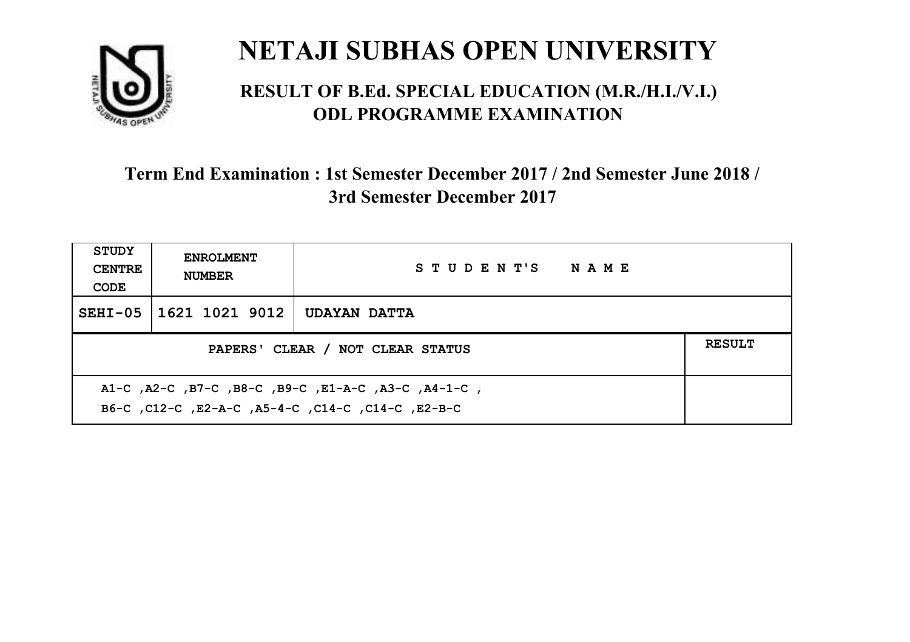# NETAJI SUBHAS OPEN UNIVERSITY

## RESULT OF B.Ed. SPECIAL EDUCATION (M.R./H.I./V.I.) ODL PROGRAMME EXAMINATION

### Term End Examination : 1st Semester December 2017 / 2nd Semester June 2018 / 3rd Semester December 2017

| STUDY CENTRE CODE | ENROLMENT NUMBER | STUDENT'S NAME | |
|---|---|---|---|
| SEHI-05 | 1621 1021 9012 | UDAYAN DATTA | |
| PAPERS' CLEAR / NOT CLEAR STATUS | | | RESULT |
| A1-C ,A2-C ,B7-C ,B8-C ,B9-C ,E1-A-C ,A3-C ,A4-1-C , B6-C ,C12-C ,E2-A-C ,A5-4-C ,C14-C ,C14-C ,E2-B-C | | | |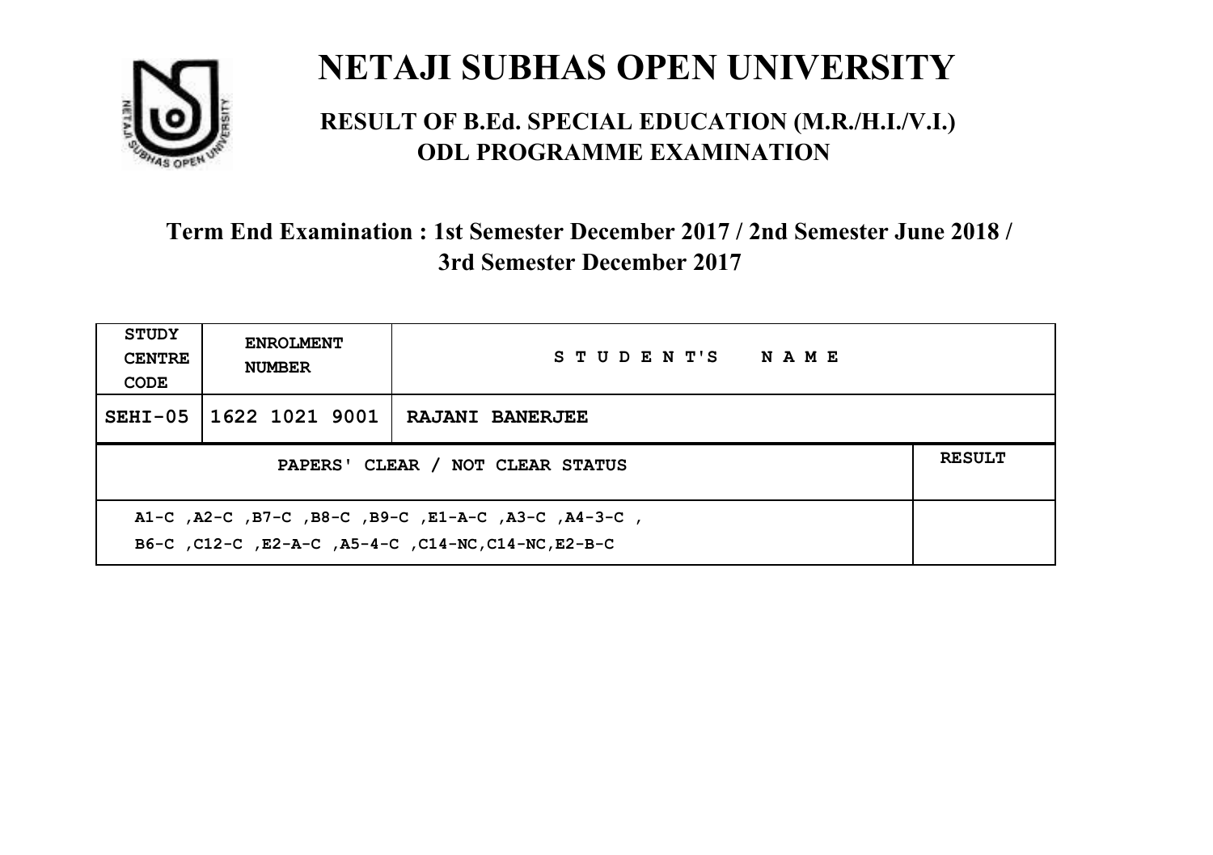# NETAJI SUBHAS OPEN UNIVERSITY

## RESULT OF B.Ed. SPECIAL EDUCATION (M.R./H.I./V.I.) ODL PROGRAMME EXAMINATION

### Term End Examination : 1st Semester December 2017 / 2nd Semester June 2018 / 3rd Semester December 2017

| STUDY CENTRE CODE | ENROLMENT NUMBER | STUDENT'S NAME | |
|---|---|---|---|
| SEHI-05 | 1622 1021 9001 | RAJANI BANERJEE | |
| PAPERS' CLEAR / NOT CLEAR STATUS | | | RESULT |
| A1-C ,A2-C ,B7-C ,B8-C ,B9-C ,E1-A-C ,A3-C ,A4-3-C , B6-C ,C12-C ,E2-A-C ,A5-4-C ,C14-NC,C14-NC,E2-B-C | | | |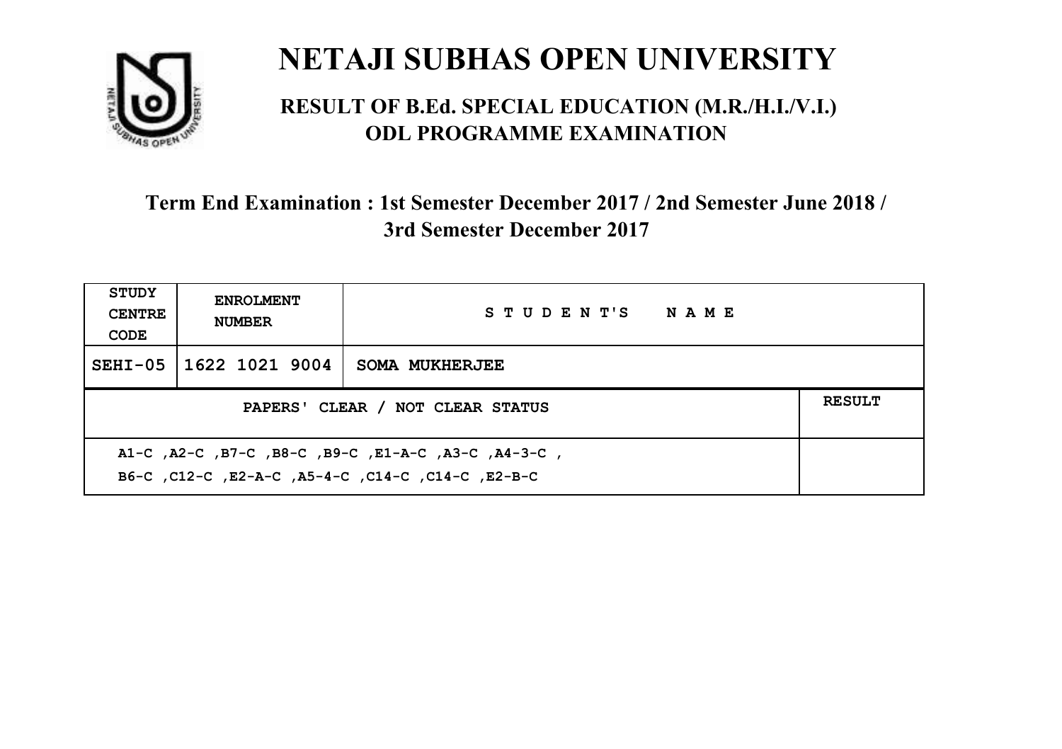# NETAJI SUBHAS OPEN UNIVERSITY

## RESULT OF B.Ed. SPECIAL EDUCATION (M.R./H.I./V.I.) ODL PROGRAMME EXAMINATION

### Term End Examination : 1st Semester December 2017 / 2nd Semester June 2018 / 3rd Semester December 2017

| STUDY CENTRE CODE | ENROLMENT NUMBER | STUDENT'S NAME | |
|---|---|---|---|
| SEHI-05 | 1622 1021 9004 | SOMA MUKHERJEE | |
| PAPERS' CLEAR / NOT CLEAR STATUS | | | RESULT |
| A1-C ,A2-C ,B7-C ,B8-C ,B9-C ,E1-A-C ,A3-C ,A4-3-C , B6-C ,C12-C ,E2-A-C ,A5-4-C ,C14-C ,C14-C ,E2-B-C | | | |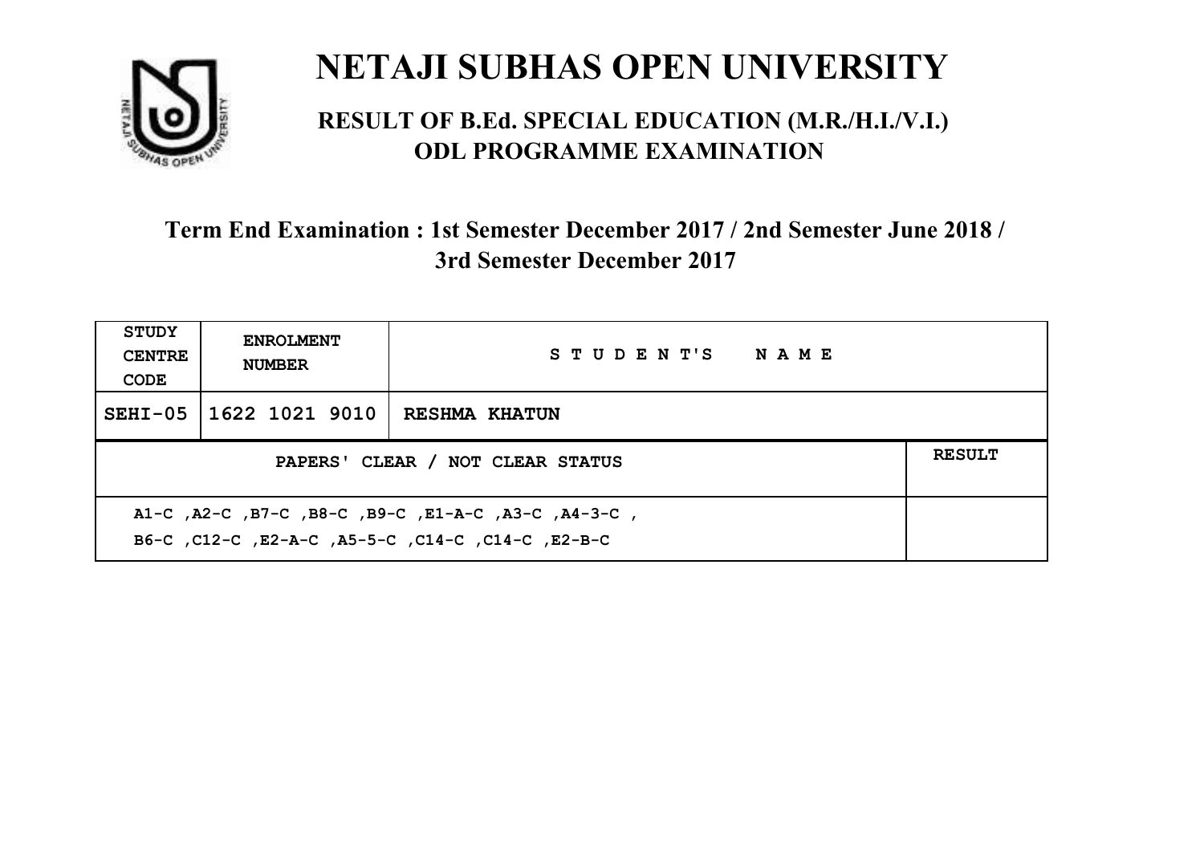# NETAJI SUBHAS OPEN UNIVERSITY

## RESULT OF B.Ed. SPECIAL EDUCATION (M.R./H.I./V.I.) ODL PROGRAMME EXAMINATION

### Term End Examination : 1st Semester December 2017 / 2nd Semester June 2018 / 3rd Semester December 2017

| STUDY CENTRE CODE | ENROLMENT NUMBER | STUDENT'S NAME | |
|---|---|---|---|
| SEHI-05 | 1622 1021 9010 | RESHMA KHATUN | |
| PAPERS' CLEAR / NOT CLEAR STATUS | | | RESULT |
| A1-C ,A2-C ,B7-C ,B8-C ,B9-C ,E1-A-C ,A3-C ,A4-3-C , B6-C ,C12-C ,E2-A-C ,A5-5-C ,C14-C ,C14-C ,E2-B-C | | | |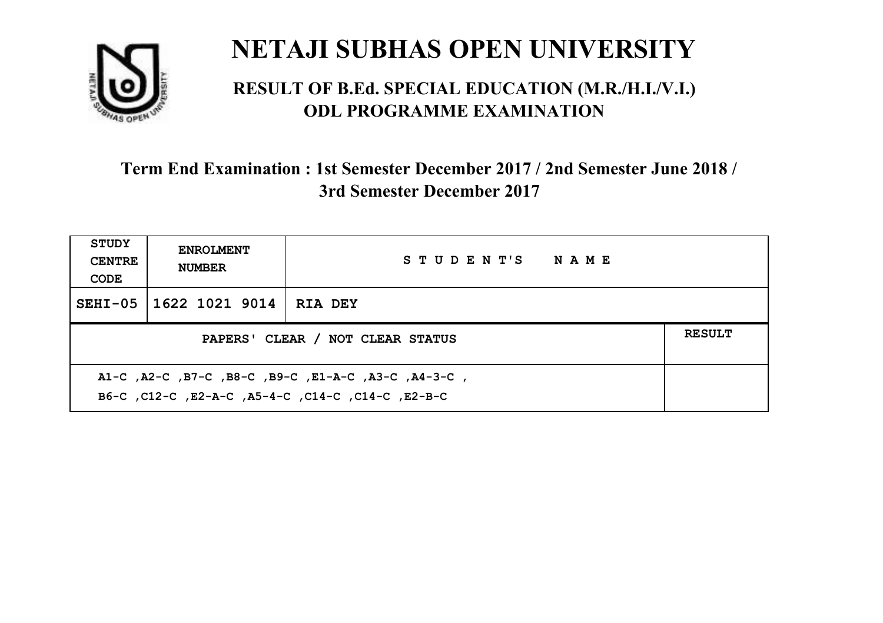# NETAJI SUBHAS OPEN UNIVERSITY

## RESULT OF B.Ed. SPECIAL EDUCATION (M.R./H.I./V.I.) ODL PROGRAMME EXAMINATION

### Term End Examination : 1st Semester December 2017 / 2nd Semester June 2018 / 3rd Semester December 2017

| STUDY CENTRE CODE | ENROLMENT NUMBER | STUDENT'S NAME | |
|---|---|---|---|
| SEHI-05 | 1622 1021 9014 | RIA DEY | |
| PAPERS' CLEAR / NOT CLEAR STATUS | | | RESULT |
| A1-C ,A2-C ,B7-C ,B8-C ,B9-C ,E1-A-C ,A3-C ,A4-3-C , B6-C ,C12-C ,E2-A-C ,A5-4-C ,C14-C ,C14-C ,E2-B-C | | | |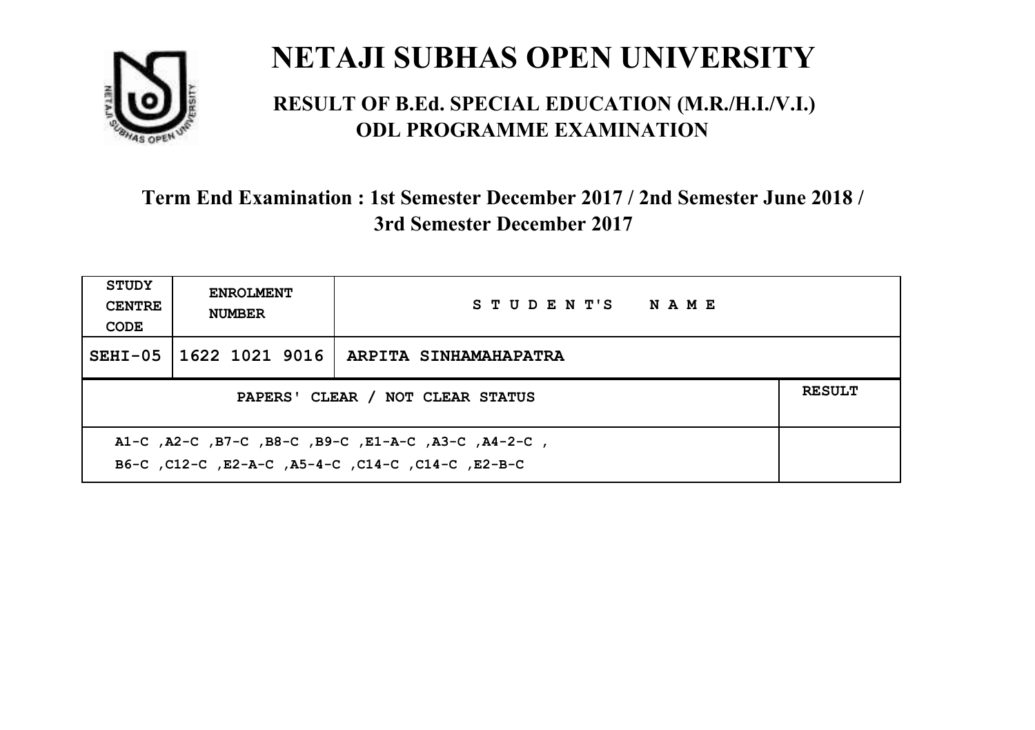# NETAJI SUBHAS OPEN UNIVERSITY

## RESULT OF B.Ed. SPECIAL EDUCATION (M.R./H.I./V.I.) ODL PROGRAMME EXAMINATION

### Term End Examination : 1st Semester December 2017 / 2nd Semester June 2018 / 3rd Semester December 2017

| STUDY CENTRE CODE | ENROLMENT NUMBER | STUDENT'S NAME | |
|---|---|---|---|
| SEHI-05 | 1622 1021 9016 | ARPITA SINHAMAHAPATRA | |
| PAPERS' CLEAR / NOT CLEAR STATUS | | | RESULT |
| A1-C ,A2-C ,B7-C ,B8-C ,B9-C ,E1-A-C ,A3-C ,A4-2-C , B6-C ,C12-C ,E2-A-C ,A5-4-C ,C14-C ,C14-C ,E2-B-C | | | |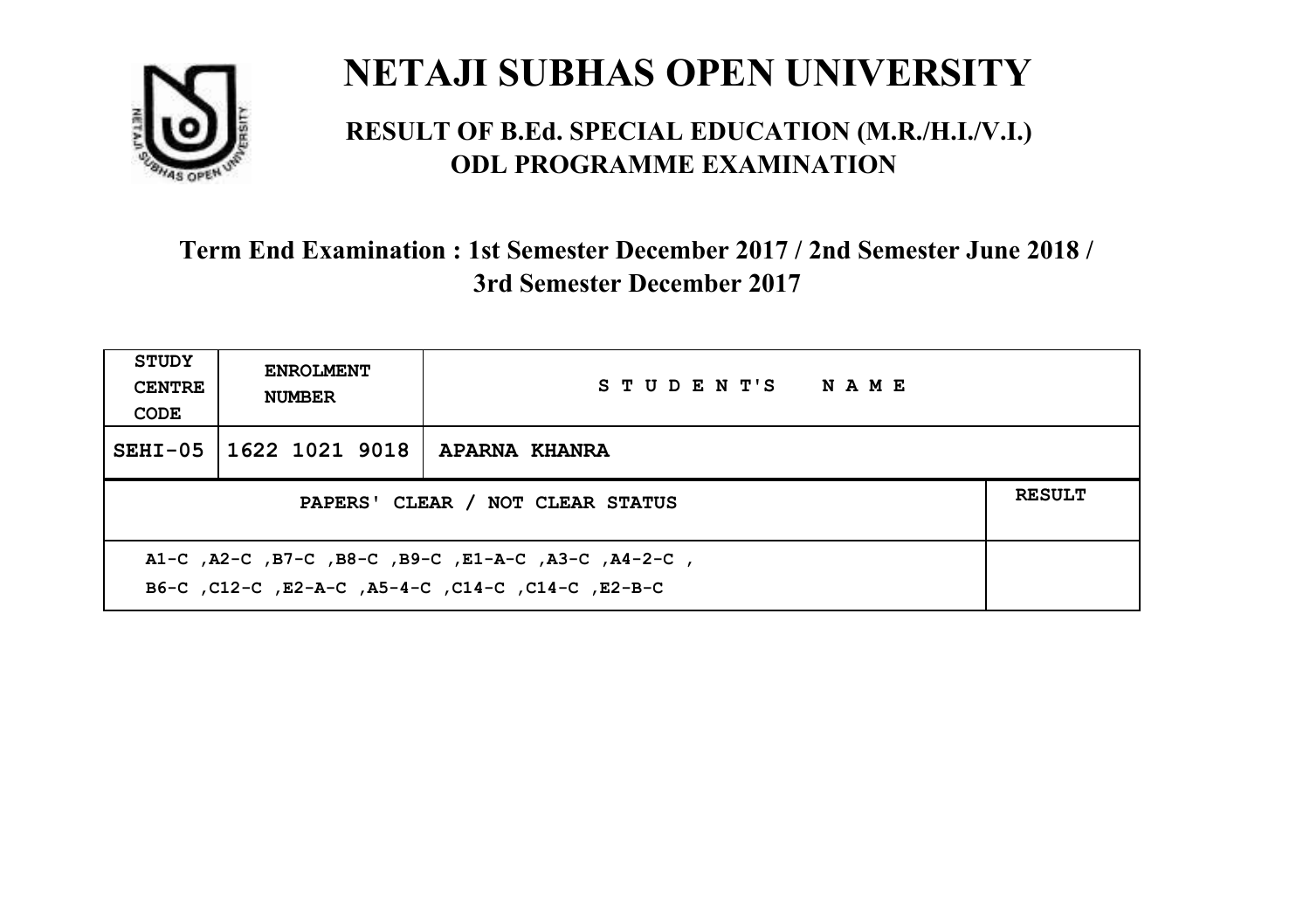# NETAJI SUBHAS OPEN UNIVERSITY

## RESULT OF B.Ed. SPECIAL EDUCATION (M.R./H.I./V.I.) ODL PROGRAMME EXAMINATION

### Term End Examination : 1st Semester December 2017 / 2nd Semester June 2018 / 3rd Semester December 2017

| STUDY CENTRE CODE | ENROLMENT NUMBER | STUDENT'S NAME | |
|---|---|---|---|
| SEHI-05 | 1622 1021 9018 | APARNA KHANRA | |
| PAPERS' CLEAR / NOT CLEAR STATUS | | | RESULT |
| A1-C ,A2-C ,B7-C ,B8-C ,B9-C ,E1-A-C ,A3-C ,A4-2-C , B6-C ,C12-C ,E2-A-C ,A5-4-C ,C14-C ,C14-C ,E2-B-C | | | |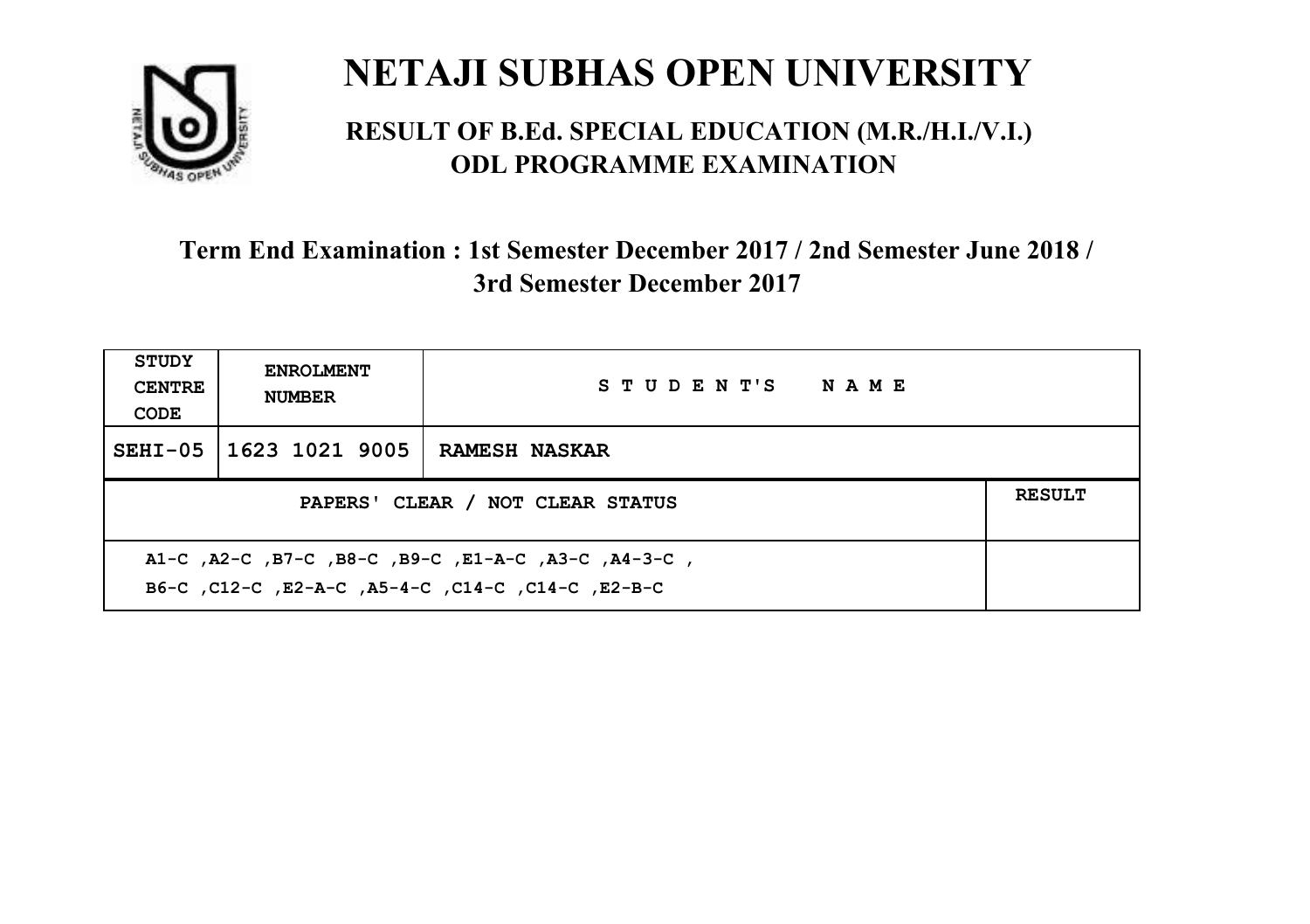# NETAJI SUBHAS OPEN UNIVERSITY

## RESULT OF B.Ed. SPECIAL EDUCATION (M.R./H.I./V.I.) ODL PROGRAMME EXAMINATION

### Term End Examination : 1st Semester December 2017 / 2nd Semester June 2018 / 3rd Semester December 2017

| STUDY CENTRE CODE | ENROLMENT NUMBER | STUDENT'S NAME | |
|---|---|---|---|
| SEHI-05 | 1623 1021 9005 | RAMESH NASKAR | |
| PAPERS' CLEAR / NOT CLEAR STATUS | | | RESULT |
| A1-C ,A2-C ,B7-C ,B8-C ,B9-C ,E1-A-C ,A3-C ,A4-3-C , B6-C ,C12-C ,E2-A-C ,A5-4-C ,C14-C ,C14-C ,E2-B-C | | | |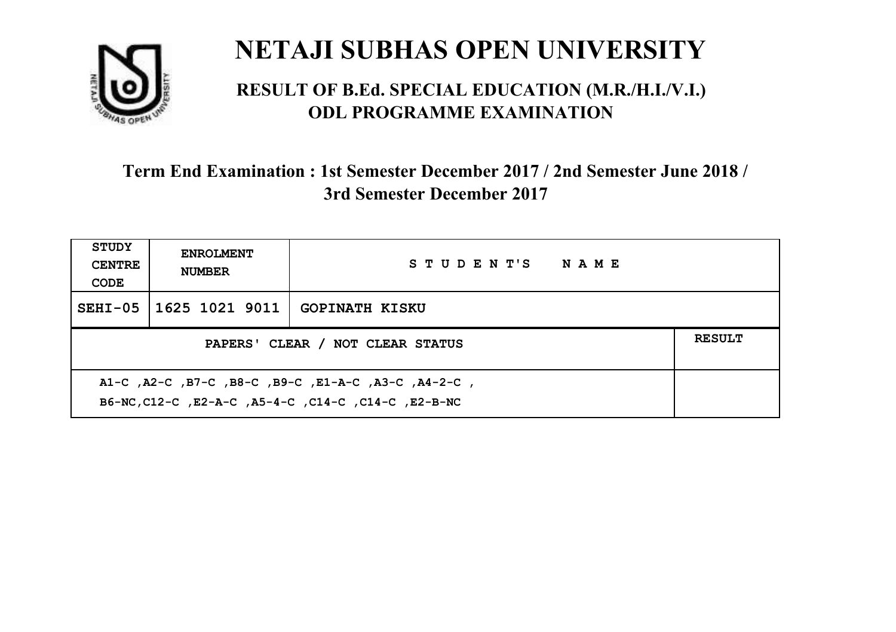# NETAJI SUBHAS OPEN UNIVERSITY

## RESULT OF B.Ed. SPECIAL EDUCATION (M.R./H.I./V.I.) ODL PROGRAMME EXAMINATION

### Term End Examination : 1st Semester December 2017 / 2nd Semester June 2018 / 3rd Semester December 2017

| STUDY CENTRE CODE | ENROLMENT NUMBER | STUDENT'S NAME | |
|---|---|---|---|
| SEHI-05 | 1625 1021 9011 | GOPINATH KISKU | |
| PAPERS' CLEAR / NOT CLEAR STATUS | | | RESULT |
| A1-C ,A2-C ,B7-C ,B8-C ,B9-C ,E1-A-C ,A3-C ,A4-2-C , B6-NC,C12-C ,E2-A-C ,A5-4-C ,C14-C ,C14-C ,E2-B-NC | | | |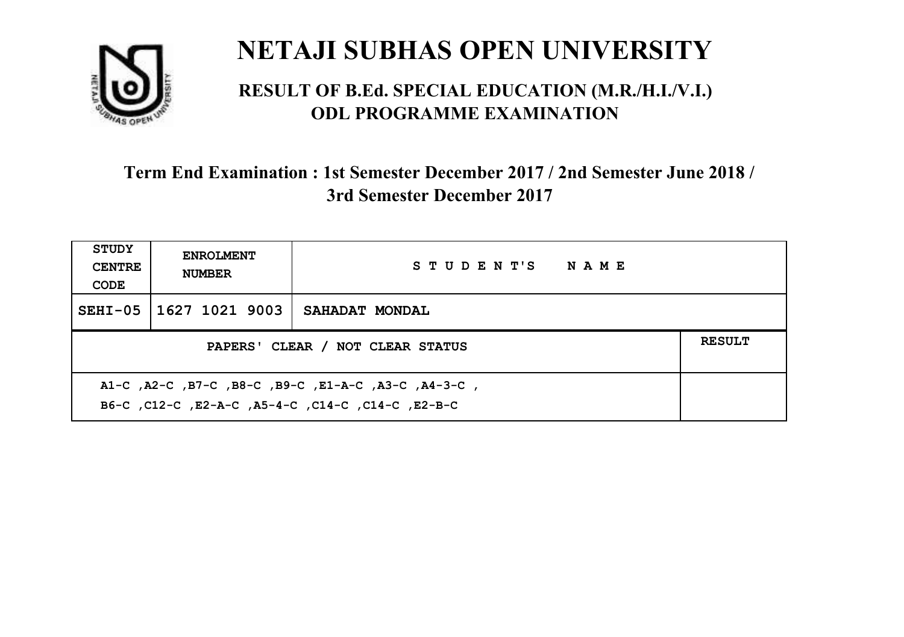# NETAJI SUBHAS OPEN UNIVERSITY

## RESULT OF B.Ed. SPECIAL EDUCATION (M.R./H.I./V.I.) ODL PROGRAMME EXAMINATION

### Term End Examination : 1st Semester December 2017 / 2nd Semester June 2018 / 3rd Semester December 2017

| STUDY CENTRE CODE | ENROLMENT NUMBER | STUDENT'S NAME | |
|---|---|---|---|
| SEHI-05 | 1627 1021 9003 | SAHADAT MONDAL | |
| PAPERS' CLEAR / NOT CLEAR STATUS | | | RESULT |
| A1-C ,A2-C ,B7-C ,B8-C ,B9-C ,E1-A-C ,A3-C ,A4-3-C , B6-C ,C12-C ,E2-A-C ,A5-4-C ,C14-C ,C14-C ,E2-B-C | | | |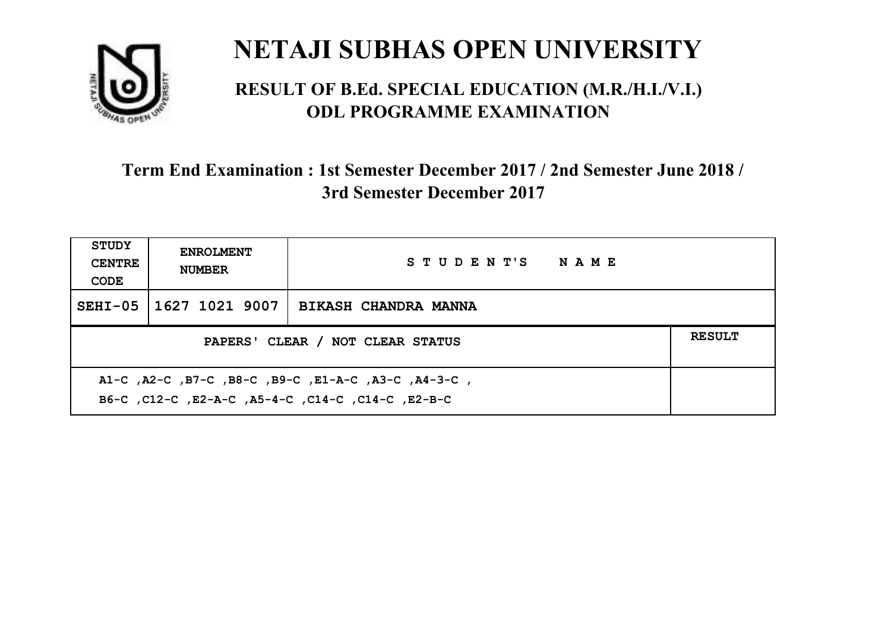# NETAJI SUBHAS OPEN UNIVERSITY

## RESULT OF B.Ed. SPECIAL EDUCATION (M.R./H.I./V.I.) ODL PROGRAMME EXAMINATION

### Term End Examination : 1st Semester December 2017 / 2nd Semester June 2018 / 3rd Semester December 2017

| STUDY CENTRE CODE | ENROLMENT NUMBER | STUDENT'S NAME | |
|---|---|---|---|
| SEHI-05 | 1627 1021 9007 | BIKASH CHANDRA MANNA | |
| PAPERS' CLEAR / NOT CLEAR STATUS | | | RESULT |
| A1-C ,A2-C ,B7-C ,B8-C ,B9-C ,E1-A-C ,A3-C ,A4-3-C , B6-C ,C12-C ,E2-A-C ,A5-4-C ,C14-C ,C14-C ,E2-B-C | | | |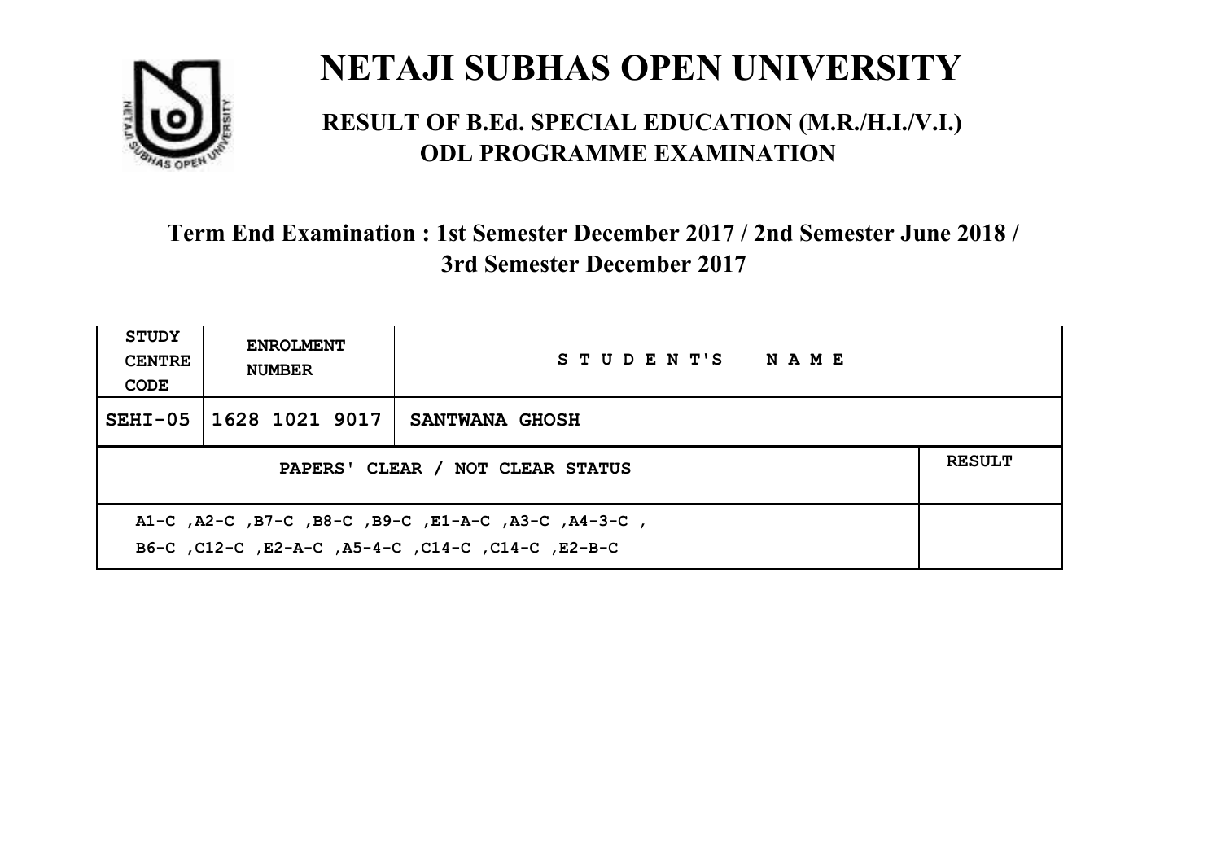# NETAJI SUBHAS OPEN UNIVERSITY

## RESULT OF B.Ed. SPECIAL EDUCATION (M.R./H.I./V.I.) ODL PROGRAMME EXAMINATION

### Term End Examination : 1st Semester December 2017 / 2nd Semester June 2018 / 3rd Semester December 2017

| STUDY CENTRE CODE | ENROLMENT NUMBER | STUDENT'S NAME | |
|---|---|---|---|
| SEHI-05 | 1628 1021 9017 | SANTWANA GHOSH | |
| PAPERS' CLEAR / NOT CLEAR STATUS | | | RESULT |
| A1-C ,A2-C ,B7-C ,B8-C ,B9-C ,E1-A-C ,A3-C ,A4-3-C , B6-C ,C12-C ,E2-A-C ,A5-4-C ,C14-C ,C14-C ,E2-B-C | | | |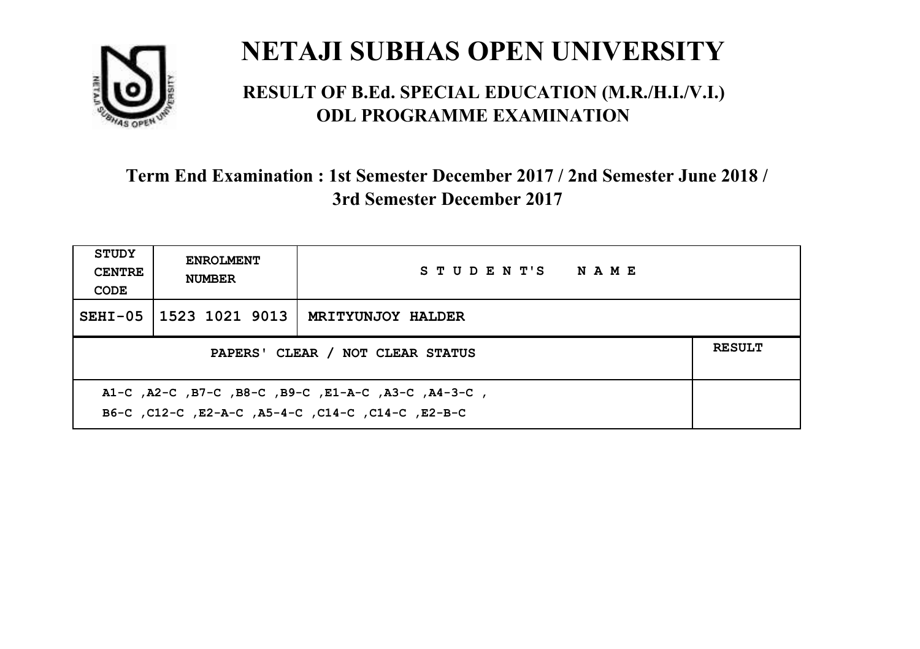# NETAJI SUBHAS OPEN UNIVERSITY

## RESULT OF B.Ed. SPECIAL EDUCATION (M.R./H.I./V.I.) ODL PROGRAMME EXAMINATION

### Term End Examination : 1st Semester December 2017 / 2nd Semester June 2018 / 3rd Semester December 2017

| STUDY CENTRE CODE | ENROLMENT NUMBER | STUDENT'S NAME | |
|---|---|---|---|
| SEHI-05 | 1523 1021 9013 | MRITYUNJOY HALDER | |
| PAPERS' CLEAR / NOT CLEAR STATUS | | | RESULT |
| A1-C ,A2-C ,B7-C ,B8-C ,B9-C ,E1-A-C ,A3-C ,A4-3-C , B6-C ,C12-C ,E2-A-C ,A5-4-C ,C14-C ,C14-C ,E2-B-C | | | |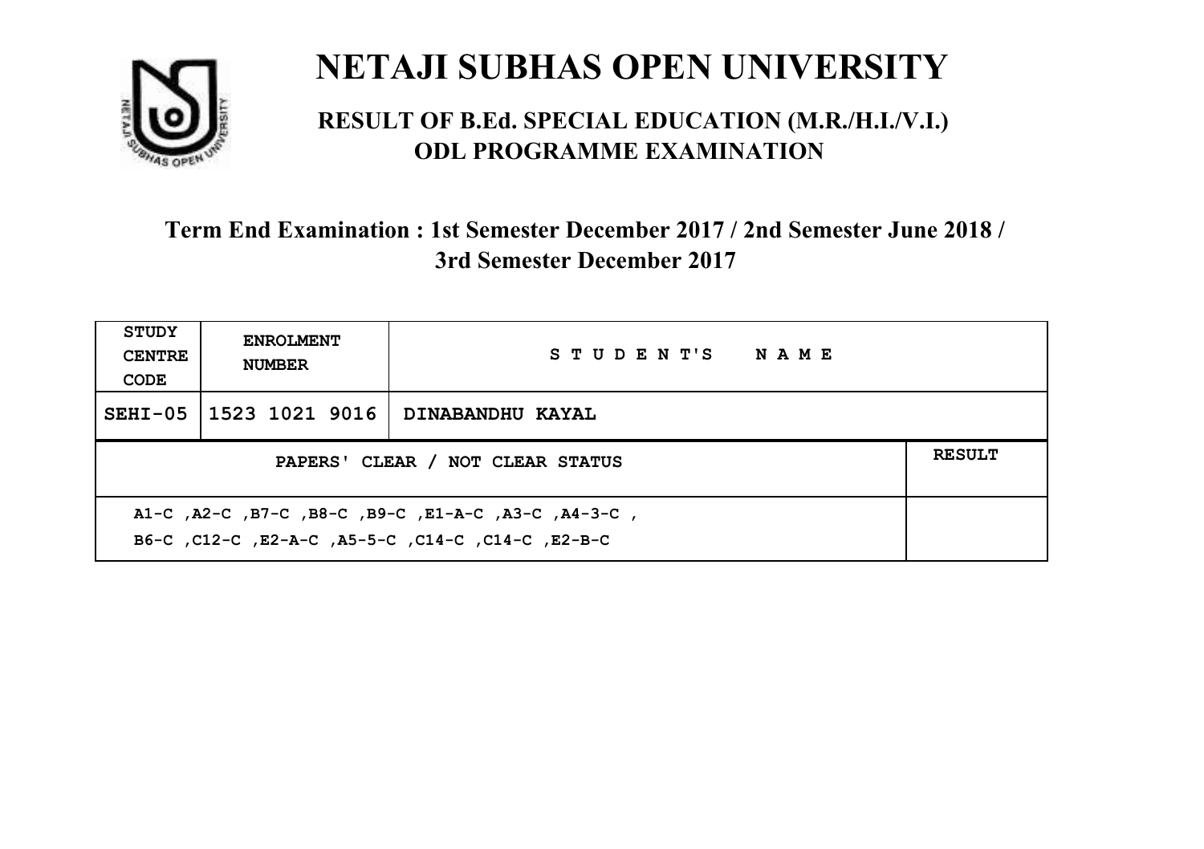# NETAJI SUBHAS OPEN UNIVERSITY

## RESULT OF B.Ed. SPECIAL EDUCATION (M.R./H.I./V.I.) ODL PROGRAMME EXAMINATION

### Term End Examination : 1st Semester December 2017 / 2nd Semester June 2018 / 3rd Semester December 2017

| STUDY CENTRE CODE | ENROLMENT NUMBER | STUDENT'S NAME | |
|---|---|---|---|
| SEHI-05 | 1523 1021 9016 | DINABANDHU KAYAL | |
| PAPERS' CLEAR / NOT CLEAR STATUS | | | RESULT |
| A1-C ,A2-C ,B7-C ,B8-C ,B9-C ,E1-A-C ,A3-C ,A4-3-C , B6-C ,C12-C ,E2-A-C ,A5-5-C ,C14-C ,C14-C ,E2-B-C | | | |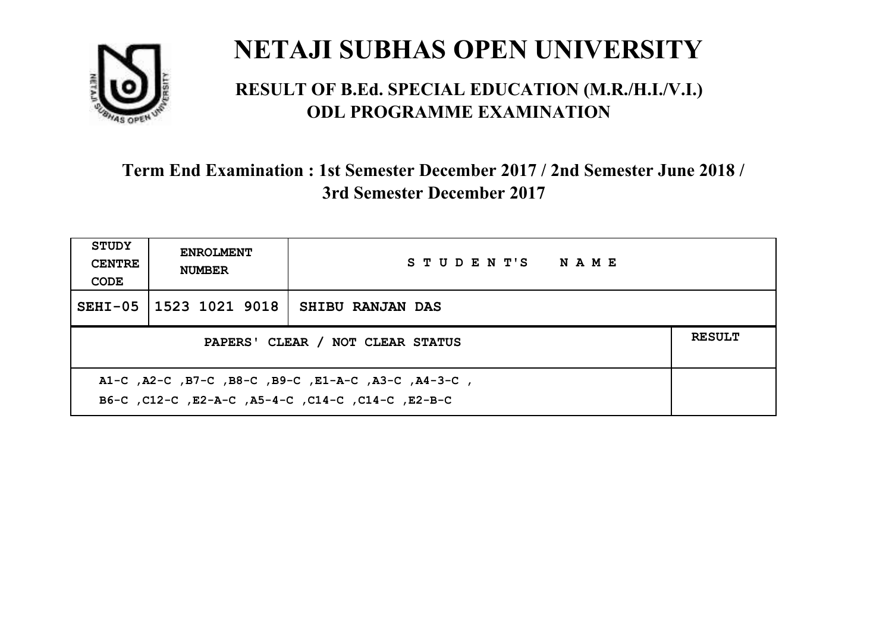# NETAJI SUBHAS OPEN UNIVERSITY

## RESULT OF B.Ed. SPECIAL EDUCATION (M.R./H.I./V.I.) ODL PROGRAMME EXAMINATION

### Term End Examination : 1st Semester December 2017 / 2nd Semester June 2018 / 3rd Semester December 2017

| STUDY CENTRE CODE | ENROLMENT NUMBER | STUDENT'S NAME | |
|---|---|---|---|
| SEHI-05 | 1523 1021 9018 | SHIBU RANJAN DAS | |
| PAPERS' CLEAR / NOT CLEAR STATUS | | | RESULT |
| A1-C ,A2-C ,B7-C ,B8-C ,B9-C ,E1-A-C ,A3-C ,A4-3-C , B6-C ,C12-C ,E2-A-C ,A5-4-C ,C14-C ,C14-C ,E2-B-C | | | |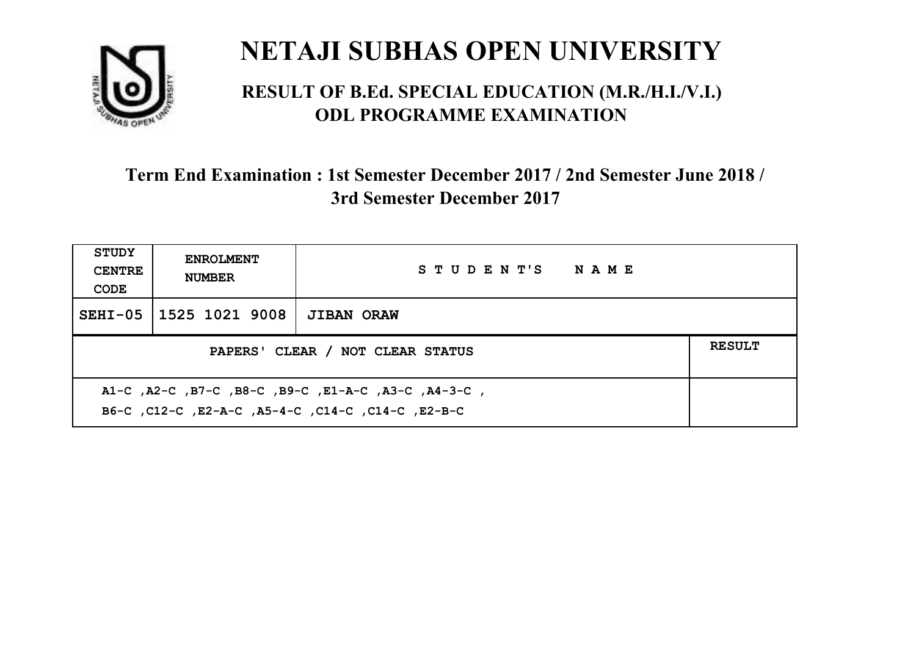# NETAJI SUBHAS OPEN UNIVERSITY

## RESULT OF B.Ed. SPECIAL EDUCATION (M.R./H.I./V.I.) ODL PROGRAMME EXAMINATION

### Term End Examination : 1st Semester December 2017 / 2nd Semester June 2018 / 3rd Semester December 2017

| STUDY CENTRE CODE | ENROLMENT NUMBER | STUDENT'S NAME | |
|---|---|---|---|
| SEHI-05 | 1525 1021 9008 | JIBAN ORAW | |
| PAPERS' CLEAR / NOT CLEAR STATUS | | | RESULT |
| A1-C ,A2-C ,B7-C ,B8-C ,B9-C ,E1-A-C ,A3-C ,A4-3-C , B6-C ,C12-C ,E2-A-C ,A5-4-C ,C14-C ,C14-C ,E2-B-C | | | |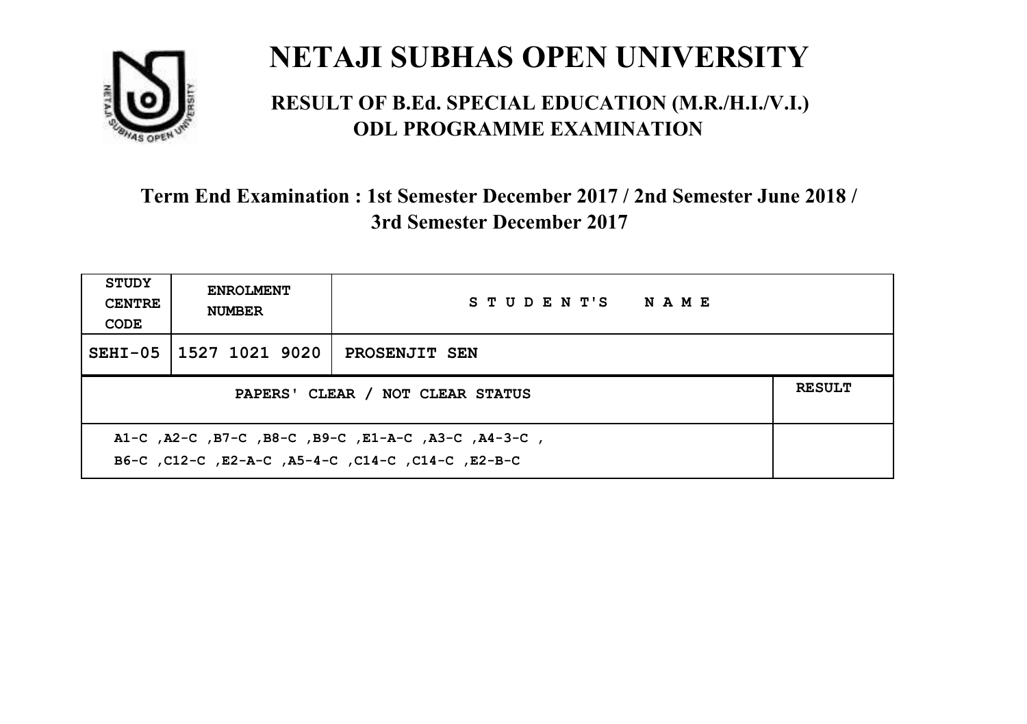# NETAJI SUBHAS OPEN UNIVERSITY

## RESULT OF B.Ed. SPECIAL EDUCATION (M.R./H.I./V.I.) ODL PROGRAMME EXAMINATION

### Term End Examination : 1st Semester December 2017 / 2nd Semester June 2018 / 3rd Semester December 2017

| STUDY CENTRE CODE | ENROLMENT NUMBER | STUDENT'S NAME | |
|---|---|---|---|
| SEHI-05 | 1527 1021 9020 | PROSENJIT SEN | |
| PAPERS' CLEAR / NOT CLEAR STATUS | | | RESULT |
| A1-C ,A2-C ,B7-C ,B8-C ,B9-C ,E1-A-C ,A3-C ,A4-3-C , B6-C ,C12-C ,E2-A-C ,A5-4-C ,C14-C ,C14-C ,E2-B-C | | | |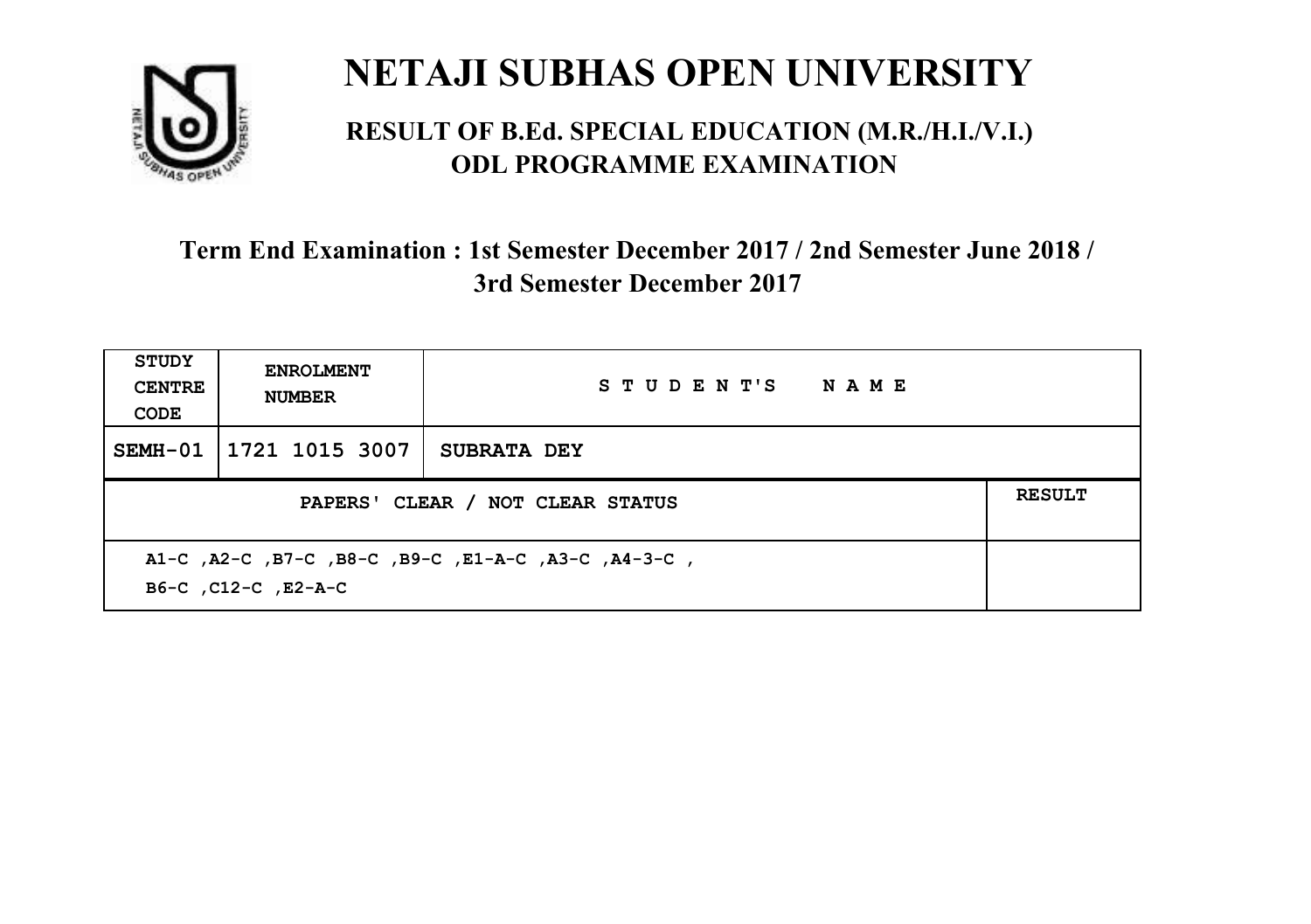# NETAJI SUBHAS OPEN UNIVERSITY

## RESULT OF B.Ed. SPECIAL EDUCATION (M.R./H.I./V.I.) ODL PROGRAMME EXAMINATION

### Term End Examination : 1st Semester December 2017 / 2nd Semester June 2018 / 3rd Semester December 2017

| STUDY CENTRE CODE | ENROLMENT NUMBER | STUDENT'S NAME | |
|---|---|---|---|
| SEMH-01 | 1721 1015 3007 | SUBRATA DEY | |
| PAPERS' CLEAR / NOT CLEAR STATUS | | | RESULT |
| A1-C ,A2-C ,B7-C ,B8-C ,B9-C ,E1-A-C ,A3-C ,A4-3-C , B6-C ,C12-C ,E2-A-C | | | |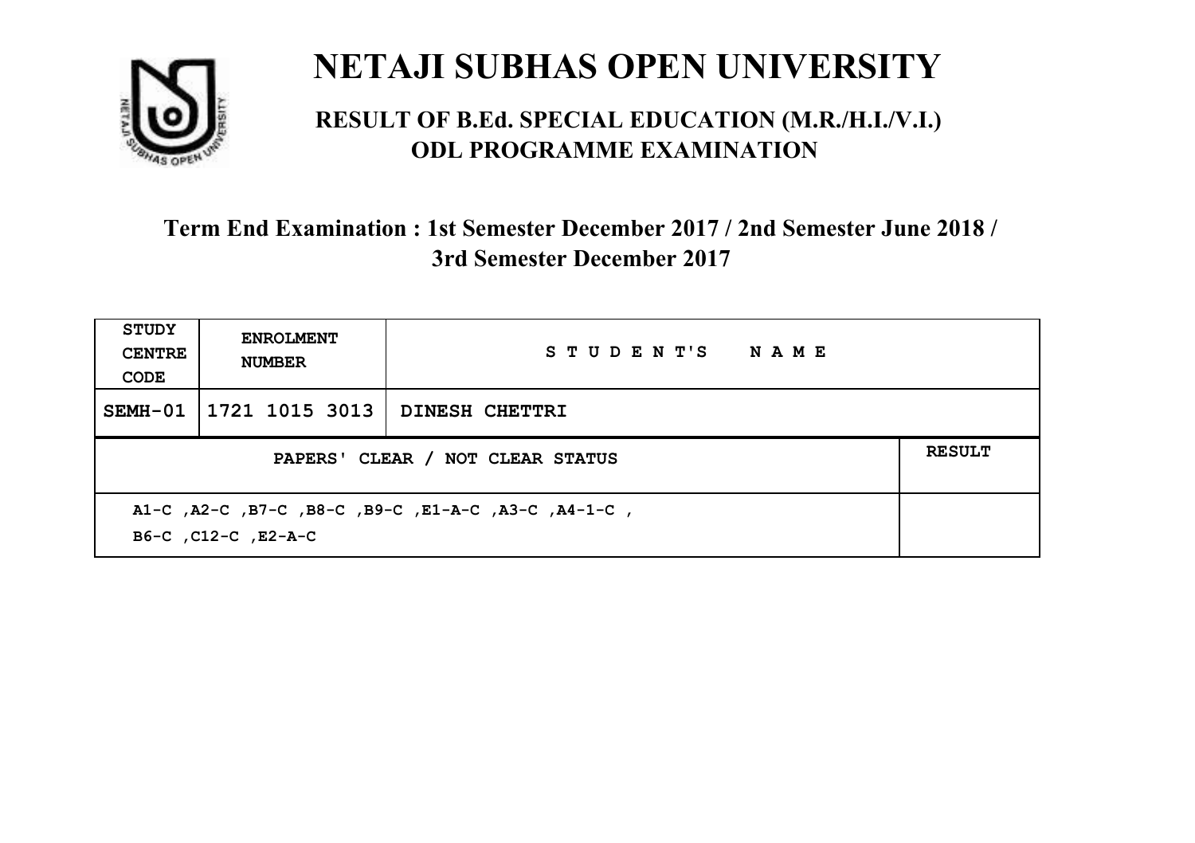# NETAJI SUBHAS OPEN UNIVERSITY

## RESULT OF B.Ed. SPECIAL EDUCATION (M.R./H.I./V.I.) ODL PROGRAMME EXAMINATION

### Term End Examination : 1st Semester December 2017 / 2nd Semester June 2018 / 3rd Semester December 2017

| STUDY CENTRE CODE | ENROLMENT NUMBER | STUDENT'S NAME |
|---|---|---|
| SEMH-01 | 1721 1015 3013 | DINESH CHETTRI |

| PAPERS' CLEAR / NOT CLEAR STATUS | RESULT |
|---|---|
| A1-C ,A2-C ,B7-C ,B8-C ,B9-C ,E1-A-C ,A3-C ,A4-1-C , B6-C ,C12-C ,E2-A-C | |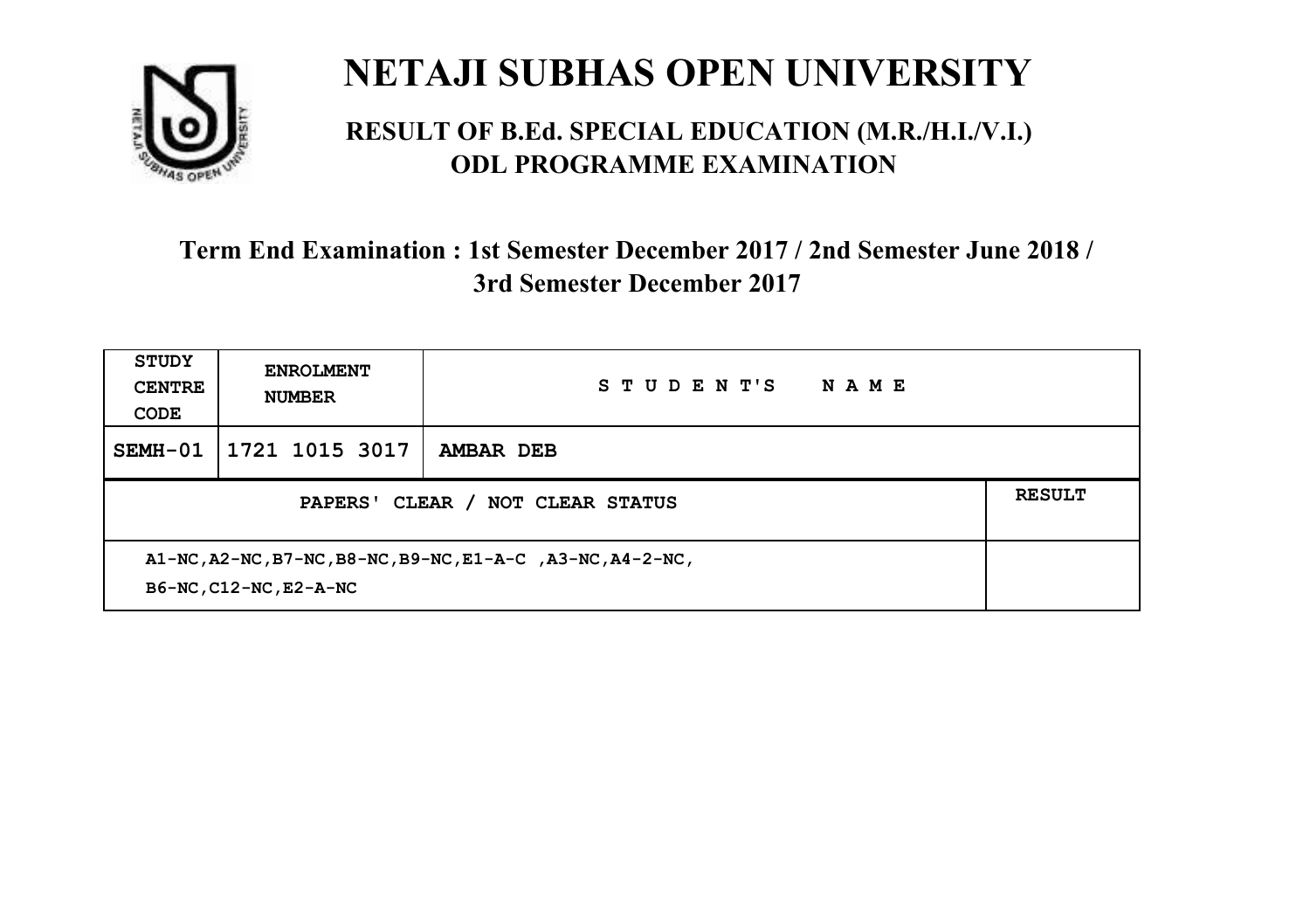# NETAJI SUBHAS OPEN UNIVERSITY

## RESULT OF B.Ed. SPECIAL EDUCATION (M.R./H.I./V.I.) ODL PROGRAMME EXAMINATION

### Term End Examination : 1st Semester December 2017 / 2nd Semester June 2018 / 3rd Semester December 2017

| STUDY CENTRE CODE | ENROLMENT NUMBER | STUDENT'S NAME | |
|---|---|---|---|
| SEMH-01 | 1721 1015 3017 | AMBAR DEB | |
| PAPERS' CLEAR / NOT CLEAR STATUS | | | RESULT |
| A1-NC,A2-NC,B7-NC,B8-NC,B9-NC,E1-A-C ,A3-NC,A4-2-NC, B6-NC,C12-NC,E2-A-NC | | | |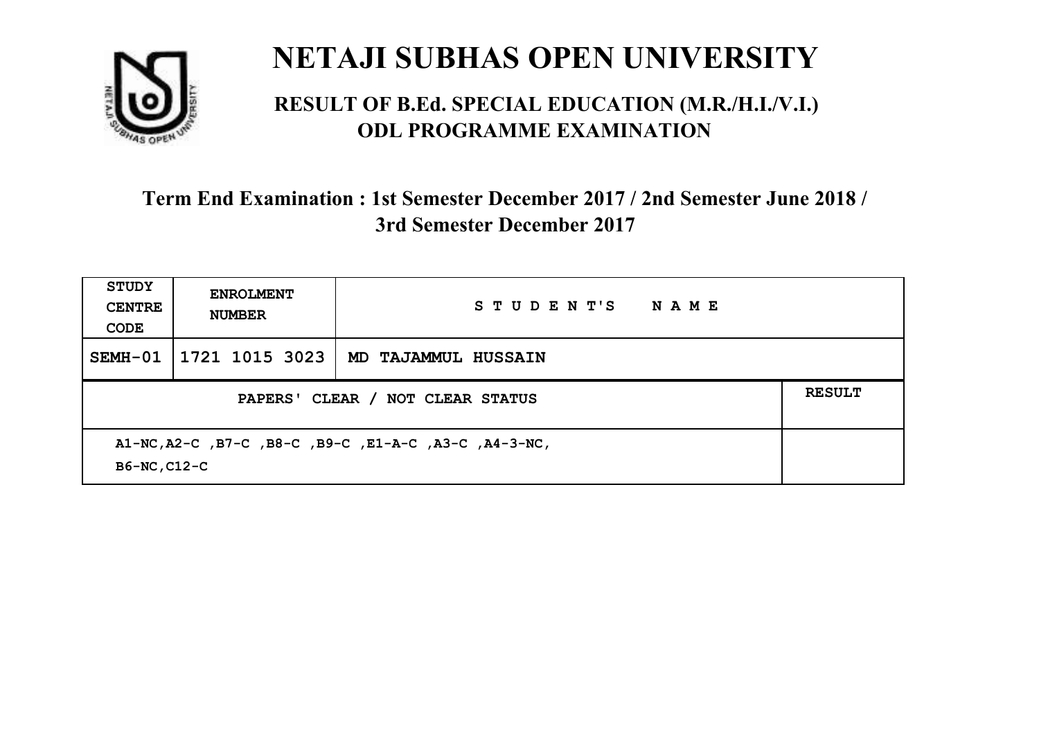# NETAJI SUBHAS OPEN UNIVERSITY

## RESULT OF B.Ed. SPECIAL EDUCATION (M.R./H.I./V.I.) ODL PROGRAMME EXAMINATION

### Term End Examination : 1st Semester December 2017 / 2nd Semester June 2018 / 3rd Semester December 2017

| STUDY CENTRE CODE | ENROLMENT NUMBER | STUDENT'S NAME | |
|---|---|---|---|
| SEMH-01 | 1721 1015 3023 | MD TAJAMMUL HUSSAIN | |
| PAPERS' CLEAR / NOT CLEAR STATUS | | | RESULT |
| A1-NC,A2-C ,B7-C ,B8-C ,B9-C ,E1-A-C ,A3-C ,A4-3-NC, B6-NC,C12-C | | | |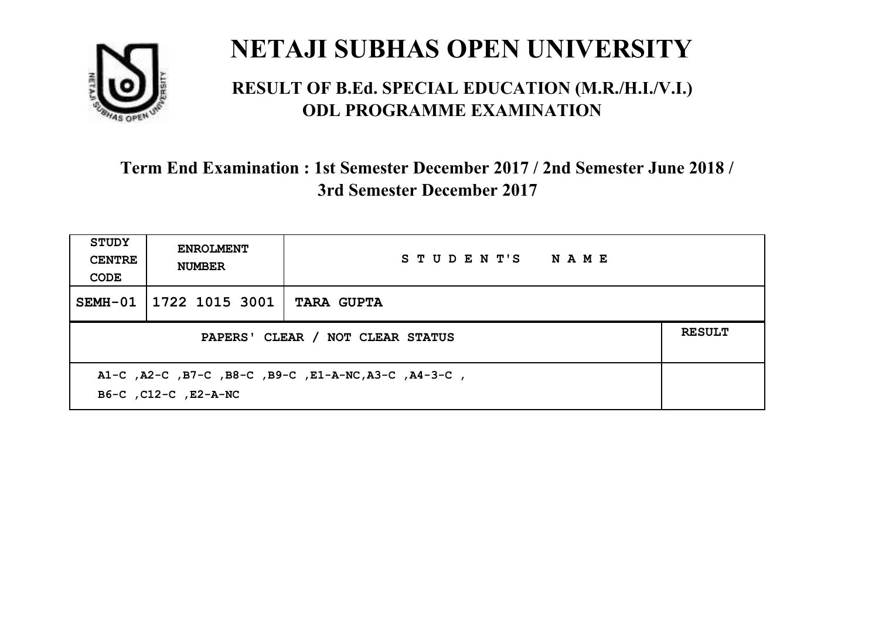# NETAJI SUBHAS OPEN UNIVERSITY

## RESULT OF B.Ed. SPECIAL EDUCATION (M.R./H.I./V.I.) ODL PROGRAMME EXAMINATION

### Term End Examination : 1st Semester December 2017 / 2nd Semester June 2018 / 3rd Semester December 2017

| STUDY CENTRE CODE | ENROLMENT NUMBER | STUDENT'S NAME | |
|---|---|---|---|
| SEMH-01 | 1722 1015 3001 | TARA GUPTA | |
| PAPERS' CLEAR / NOT CLEAR STATUS | | | RESULT |
| A1-C ,A2-C ,B7-C ,B8-C ,B9-C ,E1-A-NC,A3-C ,A4-3-C , B6-C ,C12-C ,E2-A-NC | | | |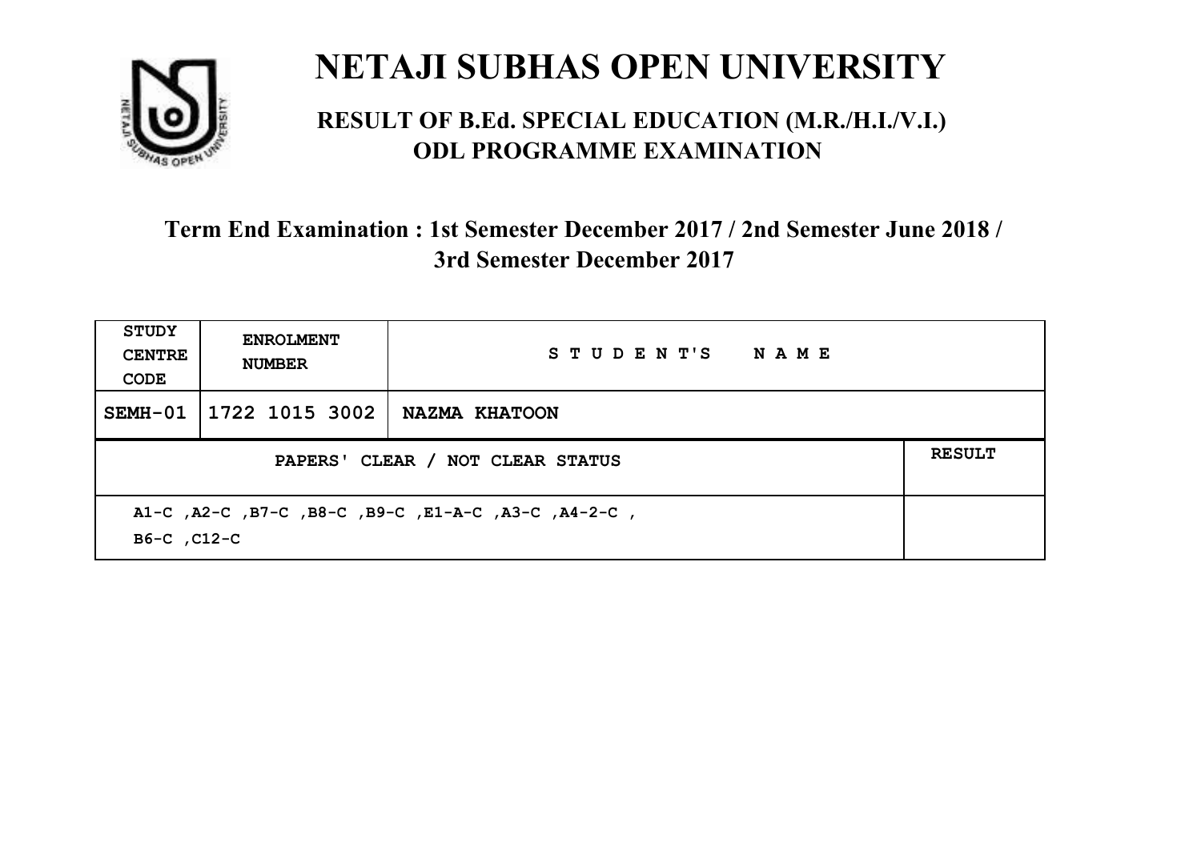# NETAJI SUBHAS OPEN UNIVERSITY

## RESULT OF B.Ed. SPECIAL EDUCATION (M.R./H.I./V.I.) ODL PROGRAMME EXAMINATION

### Term End Examination : 1st Semester December 2017 / 2nd Semester June 2018 / 3rd Semester December 2017

| STUDY CENTRE CODE | ENROLMENT NUMBER | STUDENT'S NAME | |
|---|---|---|---|
| SEMH-01 | 1722 1015 3002 | NAZMA KHATOON | |
| PAPERS' CLEAR / NOT CLEAR STATUS | | | RESULT |
| A1-C ,A2-C ,B7-C ,B8-C ,B9-C ,E1-A-C ,A3-C ,A4-2-C , B6-C ,C12-C | | | |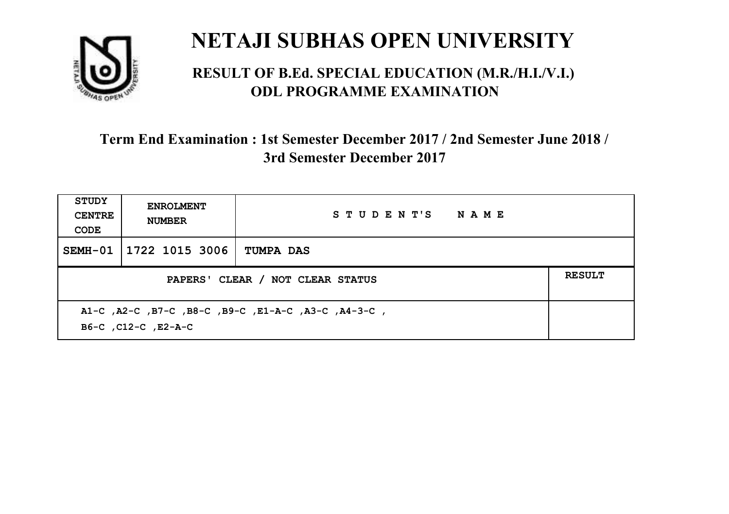# NETAJI SUBHAS OPEN UNIVERSITY

## RESULT OF B.Ed. SPECIAL EDUCATION (M.R./H.I./V.I.) ODL PROGRAMME EXAMINATION

### Term End Examination : 1st Semester December 2017 / 2nd Semester June 2018 / 3rd Semester December 2017

| STUDY CENTRE CODE | ENROLMENT NUMBER | STUDENT'S NAME | |
|---|---|---|---|
| SEMH-01 | 1722 1015 3006 | TUMPA DAS | |
| PAPERS' CLEAR / NOT CLEAR STATUS | | | RESULT |
| A1-C ,A2-C ,B7-C ,B8-C ,B9-C ,E1-A-C ,A3-C ,A4-3-C , B6-C ,C12-C ,E2-A-C | | | |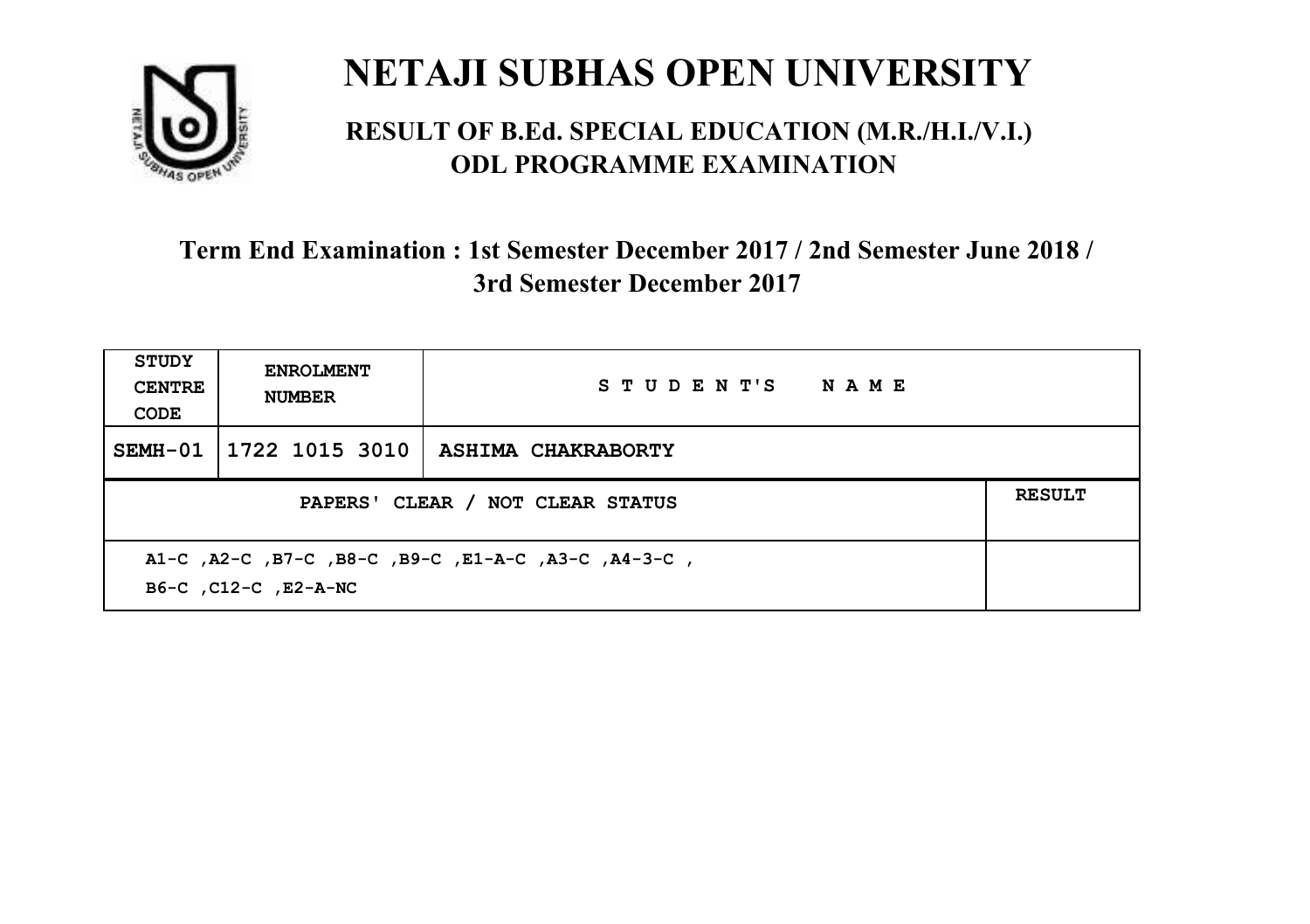# NETAJI SUBHAS OPEN UNIVERSITY

## RESULT OF B.Ed. SPECIAL EDUCATION (M.R./H.I./V.I.) ODL PROGRAMME EXAMINATION

### Term End Examination : 1st Semester December 2017 / 2nd Semester June 2018 / 3rd Semester December 2017

| STUDY CENTRE CODE | ENROLMENT NUMBER | STUDENT'S NAME | |
|---|---|---|---|
| SEMH-01 | 1722 1015 3010 | ASHIMA CHAKRABORTY | |
| PAPERS' CLEAR / NOT CLEAR STATUS | | | RESULT |
| A1-C ,A2-C ,B7-C ,B8-C ,B9-C ,E1-A-C ,A3-C ,A4-3-C , B6-C ,C12-C ,E2-A-NC | | | |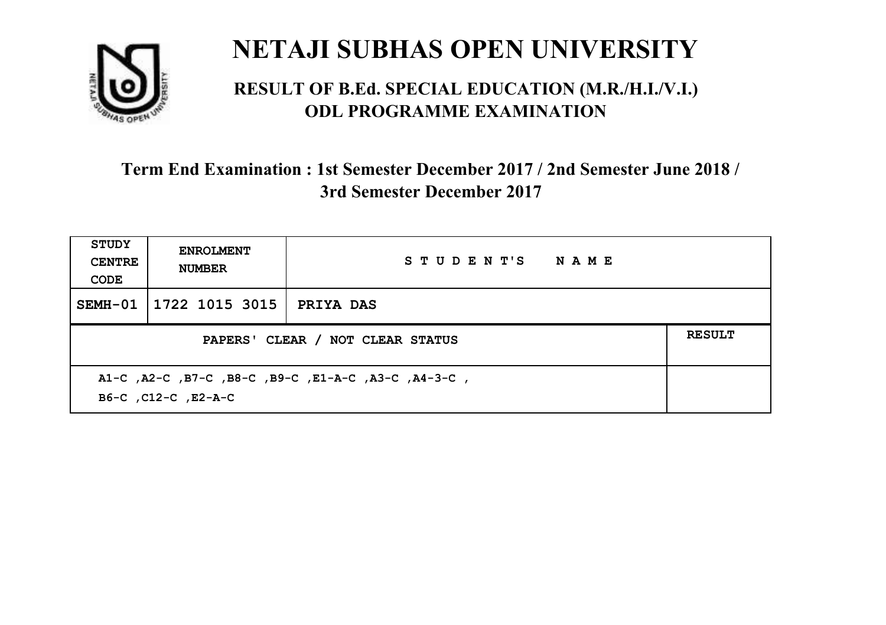# NETAJI SUBHAS OPEN UNIVERSITY

## RESULT OF B.Ed. SPECIAL EDUCATION (M.R./H.I./V.I.) ODL PROGRAMME EXAMINATION

### Term End Examination : 1st Semester December 2017 / 2nd Semester June 2018 / 3rd Semester December 2017

| STUDY CENTRE CODE | ENROLMENT NUMBER | STUDENT'S NAME |
|---|---|---|
| SEMH-01 | 1722 1015 3015 | PRIYA DAS |

| PAPERS' CLEAR / NOT CLEAR STATUS | RESULT |
|---|---|
| A1-C ,A2-C ,B7-C ,B8-C ,B9-C ,E1-A-C ,A3-C ,A4-3-C , B6-C ,C12-C ,E2-A-C | |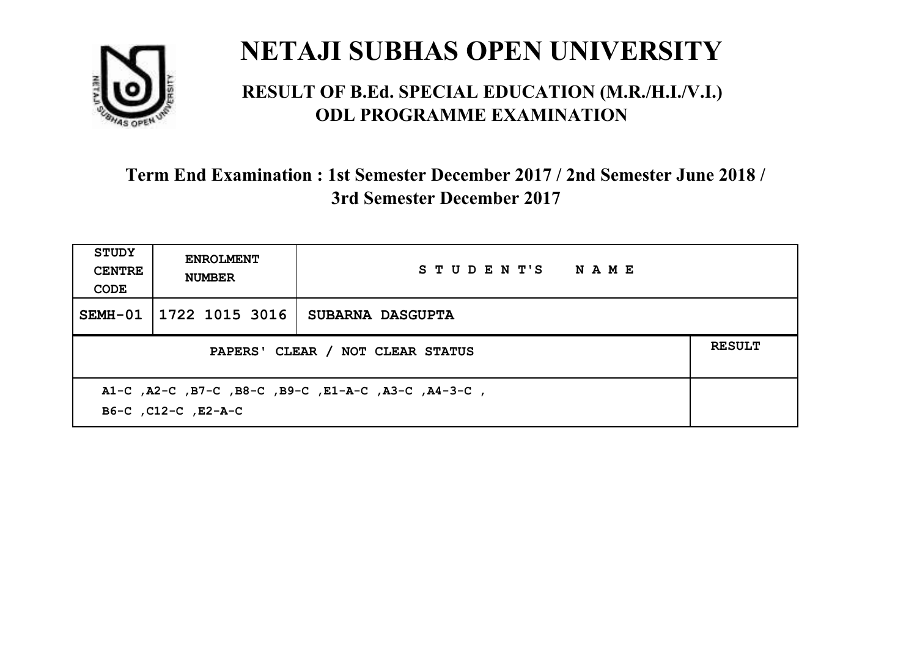# NETAJI SUBHAS OPEN UNIVERSITY

## RESULT OF B.Ed. SPECIAL EDUCATION (M.R./H.I./V.I.) ODL PROGRAMME EXAMINATION

### Term End Examination : 1st Semester December 2017 / 2nd Semester June 2018 / 3rd Semester December 2017

| STUDY CENTRE CODE | ENROLMENT NUMBER | STUDENT'S NAME | |
|---|---|---|---|
| SEMH-01 | 1722 1015 3016 | SUBARNA DASGUPTA | |
| PAPERS' CLEAR / NOT CLEAR STATUS | | | RESULT |
| A1-C ,A2-C ,B7-C ,B8-C ,B9-C ,E1-A-C ,A3-C ,A4-3-C , B6-C ,C12-C ,E2-A-C | | | |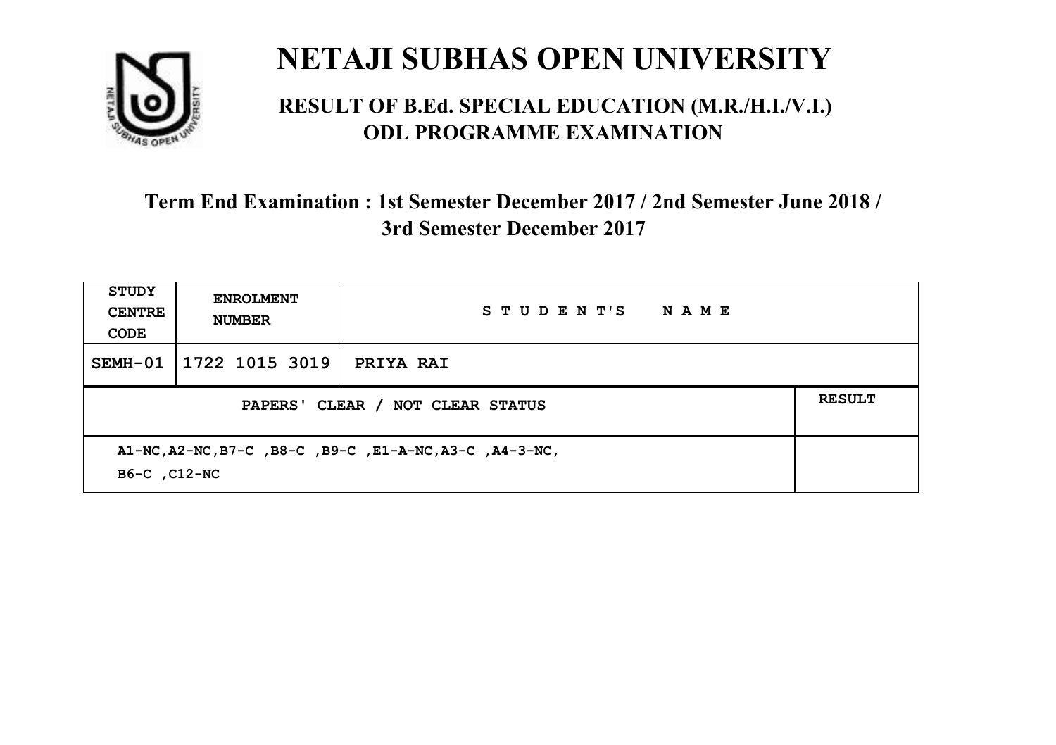# NETAJI SUBHAS OPEN UNIVERSITY

## RESULT OF B.Ed. SPECIAL EDUCATION (M.R./H.I./V.I.) ODL PROGRAMME EXAMINATION

### Term End Examination : 1st Semester December 2017 / 2nd Semester June 2018 / 3rd Semester December 2017

| STUDY CENTRE CODE | ENROLMENT NUMBER | STUDENT'S NAME | |
|---|---|---|---|
| SEMH-01 | 1722 1015 3019 | PRIYA RAI | |
| PAPERS' CLEAR / NOT CLEAR STATUS | | | RESULT |
| A1-NC,A2-NC,B7-C ,B8-C ,B9-C ,E1-A-NC,A3-C ,A4-3-NC, B6-C ,C12-NC | | | |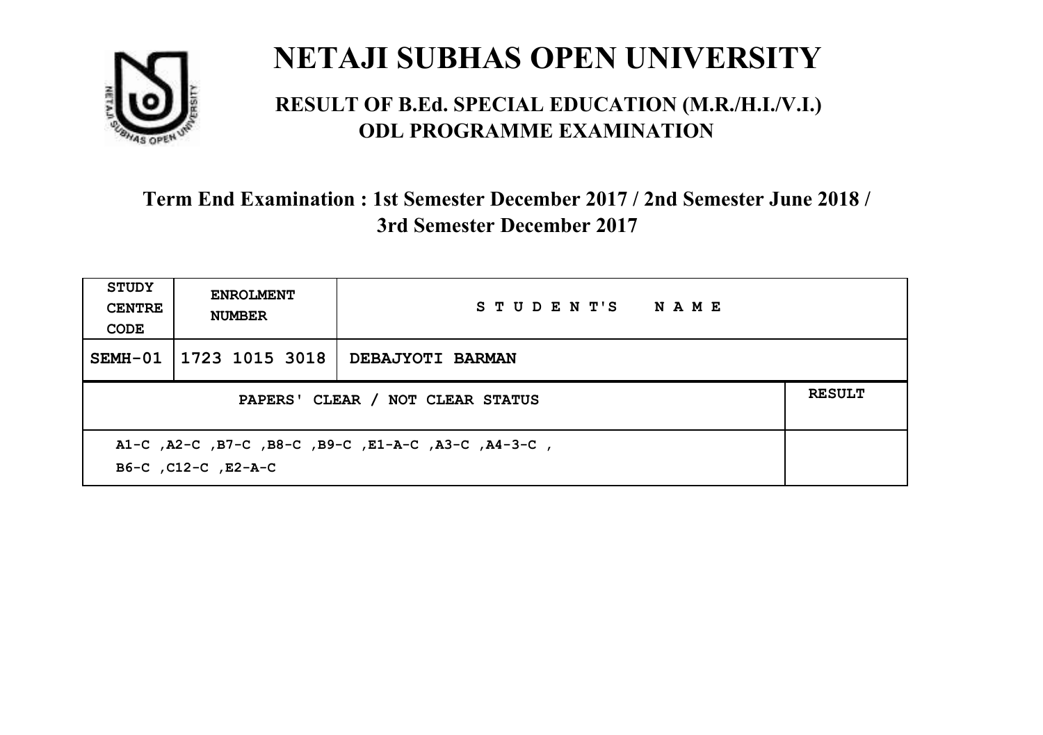# NETAJI SUBHAS OPEN UNIVERSITY

## RESULT OF B.Ed. SPECIAL EDUCATION (M.R./H.I./V.I.) ODL PROGRAMME EXAMINATION

### Term End Examination : 1st Semester December 2017 / 2nd Semester June 2018 / 3rd Semester December 2017

| STUDY CENTRE CODE | ENROLMENT NUMBER | STUDENT'S NAME | |
|---|---|---|---|
| SEMH-01 | 1723 1015 3018 | DEBAJYOTI BARMAN | |
| PAPERS' CLEAR / NOT CLEAR STATUS | | | RESULT |
| A1-C ,A2-C ,B7-C ,B8-C ,B9-C ,E1-A-C ,A3-C ,A4-3-C , B6-C ,C12-C ,E2-A-C | | | |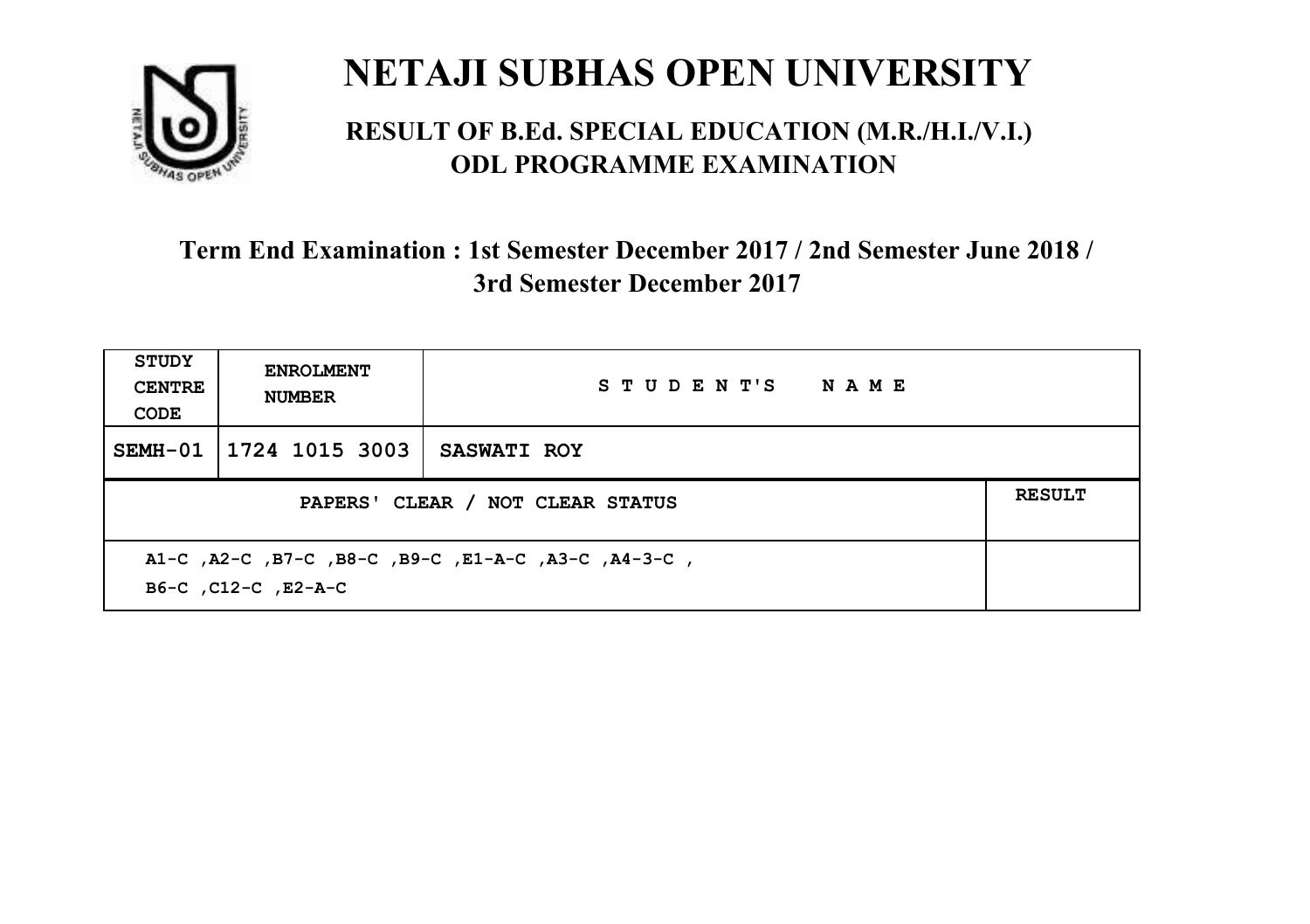# NETAJI SUBHAS OPEN UNIVERSITY

## RESULT OF B.Ed. SPECIAL EDUCATION (M.R./H.I./V.I.) ODL PROGRAMME EXAMINATION

### Term End Examination : 1st Semester December 2017 / 2nd Semester June 2018 / 3rd Semester December 2017

| STUDY CENTRE CODE | ENROLMENT NUMBER | STUDENT'S NAME | |
|---|---|---|---|
| SEMH-01 | 1724 1015 3003 | SASWATI ROY | |
| PAPERS' CLEAR / NOT CLEAR STATUS | | | RESULT |
| A1-C ,A2-C ,B7-C ,B8-C ,B9-C ,E1-A-C ,A3-C ,A4-3-C , B6-C ,C12-C ,E2-A-C | | | |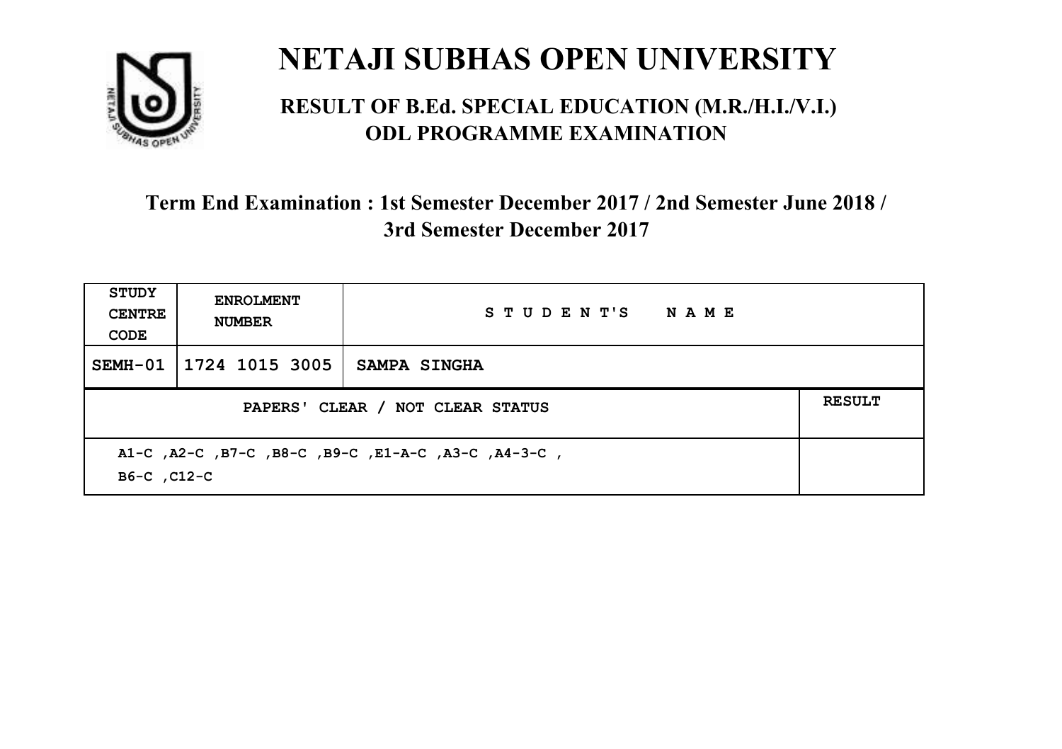# NETAJI SUBHAS OPEN UNIVERSITY

## RESULT OF B.Ed. SPECIAL EDUCATION (M.R./H.I./V.I.) ODL PROGRAMME EXAMINATION

### Term End Examination : 1st Semester December 2017 / 2nd Semester June 2018 / 3rd Semester December 2017

| STUDY CENTRE CODE | ENROLMENT NUMBER | STUDENT'S NAME | |
|---|---|---|---|
| SEMH-01 | 1724 1015 3005 | SAMPA SINGHA | |
| PAPERS' CLEAR / NOT CLEAR STATUS | | | RESULT |
| A1-C ,A2-C ,B7-C ,B8-C ,B9-C ,E1-A-C ,A3-C ,A4-3-C , B6-C ,C12-C | | | |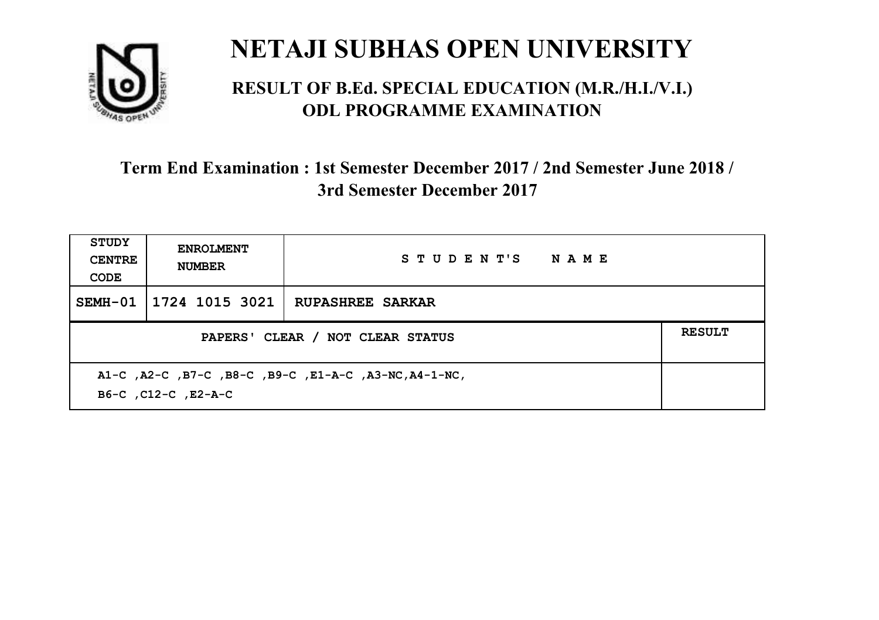# NETAJI SUBHAS OPEN UNIVERSITY

## RESULT OF B.Ed. SPECIAL EDUCATION (M.R./H.I./V.I.) ODL PROGRAMME EXAMINATION

### Term End Examination : 1st Semester December 2017 / 2nd Semester June 2018 / 3rd Semester December 2017

| STUDY CENTRE CODE | ENROLMENT NUMBER | STUDENT'S NAME | |
|---|---|---|---|
| SEMH-01 | 1724 1015 3021 | RUPASHREE SARKAR | |
| PAPERS' CLEAR / NOT CLEAR STATUS | | | RESULT |
| A1-C ,A2-C ,B7-C ,B8-C ,B9-C ,E1-A-C ,A3-NC,A4-1-NC, B6-C ,C12-C ,E2-A-C | | | |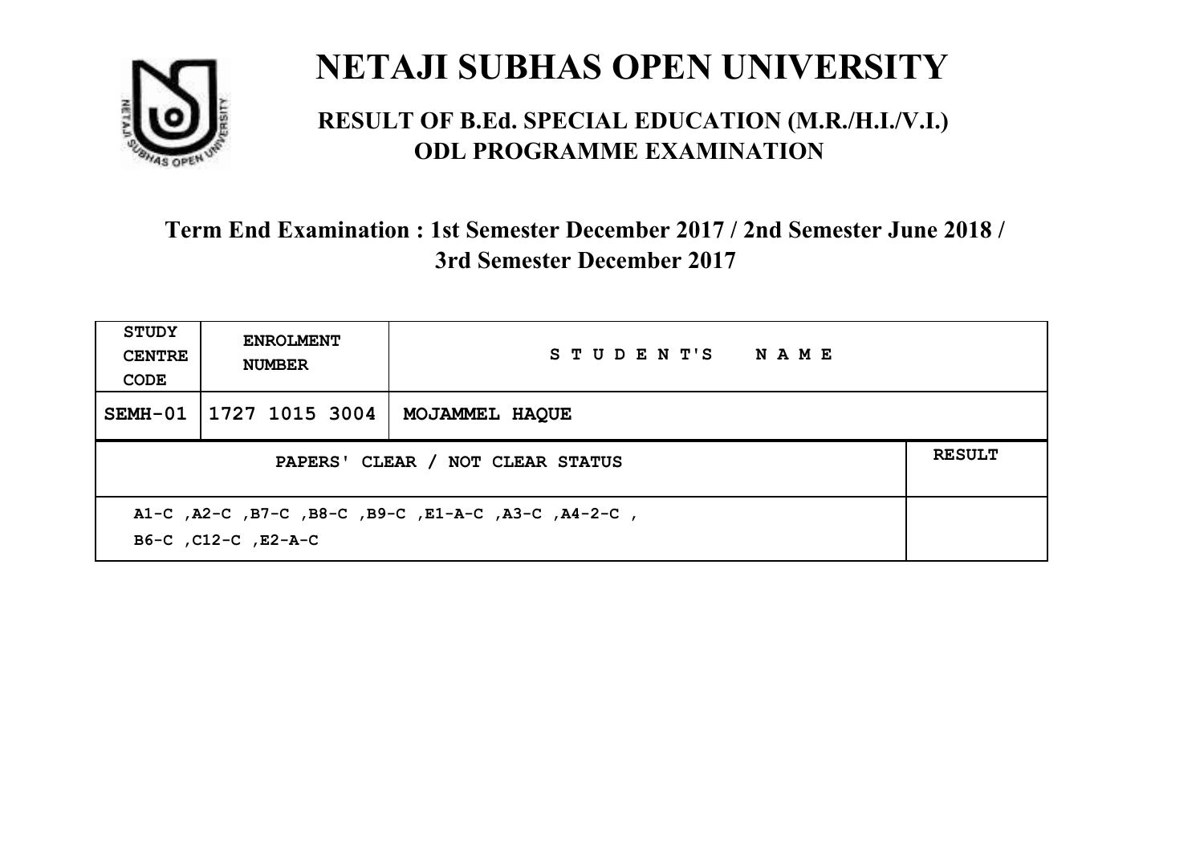# NETAJI SUBHAS OPEN UNIVERSITY

## RESULT OF B.Ed. SPECIAL EDUCATION (M.R./H.I./V.I.) ODL PROGRAMME EXAMINATION

### Term End Examination : 1st Semester December 2017 / 2nd Semester June 2018 / 3rd Semester December 2017

| STUDY CENTRE CODE | ENROLMENT NUMBER | STUDENT'S NAME | |
|---|---|---|---|
| SEMH-01 | 1727 1015 3004 | MOJAMMEL HAQUE | |
| PAPERS' CLEAR / NOT CLEAR STATUS | | | RESULT |
| A1-C ,A2-C ,B7-C ,B8-C ,B9-C ,E1-A-C ,A3-C ,A4-2-C , B6-C ,C12-C ,E2-A-C | | | |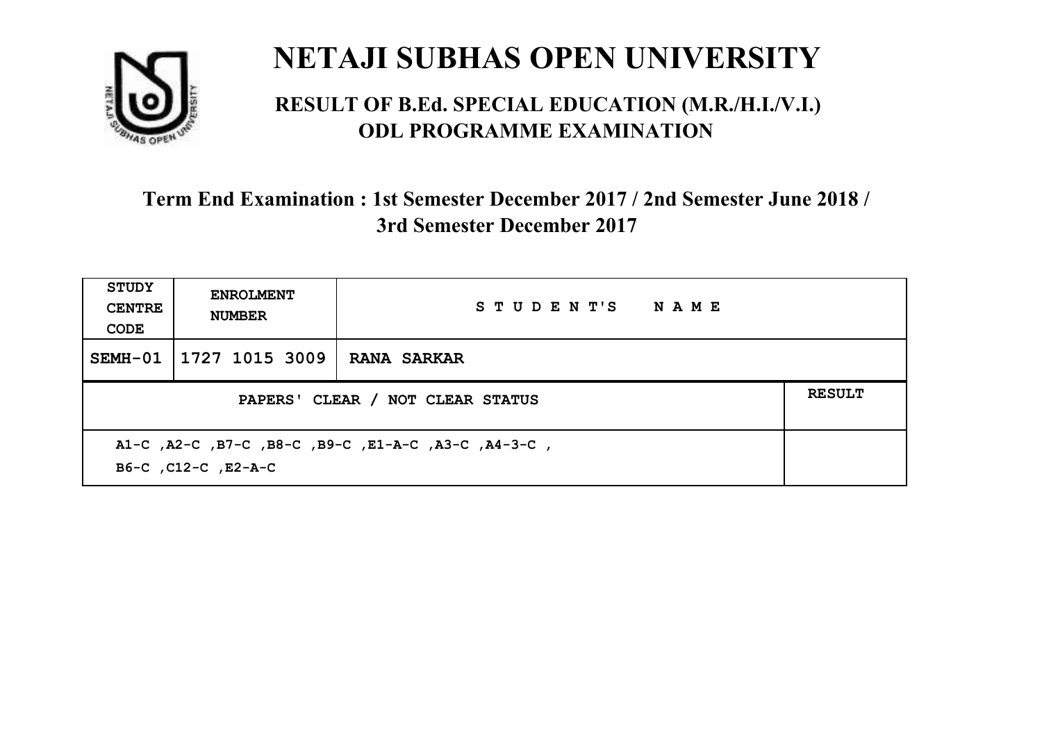# NETAJI SUBHAS OPEN UNIVERSITY

## RESULT OF B.Ed. SPECIAL EDUCATION (M.R./H.I./V.I.) ODL PROGRAMME EXAMINATION

### Term End Examination : 1st Semester December 2017 / 2nd Semester June 2018 / 3rd Semester December 2017

| STUDY CENTRE CODE | ENROLMENT NUMBER | STUDENT'S NAME | |
|---|---|---|---|
| SEMH-01 | 1727 1015 3009 | RANA SARKAR | |
| PAPERS' CLEAR / NOT CLEAR STATUS | | | RESULT |
| A1-C ,A2-C ,B7-C ,B8-C ,B9-C ,E1-A-C ,A3-C ,A4-3-C , B6-C ,C12-C ,E2-A-C | | | |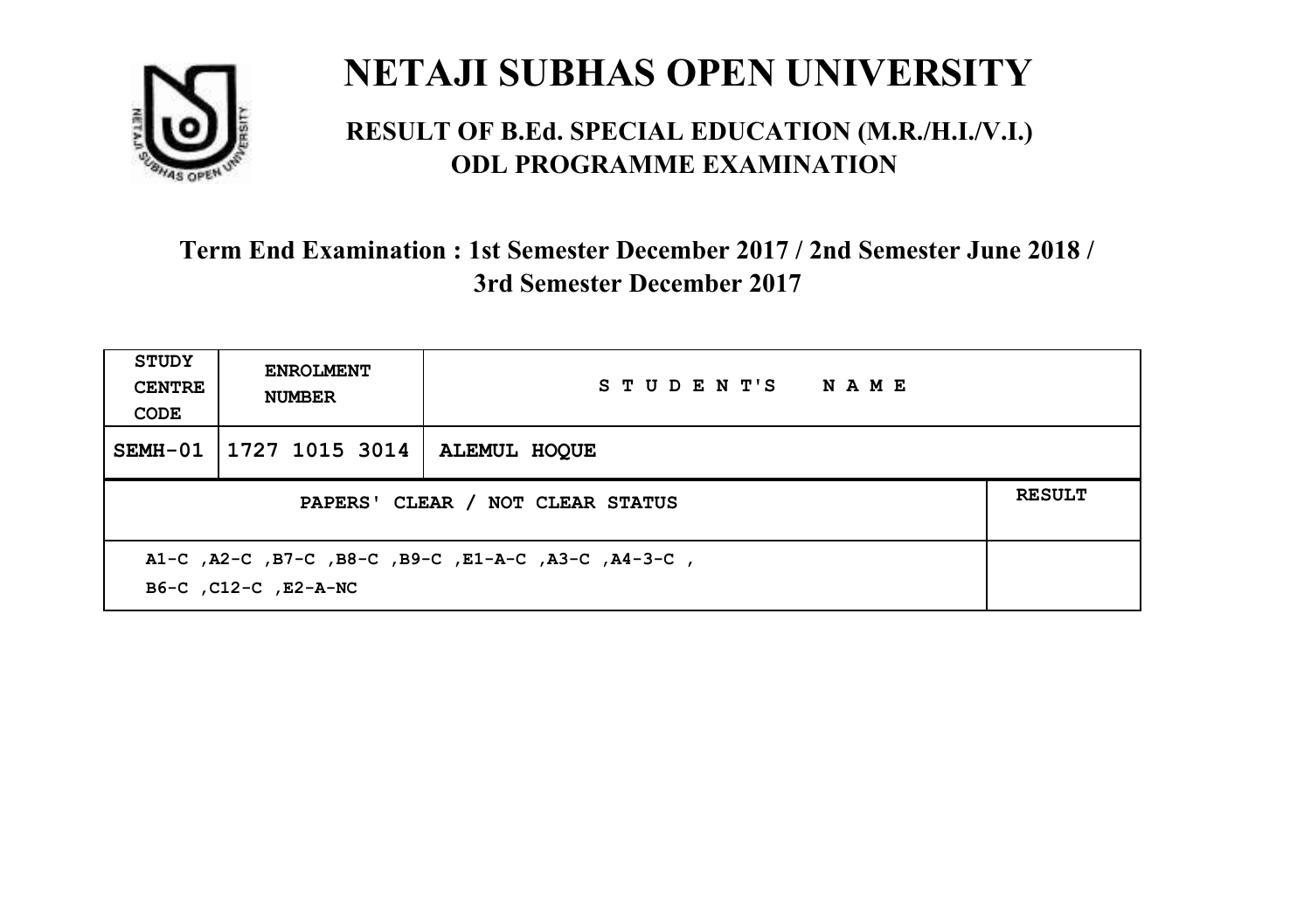# NETAJI SUBHAS OPEN UNIVERSITY

## RESULT OF B.Ed. SPECIAL EDUCATION (M.R./H.I./V.I.) ODL PROGRAMME EXAMINATION

### Term End Examination : 1st Semester December 2017 / 2nd Semester June 2018 / 3rd Semester December 2017

| STUDY CENTRE CODE | ENROLMENT NUMBER | STUDENT'S NAME | |
|---|---|---|---|
| SEMH-01 | 1727 1015 3014 | ALEMUL HOQUE | |
| PAPERS' CLEAR / NOT CLEAR STATUS | | | RESULT |
| A1-C ,A2-C ,B7-C ,B8-C ,B9-C ,E1-A-C ,A3-C ,A4-3-C , B6-C ,C12-C ,E2-A-NC | | | |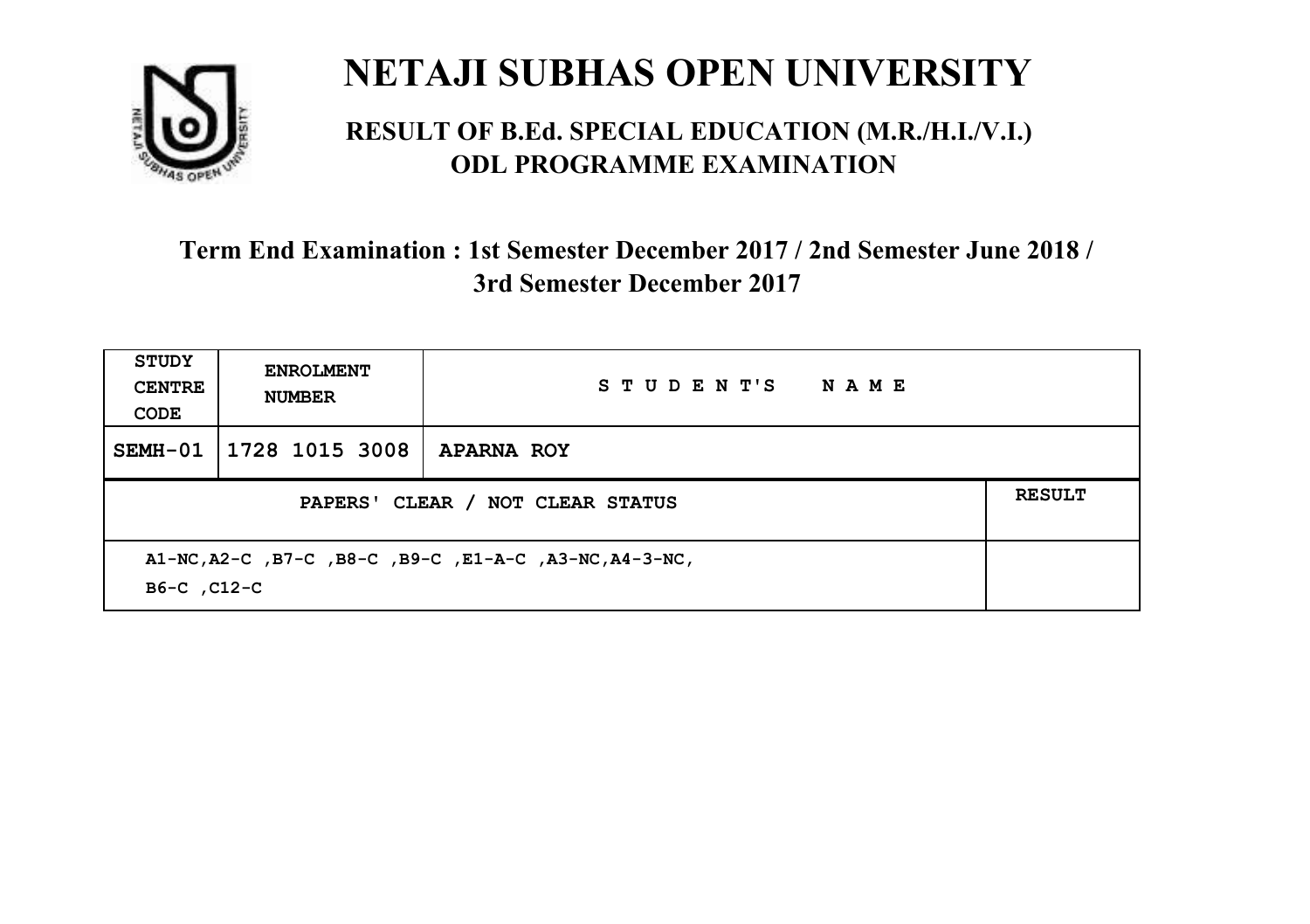# NETAJI SUBHAS OPEN UNIVERSITY

## RESULT OF B.Ed. SPECIAL EDUCATION (M.R./H.I./V.I.) ODL PROGRAMME EXAMINATION

### Term End Examination : 1st Semester December 2017 / 2nd Semester June 2018 / 3rd Semester December 2017

| STUDY CENTRE CODE | ENROLMENT NUMBER | STUDENT'S NAME | |
|---|---|---|---|
| SEMH-01 | 1728 1015 3008 | APARNA ROY | |
| PAPERS' CLEAR / NOT CLEAR STATUS | | | RESULT |
| A1-NC,A2-C ,B7-C ,B8-C ,B9-C ,E1-A-C ,A3-NC,A4-3-NC, B6-C ,C12-C | | | |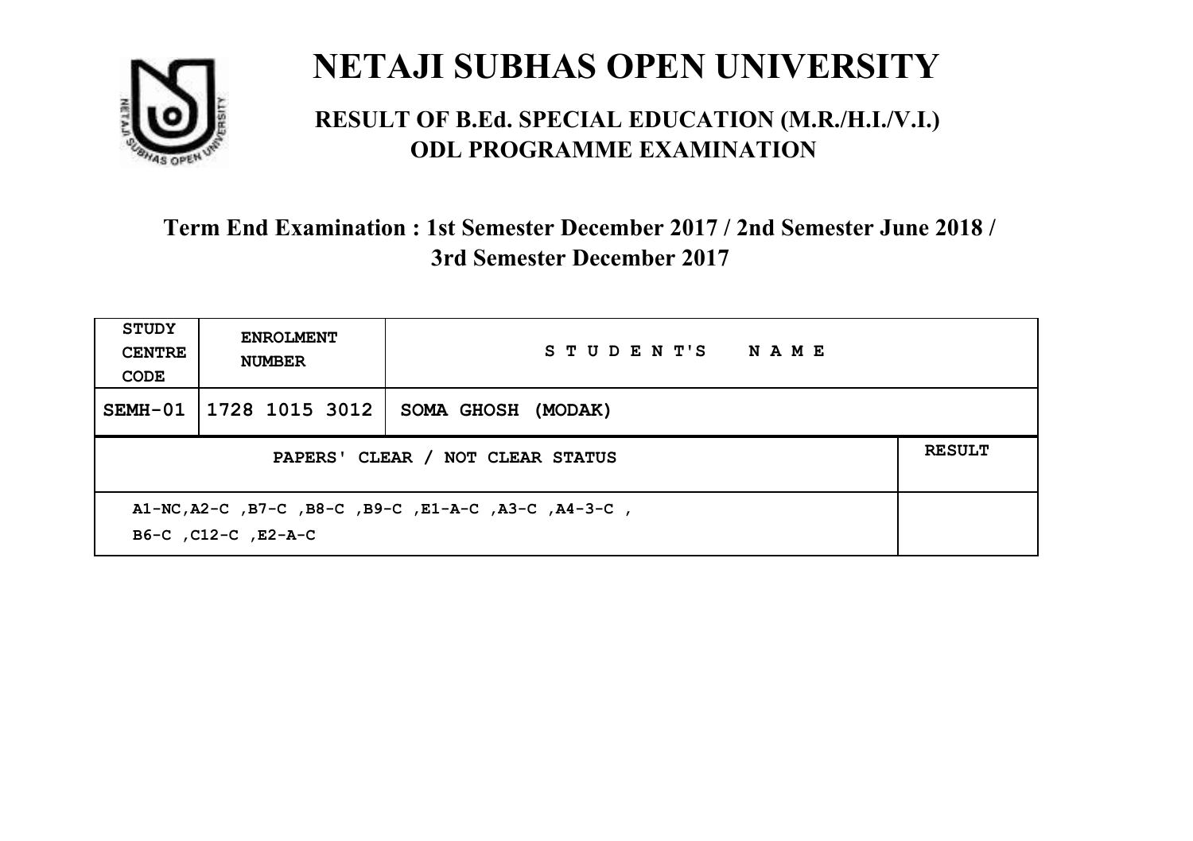# NETAJI SUBHAS OPEN UNIVERSITY

## RESULT OF B.Ed. SPECIAL EDUCATION (M.R./H.I./V.I.) ODL PROGRAMME EXAMINATION

### Term End Examination : 1st Semester December 2017 / 2nd Semester June 2018 / 3rd Semester December 2017

| STUDY CENTRE CODE | ENROLMENT NUMBER | STUDENT'S NAME | |
|---|---|---|---|
| SEMH-01 | 1728 1015 3012 | SOMA GHOSH (MODAK) | |
| PAPERS' CLEAR / NOT CLEAR STATUS | | | RESULT |
| A1-NC,A2-C ,B7-C ,B8-C ,B9-C ,E1-A-C ,A3-C ,A4-3-C , B6-C ,C12-C ,E2-A-C | | | |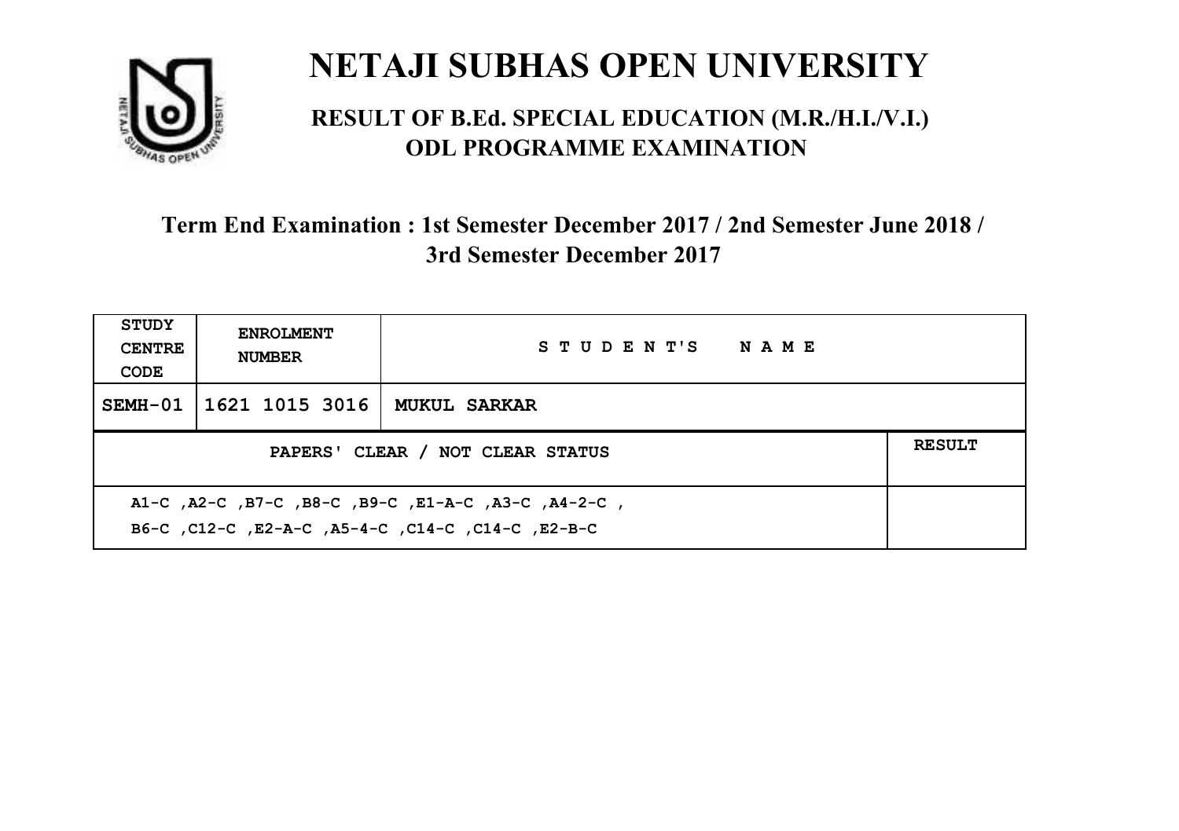# NETAJI SUBHAS OPEN UNIVERSITY

## RESULT OF B.Ed. SPECIAL EDUCATION (M.R./H.I./V.I.) ODL PROGRAMME EXAMINATION

### Term End Examination : 1st Semester December 2017 / 2nd Semester June 2018 / 3rd Semester December 2017

| STUDY CENTRE CODE | ENROLMENT NUMBER | STUDENT'S NAME | |
|---|---|---|---|
| SEMH-01 | 1621 1015 3016 | MUKUL SARKAR | |
| PAPERS' CLEAR / NOT CLEAR STATUS | | | RESULT |
| A1-C ,A2-C ,B7-C ,B8-C ,B9-C ,E1-A-C ,A3-C ,A4-2-C , B6-C ,C12-C ,E2-A-C ,A5-4-C ,C14-C ,C14-C ,E2-B-C | | | |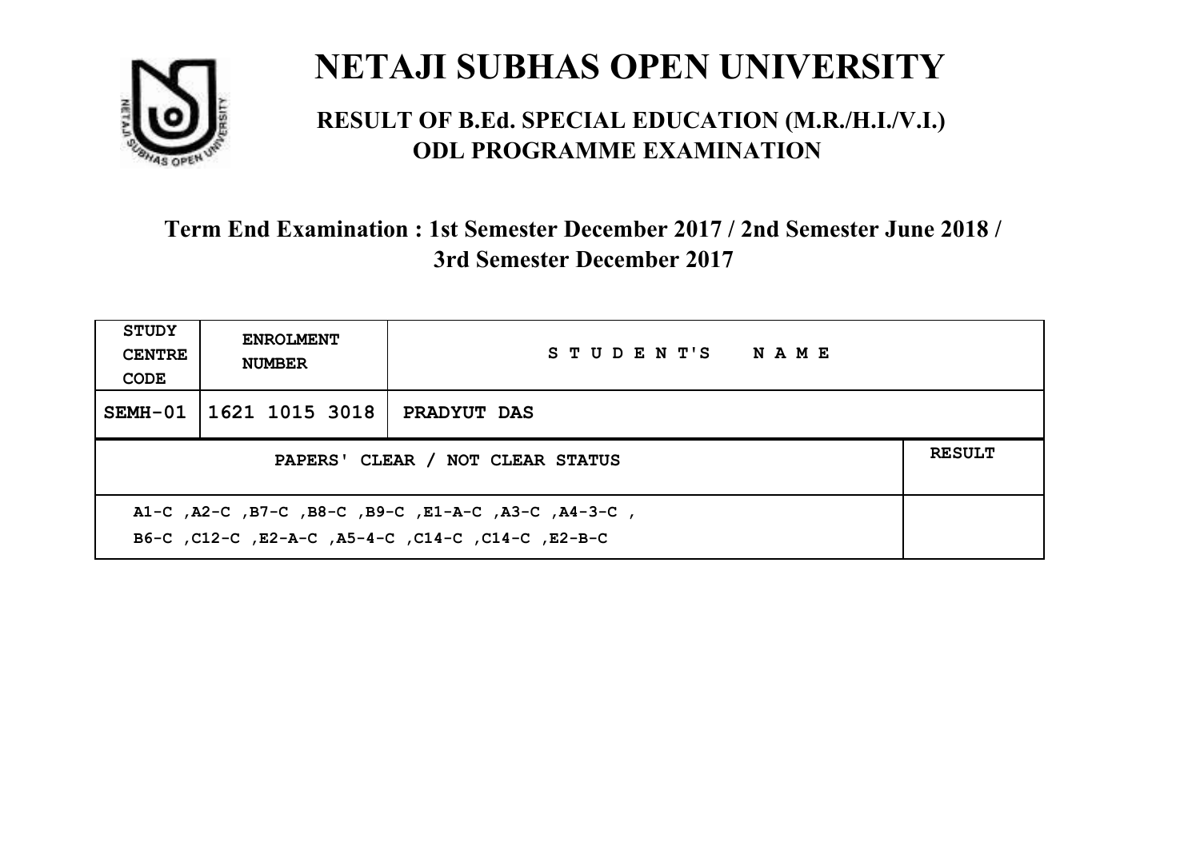# NETAJI SUBHAS OPEN UNIVERSITY

## RESULT OF B.Ed. SPECIAL EDUCATION (M.R./H.I./V.I.) ODL PROGRAMME EXAMINATION

### Term End Examination : 1st Semester December 2017 / 2nd Semester June 2018 / 3rd Semester December 2017

| STUDY CENTRE CODE | ENROLMENT NUMBER | STUDENT'S NAME | |
|---|---|---|---|
| SEMH-01 | 1621 1015 3018 | PRADYUT DAS | |
| PAPERS' CLEAR / NOT CLEAR STATUS | | | RESULT |
| A1-C ,A2-C ,B7-C ,B8-C ,B9-C ,E1-A-C ,A3-C ,A4-3-C , B6-C ,C12-C ,E2-A-C ,A5-4-C ,C14-C ,C14-C ,E2-B-C | | | |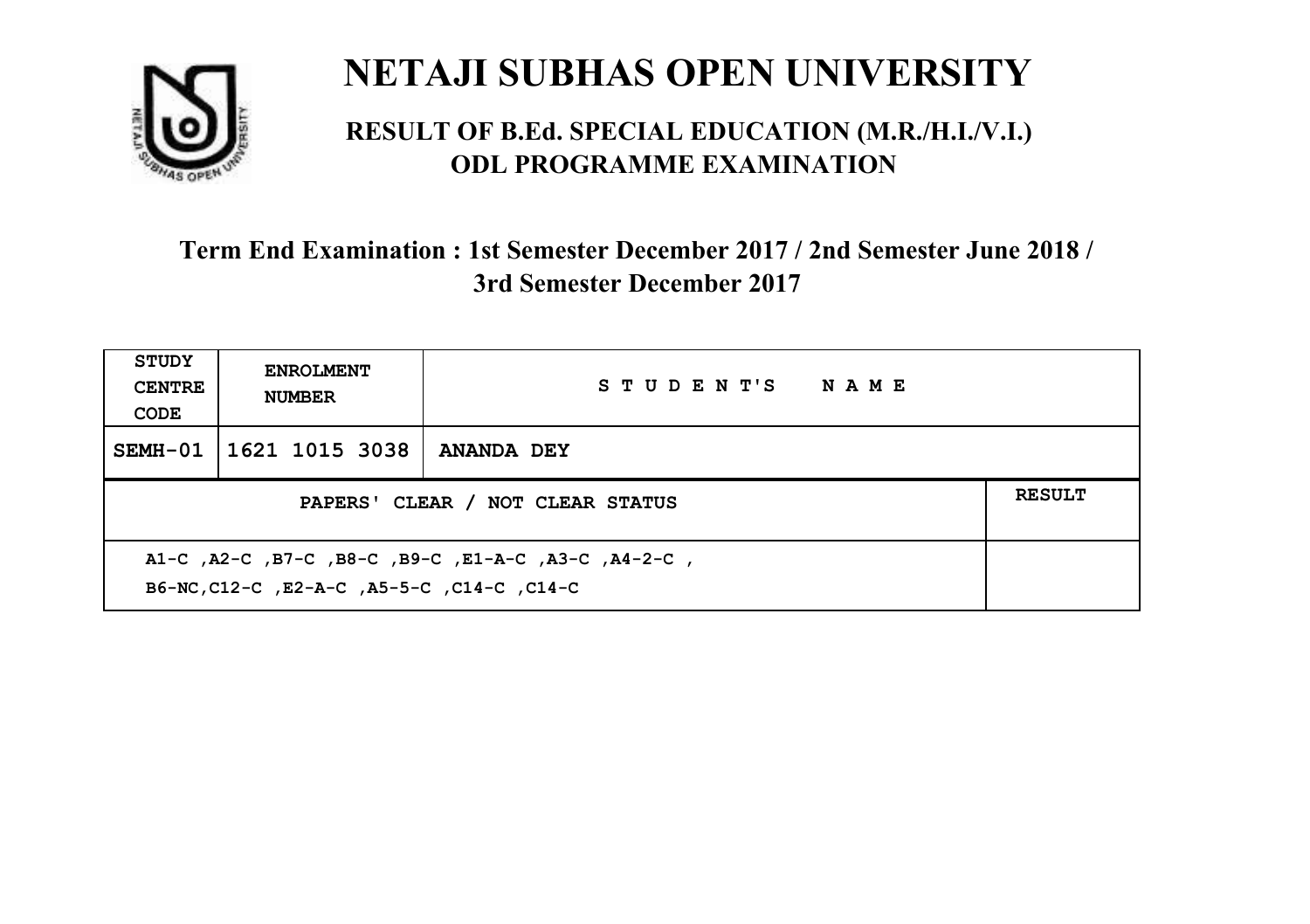# NETAJI SUBHAS OPEN UNIVERSITY

## RESULT OF B.Ed. SPECIAL EDUCATION (M.R./H.I./V.I.) ODL PROGRAMME EXAMINATION

### Term End Examination : 1st Semester December 2017 / 2nd Semester June 2018 / 3rd Semester December 2017

| STUDY CENTRE CODE | ENROLMENT NUMBER | STUDENT'S NAME | |
|---|---|---|---|
| SEMH-01 | 1621 1015 3038 | ANANDA DEY | |
| PAPERS' CLEAR / NOT CLEAR STATUS | | | RESULT |
| A1-C ,A2-C ,B7-C ,B8-C ,B9-C ,E1-A-C ,A3-C ,A4-2-C , B6-NC,C12-C ,E2-A-C ,A5-5-C ,C14-C ,C14-C | | | |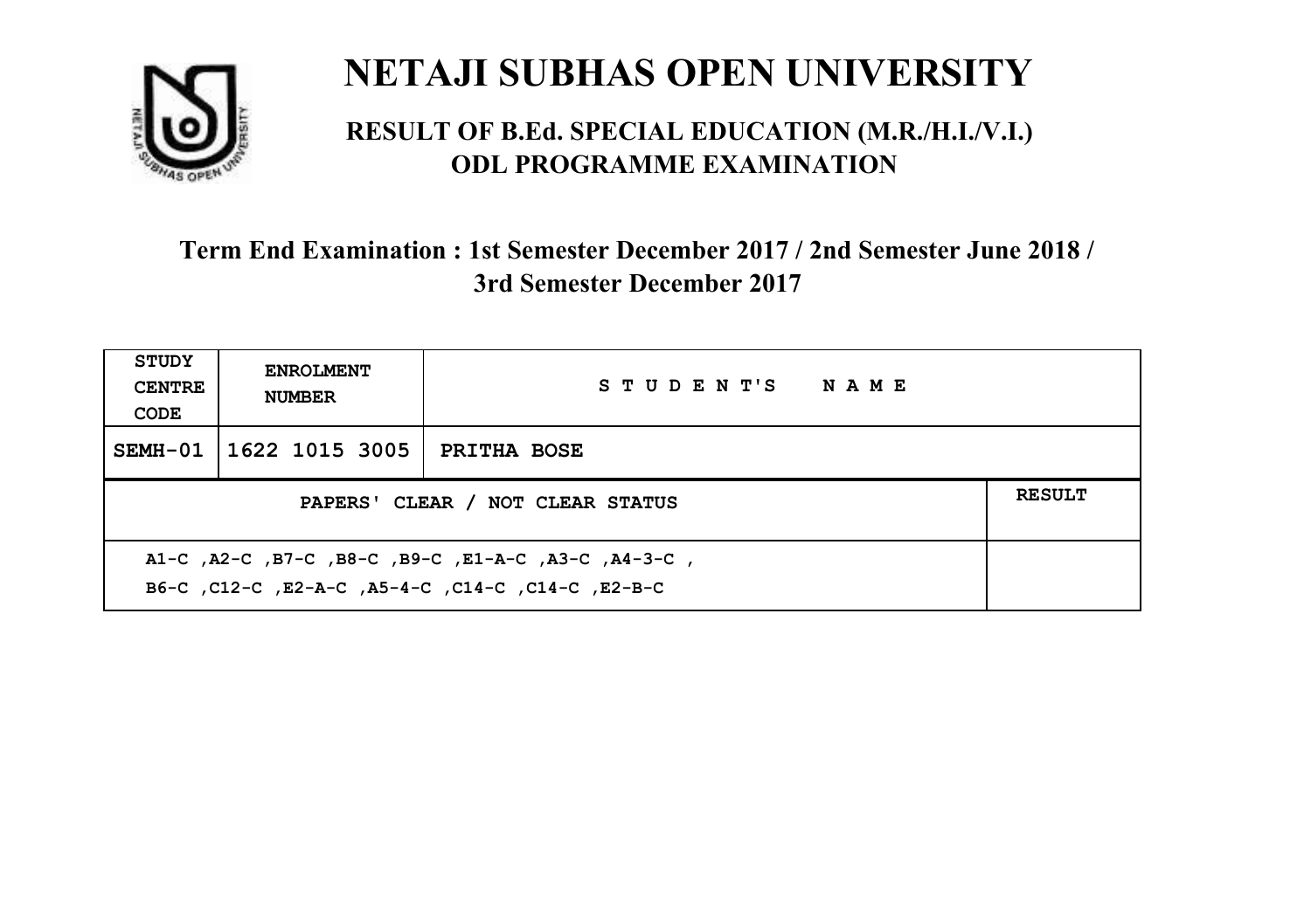# NETAJI SUBHAS OPEN UNIVERSITY

## RESULT OF B.Ed. SPECIAL EDUCATION (M.R./H.I./V.I.) ODL PROGRAMME EXAMINATION

### Term End Examination : 1st Semester December 2017 / 2nd Semester June 2018 / 3rd Semester December 2017

| STUDY CENTRE CODE | ENROLMENT NUMBER | STUDENT'S NAME | |
|---|---|---|---|
| SEMH-01 | 1622 1015 3005 | PRITHA BOSE | |
| PAPERS' CLEAR / NOT CLEAR STATUS | | | RESULT |
| A1-C ,A2-C ,B7-C ,B8-C ,B9-C ,E1-A-C ,A3-C ,A4-3-C , B6-C ,C12-C ,E2-A-C ,A5-4-C ,C14-C ,C14-C ,E2-B-C | | | |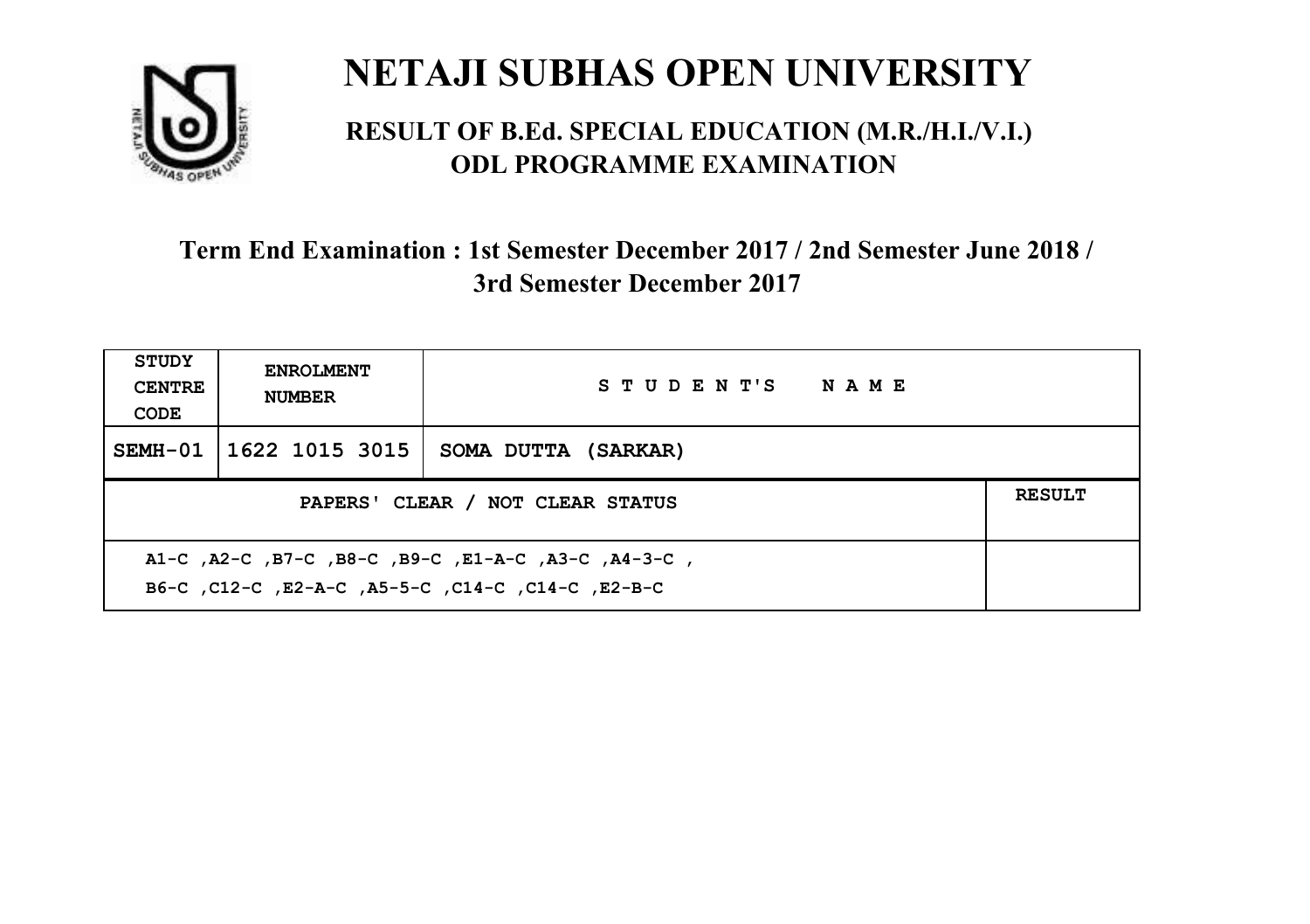# NETAJI SUBHAS OPEN UNIVERSITY

## RESULT OF B.Ed. SPECIAL EDUCATION (M.R./H.I./V.I.) ODL PROGRAMME EXAMINATION

### Term End Examination : 1st Semester December 2017 / 2nd Semester June 2018 / 3rd Semester December 2017

| STUDY CENTRE CODE | ENROLMENT NUMBER | STUDENT'S NAME | |
|---|---|---|---|
| SEMH-01 | 1622 1015 3015 | SOMA DUTTA (SARKAR) | |
| PAPERS' CLEAR / NOT CLEAR STATUS | | | RESULT |
| A1-C ,A2-C ,B7-C ,B8-C ,B9-C ,E1-A-C ,A3-C ,A4-3-C , B6-C ,C12-C ,E2-A-C ,A5-5-C ,C14-C ,C14-C ,E2-B-C | | | |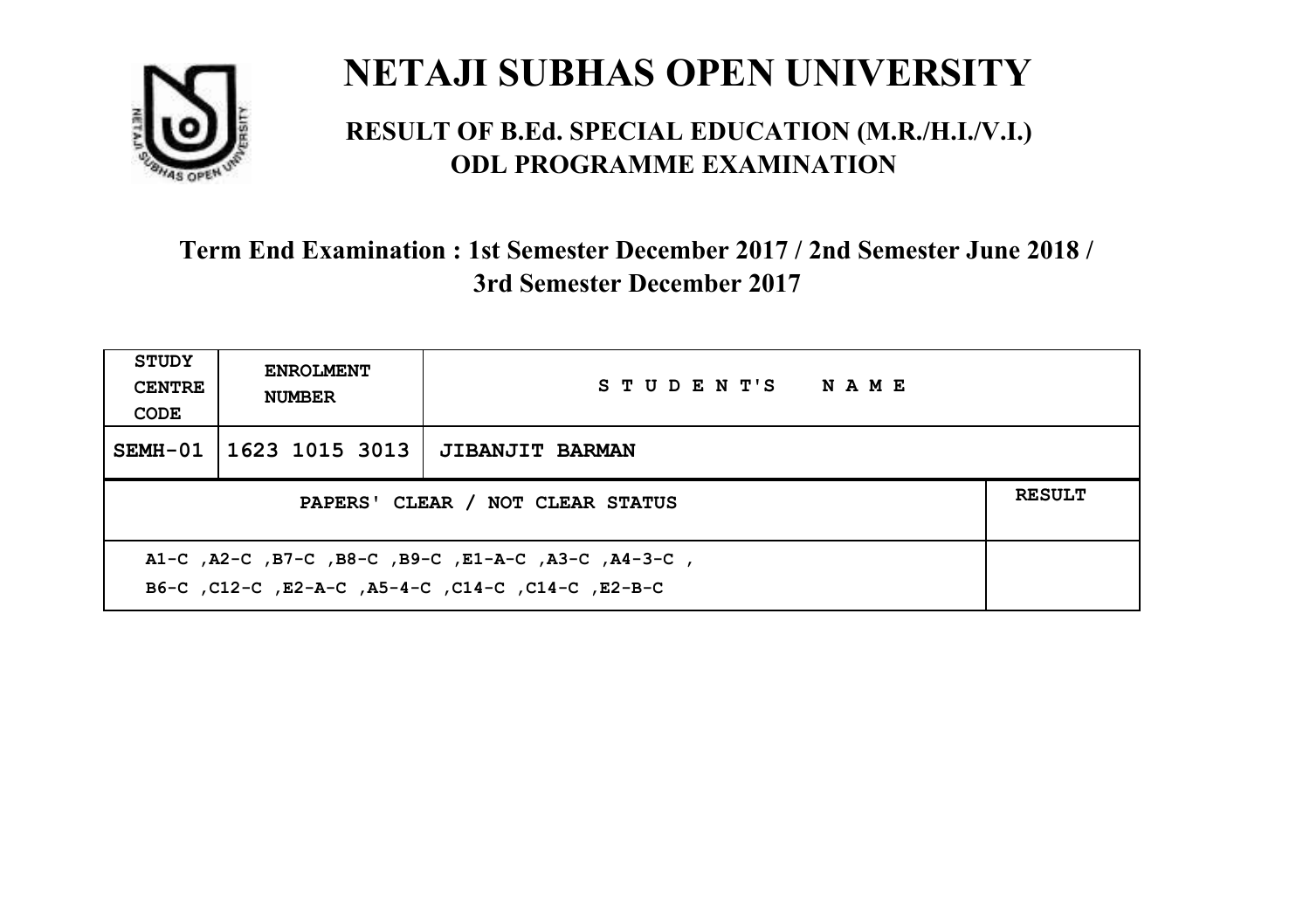# NETAJI SUBHAS OPEN UNIVERSITY

## RESULT OF B.Ed. SPECIAL EDUCATION (M.R./H.I./V.I.) ODL PROGRAMME EXAMINATION

### Term End Examination : 1st Semester December 2017 / 2nd Semester June 2018 / 3rd Semester December 2017

| STUDY CENTRE CODE | ENROLMENT NUMBER | STUDENT'S NAME | |
|---|---|---|---|
| SEMH-01 | 1623 1015 3013 | JIBANJIT BARMAN | |
| PAPERS' CLEAR / NOT CLEAR STATUS | | | RESULT |
| A1-C ,A2-C ,B7-C ,B8-C ,B9-C ,E1-A-C ,A3-C ,A4-3-C , B6-C ,C12-C ,E2-A-C ,A5-4-C ,C14-C ,C14-C ,E2-B-C | | | |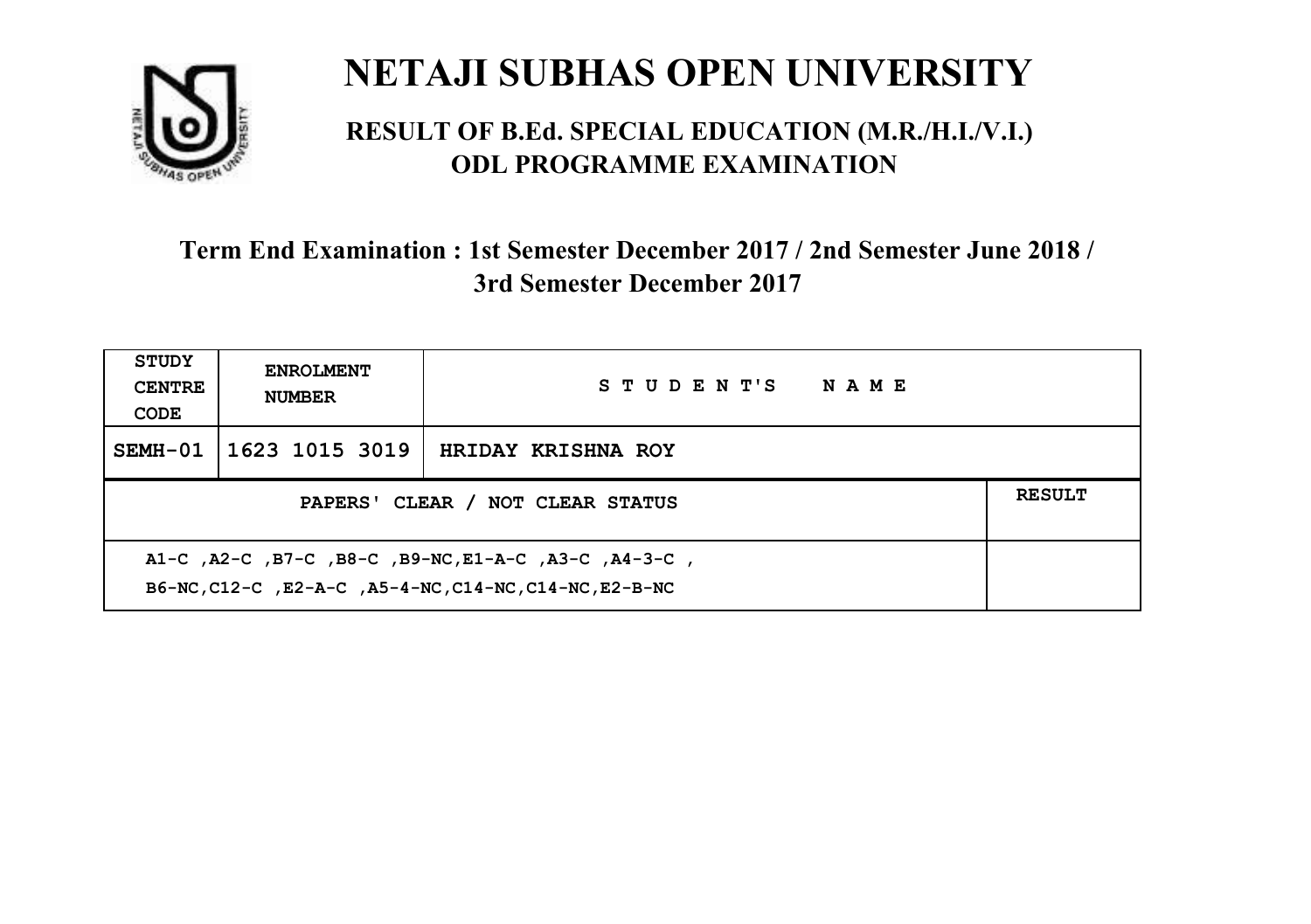# NETAJI SUBHAS OPEN UNIVERSITY

## RESULT OF B.Ed. SPECIAL EDUCATION (M.R./H.I./V.I.) ODL PROGRAMME EXAMINATION

### Term End Examination : 1st Semester December 2017 / 2nd Semester June 2018 / 3rd Semester December 2017

| STUDY CENTRE CODE | ENROLMENT NUMBER | STUDENT'S NAME | |
|---|---|---|---|
| SEMH-01 | 1623 1015 3019 | HRIDAY KRISHNA ROY | |
| PAPERS' CLEAR / NOT CLEAR STATUS | | | RESULT |
| A1-C ,A2-C ,B7-C ,B8-C ,B9-NC,E1-A-C ,A3-C ,A4-3-C ,<br>B6-NC,C12-C ,E2-A-C ,A5-4-NC,C14-NC,C14-NC,E2-B-NC | | | |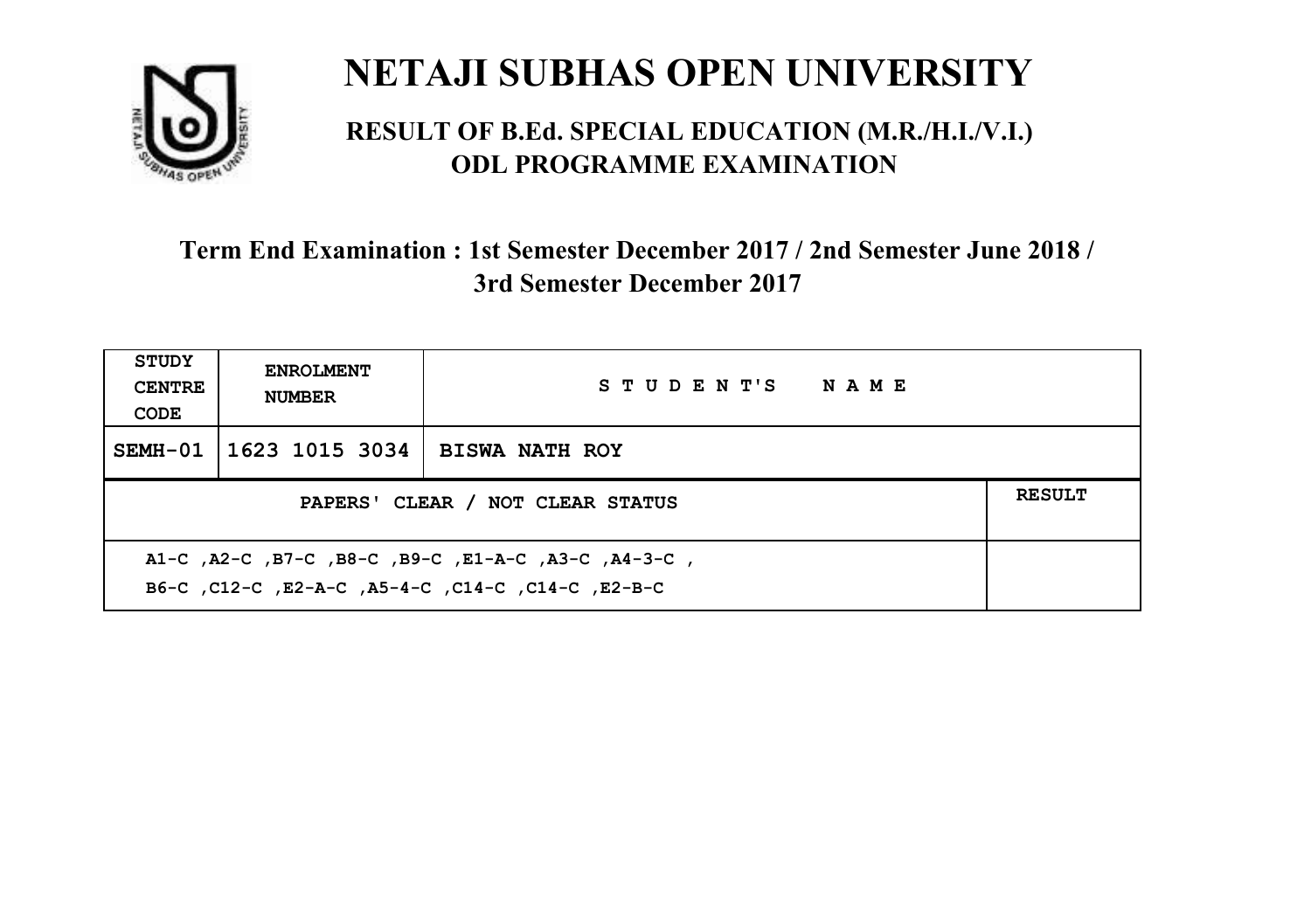# NETAJI SUBHAS OPEN UNIVERSITY

## RESULT OF B.Ed. SPECIAL EDUCATION (M.R./H.I./V.I.) ODL PROGRAMME EXAMINATION

### Term End Examination : 1st Semester December 2017 / 2nd Semester June 2018 / 3rd Semester December 2017

| STUDY CENTRE CODE | ENROLMENT NUMBER | STUDENT'S NAME | |
|---|---|---|---|
| SEMH-01 | 1623 1015 3034 | BISWA NATH ROY | |
| PAPERS' CLEAR / NOT CLEAR STATUS | | | RESULT |
| A1-C ,A2-C ,B7-C ,B8-C ,B9-C ,E1-A-C ,A3-C ,A4-3-C , B6-C ,C12-C ,E2-A-C ,A5-4-C ,C14-C ,C14-C ,E2-B-C | | | |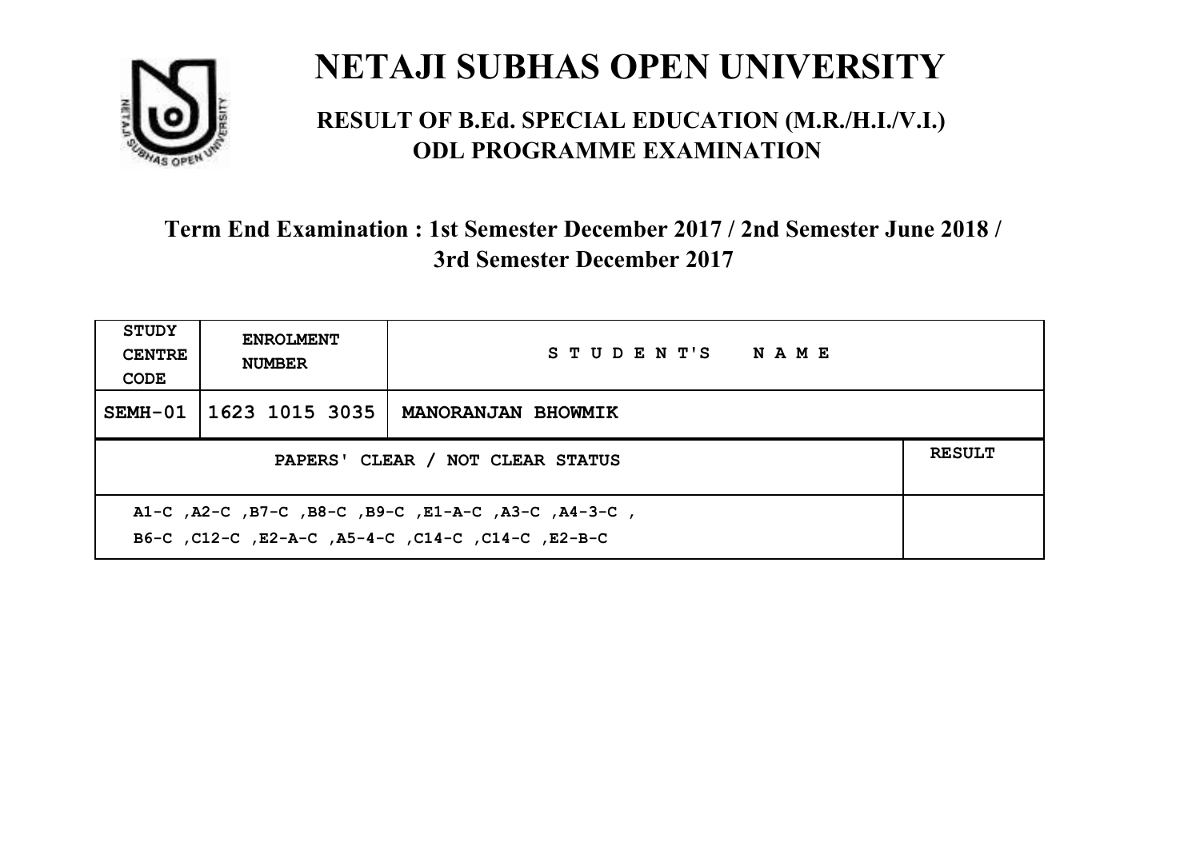# NETAJI SUBHAS OPEN UNIVERSITY

## RESULT OF B.Ed. SPECIAL EDUCATION (M.R./H.I./V.I.) ODL PROGRAMME EXAMINATION

### Term End Examination : 1st Semester December 2017 / 2nd Semester June 2018 / 3rd Semester December 2017

| STUDY CENTRE CODE | ENROLMENT NUMBER | STUDENT'S NAME | |
|---|---|---|---|
| SEMH-01 | 1623 1015 3035 | MANORANJAN BHOWMIK | |
| PAPERS' CLEAR / NOT CLEAR STATUS | | | RESULT |
| A1-C ,A2-C ,B7-C ,B8-C ,B9-C ,E1-A-C ,A3-C ,A4-3-C , B6-C ,C12-C ,E2-A-C ,A5-4-C ,C14-C ,C14-C ,E2-B-C | | | |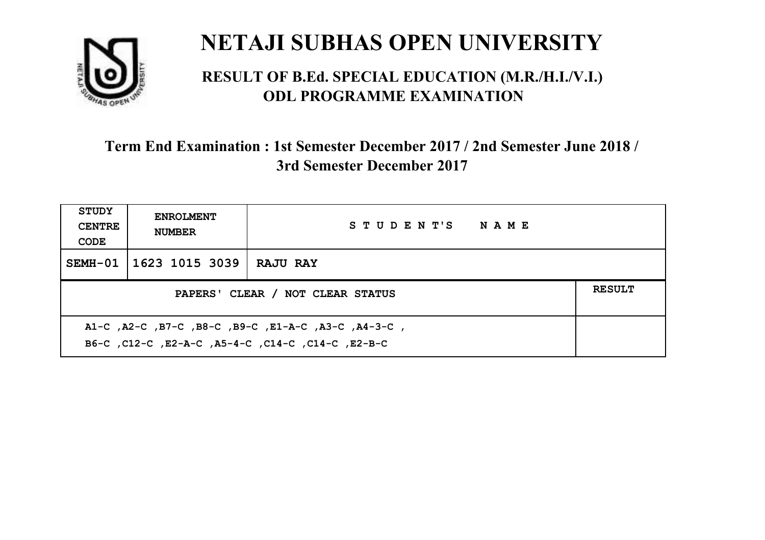# NETAJI SUBHAS OPEN UNIVERSITY

## RESULT OF B.Ed. SPECIAL EDUCATION (M.R./H.I./V.I.) ODL PROGRAMME EXAMINATION

### Term End Examination : 1st Semester December 2017 / 2nd Semester June 2018 / 3rd Semester December 2017

| STUDY CENTRE CODE | ENROLMENT NUMBER | STUDENT'S NAME | |
|---|---|---|---|
| SEMH-01 | 1623 1015 3039 | RAJU RAY | |
| PAPERS' CLEAR / NOT CLEAR STATUS | | | RESULT |
| A1-C ,A2-C ,B7-C ,B8-C ,B9-C ,E1-A-C ,A3-C ,A4-3-C , B6-C ,C12-C ,E2-A-C ,A5-4-C ,C14-C ,C14-C ,E2-B-C | | | |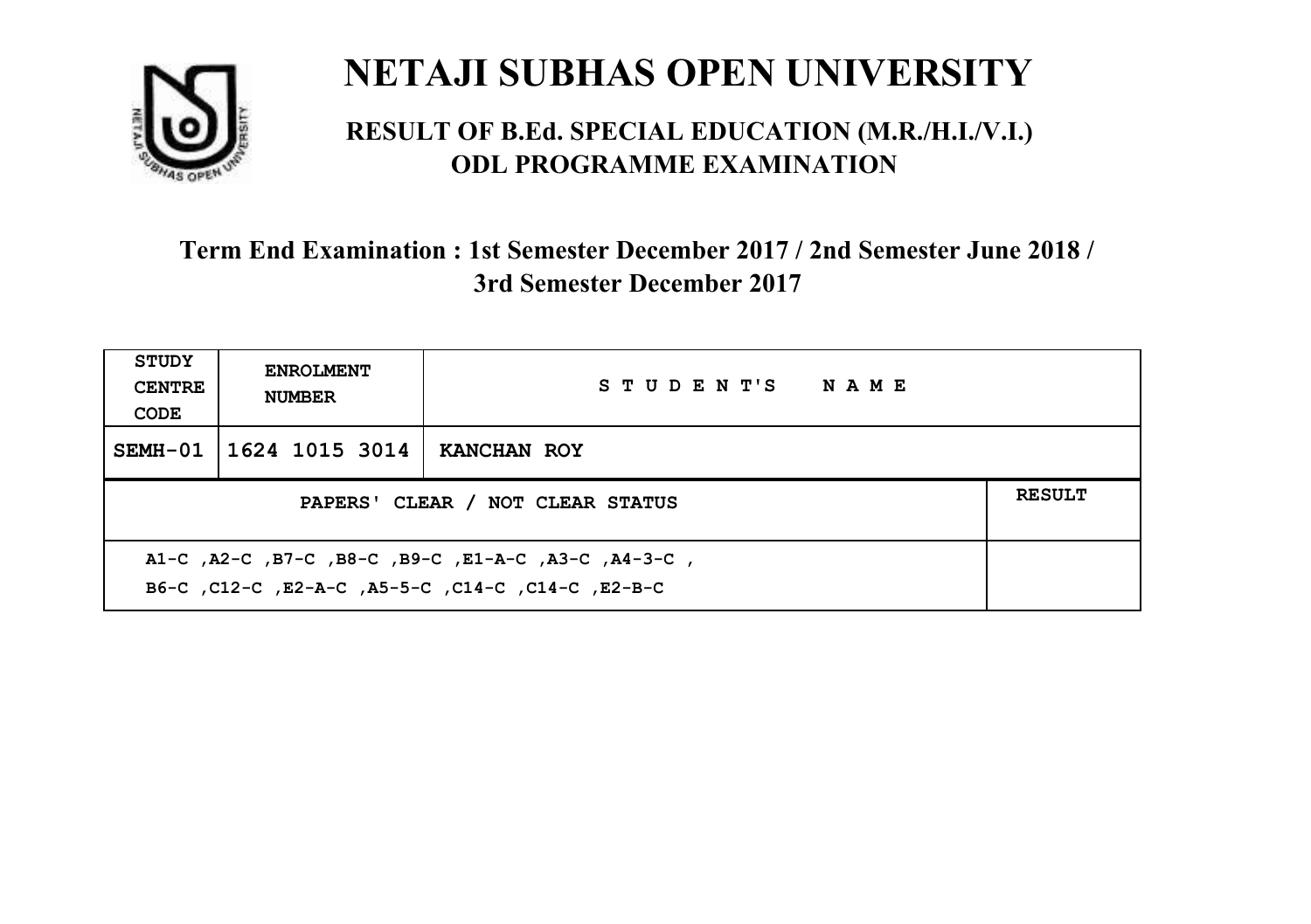# NETAJI SUBHAS OPEN UNIVERSITY

## RESULT OF B.Ed. SPECIAL EDUCATION (M.R./H.I./V.I.) ODL PROGRAMME EXAMINATION

### Term End Examination : 1st Semester December 2017 / 2nd Semester June 2018 / 3rd Semester December 2017

| STUDY CENTRE CODE | ENROLMENT NUMBER | STUDENT'S NAME | |
|---|---|---|---|
| SEMH-01 | 1624 1015 3014 | KANCHAN ROY | |
| PAPERS' CLEAR / NOT CLEAR STATUS | | | RESULT |
| A1-C ,A2-C ,B7-C ,B8-C ,B9-C ,E1-A-C ,A3-C ,A4-3-C , B6-C ,C12-C ,E2-A-C ,A5-5-C ,C14-C ,C14-C ,E2-B-C | | | |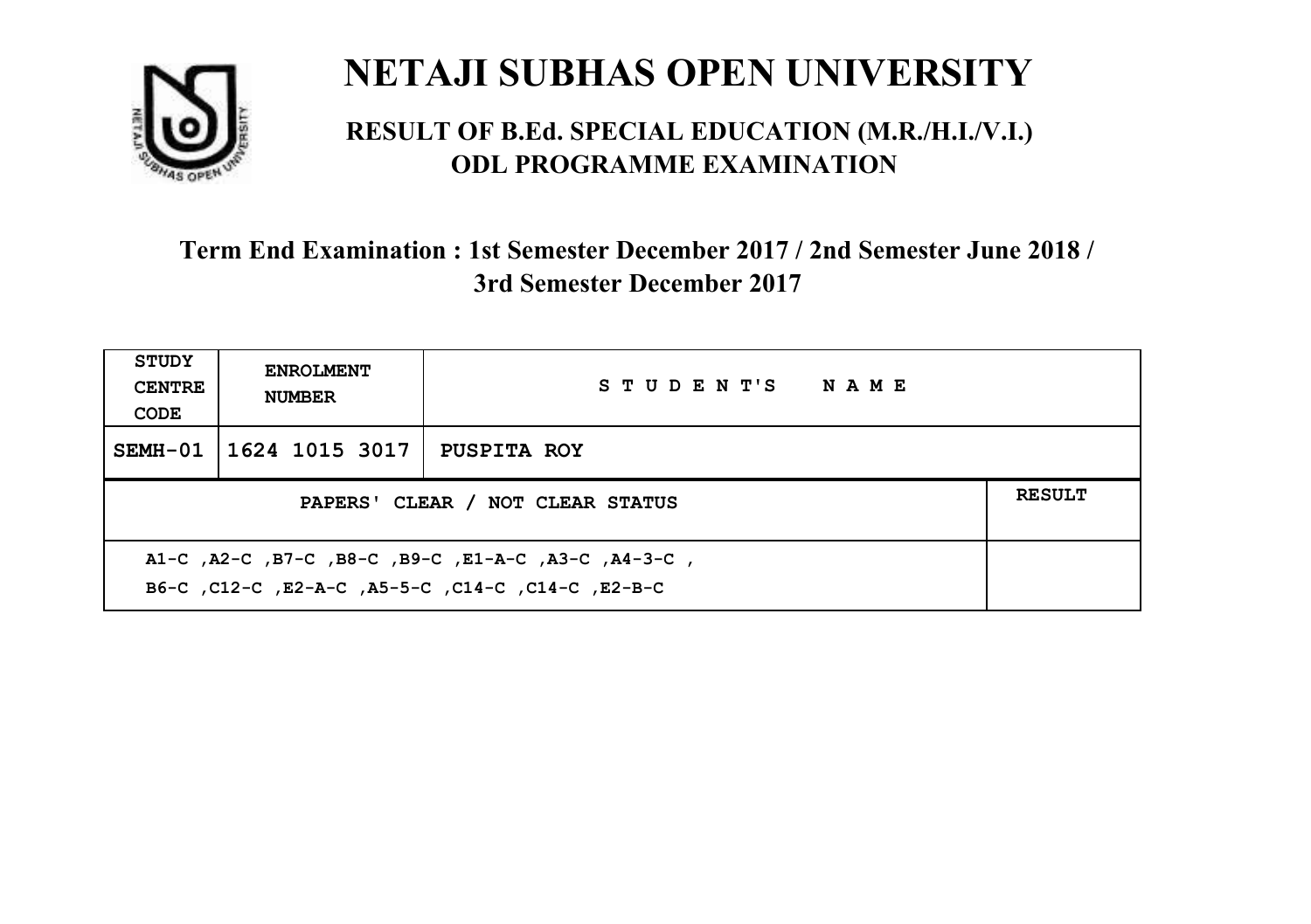# NETAJI SUBHAS OPEN UNIVERSITY

## RESULT OF B.Ed. SPECIAL EDUCATION (M.R./H.I./V.I.) ODL PROGRAMME EXAMINATION

### Term End Examination : 1st Semester December 2017 / 2nd Semester June 2018 / 3rd Semester December 2017

| STUDY CENTRE CODE | ENROLMENT NUMBER | STUDENT'S NAME | |
|---|---|---|---|
| SEMH-01 | 1624 1015 3017 | PUSPITA ROY | |
| PAPERS' CLEAR / NOT CLEAR STATUS | | | RESULT |
| A1-C ,A2-C ,B7-C ,B8-C ,B9-C ,E1-A-C ,A3-C ,A4-3-C , B6-C ,C12-C ,E2-A-C ,A5-5-C ,C14-C ,C14-C ,E2-B-C | | | |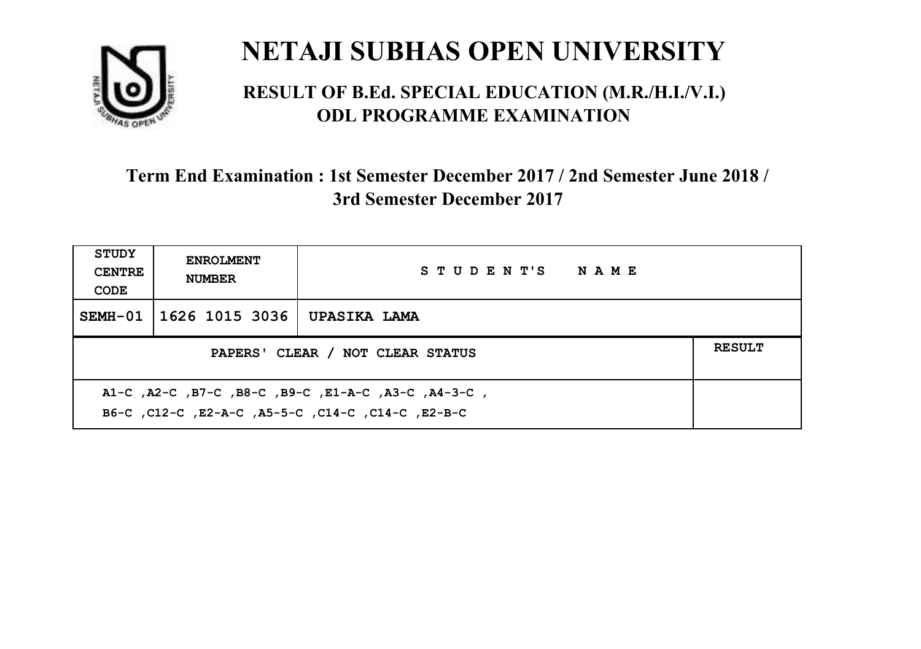# NETAJI SUBHAS OPEN UNIVERSITY

## RESULT OF B.Ed. SPECIAL EDUCATION (M.R./H.I./V.I.) ODL PROGRAMME EXAMINATION

### Term End Examination : 1st Semester December 2017 / 2nd Semester June 2018 / 3rd Semester December 2017

| STUDY CENTRE CODE | ENROLMENT NUMBER | STUDENT'S NAME | |
|---|---|---|---|
| SEMH-01 | 1626 1015 3036 | UPASIKA LAMA | |
| PAPERS' CLEAR / NOT CLEAR STATUS | | | RESULT |
| A1-C ,A2-C ,B7-C ,B8-C ,B9-C ,E1-A-C ,A3-C ,A4-3-C , B6-C ,C12-C ,E2-A-C ,A5-5-C ,C14-C ,C14-C ,E2-B-C | | | |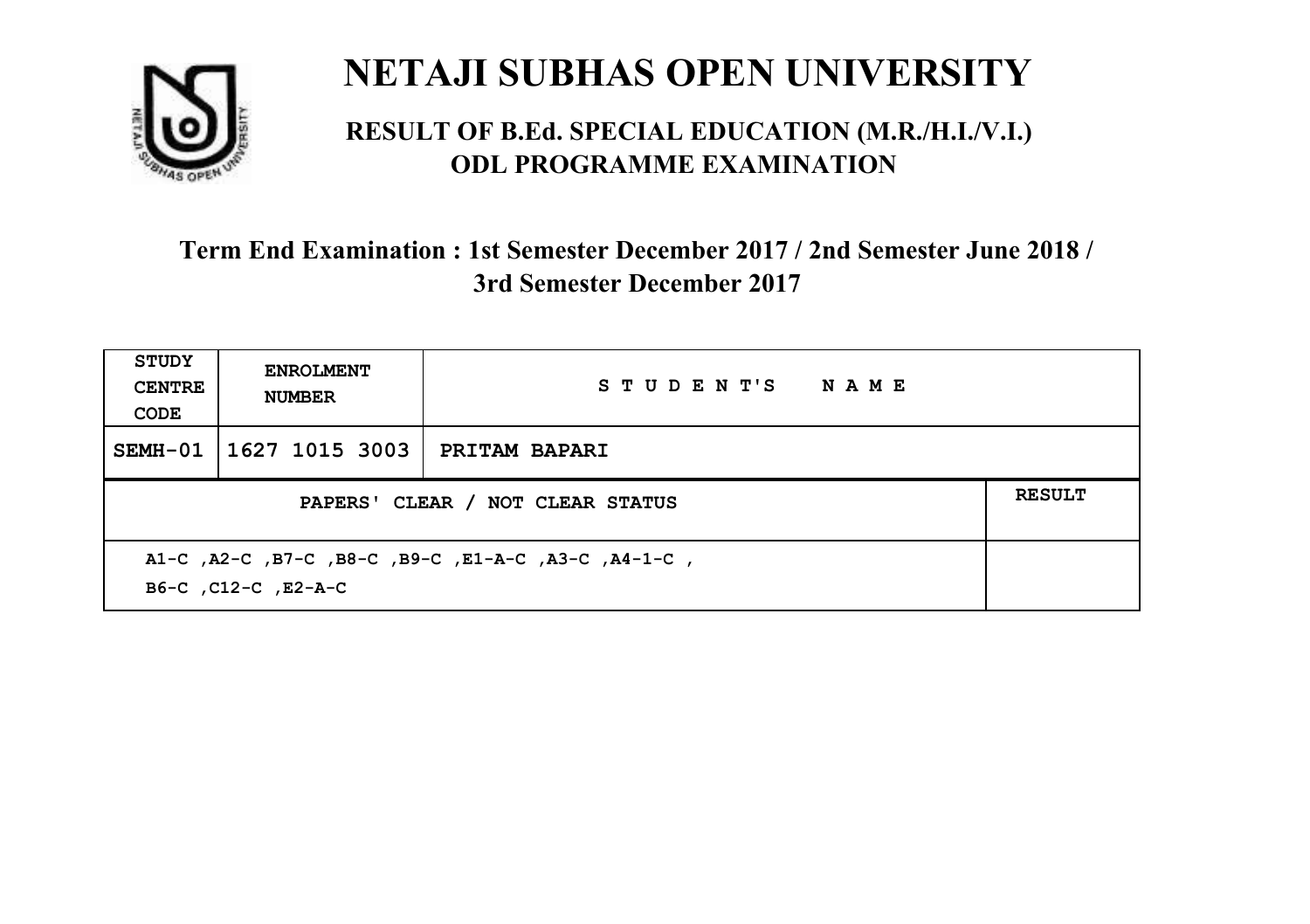# NETAJI SUBHAS OPEN UNIVERSITY

## RESULT OF B.Ed. SPECIAL EDUCATION (M.R./H.I./V.I.) ODL PROGRAMME EXAMINATION

### Term End Examination : 1st Semester December 2017 / 2nd Semester June 2018 / 3rd Semester December 2017

| STUDY CENTRE CODE | ENROLMENT NUMBER | STUDENT'S NAME | |
|---|---|---|---|
| SEMH-01 | 1627 1015 3003 | PRITAM BAPARI | |
| PAPERS' CLEAR / NOT CLEAR STATUS | | | RESULT |
| A1-C ,A2-C ,B7-C ,B8-C ,B9-C ,E1-A-C ,A3-C ,A4-1-C , B6-C ,C12-C ,E2-A-C | | | |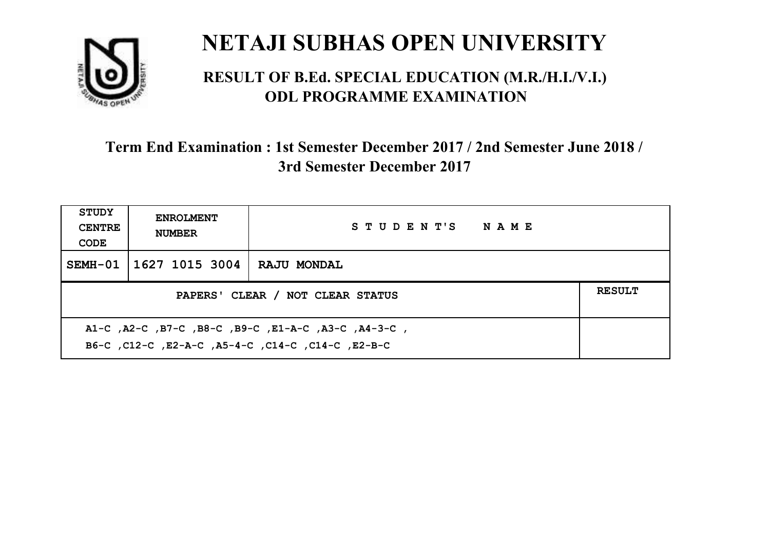# NETAJI SUBHAS OPEN UNIVERSITY

## RESULT OF B.Ed. SPECIAL EDUCATION (M.R./H.I./V.I.) ODL PROGRAMME EXAMINATION

### Term End Examination : 1st Semester December 2017 / 2nd Semester June 2018 / 3rd Semester December 2017

| STUDY CENTRE CODE | ENROLMENT NUMBER | STUDENT'S NAME | |
|---|---|---|---|
| SEMH-01 | 1627 1015 3004 | RAJU MONDAL | |
| PAPERS' CLEAR / NOT CLEAR STATUS | | | RESULT |
| A1-C ,A2-C ,B7-C ,B8-C ,B9-C ,E1-A-C ,A3-C ,A4-3-C ,<br>B6-C ,C12-C ,E2-A-C ,A5-4-C ,C14-C ,C14-C ,E2-B-C | | | |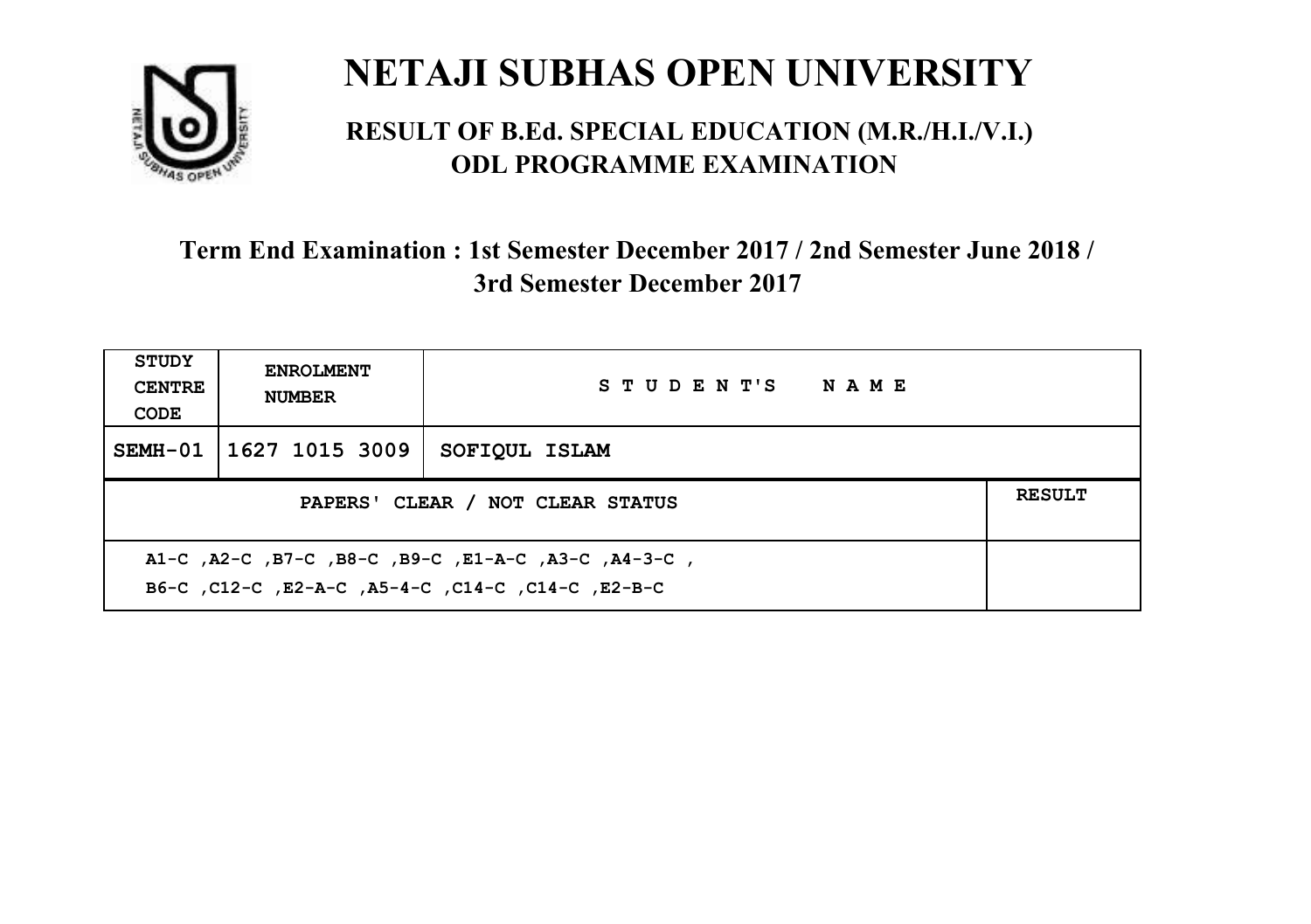# NETAJI SUBHAS OPEN UNIVERSITY

## RESULT OF B.Ed. SPECIAL EDUCATION (M.R./H.I./V.I.) ODL PROGRAMME EXAMINATION

### Term End Examination : 1st Semester December 2017 / 2nd Semester June 2018 / 3rd Semester December 2017

| STUDY CENTRE CODE | ENROLMENT NUMBER | STUDENT'S NAME | |
|---|---|---|---|
| SEMH-01 | 1627 1015 3009 | SOFIQUL ISLAM | |
| PAPERS' CLEAR / NOT CLEAR STATUS | | | RESULT |
| A1-C ,A2-C ,B7-C ,B8-C ,B9-C ,E1-A-C ,A3-C ,A4-3-C , B6-C ,C12-C ,E2-A-C ,A5-4-C ,C14-C ,C14-C ,E2-B-C | | | |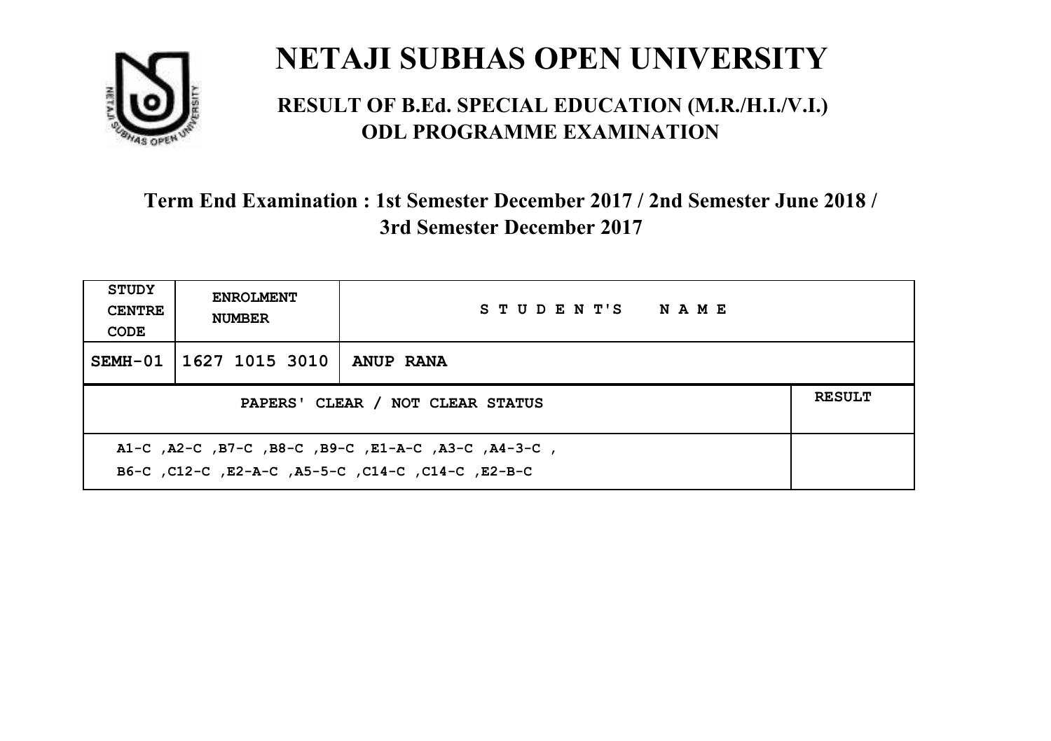# NETAJI SUBHAS OPEN UNIVERSITY

## RESULT OF B.Ed. SPECIAL EDUCATION (M.R./H.I./V.I.) ODL PROGRAMME EXAMINATION

### Term End Examination : 1st Semester December 2017 / 2nd Semester June 2018 / 3rd Semester December 2017

| STUDY CENTRE CODE | ENROLMENT NUMBER | STUDENT'S NAME | |
|---|---|---|---|
| SEMH-01 | 1627 1015 3010 | ANUP RANA | |
| PAPERS' CLEAR / NOT CLEAR STATUS | | | RESULT |
| A1-C ,A2-C ,B7-C ,B8-C ,B9-C ,E1-A-C ,A3-C ,A4-3-C , B6-C ,C12-C ,E2-A-C ,A5-5-C ,C14-C ,C14-C ,E2-B-C | | | |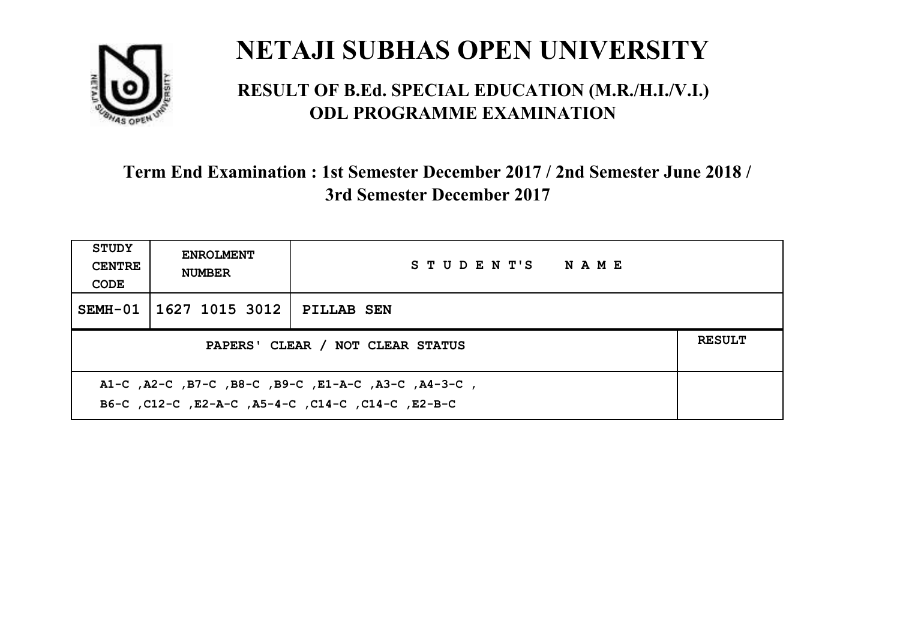# NETAJI SUBHAS OPEN UNIVERSITY

## RESULT OF B.Ed. SPECIAL EDUCATION (M.R./H.I./V.I.) ODL PROGRAMME EXAMINATION

### Term End Examination : 1st Semester December 2017 / 2nd Semester June 2018 / 3rd Semester December 2017

| STUDY CENTRE CODE | ENROLMENT NUMBER | STUDENT'S NAME | |
|---|---|---|---|
| SEMH-01 | 1627 1015 3012 | PILLAB SEN | |
| PAPERS' CLEAR / NOT CLEAR STATUS | | | RESULT |
| A1-C ,A2-C ,B7-C ,B8-C ,B9-C ,E1-A-C ,A3-C ,A4-3-C , B6-C ,C12-C ,E2-A-C ,A5-4-C ,C14-C ,C14-C ,E2-B-C | | | |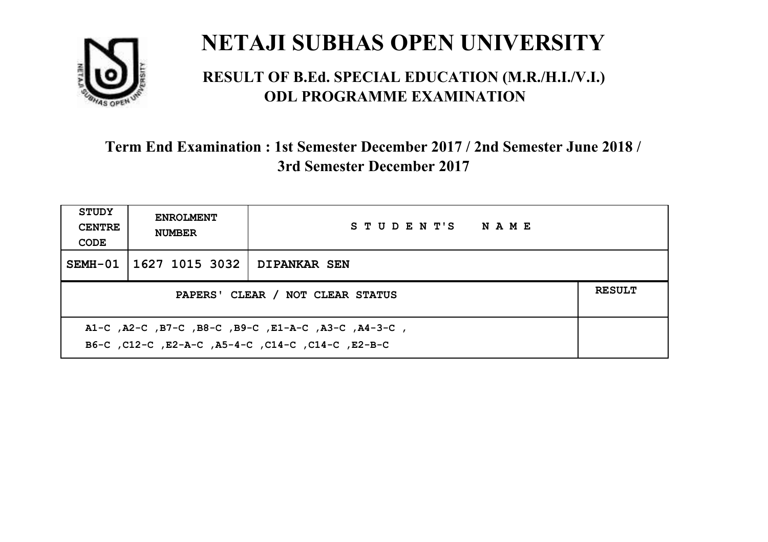# NETAJI SUBHAS OPEN UNIVERSITY

## RESULT OF B.Ed. SPECIAL EDUCATION (M.R./H.I./V.I.) ODL PROGRAMME EXAMINATION

### Term End Examination : 1st Semester December 2017 / 2nd Semester June 2018 / 3rd Semester December 2017

| STUDY CENTRE CODE | ENROLMENT NUMBER | STUDENT'S NAME | |
|---|---|---|---|
| SEMH-01 | 1627 1015 3032 | DIPANKAR SEN | |
| PAPERS' CLEAR / NOT CLEAR STATUS | | | RESULT |
| A1-C ,A2-C ,B7-C ,B8-C ,B9-C ,E1-A-C ,A3-C ,A4-3-C , B6-C ,C12-C ,E2-A-C ,A5-4-C ,C14-C ,C14-C ,E2-B-C | | | |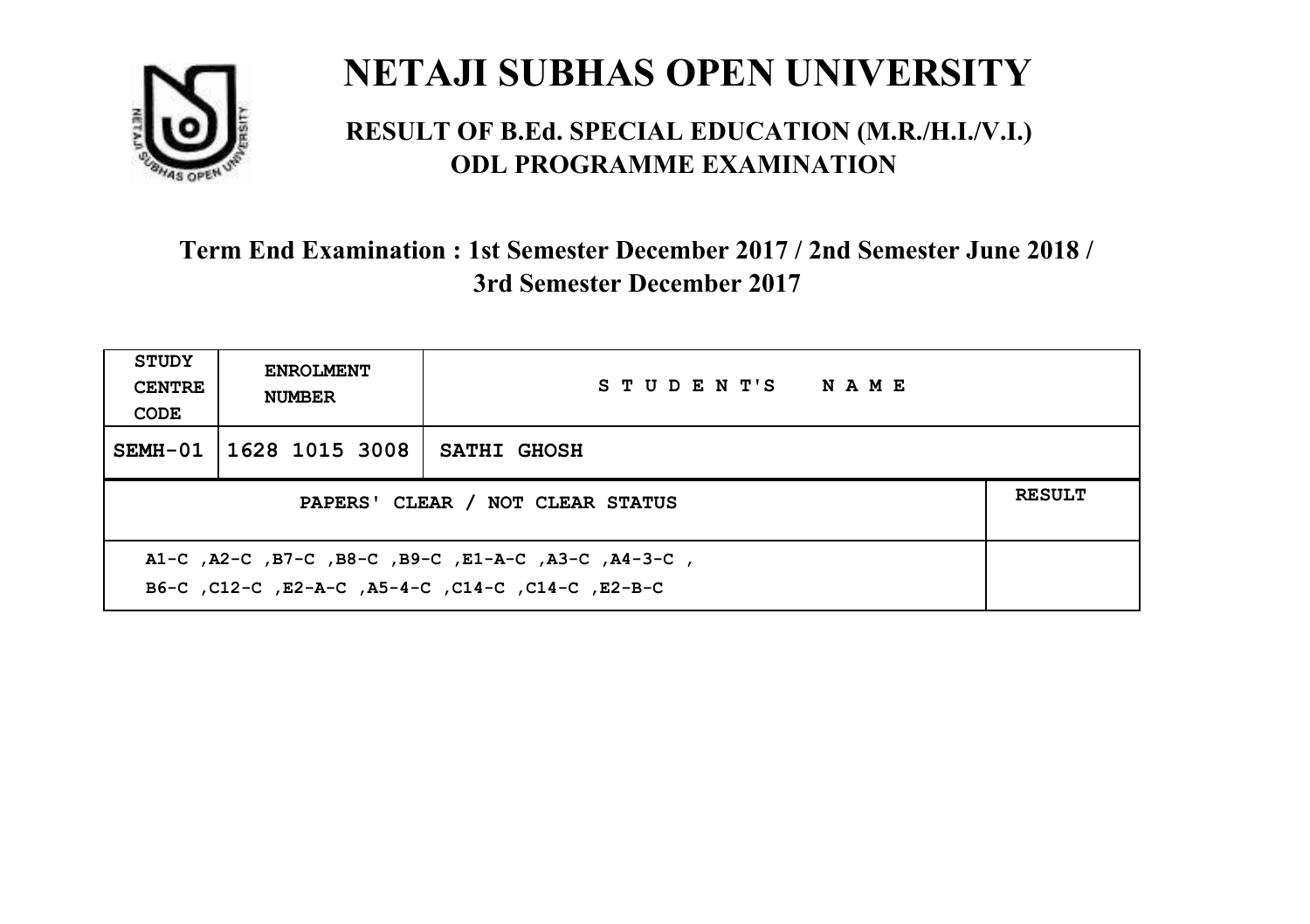# NETAJI SUBHAS OPEN UNIVERSITY

## RESULT OF B.Ed. SPECIAL EDUCATION (M.R./H.I./V.I.) ODL PROGRAMME EXAMINATION

### Term End Examination : 1st Semester December 2017 / 2nd Semester June 2018 / 3rd Semester December 2017

| STUDY CENTRE CODE | ENROLMENT NUMBER | STUDENT'S NAME | |
|---|---|---|---|
| SEMH-01 | 1628 1015 3008 | SATHI GHOSH | |
| PAPERS' CLEAR / NOT CLEAR STATUS | | | RESULT |
| A1-C ,A2-C ,B7-C ,B8-C ,B9-C ,E1-A-C ,A3-C ,A4-3-C , B6-C ,C12-C ,E2-A-C ,A5-4-C ,C14-C ,C14-C ,E2-B-C | | | |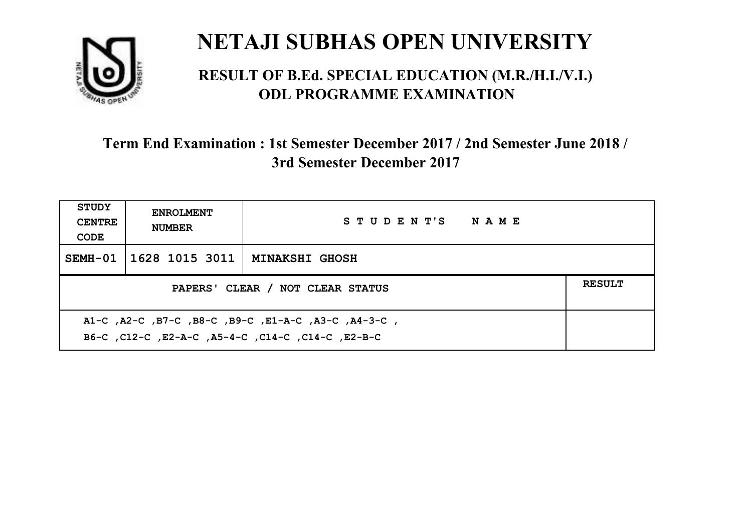# NETAJI SUBHAS OPEN UNIVERSITY

## RESULT OF B.Ed. SPECIAL EDUCATION (M.R./H.I./V.I.) ODL PROGRAMME EXAMINATION

### Term End Examination : 1st Semester December 2017 / 2nd Semester June 2018 / 3rd Semester December 2017

| STUDY CENTRE CODE | ENROLMENT NUMBER | STUDENT'S NAME | |
|---|---|---|---|
| SEMH-01 | 1628 1015 3011 | MINAKSHI GHOSH | |
| PAPERS' CLEAR / NOT CLEAR STATUS | | | RESULT |
| A1-C ,A2-C ,B7-C ,B8-C ,B9-C ,E1-A-C ,A3-C ,A4-3-C , B6-C ,C12-C ,E2-A-C ,A5-4-C ,C14-C ,C14-C ,E2-B-C | | | |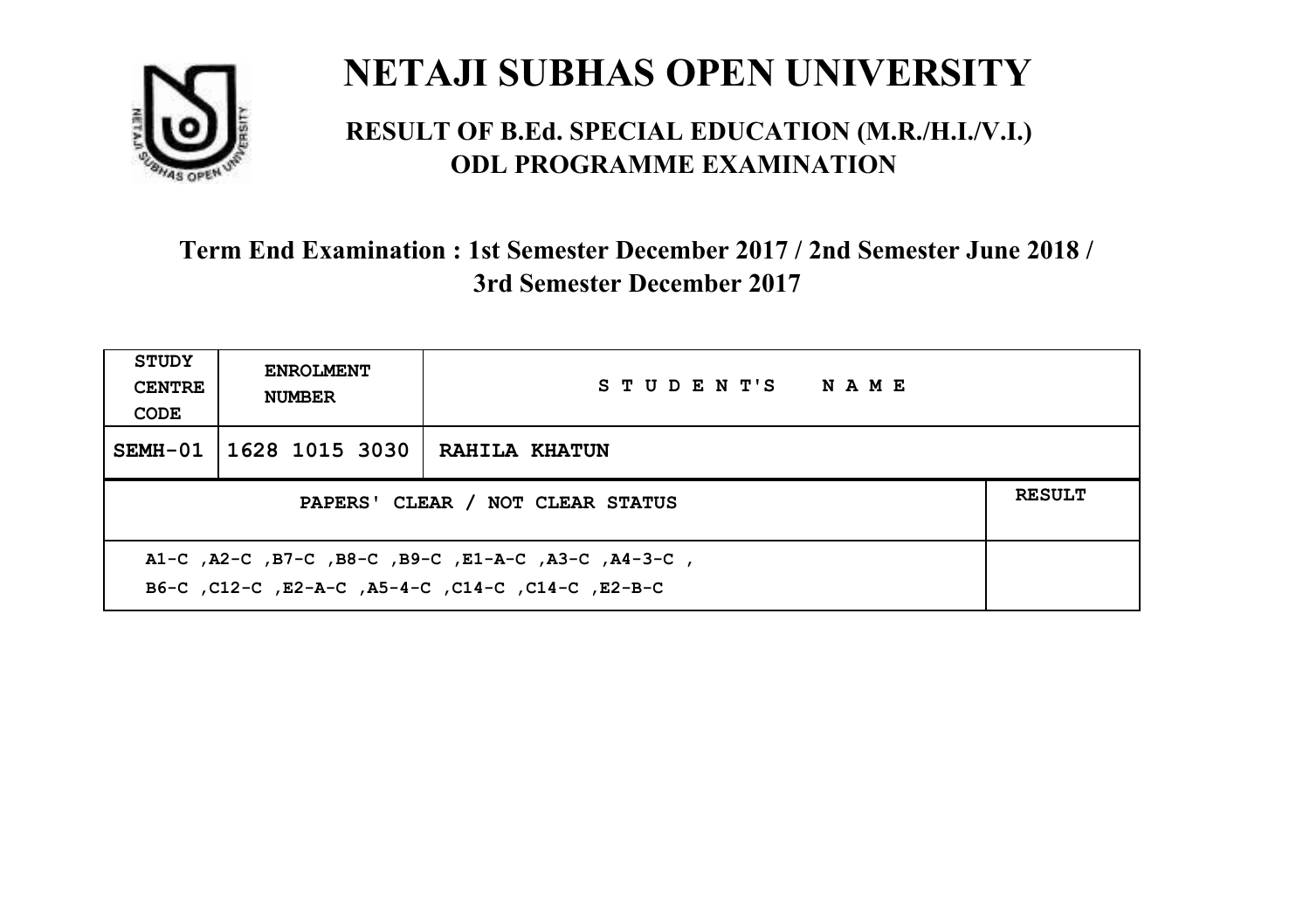# NETAJI SUBHAS OPEN UNIVERSITY

## RESULT OF B.Ed. SPECIAL EDUCATION (M.R./H.I./V.I.) ODL PROGRAMME EXAMINATION

### Term End Examination : 1st Semester December 2017 / 2nd Semester June 2018 / 3rd Semester December 2017

| STUDY CENTRE CODE | ENROLMENT NUMBER | STUDENT'S NAME | |
|---|---|---|---|
| SEMH-01 | 1628 1015 3030 | RAHILA KHATUN | |
| PAPERS' CLEAR / NOT CLEAR STATUS | | | RESULT |
| A1-C ,A2-C ,B7-C ,B8-C ,B9-C ,E1-A-C ,A3-C ,A4-3-C , B6-C ,C12-C ,E2-A-C ,A5-4-C ,C14-C ,C14-C ,E2-B-C | | | |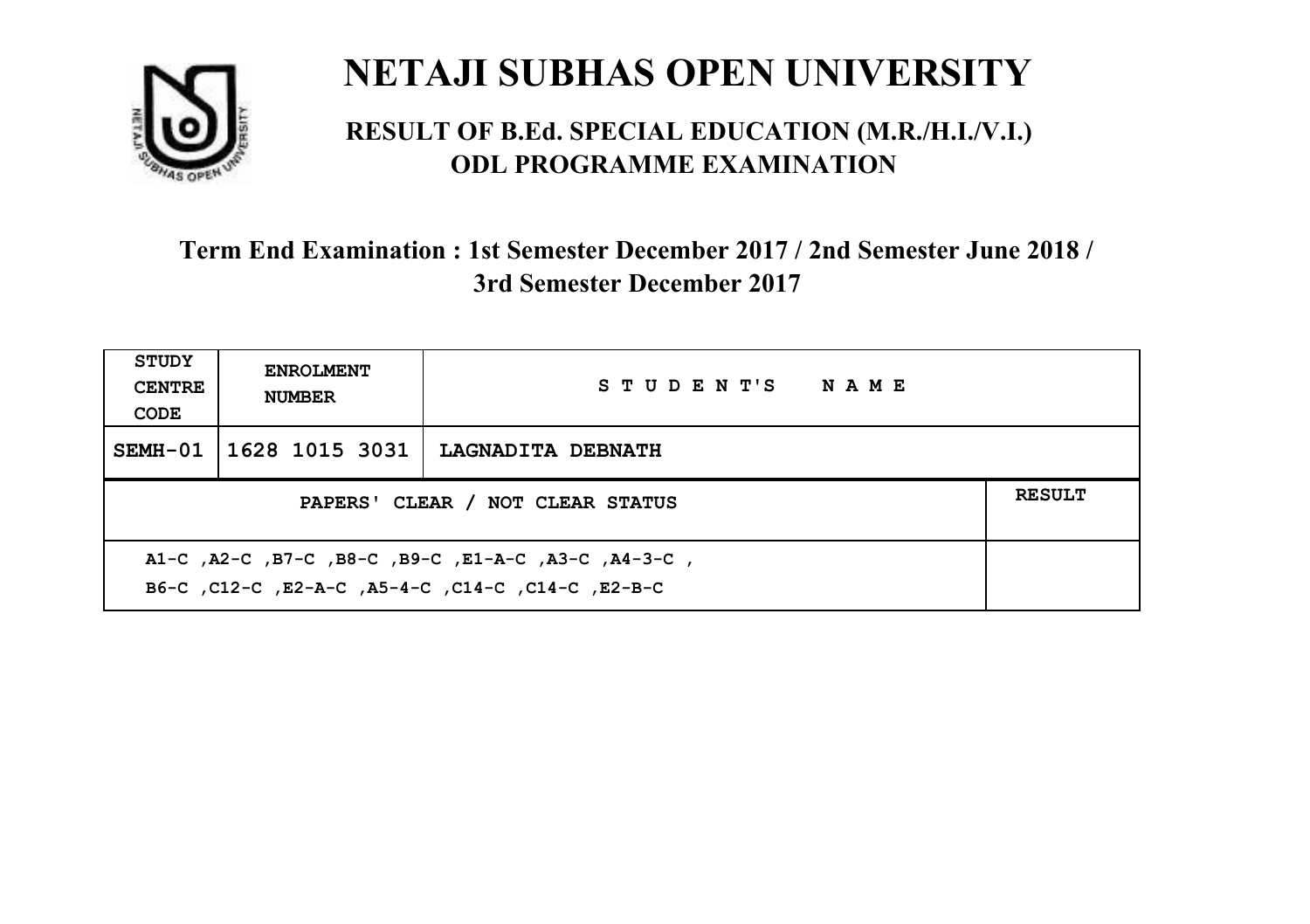# NETAJI SUBHAS OPEN UNIVERSITY

## RESULT OF B.Ed. SPECIAL EDUCATION (M.R./H.I./V.I.) ODL PROGRAMME EXAMINATION

### Term End Examination : 1st Semester December 2017 / 2nd Semester June 2018 / 3rd Semester December 2017

| STUDY CENTRE CODE | ENROLMENT NUMBER | STUDENT'S NAME |
|---|---|---|
| SEMH-01 | 1628 1015 3031 | LAGNADITA DEBNATH |

| PAPERS' CLEAR / NOT CLEAR STATUS | RESULT |
|---|---|
| A1-C ,A2-C ,B7-C ,B8-C ,B9-C ,E1-A-C ,A3-C ,A4-3-C , B6-C ,C12-C ,E2-A-C ,A5-4-C ,C14-C ,C14-C ,E2-B-C | |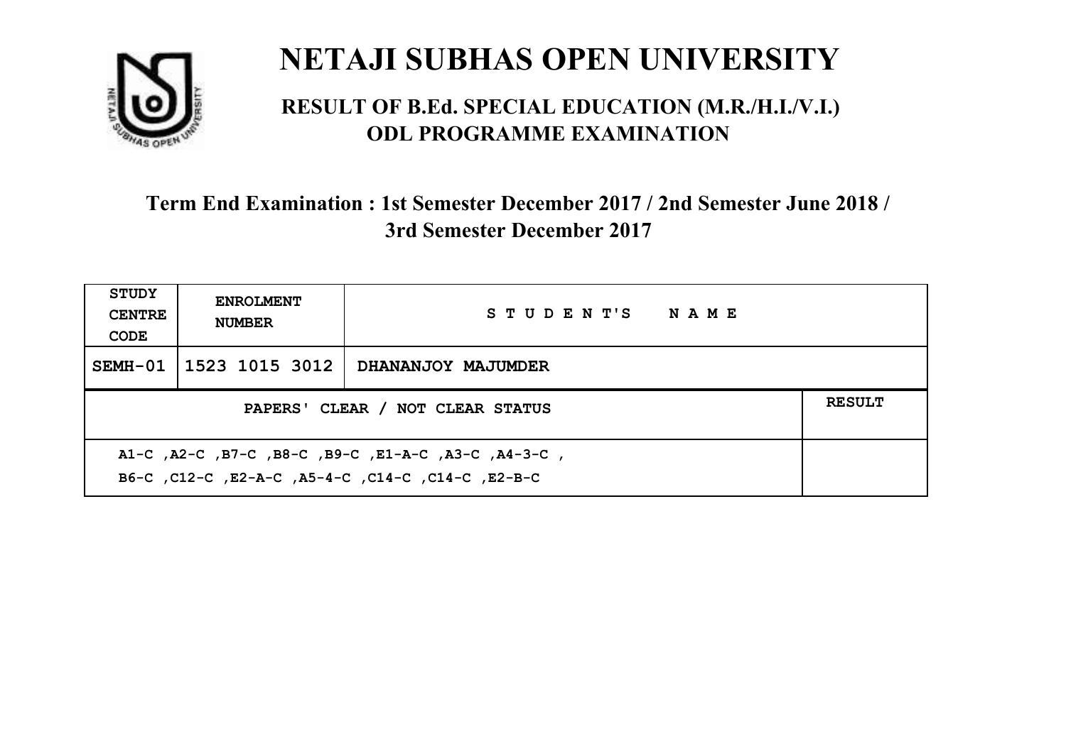# NETAJI SUBHAS OPEN UNIVERSITY

## RESULT OF B.Ed. SPECIAL EDUCATION (M.R./H.I./V.I.) ODL PROGRAMME EXAMINATION

### Term End Examination : 1st Semester December 2017 / 2nd Semester June 2018 / 3rd Semester December 2017

| STUDY CENTRE CODE | ENROLMENT NUMBER | STUDENT'S NAME | |
|---|---|---|---|
| SEMH-01 | 1523 1015 3012 | DHANANJOY MAJUMDER | |
| PAPERS' CLEAR / NOT CLEAR STATUS | | | RESULT |
| A1-C ,A2-C ,B7-C ,B8-C ,B9-C ,E1-A-C ,A3-C ,A4-3-C , B6-C ,C12-C ,E2-A-C ,A5-4-C ,C14-C ,C14-C ,E2-B-C | | | |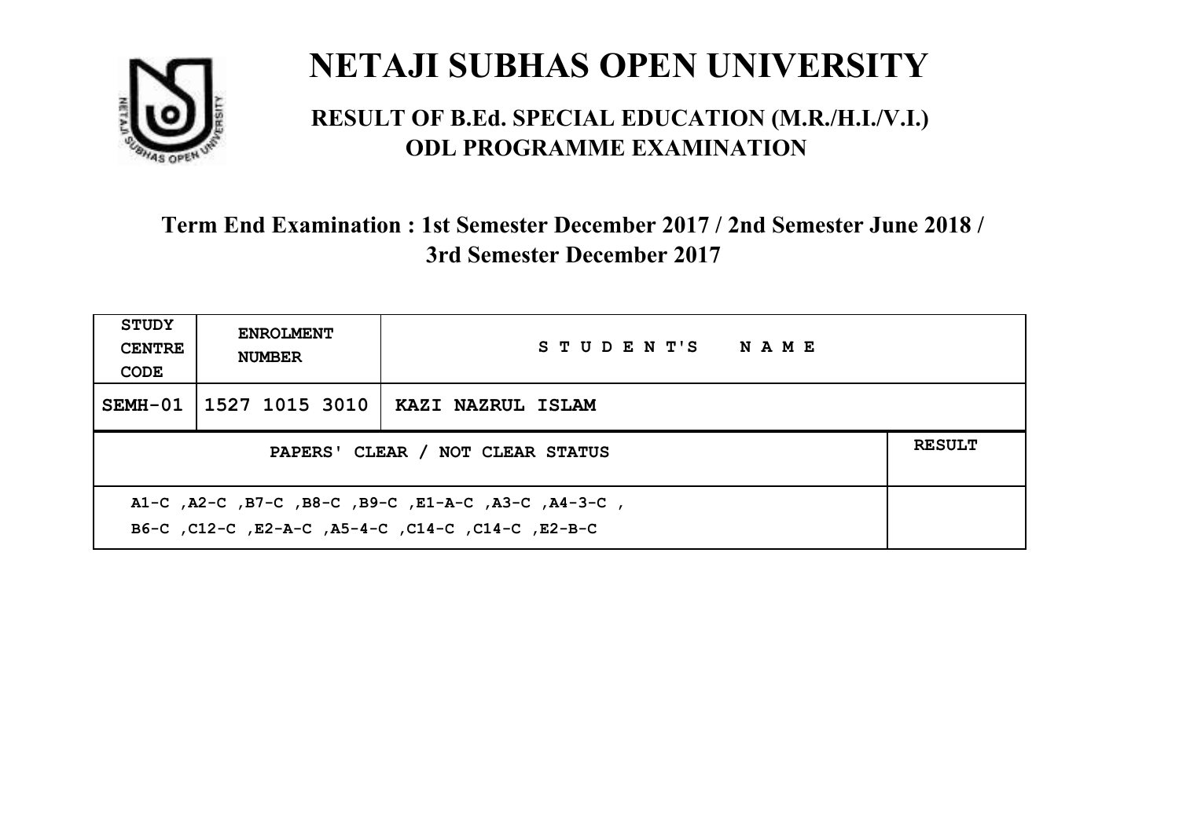# NETAJI SUBHAS OPEN UNIVERSITY

## RESULT OF B.Ed. SPECIAL EDUCATION (M.R./H.I./V.I.) ODL PROGRAMME EXAMINATION

### Term End Examination : 1st Semester December 2017 / 2nd Semester June 2018 / 3rd Semester December 2017

| STUDY CENTRE CODE | ENROLMENT NUMBER | STUDENT'S NAME | |
|---|---|---|---|
| SEMH-01 | 1527 1015 3010 | KAZI NAZRUL ISLAM | |
| PAPERS' CLEAR / NOT CLEAR STATUS | | | RESULT |
| A1-C ,A2-C ,B7-C ,B8-C ,B9-C ,E1-A-C ,A3-C ,A4-3-C , B6-C ,C12-C ,E2-A-C ,A5-4-C ,C14-C ,C14-C ,E2-B-C | | | |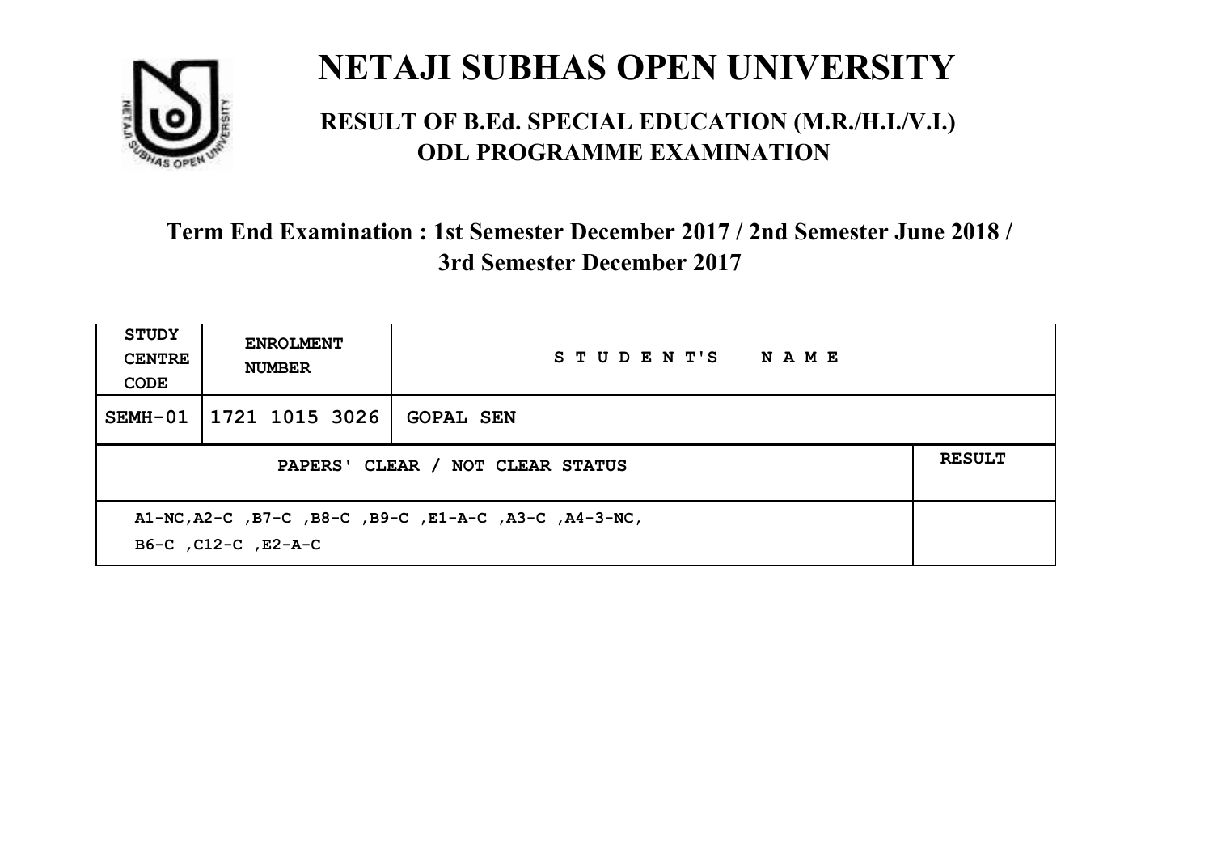# NETAJI SUBHAS OPEN UNIVERSITY

## RESULT OF B.Ed. SPECIAL EDUCATION (M.R./H.I./V.I.) ODL PROGRAMME EXAMINATION

### Term End Examination : 1st Semester December 2017 / 2nd Semester June 2018 / 3rd Semester December 2017

| STUDY CENTRE CODE | ENROLMENT NUMBER | STUDENT'S NAME | |
|---|---|---|---|
| SEMH-01 | 1721 1015 3026 | GOPAL SEN | |
| PAPERS' CLEAR / NOT CLEAR STATUS | | | RESULT |
| A1-NC,A2-C ,B7-C ,B8-C ,B9-C ,E1-A-C ,A3-C ,A4-3-NC, B6-C ,C12-C ,E2-A-C | | | |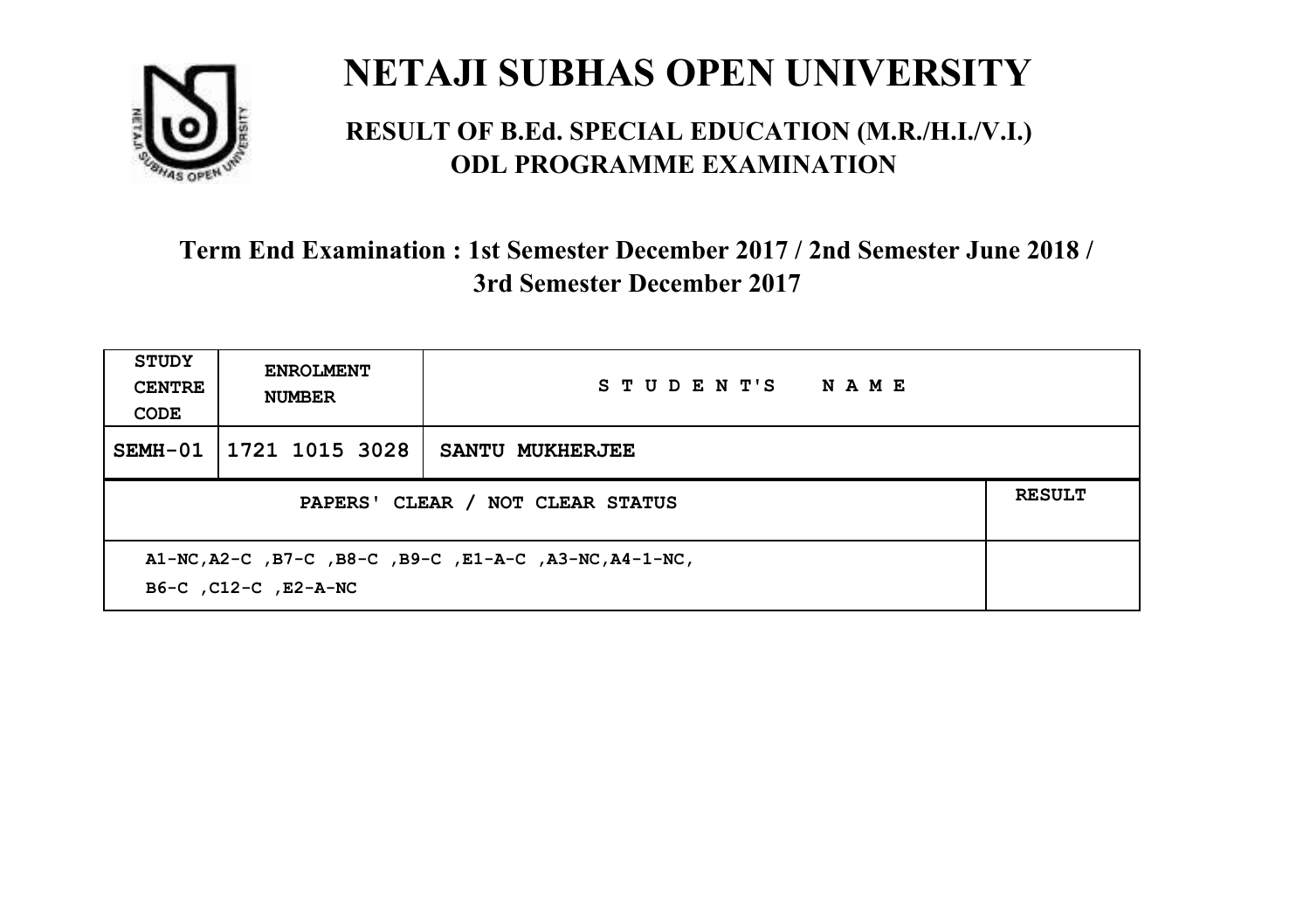# NETAJI SUBHAS OPEN UNIVERSITY

## RESULT OF B.Ed. SPECIAL EDUCATION (M.R./H.I./V.I.) ODL PROGRAMME EXAMINATION

### Term End Examination : 1st Semester December 2017 / 2nd Semester June 2018 / 3rd Semester December 2017

| STUDY CENTRE CODE | ENROLMENT NUMBER | STUDENT'S NAME | |
|---|---|---|---|
| SEMH-01 | 1721 1015 3028 | SANTU MUKHERJEE | |
| PAPERS' CLEAR / NOT CLEAR STATUS | | | RESULT |
| A1-NC,A2-C ,B7-C ,B8-C ,B9-C ,E1-A-C ,A3-NC,A4-1-NC, B6-C ,C12-C ,E2-A-NC | | | |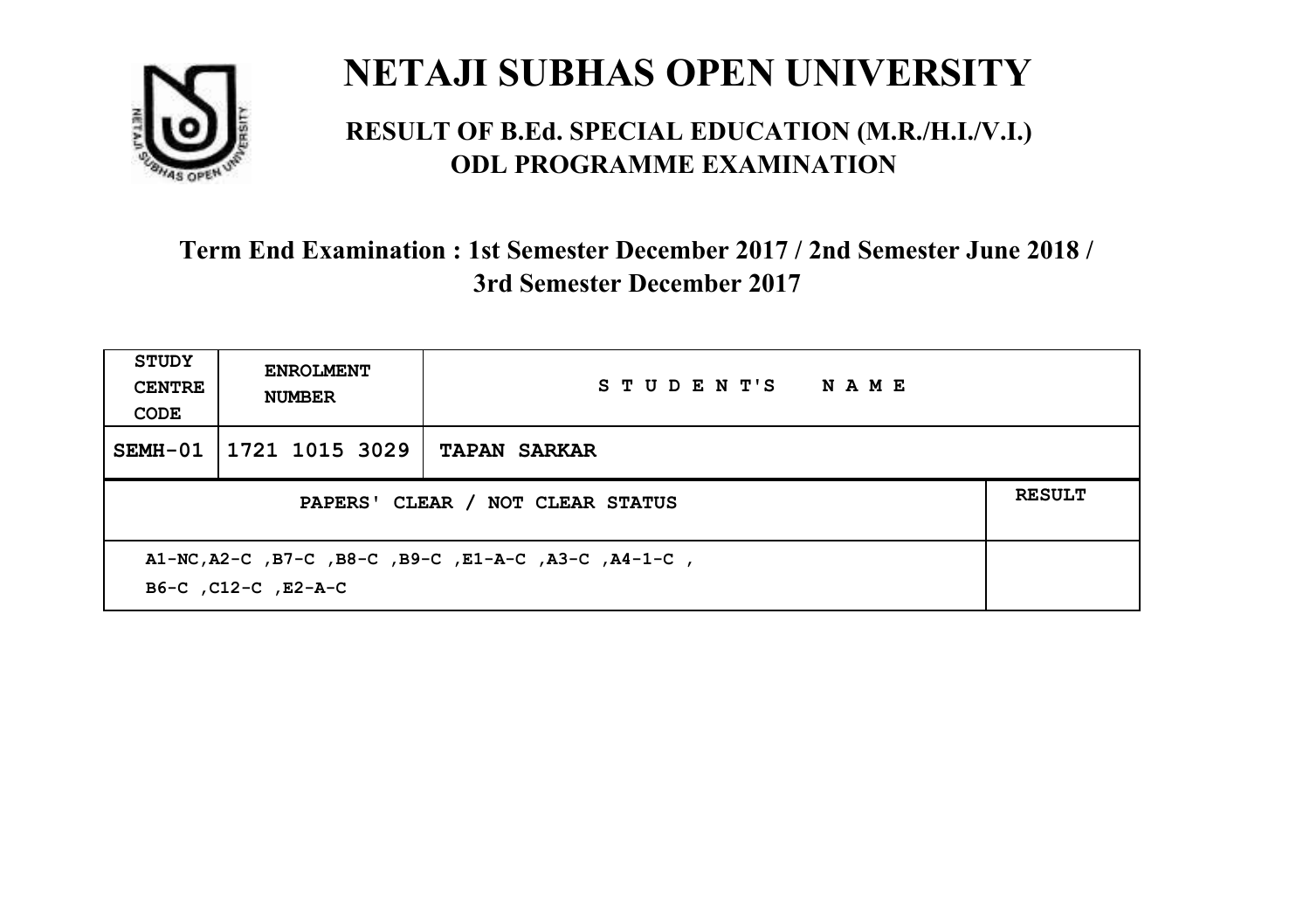# NETAJI SUBHAS OPEN UNIVERSITY

## RESULT OF B.Ed. SPECIAL EDUCATION (M.R./H.I./V.I.) ODL PROGRAMME EXAMINATION

### Term End Examination : 1st Semester December 2017 / 2nd Semester June 2018 / 3rd Semester December 2017

| STUDY CENTRE CODE | ENROLMENT NUMBER | STUDENT'S NAME | |
|---|---|---|---|
| SEMH-01 | 1721 1015 3029 | TAPAN SARKAR | |
| PAPERS' CLEAR / NOT CLEAR STATUS | | | RESULT |
| A1-NC,A2-C ,B7-C ,B8-C ,B9-C ,E1-A-C ,A3-C ,A4-1-C , B6-C ,C12-C ,E2-A-C | | | |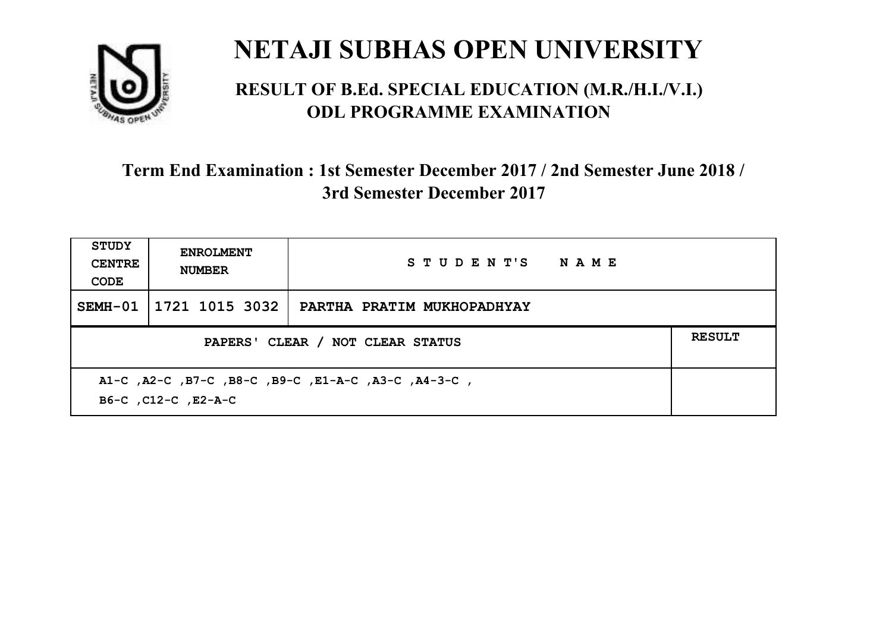# NETAJI SUBHAS OPEN UNIVERSITY

## RESULT OF B.Ed. SPECIAL EDUCATION (M.R./H.I./V.I.) ODL PROGRAMME EXAMINATION

### Term End Examination : 1st Semester December 2017 / 2nd Semester June 2018 / 3rd Semester December 2017

| STUDY CENTRE CODE | ENROLMENT NUMBER | STUDENT'S NAME | |
|---|---|---|---|
| SEMH-01 | 1721 1015 3032 | PARTHA PRATIM MUKHOPADHYAY | |
| PAPERS' CLEAR / NOT CLEAR STATUS | | | RESULT |
| A1-C ,A2-C ,B7-C ,B8-C ,B9-C ,E1-A-C ,A3-C ,A4-3-C , B6-C ,C12-C ,E2-A-C | | | |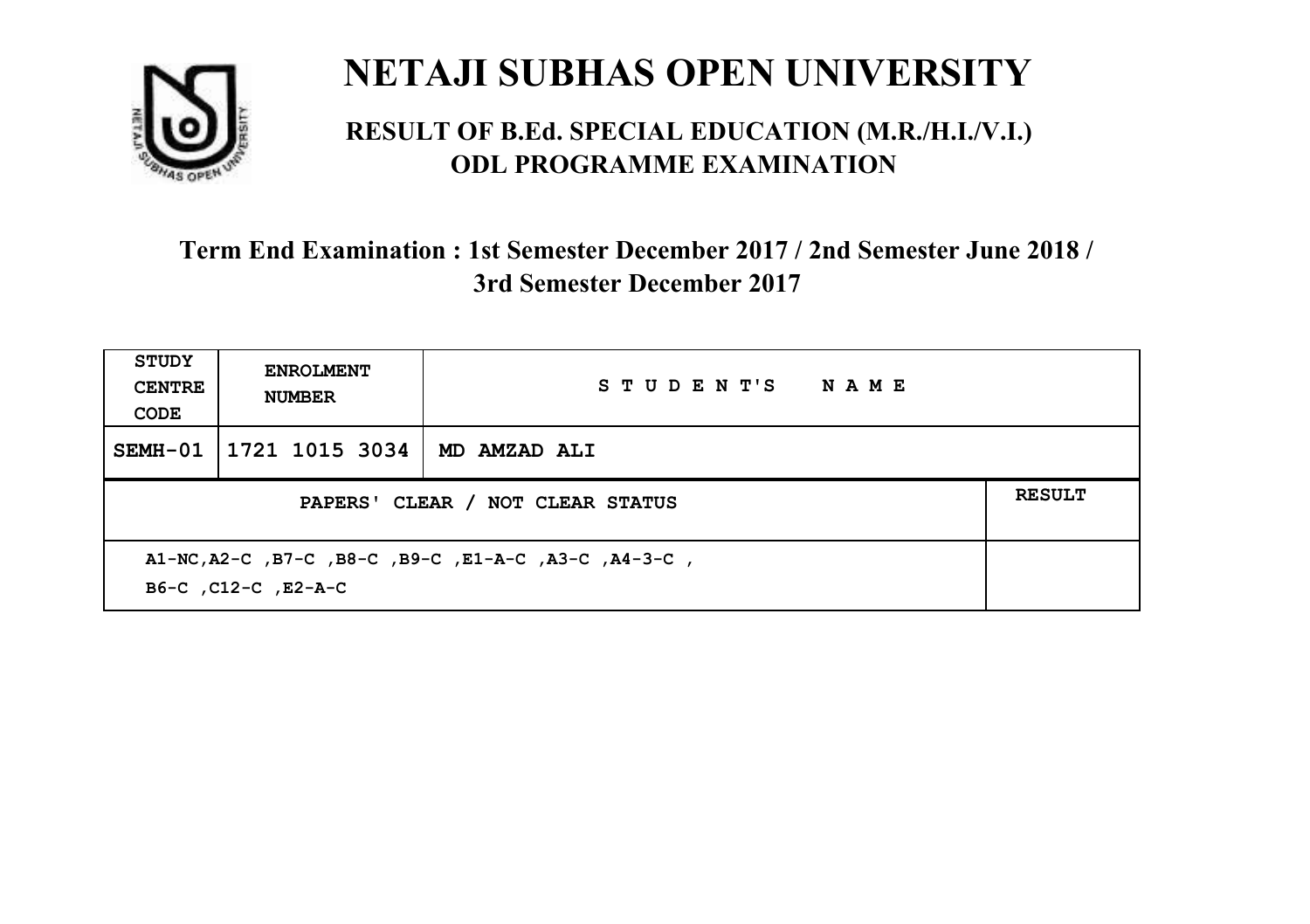# NETAJI SUBHAS OPEN UNIVERSITY

## RESULT OF B.Ed. SPECIAL EDUCATION (M.R./H.I./V.I.) ODL PROGRAMME EXAMINATION

### Term End Examination : 1st Semester December 2017 / 2nd Semester June 2018 / 3rd Semester December 2017

| STUDY CENTRE CODE | ENROLMENT NUMBER | STUDENT'S NAME | |
|---|---|---|---|
| SEMH-01 | 1721 1015 3034 | MD AMZAD ALI | |
| PAPERS' CLEAR / NOT CLEAR STATUS | | | RESULT |
| A1-NC,A2-C ,B7-C ,B8-C ,B9-C ,E1-A-C ,A3-C ,A4-3-C , B6-C ,C12-C ,E2-A-C | | | |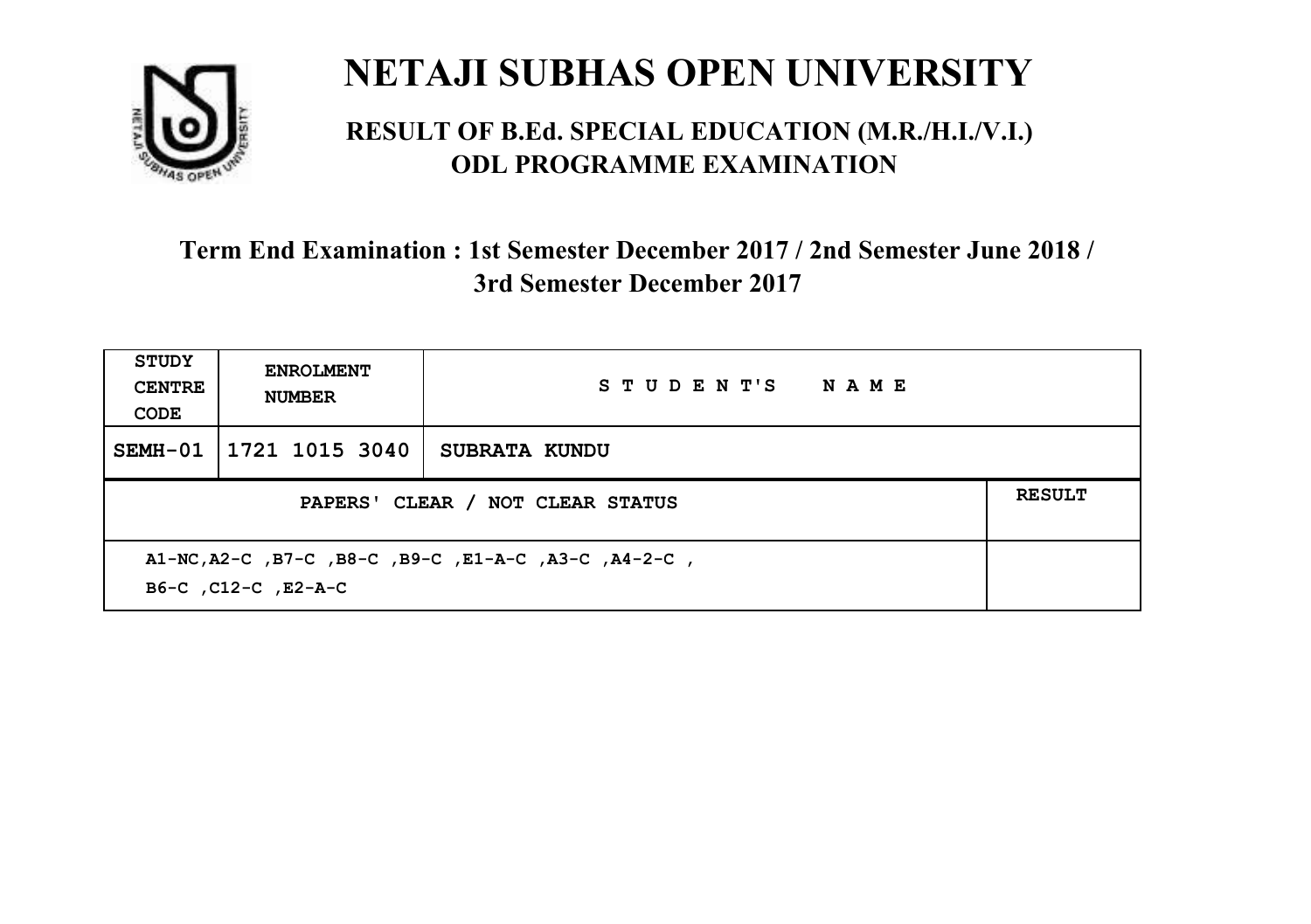# NETAJI SUBHAS OPEN UNIVERSITY

## RESULT OF B.Ed. SPECIAL EDUCATION (M.R./H.I./V.I.) ODL PROGRAMME EXAMINATION

### Term End Examination : 1st Semester December 2017 / 2nd Semester June 2018 / 3rd Semester December 2017

| STUDY CENTRE CODE | ENROLMENT NUMBER | STUDENT'S NAME | |
|---|---|---|---|
| SEMH-01 | 1721 1015 3040 | SUBRATA KUNDU | |
| PAPERS' CLEAR / NOT CLEAR STATUS | | | RESULT |
| A1-NC,A2-C ,B7-C ,B8-C ,B9-C ,E1-A-C ,A3-C ,A4-2-C , B6-C ,C12-C ,E2-A-C | | | |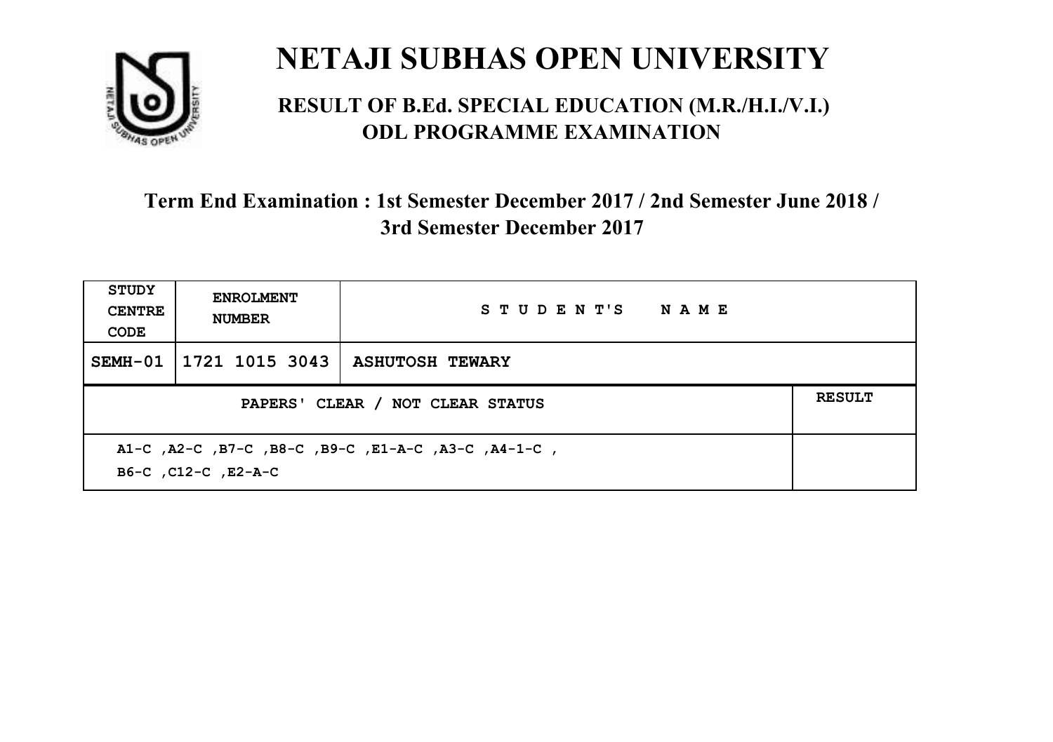# NETAJI SUBHAS OPEN UNIVERSITY

## RESULT OF B.Ed. SPECIAL EDUCATION (M.R./H.I./V.I.) ODL PROGRAMME EXAMINATION

### Term End Examination : 1st Semester December 2017 / 2nd Semester June 2018 / 3rd Semester December 2017

| STUDY CENTRE CODE | ENROLMENT NUMBER | STUDENT'S NAME | |
|---|---|---|---|
| SEMH-01 | 1721 1015 3043 | ASHUTOSH TEWARY | |
| PAPERS' CLEAR / NOT CLEAR STATUS | | | RESULT |
| A1-C ,A2-C ,B7-C ,B8-C ,B9-C ,E1-A-C ,A3-C ,A4-1-C , B6-C ,C12-C ,E2-A-C | | | |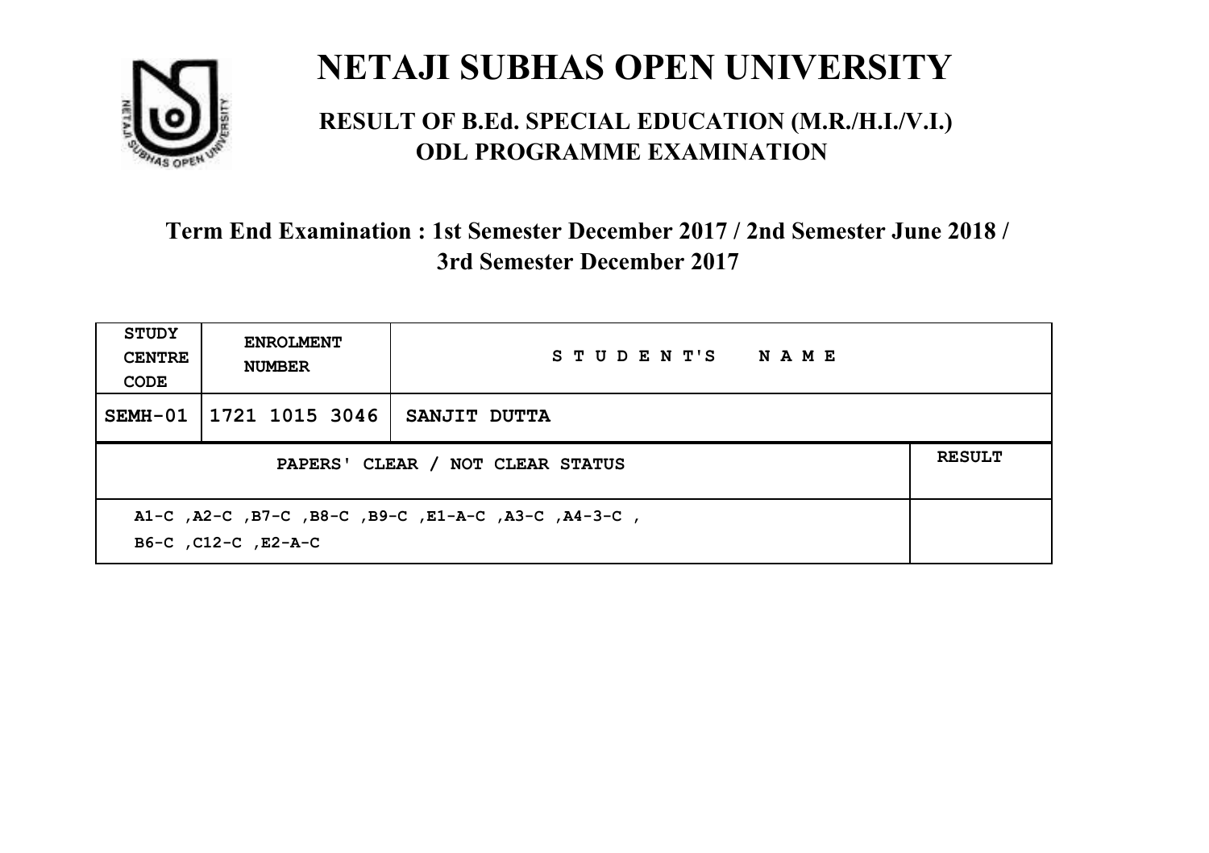# NETAJI SUBHAS OPEN UNIVERSITY

## RESULT OF B.Ed. SPECIAL EDUCATION (M.R./H.I./V.I.) ODL PROGRAMME EXAMINATION

### Term End Examination : 1st Semester December 2017 / 2nd Semester June 2018 / 3rd Semester December 2017

| STUDY CENTRE CODE | ENROLMENT NUMBER | STUDENT'S NAME | |
|---|---|---|---|
| SEMH-01 | 1721 1015 3046 | SANJIT DUTTA | |
| PAPERS' CLEAR / NOT CLEAR STATUS | | | RESULT |
| A1-C ,A2-C ,B7-C ,B8-C ,B9-C ,E1-A-C ,A3-C ,A4-3-C , B6-C ,C12-C ,E2-A-C | | | |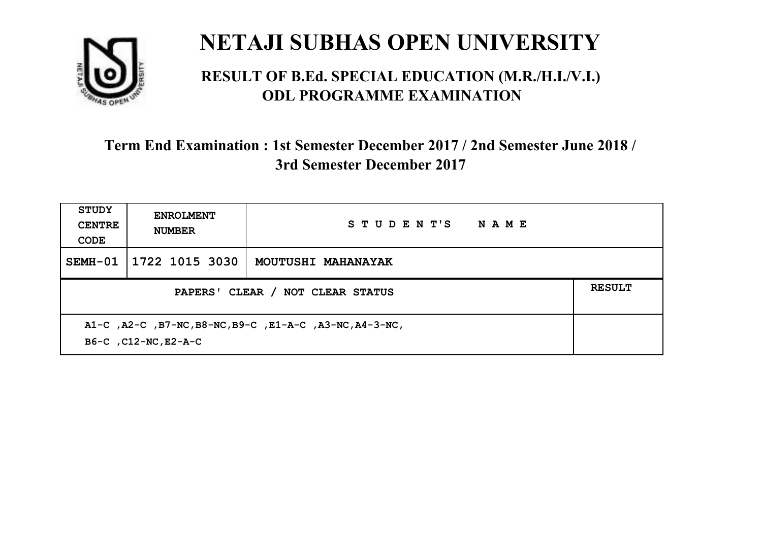# NETAJI SUBHAS OPEN UNIVERSITY

## RESULT OF B.Ed. SPECIAL EDUCATION (M.R./H.I./V.I.) ODL PROGRAMME EXAMINATION

### Term End Examination : 1st Semester December 2017 / 2nd Semester June 2018 / 3rd Semester December 2017

| STUDY CENTRE CODE | ENROLMENT NUMBER | STUDENT'S NAME | |
|---|---|---|---|
| SEMH-01 | 1722 1015 3030 | MOUTUSHI MAHANAYAK | |
| PAPERS' CLEAR / NOT CLEAR STATUS | | | RESULT |
| A1-C ,A2-C ,B7-NC,B8-NC,B9-C ,E1-A-C ,A3-NC,A4-3-NC, B6-C ,C12-NC,E2-A-C | | | |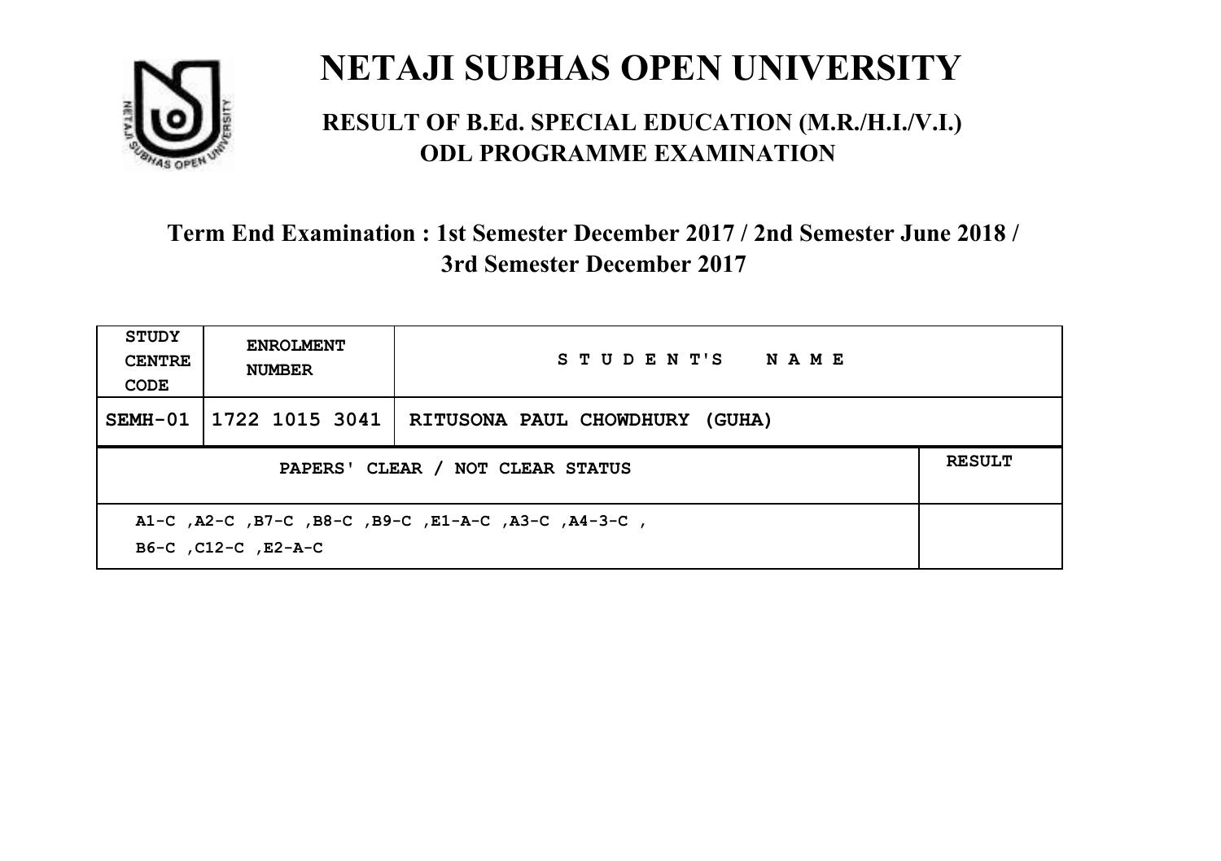# NETAJI SUBHAS OPEN UNIVERSITY

## RESULT OF B.Ed. SPECIAL EDUCATION (M.R./H.I./V.I.) ODL PROGRAMME EXAMINATION

### Term End Examination : 1st Semester December 2017 / 2nd Semester June 2018 / 3rd Semester December 2017

| STUDY CENTRE CODE | ENROLMENT NUMBER | STUDENT'S NAME | |
|---|---|---|---|
| SEMH-01 | 1722 1015 3041 | RITUSONA PAUL CHOWDHURY (GUHA) | |
| PAPERS' CLEAR / NOT CLEAR STATUS | | | RESULT |
| A1-C ,A2-C ,B7-C ,B8-C ,B9-C ,E1-A-C ,A3-C ,A4-3-C , B6-C ,C12-C ,E2-A-C | | | |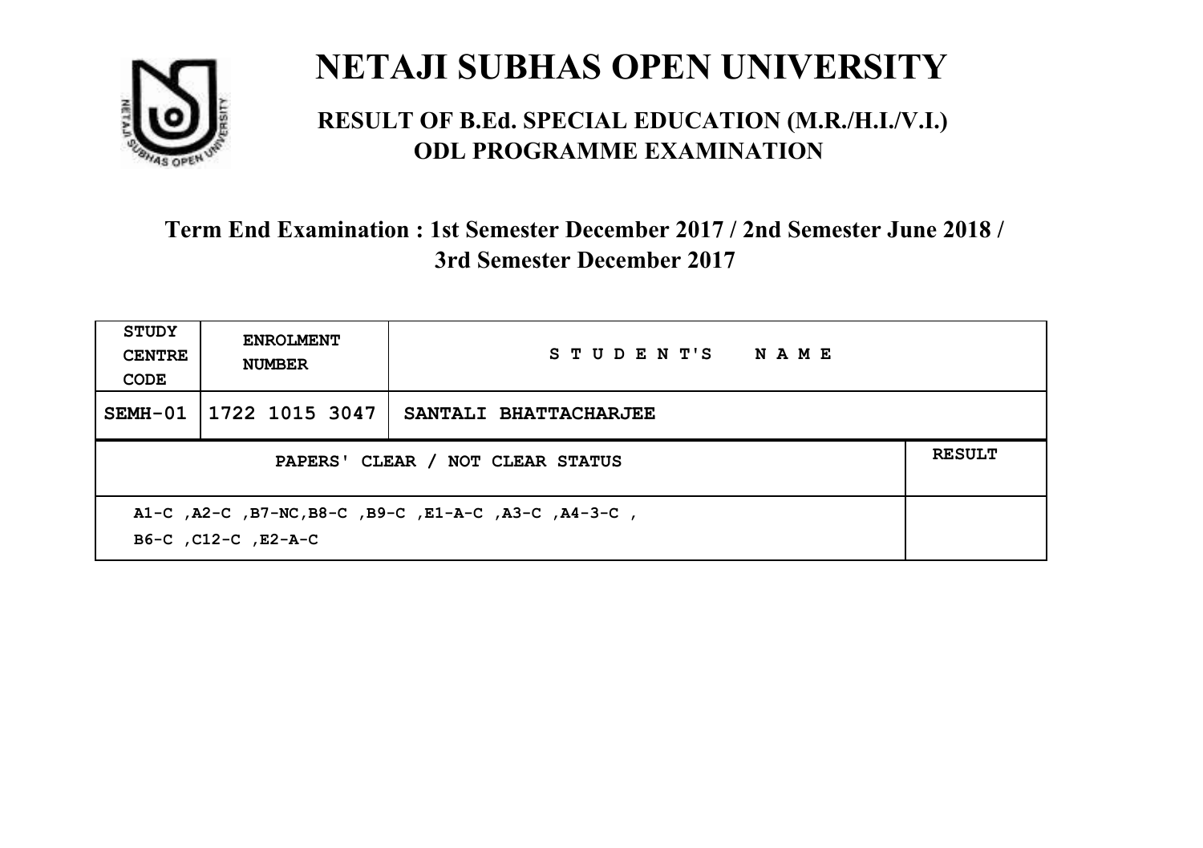# NETAJI SUBHAS OPEN UNIVERSITY

## RESULT OF B.Ed. SPECIAL EDUCATION (M.R./H.I./V.I.) ODL PROGRAMME EXAMINATION

### Term End Examination : 1st Semester December 2017 / 2nd Semester June 2018 / 3rd Semester December 2017

| STUDY CENTRE CODE | ENROLMENT NUMBER | STUDENT'S NAME | |
|---|---|---|---|
| SEMH-01 | 1722 1015 3047 | SANTALI BHATTACHARJEE | |
| PAPERS' CLEAR / NOT CLEAR STATUS | | | RESULT |
| A1-C ,A2-C ,B7-NC,B8-C ,B9-C ,E1-A-C ,A3-C ,A4-3-C , B6-C ,C12-C ,E2-A-C | | | |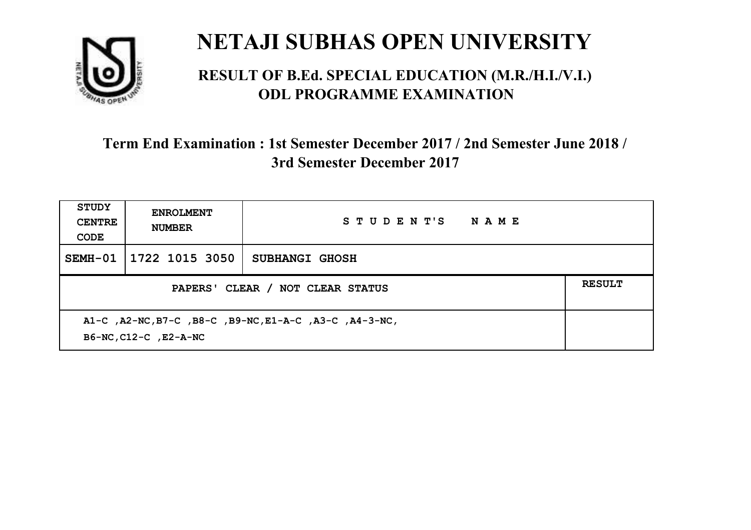# NETAJI SUBHAS OPEN UNIVERSITY

## RESULT OF B.Ed. SPECIAL EDUCATION (M.R./H.I./V.I.) ODL PROGRAMME EXAMINATION

### Term End Examination : 1st Semester December 2017 / 2nd Semester June 2018 / 3rd Semester December 2017

| STUDY CENTRE CODE | ENROLMENT NUMBER | STUDENT'S NAME | |
|---|---|---|---|
| SEMH-01 | 1722 1015 3050 | SUBHANGI GHOSH | |
| PAPERS' CLEAR / NOT CLEAR STATUS | | | RESULT |
| A1-C ,A2-NC,B7-C ,B8-C ,B9-NC,E1-A-C ,A3-C ,A4-3-NC, B6-NC,C12-C ,E2-A-NC | | | |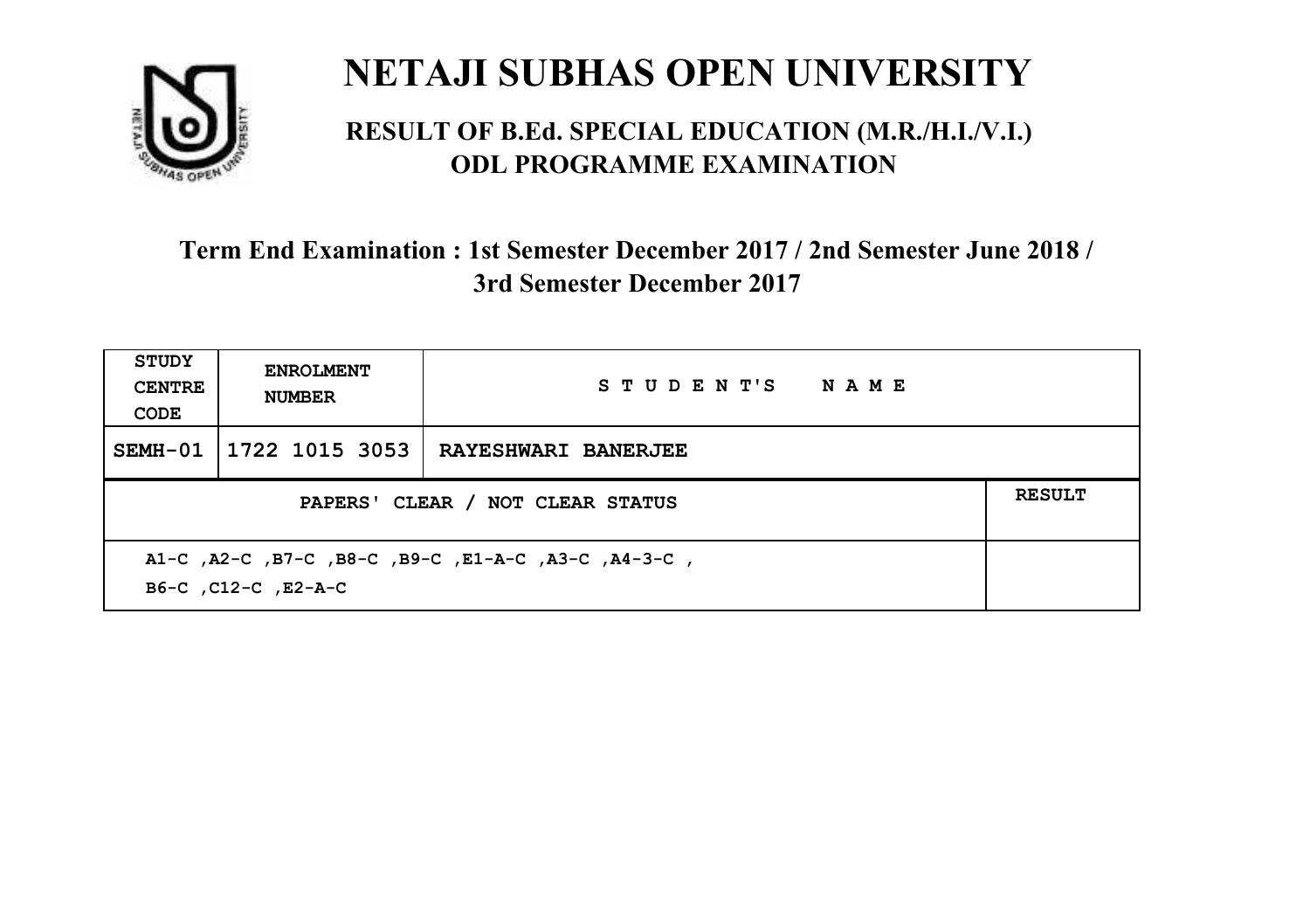# NETAJI SUBHAS OPEN UNIVERSITY

## RESULT OF B.Ed. SPECIAL EDUCATION (M.R./H.I./V.I.) ODL PROGRAMME EXAMINATION

### Term End Examination : 1st Semester December 2017 / 2nd Semester June 2018 / 3rd Semester December 2017

| STUDY CENTRE CODE | ENROLMENT NUMBER | STUDENT'S NAME | |
|---|---|---|---|
| SEMH-01 | 1722 1015 3053 | RAYESHWARI BANERJEE | |
| PAPERS' CLEAR / NOT CLEAR STATUS | | | RESULT |
| A1-C ,A2-C ,B7-C ,B8-C ,B9-C ,E1-A-C ,A3-C ,A4-3-C , B6-C ,C12-C ,E2-A-C | | | |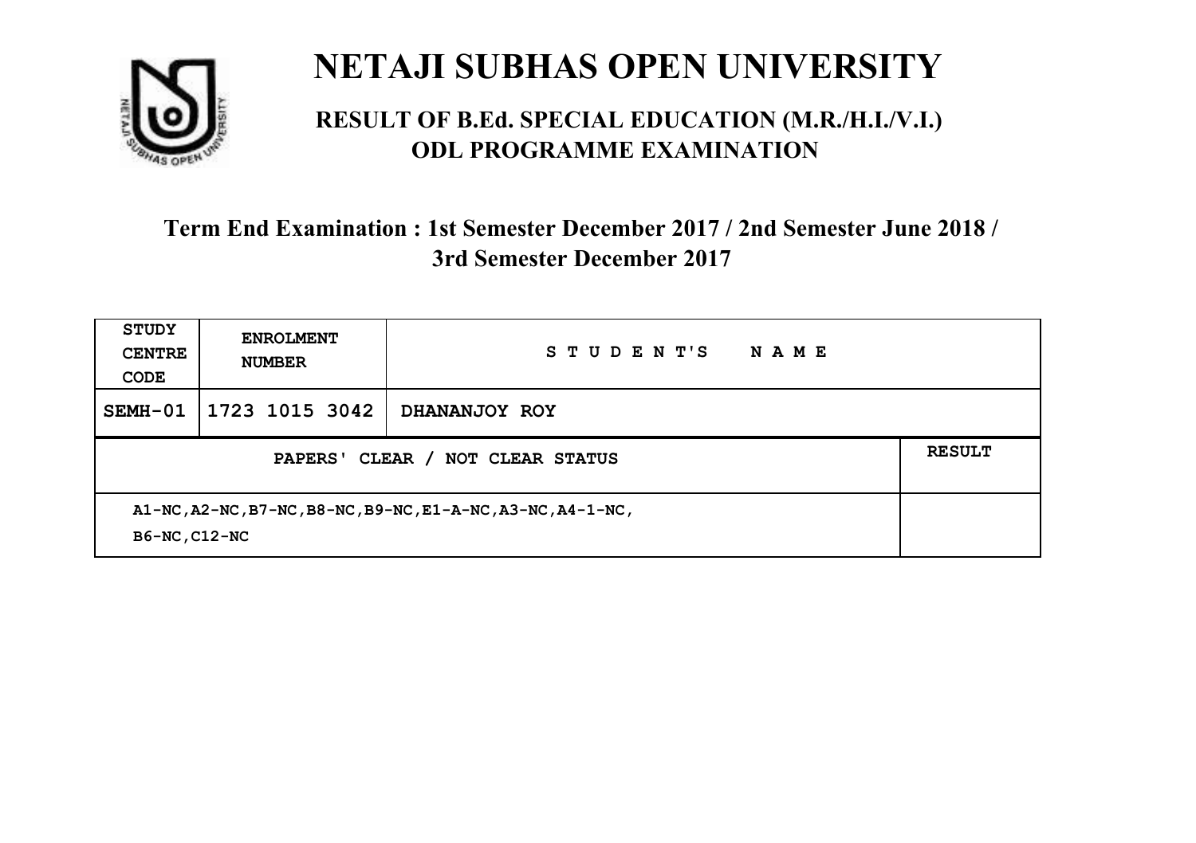# NETAJI SUBHAS OPEN UNIVERSITY

## RESULT OF B.Ed. SPECIAL EDUCATION (M.R./H.I./V.I.) ODL PROGRAMME EXAMINATION

### Term End Examination : 1st Semester December 2017 / 2nd Semester June 2018 / 3rd Semester December 2017

| STUDY CENTRE CODE | ENROLMENT NUMBER | STUDENT'S NAME | |
|---|---|---|---|
| SEMH-01 | 1723 1015 3042 | DHANANJOY ROY | |
| PAPERS' CLEAR / NOT CLEAR STATUS | | | RESULT |
| A1-NC,A2-NC,B7-NC,B8-NC,B9-NC,E1-A-NC,A3-NC,A4-1-NC, B6-NC,C12-NC | | | |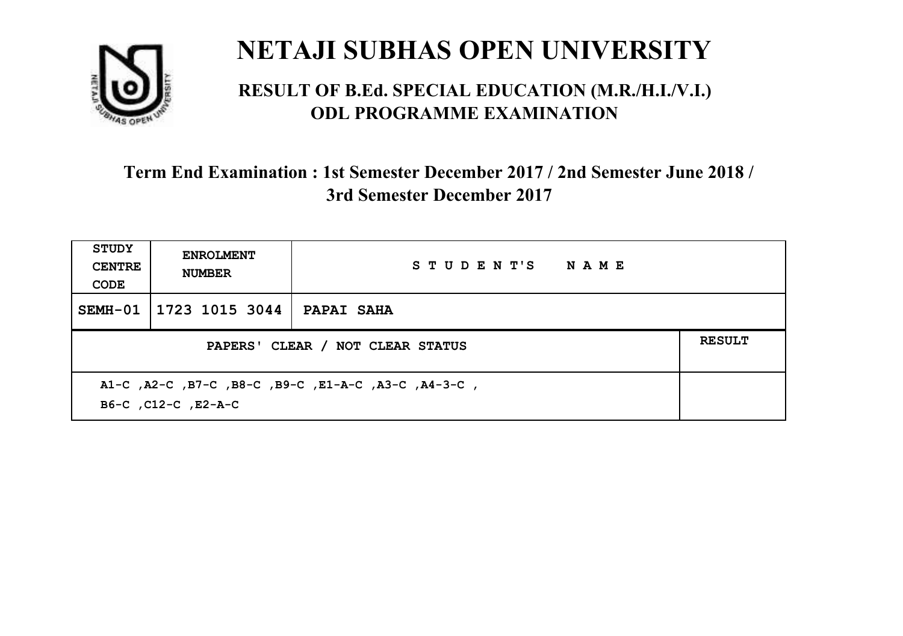# NETAJI SUBHAS OPEN UNIVERSITY

## RESULT OF B.Ed. SPECIAL EDUCATION (M.R./H.I./V.I.) ODL PROGRAMME EXAMINATION

### Term End Examination : 1st Semester December 2017 / 2nd Semester June 2018 / 3rd Semester December 2017

| STUDY CENTRE CODE | ENROLMENT NUMBER | STUDENT'S NAME |
|---|---|---|
| SEMH-01 | 1723 1015 3044 | PAPAI SAHA |

| PAPERS' CLEAR / NOT CLEAR STATUS | RESULT |
|---|---|
| A1-C ,A2-C ,B7-C ,B8-C ,B9-C ,E1-A-C ,A3-C ,A4-3-C , B6-C ,C12-C ,E2-A-C | |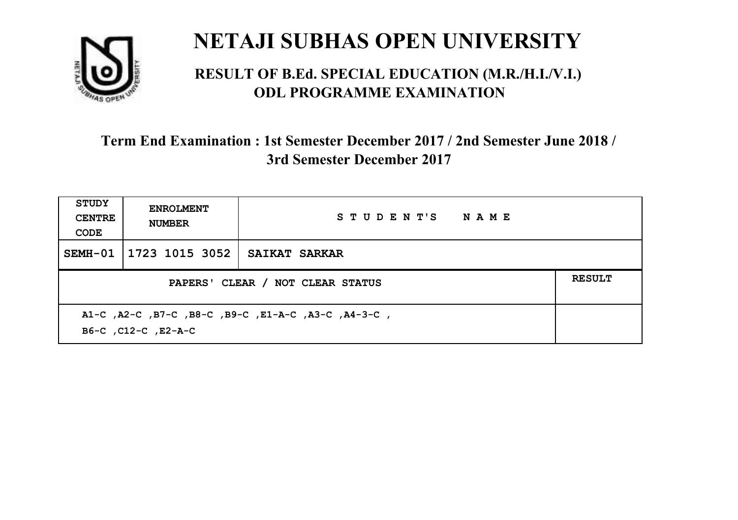# NETAJI SUBHAS OPEN UNIVERSITY

## RESULT OF B.Ed. SPECIAL EDUCATION (M.R./H.I./V.I.) ODL PROGRAMME EXAMINATION

### Term End Examination : 1st Semester December 2017 / 2nd Semester June 2018 / 3rd Semester December 2017

| STUDY CENTRE CODE | ENROLMENT NUMBER | STUDENT'S NAME | |
|---|---|---|---|
| SEMH-01 | 1723 1015 3052 | SAIKAT SARKAR | |
| PAPERS' CLEAR / NOT CLEAR STATUS | | | RESULT |
| A1-C ,A2-C ,B7-C ,B8-C ,B9-C ,E1-A-C ,A3-C ,A4-3-C , B6-C ,C12-C ,E2-A-C | | | |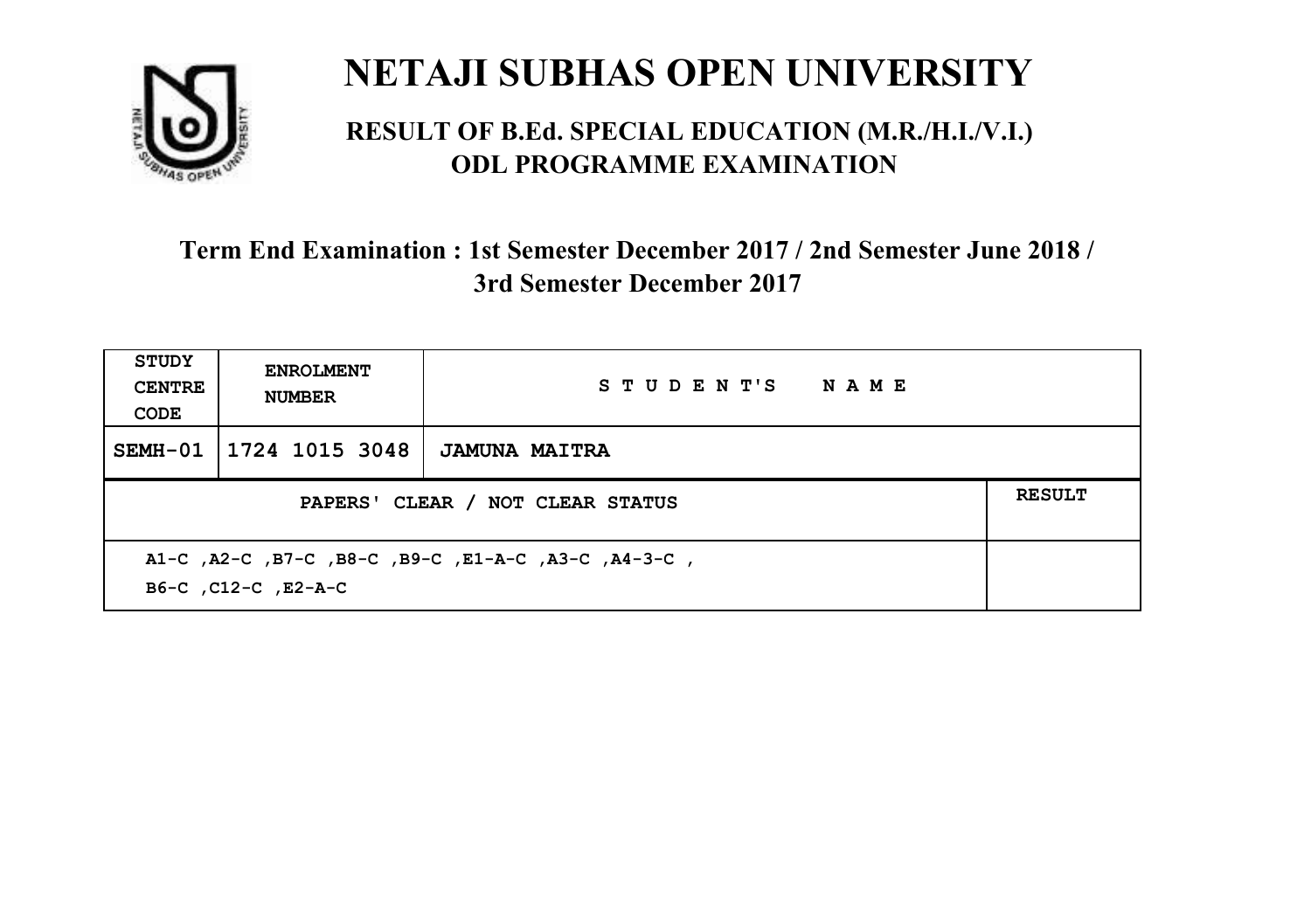# NETAJI SUBHAS OPEN UNIVERSITY

## RESULT OF B.Ed. SPECIAL EDUCATION (M.R./H.I./V.I.) ODL PROGRAMME EXAMINATION

### Term End Examination : 1st Semester December 2017 / 2nd Semester June 2018 / 3rd Semester December 2017

| STUDY CENTRE CODE | ENROLMENT NUMBER | STUDENT'S NAME | |
|---|---|---|---|
| SEMH-01 | 1724 1015 3048 | JAMUNA MAITRA | |
| PAPERS' CLEAR / NOT CLEAR STATUS | | | RESULT |
| A1-C ,A2-C ,B7-C ,B8-C ,B9-C ,E1-A-C ,A3-C ,A4-3-C , B6-C ,C12-C ,E2-A-C | | | |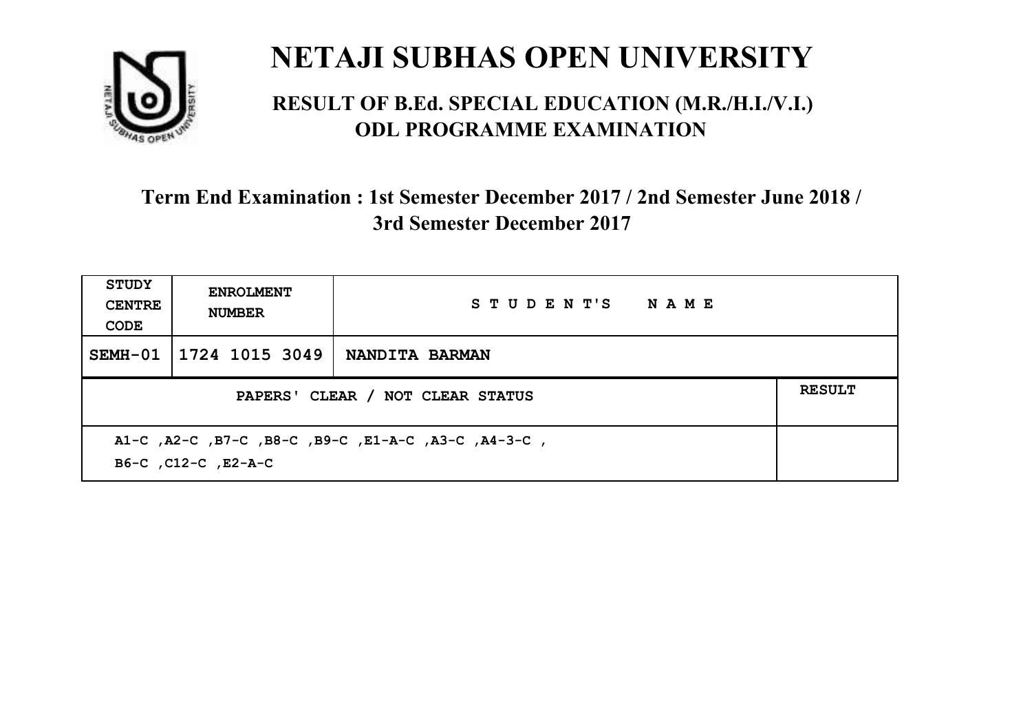# NETAJI SUBHAS OPEN UNIVERSITY

## RESULT OF B.Ed. SPECIAL EDUCATION (M.R./H.I./V.I.) ODL PROGRAMME EXAMINATION

### Term End Examination : 1st Semester December 2017 / 2nd Semester June 2018 / 3rd Semester December 2017

| STUDY CENTRE CODE | ENROLMENT NUMBER | STUDENT'S NAME | |
|---|---|---|---|
| SEMH-01 | 1724 1015 3049 | NANDITA BARMAN | |
| PAPERS' CLEAR / NOT CLEAR STATUS | | | RESULT |
| A1-C ,A2-C ,B7-C ,B8-C ,B9-C ,E1-A-C ,A3-C ,A4-3-C , B6-C ,C12-C ,E2-A-C | | | |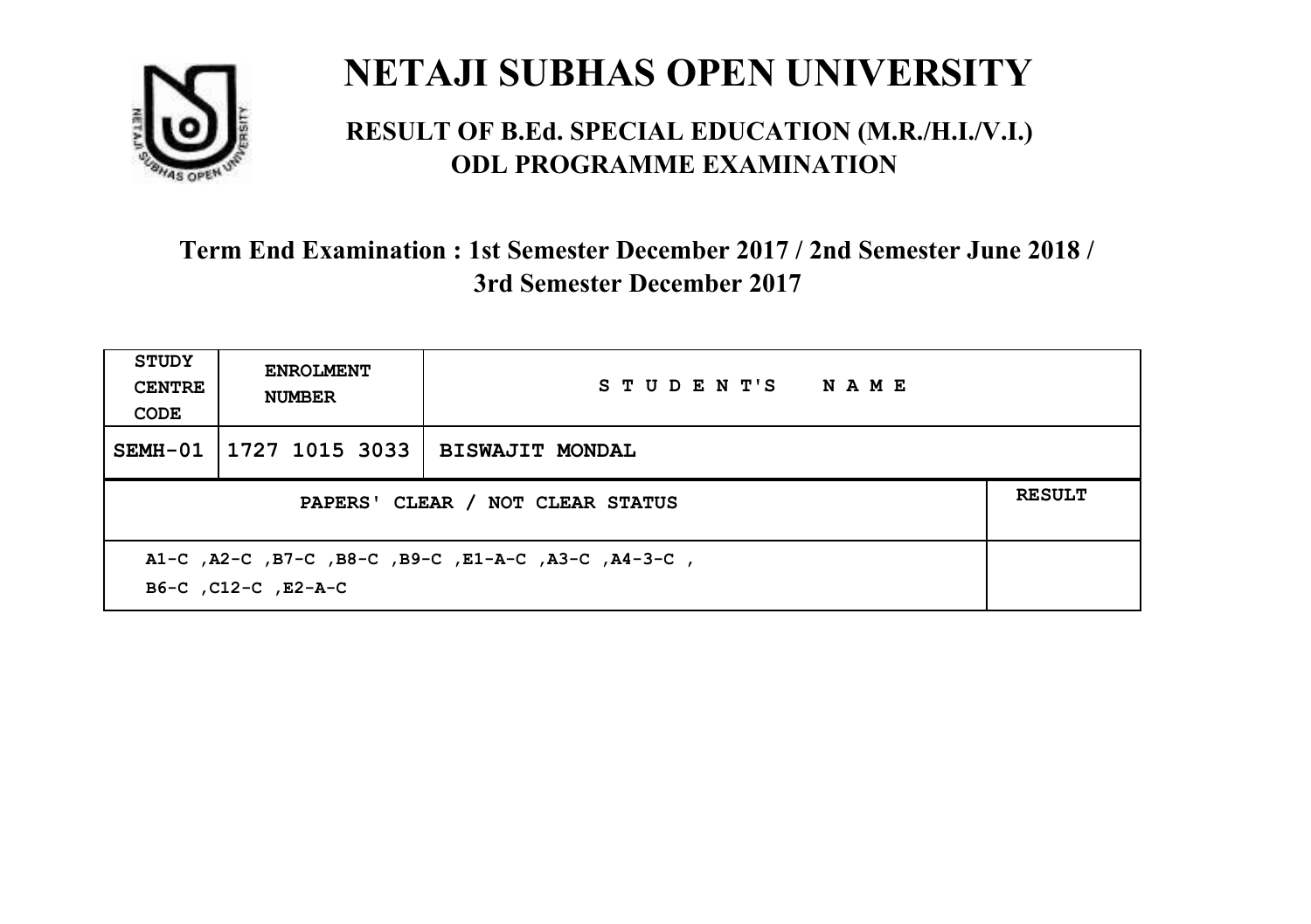# NETAJI SUBHAS OPEN UNIVERSITY

## RESULT OF B.Ed. SPECIAL EDUCATION (M.R./H.I./V.I.) ODL PROGRAMME EXAMINATION

### Term End Examination : 1st Semester December 2017 / 2nd Semester June 2018 / 3rd Semester December 2017

| STUDY CENTRE CODE | ENROLMENT NUMBER | STUDENT'S NAME | |
|---|---|---|---|
| SEMH-01 | 1727 1015 3033 | BISWAJIT MONDAL | |
| PAPERS' CLEAR / NOT CLEAR STATUS | | | RESULT |
| A1-C ,A2-C ,B7-C ,B8-C ,B9-C ,E1-A-C ,A3-C ,A4-3-C , B6-C ,C12-C ,E2-A-C | | | |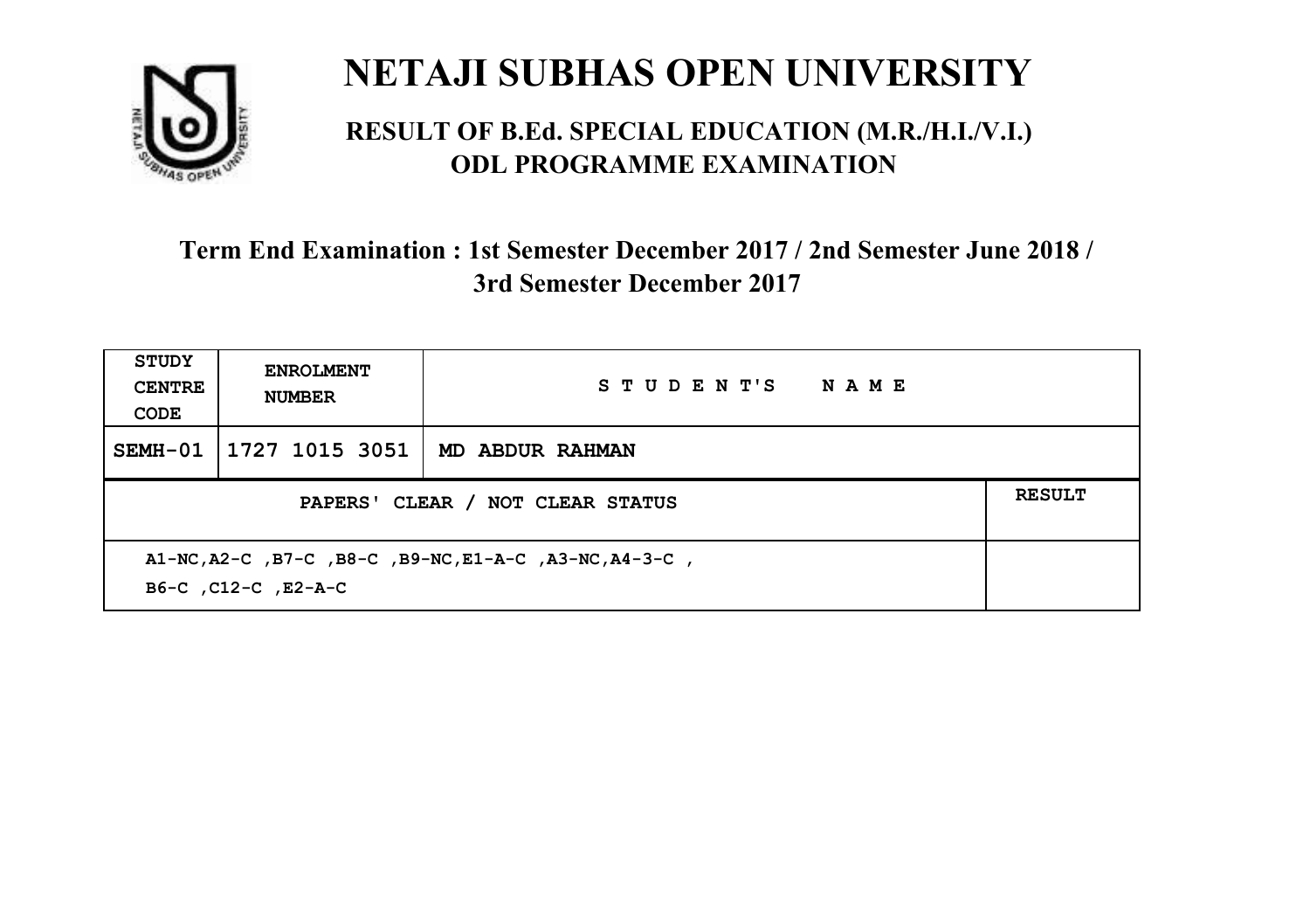# NETAJI SUBHAS OPEN UNIVERSITY

## RESULT OF B.Ed. SPECIAL EDUCATION (M.R./H.I./V.I.) ODL PROGRAMME EXAMINATION

### Term End Examination : 1st Semester December 2017 / 2nd Semester June 2018 / 3rd Semester December 2017

| STUDY CENTRE CODE | ENROLMENT NUMBER | STUDENT'S NAME |
|---|---|---|
| SEMH-01 | 1727 1015 3051 | MD ABDUR RAHMAN |

| PAPERS' CLEAR / NOT CLEAR STATUS | RESULT |
|---|---|
| A1-NC,A2-C ,B7-C ,B8-C ,B9-NC,E1-A-C ,A3-NC,A4-3-C , B6-C ,C12-C ,E2-A-C | |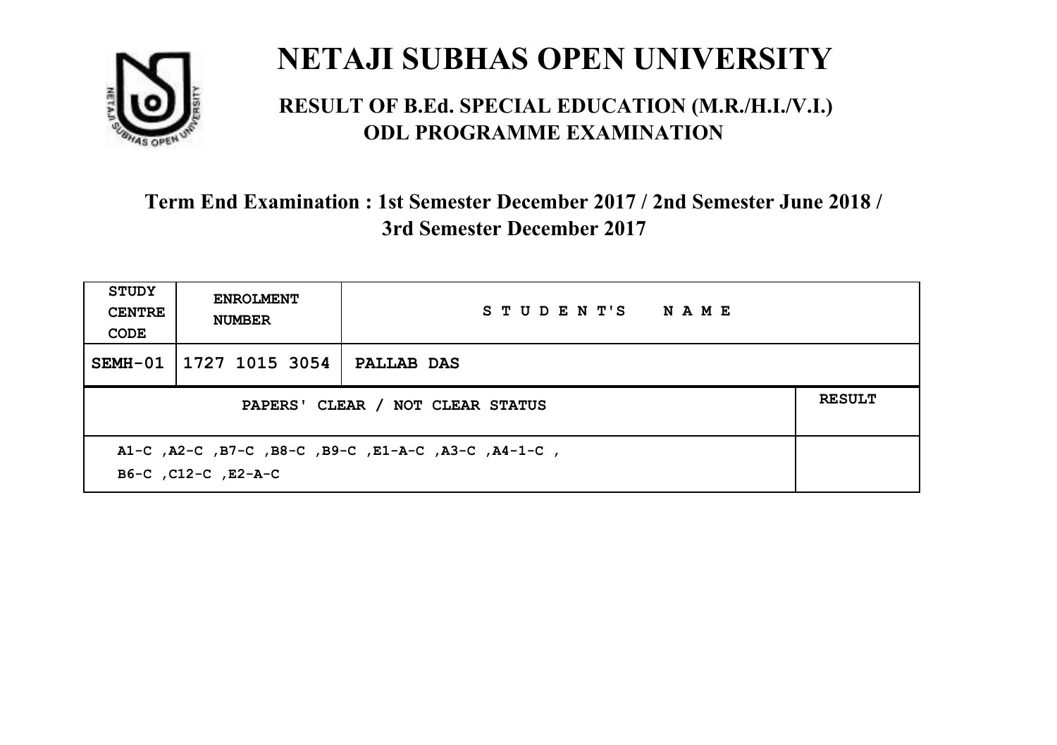# NETAJI SUBHAS OPEN UNIVERSITY

## RESULT OF B.Ed. SPECIAL EDUCATION (M.R./H.I./V.I.) ODL PROGRAMME EXAMINATION

### Term End Examination : 1st Semester December 2017 / 2nd Semester June 2018 / 3rd Semester December 2017

| STUDY CENTRE CODE | ENROLMENT NUMBER | STUDENT'S NAME | |
|---|---|---|---|
| SEMH-01 | 1727 1015 3054 | PALLAB DAS | |
| PAPERS' CLEAR / NOT CLEAR STATUS | | | RESULT |
| A1-C ,A2-C ,B7-C ,B8-C ,B9-C ,E1-A-C ,A3-C ,A4-1-C , B6-C ,C12-C ,E2-A-C | | | |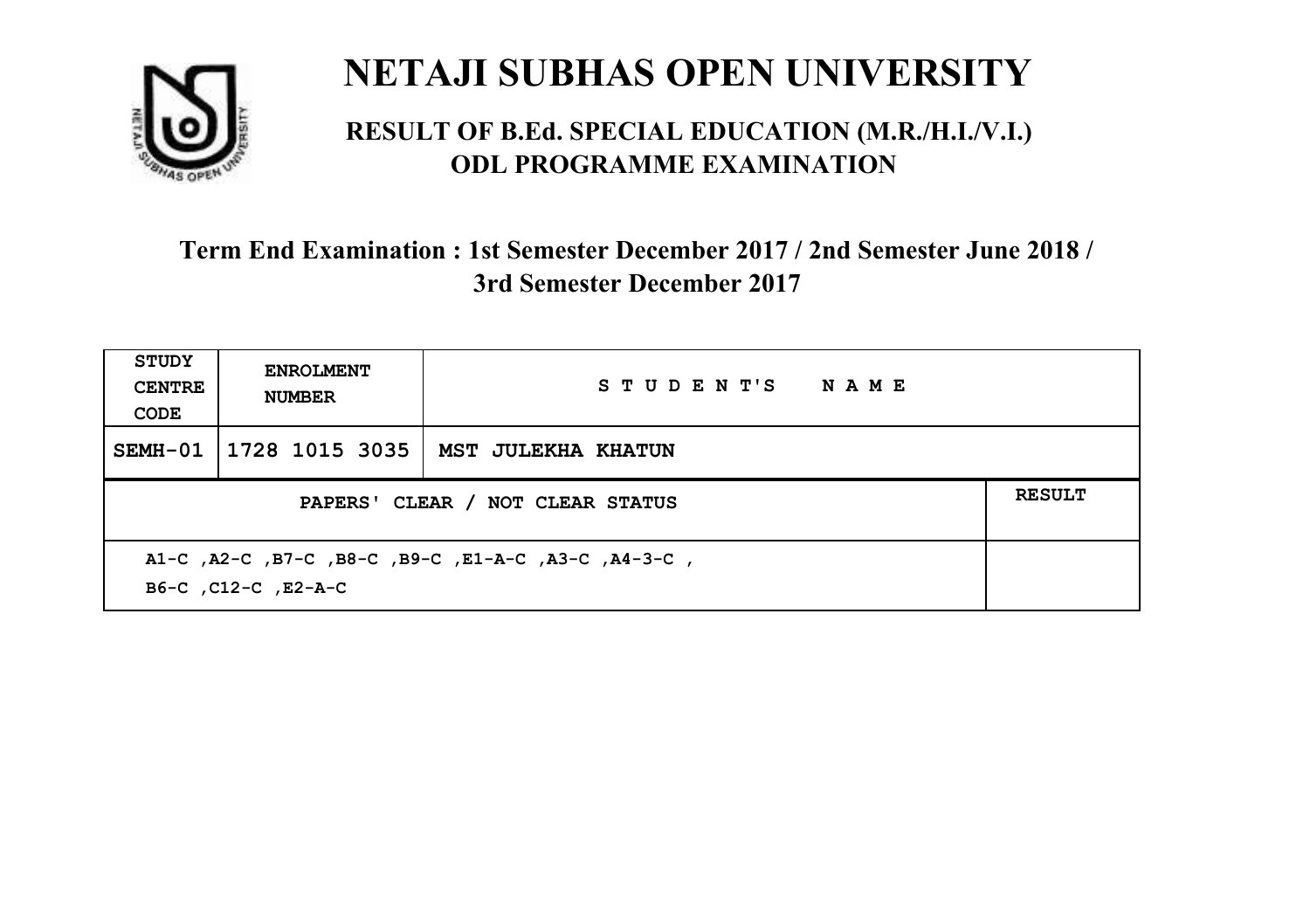# NETAJI SUBHAS OPEN UNIVERSITY

## RESULT OF B.Ed. SPECIAL EDUCATION (M.R./H.I./V.I.) ODL PROGRAMME EXAMINATION

### Term End Examination : 1st Semester December 2017 / 2nd Semester June 2018 / 3rd Semester December 2017

| STUDY CENTRE CODE | ENROLMENT NUMBER | STUDENT'S NAME | |
|---|---|---|---|
| SEMH-01 | 1728 1015 3035 | MST JULEKHA KHATUN | |
| PAPERS' CLEAR / NOT CLEAR STATUS | | | RESULT |
| A1-C ,A2-C ,B7-C ,B8-C ,B9-C ,E1-A-C ,A3-C ,A4-3-C , B6-C ,C12-C ,E2-A-C | | | |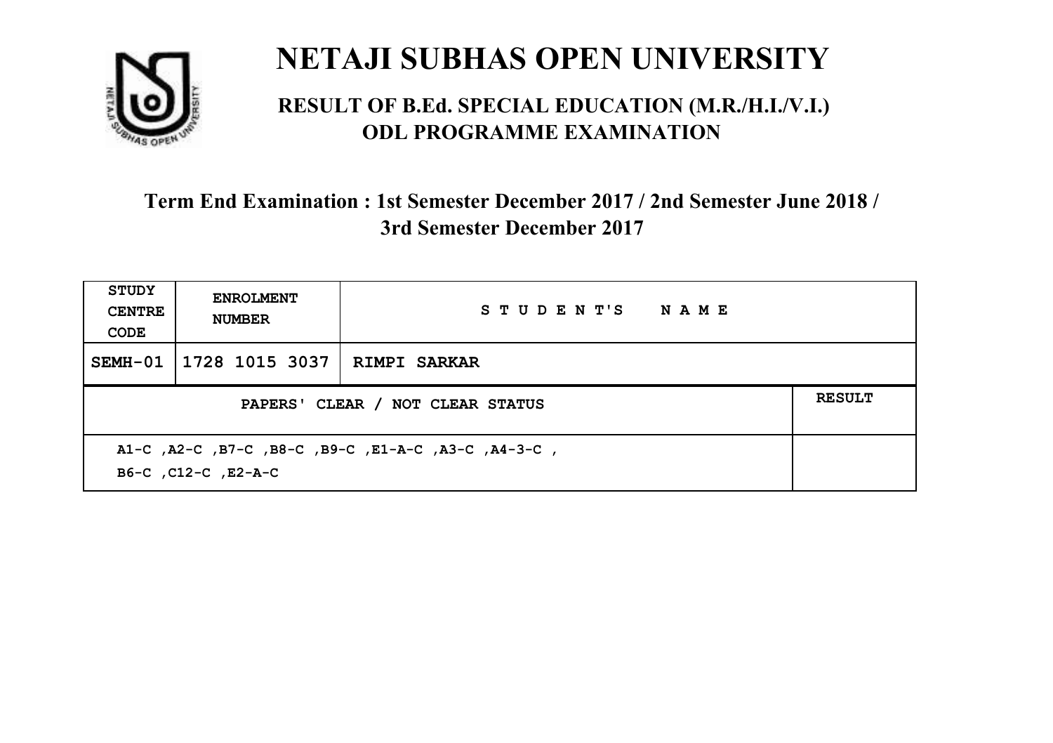# NETAJI SUBHAS OPEN UNIVERSITY

## RESULT OF B.Ed. SPECIAL EDUCATION (M.R./H.I./V.I.) ODL PROGRAMME EXAMINATION

### Term End Examination : 1st Semester December 2017 / 2nd Semester June 2018 / 3rd Semester December 2017

| STUDY CENTRE CODE | ENROLMENT NUMBER | STUDENT'S NAME | |
|---|---|---|---|
| SEMH-01 | 1728 1015 3037 | RIMPI SARKAR | |
| PAPERS' CLEAR / NOT CLEAR STATUS | | | RESULT |
| A1-C ,A2-C ,B7-C ,B8-C ,B9-C ,E1-A-C ,A3-C ,A4-3-C , B6-C ,C12-C ,E2-A-C | | | |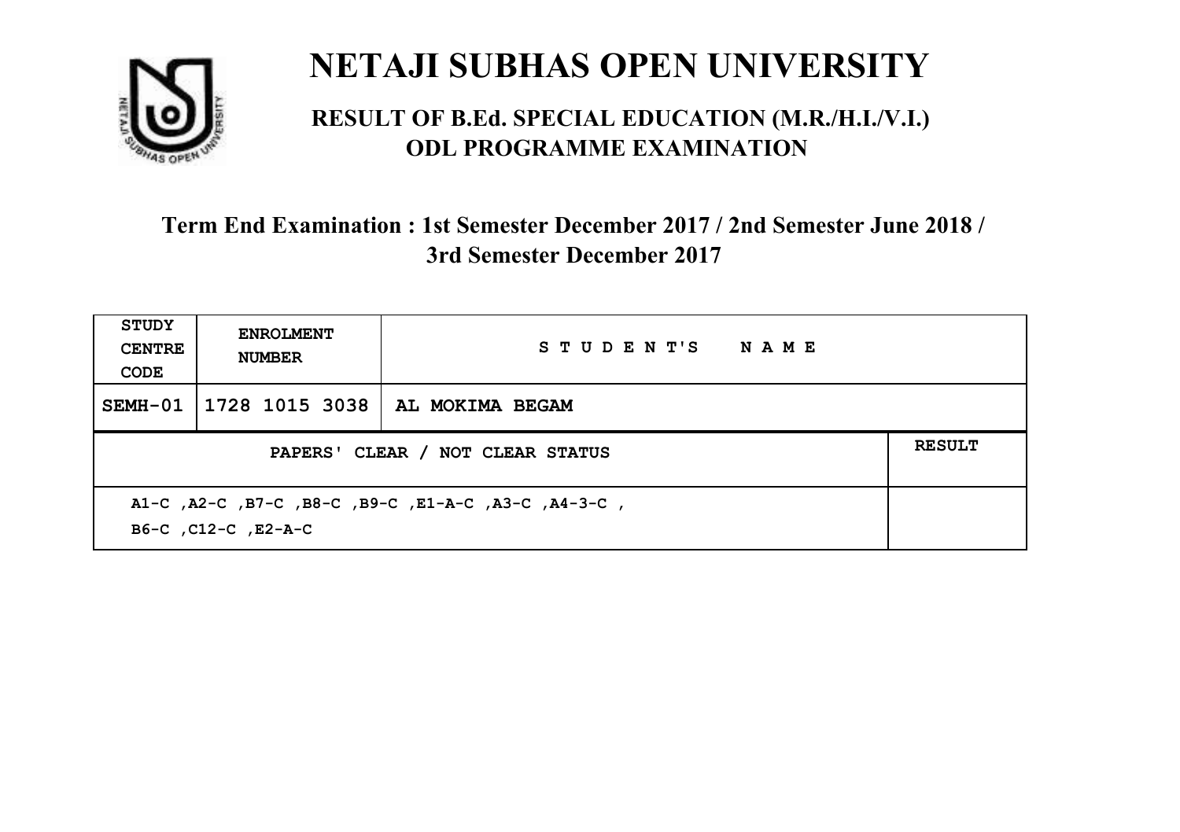# NETAJI SUBHAS OPEN UNIVERSITY

## RESULT OF B.Ed. SPECIAL EDUCATION (M.R./H.I./V.I.) ODL PROGRAMME EXAMINATION

### Term End Examination : 1st Semester December 2017 / 2nd Semester June 2018 / 3rd Semester December 2017

| STUDY CENTRE CODE | ENROLMENT NUMBER | STUDENT'S NAME | |
|---|---|---|---|
| SEMH-01 | 1728 1015 3038 | AL MOKIMA BEGAM | |
| PAPERS' CLEAR / NOT CLEAR STATUS | | | RESULT |
| A1-C ,A2-C ,B7-C ,B8-C ,B9-C ,E1-A-C ,A3-C ,A4-3-C , B6-C ,C12-C ,E2-A-C | | | |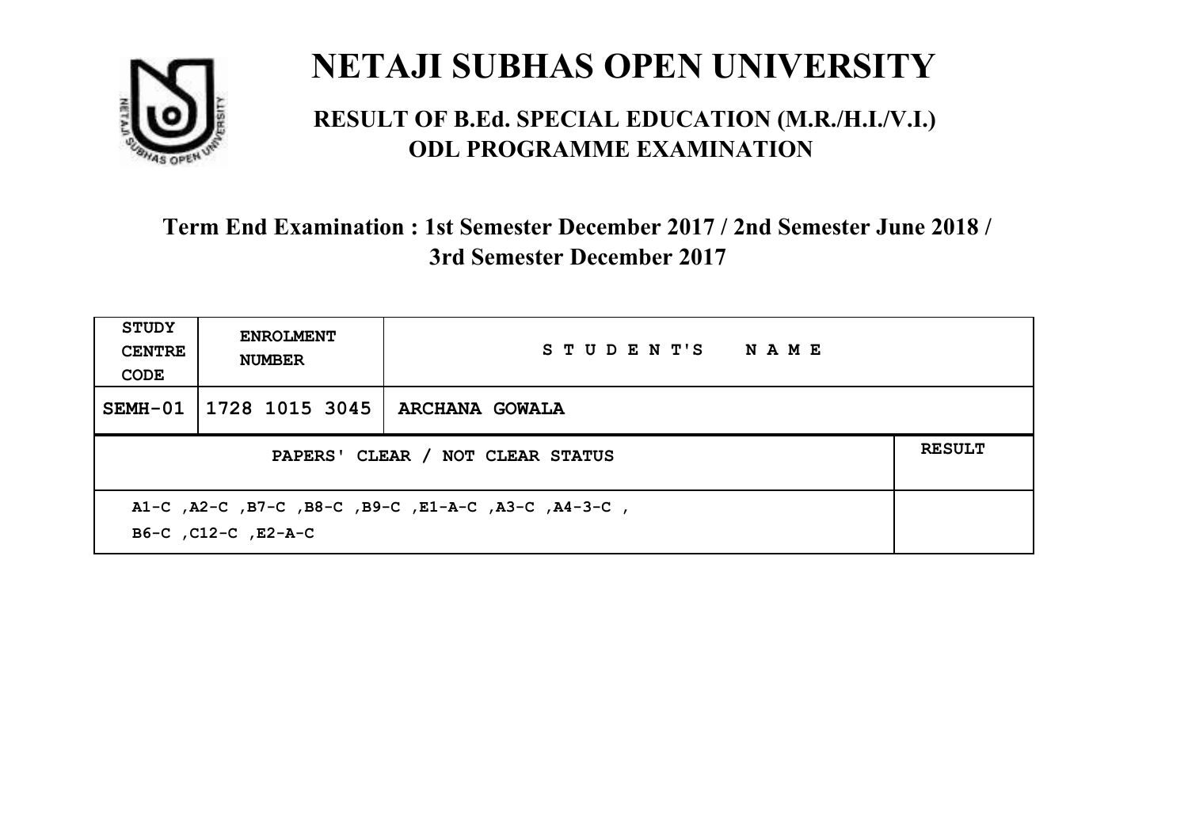# NETAJI SUBHAS OPEN UNIVERSITY

## RESULT OF B.Ed. SPECIAL EDUCATION (M.R./H.I./V.I.) ODL PROGRAMME EXAMINATION

### Term End Examination : 1st Semester December 2017 / 2nd Semester June 2018 / 3rd Semester December 2017

| STUDY CENTRE CODE | ENROLMENT NUMBER | STUDENT'S NAME | |
|---|---|---|---|
| SEMH-01 | 1728 1015 3045 | ARCHANA GOWALA | |
| PAPERS' CLEAR / NOT CLEAR STATUS | | | RESULT |
| A1-C ,A2-C ,B7-C ,B8-C ,B9-C ,E1-A-C ,A3-C ,A4-3-C , B6-C ,C12-C ,E2-A-C | | | |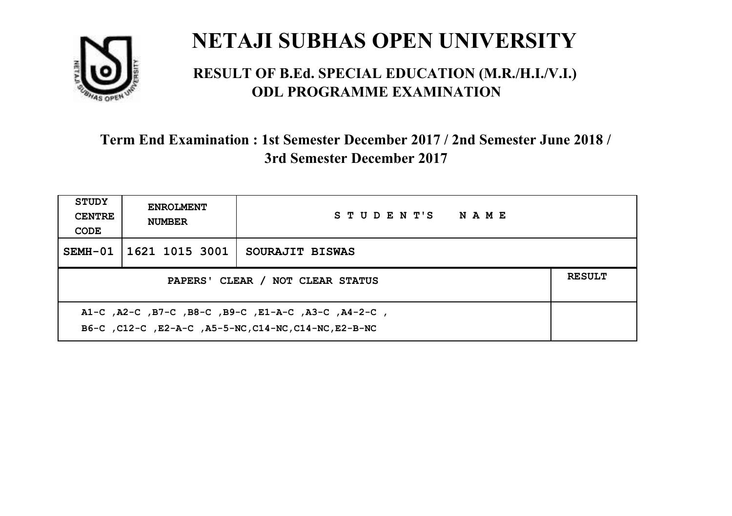# NETAJI SUBHAS OPEN UNIVERSITY

## RESULT OF B.Ed. SPECIAL EDUCATION (M.R./H.I./V.I.) ODL PROGRAMME EXAMINATION

### Term End Examination : 1st Semester December 2017 / 2nd Semester June 2018 / 3rd Semester December 2017

| STUDY CENTRE CODE | ENROLMENT NUMBER | STUDENT'S NAME | |
|---|---|---|---|
| SEMH-01 | 1621 1015 3001 | SOURAJIT BISWAS | |
| PAPERS' CLEAR / NOT CLEAR STATUS | | | RESULT |
| A1-C ,A2-C ,B7-C ,B8-C ,B9-C ,E1-A-C ,A3-C ,A4-2-C , B6-C ,C12-C ,E2-A-C ,A5-5-NC,C14-NC,C14-NC,E2-B-NC | | | |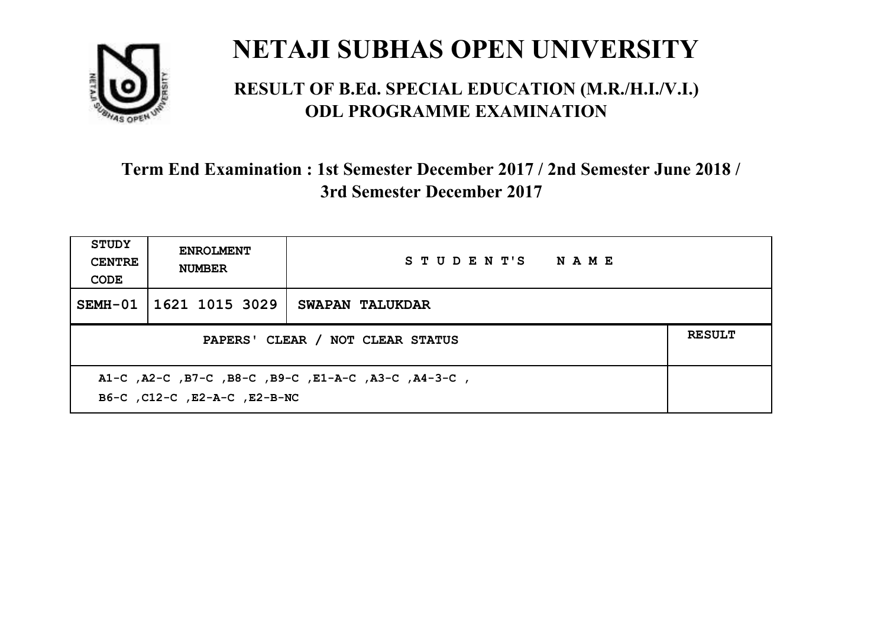# NETAJI SUBHAS OPEN UNIVERSITY

## RESULT OF B.Ed. SPECIAL EDUCATION (M.R./H.I./V.I.) ODL PROGRAMME EXAMINATION

### Term End Examination : 1st Semester December 2017 / 2nd Semester June 2018 / 3rd Semester December 2017

| STUDY CENTRE CODE | ENROLMENT NUMBER | STUDENT'S NAME | |
|---|---|---|---|
| SEMH-01 | 1621 1015 3029 | SWAPAN TALUKDAR | |
| PAPERS' CLEAR / NOT CLEAR STATUS | | | RESULT |
| A1-C ,A2-C ,B7-C ,B8-C ,B9-C ,E1-A-C ,A3-C ,A4-3-C , B6-C ,C12-C ,E2-A-C ,E2-B-NC | | | |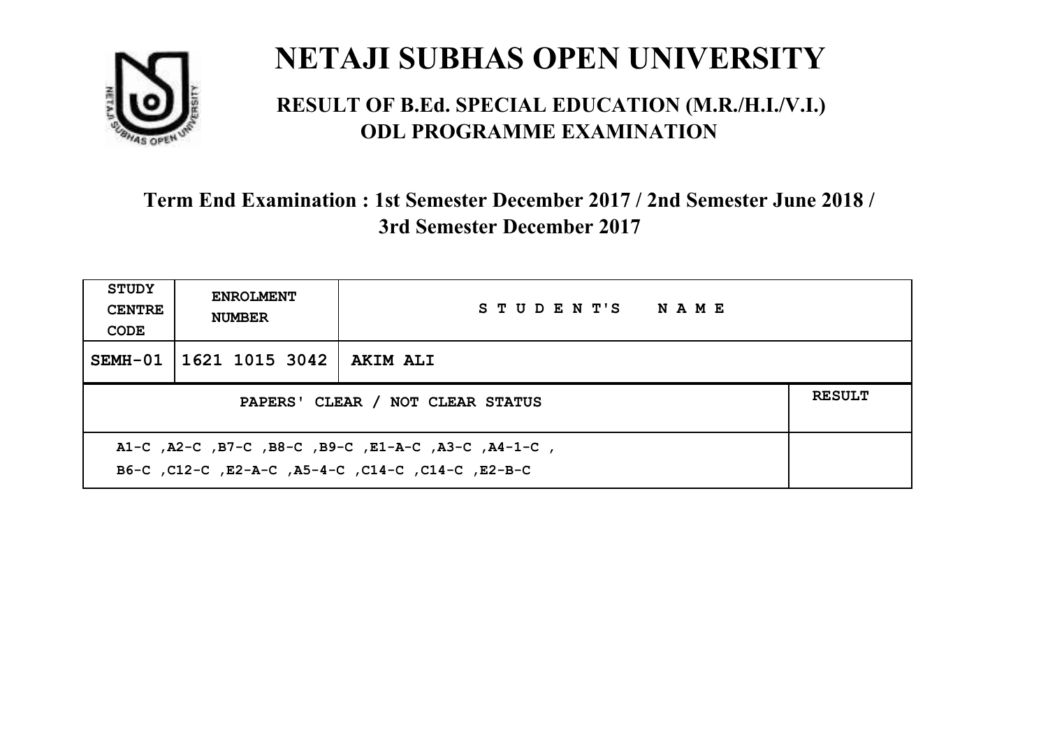# NETAJI SUBHAS OPEN UNIVERSITY

## RESULT OF B.Ed. SPECIAL EDUCATION (M.R./H.I./V.I.) ODL PROGRAMME EXAMINATION

### Term End Examination : 1st Semester December 2017 / 2nd Semester June 2018 / 3rd Semester December 2017

| STUDY CENTRE CODE | ENROLMENT NUMBER | STUDENT'S NAME | |
|---|---|---|---|
| SEMH-01 | 1621 1015 3042 | AKIM ALI | |
| PAPERS' CLEAR / NOT CLEAR STATUS | | | RESULT |
| A1-C ,A2-C ,B7-C ,B8-C ,B9-C ,E1-A-C ,A3-C ,A4-1-C , B6-C ,C12-C ,E2-A-C ,A5-4-C ,C14-C ,C14-C ,E2-B-C | | | |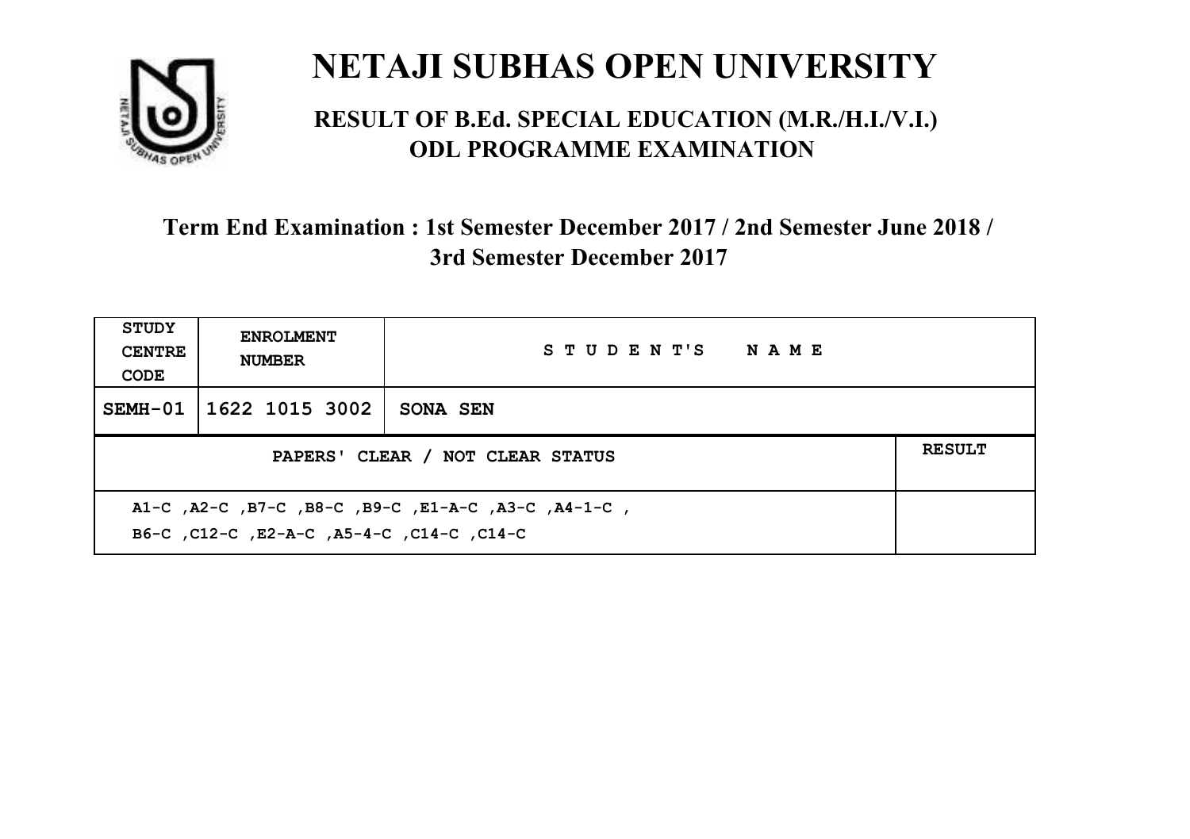# NETAJI SUBHAS OPEN UNIVERSITY

## RESULT OF B.Ed. SPECIAL EDUCATION (M.R./H.I./V.I.) ODL PROGRAMME EXAMINATION

### Term End Examination : 1st Semester December 2017 / 2nd Semester June 2018 / 3rd Semester December 2017

| STUDY CENTRE CODE | ENROLMENT NUMBER | STUDENT'S NAME | |
|---|---|---|---|
| SEMH-01 | 1622 1015 3002 | SONA SEN | |
| PAPERS' CLEAR / NOT CLEAR STATUS | | | RESULT |
| A1-C ,A2-C ,B7-C ,B8-C ,B9-C ,E1-A-C ,A3-C ,A4-1-C , B6-C ,C12-C ,E2-A-C ,A5-4-C ,C14-C ,C14-C | | | |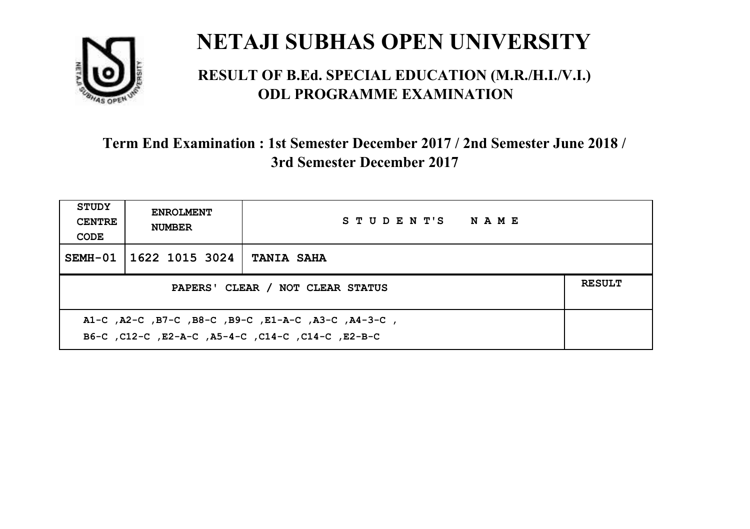# NETAJI SUBHAS OPEN UNIVERSITY

## RESULT OF B.Ed. SPECIAL EDUCATION (M.R./H.I./V.I.) ODL PROGRAMME EXAMINATION

### Term End Examination : 1st Semester December 2017 / 2nd Semester June 2018 / 3rd Semester December 2017

| STUDY CENTRE CODE | ENROLMENT NUMBER | STUDENT'S NAME | |
|---|---|---|---|
| SEMH-01 | 1622 1015 3024 | TANIA SAHA | |
| PAPERS' CLEAR / NOT CLEAR STATUS | | | RESULT |
| A1-C ,A2-C ,B7-C ,B8-C ,B9-C ,E1-A-C ,A3-C ,A4-3-C , B6-C ,C12-C ,E2-A-C ,A5-4-C ,C14-C ,C14-C ,E2-B-C | | | |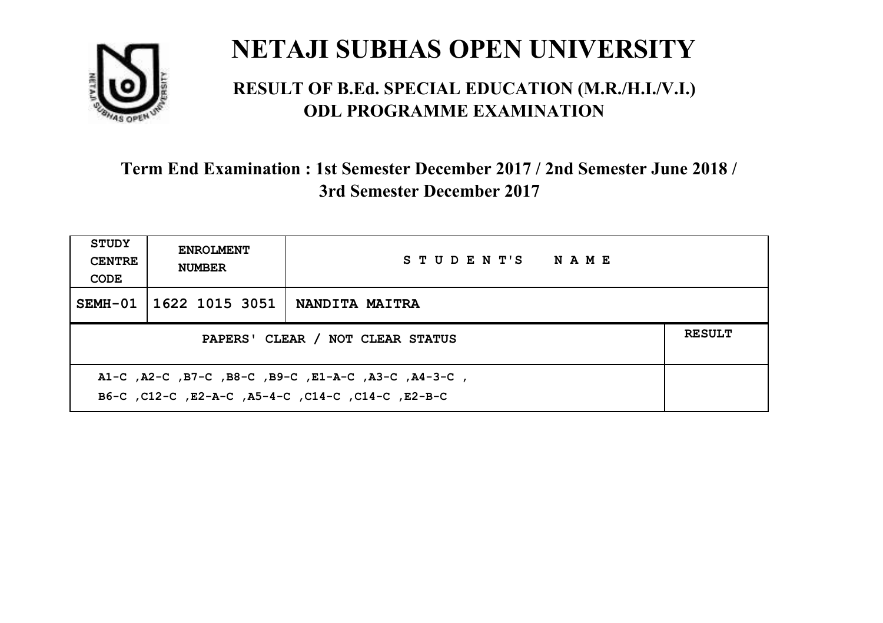# NETAJI SUBHAS OPEN UNIVERSITY

## RESULT OF B.Ed. SPECIAL EDUCATION (M.R./H.I./V.I.) ODL PROGRAMME EXAMINATION

### Term End Examination : 1st Semester December 2017 / 2nd Semester June 2018 / 3rd Semester December 2017

| STUDY CENTRE CODE | ENROLMENT NUMBER | STUDENT'S NAME | |
|---|---|---|---|
| SEMH-01 | 1622 1015 3051 | NANDITA MAITRA | |
| PAPERS' CLEAR / NOT CLEAR STATUS | | | RESULT |
| A1-C ,A2-C ,B7-C ,B8-C ,B9-C ,E1-A-C ,A3-C ,A4-3-C , B6-C ,C12-C ,E2-A-C ,A5-4-C ,C14-C ,C14-C ,E2-B-C | | | |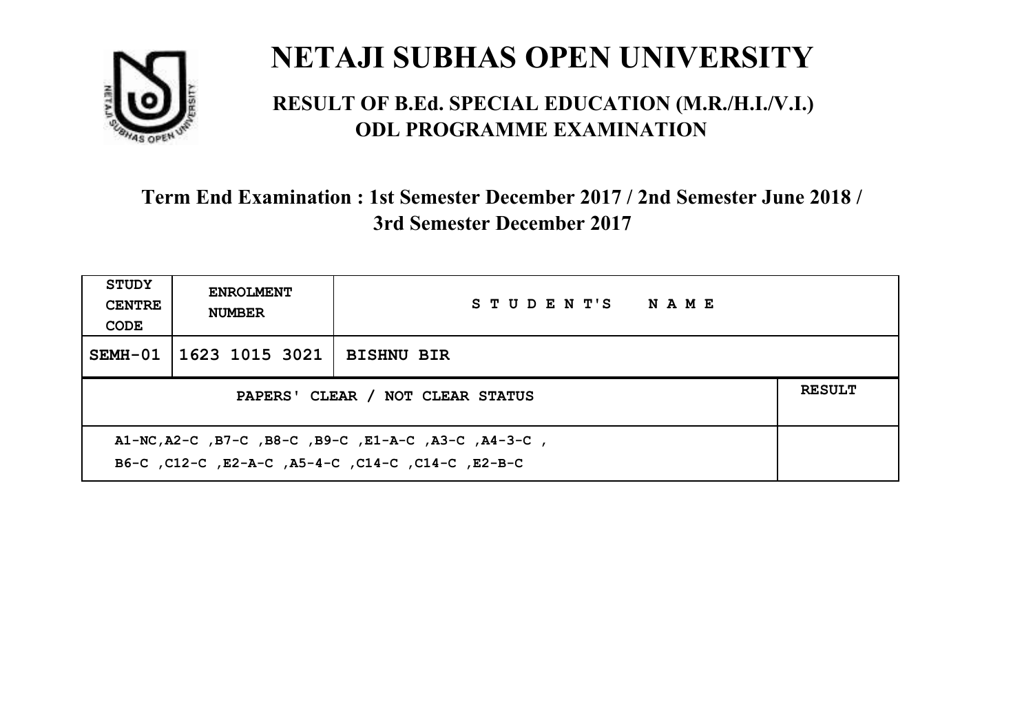# NETAJI SUBHAS OPEN UNIVERSITY

## RESULT OF B.Ed. SPECIAL EDUCATION (M.R./H.I./V.I.) ODL PROGRAMME EXAMINATION

### Term End Examination : 1st Semester December 2017 / 2nd Semester June 2018 / 3rd Semester December 2017

| STUDY CENTRE CODE | ENROLMENT NUMBER | STUDENT'S NAME | |
|---|---|---|---|
| SEMH-01 | 1623 1015 3021 | BISHNU BIR | |
| PAPERS' CLEAR / NOT CLEAR STATUS | | | RESULT |
| A1-NC,A2-C ,B7-C ,B8-C ,B9-C ,E1-A-C ,A3-C ,A4-3-C , B6-C ,C12-C ,E2-A-C ,A5-4-C ,C14-C ,C14-C ,E2-B-C | | | |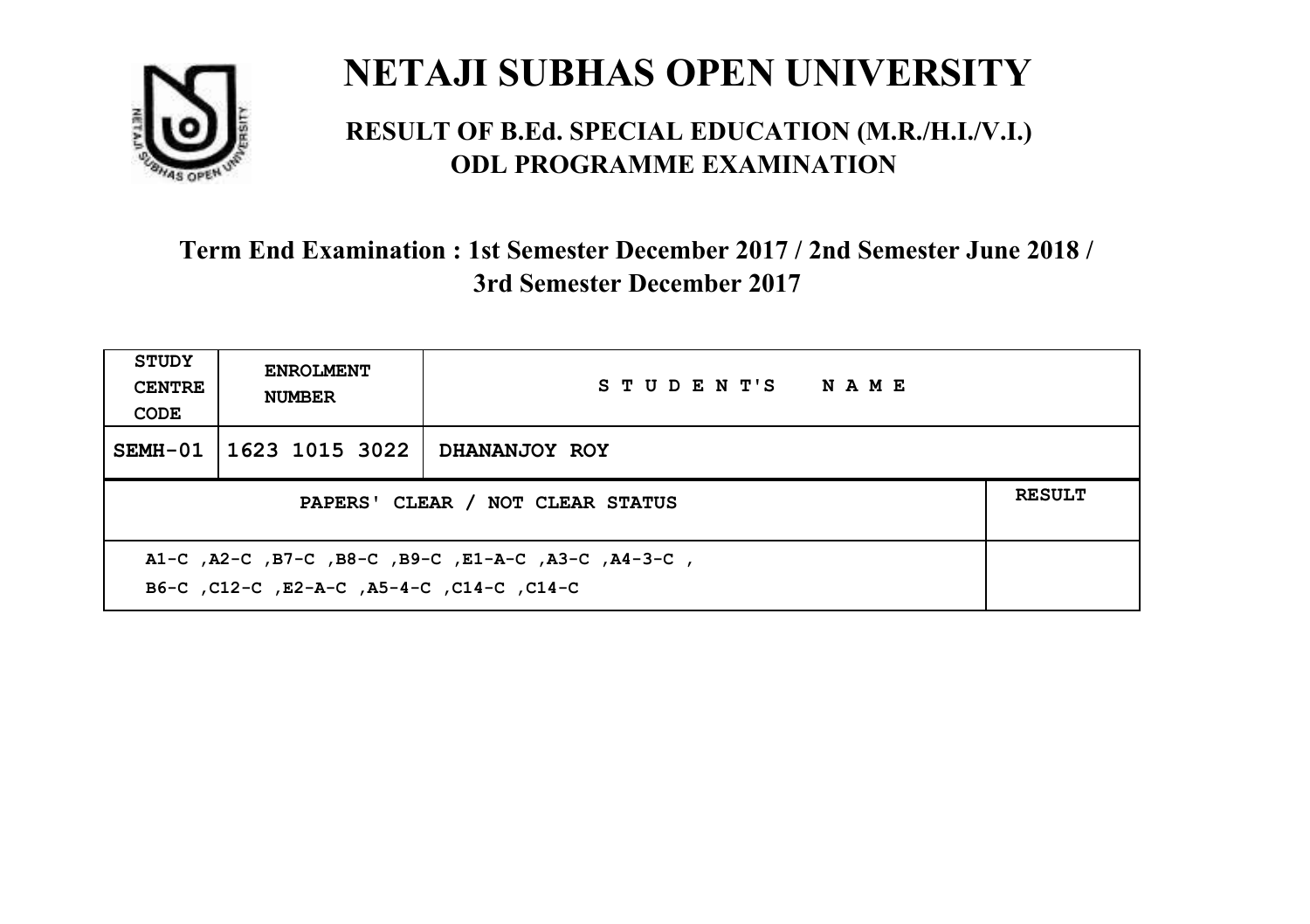# NETAJI SUBHAS OPEN UNIVERSITY

## RESULT OF B.Ed. SPECIAL EDUCATION (M.R./H.I./V.I.) ODL PROGRAMME EXAMINATION

### Term End Examination : 1st Semester December 2017 / 2nd Semester June 2018 / 3rd Semester December 2017

| STUDY CENTRE CODE | ENROLMENT NUMBER | STUDENT'S NAME | |
|---|---|---|---|
| SEMH-01 | 1623 1015 3022 | DHANANJOY ROY | |
| PAPERS' CLEAR / NOT CLEAR STATUS | | | RESULT |
| A1-C ,A2-C ,B7-C ,B8-C ,B9-C ,E1-A-C ,A3-C ,A4-3-C , B6-C ,C12-C ,E2-A-C ,A5-4-C ,C14-C ,C14-C | | | |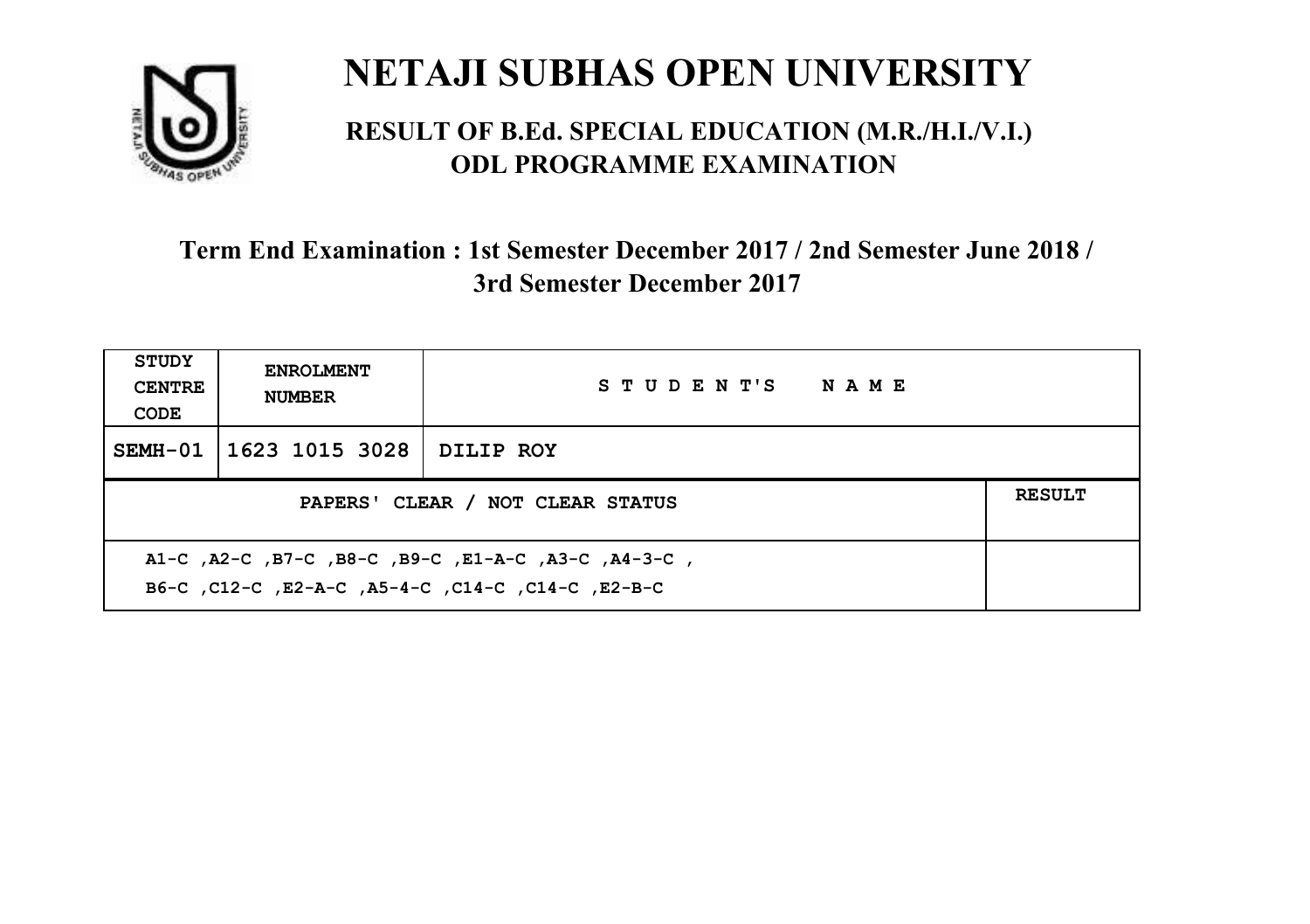# NETAJI SUBHAS OPEN UNIVERSITY

## RESULT OF B.Ed. SPECIAL EDUCATION (M.R./H.I./V.I.) ODL PROGRAMME EXAMINATION

### Term End Examination : 1st Semester December 2017 / 2nd Semester June 2018 / 3rd Semester December 2017

| STUDY CENTRE CODE | ENROLMENT NUMBER | STUDENT'S NAME | |
|---|---|---|---|
| SEMH-01 | 1623 1015 3028 | DILIP ROY | |
| PAPERS' CLEAR / NOT CLEAR STATUS | | | RESULT |
| A1-C ,A2-C ,B7-C ,B8-C ,B9-C ,E1-A-C ,A3-C ,A4-3-C , B6-C ,C12-C ,E2-A-C ,A5-4-C ,C14-C ,C14-C ,E2-B-C | | | |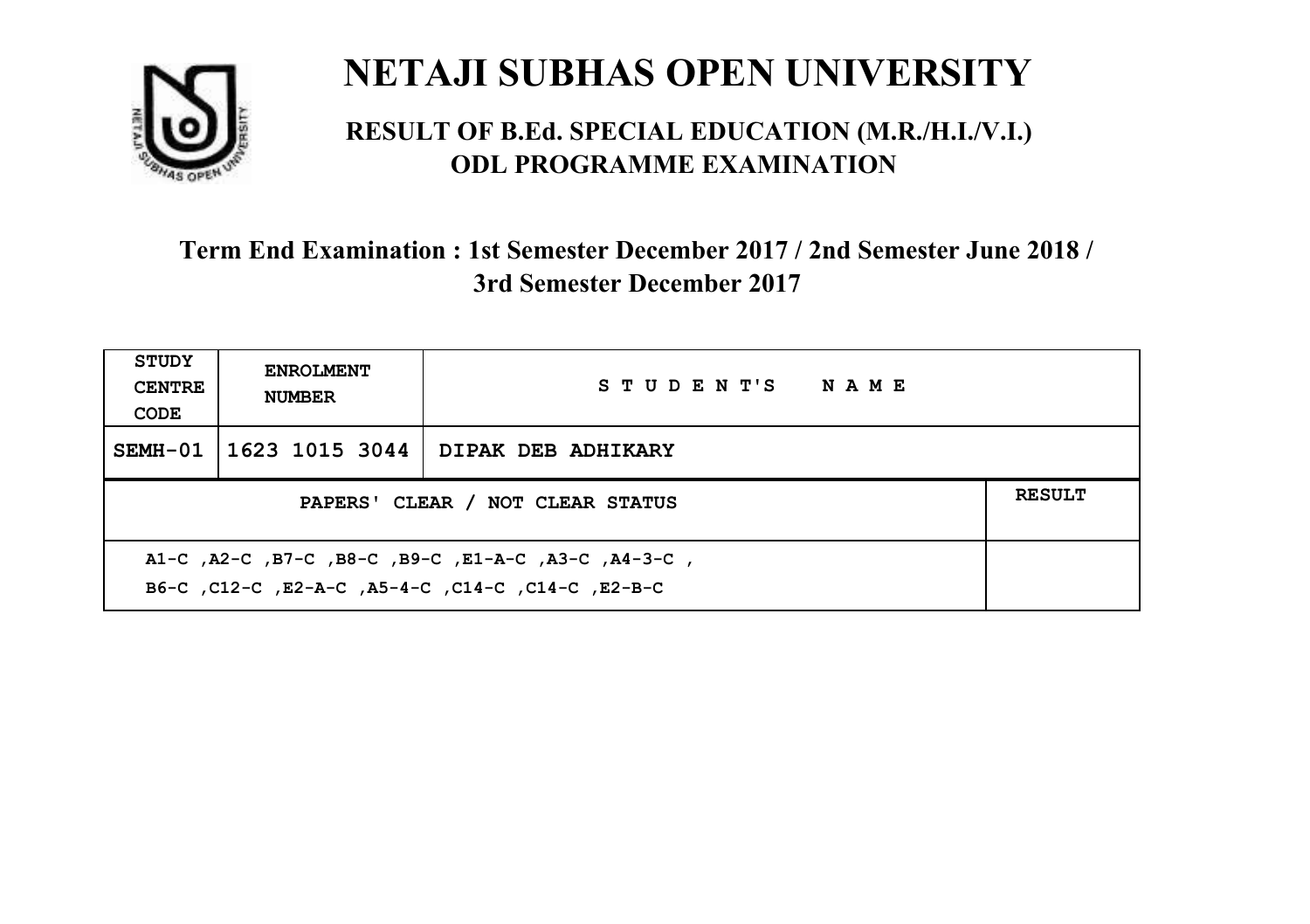# NETAJI SUBHAS OPEN UNIVERSITY

## RESULT OF B.Ed. SPECIAL EDUCATION (M.R./H.I./V.I.) ODL PROGRAMME EXAMINATION

### Term End Examination : 1st Semester December 2017 / 2nd Semester June 2018 / 3rd Semester December 2017

| STUDY CENTRE CODE | ENROLMENT NUMBER | STUDENT'S NAME | |
|---|---|---|---|
| SEMH-01 | 1623 1015 3044 | DIPAK DEB ADHIKARY | |
| PAPERS' CLEAR / NOT CLEAR STATUS | | | RESULT |
| A1-C ,A2-C ,B7-C ,B8-C ,B9-C ,E1-A-C ,A3-C ,A4-3-C , B6-C ,C12-C ,E2-A-C ,A5-4-C ,C14-C ,C14-C ,E2-B-C | | | |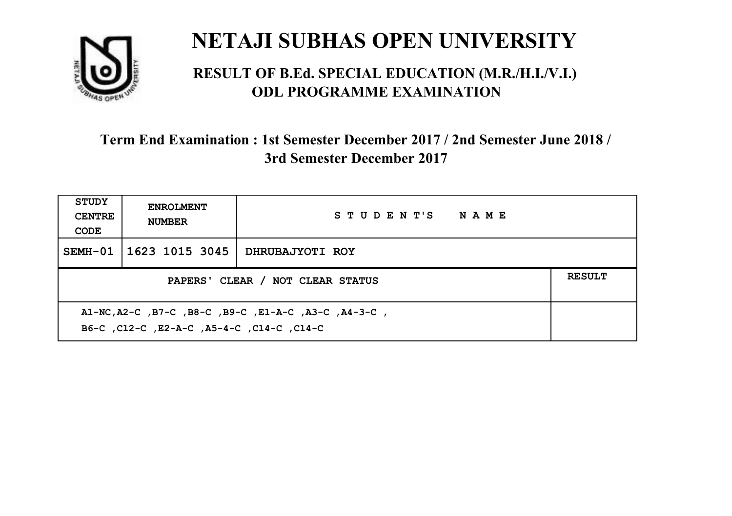# NETAJI SUBHAS OPEN UNIVERSITY

## RESULT OF B.Ed. SPECIAL EDUCATION (M.R./H.I./V.I.) ODL PROGRAMME EXAMINATION

### Term End Examination : 1st Semester December 2017 / 2nd Semester June 2018 / 3rd Semester December 2017

| STUDY CENTRE CODE | ENROLMENT NUMBER | STUDENT'S NAME | |
|---|---|---|---|
| SEMH-01 | 1623 1015 3045 | DHRUBAJYOTI ROY | |
| PAPERS' CLEAR / NOT CLEAR STATUS | | | RESULT |
| A1-NC,A2-C ,B7-C ,B8-C ,B9-C ,E1-A-C ,A3-C ,A4-3-C , B6-C ,C12-C ,E2-A-C ,A5-4-C ,C14-C ,C14-C | | | |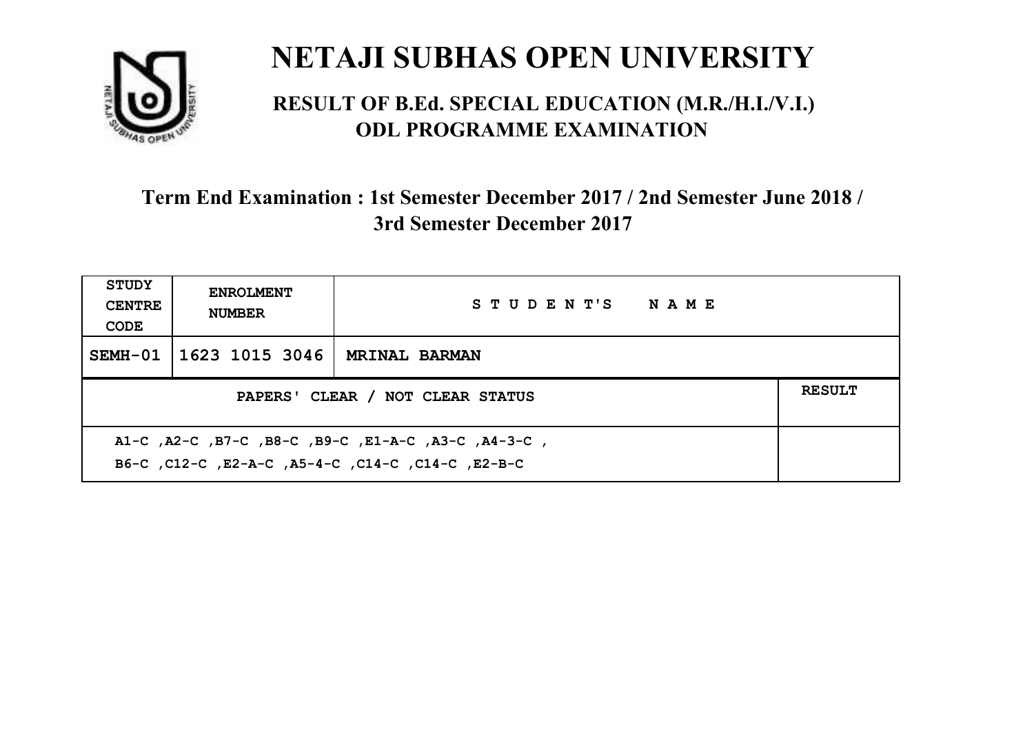# NETAJI SUBHAS OPEN UNIVERSITY

## RESULT OF B.Ed. SPECIAL EDUCATION (M.R./H.I./V.I.) ODL PROGRAMME EXAMINATION

### Term End Examination : 1st Semester December 2017 / 2nd Semester June 2018 / 3rd Semester December 2017

| STUDY CENTRE CODE | ENROLMENT NUMBER | STUDENT'S NAME | |
|---|---|---|---|
| SEMH-01 | 1623 1015 3046 | MRINAL BARMAN | |
| PAPERS' CLEAR / NOT CLEAR STATUS | | | RESULT |
| A1-C ,A2-C ,B7-C ,B8-C ,B9-C ,E1-A-C ,A3-C ,A4-3-C , B6-C ,C12-C ,E2-A-C ,A5-4-C ,C14-C ,C14-C ,E2-B-C | | | |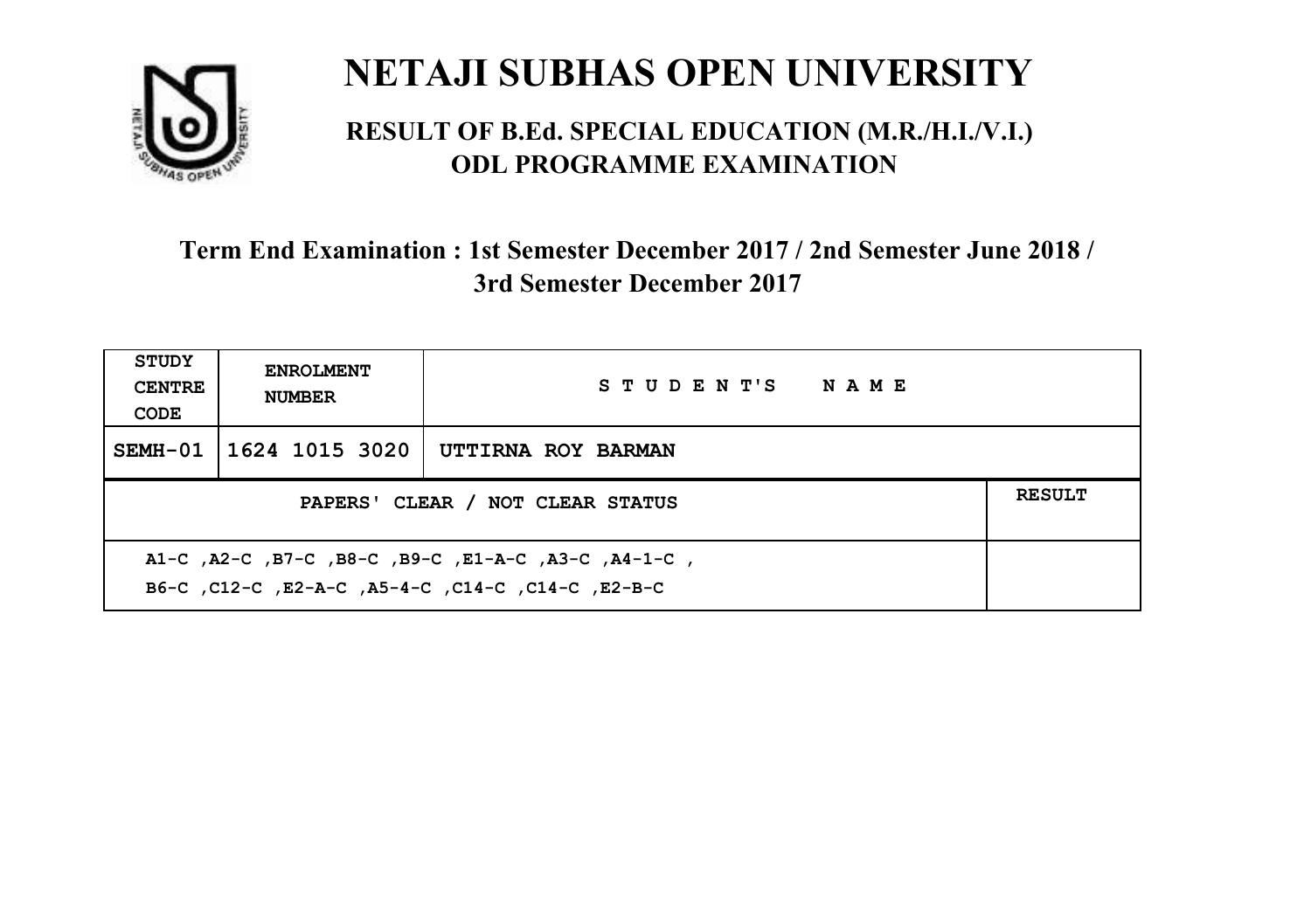# NETAJI SUBHAS OPEN UNIVERSITY

## RESULT OF B.Ed. SPECIAL EDUCATION (M.R./H.I./V.I.) ODL PROGRAMME EXAMINATION

### Term End Examination : 1st Semester December 2017 / 2nd Semester June 2018 / 3rd Semester December 2017

| STUDY CENTRE CODE | ENROLMENT NUMBER | STUDENT'S NAME | |
|---|---|---|---|
| SEMH-01 | 1624 1015 3020 | UTTIRNA ROY BARMAN | |
| PAPERS' CLEAR / NOT CLEAR STATUS | | | RESULT |
| A1-C ,A2-C ,B7-C ,B8-C ,B9-C ,E1-A-C ,A3-C ,A4-1-C , B6-C ,C12-C ,E2-A-C ,A5-4-C ,C14-C ,C14-C ,E2-B-C | | | |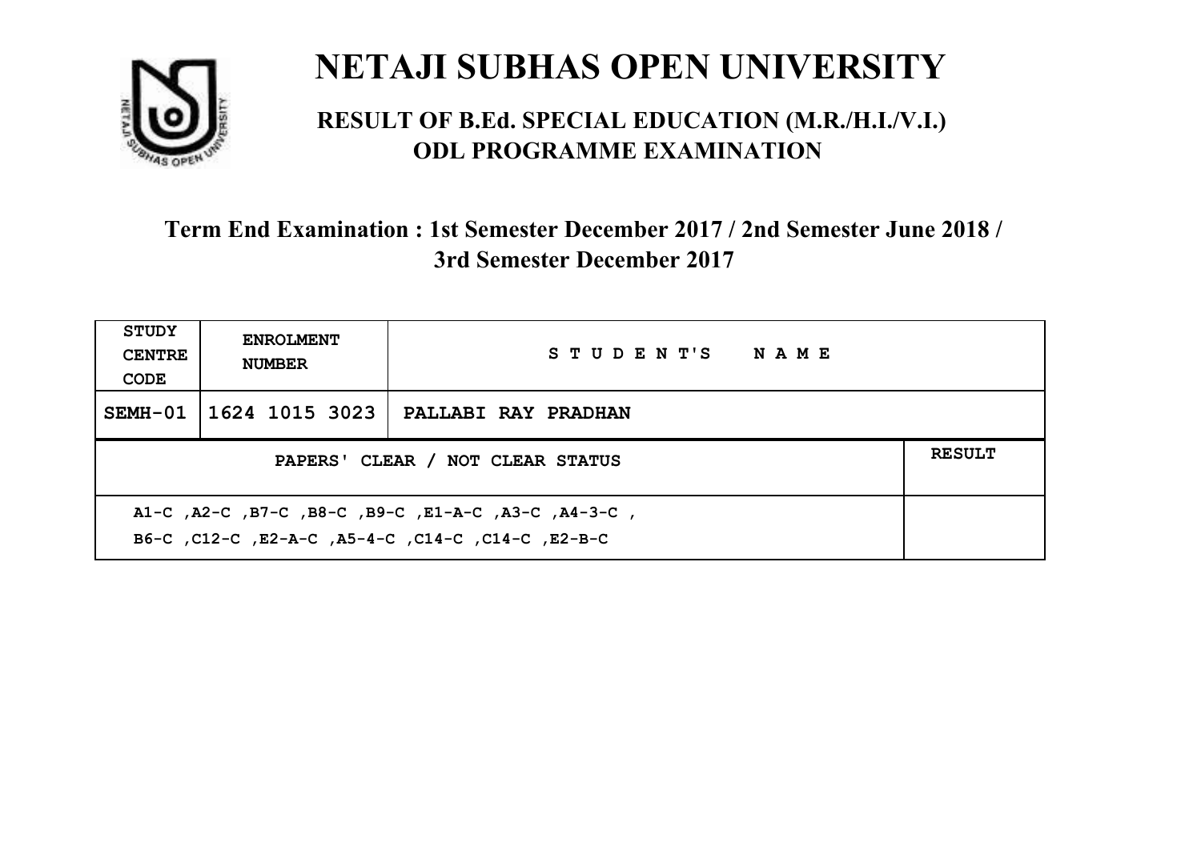# NETAJI SUBHAS OPEN UNIVERSITY

## RESULT OF B.Ed. SPECIAL EDUCATION (M.R./H.I./V.I.) ODL PROGRAMME EXAMINATION

### Term End Examination : 1st Semester December 2017 / 2nd Semester June 2018 / 3rd Semester December 2017

| STUDY CENTRE CODE | ENROLMENT NUMBER | STUDENT'S NAME | |
|---|---|---|---|
| SEMH-01 | 1624 1015 3023 | PALLABI RAY PRADHAN | |
| PAPERS' CLEAR / NOT CLEAR STATUS | | | RESULT |
| A1-C ,A2-C ,B7-C ,B8-C ,B9-C ,E1-A-C ,A3-C ,A4-3-C , B6-C ,C12-C ,E2-A-C ,A5-4-C ,C14-C ,C14-C ,E2-B-C | | | |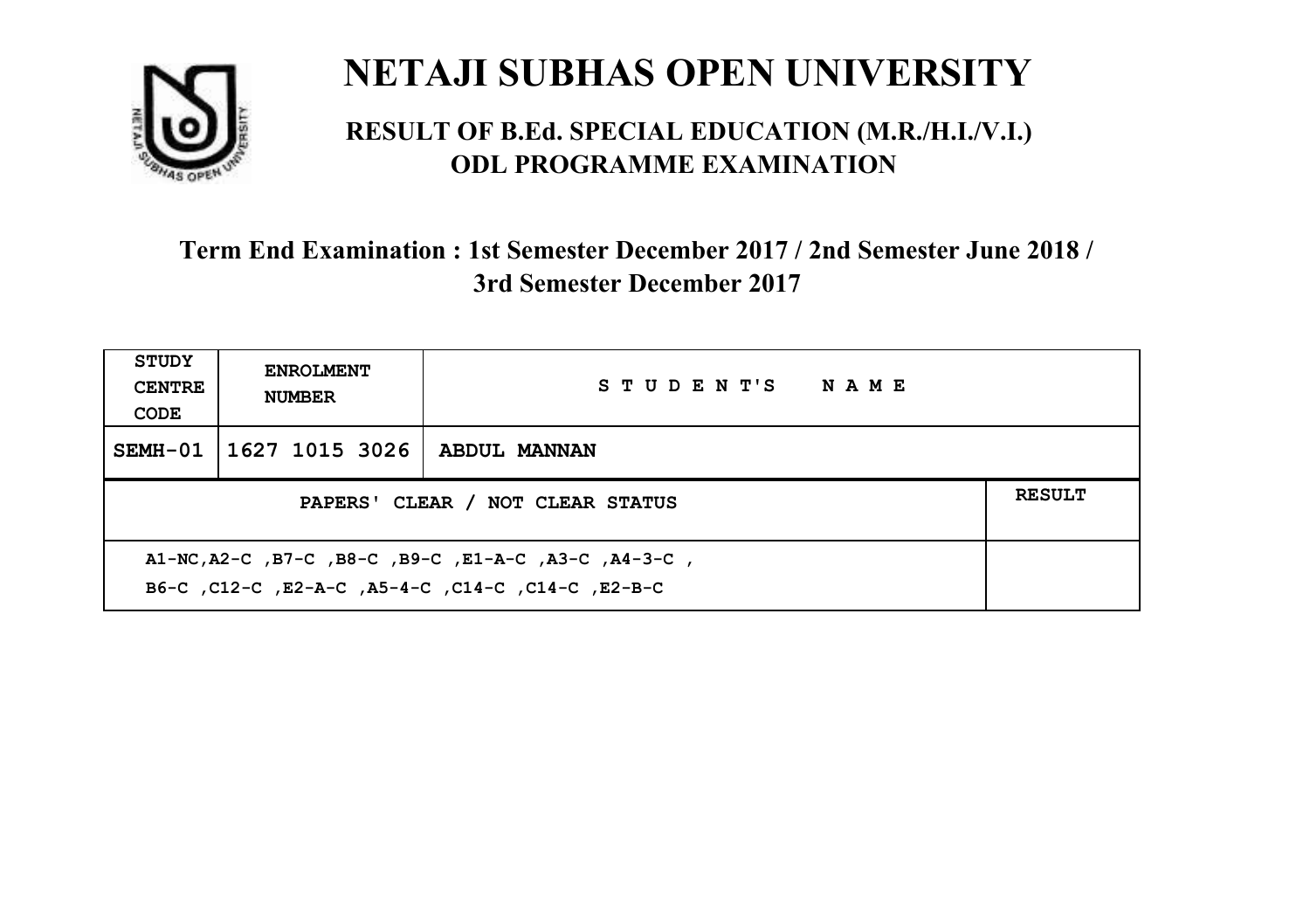# NETAJI SUBHAS OPEN UNIVERSITY

## RESULT OF B.Ed. SPECIAL EDUCATION (M.R./H.I./V.I.) ODL PROGRAMME EXAMINATION

### Term End Examination : 1st Semester December 2017 / 2nd Semester June 2018 / 3rd Semester December 2017

| STUDY CENTRE CODE | ENROLMENT NUMBER | STUDENT'S NAME | |
|---|---|---|---|
| SEMH-01 | 1627 1015 3026 | ABDUL MANNAN | |
| PAPERS' CLEAR / NOT CLEAR STATUS | | | RESULT |
| A1-NC,A2-C ,B7-C ,B8-C ,B9-C ,E1-A-C ,A3-C ,A4-3-C , B6-C ,C12-C ,E2-A-C ,A5-4-C ,C14-C ,C14-C ,E2-B-C | | | |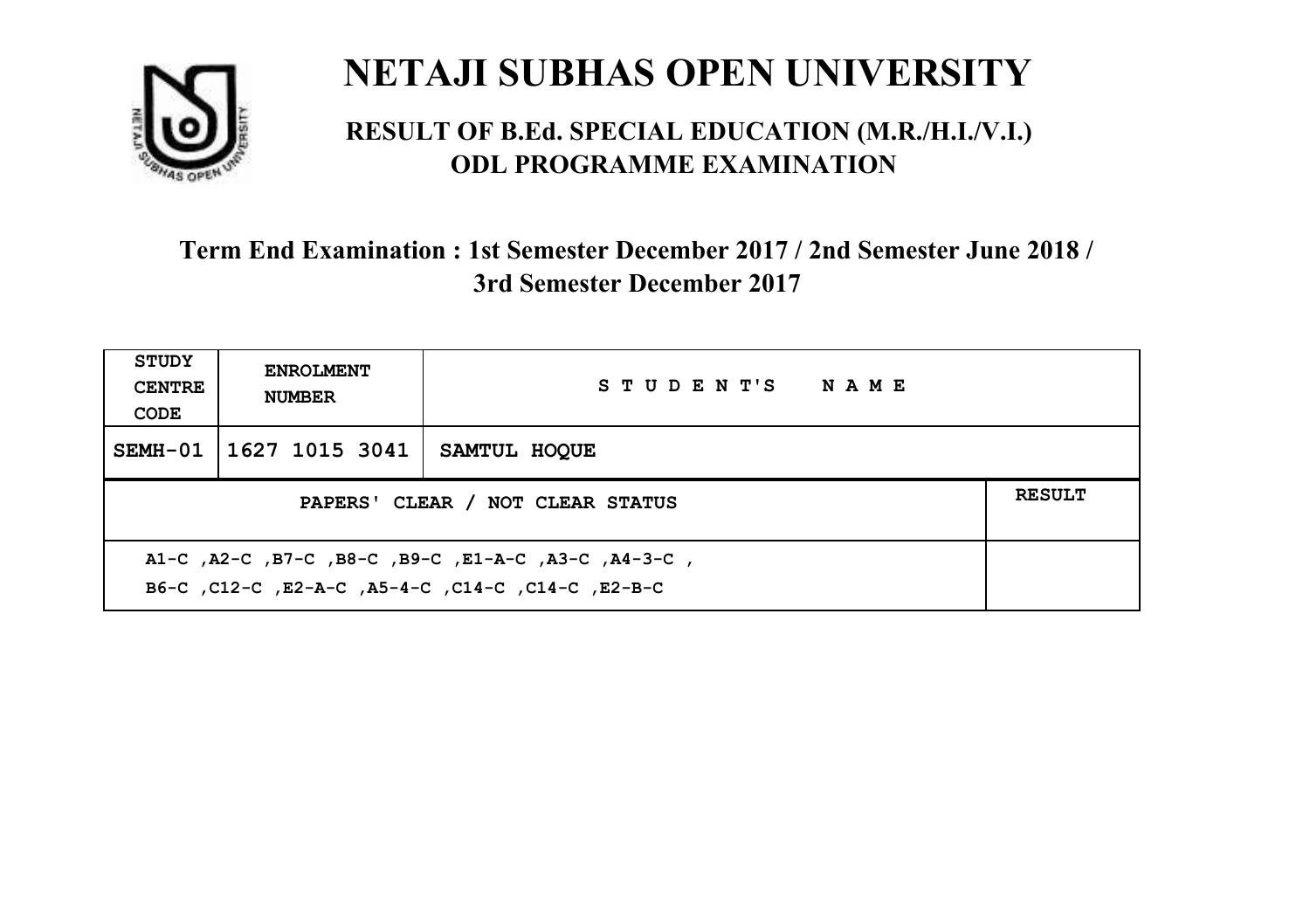# NETAJI SUBHAS OPEN UNIVERSITY

## RESULT OF B.Ed. SPECIAL EDUCATION (M.R./H.I./V.I.) ODL PROGRAMME EXAMINATION

### Term End Examination : 1st Semester December 2017 / 2nd Semester June 2018 / 3rd Semester December 2017

| STUDY CENTRE CODE | ENROLMENT NUMBER | STUDENT'S NAME | |
|---|---|---|---|
| SEMH-01 | 1627 1015 3041 | SAMTUL HOQUE | |
| PAPERS' CLEAR / NOT CLEAR STATUS | | | RESULT |
| A1-C ,A2-C ,B7-C ,B8-C ,B9-C ,E1-A-C ,A3-C ,A4-3-C , B6-C ,C12-C ,E2-A-C ,A5-4-C ,C14-C ,C14-C ,E2-B-C | | | |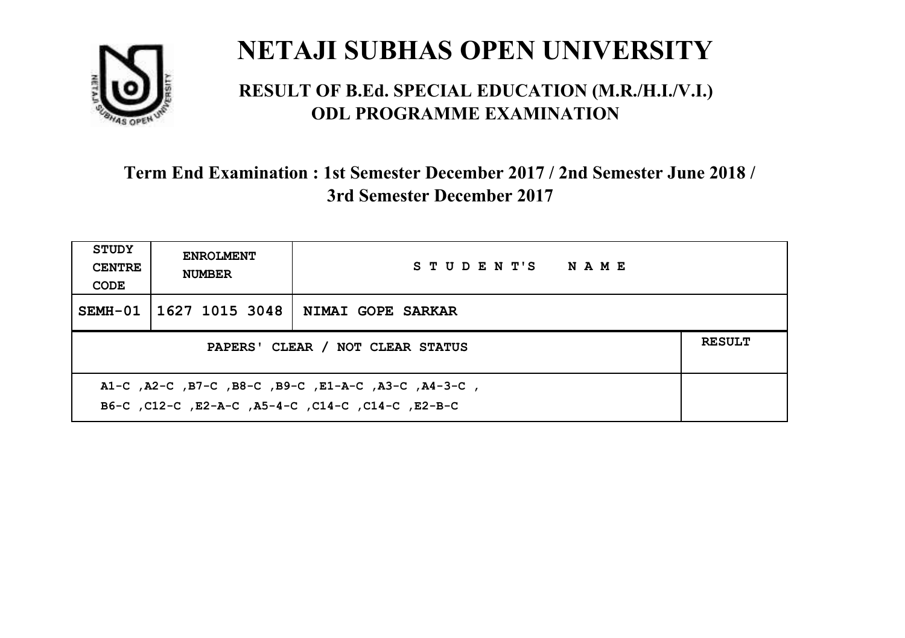# NETAJI SUBHAS OPEN UNIVERSITY

## RESULT OF B.Ed. SPECIAL EDUCATION (M.R./H.I./V.I.) ODL PROGRAMME EXAMINATION

### Term End Examination : 1st Semester December 2017 / 2nd Semester June 2018 / 3rd Semester December 2017

| STUDY CENTRE CODE | ENROLMENT NUMBER | STUDENT'S NAME | |
|---|---|---|---|
| SEMH-01 | 1627 1015 3048 | NIMAI GOPE SARKAR | |
| PAPERS' CLEAR / NOT CLEAR STATUS | | | RESULT |
| A1-C ,A2-C ,B7-C ,B8-C ,B9-C ,E1-A-C ,A3-C ,A4-3-C ,<br>B6-C ,C12-C ,E2-A-C ,A5-4-C ,C14-C ,C14-C ,E2-B-C | | | |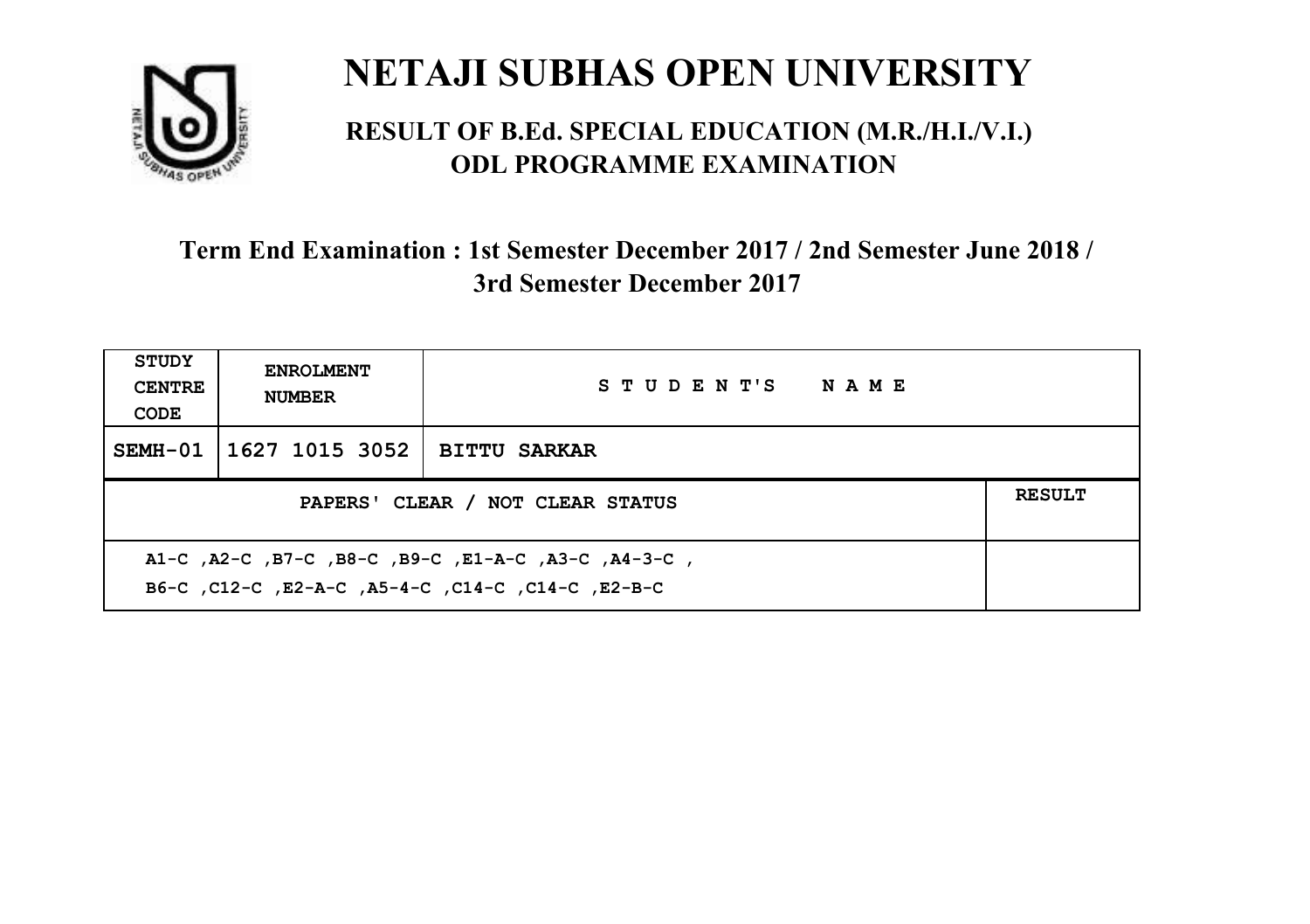# NETAJI SUBHAS OPEN UNIVERSITY

## RESULT OF B.Ed. SPECIAL EDUCATION (M.R./H.I./V.I.) ODL PROGRAMME EXAMINATION

### Term End Examination : 1st Semester December 2017 / 2nd Semester June 2018 / 3rd Semester December 2017

| STUDY CENTRE CODE | ENROLMENT NUMBER | STUDENT'S NAME | |
|---|---|---|---|
| SEMH-01 | 1627 1015 3052 | BITTU SARKAR | |
| PAPERS' CLEAR / NOT CLEAR STATUS | | | RESULT |
| A1-C ,A2-C ,B7-C ,B8-C ,B9-C ,E1-A-C ,A3-C ,A4-3-C , B6-C ,C12-C ,E2-A-C ,A5-4-C ,C14-C ,C14-C ,E2-B-C | | | |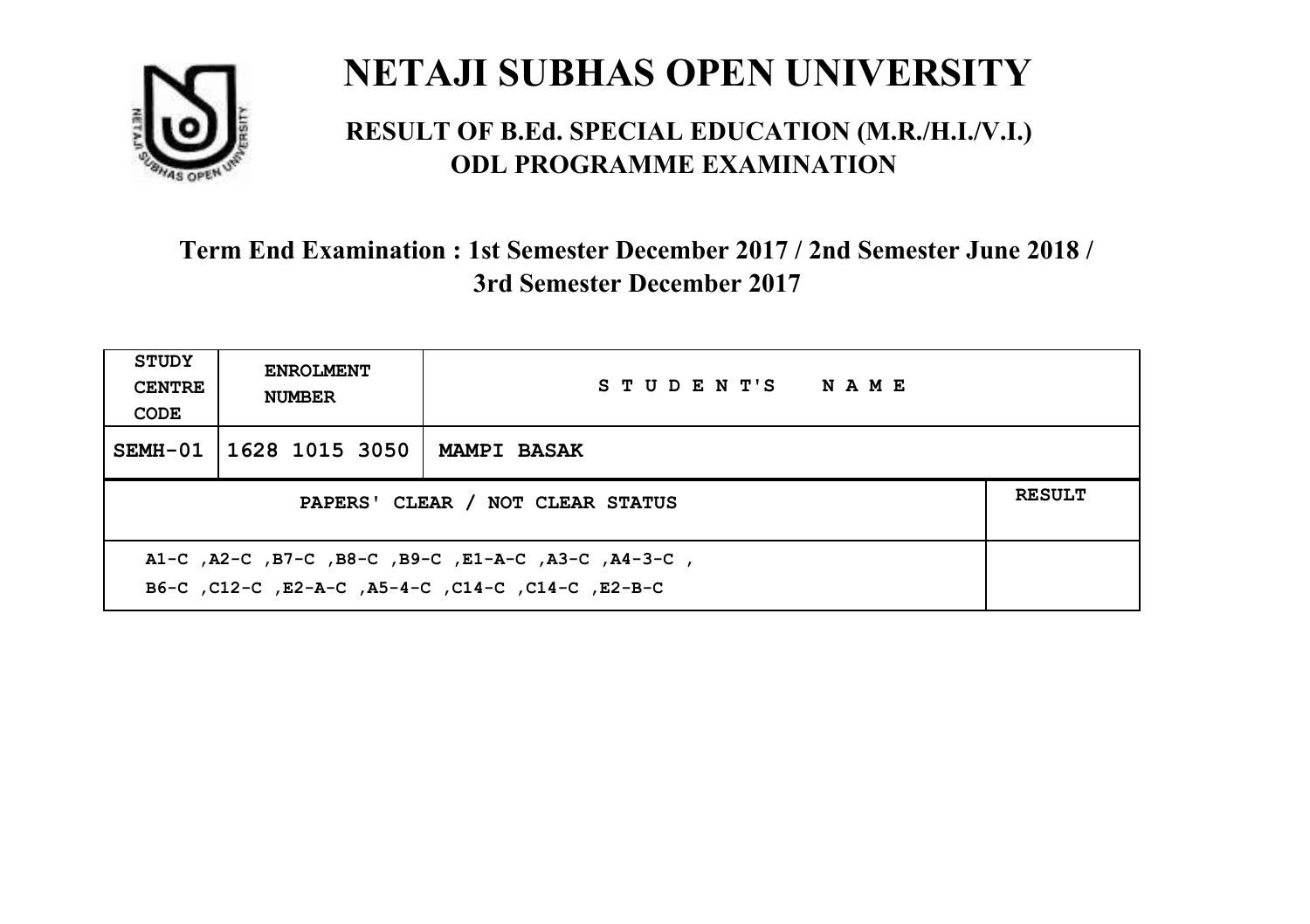# NETAJI SUBHAS OPEN UNIVERSITY

## RESULT OF B.Ed. SPECIAL EDUCATION (M.R./H.I./V.I.) ODL PROGRAMME EXAMINATION

### Term End Examination : 1st Semester December 2017 / 2nd Semester June 2018 / 3rd Semester December 2017

| STUDY CENTRE CODE | ENROLMENT NUMBER | STUDENT'S NAME | |
|---|---|---|---|
| SEMH-01 | 1628 1015 3050 | MAMPI BASAK | |
| PAPERS' CLEAR / NOT CLEAR STATUS | | | RESULT |
| A1-C ,A2-C ,B7-C ,B8-C ,B9-C ,E1-A-C ,A3-C ,A4-3-C , B6-C ,C12-C ,E2-A-C ,A5-4-C ,C14-C ,C14-C ,E2-B-C | | | |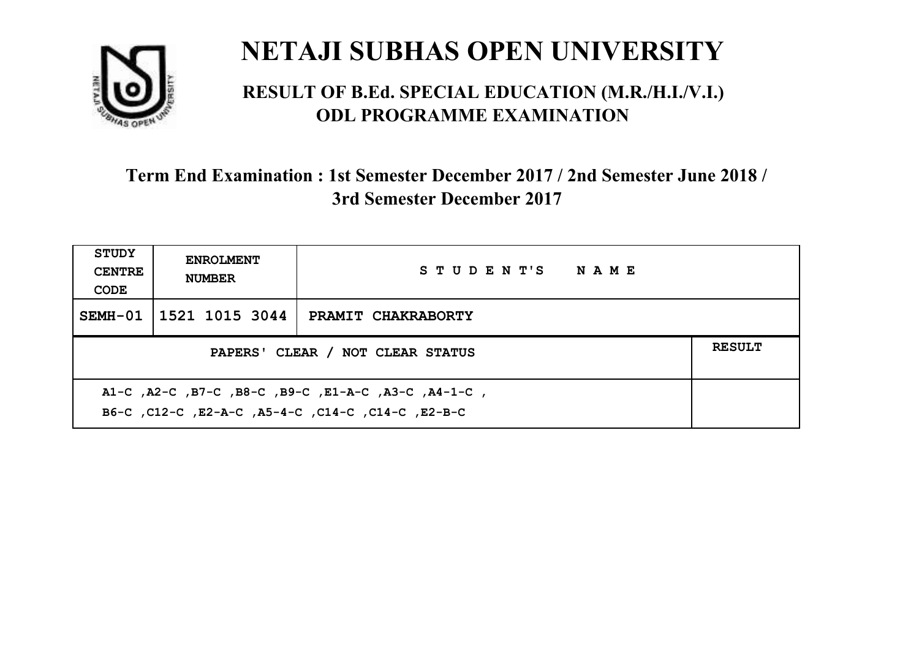# NETAJI SUBHAS OPEN UNIVERSITY

## RESULT OF B.Ed. SPECIAL EDUCATION (M.R./H.I./V.I.) ODL PROGRAMME EXAMINATION

### Term End Examination : 1st Semester December 2017 / 2nd Semester June 2018 / 3rd Semester December 2017

| STUDY CENTRE CODE | ENROLMENT NUMBER | STUDENT'S NAME |
|---|---|---|
| SEMH-01 | 1521 1015 3044 | PRAMIT CHAKRABORTY |

| PAPERS' CLEAR / NOT CLEAR STATUS | RESULT |
|---|---|
| A1-C ,A2-C ,B7-C ,B8-C ,B9-C ,E1-A-C ,A3-C ,A4-1-C , B6-C ,C12-C ,E2-A-C ,A5-4-C ,C14-C ,C14-C ,E2-B-C | |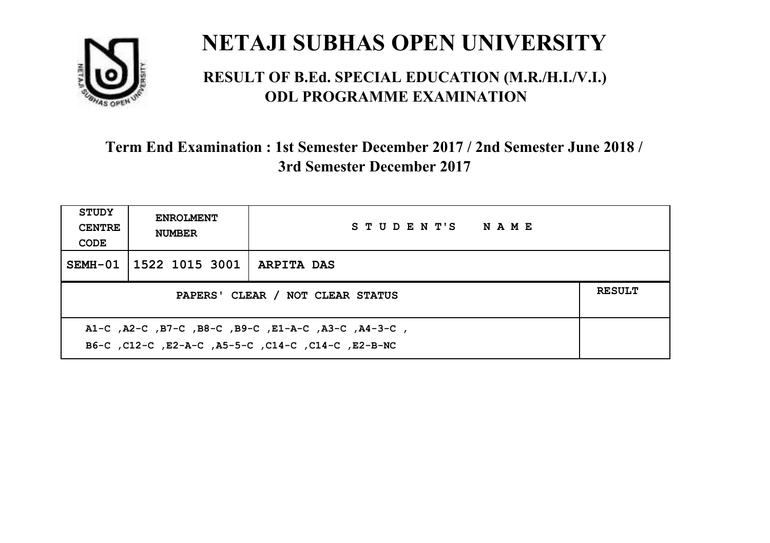# NETAJI SUBHAS OPEN UNIVERSITY

## RESULT OF B.Ed. SPECIAL EDUCATION (M.R./H.I./V.I.) ODL PROGRAMME EXAMINATION

### Term End Examination : 1st Semester December 2017 / 2nd Semester June 2018 / 3rd Semester December 2017

| STUDY CENTRE CODE | ENROLMENT NUMBER | STUDENT'S NAME | |
|---|---|---|---|
| SEMH-01 | 1522 1015 3001 | ARPITA DAS | |
| PAPERS' CLEAR / NOT CLEAR STATUS | | | RESULT |
| A1-C ,A2-C ,B7-C ,B8-C ,B9-C ,E1-A-C ,A3-C ,A4-3-C , B6-C ,C12-C ,E2-A-C ,A5-5-C ,C14-C ,C14-C ,E2-B-NC | | | |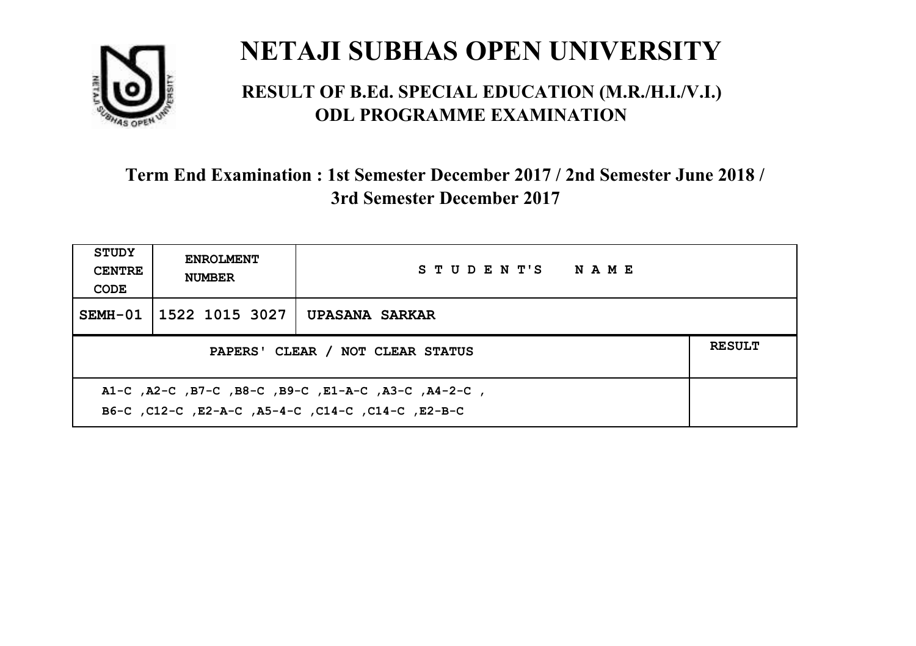# NETAJI SUBHAS OPEN UNIVERSITY

## RESULT OF B.Ed. SPECIAL EDUCATION (M.R./H.I./V.I.) ODL PROGRAMME EXAMINATION

### Term End Examination : 1st Semester December 2017 / 2nd Semester June 2018 / 3rd Semester December 2017

| STUDY CENTRE CODE | ENROLMENT NUMBER | STUDENT'S NAME |
|---|---|---|
| SEMH-01 | 1522 1015 3027 | UPASANA SARKAR |

| PAPERS' CLEAR / NOT CLEAR STATUS | RESULT |
|---|---|
| A1-C ,A2-C ,B7-C ,B8-C ,B9-C ,E1-A-C ,A3-C ,A4-2-C , B6-C ,C12-C ,E2-A-C ,A5-4-C ,C14-C ,C14-C ,E2-B-C | |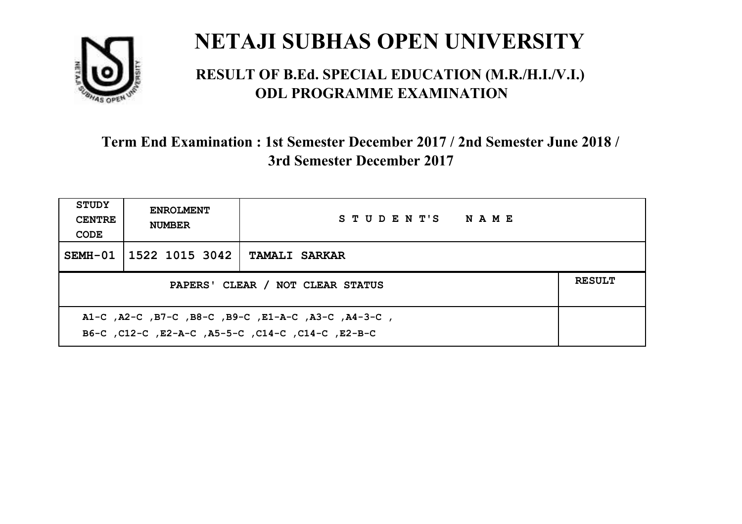# NETAJI SUBHAS OPEN UNIVERSITY

## RESULT OF B.Ed. SPECIAL EDUCATION (M.R./H.I./V.I.) ODL PROGRAMME EXAMINATION

### Term End Examination : 1st Semester December 2017 / 2nd Semester June 2018 / 3rd Semester December 2017

| STUDY CENTRE CODE | ENROLMENT NUMBER | STUDENT'S NAME | |
|---|---|---|---|
| SEMH-01 | 1522 1015 3042 | TAMALI SARKAR | |
| PAPERS' CLEAR / NOT CLEAR STATUS | | | RESULT |
| A1-C ,A2-C ,B7-C ,B8-C ,B9-C ,E1-A-C ,A3-C ,A4-3-C , B6-C ,C12-C ,E2-A-C ,A5-5-C ,C14-C ,C14-C ,E2-B-C | | | |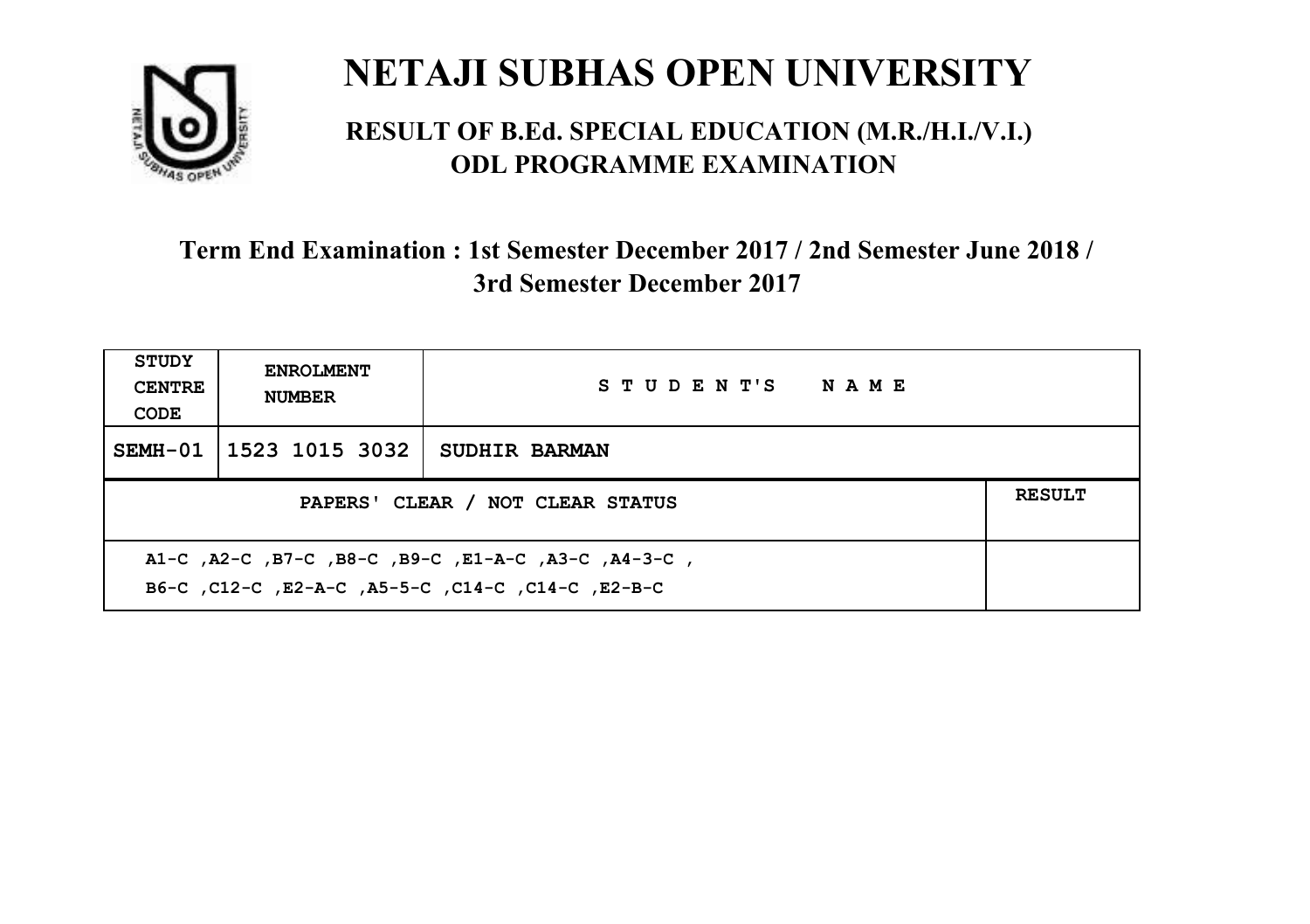# NETAJI SUBHAS OPEN UNIVERSITY

## RESULT OF B.Ed. SPECIAL EDUCATION (M.R./H.I./V.I.) ODL PROGRAMME EXAMINATION

### Term End Examination : 1st Semester December 2017 / 2nd Semester June 2018 / 3rd Semester December 2017

| STUDY CENTRE CODE | ENROLMENT NUMBER | STUDENT'S NAME | |
|---|---|---|---|
| SEMH-01 | 1523 1015 3032 | SUDHIR BARMAN | |
| PAPERS' CLEAR / NOT CLEAR STATUS | | | RESULT |
| A1-C ,A2-C ,B7-C ,B8-C ,B9-C ,E1-A-C ,A3-C ,A4-3-C ,<br>B6-C ,C12-C ,E2-A-C ,A5-5-C ,C14-C ,C14-C ,E2-B-C | | | |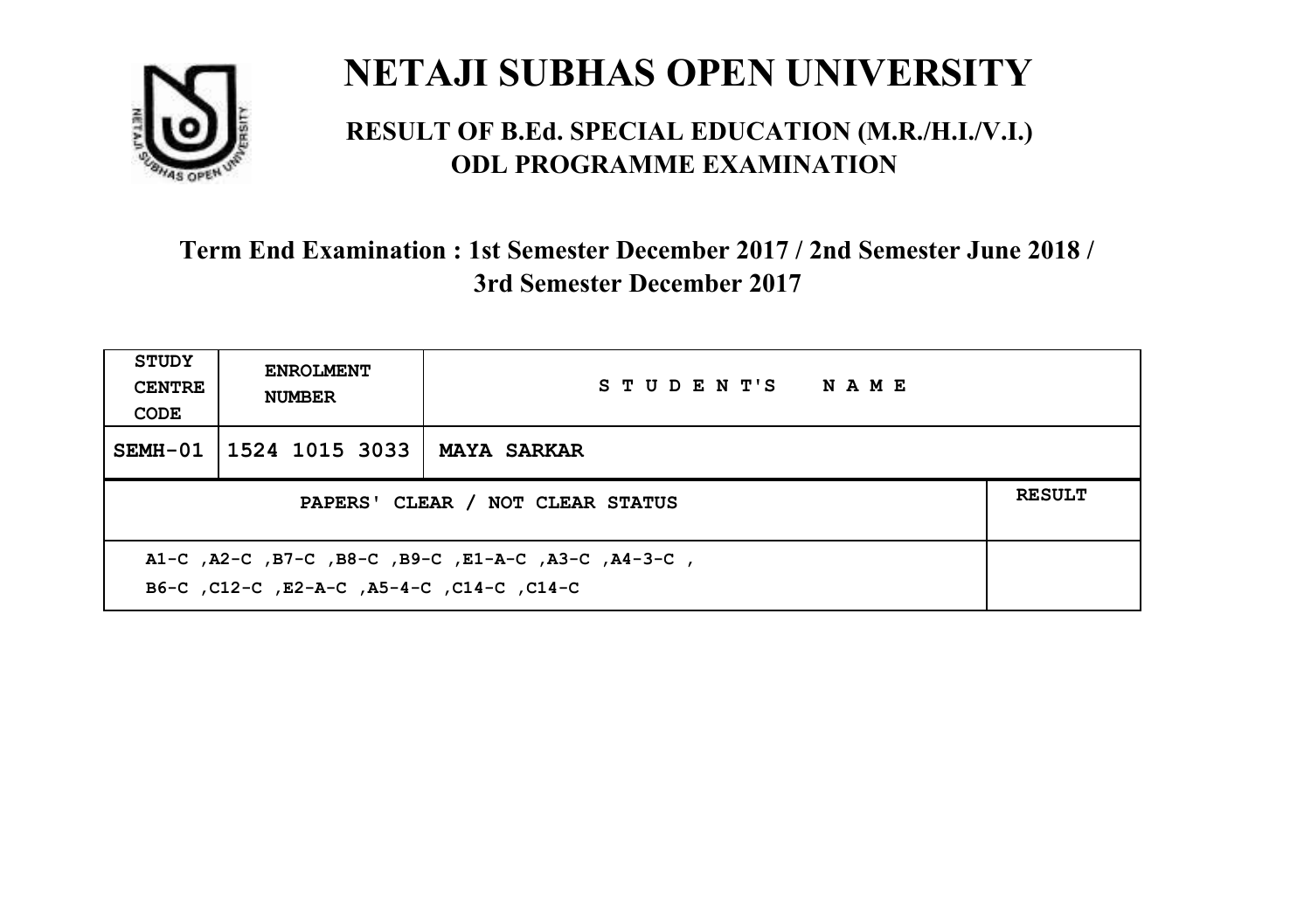# NETAJI SUBHAS OPEN UNIVERSITY

## RESULT OF B.Ed. SPECIAL EDUCATION (M.R./H.I./V.I.) ODL PROGRAMME EXAMINATION

### Term End Examination : 1st Semester December 2017 / 2nd Semester June 2018 / 3rd Semester December 2017

| STUDY CENTRE CODE | ENROLMENT NUMBER | STUDENT'S NAME | |
|---|---|---|---|
| SEMH-01 | 1524 1015 3033 | MAYA SARKAR | |
| PAPERS' CLEAR / NOT CLEAR STATUS | | | RESULT |
| A1-C ,A2-C ,B7-C ,B8-C ,B9-C ,E1-A-C ,A3-C ,A4-3-C , B6-C ,C12-C ,E2-A-C ,A5-4-C ,C14-C ,C14-C | | | |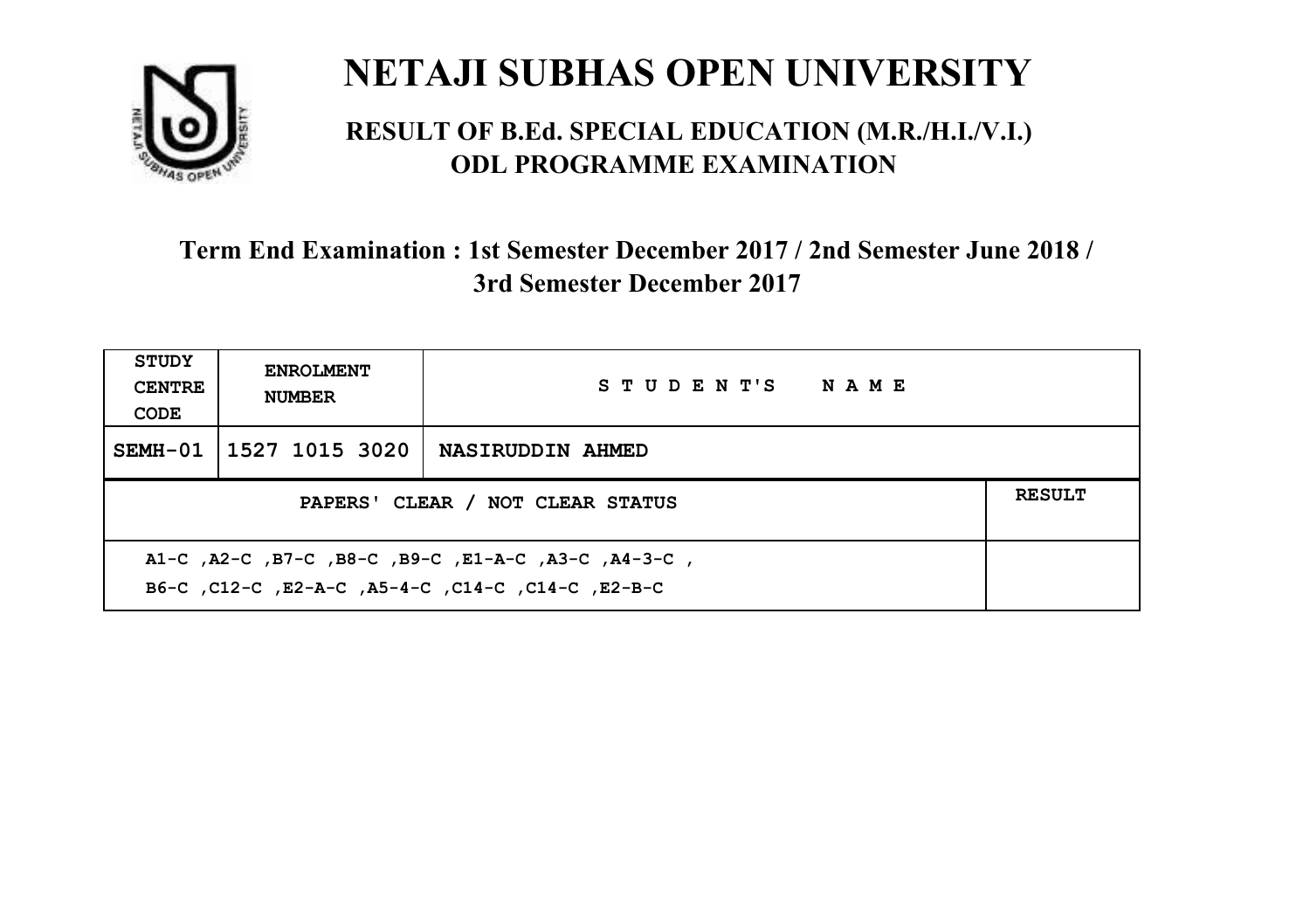# NETAJI SUBHAS OPEN UNIVERSITY

## RESULT OF B.Ed. SPECIAL EDUCATION (M.R./H.I./V.I.) ODL PROGRAMME EXAMINATION

### Term End Examination : 1st Semester December 2017 / 2nd Semester June 2018 / 3rd Semester December 2017

| STUDY CENTRE CODE | ENROLMENT NUMBER | STUDENT'S NAME | |
|---|---|---|---|
| SEMH-01 | 1527 1015 3020 | NASIRUDDIN AHMED | |
| PAPERS' CLEAR / NOT CLEAR STATUS | | | RESULT |
| A1-C ,A2-C ,B7-C ,B8-C ,B9-C ,E1-A-C ,A3-C ,A4-3-C , B6-C ,C12-C ,E2-A-C ,A5-4-C ,C14-C ,C14-C ,E2-B-C | | | |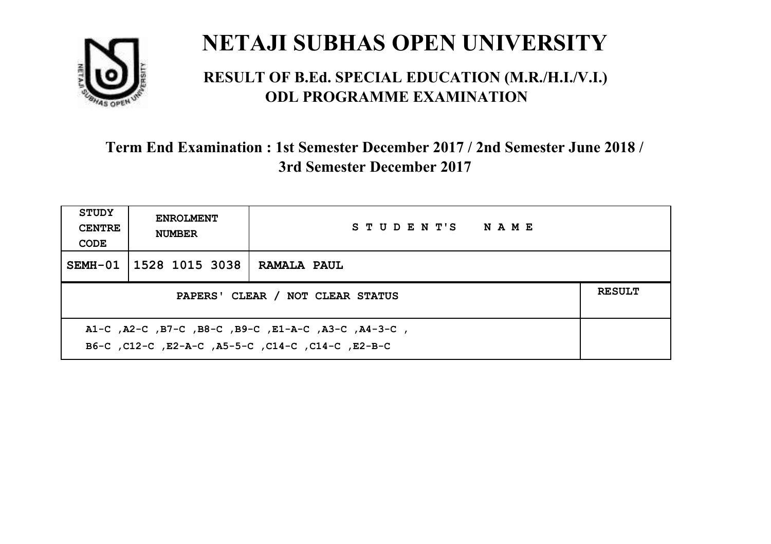# NETAJI SUBHAS OPEN UNIVERSITY

## RESULT OF B.Ed. SPECIAL EDUCATION (M.R./H.I./V.I.) ODL PROGRAMME EXAMINATION

### Term End Examination : 1st Semester December 2017 / 2nd Semester June 2018 / 3rd Semester December 2017

| STUDY CENTRE CODE | ENROLMENT NUMBER | STUDENT'S NAME | |
|---|---|---|---|
| SEMH-01 | 1528 1015 3038 | RAMALA PAUL | |
| PAPERS' CLEAR / NOT CLEAR STATUS | | | RESULT |
| A1-C ,A2-C ,B7-C ,B8-C ,B9-C ,E1-A-C ,A3-C ,A4-3-C , B6-C ,C12-C ,E2-A-C ,A5-5-C ,C14-C ,C14-C ,E2-B-C | | | |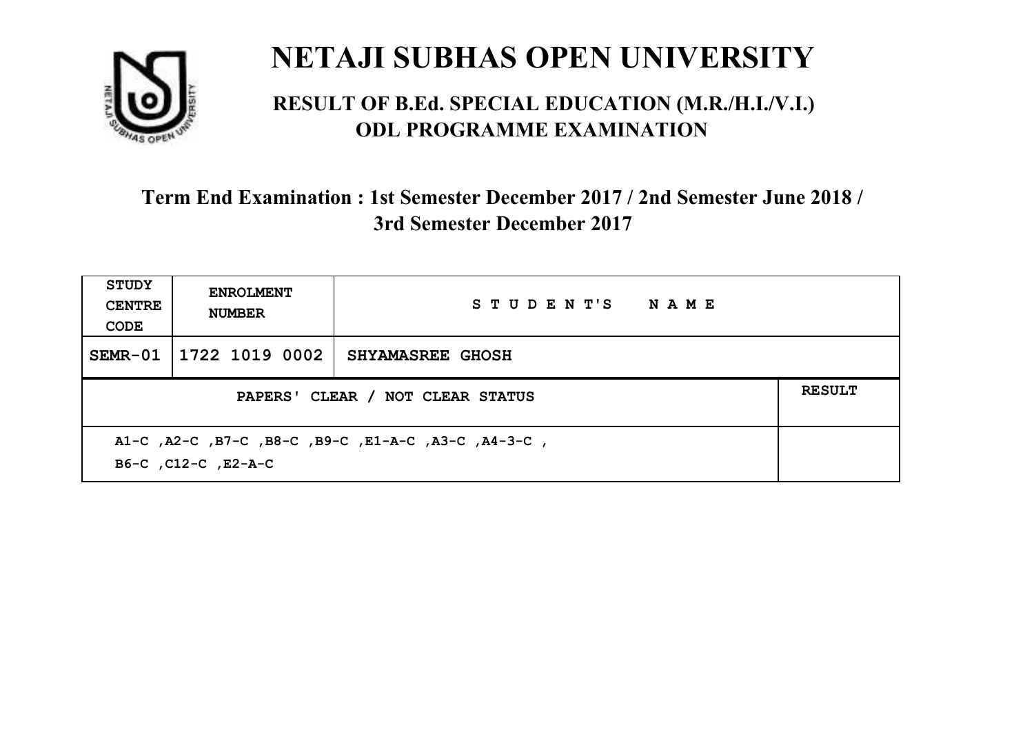# NETAJI SUBHAS OPEN UNIVERSITY

## RESULT OF B.Ed. SPECIAL EDUCATION (M.R./H.I./V.I.) ODL PROGRAMME EXAMINATION

### Term End Examination : 1st Semester December 2017 / 2nd Semester June 2018 / 3rd Semester December 2017

| STUDY CENTRE CODE | ENROLMENT NUMBER | STUDENT'S NAME | |
|---|---|---|---|
| SEMR-01 | 1722 1019 0002 | SHYAMASREE GHOSH | |
| PAPERS' CLEAR / NOT CLEAR STATUS | | | RESULT |
| A1-C ,A2-C ,B7-C ,B8-C ,B9-C ,E1-A-C ,A3-C ,A4-3-C , B6-C ,C12-C ,E2-A-C | | | |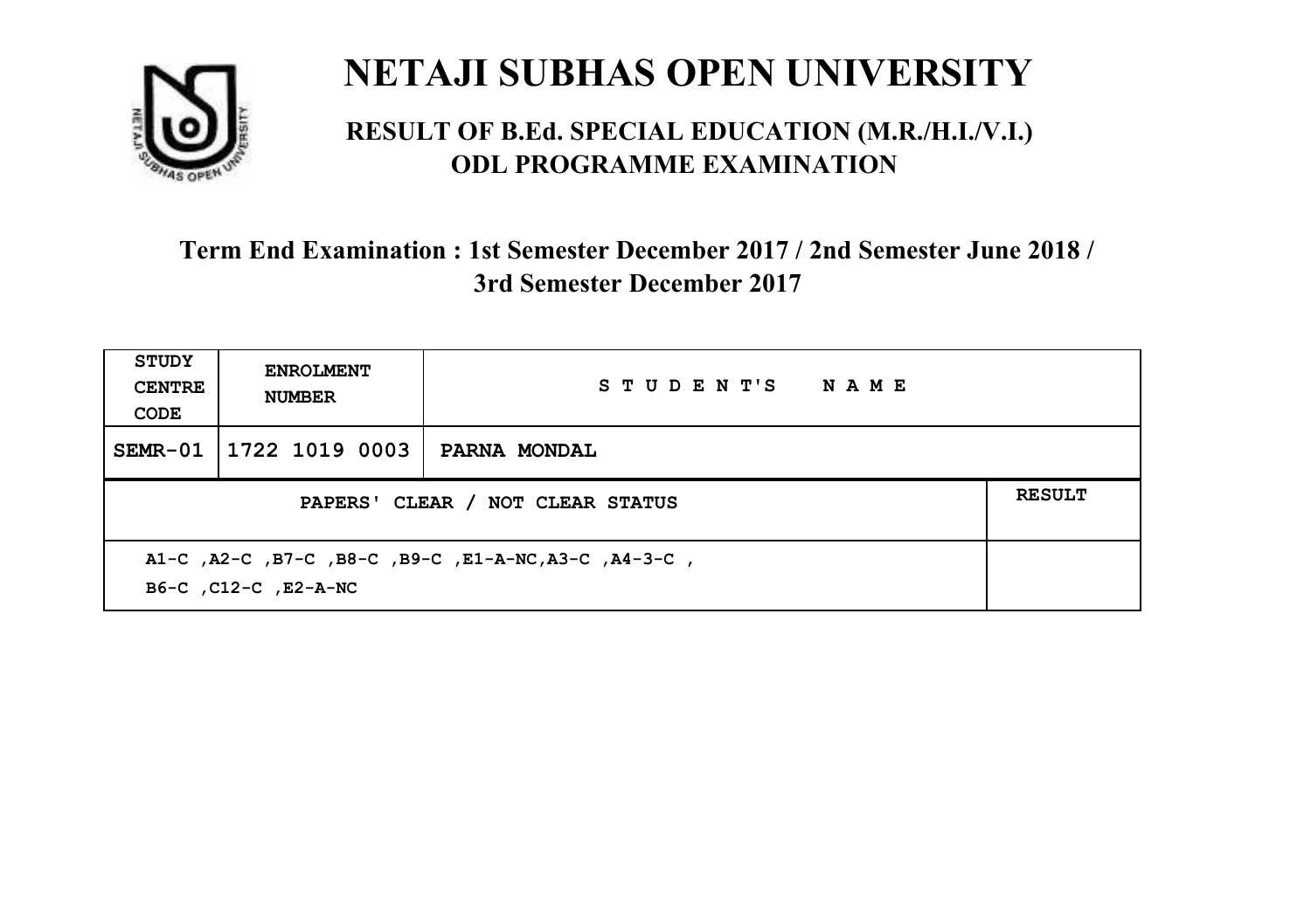# NETAJI SUBHAS OPEN UNIVERSITY

## RESULT OF B.Ed. SPECIAL EDUCATION (M.R./H.I./V.I.) ODL PROGRAMME EXAMINATION

### Term End Examination : 1st Semester December 2017 / 2nd Semester June 2018 / 3rd Semester December 2017

| STUDY CENTRE CODE | ENROLMENT NUMBER | STUDENT'S NAME | |
|---|---|---|---|
| SEMR-01 | 1722 1019 0003 | PARNA MONDAL | |
| PAPERS' CLEAR / NOT CLEAR STATUS | | | RESULT |
| A1-C ,A2-C ,B7-C ,B8-C ,B9-C ,E1-A-NC,A3-C ,A4-3-C , B6-C ,C12-C ,E2-A-NC | | | |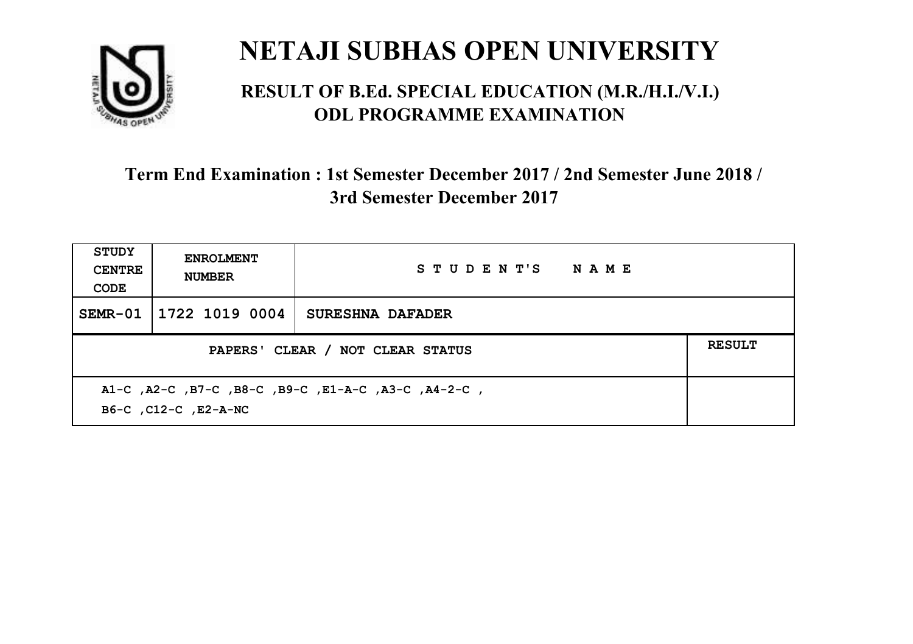# NETAJI SUBHAS OPEN UNIVERSITY

## RESULT OF B.Ed. SPECIAL EDUCATION (M.R./H.I./V.I.) ODL PROGRAMME EXAMINATION

### Term End Examination : 1st Semester December 2017 / 2nd Semester June 2018 / 3rd Semester December 2017

| STUDY CENTRE CODE | ENROLMENT NUMBER | STUDENT'S NAME | |
|---|---|---|---|
| SEMR-01 | 1722 1019 0004 | SURESHNA DAFADER | |
| PAPERS' CLEAR / NOT CLEAR STATUS | | | RESULT |
| A1-C ,A2-C ,B7-C ,B8-C ,B9-C ,E1-A-C ,A3-C ,A4-2-C , B6-C ,C12-C ,E2-A-NC | | | |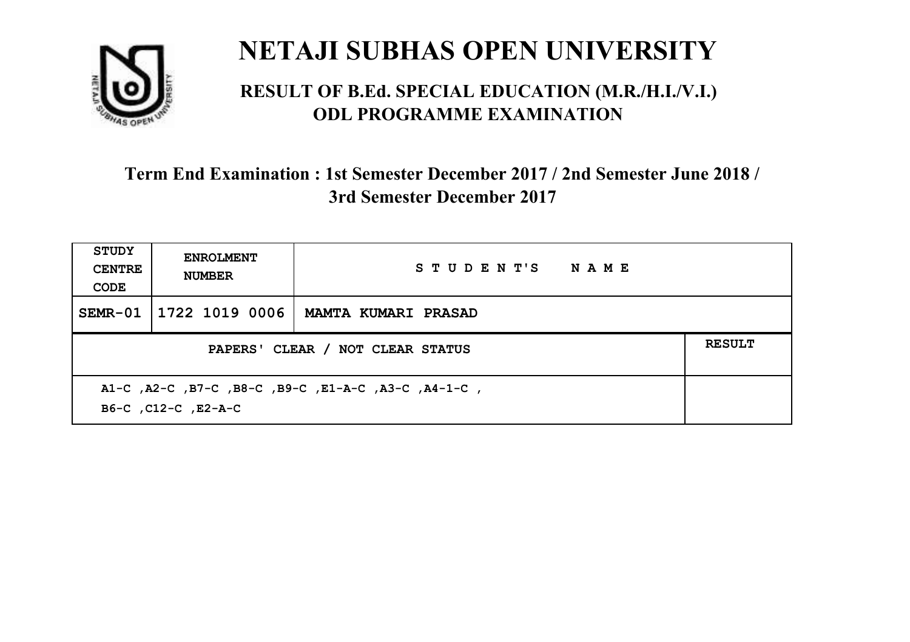# NETAJI SUBHAS OPEN UNIVERSITY

## RESULT OF B.Ed. SPECIAL EDUCATION (M.R./H.I./V.I.) ODL PROGRAMME EXAMINATION

### Term End Examination : 1st Semester December 2017 / 2nd Semester June 2018 / 3rd Semester December 2017

| STUDY CENTRE CODE | ENROLMENT NUMBER | STUDENT'S NAME | |
|---|---|---|---|
| SEMR-01 | 1722 1019 0006 | MAMTA KUMARI PRASAD | |
| PAPERS' CLEAR / NOT CLEAR STATUS | | | RESULT |
| A1-C ,A2-C ,B7-C ,B8-C ,B9-C ,E1-A-C ,A3-C ,A4-1-C , B6-C ,C12-C ,E2-A-C | | | |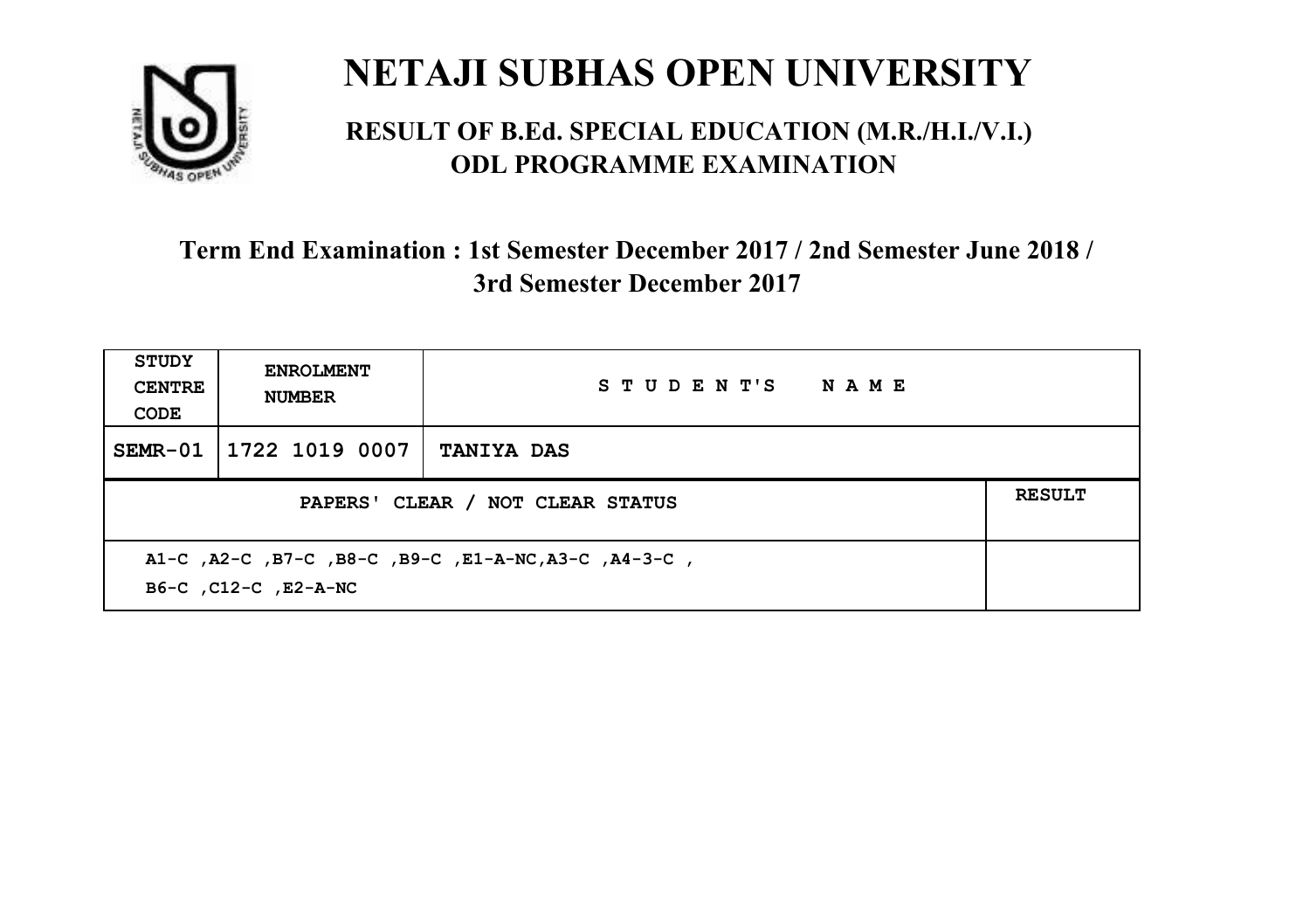# NETAJI SUBHAS OPEN UNIVERSITY

## RESULT OF B.Ed. SPECIAL EDUCATION (M.R./H.I./V.I.) ODL PROGRAMME EXAMINATION

### Term End Examination : 1st Semester December 2017 / 2nd Semester June 2018 / 3rd Semester December 2017

| STUDY CENTRE CODE | ENROLMENT NUMBER | STUDENT'S NAME | |
|---|---|---|---|
| SEMR-01 | 1722 1019 0007 | TANIYA DAS | |
| PAPERS' CLEAR / NOT CLEAR STATUS | | | RESULT |
| A1-C ,A2-C ,B7-C ,B8-C ,B9-C ,E1-A-NC,A3-C ,A4-3-C , B6-C ,C12-C ,E2-A-NC | | | |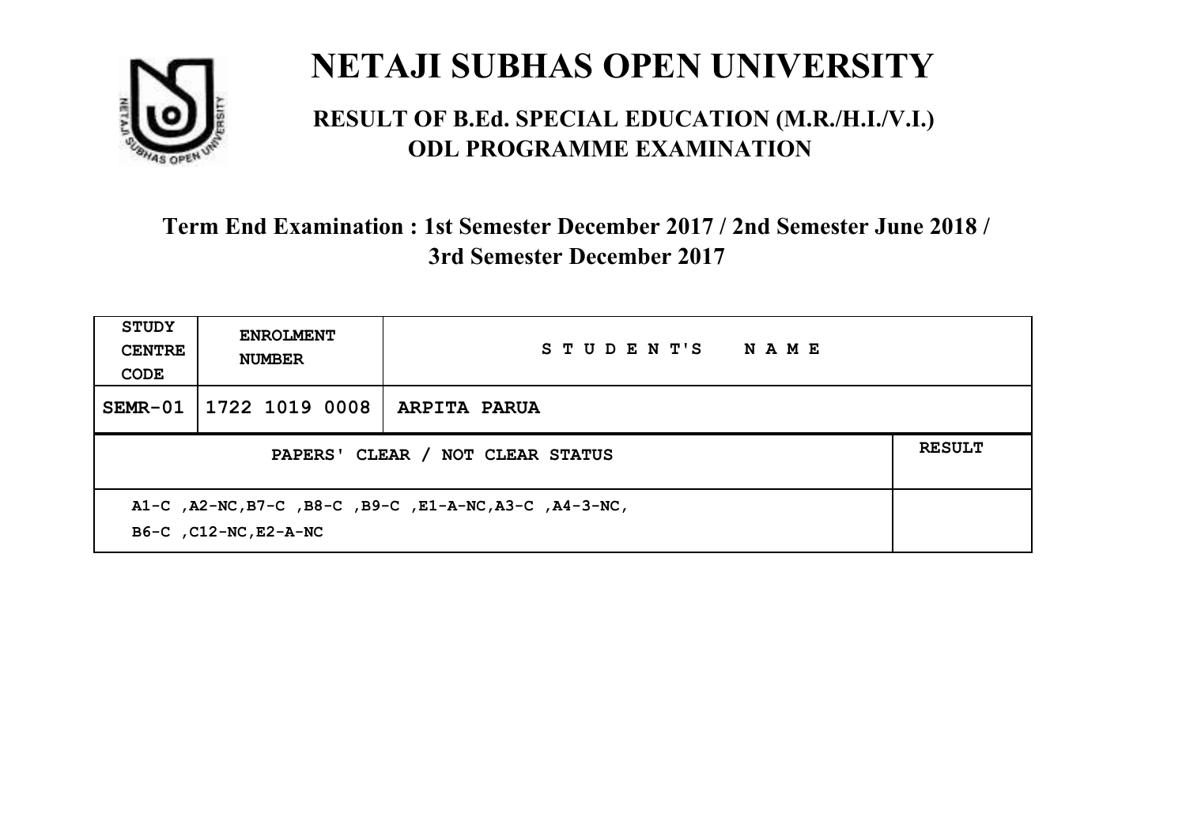# NETAJI SUBHAS OPEN UNIVERSITY

## RESULT OF B.Ed. SPECIAL EDUCATION (M.R./H.I./V.I.) ODL PROGRAMME EXAMINATION

### Term End Examination : 1st Semester December 2017 / 2nd Semester June 2018 / 3rd Semester December 2017

| STUDY CENTRE CODE | ENROLMENT NUMBER | STUDENT'S NAME | |
|---|---|---|---|
| SEMR-01 | 1722 1019 0008 | ARPITA PARUA | |
| PAPERS' CLEAR / NOT CLEAR STATUS | | | RESULT |
| A1-C ,A2-NC,B7-C ,B8-C ,B9-C ,E1-A-NC,A3-C ,A4-3-NC, B6-C ,C12-NC,E2-A-NC | | | |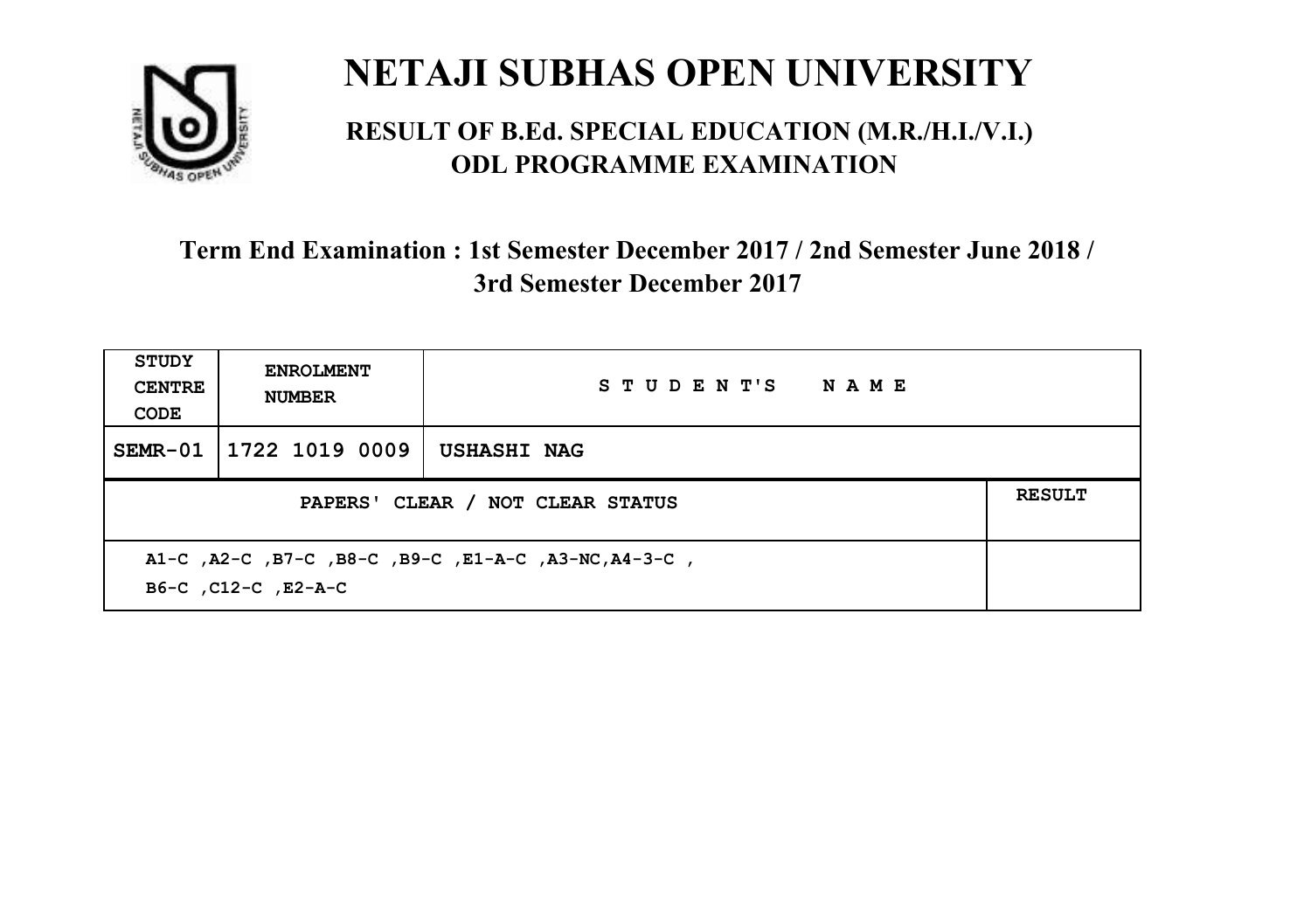# NETAJI SUBHAS OPEN UNIVERSITY

## RESULT OF B.Ed. SPECIAL EDUCATION (M.R./H.I./V.I.) ODL PROGRAMME EXAMINATION

### Term End Examination : 1st Semester December 2017 / 2nd Semester June 2018 / 3rd Semester December 2017

| STUDY CENTRE CODE | ENROLMENT NUMBER | STUDENT'S NAME | |
|---|---|---|---|
| SEMR-01 | 1722 1019 0009 | USHASHI NAG | |
| PAPERS' CLEAR / NOT CLEAR STATUS | | | RESULT |
| A1-C ,A2-C ,B7-C ,B8-C ,B9-C ,E1-A-C ,A3-NC,A4-3-C , B6-C ,C12-C ,E2-A-C | | | |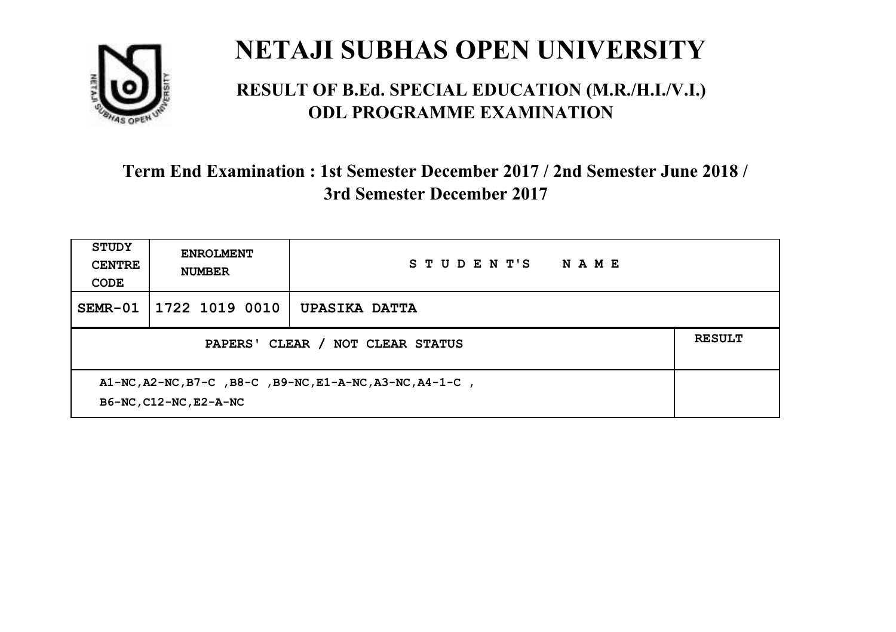# NETAJI SUBHAS OPEN UNIVERSITY

## RESULT OF B.Ed. SPECIAL EDUCATION (M.R./H.I./V.I.) ODL PROGRAMME EXAMINATION

### Term End Examination : 1st Semester December 2017 / 2nd Semester June 2018 / 3rd Semester December 2017

| STUDY CENTRE CODE | ENROLMENT NUMBER | STUDENT'S NAME | |
|---|---|---|---|
| SEMR-01 | 1722 1019 0010 | UPASIKA DATTA | |
| PAPERS' CLEAR / NOT CLEAR STATUS | | | RESULT |
| A1-NC,A2-NC,B7-C ,B8-C ,B9-NC,E1-A-NC,A3-NC,A4-1-C , B6-NC,C12-NC,E2-A-NC | | | |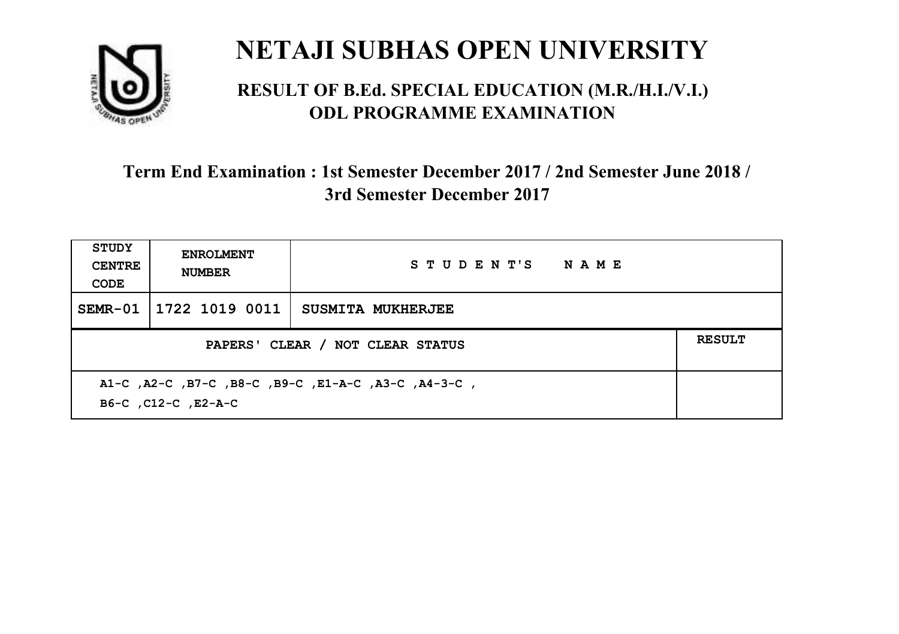# NETAJI SUBHAS OPEN UNIVERSITY

## RESULT OF B.Ed. SPECIAL EDUCATION (M.R./H.I./V.I.) ODL PROGRAMME EXAMINATION

### Term End Examination : 1st Semester December 2017 / 2nd Semester June 2018 / 3rd Semester December 2017

| STUDY CENTRE CODE | ENROLMENT NUMBER | STUDENT'S NAME | |
|---|---|---|---|
| SEMR-01 | 1722 1019 0011 | SUSMITA MUKHERJEE | |
| PAPERS' CLEAR / NOT CLEAR STATUS | | | RESULT |
| A1-C ,A2-C ,B7-C ,B8-C ,B9-C ,E1-A-C ,A3-C ,A4-3-C , B6-C ,C12-C ,E2-A-C | | | |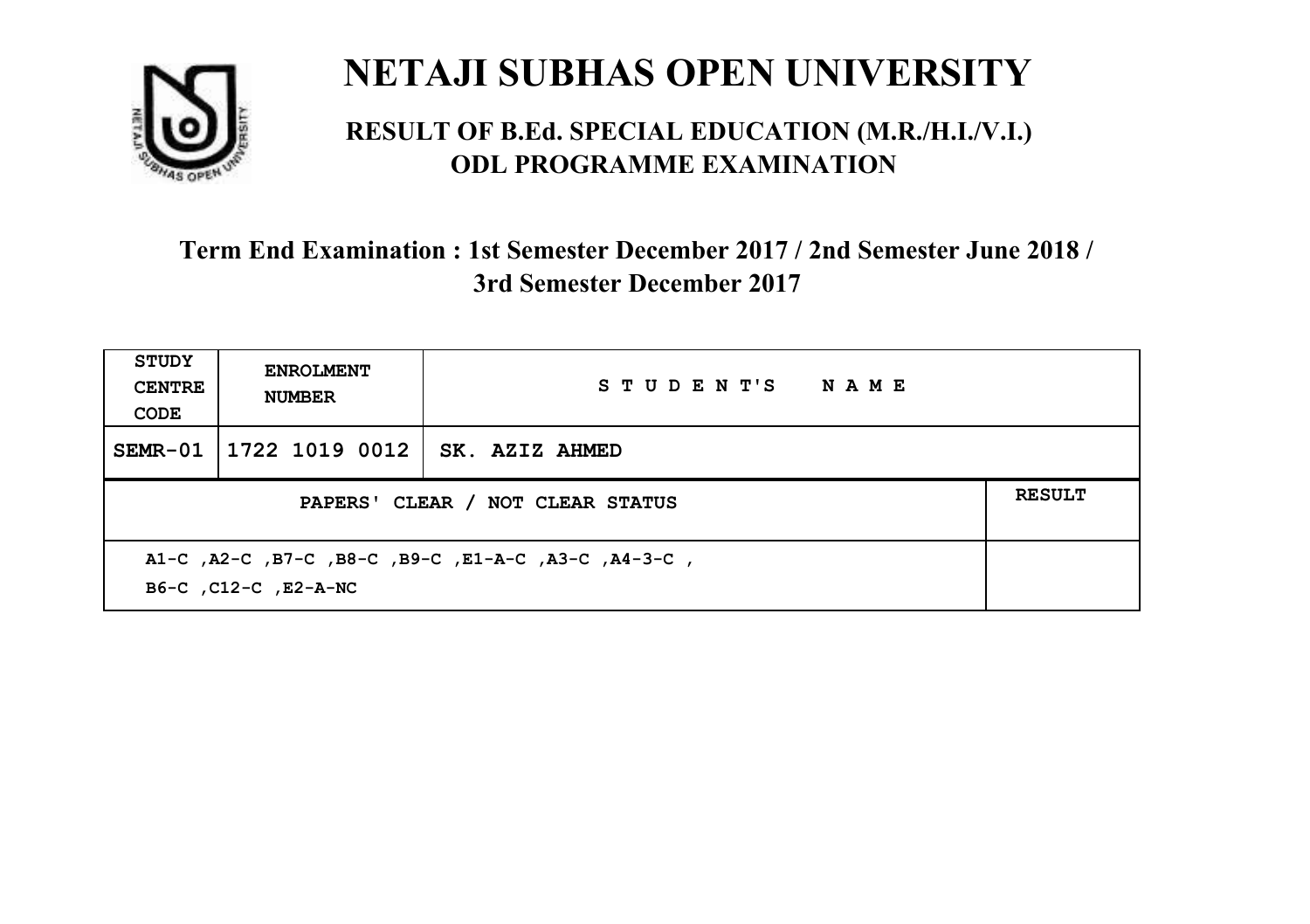# NETAJI SUBHAS OPEN UNIVERSITY

## RESULT OF B.Ed. SPECIAL EDUCATION (M.R./H.I./V.I.) ODL PROGRAMME EXAMINATION

### Term End Examination : 1st Semester December 2017 / 2nd Semester June 2018 / 3rd Semester December 2017

| STUDY CENTRE CODE | ENROLMENT NUMBER | STUDENT'S NAME | |
|---|---|---|---|
| SEMR-01 | 1722 1019 0012 | SK. AZIZ AHMED | |
| PAPERS' CLEAR / NOT CLEAR STATUS | | | RESULT |
| A1-C ,A2-C ,B7-C ,B8-C ,B9-C ,E1-A-C ,A3-C ,A4-3-C , B6-C ,C12-C ,E2-A-NC | | | |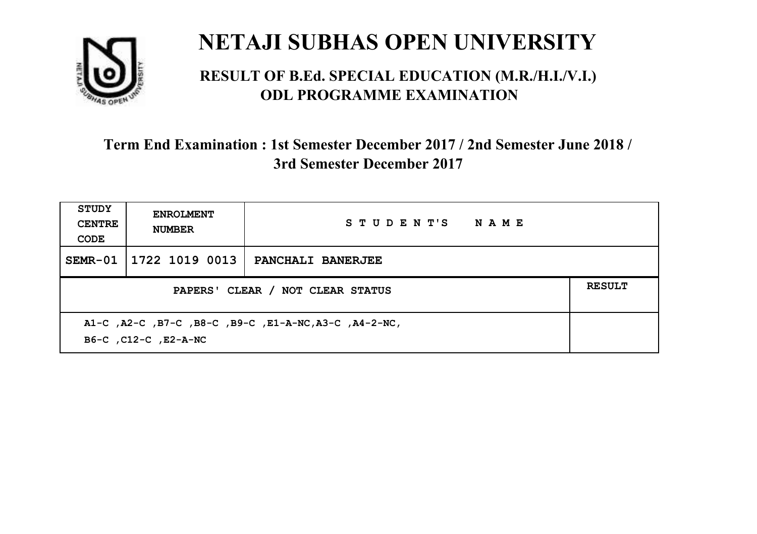# NETAJI SUBHAS OPEN UNIVERSITY

## RESULT OF B.Ed. SPECIAL EDUCATION (M.R./H.I./V.I.) ODL PROGRAMME EXAMINATION

### Term End Examination : 1st Semester December 2017 / 2nd Semester June 2018 / 3rd Semester December 2017

| STUDY CENTRE CODE | ENROLMENT NUMBER | STUDENT'S NAME | |
|---|---|---|---|
| SEMR-01 | 1722 1019 0013 | PANCHALI BANERJEE | |
| PAPERS' CLEAR / NOT CLEAR STATUS | | | RESULT |
| A1-C ,A2-C ,B7-C ,B8-C ,B9-C ,E1-A-NC,A3-C ,A4-2-NC, B6-C ,C12-C ,E2-A-NC | | | |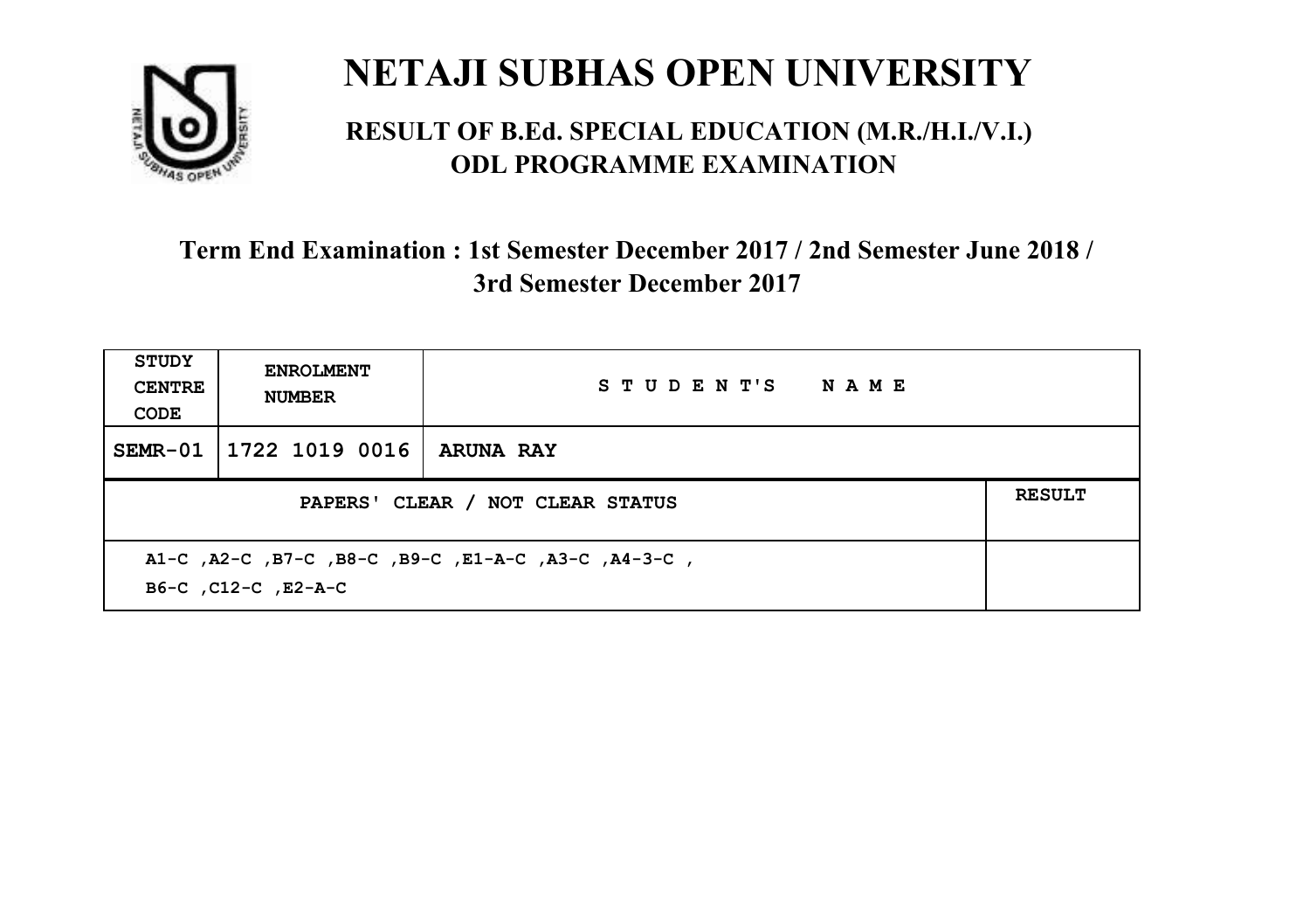# NETAJI SUBHAS OPEN UNIVERSITY

## RESULT OF B.Ed. SPECIAL EDUCATION (M.R./H.I./V.I.) ODL PROGRAMME EXAMINATION

### Term End Examination : 1st Semester December 2017 / 2nd Semester June 2018 / 3rd Semester December 2017

| STUDY CENTRE CODE | ENROLMENT NUMBER | STUDENT'S NAME |
|---|---|---|
| SEMR-01 | 1722 1019 0016 | ARUNA RAY |

| PAPERS' CLEAR / NOT CLEAR STATUS | RESULT |
|---|---|
| A1-C ,A2-C ,B7-C ,B8-C ,B9-C ,E1-A-C ,A3-C ,A4-3-C , B6-C ,C12-C ,E2-A-C | |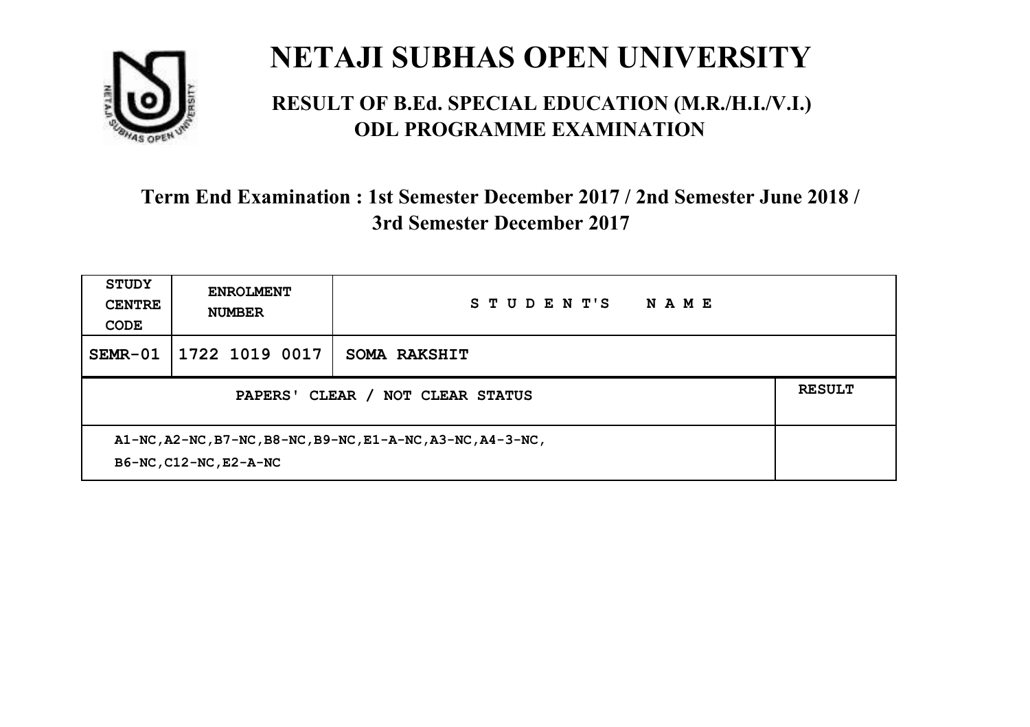# NETAJI SUBHAS OPEN UNIVERSITY

## RESULT OF B.Ed. SPECIAL EDUCATION (M.R./H.I./V.I.) ODL PROGRAMME EXAMINATION

### Term End Examination : 1st Semester December 2017 / 2nd Semester June 2018 / 3rd Semester December 2017

| STUDY CENTRE CODE | ENROLMENT NUMBER | STUDENT'S NAME | |
|---|---|---|---|
| SEMR-01 | 1722 1019 0017 | SOMA RAKSHIT | |
| PAPERS' CLEAR / NOT CLEAR STATUS | | | RESULT |
| A1-NC,A2-NC,B7-NC,B8-NC,B9-NC,E1-A-NC,A3-NC,A4-3-NC, B6-NC,C12-NC,E2-A-NC | | | |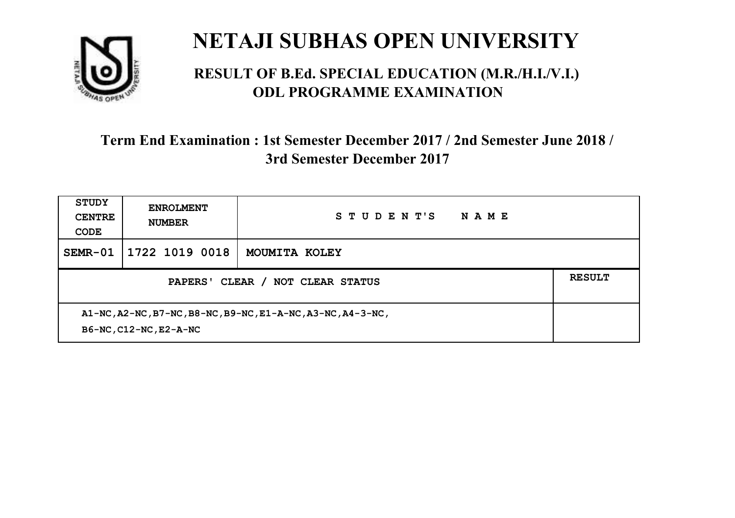# NETAJI SUBHAS OPEN UNIVERSITY

## RESULT OF B.Ed. SPECIAL EDUCATION (M.R./H.I./V.I.) ODL PROGRAMME EXAMINATION

### Term End Examination : 1st Semester December 2017 / 2nd Semester June 2018 / 3rd Semester December 2017

| STUDY CENTRE CODE | ENROLMENT NUMBER | STUDENT'S NAME | |
|---|---|---|---|
| SEMR-01 | 1722 1019 0018 | MOUMITA KOLEY | |
| PAPERS' CLEAR / NOT CLEAR STATUS | | | RESULT |
| A1-NC,A2-NC,B7-NC,B8-NC,B9-NC,E1-A-NC,A3-NC,A4-3-NC, B6-NC,C12-NC,E2-A-NC | | | |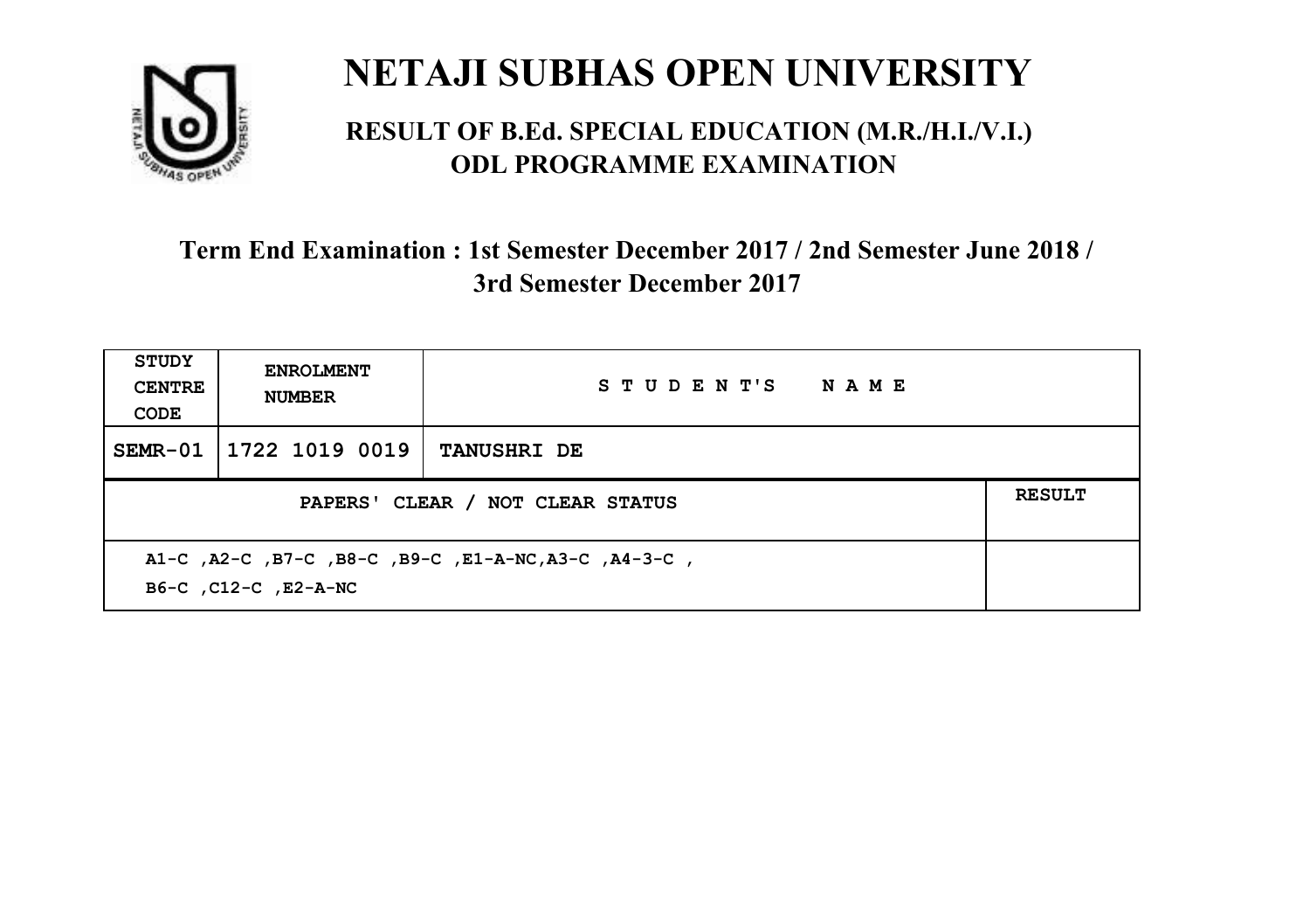# NETAJI SUBHAS OPEN UNIVERSITY

## RESULT OF B.Ed. SPECIAL EDUCATION (M.R./H.I./V.I.) ODL PROGRAMME EXAMINATION

### Term End Examination : 1st Semester December 2017 / 2nd Semester June 2018 / 3rd Semester December 2017

| STUDY CENTRE CODE | ENROLMENT NUMBER | STUDENT'S NAME | |
|---|---|---|---|
| SEMR-01 | 1722 1019 0019 | TANUSHRI DE | |
| PAPERS' CLEAR / NOT CLEAR STATUS | | | RESULT |
| A1-C ,A2-C ,B7-C ,B8-C ,B9-C ,E1-A-NC,A3-C ,A4-3-C , B6-C ,C12-C ,E2-A-NC | | | |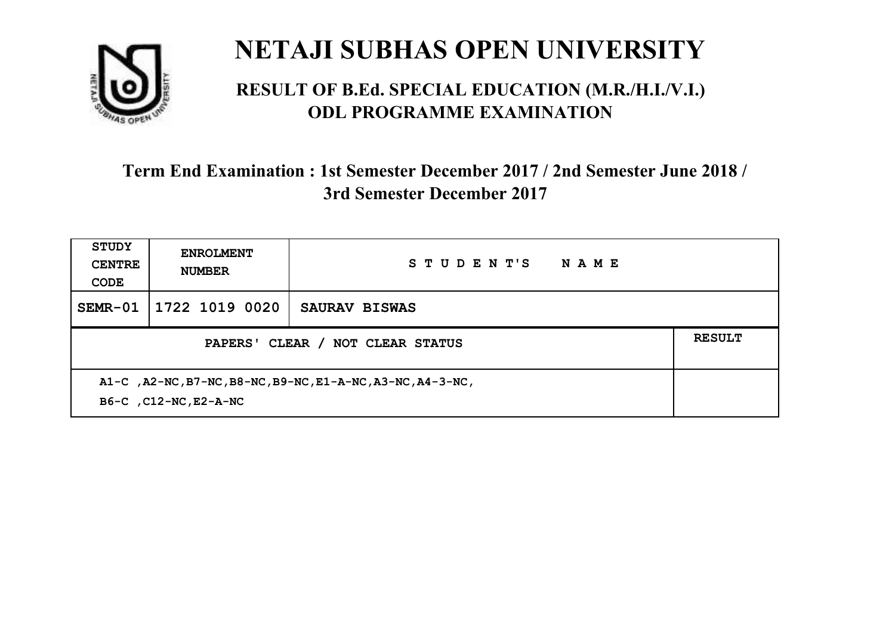# NETAJI SUBHAS OPEN UNIVERSITY

## RESULT OF B.Ed. SPECIAL EDUCATION (M.R./H.I./V.I.)
## ODL PROGRAMME EXAMINATION

### Term End Examination : 1st Semester December 2017 / 2nd Semester June 2018 / 3rd Semester December 2017

| STUDY CENTRE CODE | ENROLMENT NUMBER | STUDENT'S NAME |
|---|---|---|
| SEMR-01 | 1722 1019 0020 | SAURAV BISWAS |

| PAPERS' CLEAR / NOT CLEAR STATUS | RESULT |
|---|---|
| A1-C ,A2-NC,B7-NC,B8-NC,B9-NC,E1-A-NC,A3-NC,A4-3-NC, B6-C ,C12-NC,E2-A-NC | |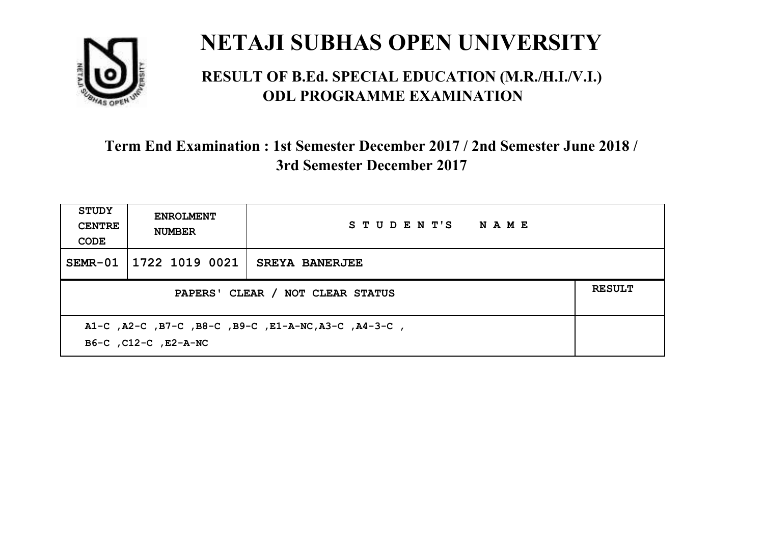# NETAJI SUBHAS OPEN UNIVERSITY

## RESULT OF B.Ed. SPECIAL EDUCATION (M.R./H.I./V.I.) ODL PROGRAMME EXAMINATION

### Term End Examination : 1st Semester December 2017 / 2nd Semester June 2018 / 3rd Semester December 2017

| STUDY CENTRE CODE | ENROLMENT NUMBER | STUDENT'S NAME | |
|---|---|---|---|
| SEMR-01 | 1722 1019 0021 | SREYA BANERJEE | |
| PAPERS' CLEAR / NOT CLEAR STATUS | | | RESULT |
| A1-C ,A2-C ,B7-C ,B8-C ,B9-C ,E1-A-NC,A3-C ,A4-3-C , B6-C ,C12-C ,E2-A-NC | | | |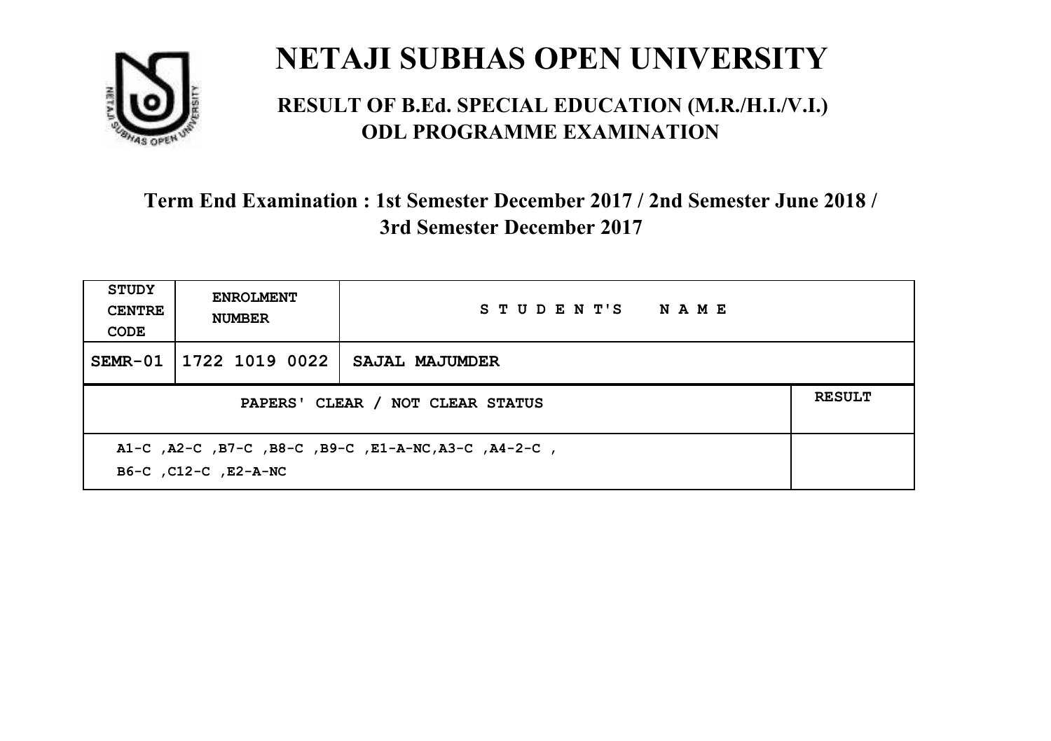# NETAJI SUBHAS OPEN UNIVERSITY

## RESULT OF B.Ed. SPECIAL EDUCATION (M.R./H.I./V.I.) ODL PROGRAMME EXAMINATION

### Term End Examination : 1st Semester December 2017 / 2nd Semester June 2018 / 3rd Semester December 2017

| STUDY CENTRE CODE | ENROLMENT NUMBER | STUDENT'S NAME | |
|---|---|---|---|
| SEMR-01 | 1722 1019 0022 | SAJAL MAJUMDER | |
| PAPERS' CLEAR / NOT CLEAR STATUS | | | RESULT |
| A1-C ,A2-C ,B7-C ,B8-C ,B9-C ,E1-A-NC,A3-C ,A4-2-C , B6-C ,C12-C ,E2-A-NC | | | |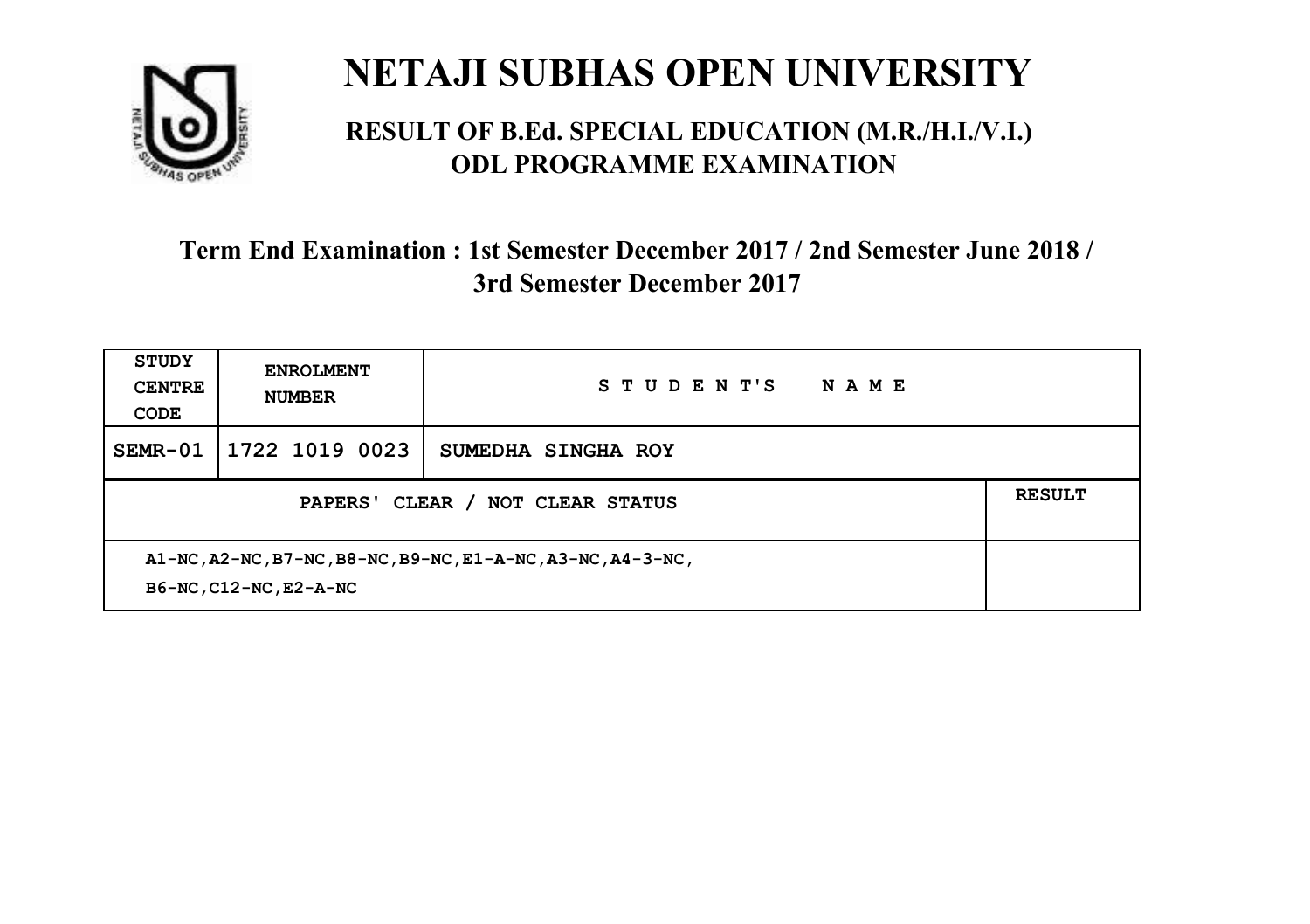# NETAJI SUBHAS OPEN UNIVERSITY

## RESULT OF B.Ed. SPECIAL EDUCATION (M.R./H.I./V.I.) ODL PROGRAMME EXAMINATION

### Term End Examination : 1st Semester December 2017 / 2nd Semester June 2018 / 3rd Semester December 2017

| STUDY CENTRE CODE | ENROLMENT NUMBER | STUDENT'S NAME | |
|---|---|---|---|
| SEMR-01 | 1722 1019 0023 | SUMEDHA SINGHA ROY | |
| PAPERS' CLEAR / NOT CLEAR STATUS | | | RESULT |
| A1-NC,A2-NC,B7-NC,B8-NC,B9-NC,E1-A-NC,A3-NC,A4-3-NC, B6-NC,C12-NC,E2-A-NC | | | |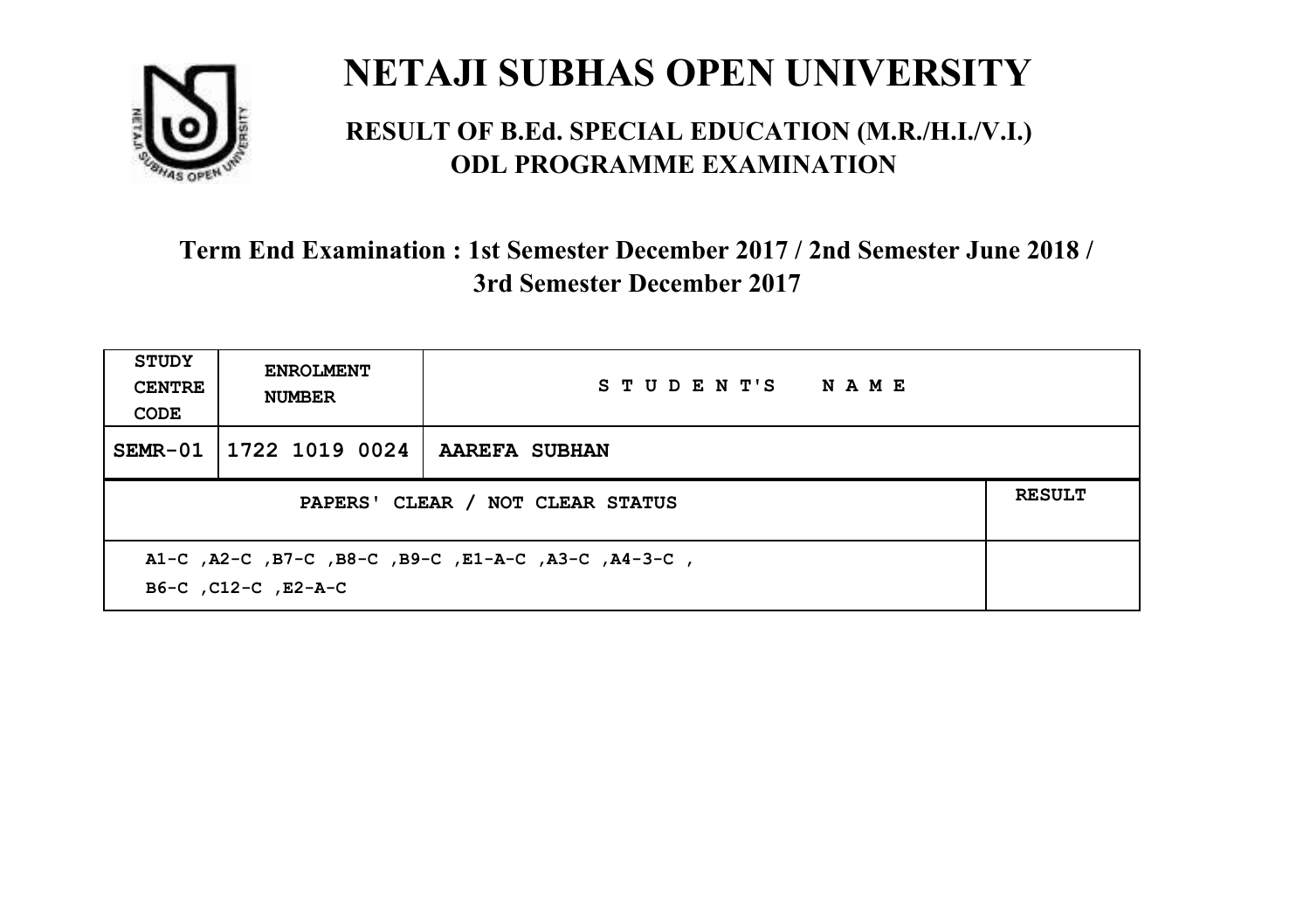# NETAJI SUBHAS OPEN UNIVERSITY

## RESULT OF B.Ed. SPECIAL EDUCATION (M.R./H.I./V.I.) ODL PROGRAMME EXAMINATION

### Term End Examination : 1st Semester December 2017 / 2nd Semester June 2018 / 3rd Semester December 2017

| STUDY CENTRE CODE | ENROLMENT NUMBER | STUDENT'S NAME | |
|---|---|---|---|
| SEMR-01 | 1722 1019 0024 | AAREFA SUBHAN | |
| PAPERS' CLEAR / NOT CLEAR STATUS | | | RESULT |
| A1-C ,A2-C ,B7-C ,B8-C ,B9-C ,E1-A-C ,A3-C ,A4-3-C , B6-C ,C12-C ,E2-A-C | | | |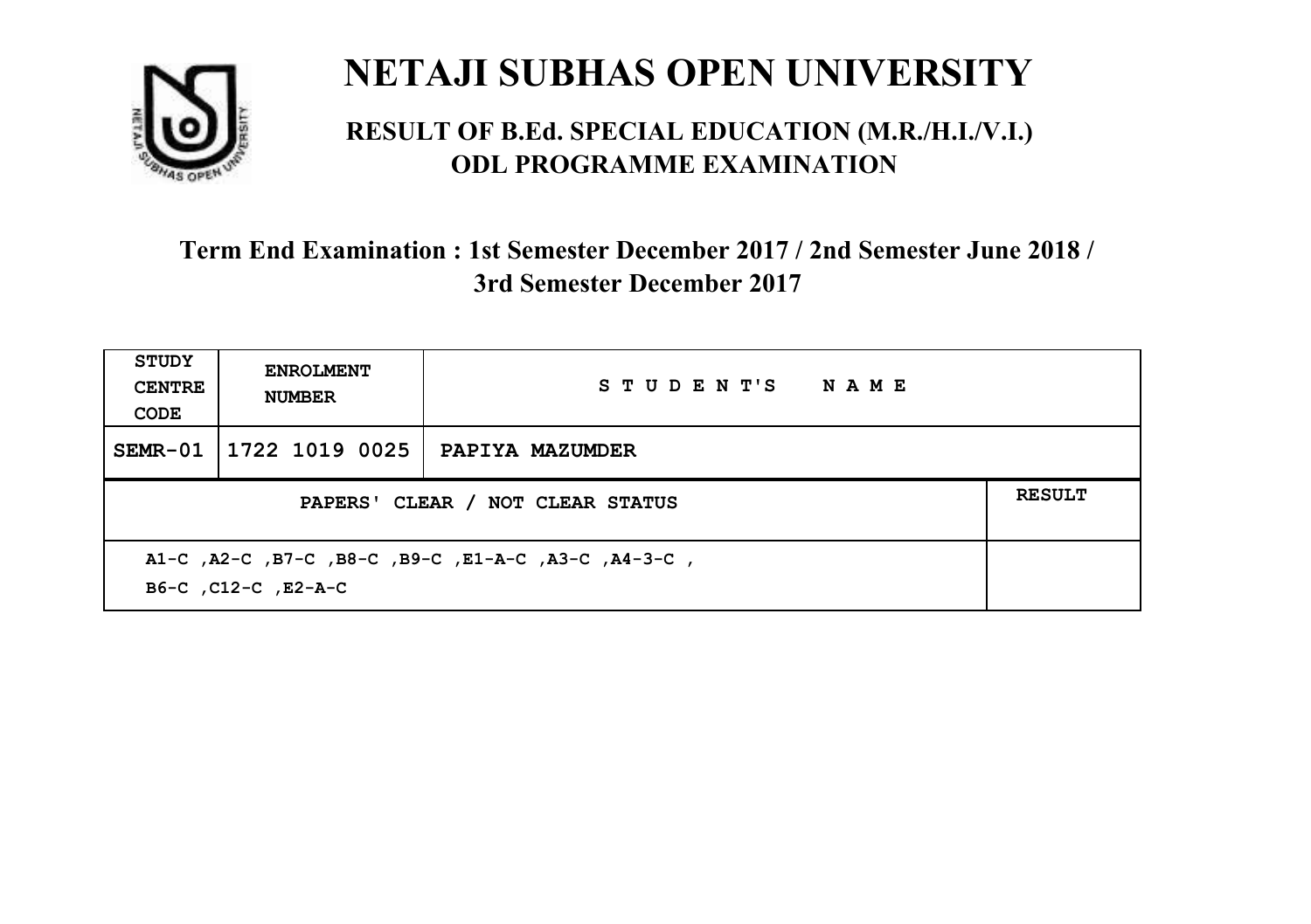# NETAJI SUBHAS OPEN UNIVERSITY

## RESULT OF B.Ed. SPECIAL EDUCATION (M.R./H.I./V.I.) ODL PROGRAMME EXAMINATION

### Term End Examination : 1st Semester December 2017 / 2nd Semester June 2018 / 3rd Semester December 2017

| STUDY CENTRE CODE | ENROLMENT NUMBER | STUDENT'S NAME | |
|---|---|---|---|
| SEMR-01 | 1722 1019 0025 | PAPIYA MAZUMDER | |
| PAPERS' CLEAR / NOT CLEAR STATUS | | | RESULT |
| A1-C ,A2-C ,B7-C ,B8-C ,B9-C ,E1-A-C ,A3-C ,A4-3-C , B6-C ,C12-C ,E2-A-C | | | |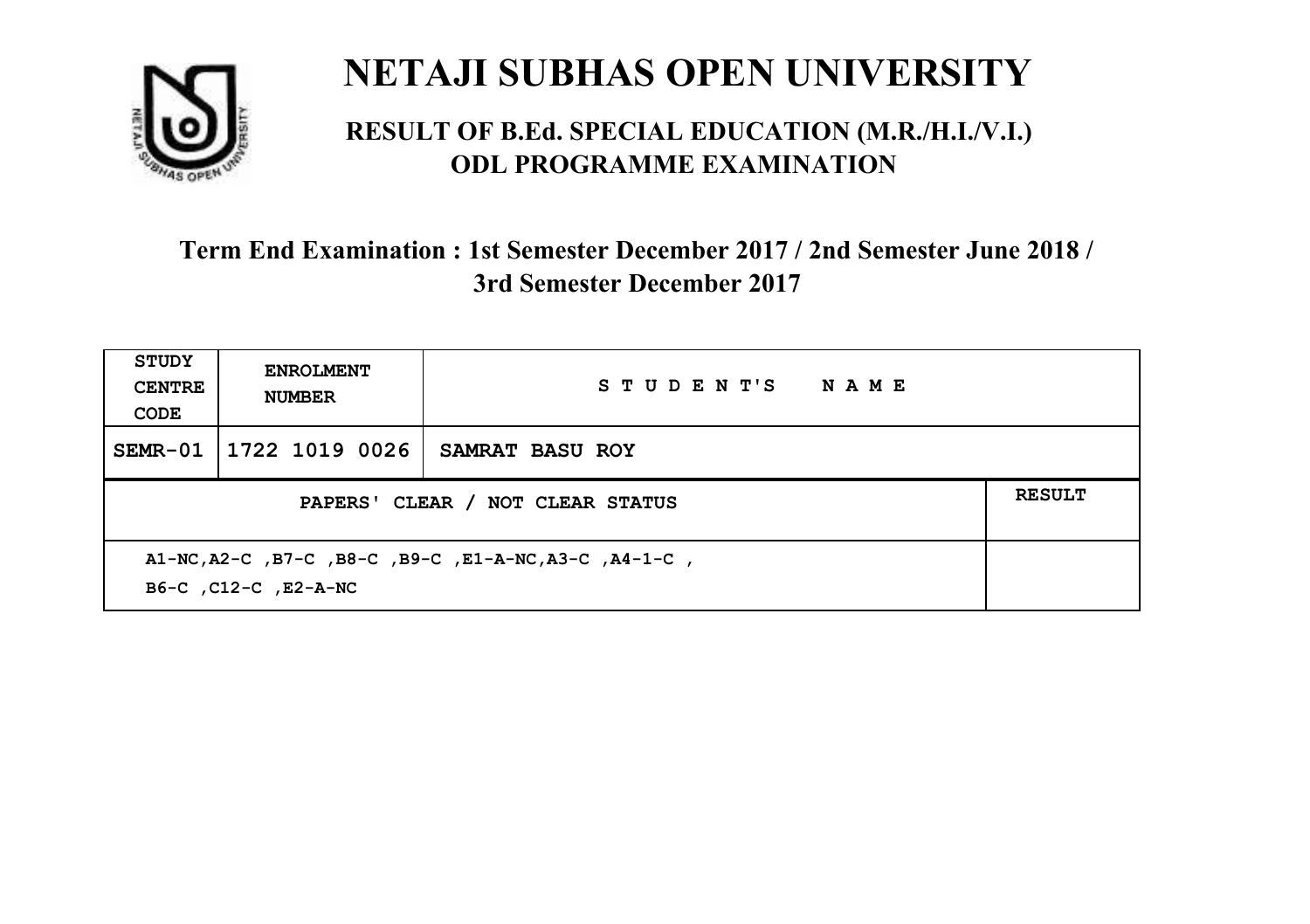# NETAJI SUBHAS OPEN UNIVERSITY

## RESULT OF B.Ed. SPECIAL EDUCATION (M.R./H.I./V.I.) ODL PROGRAMME EXAMINATION

### Term End Examination : 1st Semester December 2017 / 2nd Semester June 2018 / 3rd Semester December 2017

| STUDY CENTRE CODE | ENROLMENT NUMBER | STUDENT'S NAME | |
|---|---|---|---|
| SEMR-01 | 1722 1019 0026 | SAMRAT BASU ROY | |
| PAPERS' CLEAR / NOT CLEAR STATUS | | | RESULT |
| A1-NC,A2-C ,B7-C ,B8-C ,B9-C ,E1-A-NC,A3-C ,A4-1-C , B6-C ,C12-C ,E2-A-NC | | | |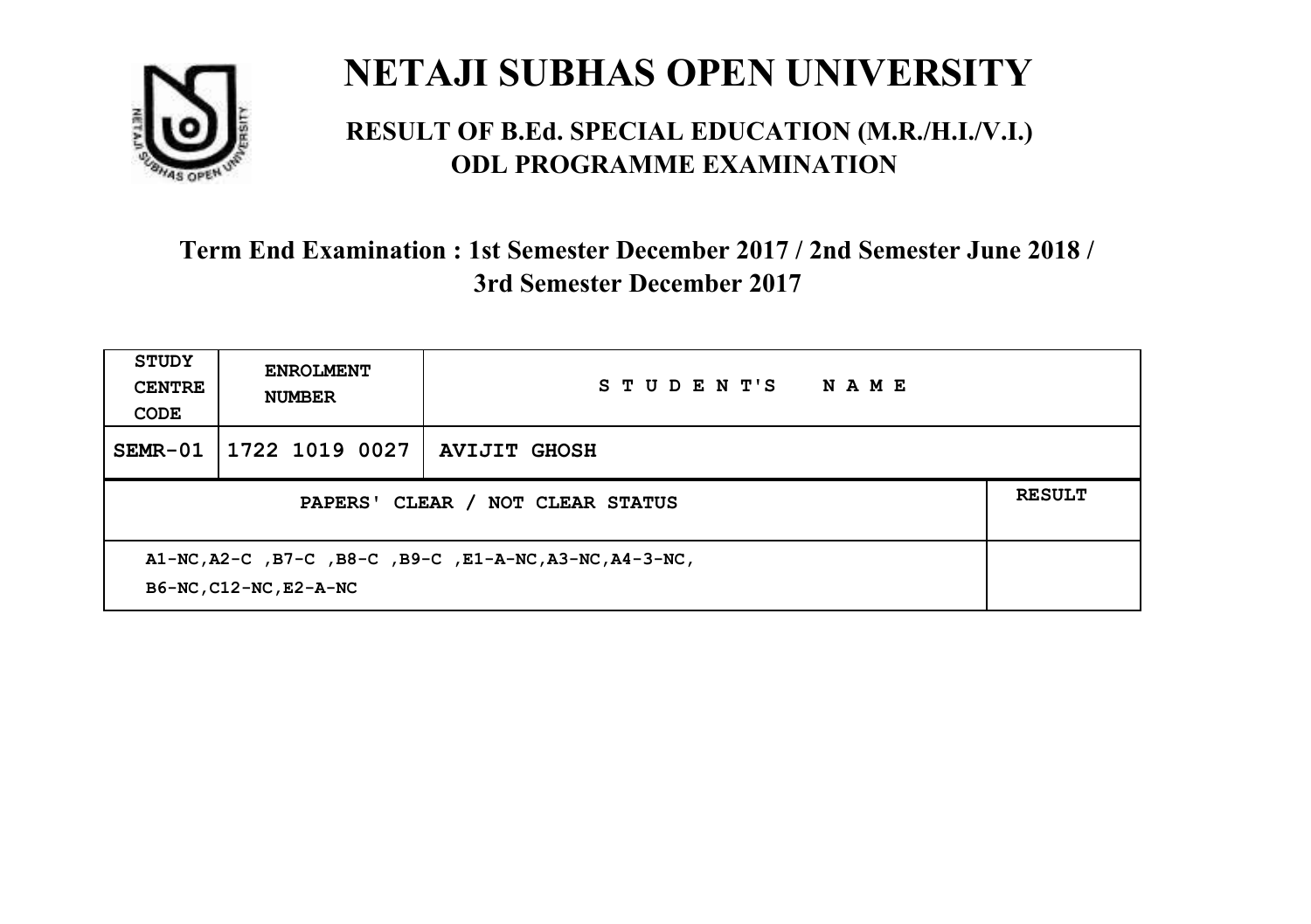# NETAJI SUBHAS OPEN UNIVERSITY

## RESULT OF B.Ed. SPECIAL EDUCATION (M.R./H.I./V.I.) ODL PROGRAMME EXAMINATION

### Term End Examination : 1st Semester December 2017 / 2nd Semester June 2018 / 3rd Semester December 2017

| STUDY CENTRE CODE | ENROLMENT NUMBER | STUDENT'S NAME |
|---|---|---|
| SEMR-01 | 1722 1019 0027 | AVIJIT GHOSH |

| PAPERS' CLEAR / NOT CLEAR STATUS | RESULT |
|---|---|
| A1-NC,A2-C ,B7-C ,B8-C ,B9-C ,E1-A-NC,A3-NC,A4-3-NC, B6-NC,C12-NC,E2-A-NC | |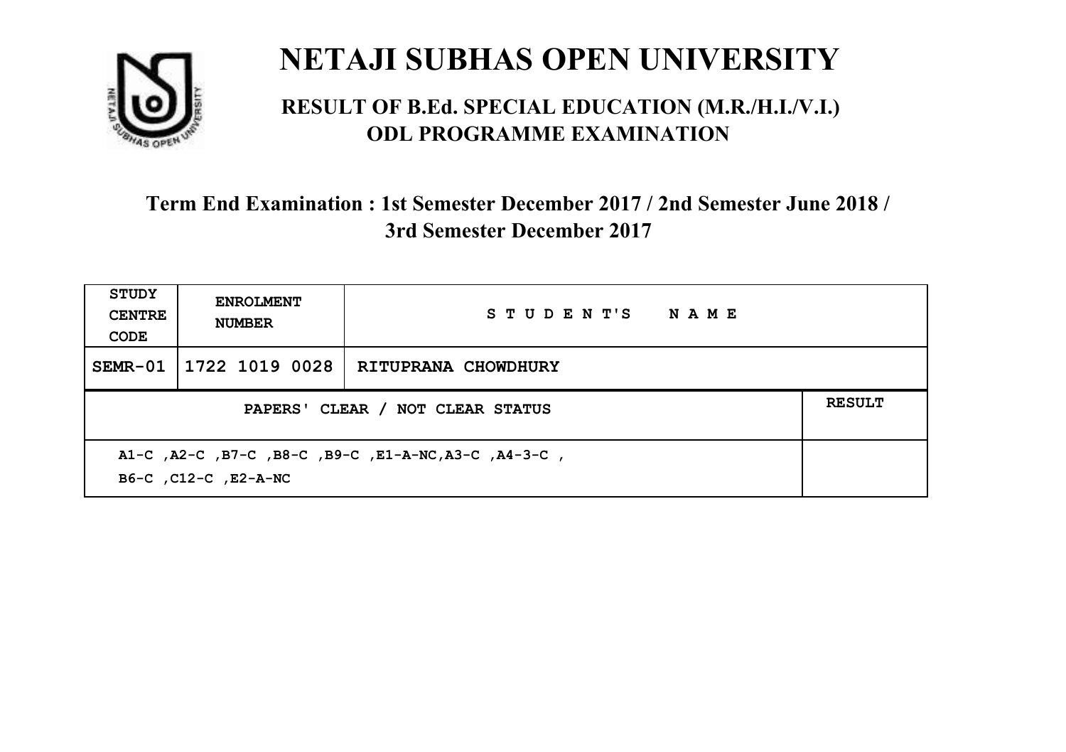# NETAJI SUBHAS OPEN UNIVERSITY

## RESULT OF B.Ed. SPECIAL EDUCATION (M.R./H.I./V.I.) ODL PROGRAMME EXAMINATION

### Term End Examination : 1st Semester December 2017 / 2nd Semester June 2018 / 3rd Semester December 2017

| STUDY CENTRE CODE | ENROLMENT NUMBER | STUDENT'S NAME | |
|---|---|---|---|
| SEMR-01 | 1722 1019 0028 | RITUPRANA CHOWDHURY | |
| PAPERS' CLEAR / NOT CLEAR STATUS | | | RESULT |
| A1-C ,A2-C ,B7-C ,B8-C ,B9-C ,E1-A-NC,A3-C ,A4-3-C , B6-C ,C12-C ,E2-A-NC | | | |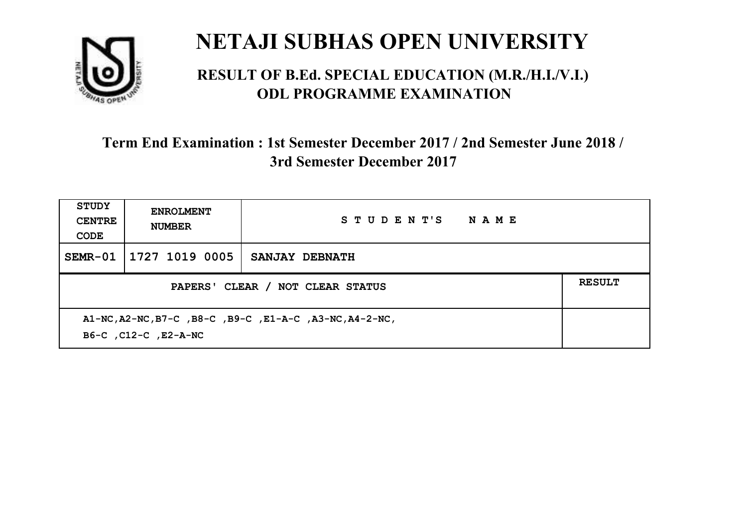# NETAJI SUBHAS OPEN UNIVERSITY

## RESULT OF B.Ed. SPECIAL EDUCATION (M.R./H.I./V.I.) ODL PROGRAMME EXAMINATION

### Term End Examination : 1st Semester December 2017 / 2nd Semester June 2018 / 3rd Semester December 2017

| STUDY CENTRE CODE | ENROLMENT NUMBER | STUDENT'S NAME | |
|---|---|---|---|
| SEMR-01 | 1727 1019 0005 | SANJAY DEBNATH | |
| PAPERS' CLEAR / NOT CLEAR STATUS | | | RESULT |
| A1-NC,A2-NC,B7-C ,B8-C ,B9-C ,E1-A-C ,A3-NC,A4-2-NC, B6-C ,C12-C ,E2-A-NC | | | |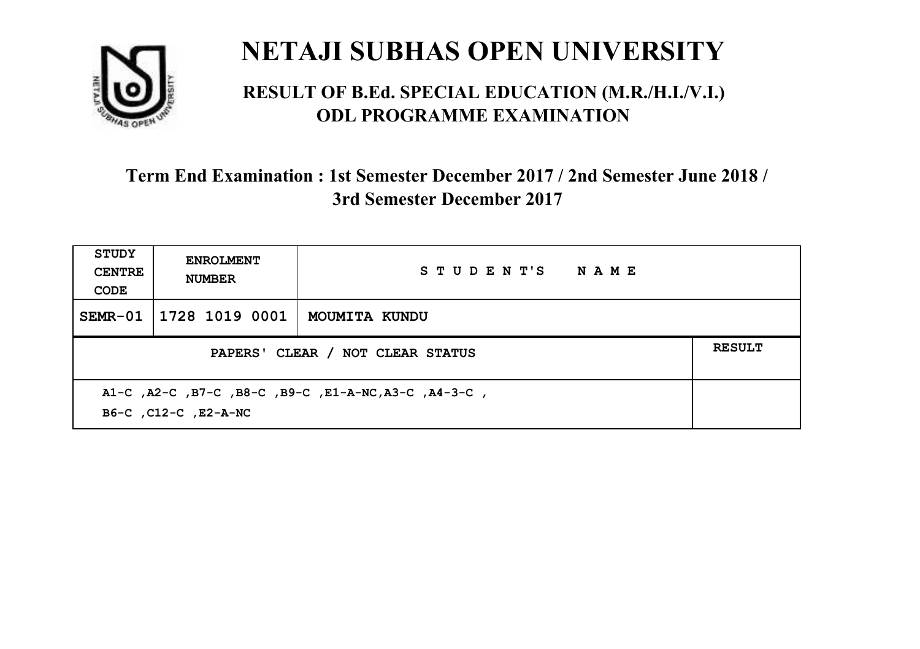# NETAJI SUBHAS OPEN UNIVERSITY

## RESULT OF B.Ed. SPECIAL EDUCATION (M.R./H.I./V.I.) ODL PROGRAMME EXAMINATION

### Term End Examination : 1st Semester December 2017 / 2nd Semester June 2018 / 3rd Semester December 2017

| STUDY CENTRE CODE | ENROLMENT NUMBER | STUDENT'S NAME | |
|---|---|---|---|
| SEMR-01 | 1728 1019 0001 | MOUMITA KUNDU | |
| PAPERS' CLEAR / NOT CLEAR STATUS | | | RESULT |
| A1-C ,A2-C ,B7-C ,B8-C ,B9-C ,E1-A-NC,A3-C ,A4-3-C , B6-C ,C12-C ,E2-A-NC | | | |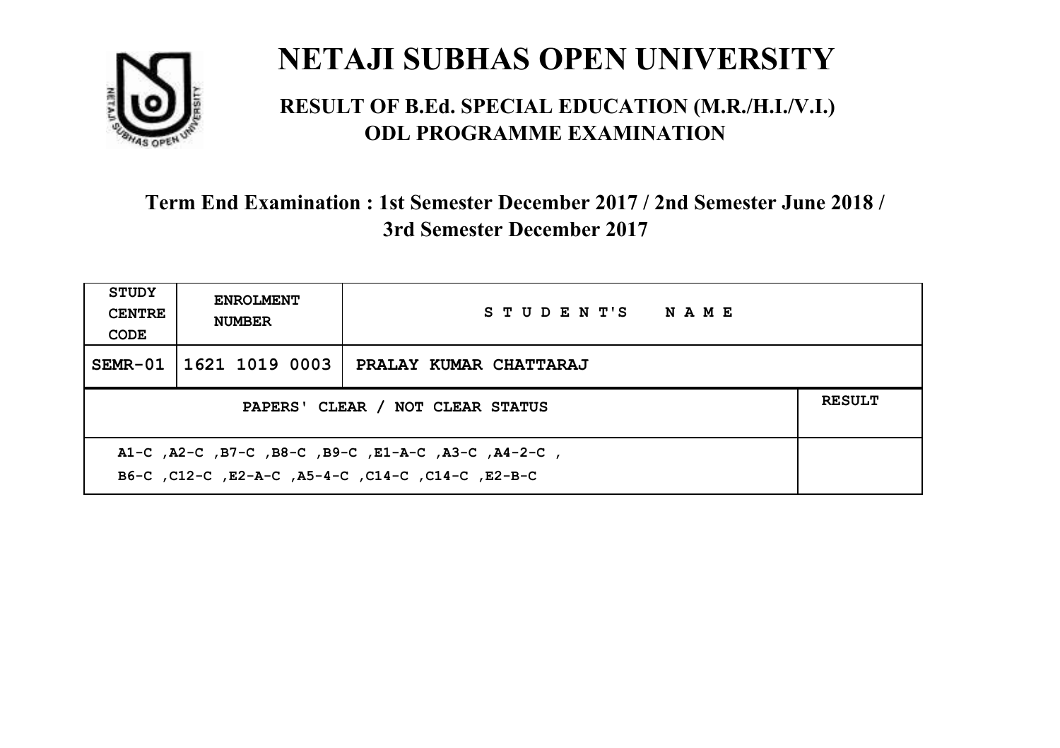# NETAJI SUBHAS OPEN UNIVERSITY

## RESULT OF B.Ed. SPECIAL EDUCATION (M.R./H.I./V.I.) ODL PROGRAMME EXAMINATION

### Term End Examination : 1st Semester December 2017 / 2nd Semester June 2018 / 3rd Semester December 2017

| STUDY CENTRE CODE | ENROLMENT NUMBER | STUDENT'S NAME | |
|---|---|---|---|
| SEMR-01 | 1621 1019 0003 | PRALAY KUMAR CHATTARAJ | |
| PAPERS' CLEAR / NOT CLEAR STATUS | | | RESULT |
| A1-C ,A2-C ,B7-C ,B8-C ,B9-C ,E1-A-C ,A3-C ,A4-2-C ,<br>B6-C ,C12-C ,E2-A-C ,A5-4-C ,C14-C ,C14-C ,E2-B-C | | | |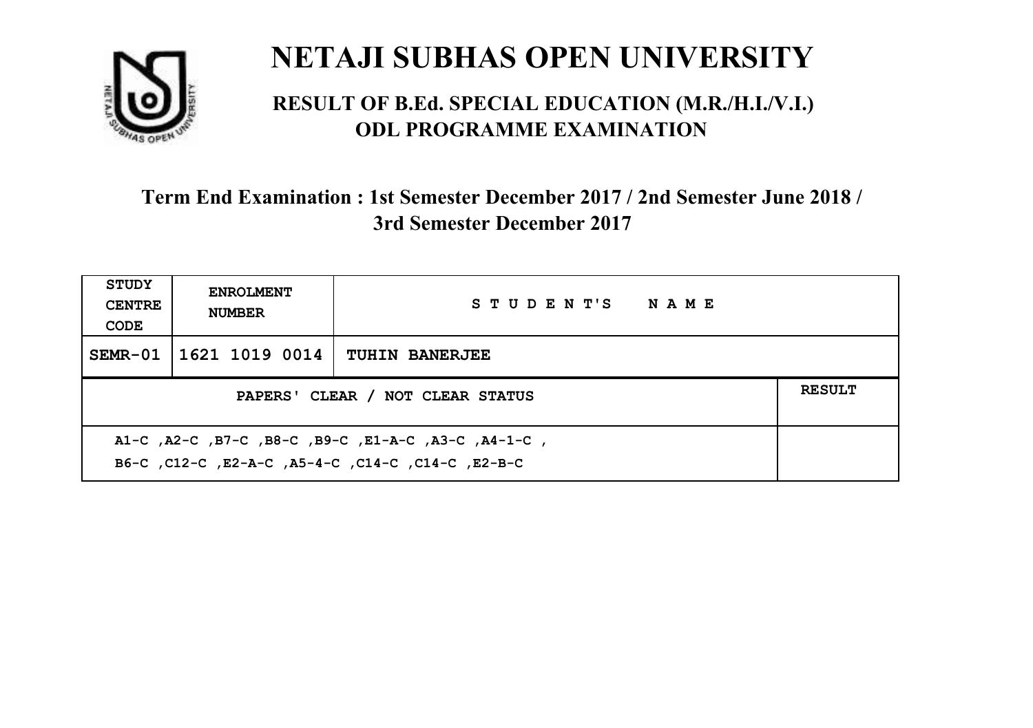# NETAJI SUBHAS OPEN UNIVERSITY

## RESULT OF B.Ed. SPECIAL EDUCATION (M.R./H.I./V.I.) ODL PROGRAMME EXAMINATION

### Term End Examination : 1st Semester December 2017 / 2nd Semester June 2018 / 3rd Semester December 2017

| STUDY CENTRE CODE | ENROLMENT NUMBER | STUDENT'S NAME | |
|---|---|---|---|
| SEMR-01 | 1621 1019 0014 | TUHIN BANERJEE | |
| PAPERS' CLEAR / NOT CLEAR STATUS | | | RESULT |
| A1-C ,A2-C ,B7-C ,B8-C ,B9-C ,E1-A-C ,A3-C ,A4-1-C , B6-C ,C12-C ,E2-A-C ,A5-4-C ,C14-C ,C14-C ,E2-B-C | | | |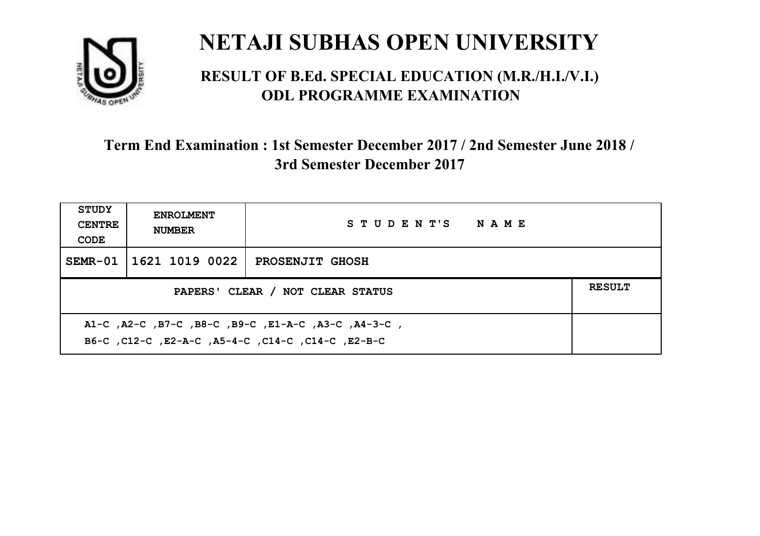# NETAJI SUBHAS OPEN UNIVERSITY

## RESULT OF B.Ed. SPECIAL EDUCATION (M.R./H.I./V.I.) ODL PROGRAMME EXAMINATION

### Term End Examination : 1st Semester December 2017 / 2nd Semester June 2018 / 3rd Semester December 2017

| STUDY CENTRE CODE | ENROLMENT NUMBER | STUDENT'S NAME | |
|---|---|---|---|
| SEMR-01 | 1621 1019 0022 | PROSENJIT GHOSH | |
| PAPERS' CLEAR / NOT CLEAR STATUS | | | RESULT |
| A1-C ,A2-C ,B7-C ,B8-C ,B9-C ,E1-A-C ,A3-C ,A4-3-C , B6-C ,C12-C ,E2-A-C ,A5-4-C ,C14-C ,C14-C ,E2-B-C | | | |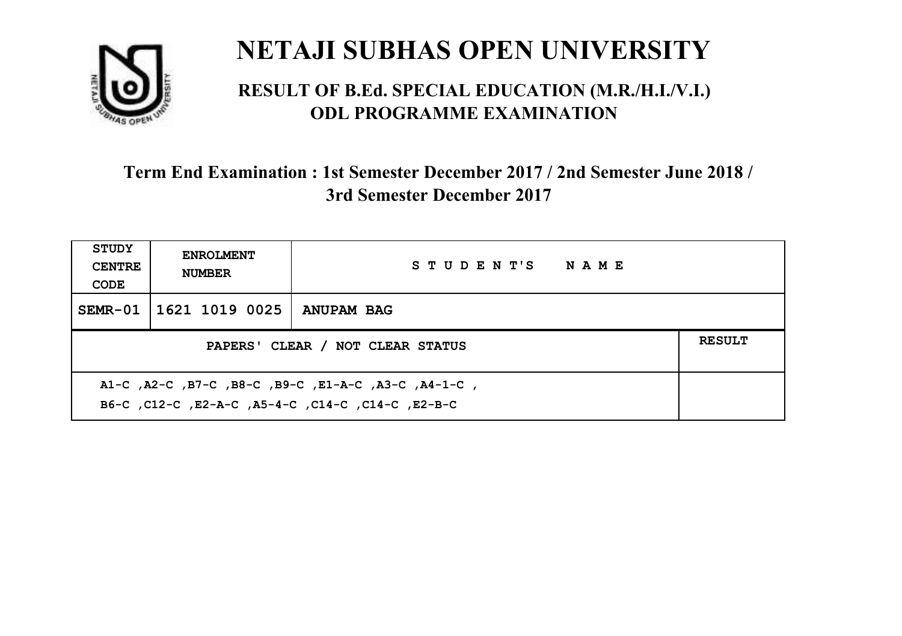# NETAJI SUBHAS OPEN UNIVERSITY

## RESULT OF B.Ed. SPECIAL EDUCATION (M.R./H.I./V.I.) ODL PROGRAMME EXAMINATION

### Term End Examination : 1st Semester December 2017 / 2nd Semester June 2018 / 3rd Semester December 2017

| STUDY CENTRE CODE | ENROLMENT NUMBER | STUDENT'S NAME | |
|---|---|---|---|
| SEMR-01 | 1621 1019 0025 | ANUPAM BAG | |
| PAPERS' CLEAR / NOT CLEAR STATUS | | | RESULT |
| A1-C ,A2-C ,B7-C ,B8-C ,B9-C ,E1-A-C ,A3-C ,A4-1-C , B6-C ,C12-C ,E2-A-C ,A5-4-C ,C14-C ,C14-C ,E2-B-C | | | |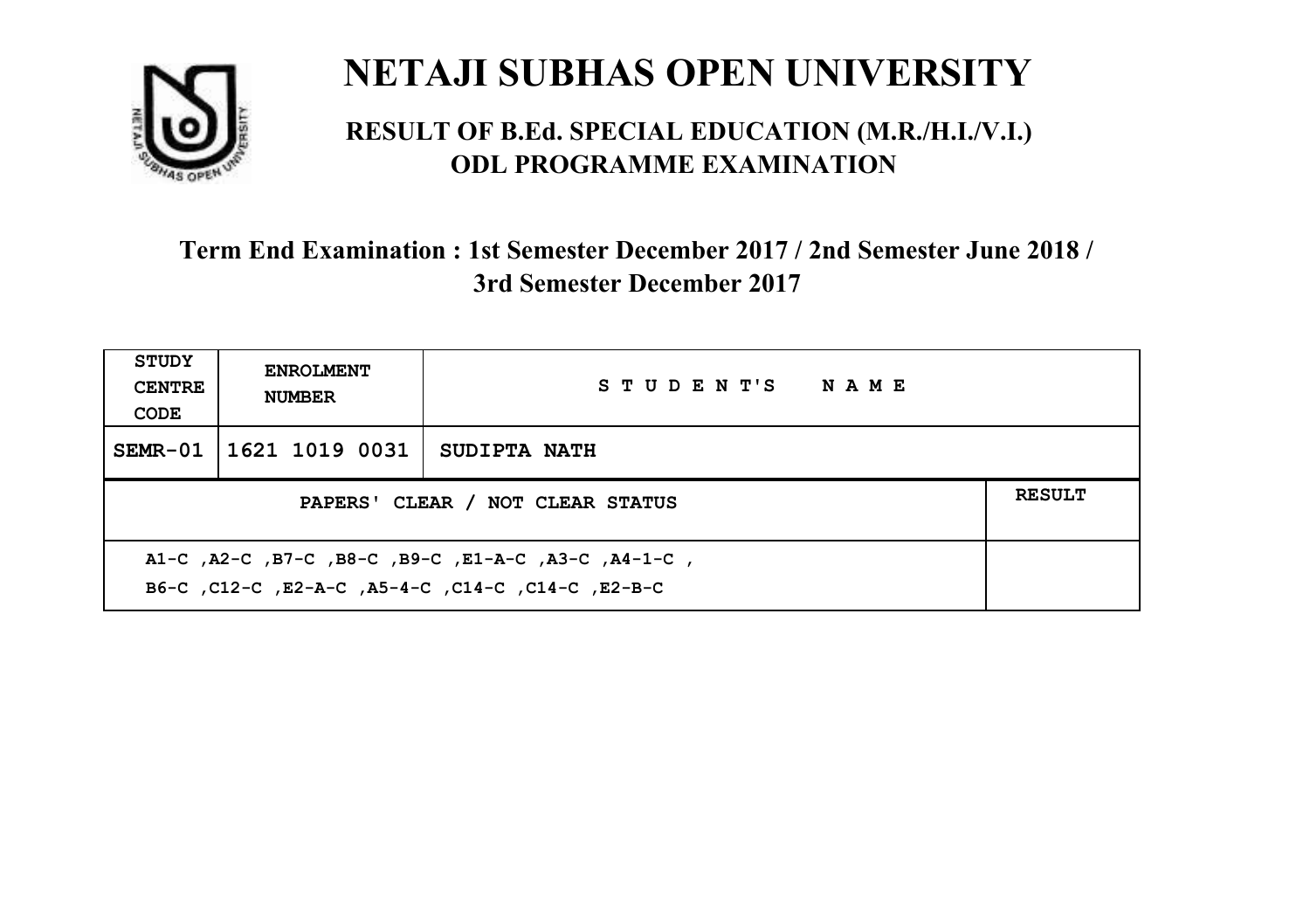# NETAJI SUBHAS OPEN UNIVERSITY

## RESULT OF B.Ed. SPECIAL EDUCATION (M.R./H.I./V.I.) ODL PROGRAMME EXAMINATION

### Term End Examination : 1st Semester December 2017 / 2nd Semester June 2018 / 3rd Semester December 2017

| STUDY CENTRE CODE | ENROLMENT NUMBER | STUDENT'S NAME | |
|---|---|---|---|
| SEMR-01 | 1621 1019 0031 | SUDIPTA NATH | |
| PAPERS' CLEAR / NOT CLEAR STATUS | | | RESULT |
| A1-C ,A2-C ,B7-C ,B8-C ,B9-C ,E1-A-C ,A3-C ,A4-1-C , B6-C ,C12-C ,E2-A-C ,A5-4-C ,C14-C ,C14-C ,E2-B-C | | | |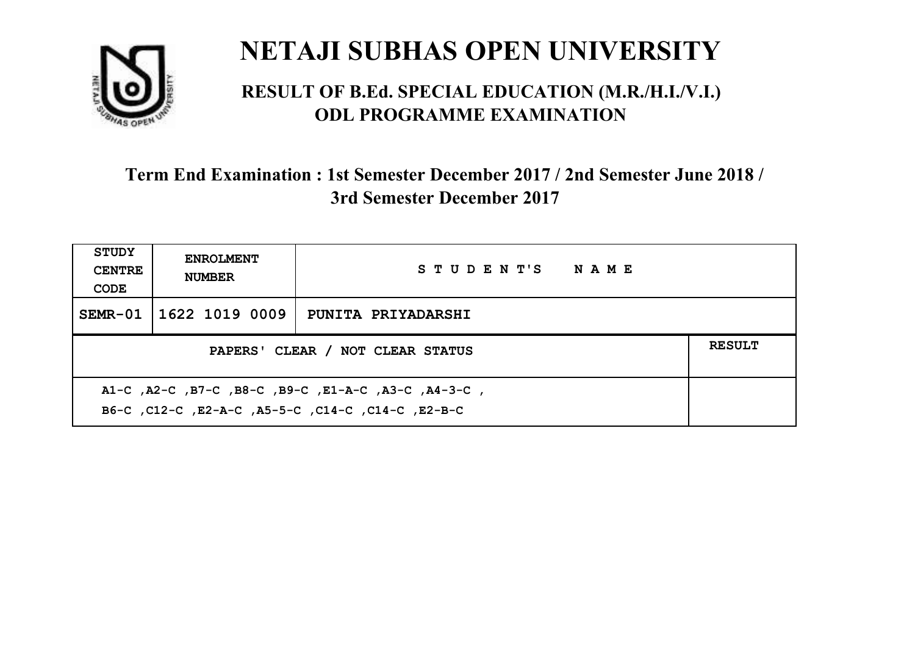# NETAJI SUBHAS OPEN UNIVERSITY

## RESULT OF B.Ed. SPECIAL EDUCATION (M.R./H.I./V.I.) ODL PROGRAMME EXAMINATION

### Term End Examination : 1st Semester December 2017 / 2nd Semester June 2018 / 3rd Semester December 2017

| STUDY CENTRE CODE | ENROLMENT NUMBER | STUDENT'S NAME | |
|---|---|---|---|
| SEMR-01 | 1622 1019 0009 | PUNITA PRIYADARSHI | |
| PAPERS' CLEAR / NOT CLEAR STATUS | | | RESULT |
| A1-C ,A2-C ,B7-C ,B8-C ,B9-C ,E1-A-C ,A3-C ,A4-3-C ,<br>B6-C ,C12-C ,E2-A-C ,A5-5-C ,C14-C ,C14-C ,E2-B-C | | | |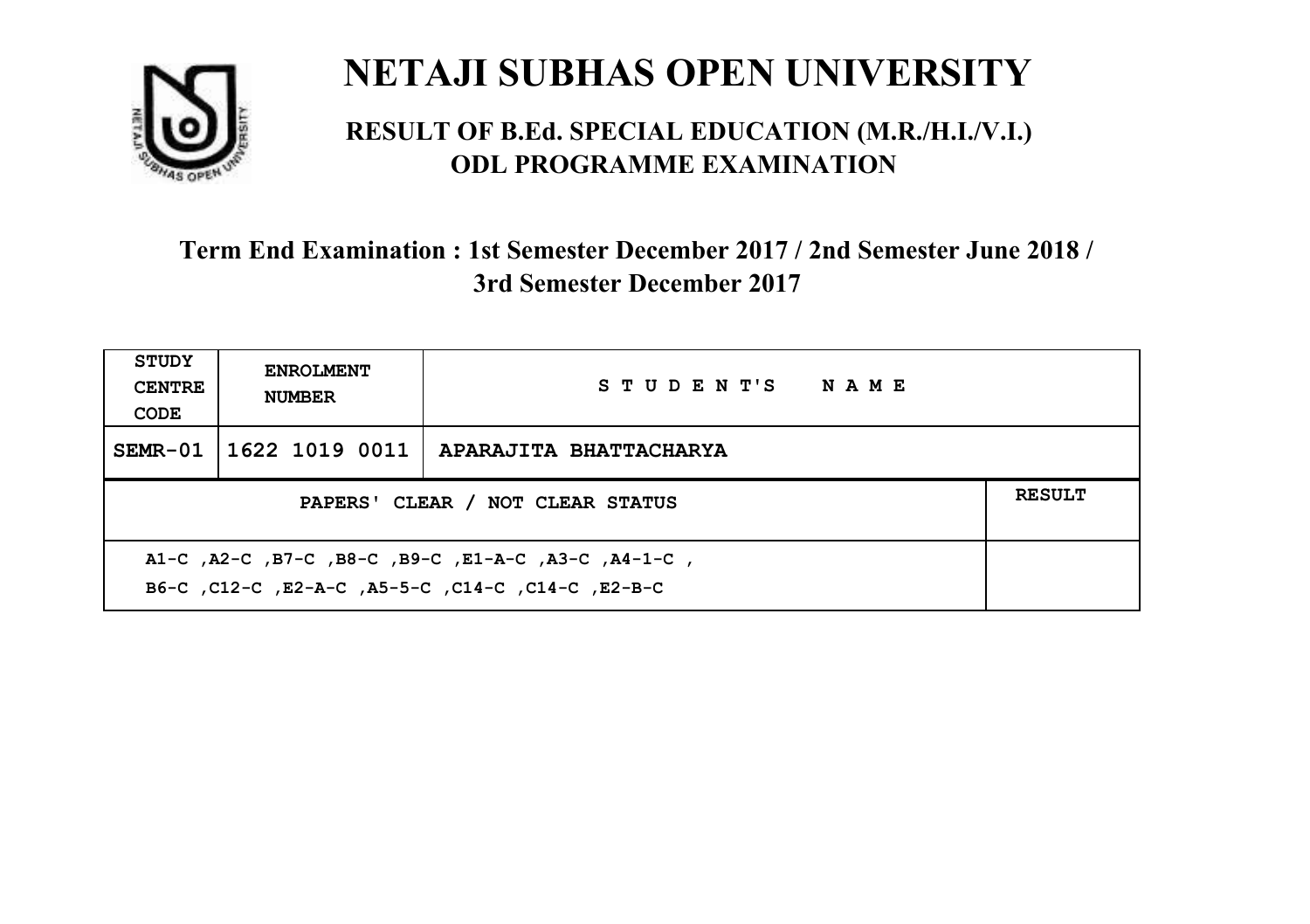# NETAJI SUBHAS OPEN UNIVERSITY

## RESULT OF B.Ed. SPECIAL EDUCATION (M.R./H.I./V.I.) ODL PROGRAMME EXAMINATION

### Term End Examination : 1st Semester December 2017 / 2nd Semester June 2018 / 3rd Semester December 2017

| STUDY CENTRE CODE | ENROLMENT NUMBER | STUDENT'S NAME | |
|---|---|---|---|
| SEMR-01 | 1622 1019 0011 | APARAJITA BHATTACHARYA | |
| PAPERS' CLEAR / NOT CLEAR STATUS | | | RESULT |
| A1-C ,A2-C ,B7-C ,B8-C ,B9-C ,E1-A-C ,A3-C ,A4-1-C , B6-C ,C12-C ,E2-A-C ,A5-5-C ,C14-C ,C14-C ,E2-B-C | | | |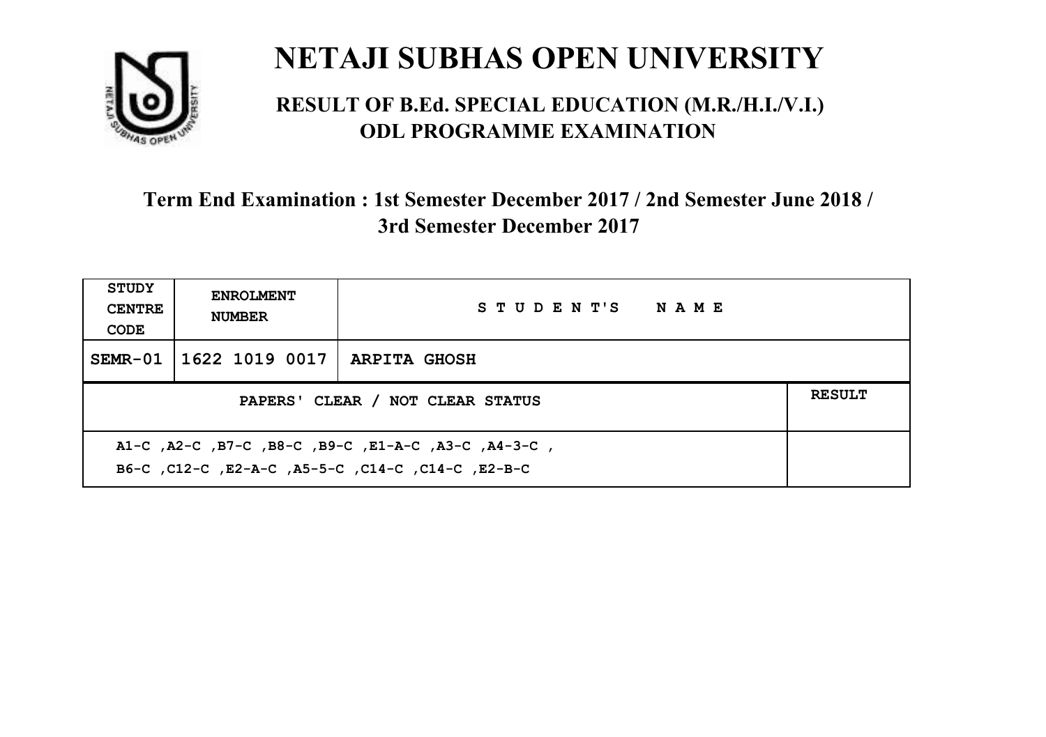# NETAJI SUBHAS OPEN UNIVERSITY

## RESULT OF B.Ed. SPECIAL EDUCATION (M.R./H.I./V.I.) ODL PROGRAMME EXAMINATION

### Term End Examination : 1st Semester December 2017 / 2nd Semester June 2018 / 3rd Semester December 2017

| STUDY CENTRE CODE | ENROLMENT NUMBER | STUDENT'S NAME | |
|---|---|---|---|
| SEMR-01 | 1622 1019 0017 | ARPITA GHOSH | |
| PAPERS' CLEAR / NOT CLEAR STATUS | | | RESULT |
| A1-C ,A2-C ,B7-C ,B8-C ,B9-C ,E1-A-C ,A3-C ,A4-3-C , B6-C ,C12-C ,E2-A-C ,A5-5-C ,C14-C ,C14-C ,E2-B-C | | | |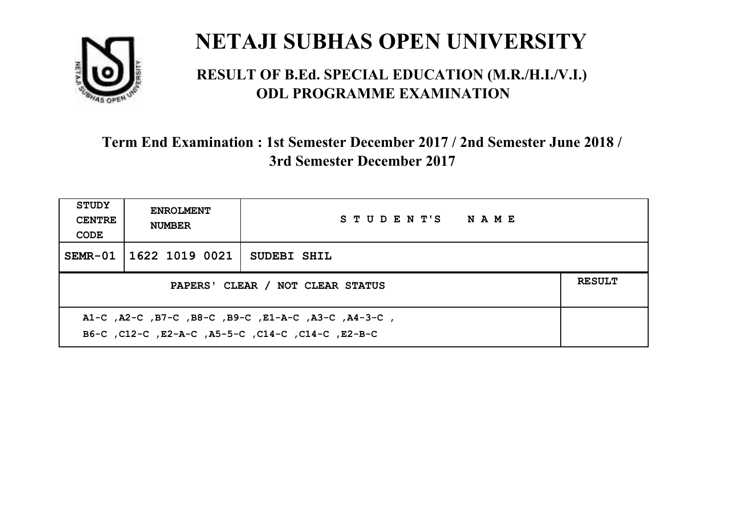# NETAJI SUBHAS OPEN UNIVERSITY

## RESULT OF B.Ed. SPECIAL EDUCATION (M.R./H.I./V.I.) ODL PROGRAMME EXAMINATION

### Term End Examination : 1st Semester December 2017 / 2nd Semester June 2018 / 3rd Semester December 2017

| STUDY CENTRE CODE | ENROLMENT NUMBER | STUDENT'S NAME |
|---|---|---|
| SEMR-01 | 1622 1019 0021 | SUDEBI SHIL |

| PAPERS' CLEAR / NOT CLEAR STATUS | RESULT |
|---|---|
| A1-C ,A2-C ,B7-C ,B8-C ,B9-C ,E1-A-C ,A3-C ,A4-3-C , B6-C ,C12-C ,E2-A-C ,A5-5-C ,C14-C ,C14-C ,E2-B-C | |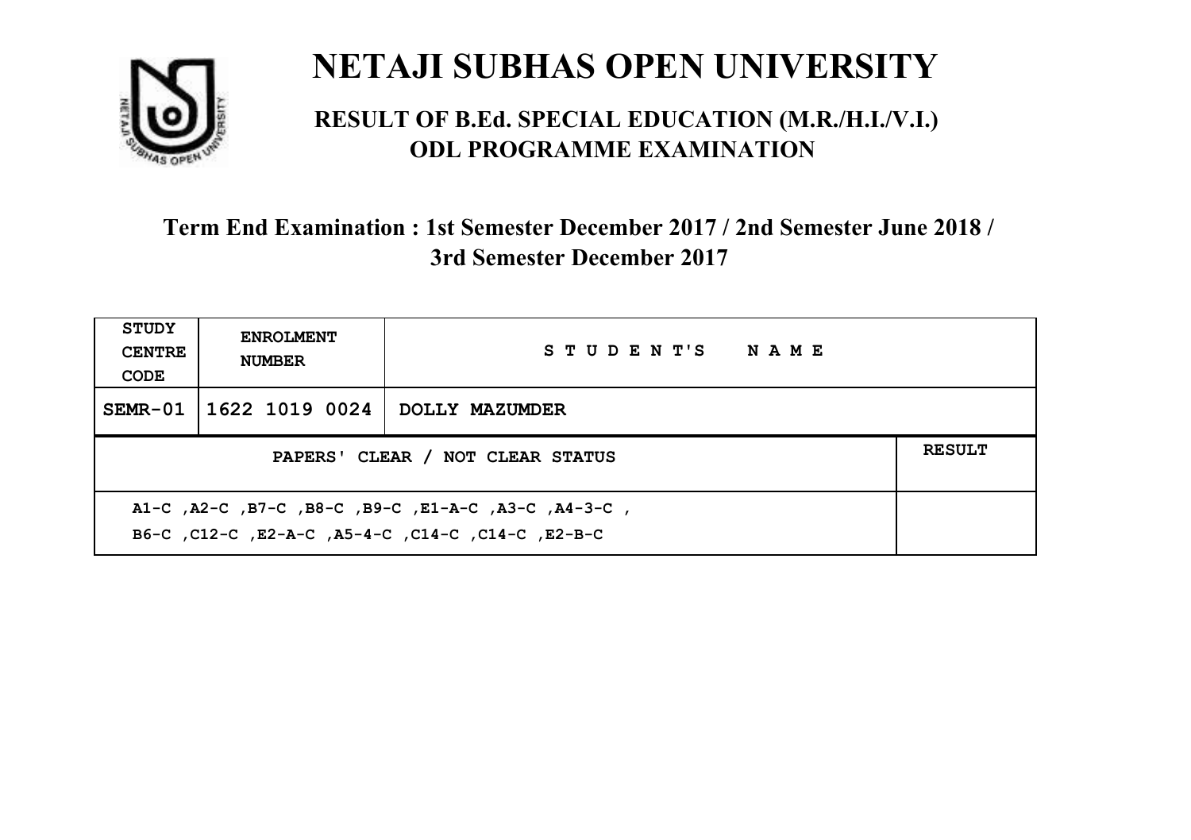# NETAJI SUBHAS OPEN UNIVERSITY

## RESULT OF B.Ed. SPECIAL EDUCATION (M.R./H.I./V.I.) ODL PROGRAMME EXAMINATION

### Term End Examination : 1st Semester December 2017 / 2nd Semester June 2018 / 3rd Semester December 2017

| STUDY CENTRE CODE | ENROLMENT NUMBER | STUDENT'S NAME | |
|---|---|---|---|
| SEMR-01 | 1622 1019 0024 | DOLLY MAZUMDER | |
| PAPERS' CLEAR / NOT CLEAR STATUS | | | RESULT |
| A1-C ,A2-C ,B7-C ,B8-C ,B9-C ,E1-A-C ,A3-C ,A4-3-C , B6-C ,C12-C ,E2-A-C ,A5-4-C ,C14-C ,C14-C ,E2-B-C | | | |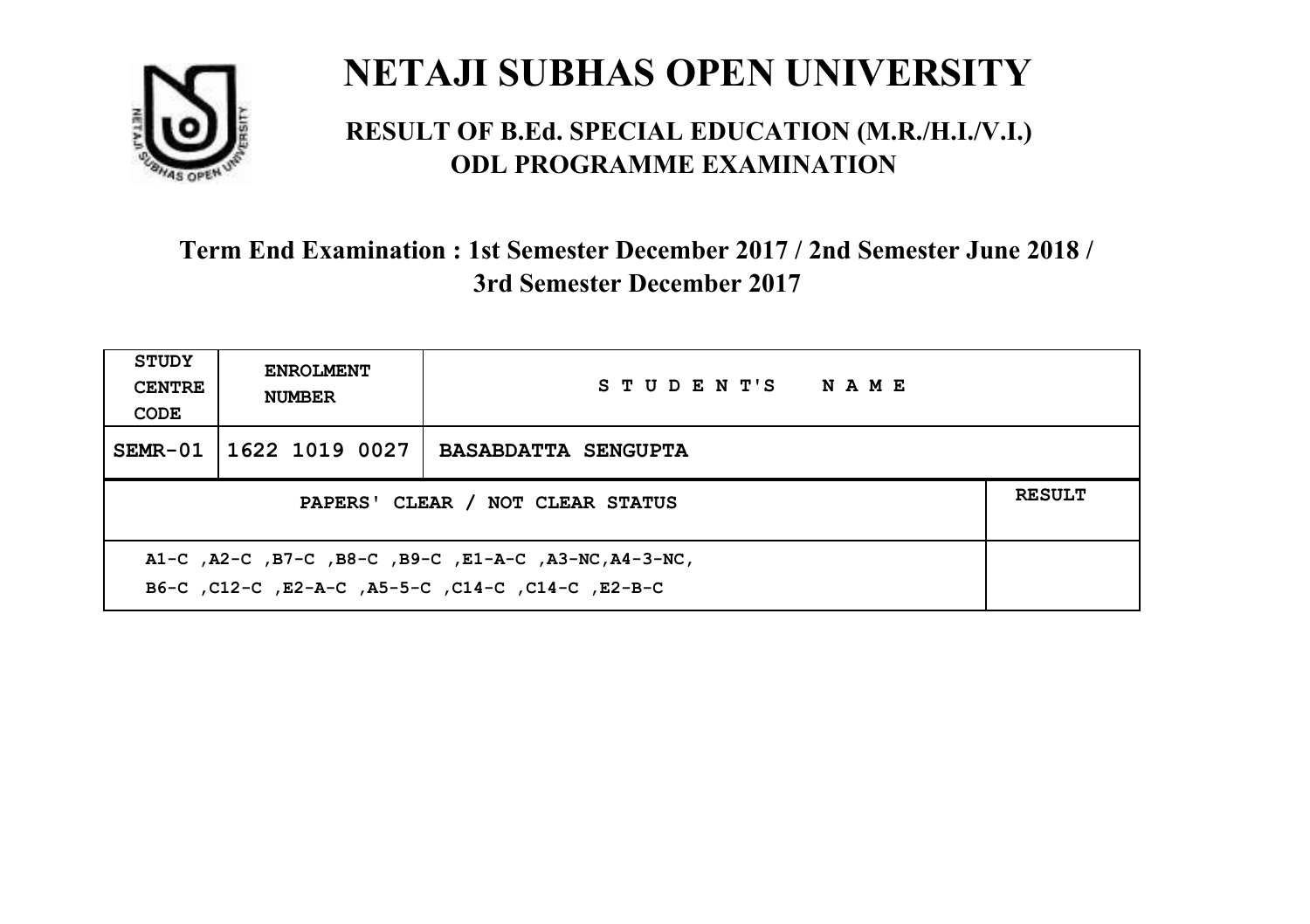# NETAJI SUBHAS OPEN UNIVERSITY

## RESULT OF B.Ed. SPECIAL EDUCATION (M.R./H.I./V.I.) ODL PROGRAMME EXAMINATION

### Term End Examination : 1st Semester December 2017 / 2nd Semester June 2018 / 3rd Semester December 2017

| STUDY CENTRE CODE | ENROLMENT NUMBER | STUDENT'S NAME | |
|---|---|---|---|
| SEMR-01 | 1622 1019 0027 | BASABDATTA SENGUPTA | |
| PAPERS' CLEAR / NOT CLEAR STATUS | | | RESULT |
| A1-C ,A2-C ,B7-C ,B8-C ,B9-C ,E1-A-C ,A3-NC,A4-3-NC, B6-C ,C12-C ,E2-A-C ,A5-5-C ,C14-C ,C14-C ,E2-B-C | | | |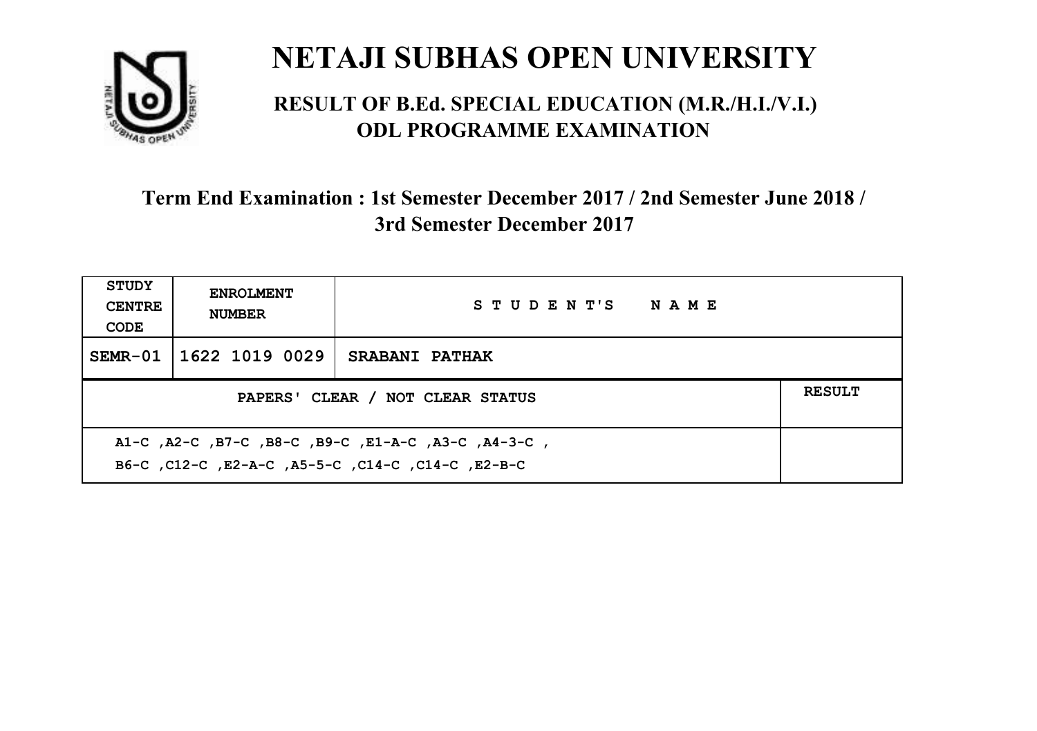# NETAJI SUBHAS OPEN UNIVERSITY

## RESULT OF B.Ed. SPECIAL EDUCATION (M.R./H.I./V.I.) ODL PROGRAMME EXAMINATION

### Term End Examination : 1st Semester December 2017 / 2nd Semester June 2018 / 3rd Semester December 2017

| STUDY CENTRE CODE | ENROLMENT NUMBER | STUDENT'S NAME | |
|---|---|---|---|
| SEMR-01 | 1622 1019 0029 | SRABANI PATHAK | |
| PAPERS' CLEAR / NOT CLEAR STATUS | | | RESULT |
| A1-C ,A2-C ,B7-C ,B8-C ,B9-C ,E1-A-C ,A3-C ,A4-3-C , B6-C ,C12-C ,E2-A-C ,A5-5-C ,C14-C ,C14-C ,E2-B-C | | | |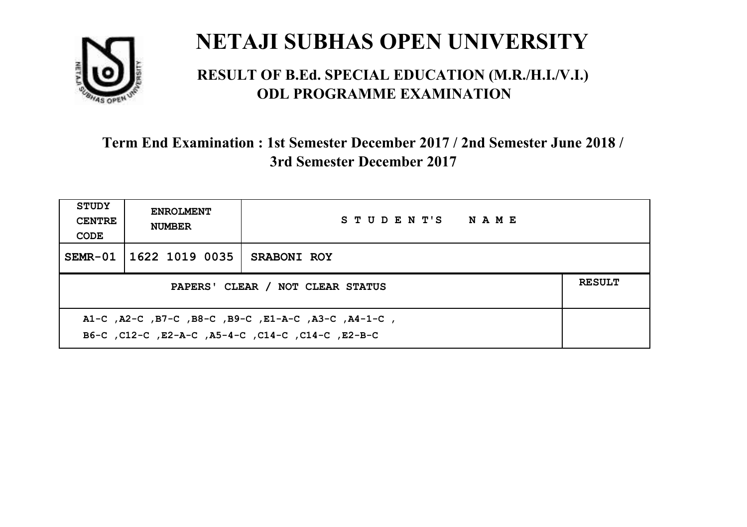# NETAJI SUBHAS OPEN UNIVERSITY

## RESULT OF B.Ed. SPECIAL EDUCATION (M.R./H.I./V.I.) ODL PROGRAMME EXAMINATION

### Term End Examination : 1st Semester December 2017 / 2nd Semester June 2018 / 3rd Semester December 2017

| STUDY CENTRE CODE | ENROLMENT NUMBER | STUDENT'S NAME | |
|---|---|---|---|
| SEMR-01 | 1622 1019 0035 | SRABONI ROY | |
| PAPERS' CLEAR / NOT CLEAR STATUS | | | RESULT |
| A1-C ,A2-C ,B7-C ,B8-C ,B9-C ,E1-A-C ,A3-C ,A4-1-C , B6-C ,C12-C ,E2-A-C ,A5-4-C ,C14-C ,C14-C ,E2-B-C | | | |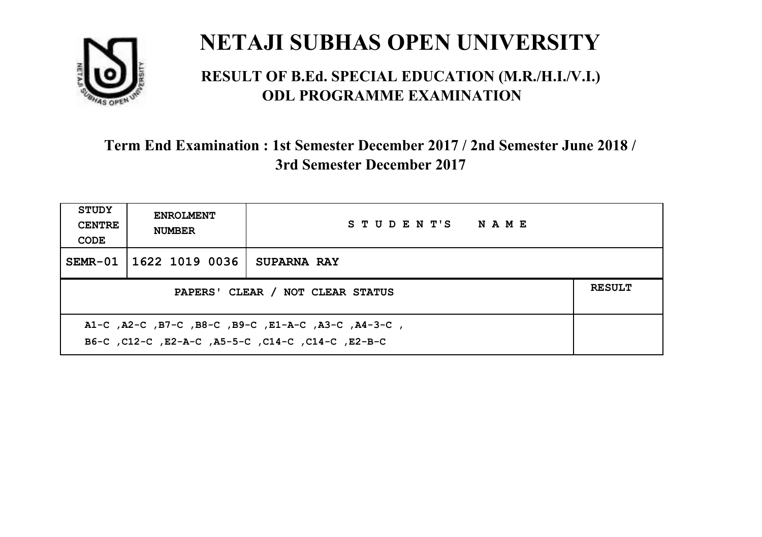# NETAJI SUBHAS OPEN UNIVERSITY

## RESULT OF B.Ed. SPECIAL EDUCATION (M.R./H.I./V.I.) ODL PROGRAMME EXAMINATION

### Term End Examination : 1st Semester December 2017 / 2nd Semester June 2018 / 3rd Semester December 2017

| STUDY CENTRE CODE | ENROLMENT NUMBER | STUDENT'S NAME | |
|---|---|---|---|
| SEMR-01 | 1622 1019 0036 | SUPARNA RAY | |
| PAPERS' CLEAR / NOT CLEAR STATUS | | | RESULT |
| A1-C ,A2-C ,B7-C ,B8-C ,B9-C ,E1-A-C ,A3-C ,A4-3-C , B6-C ,C12-C ,E2-A-C ,A5-5-C ,C14-C ,C14-C ,E2-B-C | | | |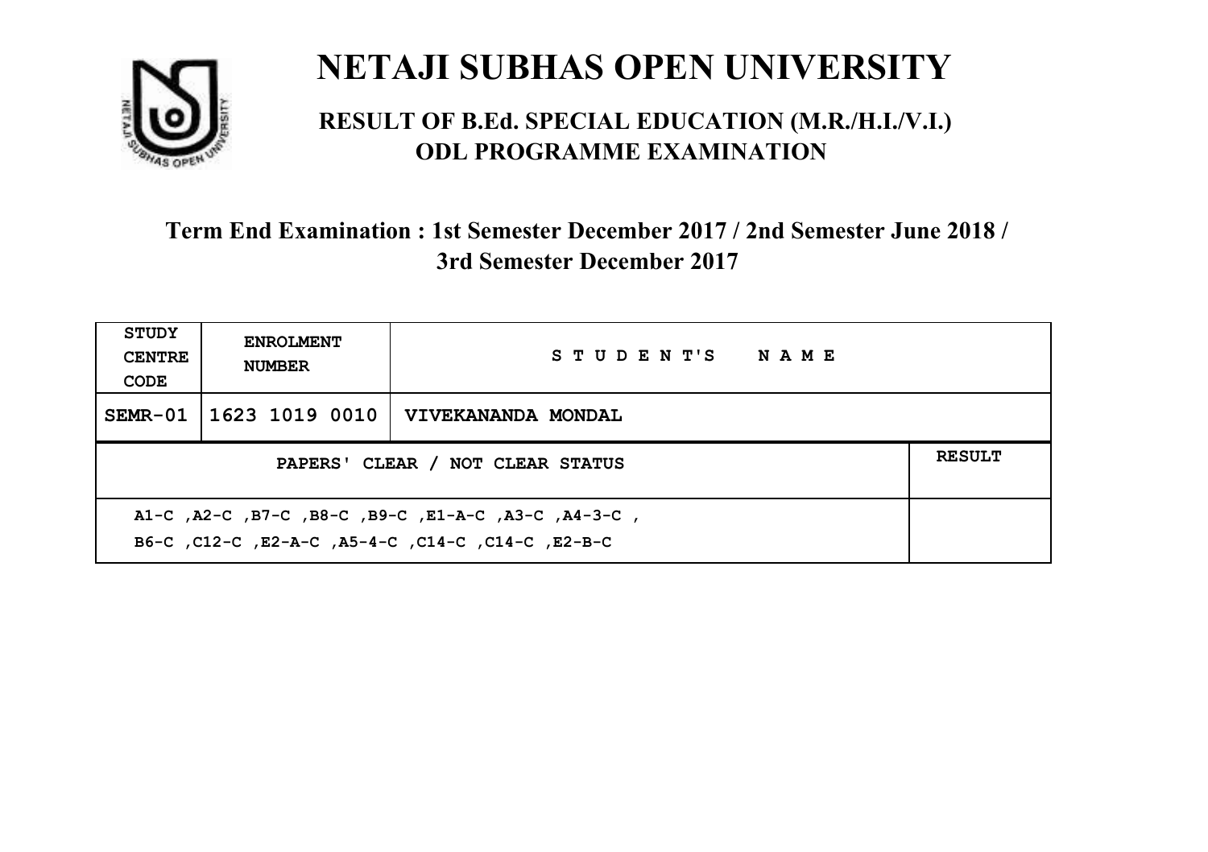# NETAJI SUBHAS OPEN UNIVERSITY

## RESULT OF B.Ed. SPECIAL EDUCATION (M.R./H.I./V.I.) ODL PROGRAMME EXAMINATION

### Term End Examination : 1st Semester December 2017 / 2nd Semester June 2018 / 3rd Semester December 2017

| STUDY CENTRE CODE | ENROLMENT NUMBER | STUDENT'S NAME | |
|---|---|---|---|
| SEMR-01 | 1623 1019 0010 | VIVEKANANDA MONDAL | |
| PAPERS' CLEAR / NOT CLEAR STATUS | | | RESULT |
| A1-C ,A2-C ,B7-C ,B8-C ,B9-C ,E1-A-C ,A3-C ,A4-3-C , B6-C ,C12-C ,E2-A-C ,A5-4-C ,C14-C ,C14-C ,E2-B-C | | | |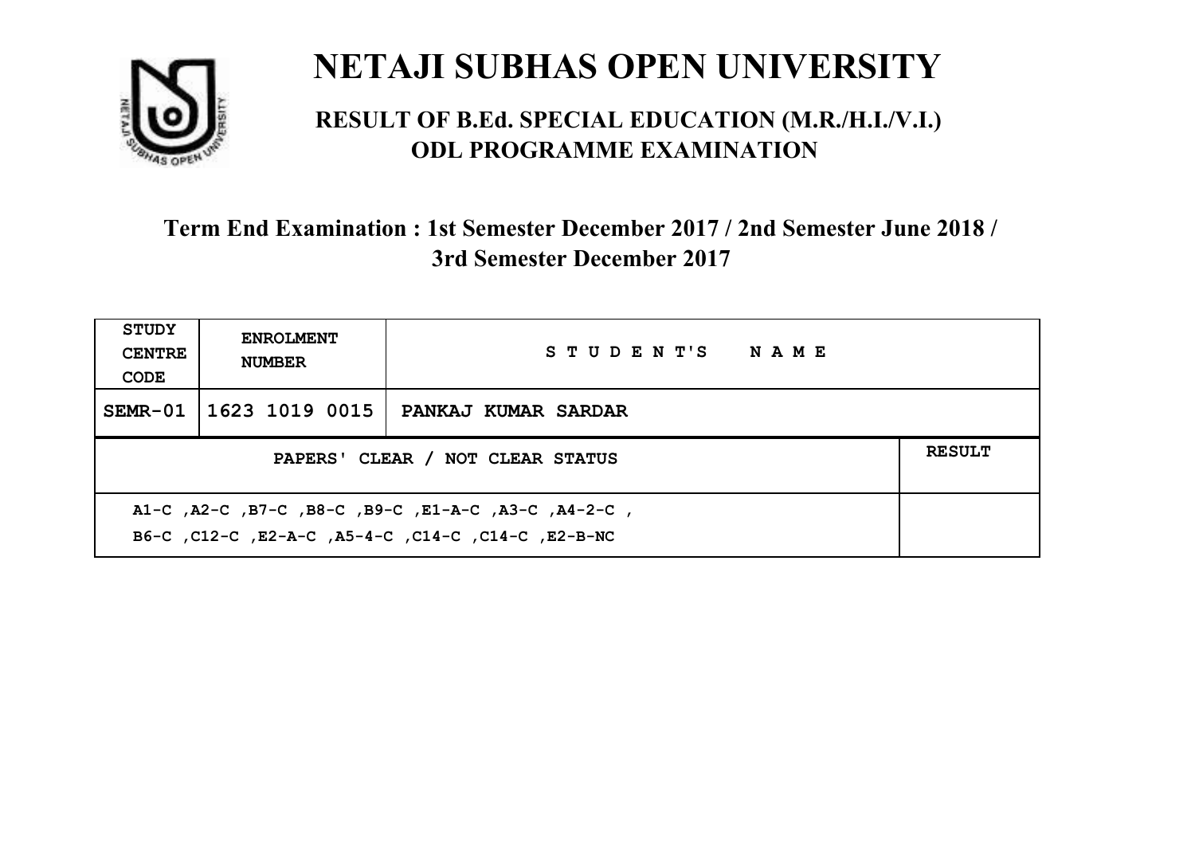# NETAJI SUBHAS OPEN UNIVERSITY

## RESULT OF B.Ed. SPECIAL EDUCATION (M.R./H.I./V.I.) ODL PROGRAMME EXAMINATION

### Term End Examination : 1st Semester December 2017 / 2nd Semester June 2018 / 3rd Semester December 2017

| STUDY CENTRE CODE | ENROLMENT NUMBER | STUDENT'S NAME | |
|---|---|---|---|
| SEMR-01 | 1623 1019 0015 | PANKAJ KUMAR SARDAR | |
| PAPERS' CLEAR / NOT CLEAR STATUS | | | RESULT |
| A1-C ,A2-C ,B7-C ,B8-C ,B9-C ,E1-A-C ,A3-C ,A4-2-C , B6-C ,C12-C ,E2-A-C ,A5-4-C ,C14-C ,C14-C ,E2-B-NC | | | |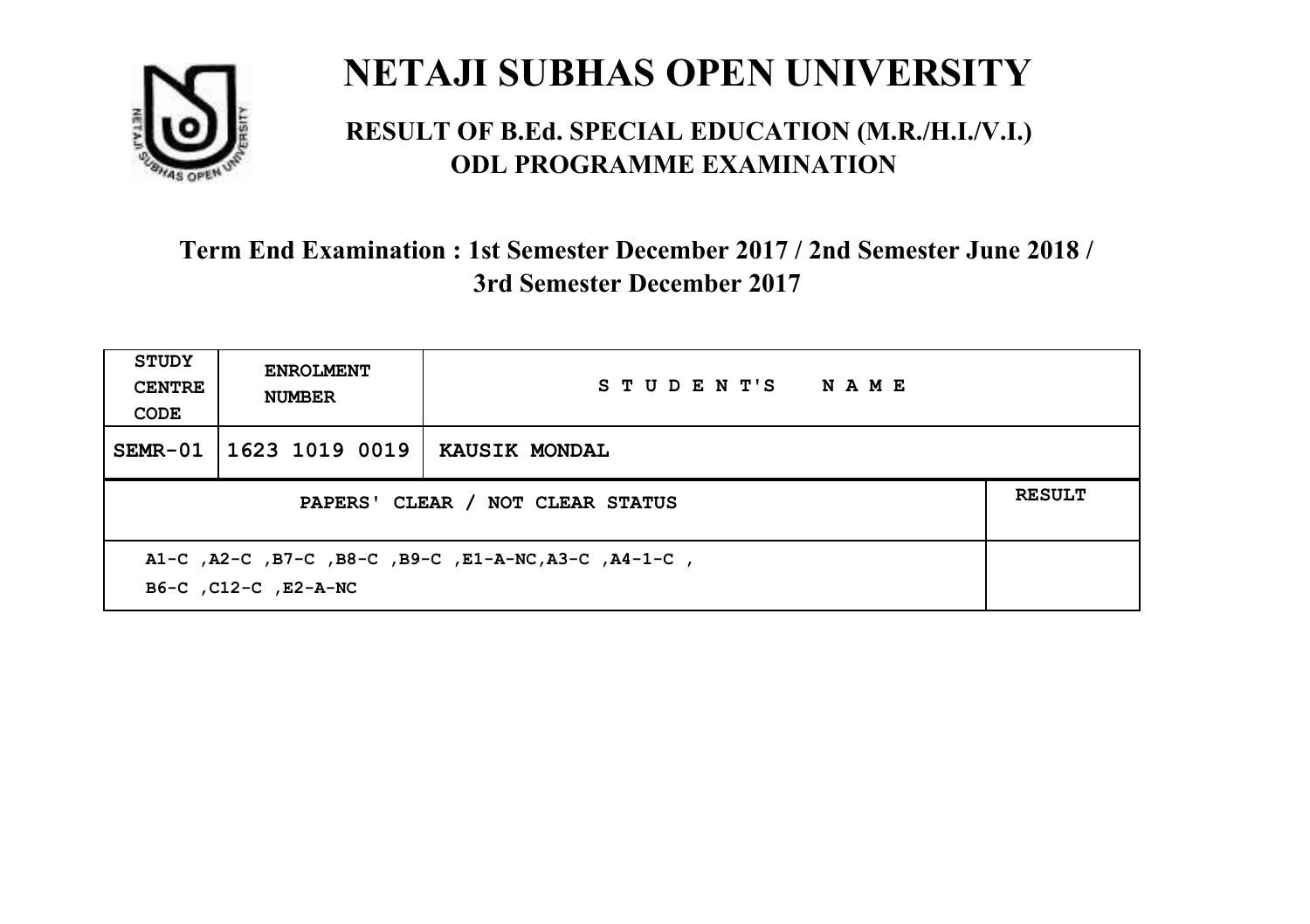# NETAJI SUBHAS OPEN UNIVERSITY

## RESULT OF B.Ed. SPECIAL EDUCATION (M.R./H.I./V.I.) ODL PROGRAMME EXAMINATION

### Term End Examination : 1st Semester December 2017 / 2nd Semester June 2018 / 3rd Semester December 2017

| STUDY CENTRE CODE | ENROLMENT NUMBER | STUDENT'S NAME | |
|---|---|---|---|
| SEMR-01 | 1623 1019 0019 | KAUSIK MONDAL | |
| PAPERS' CLEAR / NOT CLEAR STATUS | | | RESULT |
| A1-C ,A2-C ,B7-C ,B8-C ,B9-C ,E1-A-NC,A3-C ,A4-1-C , B6-C ,C12-C ,E2-A-NC | | | |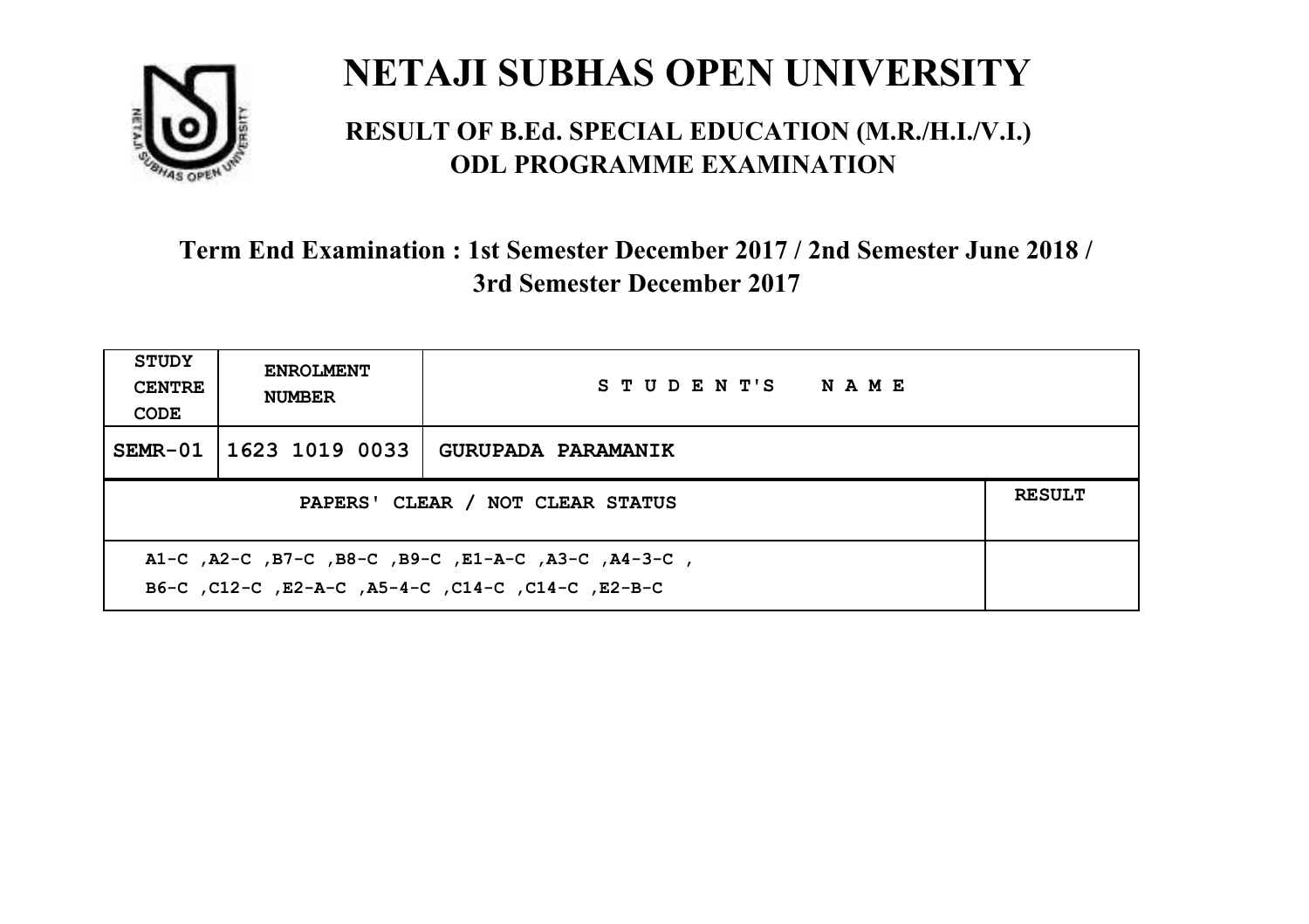# NETAJI SUBHAS OPEN UNIVERSITY

## RESULT OF B.Ed. SPECIAL EDUCATION (M.R./H.I./V.I.) ODL PROGRAMME EXAMINATION

### Term End Examination : 1st Semester December 2017 / 2nd Semester June 2018 / 3rd Semester December 2017

| STUDY CENTRE CODE | ENROLMENT NUMBER | STUDENT'S NAME | |
|---|---|---|---|
| SEMR-01 | 1623 1019 0033 | GURUPADA PARAMANIK | |
| PAPERS' CLEAR / NOT CLEAR STATUS | | | RESULT |
| A1-C ,A2-C ,B7-C ,B8-C ,B9-C ,E1-A-C ,A3-C ,A4-3-C , B6-C ,C12-C ,E2-A-C ,A5-4-C ,C14-C ,C14-C ,E2-B-C | | | |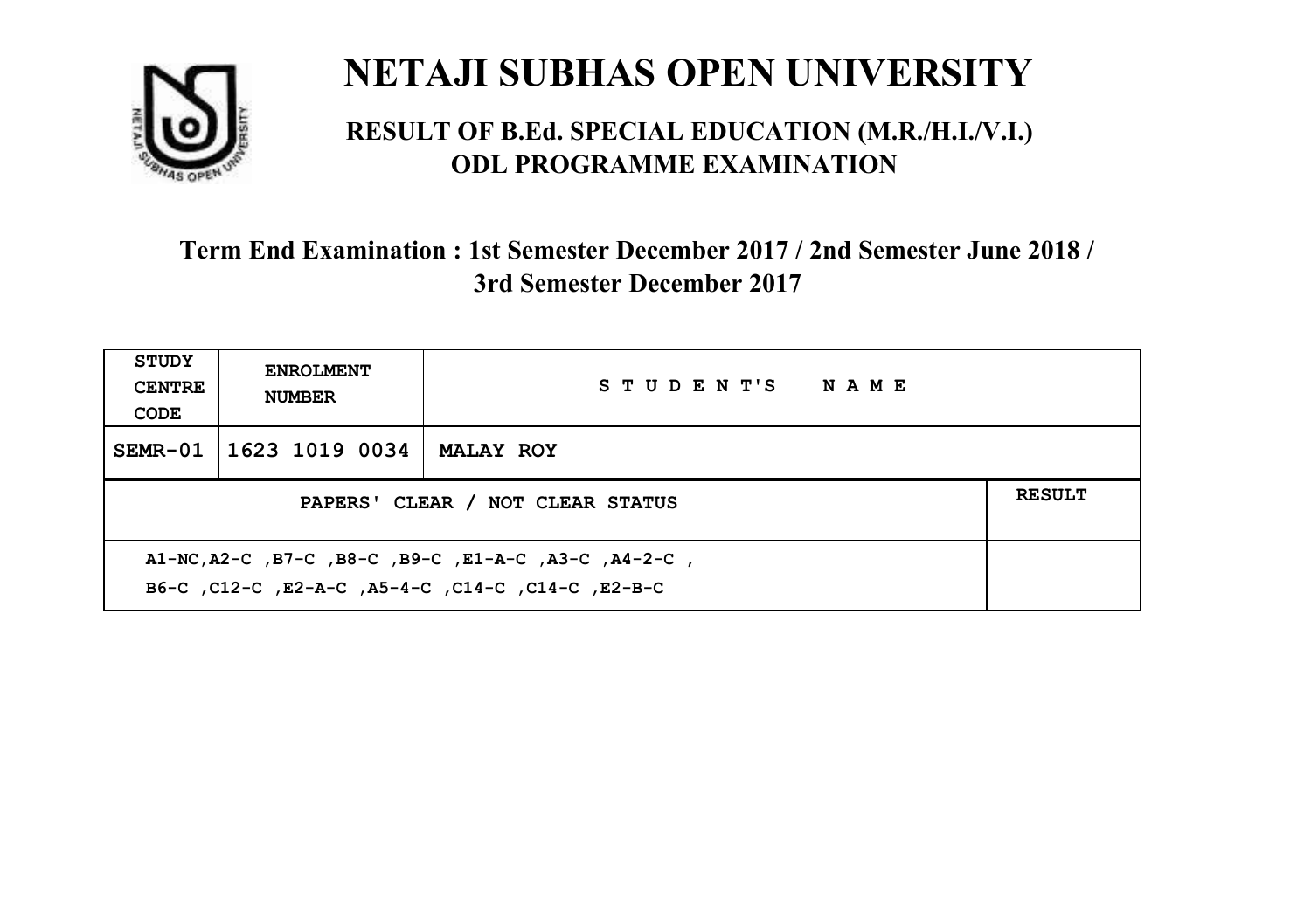# NETAJI SUBHAS OPEN UNIVERSITY

## RESULT OF B.Ed. SPECIAL EDUCATION (M.R./H.I./V.I.) ODL PROGRAMME EXAMINATION

### Term End Examination : 1st Semester December 2017 / 2nd Semester June 2018 / 3rd Semester December 2017

| STUDY CENTRE CODE | ENROLMENT NUMBER | STUDENT'S NAME | |
|---|---|---|---|
| SEMR-01 | 1623 1019 0034 | MALAY ROY | |
| PAPERS' CLEAR / NOT CLEAR STATUS | | | RESULT |
| A1-NC,A2-C ,B7-C ,B8-C ,B9-C ,E1-A-C ,A3-C ,A4-2-C , B6-C ,C12-C ,E2-A-C ,A5-4-C ,C14-C ,C14-C ,E2-B-C | | | |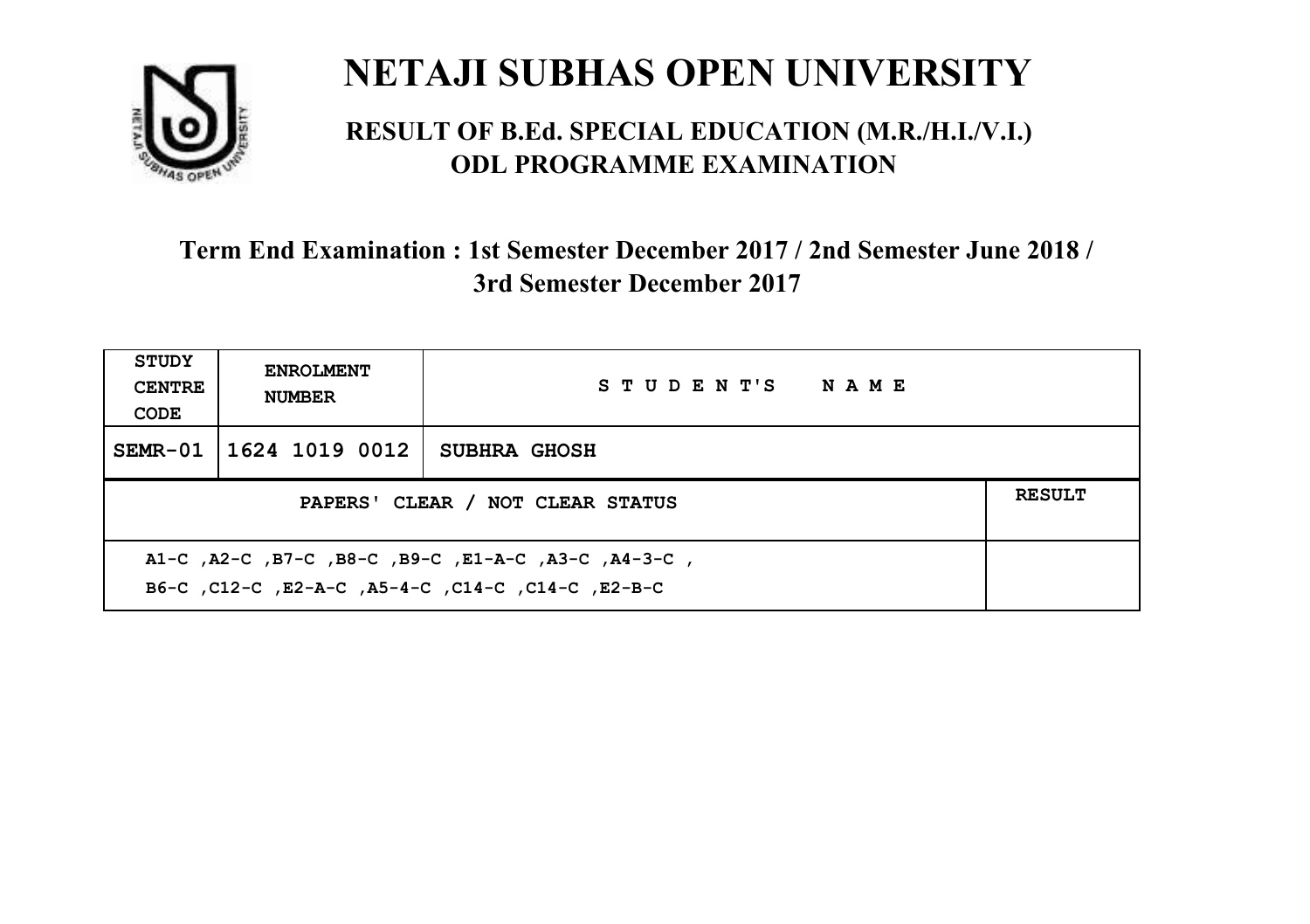# NETAJI SUBHAS OPEN UNIVERSITY

## RESULT OF B.Ed. SPECIAL EDUCATION (M.R./H.I./V.I.)
## ODL PROGRAMME EXAMINATION

### Term End Examination : 1st Semester December 2017 / 2nd Semester June 2018 / 3rd Semester December 2017

| STUDY CENTRE CODE | ENROLMENT NUMBER | STUDENT'S NAME | |
|---|---|---|---|
| SEMR-01 | 1624 1019 0012 | SUBHRA GHOSH | |
| PAPERS' CLEAR / NOT CLEAR STATUS | | | RESULT |
| A1-C ,A2-C ,B7-C ,B8-C ,B9-C ,E1-A-C ,A3-C ,A4-3-C , B6-C ,C12-C ,E2-A-C ,A5-4-C ,C14-C ,C14-C ,E2-B-C | | | |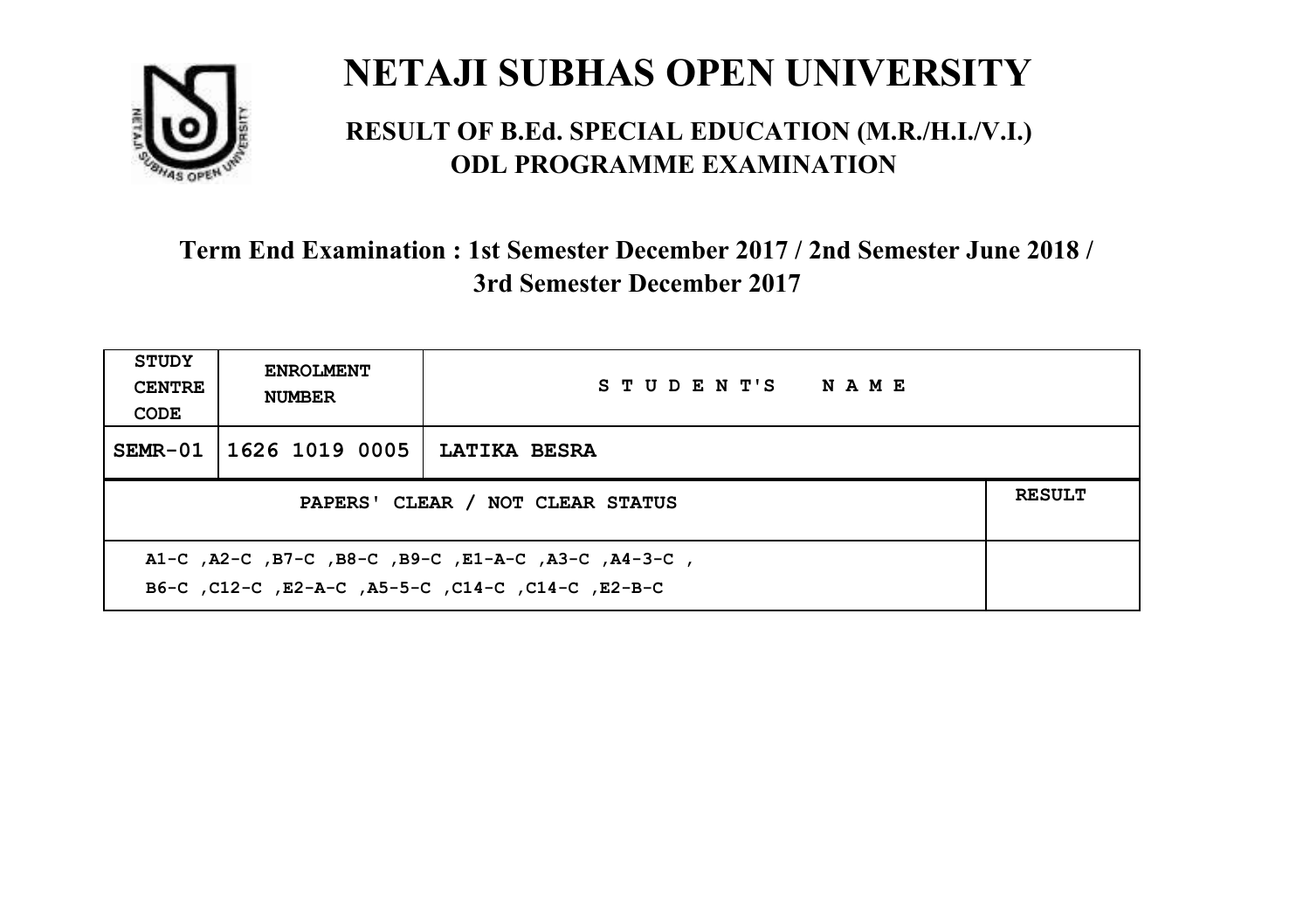# NETAJI SUBHAS OPEN UNIVERSITY

## RESULT OF B.Ed. SPECIAL EDUCATION (M.R./H.I./V.I.) ODL PROGRAMME EXAMINATION

### Term End Examination : 1st Semester December 2017 / 2nd Semester June 2018 / 3rd Semester December 2017

| STUDY CENTRE CODE | ENROLMENT NUMBER | STUDENT'S NAME | |
|---|---|---|---|
| SEMR-01 | 1626 1019 0005 | LATIKA BESRA | |
| PAPERS' CLEAR / NOT CLEAR STATUS | | | RESULT |
| A1-C ,A2-C ,B7-C ,B8-C ,B9-C ,E1-A-C ,A3-C ,A4-3-C ,<br>B6-C ,C12-C ,E2-A-C ,A5-5-C ,C14-C ,C14-C ,E2-B-C | | | |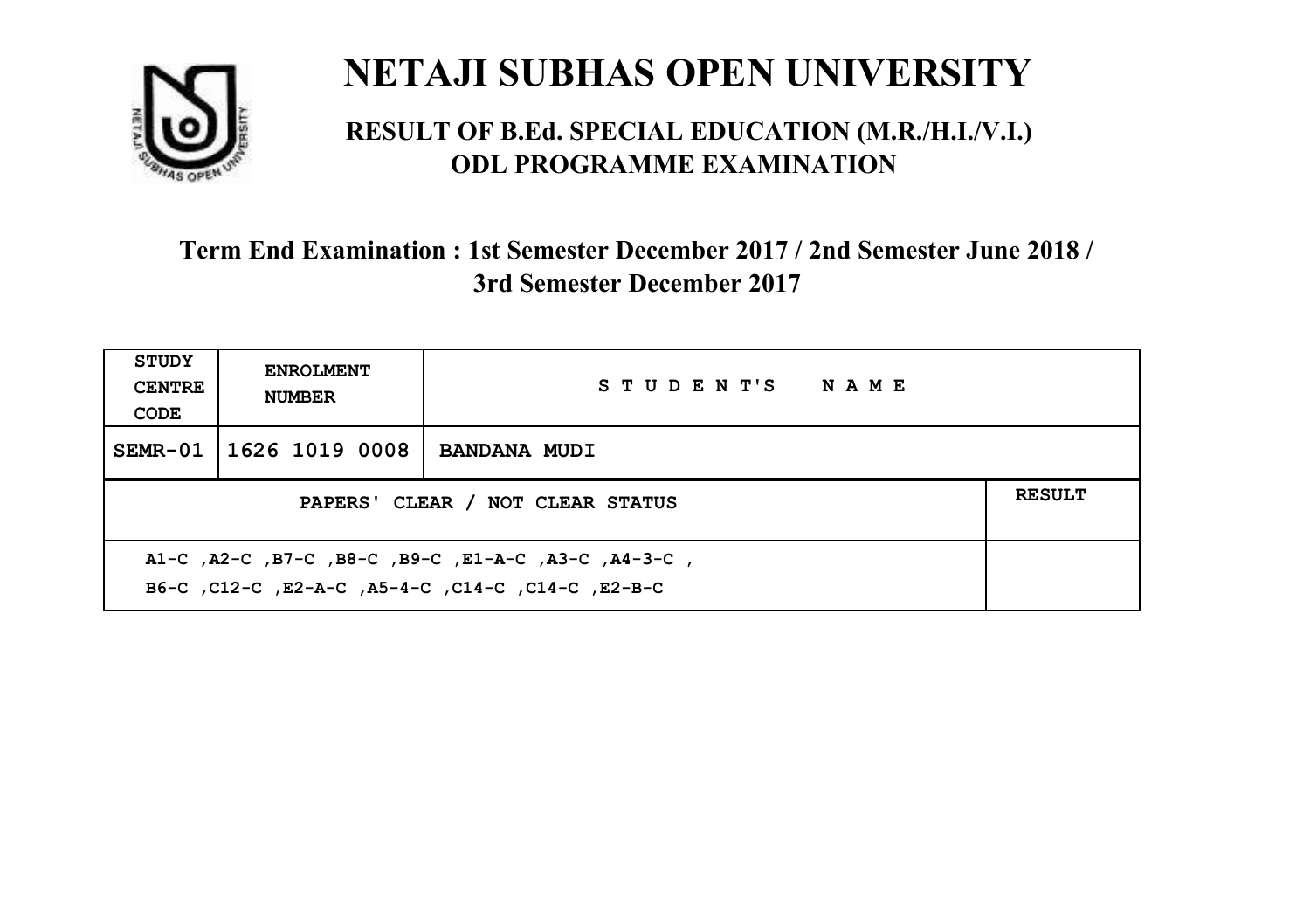# NETAJI SUBHAS OPEN UNIVERSITY

## RESULT OF B.Ed. SPECIAL EDUCATION (M.R./H.I./V.I.) ODL PROGRAMME EXAMINATION

### Term End Examination : 1st Semester December 2017 / 2nd Semester June 2018 / 3rd Semester December 2017

| STUDY CENTRE CODE | ENROLMENT NUMBER | STUDENT'S NAME | |
|---|---|---|---|
| SEMR-01 | 1626 1019 0008 | BANDANA MUDI | |
| PAPERS' CLEAR / NOT CLEAR STATUS | | | RESULT |
| A1-C ,A2-C ,B7-C ,B8-C ,B9-C ,E1-A-C ,A3-C ,A4-3-C , B6-C ,C12-C ,E2-A-C ,A5-4-C ,C14-C ,C14-C ,E2-B-C | | | |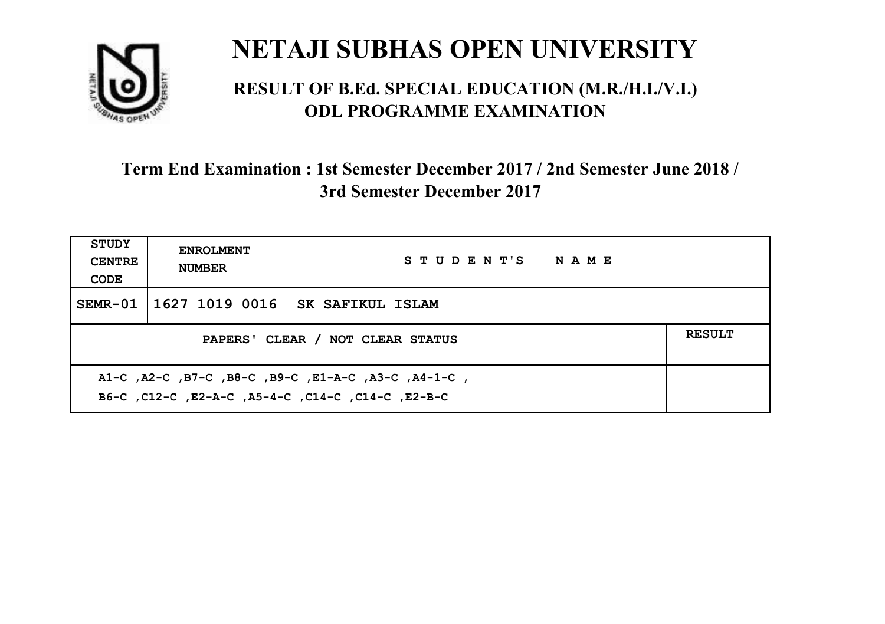# NETAJI SUBHAS OPEN UNIVERSITY

## RESULT OF B.Ed. SPECIAL EDUCATION (M.R./H.I./V.I.) ODL PROGRAMME EXAMINATION

### Term End Examination : 1st Semester December 2017 / 2nd Semester June 2018 / 3rd Semester December 2017

| STUDY CENTRE CODE | ENROLMENT NUMBER | STUDENT'S NAME | |
|---|---|---|---|
| SEMR-01 | 1627 1019 0016 | SK SAFIKUL ISLAM | |
| PAPERS' CLEAR / NOT CLEAR STATUS | | | RESULT |
| A1-C ,A2-C ,B7-C ,B8-C ,B9-C ,E1-A-C ,A3-C ,A4-1-C , B6-C ,C12-C ,E2-A-C ,A5-4-C ,C14-C ,C14-C ,E2-B-C | | | |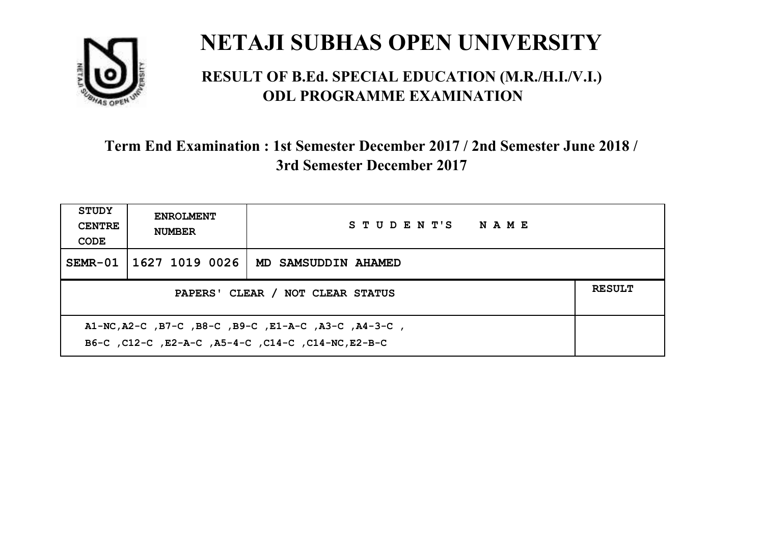# NETAJI SUBHAS OPEN UNIVERSITY

## RESULT OF B.Ed. SPECIAL EDUCATION (M.R./H.I./V.I.) ODL PROGRAMME EXAMINATION

### Term End Examination : 1st Semester December 2017 / 2nd Semester June 2018 / 3rd Semester December 2017

| STUDY CENTRE CODE | ENROLMENT NUMBER | STUDENT'S NAME | |
|---|---|---|---|
| SEMR-01 | 1627 1019 0026 | MD SAMSUDDIN AHAMED | |
| PAPERS' CLEAR / NOT CLEAR STATUS | | | RESULT |
| A1-NC,A2-C ,B7-C ,B8-C ,B9-C ,E1-A-C ,A3-C ,A4-3-C , B6-C ,C12-C ,E2-A-C ,A5-4-C ,C14-C ,C14-NC,E2-B-C | | | |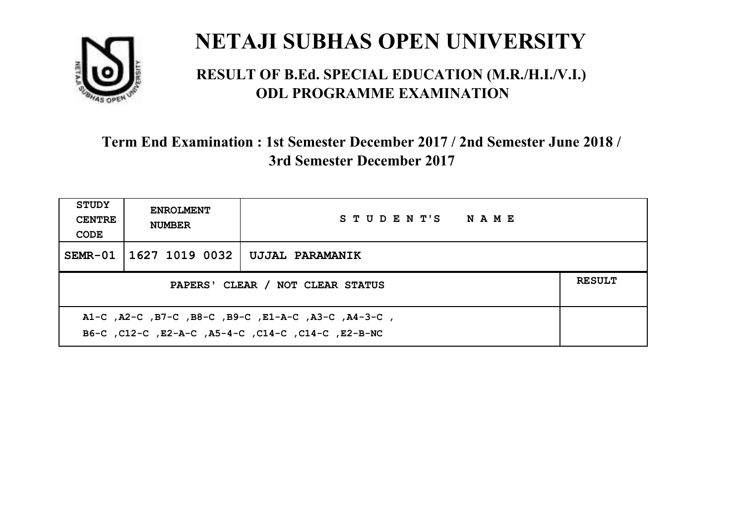# NETAJI SUBHAS OPEN UNIVERSITY

## RESULT OF B.Ed. SPECIAL EDUCATION (M.R./H.I./V.I.) ODL PROGRAMME EXAMINATION

### Term End Examination : 1st Semester December 2017 / 2nd Semester June 2018 / 3rd Semester December 2017

| STUDY CENTRE CODE | ENROLMENT NUMBER | STUDENT'S NAME | |
|---|---|---|---|
| SEMR-01 | 1627 1019 0032 | UJJAL PARAMANIK | |
| PAPERS' CLEAR / NOT CLEAR STATUS | | | RESULT |
| A1-C ,A2-C ,B7-C ,B8-C ,B9-C ,E1-A-C ,A3-C ,A4-3-C ,<br>B6-C ,C12-C ,E2-A-C ,A5-4-C ,C14-C ,C14-C ,E2-B-NC | | | |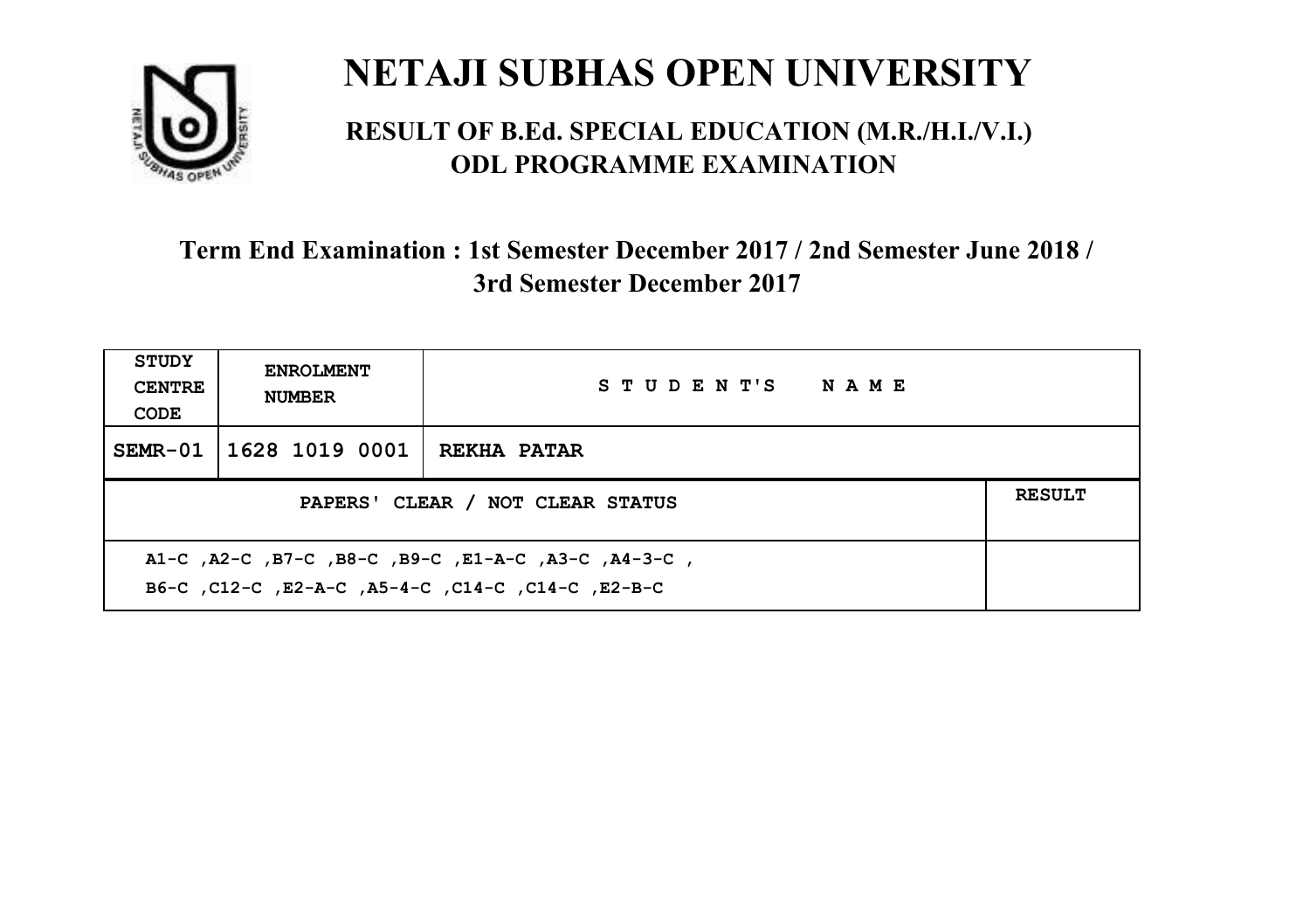# NETAJI SUBHAS OPEN UNIVERSITY

## RESULT OF B.Ed. SPECIAL EDUCATION (M.R./H.I./V.I.) ODL PROGRAMME EXAMINATION

### Term End Examination : 1st Semester December 2017 / 2nd Semester June 2018 / 3rd Semester December 2017

| STUDY CENTRE CODE | ENROLMENT NUMBER | STUDENT'S NAME | |
|---|---|---|---|
| SEMR-01 | 1628 1019 0001 | REKHA PATAR | |
| PAPERS' CLEAR / NOT CLEAR STATUS | | | RESULT |
| A1-C ,A2-C ,B7-C ,B8-C ,B9-C ,E1-A-C ,A3-C ,A4-3-C , B6-C ,C12-C ,E2-A-C ,A5-4-C ,C14-C ,C14-C ,E2-B-C | | | |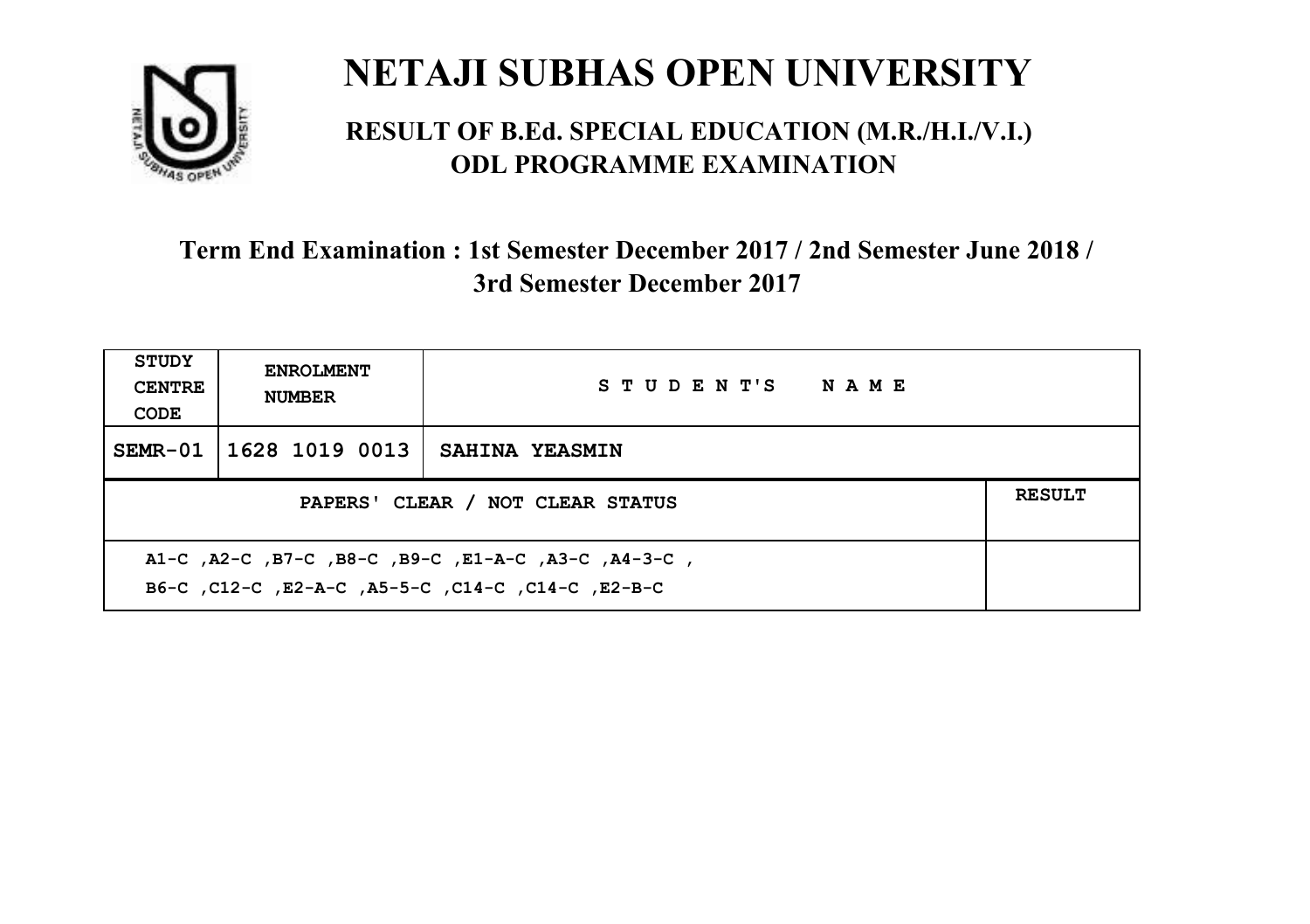# NETAJI SUBHAS OPEN UNIVERSITY

## RESULT OF B.Ed. SPECIAL EDUCATION (M.R./H.I./V.I.) ODL PROGRAMME EXAMINATION

### Term End Examination : 1st Semester December 2017 / 2nd Semester June 2018 / 3rd Semester December 2017

| STUDY CENTRE CODE | ENROLMENT NUMBER | STUDENT'S NAME | |
|---|---|---|---|
| SEMR-01 | 1628 1019 0013 | SAHINA YEASMIN | |
| PAPERS' CLEAR / NOT CLEAR STATUS | | | RESULT |
| A1-C ,A2-C ,B7-C ,B8-C ,B9-C ,E1-A-C ,A3-C ,A4-3-C , B6-C ,C12-C ,E2-A-C ,A5-5-C ,C14-C ,C14-C ,E2-B-C | | | |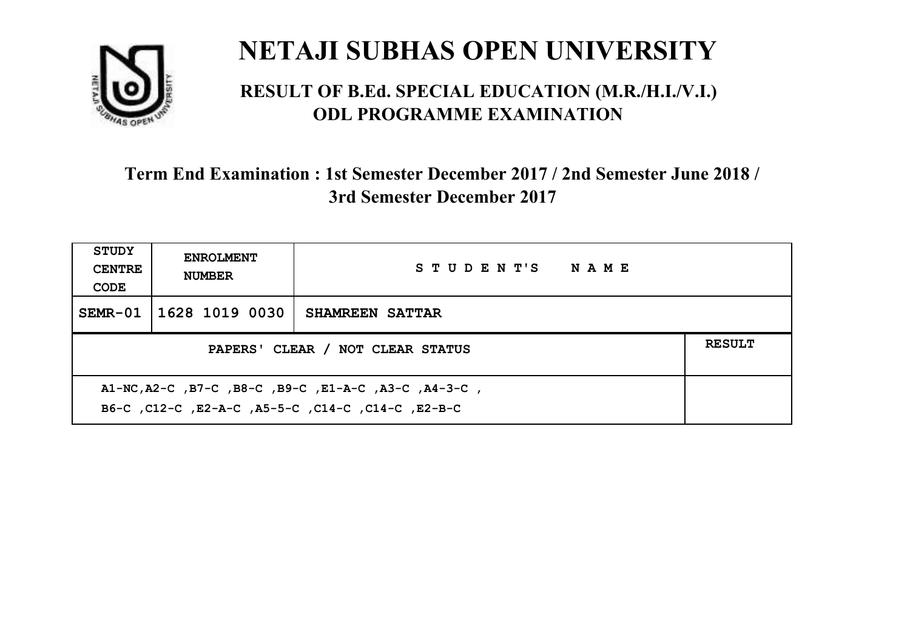# NETAJI SUBHAS OPEN UNIVERSITY

## RESULT OF B.Ed. SPECIAL EDUCATION (M.R./H.I./V.I.) ODL PROGRAMME EXAMINATION

### Term End Examination : 1st Semester December 2017 / 2nd Semester June 2018 / 3rd Semester December 2017

| STUDY CENTRE CODE | ENROLMENT NUMBER | STUDENT'S NAME | |
|---|---|---|---|
| SEMR-01 | 1628 1019 0030 | SHAMREEN SATTAR | |
| PAPERS' CLEAR / NOT CLEAR STATUS | | | RESULT |
| A1-NC,A2-C ,B7-C ,B8-C ,B9-C ,E1-A-C ,A3-C ,A4-3-C , B6-C ,C12-C ,E2-A-C ,A5-5-C ,C14-C ,C14-C ,E2-B-C | | | |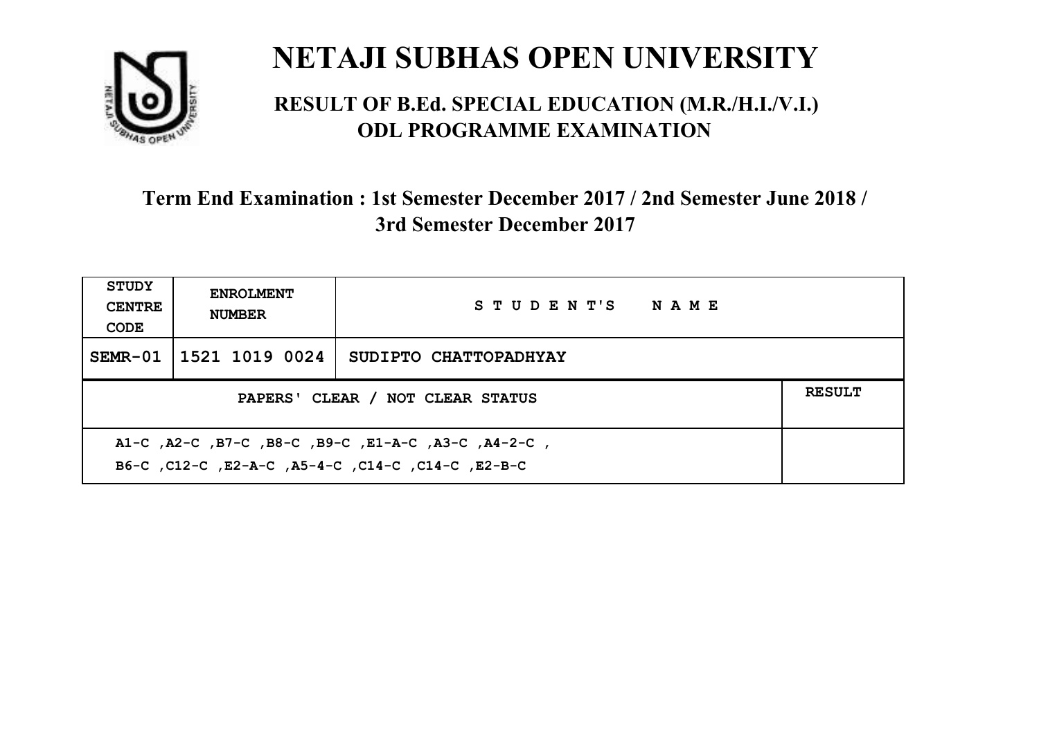# NETAJI SUBHAS OPEN UNIVERSITY

## RESULT OF B.Ed. SPECIAL EDUCATION (M.R./H.I./V.I.) ODL PROGRAMME EXAMINATION

### Term End Examination : 1st Semester December 2017 / 2nd Semester June 2018 / 3rd Semester December 2017

| STUDY CENTRE CODE | ENROLMENT NUMBER | STUDENT'S NAME | |
|---|---|---|---|
| SEMR-01 | 1521 1019 0024 | SUDIPTO CHATTOPADHYAY | |
| PAPERS' CLEAR / NOT CLEAR STATUS | | | RESULT |
| A1-C ,A2-C ,B7-C ,B8-C ,B9-C ,E1-A-C ,A3-C ,A4-2-C , B6-C ,C12-C ,E2-A-C ,A5-4-C ,C14-C ,C14-C ,E2-B-C | | | |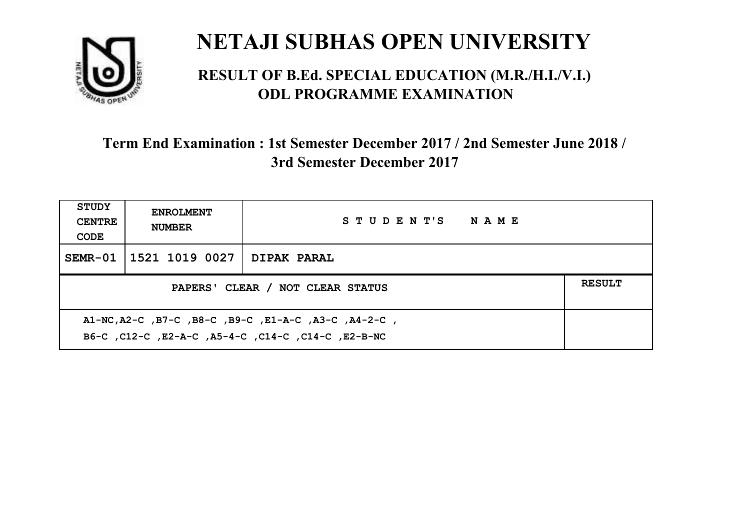# NETAJI SUBHAS OPEN UNIVERSITY

## RESULT OF B.Ed. SPECIAL EDUCATION (M.R./H.I./V.I.) ODL PROGRAMME EXAMINATION

### Term End Examination : 1st Semester December 2017 / 2nd Semester June 2018 / 3rd Semester December 2017

| STUDY CENTRE CODE | ENROLMENT NUMBER | STUDENT'S NAME | |
|---|---|---|---|
| SEMR-01 | 1521 1019 0027 | DIPAK PARAL | |
| PAPERS' CLEAR / NOT CLEAR STATUS | | | RESULT |
| A1-NC,A2-C ,B7-C ,B8-C ,B9-C ,E1-A-C ,A3-C ,A4-2-C , B6-C ,C12-C ,E2-A-C ,A5-4-C ,C14-C ,C14-C ,E2-B-NC | | | |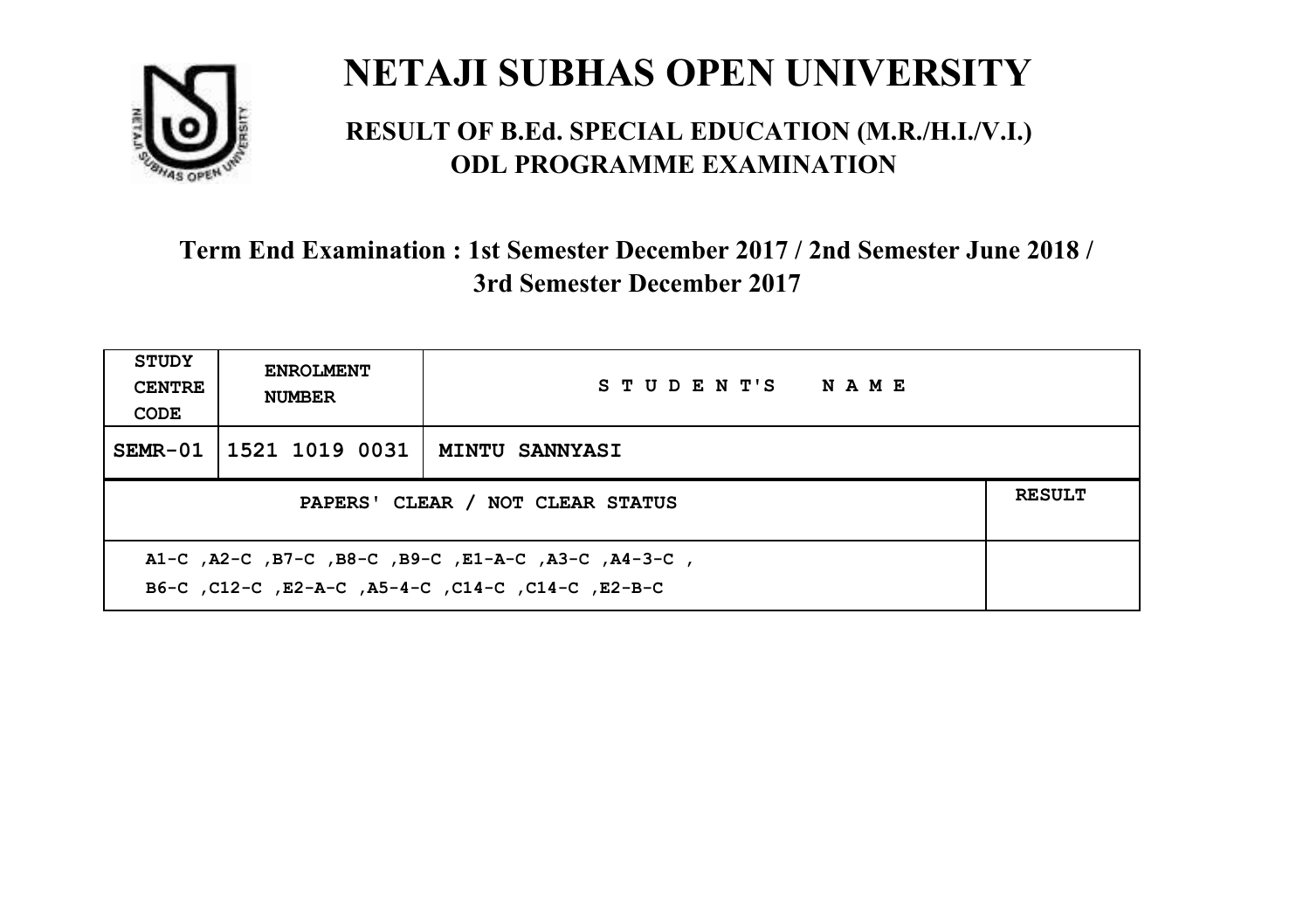# NETAJI SUBHAS OPEN UNIVERSITY

## RESULT OF B.Ed. SPECIAL EDUCATION (M.R./H.I./V.I.) ODL PROGRAMME EXAMINATION

### Term End Examination : 1st Semester December 2017 / 2nd Semester June 2018 / 3rd Semester December 2017

| STUDY CENTRE CODE | ENROLMENT NUMBER | STUDENT'S NAME | |
|---|---|---|---|
| SEMR-01 | 1521 1019 0031 | MINTU SANNYASI | |
| PAPERS' CLEAR / NOT CLEAR STATUS | | | RESULT |
| A1-C ,A2-C ,B7-C ,B8-C ,B9-C ,E1-A-C ,A3-C ,A4-3-C , B6-C ,C12-C ,E2-A-C ,A5-4-C ,C14-C ,C14-C ,E2-B-C | | | |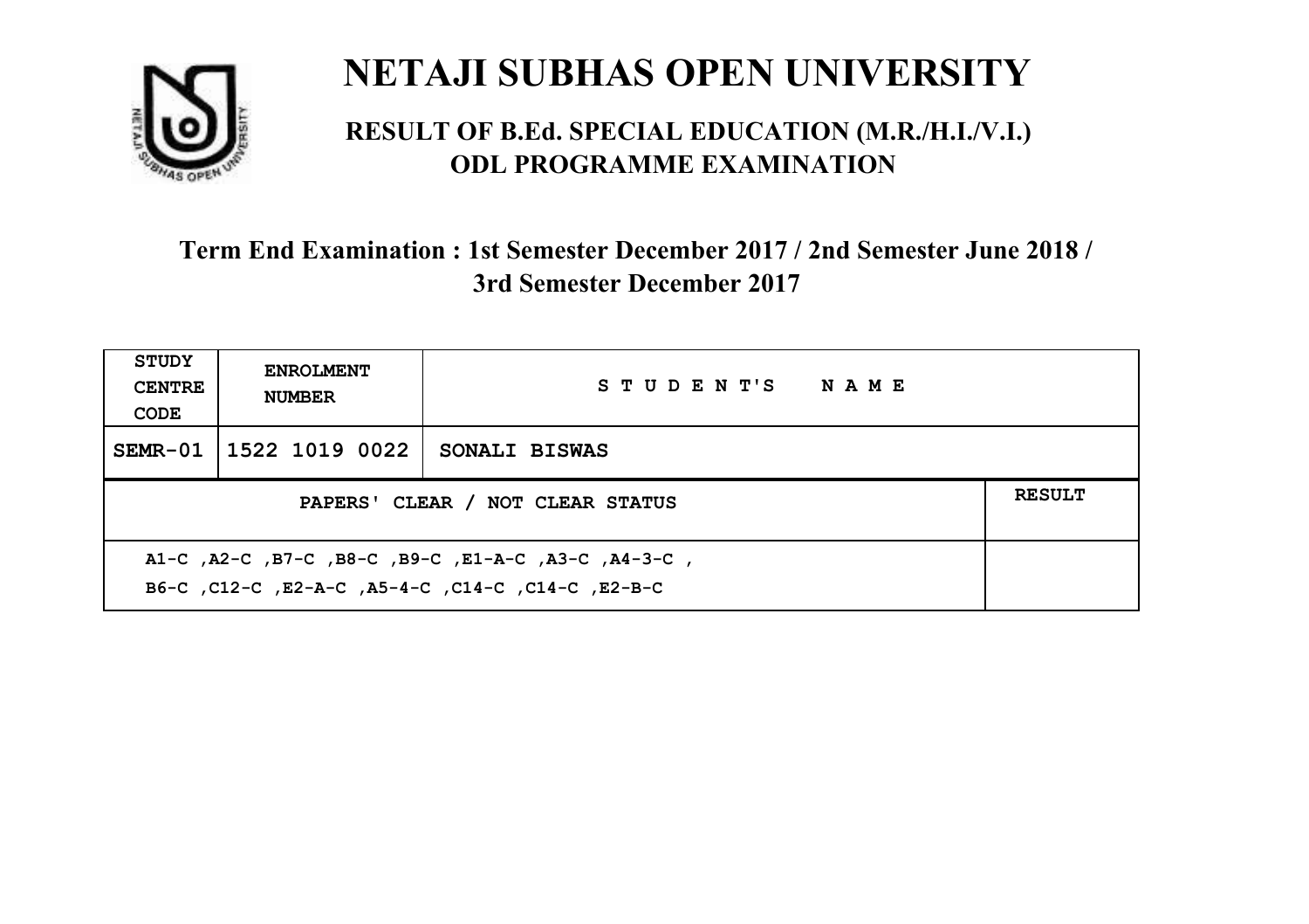# NETAJI SUBHAS OPEN UNIVERSITY

## RESULT OF B.Ed. SPECIAL EDUCATION (M.R./H.I./V.I.) ODL PROGRAMME EXAMINATION

### Term End Examination : 1st Semester December 2017 / 2nd Semester June 2018 / 3rd Semester December 2017

| STUDY CENTRE CODE | ENROLMENT NUMBER | STUDENT'S NAME |
|---|---|---|
| SEMR-01 | 1522 1019 0022 | SONALI BISWAS |

| PAPERS' CLEAR / NOT CLEAR STATUS | RESULT |
|---|---|
| A1-C ,A2-C ,B7-C ,B8-C ,B9-C ,E1-A-C ,A3-C ,A4-3-C , B6-C ,C12-C ,E2-A-C ,A5-4-C ,C14-C ,C14-C ,E2-B-C | |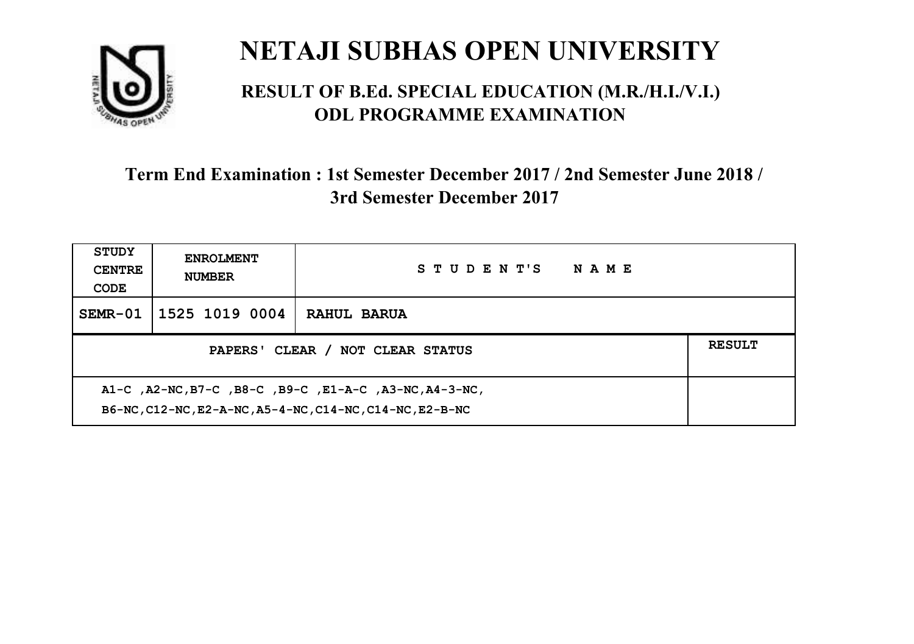# NETAJI SUBHAS OPEN UNIVERSITY

## RESULT OF B.Ed. SPECIAL EDUCATION (M.R./H.I./V.I.)
## ODL PROGRAMME EXAMINATION

### Term End Examination : 1st Semester December 2017 / 2nd Semester June 2018 / 3rd Semester December 2017

| STUDY CENTRE CODE | ENROLMENT NUMBER | STUDENT'S NAME | |
|---|---|---|---|
| SEMR-01 | 1525 1019 0004 | RAHUL BARUA | |
| PAPERS' CLEAR / NOT CLEAR STATUS | | | RESULT |
| A1-C ,A2-NC,B7-C ,B8-C ,B9-C ,E1-A-C ,A3-NC,A4-3-NC, B6-NC,C12-NC,E2-A-NC,A5-4-NC,C14-NC,C14-NC,E2-B-NC | | | |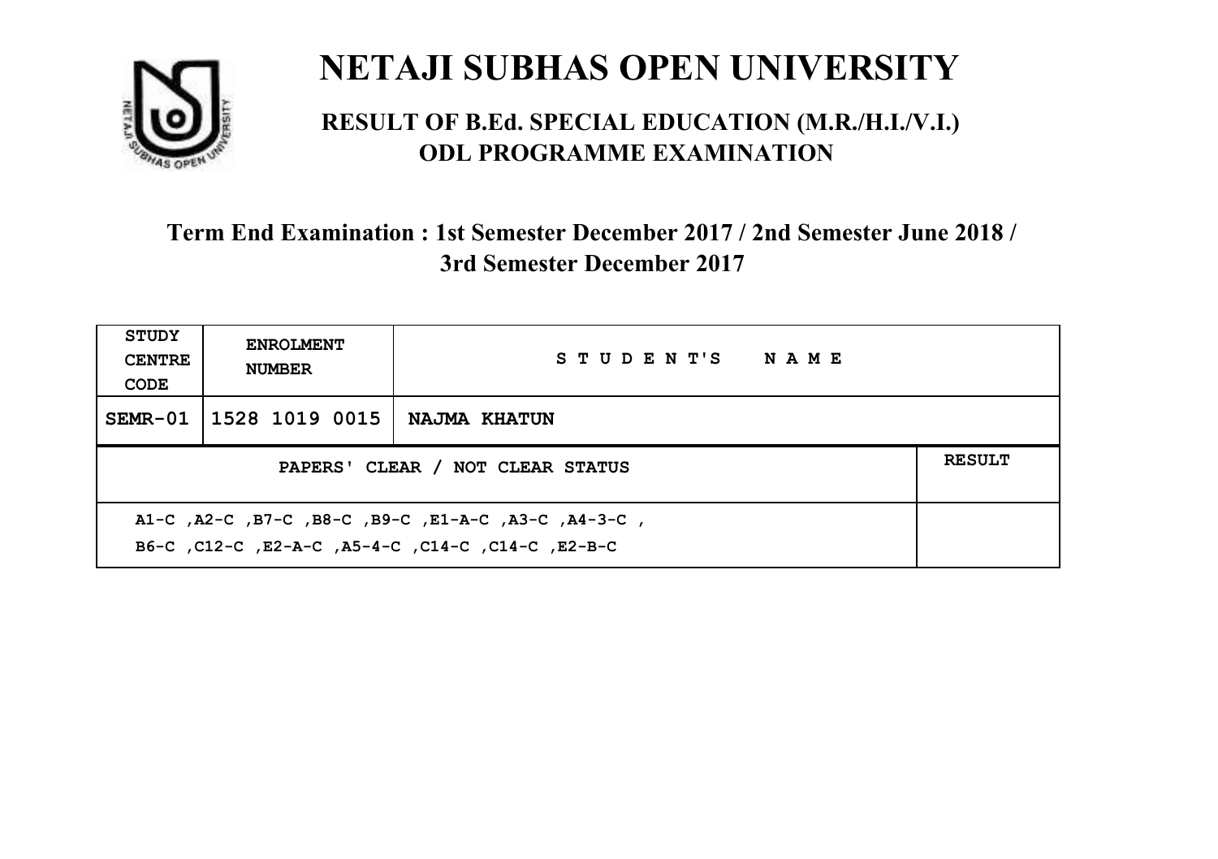# NETAJI SUBHAS OPEN UNIVERSITY

## RESULT OF B.Ed. SPECIAL EDUCATION (M.R./H.I./V.I.) ODL PROGRAMME EXAMINATION

### Term End Examination : 1st Semester December 2017 / 2nd Semester June 2018 / 3rd Semester December 2017

| STUDY CENTRE CODE | ENROLMENT NUMBER | STUDENT'S NAME | |
|---|---|---|---|
| SEMR-01 | 1528 1019 0015 | NAJMA KHATUN | |
| PAPERS' CLEAR / NOT CLEAR STATUS | | | RESULT |
| A1-C ,A2-C ,B7-C ,B8-C ,B9-C ,E1-A-C ,A3-C ,A4-3-C ,<br>B6-C ,C12-C ,E2-A-C ,A5-4-C ,C14-C ,C14-C ,E2-B-C | | | |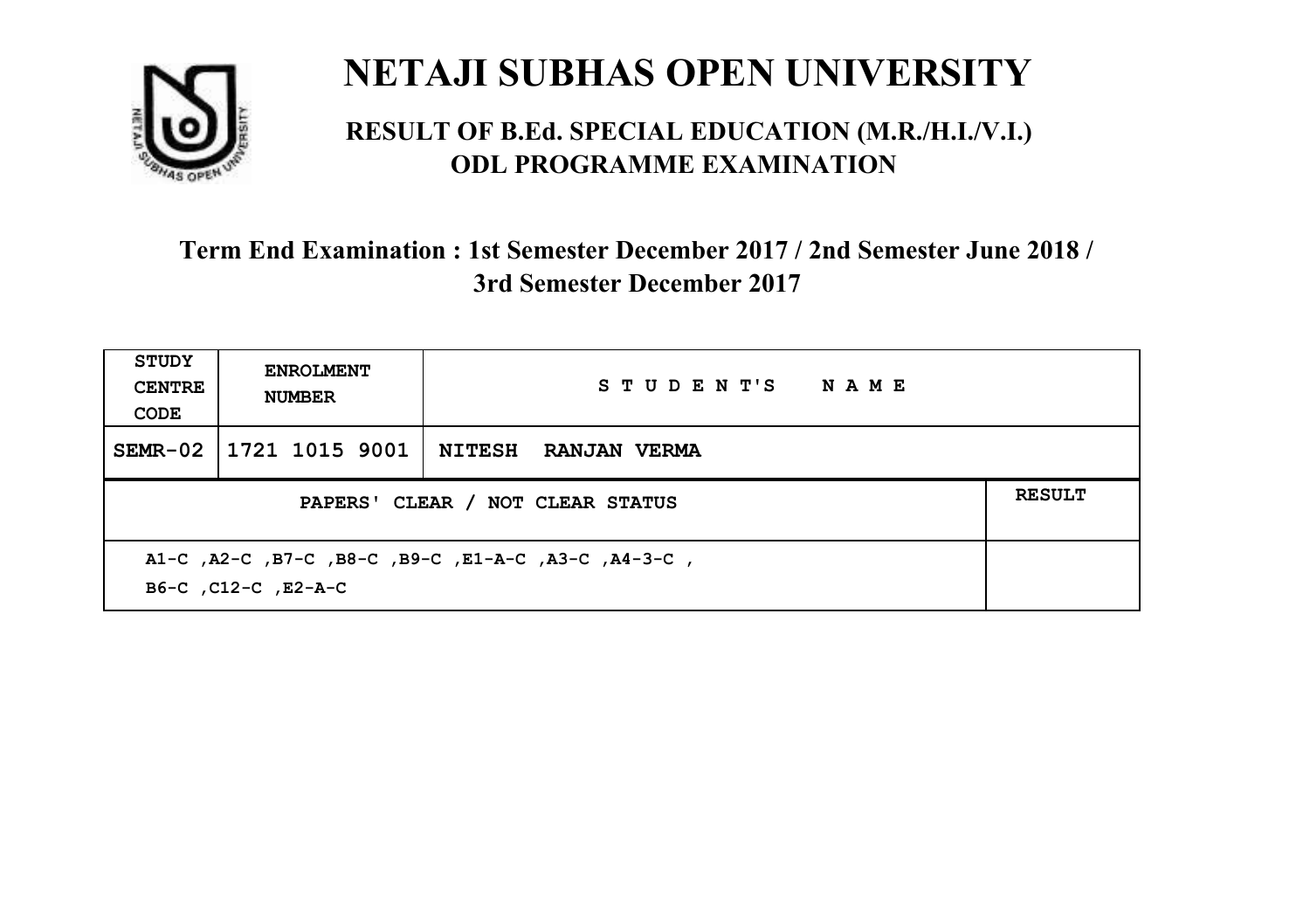# NETAJI SUBHAS OPEN UNIVERSITY

## RESULT OF B.Ed. SPECIAL EDUCATION (M.R./H.I./V.I.) ODL PROGRAMME EXAMINATION

### Term End Examination : 1st Semester December 2017 / 2nd Semester June 2018 / 3rd Semester December 2017

| STUDY CENTRE CODE | ENROLMENT NUMBER | STUDENT'S NAME |
|---|---|---|
| SEMR-02 | 1721 1015 9001 | NITESH RANJAN VERMA |

| PAPERS' CLEAR / NOT CLEAR STATUS | RESULT |
|---|---|
| A1-C ,A2-C ,B7-C ,B8-C ,B9-C ,E1-A-C ,A3-C ,A4-3-C , B6-C ,C12-C ,E2-A-C | |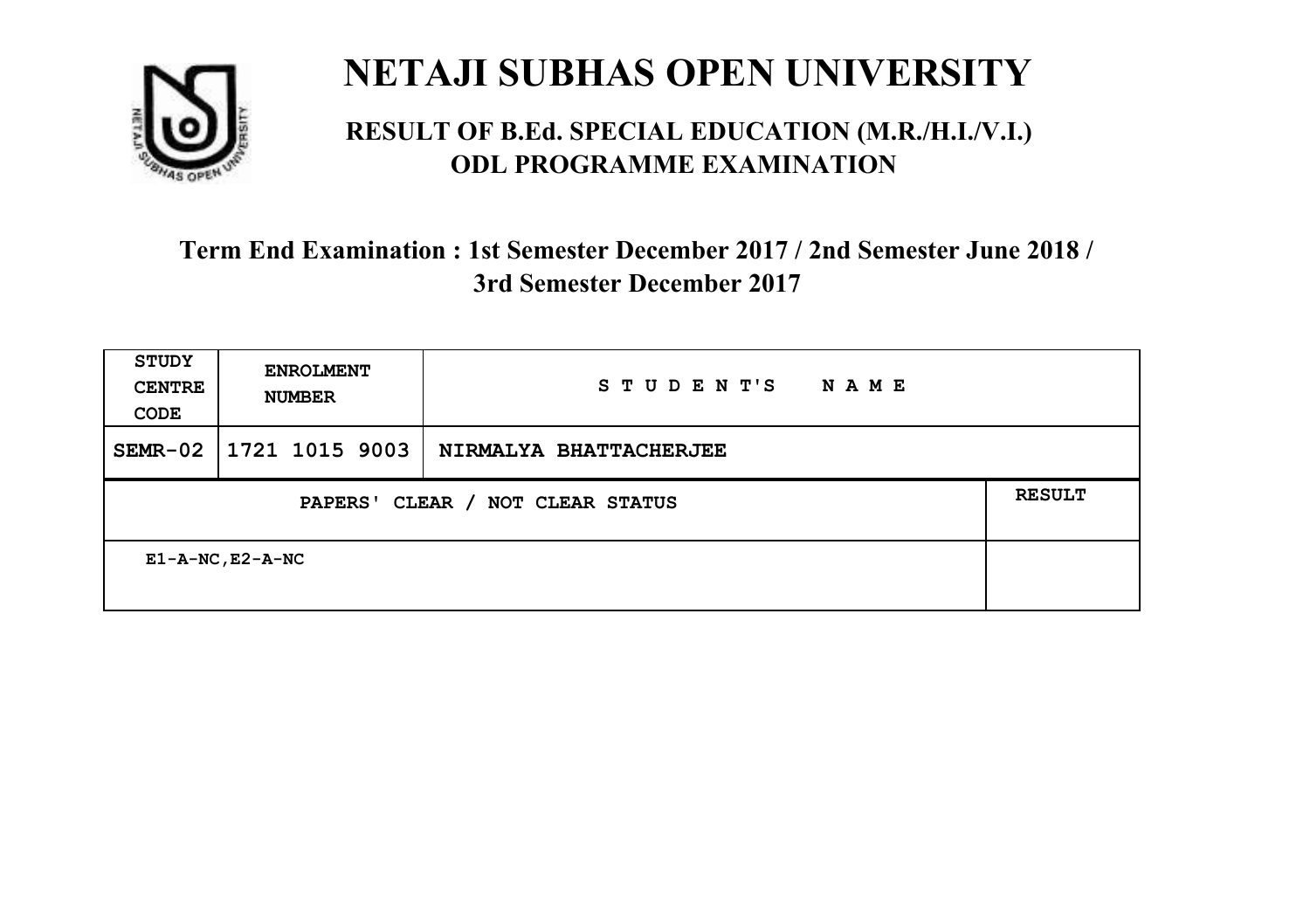# NETAJI SUBHAS OPEN UNIVERSITY

## RESULT OF B.Ed. SPECIAL EDUCATION (M.R./H.I./V.I.) ODL PROGRAMME EXAMINATION

### Term End Examination : 1st Semester December 2017 / 2nd Semester June 2018 / 3rd Semester December 2017

| STUDY CENTRE CODE | ENROLMENT NUMBER | STUDENT'S NAME |
|---|---|---|
| SEMR-02 | 1721 1015 9003 | NIRMALYA BHATTACHERJEE |

| PAPERS' CLEAR / NOT CLEAR STATUS | RESULT |
|---|---|
| E1-A-NC,E2-A-NC | |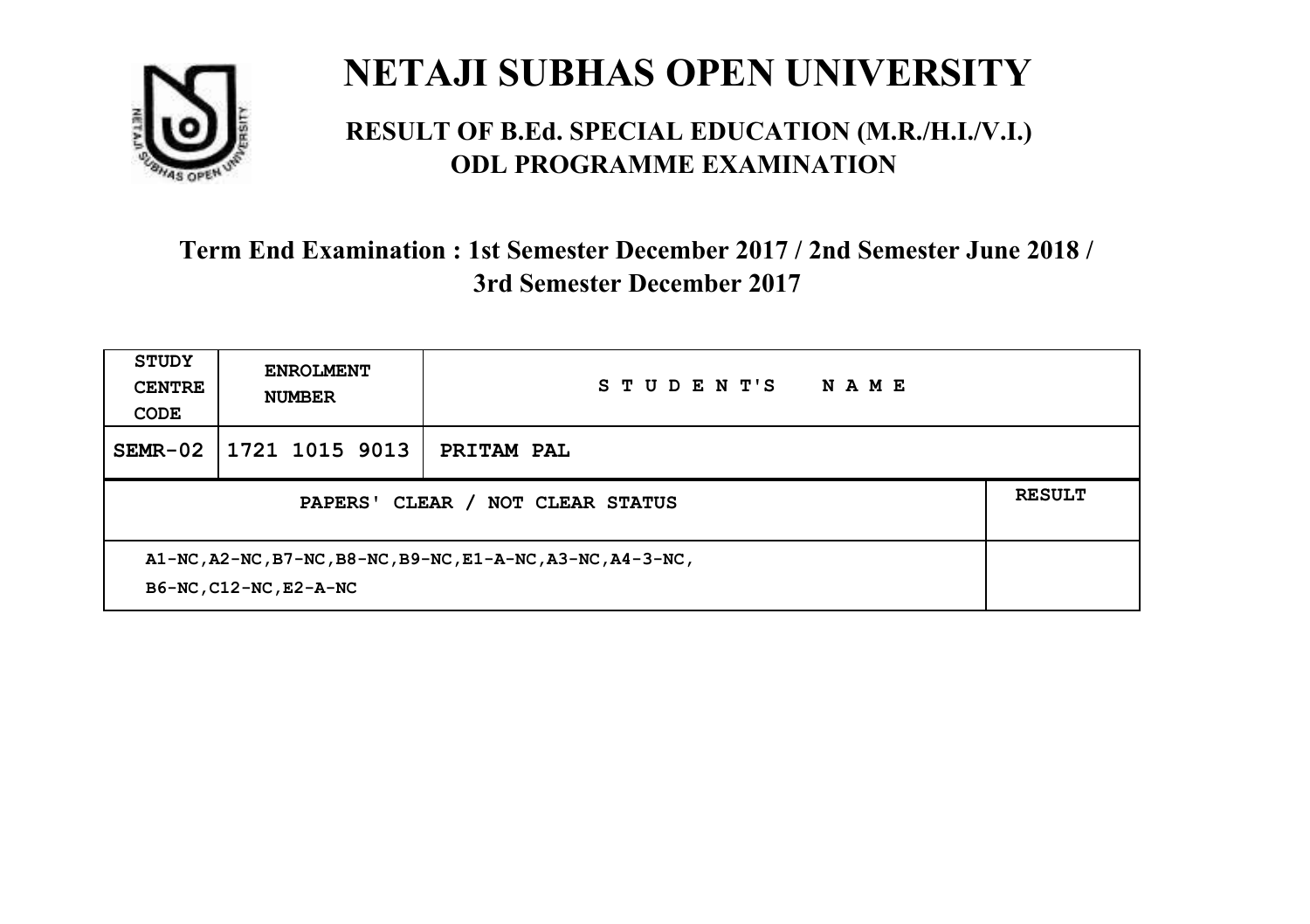# NETAJI SUBHAS OPEN UNIVERSITY

## RESULT OF B.Ed. SPECIAL EDUCATION (M.R./H.I./V.I.) ODL PROGRAMME EXAMINATION

### Term End Examination : 1st Semester December 2017 / 2nd Semester June 2018 / 3rd Semester December 2017

| STUDY CENTRE CODE | ENROLMENT NUMBER | STUDENT'S NAME |
|---|---|---|
| SEMR-02 | 1721 1015 9013 | PRITAM PAL |

| PAPERS' CLEAR / NOT CLEAR STATUS | RESULT |
|---|---|
| A1-NC,A2-NC,B7-NC,B8-NC,B9-NC,E1-A-NC,A3-NC,A4-3-NC, B6-NC,C12-NC,E2-A-NC | |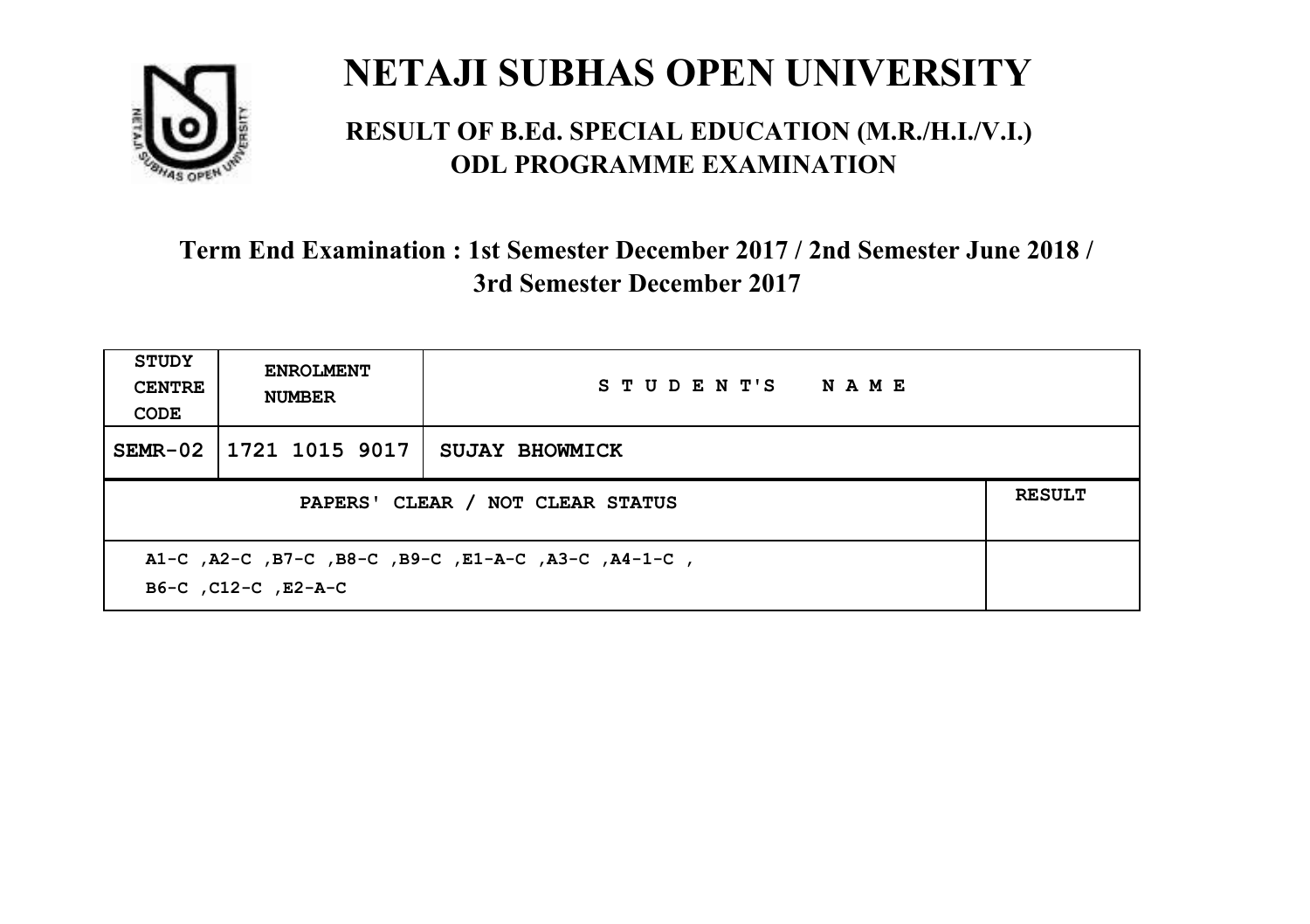# NETAJI SUBHAS OPEN UNIVERSITY

## RESULT OF B.Ed. SPECIAL EDUCATION (M.R./H.I./V.I.) ODL PROGRAMME EXAMINATION

### Term End Examination : 1st Semester December 2017 / 2nd Semester June 2018 / 3rd Semester December 2017

| STUDY CENTRE CODE | ENROLMENT NUMBER | STUDENT'S NAME | |
|---|---|---|---|
| SEMR-02 | 1721 1015 9017 | SUJAY BHOWMICK | |
| PAPERS' CLEAR / NOT CLEAR STATUS | | | RESULT |
| A1-C ,A2-C ,B7-C ,B8-C ,B9-C ,E1-A-C ,A3-C ,A4-1-C ,<br>B6-C ,C12-C ,E2-A-C | | | |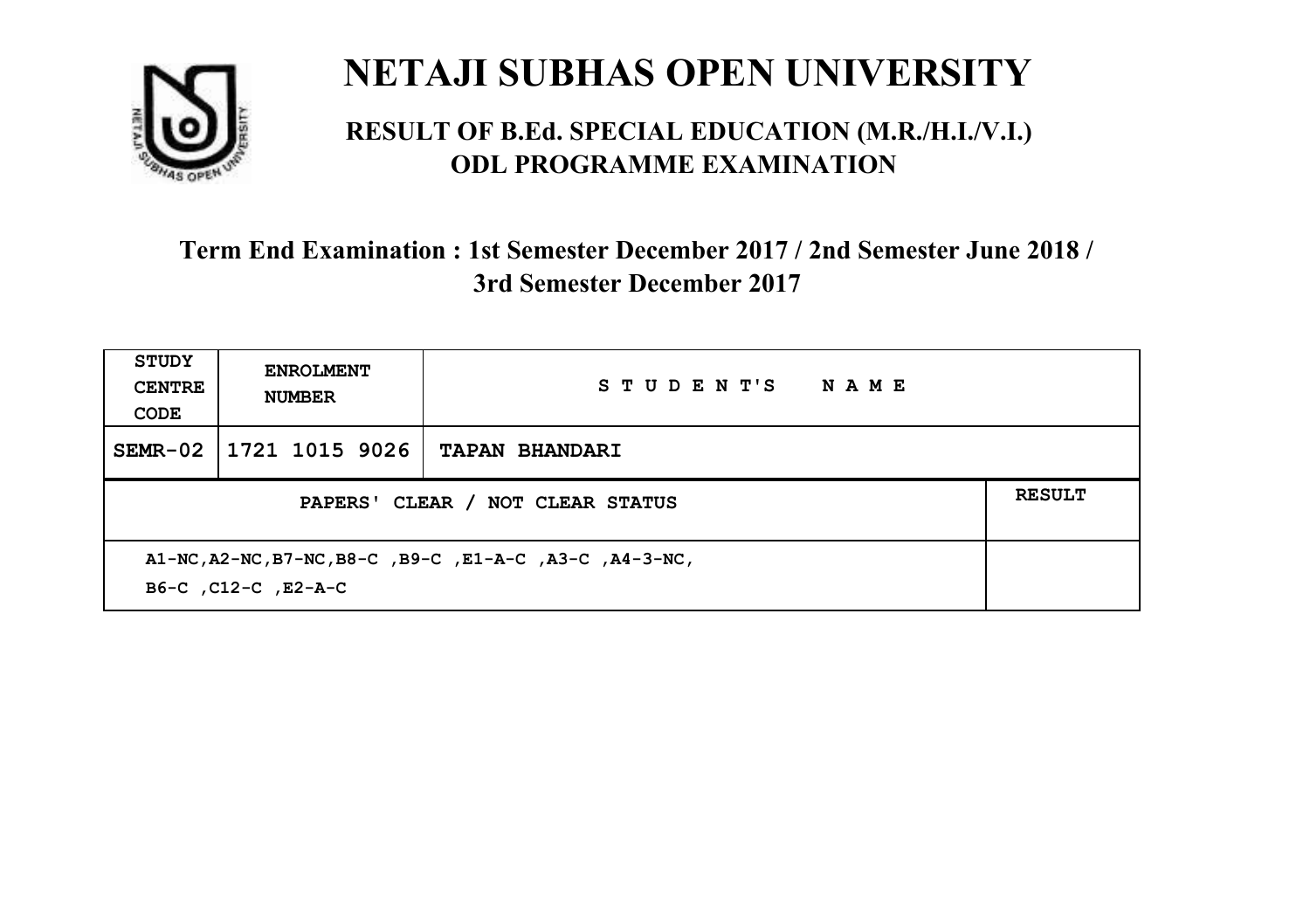# NETAJI SUBHAS OPEN UNIVERSITY

## RESULT OF B.Ed. SPECIAL EDUCATION (M.R./H.I./V.I.) ODL PROGRAMME EXAMINATION

### Term End Examination : 1st Semester December 2017 / 2nd Semester June 2018 / 3rd Semester December 2017

| STUDY CENTRE CODE | ENROLMENT NUMBER | STUDENT'S NAME | |
|---|---|---|---|
| SEMR-02 | 1721 1015 9026 | TAPAN BHANDARI | |
| PAPERS' CLEAR / NOT CLEAR STATUS | | | RESULT |
| A1-NC,A2-NC,B7-NC,B8-C ,B9-C ,E1-A-C ,A3-C ,A4-3-NC, B6-C ,C12-C ,E2-A-C | | | |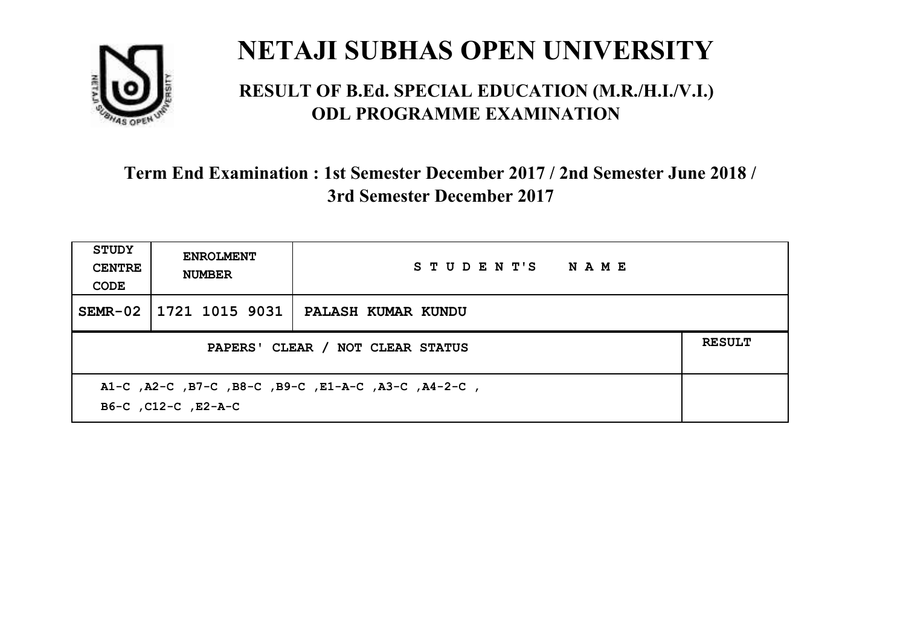# NETAJI SUBHAS OPEN UNIVERSITY

## RESULT OF B.Ed. SPECIAL EDUCATION (M.R./H.I./V.I.) ODL PROGRAMME EXAMINATION

### Term End Examination : 1st Semester December 2017 / 2nd Semester June 2018 / 3rd Semester December 2017

| STUDY CENTRE CODE | ENROLMENT NUMBER | STUDENT'S NAME | |
|---|---|---|---|
| SEMR-02 | 1721 1015 9031 | PALASH KUMAR KUNDU | |
| PAPERS' CLEAR / NOT CLEAR STATUS | | | RESULT |
| A1-C ,A2-C ,B7-C ,B8-C ,B9-C ,E1-A-C ,A3-C ,A4-2-C , B6-C ,C12-C ,E2-A-C | | | |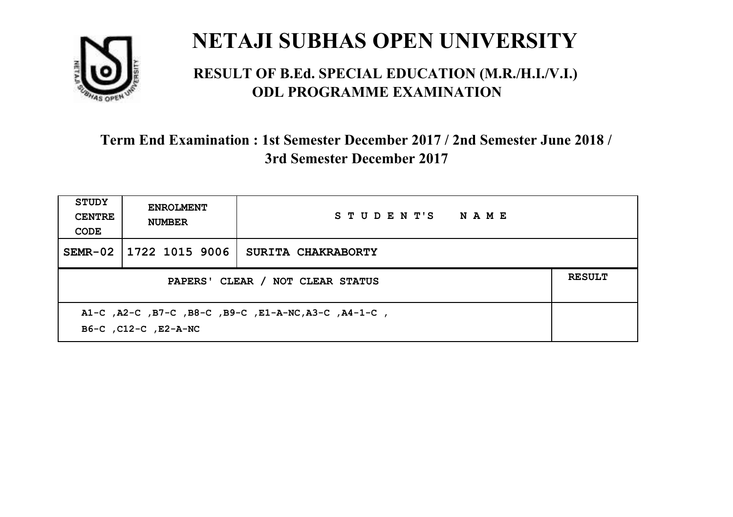# NETAJI SUBHAS OPEN UNIVERSITY

## RESULT OF B.Ed. SPECIAL EDUCATION (M.R./H.I./V.I.) ODL PROGRAMME EXAMINATION

### Term End Examination : 1st Semester December 2017 / 2nd Semester June 2018 / 3rd Semester December 2017

| STUDY CENTRE CODE | ENROLMENT NUMBER | STUDENT'S NAME | |
|---|---|---|---|
| SEMR-02 | 1722 1015 9006 | SURITA CHAKRABORTY | |
| PAPERS' CLEAR / NOT CLEAR STATUS | | | RESULT |
| A1-C ,A2-C ,B7-C ,B8-C ,B9-C ,E1-A-NC,A3-C ,A4-1-C , B6-C ,C12-C ,E2-A-NC | | | |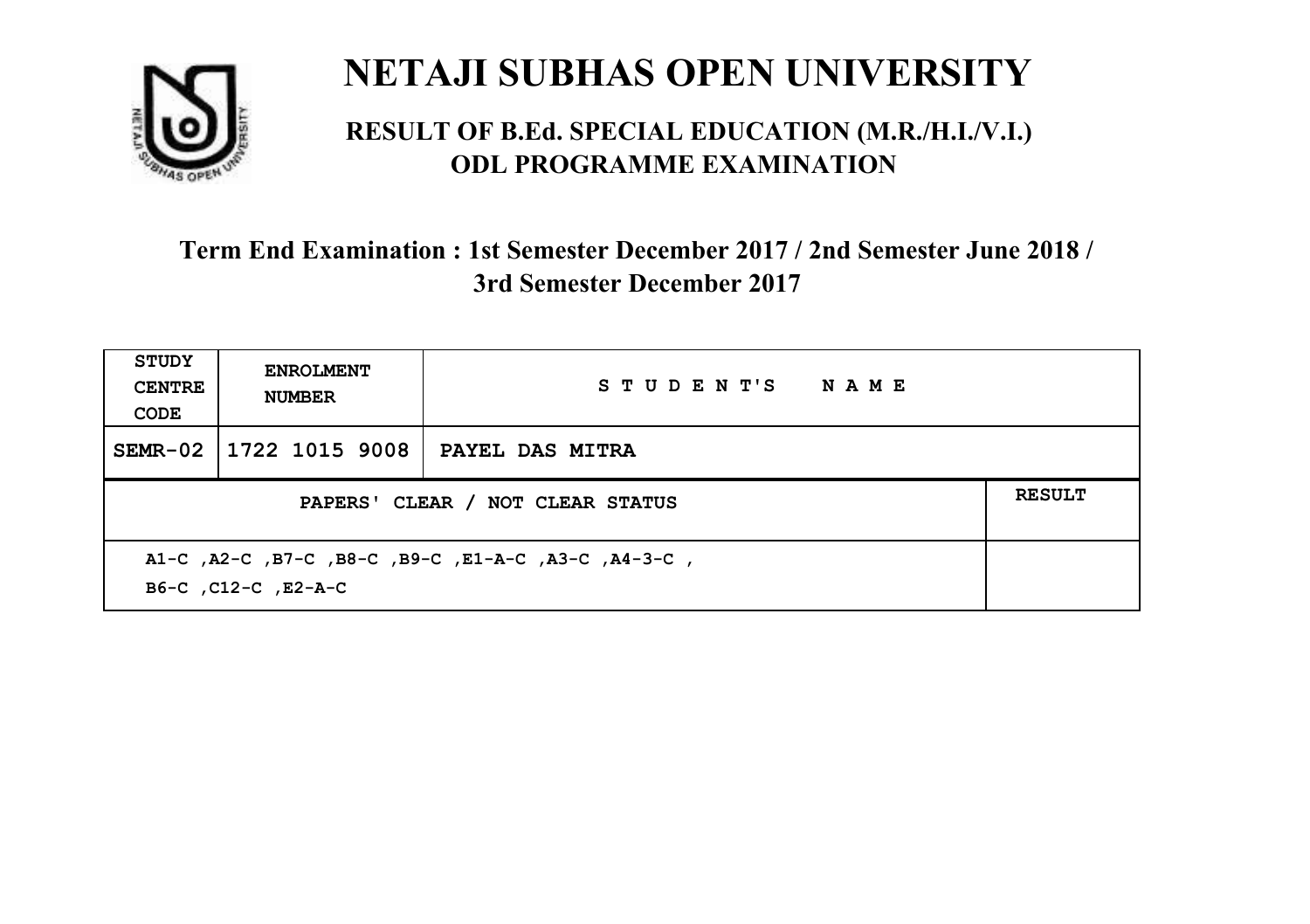# NETAJI SUBHAS OPEN UNIVERSITY

## RESULT OF B.Ed. SPECIAL EDUCATION (M.R./H.I./V.I.) ODL PROGRAMME EXAMINATION

### Term End Examination : 1st Semester December 2017 / 2nd Semester June 2018 / 3rd Semester December 2017

| STUDY CENTRE CODE | ENROLMENT NUMBER | STUDENT'S NAME | |
|---|---|---|---|
| SEMR-02 | 1722 1015 9008 | PAYEL DAS MITRA | |
| PAPERS' CLEAR / NOT CLEAR STATUS | | | RESULT |
| A1-C ,A2-C ,B7-C ,B8-C ,B9-C ,E1-A-C ,A3-C ,A4-3-C , B6-C ,C12-C ,E2-A-C | | | |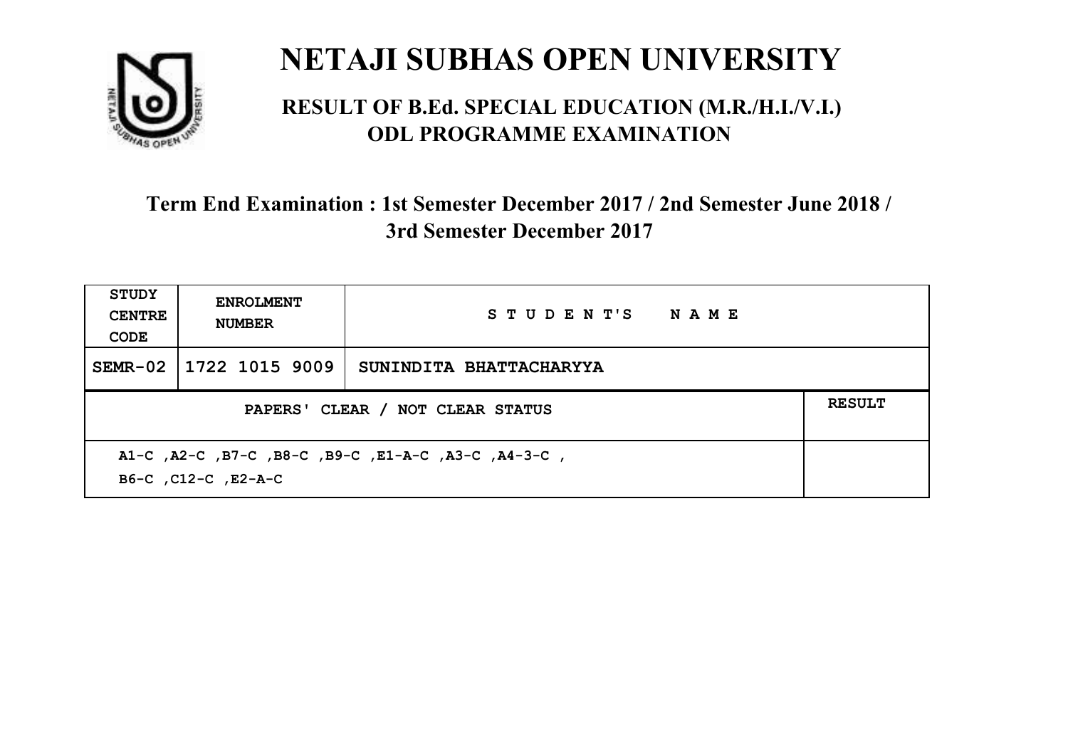# NETAJI SUBHAS OPEN UNIVERSITY

## RESULT OF B.Ed. SPECIAL EDUCATION (M.R./H.I./V.I.) ODL PROGRAMME EXAMINATION

### Term End Examination : 1st Semester December 2017 / 2nd Semester June 2018 / 3rd Semester December 2017

| STUDY CENTRE CODE | ENROLMENT NUMBER | STUDENT'S NAME | |
|---|---|---|---|
| SEMR-02 | 1722 1015 9009 | SUNINDITA BHATTACHARYYA | |
| PAPERS' CLEAR / NOT CLEAR STATUS | | | RESULT |
| A1-C ,A2-C ,B7-C ,B8-C ,B9-C ,E1-A-C ,A3-C ,A4-3-C , B6-C ,C12-C ,E2-A-C | | | |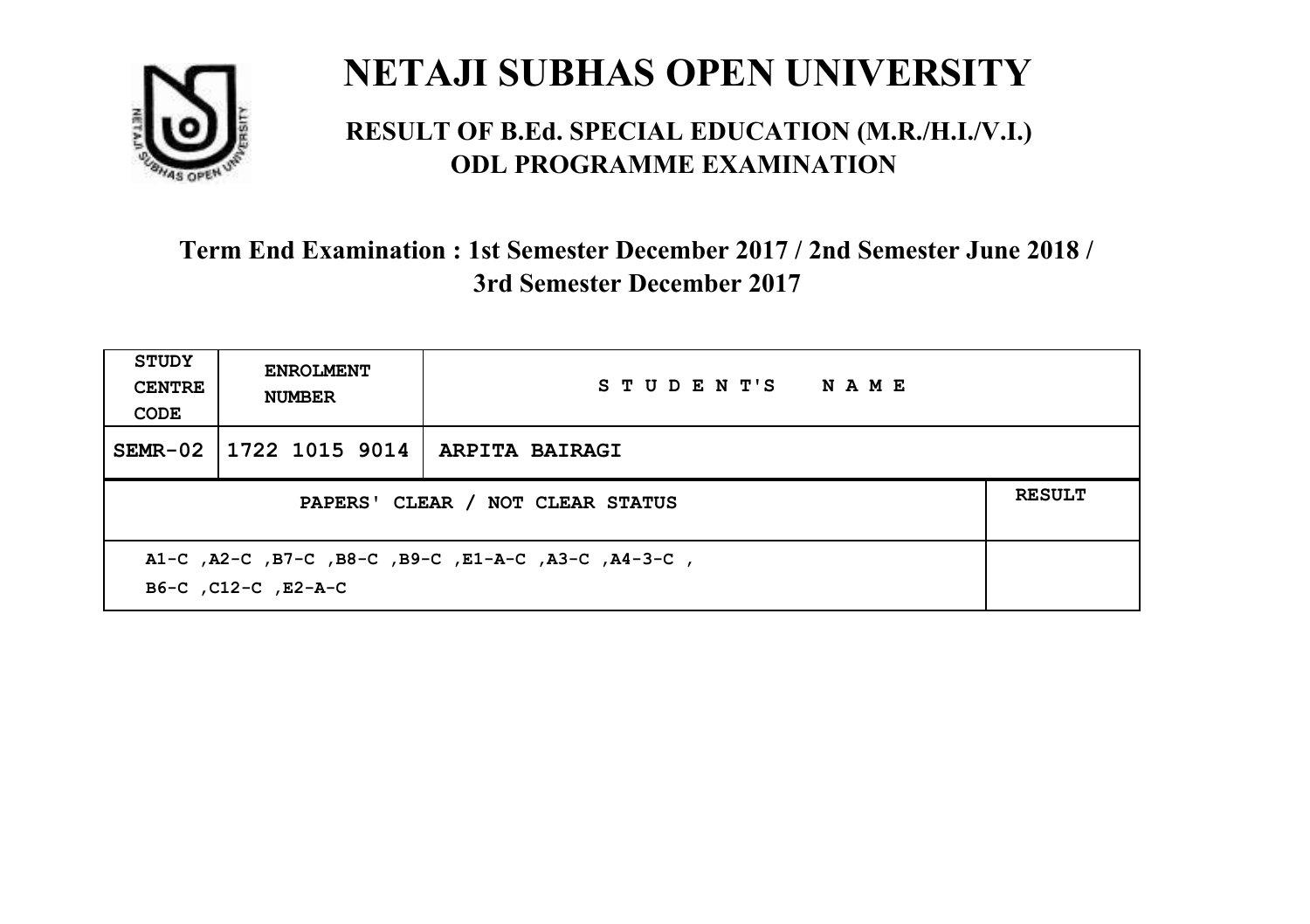# NETAJI SUBHAS OPEN UNIVERSITY

## RESULT OF B.Ed. SPECIAL EDUCATION (M.R./H.I./V.I.) ODL PROGRAMME EXAMINATION

### Term End Examination : 1st Semester December 2017 / 2nd Semester June 2018 / 3rd Semester December 2017

| STUDY CENTRE CODE | ENROLMENT NUMBER | STUDENT'S NAME | |
|---|---|---|---|
| SEMR-02 | 1722 1015 9014 | ARPITA BAIRAGI | |
| PAPERS' CLEAR / NOT CLEAR STATUS | | | RESULT |
| A1-C ,A2-C ,B7-C ,B8-C ,B9-C ,E1-A-C ,A3-C ,A4-3-C , B6-C ,C12-C ,E2-A-C | | | |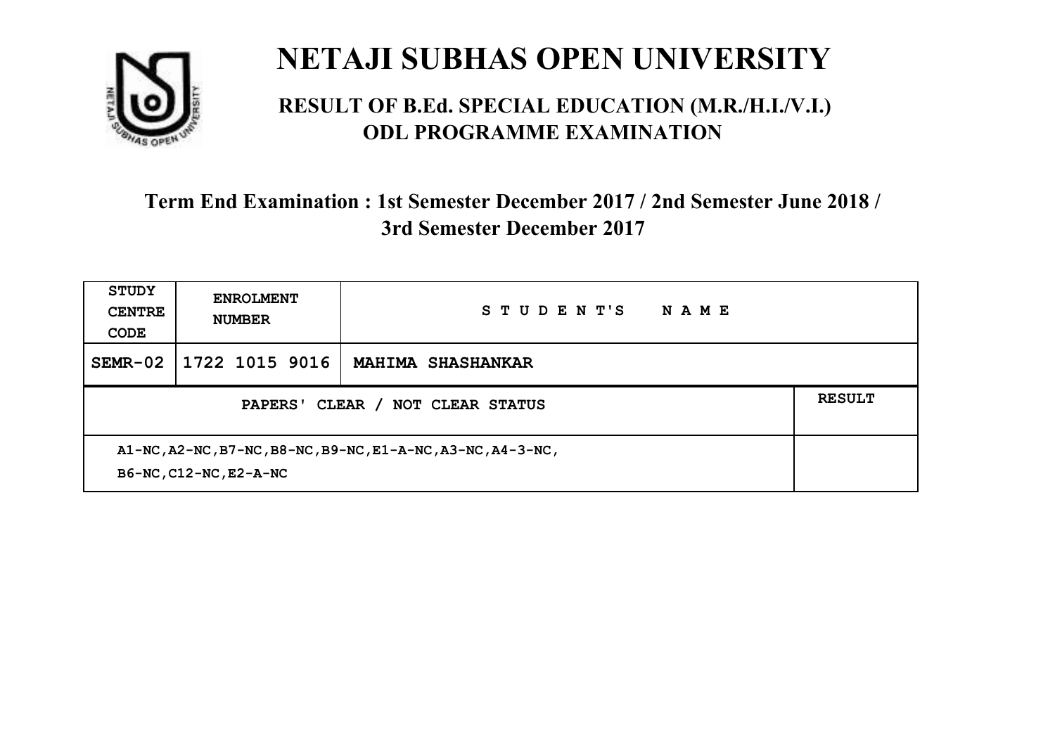# NETAJI SUBHAS OPEN UNIVERSITY

## RESULT OF B.Ed. SPECIAL EDUCATION (M.R./H.I./V.I.) ODL PROGRAMME EXAMINATION

### Term End Examination : 1st Semester December 2017 / 2nd Semester June 2018 / 3rd Semester December 2017

| STUDY CENTRE CODE | ENROLMENT NUMBER | STUDENT'S NAME | |
|---|---|---|---|
| SEMR-02 | 1722 1015 9016 | MAHIMA SHASHANKAR | |
| PAPERS' CLEAR / NOT CLEAR STATUS | | | RESULT |
| A1-NC,A2-NC,B7-NC,B8-NC,B9-NC,E1-A-NC,A3-NC,A4-3-NC, B6-NC,C12-NC,E2-A-NC | | | |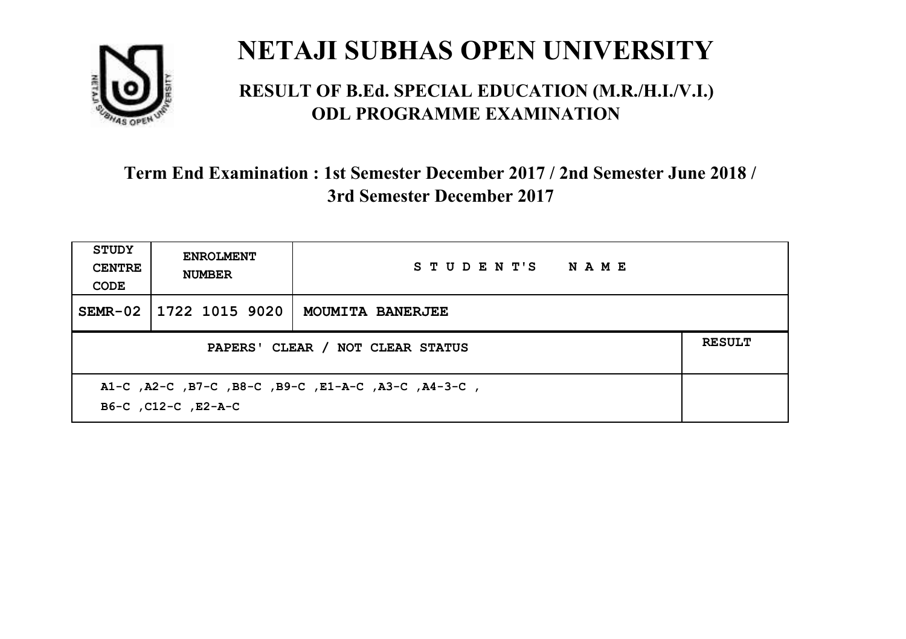# NETAJI SUBHAS OPEN UNIVERSITY

## RESULT OF B.Ed. SPECIAL EDUCATION (M.R./H.I./V.I.) ODL PROGRAMME EXAMINATION

### Term End Examination : 1st Semester December 2017 / 2nd Semester June 2018 / 3rd Semester December 2017

| STUDY CENTRE CODE | ENROLMENT NUMBER | STUDENT'S NAME | |
|---|---|---|---|
| SEMR-02 | 1722 1015 9020 | MOUMITA BANERJEE | |
| PAPERS' CLEAR / NOT CLEAR STATUS | | | RESULT |
| A1-C ,A2-C ,B7-C ,B8-C ,B9-C ,E1-A-C ,A3-C ,A4-3-C , B6-C ,C12-C ,E2-A-C | | | |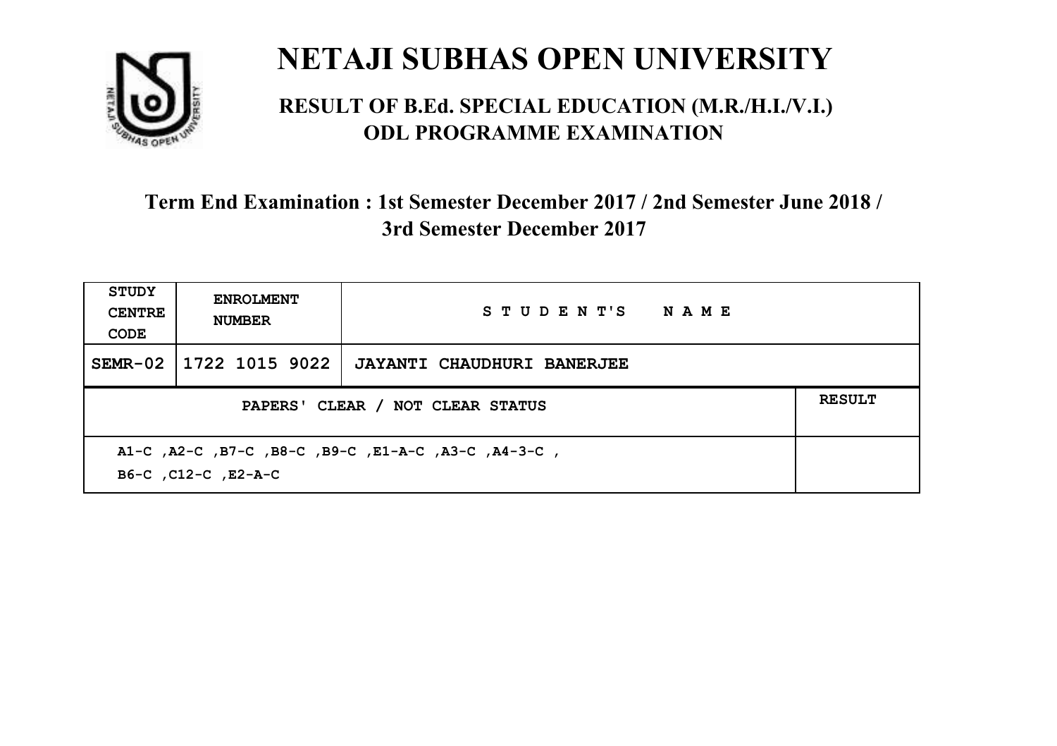# NETAJI SUBHAS OPEN UNIVERSITY

## RESULT OF B.Ed. SPECIAL EDUCATION (M.R./H.I./V.I.) ODL PROGRAMME EXAMINATION

### Term End Examination : 1st Semester December 2017 / 2nd Semester June 2018 / 3rd Semester December 2017

| STUDY CENTRE CODE | ENROLMENT NUMBER | STUDENT'S NAME | |
|---|---|---|---|
| SEMR-02 | 1722 1015 9022 | JAYANTI CHAUDHURI BANERJEE | |
| PAPERS' CLEAR / NOT CLEAR STATUS | | | RESULT |
| A1-C ,A2-C ,B7-C ,B8-C ,B9-C ,E1-A-C ,A3-C ,A4-3-C , B6-C ,C12-C ,E2-A-C | | | |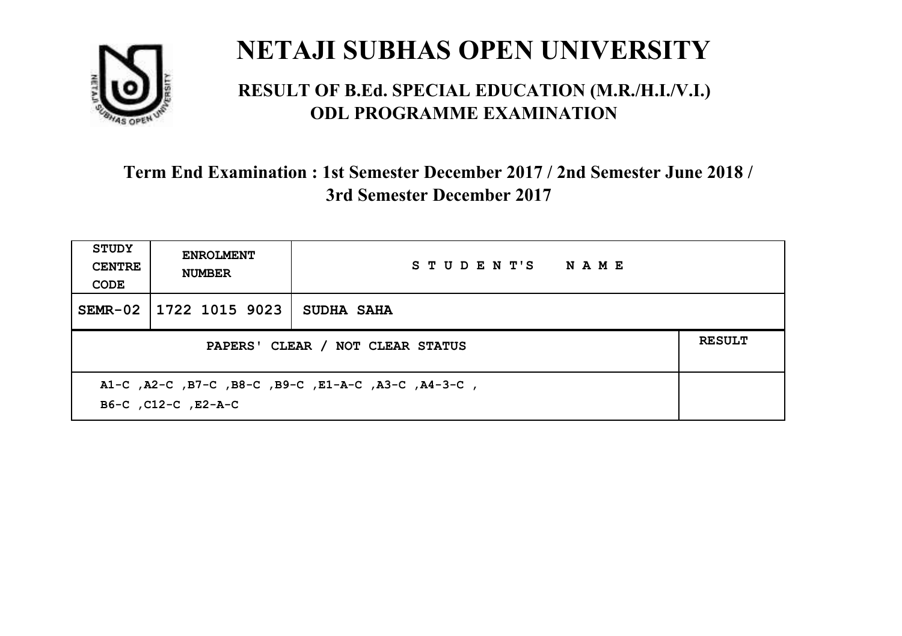# NETAJI SUBHAS OPEN UNIVERSITY

## RESULT OF B.Ed. SPECIAL EDUCATION (M.R./H.I./V.I.) ODL PROGRAMME EXAMINATION

### Term End Examination : 1st Semester December 2017 / 2nd Semester June 2018 / 3rd Semester December 2017

| STUDY CENTRE CODE | ENROLMENT NUMBER | STUDENT'S NAME |
|---|---|---|
| SEMR-02 | 1722 1015 9023 | SUDHA SAHA |

| PAPERS' CLEAR / NOT CLEAR STATUS | RESULT |
|---|---|
| A1-C ,A2-C ,B7-C ,B8-C ,B9-C ,E1-A-C ,A3-C ,A4-3-C , B6-C ,C12-C ,E2-A-C | |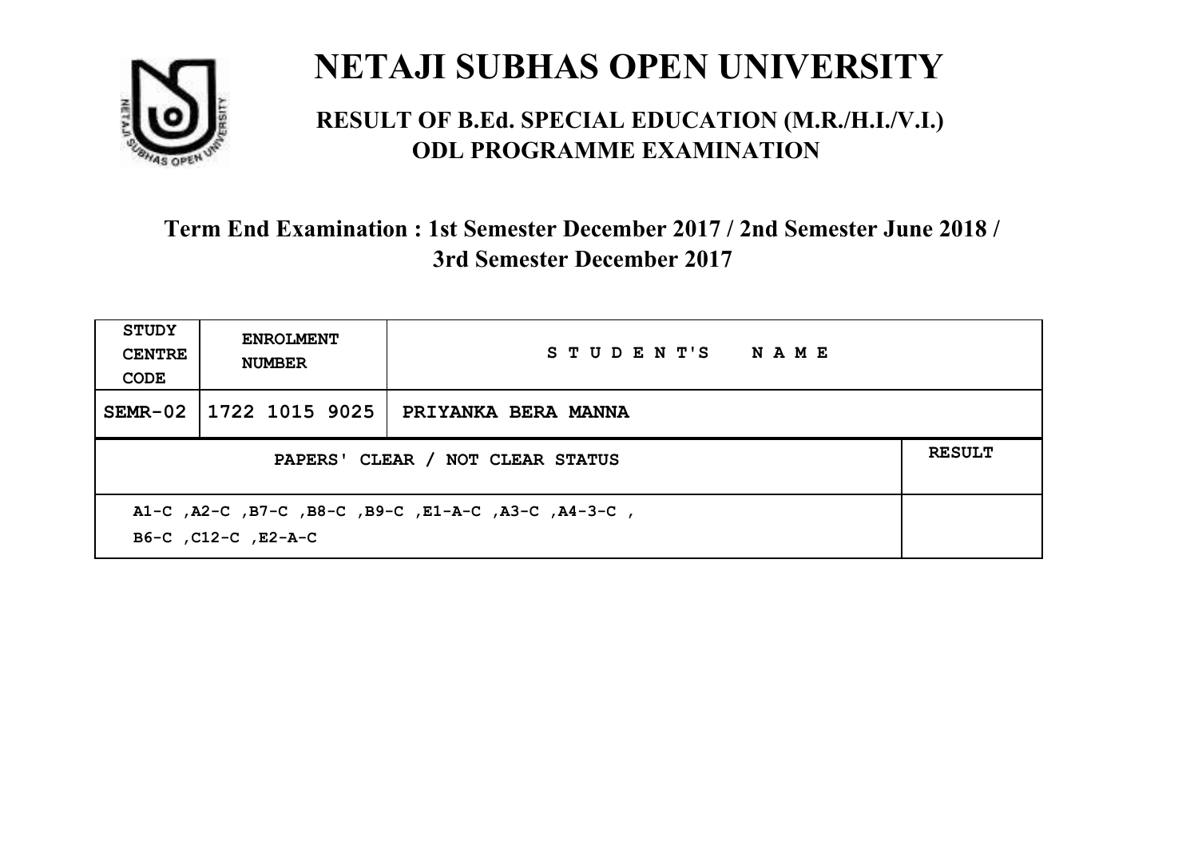# NETAJI SUBHAS OPEN UNIVERSITY

## RESULT OF B.Ed. SPECIAL EDUCATION (M.R./H.I./V.I.) ODL PROGRAMME EXAMINATION

### Term End Examination : 1st Semester December 2017 / 2nd Semester June 2018 / 3rd Semester December 2017

| STUDY CENTRE CODE | ENROLMENT NUMBER | STUDENT'S NAME | |
|---|---|---|---|
| SEMR-02 | 1722 1015 9025 | PRIYANKA BERA MANNA | |
| PAPERS' CLEAR / NOT CLEAR STATUS | | | RESULT |
| A1-C ,A2-C ,B7-C ,B8-C ,B9-C ,E1-A-C ,A3-C ,A4-3-C , B6-C ,C12-C ,E2-A-C | | | |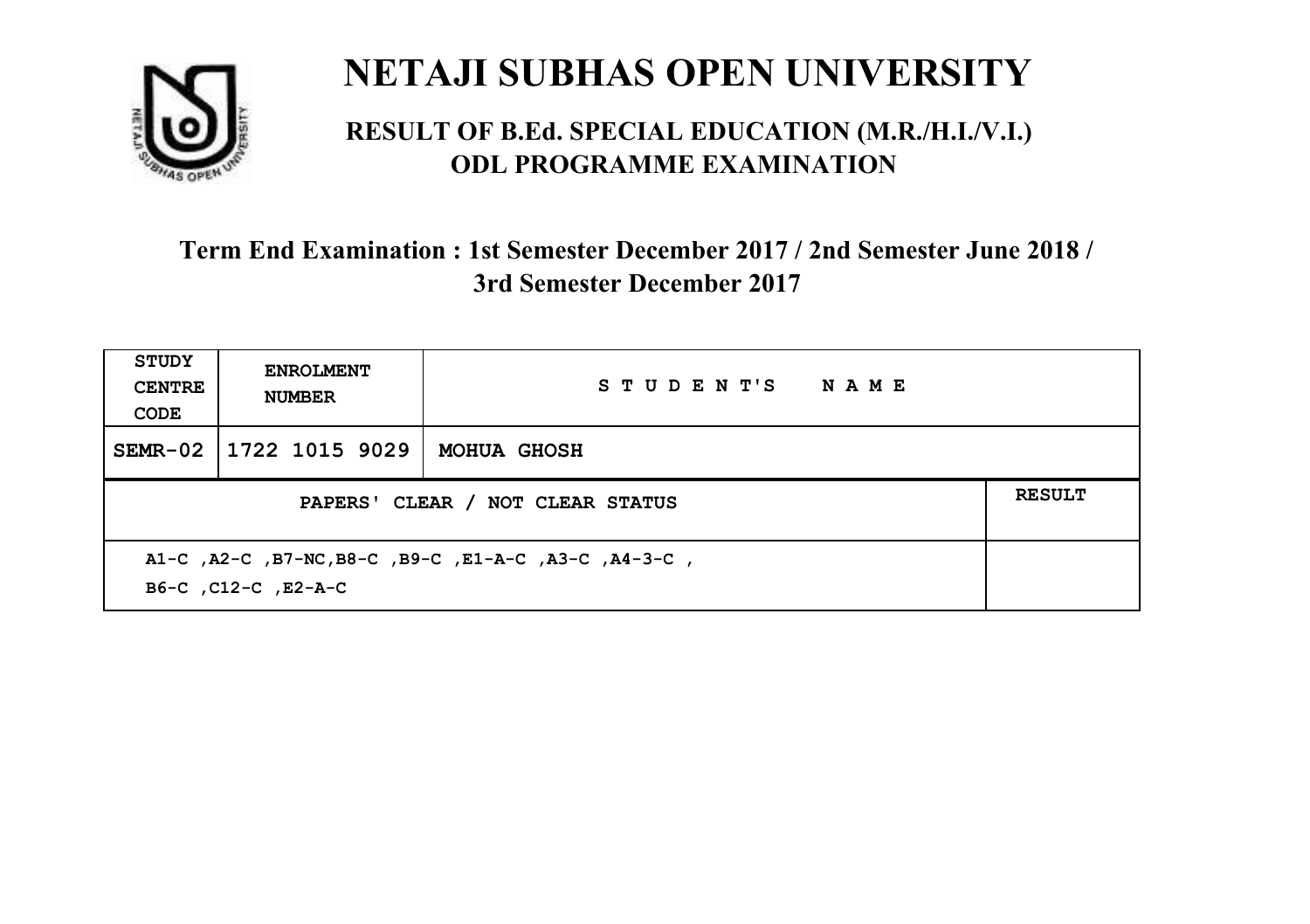# NETAJI SUBHAS OPEN UNIVERSITY

## RESULT OF B.Ed. SPECIAL EDUCATION (M.R./H.I./V.I.) ODL PROGRAMME EXAMINATION

### Term End Examination : 1st Semester December 2017 / 2nd Semester June 2018 / 3rd Semester December 2017

| STUDY CENTRE CODE | ENROLMENT NUMBER | STUDENT'S NAME | |
|---|---|---|---|
| SEMR-02 | 1722 1015 9029 | MOHUA GHOSH | |
| PAPERS' CLEAR / NOT CLEAR STATUS | | | RESULT |
| A1-C ,A2-C ,B7-NC,B8-C ,B9-C ,E1-A-C ,A3-C ,A4-3-C , B6-C ,C12-C ,E2-A-C | | | |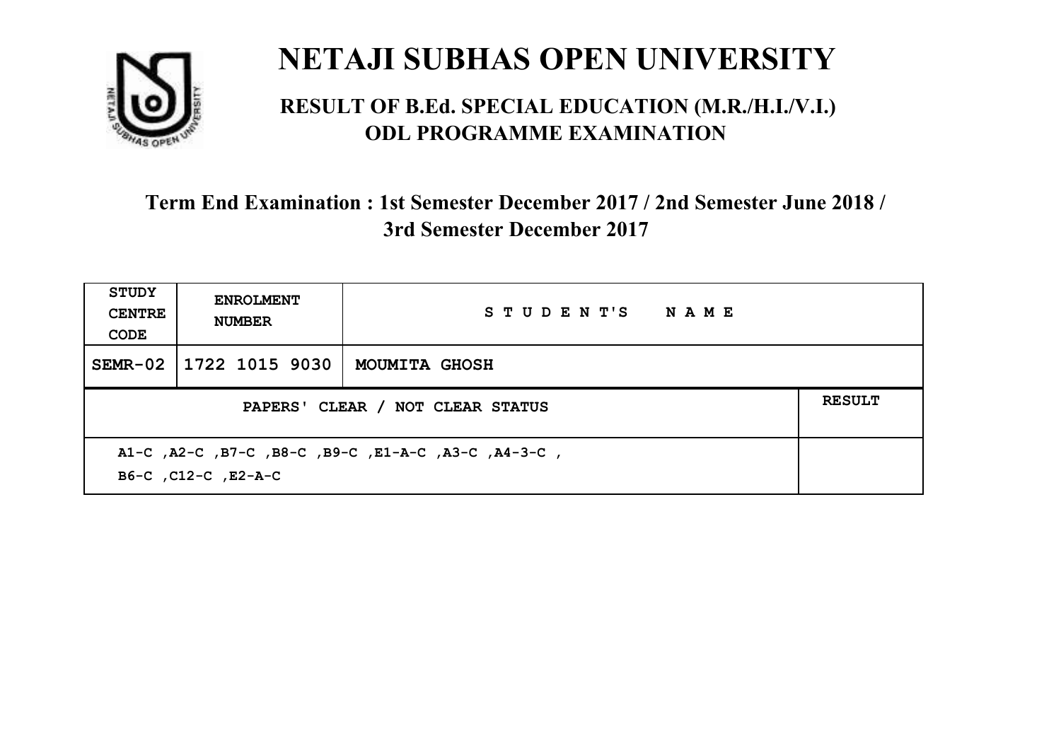# NETAJI SUBHAS OPEN UNIVERSITY

## RESULT OF B.Ed. SPECIAL EDUCATION (M.R./H.I./V.I.) ODL PROGRAMME EXAMINATION

### Term End Examination : 1st Semester December 2017 / 2nd Semester June 2018 / 3rd Semester December 2017

| STUDY CENTRE CODE | ENROLMENT NUMBER | STUDENT'S NAME | |
|---|---|---|---|
| SEMR-02 | 1722 1015 9030 | MOUMITA GHOSH | |
| PAPERS' CLEAR / NOT CLEAR STATUS | | | RESULT |
| A1-C ,A2-C ,B7-C ,B8-C ,B9-C ,E1-A-C ,A3-C ,A4-3-C , B6-C ,C12-C ,E2-A-C | | | |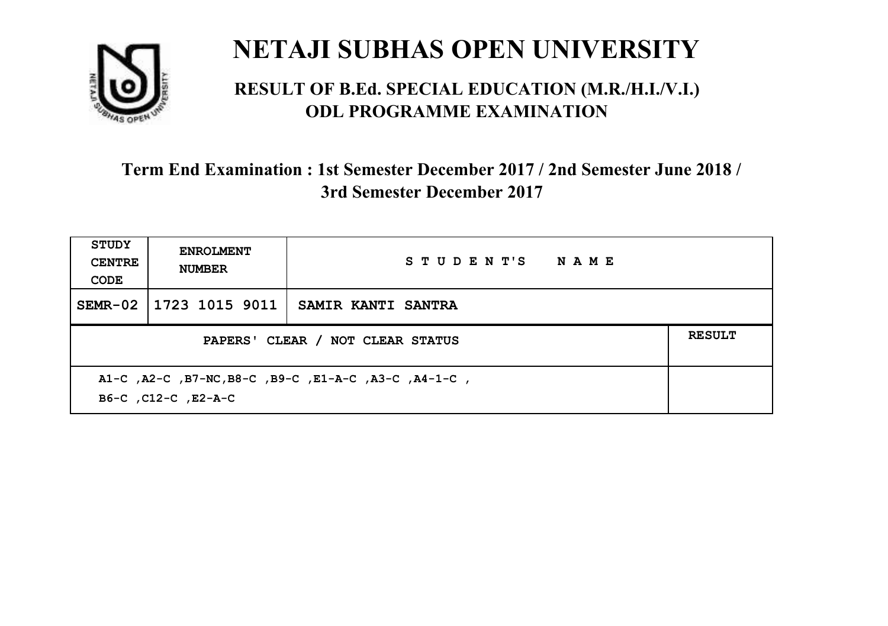# NETAJI SUBHAS OPEN UNIVERSITY

## RESULT OF B.Ed. SPECIAL EDUCATION (M.R./H.I./V.I.) ODL PROGRAMME EXAMINATION

### Term End Examination : 1st Semester December 2017 / 2nd Semester June 2018 / 3rd Semester December 2017

| STUDY CENTRE CODE | ENROLMENT NUMBER | STUDENT'S NAME | |
|---|---|---|---|
| SEMR-02 | 1723 1015 9011 | SAMIR KANTI SANTRA | |
| PAPERS' CLEAR / NOT CLEAR STATUS | | | RESULT |
| A1-C ,A2-C ,B7-NC,B8-C ,B9-C ,E1-A-C ,A3-C ,A4-1-C , B6-C ,C12-C ,E2-A-C | | | |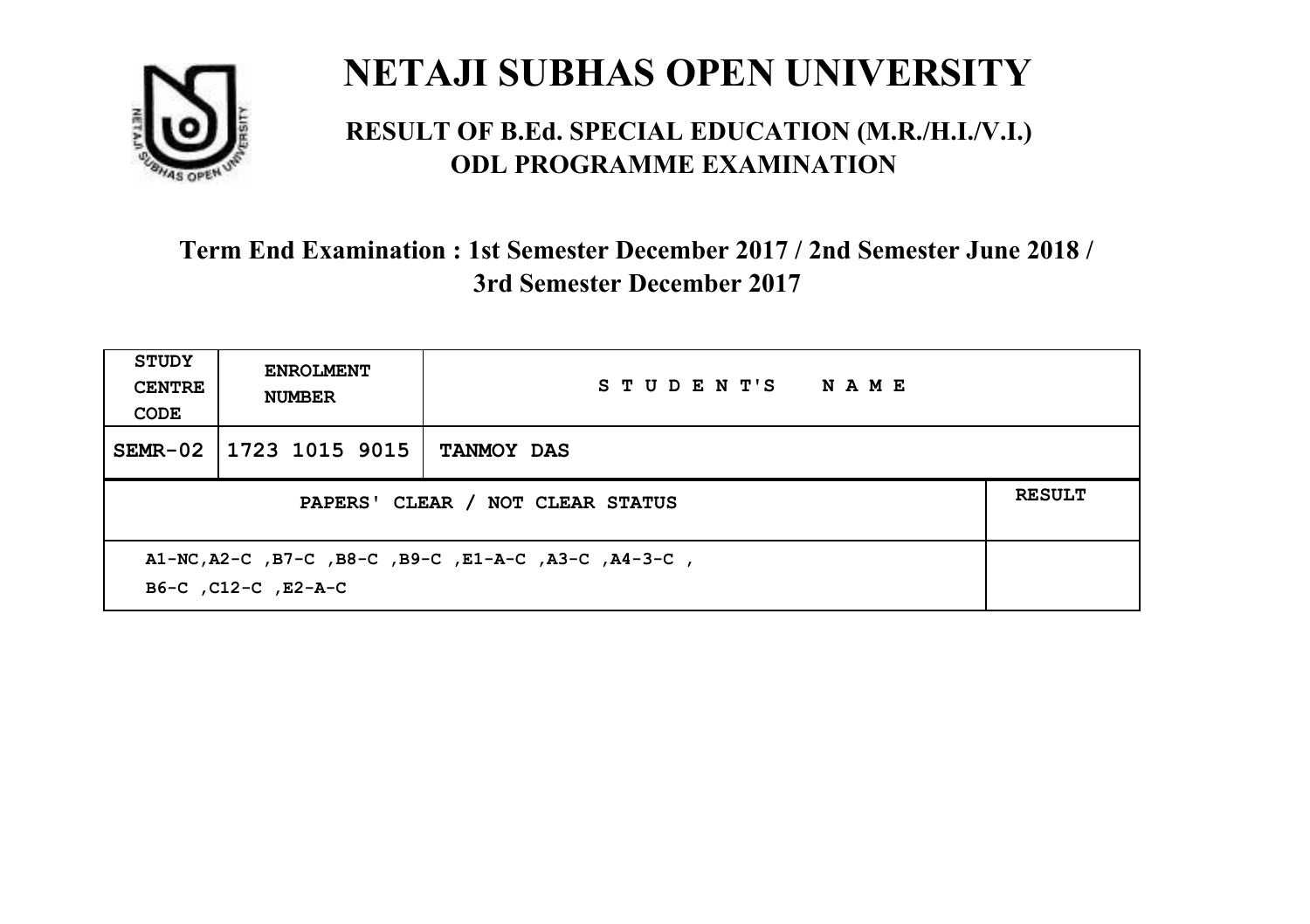# NETAJI SUBHAS OPEN UNIVERSITY

## RESULT OF B.Ed. SPECIAL EDUCATION (M.R./H.I./V.I.) ODL PROGRAMME EXAMINATION

### Term End Examination : 1st Semester December 2017 / 2nd Semester June 2018 / 3rd Semester December 2017

| STUDY CENTRE CODE | ENROLMENT NUMBER | STUDENT'S NAME | |
|---|---|---|---|
| SEMR-02 | 1723 1015 9015 | TANMOY DAS | |
| PAPERS' CLEAR / NOT CLEAR STATUS | | | RESULT |
| A1-NC,A2-C ,B7-C ,B8-C ,B9-C ,E1-A-C ,A3-C ,A4-3-C , B6-C ,C12-C ,E2-A-C | | | |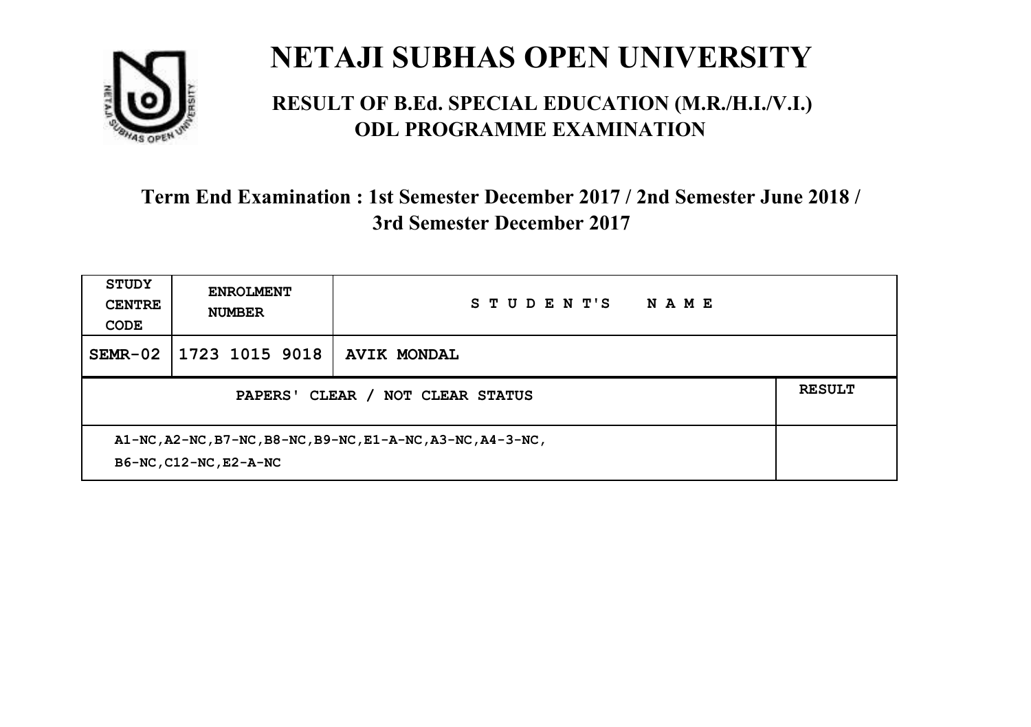# NETAJI SUBHAS OPEN UNIVERSITY

## RESULT OF B.Ed. SPECIAL EDUCATION (M.R./H.I./V.I.) ODL PROGRAMME EXAMINATION

### Term End Examination : 1st Semester December 2017 / 2nd Semester June 2018 / 3rd Semester December 2017

| STUDY CENTRE CODE | ENROLMENT NUMBER | STUDENT'S NAME | |
|---|---|---|---|
| SEMR-02 | 1723 1015 9018 | AVIK MONDAL | |
| PAPERS' CLEAR / NOT CLEAR STATUS | | | RESULT |
| A1-NC,A2-NC,B7-NC,B8-NC,B9-NC,E1-A-NC,A3-NC,A4-3-NC, B6-NC,C12-NC,E2-A-NC | | | |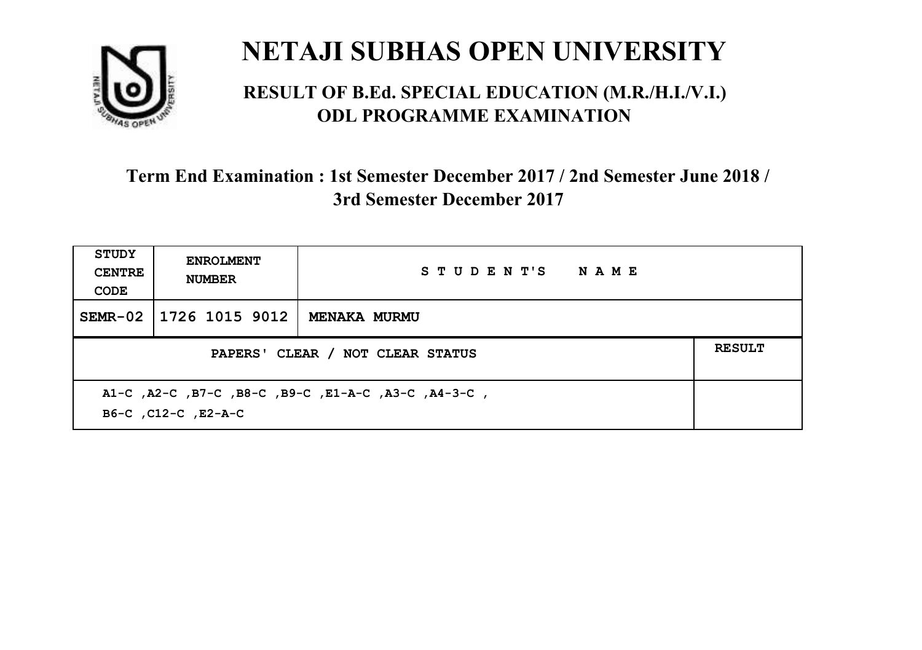# NETAJI SUBHAS OPEN UNIVERSITY

## RESULT OF B.Ed. SPECIAL EDUCATION (M.R./H.I./V.I.) ODL PROGRAMME EXAMINATION

### Term End Examination : 1st Semester December 2017 / 2nd Semester June 2018 / 3rd Semester December 2017

| STUDY CENTRE CODE | ENROLMENT NUMBER | STUDENT'S NAME | |
|---|---|---|---|
| SEMR-02 | 1726 1015 9012 | MENAKA MURMU | |
| PAPERS' CLEAR / NOT CLEAR STATUS | | | RESULT |
| A1-C ,A2-C ,B7-C ,B8-C ,B9-C ,E1-A-C ,A3-C ,A4-3-C , B6-C ,C12-C ,E2-A-C | | | |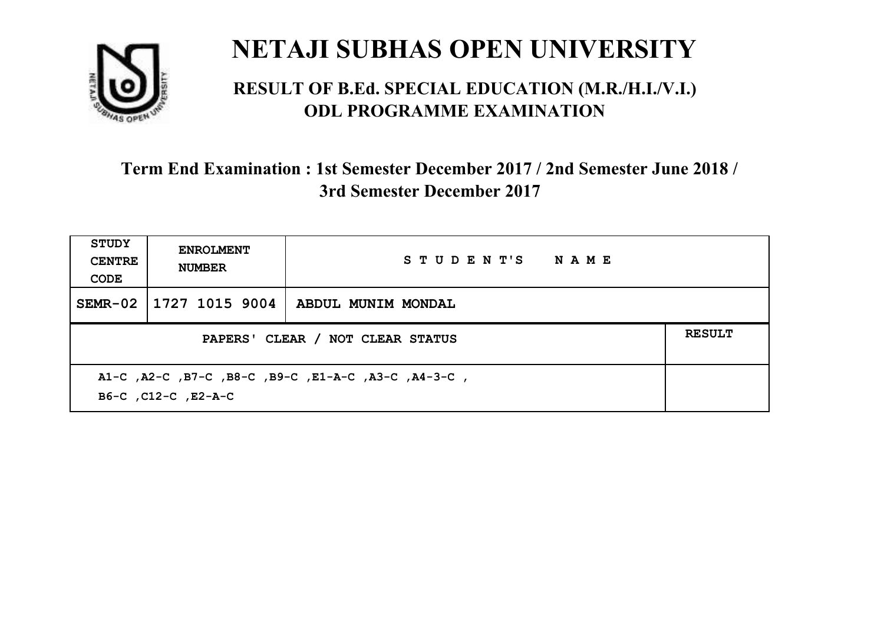# NETAJI SUBHAS OPEN UNIVERSITY

## RESULT OF B.Ed. SPECIAL EDUCATION (M.R./H.I./V.I.) ODL PROGRAMME EXAMINATION

### Term End Examination : 1st Semester December 2017 / 2nd Semester June 2018 / 3rd Semester December 2017

| STUDY CENTRE CODE | ENROLMENT NUMBER | STUDENT'S NAME | |
|---|---|---|---|
| SEMR-02 | 1727 1015 9004 | ABDUL MUNIM MONDAL | |
| PAPERS' CLEAR / NOT CLEAR STATUS | | | RESULT |
| A1-C ,A2-C ,B7-C ,B8-C ,B9-C ,E1-A-C ,A3-C ,A4-3-C , B6-C ,C12-C ,E2-A-C | | | |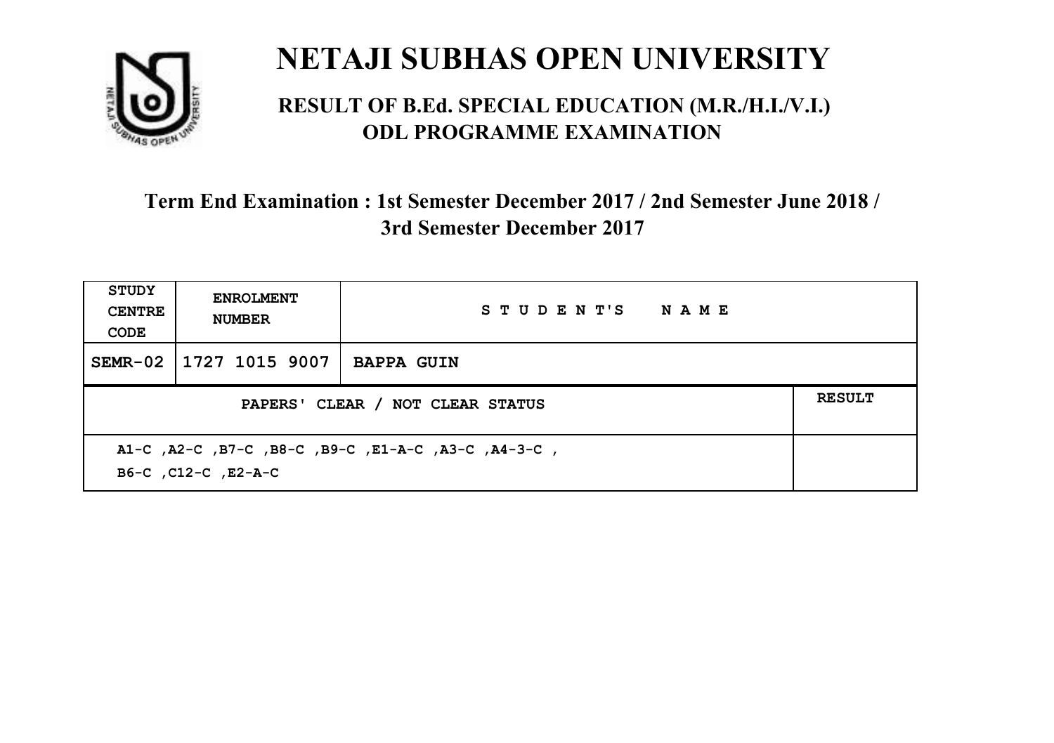# NETAJI SUBHAS OPEN UNIVERSITY

## RESULT OF B.Ed. SPECIAL EDUCATION (M.R./H.I./V.I.) ODL PROGRAMME EXAMINATION

### Term End Examination : 1st Semester December 2017 / 2nd Semester June 2018 / 3rd Semester December 2017

| STUDY CENTRE CODE | ENROLMENT NUMBER | STUDENT'S NAME | |
|---|---|---|---|
| SEMR-02 | 1727 1015 9007 | BAPPA GUIN | |
| PAPERS' CLEAR / NOT CLEAR STATUS | | | RESULT |
| A1-C ,A2-C ,B7-C ,B8-C ,B9-C ,E1-A-C ,A3-C ,A4-3-C , B6-C ,C12-C ,E2-A-C | | | |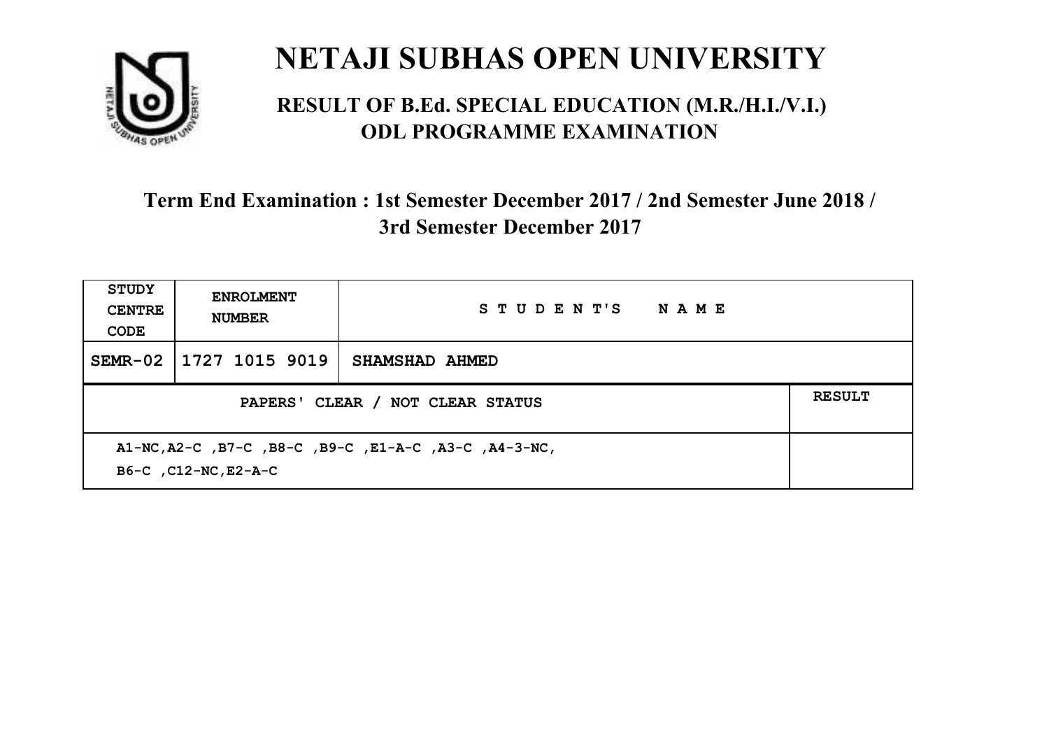# NETAJI SUBHAS OPEN UNIVERSITY

## RESULT OF B.Ed. SPECIAL EDUCATION (M.R./H.I./V.I.) ODL PROGRAMME EXAMINATION

### Term End Examination : 1st Semester December 2017 / 2nd Semester June 2018 / 3rd Semester December 2017

| STUDY CENTRE CODE | ENROLMENT NUMBER | STUDENT'S NAME | |
|---|---|---|---|
| SEMR-02 | 1727 1015 9019 | SHAMSHAD AHMED | |
| PAPERS' CLEAR / NOT CLEAR STATUS | | | RESULT |
| A1-NC,A2-C ,B7-C ,B8-C ,B9-C ,E1-A-C ,A3-C ,A4-3-NC, B6-C ,C12-NC,E2-A-C | | | |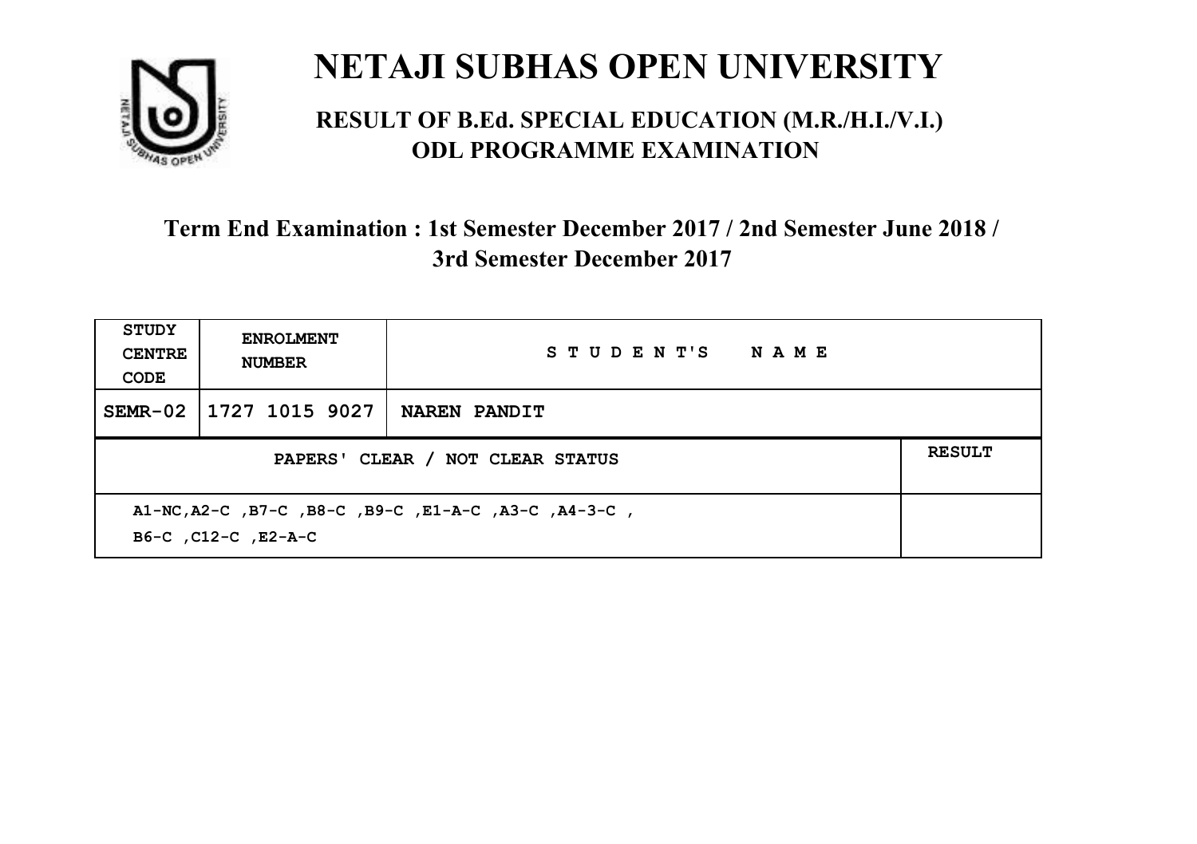# NETAJI SUBHAS OPEN UNIVERSITY

## RESULT OF B.Ed. SPECIAL EDUCATION (M.R./H.I./V.I.) ODL PROGRAMME EXAMINATION

### Term End Examination : 1st Semester December 2017 / 2nd Semester June 2018 / 3rd Semester December 2017

| STUDY CENTRE CODE | ENROLMENT NUMBER | STUDENT'S NAME | |
|---|---|---|---|
| SEMR-02 | 1727 1015 9027 | NAREN PANDIT | |
| PAPERS' CLEAR / NOT CLEAR STATUS | | | RESULT |
| A1-NC,A2-C ,B7-C ,B8-C ,B9-C ,E1-A-C ,A3-C ,A4-3-C , B6-C ,C12-C ,E2-A-C | | | |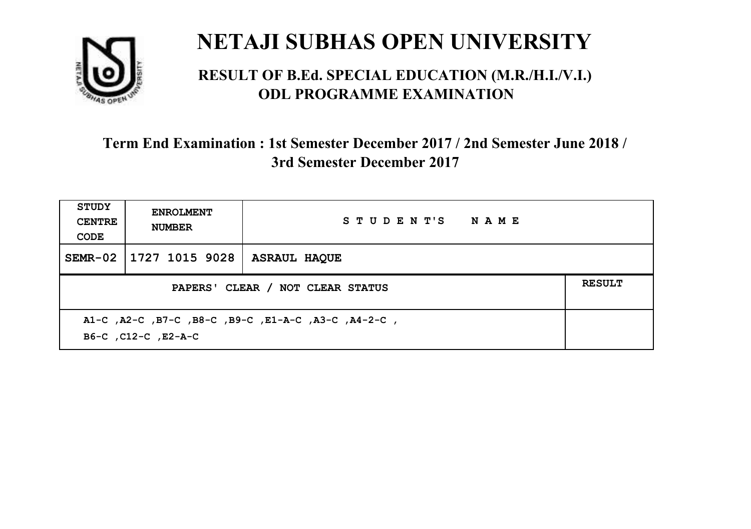# NETAJI SUBHAS OPEN UNIVERSITY

## RESULT OF B.Ed. SPECIAL EDUCATION (M.R./H.I./V.I.) ODL PROGRAMME EXAMINATION

### Term End Examination : 1st Semester December 2017 / 2nd Semester June 2018 / 3rd Semester December 2017

| STUDY CENTRE CODE | ENROLMENT NUMBER | STUDENT'S NAME | |
|---|---|---|---|
| SEMR-02 | 1727 1015 9028 | ASRAUL HAQUE | |
| PAPERS' CLEAR / NOT CLEAR STATUS | | | RESULT |
| A1-C ,A2-C ,B7-C ,B8-C ,B9-C ,E1-A-C ,A3-C ,A4-2-C , B6-C ,C12-C ,E2-A-C | | | |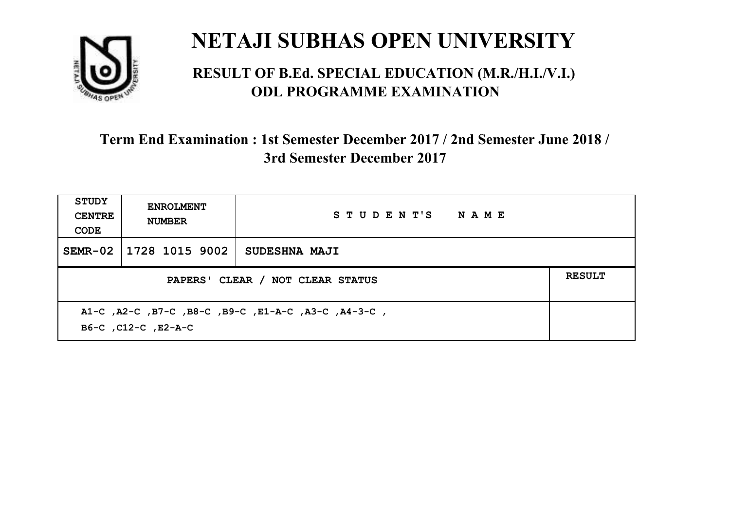# NETAJI SUBHAS OPEN UNIVERSITY

## RESULT OF B.Ed. SPECIAL EDUCATION (M.R./H.I./V.I.) ODL PROGRAMME EXAMINATION

### Term End Examination : 1st Semester December 2017 / 2nd Semester June 2018 / 3rd Semester December 2017

| STUDY CENTRE CODE | ENROLMENT NUMBER | STUDENT'S NAME | |
|---|---|---|---|
| SEMR-02 | 1728 1015 9002 | SUDESHNA MAJI | |
| PAPERS' CLEAR / NOT CLEAR STATUS | | | RESULT |
| A1-C ,A2-C ,B7-C ,B8-C ,B9-C ,E1-A-C ,A3-C ,A4-3-C , B6-C ,C12-C ,E2-A-C | | | |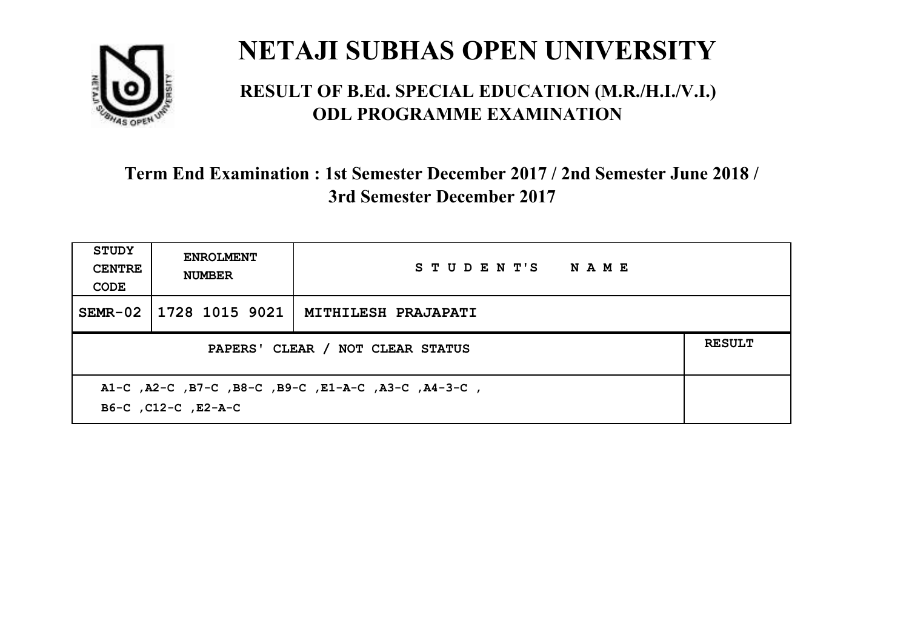# NETAJI SUBHAS OPEN UNIVERSITY

## RESULT OF B.Ed. SPECIAL EDUCATION (M.R./H.I./V.I.) ODL PROGRAMME EXAMINATION

### Term End Examination : 1st Semester December 2017 / 2nd Semester June 2018 / 3rd Semester December 2017

| STUDY CENTRE CODE | ENROLMENT NUMBER | STUDENT'S NAME | |
|---|---|---|---|
| SEMR-02 | 1728 1015 9021 | MITHILESH PRAJAPATI | |
| PAPERS' CLEAR / NOT CLEAR STATUS | | | RESULT |
| A1-C ,A2-C ,B7-C ,B8-C ,B9-C ,E1-A-C ,A3-C ,A4-3-C , B6-C ,C12-C ,E2-A-C | | | |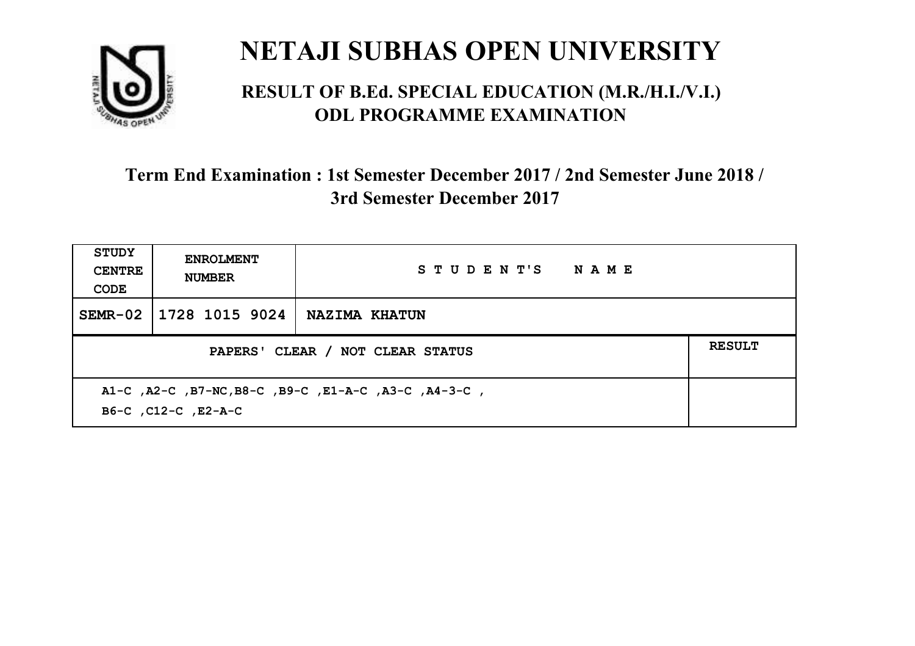# NETAJI SUBHAS OPEN UNIVERSITY

## RESULT OF B.Ed. SPECIAL EDUCATION (M.R./H.I./V.I.) ODL PROGRAMME EXAMINATION

### Term End Examination : 1st Semester December 2017 / 2nd Semester June 2018 / 3rd Semester December 2017

| STUDY CENTRE CODE | ENROLMENT NUMBER | STUDENT'S NAME | |
|---|---|---|---|
| SEMR-02 | 1728 1015 9024 | NAZIMA KHATUN | |
| PAPERS' CLEAR / NOT CLEAR STATUS | | | RESULT |
| A1-C ,A2-C ,B7-NC,B8-C ,B9-C ,E1-A-C ,A3-C ,A4-3-C , B6-C ,C12-C ,E2-A-C | | | |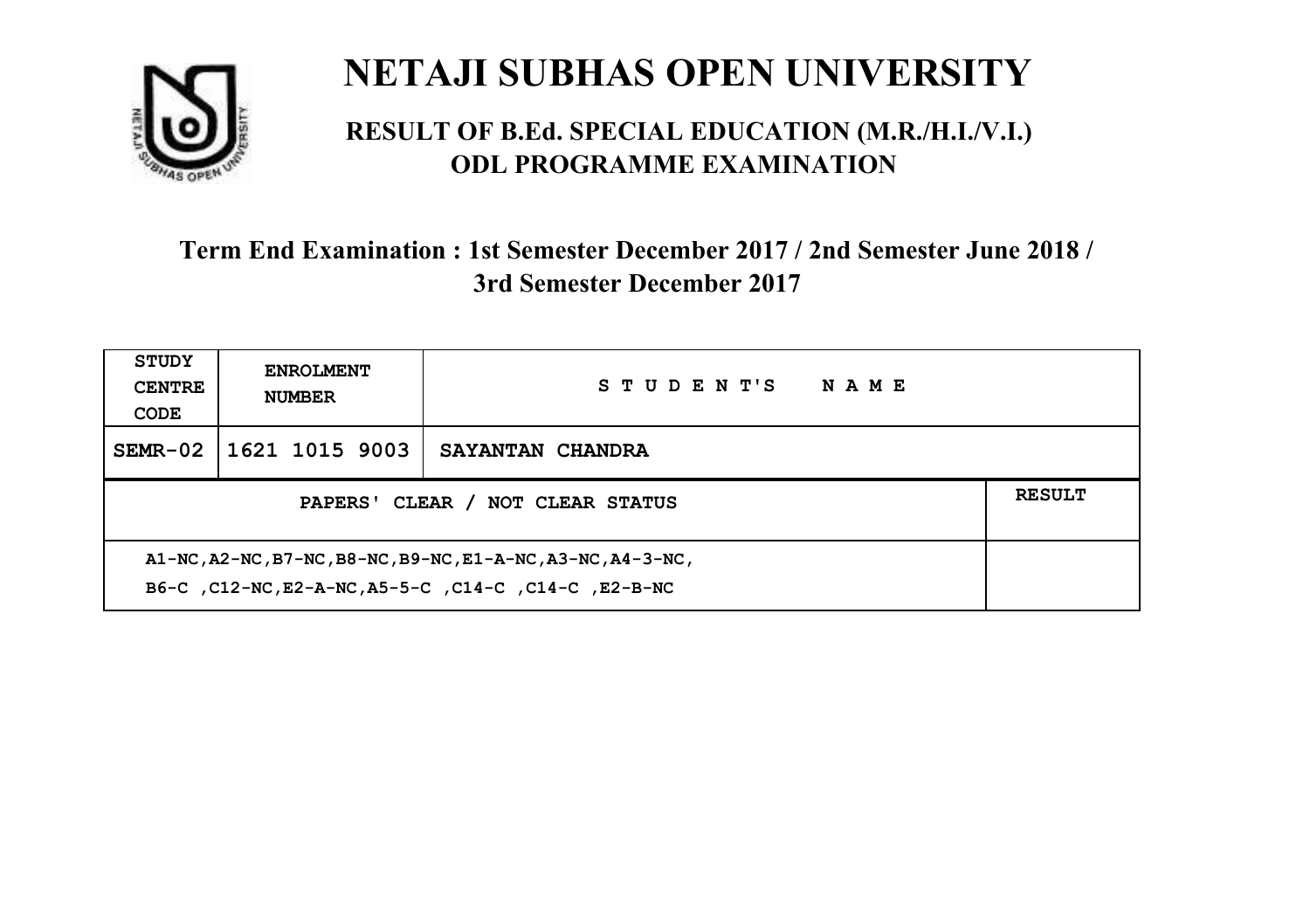# NETAJI SUBHAS OPEN UNIVERSITY

## RESULT OF B.Ed. SPECIAL EDUCATION (M.R./H.I./V.I.) ODL PROGRAMME EXAMINATION

### Term End Examination : 1st Semester December 2017 / 2nd Semester June 2018 / 3rd Semester December 2017

| STUDY CENTRE CODE | ENROLMENT NUMBER | STUDENT'S NAME | |
|---|---|---|---|
| SEMR-02 | 1621 1015 9003 | SAYANTAN CHANDRA | |
| PAPERS' CLEAR / NOT CLEAR STATUS | | | RESULT |
| A1-NC,A2-NC,B7-NC,B8-NC,B9-NC,E1-A-NC,A3-NC,A4-3-NC, B6-C ,C12-NC,E2-A-NC,A5-5-C ,C14-C ,C14-C ,E2-B-NC | | | |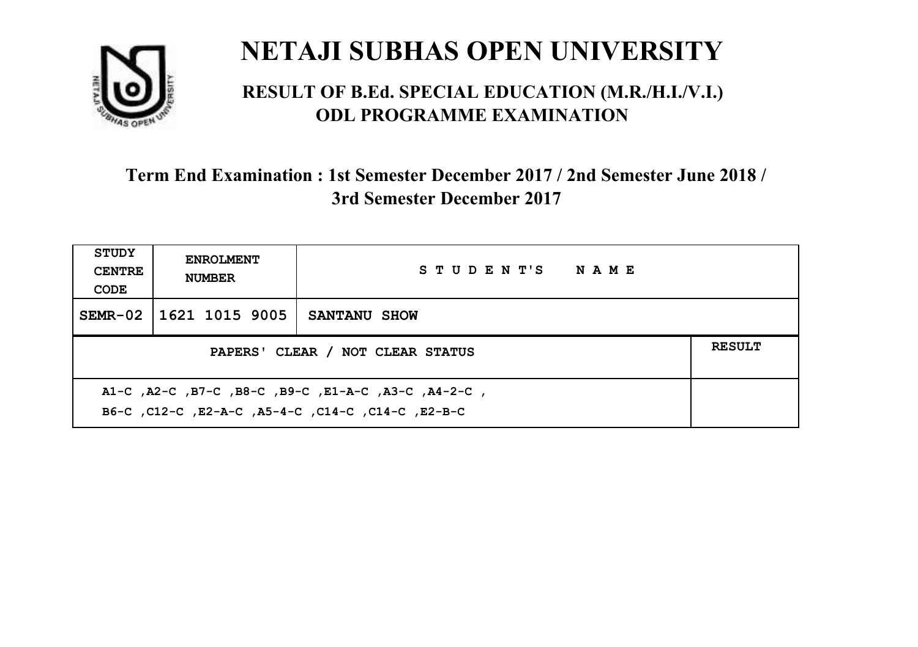# NETAJI SUBHAS OPEN UNIVERSITY

## RESULT OF B.Ed. SPECIAL EDUCATION (M.R./H.I./V.I.) ODL PROGRAMME EXAMINATION

### Term End Examination : 1st Semester December 2017 / 2nd Semester June 2018 / 3rd Semester December 2017

| STUDY CENTRE CODE | ENROLMENT NUMBER | STUDENT'S NAME | |
|---|---|---|---|
| SEMR-02 | 1621 1015 9005 | SANTANU SHOW | |
| PAPERS' CLEAR / NOT CLEAR STATUS | | | RESULT |
| A1-C ,A2-C ,B7-C ,B8-C ,B9-C ,E1-A-C ,A3-C ,A4-2-C ,<br>B6-C ,C12-C ,E2-A-C ,A5-4-C ,C14-C ,C14-C ,E2-B-C | | | |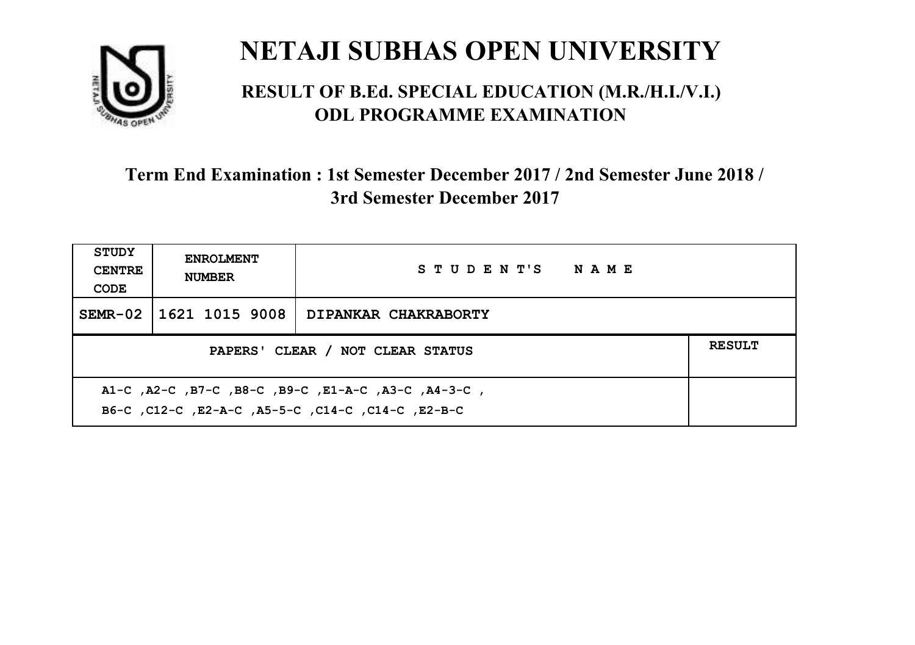# NETAJI SUBHAS OPEN UNIVERSITY

## RESULT OF B.Ed. SPECIAL EDUCATION (M.R./H.I./V.I.) ODL PROGRAMME EXAMINATION

### Term End Examination : 1st Semester December 2017 / 2nd Semester June 2018 / 3rd Semester December 2017

| STUDY CENTRE CODE | ENROLMENT NUMBER | STUDENT'S NAME | |
|---|---|---|---|
| SEMR-02 | 1621 1015 9008 | DIPANKAR CHAKRABORTY | |
| PAPERS' CLEAR / NOT CLEAR STATUS | | | RESULT |
| A1-C ,A2-C ,B7-C ,B8-C ,B9-C ,E1-A-C ,A3-C ,A4-3-C , B6-C ,C12-C ,E2-A-C ,A5-5-C ,C14-C ,C14-C ,E2-B-C | | | |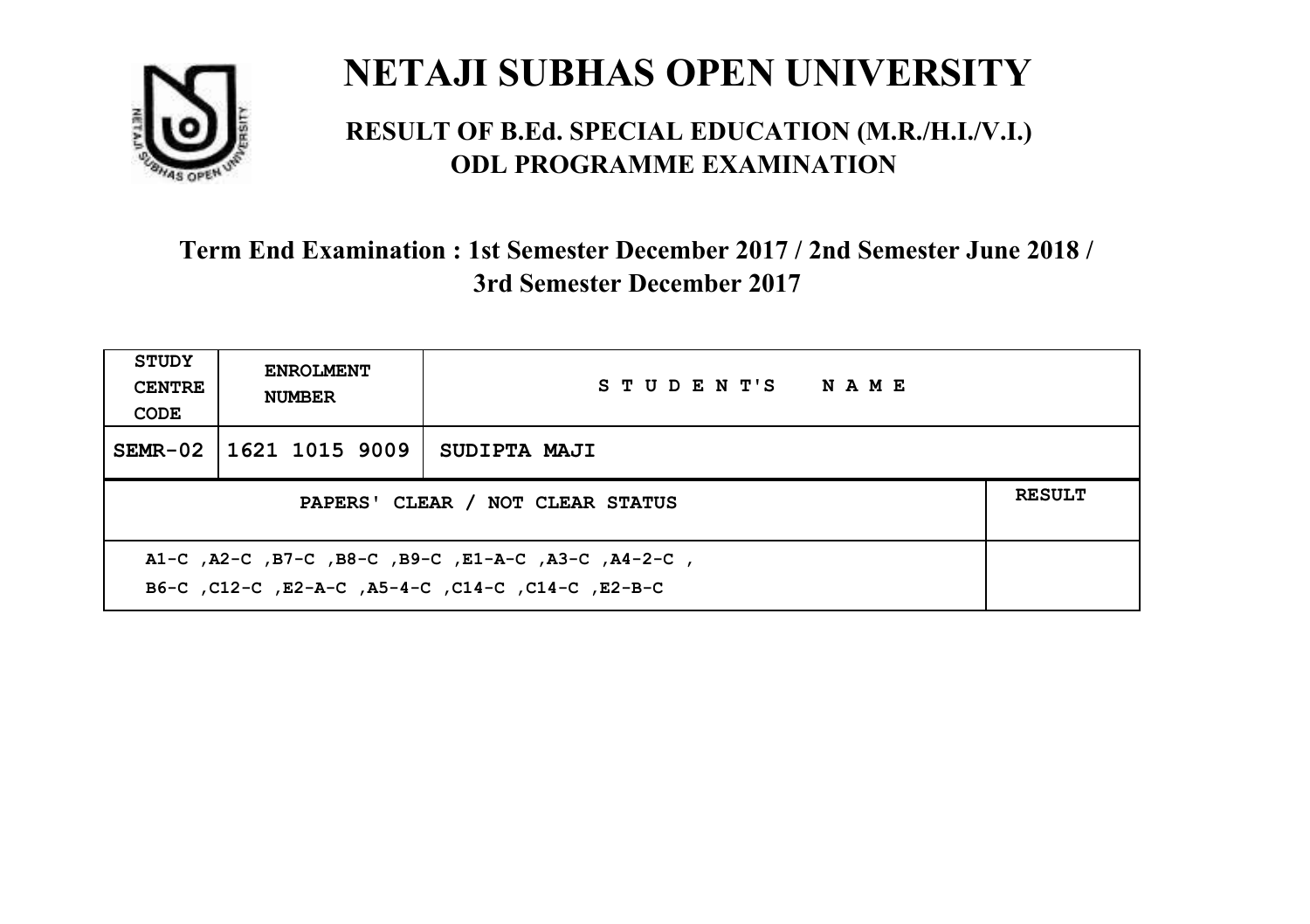# NETAJI SUBHAS OPEN UNIVERSITY

## RESULT OF B.Ed. SPECIAL EDUCATION (M.R./H.I./V.I.) ODL PROGRAMME EXAMINATION

### Term End Examination : 1st Semester December 2017 / 2nd Semester June 2018 / 3rd Semester December 2017

| STUDY CENTRE CODE | ENROLMENT NUMBER | STUDENT'S NAME | |
|---|---|---|---|
| SEMR-02 | 1621 1015 9009 | SUDIPTA MAJI | |
| PAPERS' CLEAR / NOT CLEAR STATUS | | | RESULT |
| A1-C ,A2-C ,B7-C ,B8-C ,B9-C ,E1-A-C ,A3-C ,A4-2-C , B6-C ,C12-C ,E2-A-C ,A5-4-C ,C14-C ,C14-C ,E2-B-C | | | |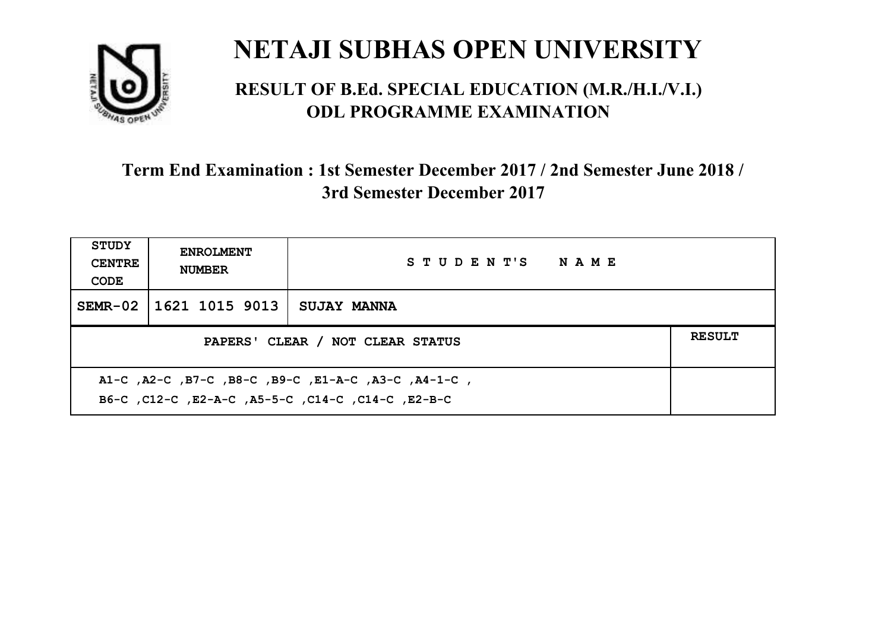# NETAJI SUBHAS OPEN UNIVERSITY

## RESULT OF B.Ed. SPECIAL EDUCATION (M.R./H.I./V.I.) ODL PROGRAMME EXAMINATION

### Term End Examination : 1st Semester December 2017 / 2nd Semester June 2018 / 3rd Semester December 2017

| STUDY CENTRE CODE | ENROLMENT NUMBER | STUDENT'S NAME | |
|---|---|---|---|
| SEMR-02 | 1621 1015 9013 | SUJAY MANNA | |
| PAPERS' CLEAR / NOT CLEAR STATUS | | | RESULT |
| A1-C ,A2-C ,B7-C ,B8-C ,B9-C ,E1-A-C ,A3-C ,A4-1-C ,<br>B6-C ,C12-C ,E2-A-C ,A5-5-C ,C14-C ,C14-C ,E2-B-C | | | |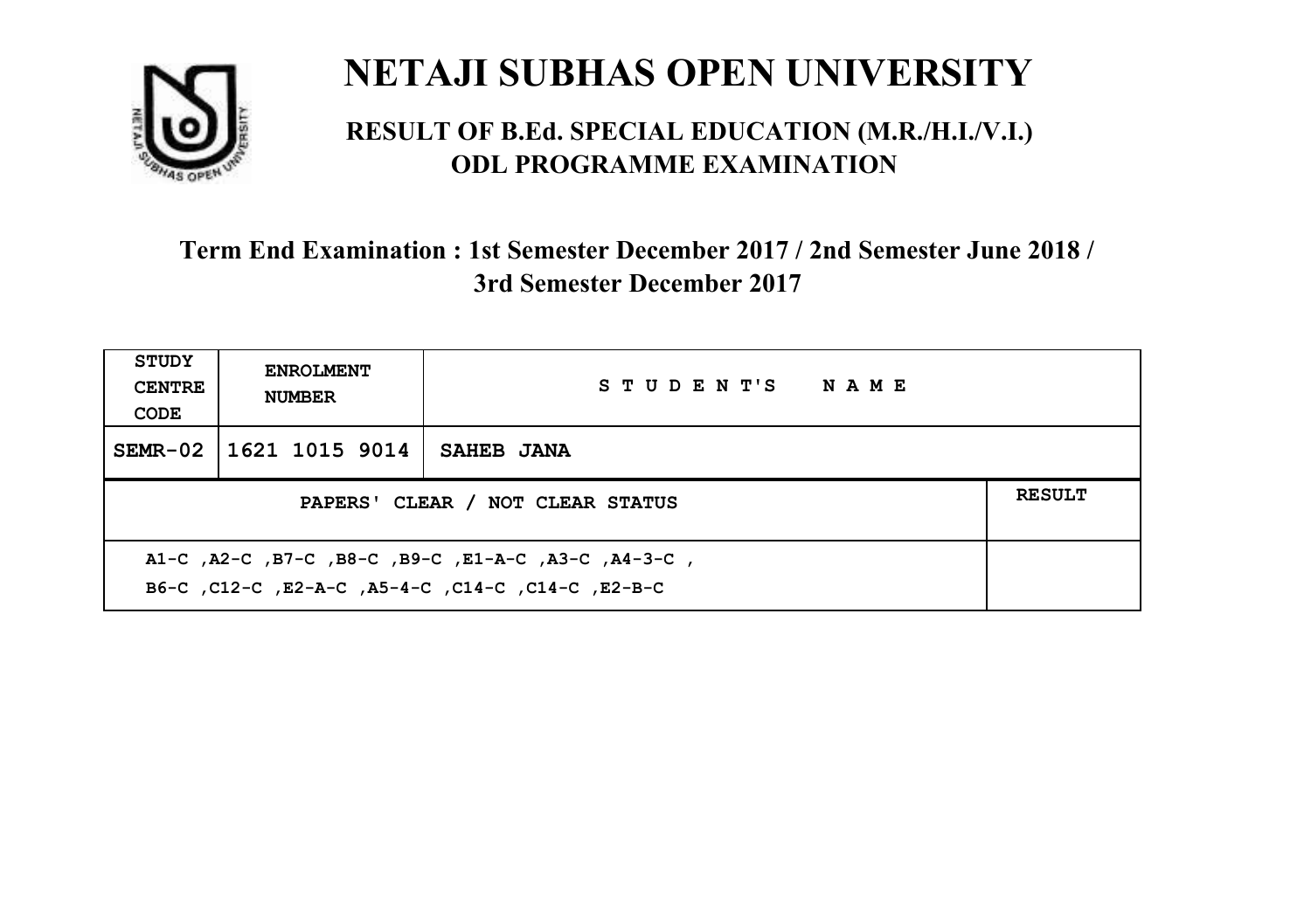# NETAJI SUBHAS OPEN UNIVERSITY

## RESULT OF B.Ed. SPECIAL EDUCATION (M.R./H.I./V.I.) ODL PROGRAMME EXAMINATION

### Term End Examination : 1st Semester December 2017 / 2nd Semester June 2018 / 3rd Semester December 2017

| STUDY CENTRE CODE | ENROLMENT NUMBER | STUDENT'S NAME | |
|---|---|---|---|
| SEMR-02 | 1621 1015 9014 | SAHEB JANA | |
| PAPERS' CLEAR / NOT CLEAR STATUS | | | RESULT |
| A1-C ,A2-C ,B7-C ,B8-C ,B9-C ,E1-A-C ,A3-C ,A4-3-C , B6-C ,C12-C ,E2-A-C ,A5-4-C ,C14-C ,C14-C ,E2-B-C | | | |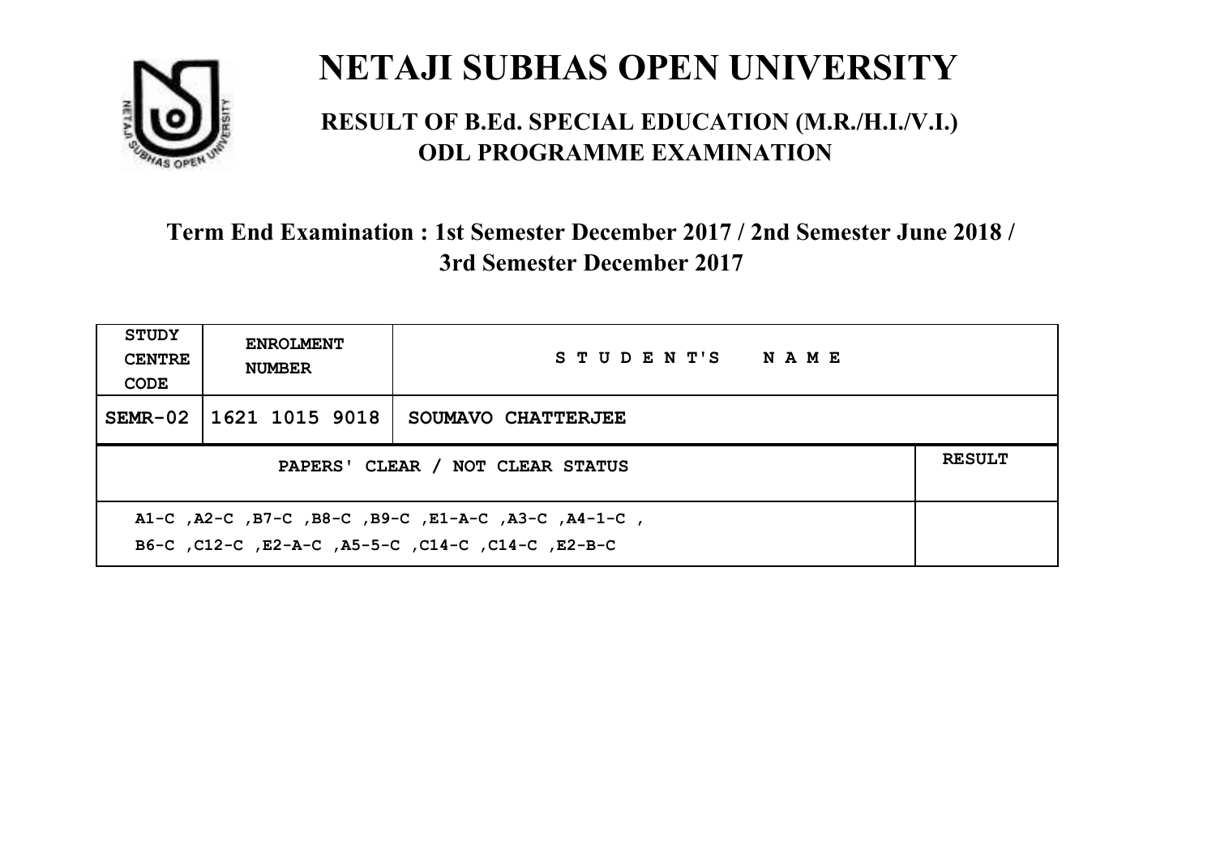# NETAJI SUBHAS OPEN UNIVERSITY

## RESULT OF B.Ed. SPECIAL EDUCATION (M.R./H.I./V.I.) ODL PROGRAMME EXAMINATION

### Term End Examination : 1st Semester December 2017 / 2nd Semester June 2018 / 3rd Semester December 2017

| STUDY CENTRE CODE | ENROLMENT NUMBER | STUDENT'S NAME | |
|---|---|---|---|
| SEMR-02 | 1621 1015 9018 | SOUMAVO CHATTERJEE | |
| PAPERS' CLEAR / NOT CLEAR STATUS | | | RESULT |
| A1-C ,A2-C ,B7-C ,B8-C ,B9-C ,E1-A-C ,A3-C ,A4-1-C , B6-C ,C12-C ,E2-A-C ,A5-5-C ,C14-C ,C14-C ,E2-B-C | | | |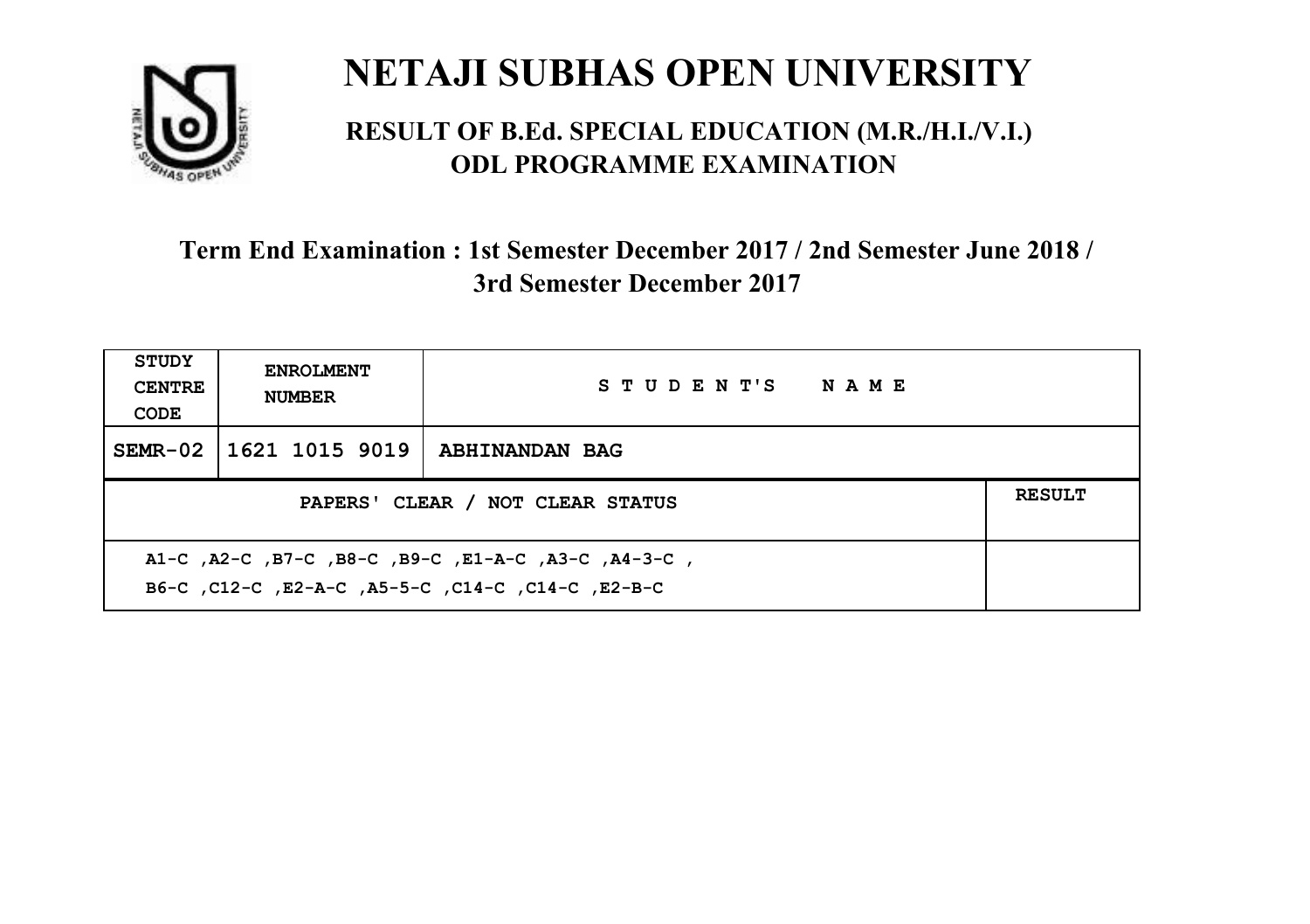# NETAJI SUBHAS OPEN UNIVERSITY

## RESULT OF B.Ed. SPECIAL EDUCATION (M.R./H.I./V.I.) ODL PROGRAMME EXAMINATION

### Term End Examination : 1st Semester December 2017 / 2nd Semester June 2018 / 3rd Semester December 2017

| STUDY CENTRE CODE | ENROLMENT NUMBER | STUDENT'S NAME | |
|---|---|---|---|
| SEMR-02 | 1621 1015 9019 | ABHINANDAN BAG | |
| PAPERS' CLEAR / NOT CLEAR STATUS | | | RESULT |
| A1-C ,A2-C ,B7-C ,B8-C ,B9-C ,E1-A-C ,A3-C ,A4-3-C ,<br>B6-C ,C12-C ,E2-A-C ,A5-5-C ,C14-C ,C14-C ,E2-B-C | | | |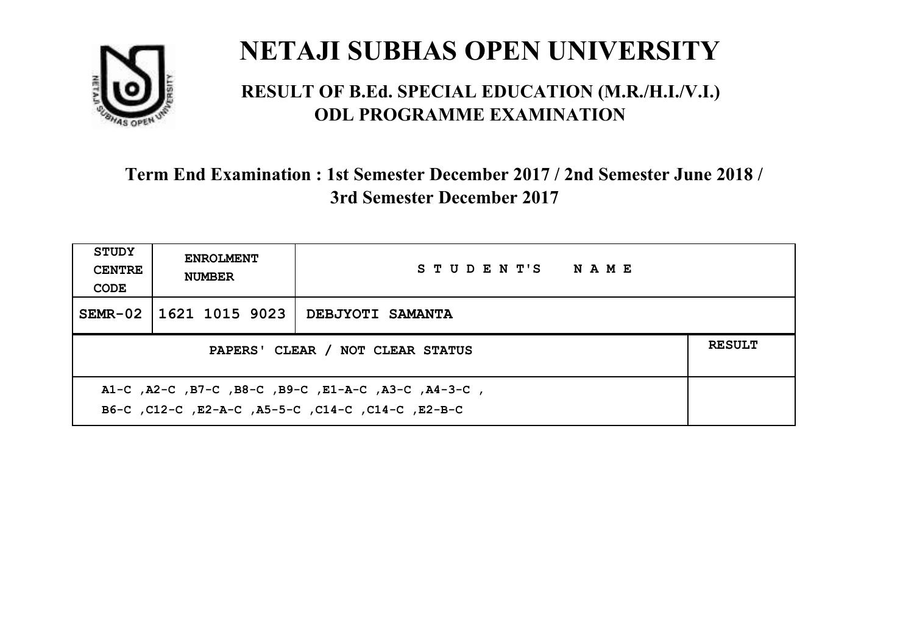# NETAJI SUBHAS OPEN UNIVERSITY

## RESULT OF B.Ed. SPECIAL EDUCATION (M.R./H.I./V.I.) ODL PROGRAMME EXAMINATION

### Term End Examination : 1st Semester December 2017 / 2nd Semester June 2018 / 3rd Semester December 2017

| STUDY CENTRE CODE | ENROLMENT NUMBER | STUDENT'S NAME | |
|---|---|---|---|
| SEMR-02 | 1621 1015 9023 | DEBJYOTI SAMANTA | |
| PAPERS' CLEAR / NOT CLEAR STATUS | | | RESULT |
| A1-C ,A2-C ,B7-C ,B8-C ,B9-C ,E1-A-C ,A3-C ,A4-3-C , B6-C ,C12-C ,E2-A-C ,A5-5-C ,C14-C ,C14-C ,E2-B-C | | | |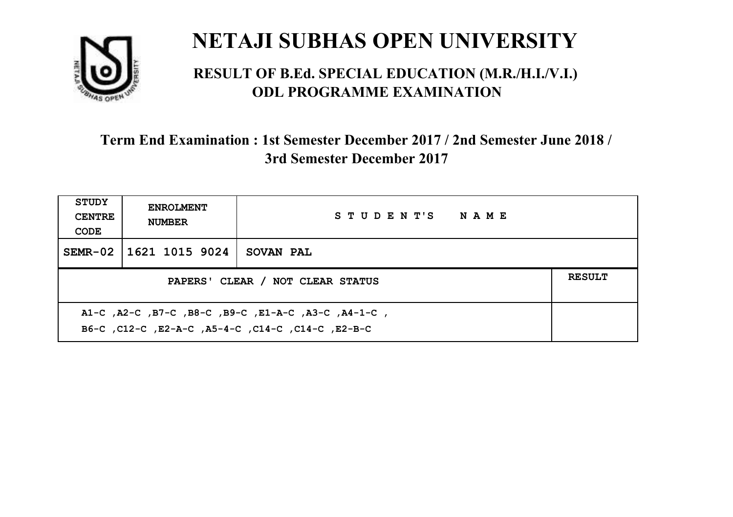# NETAJI SUBHAS OPEN UNIVERSITY

## RESULT OF B.Ed. SPECIAL EDUCATION (M.R./H.I./V.I.) ODL PROGRAMME EXAMINATION

### Term End Examination : 1st Semester December 2017 / 2nd Semester June 2018 / 3rd Semester December 2017

| STUDY CENTRE CODE | ENROLMENT NUMBER | STUDENT'S NAME | |
|---|---|---|---|
| SEMR-02 | 1621 1015 9024 | SOVAN PAL | |
| PAPERS' CLEAR / NOT CLEAR STATUS | | | RESULT |
| A1-C ,A2-C ,B7-C ,B8-C ,B9-C ,E1-A-C ,A3-C ,A4-1-C , B6-C ,C12-C ,E2-A-C ,A5-4-C ,C14-C ,C14-C ,E2-B-C | | | |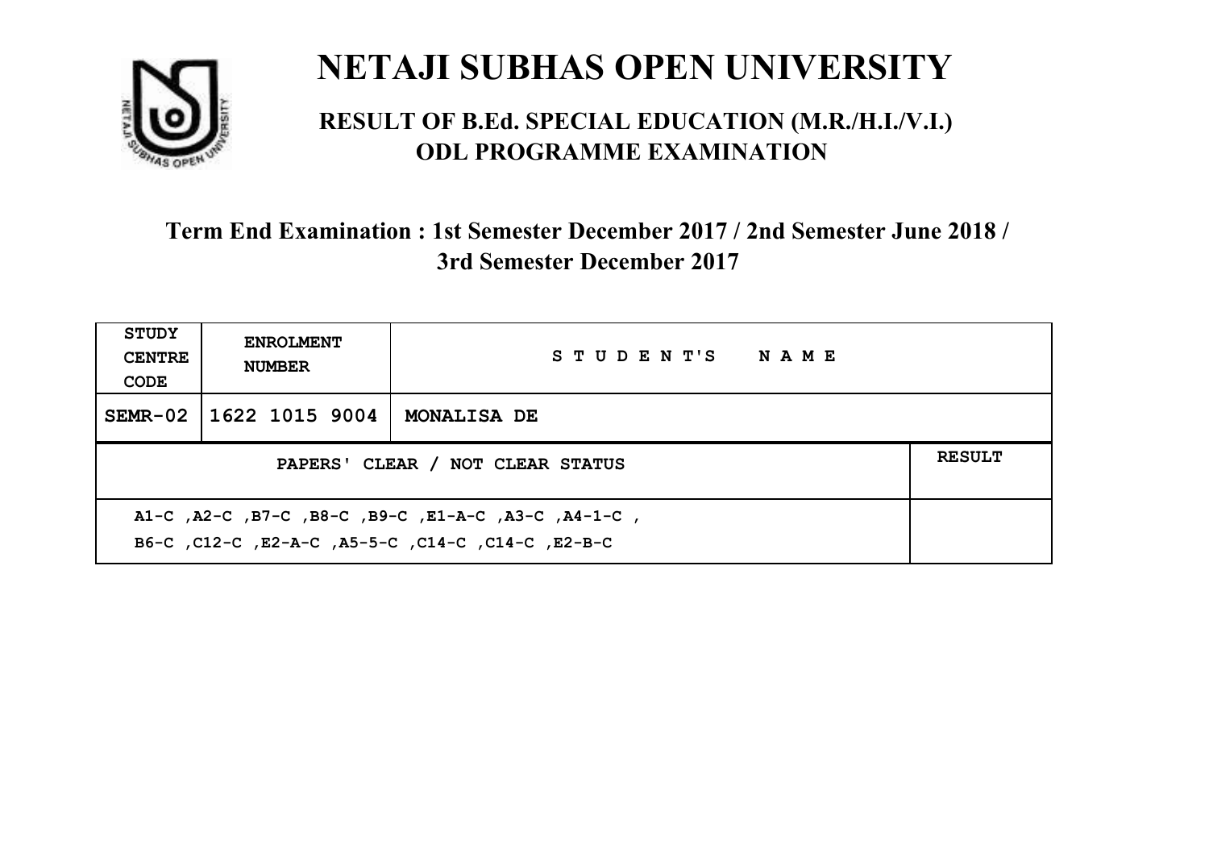# NETAJI SUBHAS OPEN UNIVERSITY

## RESULT OF B.Ed. SPECIAL EDUCATION (M.R./H.I./V.I.) ODL PROGRAMME EXAMINATION

### Term End Examination : 1st Semester December 2017 / 2nd Semester June 2018 / 3rd Semester December 2017

| STUDY CENTRE CODE | ENROLMENT NUMBER | STUDENT'S NAME | |
|---|---|---|---|
| SEMR-02 | 1622 1015 9004 | MONALISA DE | |
| PAPERS' CLEAR / NOT CLEAR STATUS | | | RESULT |
| A1-C ,A2-C ,B7-C ,B8-C ,B9-C ,E1-A-C ,A3-C ,A4-1-C , B6-C ,C12-C ,E2-A-C ,A5-5-C ,C14-C ,C14-C ,E2-B-C | | | |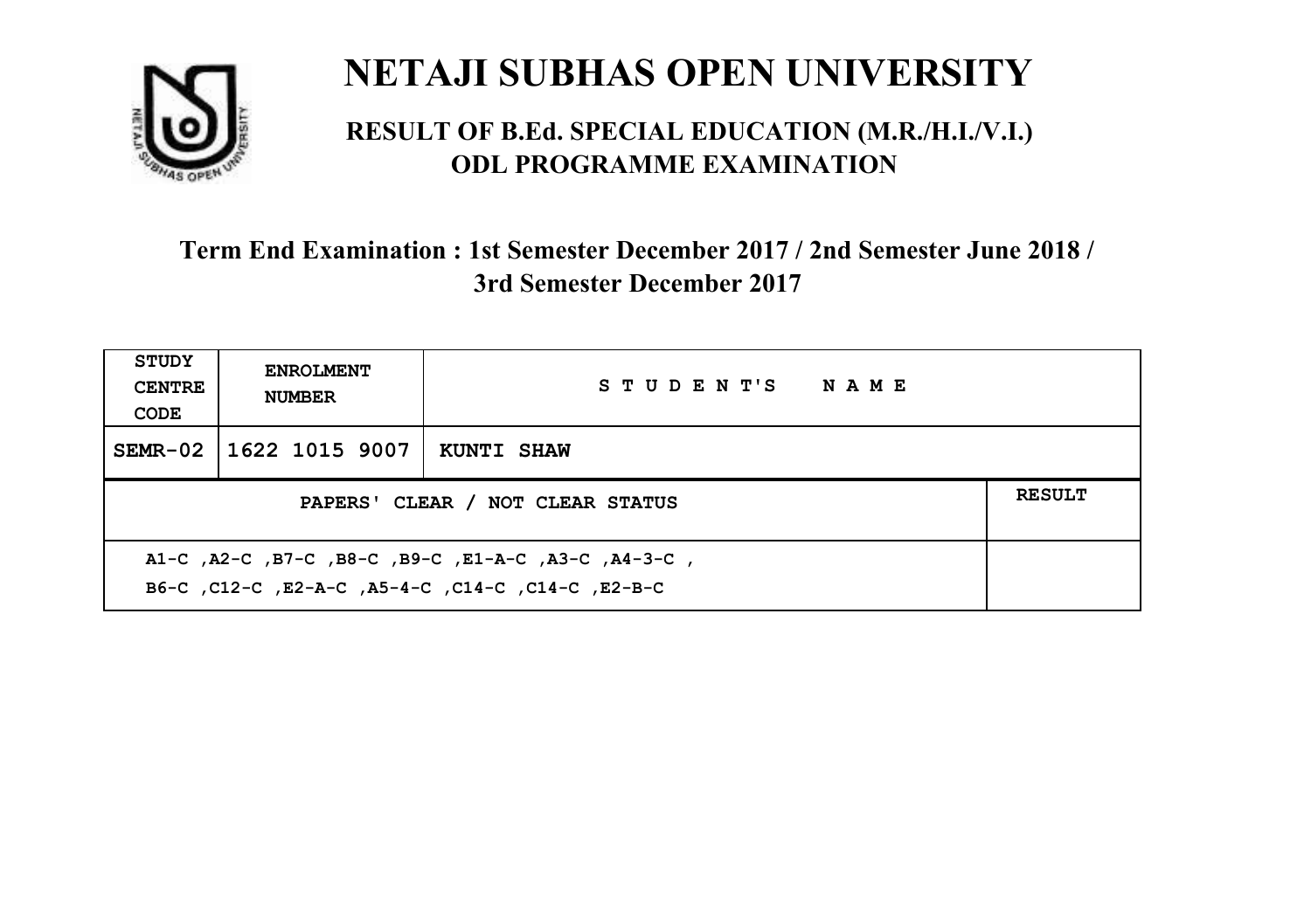# NETAJI SUBHAS OPEN UNIVERSITY

## RESULT OF B.Ed. SPECIAL EDUCATION (M.R./H.I./V.I.) ODL PROGRAMME EXAMINATION

### Term End Examination : 1st Semester December 2017 / 2nd Semester June 2018 / 3rd Semester December 2017

| STUDY CENTRE CODE | ENROLMENT NUMBER | STUDENT'S NAME | |
|---|---|---|---|
| SEMR-02 | 1622 1015 9007 | KUNTI SHAW | |
| PAPERS' CLEAR / NOT CLEAR STATUS | | | RESULT |
| A1-C ,A2-C ,B7-C ,B8-C ,B9-C ,E1-A-C ,A3-C ,A4-3-C , B6-C ,C12-C ,E2-A-C ,A5-4-C ,C14-C ,C14-C ,E2-B-C | | | |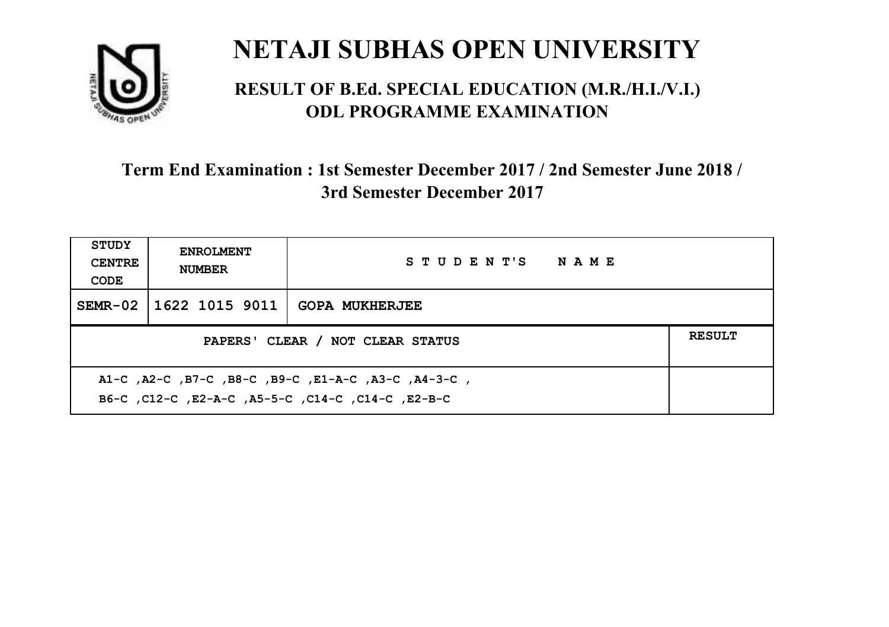# NETAJI SUBHAS OPEN UNIVERSITY

## RESULT OF B.Ed. SPECIAL EDUCATION (M.R./H.I./V.I.) ODL PROGRAMME EXAMINATION

### Term End Examination : 1st Semester December 2017 / 2nd Semester June 2018 / 3rd Semester December 2017

| STUDY CENTRE CODE | ENROLMENT NUMBER | STUDENT'S NAME | |
|---|---|---|---|
| SEMR-02 | 1622 1015 9011 | GOPA MUKHERJEE | |
| PAPERS' CLEAR / NOT CLEAR STATUS | | | RESULT |
| A1-C ,A2-C ,B7-C ,B8-C ,B9-C ,E1-A-C ,A3-C ,A4-3-C , B6-C ,C12-C ,E2-A-C ,A5-5-C ,C14-C ,C14-C ,E2-B-C | | | |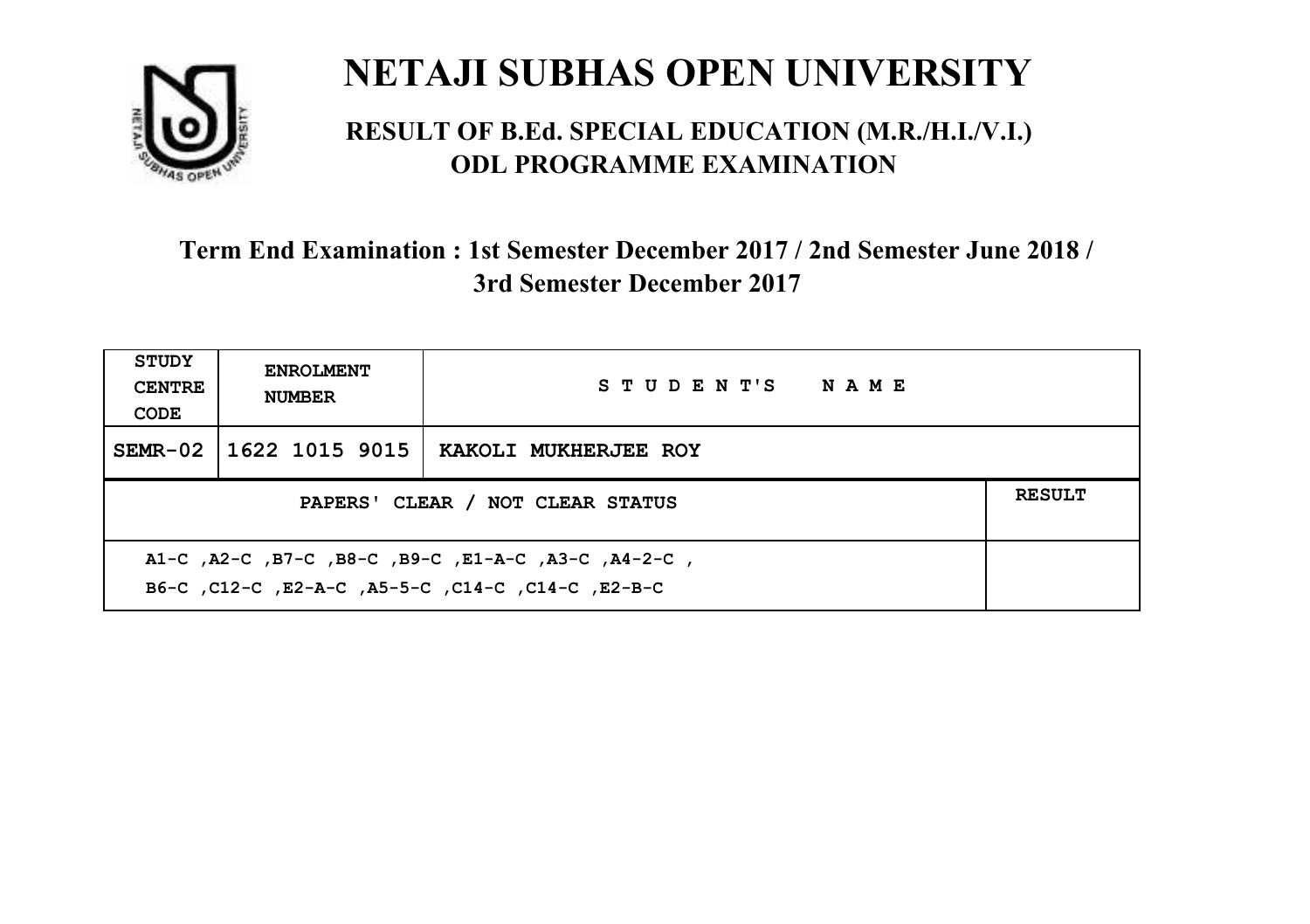# NETAJI SUBHAS OPEN UNIVERSITY

## RESULT OF B.Ed. SPECIAL EDUCATION (M.R./H.I./V.I.) ODL PROGRAMME EXAMINATION

### Term End Examination : 1st Semester December 2017 / 2nd Semester June 2018 / 3rd Semester December 2017

| STUDY CENTRE CODE | ENROLMENT NUMBER | STUDENT'S NAME | |
|---|---|---|---|
| SEMR-02 | 1622 1015 9015 | KAKOLI MUKHERJEE ROY | |
| PAPERS' CLEAR / NOT CLEAR STATUS | | | RESULT |
| A1-C ,A2-C ,B7-C ,B8-C ,B9-C ,E1-A-C ,A3-C ,A4-2-C , B6-C ,C12-C ,E2-A-C ,A5-5-C ,C14-C ,C14-C ,E2-B-C | | | |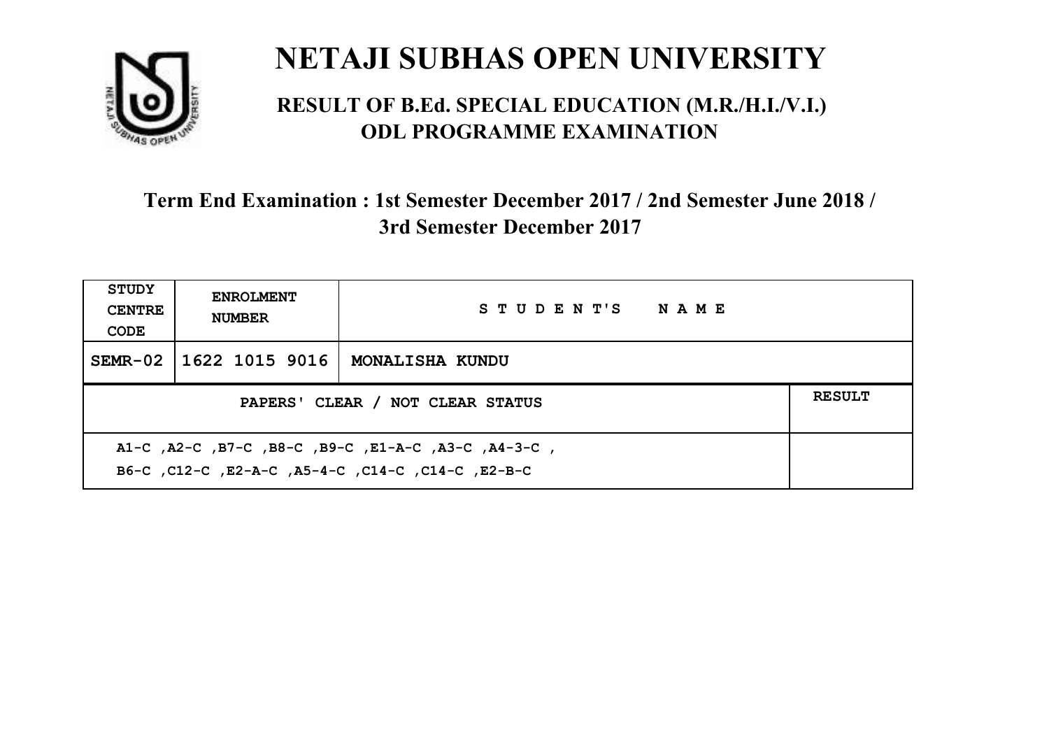# NETAJI SUBHAS OPEN UNIVERSITY

## RESULT OF B.Ed. SPECIAL EDUCATION (M.R./H.I./V.I.) ODL PROGRAMME EXAMINATION

### Term End Examination : 1st Semester December 2017 / 2nd Semester June 2018 / 3rd Semester December 2017

| STUDY CENTRE CODE | ENROLMENT NUMBER | STUDENT'S NAME | |
|---|---|---|---|
| SEMR-02 | 1622 1015 9016 | MONALISHA KUNDU | |
| PAPERS' CLEAR / NOT CLEAR STATUS | | | RESULT |
| A1-C ,A2-C ,B7-C ,B8-C ,B9-C ,E1-A-C ,A3-C ,A4-3-C , B6-C ,C12-C ,E2-A-C ,A5-4-C ,C14-C ,C14-C ,E2-B-C | | | |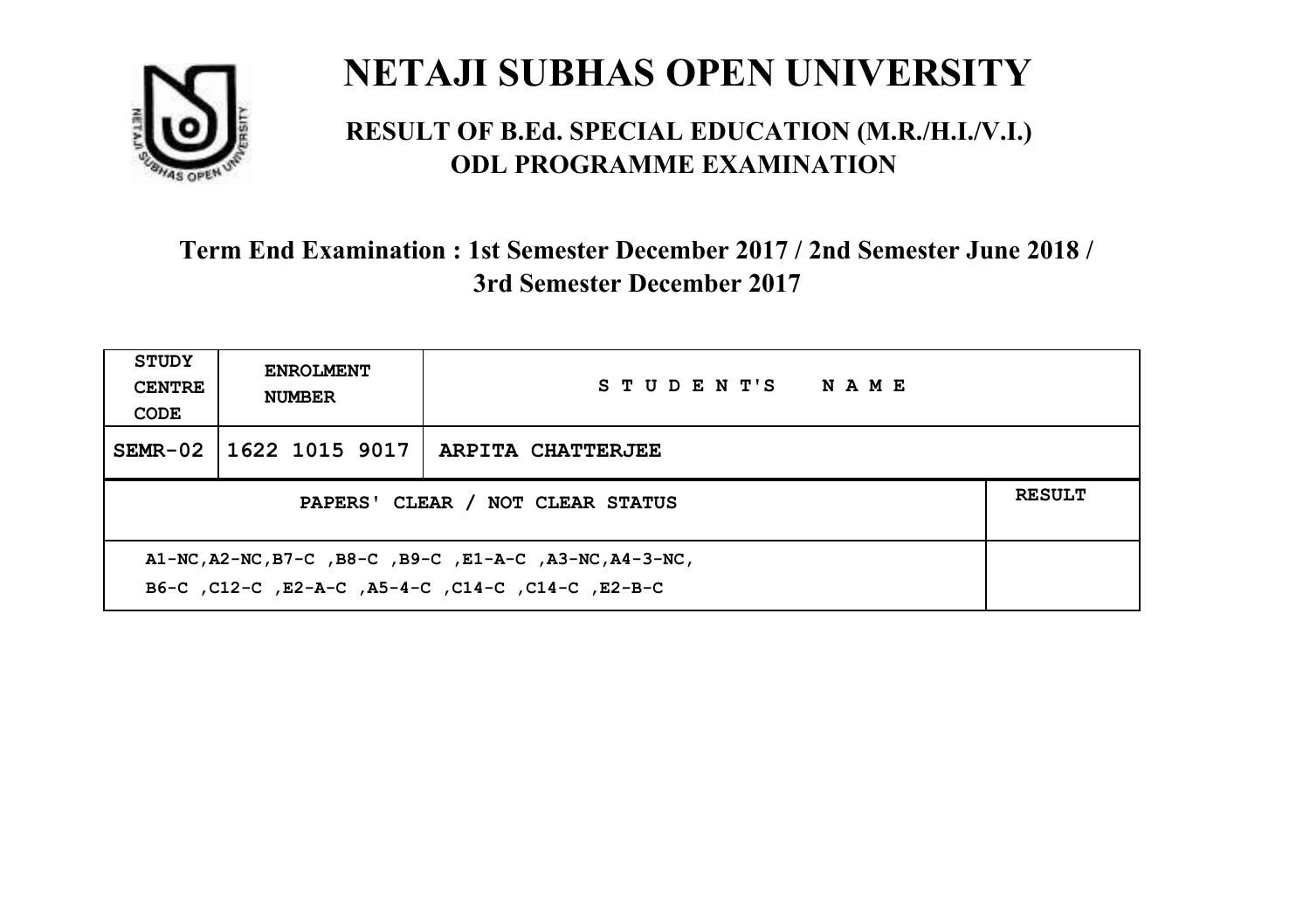# NETAJI SUBHAS OPEN UNIVERSITY

## RESULT OF B.Ed. SPECIAL EDUCATION (M.R./H.I./V.I.) ODL PROGRAMME EXAMINATION

### Term End Examination : 1st Semester December 2017 / 2nd Semester June 2018 / 3rd Semester December 2017

| STUDY CENTRE CODE | ENROLMENT NUMBER | STUDENT'S NAME |
|---|---|---|
| SEMR-02 | 1622 1015 9017 | ARPITA CHATTERJEE |

| PAPERS' CLEAR / NOT CLEAR STATUS | RESULT |
|---|---|
| A1-NC,A2-NC,B7-C ,B8-C ,B9-C ,E1-A-C ,A3-NC,A4-3-NC, B6-C ,C12-C ,E2-A-C ,A5-4-C ,C14-C ,C14-C ,E2-B-C | |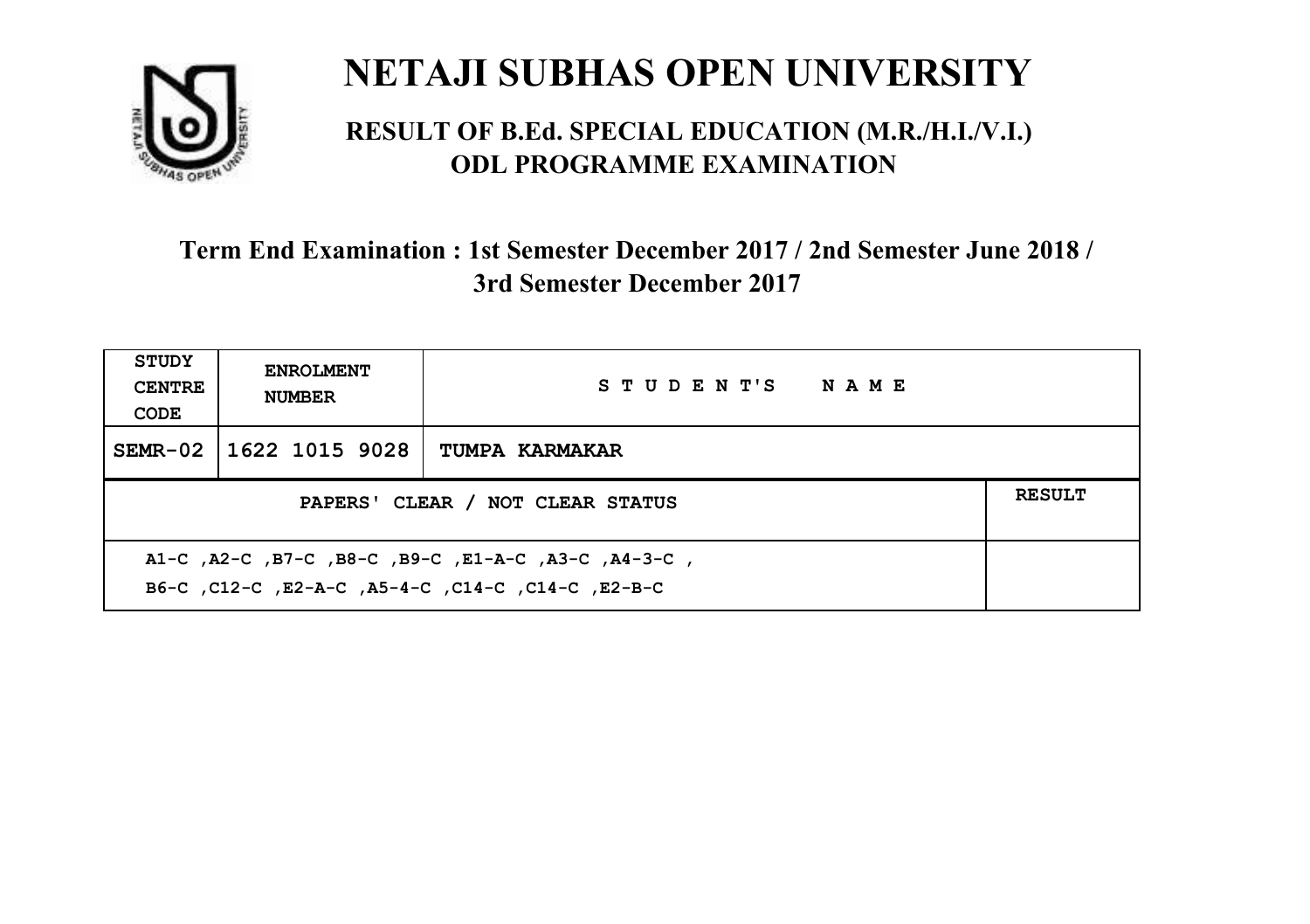# NETAJI SUBHAS OPEN UNIVERSITY

## RESULT OF B.Ed. SPECIAL EDUCATION (M.R./H.I./V.I.) ODL PROGRAMME EXAMINATION

### Term End Examination : 1st Semester December 2017 / 2nd Semester June 2018 / 3rd Semester December 2017

| STUDY CENTRE CODE | ENROLMENT NUMBER | STUDENT'S NAME | |
|---|---|---|---|
| SEMR-02 | 1622 1015 9028 | TUMPA KARMAKAR | |
| PAPERS' CLEAR / NOT CLEAR STATUS | | | RESULT |
| A1-C ,A2-C ,B7-C ,B8-C ,B9-C ,E1-A-C ,A3-C ,A4-3-C , B6-C ,C12-C ,E2-A-C ,A5-4-C ,C14-C ,C14-C ,E2-B-C | | | |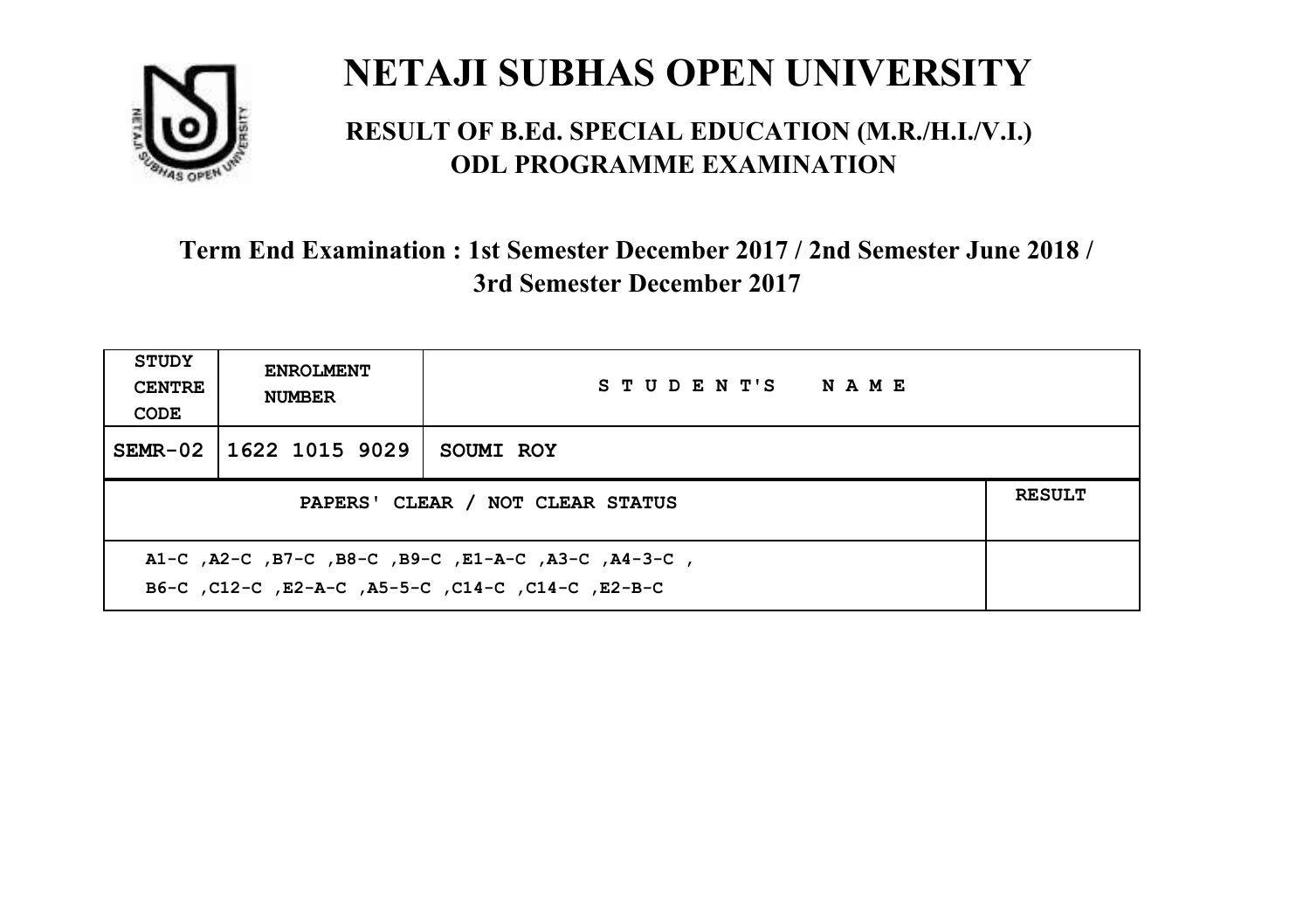# NETAJI SUBHAS OPEN UNIVERSITY

## RESULT OF B.Ed. SPECIAL EDUCATION (M.R./H.I./V.I.) ODL PROGRAMME EXAMINATION

### Term End Examination : 1st Semester December 2017 / 2nd Semester June 2018 / 3rd Semester December 2017

| STUDY CENTRE CODE | ENROLMENT NUMBER | STUDENT'S NAME | |
|---|---|---|---|
| SEMR-02 | 1622 1015 9029 | SOUMI ROY | |
| PAPERS' CLEAR / NOT CLEAR STATUS | | | RESULT |
| A1-C ,A2-C ,B7-C ,B8-C ,B9-C ,E1-A-C ,A3-C ,A4-3-C , B6-C ,C12-C ,E2-A-C ,A5-5-C ,C14-C ,C14-C ,E2-B-C | | | |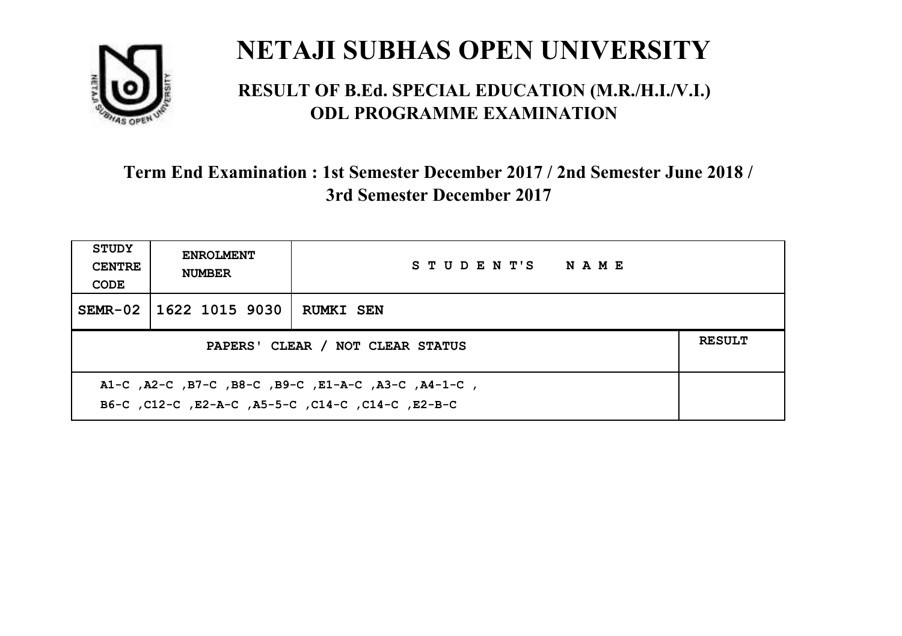# NETAJI SUBHAS OPEN UNIVERSITY

## RESULT OF B.Ed. SPECIAL EDUCATION (M.R./H.I./V.I.) ODL PROGRAMME EXAMINATION

### Term End Examination : 1st Semester December 2017 / 2nd Semester June 2018 / 3rd Semester December 2017

| STUDY CENTRE CODE | ENROLMENT NUMBER | STUDENT'S NAME | |
|---|---|---|---|
| SEMR-02 | 1622 1015 9030 | RUMKI SEN | |
| PAPERS' CLEAR / NOT CLEAR STATUS | | | RESULT |
| A1-C ,A2-C ,B7-C ,B8-C ,B9-C ,E1-A-C ,A3-C ,A4-1-C , B6-C ,C12-C ,E2-A-C ,A5-5-C ,C14-C ,C14-C ,E2-B-C | | | |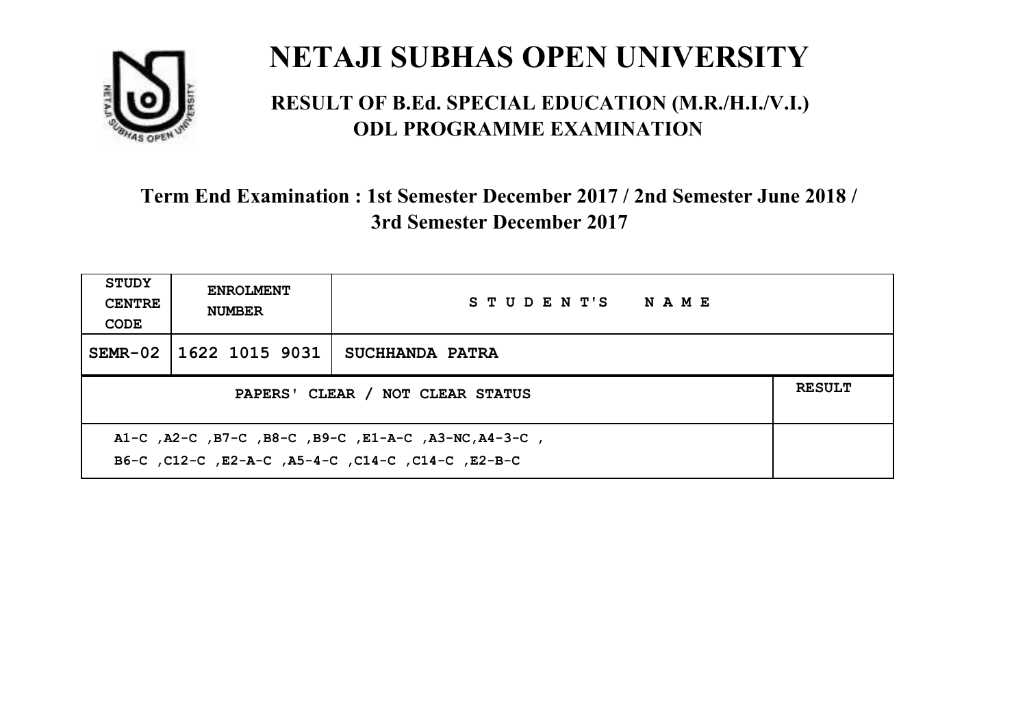# NETAJI SUBHAS OPEN UNIVERSITY

## RESULT OF B.Ed. SPECIAL EDUCATION (M.R./H.I./V.I.) ODL PROGRAMME EXAMINATION

### Term End Examination : 1st Semester December 2017 / 2nd Semester June 2018 / 3rd Semester December 2017

| STUDY CENTRE CODE | ENROLMENT NUMBER | STUDENT'S NAME | |
|---|---|---|---|
| SEMR-02 | 1622 1015 9031 | SUCHHANDA PATRA | |
| PAPERS' CLEAR / NOT CLEAR STATUS | | | RESULT |
| A1-C ,A2-C ,B7-C ,B8-C ,B9-C ,E1-A-C ,A3-NC,A4-3-C , B6-C ,C12-C ,E2-A-C ,A5-4-C ,C14-C ,C14-C ,E2-B-C | | | |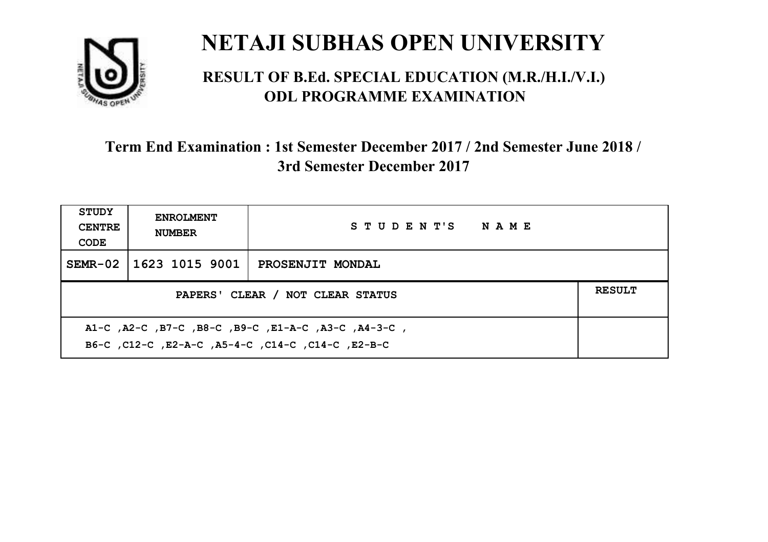# NETAJI SUBHAS OPEN UNIVERSITY

## RESULT OF B.Ed. SPECIAL EDUCATION (M.R./H.I./V.I.) ODL PROGRAMME EXAMINATION

### Term End Examination : 1st Semester December 2017 / 2nd Semester June 2018 / 3rd Semester December 2017

| STUDY CENTRE CODE | ENROLMENT NUMBER | STUDENT'S NAME | |
|---|---|---|---|
| SEMR-02 | 1623 1015 9001 | PROSENJIT MONDAL | |
| PAPERS' CLEAR / NOT CLEAR STATUS | | | RESULT |
| A1-C ,A2-C ,B7-C ,B8-C ,B9-C ,E1-A-C ,A3-C ,A4-3-C , B6-C ,C12-C ,E2-A-C ,A5-4-C ,C14-C ,C14-C ,E2-B-C | | | |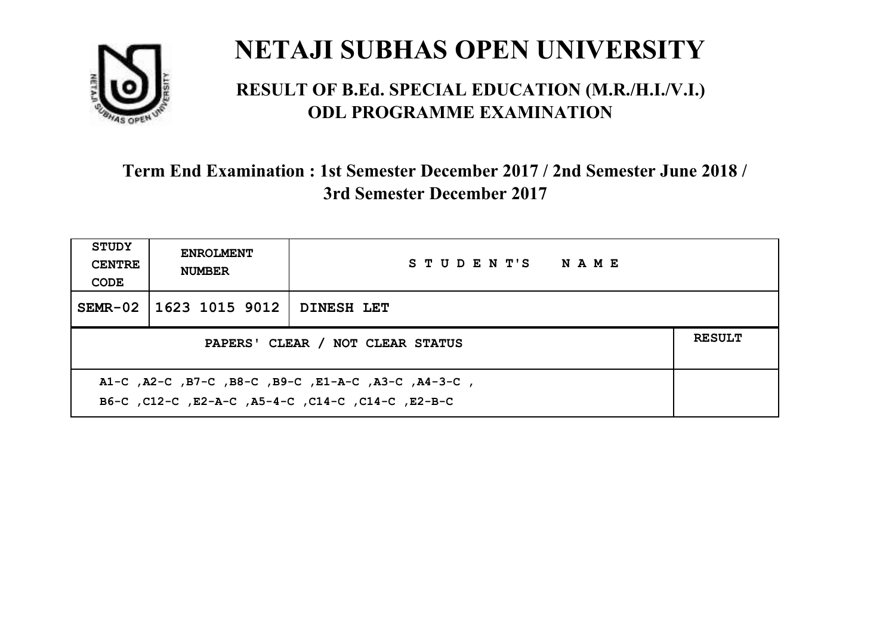# NETAJI SUBHAS OPEN UNIVERSITY

## RESULT OF B.Ed. SPECIAL EDUCATION (M.R./H.I./V.I.) ODL PROGRAMME EXAMINATION

### Term End Examination : 1st Semester December 2017 / 2nd Semester June 2018 / 3rd Semester December 2017

| STUDY CENTRE CODE | ENROLMENT NUMBER | STUDENT'S NAME | |
|---|---|---|---|
| SEMR-02 | 1623 1015 9012 | DINESH LET | |
| PAPERS' CLEAR / NOT CLEAR STATUS | | | RESULT |
| A1-C ,A2-C ,B7-C ,B8-C ,B9-C ,E1-A-C ,A3-C ,A4-3-C , B6-C ,C12-C ,E2-A-C ,A5-4-C ,C14-C ,C14-C ,E2-B-C | | | |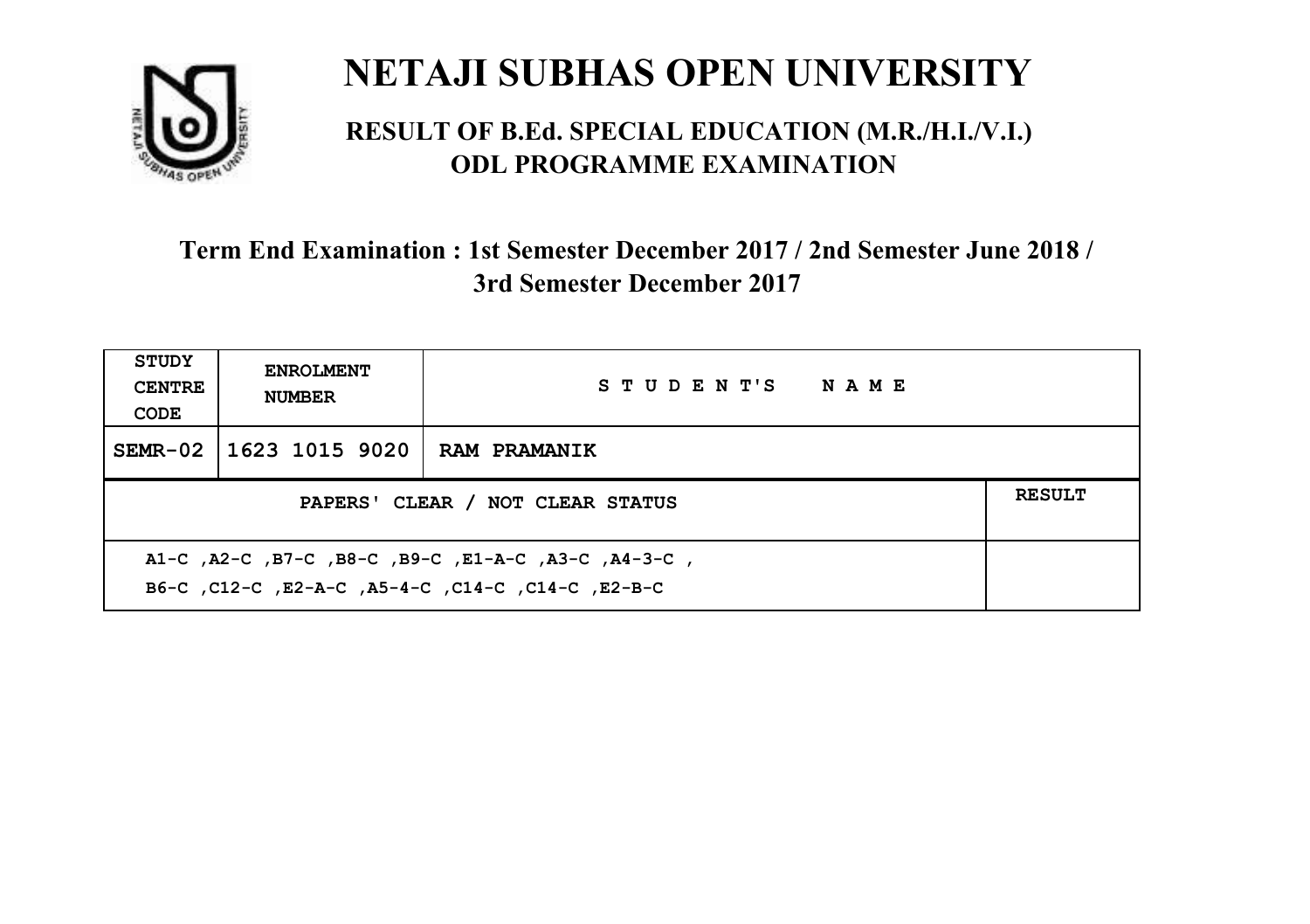# NETAJI SUBHAS OPEN UNIVERSITY

## RESULT OF B.Ed. SPECIAL EDUCATION (M.R./H.I./V.I.) ODL PROGRAMME EXAMINATION

### Term End Examination : 1st Semester December 2017 / 2nd Semester June 2018 / 3rd Semester December 2017

| STUDY CENTRE CODE | ENROLMENT NUMBER | STUDENT'S NAME | |
|---|---|---|---|
| SEMR-02 | 1623 1015 9020 | RAM PRAMANIK | |
| PAPERS' CLEAR / NOT CLEAR STATUS | | | RESULT |
| A1-C ,A2-C ,B7-C ,B8-C ,B9-C ,E1-A-C ,A3-C ,A4-3-C , B6-C ,C12-C ,E2-A-C ,A5-4-C ,C14-C ,C14-C ,E2-B-C | | | |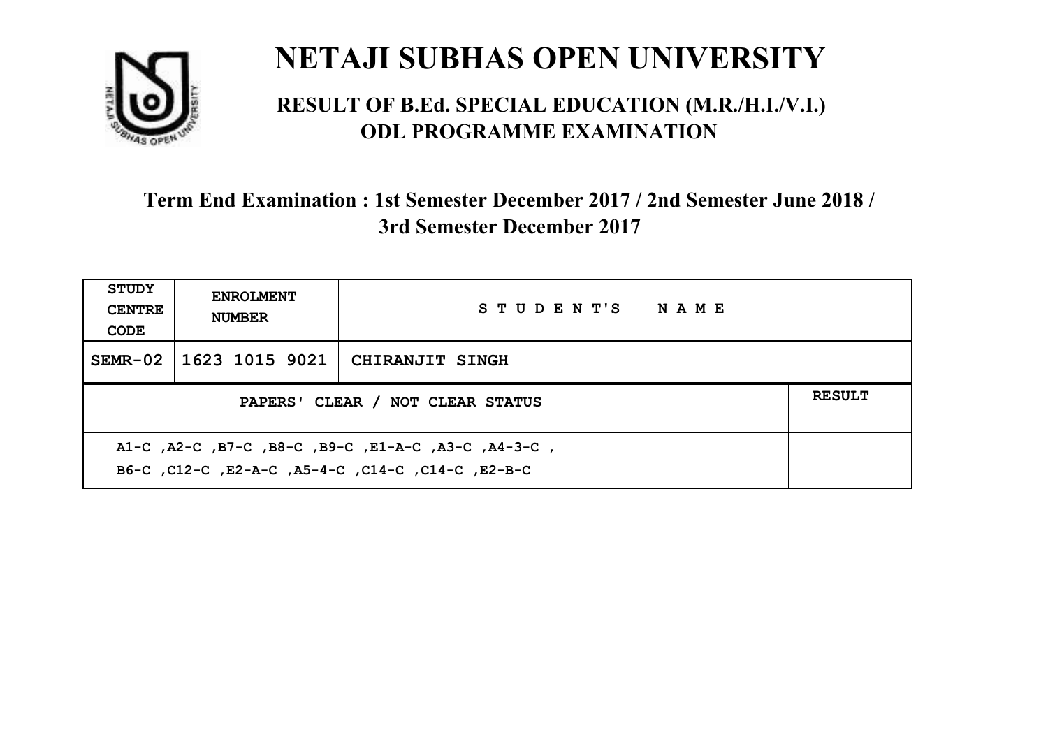# NETAJI SUBHAS OPEN UNIVERSITY

## RESULT OF B.Ed. SPECIAL EDUCATION (M.R./H.I./V.I.) ODL PROGRAMME EXAMINATION

### Term End Examination : 1st Semester December 2017 / 2nd Semester June 2018 / 3rd Semester December 2017

| STUDY CENTRE CODE | ENROLMENT NUMBER | STUDENT'S NAME | |
|---|---|---|---|
| SEMR-02 | 1623 1015 9021 | CHIRANJIT SINGH | |
| PAPERS' CLEAR / NOT CLEAR STATUS | | | RESULT |
| A1-C ,A2-C ,B7-C ,B8-C ,B9-C ,E1-A-C ,A3-C ,A4-3-C , B6-C ,C12-C ,E2-A-C ,A5-4-C ,C14-C ,C14-C ,E2-B-C | | | |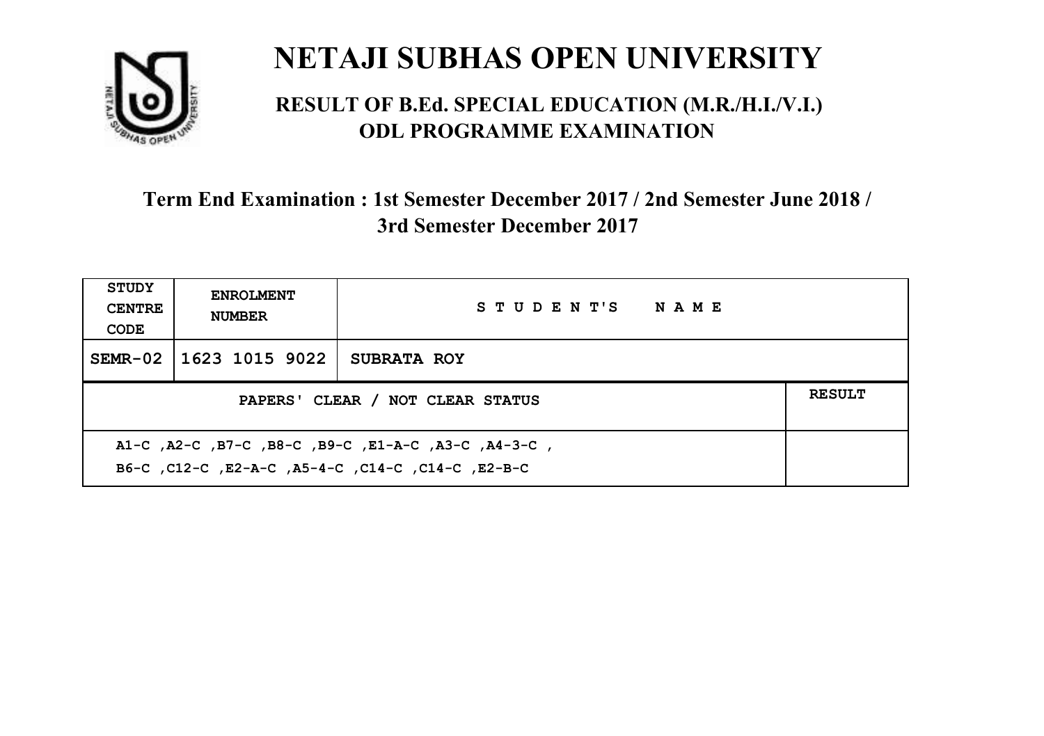# NETAJI SUBHAS OPEN UNIVERSITY

## RESULT OF B.Ed. SPECIAL EDUCATION (M.R./H.I./V.I.) ODL PROGRAMME EXAMINATION

### Term End Examination : 1st Semester December 2017 / 2nd Semester June 2018 / 3rd Semester December 2017

| STUDY CENTRE CODE | ENROLMENT NUMBER | STUDENT'S NAME | |
|---|---|---|---|
| SEMR-02 | 1623 1015 9022 | SUBRATA ROY | |
| PAPERS' CLEAR / NOT CLEAR STATUS | | | RESULT |
| A1-C ,A2-C ,B7-C ,B8-C ,B9-C ,E1-A-C ,A3-C ,A4-3-C , B6-C ,C12-C ,E2-A-C ,A5-4-C ,C14-C ,C14-C ,E2-B-C | | | |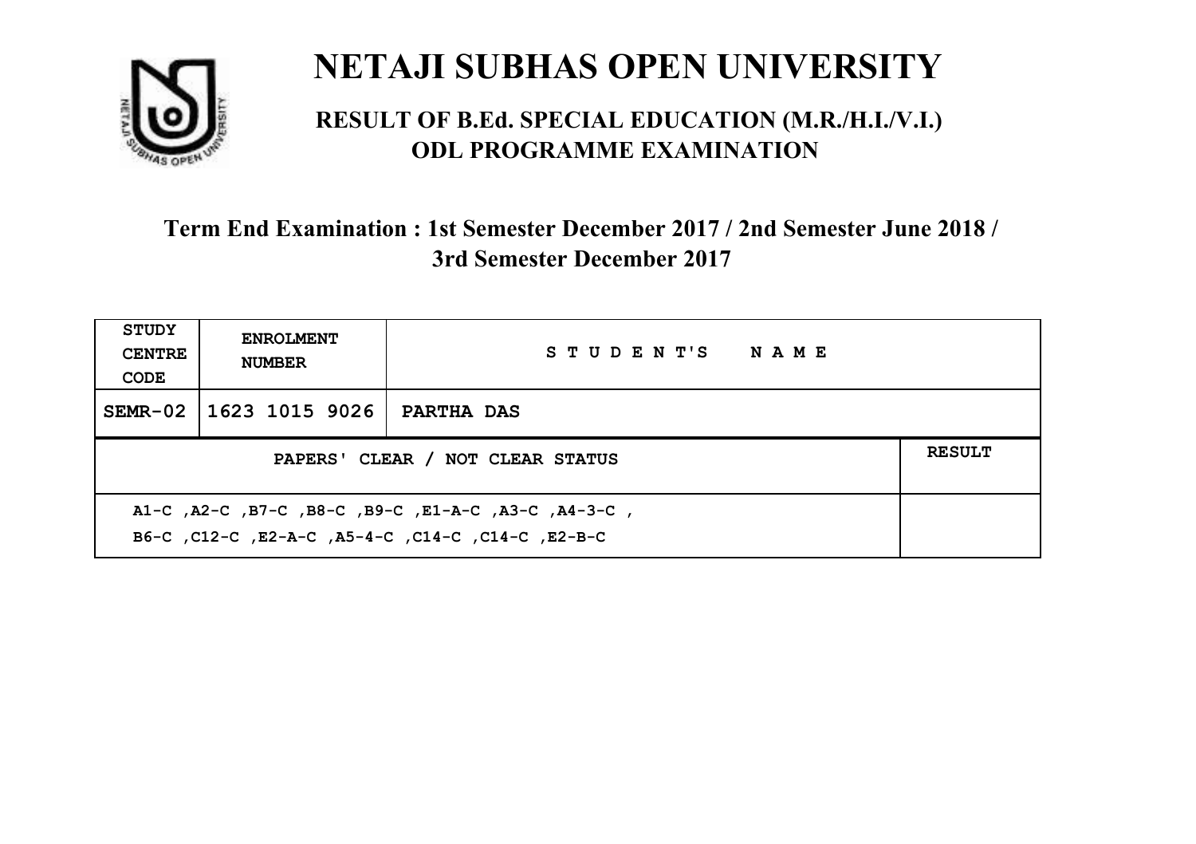# NETAJI SUBHAS OPEN UNIVERSITY

## RESULT OF B.Ed. SPECIAL EDUCATION (M.R./H.I./V.I.) ODL PROGRAMME EXAMINATION

### Term End Examination : 1st Semester December 2017 / 2nd Semester June 2018 / 3rd Semester December 2017

| STUDY CENTRE CODE | ENROLMENT NUMBER | STUDENT'S NAME | |
|---|---|---|---|
| SEMR-02 | 1623 1015 9026 | PARTHA DAS | |
| PAPERS' CLEAR / NOT CLEAR STATUS | | | RESULT |
| A1-C ,A2-C ,B7-C ,B8-C ,B9-C ,E1-A-C ,A3-C ,A4-3-C ,<br>B6-C ,C12-C ,E2-A-C ,A5-4-C ,C14-C ,C14-C ,E2-B-C | | | |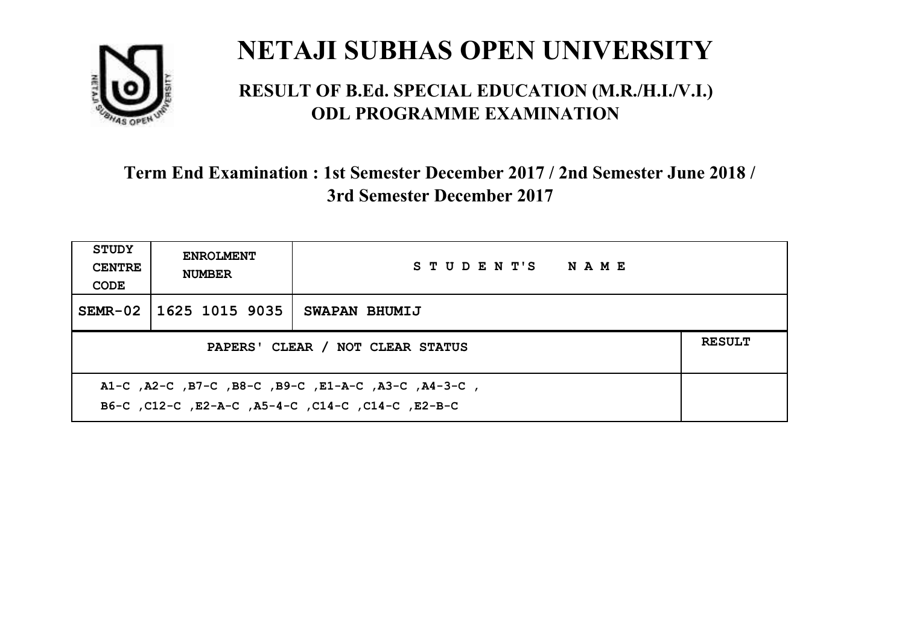# NETAJI SUBHAS OPEN UNIVERSITY

## RESULT OF B.Ed. SPECIAL EDUCATION (M.R./H.I./V.I.) ODL PROGRAMME EXAMINATION

### Term End Examination : 1st Semester December 2017 / 2nd Semester June 2018 / 3rd Semester December 2017

| STUDY CENTRE CODE | ENROLMENT NUMBER | STUDENT'S NAME | |
|---|---|---|---|
| SEMR-02 | 1625 1015 9035 | SWAPAN BHUMIJ | |
| PAPERS' CLEAR / NOT CLEAR STATUS | | | RESULT |
| A1-C ,A2-C ,B7-C ,B8-C ,B9-C ,E1-A-C ,A3-C ,A4-3-C , B6-C ,C12-C ,E2-A-C ,A5-4-C ,C14-C ,C14-C ,E2-B-C | | | |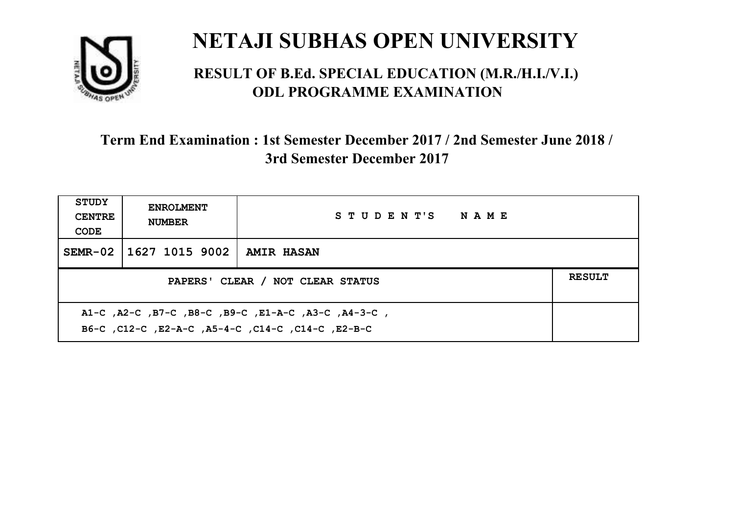# NETAJI SUBHAS OPEN UNIVERSITY

## RESULT OF B.Ed. SPECIAL EDUCATION (M.R./H.I./V.I.) ODL PROGRAMME EXAMINATION

### Term End Examination : 1st Semester December 2017 / 2nd Semester June 2018 / 3rd Semester December 2017

| STUDY CENTRE CODE | ENROLMENT NUMBER | STUDENT'S NAME | |
|---|---|---|---|
| SEMR-02 | 1627 1015 9002 | AMIR HASAN | |
| PAPERS' CLEAR / NOT CLEAR STATUS | | | RESULT |
| A1-C ,A2-C ,B7-C ,B8-C ,B9-C ,E1-A-C ,A3-C ,A4-3-C , B6-C ,C12-C ,E2-A-C ,A5-4-C ,C14-C ,C14-C ,E2-B-C | | | |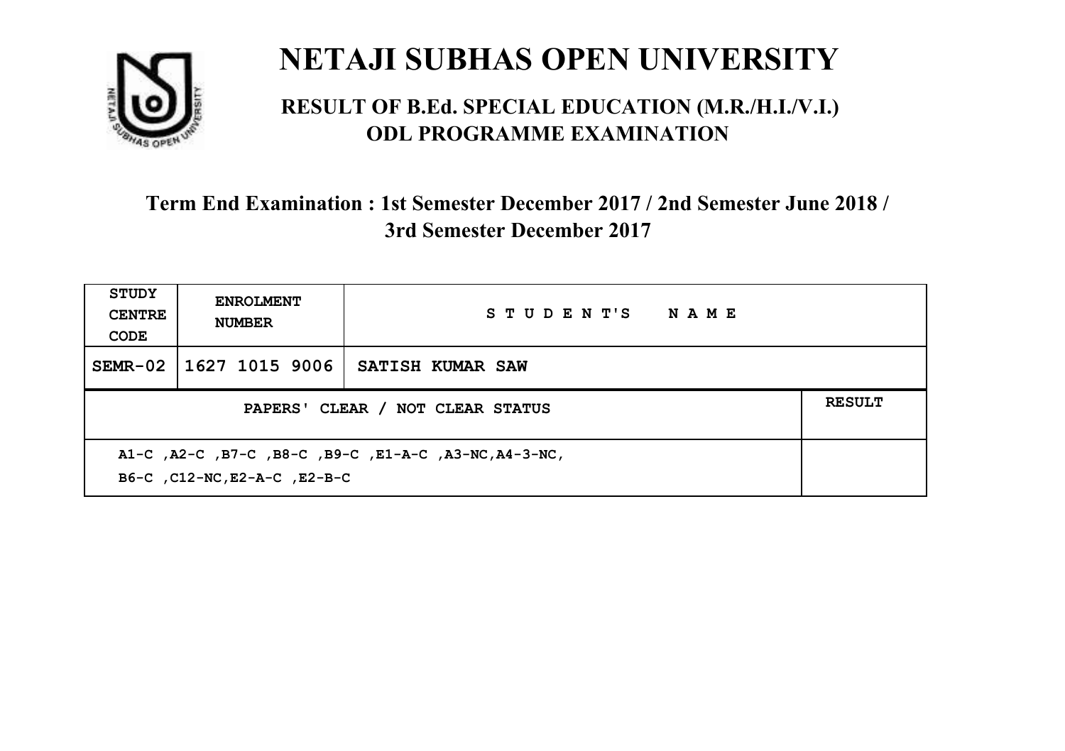# NETAJI SUBHAS OPEN UNIVERSITY

## RESULT OF B.Ed. SPECIAL EDUCATION (M.R./H.I./V.I.) ODL PROGRAMME EXAMINATION

### Term End Examination : 1st Semester December 2017 / 2nd Semester June 2018 / 3rd Semester December 2017

| STUDY CENTRE CODE | ENROLMENT NUMBER | STUDENT'S NAME | |
|---|---|---|---|
| SEMR-02 | 1627 1015 9006 | SATISH KUMAR SAW | |
| PAPERS' CLEAR / NOT CLEAR STATUS | | | RESULT |
| A1-C ,A2-C ,B7-C ,B8-C ,B9-C ,E1-A-C ,A3-NC,A4-3-NC, B6-C ,C12-NC,E2-A-C ,E2-B-C | | | |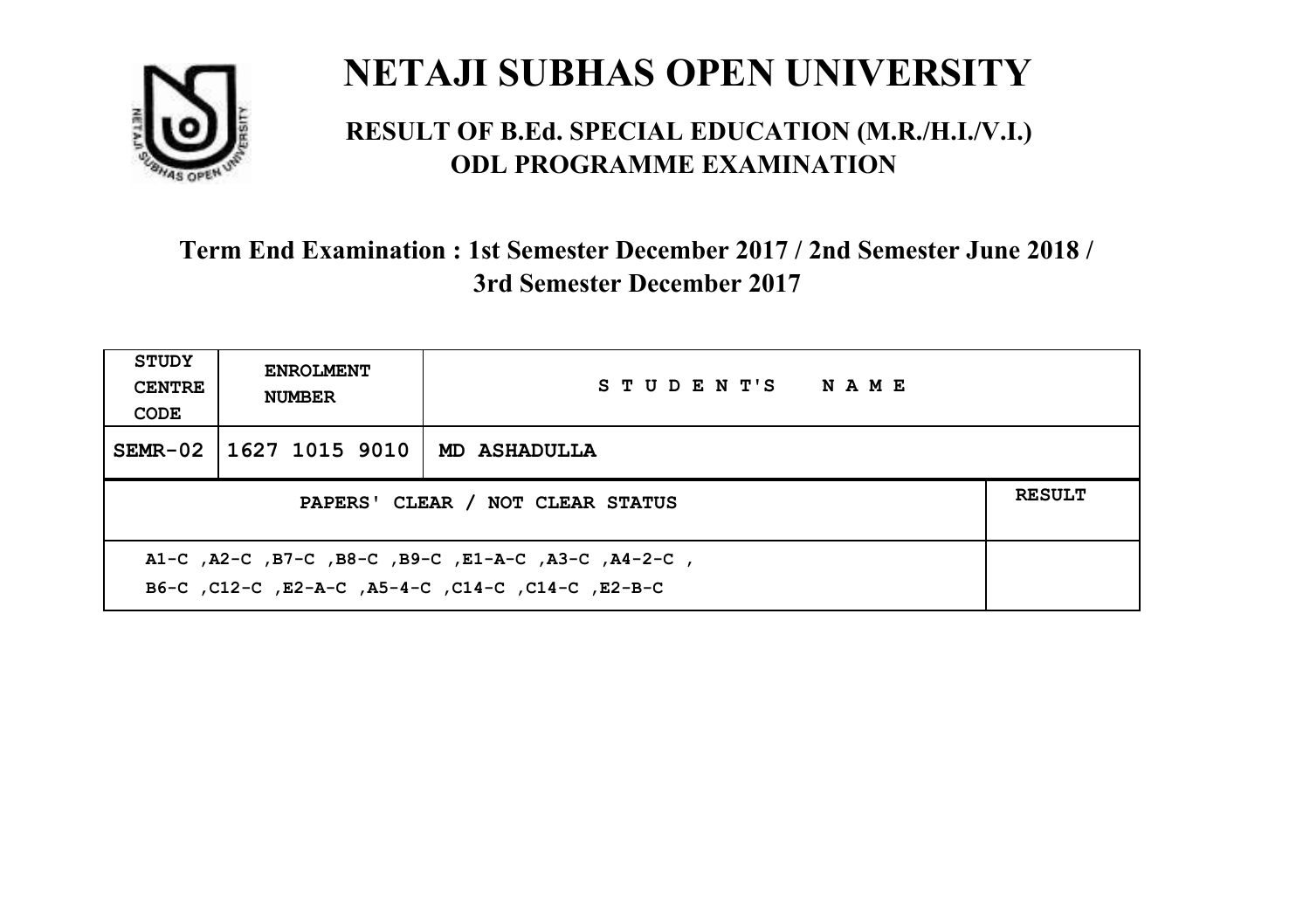# NETAJI SUBHAS OPEN UNIVERSITY

## RESULT OF B.Ed. SPECIAL EDUCATION (M.R./H.I./V.I.) ODL PROGRAMME EXAMINATION

### Term End Examination : 1st Semester December 2017 / 2nd Semester June 2018 / 3rd Semester December 2017

| STUDY CENTRE CODE | ENROLMENT NUMBER | STUDENT'S NAME | |
|---|---|---|---|
| SEMR-02 | 1627 1015 9010 | MD ASHADULLA | |
| PAPERS' CLEAR / NOT CLEAR STATUS | | | RESULT |
| A1-C ,A2-C ,B7-C ,B8-C ,B9-C ,E1-A-C ,A3-C ,A4-2-C ,<br>B6-C ,C12-C ,E2-A-C ,A5-4-C ,C14-C ,C14-C ,E2-B-C | | | |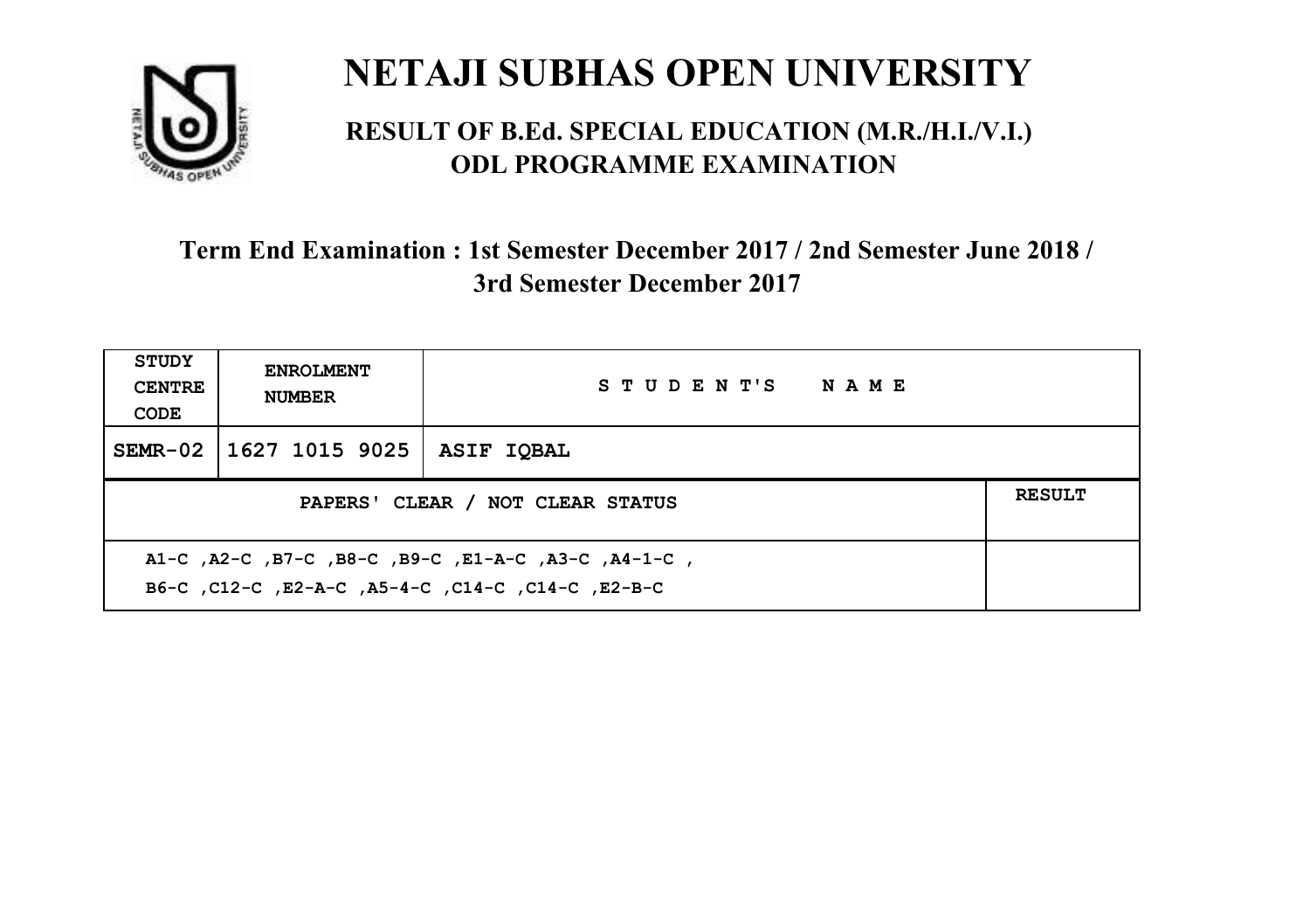# NETAJI SUBHAS OPEN UNIVERSITY

## RESULT OF B.Ed. SPECIAL EDUCATION (M.R./H.I./V.I.) ODL PROGRAMME EXAMINATION

### Term End Examination : 1st Semester December 2017 / 2nd Semester June 2018 / 3rd Semester December 2017

| STUDY CENTRE CODE | ENROLMENT NUMBER | STUDENT'S NAME | |
|---|---|---|---|
| SEMR-02 | 1627 1015 9025 | ASIF IQBAL | |
| PAPERS' CLEAR / NOT CLEAR STATUS | | | RESULT |
| A1-C ,A2-C ,B7-C ,B8-C ,B9-C ,E1-A-C ,A3-C ,A4-1-C , B6-C ,C12-C ,E2-A-C ,A5-4-C ,C14-C ,C14-C ,E2-B-C | | | |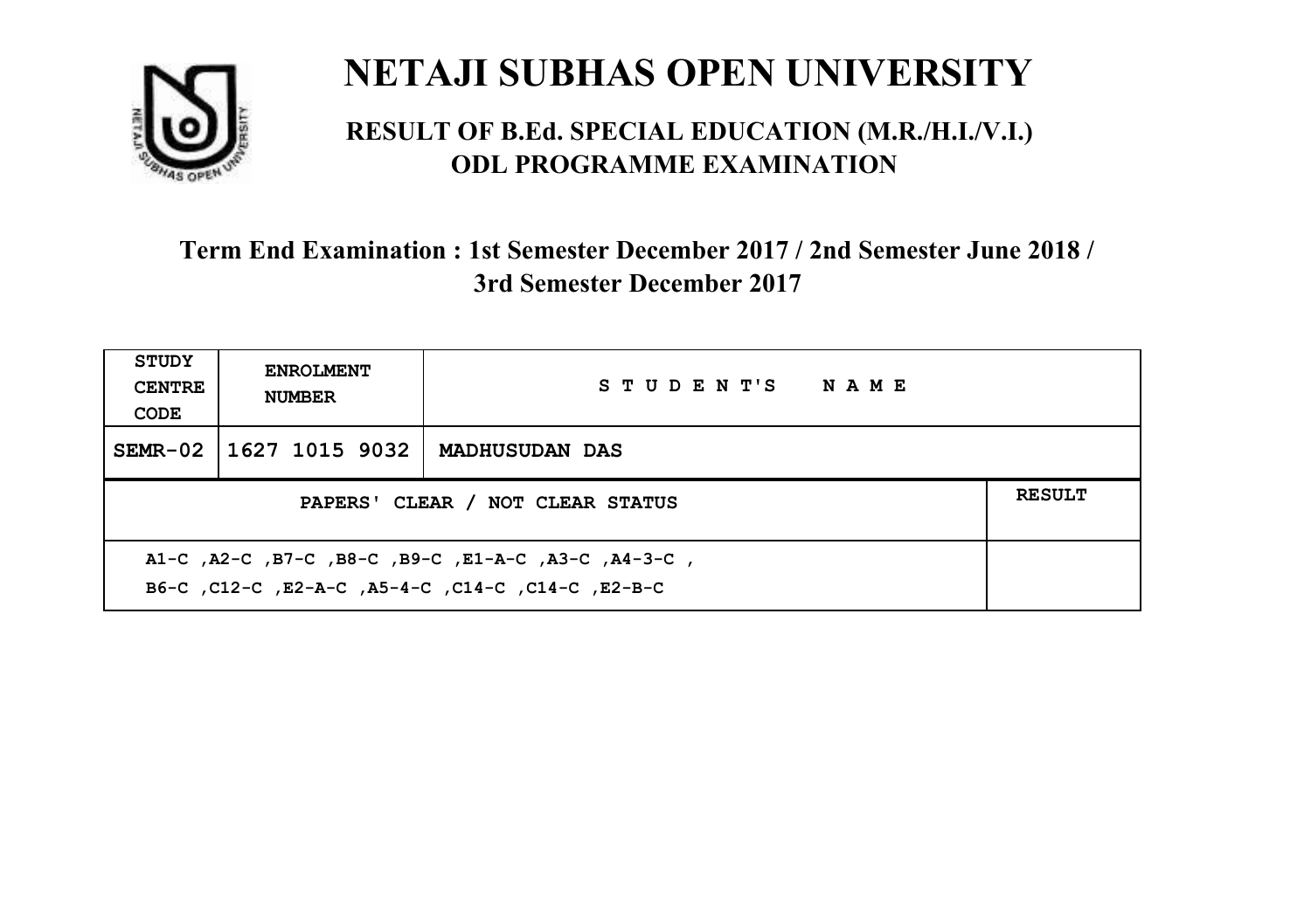# NETAJI SUBHAS OPEN UNIVERSITY

## RESULT OF B.Ed. SPECIAL EDUCATION (M.R./H.I./V.I.) ODL PROGRAMME EXAMINATION

### Term End Examination : 1st Semester December 2017 / 2nd Semester June 2018 / 3rd Semester December 2017

| STUDY CENTRE CODE | ENROLMENT NUMBER | STUDENT'S NAME | |
|---|---|---|---|
| SEMR-02 | 1627 1015 9032 | MADHUSUDAN DAS | |
| PAPERS' CLEAR / NOT CLEAR STATUS | | | RESULT |
| A1-C ,A2-C ,B7-C ,B8-C ,B9-C ,E1-A-C ,A3-C ,A4-3-C , B6-C ,C12-C ,E2-A-C ,A5-4-C ,C14-C ,C14-C ,E2-B-C | | | |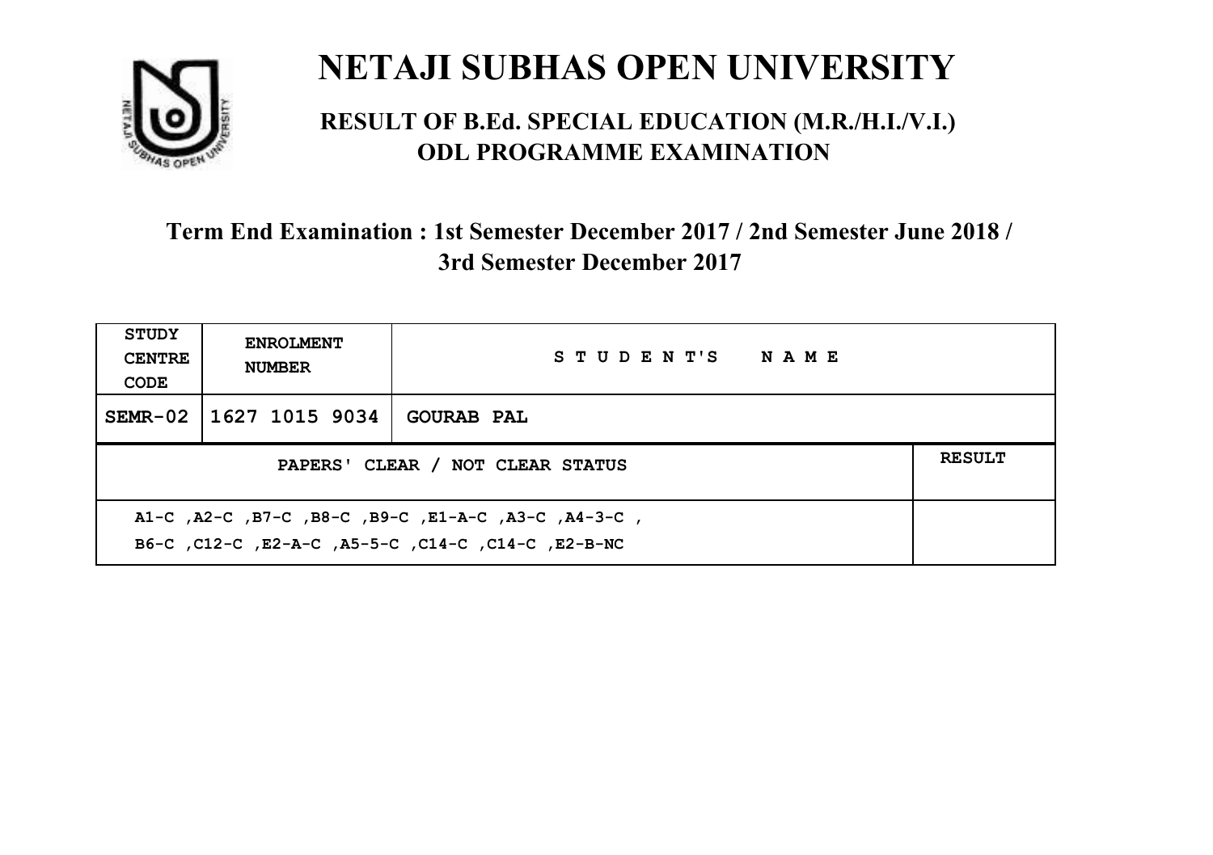# NETAJI SUBHAS OPEN UNIVERSITY

## RESULT OF B.Ed. SPECIAL EDUCATION (M.R./H.I./V.I.) ODL PROGRAMME EXAMINATION

### Term End Examination : 1st Semester December 2017 / 2nd Semester June 2018 / 3rd Semester December 2017

| STUDY CENTRE CODE | ENROLMENT NUMBER | STUDENT'S NAME | |
|---|---|---|---|
| SEMR-02 | 1627 1015 9034 | GOURAB PAL | |
| PAPERS' CLEAR / NOT CLEAR STATUS | | | RESULT |
| A1-C ,A2-C ,B7-C ,B8-C ,B9-C ,E1-A-C ,A3-C ,A4-3-C , B6-C ,C12-C ,E2-A-C ,A5-5-C ,C14-C ,C14-C ,E2-B-NC | | | |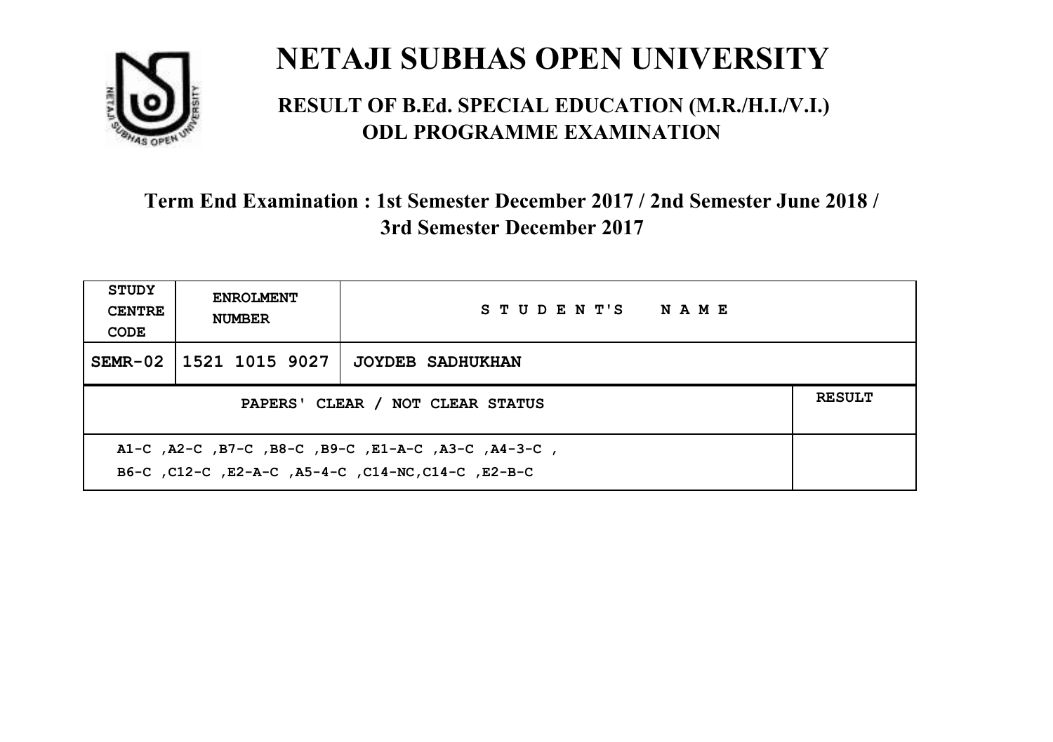# NETAJI SUBHAS OPEN UNIVERSITY

## RESULT OF B.Ed. SPECIAL EDUCATION (M.R./H.I./V.I.) ODL PROGRAMME EXAMINATION

### Term End Examination : 1st Semester December 2017 / 2nd Semester June 2018 / 3rd Semester December 2017

| STUDY CENTRE CODE | ENROLMENT NUMBER | STUDENT'S NAME | |
|---|---|---|---|
| SEMR-02 | 1521 1015 9027 | JOYDEB SADHUKHAN | |
| PAPERS' CLEAR / NOT CLEAR STATUS | | | RESULT |
| A1-C ,A2-C ,B7-C ,B8-C ,B9-C ,E1-A-C ,A3-C ,A4-3-C , B6-C ,C12-C ,E2-A-C ,A5-4-C ,C14-NC,C14-C ,E2-B-C | | | |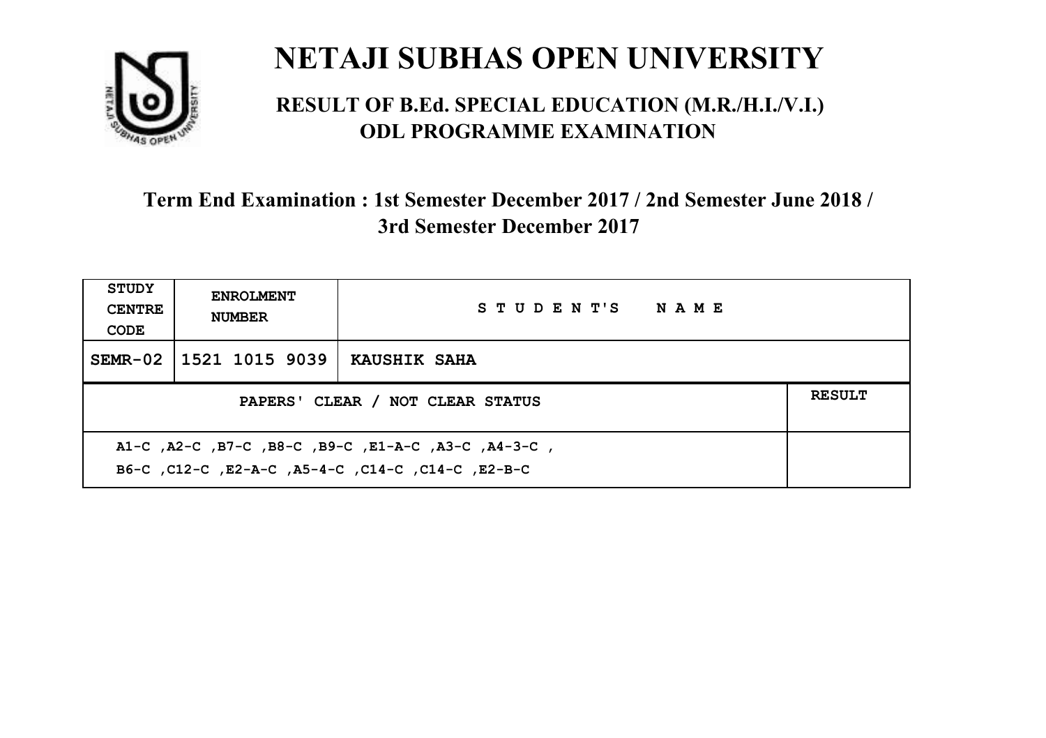# NETAJI SUBHAS OPEN UNIVERSITY

## RESULT OF B.Ed. SPECIAL EDUCATION (M.R./H.I./V.I.) ODL PROGRAMME EXAMINATION

### Term End Examination : 1st Semester December 2017 / 2nd Semester June 2018 / 3rd Semester December 2017

| STUDY CENTRE CODE | ENROLMENT NUMBER | STUDENT'S NAME | |
|---|---|---|---|
| SEMR-02 | 1521 1015 9039 | KAUSHIK SAHA | |
| PAPERS' CLEAR / NOT CLEAR STATUS | | | RESULT |
| A1-C ,A2-C ,B7-C ,B8-C ,B9-C ,E1-A-C ,A3-C ,A4-3-C , B6-C ,C12-C ,E2-A-C ,A5-4-C ,C14-C ,C14-C ,E2-B-C | | | |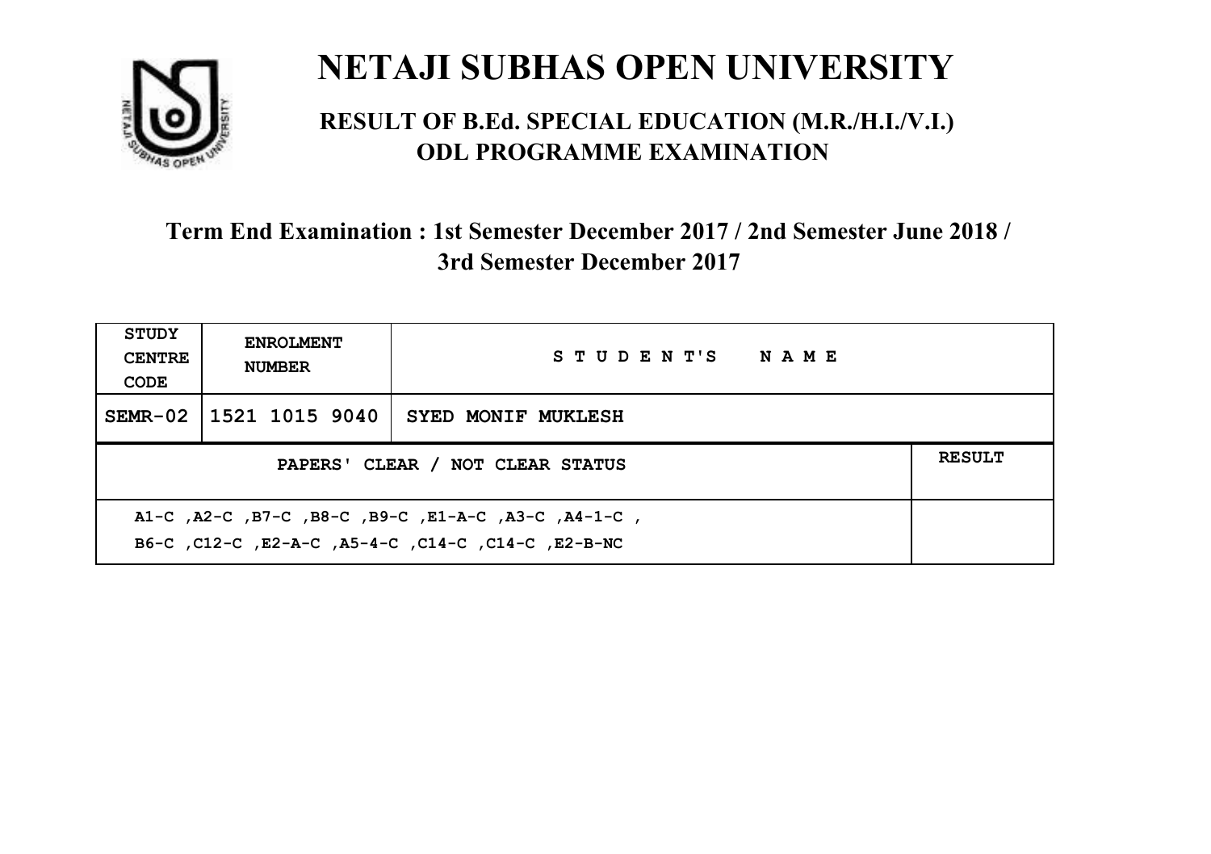# NETAJI SUBHAS OPEN UNIVERSITY

## RESULT OF B.Ed. SPECIAL EDUCATION (M.R./H.I./V.I.) ODL PROGRAMME EXAMINATION

### Term End Examination : 1st Semester December 2017 / 2nd Semester June 2018 / 3rd Semester December 2017

| STUDY CENTRE CODE | ENROLMENT NUMBER | STUDENT'S NAME | |
|---|---|---|---|
| SEMR-02 | 1521 1015 9040 | SYED MONIF MUKLESH | |
| PAPERS' CLEAR / NOT CLEAR STATUS | | | RESULT |
| A1-C ,A2-C ,B7-C ,B8-C ,B9-C ,E1-A-C ,A3-C ,A4-1-C , B6-C ,C12-C ,E2-A-C ,A5-4-C ,C14-C ,C14-C ,E2-B-NC | | | |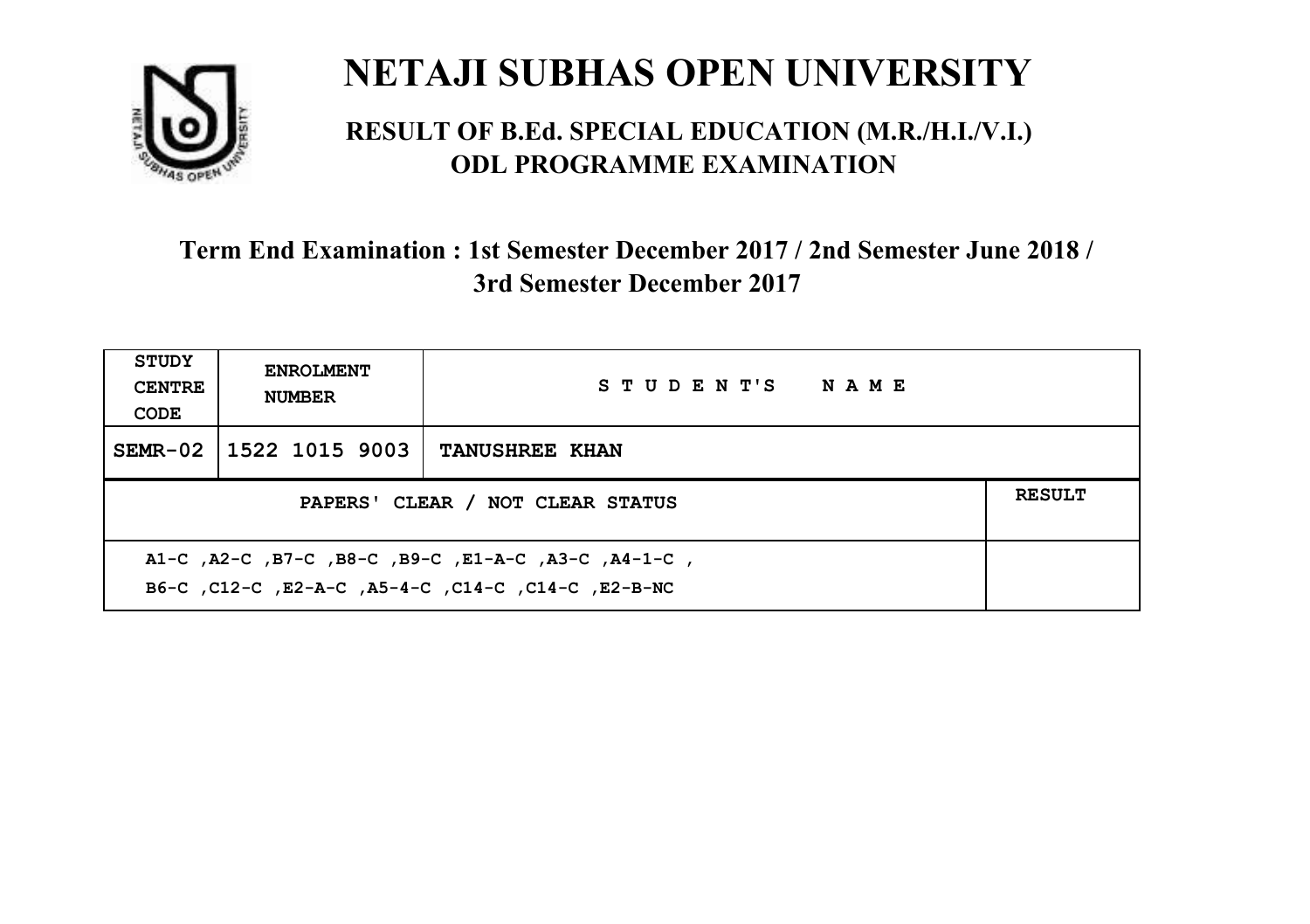# NETAJI SUBHAS OPEN UNIVERSITY

## RESULT OF B.Ed. SPECIAL EDUCATION (M.R./H.I./V.I.) ODL PROGRAMME EXAMINATION

### Term End Examination : 1st Semester December 2017 / 2nd Semester June 2018 / 3rd Semester December 2017

| STUDY CENTRE CODE | ENROLMENT NUMBER | STUDENT'S NAME | |
|---|---|---|---|
| SEMR-02 | 1522 1015 9003 | TANUSHREE KHAN | |
| PAPERS' CLEAR / NOT CLEAR STATUS | | | RESULT |
| A1-C ,A2-C ,B7-C ,B8-C ,B9-C ,E1-A-C ,A3-C ,A4-1-C , B6-C ,C12-C ,E2-A-C ,A5-4-C ,C14-C ,C14-C ,E2-B-NC | | | |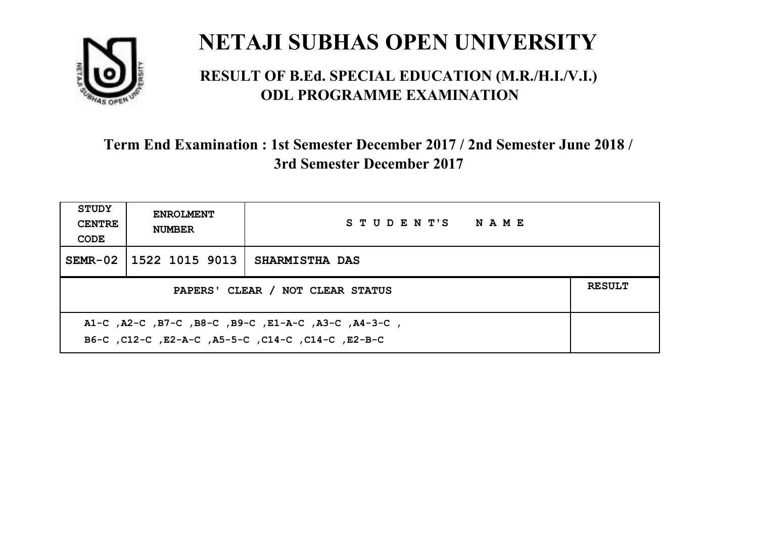# NETAJI SUBHAS OPEN UNIVERSITY

## RESULT OF B.Ed. SPECIAL EDUCATION (M.R./H.I./V.I.) ODL PROGRAMME EXAMINATION

### Term End Examination : 1st Semester December 2017 / 2nd Semester June 2018 / 3rd Semester December 2017

| STUDY CENTRE CODE | ENROLMENT NUMBER | STUDENT'S NAME | |
|---|---|---|---|
| SEMR-02 | 1522 1015 9013 | SHARMISTHA DAS | |
| PAPERS' CLEAR / NOT CLEAR STATUS | | | RESULT |
| A1-C ,A2-C ,B7-C ,B8-C ,B9-C ,E1-A-C ,A3-C ,A4-3-C , B6-C ,C12-C ,E2-A-C ,A5-5-C ,C14-C ,C14-C ,E2-B-C | | | |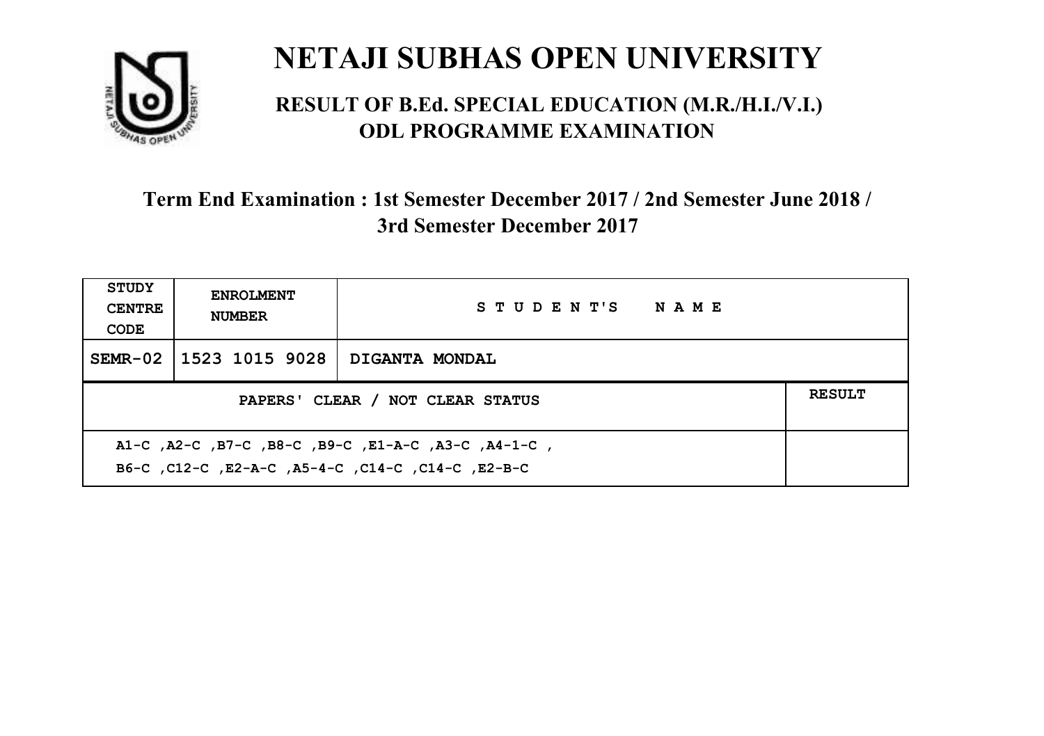# NETAJI SUBHAS OPEN UNIVERSITY

## RESULT OF B.Ed. SPECIAL EDUCATION (M.R./H.I./V.I.) ODL PROGRAMME EXAMINATION

### Term End Examination : 1st Semester December 2017 / 2nd Semester June 2018 / 3rd Semester December 2017

| STUDY CENTRE CODE | ENROLMENT NUMBER | STUDENT'S NAME |
|---|---|---|
| SEMR-02 | 1523 1015 9028 | DIGANTA MONDAL |

| PAPERS' CLEAR / NOT CLEAR STATUS | RESULT |
|---|---|
| A1-C ,A2-C ,B7-C ,B8-C ,B9-C ,E1-A-C ,A3-C ,A4-1-C , B6-C ,C12-C ,E2-A-C ,A5-4-C ,C14-C ,C14-C ,E2-B-C | |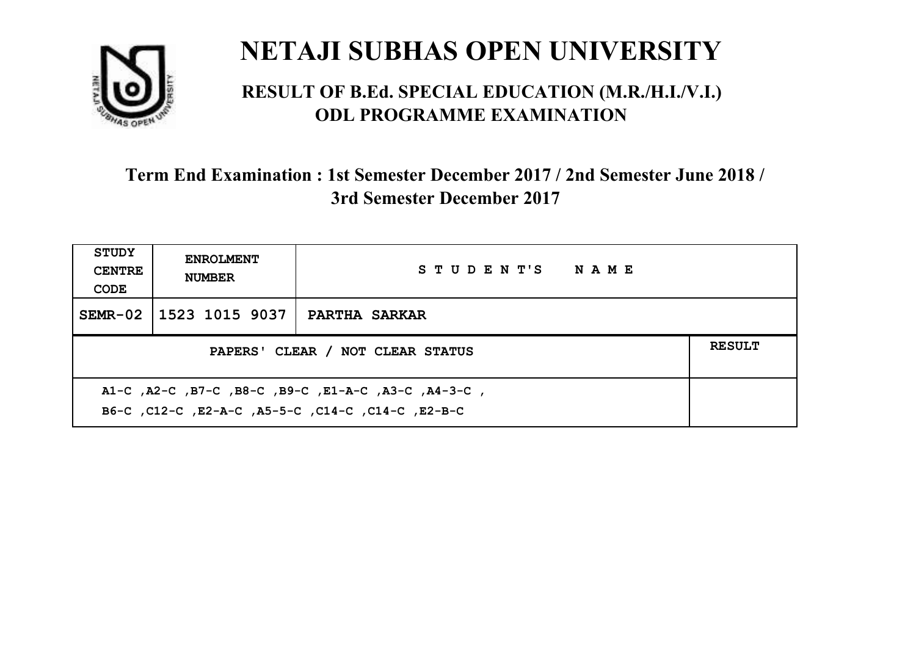# NETAJI SUBHAS OPEN UNIVERSITY

## RESULT OF B.Ed. SPECIAL EDUCATION (M.R./H.I./V.I.) ODL PROGRAMME EXAMINATION

### Term End Examination : 1st Semester December 2017 / 2nd Semester June 2018 / 3rd Semester December 2017

| STUDY CENTRE CODE | ENROLMENT NUMBER | STUDENT'S NAME | |
|---|---|---|---|
| SEMR-02 | 1523 1015 9037 | PARTHA SARKAR | |
| PAPERS' CLEAR / NOT CLEAR STATUS | | | RESULT |
| A1-C ,A2-C ,B7-C ,B8-C ,B9-C ,E1-A-C ,A3-C ,A4-3-C ,<br>B6-C ,C12-C ,E2-A-C ,A5-5-C ,C14-C ,C14-C ,E2-B-C | | | |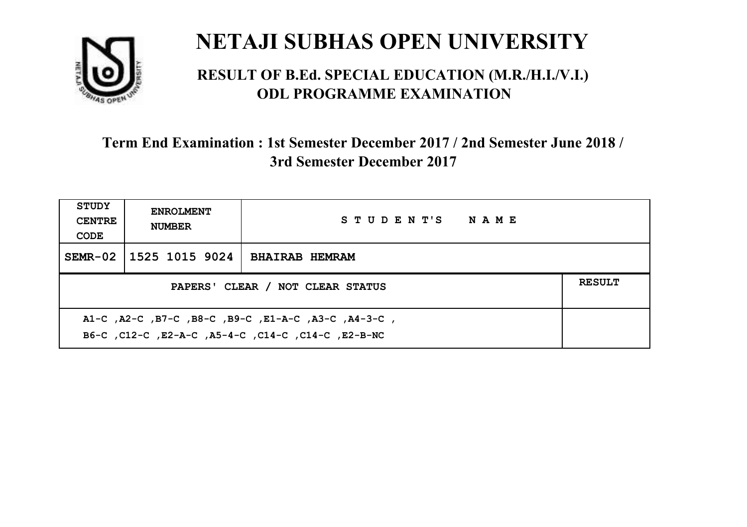# NETAJI SUBHAS OPEN UNIVERSITY

## RESULT OF B.Ed. SPECIAL EDUCATION (M.R./H.I./V.I.) ODL PROGRAMME EXAMINATION

### Term End Examination : 1st Semester December 2017 / 2nd Semester June 2018 / 3rd Semester December 2017

| STUDY CENTRE CODE | ENROLMENT NUMBER | STUDENT'S NAME | |
|---|---|---|---|
| SEMR-02 | 1525 1015 9024 | BHAIRAB HEMRAM | |
| PAPERS' CLEAR / NOT CLEAR STATUS | | | RESULT |
| A1-C ,A2-C ,B7-C ,B8-C ,B9-C ,E1-A-C ,A3-C ,A4-3-C , B6-C ,C12-C ,E2-A-C ,A5-4-C ,C14-C ,C14-C ,E2-B-NC | | | |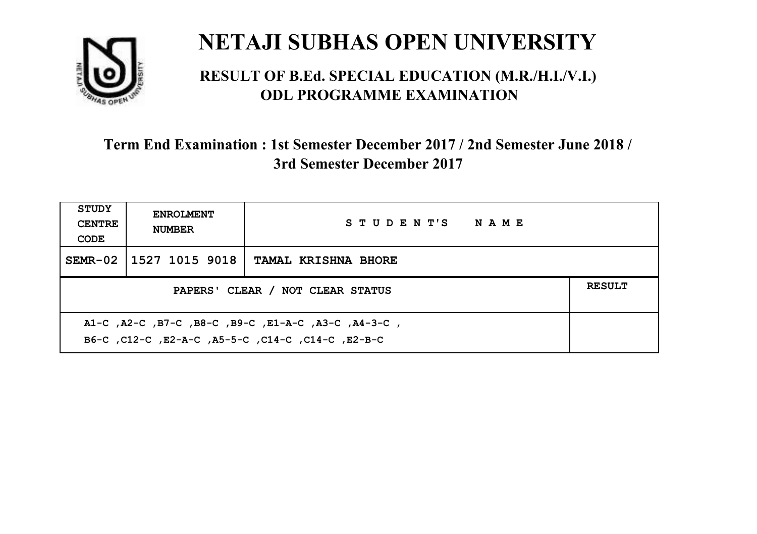# NETAJI SUBHAS OPEN UNIVERSITY

## RESULT OF B.Ed. SPECIAL EDUCATION (M.R./H.I./V.I.) ODL PROGRAMME EXAMINATION

### Term End Examination : 1st Semester December 2017 / 2nd Semester June 2018 / 3rd Semester December 2017

| STUDY CENTRE CODE | ENROLMENT NUMBER | STUDENT'S NAME | |
|---|---|---|---|
| SEMR-02 | 1527 1015 9018 | TAMAL KRISHNA BHORE | |
| PAPERS' CLEAR / NOT CLEAR STATUS | | | RESULT |
| A1-C ,A2-C ,B7-C ,B8-C ,B9-C ,E1-A-C ,A3-C ,A4-3-C , B6-C ,C12-C ,E2-A-C ,A5-5-C ,C14-C ,C14-C ,E2-B-C | | | |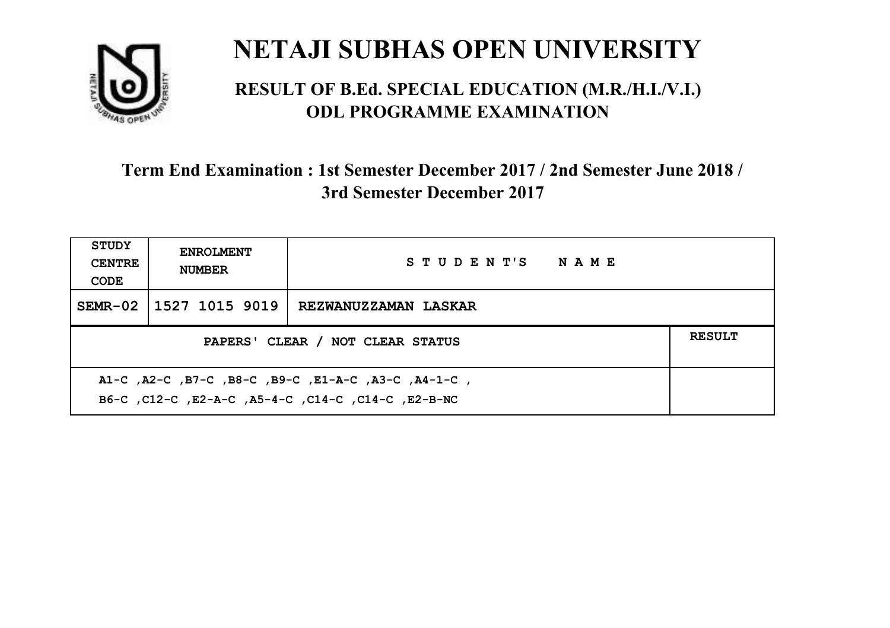# NETAJI SUBHAS OPEN UNIVERSITY

## RESULT OF B.Ed. SPECIAL EDUCATION (M.R./H.I./V.I.) ODL PROGRAMME EXAMINATION

### Term End Examination : 1st Semester December 2017 / 2nd Semester June 2018 / 3rd Semester December 2017

| STUDY CENTRE CODE | ENROLMENT NUMBER | STUDENT'S NAME | |
|---|---|---|---|
| SEMR-02 | 1527 1015 9019 | REZWANUZZAMAN LASKAR | |
| PAPERS' CLEAR / NOT CLEAR STATUS | | | RESULT |
| A1-C ,A2-C ,B7-C ,B8-C ,B9-C ,E1-A-C ,A3-C ,A4-1-C ,<br>B6-C ,C12-C ,E2-A-C ,A5-4-C ,C14-C ,C14-C ,E2-B-NC | | | |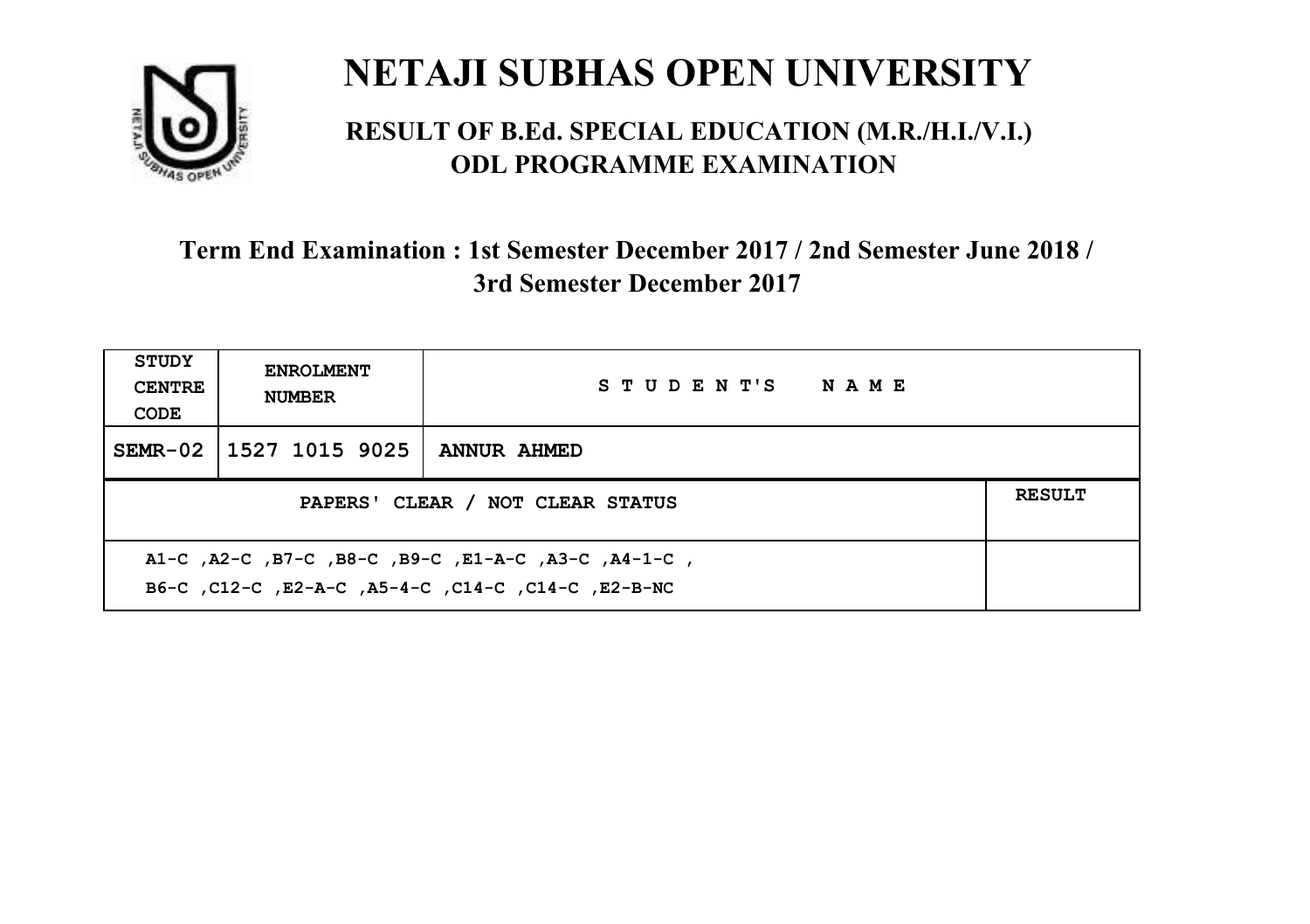# NETAJI SUBHAS OPEN UNIVERSITY

## RESULT OF B.Ed. SPECIAL EDUCATION (M.R./H.I./V.I.) ODL PROGRAMME EXAMINATION

### Term End Examination : 1st Semester December 2017 / 2nd Semester June 2018 / 3rd Semester December 2017

| STUDY CENTRE CODE | ENROLMENT NUMBER | STUDENT'S NAME | |
|---|---|---|---|
| SEMR-02 | 1527 1015 9025 | ANNUR AHMED | |
| PAPERS' CLEAR / NOT CLEAR STATUS | | | RESULT |
| A1-C ,A2-C ,B7-C ,B8-C ,B9-C ,E1-A-C ,A3-C ,A4-1-C ,<br>B6-C ,C12-C ,E2-A-C ,A5-4-C ,C14-C ,C14-C ,E2-B-NC | | | |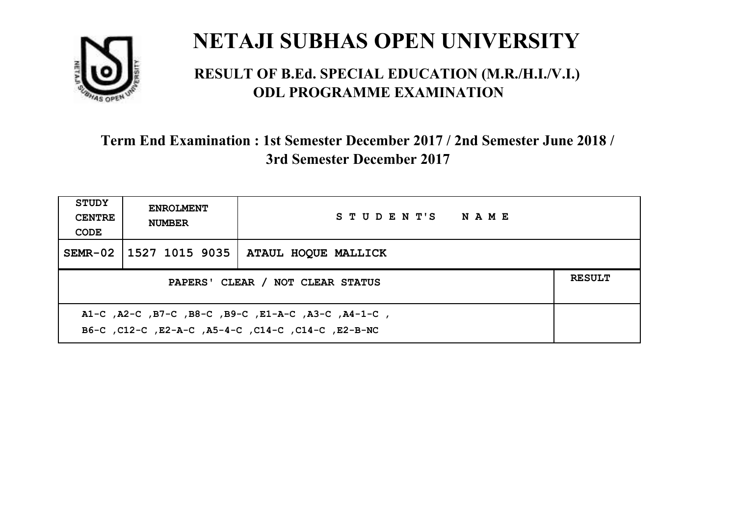# NETAJI SUBHAS OPEN UNIVERSITY

## RESULT OF B.Ed. SPECIAL EDUCATION (M.R./H.I./V.I.) ODL PROGRAMME EXAMINATION

### Term End Examination : 1st Semester December 2017 / 2nd Semester June 2018 / 3rd Semester December 2017

| STUDY CENTRE CODE | ENROLMENT NUMBER | STUDENT'S NAME | |
|---|---|---|---|
| SEMR-02 | 1527 1015 9035 | ATAUL HOQUE MALLICK | |
| PAPERS' CLEAR / NOT CLEAR STATUS | | | RESULT |
| A1-C ,A2-C ,B7-C ,B8-C ,B9-C ,E1-A-C ,A3-C ,A4-1-C , B6-C ,C12-C ,E2-A-C ,A5-4-C ,C14-C ,C14-C ,E2-B-NC | | | |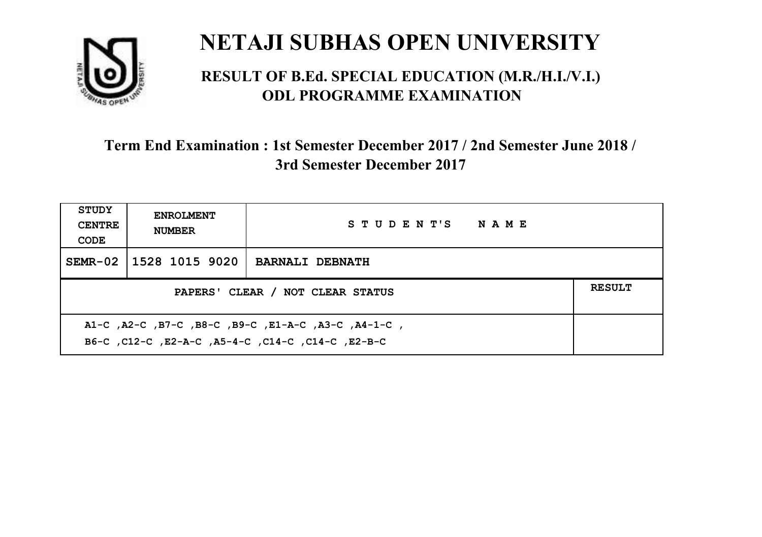# NETAJI SUBHAS OPEN UNIVERSITY

## RESULT OF B.Ed. SPECIAL EDUCATION (M.R./H.I./V.I.) ODL PROGRAMME EXAMINATION

### Term End Examination : 1st Semester December 2017 / 2nd Semester June 2018 / 3rd Semester December 2017

| STUDY CENTRE CODE | ENROLMENT NUMBER | STUDENT'S NAME | |
|---|---|---|---|
| SEMR-02 | 1528 1015 9020 | BARNALI DEBNATH | |
| PAPERS' CLEAR / NOT CLEAR STATUS | | | RESULT |
| A1-C ,A2-C ,B7-C ,B8-C ,B9-C ,E1-A-C ,A3-C ,A4-1-C , B6-C ,C12-C ,E2-A-C ,A5-4-C ,C14-C ,C14-C ,E2-B-C | | | |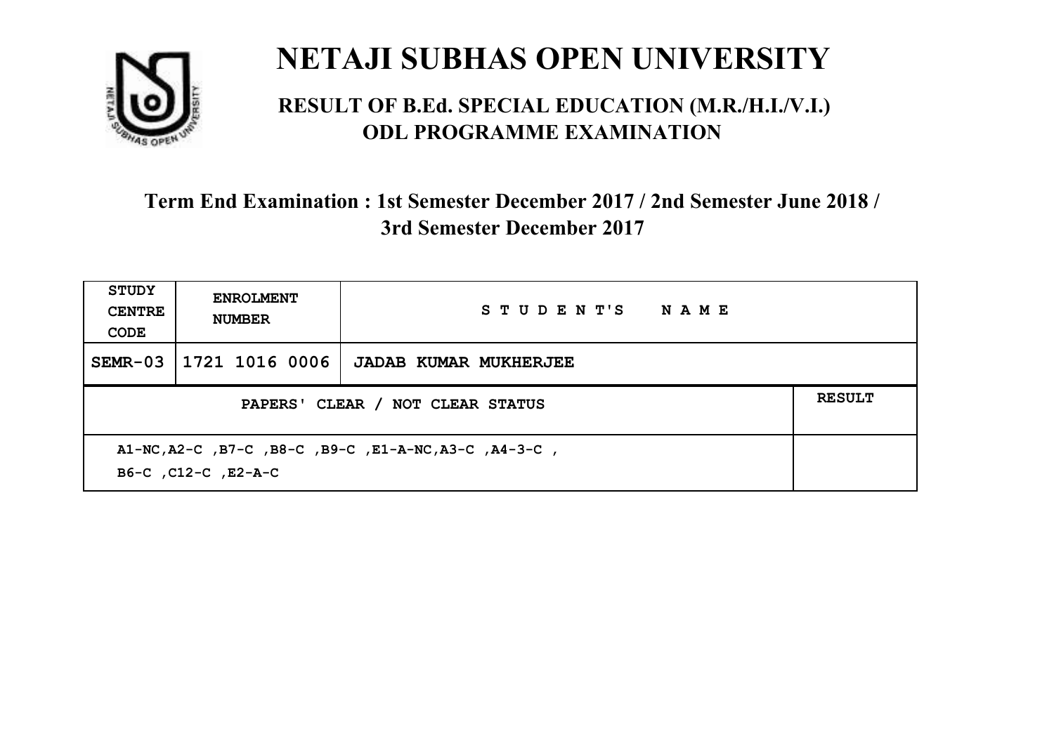# NETAJI SUBHAS OPEN UNIVERSITY

## RESULT OF B.Ed. SPECIAL EDUCATION (M.R./H.I./V.I.) ODL PROGRAMME EXAMINATION

### Term End Examination : 1st Semester December 2017 / 2nd Semester June 2018 / 3rd Semester December 2017

| STUDY CENTRE CODE | ENROLMENT NUMBER | STUDENT'S NAME | |
|---|---|---|---|
| SEMR-03 | 1721 1016 0006 | JADAB KUMAR MUKHERJEE | |
| PAPERS' CLEAR / NOT CLEAR STATUS | | | RESULT |
| A1-NC,A2-C ,B7-C ,B8-C ,B9-C ,E1-A-NC,A3-C ,A4-3-C , B6-C ,C12-C ,E2-A-C | | | |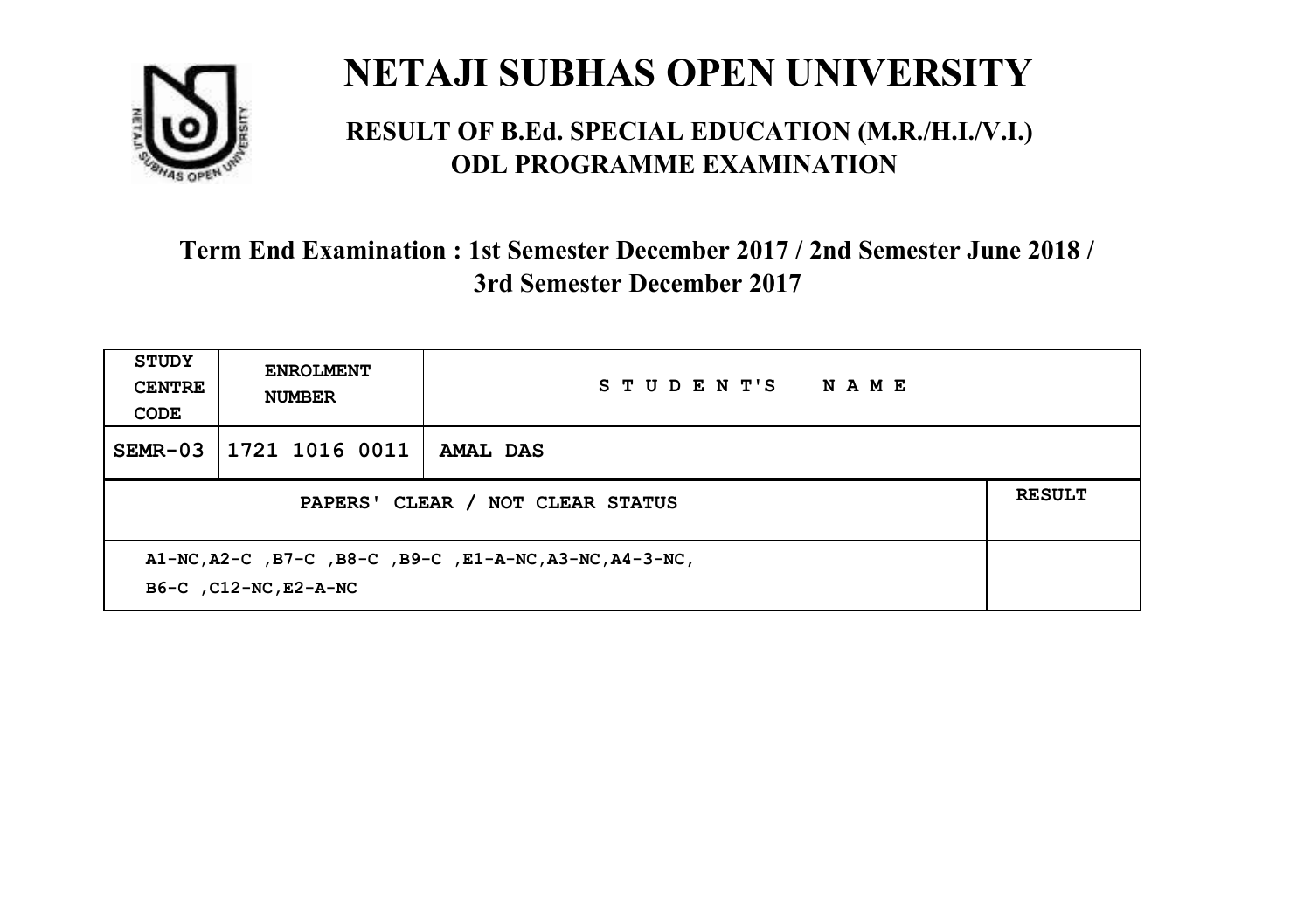# NETAJI SUBHAS OPEN UNIVERSITY

## RESULT OF B.Ed. SPECIAL EDUCATION (M.R./H.I./V.I.) ODL PROGRAMME EXAMINATION

### Term End Examination : 1st Semester December 2017 / 2nd Semester June 2018 / 3rd Semester December 2017

| STUDY CENTRE CODE | ENROLMENT NUMBER | STUDENT'S NAME | |
|---|---|---|---|
| SEMR-03 | 1721 1016 0011 | AMAL DAS | |
| PAPERS' CLEAR / NOT CLEAR STATUS | | | RESULT |
| A1-NC,A2-C ,B7-C ,B8-C ,B9-C ,E1-A-NC,A3-NC,A4-3-NC, B6-C ,C12-NC,E2-A-NC | | | |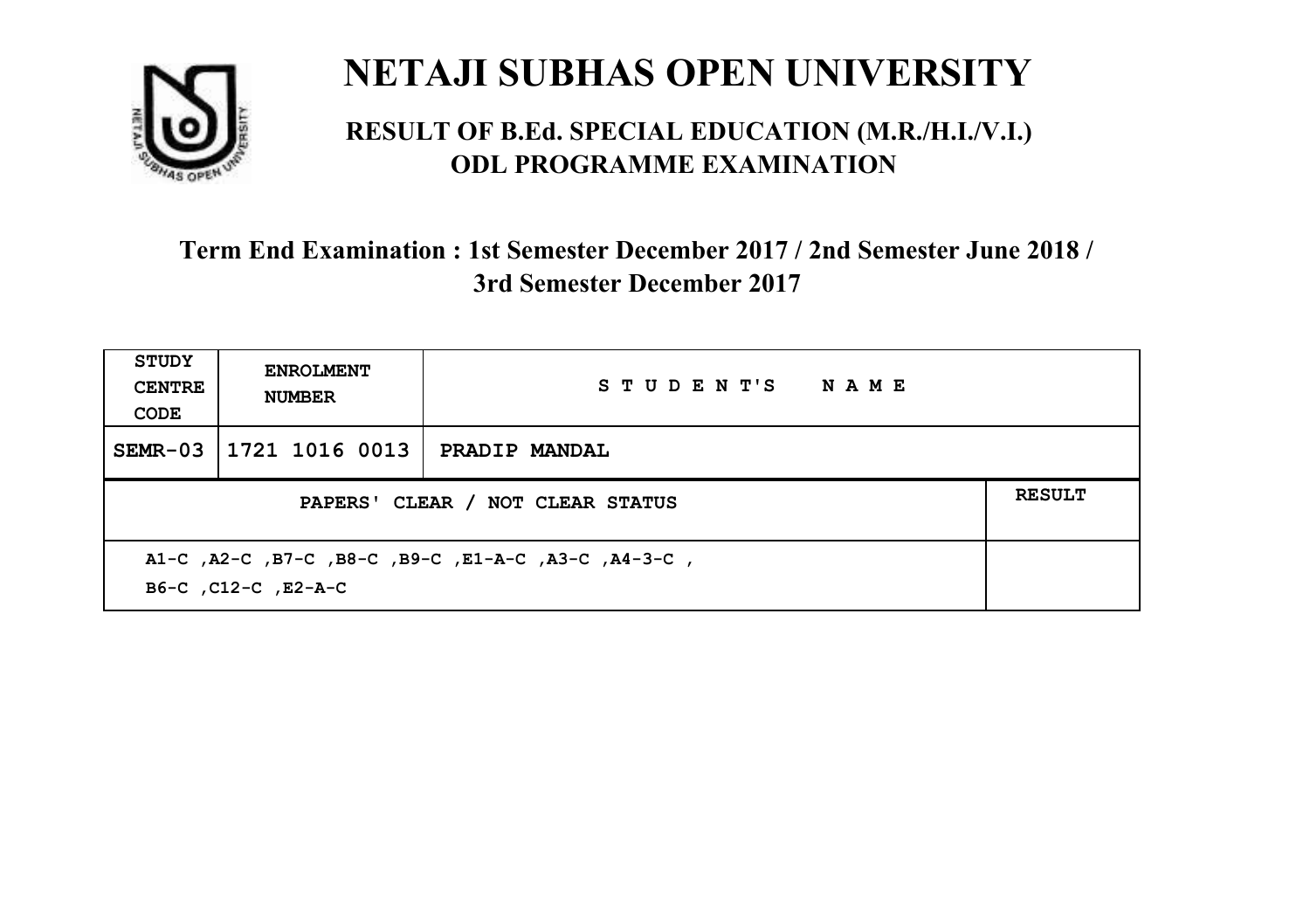# NETAJI SUBHAS OPEN UNIVERSITY

## RESULT OF B.Ed. SPECIAL EDUCATION (M.R./H.I./V.I.) ODL PROGRAMME EXAMINATION

### Term End Examination : 1st Semester December 2017 / 2nd Semester June 2018 / 3rd Semester December 2017

| STUDY CENTRE CODE | ENROLMENT NUMBER | STUDENT'S NAME | |
|---|---|---|---|
| SEMR-03 | 1721 1016 0013 | PRADIP MANDAL | |
| PAPERS' CLEAR / NOT CLEAR STATUS | | | RESULT |
| A1-C ,A2-C ,B7-C ,B8-C ,B9-C ,E1-A-C ,A3-C ,A4-3-C , B6-C ,C12-C ,E2-A-C | | | |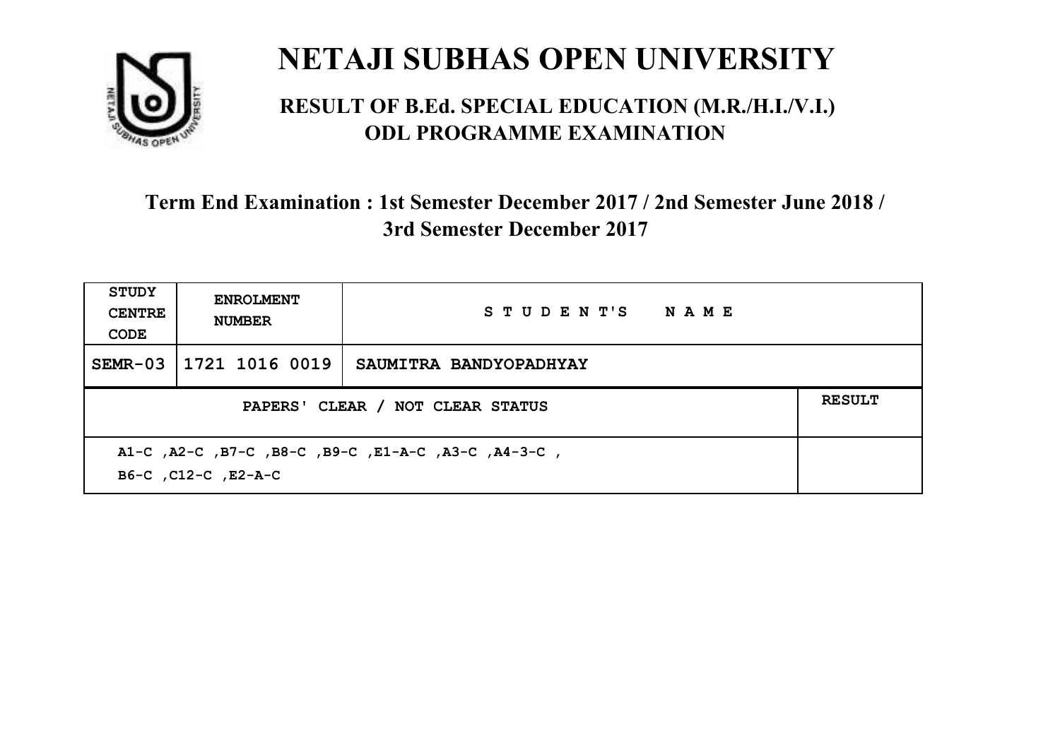# NETAJI SUBHAS OPEN UNIVERSITY

## RESULT OF B.Ed. SPECIAL EDUCATION (M.R./H.I./V.I.) ODL PROGRAMME EXAMINATION

### Term End Examination : 1st Semester December 2017 / 2nd Semester June 2018 / 3rd Semester December 2017

| STUDY CENTRE CODE | ENROLMENT NUMBER | STUDENT'S NAME | |
|---|---|---|---|
| SEMR-03 | 1721 1016 0019 | SAUMITRA BANDYOPADHYAY | |
| PAPERS' CLEAR / NOT CLEAR STATUS | | | RESULT |
| A1-C ,A2-C ,B7-C ,B8-C ,B9-C ,E1-A-C ,A3-C ,A4-3-C , B6-C ,C12-C ,E2-A-C | | | |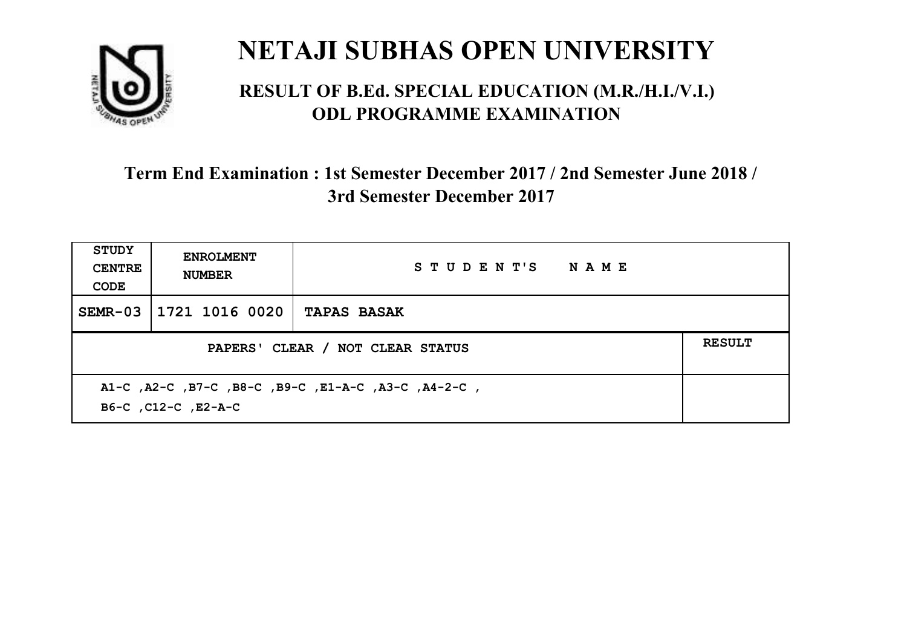# NETAJI SUBHAS OPEN UNIVERSITY

## RESULT OF B.Ed. SPECIAL EDUCATION (M.R./H.I./V.I.) ODL PROGRAMME EXAMINATION

### Term End Examination : 1st Semester December 2017 / 2nd Semester June 2018 / 3rd Semester December 2017

| STUDY CENTRE CODE | ENROLMENT NUMBER | STUDENT'S NAME | |
|---|---|---|---|
| SEMR-03 | 1721 1016 0020 | TAPAS BASAK | |
| PAPERS' CLEAR / NOT CLEAR STATUS | | | RESULT |
| A1-C ,A2-C ,B7-C ,B8-C ,B9-C ,E1-A-C ,A3-C ,A4-2-C , B6-C ,C12-C ,E2-A-C | | | |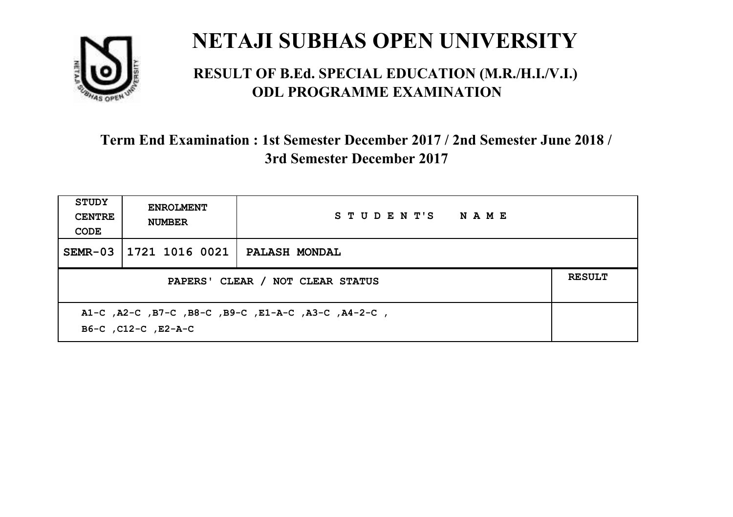# NETAJI SUBHAS OPEN UNIVERSITY

## RESULT OF B.Ed. SPECIAL EDUCATION (M.R./H.I./V.I.) ODL PROGRAMME EXAMINATION

### Term End Examination : 1st Semester December 2017 / 2nd Semester June 2018 / 3rd Semester December 2017

| STUDY CENTRE CODE | ENROLMENT NUMBER | STUDENT'S NAME |
|---|---|---|
| SEMR-03 | 1721 1016 0021 | PALASH MONDAL |

| PAPERS' CLEAR / NOT CLEAR STATUS | RESULT |
|---|---|
| A1-C ,A2-C ,B7-C ,B8-C ,B9-C ,E1-A-C ,A3-C ,A4-2-C , B6-C ,C12-C ,E2-A-C | |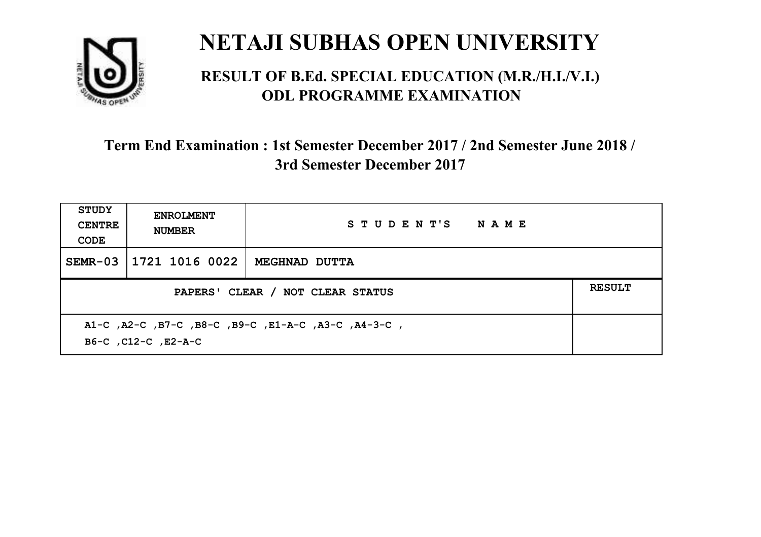# NETAJI SUBHAS OPEN UNIVERSITY

## RESULT OF B.Ed. SPECIAL EDUCATION (M.R./H.I./V.I.) ODL PROGRAMME EXAMINATION

### Term End Examination : 1st Semester December 2017 / 2nd Semester June 2018 / 3rd Semester December 2017

| STUDY CENTRE CODE | ENROLMENT NUMBER | STUDENT'S NAME |
|---|---|---|
| SEMR-03 | 1721 1016 0022 | MEGHNAD DUTTA |

| PAPERS' CLEAR / NOT CLEAR STATUS | RESULT |
|---|---|
| A1-C ,A2-C ,B7-C ,B8-C ,B9-C ,E1-A-C ,A3-C ,A4-3-C , B6-C ,C12-C ,E2-A-C | |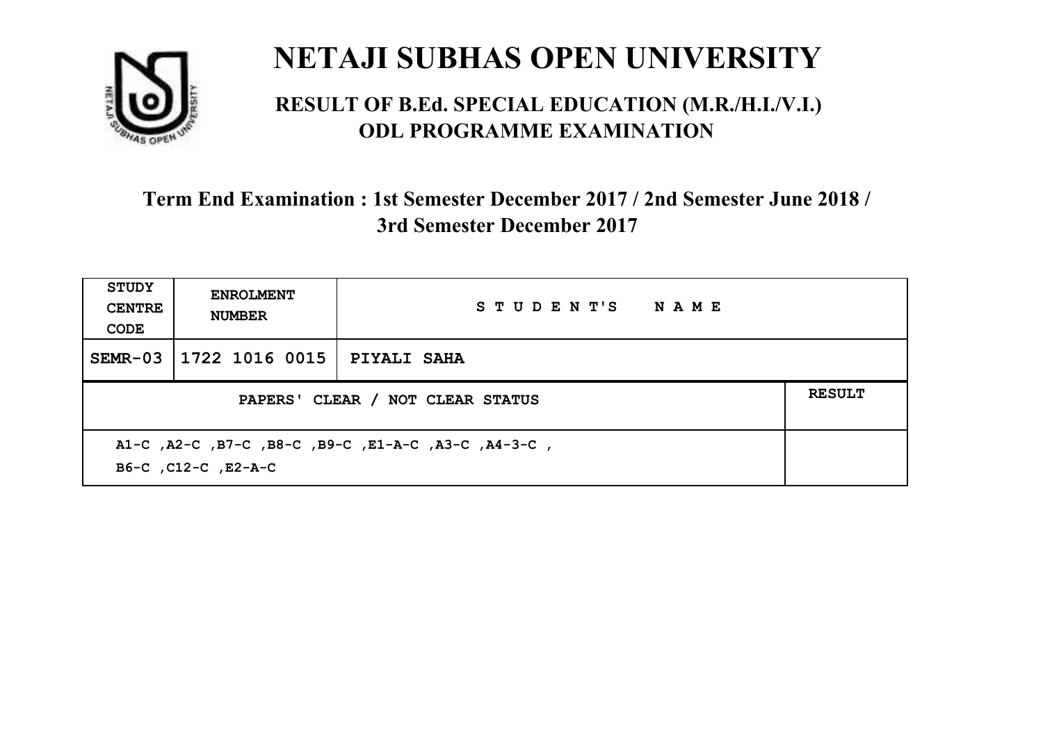# NETAJI SUBHAS OPEN UNIVERSITY

## RESULT OF B.Ed. SPECIAL EDUCATION (M.R./H.I./V.I.) ODL PROGRAMME EXAMINATION

### Term End Examination : 1st Semester December 2017 / 2nd Semester June 2018 / 3rd Semester December 2017

| STUDY CENTRE CODE | ENROLMENT NUMBER | STUDENT'S NAME | |
|---|---|---|---|
| SEMR-03 | 1722 1016 0015 | PIYALI SAHA | |
| PAPERS' CLEAR / NOT CLEAR STATUS | | | RESULT |
| A1-C ,A2-C ,B7-C ,B8-C ,B9-C ,E1-A-C ,A3-C ,A4-3-C , B6-C ,C12-C ,E2-A-C | | | |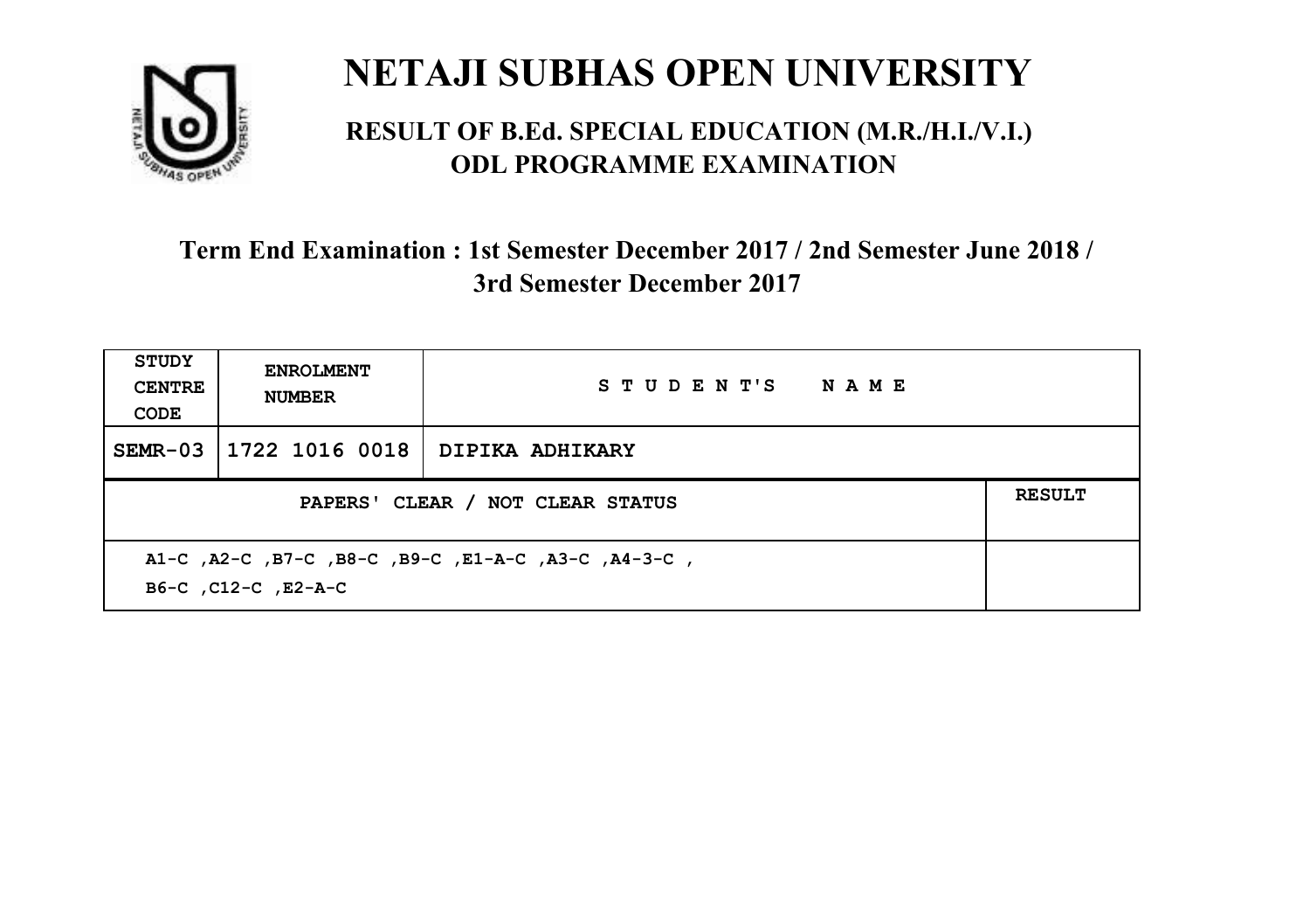# NETAJI SUBHAS OPEN UNIVERSITY

## RESULT OF B.Ed. SPECIAL EDUCATION (M.R./H.I./V.I.) ODL PROGRAMME EXAMINATION

### Term End Examination : 1st Semester December 2017 / 2nd Semester June 2018 / 3rd Semester December 2017

| STUDY CENTRE CODE | ENROLMENT NUMBER | STUDENT'S NAME | |
|---|---|---|---|
| SEMR-03 | 1722 1016 0018 | DIPIKA ADHIKARY | |
| PAPERS' CLEAR / NOT CLEAR STATUS | | | RESULT |
| A1-C ,A2-C ,B7-C ,B8-C ,B9-C ,E1-A-C ,A3-C ,A4-3-C , B6-C ,C12-C ,E2-A-C | | | |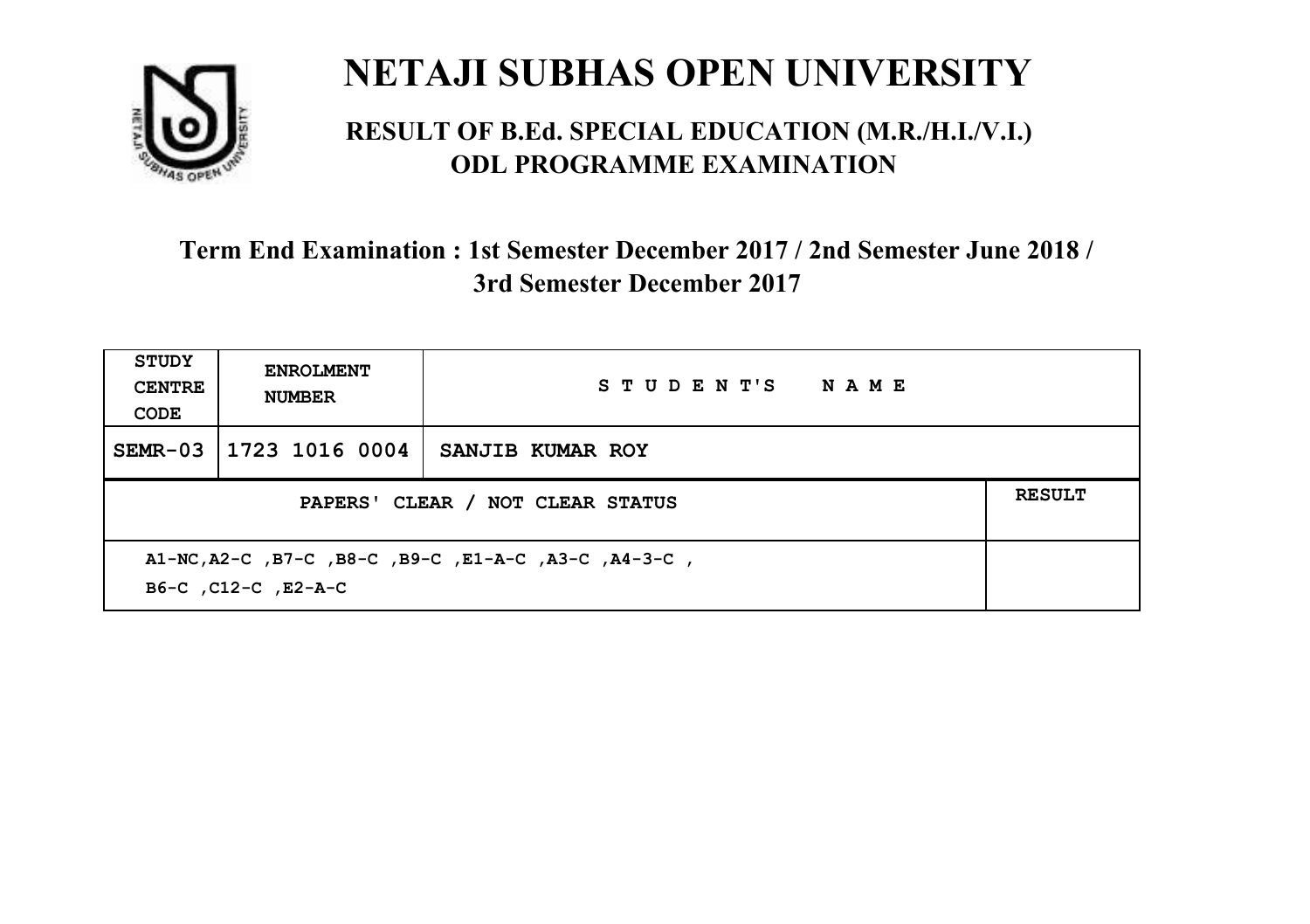# NETAJI SUBHAS OPEN UNIVERSITY

## RESULT OF B.Ed. SPECIAL EDUCATION (M.R./H.I./V.I.) ODL PROGRAMME EXAMINATION

### Term End Examination : 1st Semester December 2017 / 2nd Semester June 2018 / 3rd Semester December 2017

| STUDY CENTRE CODE | ENROLMENT NUMBER | STUDENT'S NAME | |
|---|---|---|---|
| SEMR-03 | 1723 1016 0004 | SANJIB KUMAR ROY | |
| PAPERS' CLEAR / NOT CLEAR STATUS | | | RESULT |
| A1-NC,A2-C ,B7-C ,B8-C ,B9-C ,E1-A-C ,A3-C ,A4-3-C , B6-C ,C12-C ,E2-A-C | | | |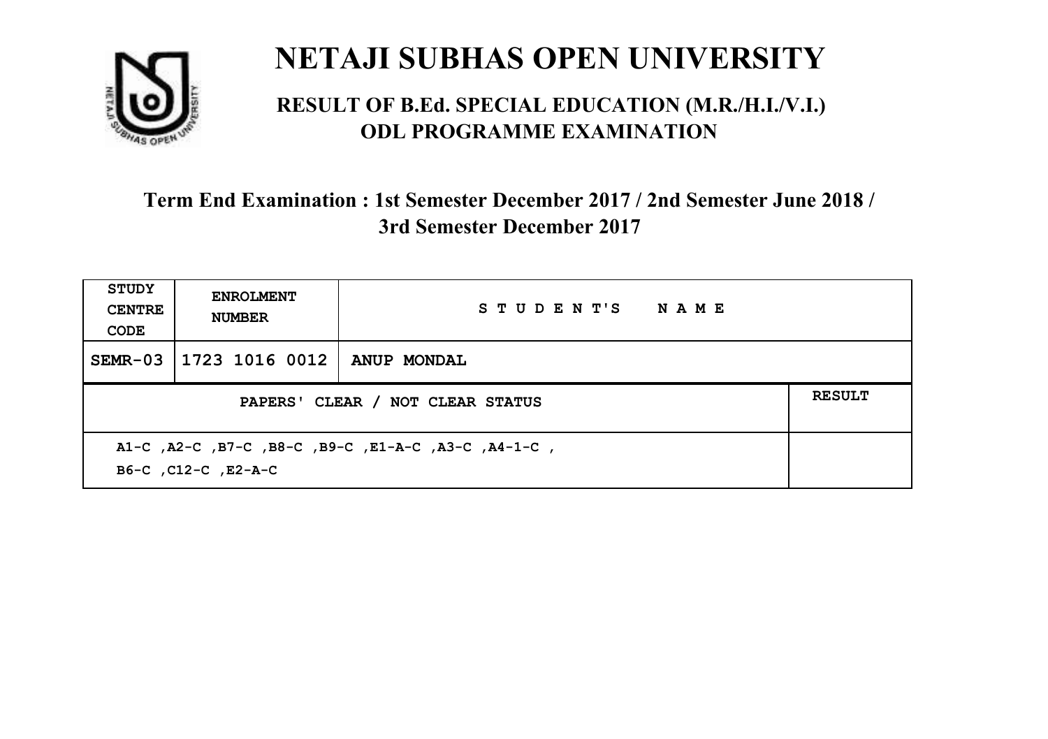# NETAJI SUBHAS OPEN UNIVERSITY

## RESULT OF B.Ed. SPECIAL EDUCATION (M.R./H.I./V.I.) ODL PROGRAMME EXAMINATION

### Term End Examination : 1st Semester December 2017 / 2nd Semester June 2018 / 3rd Semester December 2017

| STUDY CENTRE CODE | ENROLMENT NUMBER | STUDENT'S NAME | |
|---|---|---|---|
| SEMR-03 | 1723 1016 0012 | ANUP MONDAL | |
| PAPERS' CLEAR / NOT CLEAR STATUS | | | RESULT |
| A1-C ,A2-C ,B7-C ,B8-C ,B9-C ,E1-A-C ,A3-C ,A4-1-C , B6-C ,C12-C ,E2-A-C | | | |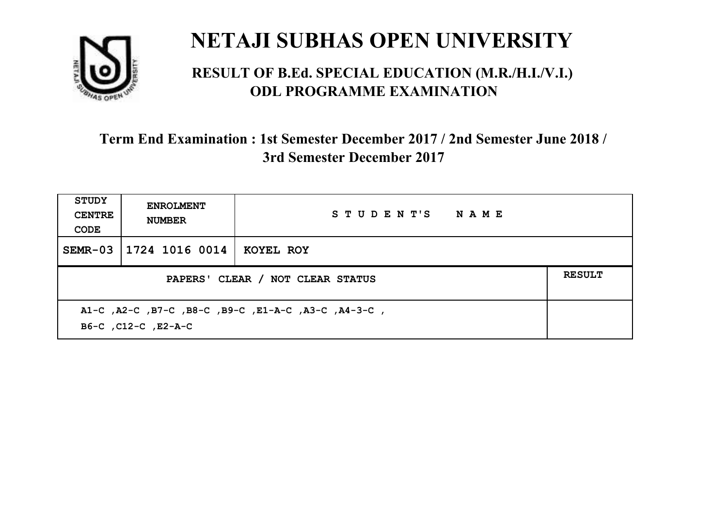# NETAJI SUBHAS OPEN UNIVERSITY

## RESULT OF B.Ed. SPECIAL EDUCATION (M.R./H.I./V.I.) ODL PROGRAMME EXAMINATION

### Term End Examination : 1st Semester December 2017 / 2nd Semester June 2018 / 3rd Semester December 2017

| STUDY CENTRE CODE | ENROLMENT NUMBER | STUDENT'S NAME | |
|---|---|---|---|
| SEMR-03 | 1724 1016 0014 | KOYEL ROY | |
| PAPERS' CLEAR / NOT CLEAR STATUS | | | RESULT |
| A1-C ,A2-C ,B7-C ,B8-C ,B9-C ,E1-A-C ,A3-C ,A4-3-C , B6-C ,C12-C ,E2-A-C | | | |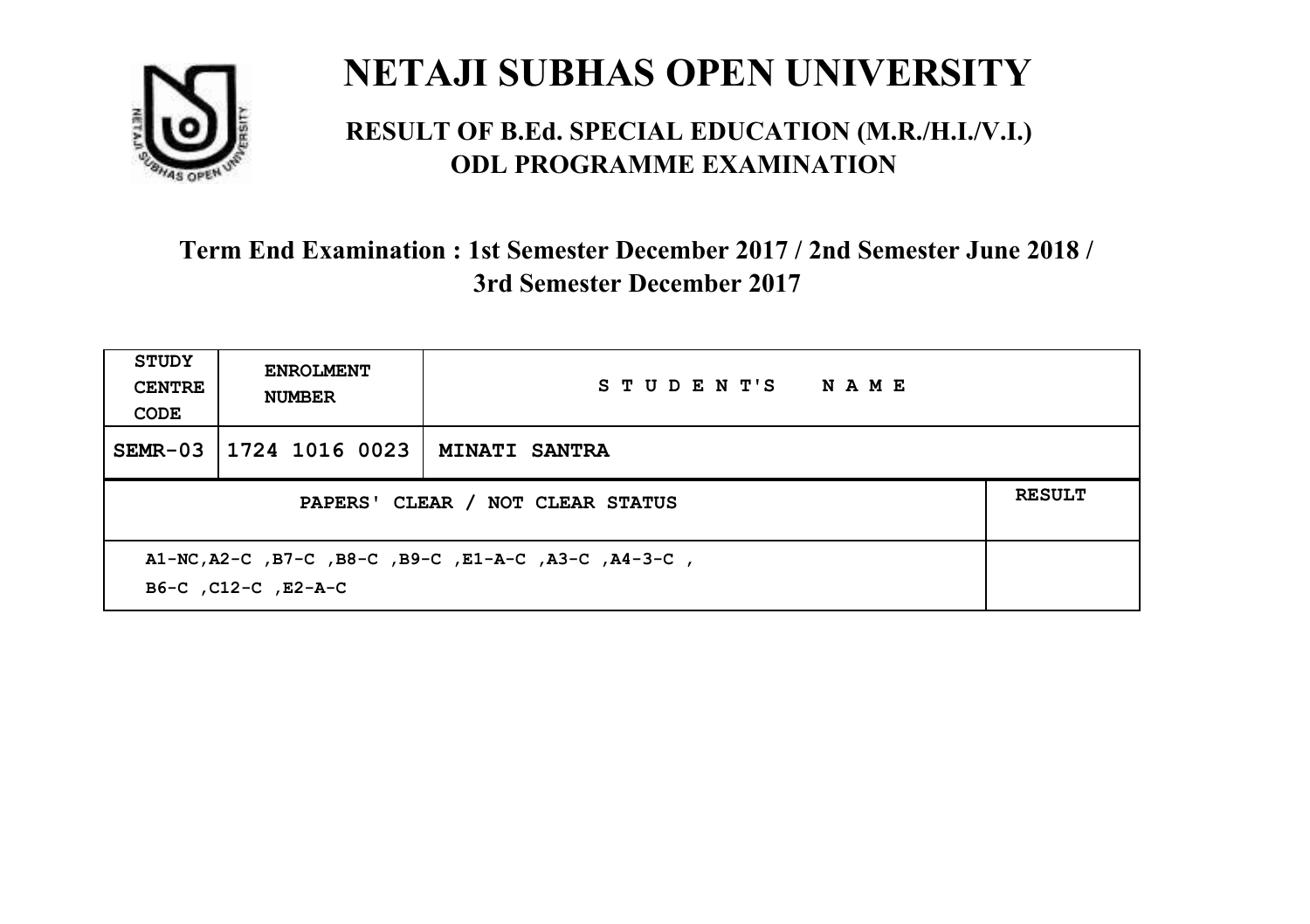# NETAJI SUBHAS OPEN UNIVERSITY

## RESULT OF B.Ed. SPECIAL EDUCATION (M.R./H.I./V.I.) ODL PROGRAMME EXAMINATION

### Term End Examination : 1st Semester December 2017 / 2nd Semester June 2018 / 3rd Semester December 2017

| STUDY CENTRE CODE | ENROLMENT NUMBER | STUDENT'S NAME | |
|---|---|---|---|
| SEMR-03 | 1724 1016 0023 | MINATI SANTRA | |
| PAPERS' CLEAR / NOT CLEAR STATUS | | | RESULT |
| A1-NC,A2-C ,B7-C ,B8-C ,B9-C ,E1-A-C ,A3-C ,A4-3-C , B6-C ,C12-C ,E2-A-C | | | |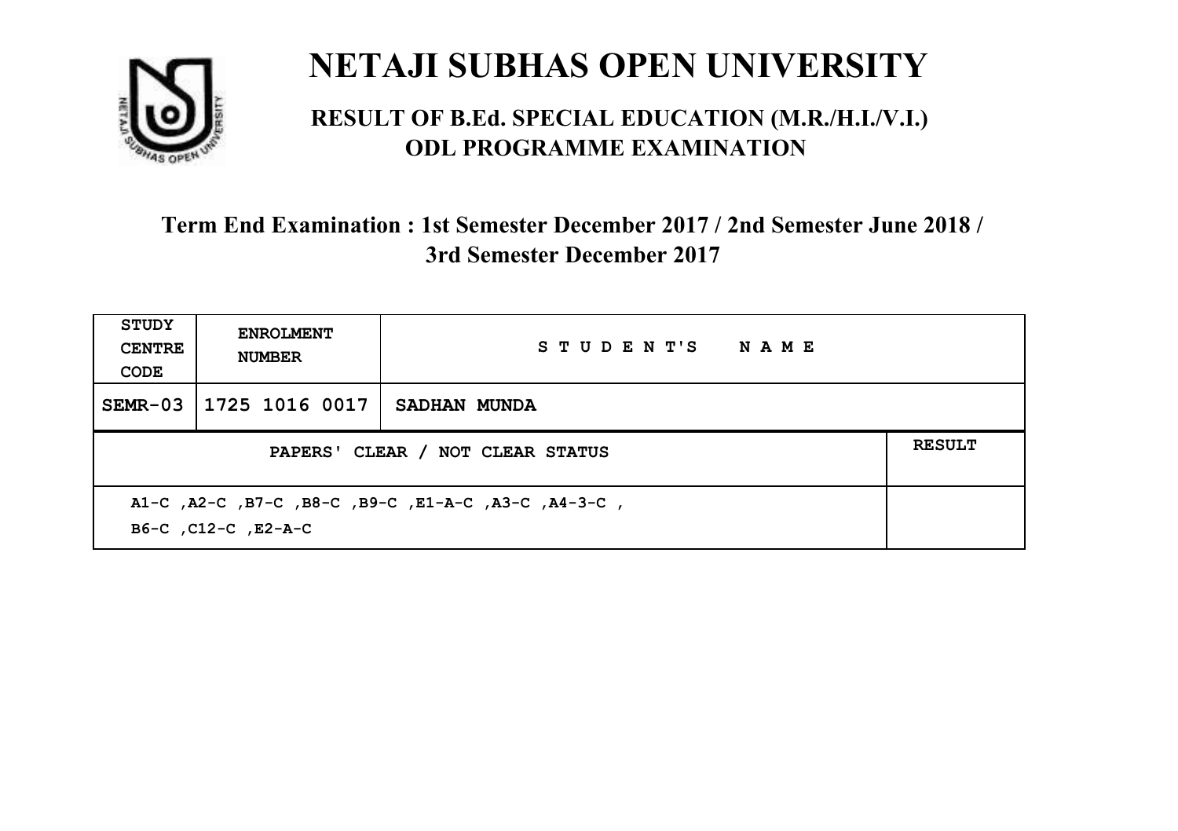# NETAJI SUBHAS OPEN UNIVERSITY

## RESULT OF B.Ed. SPECIAL EDUCATION (M.R./H.I./V.I.) ODL PROGRAMME EXAMINATION

### Term End Examination : 1st Semester December 2017 / 2nd Semester June 2018 / 3rd Semester December 2017

| STUDY CENTRE CODE | ENROLMENT NUMBER | STUDENT'S NAME | |
|---|---|---|---|
| SEMR-03 | 1725 1016 0017 | SADHAN MUNDA | |
| PAPERS' CLEAR / NOT CLEAR STATUS | | | RESULT |
| A1-C ,A2-C ,B7-C ,B8-C ,B9-C ,E1-A-C ,A3-C ,A4-3-C , B6-C ,C12-C ,E2-A-C | | | |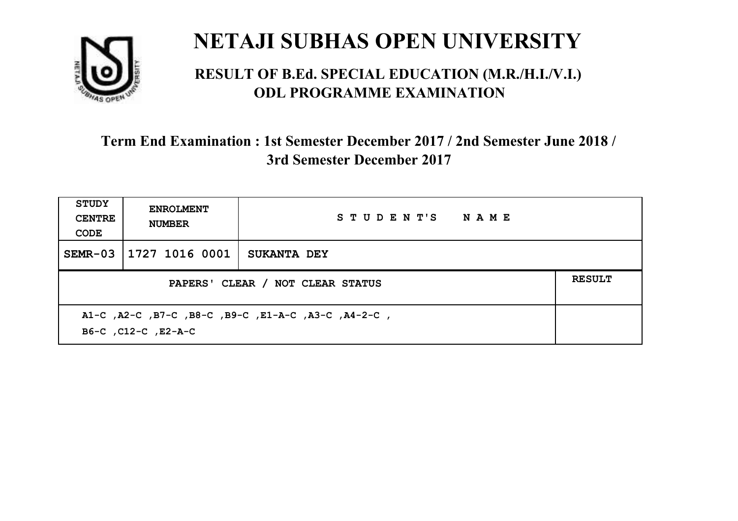# NETAJI SUBHAS OPEN UNIVERSITY

## RESULT OF B.Ed. SPECIAL EDUCATION (M.R./H.I./V.I.) ODL PROGRAMME EXAMINATION

### Term End Examination : 1st Semester December 2017 / 2nd Semester June 2018 / 3rd Semester December 2017

| STUDY CENTRE CODE | ENROLMENT NUMBER | STUDENT'S NAME | |
|---|---|---|---|
| SEMR-03 | 1727 1016 0001 | SUKANTA DEY | |
| PAPERS' CLEAR / NOT CLEAR STATUS | | | RESULT |
| A1-C ,A2-C ,B7-C ,B8-C ,B9-C ,E1-A-C ,A3-C ,A4-2-C , B6-C ,C12-C ,E2-A-C | | | |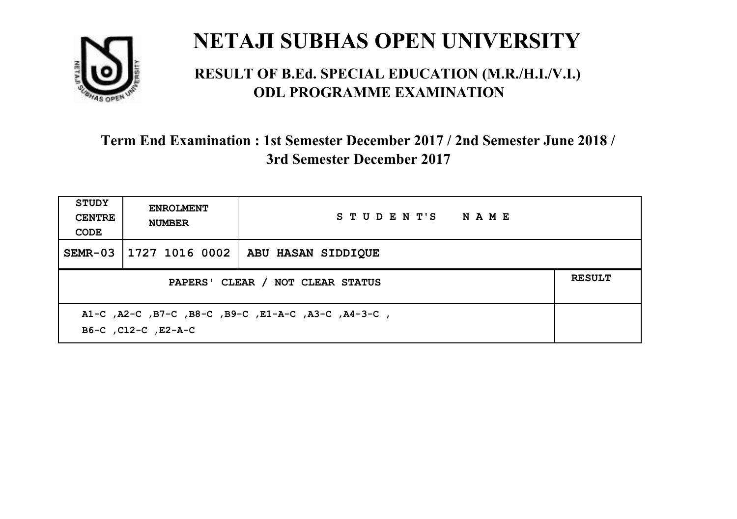# NETAJI SUBHAS OPEN UNIVERSITY

## RESULT OF B.Ed. SPECIAL EDUCATION (M.R./H.I./V.I.) ODL PROGRAMME EXAMINATION

### Term End Examination : 1st Semester December 2017 / 2nd Semester June 2018 / 3rd Semester December 2017

| STUDY CENTRE CODE | ENROLMENT NUMBER | STUDENT'S NAME | |
|---|---|---|---|
| SEMR-03 | 1727 1016 0002 | ABU HASAN SIDDIQUE | |
| PAPERS' CLEAR / NOT CLEAR STATUS | | | RESULT |
| A1-C ,A2-C ,B7-C ,B8-C ,B9-C ,E1-A-C ,A3-C ,A4-3-C , B6-C ,C12-C ,E2-A-C | | | |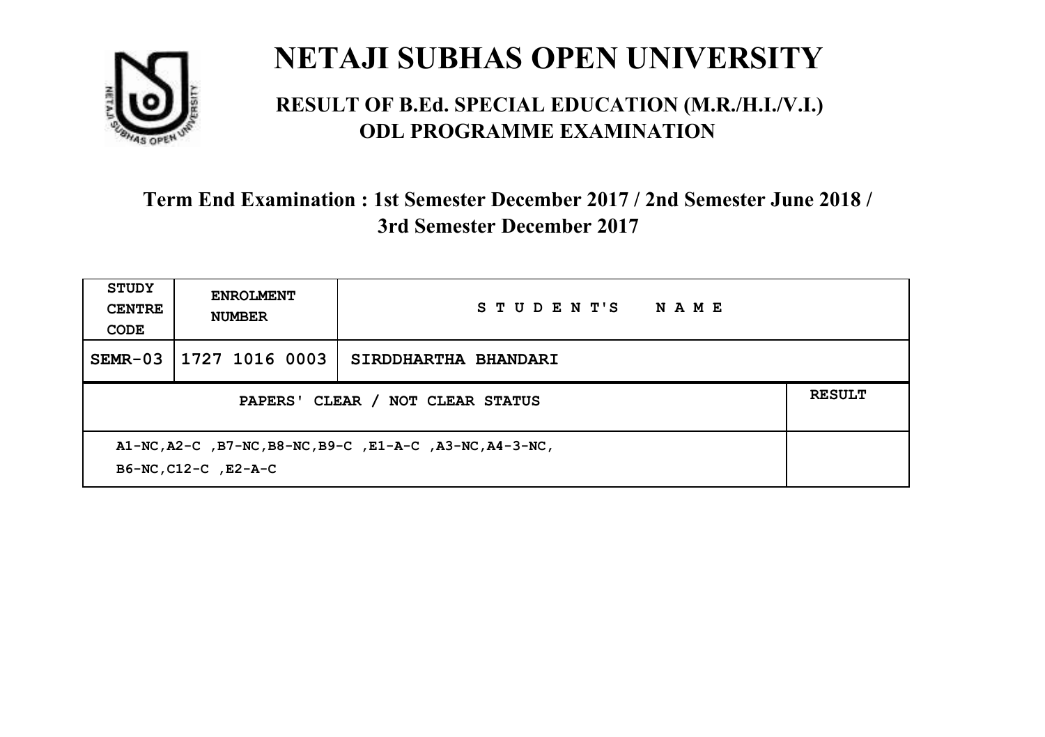# NETAJI SUBHAS OPEN UNIVERSITY

## RESULT OF B.Ed. SPECIAL EDUCATION (M.R./H.I./V.I.) ODL PROGRAMME EXAMINATION

### Term End Examination : 1st Semester December 2017 / 2nd Semester June 2018 / 3rd Semester December 2017

| STUDY CENTRE CODE | ENROLMENT NUMBER | STUDENT'S NAME | |
|---|---|---|---|
| SEMR-03 | 1727 1016 0003 | SIRDDHARTHA BHANDARI | |
| PAPERS' CLEAR / NOT CLEAR STATUS | | | RESULT |
| A1-NC,A2-C ,B7-NC,B8-NC,B9-C ,E1-A-C ,A3-NC,A4-3-NC, B6-NC,C12-C ,E2-A-C | | | |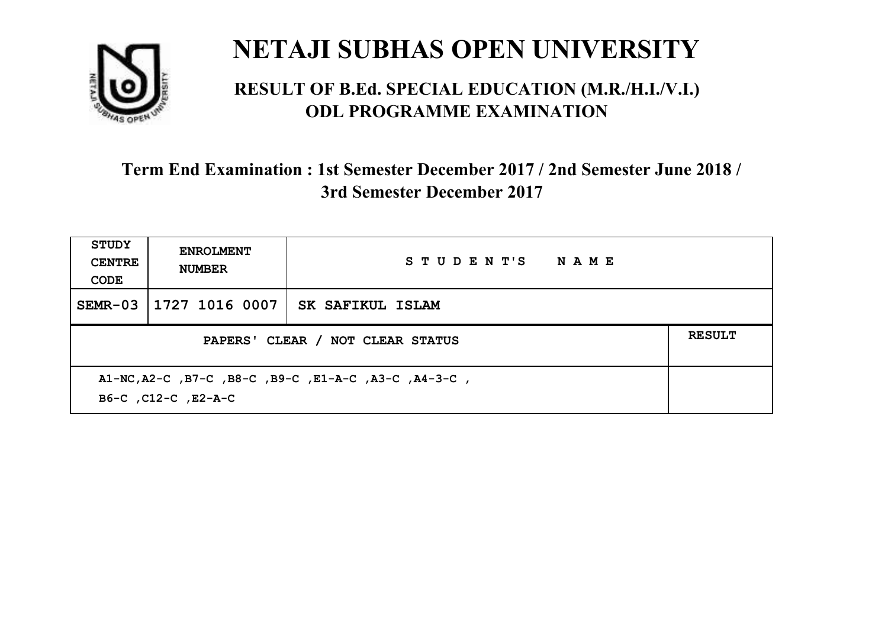# NETAJI SUBHAS OPEN UNIVERSITY

## RESULT OF B.Ed. SPECIAL EDUCATION (M.R./H.I./V.I.) ODL PROGRAMME EXAMINATION

### Term End Examination : 1st Semester December 2017 / 2nd Semester June 2018 / 3rd Semester December 2017

| STUDY CENTRE CODE | ENROLMENT NUMBER | STUDENT'S NAME | |
|---|---|---|---|
| SEMR-03 | 1727 1016 0007 | SK SAFIKUL ISLAM | |
| PAPERS' CLEAR / NOT CLEAR STATUS | | | RESULT |
| A1-NC,A2-C ,B7-C ,B8-C ,B9-C ,E1-A-C ,A3-C ,A4-3-C , B6-C ,C12-C ,E2-A-C | | | |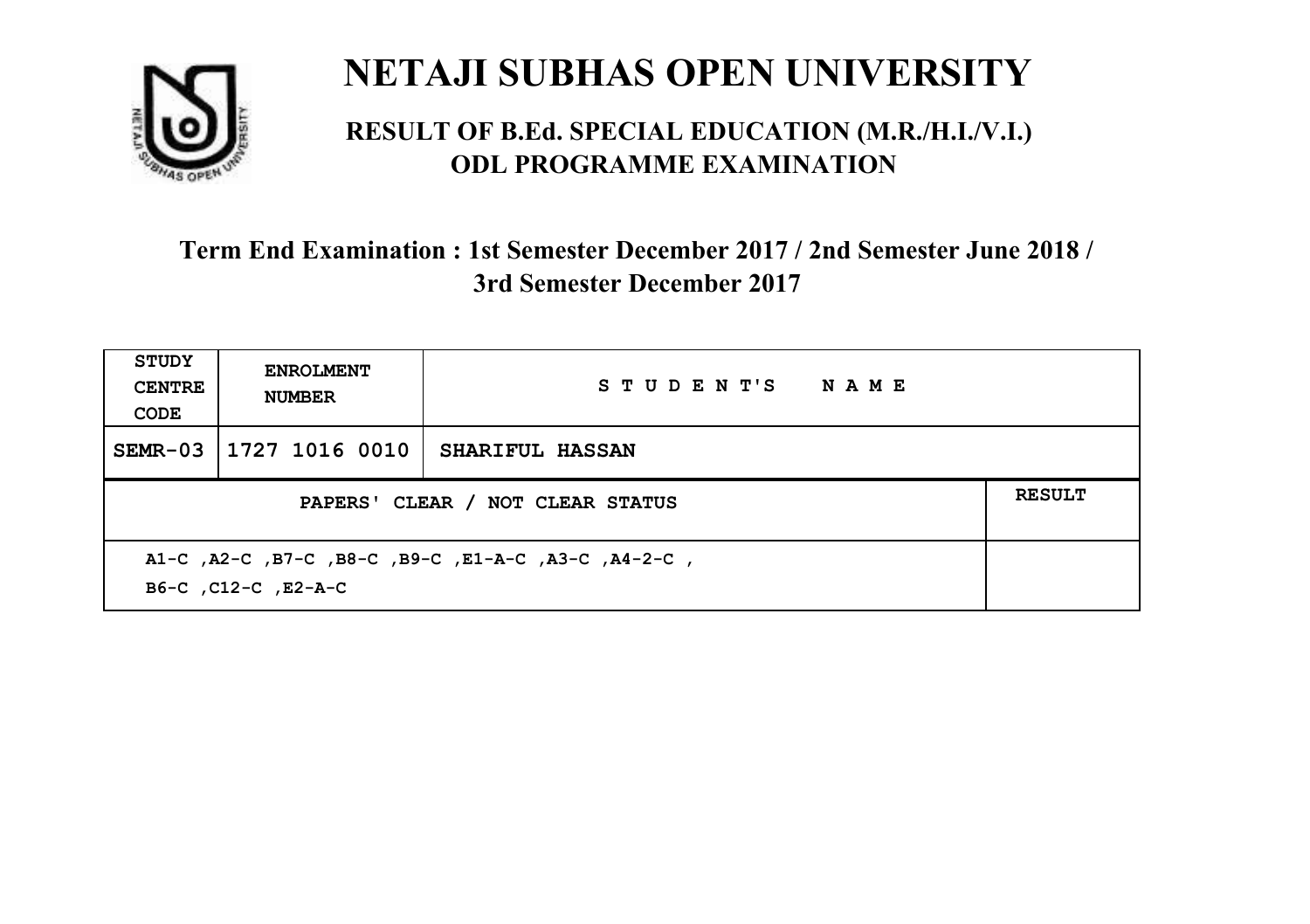# NETAJI SUBHAS OPEN UNIVERSITY

## RESULT OF B.Ed. SPECIAL EDUCATION (M.R./H.I./V.I.) ODL PROGRAMME EXAMINATION

### Term End Examination : 1st Semester December 2017 / 2nd Semester June 2018 / 3rd Semester December 2017

| STUDY CENTRE CODE | ENROLMENT NUMBER | STUDENT'S NAME | |
|---|---|---|---|
| SEMR-03 | 1727 1016 0010 | SHARIFUL HASSAN | |
| PAPERS' CLEAR / NOT CLEAR STATUS | | | RESULT |
| A1-C ,A2-C ,B7-C ,B8-C ,B9-C ,E1-A-C ,A3-C ,A4-2-C , B6-C ,C12-C ,E2-A-C | | | |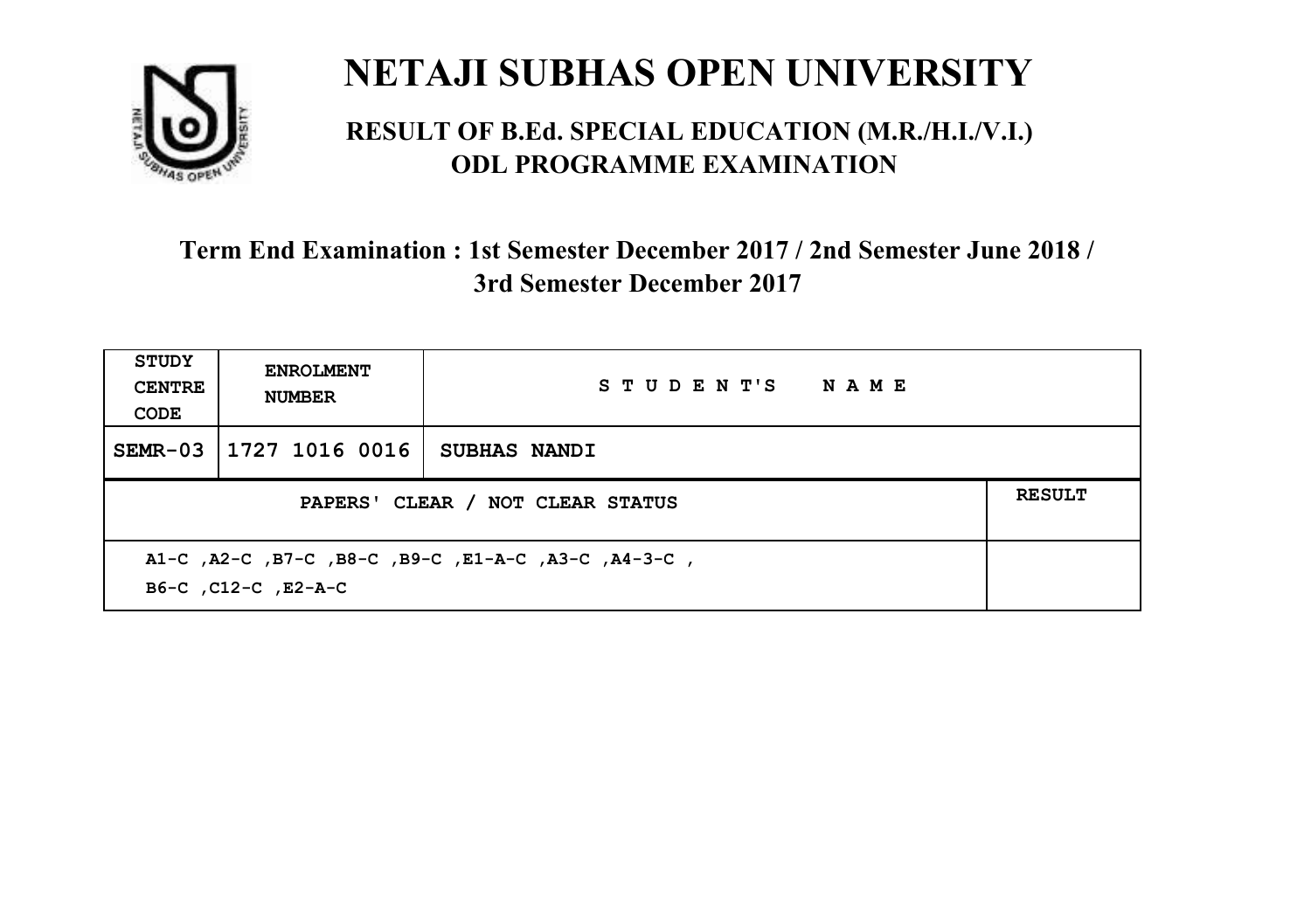# NETAJI SUBHAS OPEN UNIVERSITY

## RESULT OF B.Ed. SPECIAL EDUCATION (M.R./H.I./V.I.) ODL PROGRAMME EXAMINATION

### Term End Examination : 1st Semester December 2017 / 2nd Semester June 2018 / 3rd Semester December 2017

| STUDY CENTRE CODE | ENROLMENT NUMBER | STUDENT'S NAME | |
|---|---|---|---|
| SEMR-03 | 1727 1016 0016 | SUBHAS NANDI | |
| PAPERS' CLEAR / NOT CLEAR STATUS | | | RESULT |
| A1-C ,A2-C ,B7-C ,B8-C ,B9-C ,E1-A-C ,A3-C ,A4-3-C , B6-C ,C12-C ,E2-A-C | | | |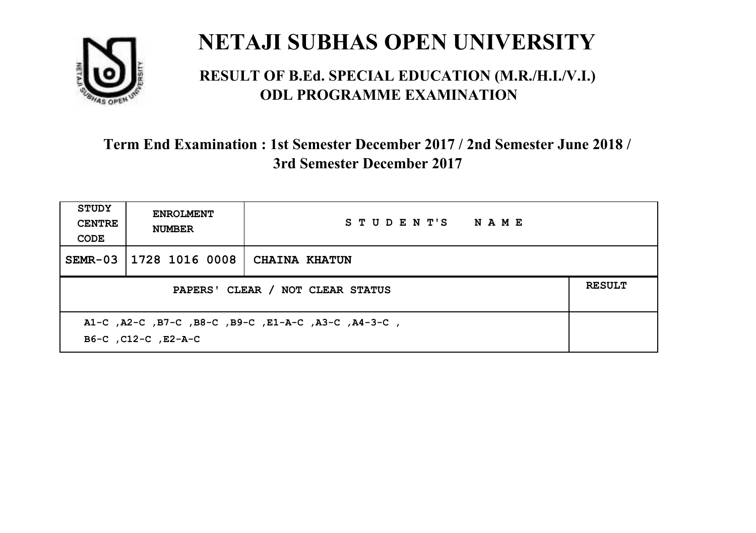# NETAJI SUBHAS OPEN UNIVERSITY

## RESULT OF B.Ed. SPECIAL EDUCATION (M.R./H.I./V.I.) ODL PROGRAMME EXAMINATION

### Term End Examination : 1st Semester December 2017 / 2nd Semester June 2018 / 3rd Semester December 2017

| STUDY CENTRE CODE | ENROLMENT NUMBER | STUDENT'S NAME | |
|---|---|---|---|
| SEMR-03 | 1728 1016 0008 | CHAINA KHATUN | |
| PAPERS' CLEAR / NOT CLEAR STATUS | | | RESULT |
| A1-C ,A2-C ,B7-C ,B8-C ,B9-C ,E1-A-C ,A3-C ,A4-3-C , B6-C ,C12-C ,E2-A-C | | | |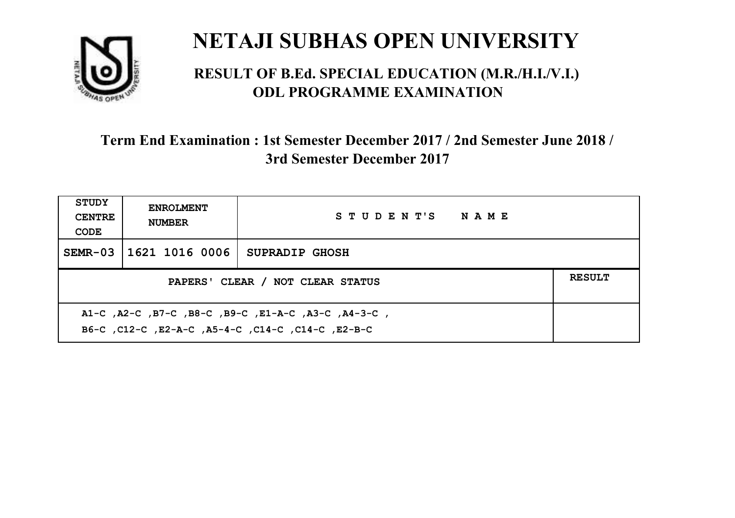# NETAJI SUBHAS OPEN UNIVERSITY

## RESULT OF B.Ed. SPECIAL EDUCATION (M.R./H.I./V.I.) ODL PROGRAMME EXAMINATION

### Term End Examination : 1st Semester December 2017 / 2nd Semester June 2018 / 3rd Semester December 2017

| STUDY CENTRE CODE | ENROLMENT NUMBER | STUDENT'S NAME | |
|---|---|---|---|
| SEMR-03 | 1621 1016 0006 | SUPRADIP GHOSH | |
| PAPERS' CLEAR / NOT CLEAR STATUS | | | RESULT |
| A1-C ,A2-C ,B7-C ,B8-C ,B9-C ,E1-A-C ,A3-C ,A4-3-C ,<br>B6-C ,C12-C ,E2-A-C ,A5-4-C ,C14-C ,C14-C ,E2-B-C | | | |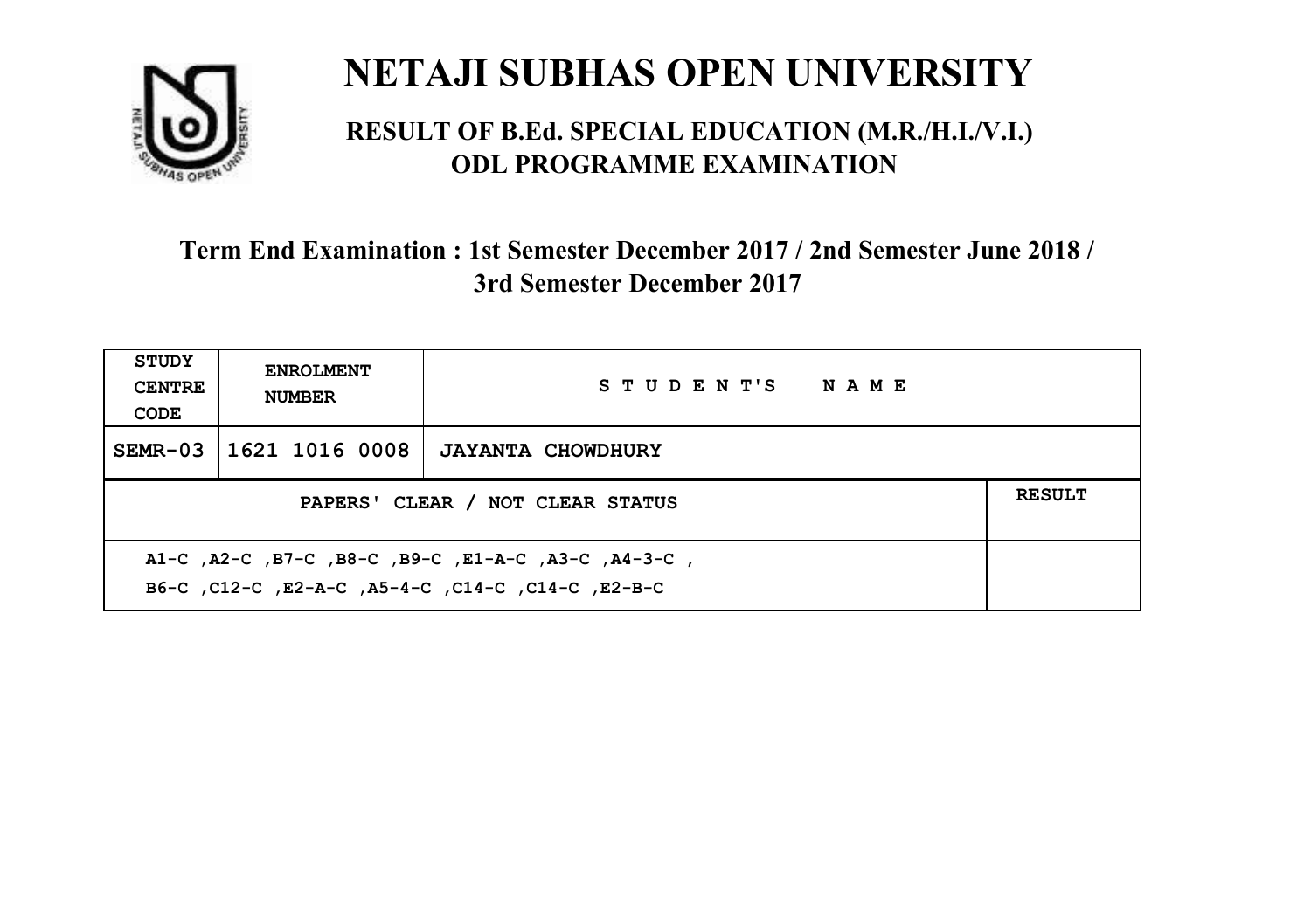# NETAJI SUBHAS OPEN UNIVERSITY

## RESULT OF B.Ed. SPECIAL EDUCATION (M.R./H.I./V.I.) ODL PROGRAMME EXAMINATION

### Term End Examination : 1st Semester December 2017 / 2nd Semester June 2018 / 3rd Semester December 2017

| STUDY CENTRE CODE | ENROLMENT NUMBER | STUDENT'S NAME | |
|---|---|---|---|
| SEMR-03 | 1621 1016 0008 | JAYANTA CHOWDHURY | |
| PAPERS' CLEAR / NOT CLEAR STATUS | | | RESULT |
| A1-C ,A2-C ,B7-C ,B8-C ,B9-C ,E1-A-C ,A3-C ,A4-3-C , B6-C ,C12-C ,E2-A-C ,A5-4-C ,C14-C ,C14-C ,E2-B-C | | | |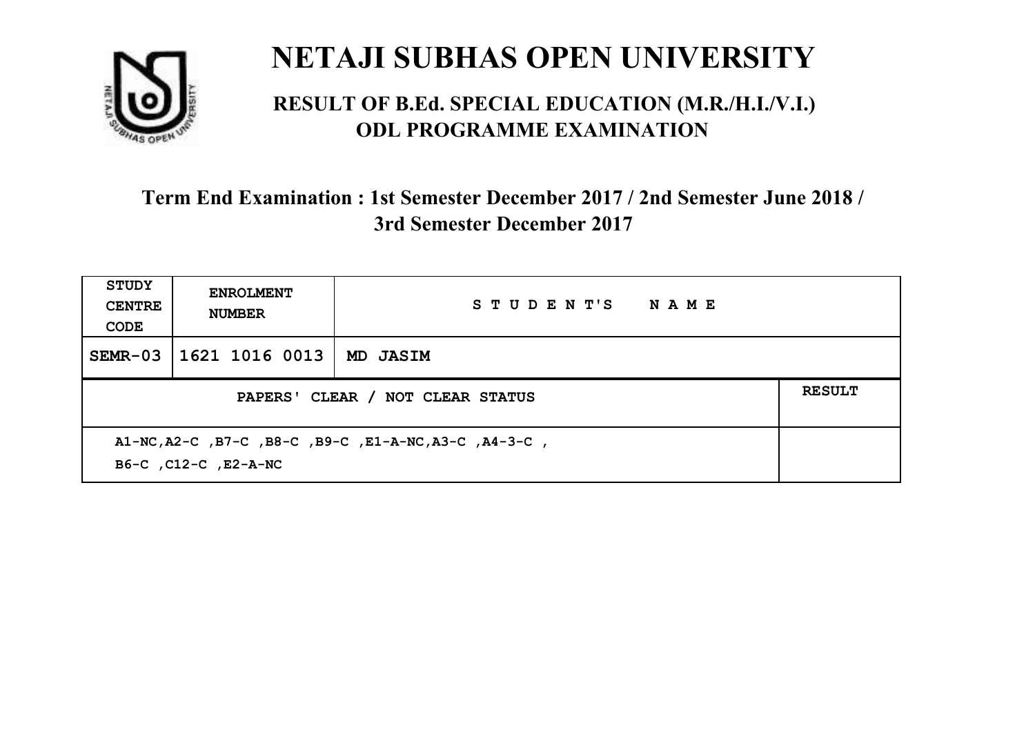# NETAJI SUBHAS OPEN UNIVERSITY

## RESULT OF B.Ed. SPECIAL EDUCATION (M.R./H.I./V.I.) ODL PROGRAMME EXAMINATION

### Term End Examination : 1st Semester December 2017 / 2nd Semester June 2018 / 3rd Semester December 2017

| STUDY CENTRE CODE | ENROLMENT NUMBER | STUDENT'S NAME | |
|---|---|---|---|
| SEMR-03 | 1621 1016 0013 | MD JASIM | |
| PAPERS' CLEAR / NOT CLEAR STATUS | | | RESULT |
| A1-NC,A2-C ,B7-C ,B8-C ,B9-C ,E1-A-NC,A3-C ,A4-3-C ,<br>B6-C ,C12-C ,E2-A-NC | | | |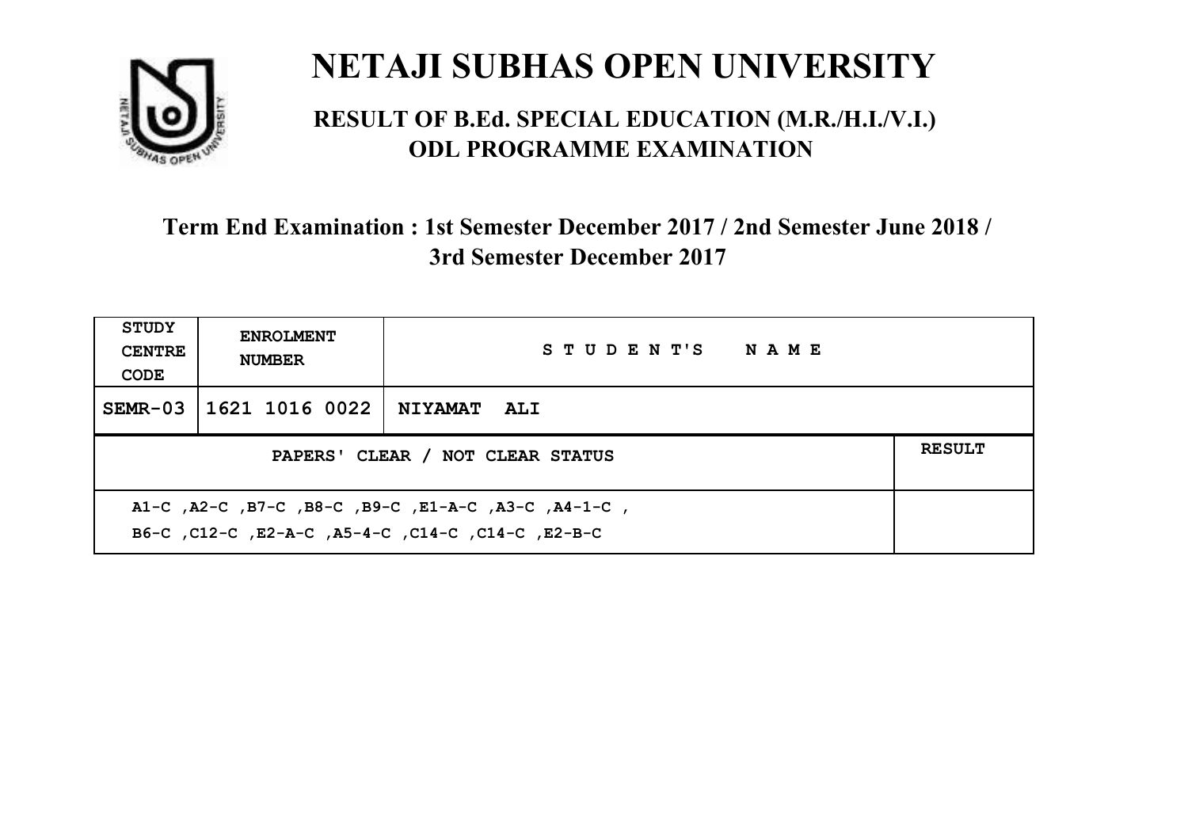# NETAJI SUBHAS OPEN UNIVERSITY

## RESULT OF B.Ed. SPECIAL EDUCATION (M.R./H.I./V.I.) ODL PROGRAMME EXAMINATION

### Term End Examination : 1st Semester December 2017 / 2nd Semester June 2018 / 3rd Semester December 2017

| STUDY CENTRE CODE | ENROLMENT NUMBER | STUDENT'S NAME | |
|---|---|---|---|
| SEMR-03 | 1621 1016 0022 | NIYAMAT ALI | |
| PAPERS' CLEAR / NOT CLEAR STATUS | | | RESULT |
| A1-C ,A2-C ,B7-C ,B8-C ,B9-C ,E1-A-C ,A3-C ,A4-1-C , B6-C ,C12-C ,E2-A-C ,A5-4-C ,C14-C ,C14-C ,E2-B-C | | | |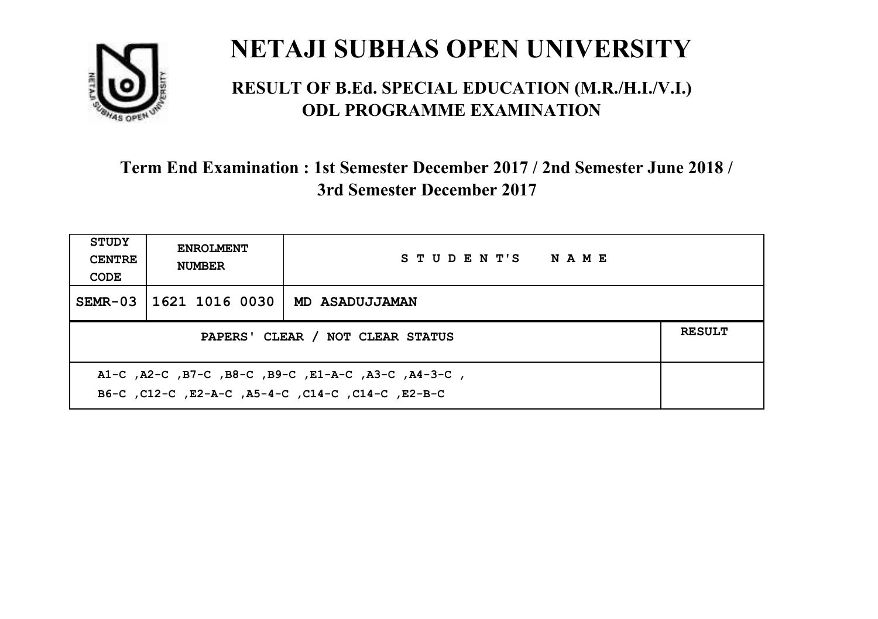# NETAJI SUBHAS OPEN UNIVERSITY

## RESULT OF B.Ed. SPECIAL EDUCATION (M.R./H.I./V.I.) ODL PROGRAMME EXAMINATION

### Term End Examination : 1st Semester December 2017 / 2nd Semester June 2018 / 3rd Semester December 2017

| STUDY CENTRE CODE | ENROLMENT NUMBER | STUDENT'S NAME | |
|---|---|---|---|
| SEMR-03 | 1621 1016 0030 | MD ASADUJJAMAN | |
| PAPERS' CLEAR / NOT CLEAR STATUS | | | RESULT |
| A1-C ,A2-C ,B7-C ,B8-C ,B9-C ,E1-A-C ,A3-C ,A4-3-C , B6-C ,C12-C ,E2-A-C ,A5-4-C ,C14-C ,C14-C ,E2-B-C | | | |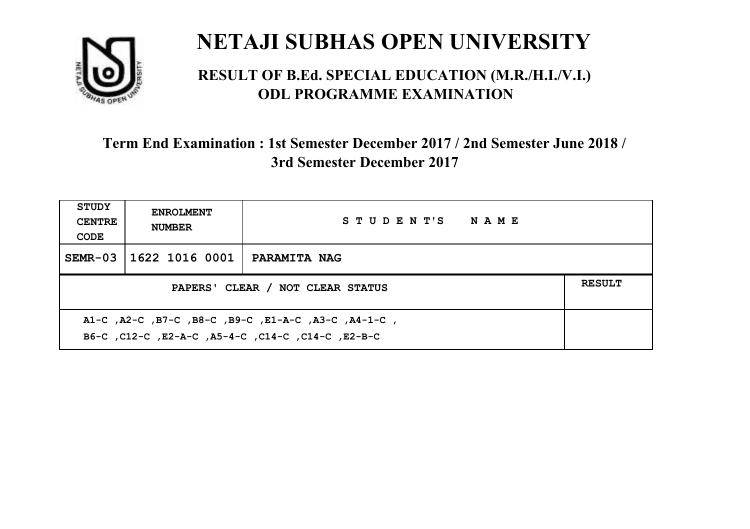# NETAJI SUBHAS OPEN UNIVERSITY

## RESULT OF B.Ed. SPECIAL EDUCATION (M.R./H.I./V.I.) ODL PROGRAMME EXAMINATION

### Term End Examination : 1st Semester December 2017 / 2nd Semester June 2018 / 3rd Semester December 2017

| STUDY CENTRE CODE | ENROLMENT NUMBER | STUDENT'S NAME | |
|---|---|---|---|
| SEMR-03 | 1622 1016 0001 | PARAMITA NAG | |
| PAPERS' CLEAR / NOT CLEAR STATUS | | | RESULT |
| A1-C ,A2-C ,B7-C ,B8-C ,B9-C ,E1-A-C ,A3-C ,A4-1-C , B6-C ,C12-C ,E2-A-C ,A5-4-C ,C14-C ,C14-C ,E2-B-C | | | |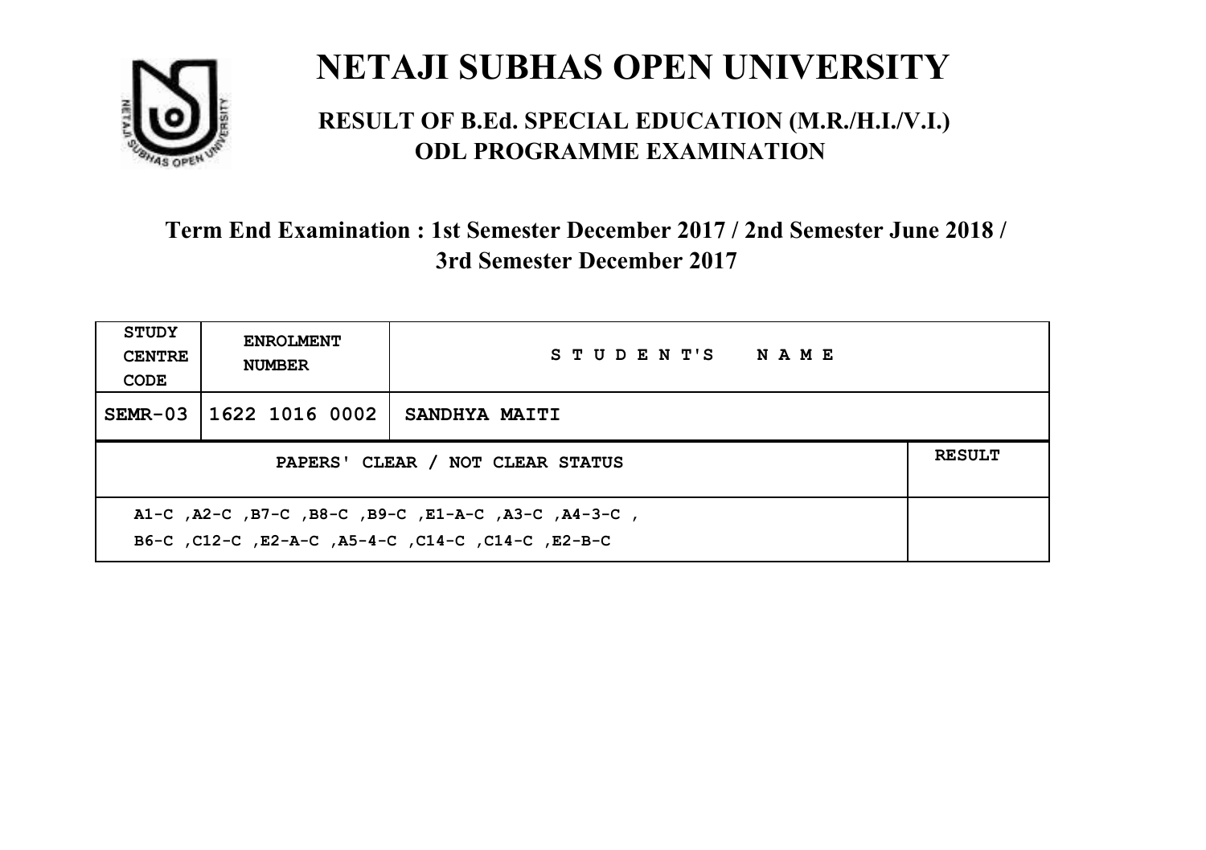# NETAJI SUBHAS OPEN UNIVERSITY

## RESULT OF B.Ed. SPECIAL EDUCATION (M.R./H.I./V.I.) ODL PROGRAMME EXAMINATION

### Term End Examination : 1st Semester December 2017 / 2nd Semester June 2018 / 3rd Semester December 2017

| STUDY CENTRE CODE | ENROLMENT NUMBER | STUDENT'S NAME | |
|---|---|---|---|
| SEMR-03 | 1622 1016 0002 | SANDHYA MAITI | |
| PAPERS' CLEAR / NOT CLEAR STATUS | | | RESULT |
| A1-C ,A2-C ,B7-C ,B8-C ,B9-C ,E1-A-C ,A3-C ,A4-3-C , B6-C ,C12-C ,E2-A-C ,A5-4-C ,C14-C ,C14-C ,E2-B-C | | | |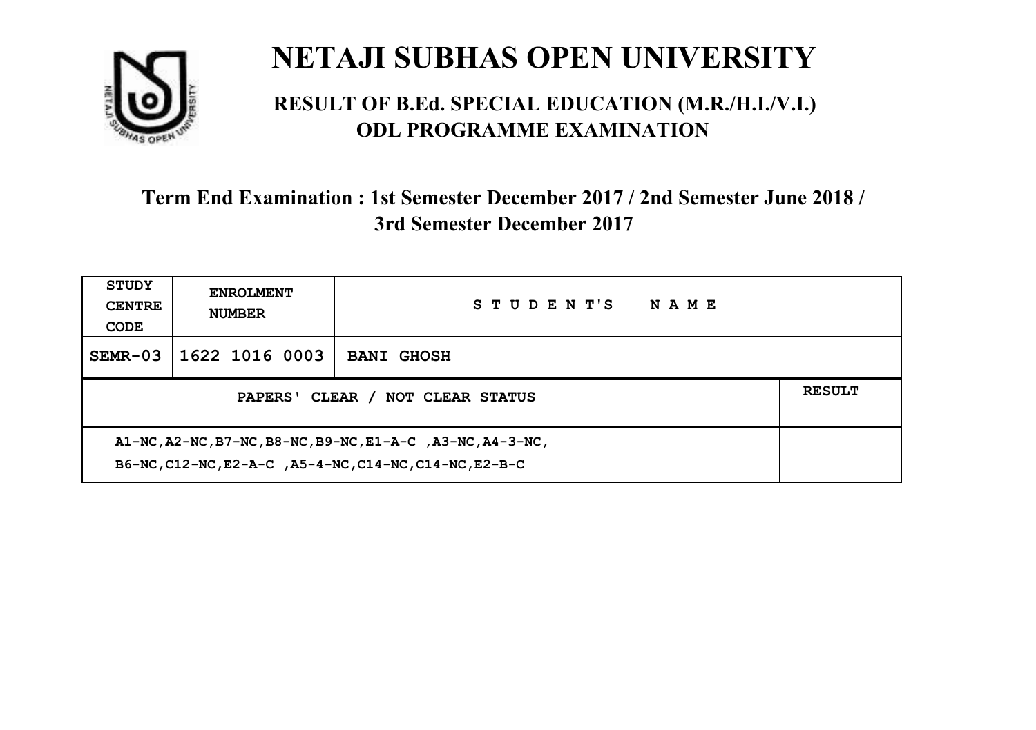# NETAJI SUBHAS OPEN UNIVERSITY

## RESULT OF B.Ed. SPECIAL EDUCATION (M.R./H.I./V.I.) ODL PROGRAMME EXAMINATION

### Term End Examination : 1st Semester December 2017 / 2nd Semester June 2018 / 3rd Semester December 2017

| STUDY CENTRE CODE | ENROLMENT NUMBER | STUDENT'S NAME | |
|---|---|---|---|
| SEMR-03 | 1622 1016 0003 | BANI GHOSH | |
| PAPERS' CLEAR / NOT CLEAR STATUS | | | RESULT |
| A1-NC,A2-NC,B7-NC,B8-NC,B9-NC,E1-A-C ,A3-NC,A4-3-NC, B6-NC,C12-NC,E2-A-C ,A5-4-NC,C14-NC,C14-NC,E2-B-C | | | |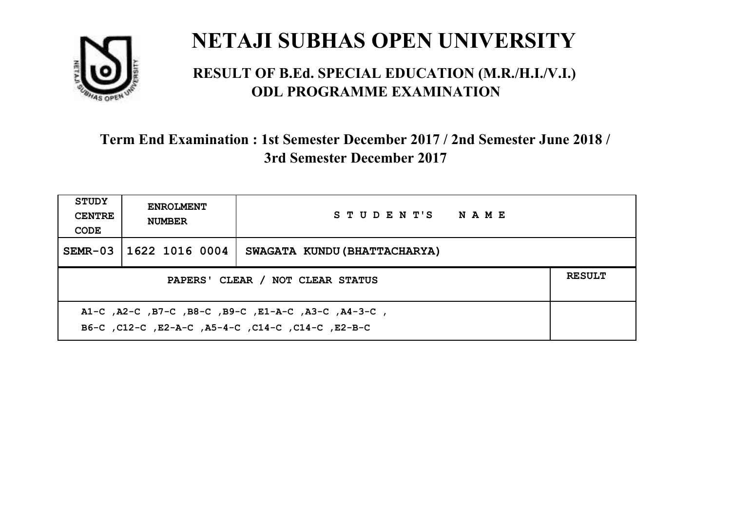# NETAJI SUBHAS OPEN UNIVERSITY

## RESULT OF B.Ed. SPECIAL EDUCATION (M.R./H.I./V.I.) ODL PROGRAMME EXAMINATION

### Term End Examination : 1st Semester December 2017 / 2nd Semester June 2018 / 3rd Semester December 2017

| STUDY CENTRE CODE | ENROLMENT NUMBER | STUDENT'S NAME | |
|---|---|---|---|
| SEMR-03 | 1622 1016 0004 | SWAGATA KUNDU(BHATTACHARYA) | |
| PAPERS' CLEAR / NOT CLEAR STATUS | | | RESULT |
| A1-C ,A2-C ,B7-C ,B8-C ,B9-C ,E1-A-C ,A3-C ,A4-3-C , B6-C ,C12-C ,E2-A-C ,A5-4-C ,C14-C ,C14-C ,E2-B-C | | | |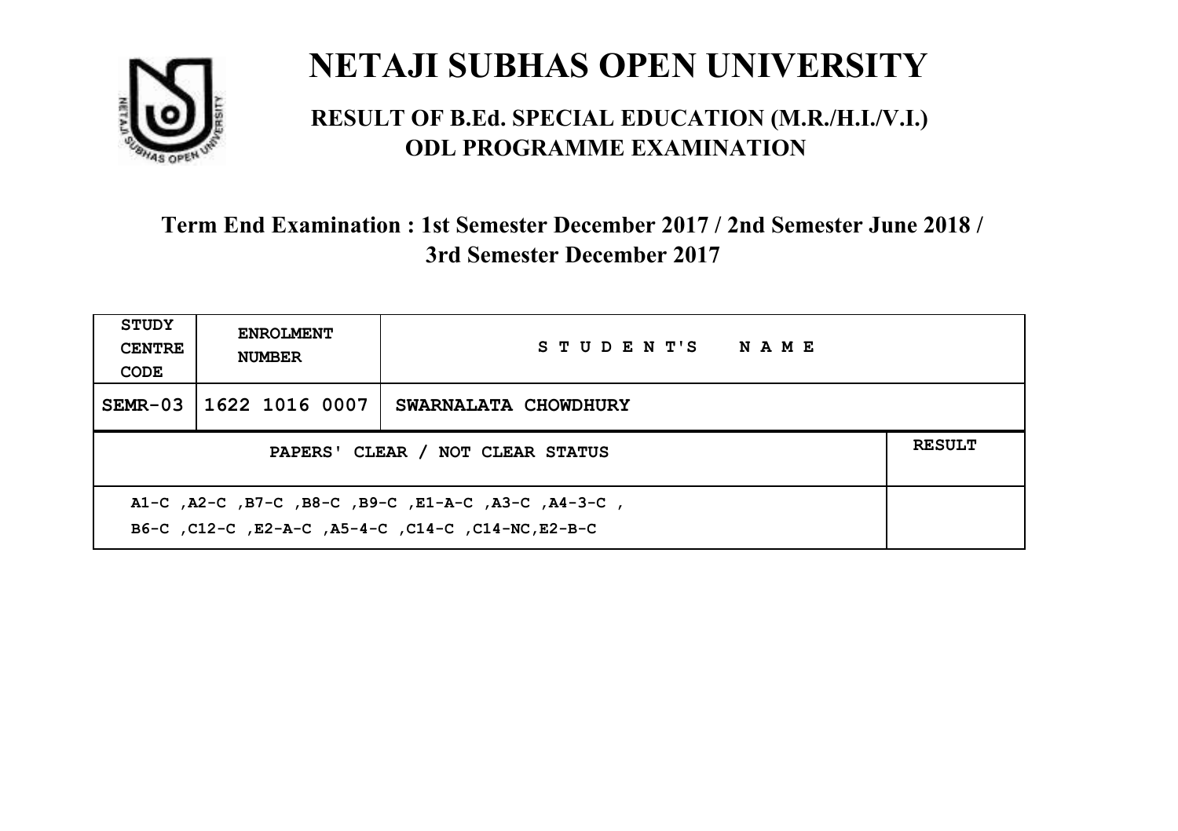# NETAJI SUBHAS OPEN UNIVERSITY

## RESULT OF B.Ed. SPECIAL EDUCATION (M.R./H.I./V.I.) ODL PROGRAMME EXAMINATION

### Term End Examination : 1st Semester December 2017 / 2nd Semester June 2018 / 3rd Semester December 2017

| STUDY CENTRE CODE | ENROLMENT NUMBER | STUDENT'S NAME | |
|---|---|---|---|
| SEMR-03 | 1622 1016 0007 | SWARNALATA CHOWDHURY | |
| PAPERS' CLEAR / NOT CLEAR STATUS | | | RESULT |
| A1-C ,A2-C ,B7-C ,B8-C ,B9-C ,E1-A-C ,A3-C ,A4-3-C , B6-C ,C12-C ,E2-A-C ,A5-4-C ,C14-C ,C14-NC,E2-B-C | | | |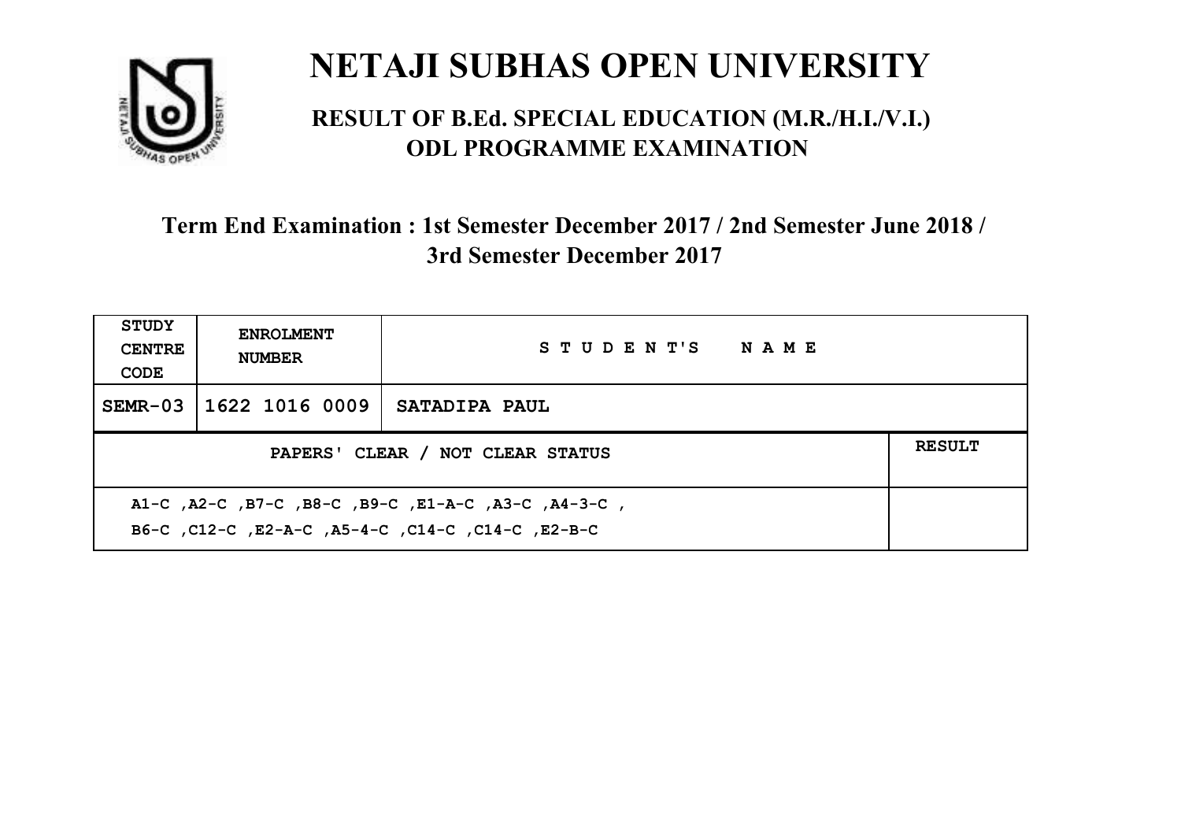# NETAJI SUBHAS OPEN UNIVERSITY

## RESULT OF B.Ed. SPECIAL EDUCATION (M.R./H.I./V.I.) ODL PROGRAMME EXAMINATION

### Term End Examination : 1st Semester December 2017 / 2nd Semester June 2018 / 3rd Semester December 2017

| STUDY CENTRE CODE | ENROLMENT NUMBER | STUDENT'S NAME | |
|---|---|---|---|
| SEMR-03 | 1622 1016 0009 | SATADIPA PAUL | |
| PAPERS' CLEAR / NOT CLEAR STATUS | | | RESULT |
| A1-C ,A2-C ,B7-C ,B8-C ,B9-C ,E1-A-C ,A3-C ,A4-3-C , B6-C ,C12-C ,E2-A-C ,A5-4-C ,C14-C ,C14-C ,E2-B-C | | | |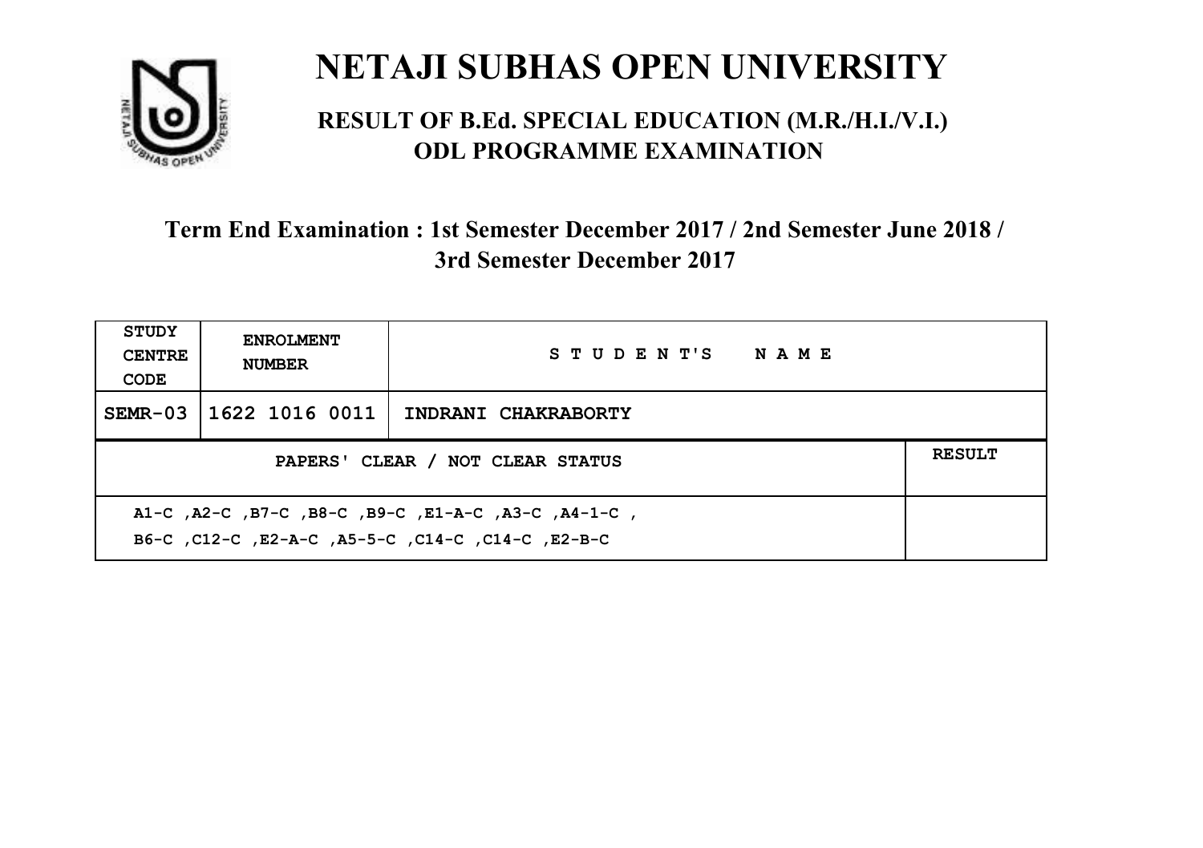# NETAJI SUBHAS OPEN UNIVERSITY

## RESULT OF B.Ed. SPECIAL EDUCATION (M.R./H.I./V.I.) ODL PROGRAMME EXAMINATION

### Term End Examination : 1st Semester December 2017 / 2nd Semester June 2018 / 3rd Semester December 2017

| STUDY CENTRE CODE | ENROLMENT NUMBER | STUDENT'S NAME | |
|---|---|---|---|
| SEMR-03 | 1622 1016 0011 | INDRANI CHAKRABORTY | |
| PAPERS' CLEAR / NOT CLEAR STATUS | | | RESULT |
| A1-C ,A2-C ,B7-C ,B8-C ,B9-C ,E1-A-C ,A3-C ,A4-1-C ,<br>B6-C ,C12-C ,E2-A-C ,A5-5-C ,C14-C ,C14-C ,E2-B-C | | | |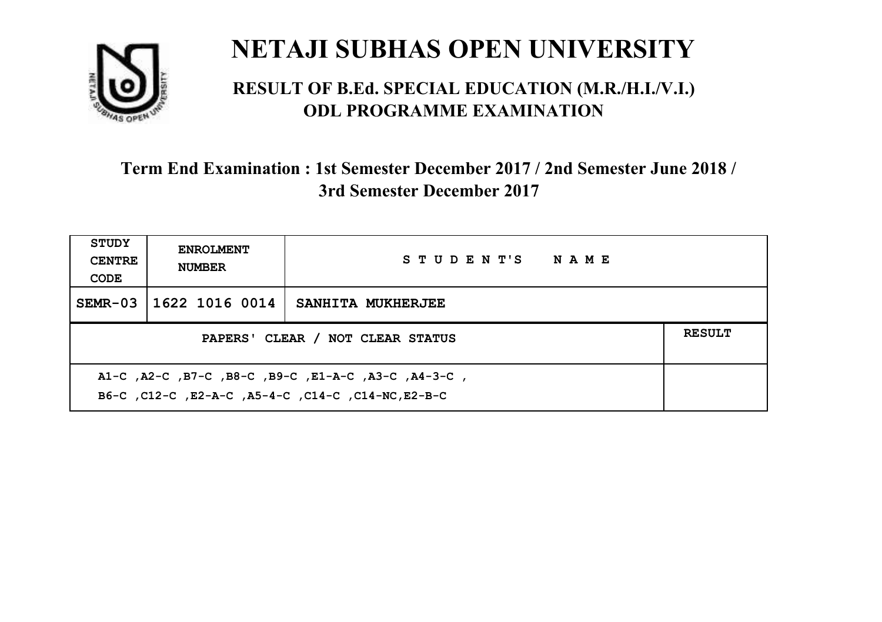# NETAJI SUBHAS OPEN UNIVERSITY

## RESULT OF B.Ed. SPECIAL EDUCATION (M.R./H.I./V.I.) ODL PROGRAMME EXAMINATION

### Term End Examination : 1st Semester December 2017 / 2nd Semester June 2018 / 3rd Semester December 2017

| STUDY CENTRE CODE | ENROLMENT NUMBER | STUDENT'S NAME | |
|---|---|---|---|
| SEMR-03 | 1622 1016 0014 | SANHITA MUKHERJEE | |
| PAPERS' CLEAR / NOT CLEAR STATUS | | | RESULT |
| A1-C ,A2-C ,B7-C ,B8-C ,B9-C ,E1-A-C ,A3-C ,A4-3-C , B6-C ,C12-C ,E2-A-C ,A5-4-C ,C14-C ,C14-NC,E2-B-C | | | |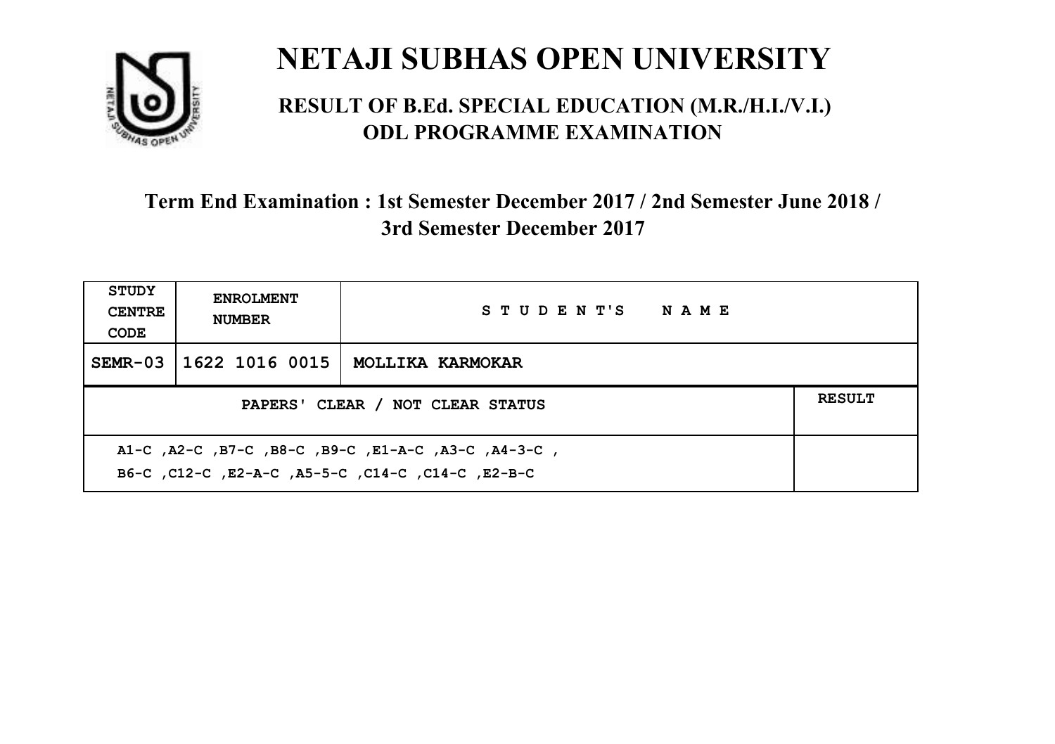# NETAJI SUBHAS OPEN UNIVERSITY

## RESULT OF B.Ed. SPECIAL EDUCATION (M.R./H.I./V.I.) ODL PROGRAMME EXAMINATION

### Term End Examination : 1st Semester December 2017 / 2nd Semester June 2018 / 3rd Semester December 2017

| STUDY CENTRE CODE | ENROLMENT NUMBER | STUDENT'S NAME | |
|---|---|---|---|
| SEMR-03 | 1622 1016 0015 | MOLLIKA KARMOKAR | |
| PAPERS' CLEAR / NOT CLEAR STATUS | | | RESULT |
| A1-C ,A2-C ,B7-C ,B8-C ,B9-C ,E1-A-C ,A3-C ,A4-3-C , B6-C ,C12-C ,E2-A-C ,A5-5-C ,C14-C ,C14-C ,E2-B-C | | | |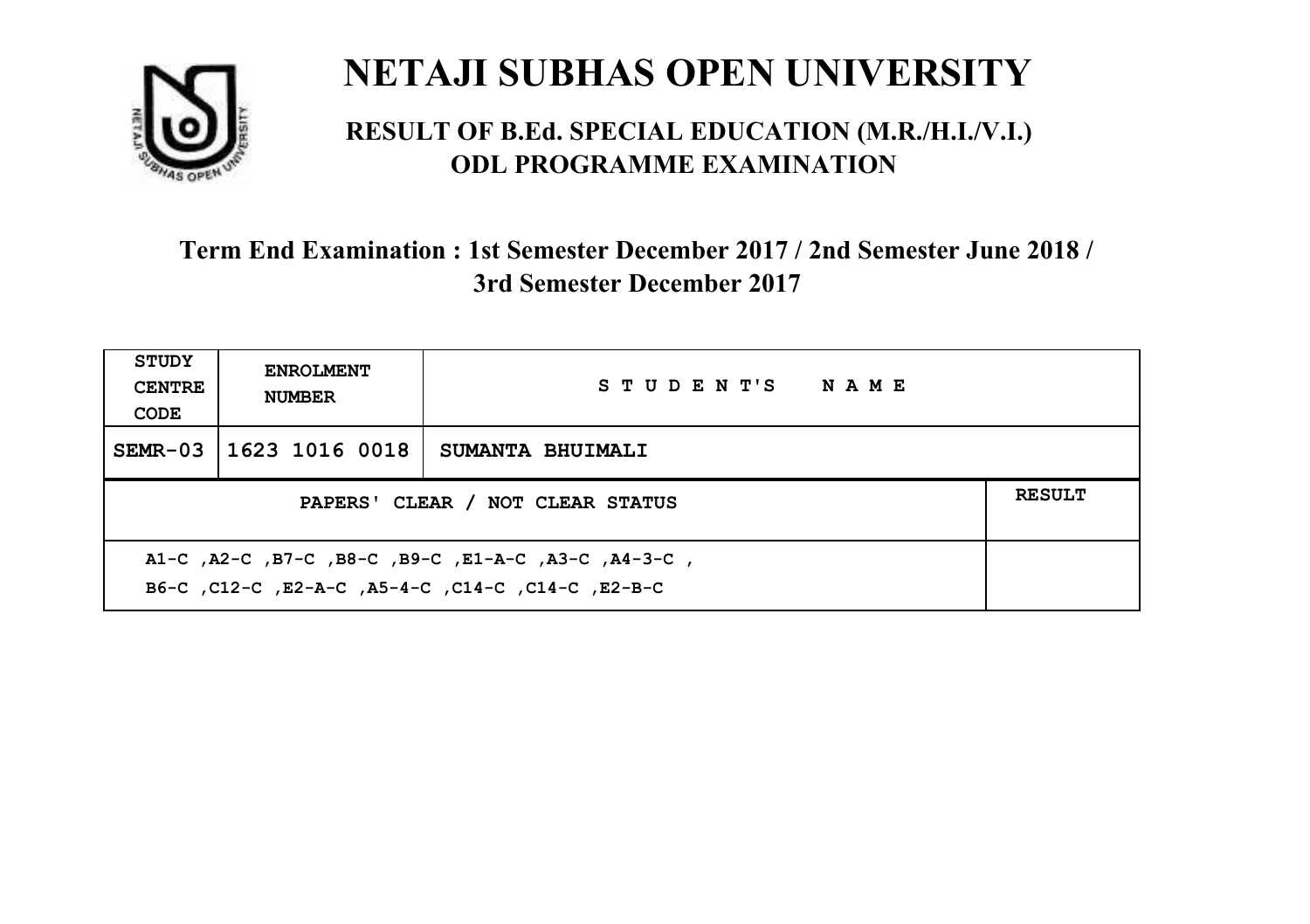# NETAJI SUBHAS OPEN UNIVERSITY

## RESULT OF B.Ed. SPECIAL EDUCATION (M.R./H.I./V.I.) ODL PROGRAMME EXAMINATION

### Term End Examination : 1st Semester December 2017 / 2nd Semester June 2018 / 3rd Semester December 2017

| STUDY CENTRE CODE | ENROLMENT NUMBER | STUDENT'S NAME | |
|---|---|---|---|
| SEMR-03 | 1623 1016 0018 | SUMANTA BHUIMALI | |
| PAPERS' CLEAR / NOT CLEAR STATUS | | | RESULT |
| A1-C ,A2-C ,B7-C ,B8-C ,B9-C ,E1-A-C ,A3-C ,A4-3-C , B6-C ,C12-C ,E2-A-C ,A5-4-C ,C14-C ,C14-C ,E2-B-C | | | |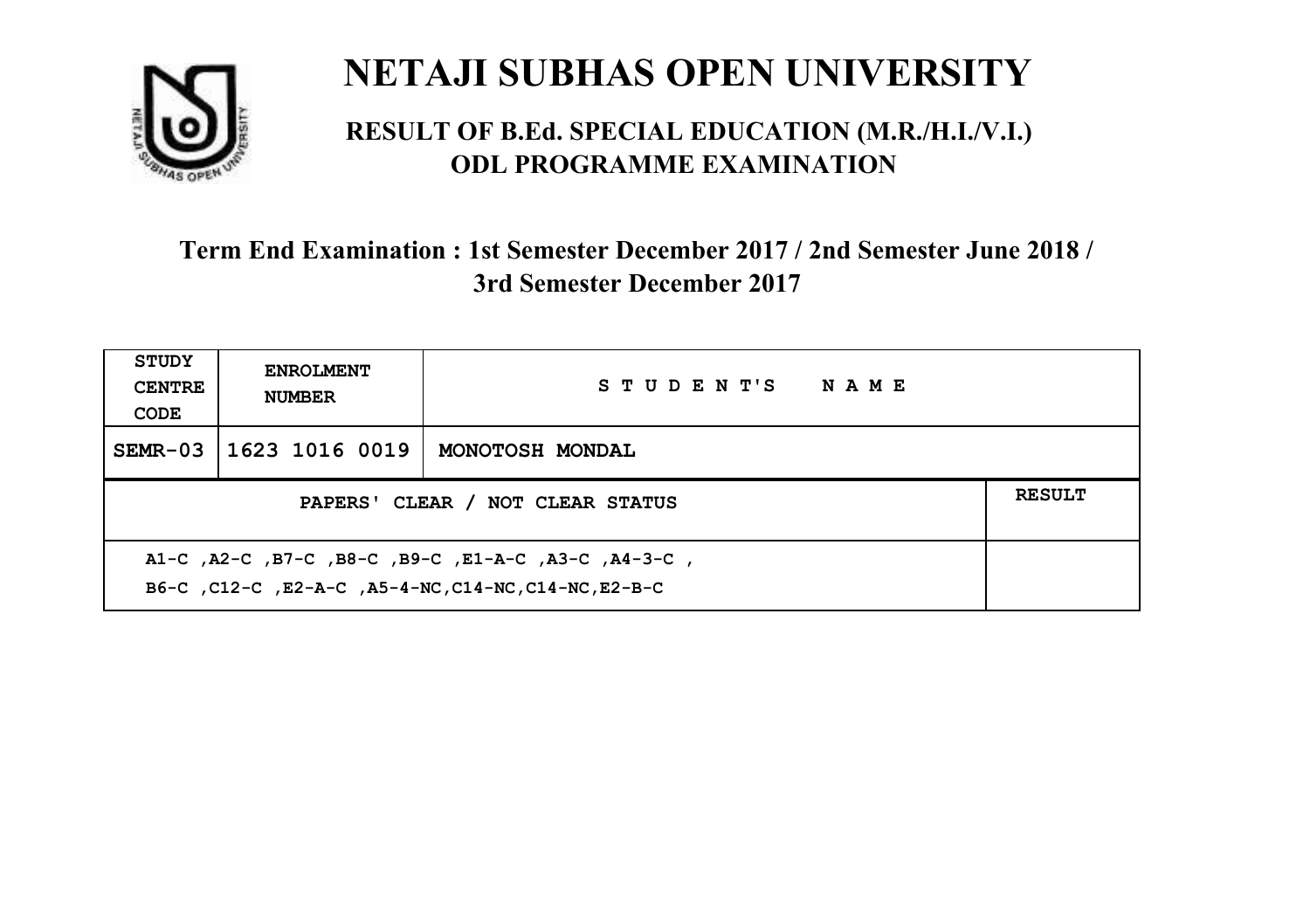# NETAJI SUBHAS OPEN UNIVERSITY

## RESULT OF B.Ed. SPECIAL EDUCATION (M.R./H.I./V.I.) ODL PROGRAMME EXAMINATION

### Term End Examination : 1st Semester December 2017 / 2nd Semester June 2018 / 3rd Semester December 2017

| STUDY CENTRE CODE | ENROLMENT NUMBER | STUDENT'S NAME | |
|---|---|---|---|
| SEMR-03 | 1623 1016 0019 | MONOTOSH MONDAL | |
| PAPERS' CLEAR / NOT CLEAR STATUS | | | RESULT |
| A1-C ,A2-C ,B7-C ,B8-C ,B9-C ,E1-A-C ,A3-C ,A4-3-C ,<br>B6-C ,C12-C ,E2-A-C ,A5-4-NC,C14-NC,C14-NC,E2-B-C | | | |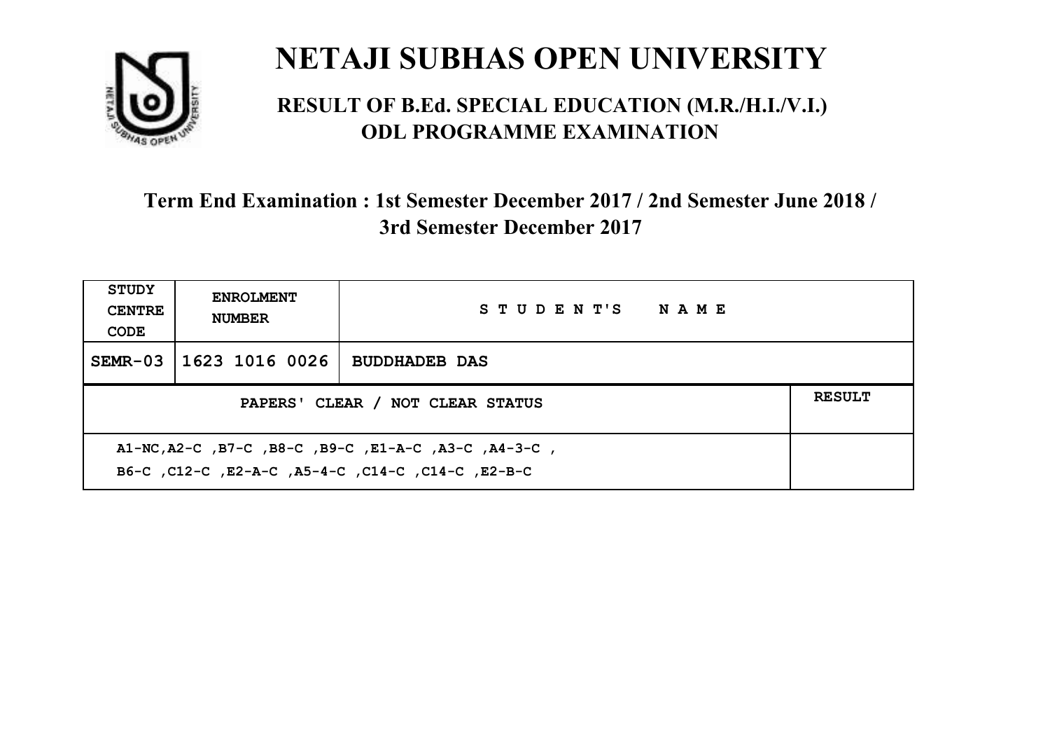# NETAJI SUBHAS OPEN UNIVERSITY

## RESULT OF B.Ed. SPECIAL EDUCATION (M.R./H.I./V.I.) ODL PROGRAMME EXAMINATION

### Term End Examination : 1st Semester December 2017 / 2nd Semester June 2018 / 3rd Semester December 2017

| STUDY CENTRE CODE | ENROLMENT NUMBER | STUDENT'S NAME | |
|---|---|---|---|
| SEMR-03 | 1623 1016 0026 | BUDDHADEB DAS | |
| PAPERS' CLEAR / NOT CLEAR STATUS | | | RESULT |
| A1-NC,A2-C ,B7-C ,B8-C ,B9-C ,E1-A-C ,A3-C ,A4-3-C , B6-C ,C12-C ,E2-A-C ,A5-4-C ,C14-C ,C14-C ,E2-B-C | | | |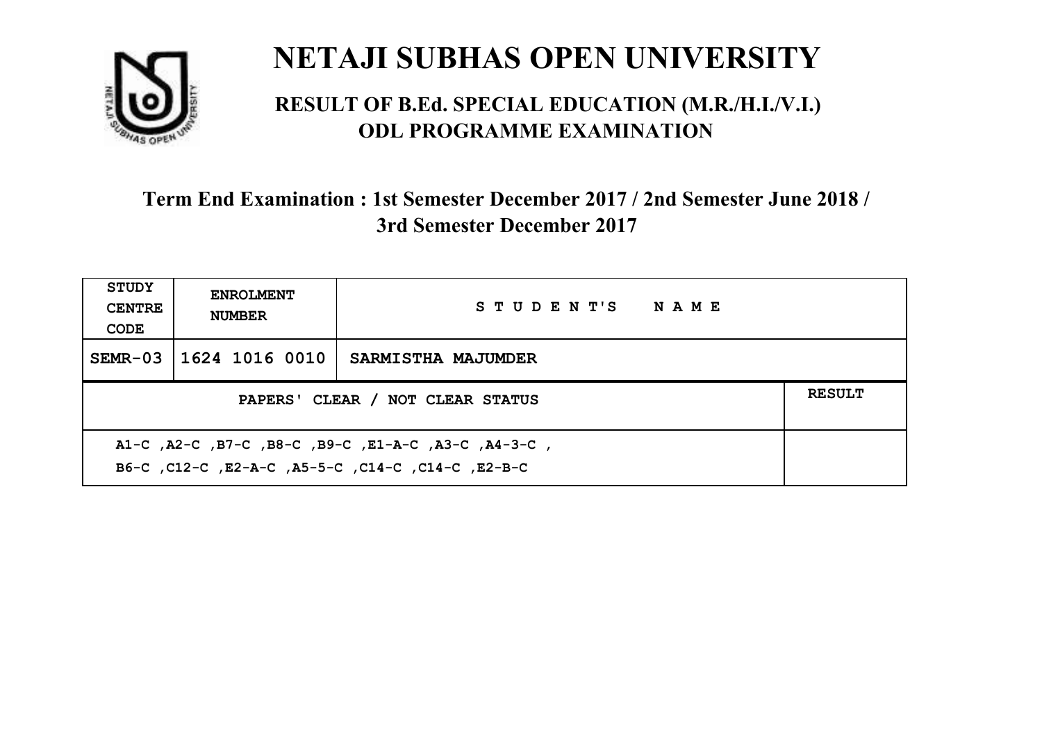# NETAJI SUBHAS OPEN UNIVERSITY

## RESULT OF B.Ed. SPECIAL EDUCATION (M.R./H.I./V.I.) ODL PROGRAMME EXAMINATION

### Term End Examination : 1st Semester December 2017 / 2nd Semester June 2018 / 3rd Semester December 2017

| STUDY CENTRE CODE | ENROLMENT NUMBER | STUDENT'S NAME | |
|---|---|---|---|
| SEMR-03 | 1624 1016 0010 | SARMISTHA MAJUMDER | |
| PAPERS' CLEAR / NOT CLEAR STATUS | | | RESULT |
| A1-C ,A2-C ,B7-C ,B8-C ,B9-C ,E1-A-C ,A3-C ,A4-3-C , B6-C ,C12-C ,E2-A-C ,A5-5-C ,C14-C ,C14-C ,E2-B-C | | | |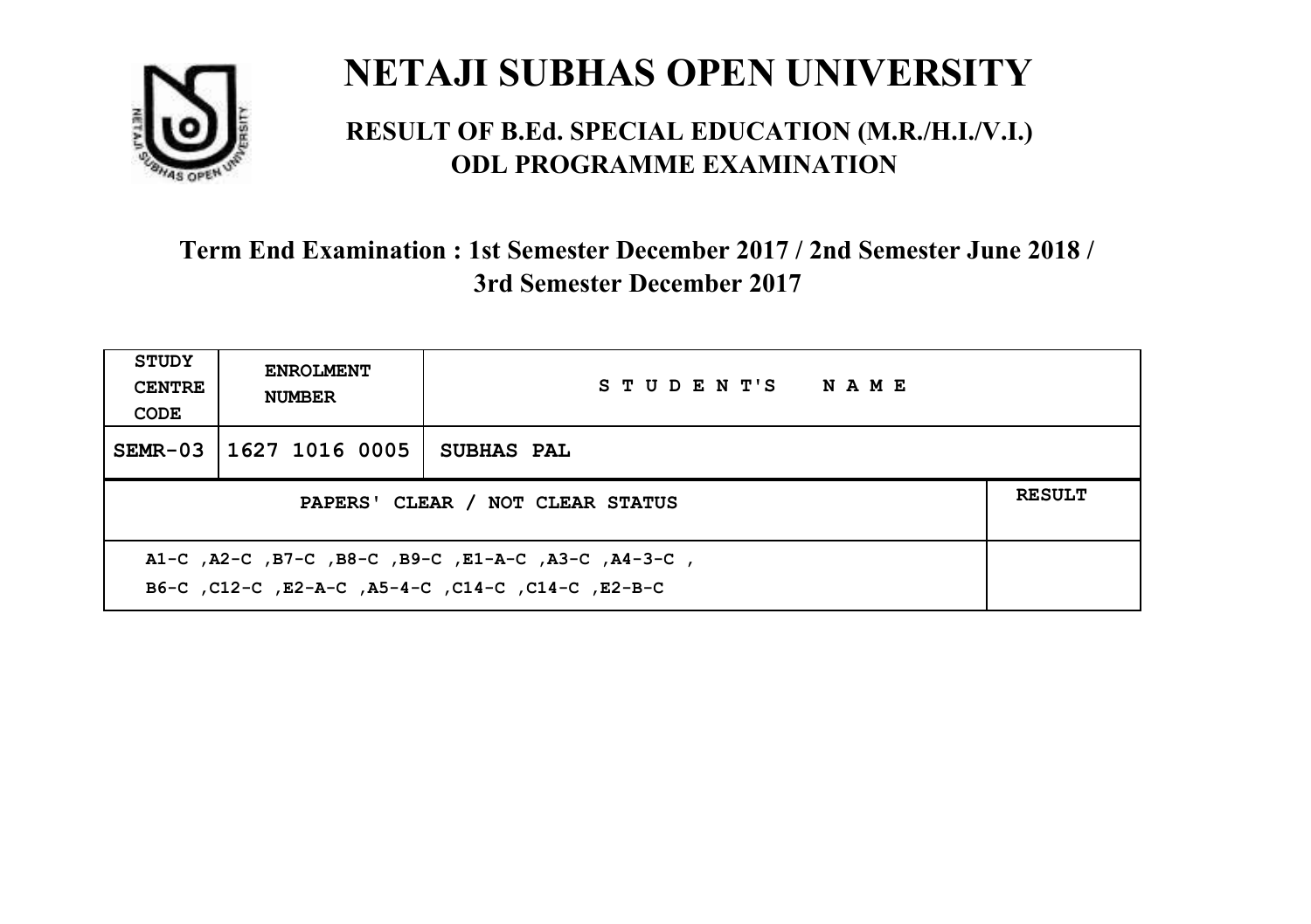# NETAJI SUBHAS OPEN UNIVERSITY

## RESULT OF B.Ed. SPECIAL EDUCATION (M.R./H.I./V.I.) ODL PROGRAMME EXAMINATION

### Term End Examination : 1st Semester December 2017 / 2nd Semester June 2018 / 3rd Semester December 2017

| STUDY CENTRE CODE | ENROLMENT NUMBER | STUDENT'S NAME | |
|---|---|---|---|
| SEMR-03 | 1627 1016 0005 | SUBHAS PAL | |
| PAPERS' CLEAR / NOT CLEAR STATUS | | | RESULT |
| A1-C ,A2-C ,B7-C ,B8-C ,B9-C ,E1-A-C ,A3-C ,A4-3-C , B6-C ,C12-C ,E2-A-C ,A5-4-C ,C14-C ,C14-C ,E2-B-C | | | |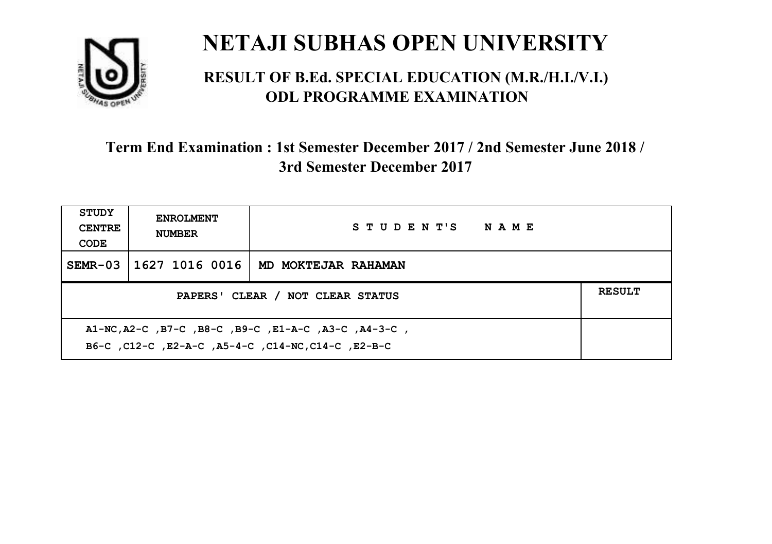# NETAJI SUBHAS OPEN UNIVERSITY

## RESULT OF B.Ed. SPECIAL EDUCATION (M.R./H.I./V.I.) ODL PROGRAMME EXAMINATION

### Term End Examination : 1st Semester December 2017 / 2nd Semester June 2018 / 3rd Semester December 2017

| STUDY CENTRE CODE | ENROLMENT NUMBER | STUDENT'S NAME | |
|---|---|---|---|
| SEMR-03 | 1627 1016 0016 | MD MOKTEJAR RAHAMAN | |
| PAPERS' CLEAR / NOT CLEAR STATUS | | | RESULT |
| A1-NC,A2-C ,B7-C ,B8-C ,B9-C ,E1-A-C ,A3-C ,A4-3-C , B6-C ,C12-C ,E2-A-C ,A5-4-C ,C14-NC,C14-C ,E2-B-C | | | |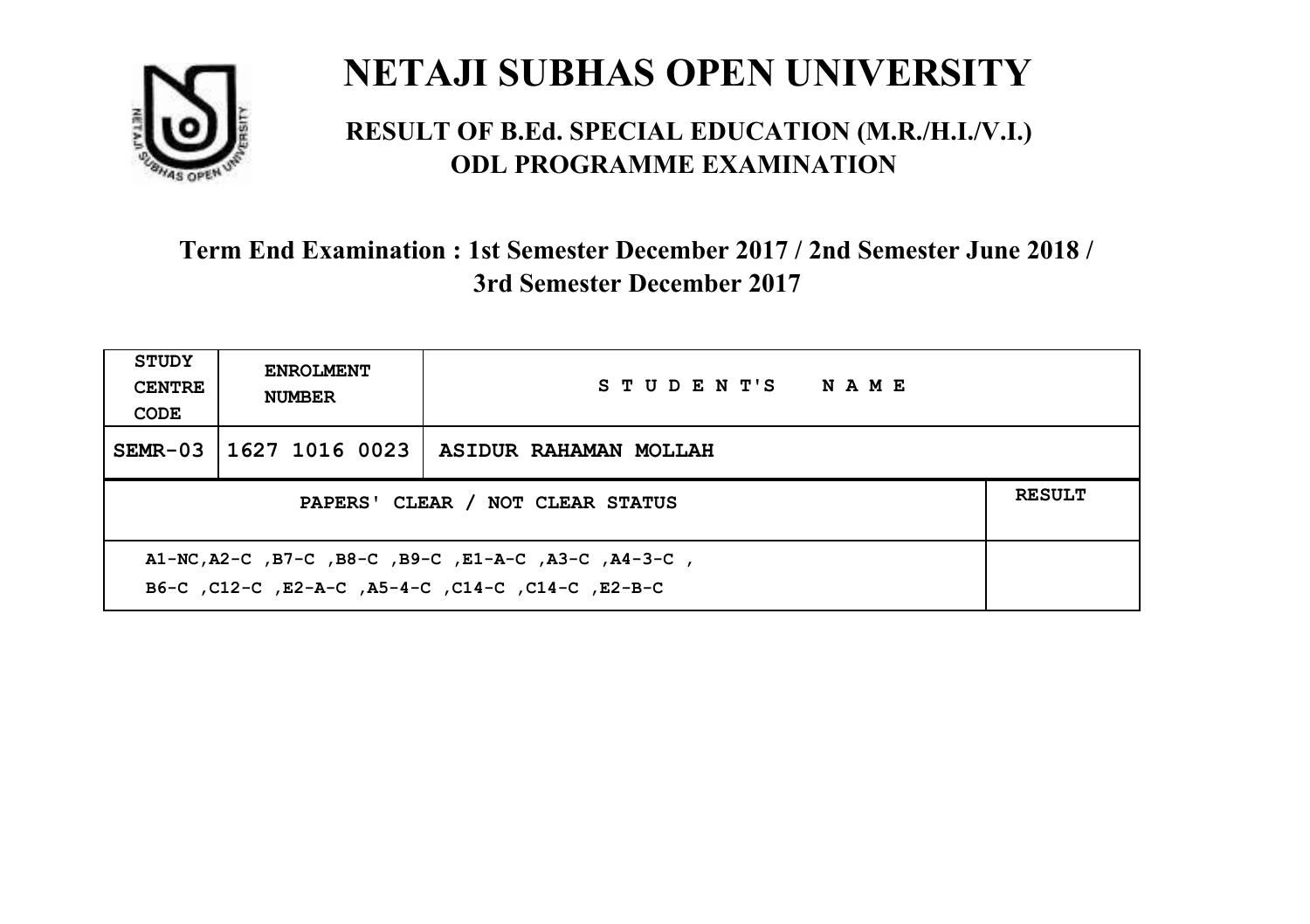# NETAJI SUBHAS OPEN UNIVERSITY

## RESULT OF B.Ed. SPECIAL EDUCATION (M.R./H.I./V.I.) ODL PROGRAMME EXAMINATION

### Term End Examination : 1st Semester December 2017 / 2nd Semester June 2018 / 3rd Semester December 2017

| STUDY CENTRE CODE | ENROLMENT NUMBER | STUDENT'S NAME | |
|---|---|---|---|
| SEMR-03 | 1627 1016 0023 | ASIDUR RAHAMAN MOLLAH | |
| PAPERS' CLEAR / NOT CLEAR STATUS | | | RESULT |
| A1-NC,A2-C ,B7-C ,B8-C ,B9-C ,E1-A-C ,A3-C ,A4-3-C , B6-C ,C12-C ,E2-A-C ,A5-4-C ,C14-C ,C14-C ,E2-B-C | | | |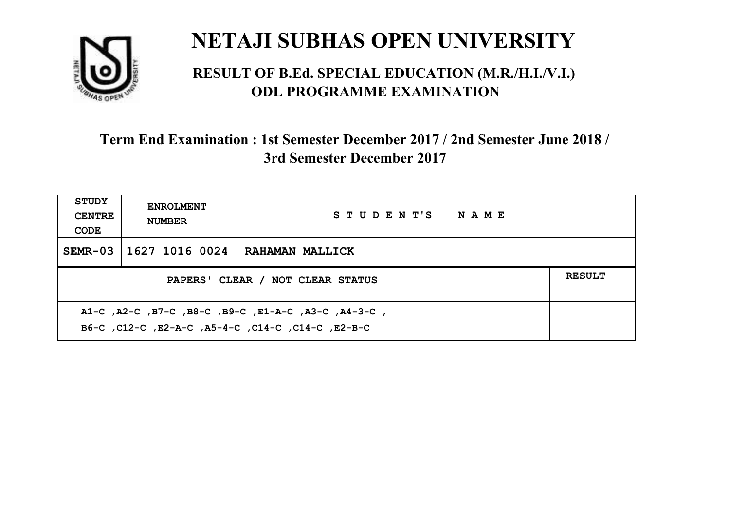# NETAJI SUBHAS OPEN UNIVERSITY

## RESULT OF B.Ed. SPECIAL EDUCATION (M.R./H.I./V.I.) ODL PROGRAMME EXAMINATION

### Term End Examination : 1st Semester December 2017 / 2nd Semester June 2018 / 3rd Semester December 2017

| STUDY CENTRE CODE | ENROLMENT NUMBER | STUDENT'S NAME | |
|---|---|---|---|
| SEMR-03 | 1627 1016 0024 | RAHAMAN MALLICK | |
| PAPERS' CLEAR / NOT CLEAR STATUS | | | RESULT |
| A1-C ,A2-C ,B7-C ,B8-C ,B9-C ,E1-A-C ,A3-C ,A4-3-C , B6-C ,C12-C ,E2-A-C ,A5-4-C ,C14-C ,C14-C ,E2-B-C | | | |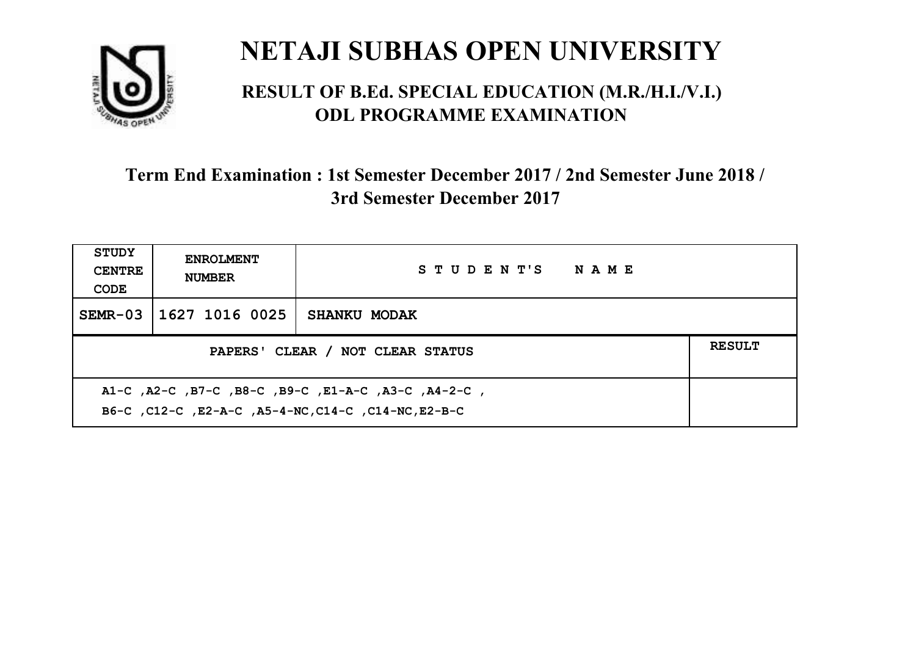# NETAJI SUBHAS OPEN UNIVERSITY

## RESULT OF B.Ed. SPECIAL EDUCATION (M.R./H.I./V.I.) ODL PROGRAMME EXAMINATION

### Term End Examination : 1st Semester December 2017 / 2nd Semester June 2018 / 3rd Semester December 2017

| STUDY CENTRE CODE | ENROLMENT NUMBER | STUDENT'S NAME | |
|---|---|---|---|
| SEMR-03 | 1627 1016 0025 | SHANKU MODAK | |
| PAPERS' CLEAR / NOT CLEAR STATUS | | | RESULT |
| A1-C ,A2-C ,B7-C ,B8-C ,B9-C ,E1-A-C ,A3-C ,A4-2-C , B6-C ,C12-C ,E2-A-C ,A5-4-NC,C14-C ,C14-NC,E2-B-C | | | |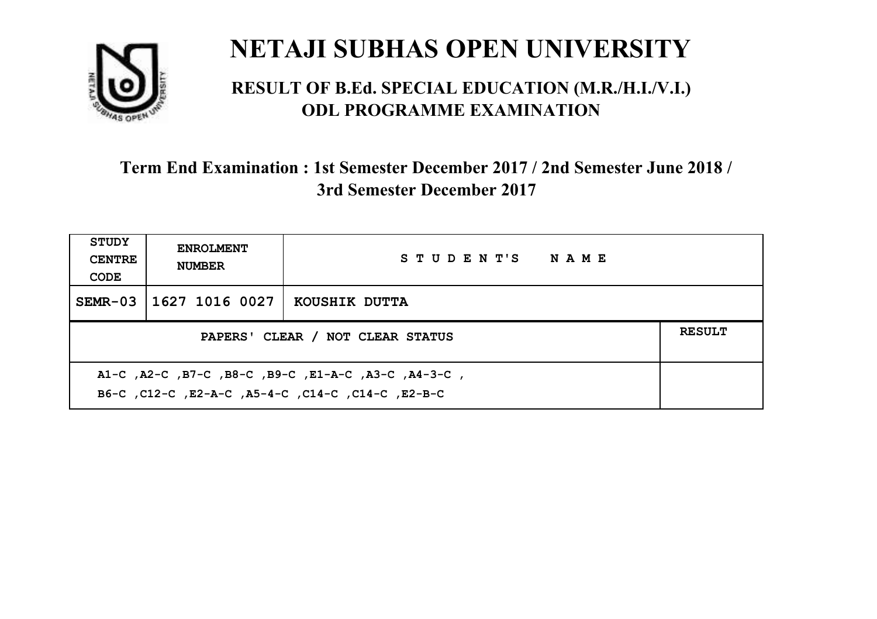# NETAJI SUBHAS OPEN UNIVERSITY

## RESULT OF B.Ed. SPECIAL EDUCATION (M.R./H.I./V.I.) ODL PROGRAMME EXAMINATION

### Term End Examination : 1st Semester December 2017 / 2nd Semester June 2018 / 3rd Semester December 2017

| STUDY CENTRE CODE | ENROLMENT NUMBER | STUDENT'S NAME | |
|---|---|---|---|
| SEMR-03 | 1627 1016 0027 | KOUSHIK DUTTA | |
| PAPERS' CLEAR / NOT CLEAR STATUS | | | RESULT |
| A1-C ,A2-C ,B7-C ,B8-C ,B9-C ,E1-A-C ,A3-C ,A4-3-C , B6-C ,C12-C ,E2-A-C ,A5-4-C ,C14-C ,C14-C ,E2-B-C | | | |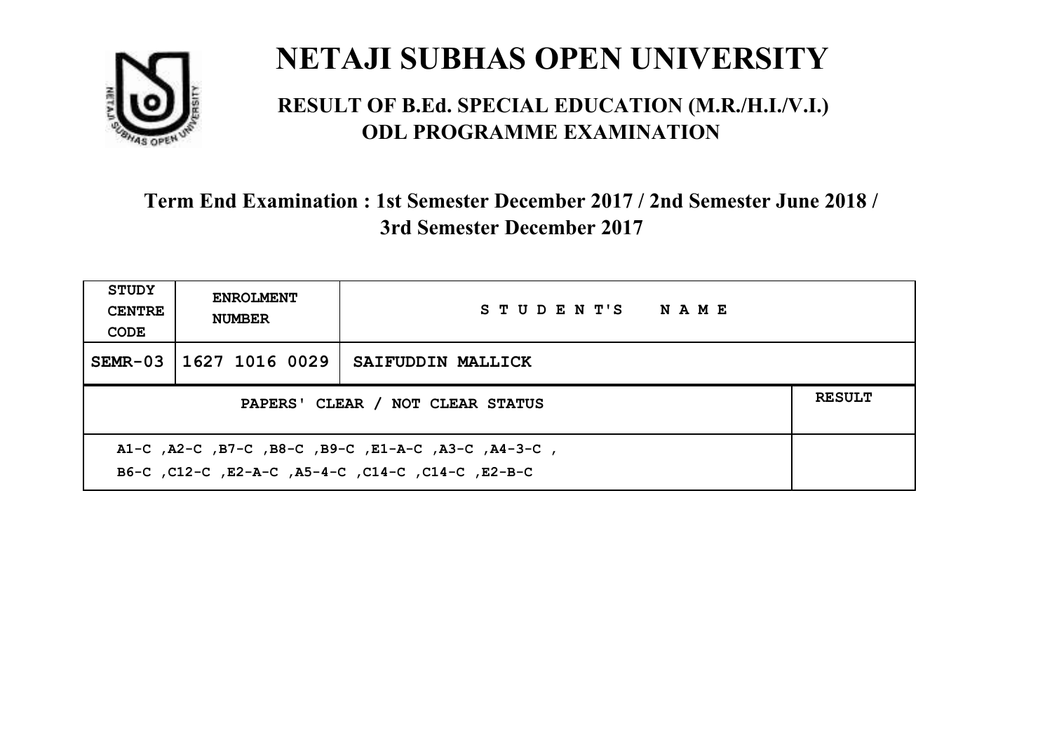# NETAJI SUBHAS OPEN UNIVERSITY

## RESULT OF B.Ed. SPECIAL EDUCATION (M.R./H.I./V.I.) ODL PROGRAMME EXAMINATION

### Term End Examination : 1st Semester December 2017 / 2nd Semester June 2018 / 3rd Semester December 2017

| STUDY CENTRE CODE | ENROLMENT NUMBER | STUDENT'S NAME |
|---|---|---|
| SEMR-03 | 1627 1016 0029 | SAIFUDDIN MALLICK |

| PAPERS' CLEAR / NOT CLEAR STATUS | RESULT |
|---|---|
| A1-C ,A2-C ,B7-C ,B8-C ,B9-C ,E1-A-C ,A3-C ,A4-3-C ,<br>B6-C ,C12-C ,E2-A-C ,A5-4-C ,C14-C ,C14-C ,E2-B-C | |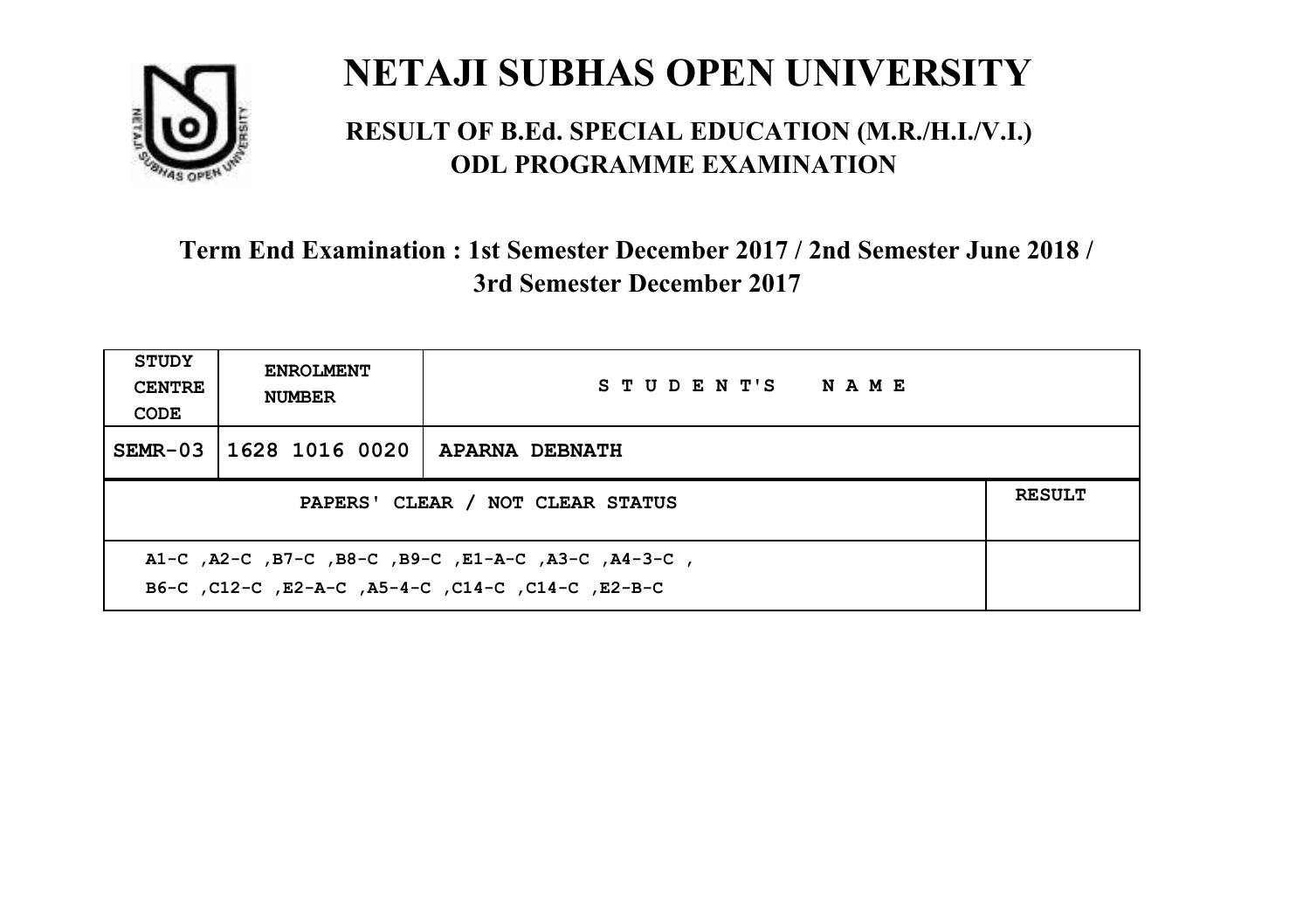# NETAJI SUBHAS OPEN UNIVERSITY

## RESULT OF B.Ed. SPECIAL EDUCATION (M.R./H.I./V.I.) ODL PROGRAMME EXAMINATION

### Term End Examination : 1st Semester December 2017 / 2nd Semester June 2018 / 3rd Semester December 2017

| STUDY CENTRE CODE | ENROLMENT NUMBER | STUDENT'S NAME | |
|---|---|---|---|
| SEMR-03 | 1628 1016 0020 | APARNA DEBNATH | |
| PAPERS' CLEAR / NOT CLEAR STATUS | | | RESULT |
| A1-C ,A2-C ,B7-C ,B8-C ,B9-C ,E1-A-C ,A3-C ,A4-3-C , B6-C ,C12-C ,E2-A-C ,A5-4-C ,C14-C ,C14-C ,E2-B-C | | | |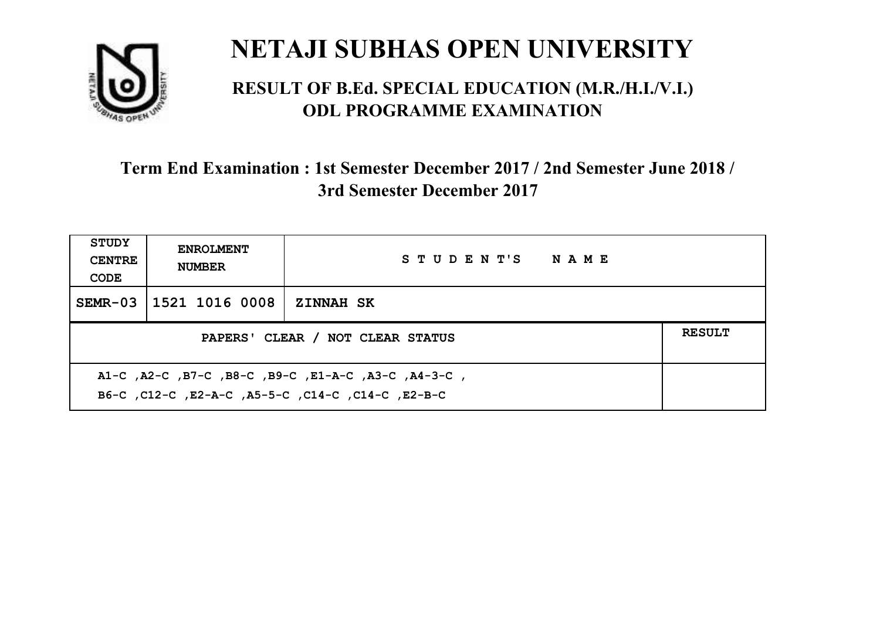# NETAJI SUBHAS OPEN UNIVERSITY

## RESULT OF B.Ed. SPECIAL EDUCATION (M.R./H.I./V.I.) ODL PROGRAMME EXAMINATION

### Term End Examination : 1st Semester December 2017 / 2nd Semester June 2018 / 3rd Semester December 2017

| STUDY CENTRE CODE | ENROLMENT NUMBER | STUDENT'S NAME | |
|---|---|---|---|
| SEMR-03 | 1521 1016 0008 | ZINNAH SK | |
| PAPERS' CLEAR / NOT CLEAR STATUS | | | RESULT |
| A1-C ,A2-C ,B7-C ,B8-C ,B9-C ,E1-A-C ,A3-C ,A4-3-C , B6-C ,C12-C ,E2-A-C ,A5-5-C ,C14-C ,C14-C ,E2-B-C | | | |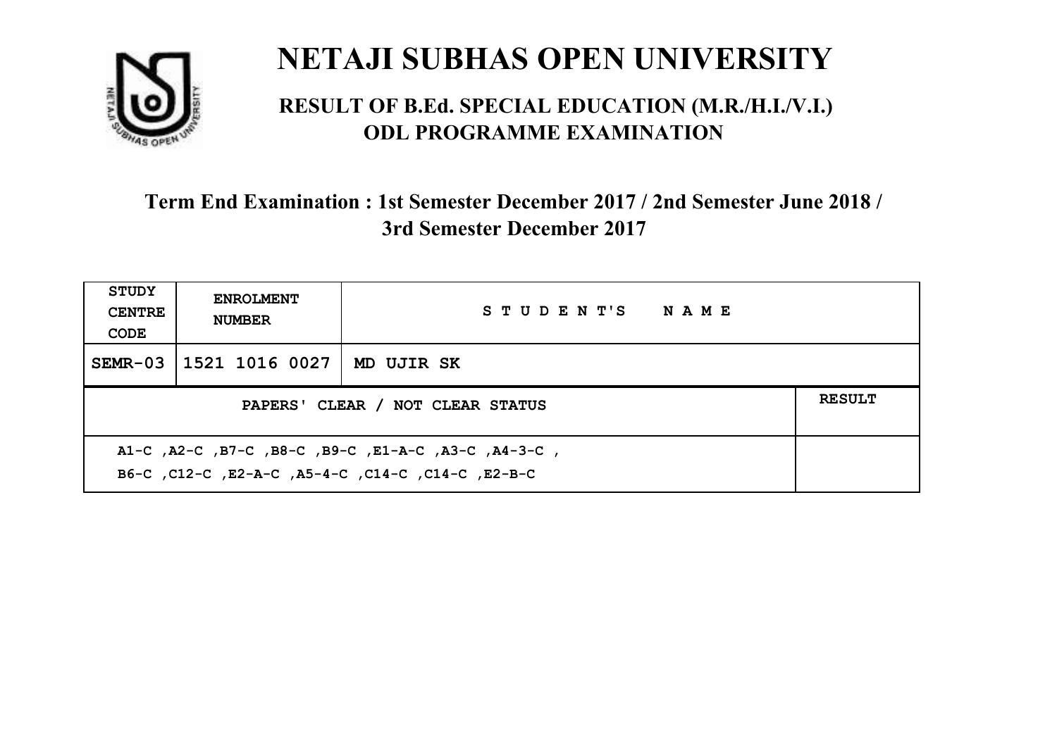# NETAJI SUBHAS OPEN UNIVERSITY

## RESULT OF B.Ed. SPECIAL EDUCATION (M.R./H.I./V.I.) ODL PROGRAMME EXAMINATION

### Term End Examination : 1st Semester December 2017 / 2nd Semester June 2018 / 3rd Semester December 2017

| STUDY CENTRE CODE | ENROLMENT NUMBER | STUDENT'S NAME | |
|---|---|---|---|
| SEMR-03 | 1521 1016 0027 | MD UJIR SK | |
| PAPERS' CLEAR / NOT CLEAR STATUS | | | RESULT |
| A1-C ,A2-C ,B7-C ,B8-C ,B9-C ,E1-A-C ,A3-C ,A4-3-C , B6-C ,C12-C ,E2-A-C ,A5-4-C ,C14-C ,C14-C ,E2-B-C | | | |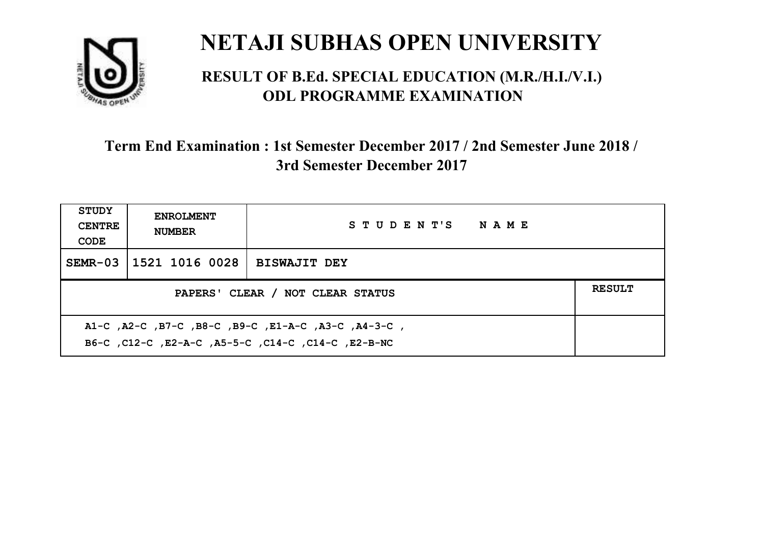# NETAJI SUBHAS OPEN UNIVERSITY

## RESULT OF B.Ed. SPECIAL EDUCATION (M.R./H.I./V.I.) ODL PROGRAMME EXAMINATION

### Term End Examination : 1st Semester December 2017 / 2nd Semester June 2018 / 3rd Semester December 2017

| STUDY CENTRE CODE | ENROLMENT NUMBER | STUDENT'S NAME | |
|---|---|---|---|
| SEMR-03 | 1521 1016 0028 | BISWAJIT DEY | |
| PAPERS' CLEAR / NOT CLEAR STATUS | | | RESULT |
| A1-C ,A2-C ,B7-C ,B8-C ,B9-C ,E1-A-C ,A3-C ,A4-3-C , B6-C ,C12-C ,E2-A-C ,A5-5-C ,C14-C ,C14-C ,E2-B-NC | | | |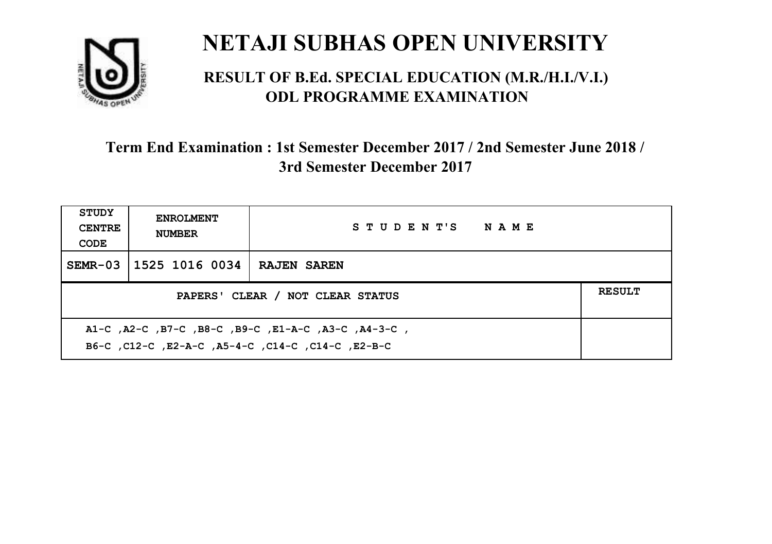# NETAJI SUBHAS OPEN UNIVERSITY

## RESULT OF B.Ed. SPECIAL EDUCATION (M.R./H.I./V.I.) ODL PROGRAMME EXAMINATION

### Term End Examination : 1st Semester December 2017 / 2nd Semester June 2018 / 3rd Semester December 2017

| STUDY CENTRE CODE | ENROLMENT NUMBER | STUDENT'S NAME | |
|---|---|---|---|
| SEMR-03 | 1525 1016 0034 | RAJEN SAREN | |
| PAPERS' CLEAR / NOT CLEAR STATUS | | | RESULT |
| A1-C ,A2-C ,B7-C ,B8-C ,B9-C ,E1-A-C ,A3-C ,A4-3-C , B6-C ,C12-C ,E2-A-C ,A5-4-C ,C14-C ,C14-C ,E2-B-C | | | |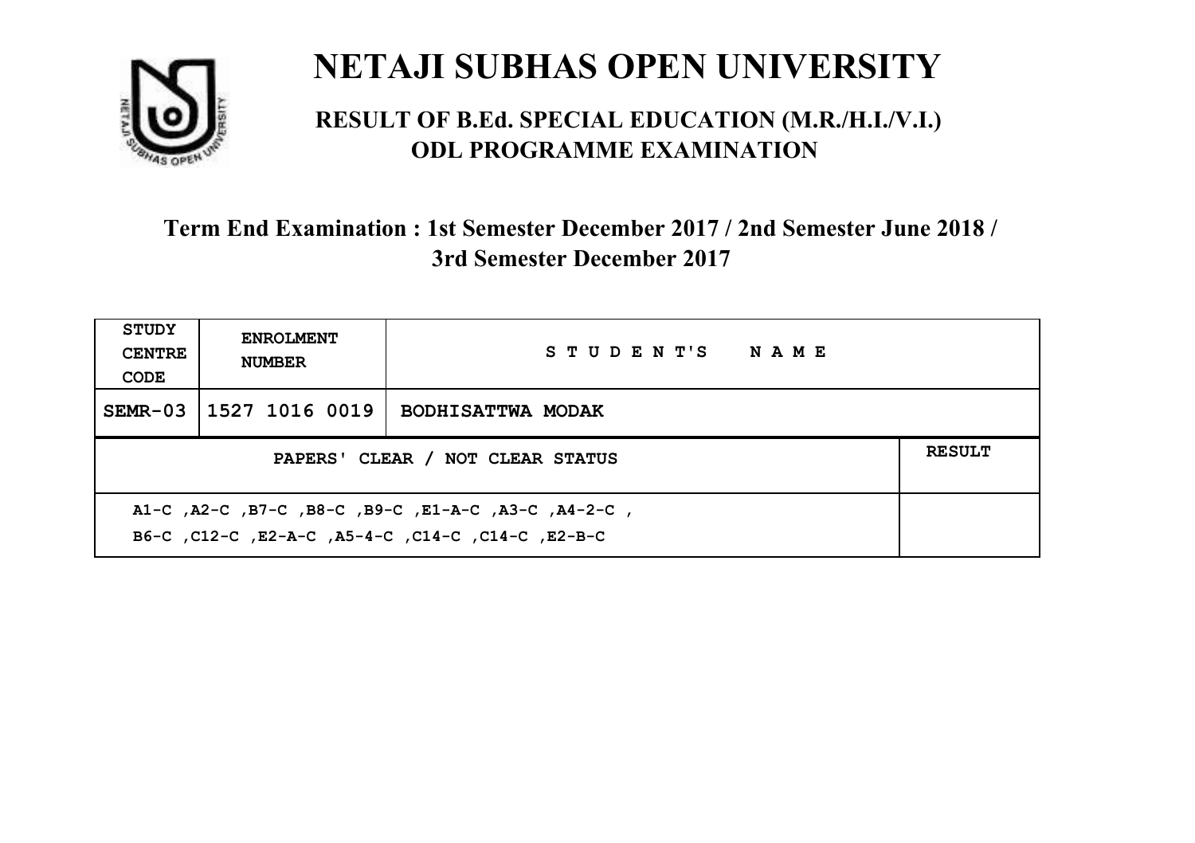# NETAJI SUBHAS OPEN UNIVERSITY

## RESULT OF B.Ed. SPECIAL EDUCATION (M.R./H.I./V.I.) ODL PROGRAMME EXAMINATION

### Term End Examination : 1st Semester December 2017 / 2nd Semester June 2018 / 3rd Semester December 2017

| STUDY CENTRE CODE | ENROLMENT NUMBER | STUDENT'S NAME | |
|---|---|---|---|
| SEMR-03 | 1527 1016 0019 | BODHISATTWA MODAK | |
| PAPERS' CLEAR / NOT CLEAR STATUS | | | RESULT |
| A1-C ,A2-C ,B7-C ,B8-C ,B9-C ,E1-A-C ,A3-C ,A4-2-C , B6-C ,C12-C ,E2-A-C ,A5-4-C ,C14-C ,C14-C ,E2-B-C | | | |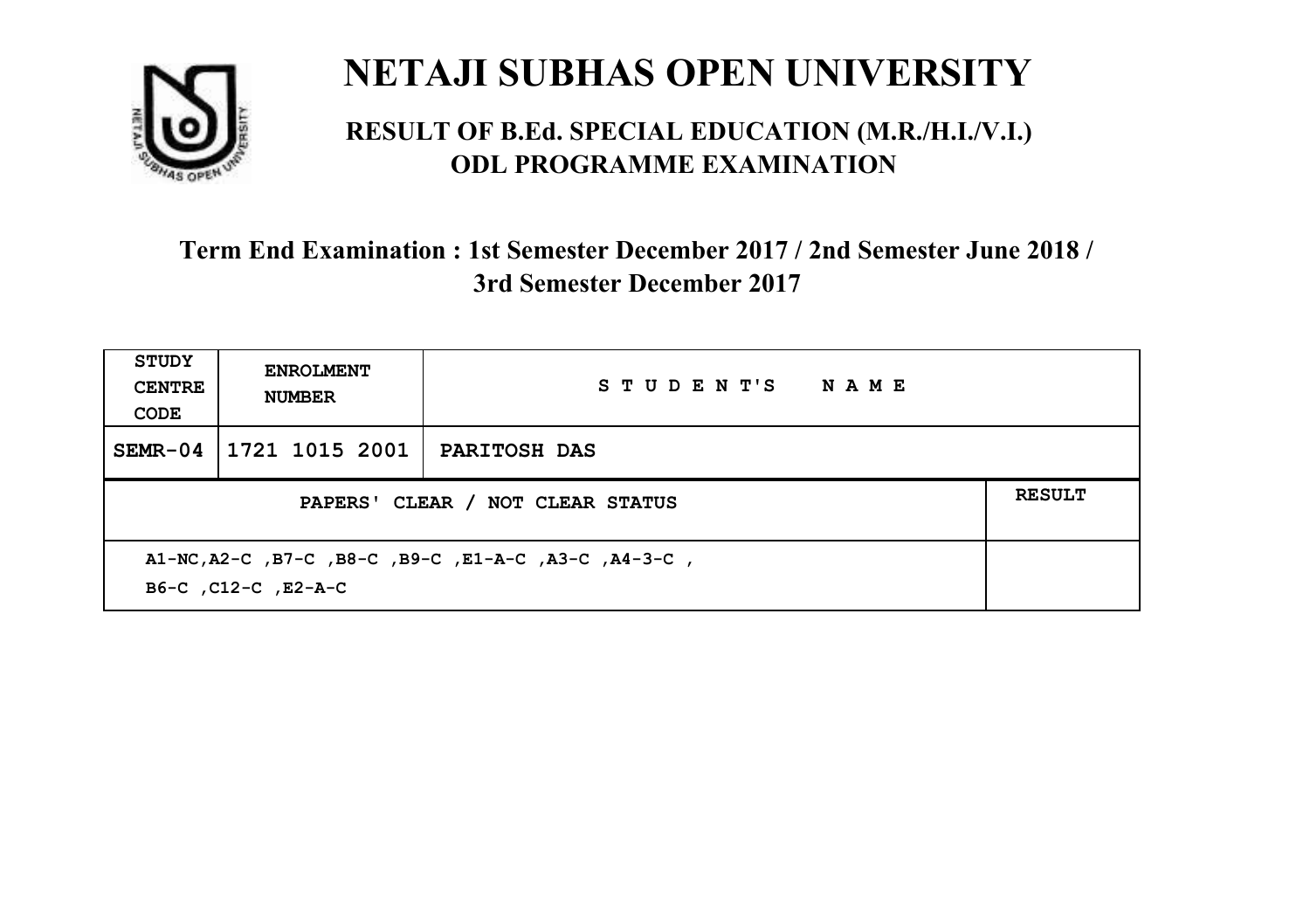# NETAJI SUBHAS OPEN UNIVERSITY

## RESULT OF B.Ed. SPECIAL EDUCATION (M.R./H.I./V.I.) ODL PROGRAMME EXAMINATION

### Term End Examination : 1st Semester December 2017 / 2nd Semester June 2018 / 3rd Semester December 2017

| STUDY CENTRE CODE | ENROLMENT NUMBER | STUDENT'S NAME | |
|---|---|---|---|
| SEMR-04 | 1721 1015 2001 | PARITOSH DAS | |
| PAPERS' CLEAR / NOT CLEAR STATUS | | | RESULT |
| A1-NC,A2-C ,B7-C ,B8-C ,B9-C ,E1-A-C ,A3-C ,A4-3-C , B6-C ,C12-C ,E2-A-C | | | |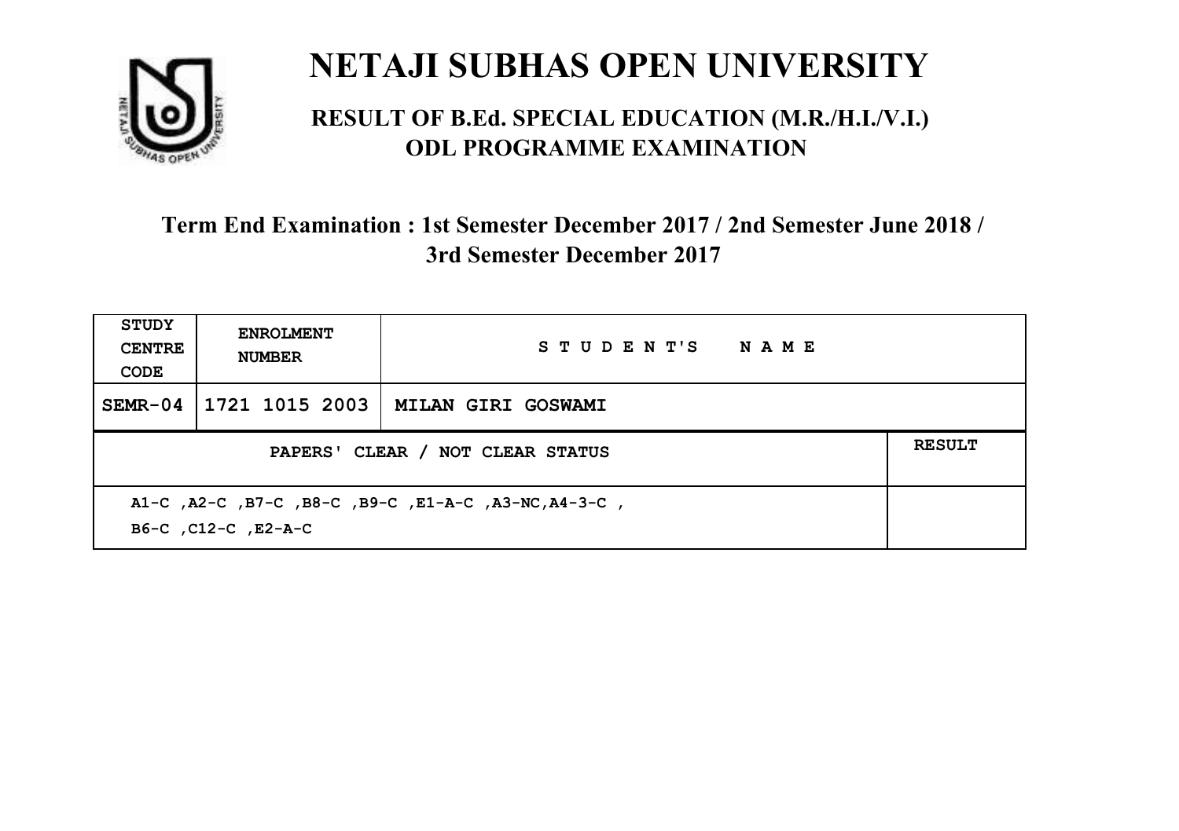# NETAJI SUBHAS OPEN UNIVERSITY

## RESULT OF B.Ed. SPECIAL EDUCATION (M.R./H.I./V.I.) ODL PROGRAMME EXAMINATION

### Term End Examination : 1st Semester December 2017 / 2nd Semester June 2018 / 3rd Semester December 2017

| STUDY CENTRE CODE | ENROLMENT NUMBER | STUDENT'S NAME | |
|---|---|---|---|
| SEMR-04 | 1721 1015 2003 | MILAN GIRI GOSWAMI | |
| PAPERS' CLEAR / NOT CLEAR STATUS | | | RESULT |
| A1-C ,A2-C ,B7-C ,B8-C ,B9-C ,E1-A-C ,A3-NC,A4-3-C , B6-C ,C12-C ,E2-A-C | | | |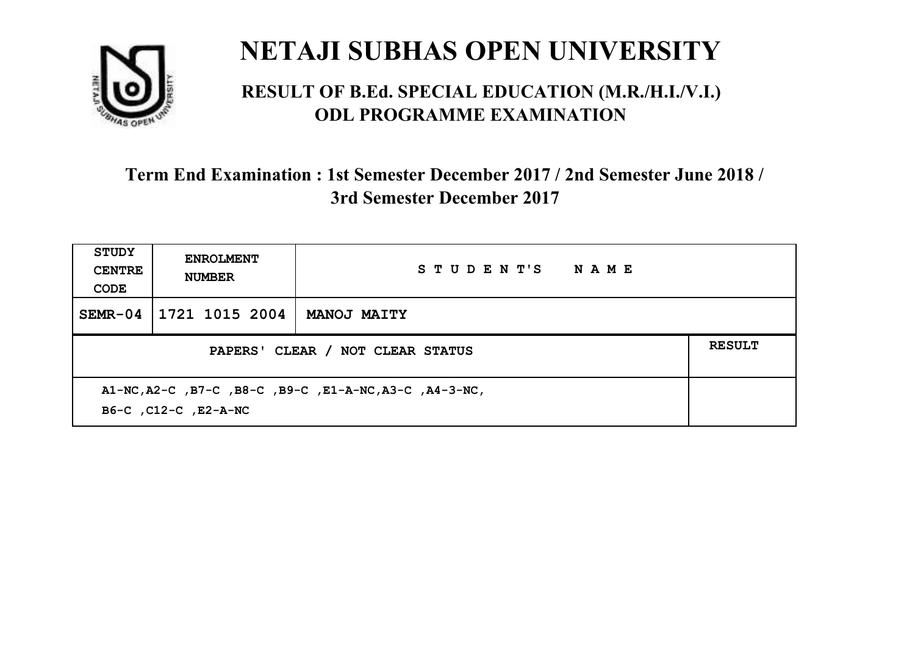# NETAJI SUBHAS OPEN UNIVERSITY

## RESULT OF B.Ed. SPECIAL EDUCATION (M.R./H.I./V.I.) ODL PROGRAMME EXAMINATION

### Term End Examination : 1st Semester December 2017 / 2nd Semester June 2018 / 3rd Semester December 2017

| STUDY CENTRE CODE | ENROLMENT NUMBER | STUDENT'S NAME | |
|---|---|---|---|
| SEMR-04 | 1721 1015 2004 | MANOJ MAITY | |
| PAPERS' CLEAR / NOT CLEAR STATUS | | | RESULT |
| A1-NC,A2-C ,B7-C ,B8-C ,B9-C ,E1-A-NC,A3-C ,A4-3-NC, B6-C ,C12-C ,E2-A-NC | | | |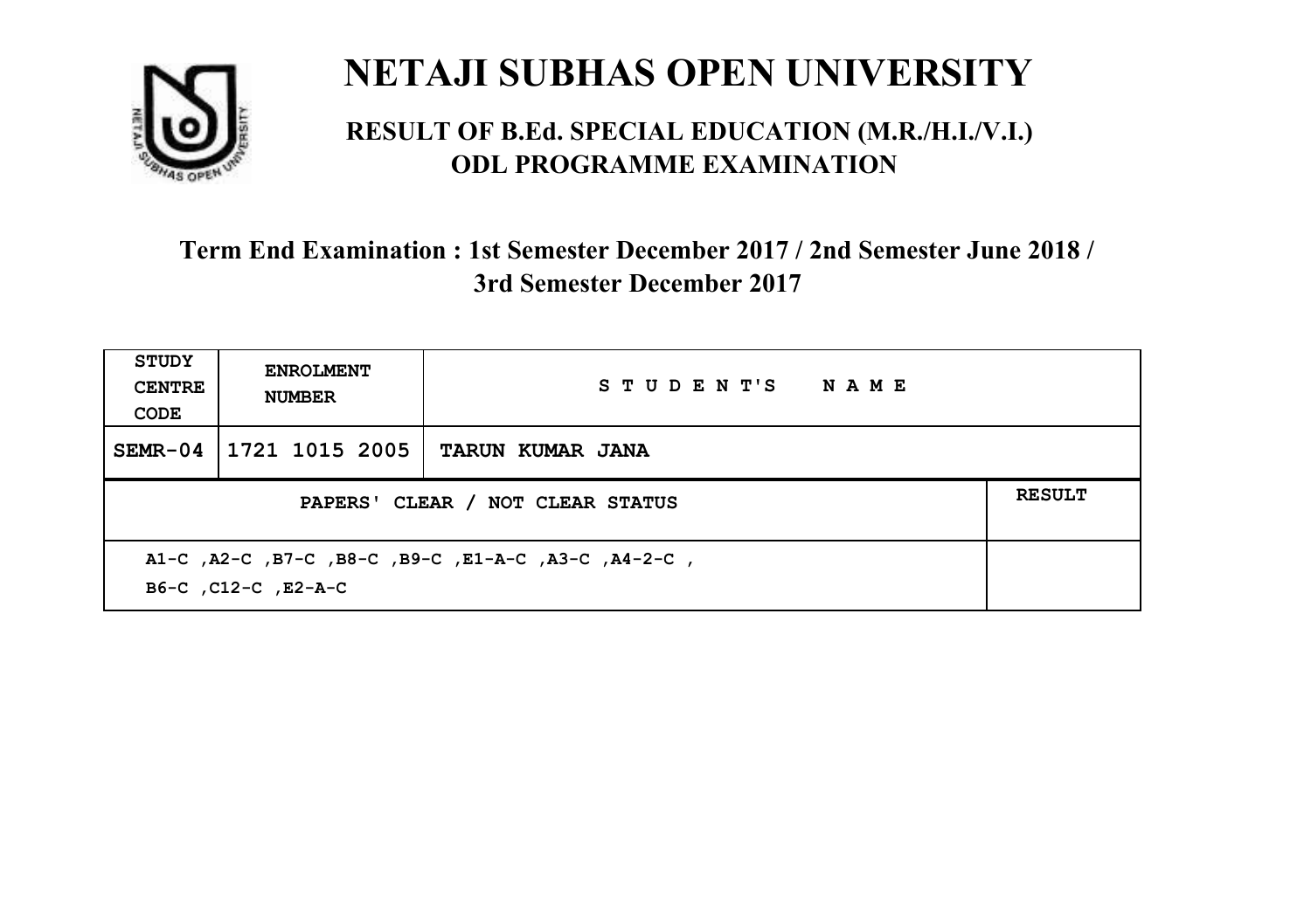# NETAJI SUBHAS OPEN UNIVERSITY

## RESULT OF B.Ed. SPECIAL EDUCATION (M.R./H.I./V.I.) ODL PROGRAMME EXAMINATION

### Term End Examination : 1st Semester December 2017 / 2nd Semester June 2018 / 3rd Semester December 2017

| STUDY CENTRE CODE | ENROLMENT NUMBER | STUDENT'S NAME | |
|---|---|---|---|
| SEMR-04 | 1721 1015 2005 | TARUN KUMAR JANA | |
| PAPERS' CLEAR / NOT CLEAR STATUS | | | RESULT |
| A1-C ,A2-C ,B7-C ,B8-C ,B9-C ,E1-A-C ,A3-C ,A4-2-C , B6-C ,C12-C ,E2-A-C | | | |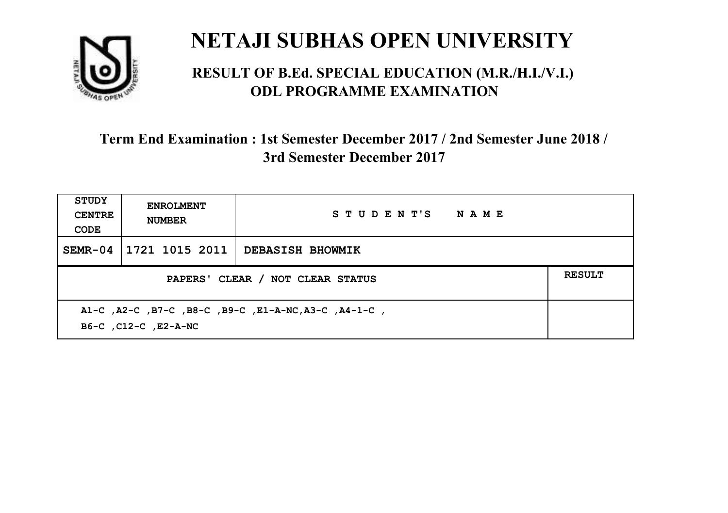# NETAJI SUBHAS OPEN UNIVERSITY

## RESULT OF B.Ed. SPECIAL EDUCATION (M.R./H.I./V.I.) ODL PROGRAMME EXAMINATION

### Term End Examination : 1st Semester December 2017 / 2nd Semester June 2018 / 3rd Semester December 2017

| STUDY CENTRE CODE | ENROLMENT NUMBER | STUDENT'S NAME | |
|---|---|---|---|
| SEMR-04 | 1721 1015 2011 | DEBASISH BHOWMIK | |
| PAPERS' CLEAR / NOT CLEAR STATUS | | | RESULT |
| A1-C ,A2-C ,B7-C ,B8-C ,B9-C ,E1-A-NC,A3-C ,A4-1-C , B6-C ,C12-C ,E2-A-NC | | | |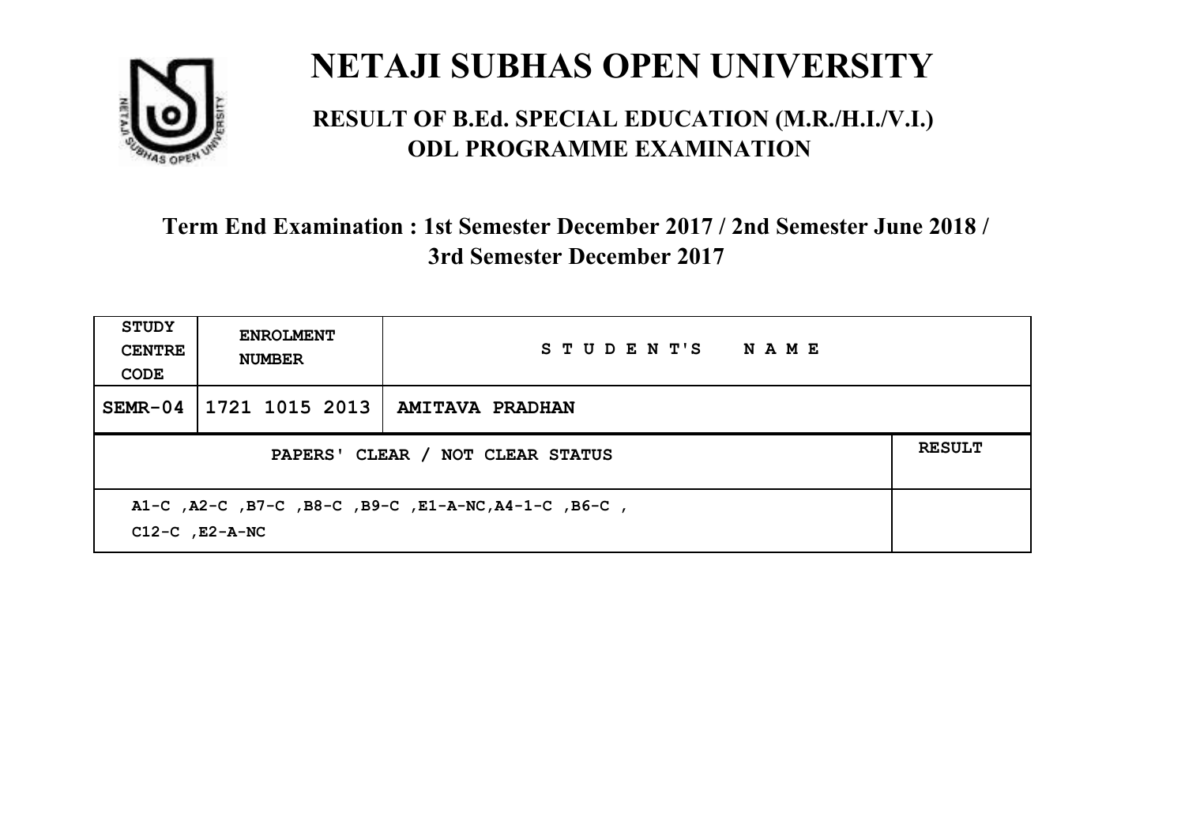# NETAJI SUBHAS OPEN UNIVERSITY

## RESULT OF B.Ed. SPECIAL EDUCATION (M.R./H.I./V.I.) ODL PROGRAMME EXAMINATION

### Term End Examination : 1st Semester December 2017 / 2nd Semester June 2018 / 3rd Semester December 2017

| STUDY CENTRE CODE | ENROLMENT NUMBER | STUDENT'S NAME | |
|---|---|---|---|
| SEMR-04 | 1721 1015 2013 | AMITAVA PRADHAN | |
| PAPERS' CLEAR / NOT CLEAR STATUS | | | RESULT |
| A1-C ,A2-C ,B7-C ,B8-C ,B9-C ,E1-A-NC,A4-1-C ,B6-C , C12-C ,E2-A-NC | | | |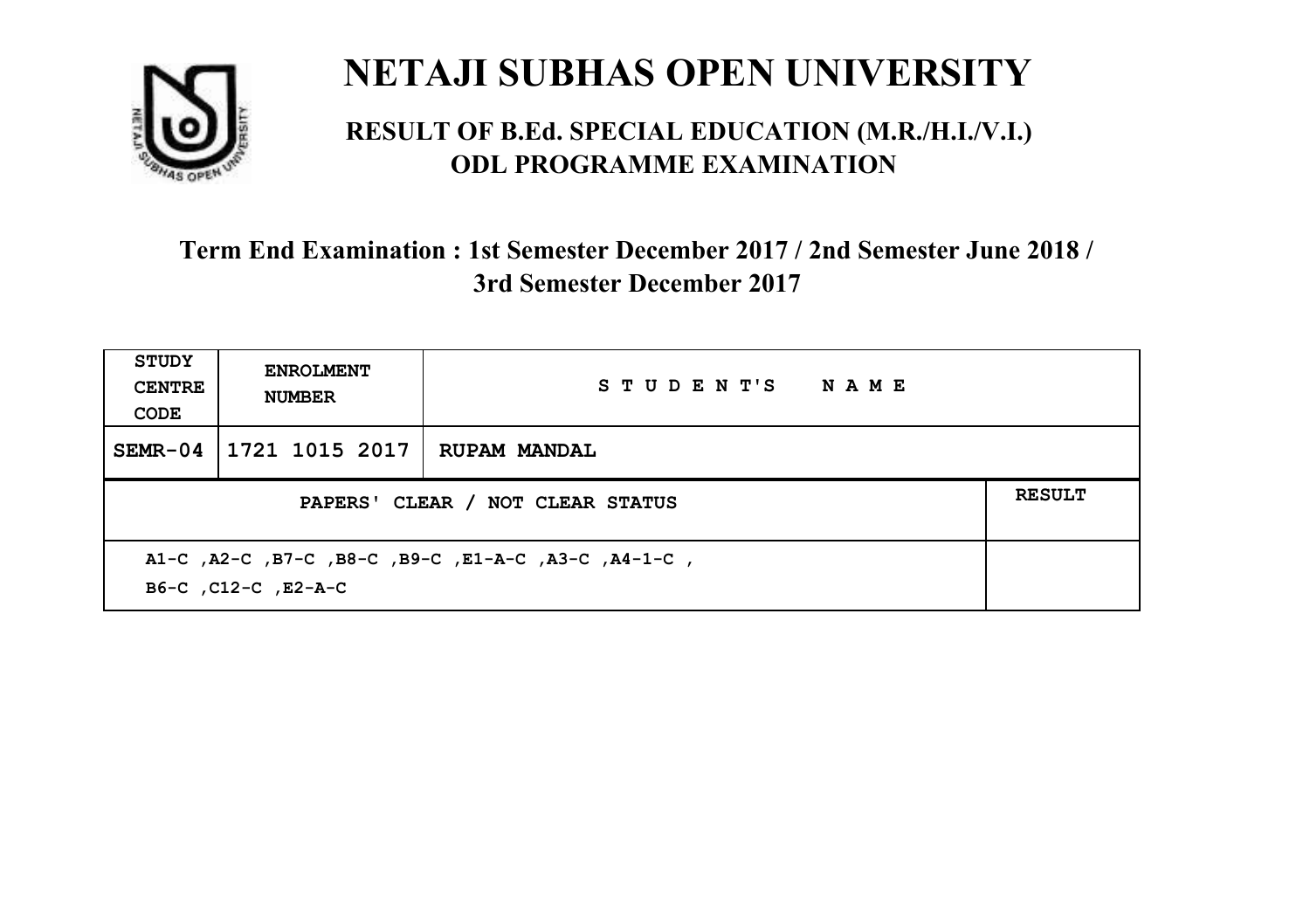# NETAJI SUBHAS OPEN UNIVERSITY

## RESULT OF B.Ed. SPECIAL EDUCATION (M.R./H.I./V.I.) ODL PROGRAMME EXAMINATION

### Term End Examination : 1st Semester December 2017 / 2nd Semester June 2018 / 3rd Semester December 2017

| STUDY CENTRE CODE | ENROLMENT NUMBER | STUDENT'S NAME | |
|---|---|---|---|
| SEMR-04 | 1721 1015 2017 | RUPAM MANDAL | |
| PAPERS' CLEAR / NOT CLEAR STATUS | | | RESULT |
| A1-C ,A2-C ,B7-C ,B8-C ,B9-C ,E1-A-C ,A3-C ,A4-1-C , B6-C ,C12-C ,E2-A-C | | | |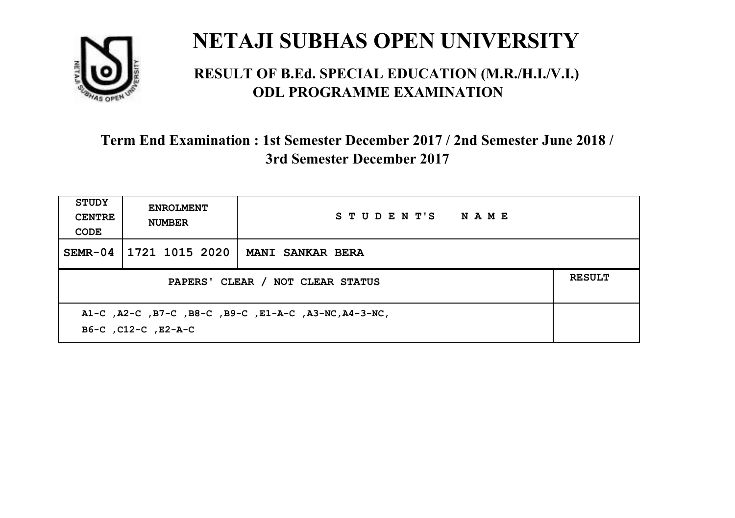# NETAJI SUBHAS OPEN UNIVERSITY

## RESULT OF B.Ed. SPECIAL EDUCATION (M.R./H.I./V.I.) ODL PROGRAMME EXAMINATION

### Term End Examination : 1st Semester December 2017 / 2nd Semester June 2018 / 3rd Semester December 2017

| STUDY CENTRE CODE | ENROLMENT NUMBER | STUDENT'S NAME | |
|---|---|---|---|
| SEMR-04 | 1721 1015 2020 | MANI SANKAR BERA | |
| PAPERS' CLEAR / NOT CLEAR STATUS | | | RESULT |
| A1-C ,A2-C ,B7-C ,B8-C ,B9-C ,E1-A-C ,A3-NC,A4-3-NC, B6-C ,C12-C ,E2-A-C | | | |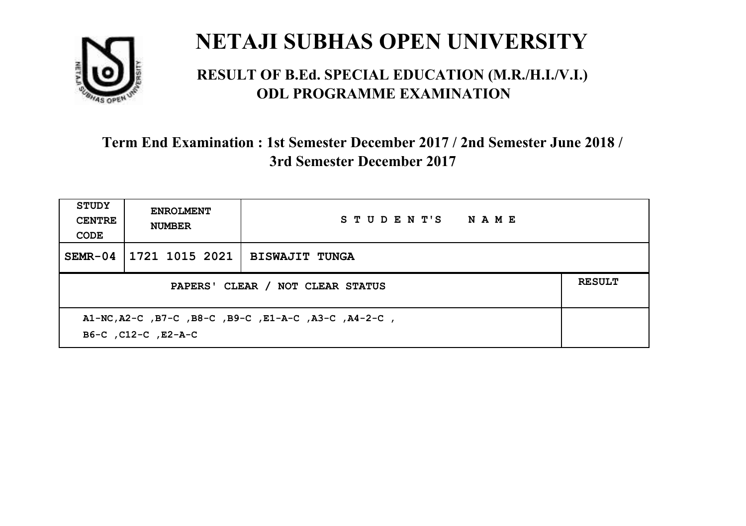# NETAJI SUBHAS OPEN UNIVERSITY

## RESULT OF B.Ed. SPECIAL EDUCATION (M.R./H.I./V.I.) ODL PROGRAMME EXAMINATION

### Term End Examination : 1st Semester December 2017 / 2nd Semester June 2018 / 3rd Semester December 2017

| STUDY CENTRE CODE | ENROLMENT NUMBER | STUDENT'S NAME | |
|---|---|---|---|
| SEMR-04 | 1721 1015 2021 | BISWAJIT TUNGA | |
| PAPERS' CLEAR / NOT CLEAR STATUS | | | RESULT |
| A1-NC,A2-C ,B7-C ,B8-C ,B9-C ,E1-A-C ,A3-C ,A4-2-C , B6-C ,C12-C ,E2-A-C | | | |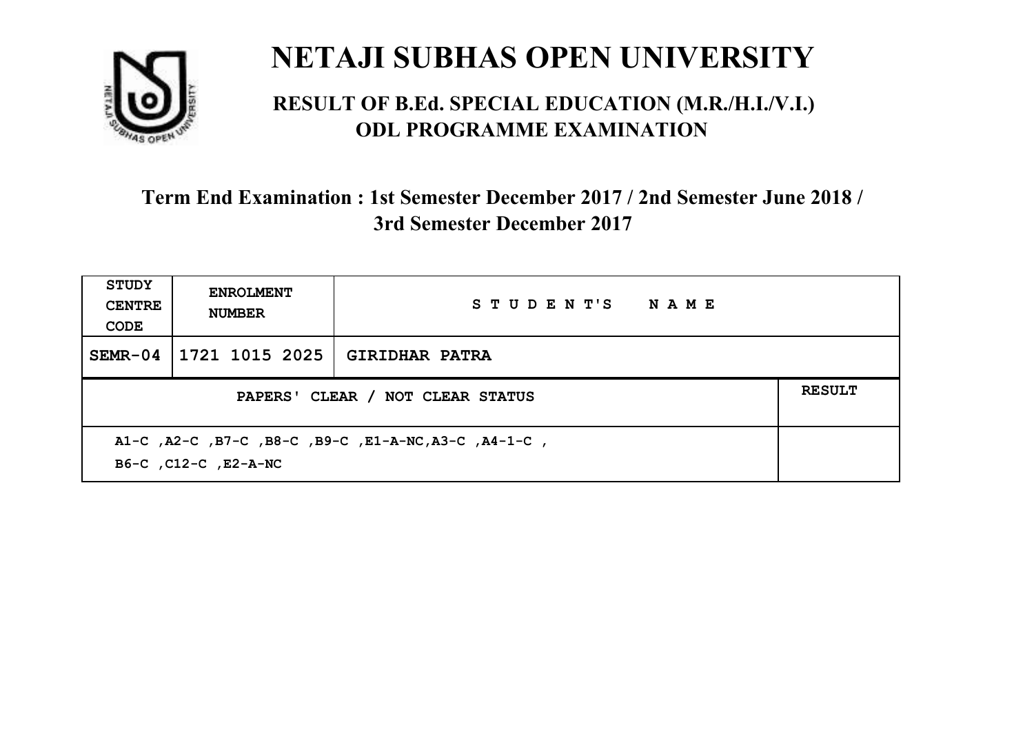# NETAJI SUBHAS OPEN UNIVERSITY

## RESULT OF B.Ed. SPECIAL EDUCATION (M.R./H.I./V.I.) ODL PROGRAMME EXAMINATION

### Term End Examination : 1st Semester December 2017 / 2nd Semester June 2018 / 3rd Semester December 2017

| STUDY CENTRE CODE | ENROLMENT NUMBER | STUDENT'S NAME | |
|---|---|---|---|
| SEMR-04 | 1721 1015 2025 | GIRIDHAR PATRA | |
| PAPERS' CLEAR / NOT CLEAR STATUS | | | RESULT |
| A1-C ,A2-C ,B7-C ,B8-C ,B9-C ,E1-A-NC,A3-C ,A4-1-C , B6-C ,C12-C ,E2-A-NC | | | |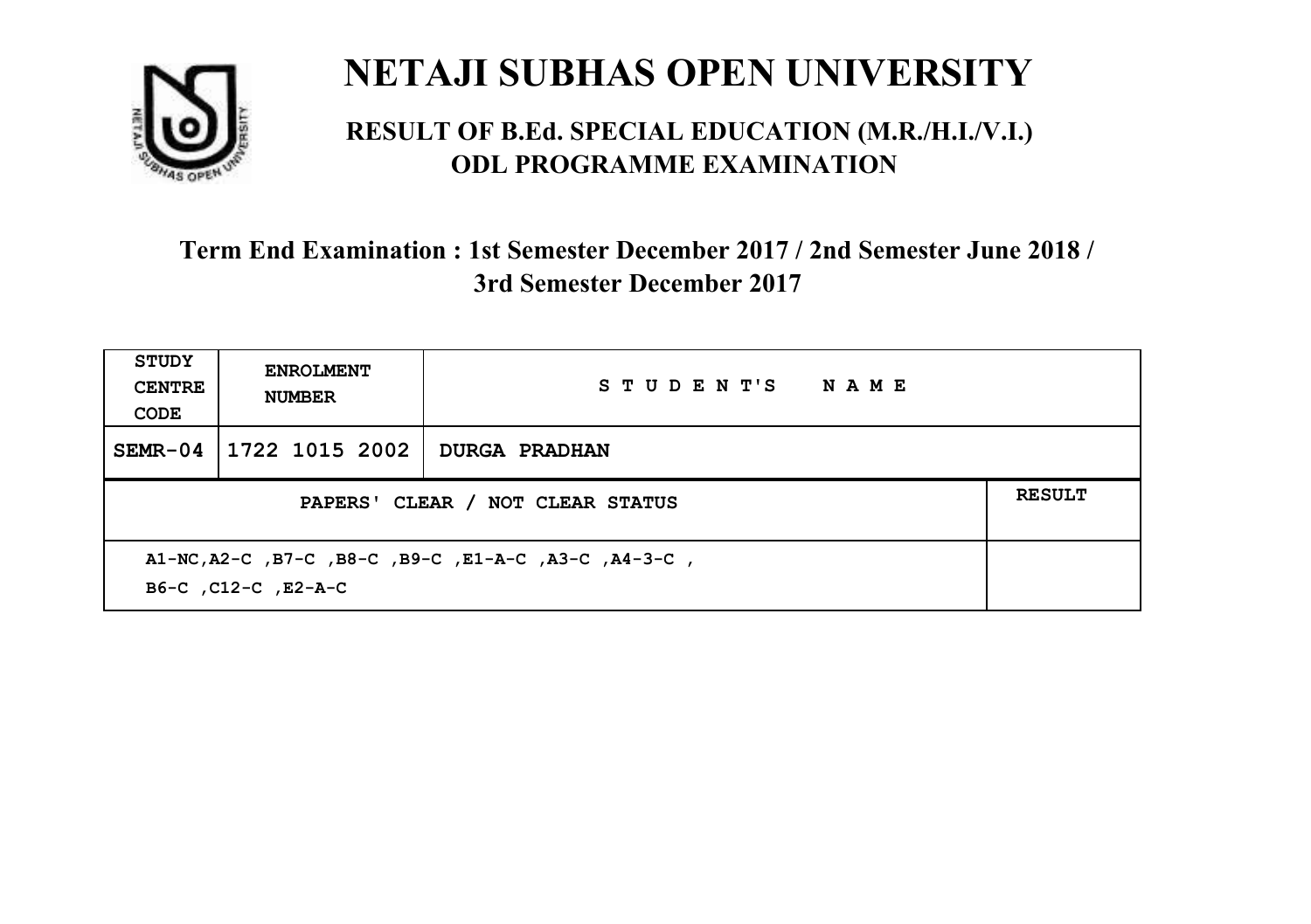# NETAJI SUBHAS OPEN UNIVERSITY

## RESULT OF B.Ed. SPECIAL EDUCATION (M.R./H.I./V.I.) ODL PROGRAMME EXAMINATION

### Term End Examination : 1st Semester December 2017 / 2nd Semester June 2018 / 3rd Semester December 2017

| STUDY CENTRE CODE | ENROLMENT NUMBER | STUDENT'S NAME | |
|---|---|---|---|
| SEMR-04 | 1722 1015 2002 | DURGA PRADHAN | |
| PAPERS' CLEAR / NOT CLEAR STATUS | | | RESULT |
| A1-NC,A2-C ,B7-C ,B8-C ,B9-C ,E1-A-C ,A3-C ,A4-3-C , B6-C ,C12-C ,E2-A-C | | | |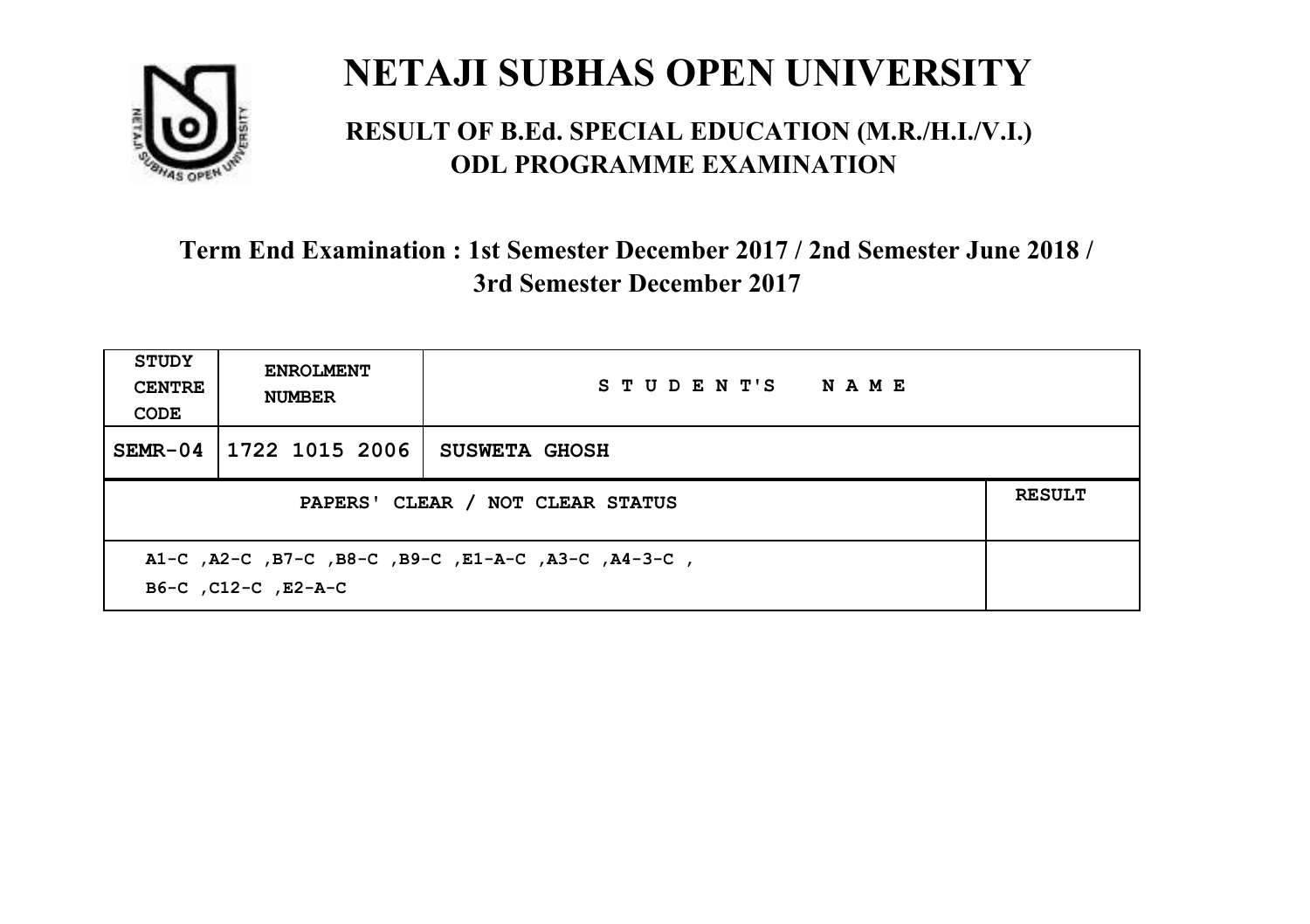# NETAJI SUBHAS OPEN UNIVERSITY

## RESULT OF B.Ed. SPECIAL EDUCATION (M.R./H.I./V.I.) ODL PROGRAMME EXAMINATION

### Term End Examination : 1st Semester December 2017 / 2nd Semester June 2018 / 3rd Semester December 2017

| STUDY CENTRE CODE | ENROLMENT NUMBER | S T U D E N T'S N A M E | |
|---|---|---|---|
| SEMR-04 | 1722 1015 2006 | SUSWETA GHOSH | |
| PAPERS' CLEAR / NOT CLEAR STATUS | | | RESULT |
| A1-C ,A2-C ,B7-C ,B8-C ,B9-C ,E1-A-C ,A3-C ,A4-3-C , B6-C ,C12-C ,E2-A-C | | | |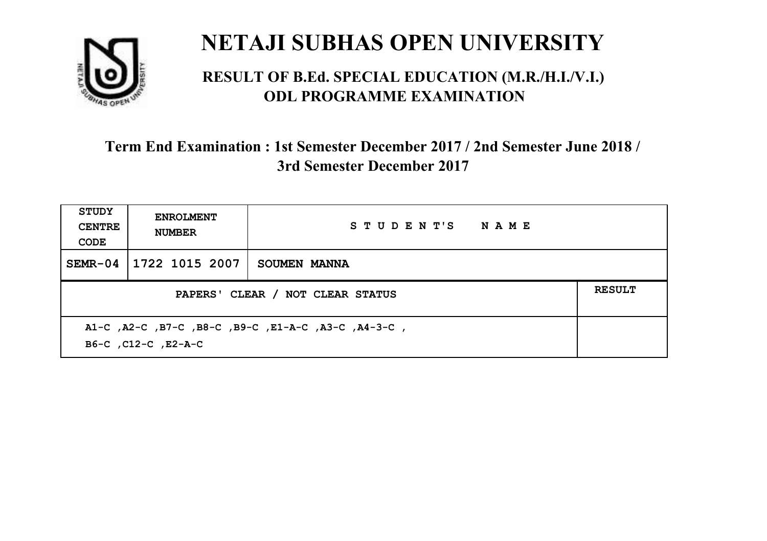# NETAJI SUBHAS OPEN UNIVERSITY

## RESULT OF B.Ed. SPECIAL EDUCATION (M.R./H.I./V.I.) ODL PROGRAMME EXAMINATION

### Term End Examination : 1st Semester December 2017 / 2nd Semester June 2018 / 3rd Semester December 2017

| STUDY CENTRE CODE | ENROLMENT NUMBER | STUDENT'S NAME | |
|---|---|---|---|
| SEMR-04 | 1722 1015 2007 | SOUMEN MANNA | |
| PAPERS' CLEAR / NOT CLEAR STATUS | | | RESULT |
| A1-C ,A2-C ,B7-C ,B8-C ,B9-C ,E1-A-C ,A3-C ,A4-3-C , B6-C ,C12-C ,E2-A-C | | | |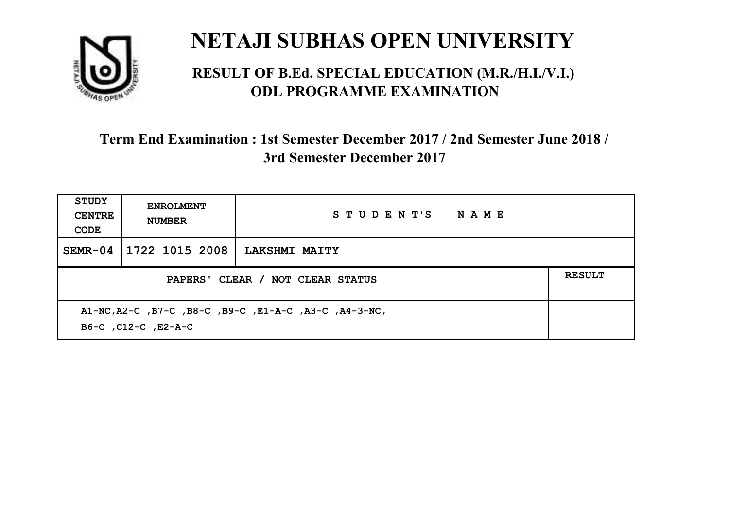# NETAJI SUBHAS OPEN UNIVERSITY

## RESULT OF B.Ed. SPECIAL EDUCATION (M.R./H.I./V.I.) ODL PROGRAMME EXAMINATION

### Term End Examination : 1st Semester December 2017 / 2nd Semester June 2018 / 3rd Semester December 2017

| STUDY CENTRE CODE | ENROLMENT NUMBER | STUDENT'S NAME | |
|---|---|---|---|
| SEMR-04 | 1722 1015 2008 | LAKSHMI MAITY | |
| PAPERS' CLEAR / NOT CLEAR STATUS | | | RESULT |
| A1-NC,A2-C ,B7-C ,B8-C ,B9-C ,E1-A-C ,A3-C ,A4-3-NC, B6-C ,C12-C ,E2-A-C | | | |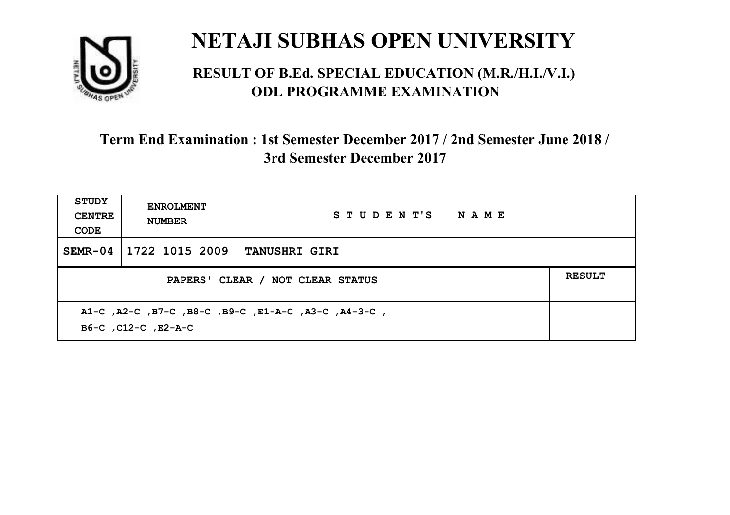# NETAJI SUBHAS OPEN UNIVERSITY

## RESULT OF B.Ed. SPECIAL EDUCATION (M.R./H.I./V.I.) ODL PROGRAMME EXAMINATION

### Term End Examination : 1st Semester December 2017 / 2nd Semester June 2018 / 3rd Semester December 2017

| STUDY CENTRE CODE | ENROLMENT NUMBER | STUDENT'S NAME | |
|---|---|---|---|
| SEMR-04 | 1722 1015 2009 | TANUSHRI GIRI | |
| PAPERS' CLEAR / NOT CLEAR STATUS | | | RESULT |
| A1-C ,A2-C ,B7-C ,B8-C ,B9-C ,E1-A-C ,A3-C ,A4-3-C , B6-C ,C12-C ,E2-A-C | | | |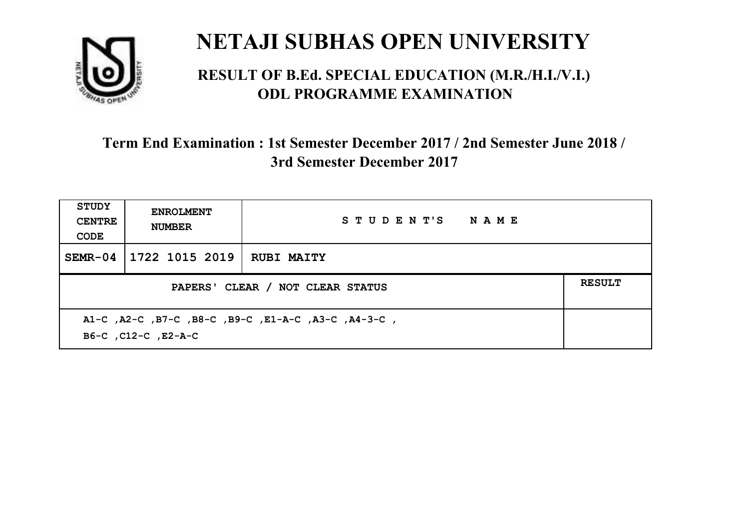# NETAJI SUBHAS OPEN UNIVERSITY

## RESULT OF B.Ed. SPECIAL EDUCATION (M.R./H.I./V.I.) ODL PROGRAMME EXAMINATION

### Term End Examination : 1st Semester December 2017 / 2nd Semester June 2018 / 3rd Semester December 2017

| STUDY CENTRE CODE | ENROLMENT NUMBER | STUDENT'S NAME | |
|---|---|---|---|
| SEMR-04 | 1722 1015 2019 | RUBI MAITY | |
| PAPERS' CLEAR / NOT CLEAR STATUS | | | RESULT |
| A1-C ,A2-C ,B7-C ,B8-C ,B9-C ,E1-A-C ,A3-C ,A4-3-C , B6-C ,C12-C ,E2-A-C | | | |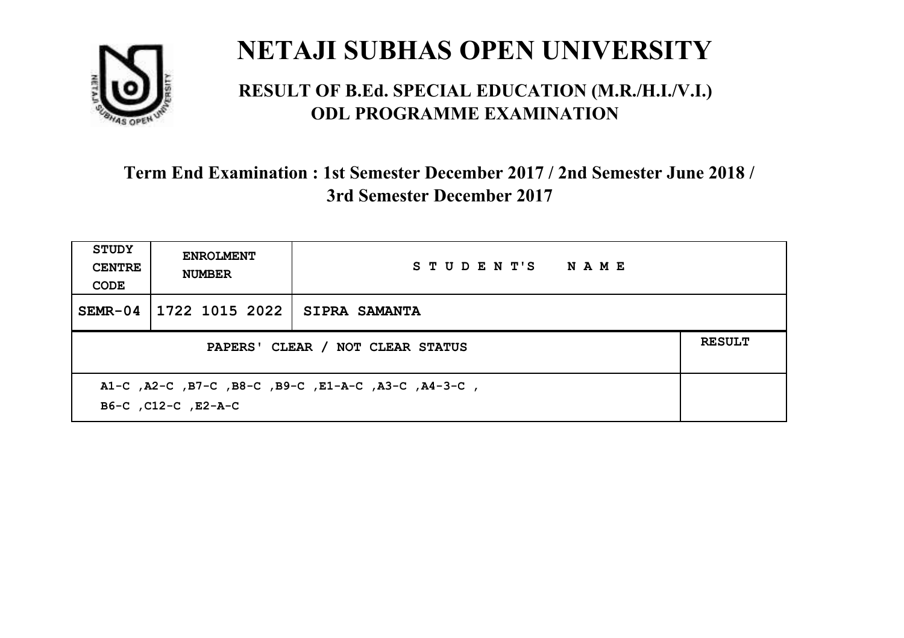# NETAJI SUBHAS OPEN UNIVERSITY

## RESULT OF B.Ed. SPECIAL EDUCATION (M.R./H.I./V.I.) ODL PROGRAMME EXAMINATION

### Term End Examination : 1st Semester December 2017 / 2nd Semester June 2018 / 3rd Semester December 2017

| STUDY CENTRE CODE | ENROLMENT NUMBER | STUDENT'S NAME | |
|---|---|---|---|
| SEMR-04 | 1722 1015 2022 | SIPRA SAMANTA | |
| PAPERS' CLEAR / NOT CLEAR STATUS | | | RESULT |
| A1-C ,A2-C ,B7-C ,B8-C ,B9-C ,E1-A-C ,A3-C ,A4-3-C , B6-C ,C12-C ,E2-A-C | | | |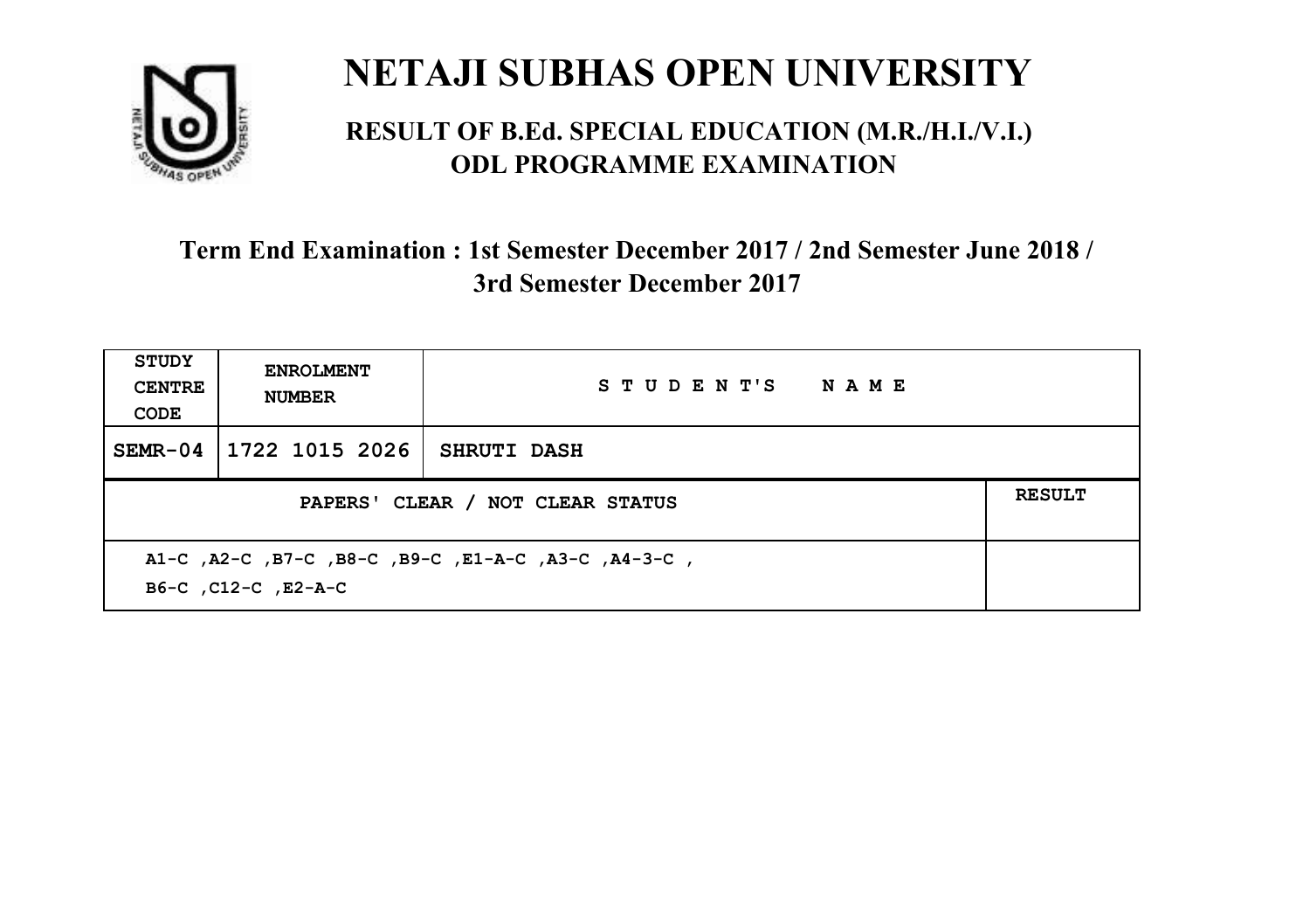# NETAJI SUBHAS OPEN UNIVERSITY

## RESULT OF B.Ed. SPECIAL EDUCATION (M.R./H.I./V.I.) ODL PROGRAMME EXAMINATION

### Term End Examination : 1st Semester December 2017 / 2nd Semester June 2018 / 3rd Semester December 2017

| STUDY CENTRE CODE | ENROLMENT NUMBER | STUDENT'S NAME | |
|---|---|---|---|
| SEMR-04 | 1722 1015 2026 | SHRUTI DASH | |
| PAPERS' CLEAR / NOT CLEAR STATUS | | | RESULT |
| A1-C ,A2-C ,B7-C ,B8-C ,B9-C ,E1-A-C ,A3-C ,A4-3-C , B6-C ,C12-C ,E2-A-C | | | |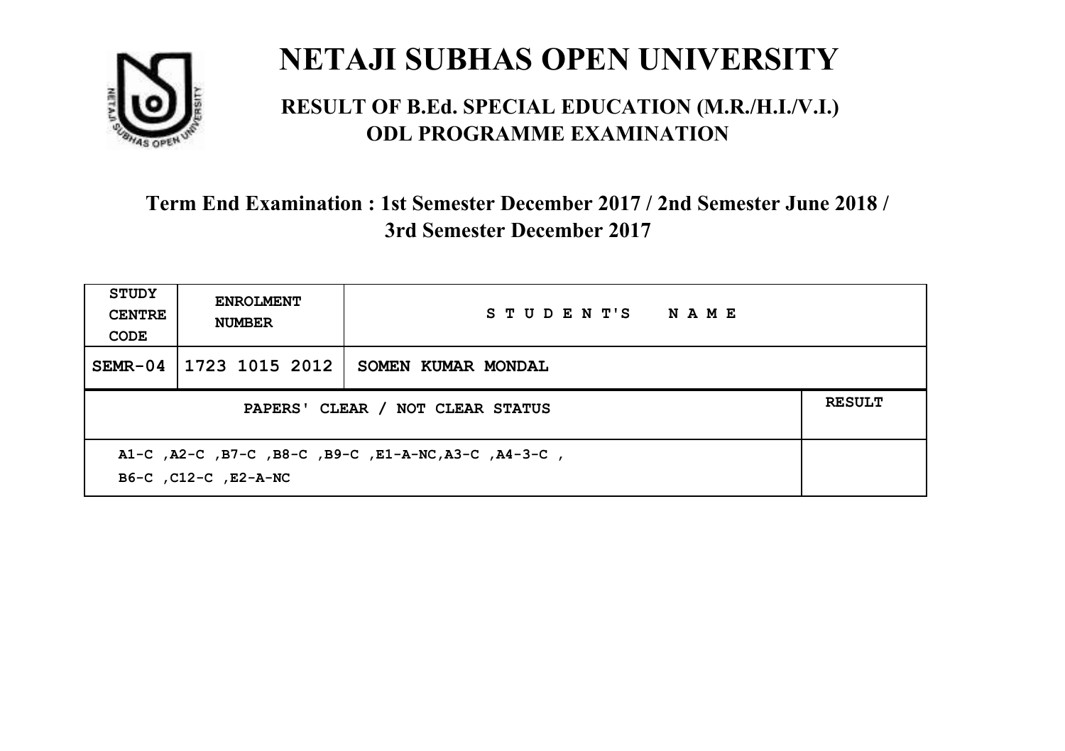# NETAJI SUBHAS OPEN UNIVERSITY

## RESULT OF B.Ed. SPECIAL EDUCATION (M.R./H.I./V.I.) ODL PROGRAMME EXAMINATION

### Term End Examination : 1st Semester December 2017 / 2nd Semester June 2018 / 3rd Semester December 2017

| STUDY CENTRE CODE | ENROLMENT NUMBER | STUDENT'S NAME | |
|---|---|---|---|
| SEMR-04 | 1723 1015 2012 | SOMEN KUMAR MONDAL | |
| PAPERS' CLEAR / NOT CLEAR STATUS | | | RESULT |
| A1-C ,A2-C ,B7-C ,B8-C ,B9-C ,E1-A-NC,A3-C ,A4-3-C , B6-C ,C12-C ,E2-A-NC | | | |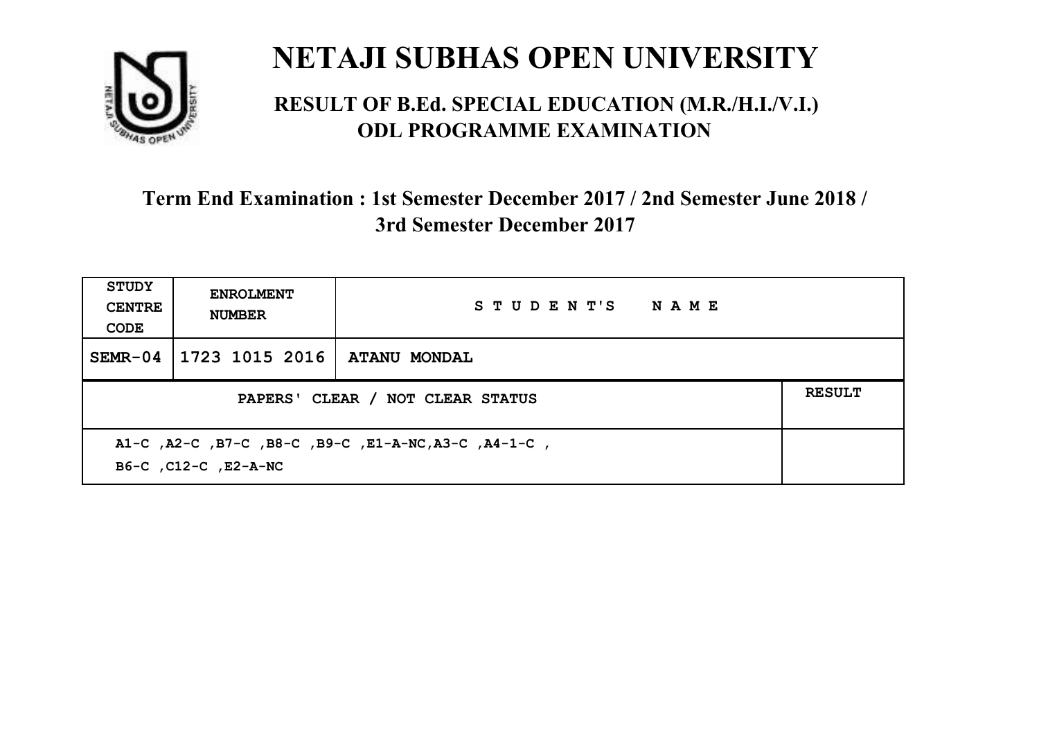# NETAJI SUBHAS OPEN UNIVERSITY

## RESULT OF B.Ed. SPECIAL EDUCATION (M.R./H.I./V.I.) ODL PROGRAMME EXAMINATION

### Term End Examination : 1st Semester December 2017 / 2nd Semester June 2018 / 3rd Semester December 2017

| STUDY CENTRE CODE | ENROLMENT NUMBER | STUDENT'S NAME | |
|---|---|---|---|
| SEMR-04 | 1723 1015 2016 | ATANU MONDAL | |
| PAPERS' CLEAR / NOT CLEAR STATUS | | | RESULT |
| A1-C ,A2-C ,B7-C ,B8-C ,B9-C ,E1-A-NC,A3-C ,A4-1-C , B6-C ,C12-C ,E2-A-NC | | | |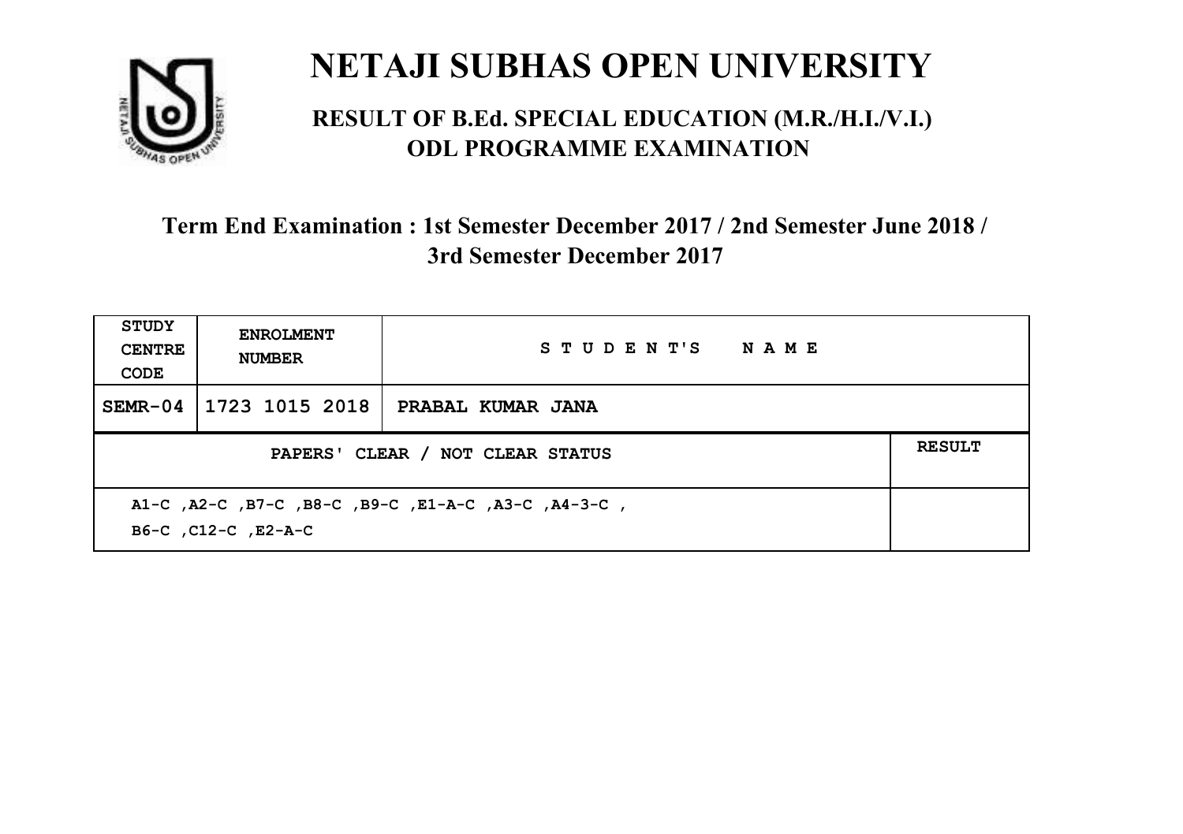# NETAJI SUBHAS OPEN UNIVERSITY

## RESULT OF B.Ed. SPECIAL EDUCATION (M.R./H.I./V.I.) ODL PROGRAMME EXAMINATION

### Term End Examination : 1st Semester December 2017 / 2nd Semester June 2018 / 3rd Semester December 2017

| STUDY CENTRE CODE | ENROLMENT NUMBER | STUDENT'S NAME | |
|---|---|---|---|
| SEMR-04 | 1723 1015 2018 | PRABAL KUMAR JANA | |
| PAPERS' CLEAR / NOT CLEAR STATUS | | | RESULT |
| A1-C ,A2-C ,B7-C ,B8-C ,B9-C ,E1-A-C ,A3-C ,A4-3-C , B6-C ,C12-C ,E2-A-C | | | |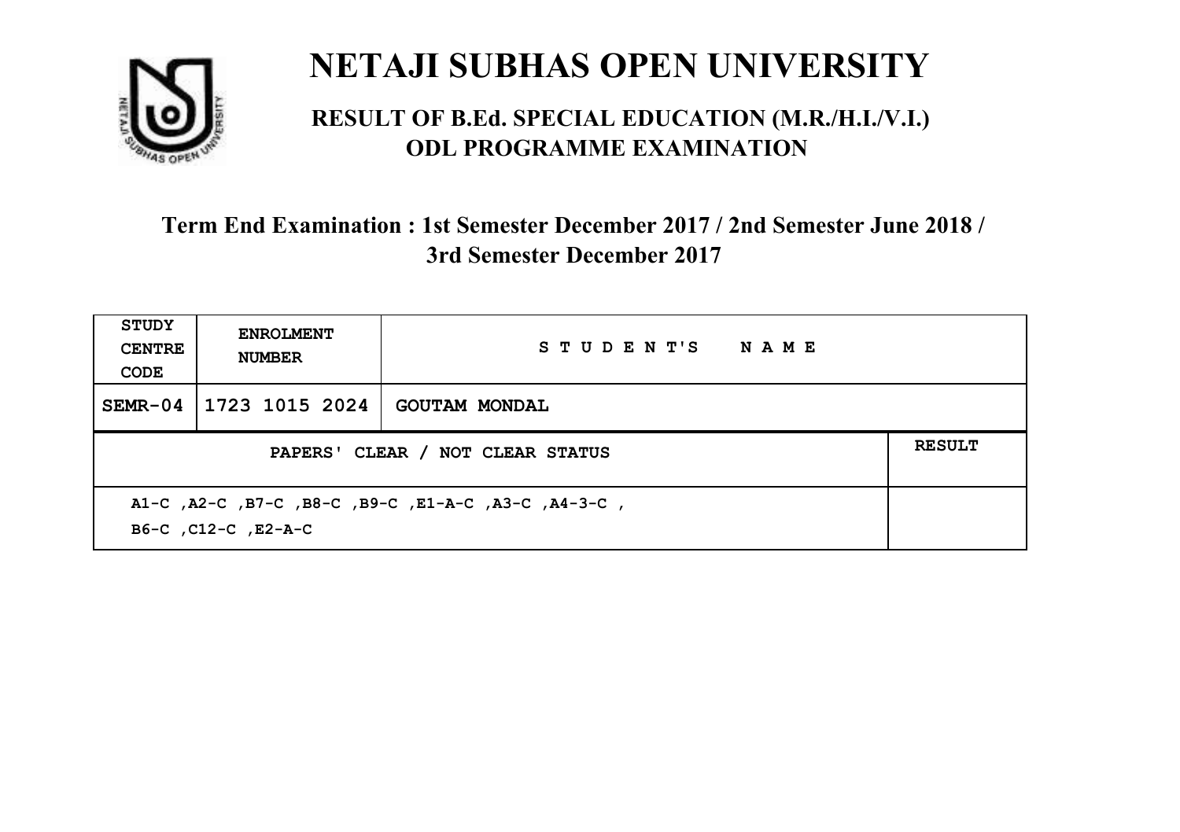# NETAJI SUBHAS OPEN UNIVERSITY

## RESULT OF B.Ed. SPECIAL EDUCATION (M.R./H.I./V.I.) ODL PROGRAMME EXAMINATION

### Term End Examination : 1st Semester December 2017 / 2nd Semester June 2018 / 3rd Semester December 2017

| STUDY CENTRE CODE | ENROLMENT NUMBER | STUDENT'S NAME |
|---|---|---|
| SEMR-04 | 1723 1015 2024 | GOUTAM MONDAL |

| PAPERS' CLEAR / NOT CLEAR STATUS | RESULT |
|---|---|
| A1-C ,A2-C ,B7-C ,B8-C ,B9-C ,E1-A-C ,A3-C ,A4-3-C , B6-C ,C12-C ,E2-A-C | |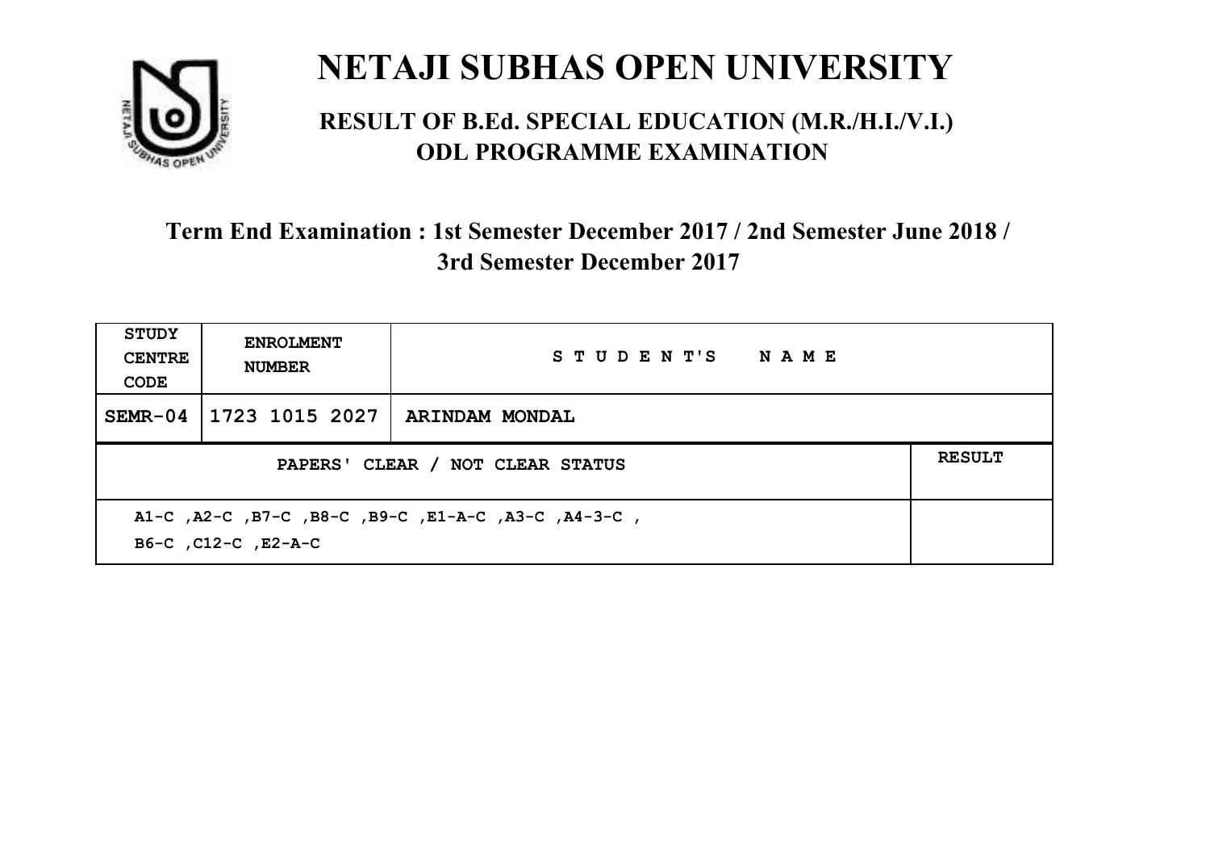# NETAJI SUBHAS OPEN UNIVERSITY

## RESULT OF B.Ed. SPECIAL EDUCATION (M.R./H.I./V.I.) ODL PROGRAMME EXAMINATION

### Term End Examination : 1st Semester December 2017 / 2nd Semester June 2018 / 3rd Semester December 2017

| STUDY CENTRE CODE | ENROLMENT NUMBER | STUDENT'S NAME | |
|---|---|---|---|
| SEMR-04 | 1723 1015 2027 | ARINDAM MONDAL | |
| PAPERS' CLEAR / NOT CLEAR STATUS | | | RESULT |
| A1-C ,A2-C ,B7-C ,B8-C ,B9-C ,E1-A-C ,A3-C ,A4-3-C , B6-C ,C12-C ,E2-A-C | | | |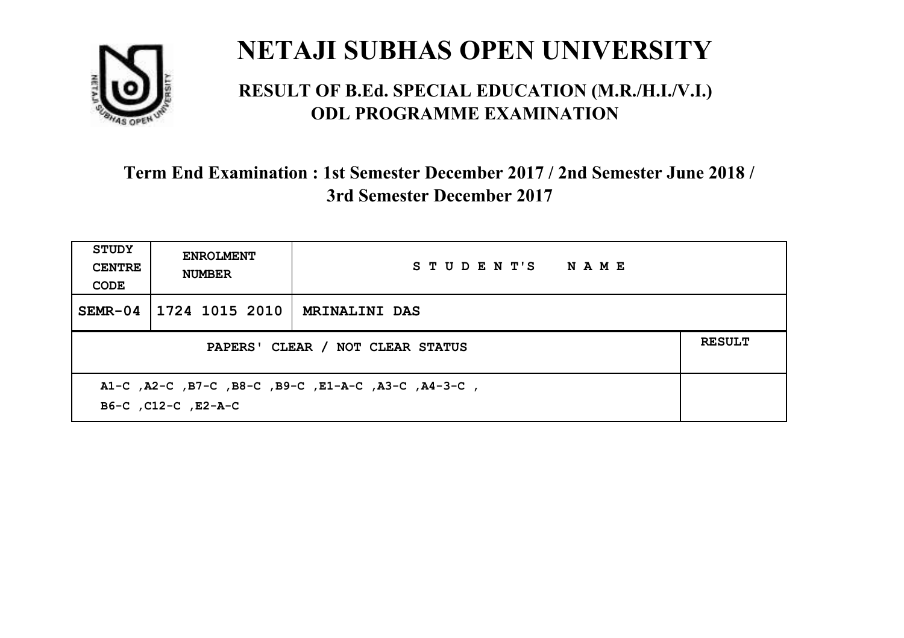# NETAJI SUBHAS OPEN UNIVERSITY

## RESULT OF B.Ed. SPECIAL EDUCATION (M.R./H.I./V.I.) ODL PROGRAMME EXAMINATION

### Term End Examination : 1st Semester December 2017 / 2nd Semester June 2018 / 3rd Semester December 2017

| STUDY CENTRE CODE | ENROLMENT NUMBER | STUDENT'S NAME | |
|---|---|---|---|
| SEMR-04 | 1724 1015 2010 | MRINALINI DAS | |
| PAPERS' CLEAR / NOT CLEAR STATUS | | | RESULT |
| A1-C ,A2-C ,B7-C ,B8-C ,B9-C ,E1-A-C ,A3-C ,A4-3-C , B6-C ,C12-C ,E2-A-C | | | |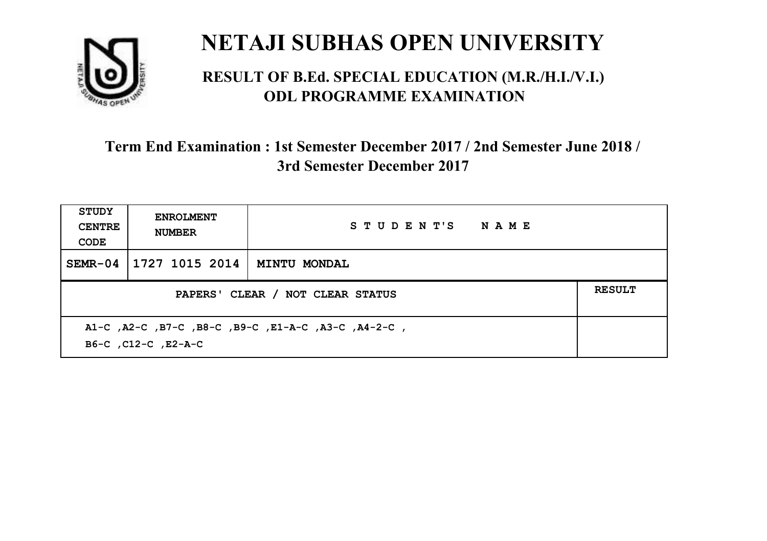# NETAJI SUBHAS OPEN UNIVERSITY

## RESULT OF B.Ed. SPECIAL EDUCATION (M.R./H.I./V.I.) ODL PROGRAMME EXAMINATION

### Term End Examination : 1st Semester December 2017 / 2nd Semester June 2018 / 3rd Semester December 2017

| STUDY CENTRE CODE | ENROLMENT NUMBER | STUDENT'S NAME |
|---|---|---|
| SEMR-04 | 1727 1015 2014 | MINTU MONDAL |

| PAPERS' CLEAR / NOT CLEAR STATUS | RESULT |
|---|---|
| A1-C ,A2-C ,B7-C ,B8-C ,B9-C ,E1-A-C ,A3-C ,A4-2-C , B6-C ,C12-C ,E2-A-C | |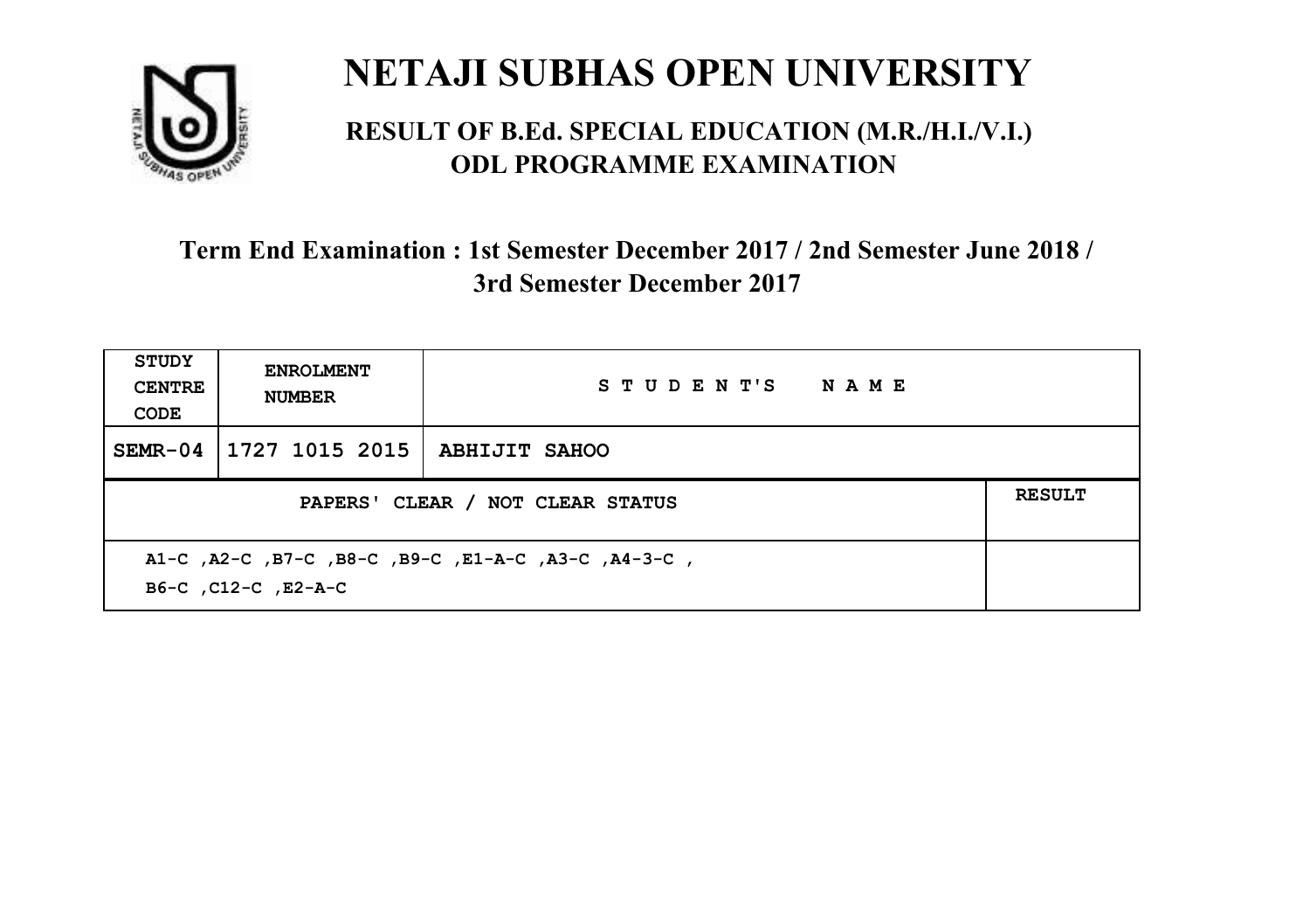# NETAJI SUBHAS OPEN UNIVERSITY

## RESULT OF B.Ed. SPECIAL EDUCATION (M.R./H.I./V.I.) ODL PROGRAMME EXAMINATION

### Term End Examination : 1st Semester December 2017 / 2nd Semester June 2018 / 3rd Semester December 2017

| STUDY CENTRE CODE | ENROLMENT NUMBER | STUDENT'S NAME | |
|---|---|---|---|
| SEMR-04 | 1727 1015 2015 | ABHIJIT SAHOO | |
| PAPERS' CLEAR / NOT CLEAR STATUS | | | RESULT |
| A1-C ,A2-C ,B7-C ,B8-C ,B9-C ,E1-A-C ,A3-C ,A4-3-C , B6-C ,C12-C ,E2-A-C | | | |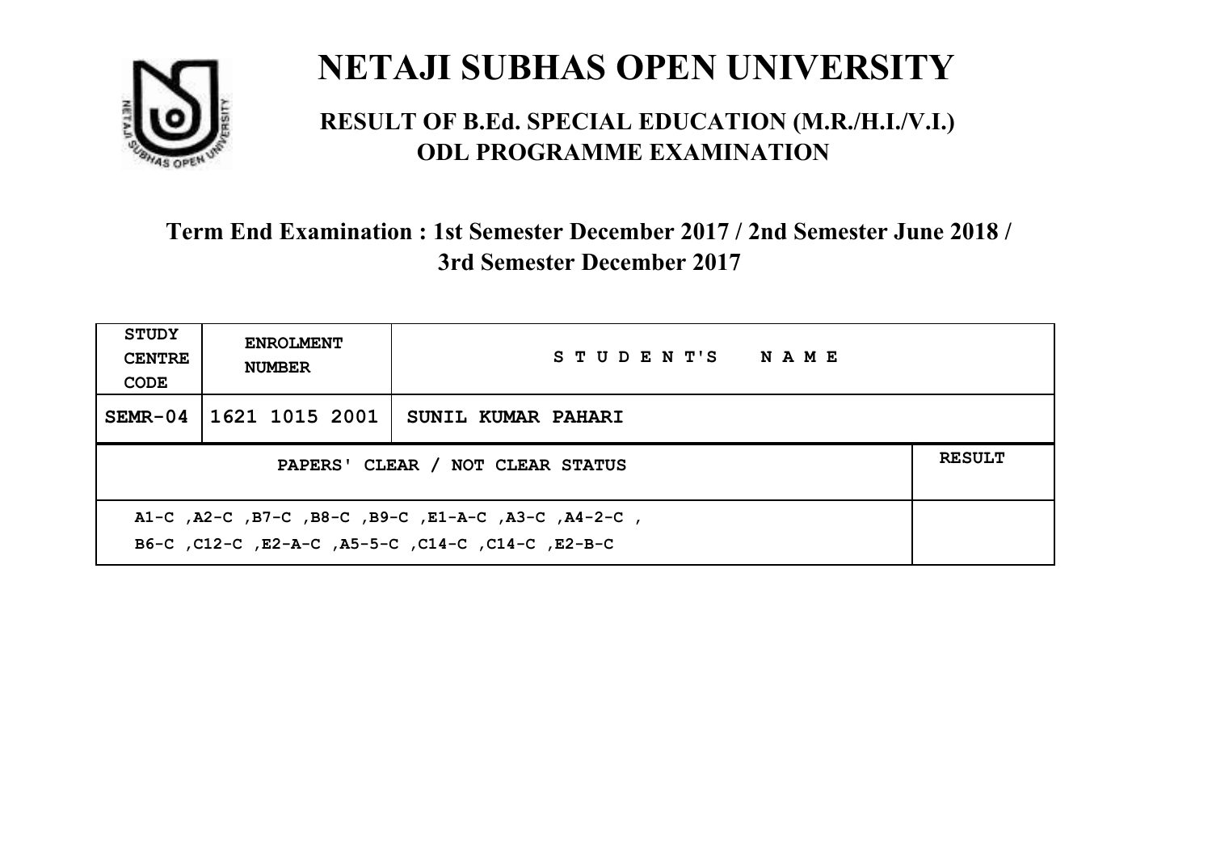# NETAJI SUBHAS OPEN UNIVERSITY

## RESULT OF B.Ed. SPECIAL EDUCATION (M.R./H.I./V.I.) ODL PROGRAMME EXAMINATION

### Term End Examination : 1st Semester December 2017 / 2nd Semester June 2018 / 3rd Semester December 2017

| STUDY CENTRE CODE | ENROLMENT NUMBER | STUDENT'S NAME | |
|---|---|---|---|
| SEMR-04 | 1621 1015 2001 | SUNIL KUMAR PAHARI | |
| PAPERS' CLEAR / NOT CLEAR STATUS | | | RESULT |
| A1-C ,A2-C ,B7-C ,B8-C ,B9-C ,E1-A-C ,A3-C ,A4-2-C , B6-C ,C12-C ,E2-A-C ,A5-5-C ,C14-C ,C14-C ,E2-B-C | | | |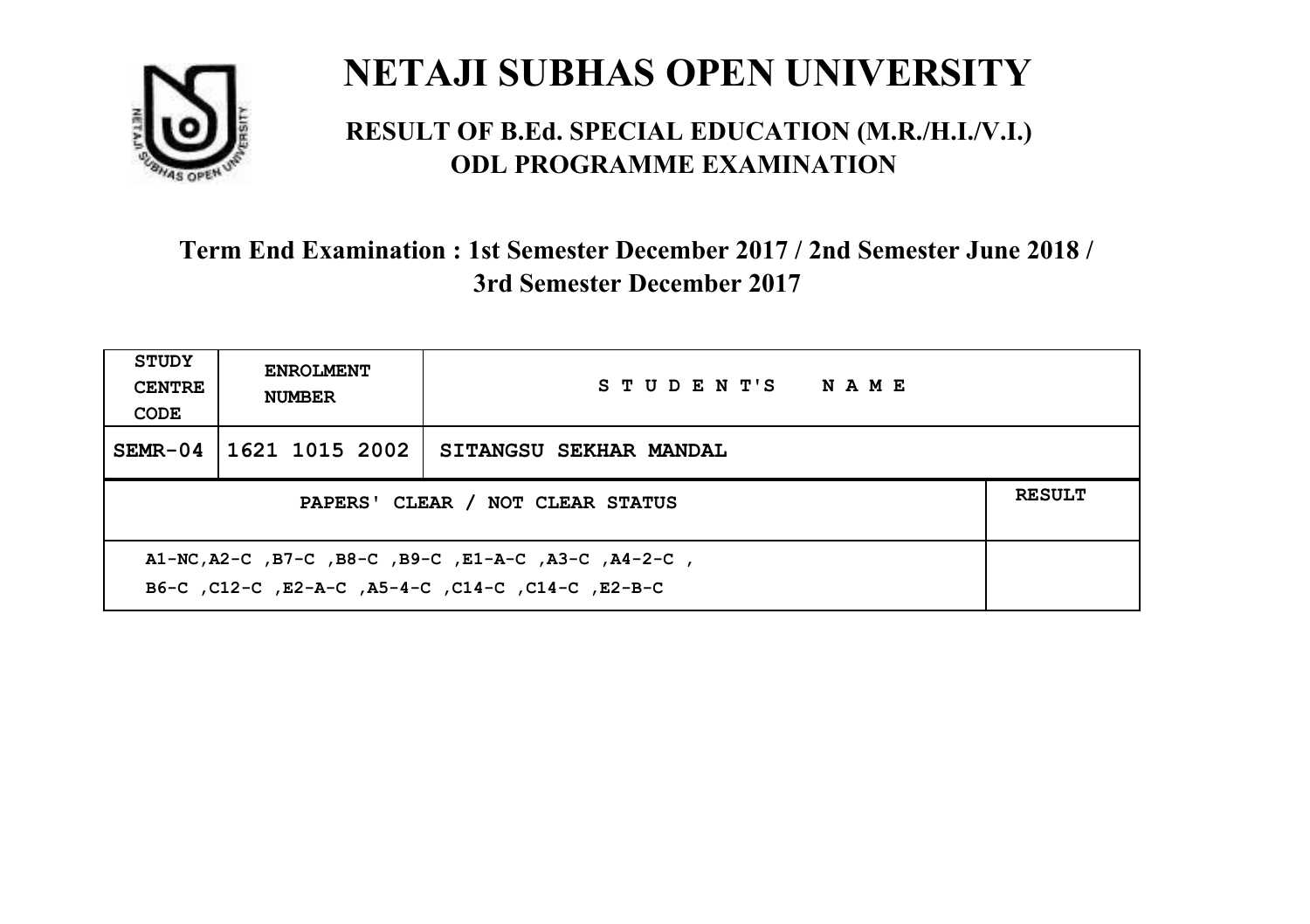# NETAJI SUBHAS OPEN UNIVERSITY

## RESULT OF B.Ed. SPECIAL EDUCATION (M.R./H.I./V.I.) ODL PROGRAMME EXAMINATION

### Term End Examination : 1st Semester December 2017 / 2nd Semester June 2018 / 3rd Semester December 2017

| STUDY CENTRE CODE | ENROLMENT NUMBER | STUDENT'S NAME |
|---|---|---|
| SEMR-04 | 1621 1015 2002 | SITANGSU SEKHAR MANDAL |

| PAPERS' CLEAR / NOT CLEAR STATUS | RESULT |
|---|---|
| A1-NC,A2-C ,B7-C ,B8-C ,B9-C ,E1-A-C ,A3-C ,A4-2-C , B6-C ,C12-C ,E2-A-C ,A5-4-C ,C14-C ,C14-C ,E2-B-C | |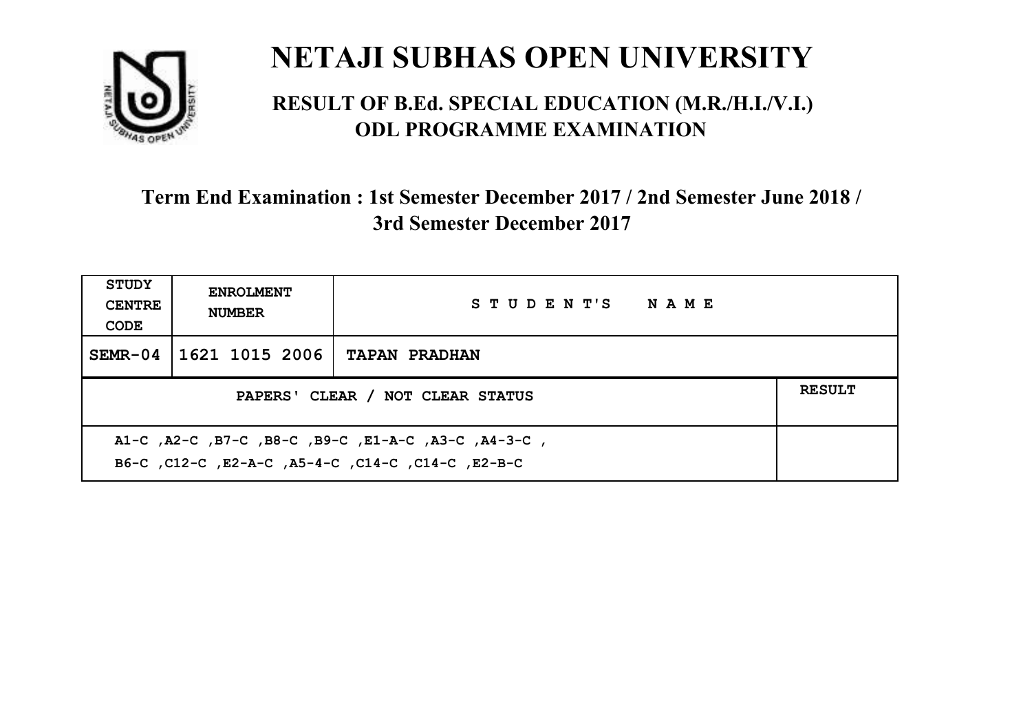# NETAJI SUBHAS OPEN UNIVERSITY

## RESULT OF B.Ed. SPECIAL EDUCATION (M.R./H.I./V.I.) ODL PROGRAMME EXAMINATION

### Term End Examination : 1st Semester December 2017 / 2nd Semester June 2018 / 3rd Semester December 2017

| STUDY CENTRE CODE | ENROLMENT NUMBER | STUDENT'S NAME | |
|---|---|---|---|
| SEMR-04 | 1621 1015 2006 | TAPAN PRADHAN | |
| PAPERS' CLEAR / NOT CLEAR STATUS | | | RESULT |
| A1-C ,A2-C ,B7-C ,B8-C ,B9-C ,E1-A-C ,A3-C ,A4-3-C , B6-C ,C12-C ,E2-A-C ,A5-4-C ,C14-C ,C14-C ,E2-B-C | | | |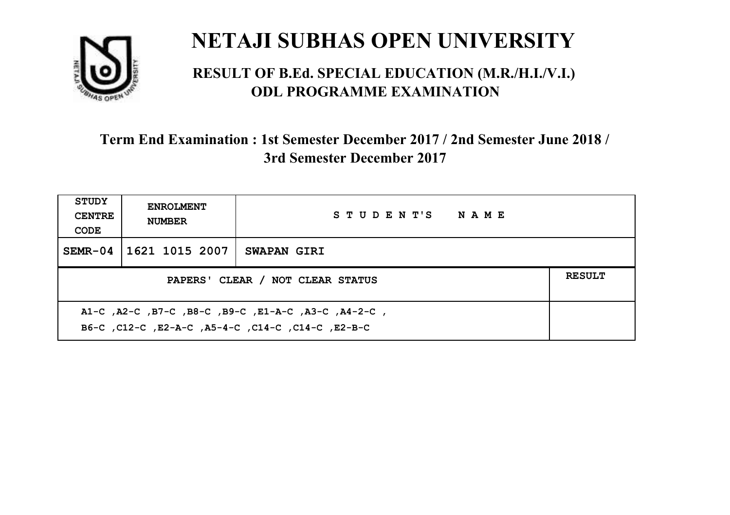# NETAJI SUBHAS OPEN UNIVERSITY

## RESULT OF B.Ed. SPECIAL EDUCATION (M.R./H.I./V.I.) ODL PROGRAMME EXAMINATION

### Term End Examination : 1st Semester December 2017 / 2nd Semester June 2018 / 3rd Semester December 2017

| STUDY CENTRE CODE | ENROLMENT NUMBER | STUDENT'S NAME | |
|---|---|---|---|
| SEMR-04 | 1621 1015 2007 | SWAPAN GIRI | |
| PAPERS' CLEAR / NOT CLEAR STATUS | | | RESULT |
| A1-C ,A2-C ,B7-C ,B8-C ,B9-C ,E1-A-C ,A3-C ,A4-2-C ,<br>B6-C ,C12-C ,E2-A-C ,A5-4-C ,C14-C ,C14-C ,E2-B-C | | | |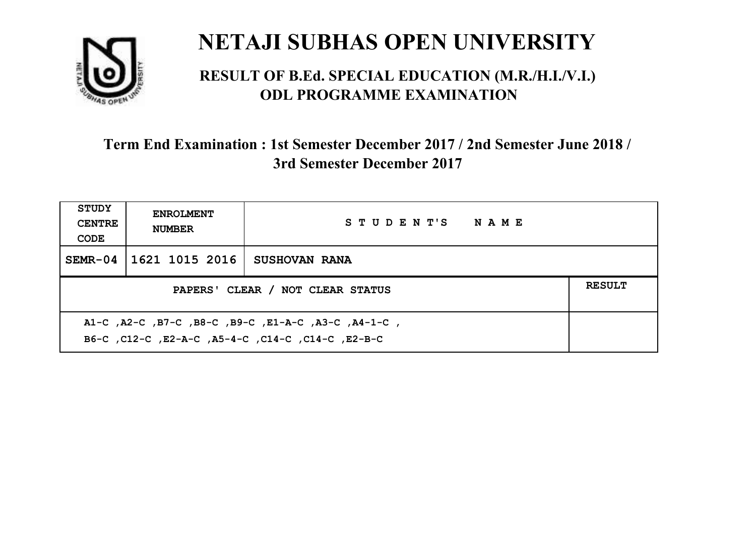# NETAJI SUBHAS OPEN UNIVERSITY

## RESULT OF B.Ed. SPECIAL EDUCATION (M.R./H.I./V.I.) ODL PROGRAMME EXAMINATION

### Term End Examination : 1st Semester December 2017 / 2nd Semester June 2018 / 3rd Semester December 2017

| STUDY CENTRE CODE | ENROLMENT NUMBER | STUDENT'S NAME | |
|---|---|---|---|
| SEMR-04 | 1621 1015 2016 | SUSHOVAN RANA | |
| PAPERS' CLEAR / NOT CLEAR STATUS | | | RESULT |
| A1-C ,A2-C ,B7-C ,B8-C ,B9-C ,E1-A-C ,A3-C ,A4-1-C , B6-C ,C12-C ,E2-A-C ,A5-4-C ,C14-C ,C14-C ,E2-B-C | | | |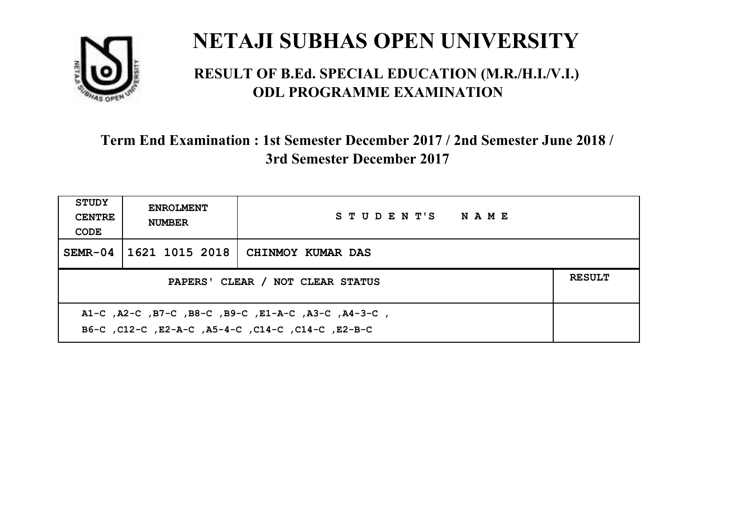# NETAJI SUBHAS OPEN UNIVERSITY

## RESULT OF B.Ed. SPECIAL EDUCATION (M.R./H.I./V.I.) ODL PROGRAMME EXAMINATION

### Term End Examination : 1st Semester December 2017 / 2nd Semester June 2018 / 3rd Semester December 2017

| STUDY CENTRE CODE | ENROLMENT NUMBER | STUDENT'S NAME | |
|---|---|---|---|
| SEMR-04 | 1621 1015 2018 | CHINMOY KUMAR DAS | |
| PAPERS' CLEAR / NOT CLEAR STATUS | | | RESULT |
| A1-C ,A2-C ,B7-C ,B8-C ,B9-C ,E1-A-C ,A3-C ,A4-3-C , B6-C ,C12-C ,E2-A-C ,A5-4-C ,C14-C ,C14-C ,E2-B-C | | | |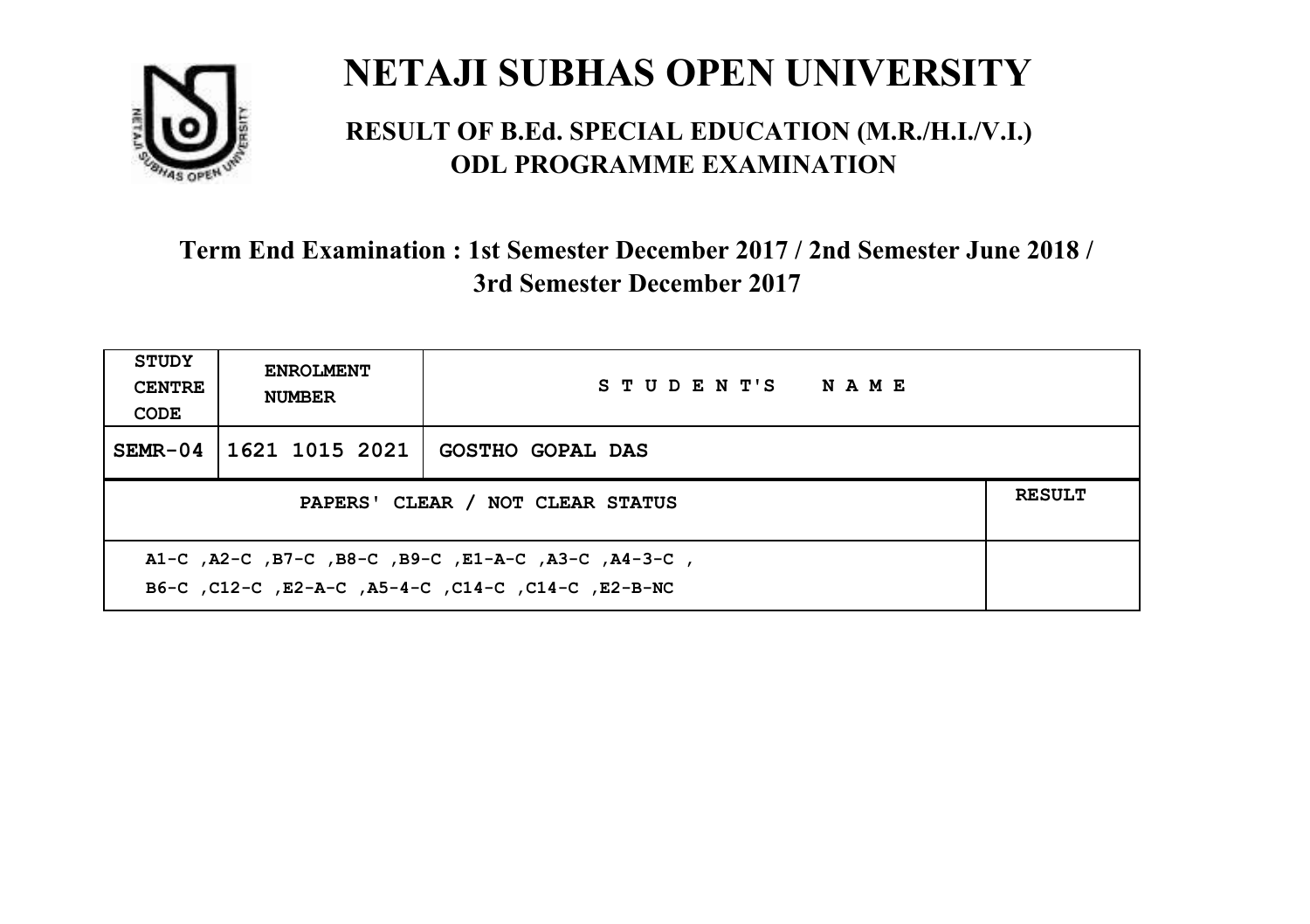# NETAJI SUBHAS OPEN UNIVERSITY

## RESULT OF B.Ed. SPECIAL EDUCATION (M.R./H.I./V.I.) ODL PROGRAMME EXAMINATION

### Term End Examination : 1st Semester December 2017 / 2nd Semester June 2018 / 3rd Semester December 2017

| STUDY CENTRE CODE | ENROLMENT NUMBER | STUDENT'S NAME | |
|---|---|---|---|
| SEMR-04 | 1621 1015 2021 | GOSTHO GOPAL DAS | |
| PAPERS' CLEAR / NOT CLEAR STATUS | | | RESULT |
| A1-C ,A2-C ,B7-C ,B8-C ,B9-C ,E1-A-C ,A3-C ,A4-3-C , B6-C ,C12-C ,E2-A-C ,A5-4-C ,C14-C ,C14-C ,E2-B-NC | | | |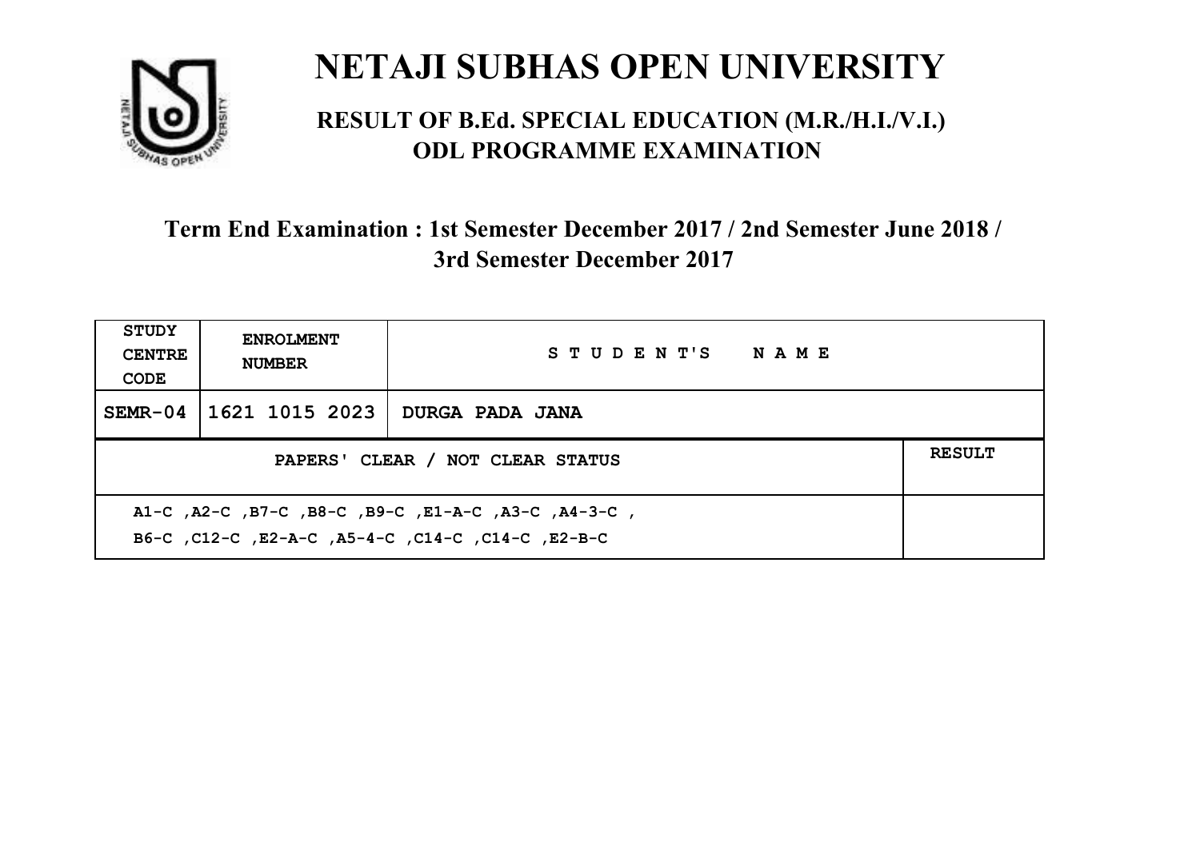# NETAJI SUBHAS OPEN UNIVERSITY

## RESULT OF B.Ed. SPECIAL EDUCATION (M.R./H.I./V.I.) ODL PROGRAMME EXAMINATION

### Term End Examination : 1st Semester December 2017 / 2nd Semester June 2018 / 3rd Semester December 2017

| STUDY CENTRE CODE | ENROLMENT NUMBER | STUDENT'S NAME |
|---|---|---|
| SEMR-04 | 1621 1015 2023 | DURGA PADA JANA |

| PAPERS' CLEAR / NOT CLEAR STATUS | RESULT |
|---|---|
| A1-C ,A2-C ,B7-C ,B8-C ,B9-C ,E1-A-C ,A3-C ,A4-3-C , B6-C ,C12-C ,E2-A-C ,A5-4-C ,C14-C ,C14-C ,E2-B-C | |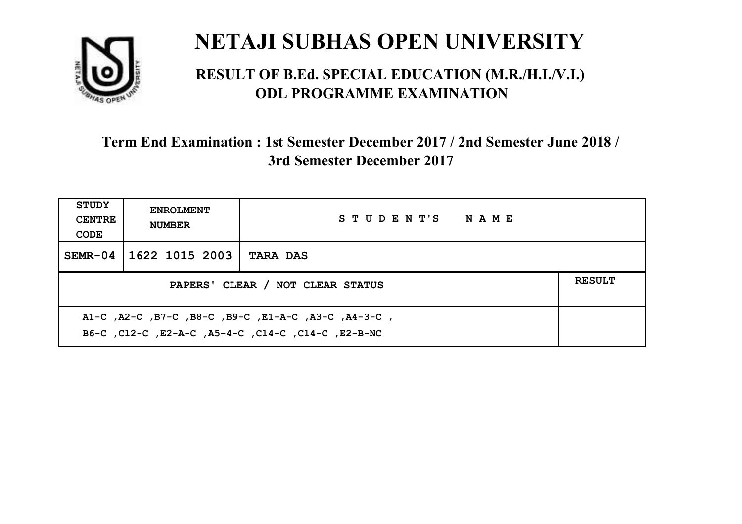# NETAJI SUBHAS OPEN UNIVERSITY

## RESULT OF B.Ed. SPECIAL EDUCATION (M.R./H.I./V.I.) ODL PROGRAMME EXAMINATION

### Term End Examination : 1st Semester December 2017 / 2nd Semester June 2018 / 3rd Semester December 2017

| STUDY CENTRE CODE | ENROLMENT NUMBER | STUDENT'S NAME | |
|---|---|---|---|
| SEMR-04 | 1622 1015 2003 | TARA DAS | |
| PAPERS' CLEAR / NOT CLEAR STATUS | | | RESULT |
| A1-C ,A2-C ,B7-C ,B8-C ,B9-C ,E1-A-C ,A3-C ,A4-3-C , B6-C ,C12-C ,E2-A-C ,A5-4-C ,C14-C ,C14-C ,E2-B-NC | | | |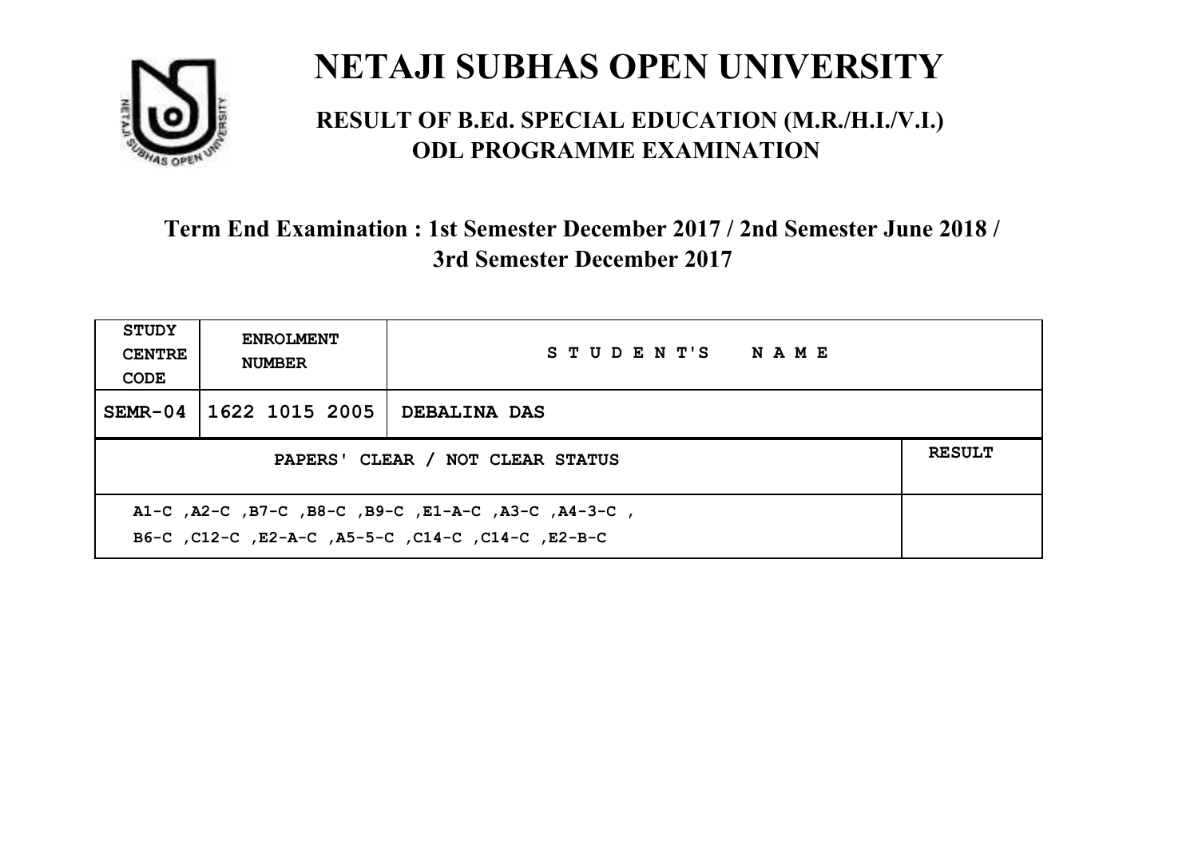# NETAJI SUBHAS OPEN UNIVERSITY

## RESULT OF B.Ed. SPECIAL EDUCATION (M.R./H.I./V.I.) ODL PROGRAMME EXAMINATION

### Term End Examination : 1st Semester December 2017 / 2nd Semester June 2018 / 3rd Semester December 2017

| STUDY CENTRE CODE | ENROLMENT NUMBER | STUDENT'S NAME | |
|---|---|---|---|
| SEMR-04 | 1622 1015 2005 | DEBALINA DAS | |
| PAPERS' CLEAR / NOT CLEAR STATUS | | | RESULT |
| A1-C ,A2-C ,B7-C ,B8-C ,B9-C ,E1-A-C ,A3-C ,A4-3-C , B6-C ,C12-C ,E2-A-C ,A5-5-C ,C14-C ,C14-C ,E2-B-C | | | |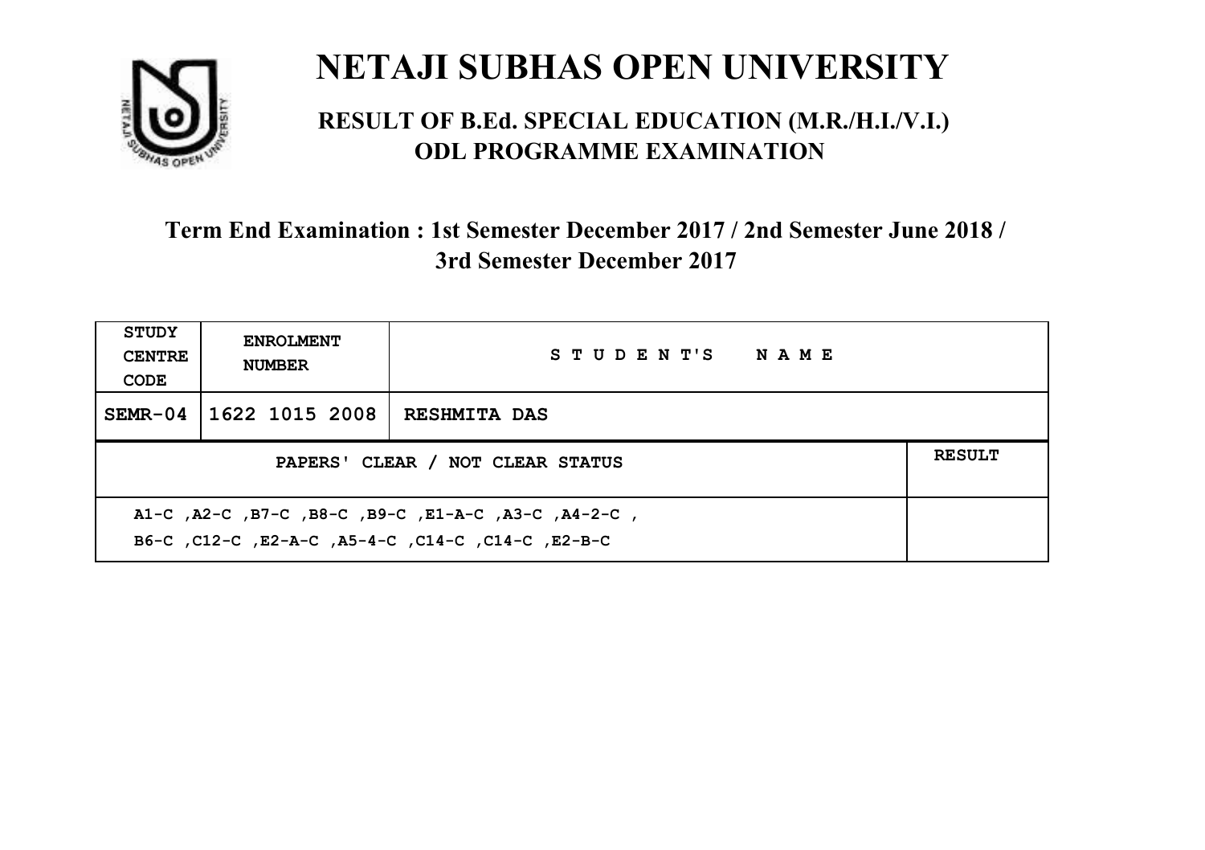# NETAJI SUBHAS OPEN UNIVERSITY

## RESULT OF B.Ed. SPECIAL EDUCATION (M.R./H.I./V.I.) ODL PROGRAMME EXAMINATION

### Term End Examination : 1st Semester December 2017 / 2nd Semester June 2018 / 3rd Semester December 2017

| STUDY CENTRE CODE | ENROLMENT NUMBER | STUDENT'S NAME | |
|---|---|---|---|
| SEMR-04 | 1622 1015 2008 | RESHMITA DAS | |
| PAPERS' CLEAR / NOT CLEAR STATUS | | | RESULT |
| A1-C ,A2-C ,B7-C ,B8-C ,B9-C ,E1-A-C ,A3-C ,A4-2-C , B6-C ,C12-C ,E2-A-C ,A5-4-C ,C14-C ,C14-C ,E2-B-C | | | |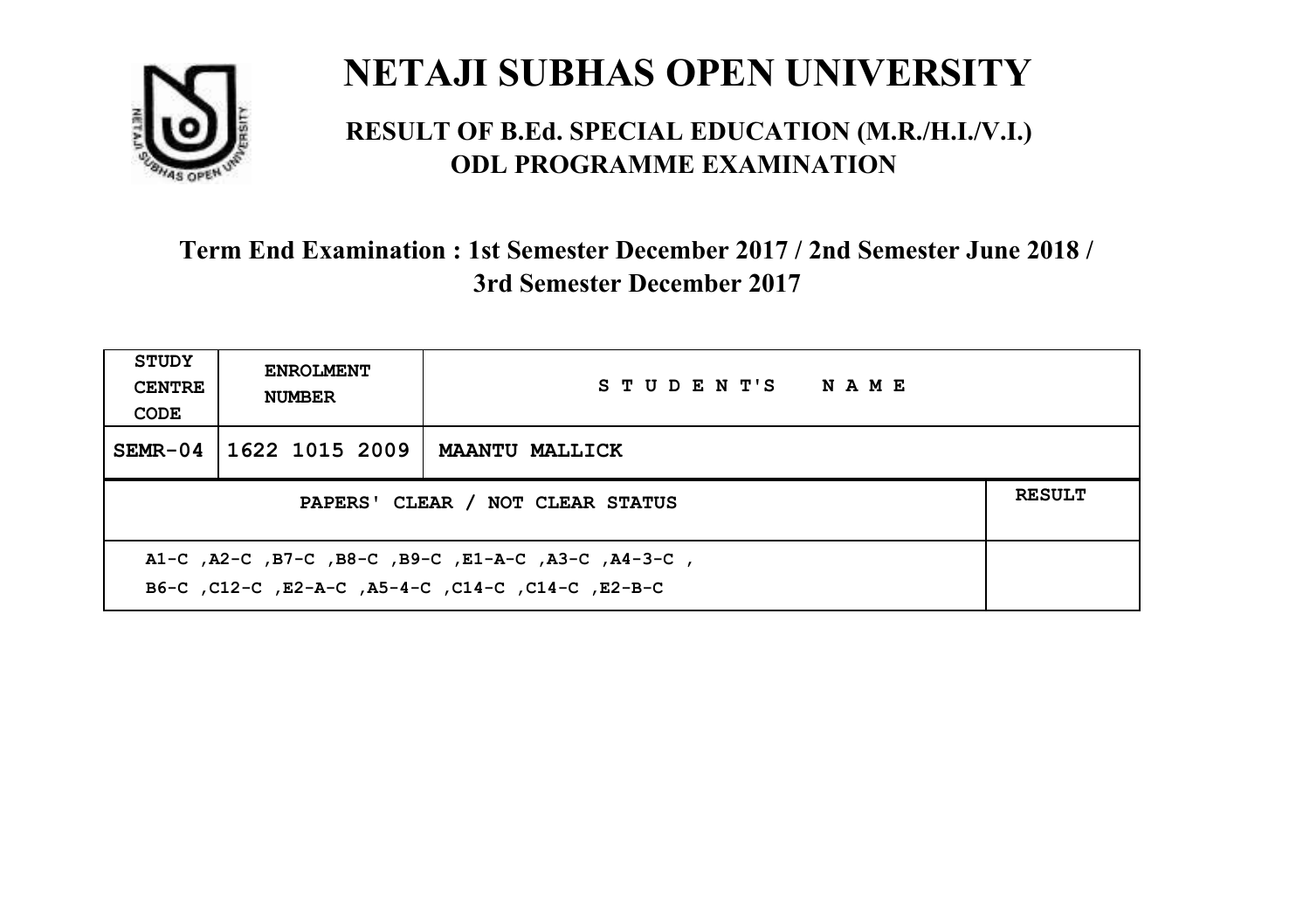# NETAJI SUBHAS OPEN UNIVERSITY

## RESULT OF B.Ed. SPECIAL EDUCATION (M.R./H.I./V.I.) ODL PROGRAMME EXAMINATION

### Term End Examination : 1st Semester December 2017 / 2nd Semester June 2018 / 3rd Semester December 2017

| STUDY CENTRE CODE | ENROLMENT NUMBER | STUDENT'S NAME | |
|---|---|---|---|
| SEMR-04 | 1622 1015 2009 | MAANTU MALLICK | |
| PAPERS' CLEAR / NOT CLEAR STATUS | | | RESULT |
| A1-C ,A2-C ,B7-C ,B8-C ,B9-C ,E1-A-C ,A3-C ,A4-3-C , B6-C ,C12-C ,E2-A-C ,A5-4-C ,C14-C ,C14-C ,E2-B-C | | | |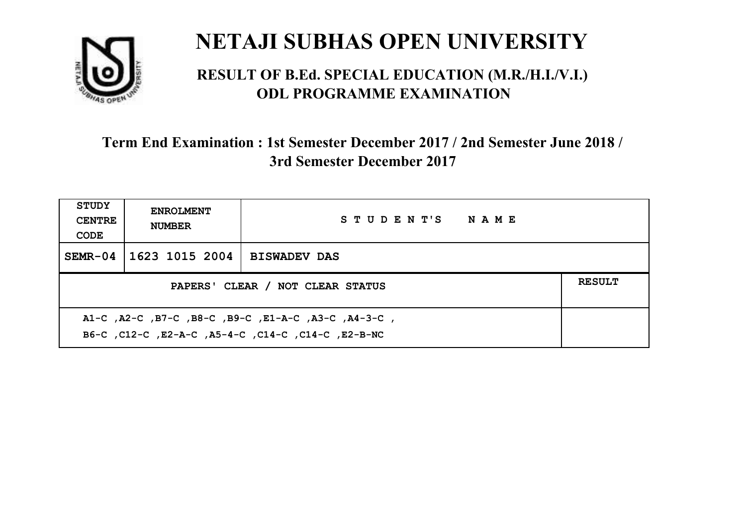# NETAJI SUBHAS OPEN UNIVERSITY

## RESULT OF B.Ed. SPECIAL EDUCATION (M.R./H.I./V.I.) ODL PROGRAMME EXAMINATION

### Term End Examination : 1st Semester December 2017 / 2nd Semester June 2018 / 3rd Semester December 2017

| STUDY CENTRE CODE | ENROLMENT NUMBER | STUDENT'S NAME |
|---|---|---|
| SEMR-04 | 1623 1015 2004 | BISWADEV DAS |

| PAPERS' CLEAR / NOT CLEAR STATUS | RESULT |
|---|---|
| A1-C ,A2-C ,B7-C ,B8-C ,B9-C ,E1-A-C ,A3-C ,A4-3-C , B6-C ,C12-C ,E2-A-C ,A5-4-C ,C14-C ,C14-C ,E2-B-NC | |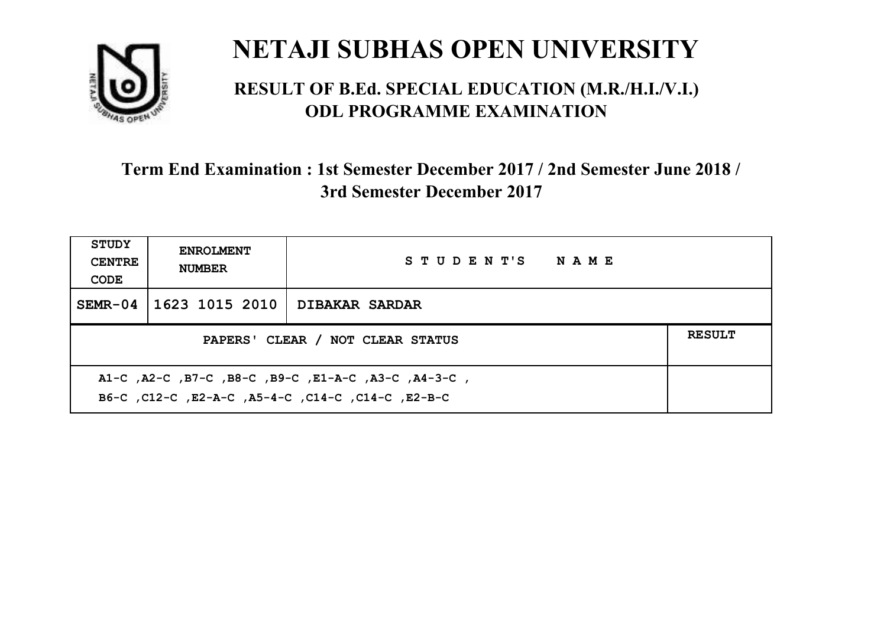# NETAJI SUBHAS OPEN UNIVERSITY

## RESULT OF B.Ed. SPECIAL EDUCATION (M.R./H.I./V.I.) ODL PROGRAMME EXAMINATION

### Term End Examination : 1st Semester December 2017 / 2nd Semester June 2018 / 3rd Semester December 2017

| STUDY CENTRE CODE | ENROLMENT NUMBER | STUDENT'S NAME |
|---|---|---|
| SEMR-04 | 1623 1015 2010 | DIBAKAR SARDAR |

| PAPERS' CLEAR / NOT CLEAR STATUS | RESULT |
|---|---|
| A1-C ,A2-C ,B7-C ,B8-C ,B9-C ,E1-A-C ,A3-C ,A4-3-C , B6-C ,C12-C ,E2-A-C ,A5-4-C ,C14-C ,C14-C ,E2-B-C | |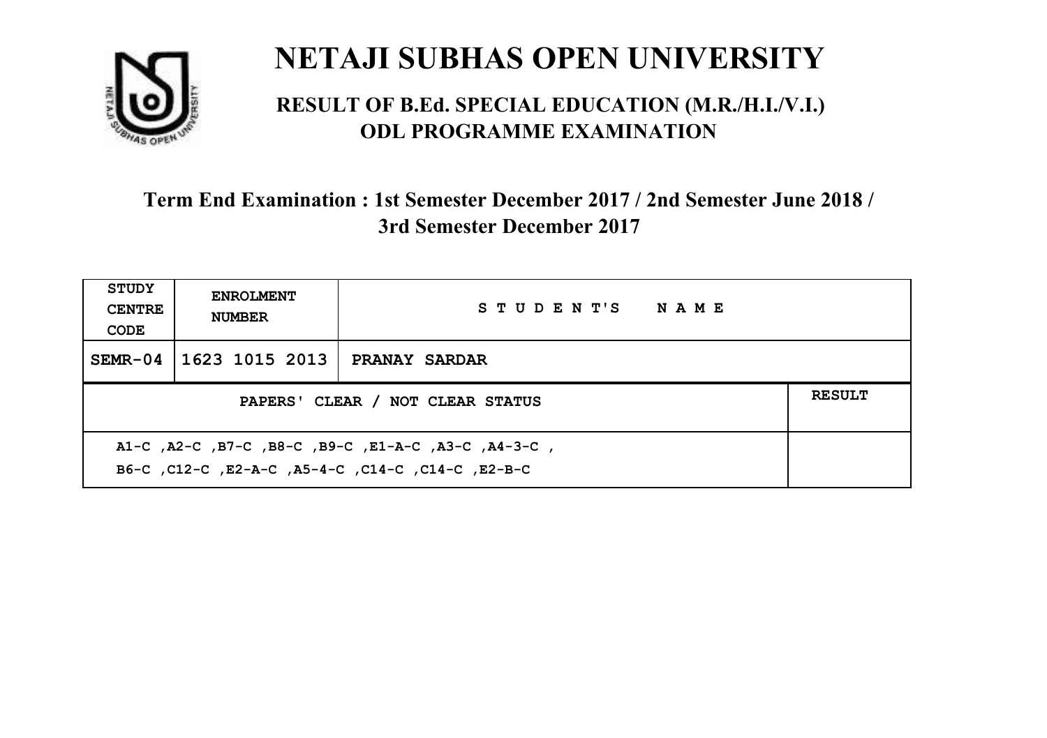# NETAJI SUBHAS OPEN UNIVERSITY

## RESULT OF B.Ed. SPECIAL EDUCATION (M.R./H.I./V.I.) ODL PROGRAMME EXAMINATION

### Term End Examination : 1st Semester December 2017 / 2nd Semester June 2018 / 3rd Semester December 2017

| STUDY CENTRE CODE | ENROLMENT NUMBER | STUDENT'S NAME | |
|---|---|---|---|
| SEMR-04 | 1623 1015 2013 | PRANAY SARDAR | |
| PAPERS' CLEAR / NOT CLEAR STATUS | | | RESULT |
| A1-C ,A2-C ,B7-C ,B8-C ,B9-C ,E1-A-C ,A3-C ,A4-3-C , B6-C ,C12-C ,E2-A-C ,A5-4-C ,C14-C ,C14-C ,E2-B-C | | | |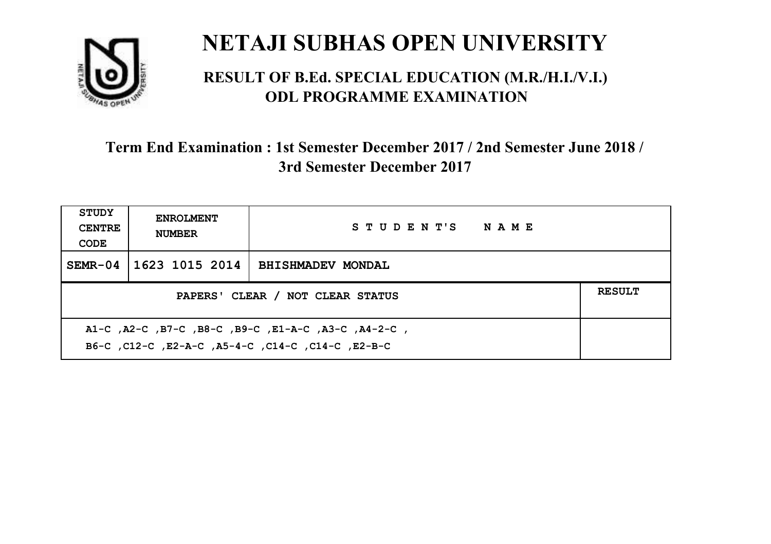# NETAJI SUBHAS OPEN UNIVERSITY

## RESULT OF B.Ed. SPECIAL EDUCATION (M.R./H.I./V.I.) ODL PROGRAMME EXAMINATION

### Term End Examination : 1st Semester December 2017 / 2nd Semester June 2018 / 3rd Semester December 2017

| STUDY CENTRE CODE | ENROLMENT NUMBER | STUDENT'S NAME | |
|---|---|---|---|
| SEMR-04 | 1623 1015 2014 | BHISHMADEV MONDAL | |
| PAPERS' CLEAR / NOT CLEAR STATUS | | | RESULT |
| A1-C ,A2-C ,B7-C ,B8-C ,B9-C ,E1-A-C ,A3-C ,A4-2-C , B6-C ,C12-C ,E2-A-C ,A5-4-C ,C14-C ,C14-C ,E2-B-C | | | |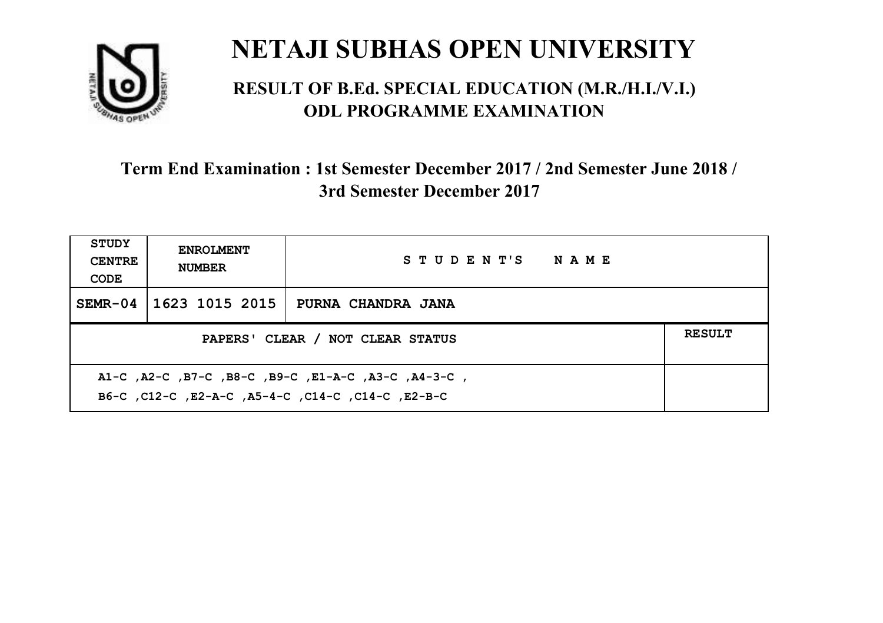# NETAJI SUBHAS OPEN UNIVERSITY

## RESULT OF B.Ed. SPECIAL EDUCATION (M.R./H.I./V.I.) ODL PROGRAMME EXAMINATION

### Term End Examination : 1st Semester December 2017 / 2nd Semester June 2018 / 3rd Semester December 2017

| STUDY CENTRE CODE | ENROLMENT NUMBER | STUDENT'S NAME | |
|---|---|---|---|
| SEMR-04 | 1623 1015 2015 | PURNA CHANDRA JANA | |
| PAPERS' CLEAR / NOT CLEAR STATUS | | | RESULT |
| A1-C ,A2-C ,B7-C ,B8-C ,B9-C ,E1-A-C ,A3-C ,A4-3-C , B6-C ,C12-C ,E2-A-C ,A5-4-C ,C14-C ,C14-C ,E2-B-C | | | |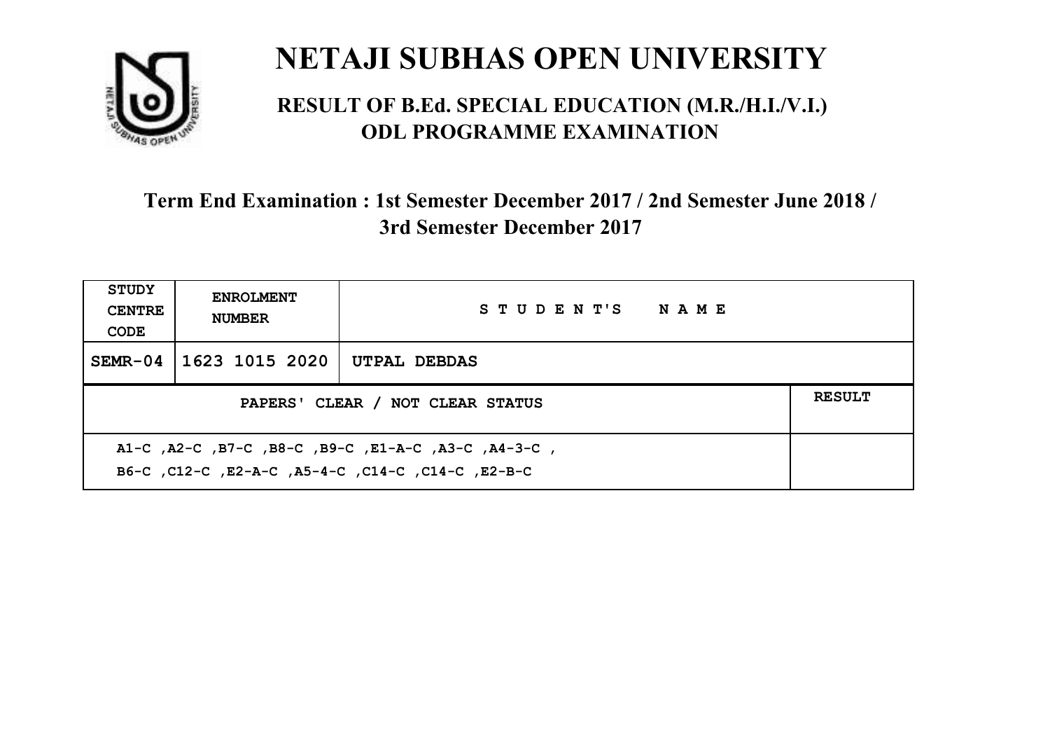# NETAJI SUBHAS OPEN UNIVERSITY

## RESULT OF B.Ed. SPECIAL EDUCATION (M.R./H.I./V.I.) ODL PROGRAMME EXAMINATION

### Term End Examination : 1st Semester December 2017 / 2nd Semester June 2018 / 3rd Semester December 2017

| STUDY CENTRE CODE | ENROLMENT NUMBER | STUDENT'S NAME | |
|---|---|---|---|
| SEMR-04 | 1623 1015 2020 | UTPAL DEBDAS | |
| PAPERS' CLEAR / NOT CLEAR STATUS | | | RESULT |
| A1-C ,A2-C ,B7-C ,B8-C ,B9-C ,E1-A-C ,A3-C ,A4-3-C , B6-C ,C12-C ,E2-A-C ,A5-4-C ,C14-C ,C14-C ,E2-B-C | | | |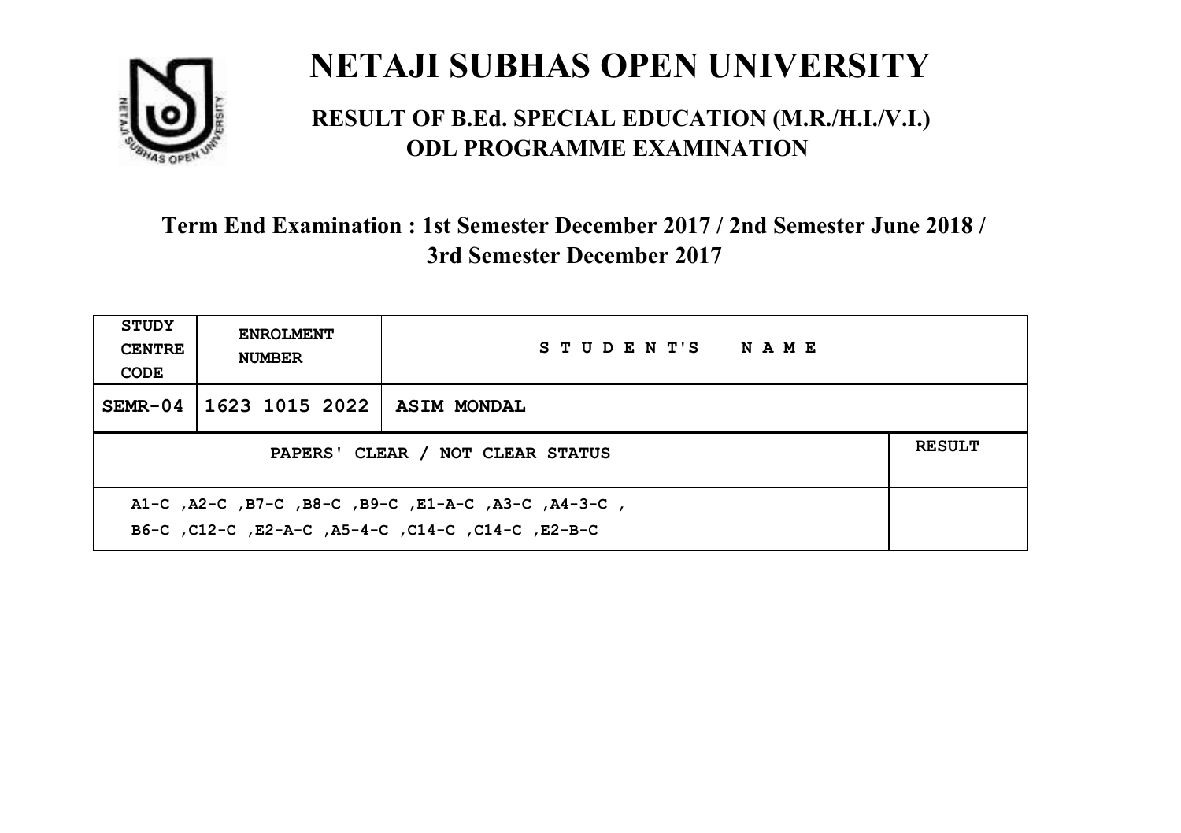# NETAJI SUBHAS OPEN UNIVERSITY

## RESULT OF B.Ed. SPECIAL EDUCATION (M.R./H.I./V.I.) ODL PROGRAMME EXAMINATION

### Term End Examination : 1st Semester December 2017 / 2nd Semester June 2018 / 3rd Semester December 2017

| STUDY CENTRE CODE | ENROLMENT NUMBER | STUDENT'S NAME | |
|---|---|---|---|
| SEMR-04 | 1623 1015 2022 | ASIM MONDAL | |
| PAPERS' CLEAR / NOT CLEAR STATUS | | | RESULT |
| A1-C ,A2-C ,B7-C ,B8-C ,B9-C ,E1-A-C ,A3-C ,A4-3-C , B6-C ,C12-C ,E2-A-C ,A5-4-C ,C14-C ,C14-C ,E2-B-C | | | |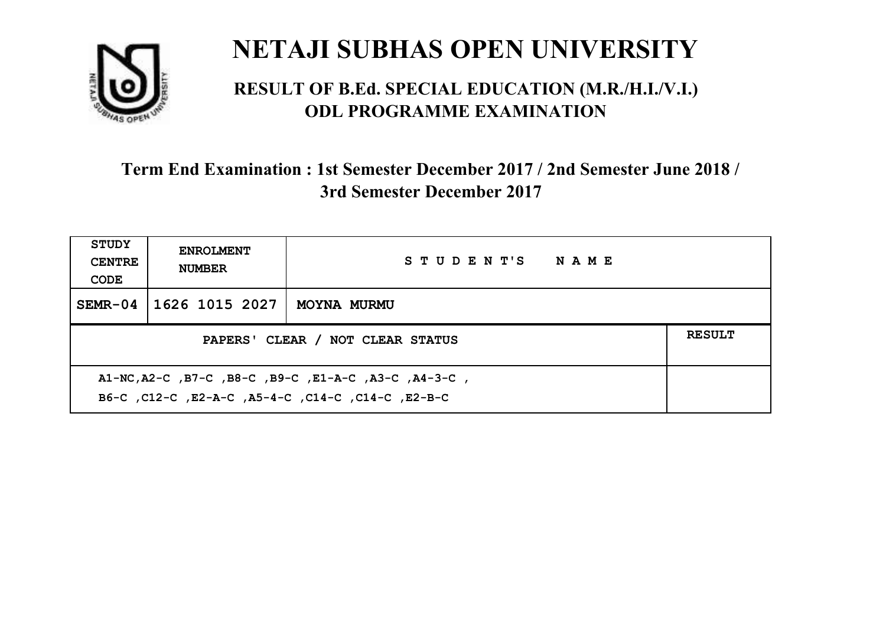# NETAJI SUBHAS OPEN UNIVERSITY

## RESULT OF B.Ed. SPECIAL EDUCATION (M.R./H.I./V.I.) ODL PROGRAMME EXAMINATION

### Term End Examination : 1st Semester December 2017 / 2nd Semester June 2018 / 3rd Semester December 2017

| STUDY CENTRE CODE | ENROLMENT NUMBER | STUDENT'S NAME | |
|---|---|---|---|
| SEMR-04 | 1626 1015 2027 | MOYNA MURMU | |
| PAPERS' CLEAR / NOT CLEAR STATUS | | | RESULT |
| A1-NC,A2-C ,B7-C ,B8-C ,B9-C ,E1-A-C ,A3-C ,A4-3-C , B6-C ,C12-C ,E2-A-C ,A5-4-C ,C14-C ,C14-C ,E2-B-C | | | |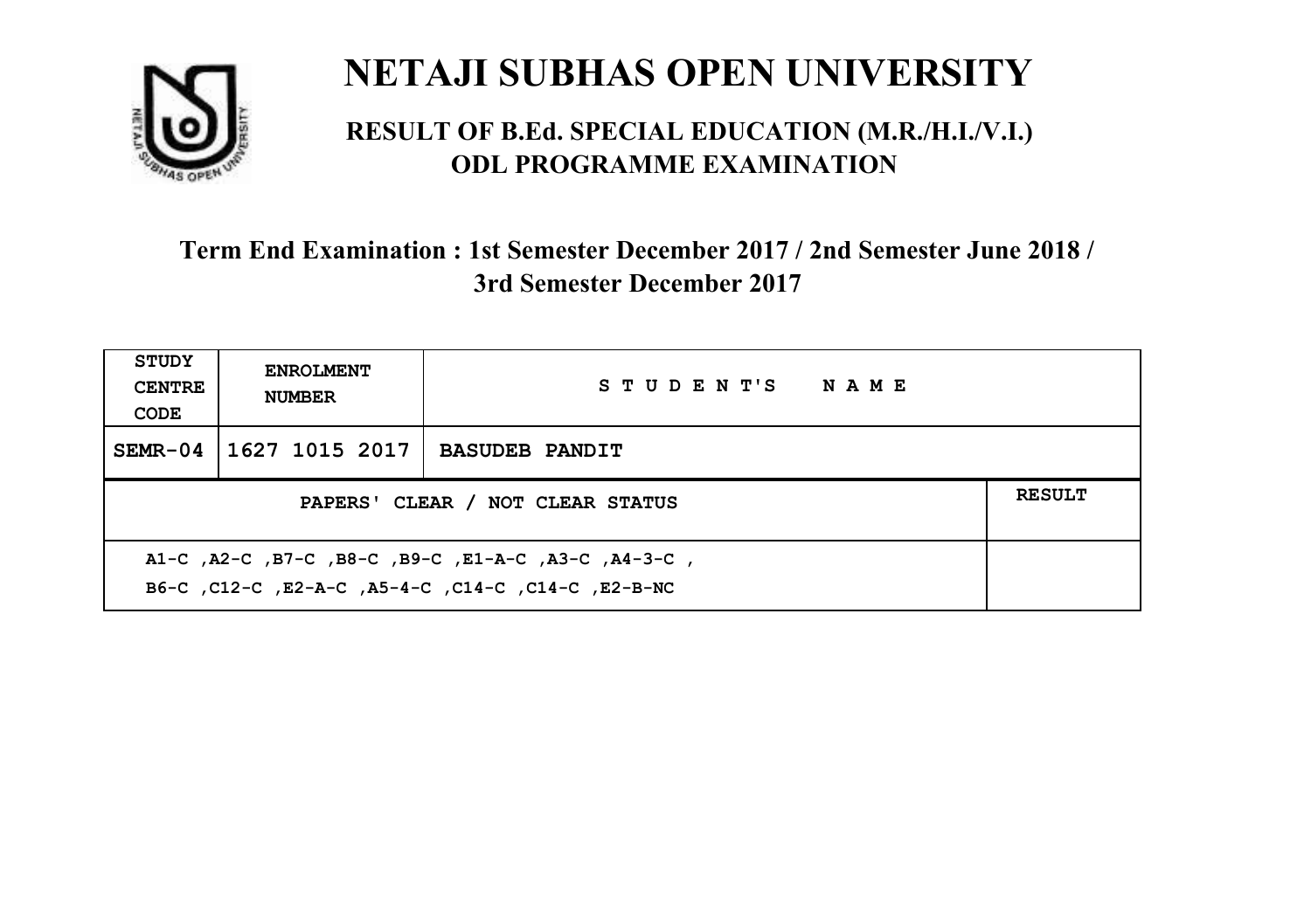# NETAJI SUBHAS OPEN UNIVERSITY

## RESULT OF B.Ed. SPECIAL EDUCATION (M.R./H.I./V.I.) ODL PROGRAMME EXAMINATION

### Term End Examination : 1st Semester December 2017 / 2nd Semester June 2018 / 3rd Semester December 2017

| STUDY CENTRE CODE | ENROLMENT NUMBER | STUDENT'S NAME | |
|---|---|---|---|
| SEMR-04 | 1627 1015 2017 | BASUDEB PANDIT | |
| PAPERS' CLEAR / NOT CLEAR STATUS | | | RESULT |
| A1-C ,A2-C ,B7-C ,B8-C ,B9-C ,E1-A-C ,A3-C ,A4-3-C , B6-C ,C12-C ,E2-A-C ,A5-4-C ,C14-C ,C14-C ,E2-B-NC | | | |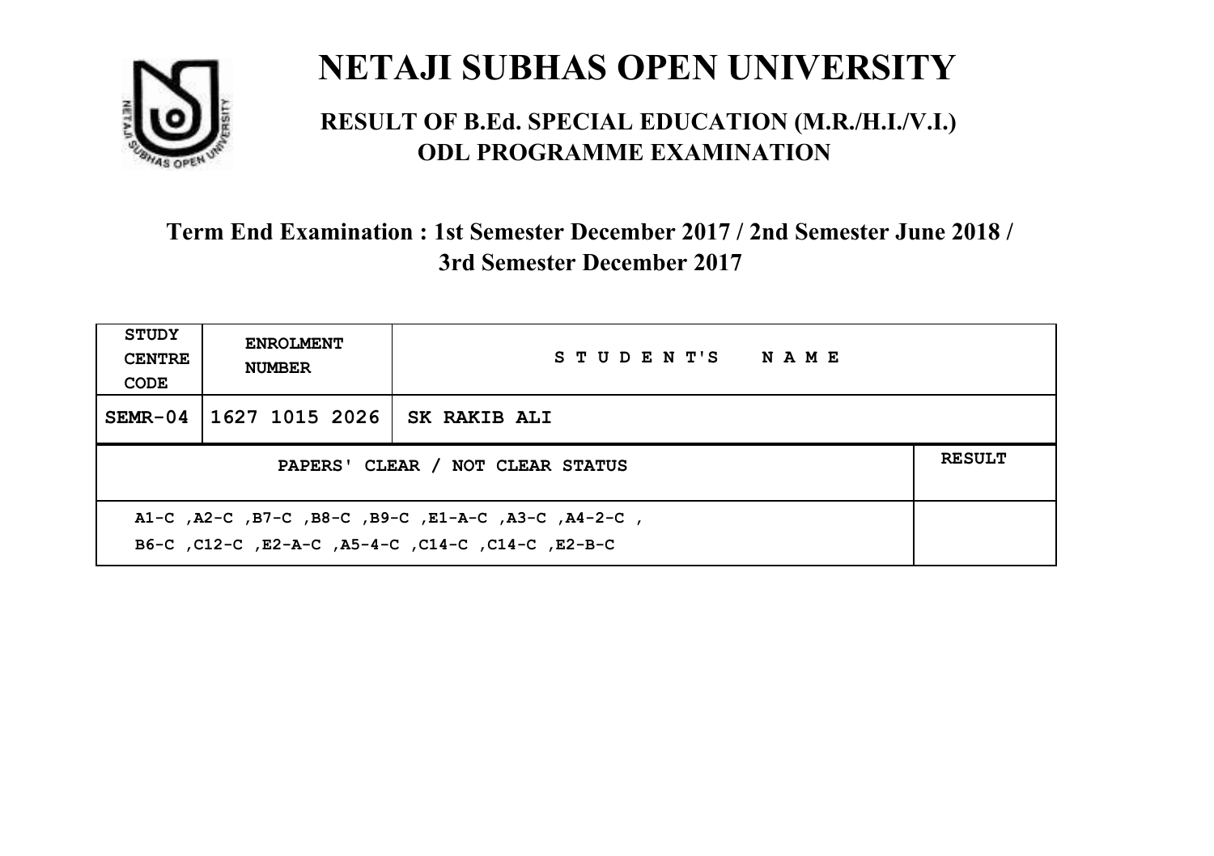# NETAJI SUBHAS OPEN UNIVERSITY

## RESULT OF B.Ed. SPECIAL EDUCATION (M.R./H.I./V.I.) ODL PROGRAMME EXAMINATION

### Term End Examination : 1st Semester December 2017 / 2nd Semester June 2018 / 3rd Semester December 2017

| STUDY CENTRE CODE | ENROLMENT NUMBER | STUDENT'S NAME | |
|---|---|---|---|
| SEMR-04 | 1627 1015 2026 | SK RAKIB ALI | |
| PAPERS' CLEAR / NOT CLEAR STATUS | | | RESULT |
| A1-C ,A2-C ,B7-C ,B8-C ,B9-C ,E1-A-C ,A3-C ,A4-2-C , B6-C ,C12-C ,E2-A-C ,A5-4-C ,C14-C ,C14-C ,E2-B-C | | | |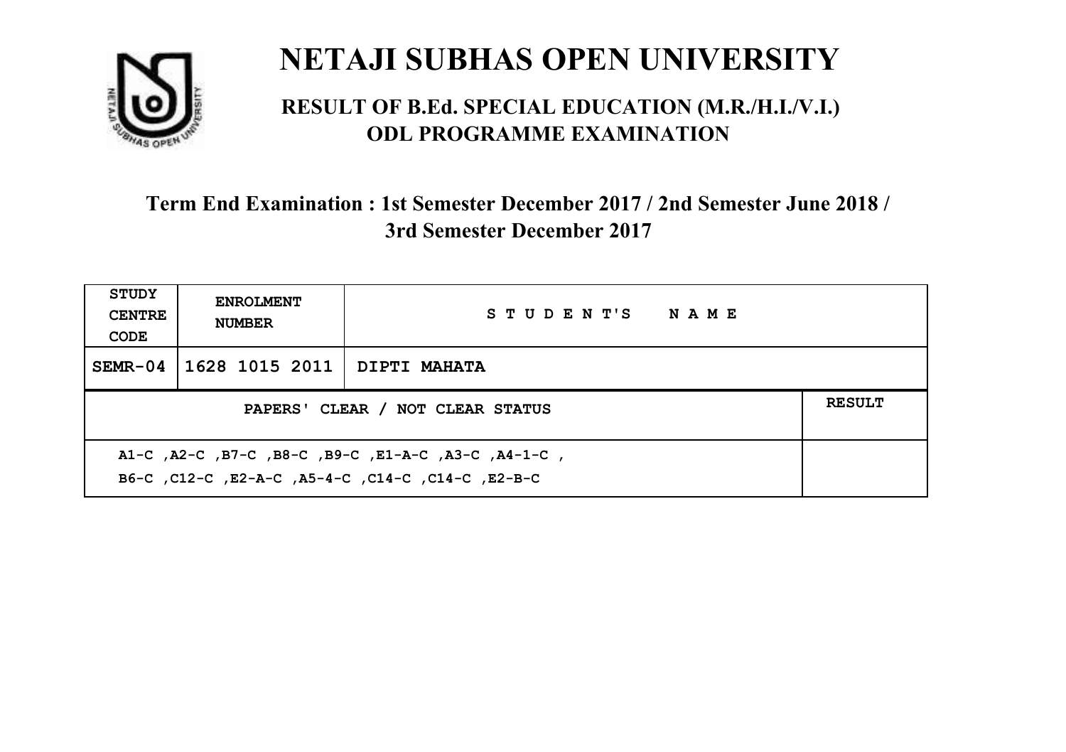# NETAJI SUBHAS OPEN UNIVERSITY

## RESULT OF B.Ed. SPECIAL EDUCATION (M.R./H.I./V.I.) ODL PROGRAMME EXAMINATION

### Term End Examination : 1st Semester December 2017 / 2nd Semester June 2018 / 3rd Semester December 2017

| STUDY CENTRE CODE | ENROLMENT NUMBER | STUDENT'S NAME | |
|---|---|---|---|
| SEMR-04 | 1628 1015 2011 | DIPTI MAHATA | |
| PAPERS' CLEAR / NOT CLEAR STATUS | | | RESULT |
| A1-C ,A2-C ,B7-C ,B8-C ,B9-C ,E1-A-C ,A3-C ,A4-1-C , B6-C ,C12-C ,E2-A-C ,A5-4-C ,C14-C ,C14-C ,E2-B-C | | | |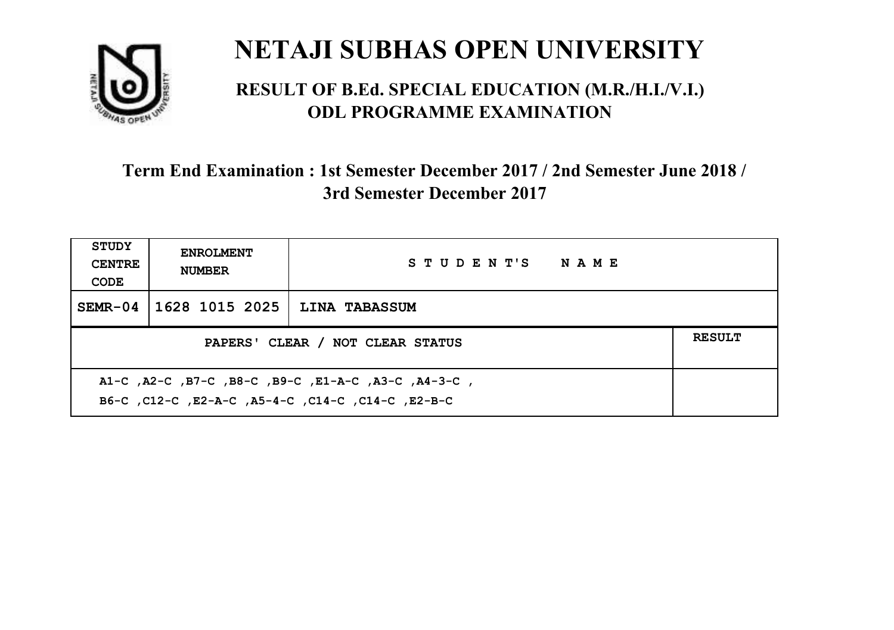# NETAJI SUBHAS OPEN UNIVERSITY

## RESULT OF B.Ed. SPECIAL EDUCATION (M.R./H.I./V.I.) ODL PROGRAMME EXAMINATION

### Term End Examination : 1st Semester December 2017 / 2nd Semester June 2018 / 3rd Semester December 2017

| STUDY CENTRE CODE | ENROLMENT NUMBER | STUDENT'S NAME | |
|---|---|---|---|
| SEMR-04 | 1628 1015 2025 | LINA TABASSUM | |
| PAPERS' CLEAR / NOT CLEAR STATUS | | | RESULT |
| A1-C ,A2-C ,B7-C ,B8-C ,B9-C ,E1-A-C ,A3-C ,A4-3-C , B6-C ,C12-C ,E2-A-C ,A5-4-C ,C14-C ,C14-C ,E2-B-C | | | |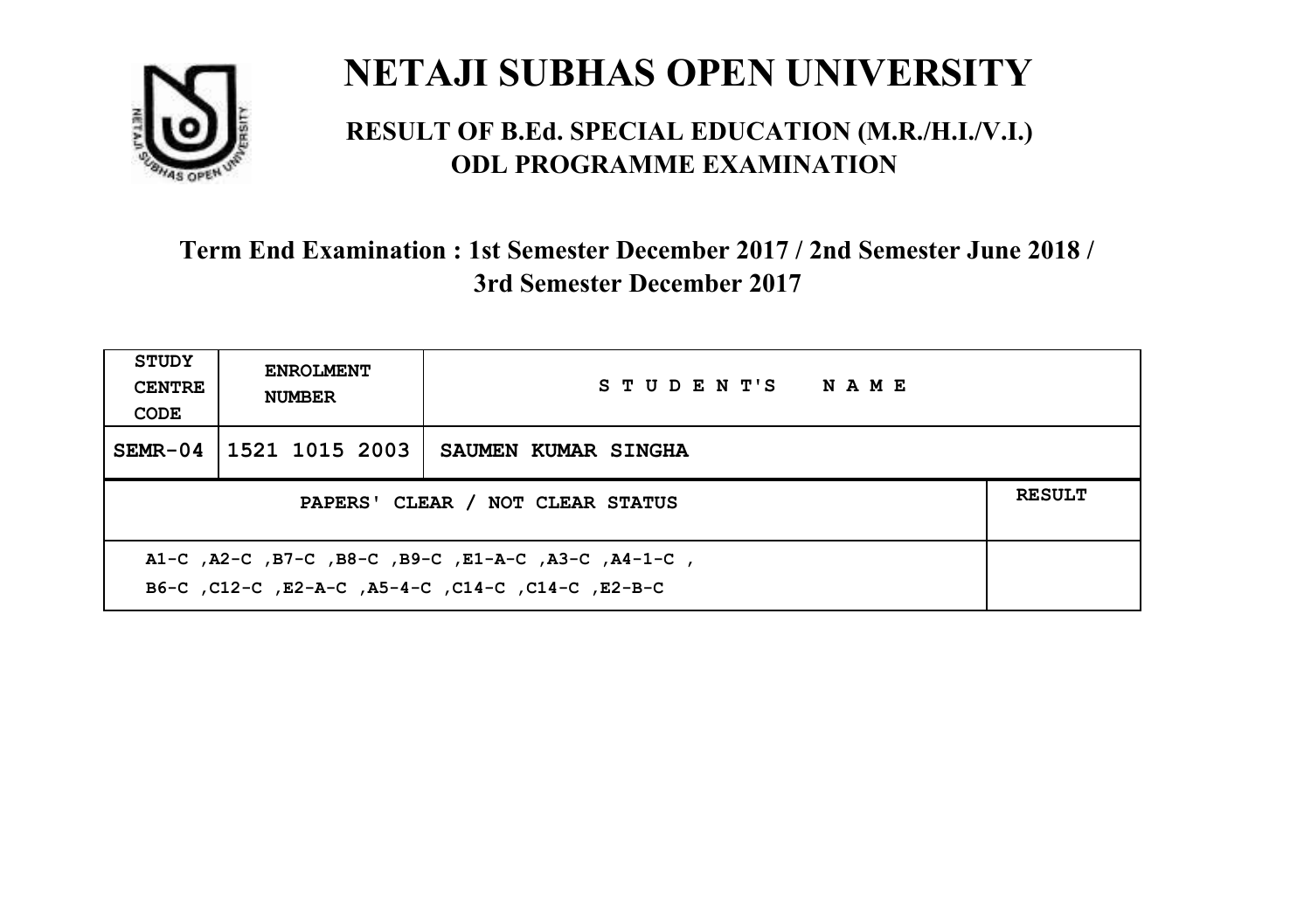# NETAJI SUBHAS OPEN UNIVERSITY

## RESULT OF B.Ed. SPECIAL EDUCATION (M.R./H.I./V.I.) ODL PROGRAMME EXAMINATION

### Term End Examination : 1st Semester December 2017 / 2nd Semester June 2018 / 3rd Semester December 2017

| STUDY CENTRE CODE | ENROLMENT NUMBER | STUDENT'S NAME | |
|---|---|---|---|
| SEMR-04 | 1521 1015 2003 | SAUMEN KUMAR SINGHA | |
| PAPERS' CLEAR / NOT CLEAR STATUS | | | RESULT |
| A1-C ,A2-C ,B7-C ,B8-C ,B9-C ,E1-A-C ,A3-C ,A4-1-C , B6-C ,C12-C ,E2-A-C ,A5-4-C ,C14-C ,C14-C ,E2-B-C | | | |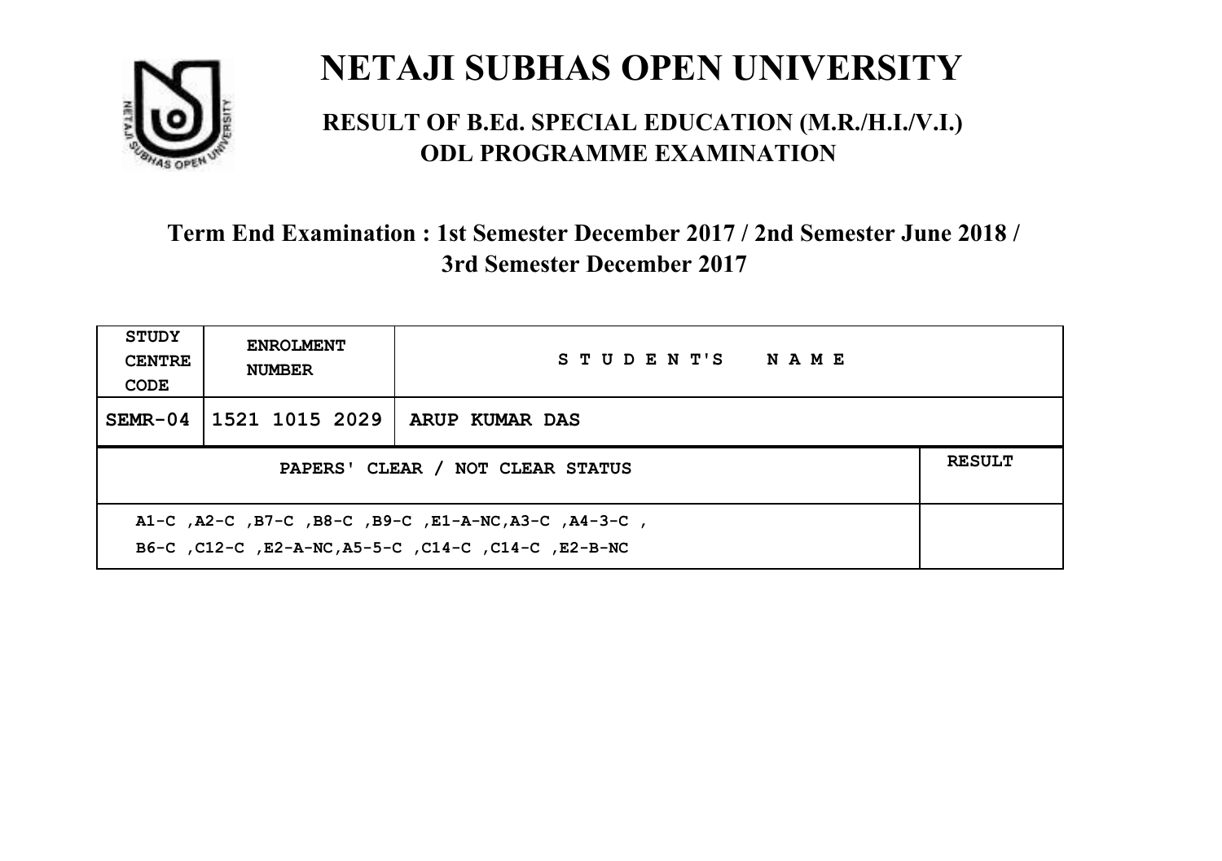# NETAJI SUBHAS OPEN UNIVERSITY

## RESULT OF B.Ed. SPECIAL EDUCATION (M.R./H.I./V.I.) ODL PROGRAMME EXAMINATION

### Term End Examination : 1st Semester December 2017 / 2nd Semester June 2018 / 3rd Semester December 2017

| STUDY CENTRE CODE | ENROLMENT NUMBER | STUDENT'S NAME | |
|---|---|---|---|
| SEMR-04 | 1521 1015 2029 | ARUP KUMAR DAS | |
| PAPERS' CLEAR / NOT CLEAR STATUS | | | RESULT |
| A1-C ,A2-C ,B7-C ,B8-C ,B9-C ,E1-A-NC,A3-C ,A4-3-C ,<br>B6-C ,C12-C ,E2-A-NC,A5-5-C ,C14-C ,C14-C ,E2-B-NC | | | |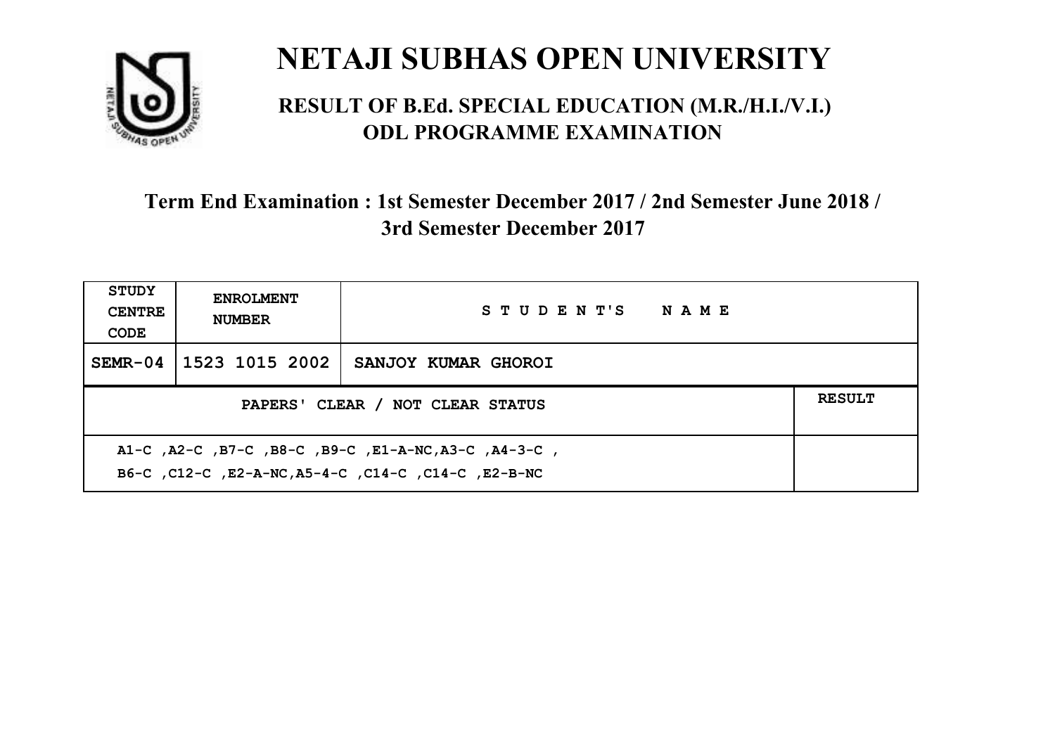# NETAJI SUBHAS OPEN UNIVERSITY

## RESULT OF B.Ed. SPECIAL EDUCATION (M.R./H.I./V.I.) ODL PROGRAMME EXAMINATION

### Term End Examination : 1st Semester December 2017 / 2nd Semester June 2018 / 3rd Semester December 2017

| STUDY CENTRE CODE | ENROLMENT NUMBER | STUDENT'S NAME | |
|---|---|---|---|
| SEMR-04 | 1523 1015 2002 | SANJOY KUMAR GHOROI | |
| PAPERS' CLEAR / NOT CLEAR STATUS | | | RESULT |
| A1-C ,A2-C ,B7-C ,B8-C ,B9-C ,E1-A-NC,A3-C ,A4-3-C , B6-C ,C12-C ,E2-A-NC,A5-4-C ,C14-C ,C14-C ,E2-B-NC | | | |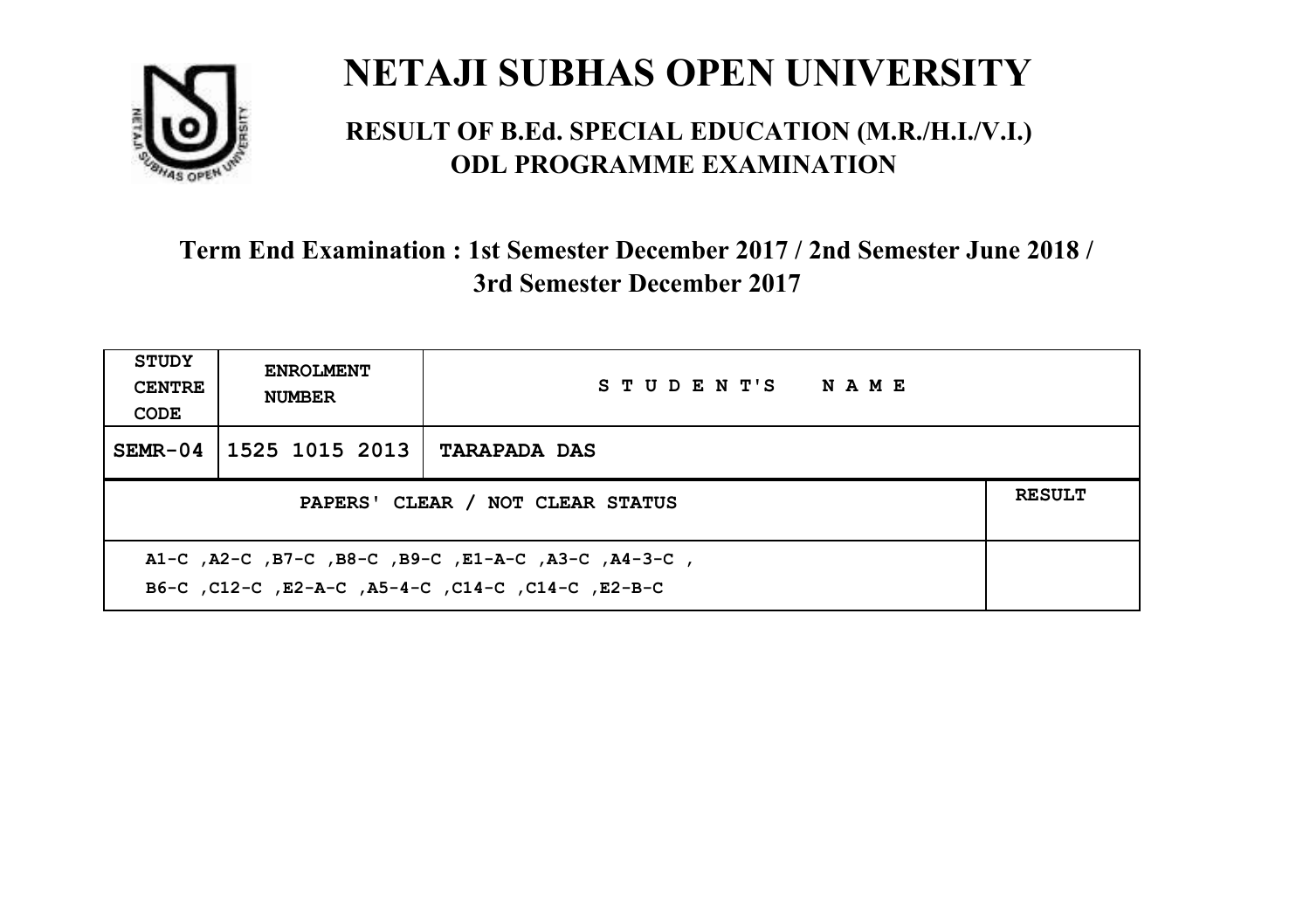# NETAJI SUBHAS OPEN UNIVERSITY

## RESULT OF B.Ed. SPECIAL EDUCATION (M.R./H.I./V.I.) ODL PROGRAMME EXAMINATION

### Term End Examination : 1st Semester December 2017 / 2nd Semester June 2018 / 3rd Semester December 2017

| STUDY CENTRE CODE | ENROLMENT NUMBER | STUDENT'S NAME | |
|---|---|---|---|
| SEMR-04 | 1525 1015 2013 | TARAPADA DAS | |
| PAPERS' CLEAR / NOT CLEAR STATUS | | | RESULT |
| A1-C ,A2-C ,B7-C ,B8-C ,B9-C ,E1-A-C ,A3-C ,A4-3-C , B6-C ,C12-C ,E2-A-C ,A5-4-C ,C14-C ,C14-C ,E2-B-C | | | |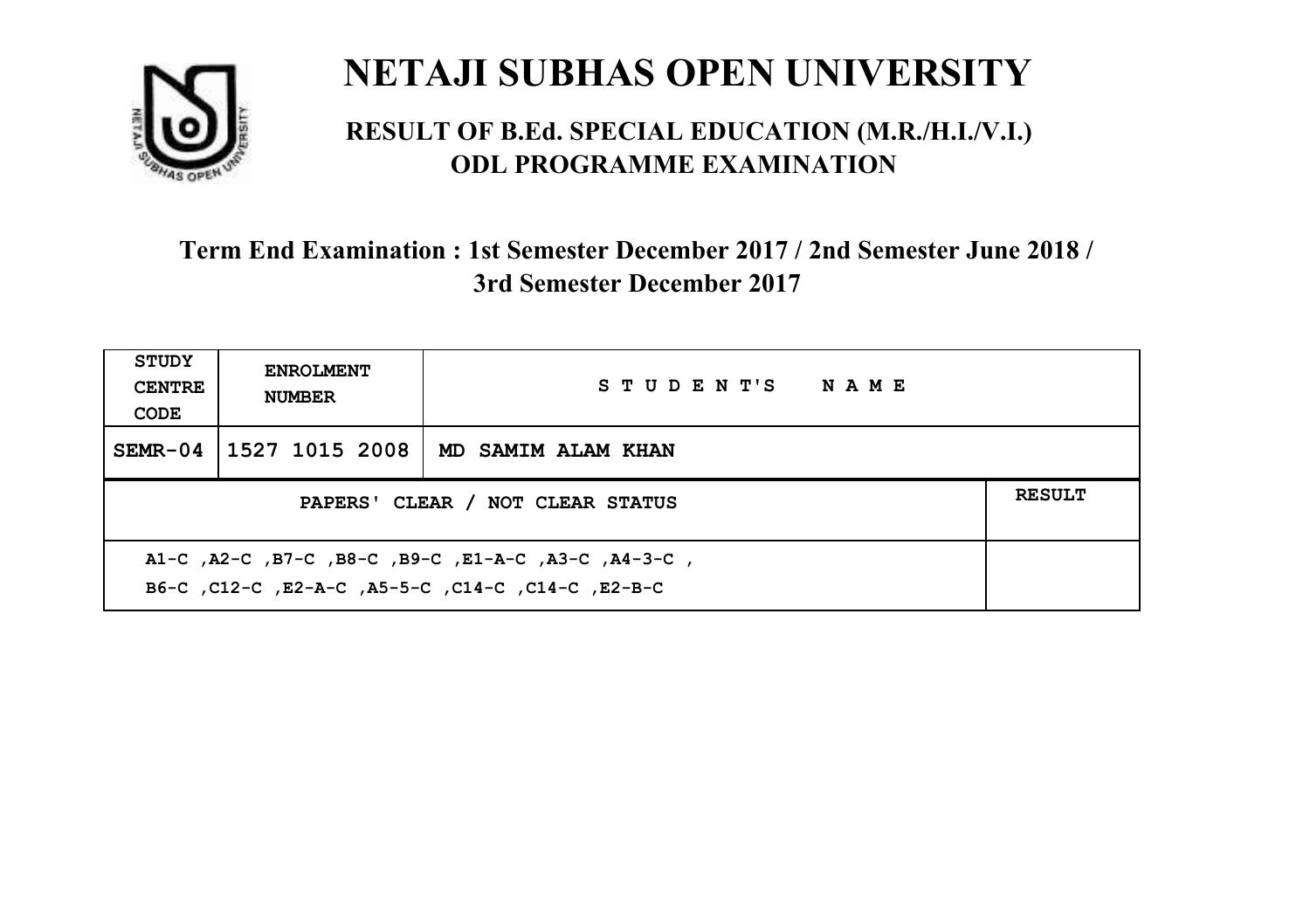# NETAJI SUBHAS OPEN UNIVERSITY

## RESULT OF B.Ed. SPECIAL EDUCATION (M.R./H.I./V.I.) ODL PROGRAMME EXAMINATION

### Term End Examination : 1st Semester December 2017 / 2nd Semester June 2018 / 3rd Semester December 2017

| STUDY CENTRE CODE | ENROLMENT NUMBER | STUDENT'S NAME | |
|---|---|---|---|
| SEMR-04 | 1527 1015 2008 | MD SAMIM ALAM KHAN | |
| PAPERS' CLEAR / NOT CLEAR STATUS | | | RESULT |
| A1-C ,A2-C ,B7-C ,B8-C ,B9-C ,E1-A-C ,A3-C ,A4-3-C , B6-C ,C12-C ,E2-A-C ,A5-5-C ,C14-C ,C14-C ,E2-B-C | | | |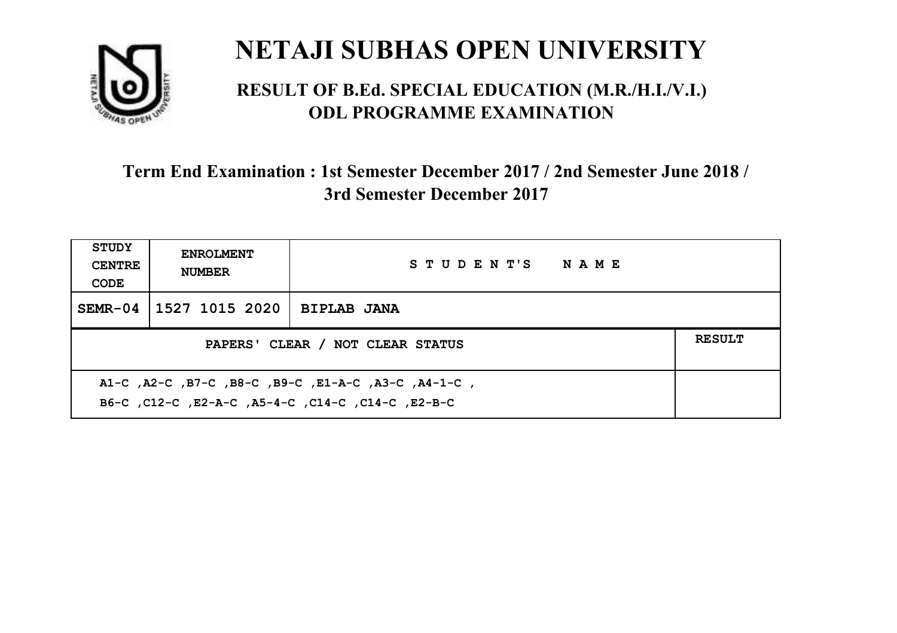# NETAJI SUBHAS OPEN UNIVERSITY

## RESULT OF B.Ed. SPECIAL EDUCATION (M.R./H.I./V.I.) ODL PROGRAMME EXAMINATION

### Term End Examination : 1st Semester December 2017 / 2nd Semester June 2018 / 3rd Semester December 2017

| STUDY CENTRE CODE | ENROLMENT NUMBER | STUDENT'S NAME | |
|---|---|---|---|
| SEMR-04 | 1527 1015 2020 | BIPLAB JANA | |
| PAPERS' CLEAR / NOT CLEAR STATUS | | | RESULT |
| A1-C ,A2-C ,B7-C ,B8-C ,B9-C ,E1-A-C ,A3-C ,A4-1-C , B6-C ,C12-C ,E2-A-C ,A5-4-C ,C14-C ,C14-C ,E2-B-C | | | |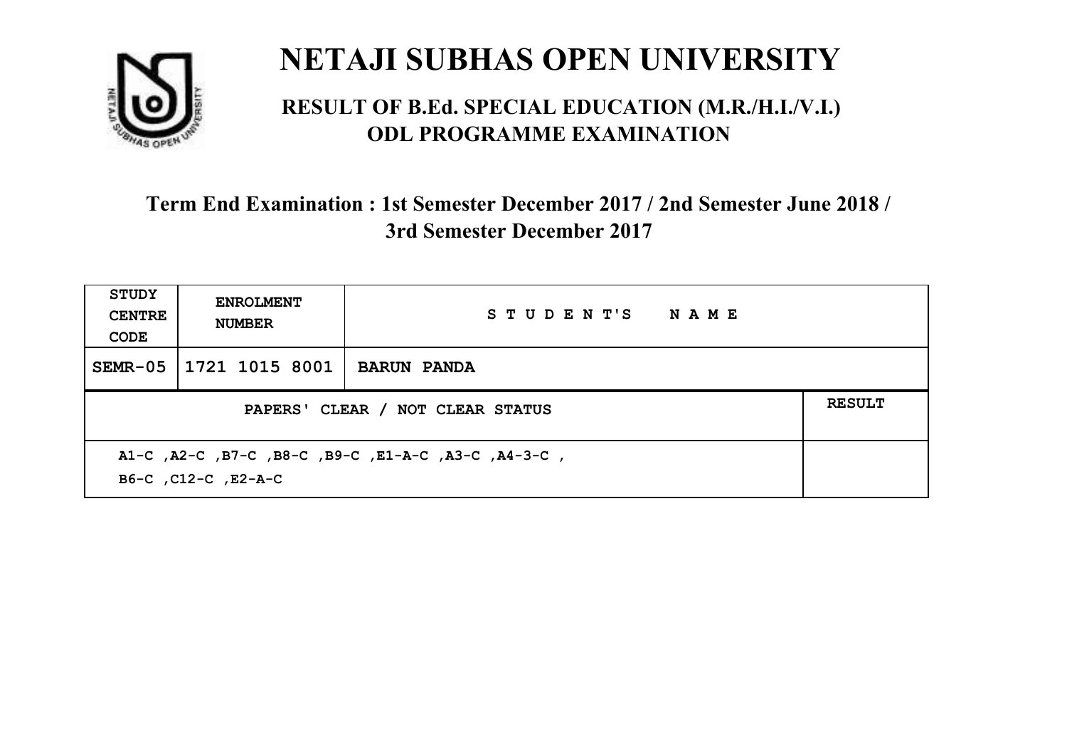# NETAJI SUBHAS OPEN UNIVERSITY

## RESULT OF B.Ed. SPECIAL EDUCATION (M.R./H.I./V.I.) ODL PROGRAMME EXAMINATION

### Term End Examination : 1st Semester December 2017 / 2nd Semester June 2018 / 3rd Semester December 2017

| STUDY CENTRE CODE | ENROLMENT NUMBER | STUDENT'S NAME | |
|---|---|---|---|
| SEMR-05 | 1721 1015 8001 | BARUN PANDA | |
| PAPERS' CLEAR / NOT CLEAR STATUS | | | RESULT |
| A1-C ,A2-C ,B7-C ,B8-C ,B9-C ,E1-A-C ,A3-C ,A4-3-C , B6-C ,C12-C ,E2-A-C | | | |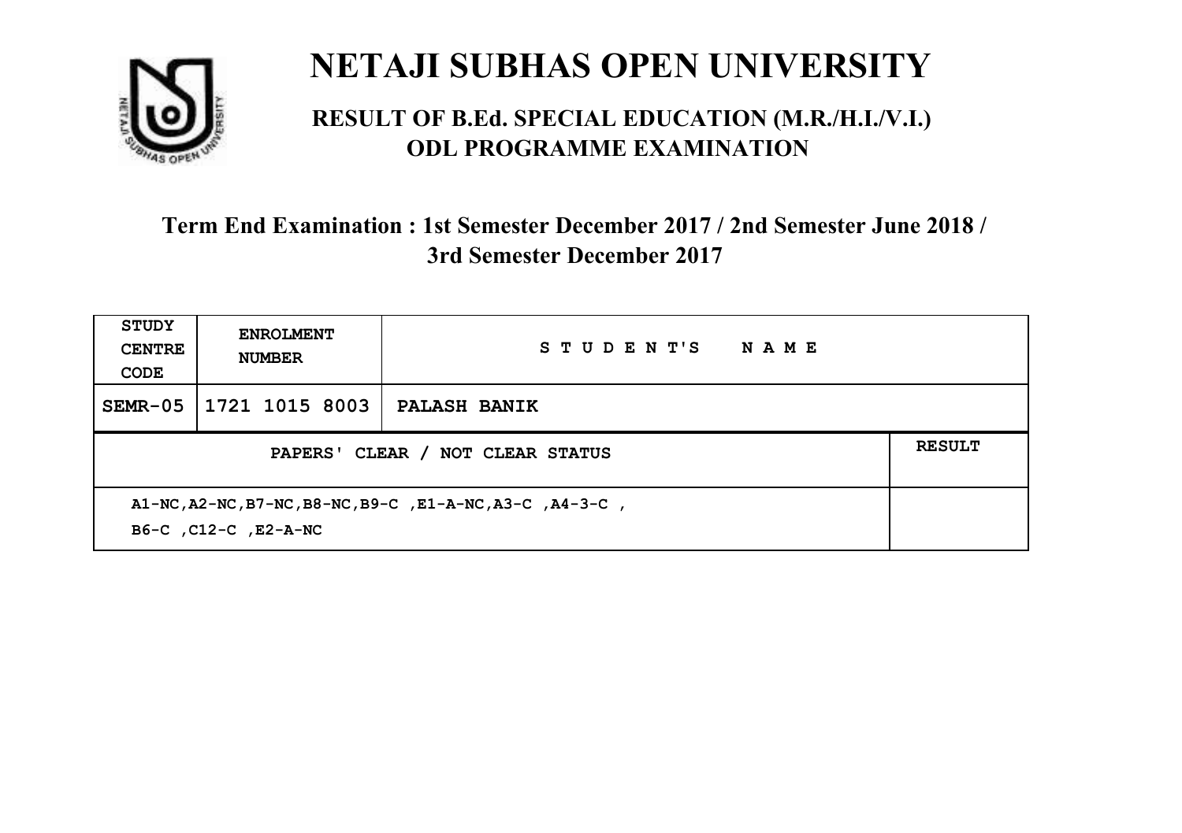# NETAJI SUBHAS OPEN UNIVERSITY

## RESULT OF B.Ed. SPECIAL EDUCATION (M.R./H.I./V.I.) ODL PROGRAMME EXAMINATION

### Term End Examination : 1st Semester December 2017 / 2nd Semester June 2018 / 3rd Semester December 2017

| STUDY CENTRE CODE | ENROLMENT NUMBER | STUDENT'S NAME | |
|---|---|---|---|
| SEMR-05 | 1721 1015 8003 | PALASH BANIK | |
| PAPERS' CLEAR / NOT CLEAR STATUS | | | RESULT |
| A1-NC,A2-NC,B7-NC,B8-NC,B9-C ,E1-A-NC,A3-C ,A4-3-C , B6-C ,C12-C ,E2-A-NC | | | |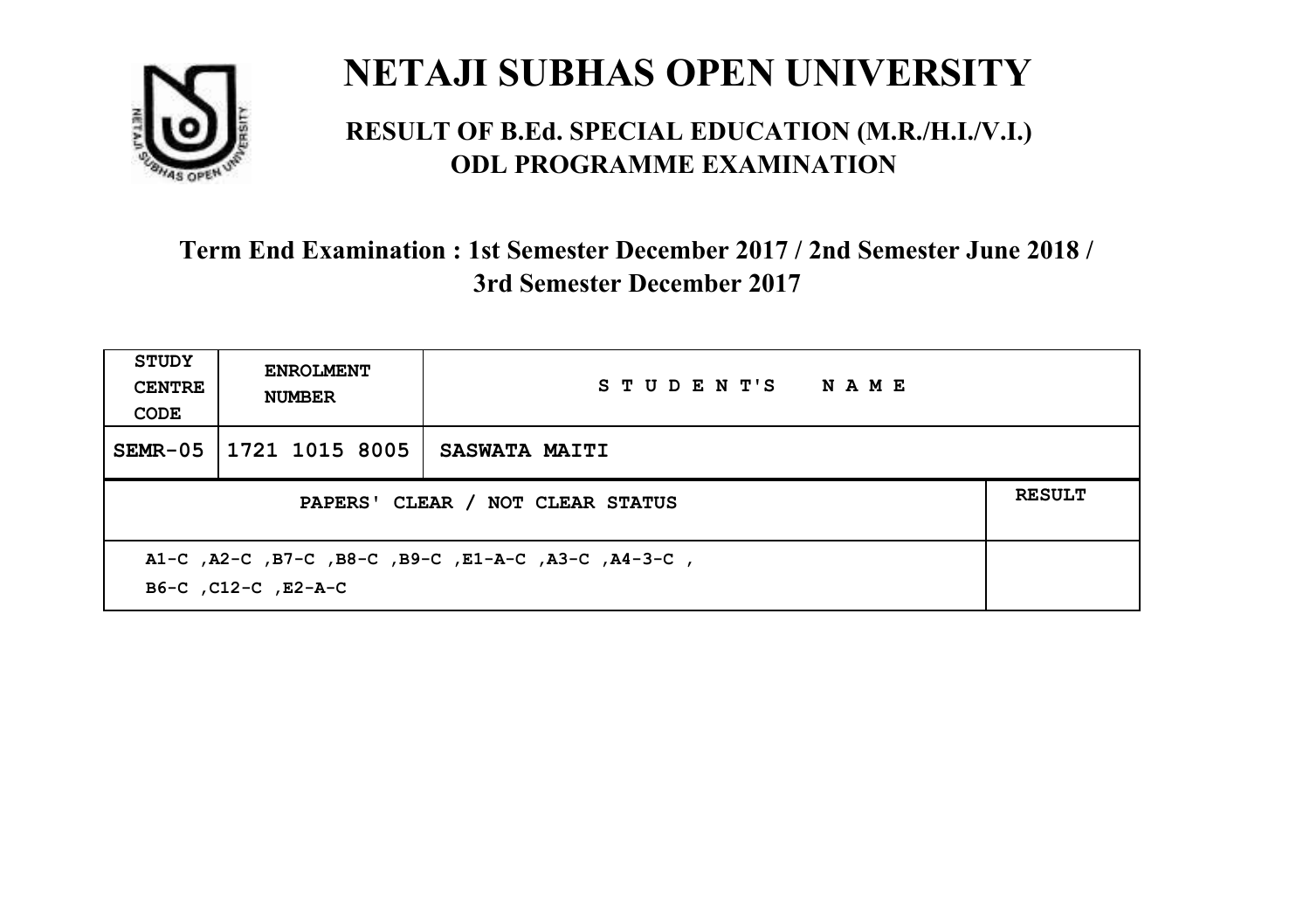# NETAJI SUBHAS OPEN UNIVERSITY

## RESULT OF B.Ed. SPECIAL EDUCATION (M.R./H.I./V.I.) ODL PROGRAMME EXAMINATION

### Term End Examination : 1st Semester December 2017 / 2nd Semester June 2018 / 3rd Semester December 2017

| STUDY CENTRE CODE | ENROLMENT NUMBER | STUDENT'S NAME | |
|---|---|---|---|
| SEMR-05 | 1721 1015 8005 | SASWATA MAITI | |
| PAPERS' CLEAR / NOT CLEAR STATUS | | | RESULT |
| A1-C ,A2-C ,B7-C ,B8-C ,B9-C ,E1-A-C ,A3-C ,A4-3-C , B6-C ,C12-C ,E2-A-C | | | |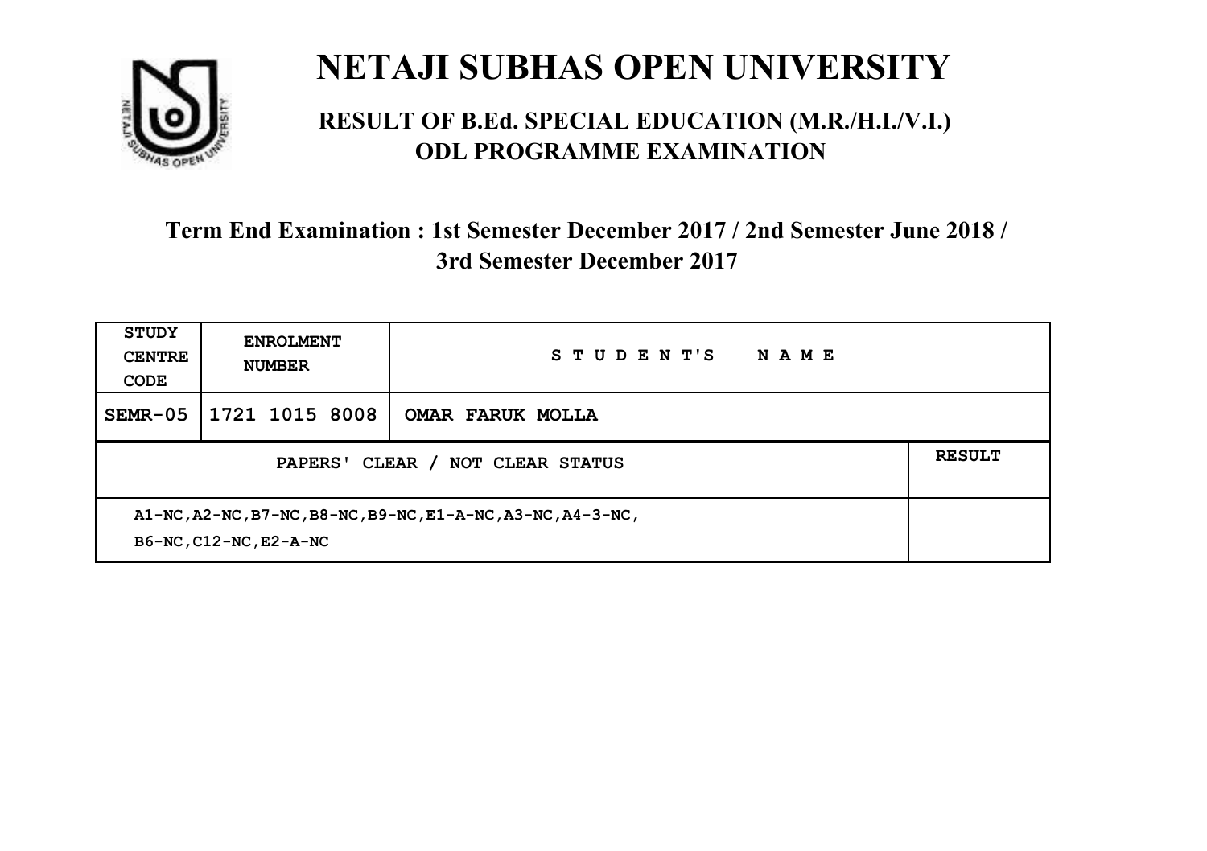# NETAJI SUBHAS OPEN UNIVERSITY

## RESULT OF B.Ed. SPECIAL EDUCATION (M.R./H.I./V.I.) ODL PROGRAMME EXAMINATION

### Term End Examination : 1st Semester December 2017 / 2nd Semester June 2018 / 3rd Semester December 2017

| STUDY CENTRE CODE | ENROLMENT NUMBER | STUDENT'S NAME |
|---|---|---|
| SEMR-05 | 1721 1015 8008 | OMAR FARUK MOLLA |

| PAPERS' CLEAR / NOT CLEAR STATUS | RESULT |
|---|---|
| A1-NC,A2-NC,B7-NC,B8-NC,B9-NC,E1-A-NC,A3-NC,A4-3-NC, B6-NC,C12-NC,E2-A-NC | |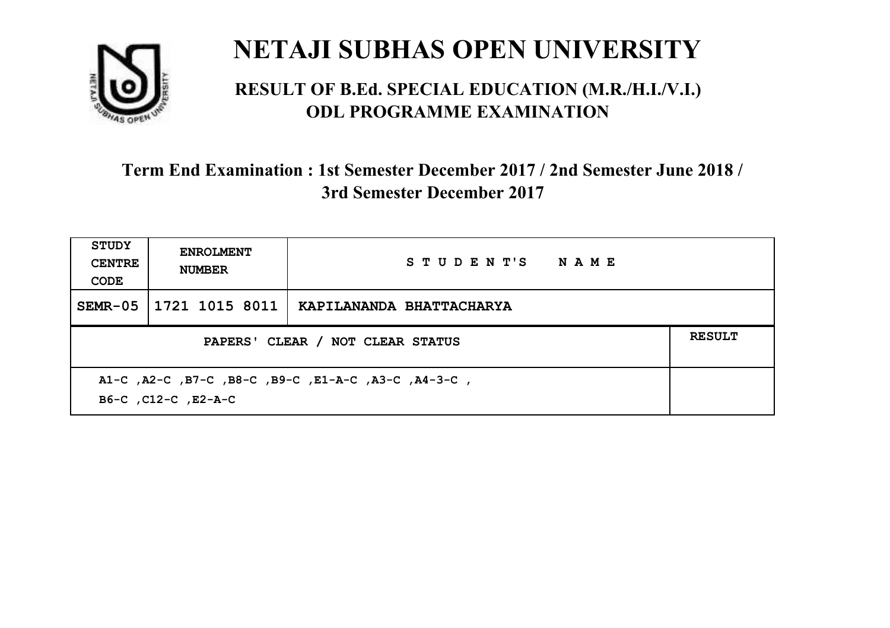# NETAJI SUBHAS OPEN UNIVERSITY

## RESULT OF B.Ed. SPECIAL EDUCATION (M.R./H.I./V.I.) ODL PROGRAMME EXAMINATION

### Term End Examination : 1st Semester December 2017 / 2nd Semester June 2018 / 3rd Semester December 2017

| STUDY CENTRE CODE | ENROLMENT NUMBER | STUDENT'S NAME |
|---|---|---|
| SEMR-05 | 1721 1015 8011 | KAPILANANDA BHATTACHARYA |

| PAPERS' CLEAR / NOT CLEAR STATUS | RESULT |
|---|---|
| A1-C ,A2-C ,B7-C ,B8-C ,B9-C ,E1-A-C ,A3-C ,A4-3-C , B6-C ,C12-C ,E2-A-C | |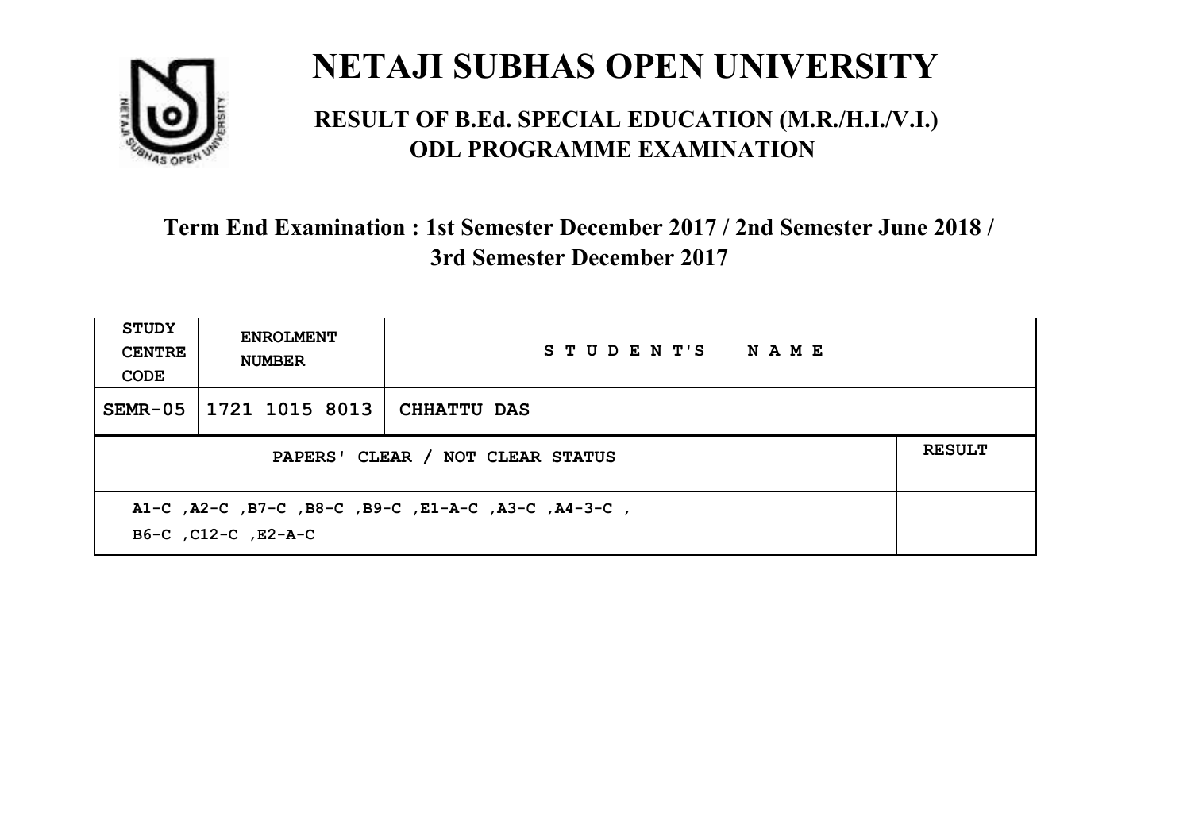# NETAJI SUBHAS OPEN UNIVERSITY

## RESULT OF B.Ed. SPECIAL EDUCATION (M.R./H.I./V.I.) ODL PROGRAMME EXAMINATION

### Term End Examination : 1st Semester December 2017 / 2nd Semester June 2018 / 3rd Semester December 2017

| STUDY CENTRE CODE | ENROLMENT NUMBER | STUDENT'S NAME | |
|---|---|---|---|
| SEMR-05 | 1721 1015 8013 | CHHATTU DAS | |
| PAPERS' CLEAR / NOT CLEAR STATUS | | | RESULT |
| A1-C ,A2-C ,B7-C ,B8-C ,B9-C ,E1-A-C ,A3-C ,A4-3-C , B6-C ,C12-C ,E2-A-C | | | |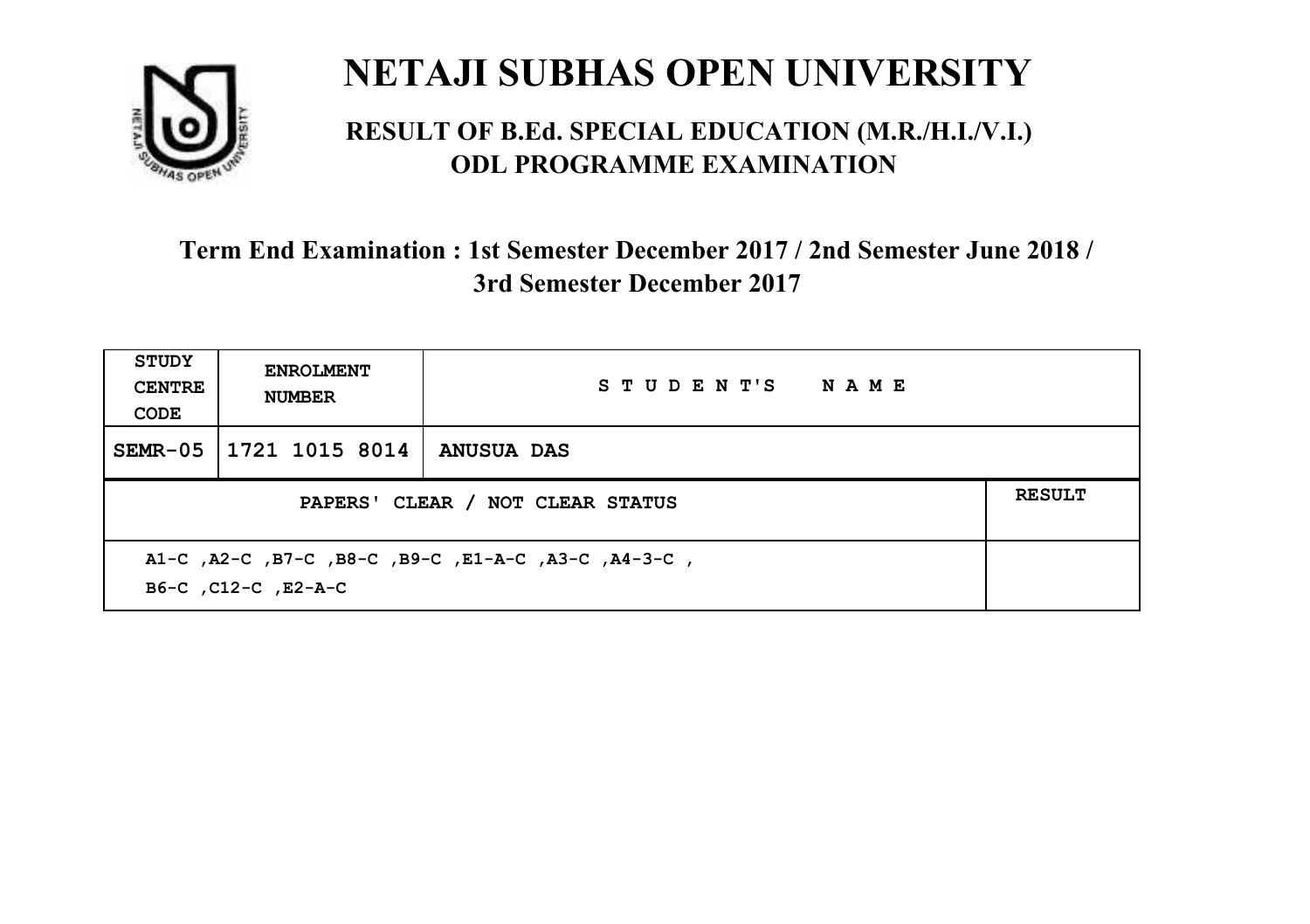# NETAJI SUBHAS OPEN UNIVERSITY

## RESULT OF B.Ed. SPECIAL EDUCATION (M.R./H.I./V.I.) ODL PROGRAMME EXAMINATION

### Term End Examination : 1st Semester December 2017 / 2nd Semester June 2018 / 3rd Semester December 2017

| STUDY CENTRE CODE | ENROLMENT NUMBER | STUDENT'S NAME | |
|---|---|---|---|
| SEMR-05 | 1721 1015 8014 | ANUSUA DAS | |
| PAPERS' CLEAR / NOT CLEAR STATUS | | | RESULT |
| A1-C ,A2-C ,B7-C ,B8-C ,B9-C ,E1-A-C ,A3-C ,A4-3-C , B6-C ,C12-C ,E2-A-C | | | |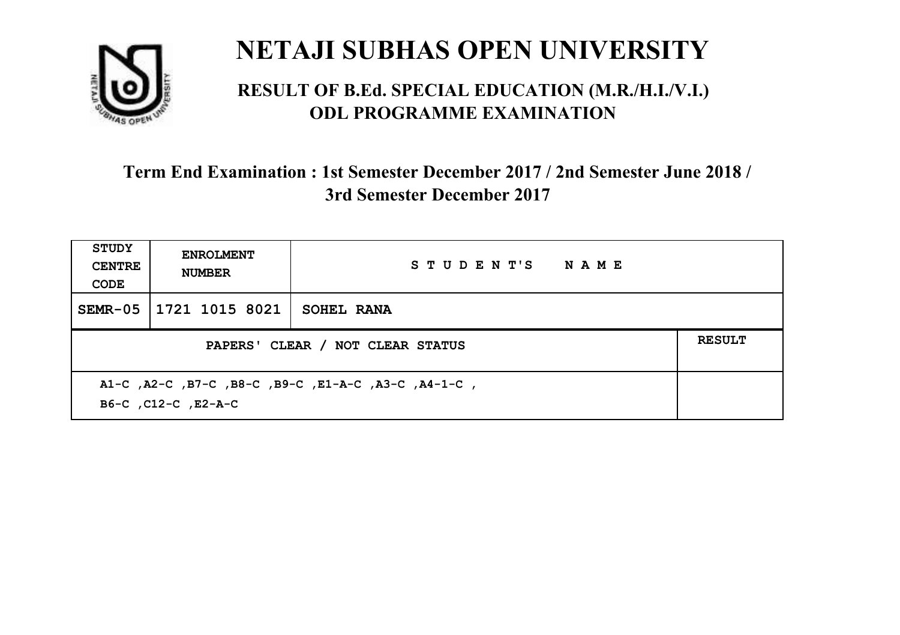# NETAJI SUBHAS OPEN UNIVERSITY

## RESULT OF B.Ed. SPECIAL EDUCATION (M.R./H.I./V.I.) ODL PROGRAMME EXAMINATION

### Term End Examination : 1st Semester December 2017 / 2nd Semester June 2018 / 3rd Semester December 2017

| STUDY CENTRE CODE | ENROLMENT NUMBER | STUDENT'S NAME | |
|---|---|---|---|
| SEMR-05 | 1721 1015 8021 | SOHEL RANA | |
| PAPERS' CLEAR / NOT CLEAR STATUS | | | RESULT |
| A1-C ,A2-C ,B7-C ,B8-C ,B9-C ,E1-A-C ,A3-C ,A4-1-C , B6-C ,C12-C ,E2-A-C | | | |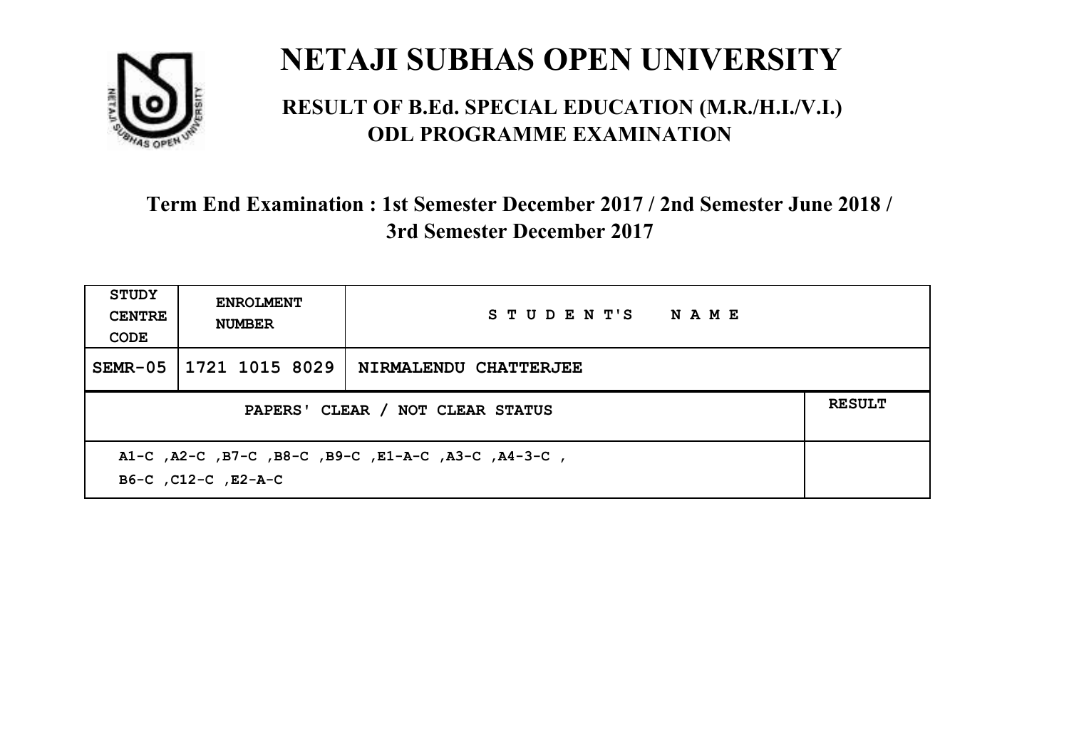# NETAJI SUBHAS OPEN UNIVERSITY

## RESULT OF B.Ed. SPECIAL EDUCATION (M.R./H.I./V.I.) ODL PROGRAMME EXAMINATION

### Term End Examination : 1st Semester December 2017 / 2nd Semester June 2018 / 3rd Semester December 2017

| STUDY CENTRE CODE | ENROLMENT NUMBER | STUDENT'S NAME | |
|---|---|---|---|
| SEMR-05 | 1721 1015 8029 | NIRMALENDU CHATTERJEE | |
| PAPERS' CLEAR / NOT CLEAR STATUS | | | RESULT |
| A1-C ,A2-C ,B7-C ,B8-C ,B9-C ,E1-A-C ,A3-C ,A4-3-C , B6-C ,C12-C ,E2-A-C | | | |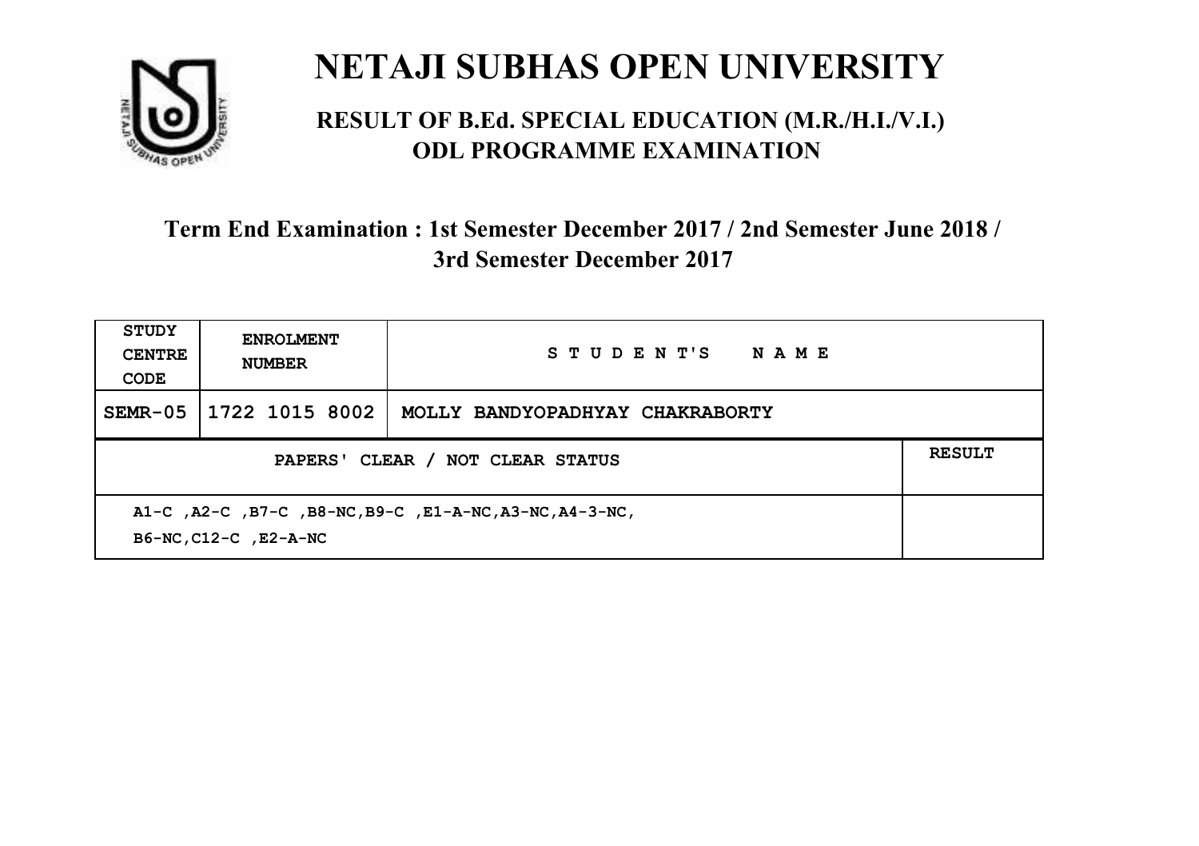# NETAJI SUBHAS OPEN UNIVERSITY

## RESULT OF B.Ed. SPECIAL EDUCATION (M.R./H.I./V.I.) ODL PROGRAMME EXAMINATION

### Term End Examination : 1st Semester December 2017 / 2nd Semester June 2018 / 3rd Semester December 2017

| STUDY CENTRE CODE | ENROLMENT NUMBER | STUDENT'S NAME | |
|---|---|---|---|
| SEMR-05 | 1722 1015 8002 | MOLLY BANDYOPADHYAY CHAKRABORTY | |
| PAPERS' CLEAR / NOT CLEAR STATUS | | | RESULT |
| A1-C ,A2-C ,B7-C ,B8-NC,B9-C ,E1-A-NC,A3-NC,A4-3-NC, B6-NC,C12-C ,E2-A-NC | | | |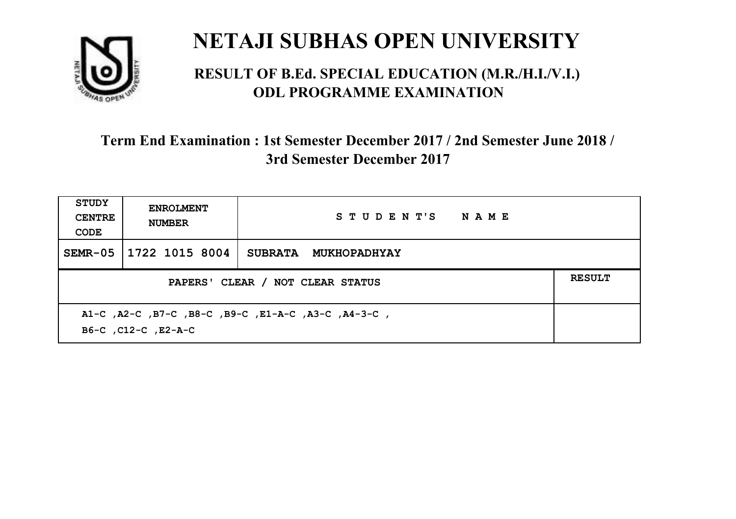# NETAJI SUBHAS OPEN UNIVERSITY

## RESULT OF B.Ed. SPECIAL EDUCATION (M.R./H.I./V.I.) ODL PROGRAMME EXAMINATION

### Term End Examination : 1st Semester December 2017 / 2nd Semester June 2018 / 3rd Semester December 2017

| STUDY CENTRE CODE | ENROLMENT NUMBER | STUDENT'S NAME | |
|---|---|---|---|
| SEMR-05 | 1722 1015 8004 | SUBRATA MUKHOPADHYAY | |
| PAPERS' CLEAR / NOT CLEAR STATUS | | | RESULT |
| A1-C ,A2-C ,B7-C ,B8-C ,B9-C ,E1-A-C ,A3-C ,A4-3-C , B6-C ,C12-C ,E2-A-C | | | |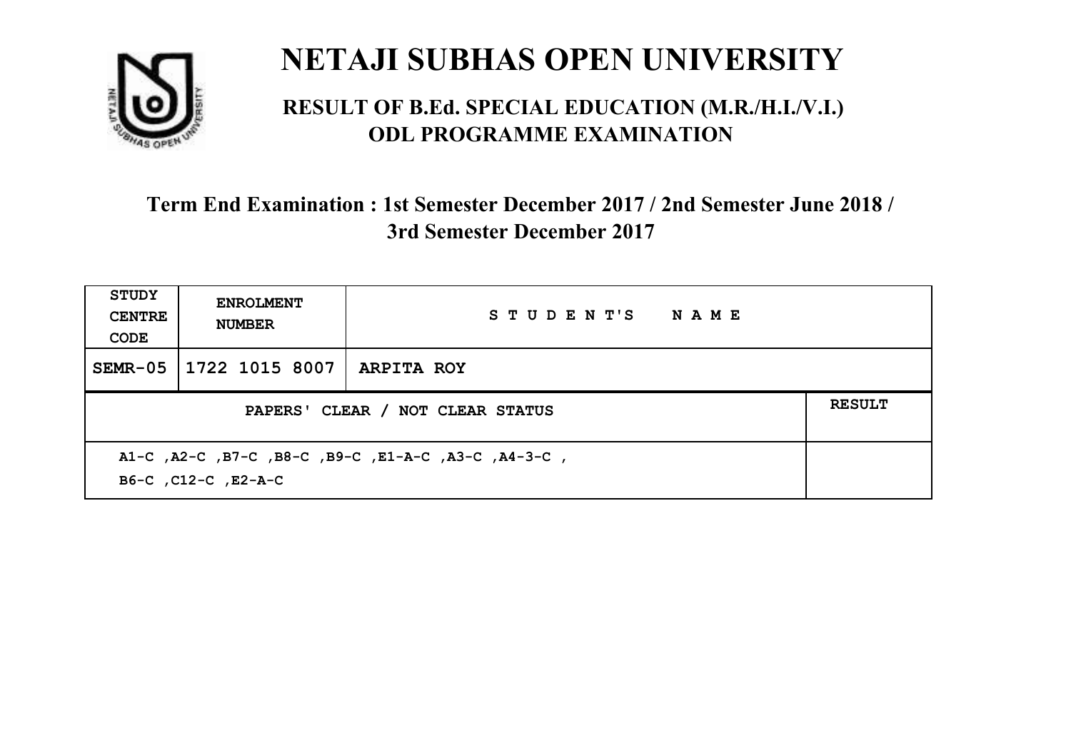# NETAJI SUBHAS OPEN UNIVERSITY

## RESULT OF B.Ed. SPECIAL EDUCATION (M.R./H.I./V.I.) ODL PROGRAMME EXAMINATION

### Term End Examination : 1st Semester December 2017 / 2nd Semester June 2018 / 3rd Semester December 2017

| STUDY CENTRE CODE | ENROLMENT NUMBER | STUDENT'S NAME | |
|---|---|---|---|
| SEMR-05 | 1722 1015 8007 | ARPITA ROY | |
| PAPERS' CLEAR / NOT CLEAR STATUS | | | RESULT |
| A1-C ,A2-C ,B7-C ,B8-C ,B9-C ,E1-A-C ,A3-C ,A4-3-C , B6-C ,C12-C ,E2-A-C | | | |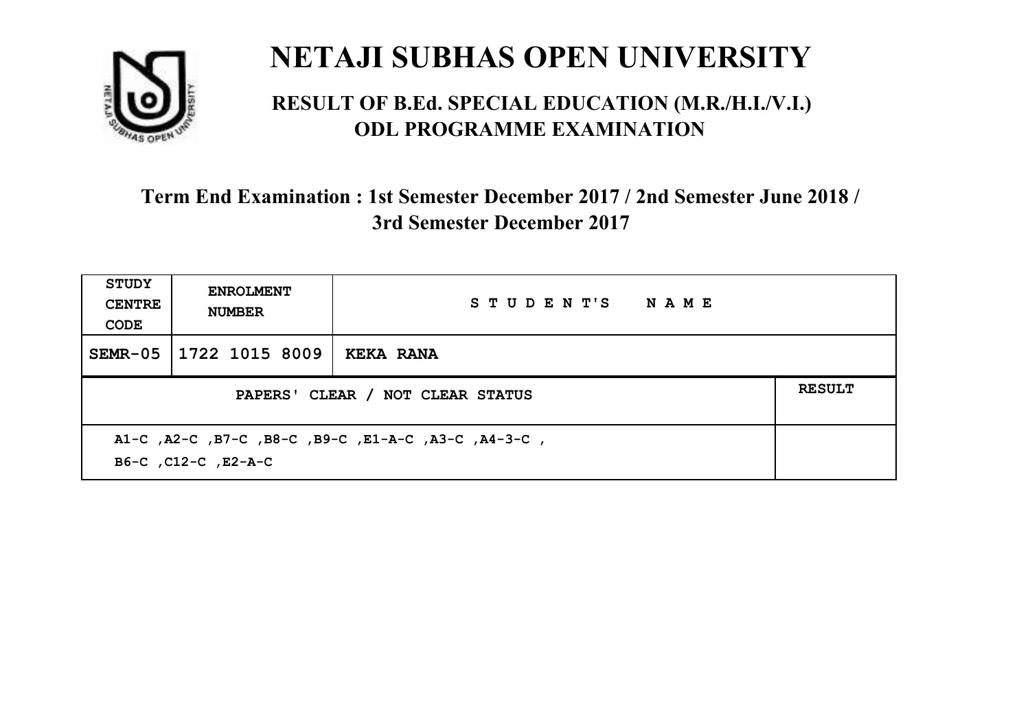# NETAJI SUBHAS OPEN UNIVERSITY

## RESULT OF B.Ed. SPECIAL EDUCATION (M.R./H.I./V.I.) ODL PROGRAMME EXAMINATION

### Term End Examination : 1st Semester December 2017 / 2nd Semester June 2018 / 3rd Semester December 2017

| STUDY CENTRE CODE | ENROLMENT NUMBER | STUDENT'S NAME | |
|---|---|---|---|
| SEMR-05 | 1722 1015 8009 | KEKA RANA | |
| PAPERS' CLEAR / NOT CLEAR STATUS | | | RESULT |
| A1-C ,A2-C ,B7-C ,B8-C ,B9-C ,E1-A-C ,A3-C ,A4-3-C , B6-C ,C12-C ,E2-A-C | | | |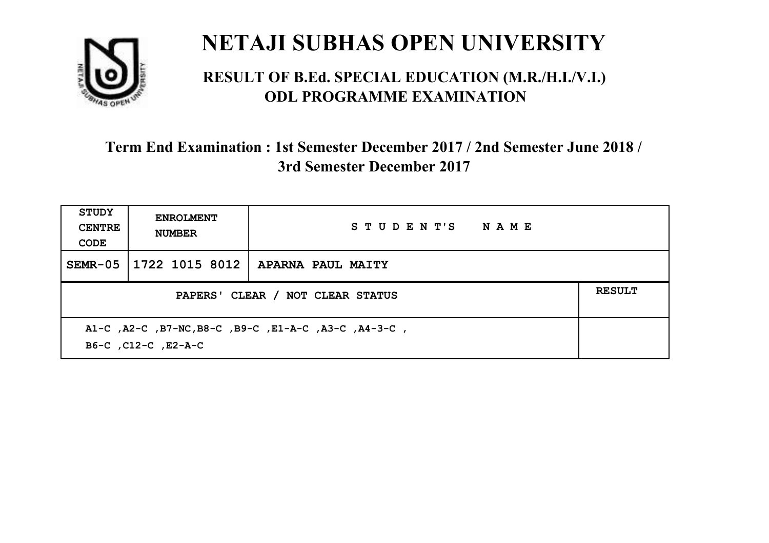# NETAJI SUBHAS OPEN UNIVERSITY

## RESULT OF B.Ed. SPECIAL EDUCATION (M.R./H.I./V.I.) ODL PROGRAMME EXAMINATION

### Term End Examination : 1st Semester December 2017 / 2nd Semester June 2018 / 3rd Semester December 2017

| STUDY CENTRE CODE | ENROLMENT NUMBER | STUDENT'S NAME | |
|---|---|---|---|
| SEMR-05 | 1722 1015 8012 | APARNA PAUL MAITY | |
| PAPERS' CLEAR / NOT CLEAR STATUS | | | RESULT |
| A1-C ,A2-C ,B7-NC,B8-C ,B9-C ,E1-A-C ,A3-C ,A4-3-C , B6-C ,C12-C ,E2-A-C | | | |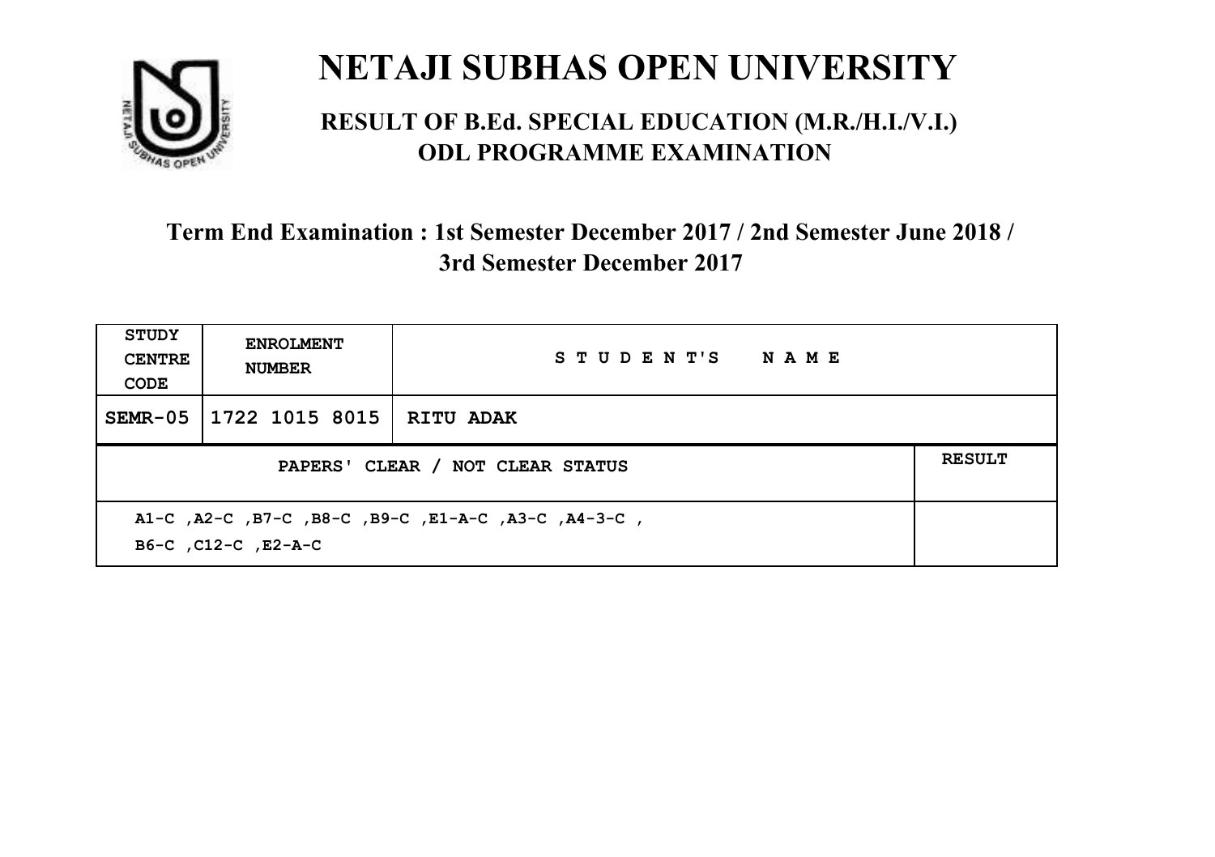# NETAJI SUBHAS OPEN UNIVERSITY

## RESULT OF B.Ed. SPECIAL EDUCATION (M.R./H.I./V.I.) ODL PROGRAMME EXAMINATION

### Term End Examination : 1st Semester December 2017 / 2nd Semester June 2018 / 3rd Semester December 2017

| STUDY CENTRE CODE | ENROLMENT NUMBER | STUDENT'S NAME | |
|---|---|---|---|
| SEMR-05 | 1722 1015 8015 | RITU ADAK | |
| PAPERS' CLEAR / NOT CLEAR STATUS | | | RESULT |
| A1-C ,A2-C ,B7-C ,B8-C ,B9-C ,E1-A-C ,A3-C ,A4-3-C , B6-C ,C12-C ,E2-A-C | | | |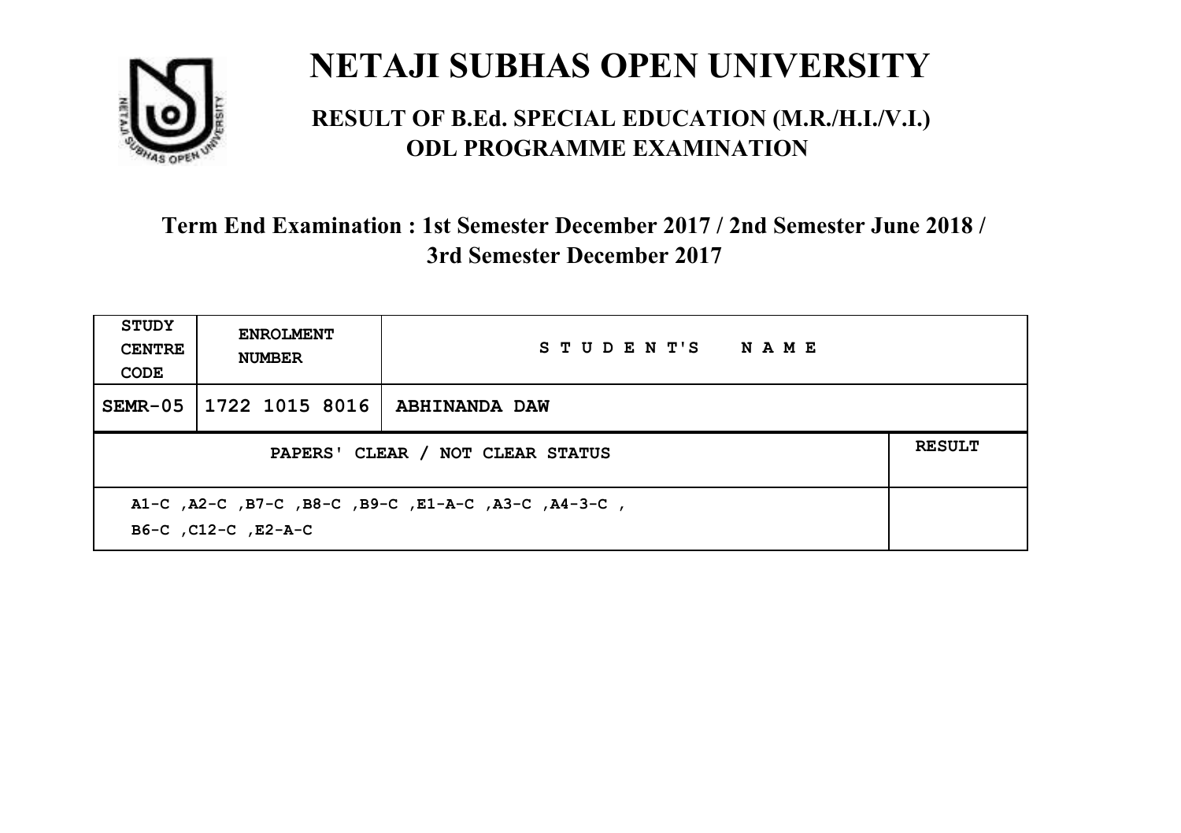# NETAJI SUBHAS OPEN UNIVERSITY

## RESULT OF B.Ed. SPECIAL EDUCATION (M.R./H.I./V.I.) ODL PROGRAMME EXAMINATION

### Term End Examination : 1st Semester December 2017 / 2nd Semester June 2018 / 3rd Semester December 2017

| STUDY CENTRE CODE | ENROLMENT NUMBER | STUDENT'S NAME | |
|---|---|---|---|
| SEMR-05 | 1722 1015 8016 | ABHINANDA DAW | |
| PAPERS' CLEAR / NOT CLEAR STATUS | | | RESULT |
| A1-C ,A2-C ,B7-C ,B8-C ,B9-C ,E1-A-C ,A3-C ,A4-3-C , B6-C ,C12-C ,E2-A-C | | | |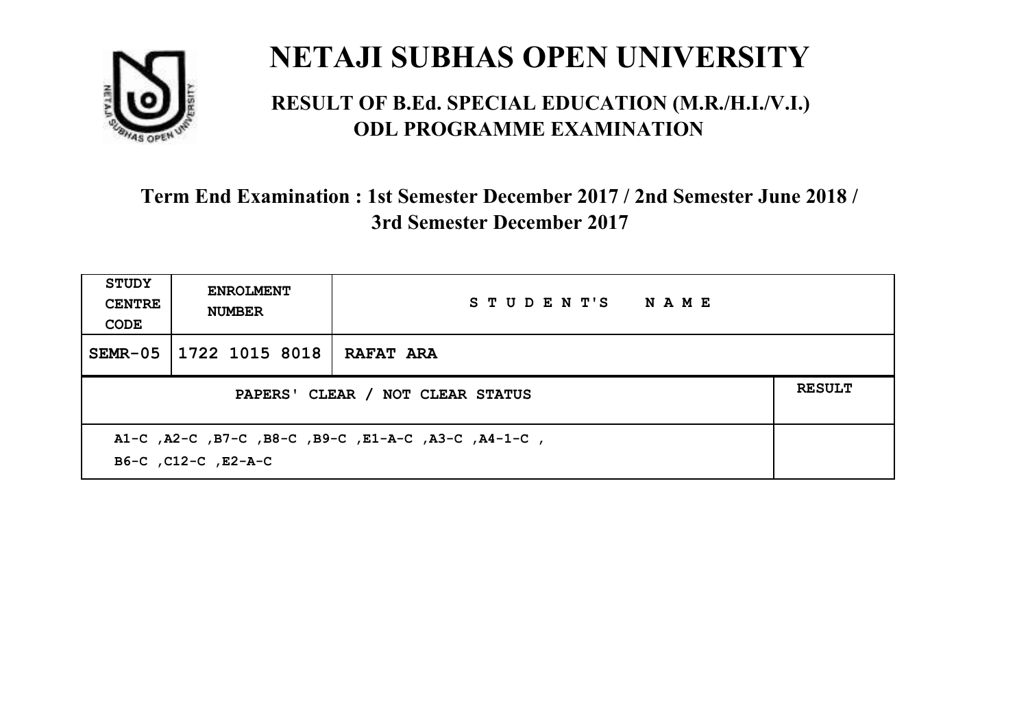# NETAJI SUBHAS OPEN UNIVERSITY

## RESULT OF B.Ed. SPECIAL EDUCATION (M.R./H.I./V.I.) ODL PROGRAMME EXAMINATION

### Term End Examination : 1st Semester December 2017 / 2nd Semester June 2018 / 3rd Semester December 2017

| STUDY CENTRE CODE | ENROLMENT NUMBER | STUDENT'S NAME | |
|---|---|---|---|
| SEMR-05 | 1722 1015 8018 | RAFAT ARA | |
| PAPERS' CLEAR / NOT CLEAR STATUS | | | RESULT |
| A1-C ,A2-C ,B7-C ,B8-C ,B9-C ,E1-A-C ,A3-C ,A4-1-C , B6-C ,C12-C ,E2-A-C | | | |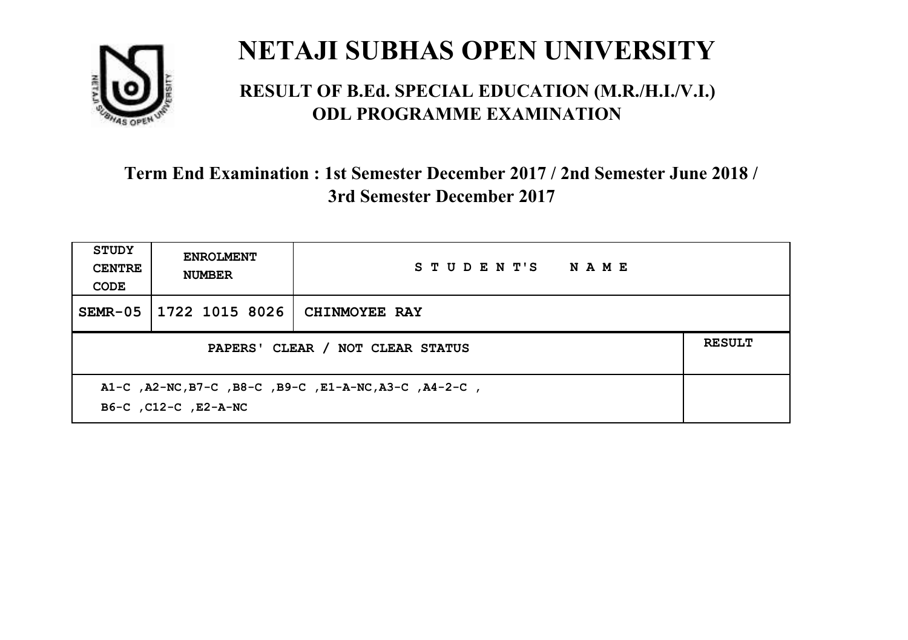# NETAJI SUBHAS OPEN UNIVERSITY

## RESULT OF B.Ed. SPECIAL EDUCATION (M.R./H.I./V.I.) ODL PROGRAMME EXAMINATION

### Term End Examination : 1st Semester December 2017 / 2nd Semester June 2018 / 3rd Semester December 2017

| STUDY CENTRE CODE | ENROLMENT NUMBER | STUDENT'S NAME | |
|---|---|---|---|
| SEMR-05 | 1722 1015 8026 | CHINMOYEE RAY | |
| PAPERS' CLEAR / NOT CLEAR STATUS | | | RESULT |
| A1-C ,A2-NC,B7-C ,B8-C ,B9-C ,E1-A-NC,A3-C ,A4-2-C , B6-C ,C12-C ,E2-A-NC | | | |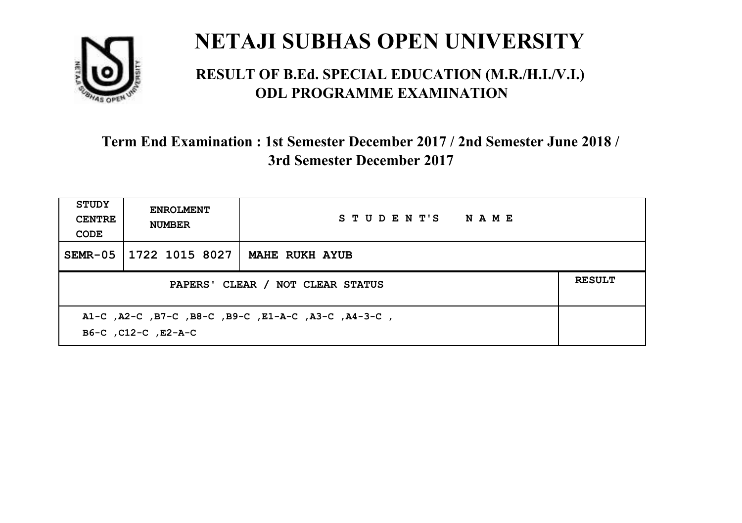# NETAJI SUBHAS OPEN UNIVERSITY

## RESULT OF B.Ed. SPECIAL EDUCATION (M.R./H.I./V.I.) ODL PROGRAMME EXAMINATION

### Term End Examination : 1st Semester December 2017 / 2nd Semester June 2018 / 3rd Semester December 2017

| STUDY CENTRE CODE | ENROLMENT NUMBER | STUDENT'S NAME | |
|---|---|---|---|
| SEMR-05 | 1722 1015 8027 | MAHE RUKH AYUB | |
| PAPERS' CLEAR / NOT CLEAR STATUS | | | RESULT |
| A1-C ,A2-C ,B7-C ,B8-C ,B9-C ,E1-A-C ,A3-C ,A4-3-C , B6-C ,C12-C ,E2-A-C | | | |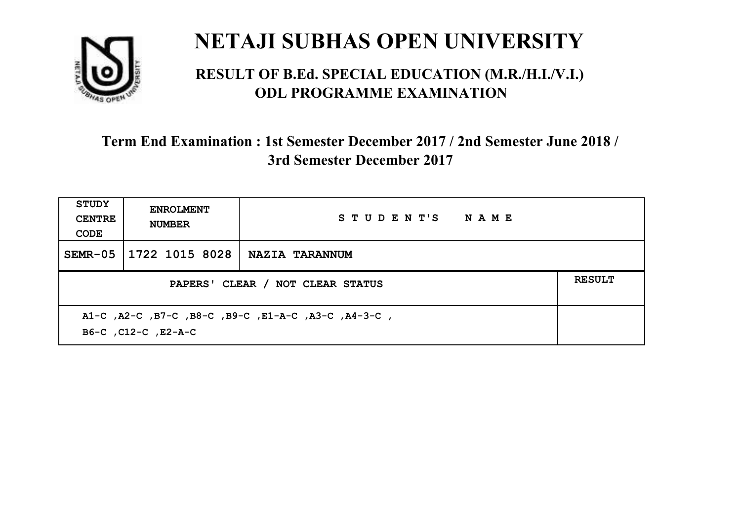# NETAJI SUBHAS OPEN UNIVERSITY

## RESULT OF B.Ed. SPECIAL EDUCATION (M.R./H.I./V.I.) ODL PROGRAMME EXAMINATION

### Term End Examination : 1st Semester December 2017 / 2nd Semester June 2018 / 3rd Semester December 2017

| STUDY CENTRE CODE | ENROLMENT NUMBER | S T U D E N T'S N A M E | |
|---|---|---|---|
| SEMR-05 | 1722 1015 8028 | NAZIA TARANNUM | |
| PAPERS' CLEAR / NOT CLEAR STATUS | | | RESULT |
| A1-C ,A2-C ,B7-C ,B8-C ,B9-C ,E1-A-C ,A3-C ,A4-3-C , B6-C ,C12-C ,E2-A-C | | | |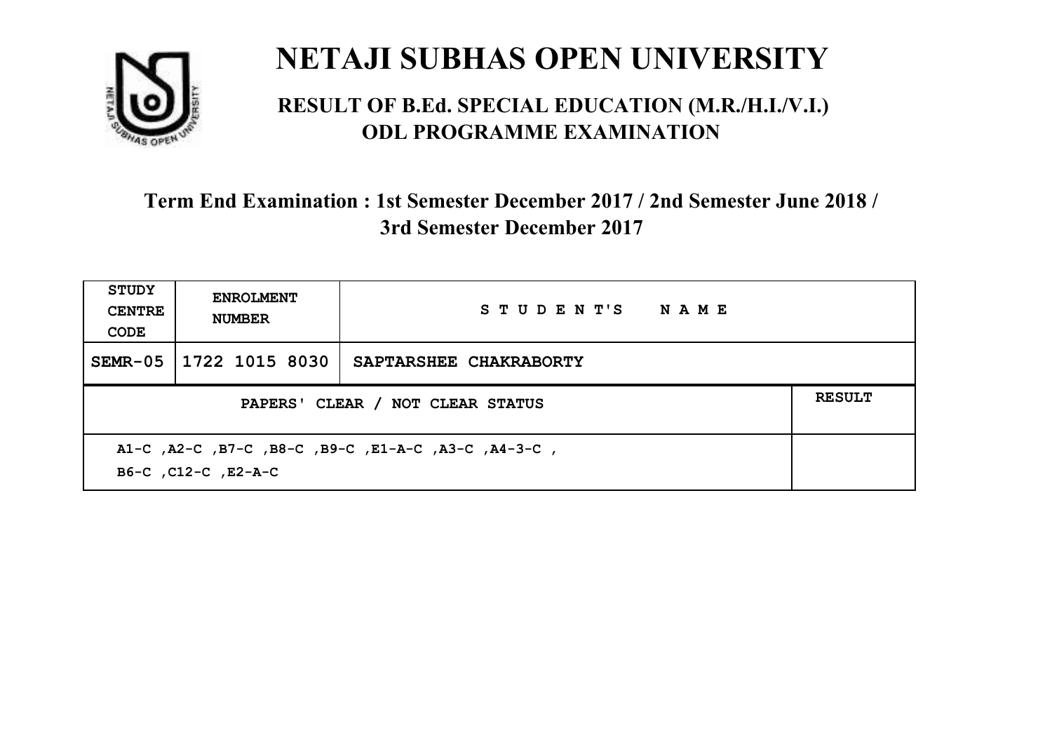# NETAJI SUBHAS OPEN UNIVERSITY

## RESULT OF B.Ed. SPECIAL EDUCATION (M.R./H.I./V.I.) ODL PROGRAMME EXAMINATION

### Term End Examination : 1st Semester December 2017 / 2nd Semester June 2018 / 3rd Semester December 2017

| STUDY CENTRE CODE | ENROLMENT NUMBER | STUDENT'S NAME | |
|---|---|---|---|
| SEMR-05 | 1722 1015 8030 | SAPTARSHEE CHAKRABORTY | |
| PAPERS' CLEAR / NOT CLEAR STATUS | | | RESULT |
| A1-C ,A2-C ,B7-C ,B8-C ,B9-C ,E1-A-C ,A3-C ,A4-3-C , B6-C ,C12-C ,E2-A-C | | | |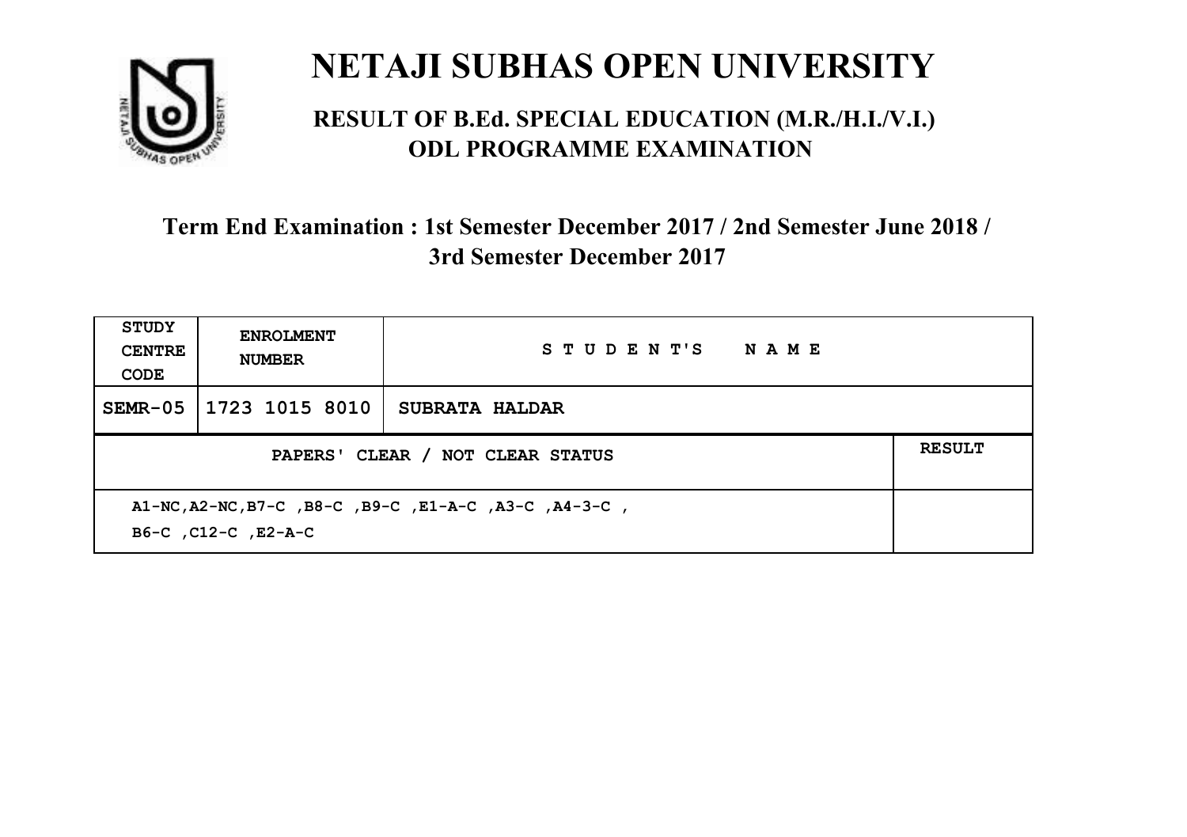# NETAJI SUBHAS OPEN UNIVERSITY

## RESULT OF B.Ed. SPECIAL EDUCATION (M.R./H.I./V.I.) ODL PROGRAMME EXAMINATION

### Term End Examination : 1st Semester December 2017 / 2nd Semester June 2018 / 3rd Semester December 2017

| STUDY CENTRE CODE | ENROLMENT NUMBER | STUDENT'S NAME | |
|---|---|---|---|
| SEMR-05 | 1723 1015 8010 | SUBRATA HALDAR | |
| PAPERS' CLEAR / NOT CLEAR STATUS | | | RESULT |
| A1-NC,A2-NC,B7-C ,B8-C ,B9-C ,E1-A-C ,A3-C ,A4-3-C , B6-C ,C12-C ,E2-A-C | | | |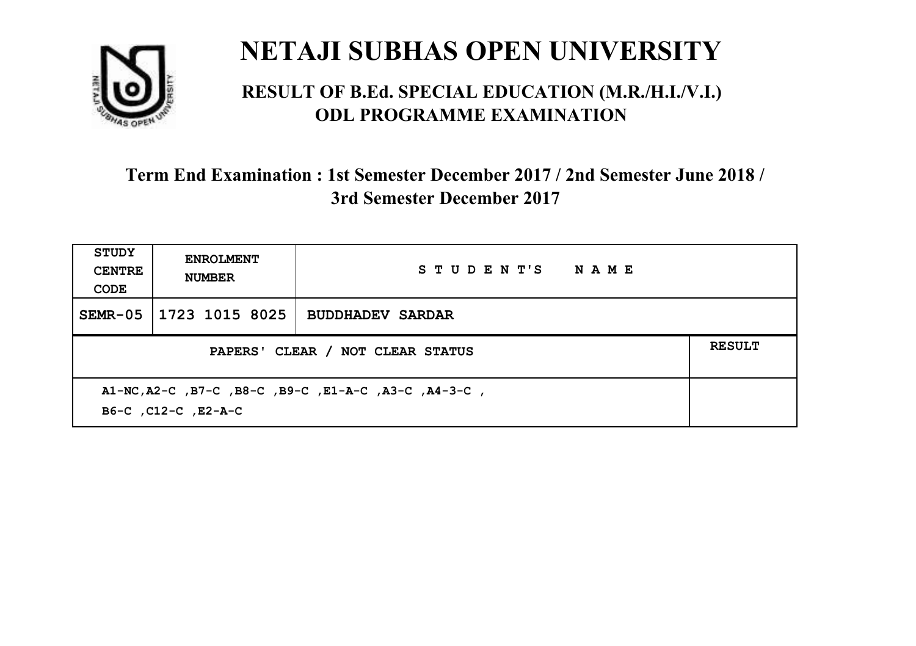# NETAJI SUBHAS OPEN UNIVERSITY

## RESULT OF B.Ed. SPECIAL EDUCATION (M.R./H.I./V.I.) ODL PROGRAMME EXAMINATION

### Term End Examination : 1st Semester December 2017 / 2nd Semester June 2018 / 3rd Semester December 2017

| STUDY CENTRE CODE | ENROLMENT NUMBER | STUDENT'S NAME | |
|---|---|---|---|
| SEMR-05 | 1723 1015 8025 | BUDDHADEV SARDAR | |
| PAPERS' CLEAR / NOT CLEAR STATUS | | | RESULT |
| A1-NC,A2-C ,B7-C ,B8-C ,B9-C ,E1-A-C ,A3-C ,A4-3-C , B6-C ,C12-C ,E2-A-C | | | |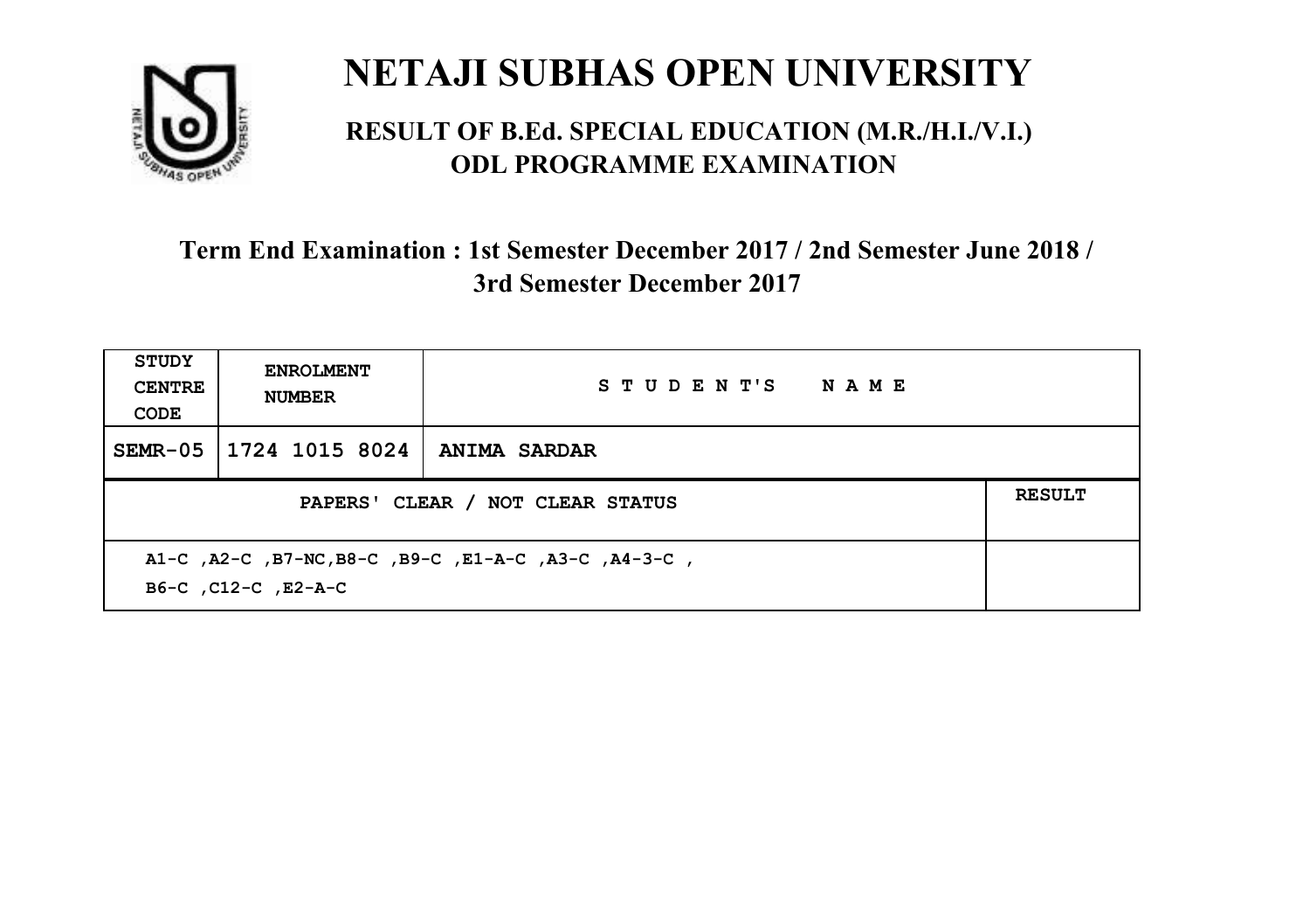# NETAJI SUBHAS OPEN UNIVERSITY

## RESULT OF B.Ed. SPECIAL EDUCATION (M.R./H.I./V.I.) ODL PROGRAMME EXAMINATION

### Term End Examination : 1st Semester December 2017 / 2nd Semester June 2018 / 3rd Semester December 2017

| STUDY CENTRE CODE | ENROLMENT NUMBER | STUDENT'S NAME | |
|---|---|---|---|
| SEMR-05 | 1724 1015 8024 | ANIMA SARDAR | |
| PAPERS' CLEAR / NOT CLEAR STATUS | | | RESULT |
| A1-C ,A2-C ,B7-NC,B8-C ,B9-C ,E1-A-C ,A3-C ,A4-3-C , B6-C ,C12-C ,E2-A-C | | | |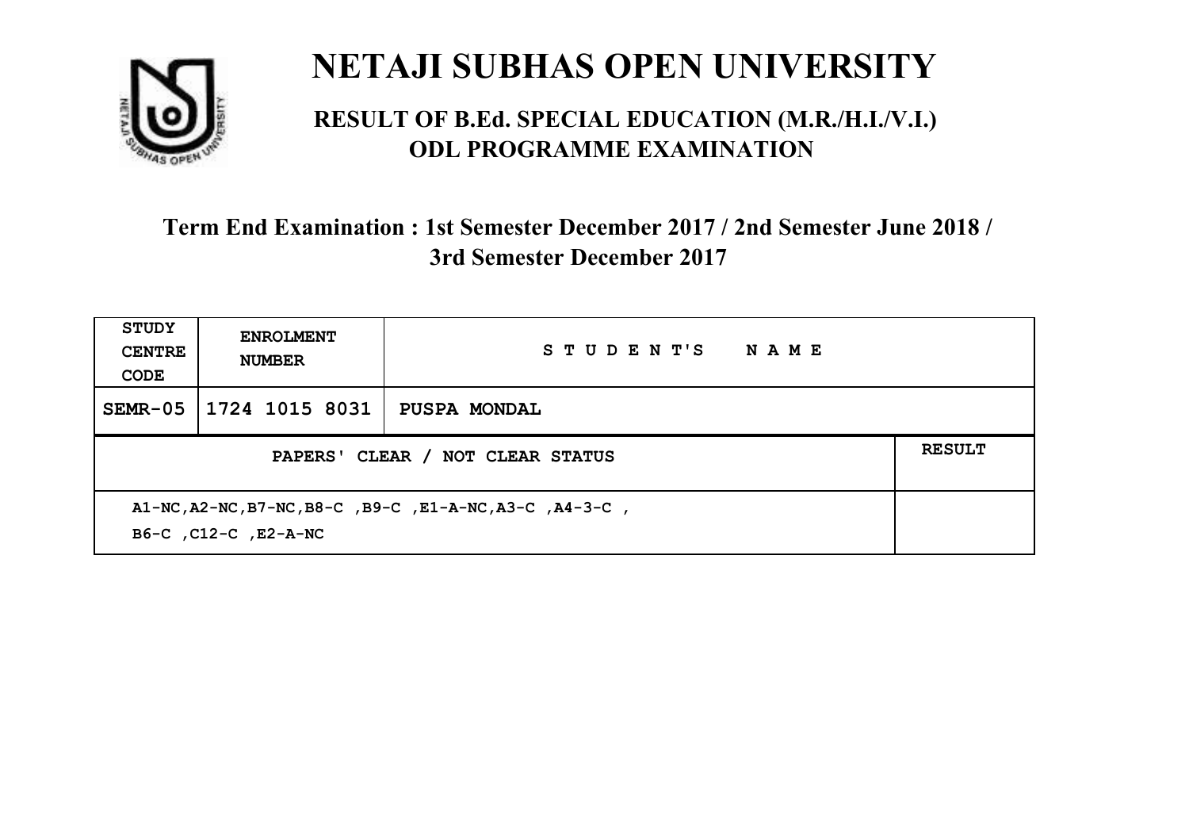# NETAJI SUBHAS OPEN UNIVERSITY

## RESULT OF B.Ed. SPECIAL EDUCATION (M.R./H.I./V.I.) ODL PROGRAMME EXAMINATION

### Term End Examination : 1st Semester December 2017 / 2nd Semester June 2018 / 3rd Semester December 2017

| STUDY CENTRE CODE | ENROLMENT NUMBER | STUDENT'S NAME | |
|---|---|---|---|
| SEMR-05 | 1724 1015 8031 | PUSPA MONDAL | |
| PAPERS' CLEAR / NOT CLEAR STATUS | | | RESULT |
| A1-NC,A2-NC,B7-NC,B8-C ,B9-C ,E1-A-NC,A3-C ,A4-3-C , B6-C ,C12-C ,E2-A-NC | | | |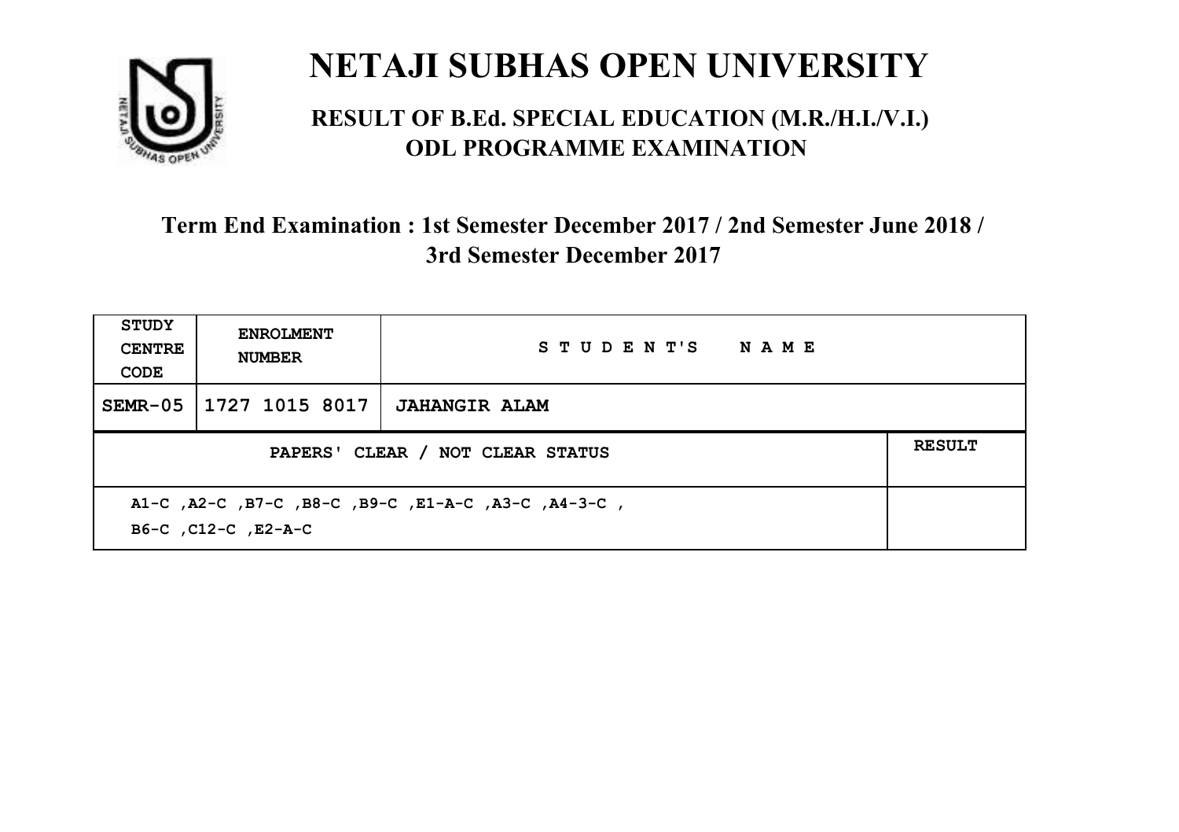# NETAJI SUBHAS OPEN UNIVERSITY

## RESULT OF B.Ed. SPECIAL EDUCATION (M.R./H.I./V.I.) ODL PROGRAMME EXAMINATION

### Term End Examination : 1st Semester December 2017 / 2nd Semester June 2018 / 3rd Semester December 2017

| STUDY CENTRE CODE | ENROLMENT NUMBER | STUDENT'S NAME | |
|---|---|---|---|
| SEMR-05 | 1727 1015 8017 | JAHANGIR ALAM | |
| PAPERS' CLEAR / NOT CLEAR STATUS | | | RESULT |
| A1-C ,A2-C ,B7-C ,B8-C ,B9-C ,E1-A-C ,A3-C ,A4-3-C , B6-C ,C12-C ,E2-A-C | | | |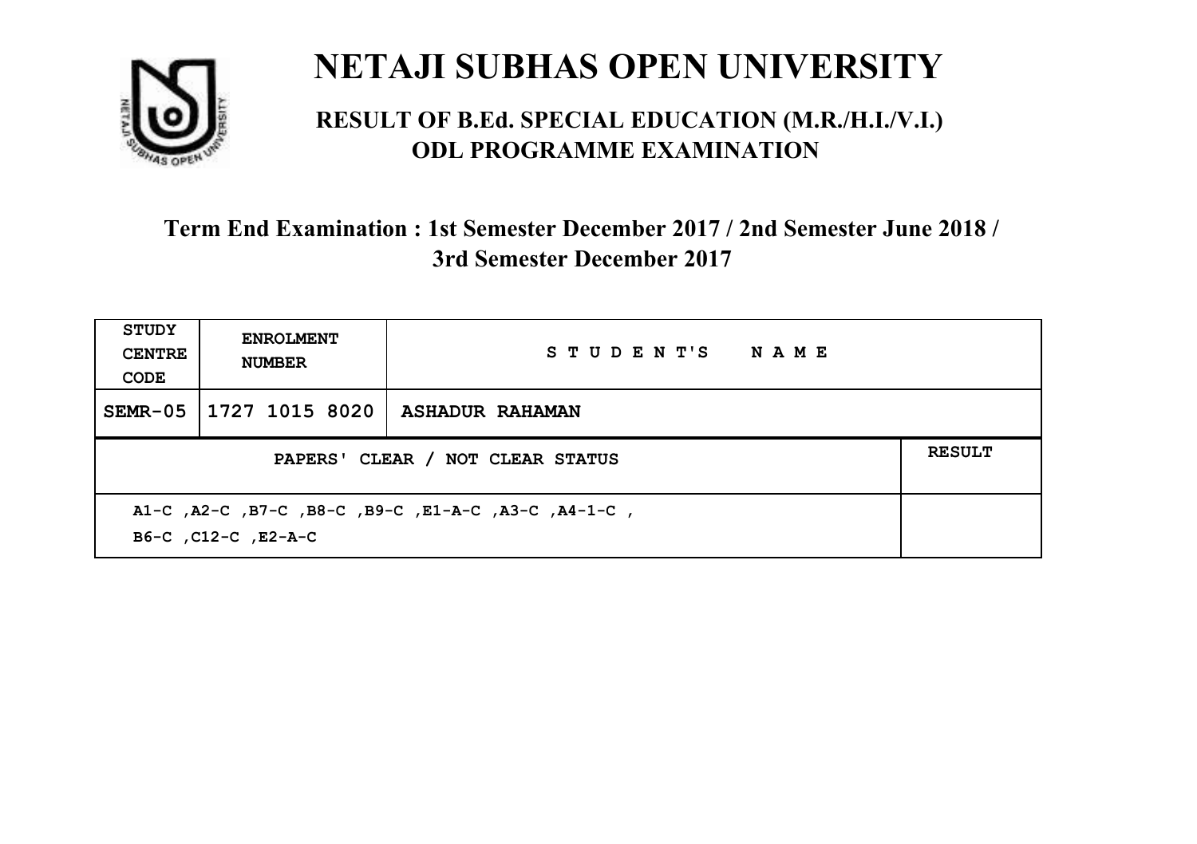# NETAJI SUBHAS OPEN UNIVERSITY

## RESULT OF B.Ed. SPECIAL EDUCATION (M.R./H.I./V.I.) ODL PROGRAMME EXAMINATION

### Term End Examination : 1st Semester December 2017 / 2nd Semester June 2018 / 3rd Semester December 2017

| STUDY CENTRE CODE | ENROLMENT NUMBER | STUDENT'S NAME | |
|---|---|---|---|
| SEMR-05 | 1727 1015 8020 | ASHADUR RAHAMAN | |
| PAPERS' CLEAR / NOT CLEAR STATUS | | | RESULT |
| A1-C ,A2-C ,B7-C ,B8-C ,B9-C ,E1-A-C ,A3-C ,A4-1-C , B6-C ,C12-C ,E2-A-C | | | |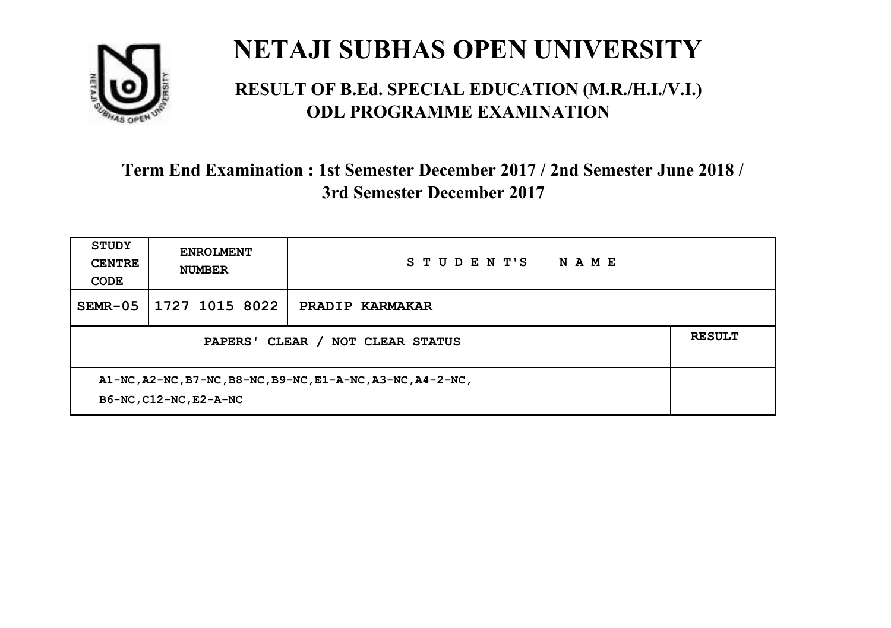# NETAJI SUBHAS OPEN UNIVERSITY

## RESULT OF B.Ed. SPECIAL EDUCATION (M.R./H.I./V.I.) ODL PROGRAMME EXAMINATION

### Term End Examination : 1st Semester December 2017 / 2nd Semester June 2018 / 3rd Semester December 2017

| STUDY CENTRE CODE | ENROLMENT NUMBER | STUDENT'S NAME | |
|---|---|---|---|
| SEMR-05 | 1727 1015 8022 | PRADIP KARMAKAR | |
| PAPERS' CLEAR / NOT CLEAR STATUS | | | RESULT |
| A1-NC,A2-NC,B7-NC,B8-NC,B9-NC,E1-A-NC,A3-NC,A4-2-NC, B6-NC,C12-NC,E2-A-NC | | | |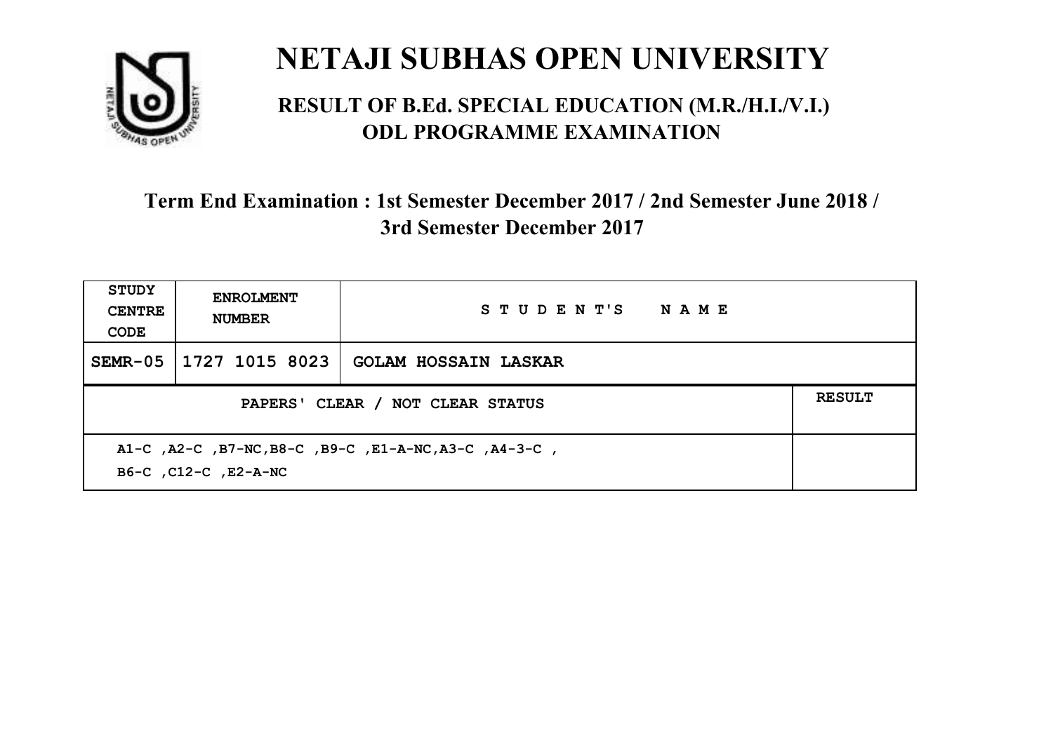# NETAJI SUBHAS OPEN UNIVERSITY

## RESULT OF B.Ed. SPECIAL EDUCATION (M.R./H.I./V.I.) ODL PROGRAMME EXAMINATION

### Term End Examination : 1st Semester December 2017 / 2nd Semester June 2018 / 3rd Semester December 2017

| STUDY CENTRE CODE | ENROLMENT NUMBER | STUDENT'S NAME | |
|---|---|---|---|
| SEMR-05 | 1727 1015 8023 | GOLAM HOSSAIN LASKAR | |
| PAPERS' CLEAR / NOT CLEAR STATUS | | | RESULT |
| A1-C ,A2-C ,B7-NC,B8-C ,B9-C ,E1-A-NC,A3-C ,A4-3-C , B6-C ,C12-C ,E2-A-NC | | | |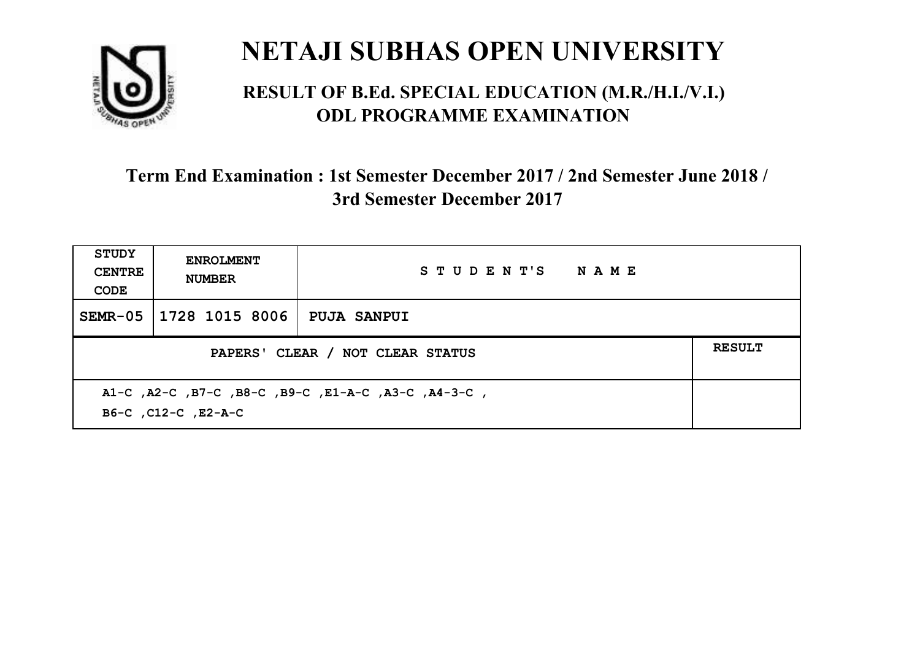# NETAJI SUBHAS OPEN UNIVERSITY

## RESULT OF B.Ed. SPECIAL EDUCATION (M.R./H.I./V.I.) ODL PROGRAMME EXAMINATION

### Term End Examination : 1st Semester December 2017 / 2nd Semester June 2018 / 3rd Semester December 2017

| STUDY CENTRE CODE | ENROLMENT NUMBER | STUDENT'S NAME | |
|---|---|---|---|
| SEMR-05 | 1728 1015 8006 | PUJA SANPUI | |
| PAPERS' CLEAR / NOT CLEAR STATUS | | | RESULT |
| A1-C ,A2-C ,B7-C ,B8-C ,B9-C ,E1-A-C ,A3-C ,A4-3-C , B6-C ,C12-C ,E2-A-C | | | |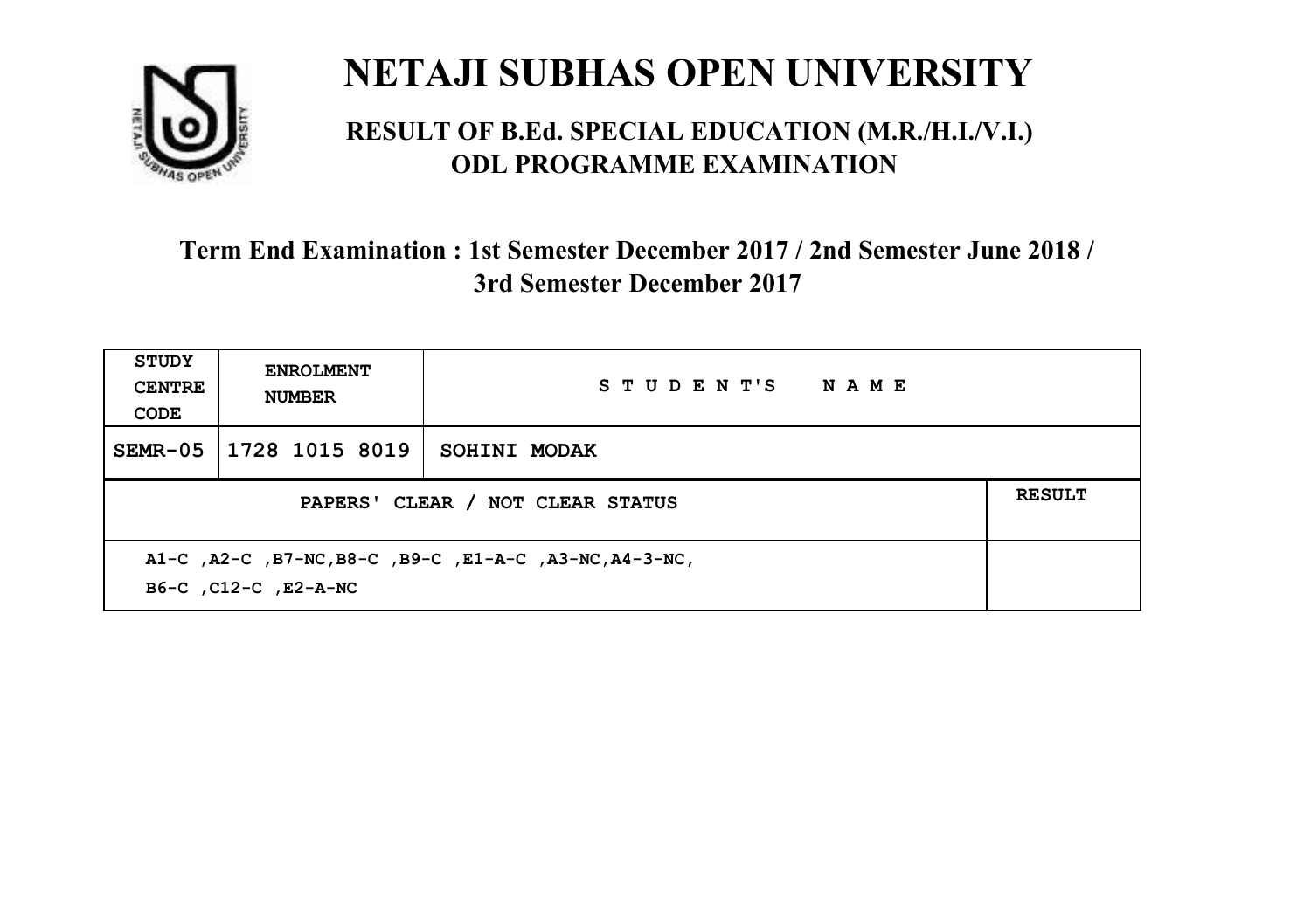# NETAJI SUBHAS OPEN UNIVERSITY

## RESULT OF B.Ed. SPECIAL EDUCATION (M.R./H.I./V.I.) ODL PROGRAMME EXAMINATION

### Term End Examination : 1st Semester December 2017 / 2nd Semester June 2018 / 3rd Semester December 2017

| STUDY CENTRE CODE | ENROLMENT NUMBER | STUDENT'S NAME | |
|---|---|---|---|
| SEMR-05 | 1728 1015 8019 | SOHINI MODAK | |
| PAPERS' CLEAR / NOT CLEAR STATUS | | | RESULT |
| A1-C ,A2-C ,B7-NC,B8-C ,B9-C ,E1-A-C ,A3-NC,A4-3-NC, B6-C ,C12-C ,E2-A-NC | | | |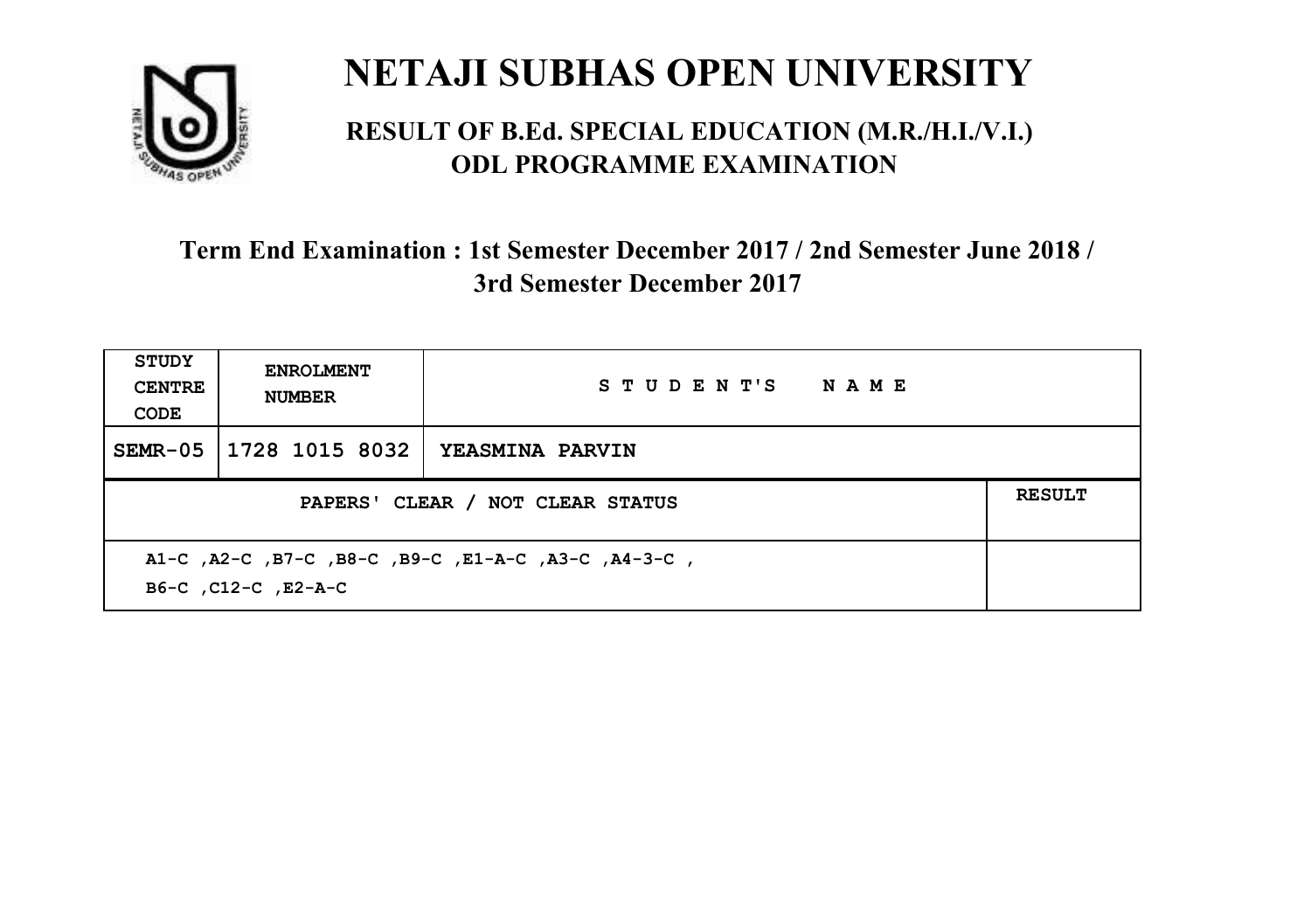# NETAJI SUBHAS OPEN UNIVERSITY

## RESULT OF B.Ed. SPECIAL EDUCATION (M.R./H.I./V.I.) ODL PROGRAMME EXAMINATION

### Term End Examination : 1st Semester December 2017 / 2nd Semester June 2018 / 3rd Semester December 2017

| STUDY CENTRE CODE | ENROLMENT NUMBER | STUDENT'S NAME | |
|---|---|---|---|
| SEMR-05 | 1728 1015 8032 | YEASMINA PARVIN | |
| PAPERS' CLEAR / NOT CLEAR STATUS | | | RESULT |
| A1-C ,A2-C ,B7-C ,B8-C ,B9-C ,E1-A-C ,A3-C ,A4-3-C , B6-C ,C12-C ,E2-A-C | | | |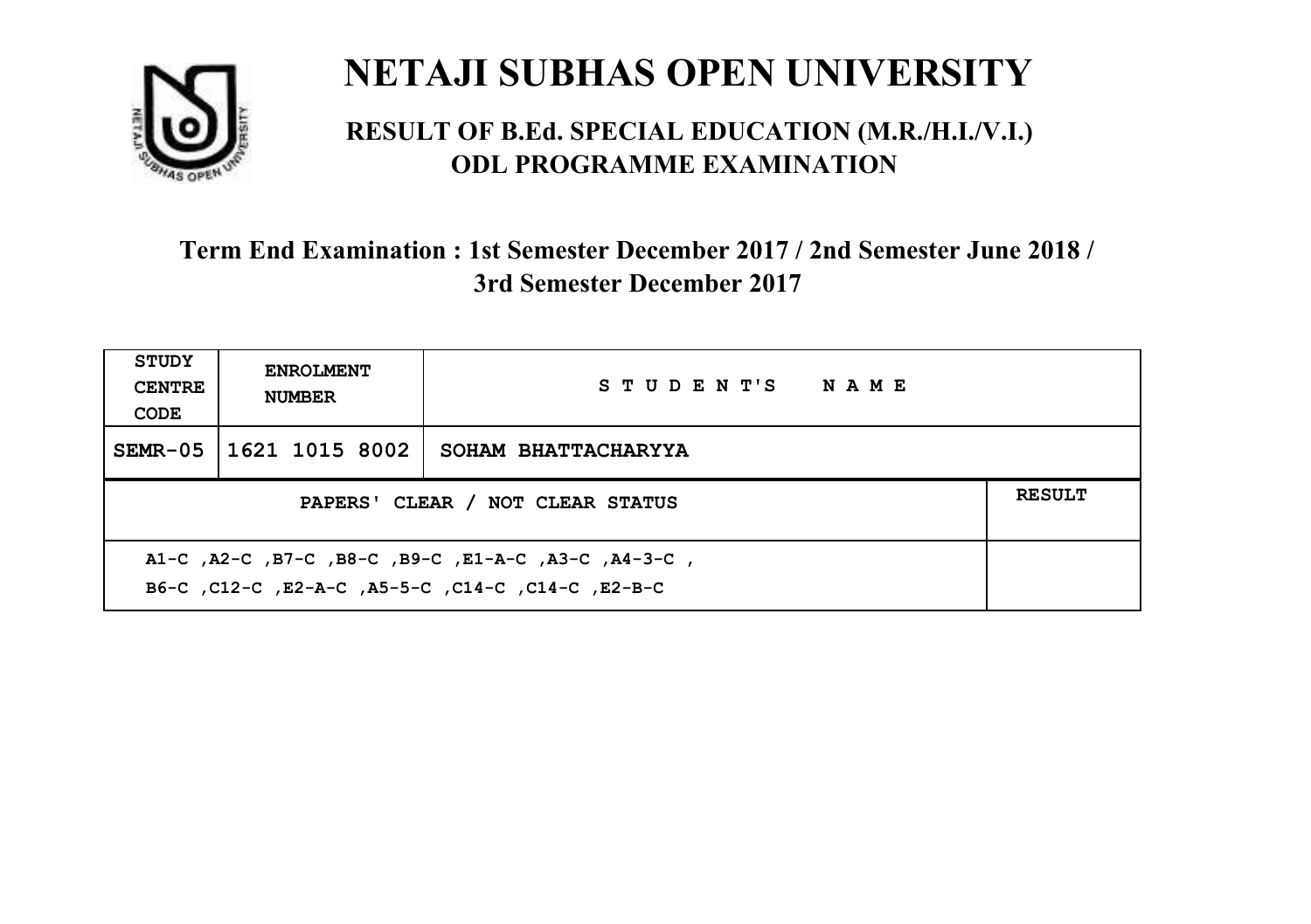# NETAJI SUBHAS OPEN UNIVERSITY

## RESULT OF B.Ed. SPECIAL EDUCATION (M.R./H.I./V.I.) ODL PROGRAMME EXAMINATION

### Term End Examination : 1st Semester December 2017 / 2nd Semester June 2018 / 3rd Semester December 2017

| STUDY CENTRE CODE | ENROLMENT NUMBER | STUDENT'S NAME | |
|---|---|---|---|
| SEMR-05 | 1621 1015 8002 | SOHAM BHATTACHARYYA | |
| PAPERS' CLEAR / NOT CLEAR STATUS | | | RESULT |
| A1-C ,A2-C ,B7-C ,B8-C ,B9-C ,E1-A-C ,A3-C ,A4-3-C , B6-C ,C12-C ,E2-A-C ,A5-5-C ,C14-C ,C14-C ,E2-B-C | | | |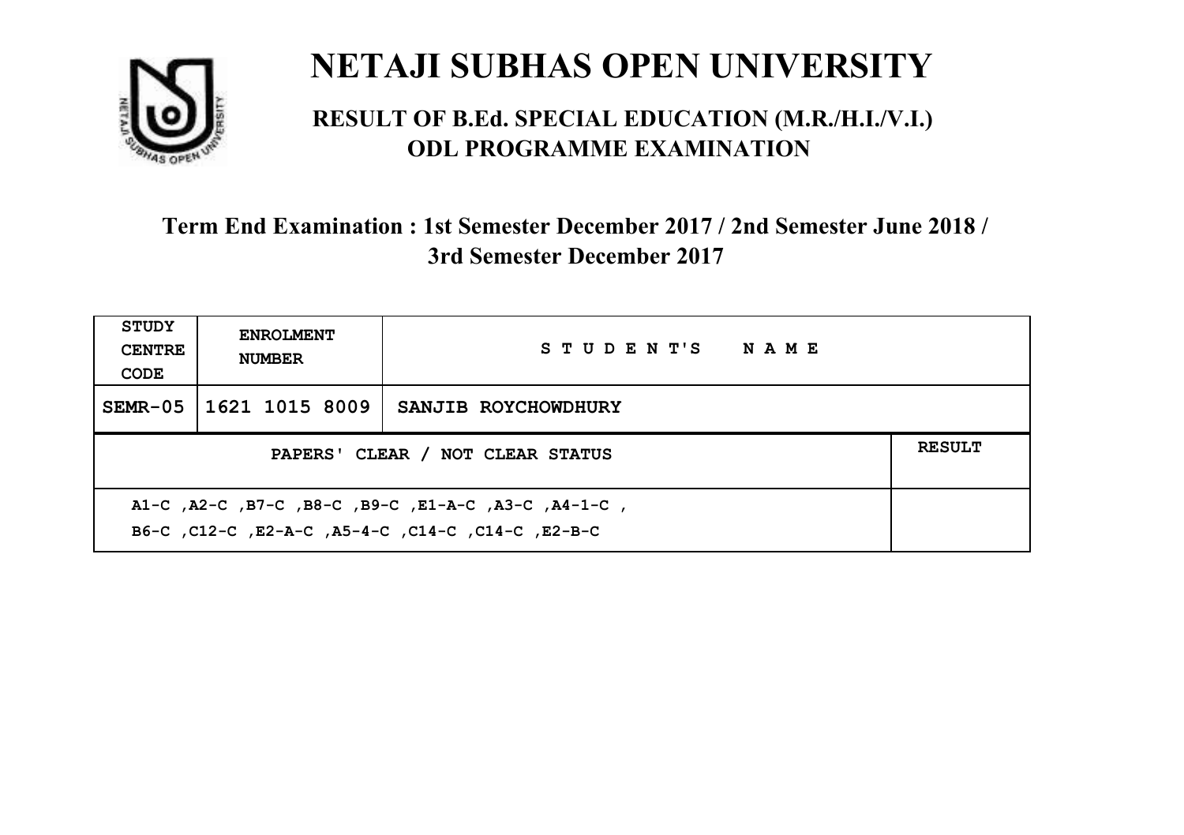# NETAJI SUBHAS OPEN UNIVERSITY

## RESULT OF B.Ed. SPECIAL EDUCATION (M.R./H.I./V.I.) ODL PROGRAMME EXAMINATION

### Term End Examination : 1st Semester December 2017 / 2nd Semester June 2018 / 3rd Semester December 2017

| STUDY CENTRE CODE | ENROLMENT NUMBER | STUDENT'S NAME | |
|---|---|---|---|
| SEMR-05 | 1621 1015 8009 | SANJIB ROYCHOWDHURY | |
| PAPERS' CLEAR / NOT CLEAR STATUS | | | RESULT |
| A1-C ,A2-C ,B7-C ,B8-C ,B9-C ,E1-A-C ,A3-C ,A4-1-C , B6-C ,C12-C ,E2-A-C ,A5-4-C ,C14-C ,C14-C ,E2-B-C | | | |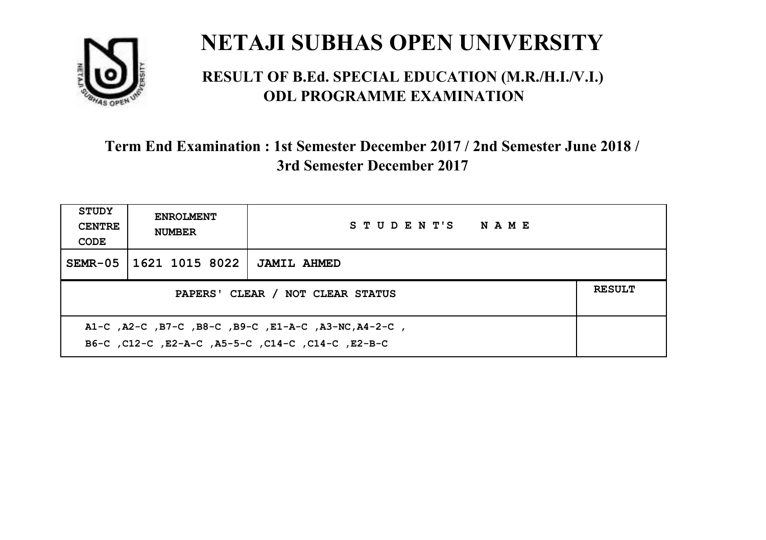# NETAJI SUBHAS OPEN UNIVERSITY

## RESULT OF B.Ed. SPECIAL EDUCATION (M.R./H.I./V.I.) ODL PROGRAMME EXAMINATION

### Term End Examination : 1st Semester December 2017 / 2nd Semester June 2018 / 3rd Semester December 2017

| STUDY CENTRE CODE | ENROLMENT NUMBER | STUDENT'S NAME | |
|---|---|---|---|
| SEMR-05 | 1621 1015 8022 | JAMIL AHMED | |
| PAPERS' CLEAR / NOT CLEAR STATUS | | | RESULT |
| A1-C ,A2-C ,B7-C ,B8-C ,B9-C ,E1-A-C ,A3-NC,A4-2-C , B6-C ,C12-C ,E2-A-C ,A5-5-C ,C14-C ,C14-C ,E2-B-C | | | |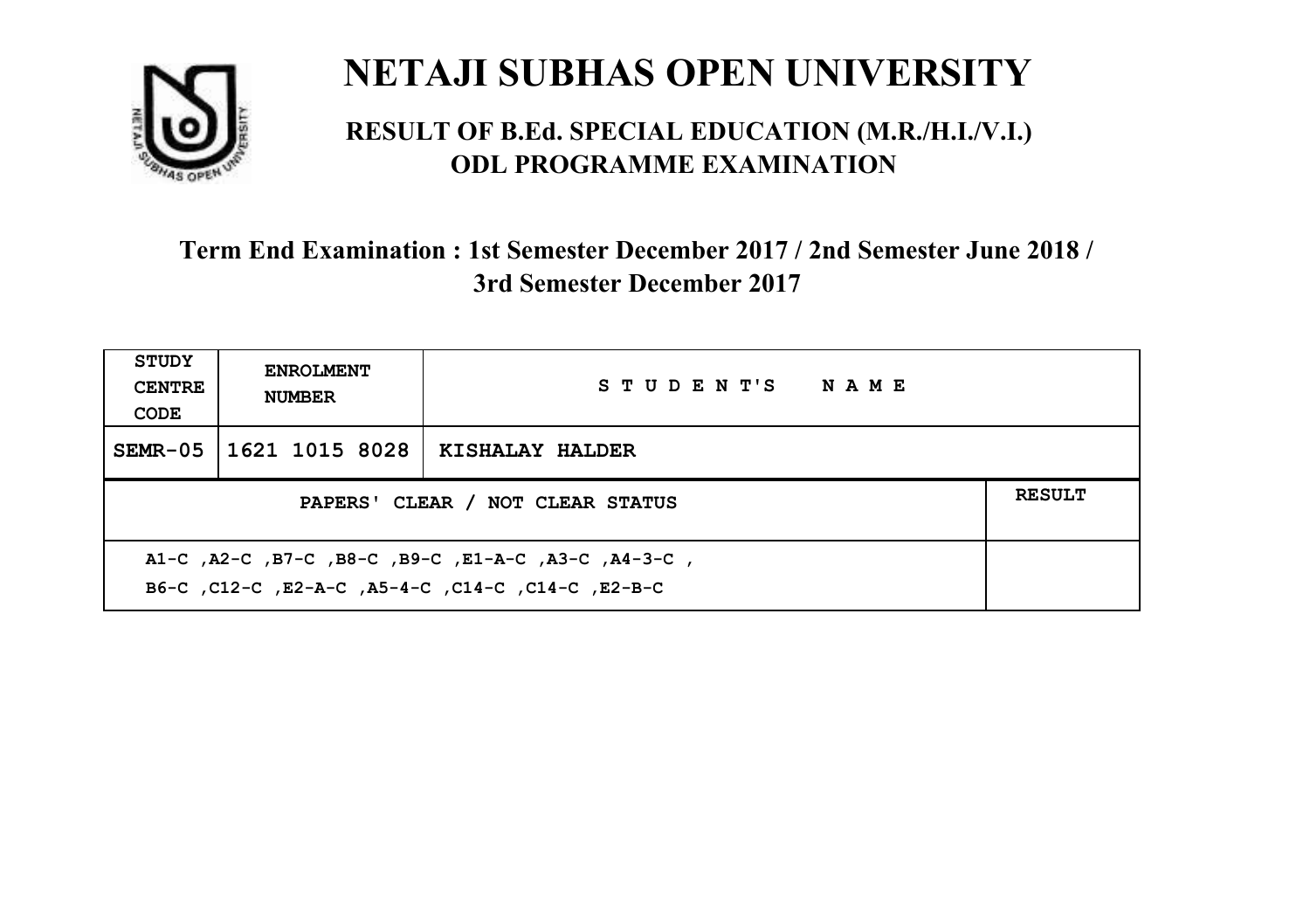# NETAJI SUBHAS OPEN UNIVERSITY

## RESULT OF B.Ed. SPECIAL EDUCATION (M.R./H.I./V.I.) ODL PROGRAMME EXAMINATION

### Term End Examination : 1st Semester December 2017 / 2nd Semester June 2018 / 3rd Semester December 2017

| STUDY CENTRE CODE | ENROLMENT NUMBER | STUDENT'S NAME | |
|---|---|---|---|
| SEMR-05 | 1621 1015 8028 | KISHALAY HALDER | |
| PAPERS' CLEAR / NOT CLEAR STATUS | | | RESULT |
| A1-C ,A2-C ,B7-C ,B8-C ,B9-C ,E1-A-C ,A3-C ,A4-3-C ,<br>B6-C ,C12-C ,E2-A-C ,A5-4-C ,C14-C ,C14-C ,E2-B-C | | | |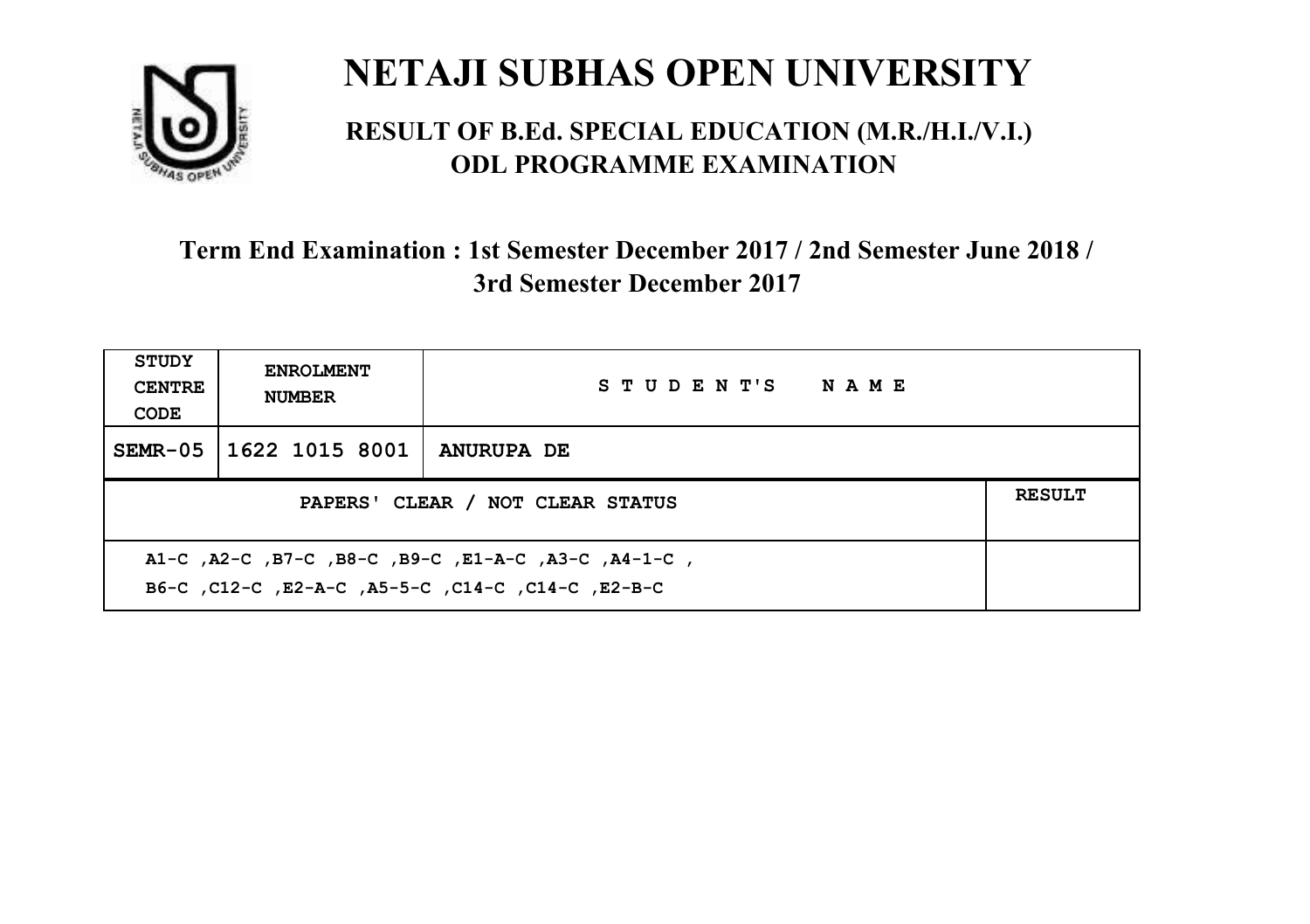# NETAJI SUBHAS OPEN UNIVERSITY

## RESULT OF B.Ed. SPECIAL EDUCATION (M.R./H.I./V.I.) ODL PROGRAMME EXAMINATION

### Term End Examination : 1st Semester December 2017 / 2nd Semester June 2018 / 3rd Semester December 2017

| STUDY CENTRE CODE | ENROLMENT NUMBER | STUDENT'S NAME | |
|---|---|---|---|
| SEMR-05 | 1622 1015 8001 | ANURUPA DE | |
| PAPERS' CLEAR / NOT CLEAR STATUS | | | RESULT |
| A1-C ,A2-C ,B7-C ,B8-C ,B9-C ,E1-A-C ,A3-C ,A4-1-C , B6-C ,C12-C ,E2-A-C ,A5-5-C ,C14-C ,C14-C ,E2-B-C | | | |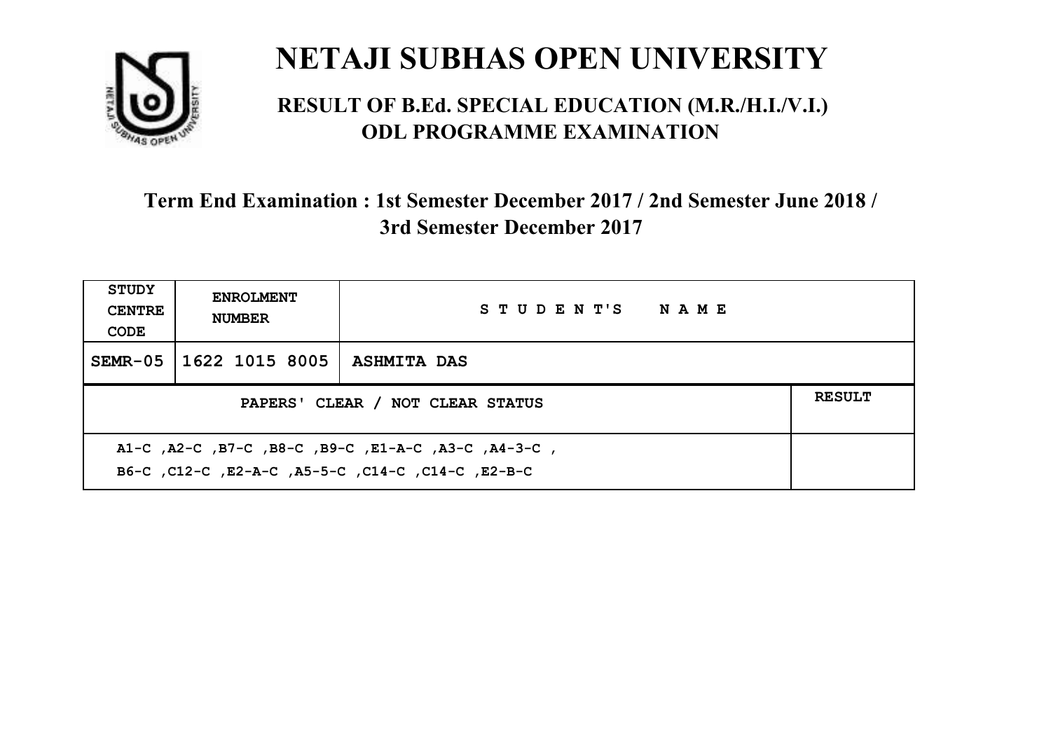# NETAJI SUBHAS OPEN UNIVERSITY

## RESULT OF B.Ed. SPECIAL EDUCATION (M.R./H.I./V.I.) ODL PROGRAMME EXAMINATION

### Term End Examination : 1st Semester December 2017 / 2nd Semester June 2018 / 3rd Semester December 2017

| STUDY CENTRE CODE | ENROLMENT NUMBER | STUDENT'S NAME | |
|---|---|---|---|
| SEMR-05 | 1622 1015 8005 | ASHMITA DAS | |
| PAPERS' CLEAR / NOT CLEAR STATUS | | | RESULT |
| A1-C ,A2-C ,B7-C ,B8-C ,B9-C ,E1-A-C ,A3-C ,A4-3-C , B6-C ,C12-C ,E2-A-C ,A5-5-C ,C14-C ,C14-C ,E2-B-C | | | |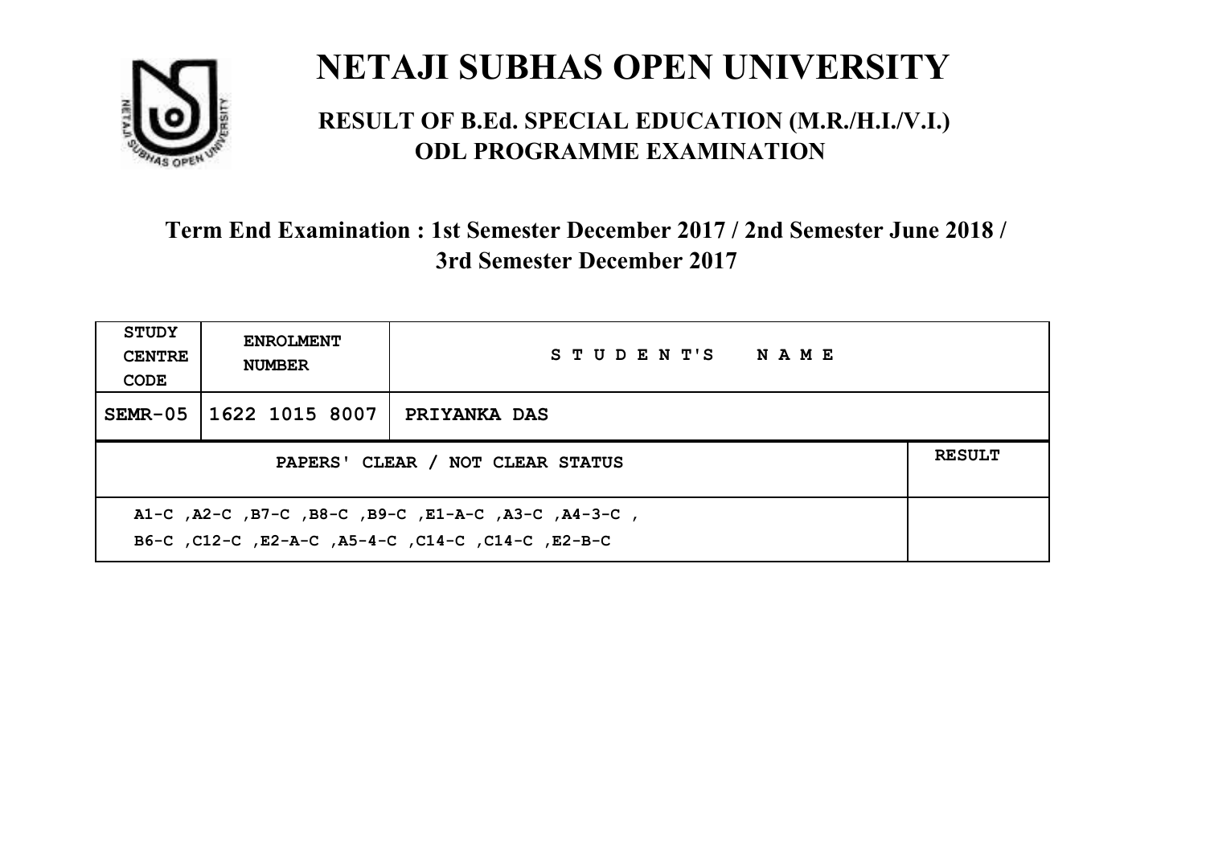# NETAJI SUBHAS OPEN UNIVERSITY

## RESULT OF B.Ed. SPECIAL EDUCATION (M.R./H.I./V.I.) ODL PROGRAMME EXAMINATION

### Term End Examination : 1st Semester December 2017 / 2nd Semester June 2018 / 3rd Semester December 2017

| STUDY CENTRE CODE | ENROLMENT NUMBER | STUDENT'S NAME |
|---|---|---|
| SEMR-05 | 1622 1015 8007 | PRIYANKA DAS |

| PAPERS' CLEAR / NOT CLEAR STATUS | RESULT |
|---|---|
| A1-C ,A2-C ,B7-C ,B8-C ,B9-C ,E1-A-C ,A3-C ,A4-3-C , B6-C ,C12-C ,E2-A-C ,A5-4-C ,C14-C ,C14-C ,E2-B-C | |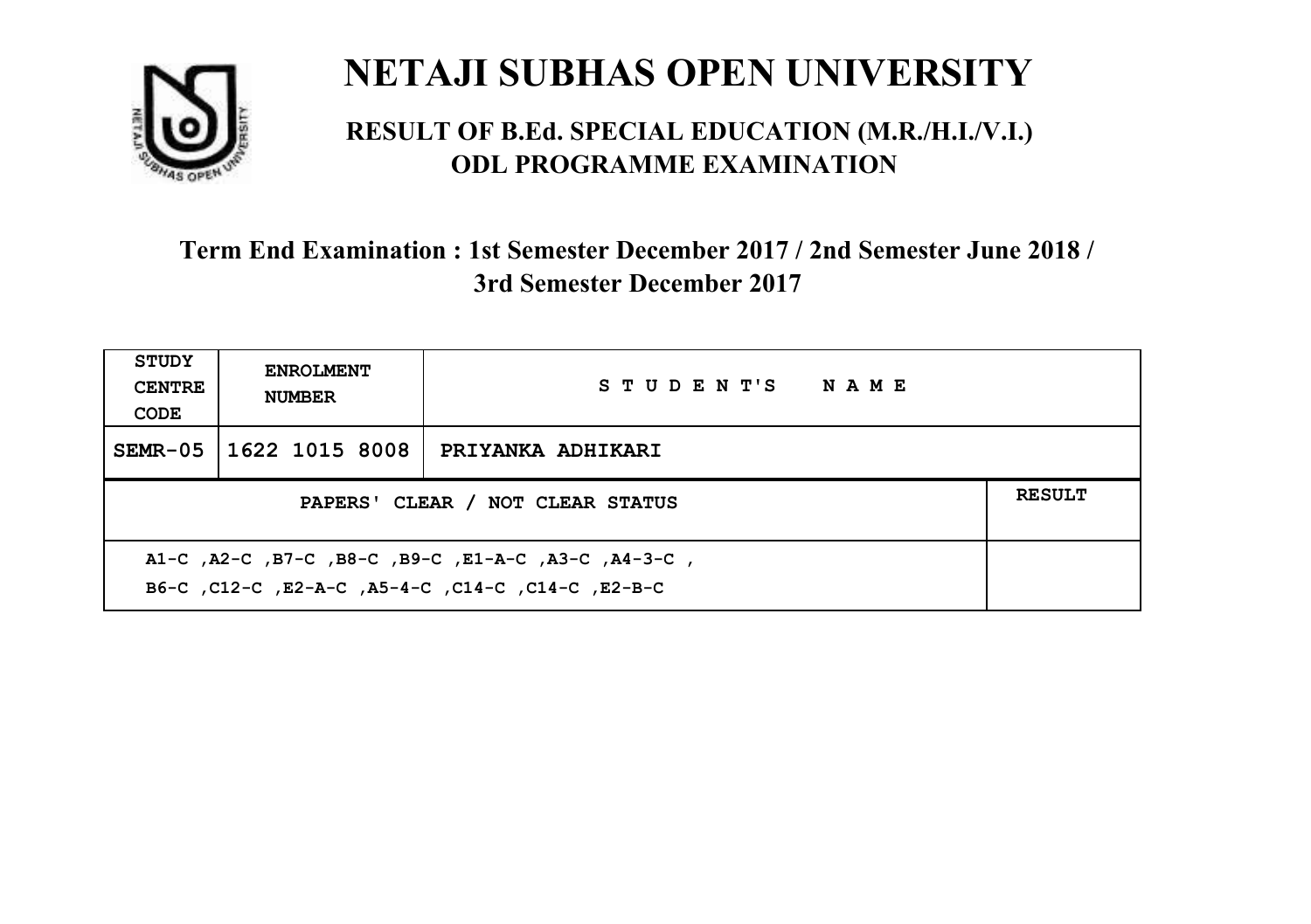# NETAJI SUBHAS OPEN UNIVERSITY

## RESULT OF B.Ed. SPECIAL EDUCATION (M.R./H.I./V.I.) ODL PROGRAMME EXAMINATION

### Term End Examination : 1st Semester December 2017 / 2nd Semester June 2018 / 3rd Semester December 2017

| STUDY CENTRE CODE | ENROLMENT NUMBER | STUDENT'S NAME | |
|---|---|---|---|
| SEMR-05 | 1622 1015 8008 | PRIYANKA ADHIKARI | |
| PAPERS' CLEAR / NOT CLEAR STATUS | | | RESULT |
| A1-C ,A2-C ,B7-C ,B8-C ,B9-C ,E1-A-C ,A3-C ,A4-3-C , B6-C ,C12-C ,E2-A-C ,A5-4-C ,C14-C ,C14-C ,E2-B-C | | | |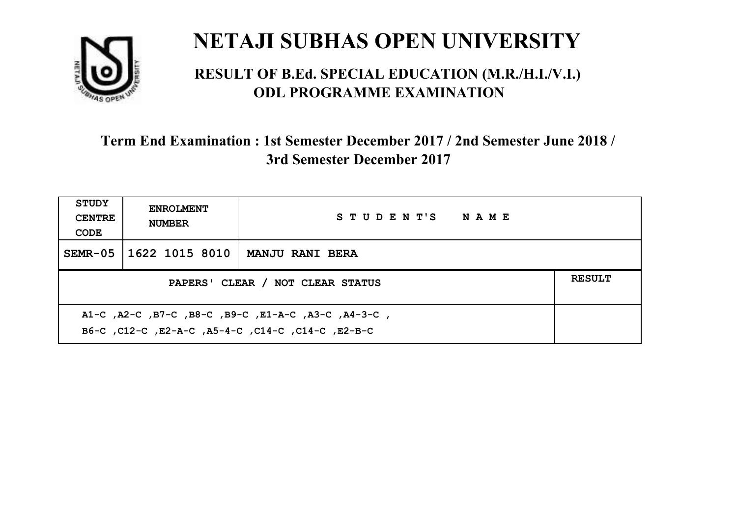# NETAJI SUBHAS OPEN UNIVERSITY

## RESULT OF B.Ed. SPECIAL EDUCATION (M.R./H.I./V.I.) ODL PROGRAMME EXAMINATION

### Term End Examination : 1st Semester December 2017 / 2nd Semester June 2018 / 3rd Semester December 2017

| STUDY CENTRE CODE | ENROLMENT NUMBER | STUDENT'S NAME | |
|---|---|---|---|
| SEMR-05 | 1622 1015 8010 | MANJU RANI BERA | |
| PAPERS' CLEAR / NOT CLEAR STATUS | | | RESULT |
| A1-C ,A2-C ,B7-C ,B8-C ,B9-C ,E1-A-C ,A3-C ,A4-3-C ,<br>B6-C ,C12-C ,E2-A-C ,A5-4-C ,C14-C ,C14-C ,E2-B-C | | | |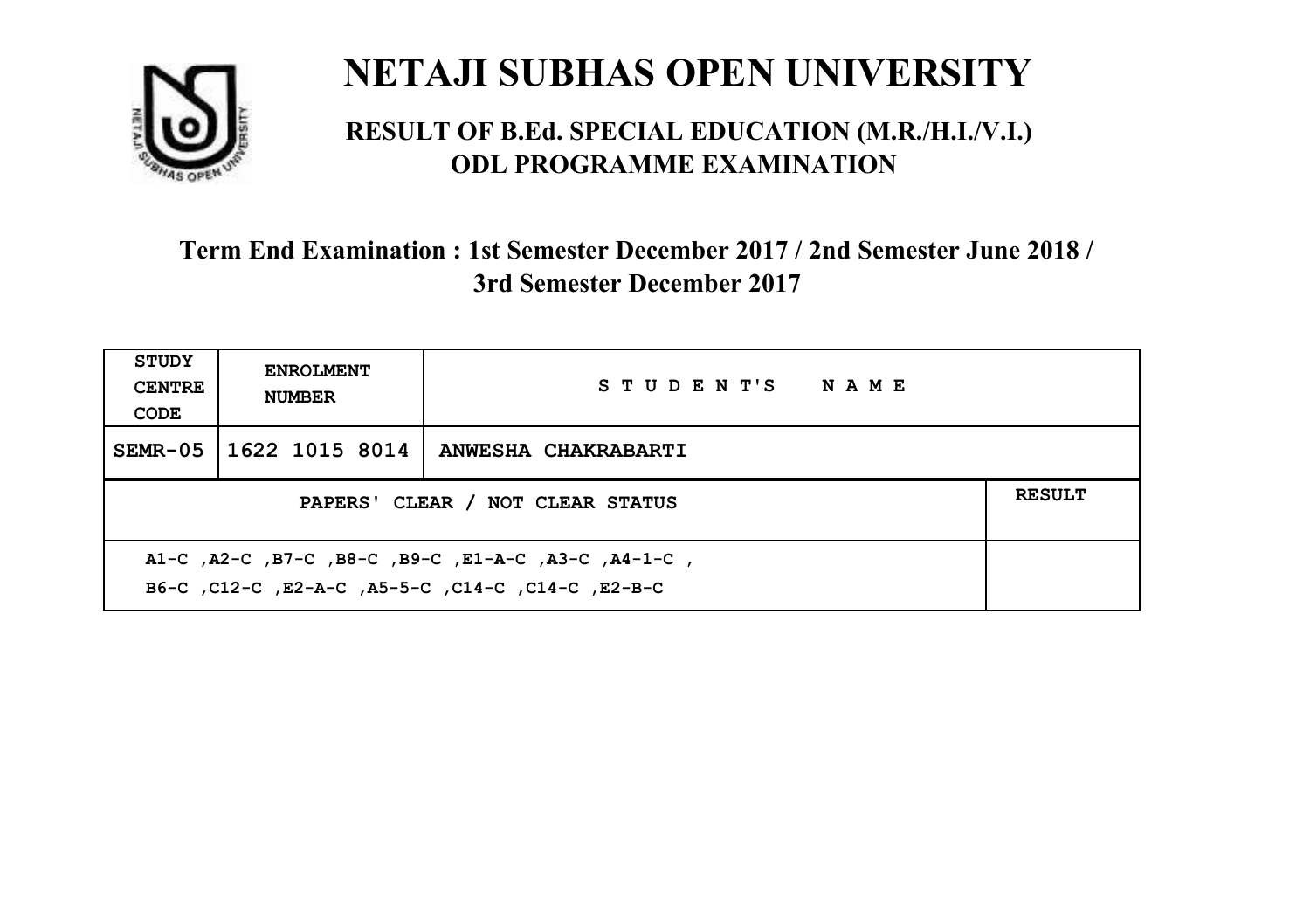# NETAJI SUBHAS OPEN UNIVERSITY

## RESULT OF B.Ed. SPECIAL EDUCATION (M.R./H.I./V.I.) ODL PROGRAMME EXAMINATION

### Term End Examination : 1st Semester December 2017 / 2nd Semester June 2018 / 3rd Semester December 2017

| STUDY CENTRE CODE | ENROLMENT NUMBER | STUDENT'S NAME | |
|---|---|---|---|
| SEMR-05 | 1622 1015 8014 | ANWESHA CHAKRABARTI | |
| PAPERS' CLEAR / NOT CLEAR STATUS | | | RESULT |
| A1-C ,A2-C ,B7-C ,B8-C ,B9-C ,E1-A-C ,A3-C ,A4-1-C , B6-C ,C12-C ,E2-A-C ,A5-5-C ,C14-C ,C14-C ,E2-B-C | | | |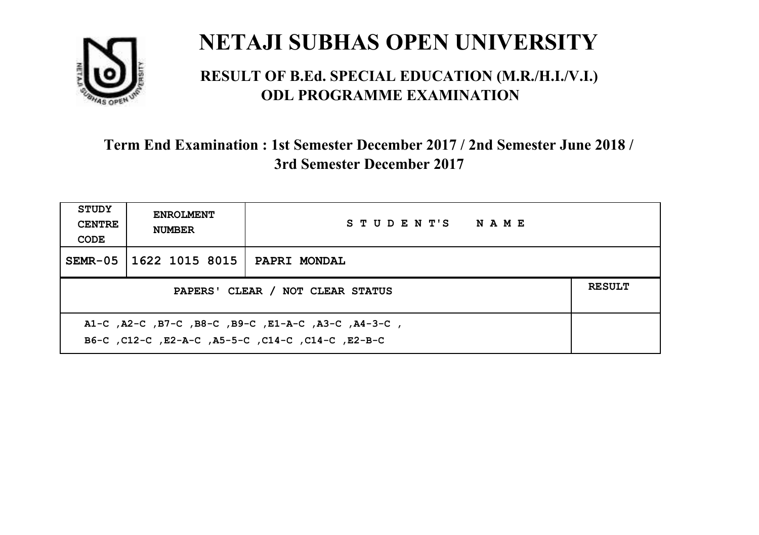# NETAJI SUBHAS OPEN UNIVERSITY

## RESULT OF B.Ed. SPECIAL EDUCATION (M.R./H.I./V.I.) ODL PROGRAMME EXAMINATION

### Term End Examination : 1st Semester December 2017 / 2nd Semester June 2018 / 3rd Semester December 2017

| STUDY CENTRE CODE | ENROLMENT NUMBER | STUDENT'S NAME | |
|---|---|---|---|
| SEMR-05 | 1622 1015 8015 | PAPRI MONDAL | |
| PAPERS' CLEAR / NOT CLEAR STATUS | | | RESULT |
| A1-C ,A2-C ,B7-C ,B8-C ,B9-C ,E1-A-C ,A3-C ,A4-3-C , B6-C ,C12-C ,E2-A-C ,A5-5-C ,C14-C ,C14-C ,E2-B-C | | | |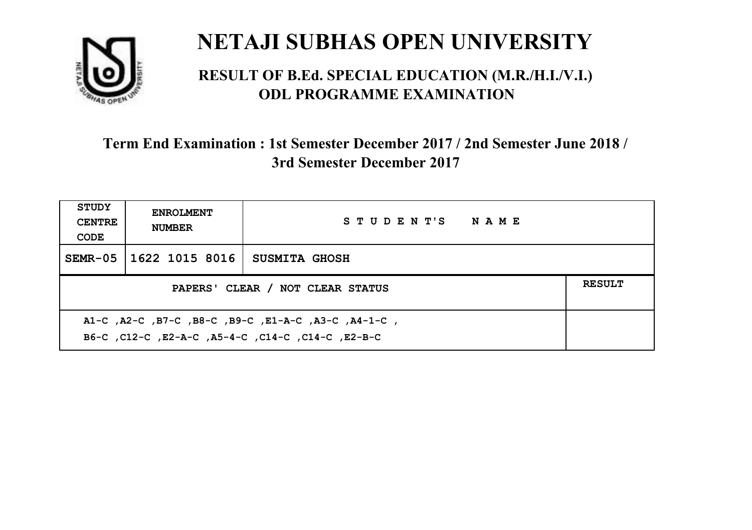# NETAJI SUBHAS OPEN UNIVERSITY

## RESULT OF B.Ed. SPECIAL EDUCATION (M.R./H.I./V.I.) ODL PROGRAMME EXAMINATION

### Term End Examination : 1st Semester December 2017 / 2nd Semester June 2018 / 3rd Semester December 2017

| STUDY CENTRE CODE | ENROLMENT NUMBER | STUDENT'S NAME | |
|---|---|---|---|
| SEMR-05 | 1622 1015 8016 | SUSMITA GHOSH | |
| PAPERS' CLEAR / NOT CLEAR STATUS | | | RESULT |
| A1-C ,A2-C ,B7-C ,B8-C ,B9-C ,E1-A-C ,A3-C ,A4-1-C , B6-C ,C12-C ,E2-A-C ,A5-4-C ,C14-C ,C14-C ,E2-B-C | | | |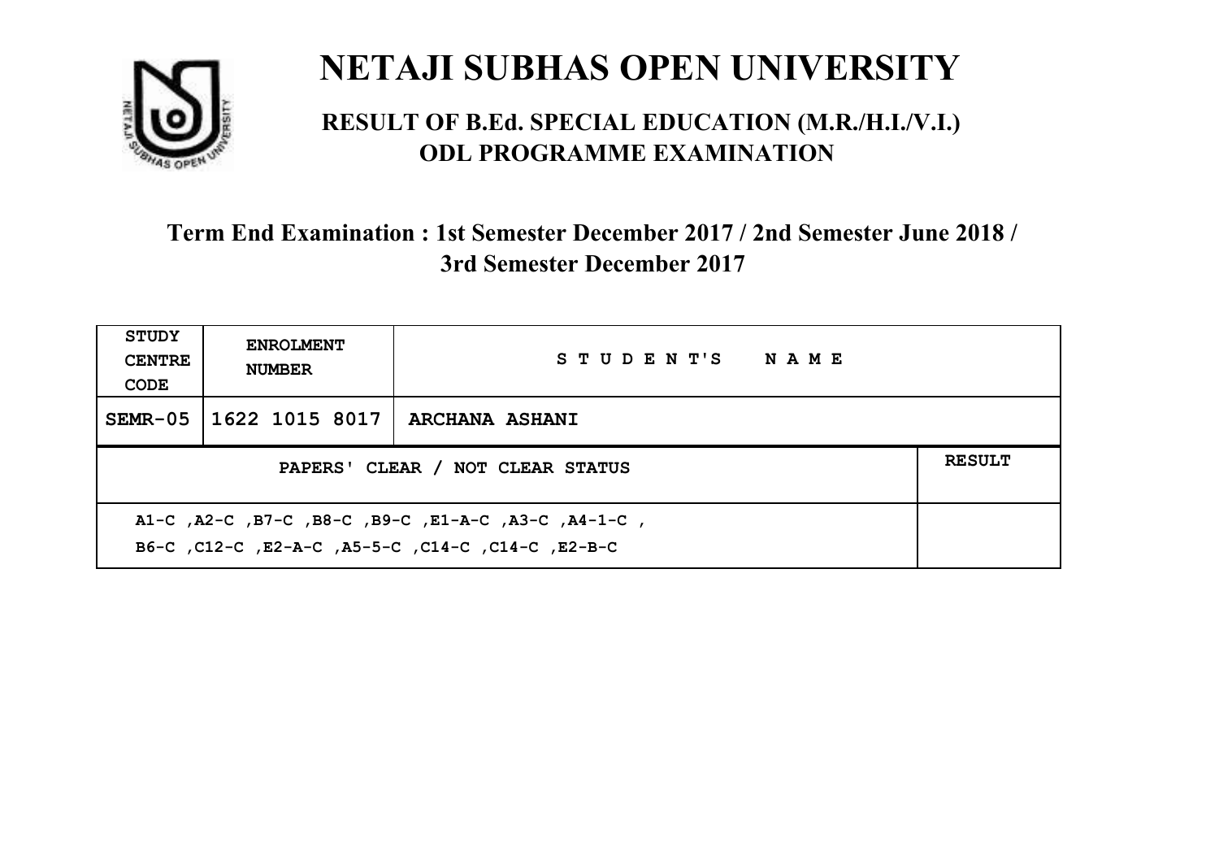# NETAJI SUBHAS OPEN UNIVERSITY

## RESULT OF B.Ed. SPECIAL EDUCATION (M.R./H.I./V.I.) ODL PROGRAMME EXAMINATION

### Term End Examination : 1st Semester December 2017 / 2nd Semester June 2018 / 3rd Semester December 2017

| STUDY CENTRE CODE | ENROLMENT NUMBER | STUDENT'S NAME | |
|---|---|---|---|
| SEMR-05 | 1622 1015 8017 | ARCHANA ASHANI | |
| PAPERS' CLEAR / NOT CLEAR STATUS | | | RESULT |
| A1-C ,A2-C ,B7-C ,B8-C ,B9-C ,E1-A-C ,A3-C ,A4-1-C , B6-C ,C12-C ,E2-A-C ,A5-5-C ,C14-C ,C14-C ,E2-B-C | | | |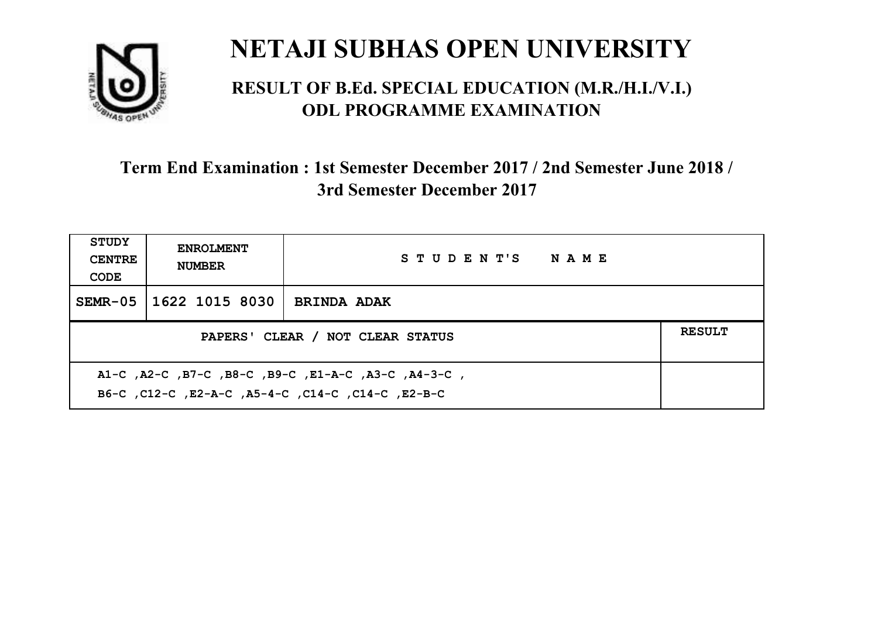# NETAJI SUBHAS OPEN UNIVERSITY

## RESULT OF B.Ed. SPECIAL EDUCATION (M.R./H.I./V.I.) ODL PROGRAMME EXAMINATION

### Term End Examination : 1st Semester December 2017 / 2nd Semester June 2018 / 3rd Semester December 2017

| STUDY CENTRE CODE | ENROLMENT NUMBER | STUDENT'S NAME | |
|---|---|---|---|
| SEMR-05 | 1622 1015 8030 | BRINDA ADAK | |
| PAPERS' CLEAR / NOT CLEAR STATUS | | | RESULT |
| A1-C ,A2-C ,B7-C ,B8-C ,B9-C ,E1-A-C ,A3-C ,A4-3-C , B6-C ,C12-C ,E2-A-C ,A5-4-C ,C14-C ,C14-C ,E2-B-C | | | |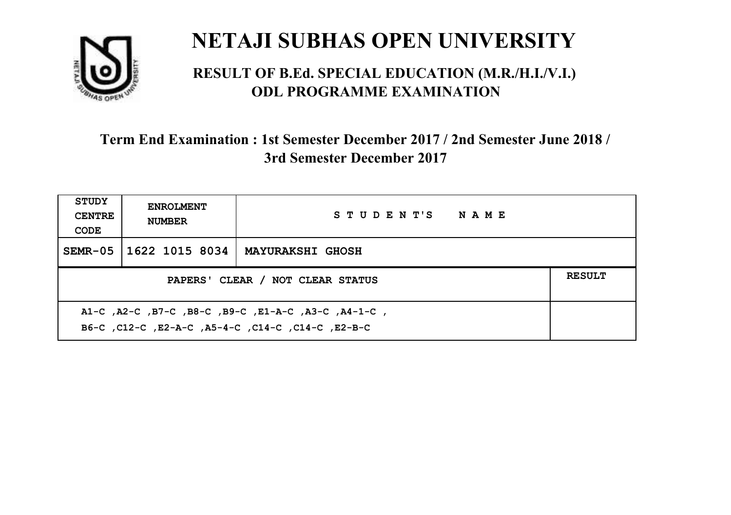# NETAJI SUBHAS OPEN UNIVERSITY

## RESULT OF B.Ed. SPECIAL EDUCATION (M.R./H.I./V.I.) ODL PROGRAMME EXAMINATION

### Term End Examination : 1st Semester December 2017 / 2nd Semester June 2018 / 3rd Semester December 2017

| STUDY CENTRE CODE | ENROLMENT NUMBER | STUDENT'S NAME | |
|---|---|---|---|
| SEMR-05 | 1622 1015 8034 | MAYURAKSHI GHOSH | |
| PAPERS' CLEAR / NOT CLEAR STATUS | | | RESULT |
| A1-C ,A2-C ,B7-C ,B8-C ,B9-C ,E1-A-C ,A3-C ,A4-1-C ,<br>B6-C ,C12-C ,E2-A-C ,A5-4-C ,C14-C ,C14-C ,E2-B-C | | | |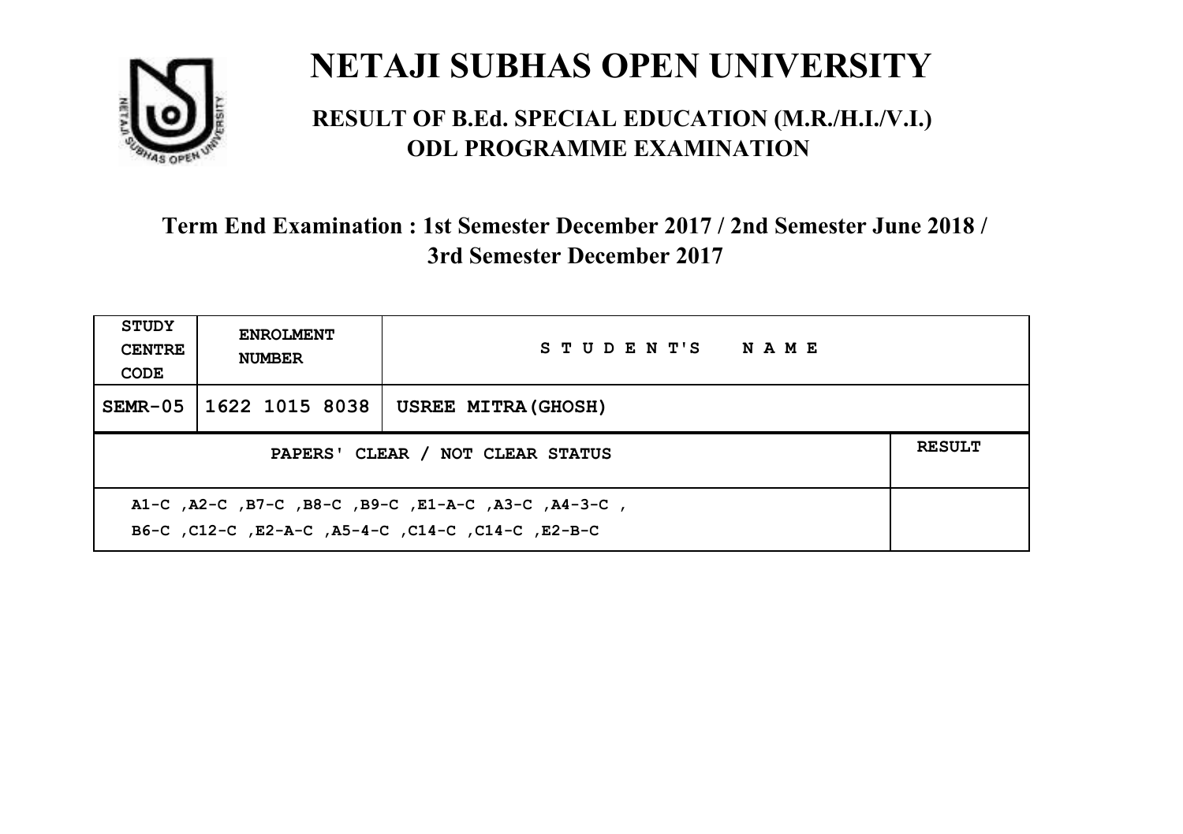# NETAJI SUBHAS OPEN UNIVERSITY

## RESULT OF B.Ed. SPECIAL EDUCATION (M.R./H.I./V.I.) ODL PROGRAMME EXAMINATION

### Term End Examination : 1st Semester December 2017 / 2nd Semester June 2018 / 3rd Semester December 2017

| STUDY CENTRE CODE | ENROLMENT NUMBER | STUDENT'S NAME | |
|---|---|---|---|
| SEMR-05 | 1622 1015 8038 | USREE MITRA(GHOSH) | |
| PAPERS' CLEAR / NOT CLEAR STATUS | | | RESULT |
| A1-C ,A2-C ,B7-C ,B8-C ,B9-C ,E1-A-C ,A3-C ,A4-3-C , B6-C ,C12-C ,E2-A-C ,A5-4-C ,C14-C ,C14-C ,E2-B-C | | | |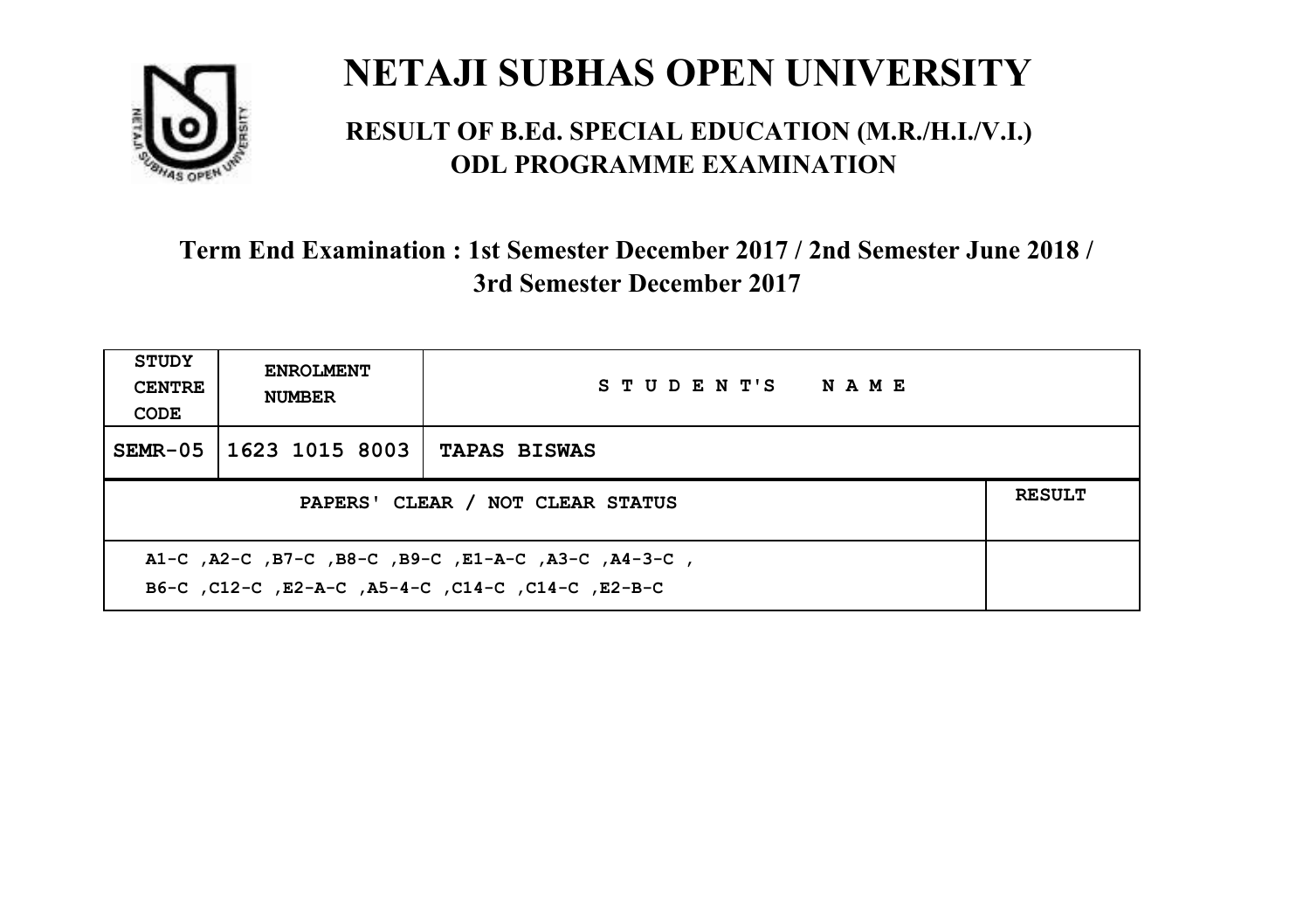# NETAJI SUBHAS OPEN UNIVERSITY

## RESULT OF B.Ed. SPECIAL EDUCATION (M.R./H.I./V.I.) ODL PROGRAMME EXAMINATION

### Term End Examination : 1st Semester December 2017 / 2nd Semester June 2018 / 3rd Semester December 2017

| STUDY CENTRE CODE | ENROLMENT NUMBER | STUDENT'S NAME | |
|---|---|---|---|
| SEMR-05 | 1623 1015 8003 | TAPAS BISWAS | |
| PAPERS' CLEAR / NOT CLEAR STATUS | | | RESULT |
| A1-C ,A2-C ,B7-C ,B8-C ,B9-C ,E1-A-C ,A3-C ,A4-3-C ,<br>B6-C ,C12-C ,E2-A-C ,A5-4-C ,C14-C ,C14-C ,E2-B-C | | | |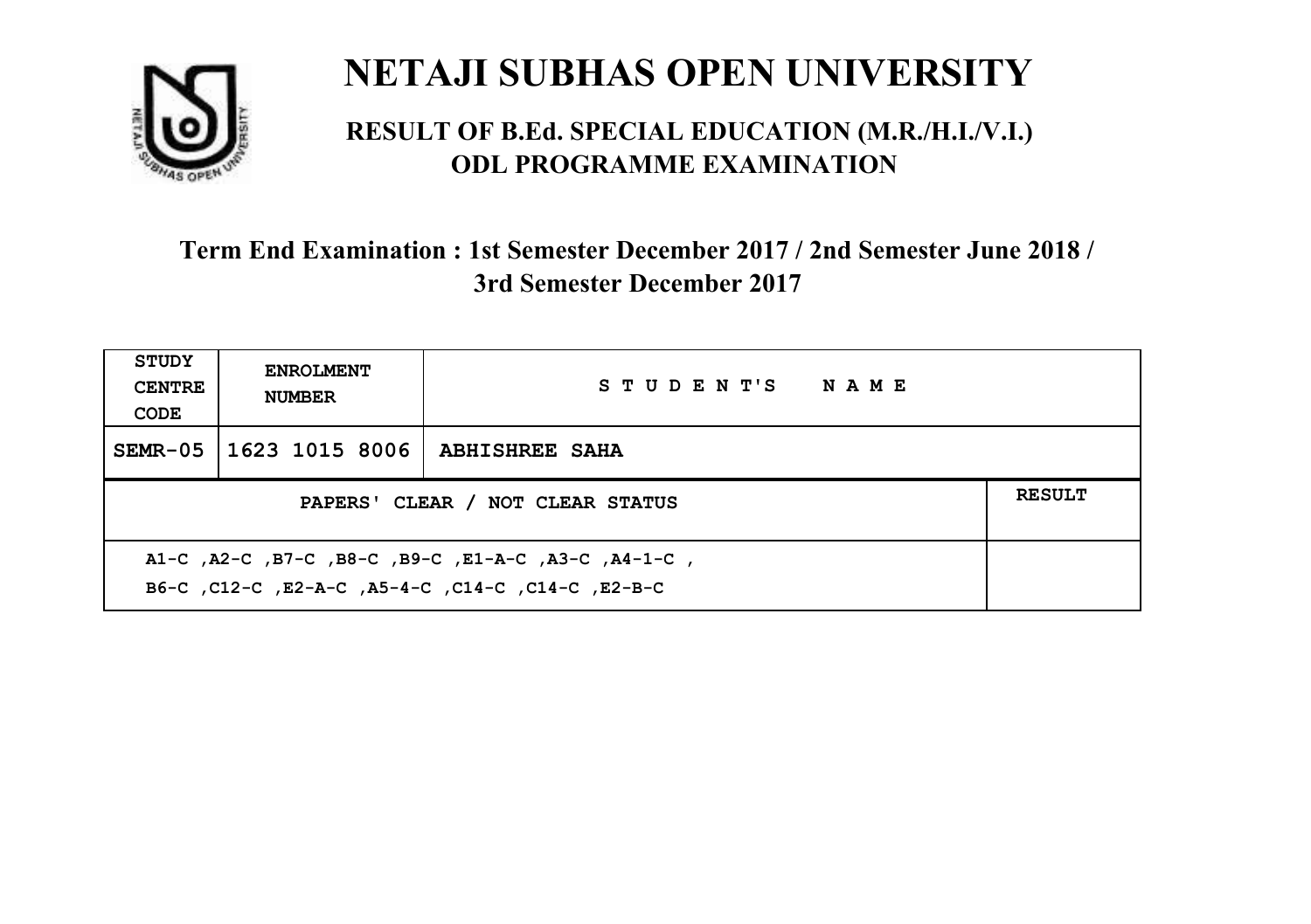# NETAJI SUBHAS OPEN UNIVERSITY

## RESULT OF B.Ed. SPECIAL EDUCATION (M.R./H.I./V.I.) ODL PROGRAMME EXAMINATION

### Term End Examination : 1st Semester December 2017 / 2nd Semester June 2018 / 3rd Semester December 2017

| STUDY CENTRE CODE | ENROLMENT NUMBER | STUDENT'S NAME | |
|---|---|---|---|
| SEMR-05 | 1623 1015 8006 | ABHISHREE SAHA | |
| PAPERS' CLEAR / NOT CLEAR STATUS | | | RESULT |
| A1-C ,A2-C ,B7-C ,B8-C ,B9-C ,E1-A-C ,A3-C ,A4-1-C , B6-C ,C12-C ,E2-A-C ,A5-4-C ,C14-C ,C14-C ,E2-B-C | | | |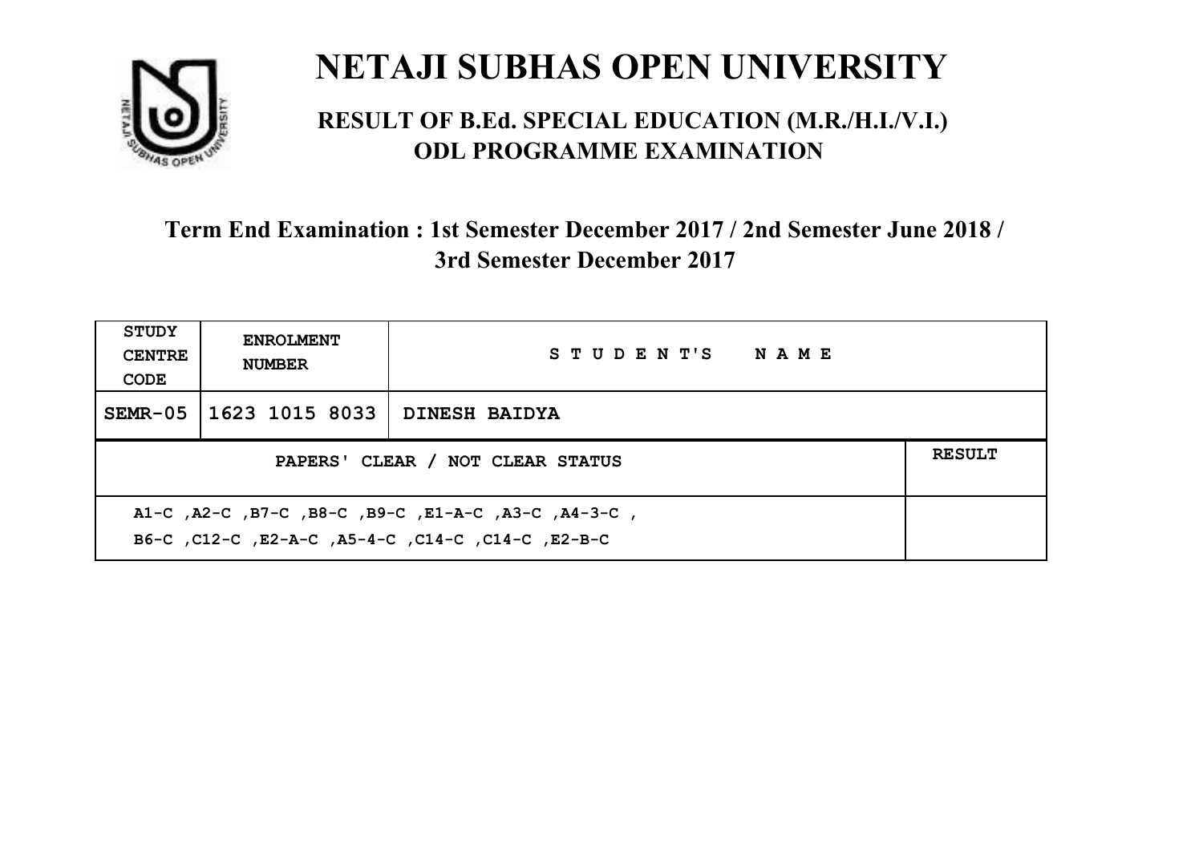# NETAJI SUBHAS OPEN UNIVERSITY

## RESULT OF B.Ed. SPECIAL EDUCATION (M.R./H.I./V.I.) ODL PROGRAMME EXAMINATION

### Term End Examination : 1st Semester December 2017 / 2nd Semester June 2018 / 3rd Semester December 2017

| STUDY CENTRE CODE | ENROLMENT NUMBER | STUDENT'S NAME | |
|---|---|---|---|
| SEMR-05 | 1623 1015 8033 | DINESH BAIDYA | |
| PAPERS' CLEAR / NOT CLEAR STATUS | | | RESULT |
| A1-C ,A2-C ,B7-C ,B8-C ,B9-C ,E1-A-C ,A3-C ,A4-3-C ,<br>B6-C ,C12-C ,E2-A-C ,A5-4-C ,C14-C ,C14-C ,E2-B-C | | | |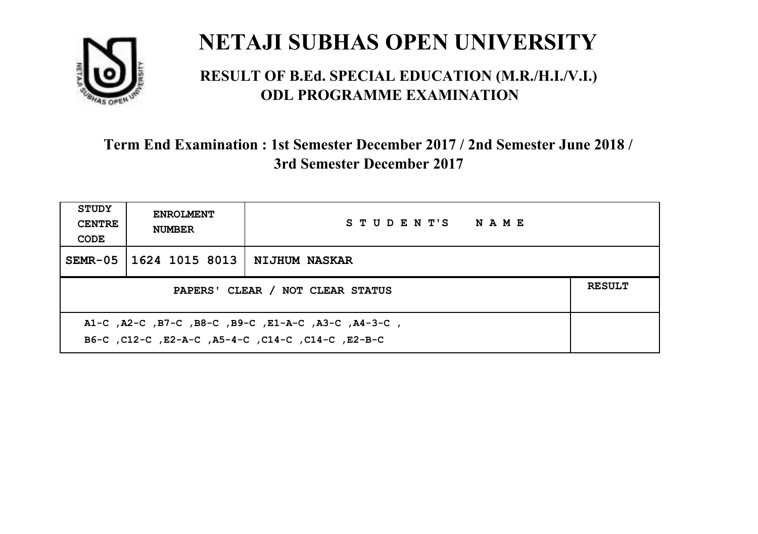# NETAJI SUBHAS OPEN UNIVERSITY

## RESULT OF B.Ed. SPECIAL EDUCATION (M.R./H.I./V.I.) ODL PROGRAMME EXAMINATION

### Term End Examination : 1st Semester December 2017 / 2nd Semester June 2018 / 3rd Semester December 2017

| STUDY CENTRE CODE | ENROLMENT NUMBER | STUDENT'S NAME | |
|---|---|---|---|
| SEMR-05 | 1624 1015 8013 | NIJHUM NASKAR | |
| PAPERS' CLEAR / NOT CLEAR STATUS | | | RESULT |
| A1-C ,A2-C ,B7-C ,B8-C ,B9-C ,E1-A-C ,A3-C ,A4-3-C , B6-C ,C12-C ,E2-A-C ,A5-4-C ,C14-C ,C14-C ,E2-B-C | | | |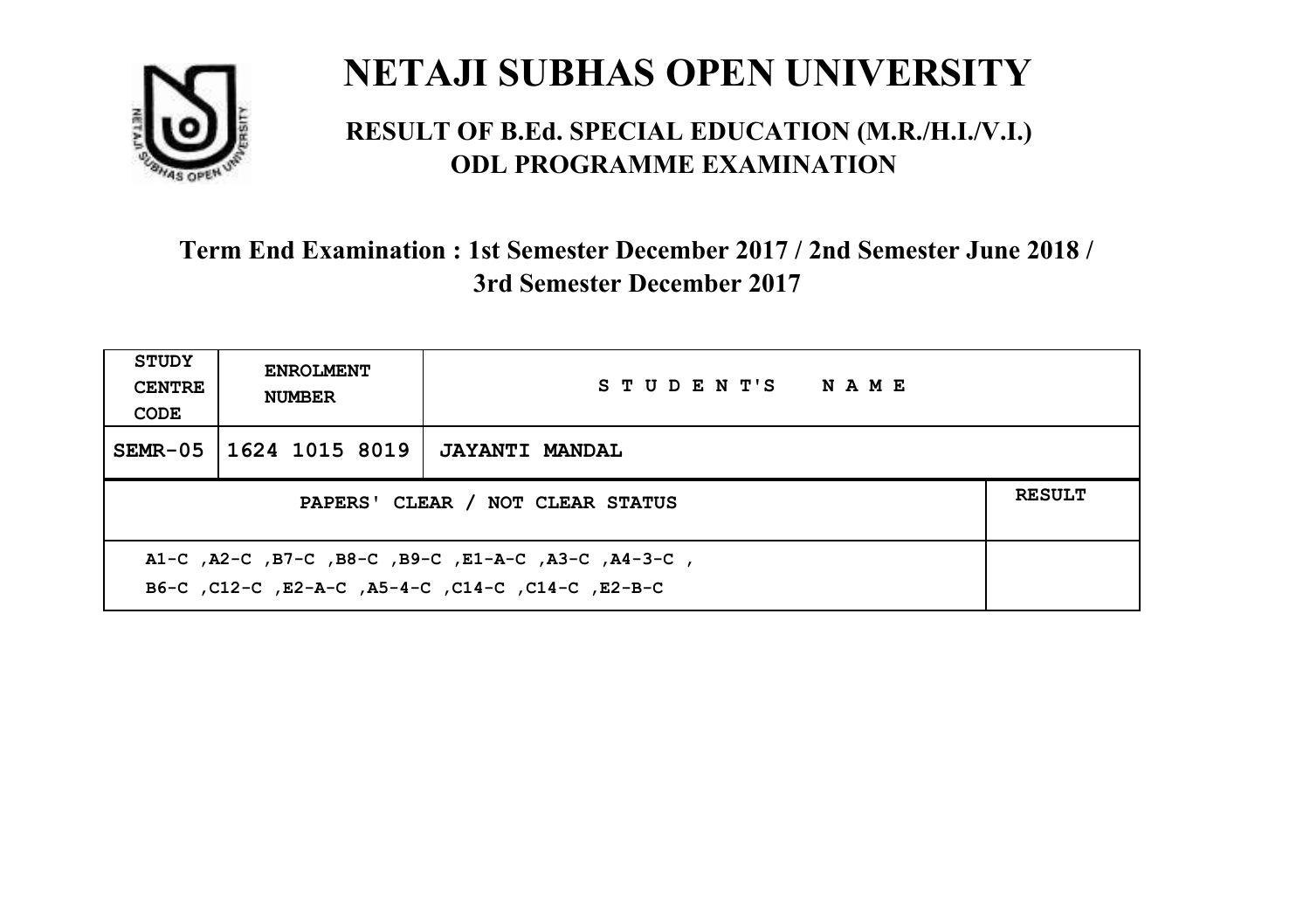# NETAJI SUBHAS OPEN UNIVERSITY

## RESULT OF B.Ed. SPECIAL EDUCATION (M.R./H.I./V.I.) ODL PROGRAMME EXAMINATION

### Term End Examination : 1st Semester December 2017 / 2nd Semester June 2018 / 3rd Semester December 2017

| STUDY CENTRE CODE | ENROLMENT NUMBER | STUDENT'S NAME | |
|---|---|---|---|
| SEMR-05 | 1624 1015 8019 | JAYANTI MANDAL | |
| PAPERS' CLEAR / NOT CLEAR STATUS | | | RESULT |
| A1-C ,A2-C ,B7-C ,B8-C ,B9-C ,E1-A-C ,A3-C ,A4-3-C ,<br>B6-C ,C12-C ,E2-A-C ,A5-4-C ,C14-C ,C14-C ,E2-B-C | | | |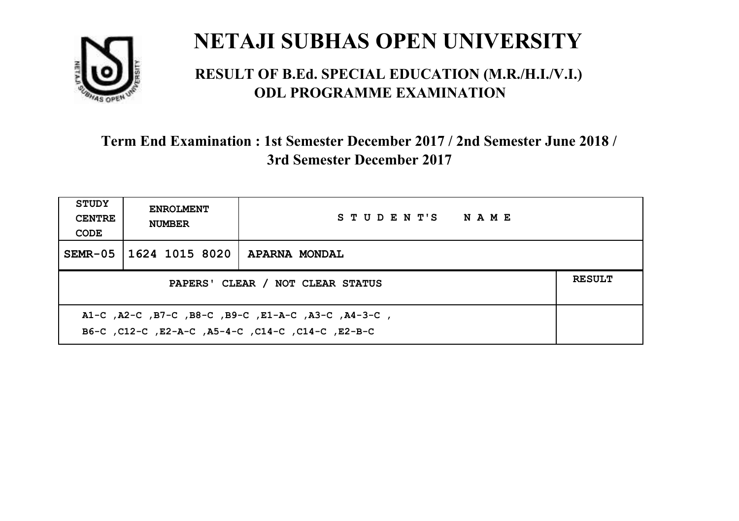# NETAJI SUBHAS OPEN UNIVERSITY

## RESULT OF B.Ed. SPECIAL EDUCATION (M.R./H.I./V.I.) ODL PROGRAMME EXAMINATION

### Term End Examination : 1st Semester December 2017 / 2nd Semester June 2018 / 3rd Semester December 2017

| STUDY CENTRE CODE | ENROLMENT NUMBER | STUDENT'S NAME |
|---|---|---|
| SEMR-05 | 1624 1015 8020 | APARNA MONDAL |

| PAPERS' CLEAR / NOT CLEAR STATUS | RESULT |
|---|---|
| A1-C ,A2-C ,B7-C ,B8-C ,B9-C ,E1-A-C ,A3-C ,A4-3-C , B6-C ,C12-C ,E2-A-C ,A5-4-C ,C14-C ,C14-C ,E2-B-C | |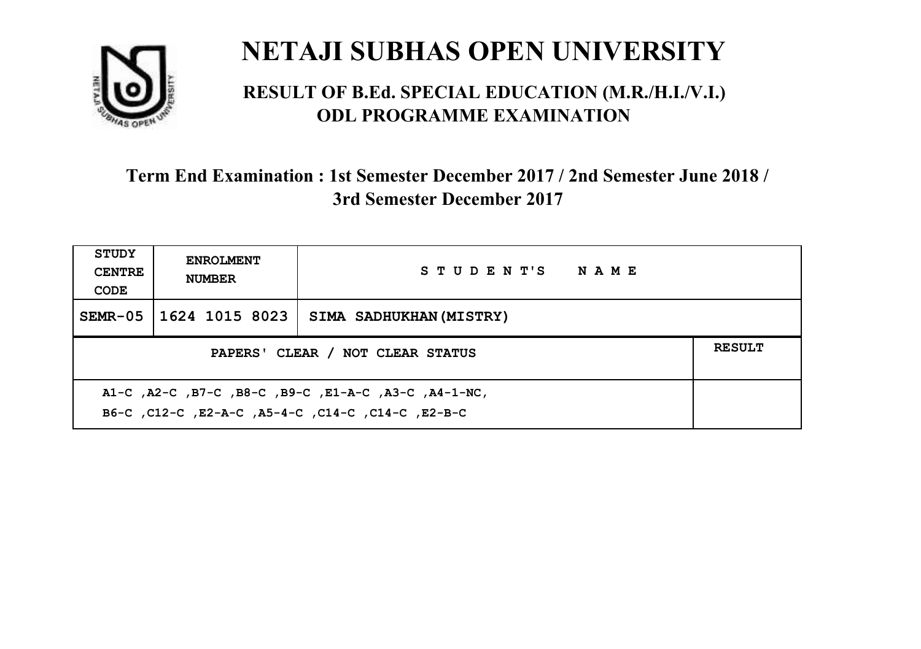# NETAJI SUBHAS OPEN UNIVERSITY

## RESULT OF B.Ed. SPECIAL EDUCATION (M.R./H.I./V.I.) ODL PROGRAMME EXAMINATION

### Term End Examination : 1st Semester December 2017 / 2nd Semester June 2018 / 3rd Semester December 2017

| STUDY CENTRE CODE | ENROLMENT NUMBER | STUDENT'S NAME | |
|---|---|---|---|
| SEMR-05 | 1624 1015 8023 | SIMA SADHUKHAN(MISTRY) | |
| PAPERS' CLEAR / NOT CLEAR STATUS | | | RESULT |
| A1-C ,A2-C ,B7-C ,B8-C ,B9-C ,E1-A-C ,A3-C ,A4-1-NC, B6-C ,C12-C ,E2-A-C ,A5-4-C ,C14-C ,C14-C ,E2-B-C | | | |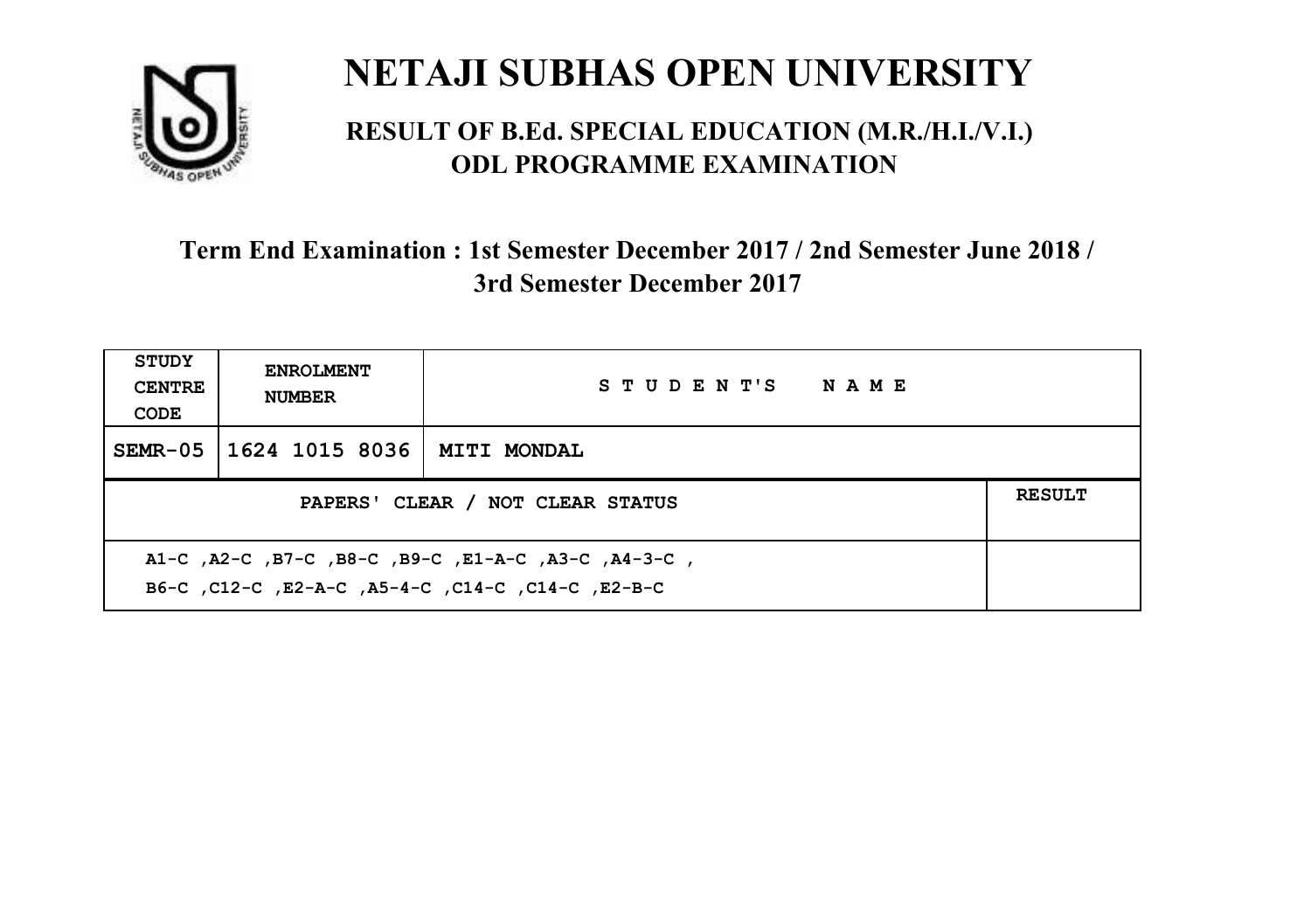# NETAJI SUBHAS OPEN UNIVERSITY

## RESULT OF B.Ed. SPECIAL EDUCATION (M.R./H.I./V.I.)
## ODL PROGRAMME EXAMINATION

### Term End Examination : 1st Semester December 2017 / 2nd Semester June 2018 / 3rd Semester December 2017

| STUDY CENTRE CODE | ENROLMENT NUMBER | STUDENT'S NAME | |
|---|---|---|---|
| SEMR-05 | 1624 1015 8036 | MITI MONDAL | |
| PAPERS' CLEAR / NOT CLEAR STATUS | | | RESULT |
| A1-C ,A2-C ,B7-C ,B8-C ,B9-C ,E1-A-C ,A3-C ,A4-3-C , B6-C ,C12-C ,E2-A-C ,A5-4-C ,C14-C ,C14-C ,E2-B-C | | | |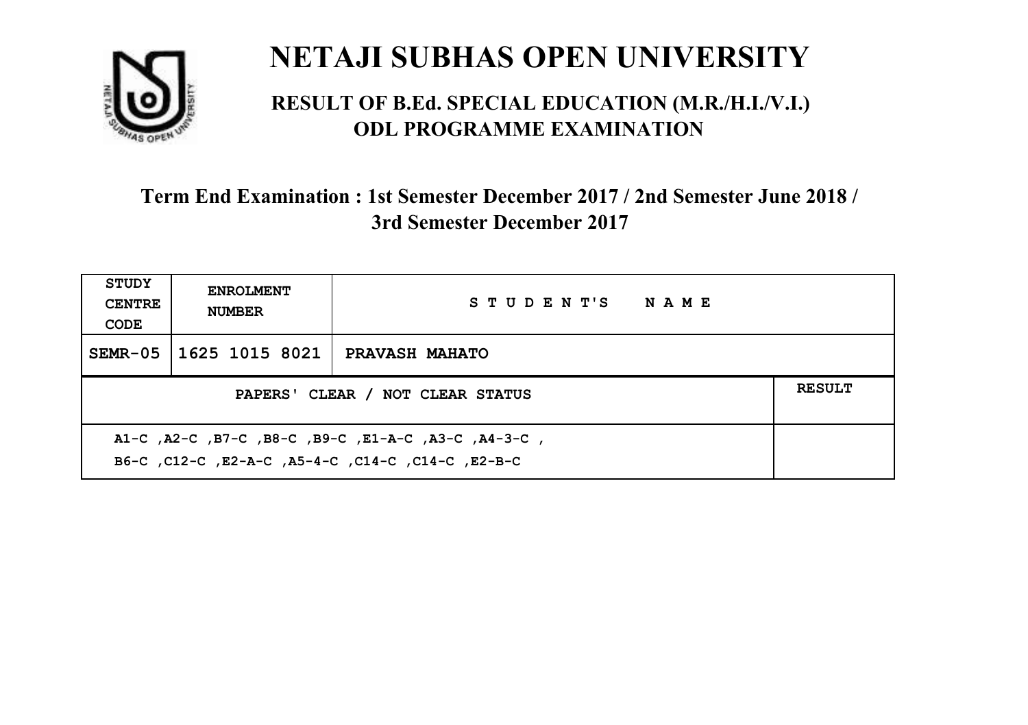# NETAJI SUBHAS OPEN UNIVERSITY

## RESULT OF B.Ed. SPECIAL EDUCATION (M.R./H.I./V.I.) ODL PROGRAMME EXAMINATION

### Term End Examination : 1st Semester December 2017 / 2nd Semester June 2018 / 3rd Semester December 2017

| STUDY CENTRE CODE | ENROLMENT NUMBER | STUDENT'S NAME | |
|---|---|---|---|
| SEMR-05 | 1625 1015 8021 | PRAVASH MAHATO | |
| PAPERS' CLEAR / NOT CLEAR STATUS | | | RESULT |
| A1-C ,A2-C ,B7-C ,B8-C ,B9-C ,E1-A-C ,A3-C ,A4-3-C ,<br>B6-C ,C12-C ,E2-A-C ,A5-4-C ,C14-C ,C14-C ,E2-B-C | | | |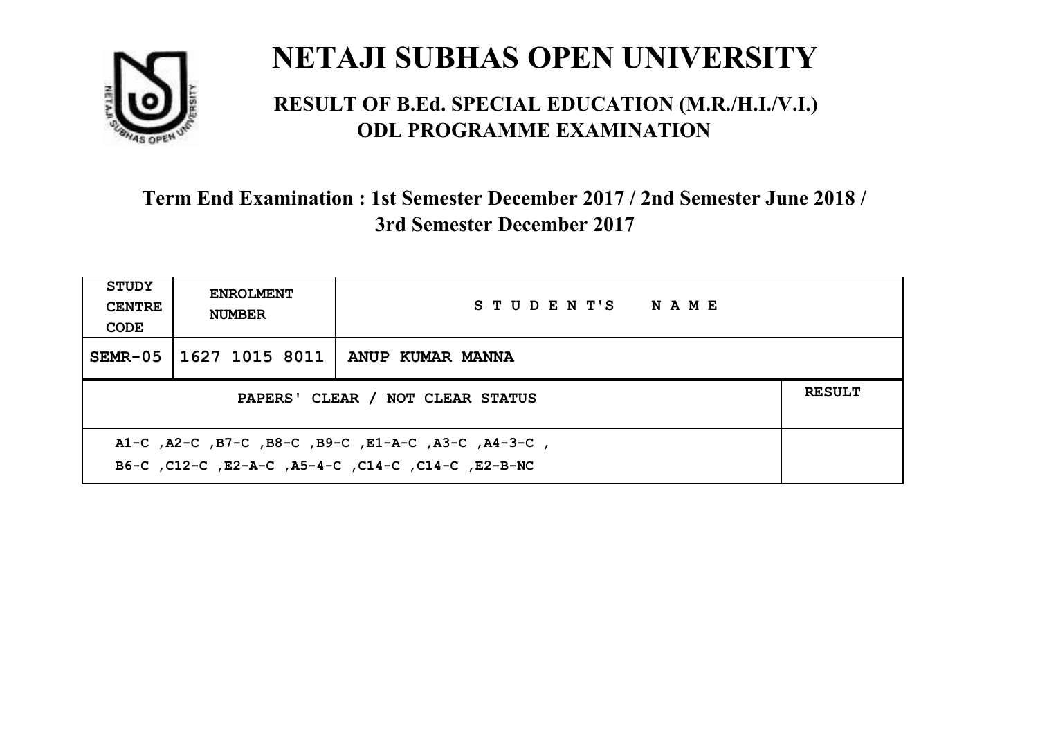# NETAJI SUBHAS OPEN UNIVERSITY

## RESULT OF B.Ed. SPECIAL EDUCATION (M.R./H.I./V.I.) ODL PROGRAMME EXAMINATION

### Term End Examination : 1st Semester December 2017 / 2nd Semester June 2018 / 3rd Semester December 2017

| STUDY CENTRE CODE | ENROLMENT NUMBER | STUDENT'S NAME | |
|---|---|---|---|
| SEMR-05 | 1627 1015 8011 | ANUP KUMAR MANNA | |
| PAPERS' CLEAR / NOT CLEAR STATUS | | | RESULT |
| A1-C ,A2-C ,B7-C ,B8-C ,B9-C ,E1-A-C ,A3-C ,A4-3-C , B6-C ,C12-C ,E2-A-C ,A5-4-C ,C14-C ,C14-C ,E2-B-NC | | | |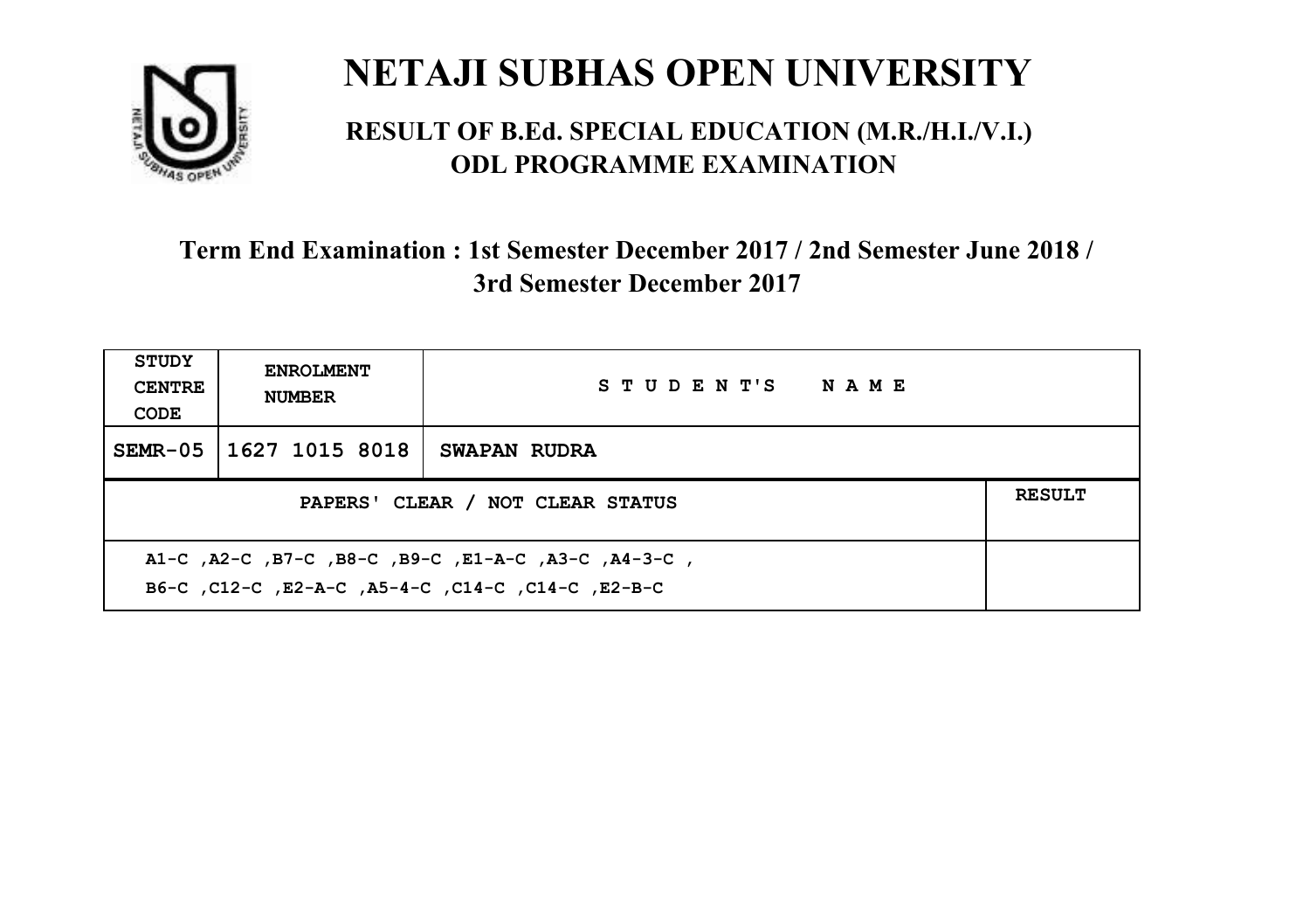# NETAJI SUBHAS OPEN UNIVERSITY

## RESULT OF B.Ed. SPECIAL EDUCATION (M.R./H.I./V.I.) ODL PROGRAMME EXAMINATION

### Term End Examination : 1st Semester December 2017 / 2nd Semester June 2018 / 3rd Semester December 2017

| STUDY CENTRE CODE | ENROLMENT NUMBER | STUDENT'S NAME | |
|---|---|---|---|
| SEMR-05 | 1627 1015 8018 | SWAPAN RUDRA | |
| PAPERS' CLEAR / NOT CLEAR STATUS | | | RESULT |
| A1-C ,A2-C ,B7-C ,B8-C ,B9-C ,E1-A-C ,A3-C ,A4-3-C , B6-C ,C12-C ,E2-A-C ,A5-4-C ,C14-C ,C14-C ,E2-B-C | | | |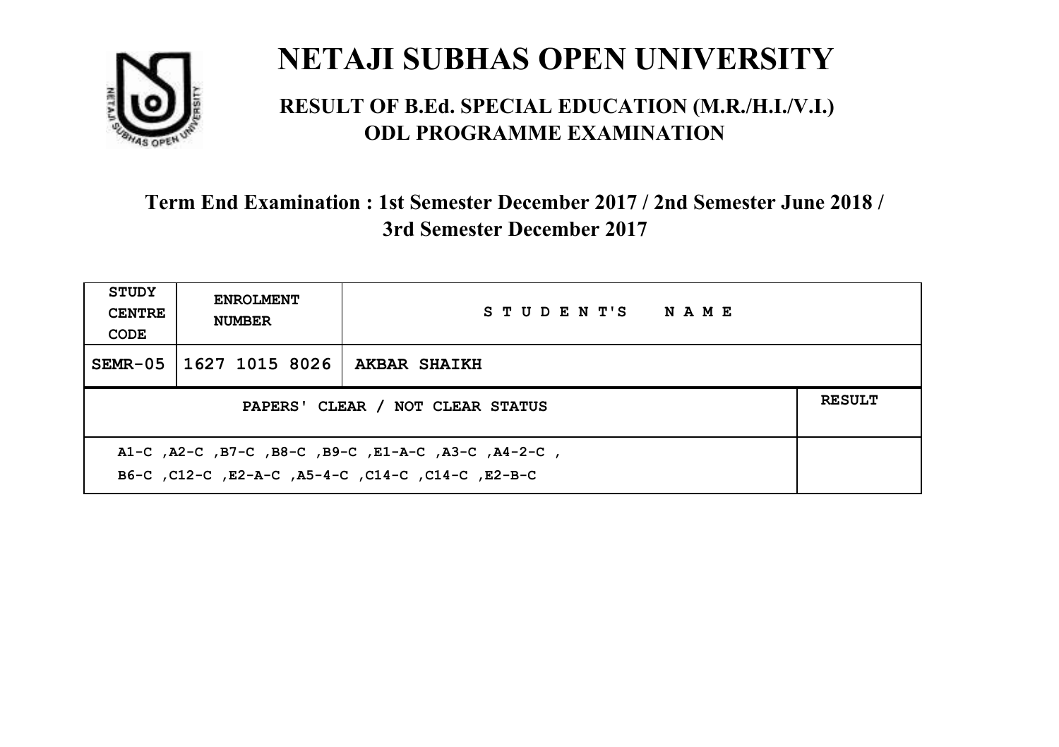# NETAJI SUBHAS OPEN UNIVERSITY

## RESULT OF B.Ed. SPECIAL EDUCATION (M.R./H.I./V.I.) ODL PROGRAMME EXAMINATION

### Term End Examination : 1st Semester December 2017 / 2nd Semester June 2018 / 3rd Semester December 2017

| STUDY CENTRE CODE | ENROLMENT NUMBER | STUDENT'S NAME | |
|---|---|---|---|
| SEMR-05 | 1627 1015 8026 | AKBAR SHAIKH | |
| PAPERS' CLEAR / NOT CLEAR STATUS | | | RESULT |
| A1-C ,A2-C ,B7-C ,B8-C ,B9-C ,E1-A-C ,A3-C ,A4-2-C , B6-C ,C12-C ,E2-A-C ,A5-4-C ,C14-C ,C14-C ,E2-B-C | | | |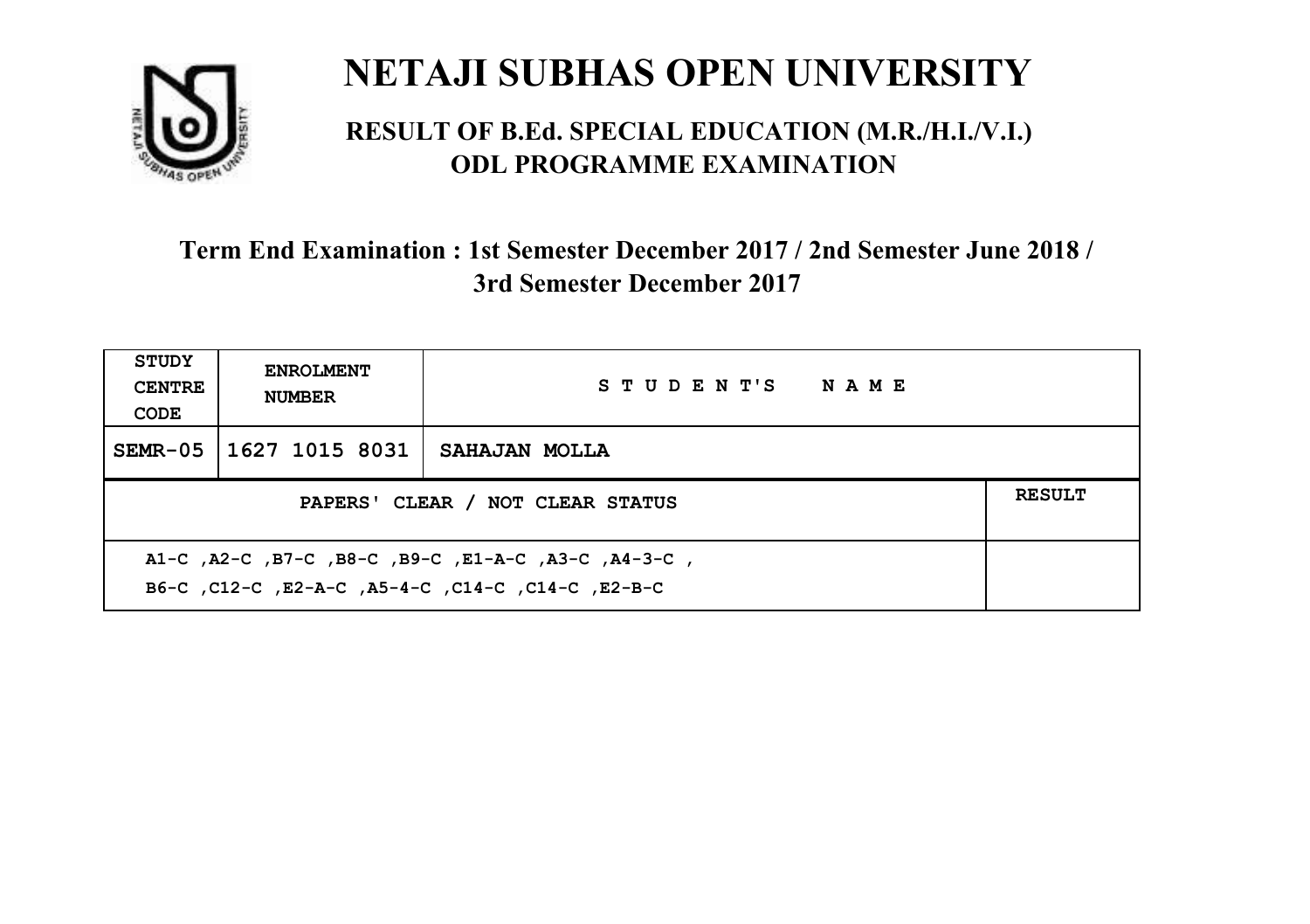# NETAJI SUBHAS OPEN UNIVERSITY

## RESULT OF B.Ed. SPECIAL EDUCATION (M.R./H.I./V.I.) ODL PROGRAMME EXAMINATION

### Term End Examination : 1st Semester December 2017 / 2nd Semester June 2018 / 3rd Semester December 2017

| STUDY CENTRE CODE | ENROLMENT NUMBER | STUDENT'S NAME | |
|---|---|---|---|
| SEMR-05 | 1627 1015 8031 | SAHAJAN MOLLA | |
| PAPERS' CLEAR / NOT CLEAR STATUS | | | RESULT |
| A1-C ,A2-C ,B7-C ,B8-C ,B9-C ,E1-A-C ,A3-C ,A4-3-C , B6-C ,C12-C ,E2-A-C ,A5-4-C ,C14-C ,C14-C ,E2-B-C | | | |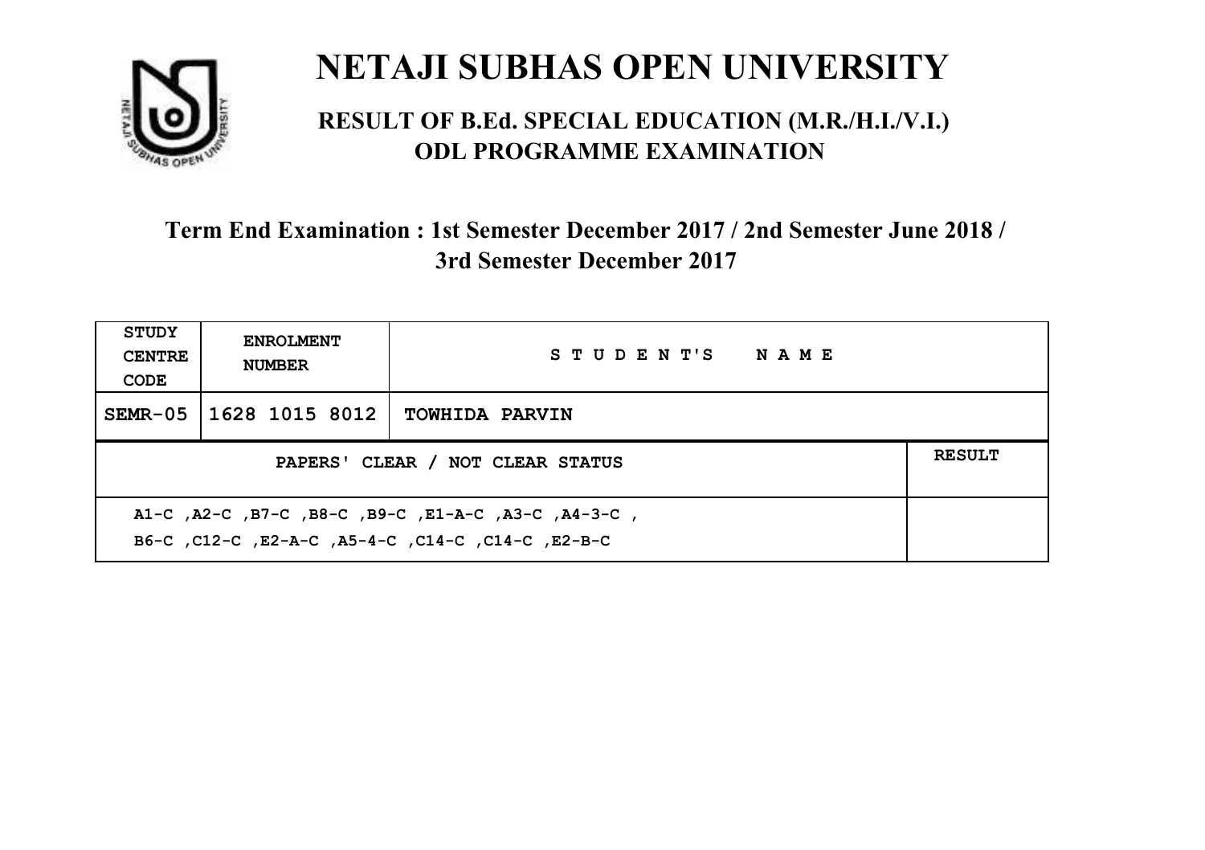# NETAJI SUBHAS OPEN UNIVERSITY

## RESULT OF B.Ed. SPECIAL EDUCATION (M.R./H.I./V.I.) ODL PROGRAMME EXAMINATION

### Term End Examination : 1st Semester December 2017 / 2nd Semester June 2018 / 3rd Semester December 2017

| STUDY CENTRE CODE | ENROLMENT NUMBER | STUDENT'S NAME | |
|---|---|---|---|
| SEMR-05 | 1628 1015 8012 | TOWHIDA PARVIN | |
| PAPERS' CLEAR / NOT CLEAR STATUS | | | RESULT |
| A1-C ,A2-C ,B7-C ,B8-C ,B9-C ,E1-A-C ,A3-C ,A4-3-C , B6-C ,C12-C ,E2-A-C ,A5-4-C ,C14-C ,C14-C ,E2-B-C | | | |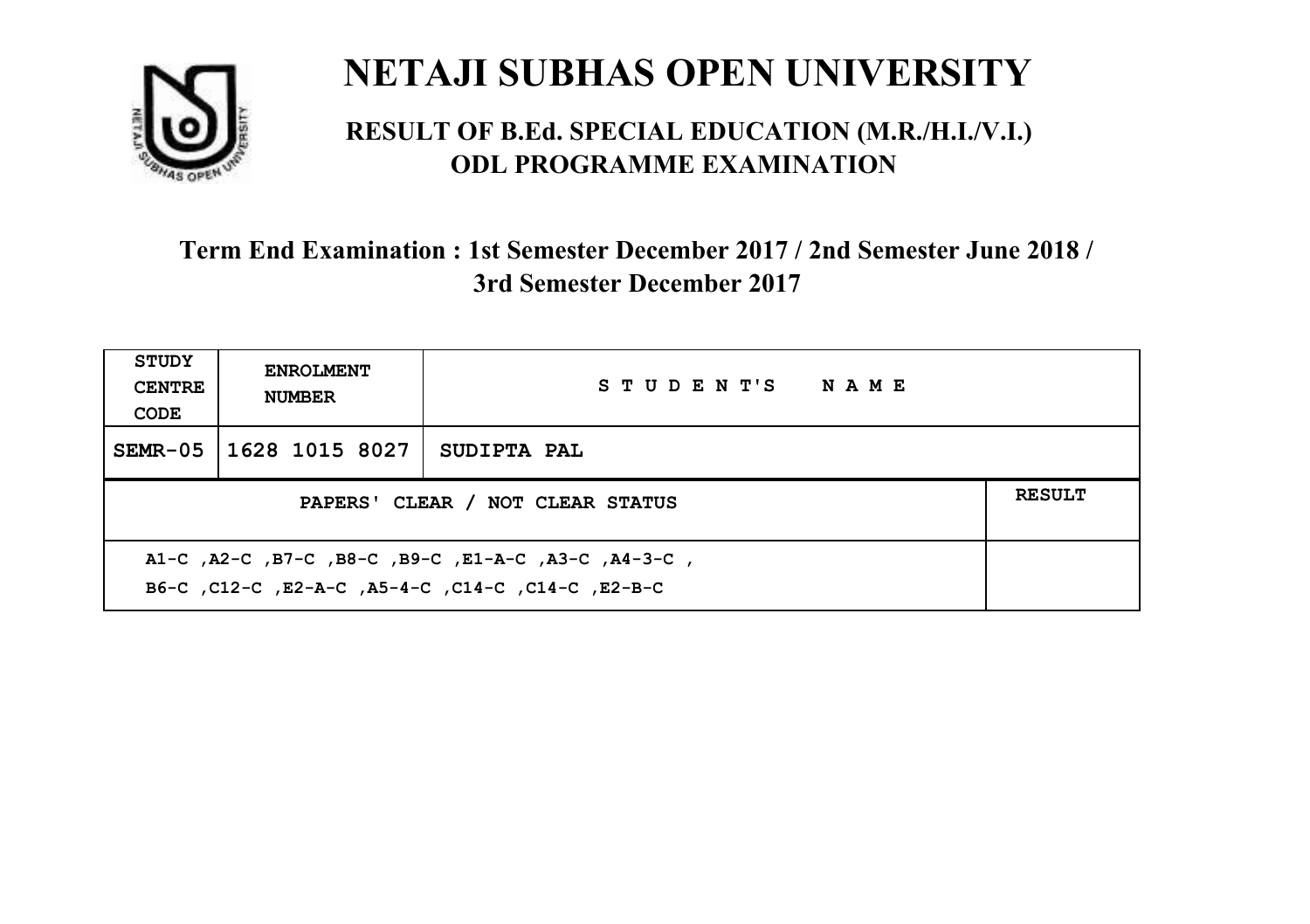# NETAJI SUBHAS OPEN UNIVERSITY

## RESULT OF B.Ed. SPECIAL EDUCATION (M.R./H.I./V.I.) ODL PROGRAMME EXAMINATION

### Term End Examination : 1st Semester December 2017 / 2nd Semester June 2018 / 3rd Semester December 2017

| STUDY CENTRE CODE | ENROLMENT NUMBER | STUDENT'S NAME | |
|---|---|---|---|
| SEMR-05 | 1628 1015 8027 | SUDIPTA PAL | |
| PAPERS' CLEAR / NOT CLEAR STATUS | | | RESULT |
| A1-C ,A2-C ,B7-C ,B8-C ,B9-C ,E1-A-C ,A3-C ,A4-3-C , B6-C ,C12-C ,E2-A-C ,A5-4-C ,C14-C ,C14-C ,E2-B-C | | | |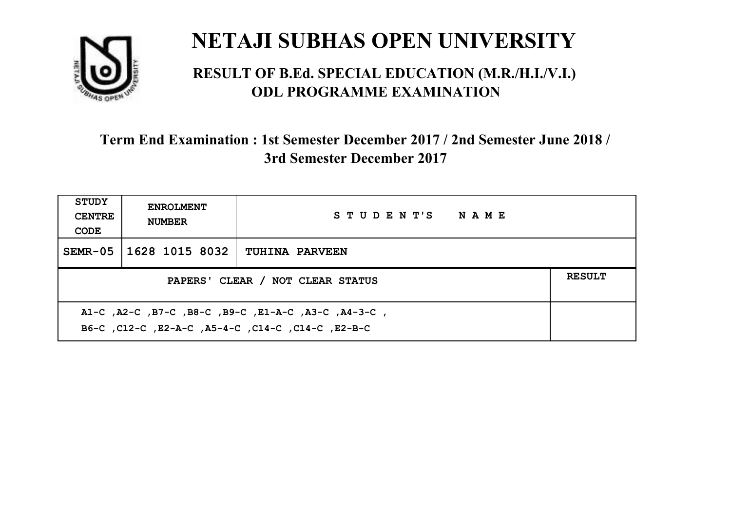# NETAJI SUBHAS OPEN UNIVERSITY

## RESULT OF B.Ed. SPECIAL EDUCATION (M.R./H.I./V.I.) ODL PROGRAMME EXAMINATION

### Term End Examination : 1st Semester December 2017 / 2nd Semester June 2018 / 3rd Semester December 2017

| STUDY CENTRE CODE | ENROLMENT NUMBER | STUDENT'S NAME | |
|---|---|---|---|
| SEMR-05 | 1628 1015 8032 | TUHINA PARVEEN | |
| PAPERS' CLEAR / NOT CLEAR STATUS | | | RESULT |
| A1-C ,A2-C ,B7-C ,B8-C ,B9-C ,E1-A-C ,A3-C ,A4-3-C , B6-C ,C12-C ,E2-A-C ,A5-4-C ,C14-C ,C14-C ,E2-B-C | | | |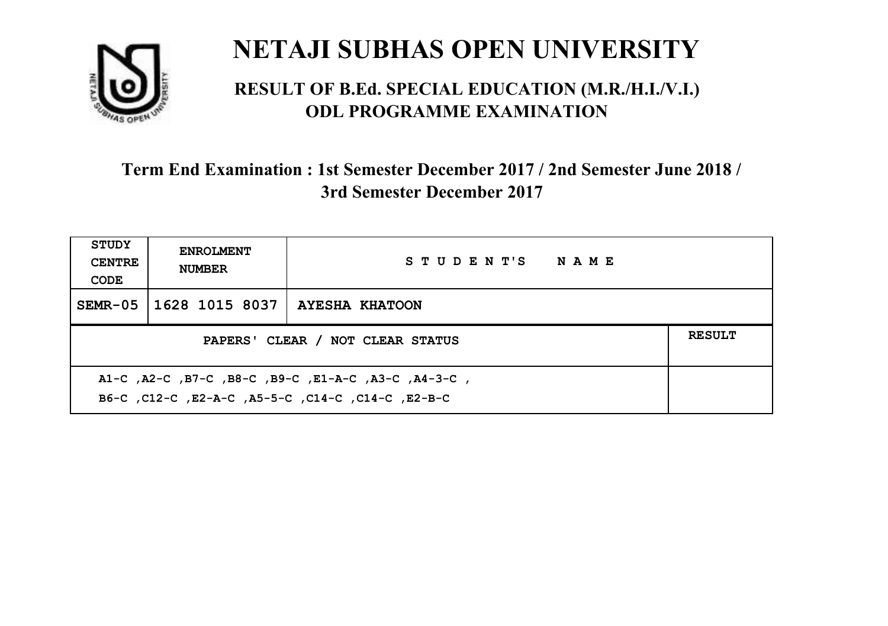# NETAJI SUBHAS OPEN UNIVERSITY

## RESULT OF B.Ed. SPECIAL EDUCATION (M.R./H.I./V.I.) ODL PROGRAMME EXAMINATION

### Term End Examination : 1st Semester December 2017 / 2nd Semester June 2018 / 3rd Semester December 2017

| STUDY CENTRE CODE | ENROLMENT NUMBER | STUDENT'S NAME | |
|---|---|---|---|
| SEMR-05 | 1628 1015 8037 | AYESHA KHATOON | |
| PAPERS' CLEAR / NOT CLEAR STATUS | | | RESULT |
| A1-C ,A2-C ,B7-C ,B8-C ,B9-C ,E1-A-C ,A3-C ,A4-3-C , B6-C ,C12-C ,E2-A-C ,A5-5-C ,C14-C ,C14-C ,E2-B-C | | | |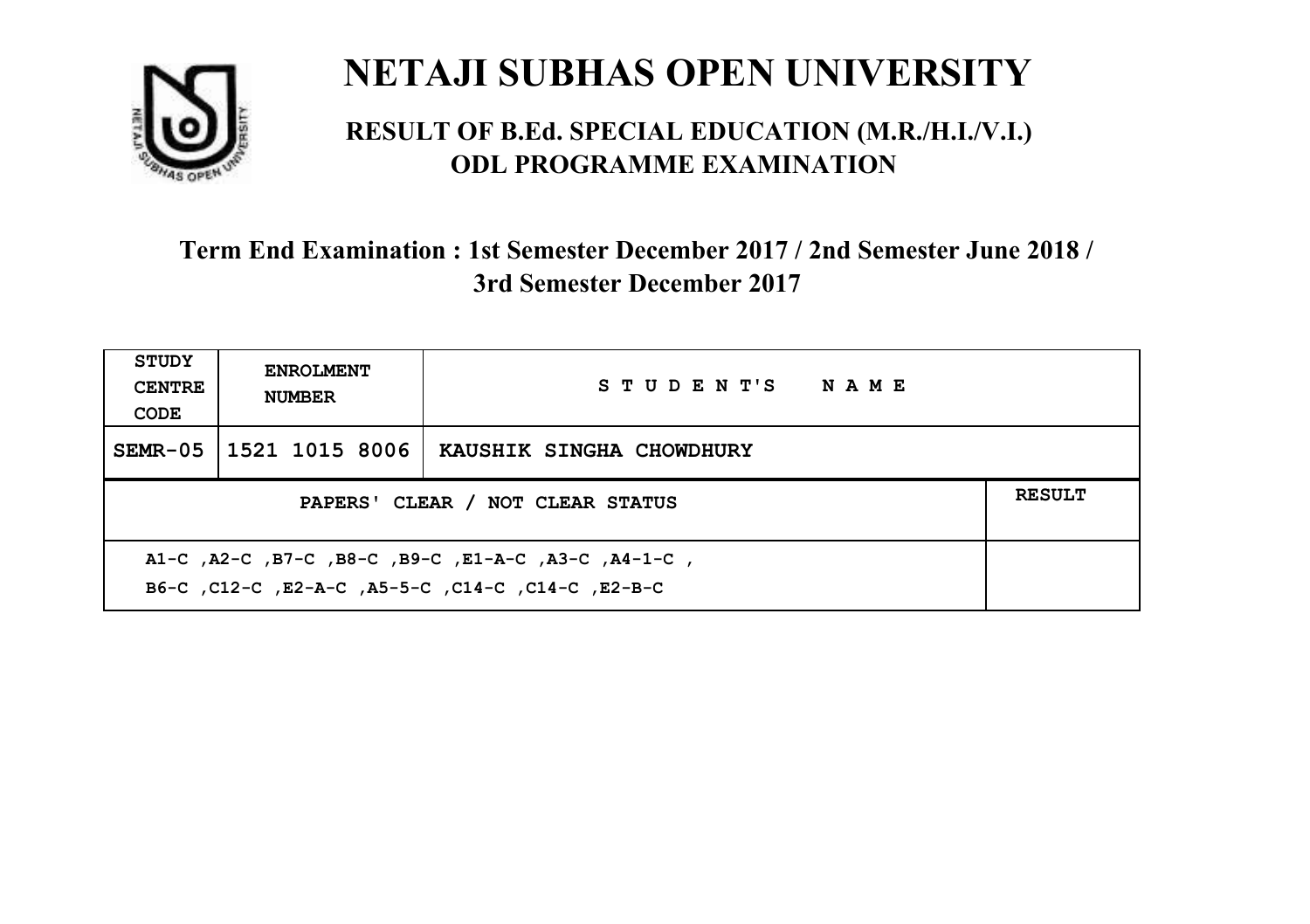# NETAJI SUBHAS OPEN UNIVERSITY

## RESULT OF B.Ed. SPECIAL EDUCATION (M.R./H.I./V.I.) ODL PROGRAMME EXAMINATION

### Term End Examination : 1st Semester December 2017 / 2nd Semester June 2018 / 3rd Semester December 2017

| STUDY CENTRE CODE | ENROLMENT NUMBER | STUDENT'S NAME | |
|---|---|---|---|
| SEMR-05 | 1521 1015 8006 | KAUSHIK SINGHA CHOWDHURY | |
| PAPERS' CLEAR / NOT CLEAR STATUS | | | RESULT |
| A1-C ,A2-C ,B7-C ,B8-C ,B9-C ,E1-A-C ,A3-C ,A4-1-C , B6-C ,C12-C ,E2-A-C ,A5-5-C ,C14-C ,C14-C ,E2-B-C | | | |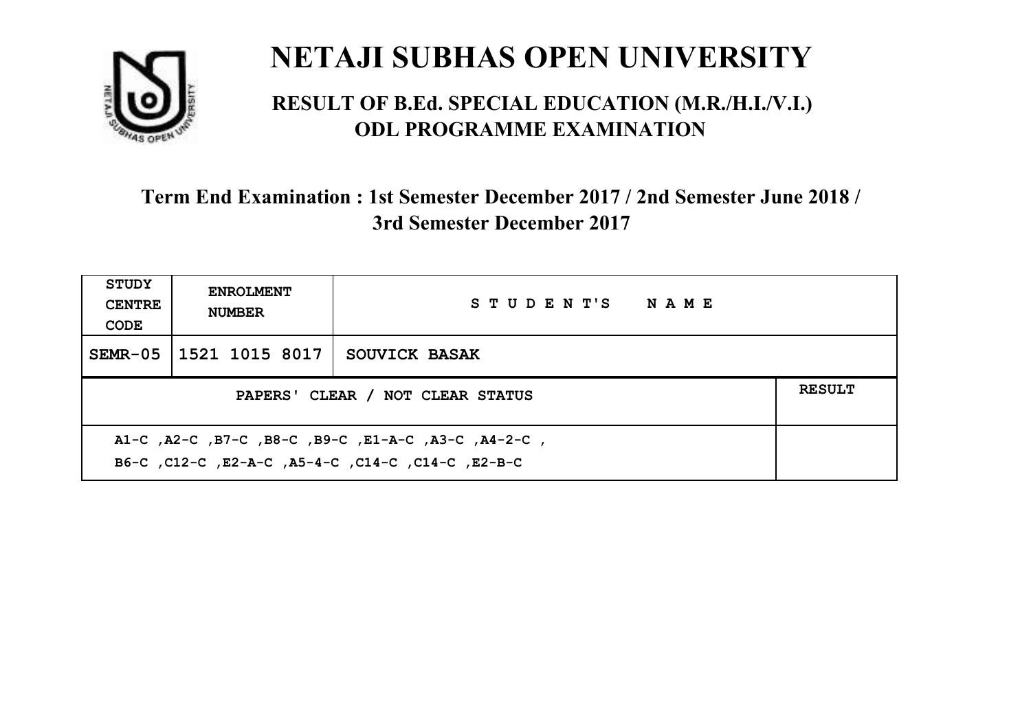# NETAJI SUBHAS OPEN UNIVERSITY

## RESULT OF B.Ed. SPECIAL EDUCATION (M.R./H.I./V.I.) ODL PROGRAMME EXAMINATION

### Term End Examination : 1st Semester December 2017 / 2nd Semester June 2018 / 3rd Semester December 2017

| STUDY CENTRE CODE | ENROLMENT NUMBER | STUDENT'S NAME | |
|---|---|---|---|
| SEMR-05 | 1521 1015 8017 | SOUVICK BASAK | |
| PAPERS' CLEAR / NOT CLEAR STATUS | | | RESULT |
| A1-C ,A2-C ,B7-C ,B8-C ,B9-C ,E1-A-C ,A3-C ,A4-2-C , B6-C ,C12-C ,E2-A-C ,A5-4-C ,C14-C ,C14-C ,E2-B-C | | | |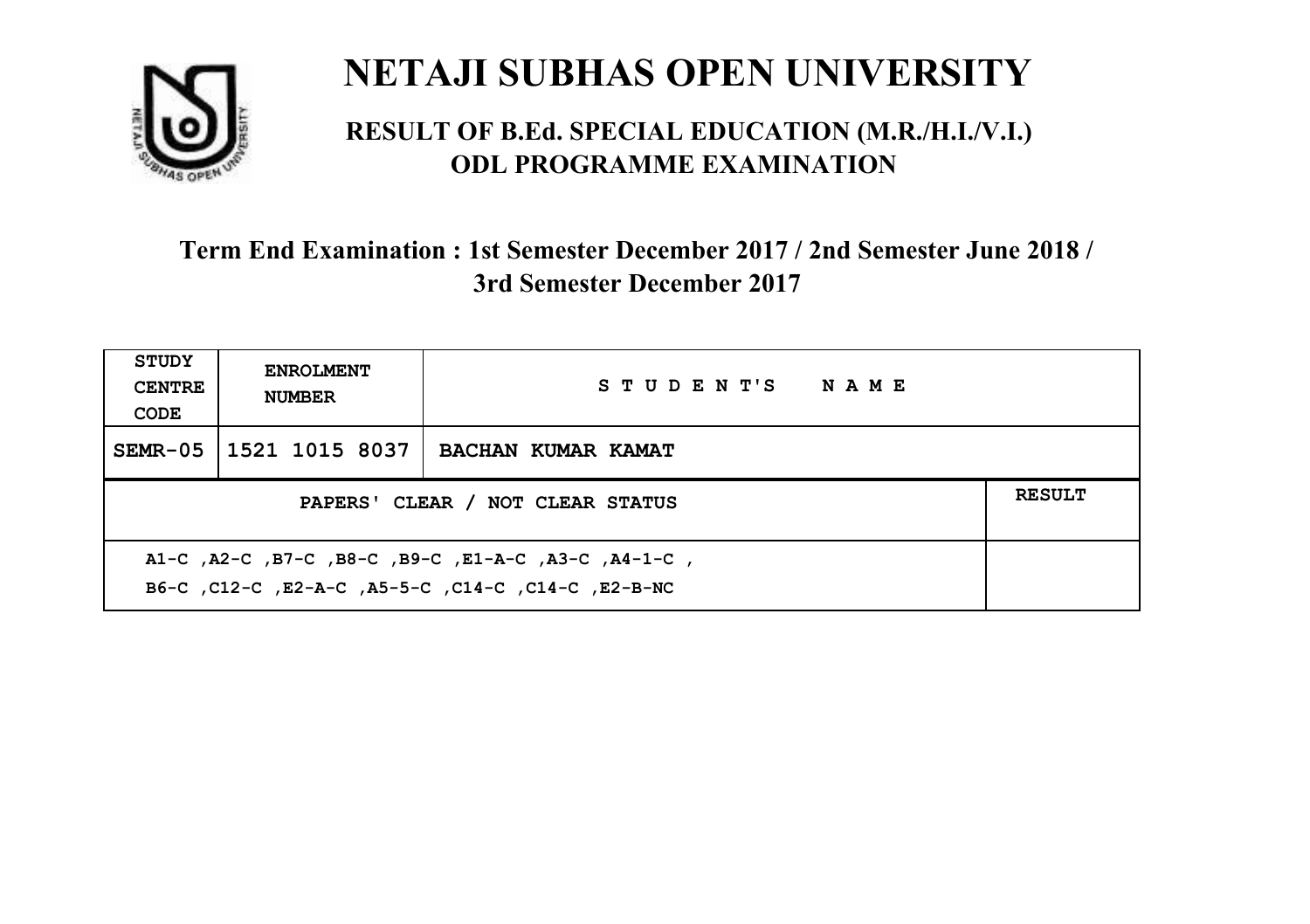# NETAJI SUBHAS OPEN UNIVERSITY

## RESULT OF B.Ed. SPECIAL EDUCATION (M.R./H.I./V.I.) ODL PROGRAMME EXAMINATION

### Term End Examination : 1st Semester December 2017 / 2nd Semester June 2018 / 3rd Semester December 2017

| STUDY CENTRE CODE | ENROLMENT NUMBER | STUDENT'S NAME | |
|---|---|---|---|
| SEMR-05 | 1521 1015 8037 | BACHAN KUMAR KAMAT | |
| PAPERS' CLEAR / NOT CLEAR STATUS | | | RESULT |
| A1-C ,A2-C ,B7-C ,B8-C ,B9-C ,E1-A-C ,A3-C ,A4-1-C , B6-C ,C12-C ,E2-A-C ,A5-5-C ,C14-C ,C14-C ,E2-B-NC | | | |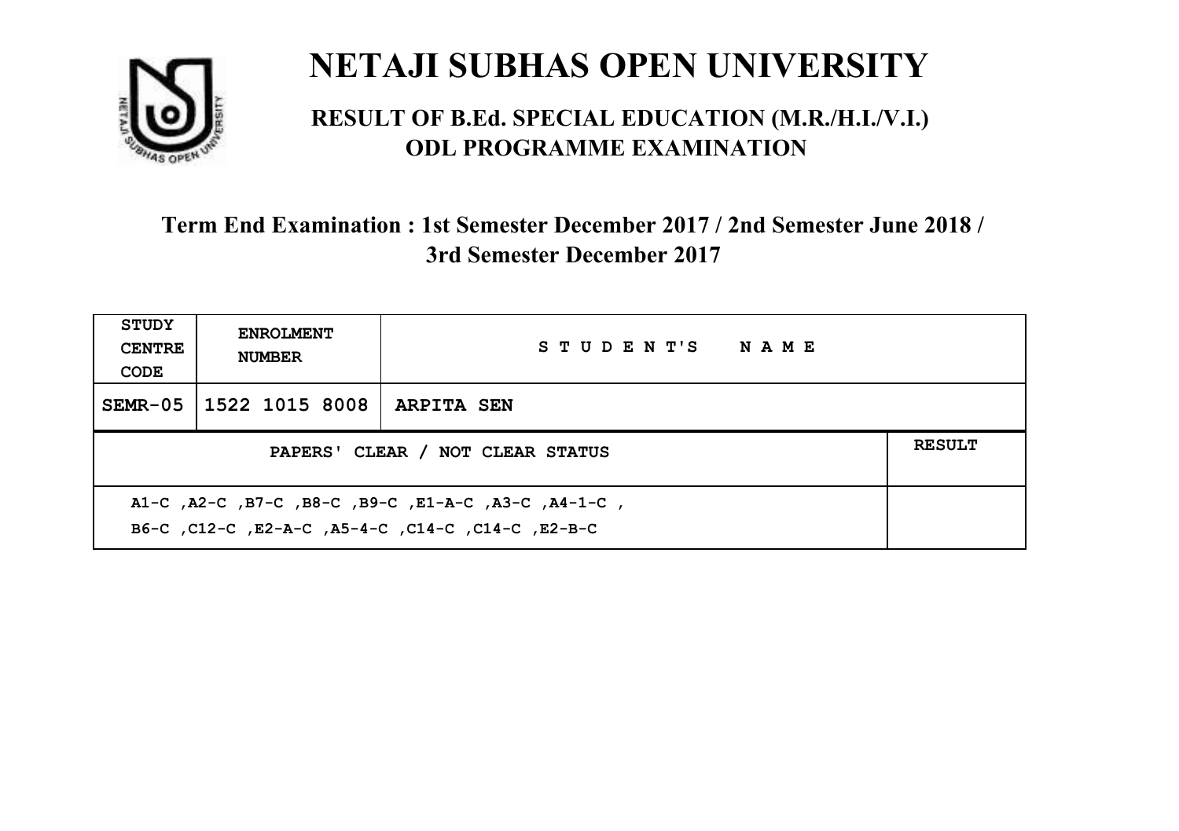# NETAJI SUBHAS OPEN UNIVERSITY

## RESULT OF B.Ed. SPECIAL EDUCATION (M.R./H.I./V.I.) ODL PROGRAMME EXAMINATION

### Term End Examination : 1st Semester December 2017 / 2nd Semester June 2018 / 3rd Semester December 2017

| STUDY CENTRE CODE | ENROLMENT NUMBER | STUDENT'S NAME | |
|---|---|---|---|
| SEMR-05 | 1522 1015 8008 | ARPITA SEN | |
| PAPERS' CLEAR / NOT CLEAR STATUS | | | RESULT |
| A1-C ,A2-C ,B7-C ,B8-C ,B9-C ,E1-A-C ,A3-C ,A4-1-C , B6-C ,C12-C ,E2-A-C ,A5-4-C ,C14-C ,C14-C ,E2-B-C | | | |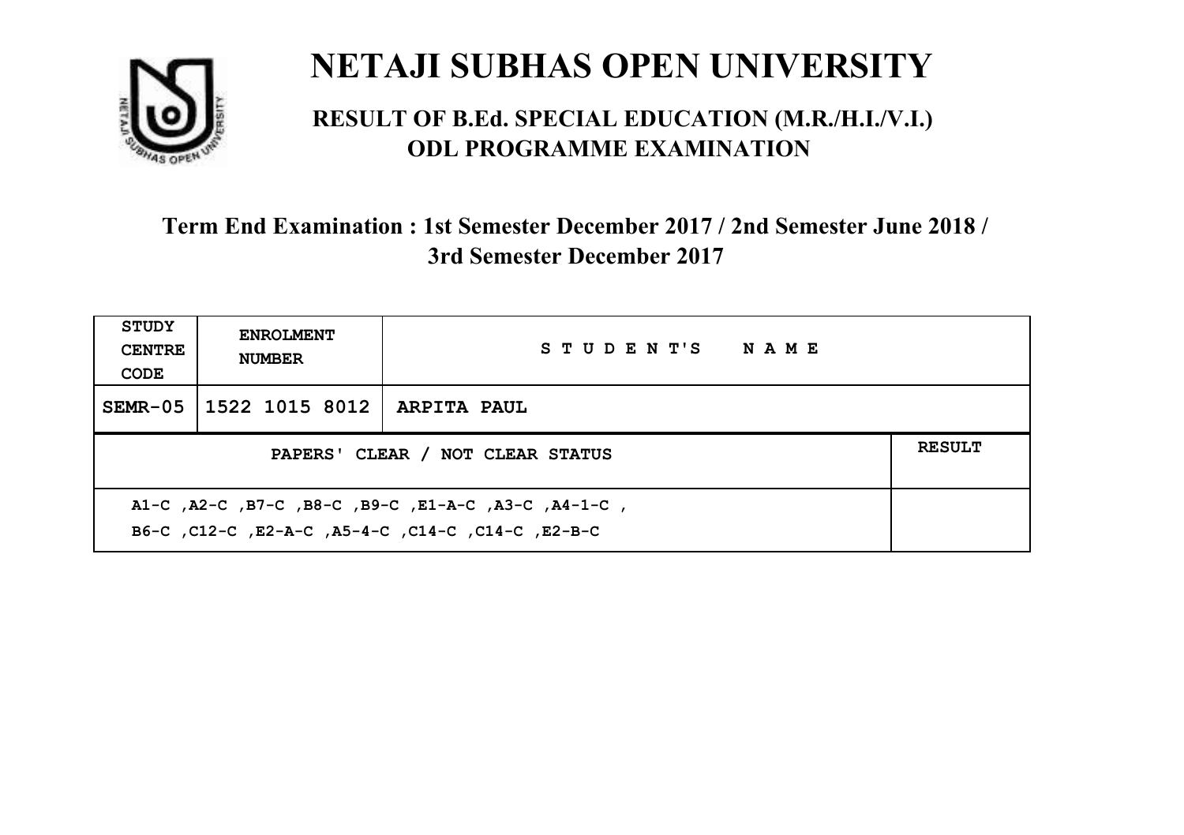# NETAJI SUBHAS OPEN UNIVERSITY

## RESULT OF B.Ed. SPECIAL EDUCATION (M.R./H.I./V.I.) ODL PROGRAMME EXAMINATION

### Term End Examination : 1st Semester December 2017 / 2nd Semester June 2018 / 3rd Semester December 2017

| STUDY CENTRE CODE | ENROLMENT NUMBER | STUDENT'S NAME | |
|---|---|---|---|
| SEMR-05 | 1522 1015 8012 | ARPITA PAUL | |
| PAPERS' CLEAR / NOT CLEAR STATUS | | | RESULT |
| A1-C ,A2-C ,B7-C ,B8-C ,B9-C ,E1-A-C ,A3-C ,A4-1-C ,<br>B6-C ,C12-C ,E2-A-C ,A5-4-C ,C14-C ,C14-C ,E2-B-C | | | |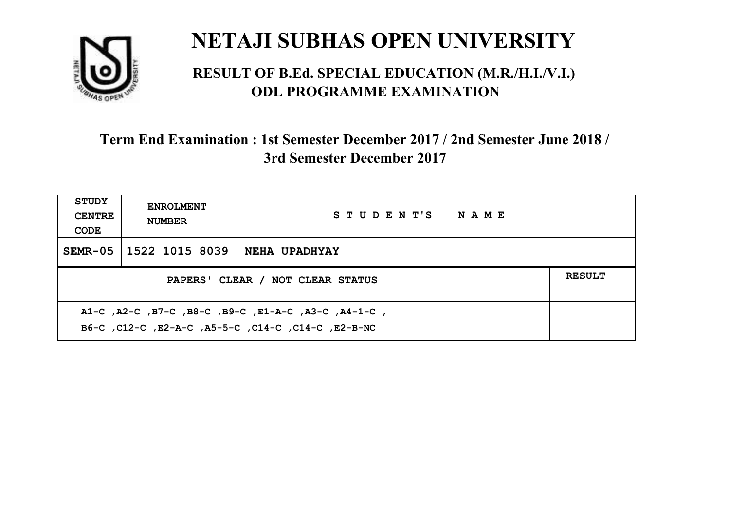# NETAJI SUBHAS OPEN UNIVERSITY

## RESULT OF B.Ed. SPECIAL EDUCATION (M.R./H.I./V.I.) ODL PROGRAMME EXAMINATION

### Term End Examination : 1st Semester December 2017 / 2nd Semester June 2018 / 3rd Semester December 2017

| STUDY CENTRE CODE | ENROLMENT NUMBER | STUDENT'S NAME | |
|---|---|---|---|
| SEMR-05 | 1522 1015 8039 | NEHA UPADHYAY | |
| PAPERS' CLEAR / NOT CLEAR STATUS | | | RESULT |
| A1-C ,A2-C ,B7-C ,B8-C ,B9-C ,E1-A-C ,A3-C ,A4-1-C , B6-C ,C12-C ,E2-A-C ,A5-5-C ,C14-C ,C14-C ,E2-B-NC | | | |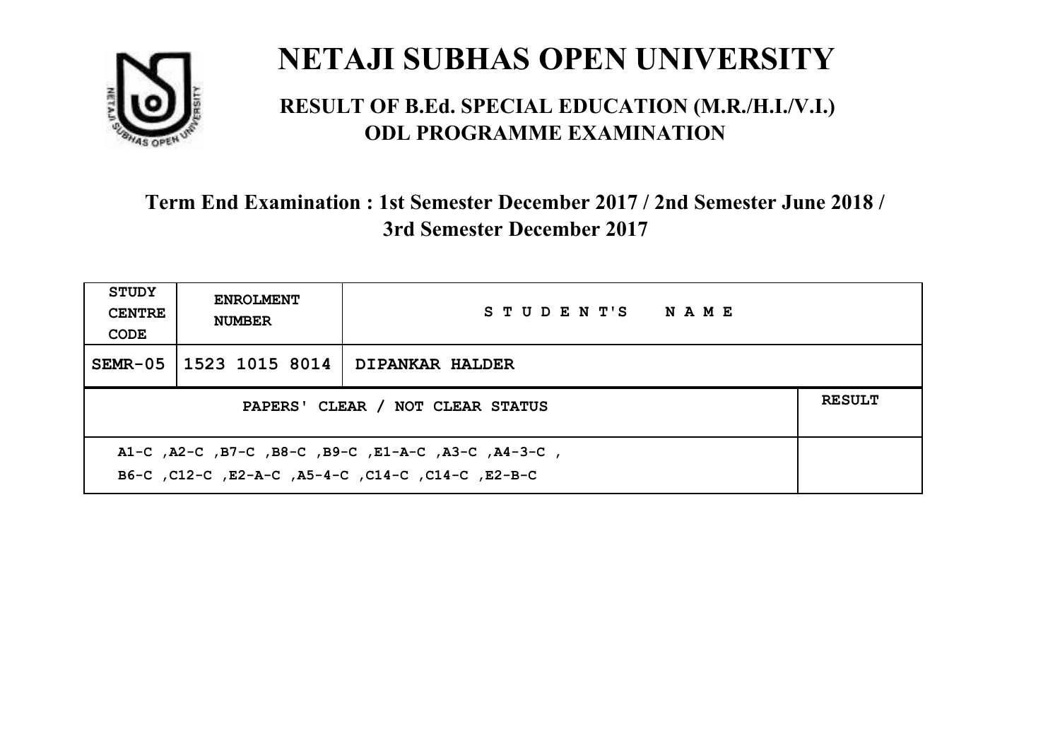# NETAJI SUBHAS OPEN UNIVERSITY

## RESULT OF B.Ed. SPECIAL EDUCATION (M.R./H.I./V.I.) ODL PROGRAMME EXAMINATION

### Term End Examination : 1st Semester December 2017 / 2nd Semester June 2018 / 3rd Semester December 2017

| STUDY CENTRE CODE | ENROLMENT NUMBER | STUDENT'S NAME | |
|---|---|---|---|
| SEMR-05 | 1523 1015 8014 | DIPANKAR HALDER | |
| PAPERS' CLEAR / NOT CLEAR STATUS | | | RESULT |
| A1-C ,A2-C ,B7-C ,B8-C ,B9-C ,E1-A-C ,A3-C ,A4-3-C ,<br>B6-C ,C12-C ,E2-A-C ,A5-4-C ,C14-C ,C14-C ,E2-B-C | | | |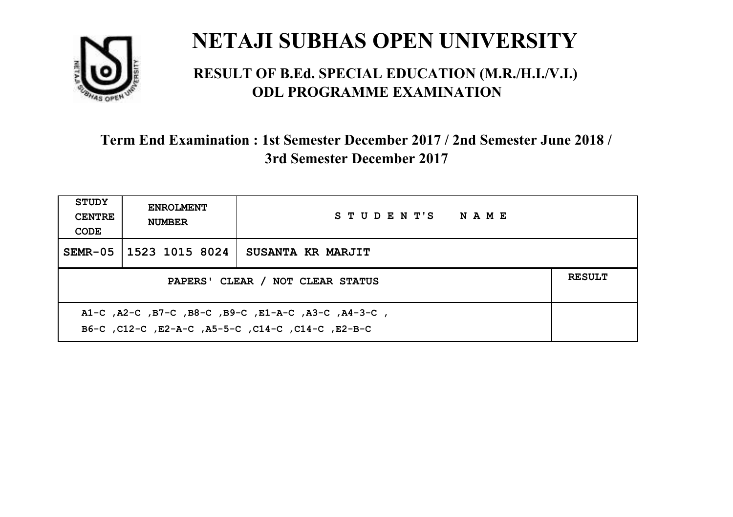# NETAJI SUBHAS OPEN UNIVERSITY

## RESULT OF B.Ed. SPECIAL EDUCATION (M.R./H.I./V.I.) ODL PROGRAMME EXAMINATION

### Term End Examination : 1st Semester December 2017 / 2nd Semester June 2018 / 3rd Semester December 2017

| STUDY CENTRE CODE | ENROLMENT NUMBER | STUDENT'S NAME | |
|---|---|---|---|
| SEMR-05 | 1523 1015 8024 | SUSANTA KR MARJIT | |
| PAPERS' CLEAR / NOT CLEAR STATUS | | | RESULT |
| A1-C ,A2-C ,B7-C ,B8-C ,B9-C ,E1-A-C ,A3-C ,A4-3-C , B6-C ,C12-C ,E2-A-C ,A5-5-C ,C14-C ,C14-C ,E2-B-C | | | |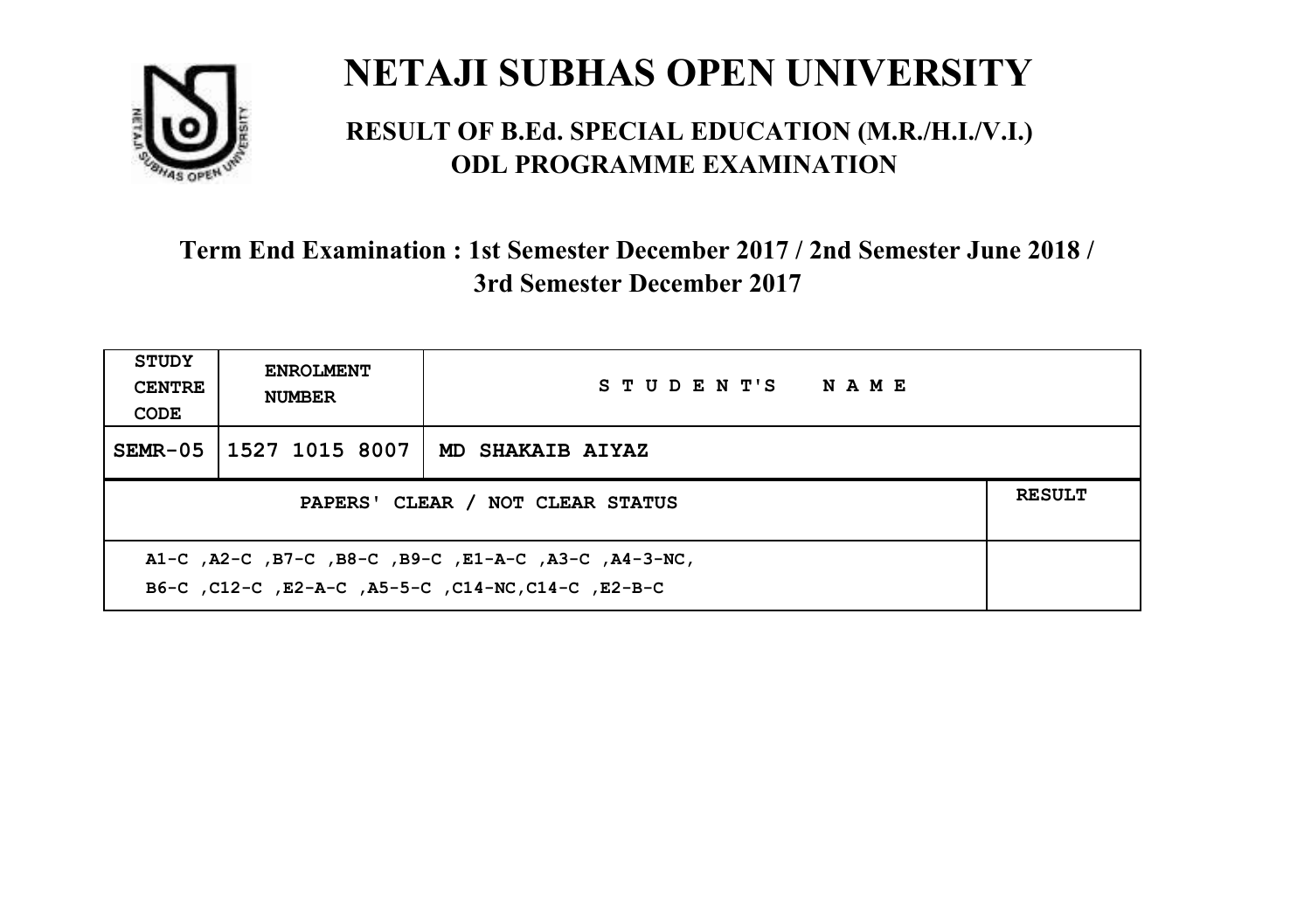# NETAJI SUBHAS OPEN UNIVERSITY

## RESULT OF B.Ed. SPECIAL EDUCATION (M.R./H.I./V.I.) ODL PROGRAMME EXAMINATION

### Term End Examination : 1st Semester December 2017 / 2nd Semester June 2018 / 3rd Semester December 2017

| STUDY CENTRE CODE | ENROLMENT NUMBER | STUDENT'S NAME | |
|---|---|---|---|
| SEMR-05 | 1527 1015 8007 | MD SHAKAIB AIYAZ | |
| PAPERS' CLEAR / NOT CLEAR STATUS | | | RESULT |
| A1-C ,A2-C ,B7-C ,B8-C ,B9-C ,E1-A-C ,A3-C ,A4-3-NC, B6-C ,C12-C ,E2-A-C ,A5-5-C ,C14-NC,C14-C ,E2-B-C | | | |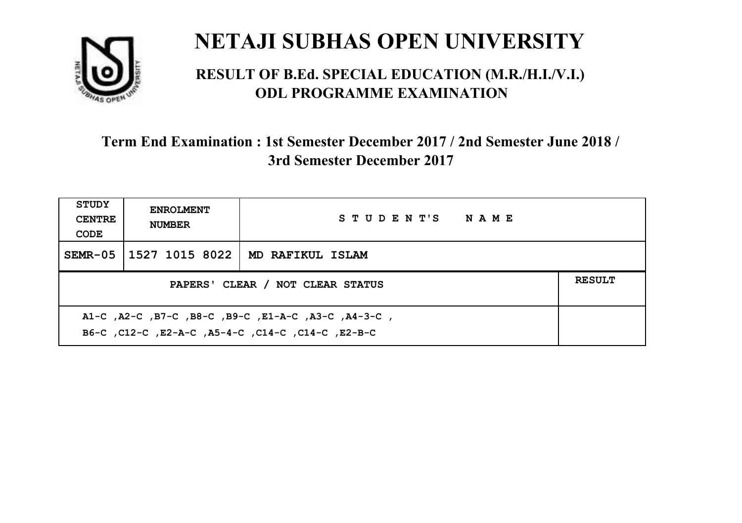# NETAJI SUBHAS OPEN UNIVERSITY

## RESULT OF B.Ed. SPECIAL EDUCATION (M.R./H.I./V.I.) ODL PROGRAMME EXAMINATION

### Term End Examination : 1st Semester December 2017 / 2nd Semester June 2018 / 3rd Semester December 2017

| STUDY CENTRE CODE | ENROLMENT NUMBER | STUDENT'S NAME | |
|---|---|---|---|
| SEMR-05 | 1527 1015 8022 | MD RAFIKUL ISLAM | |
| PAPERS' CLEAR / NOT CLEAR STATUS | | | RESULT |
| A1-C ,A2-C ,B7-C ,B8-C ,B9-C ,E1-A-C ,A3-C ,A4-3-C , B6-C ,C12-C ,E2-A-C ,A5-4-C ,C14-C ,C14-C ,E2-B-C | | | |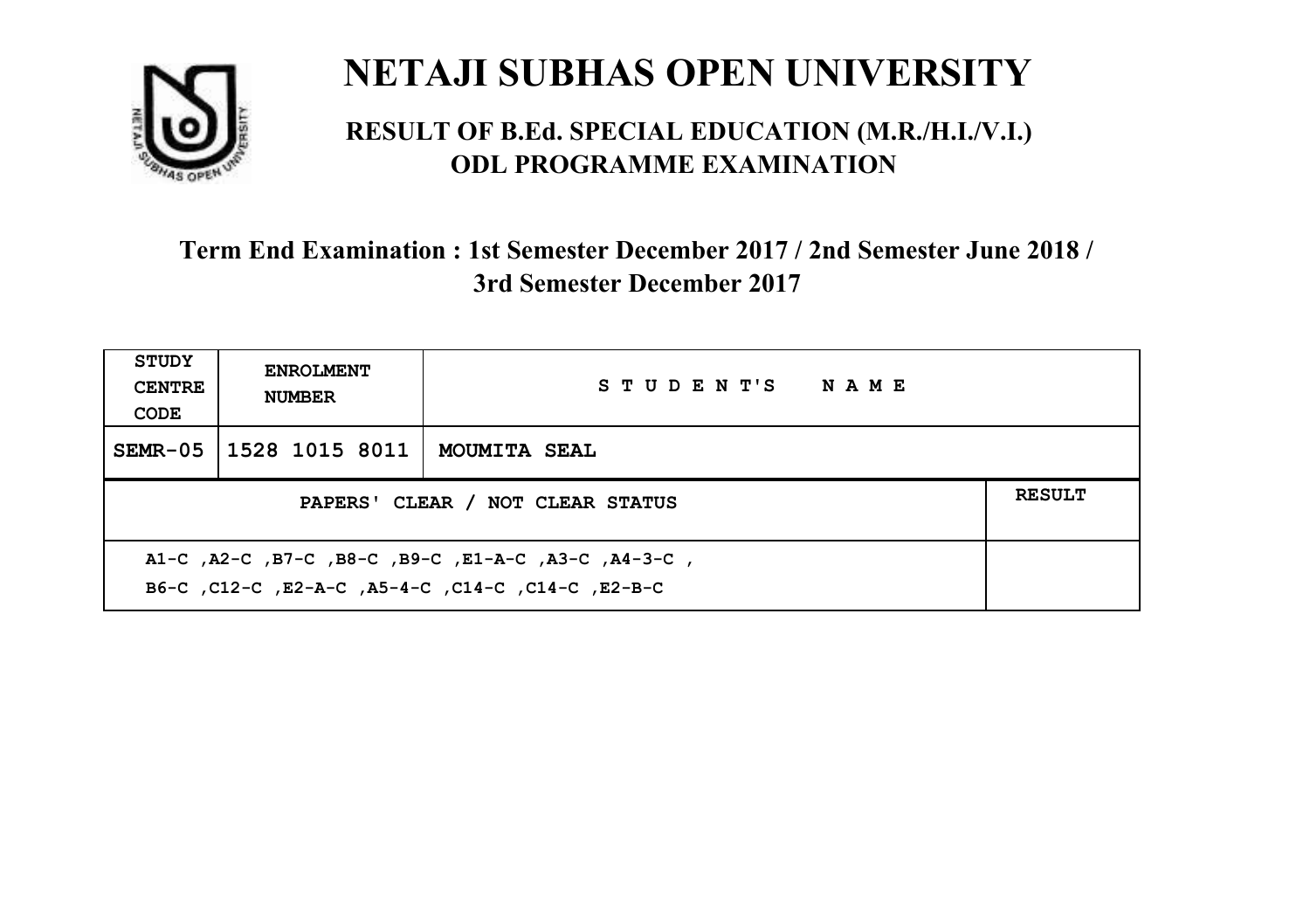# NETAJI SUBHAS OPEN UNIVERSITY

## RESULT OF B.Ed. SPECIAL EDUCATION (M.R./H.I./V.I.) ODL PROGRAMME EXAMINATION

### Term End Examination : 1st Semester December 2017 / 2nd Semester June 2018 / 3rd Semester December 2017

| STUDY CENTRE CODE | ENROLMENT NUMBER | STUDENT'S NAME | |
|---|---|---|---|
| SEMR-05 | 1528 1015 8011 | MOUMITA SEAL | |
| PAPERS' CLEAR / NOT CLEAR STATUS | | | RESULT |
| A1-C ,A2-C ,B7-C ,B8-C ,B9-C ,E1-A-C ,A3-C ,A4-3-C , B6-C ,C12-C ,E2-A-C ,A5-4-C ,C14-C ,C14-C ,E2-B-C | | | |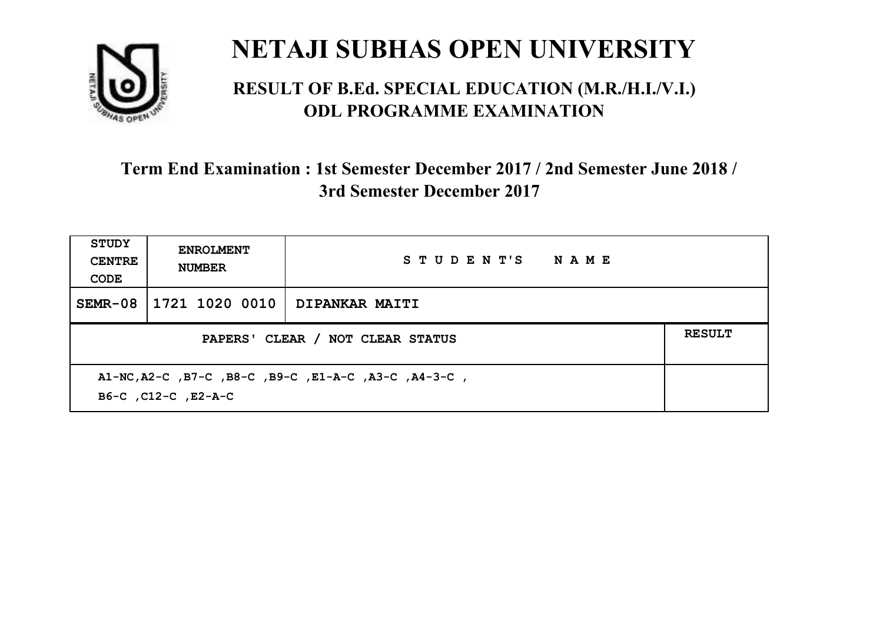# NETAJI SUBHAS OPEN UNIVERSITY

## RESULT OF B.Ed. SPECIAL EDUCATION (M.R./H.I./V.I.) ODL PROGRAMME EXAMINATION

### Term End Examination : 1st Semester December 2017 / 2nd Semester June 2018 / 3rd Semester December 2017

| STUDY CENTRE CODE | ENROLMENT NUMBER | STUDENT'S NAME | |
|---|---|---|---|
| SEMR-08 | 1721 1020 0010 | DIPANKAR MAITI | |
| PAPERS' CLEAR / NOT CLEAR STATUS | | | RESULT |
| A1-NC,A2-C ,B7-C ,B8-C ,B9-C ,E1-A-C ,A3-C ,A4-3-C , B6-C ,C12-C ,E2-A-C | | | |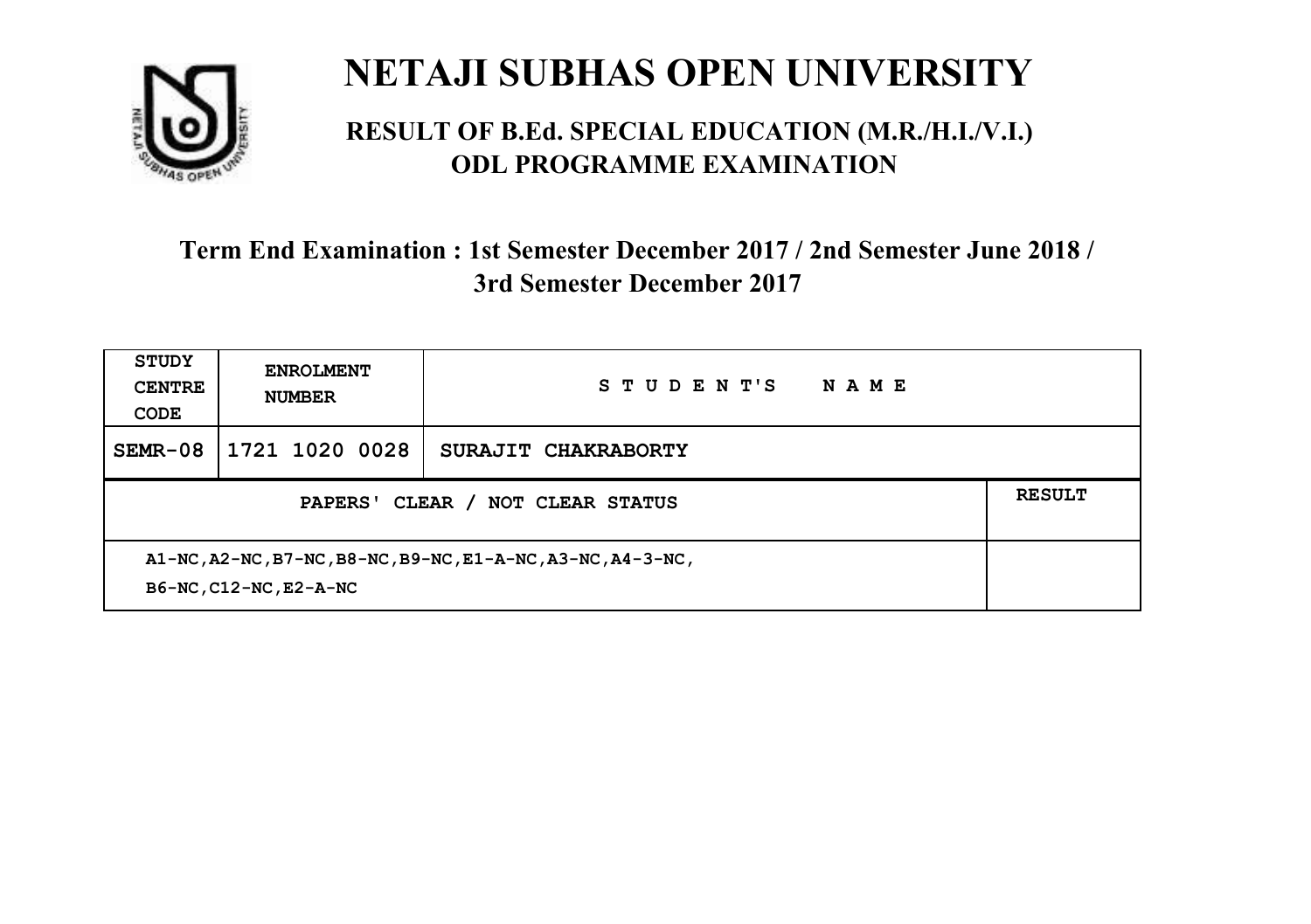# NETAJI SUBHAS OPEN UNIVERSITY

## RESULT OF B.Ed. SPECIAL EDUCATION (M.R./H.I./V.I.) ODL PROGRAMME EXAMINATION

### Term End Examination : 1st Semester December 2017 / 2nd Semester June 2018 / 3rd Semester December 2017

| STUDY CENTRE CODE | ENROLMENT NUMBER | STUDENT'S NAME | |
|---|---|---|---|
| SEMR-08 | 1721 1020 0028 | SURAJIT CHAKRABORTY | |
| PAPERS' CLEAR / NOT CLEAR STATUS | | | RESULT |
| A1-NC,A2-NC,B7-NC,B8-NC,B9-NC,E1-A-NC,A3-NC,A4-3-NC, B6-NC,C12-NC,E2-A-NC | | | |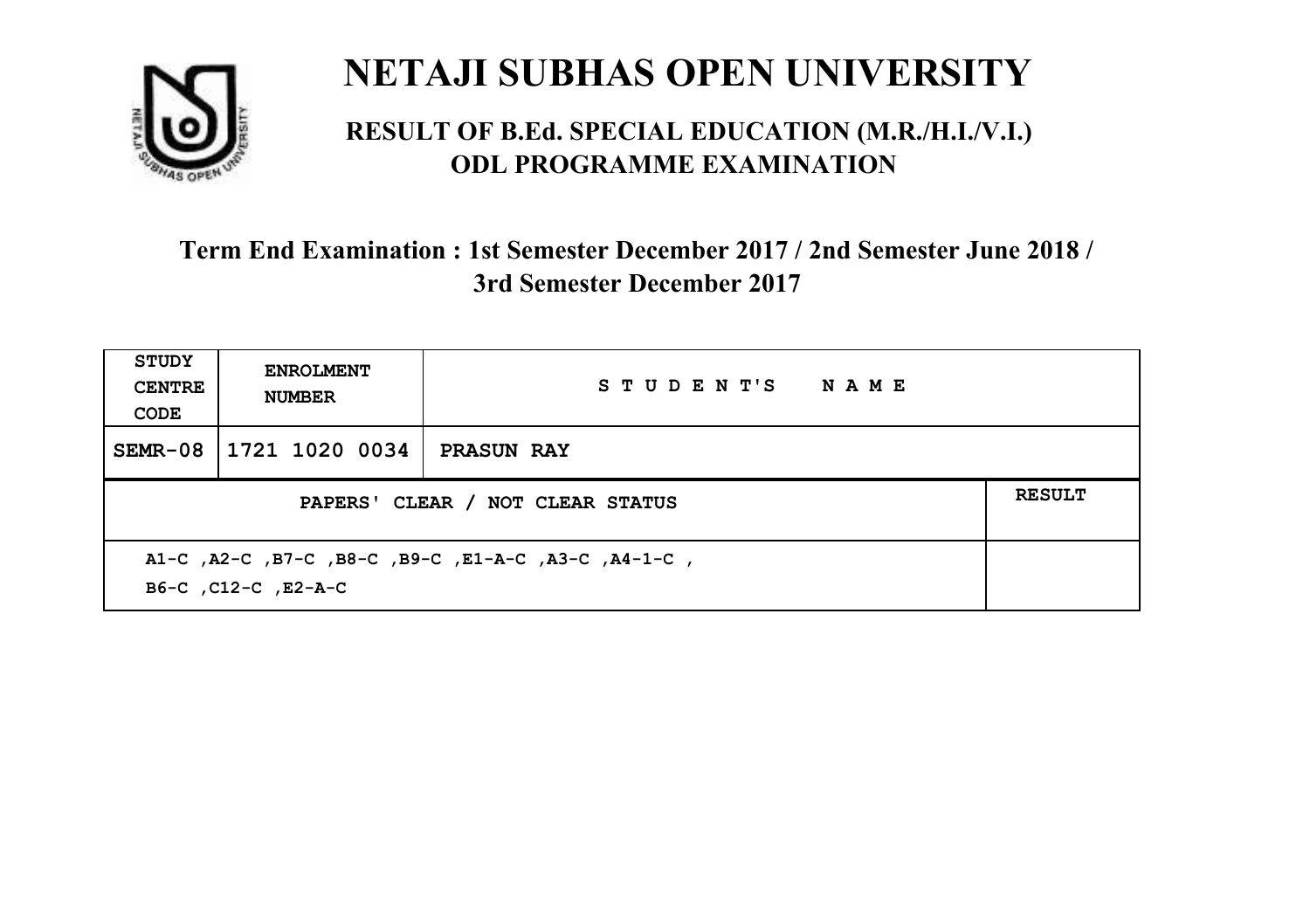# NETAJI SUBHAS OPEN UNIVERSITY

## RESULT OF B.Ed. SPECIAL EDUCATION (M.R./H.I./V.I.) ODL PROGRAMME EXAMINATION

### Term End Examination : 1st Semester December 2017 / 2nd Semester June 2018 / 3rd Semester December 2017

| STUDY CENTRE CODE | ENROLMENT NUMBER | STUDENT'S NAME | |
|---|---|---|---|
| SEMR-08 | 1721 1020 0034 | PRASUN RAY | |
| PAPERS' CLEAR / NOT CLEAR STATUS | | | RESULT |
| A1-C ,A2-C ,B7-C ,B8-C ,B9-C ,E1-A-C ,A3-C ,A4-1-C , B6-C ,C12-C ,E2-A-C | | | |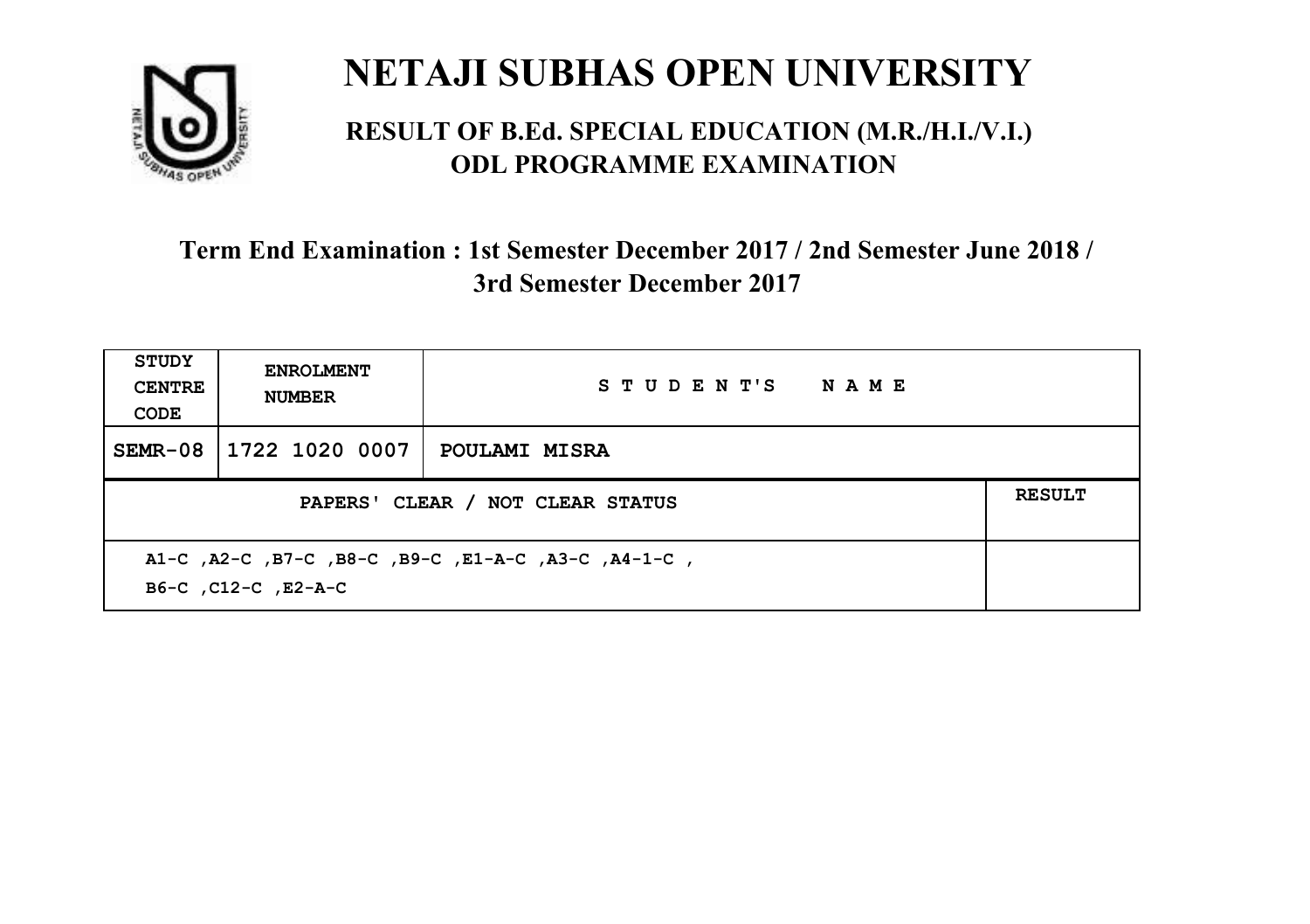# NETAJI SUBHAS OPEN UNIVERSITY

## RESULT OF B.Ed. SPECIAL EDUCATION (M.R./H.I./V.I.) ODL PROGRAMME EXAMINATION

### Term End Examination : 1st Semester December 2017 / 2nd Semester June 2018 / 3rd Semester December 2017

| STUDY CENTRE CODE | ENROLMENT NUMBER | STUDENT'S NAME | |
|---|---|---|---|
| SEMR-08 | 1722 1020 0007 | POULAMI MISRA | |
| PAPERS' CLEAR / NOT CLEAR STATUS | | | RESULT |
| A1-C ,A2-C ,B7-C ,B8-C ,B9-C ,E1-A-C ,A3-C ,A4-1-C , B6-C ,C12-C ,E2-A-C | | | |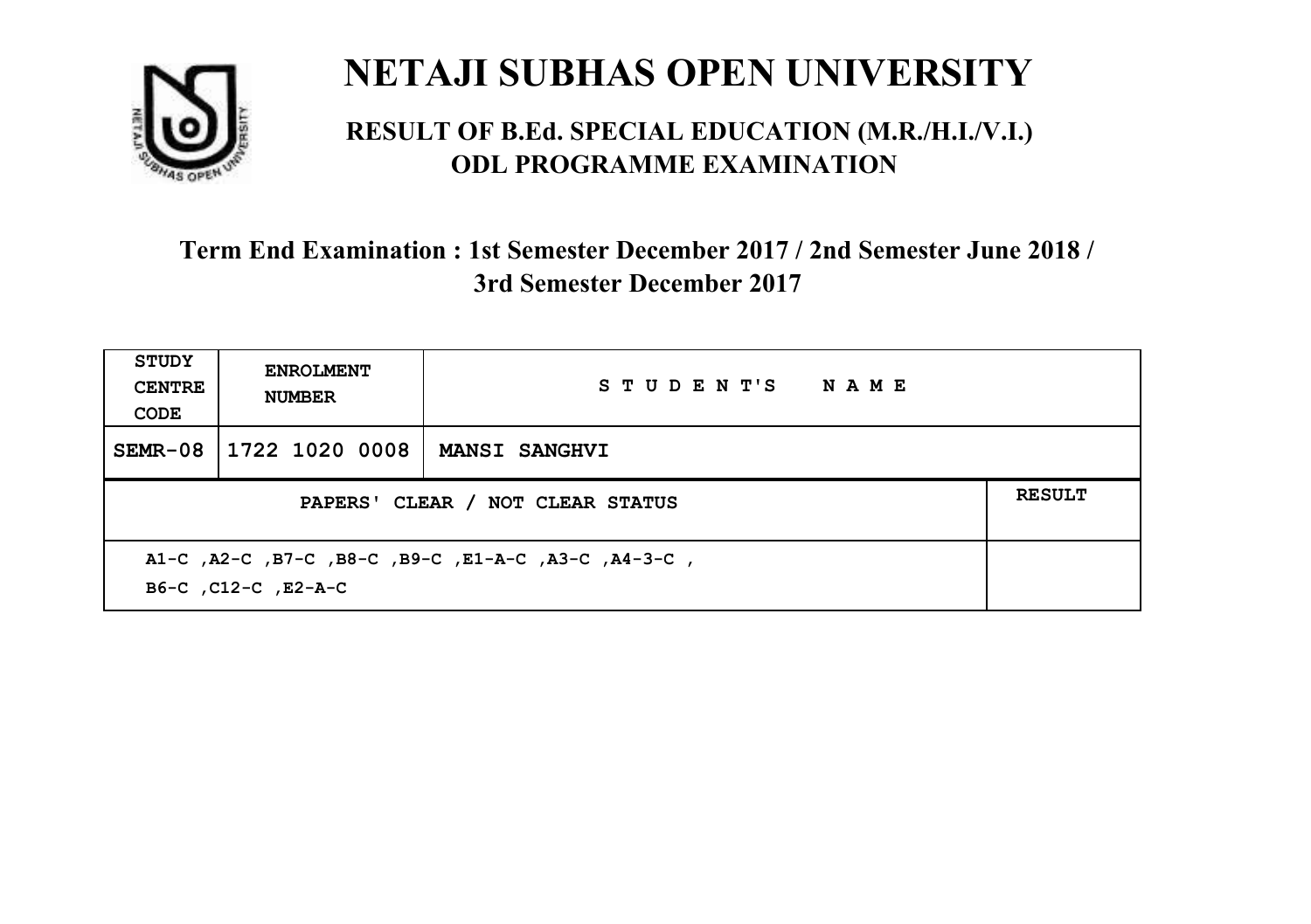# NETAJI SUBHAS OPEN UNIVERSITY

## RESULT OF B.Ed. SPECIAL EDUCATION (M.R./H.I./V.I.) ODL PROGRAMME EXAMINATION

### Term End Examination : 1st Semester December 2017 / 2nd Semester June 2018 / 3rd Semester December 2017

| STUDY CENTRE CODE | ENROLMENT NUMBER | STUDENT'S NAME | |
|---|---|---|---|
| SEMR-08 | 1722 1020 0008 | MANSI SANGHVI | |
| PAPERS' CLEAR / NOT CLEAR STATUS | | | RESULT |
| A1-C ,A2-C ,B7-C ,B8-C ,B9-C ,E1-A-C ,A3-C ,A4-3-C , B6-C ,C12-C ,E2-A-C | | | |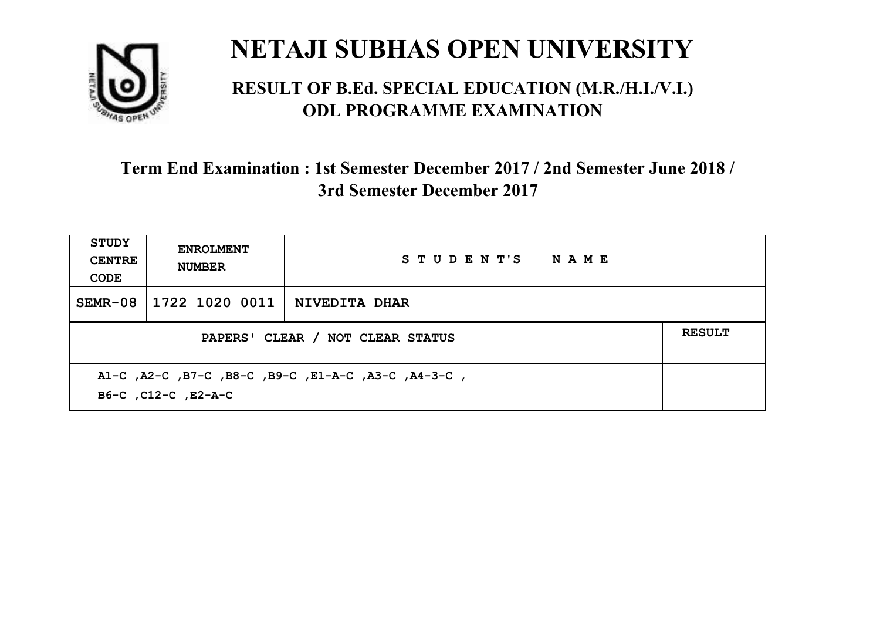# NETAJI SUBHAS OPEN UNIVERSITY

## RESULT OF B.Ed. SPECIAL EDUCATION (M.R./H.I./V.I.) ODL PROGRAMME EXAMINATION

### Term End Examination : 1st Semester December 2017 / 2nd Semester June 2018 / 3rd Semester December 2017

| STUDY CENTRE CODE | ENROLMENT NUMBER | STUDENT'S NAME | |
|---|---|---|---|
| SEMR-08 | 1722 1020 0011 | NIVEDITA DHAR | |
| PAPERS' CLEAR / NOT CLEAR STATUS | | | RESULT |
| A1-C ,A2-C ,B7-C ,B8-C ,B9-C ,E1-A-C ,A3-C ,A4-3-C , B6-C ,C12-C ,E2-A-C | | | |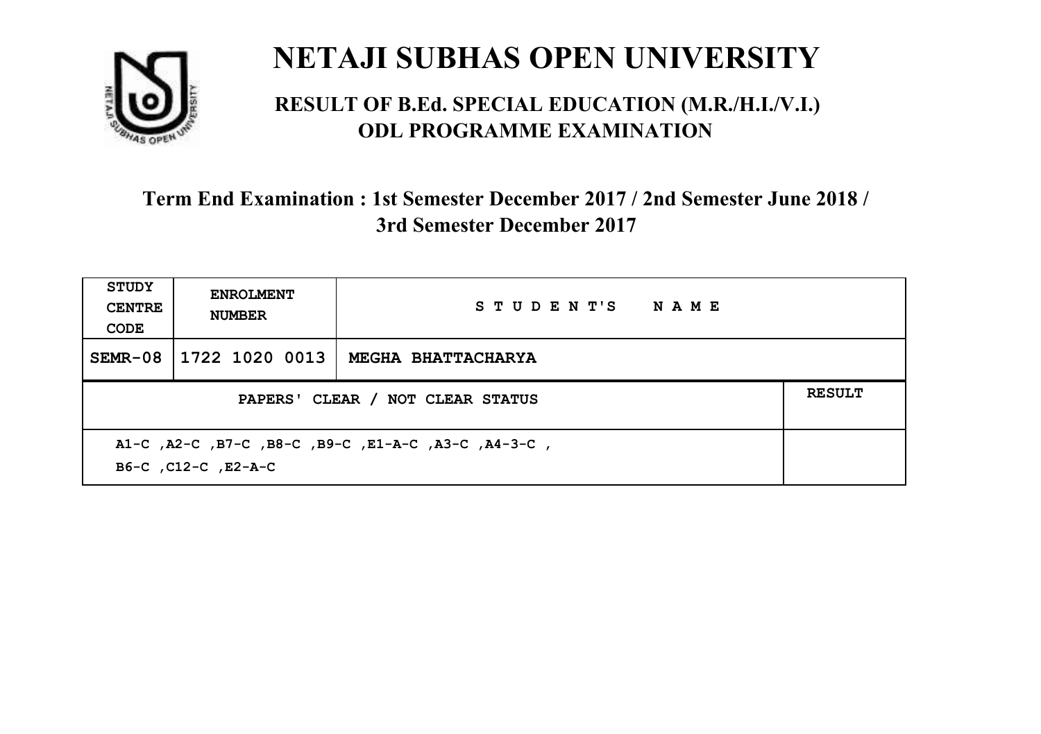# NETAJI SUBHAS OPEN UNIVERSITY

## RESULT OF B.Ed. SPECIAL EDUCATION (M.R./H.I./V.I.) ODL PROGRAMME EXAMINATION

### Term End Examination : 1st Semester December 2017 / 2nd Semester June 2018 / 3rd Semester December 2017

| STUDY CENTRE CODE | ENROLMENT NUMBER | STUDENT'S NAME | |
|---|---|---|---|
| SEMR-08 | 1722 1020 0013 | MEGHA BHATTACHARYA | |
| PAPERS' CLEAR / NOT CLEAR STATUS | | | RESULT |
| A1-C ,A2-C ,B7-C ,B8-C ,B9-C ,E1-A-C ,A3-C ,A4-3-C , B6-C ,C12-C ,E2-A-C | | | |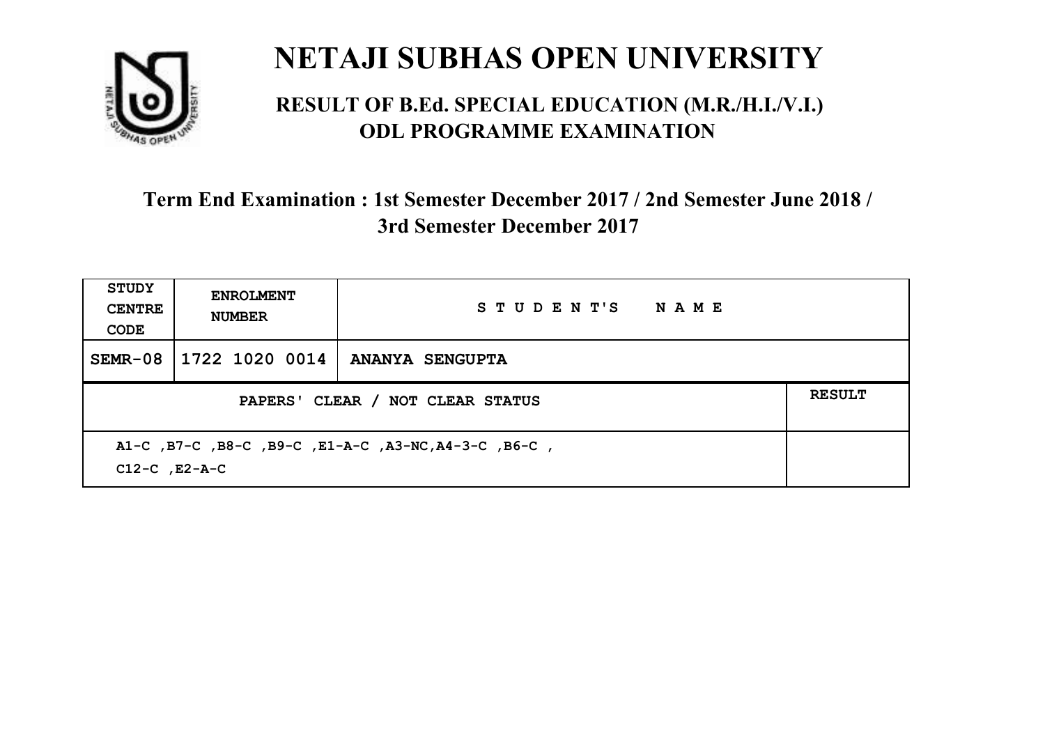# NETAJI SUBHAS OPEN UNIVERSITY

## RESULT OF B.Ed. SPECIAL EDUCATION (M.R./H.I./V.I.) ODL PROGRAMME EXAMINATION

### Term End Examination : 1st Semester December 2017 / 2nd Semester June 2018 / 3rd Semester December 2017

| STUDY CENTRE CODE | ENROLMENT NUMBER | STUDENT'S NAME | |
|---|---|---|---|
| SEMR-08 | 1722 1020 0014 | ANANYA SENGUPTA | |
| PAPERS' CLEAR / NOT CLEAR STATUS | | | RESULT |
| A1-C ,B7-C ,B8-C ,B9-C ,E1-A-C ,A3-NC,A4-3-C ,B6-C , C12-C ,E2-A-C | | | |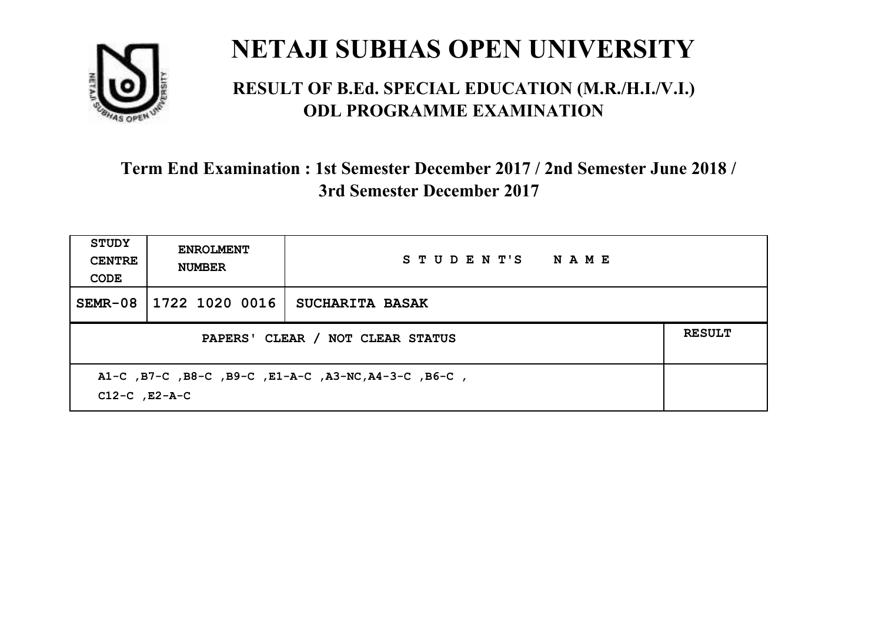# NETAJI SUBHAS OPEN UNIVERSITY

## RESULT OF B.Ed. SPECIAL EDUCATION (M.R./H.I./V.I.) ODL PROGRAMME EXAMINATION

### Term End Examination : 1st Semester December 2017 / 2nd Semester June 2018 / 3rd Semester December 2017

| STUDY CENTRE CODE | ENROLMENT NUMBER | STUDENT'S NAME | |
|---|---|---|---|
| SEMR-08 | 1722 1020 0016 | SUCHARITA BASAK | |
| PAPERS' CLEAR / NOT CLEAR STATUS | | | RESULT |
| A1-C ,B7-C ,B8-C ,B9-C ,E1-A-C ,A3-NC,A4-3-C ,B6-C , C12-C ,E2-A-C | | | |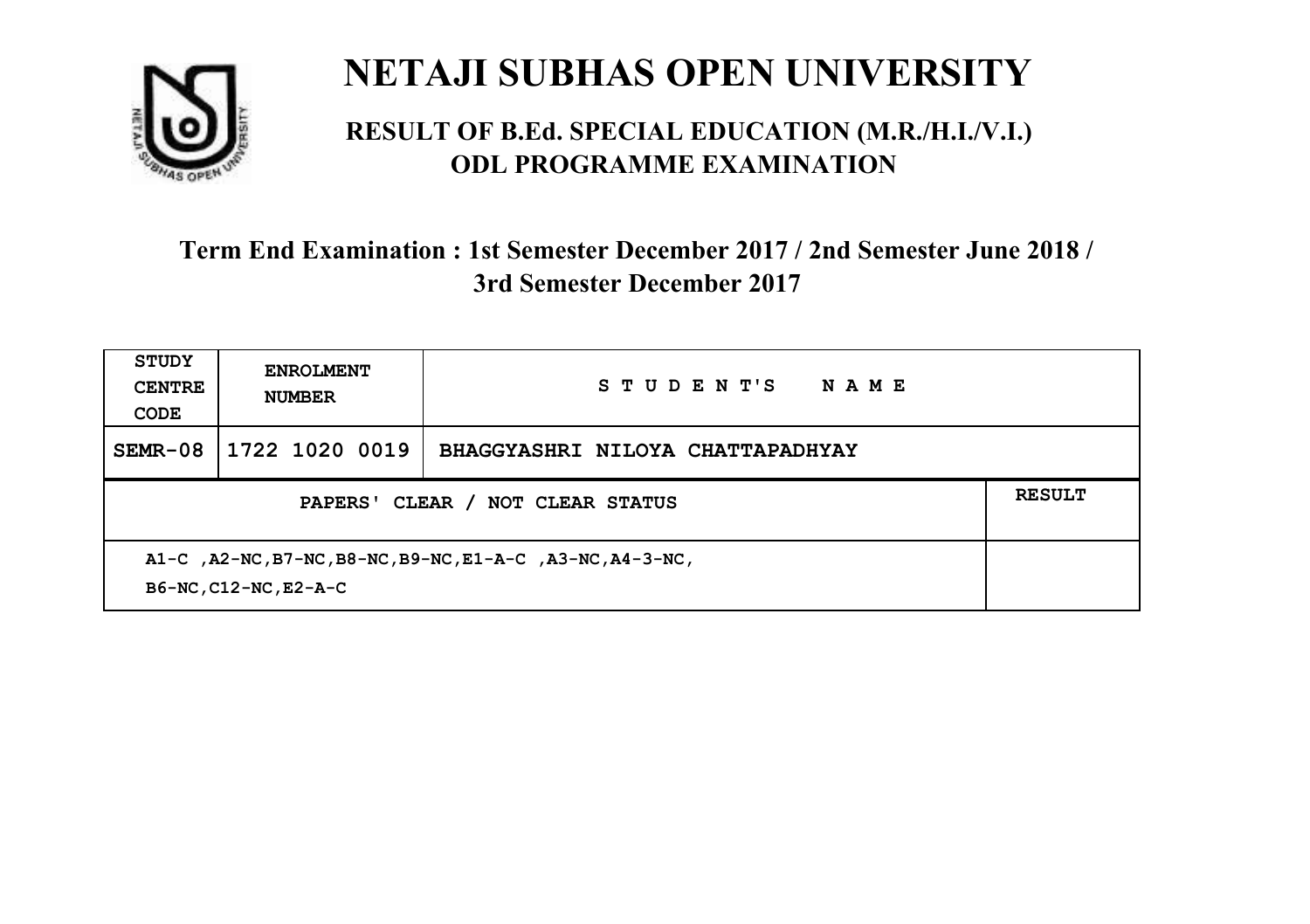# NETAJI SUBHAS OPEN UNIVERSITY

## RESULT OF B.Ed. SPECIAL EDUCATION (M.R./H.I./V.I.) ODL PROGRAMME EXAMINATION

### Term End Examination : 1st Semester December 2017 / 2nd Semester June 2018 / 3rd Semester December 2017

| STUDY CENTRE CODE | ENROLMENT NUMBER | S T U D E N T'S   N A M E | |
|---|---|---|---|
| SEMR-08 | 1722 1020 0019 | BHAGGYASHRI NILOYA CHATTAPADHYAY | |
| PAPERS' CLEAR / NOT CLEAR STATUS | | | RESULT |
| A1-C ,A2-NC,B7-NC,B8-NC,B9-NC,E1-A-C ,A3-NC,A4-3-NC, B6-NC,C12-NC,E2-A-C | | | |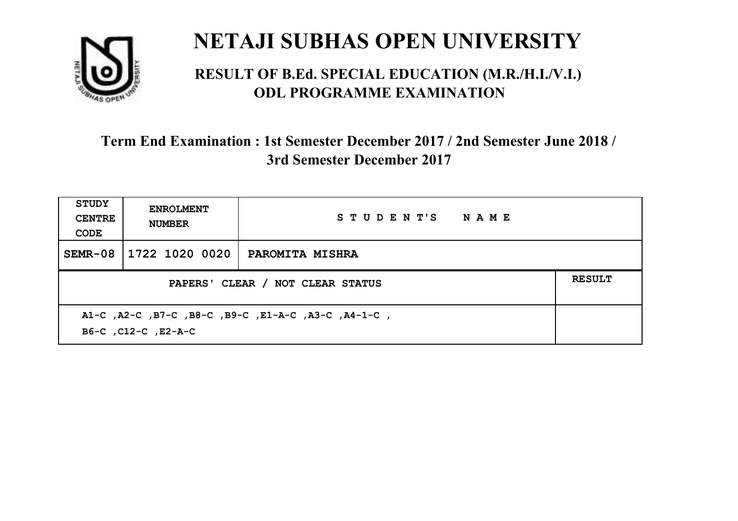# NETAJI SUBHAS OPEN UNIVERSITY

## RESULT OF B.Ed. SPECIAL EDUCATION (M.R./H.I./V.I.) ODL PROGRAMME EXAMINATION

### Term End Examination : 1st Semester December 2017 / 2nd Semester June 2018 / 3rd Semester December 2017

| STUDY CENTRE CODE | ENROLMENT NUMBER | STUDENT'S NAME | |
|---|---|---|---|
| SEMR-08 | 1722 1020 0020 | PAROMITA MISHRA | |
| PAPERS' CLEAR / NOT CLEAR STATUS | | | RESULT |
| A1-C ,A2-C ,B7-C ,B8-C ,B9-C ,E1-A-C ,A3-C ,A4-1-C , B6-C ,C12-C ,E2-A-C | | | |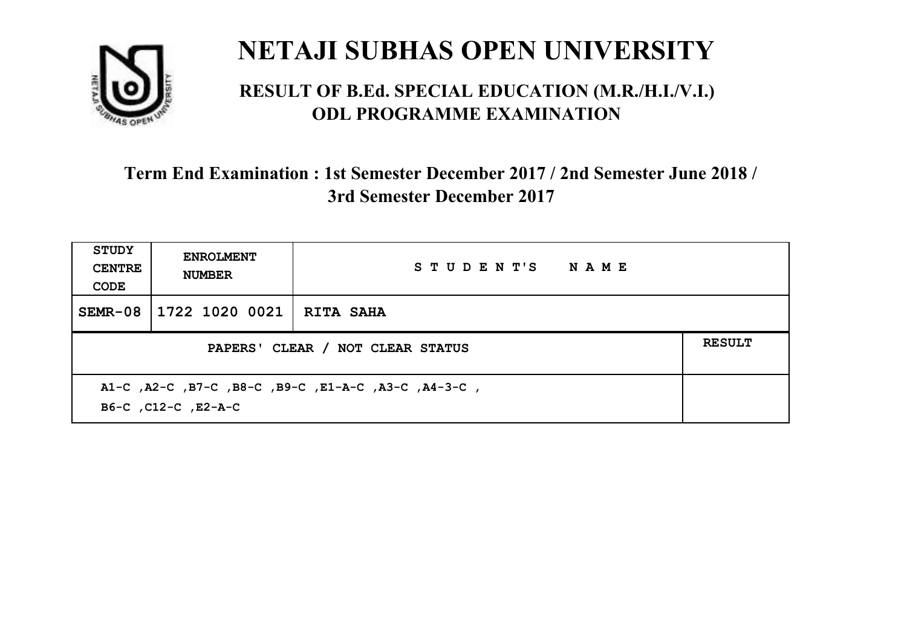# NETAJI SUBHAS OPEN UNIVERSITY

## RESULT OF B.Ed. SPECIAL EDUCATION (M.R./H.I./V.I.) ODL PROGRAMME EXAMINATION

### Term End Examination : 1st Semester December 2017 / 2nd Semester June 2018 / 3rd Semester December 2017

| STUDY CENTRE CODE | ENROLMENT NUMBER | STUDENT'S NAME | |
|---|---|---|---|
| SEMR-08 | 1722 1020 0021 | RITA SAHA | |
| PAPERS' CLEAR / NOT CLEAR STATUS | | | RESULT |
| A1-C ,A2-C ,B7-C ,B8-C ,B9-C ,E1-A-C ,A3-C ,A4-3-C , B6-C ,C12-C ,E2-A-C | | | |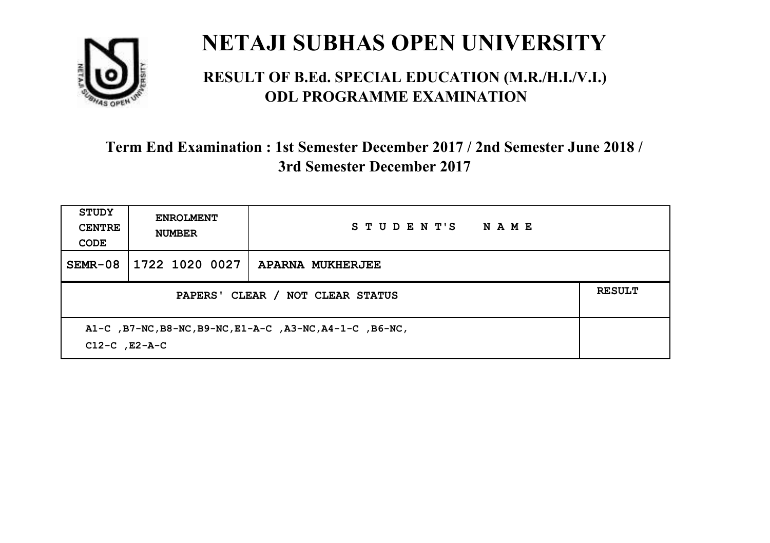# NETAJI SUBHAS OPEN UNIVERSITY

## RESULT OF B.Ed. SPECIAL EDUCATION (M.R./H.I./V.I.) ODL PROGRAMME EXAMINATION

### Term End Examination : 1st Semester December 2017 / 2nd Semester June 2018 / 3rd Semester December 2017

| STUDY CENTRE CODE | ENROLMENT NUMBER | STUDENT'S NAME | |
|---|---|---|---|
| SEMR-08 | 1722 1020 0027 | APARNA MUKHERJEE | |
| PAPERS' CLEAR / NOT CLEAR STATUS | | | RESULT |
| A1-C ,B7-NC,B8-NC,B9-NC,E1-A-C ,A3-NC,A4-1-C ,B6-NC, C12-C ,E2-A-C | | | |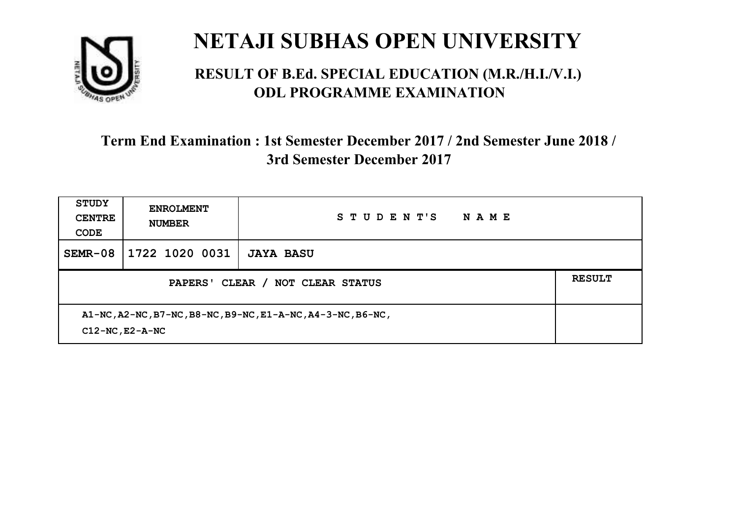# NETAJI SUBHAS OPEN UNIVERSITY

## RESULT OF B.Ed. SPECIAL EDUCATION (M.R./H.I./V.I.) ODL PROGRAMME EXAMINATION

### Term End Examination : 1st Semester December 2017 / 2nd Semester June 2018 / 3rd Semester December 2017

| STUDY CENTRE CODE | ENROLMENT NUMBER | STUDENT'S NAME | |
|---|---|---|---|
| SEMR-08 | 1722 1020 0031 | JAYA BASU | |
| PAPERS' CLEAR / NOT CLEAR STATUS | | | RESULT |
| A1-NC,A2-NC,B7-NC,B8-NC,B9-NC,E1-A-NC,A4-3-NC,B6-NC, C12-NC,E2-A-NC | | | |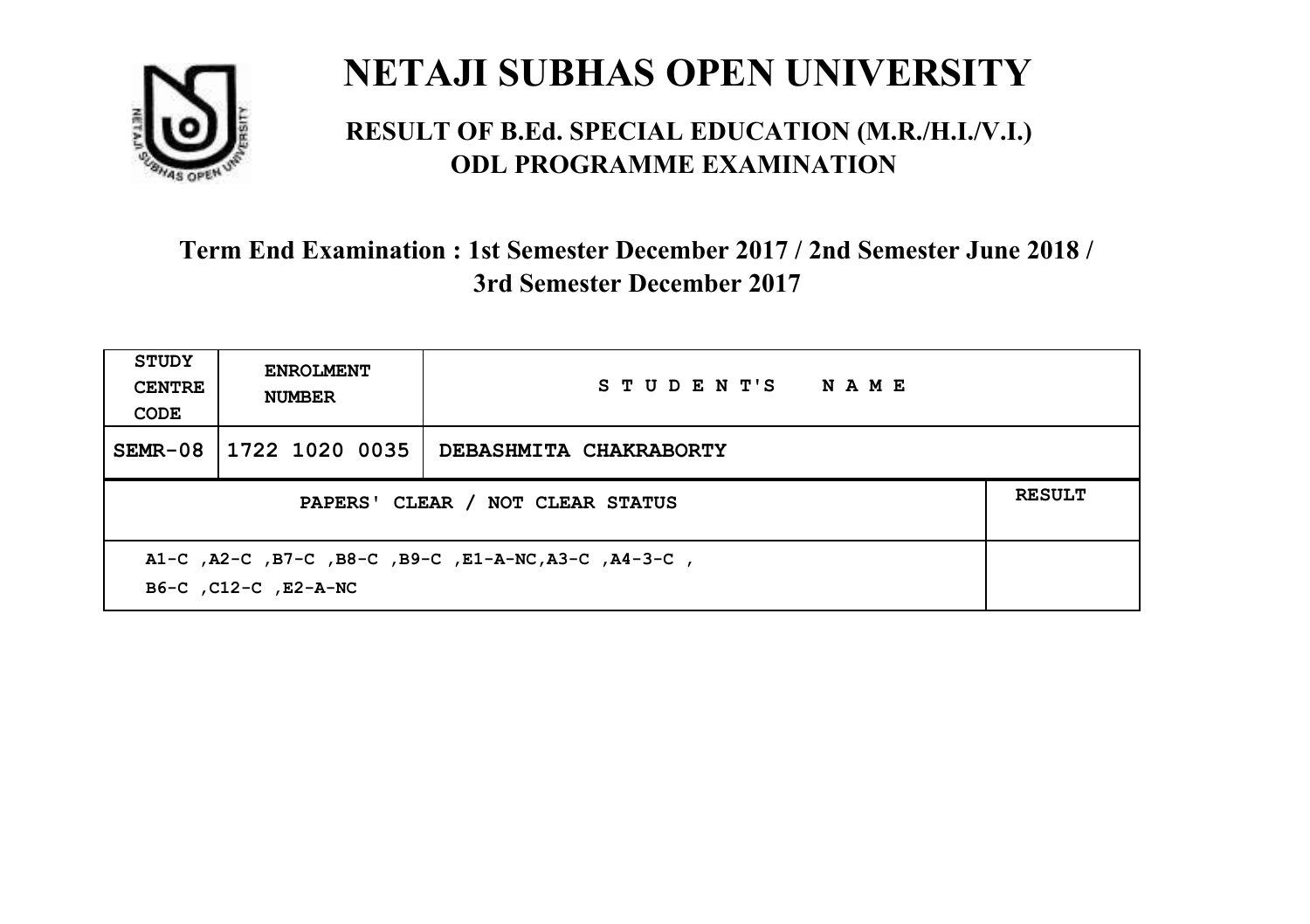# NETAJI SUBHAS OPEN UNIVERSITY

## RESULT OF B.Ed. SPECIAL EDUCATION (M.R./H.I./V.I.) ODL PROGRAMME EXAMINATION

### Term End Examination : 1st Semester December 2017 / 2nd Semester June 2018 / 3rd Semester December 2017

| STUDY CENTRE CODE | ENROLMENT NUMBER | STUDENT'S NAME | |
|---|---|---|---|
| SEMR-08 | 1722 1020 0035 | DEBASHMITA CHAKRABORTY | |
| PAPERS' CLEAR / NOT CLEAR STATUS | | | RESULT |
| A1-C ,A2-C ,B7-C ,B8-C ,B9-C ,E1-A-NC,A3-C ,A4-3-C , B6-C ,C12-C ,E2-A-NC | | | |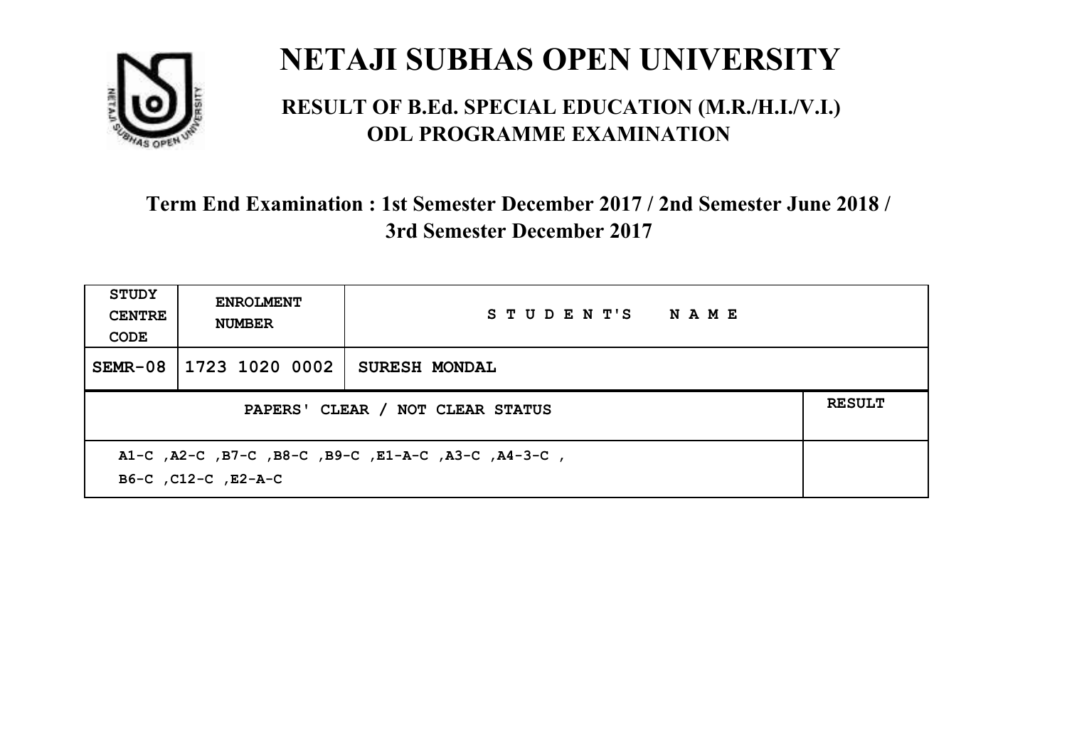# NETAJI SUBHAS OPEN UNIVERSITY

## RESULT OF B.Ed. SPECIAL EDUCATION (M.R./H.I./V.I.) ODL PROGRAMME EXAMINATION

### Term End Examination : 1st Semester December 2017 / 2nd Semester June 2018 / 3rd Semester December 2017

| STUDY CENTRE CODE | ENROLMENT NUMBER | STUDENT'S NAME | |
|---|---|---|---|
| SEMR-08 | 1723 1020 0002 | SURESH MONDAL | |
| PAPERS' CLEAR / NOT CLEAR STATUS | | | RESULT |
| A1-C ,A2-C ,B7-C ,B8-C ,B9-C ,E1-A-C ,A3-C ,A4-3-C , B6-C ,C12-C ,E2-A-C | | | |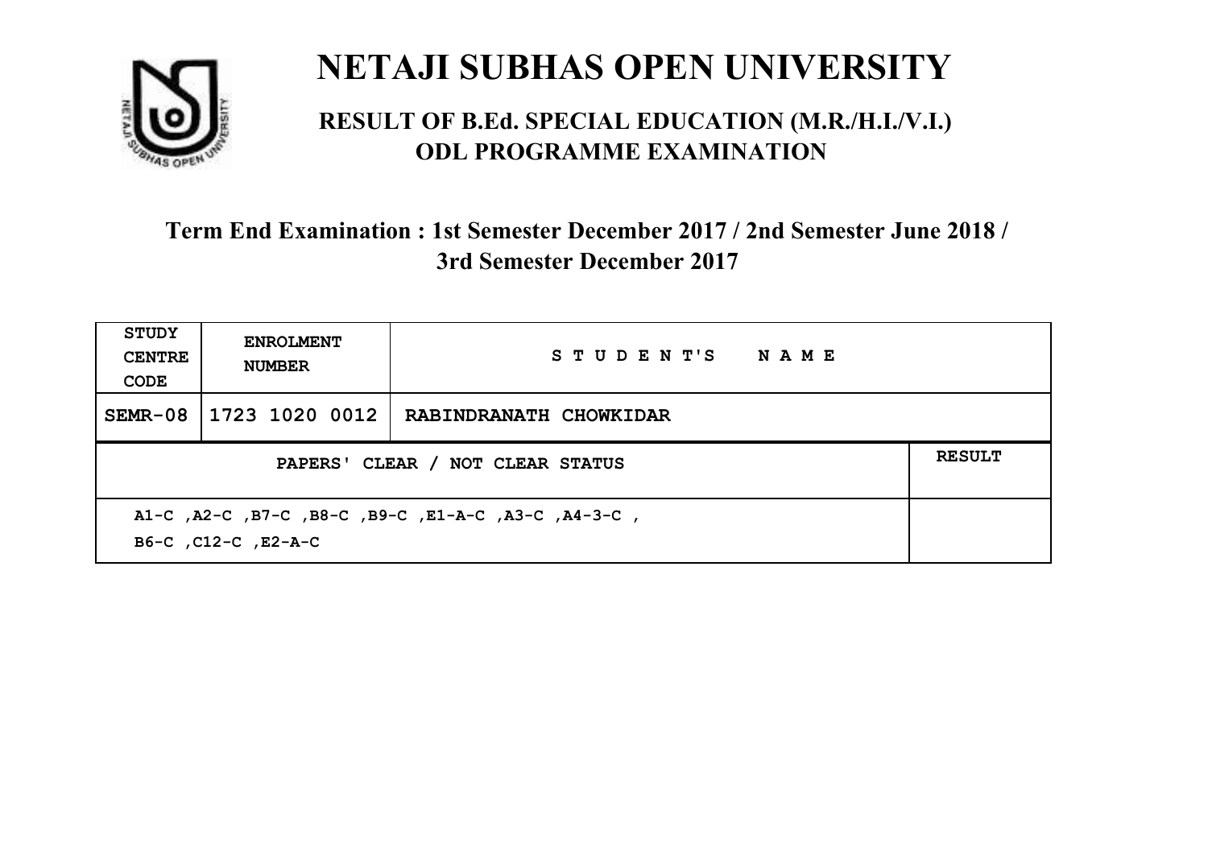# NETAJI SUBHAS OPEN UNIVERSITY

## RESULT OF B.Ed. SPECIAL EDUCATION (M.R./H.I./V.I.) ODL PROGRAMME EXAMINATION

### Term End Examination : 1st Semester December 2017 / 2nd Semester June 2018 / 3rd Semester December 2017

| STUDY CENTRE CODE | ENROLMENT NUMBER | STUDENT'S NAME | |
|---|---|---|---|
| SEMR-08 | 1723 1020 0012 | RABINDRANATH CHOWKIDAR | |
| PAPERS' CLEAR / NOT CLEAR STATUS | | | RESULT |
| A1-C ,A2-C ,B7-C ,B8-C ,B9-C ,E1-A-C ,A3-C ,A4-3-C , B6-C ,C12-C ,E2-A-C | | | |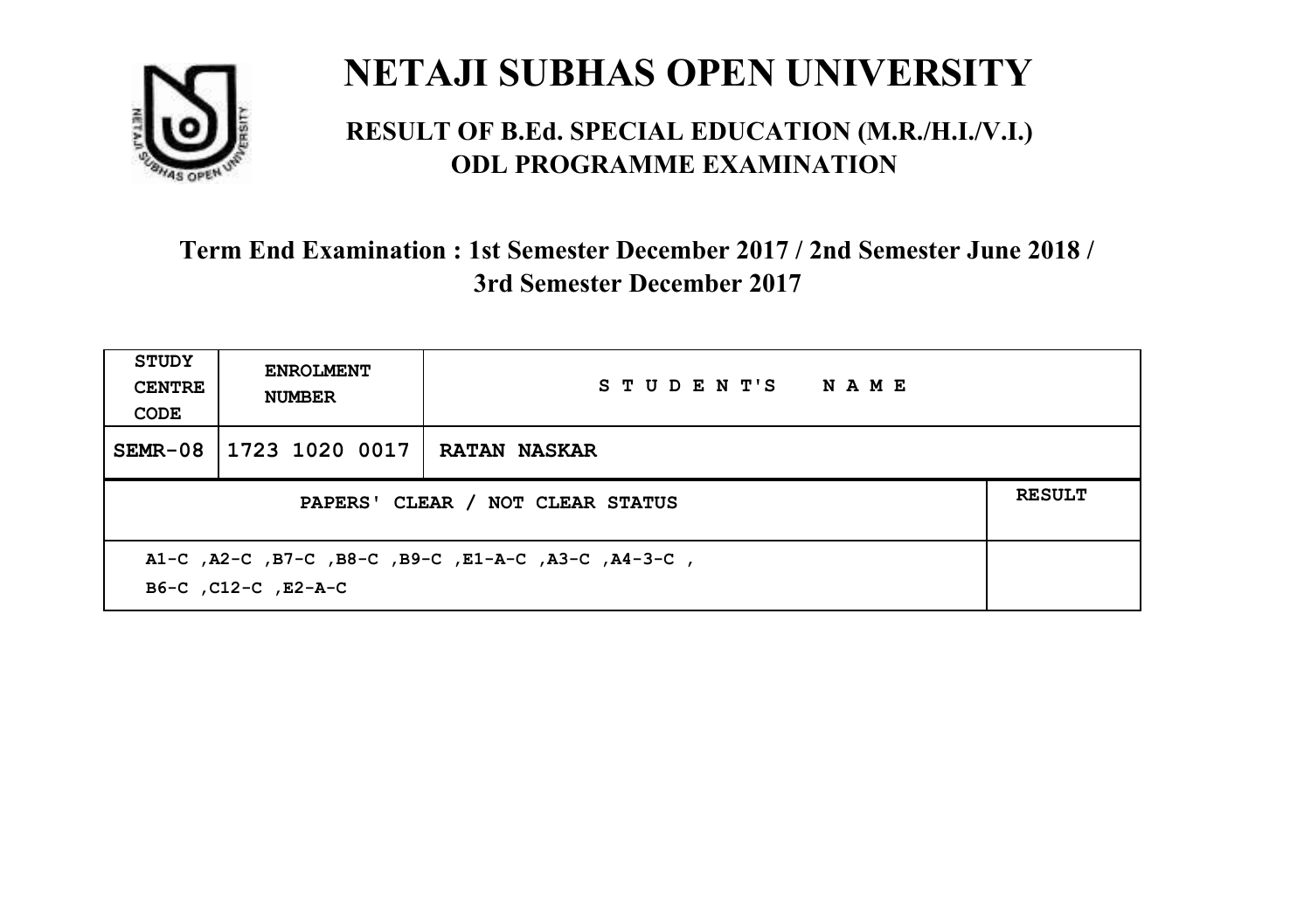# NETAJI SUBHAS OPEN UNIVERSITY

## RESULT OF B.Ed. SPECIAL EDUCATION (M.R./H.I./V.I.) ODL PROGRAMME EXAMINATION

### Term End Examination : 1st Semester December 2017 / 2nd Semester June 2018 / 3rd Semester December 2017

| STUDY CENTRE CODE | ENROLMENT NUMBER | STUDENT'S NAME | |
|---|---|---|---|
| SEMR-08 | 1723 1020 0017 | RATAN NASKAR | |
| PAPERS' CLEAR / NOT CLEAR STATUS | | | RESULT |
| A1-C ,A2-C ,B7-C ,B8-C ,B9-C ,E1-A-C ,A3-C ,A4-3-C , B6-C ,C12-C ,E2-A-C | | | |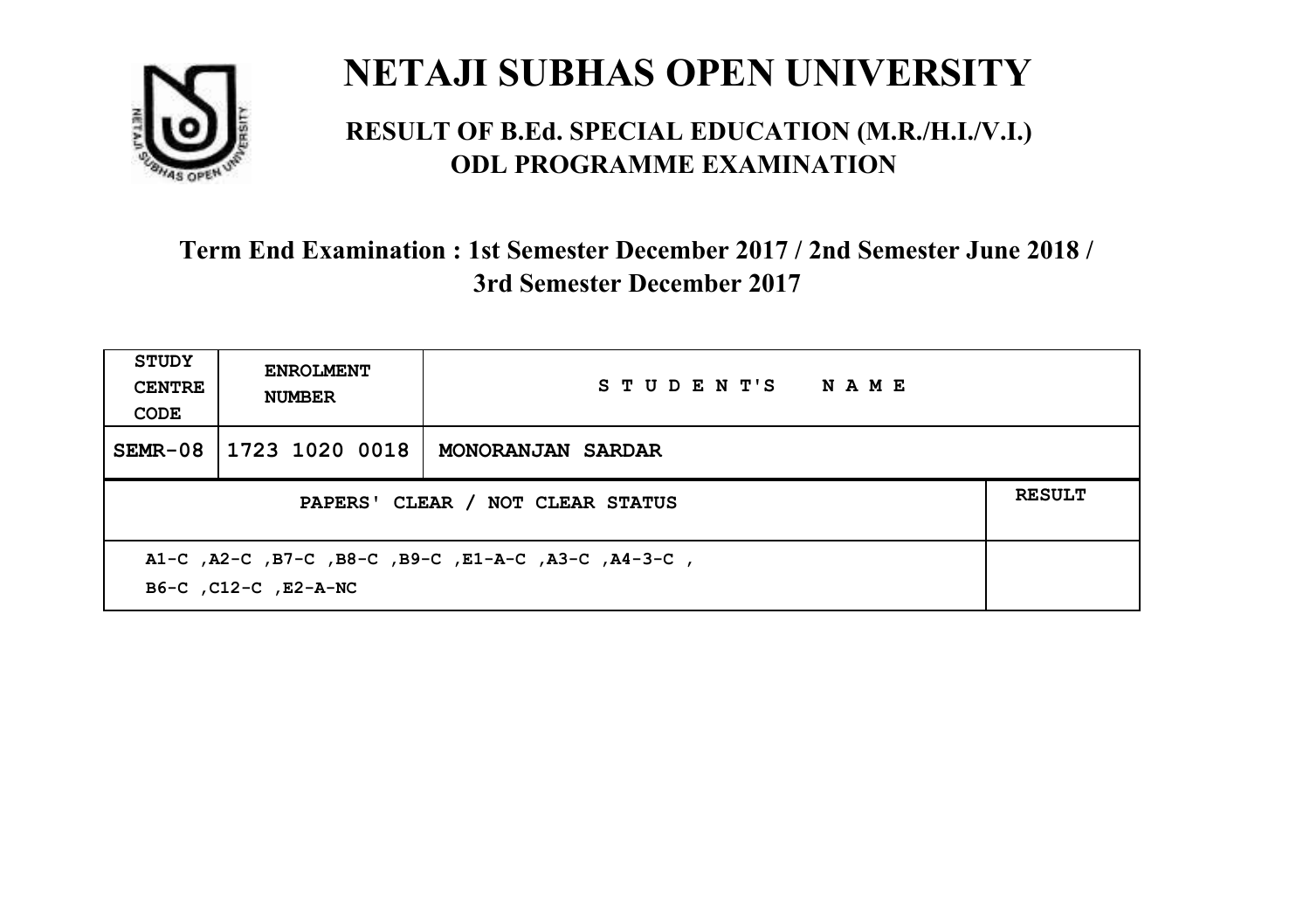# NETAJI SUBHAS OPEN UNIVERSITY

## RESULT OF B.Ed. SPECIAL EDUCATION (M.R./H.I./V.I.) ODL PROGRAMME EXAMINATION

### Term End Examination : 1st Semester December 2017 / 2nd Semester June 2018 / 3rd Semester December 2017

| STUDY CENTRE CODE | ENROLMENT NUMBER | STUDENT'S NAME | |
|---|---|---|---|
| SEMR-08 | 1723 1020 0018 | MONORANJAN SARDAR | |
| PAPERS' CLEAR / NOT CLEAR STATUS | | | RESULT |
| A1-C ,A2-C ,B7-C ,B8-C ,B9-C ,E1-A-C ,A3-C ,A4-3-C , B6-C ,C12-C ,E2-A-NC | | | |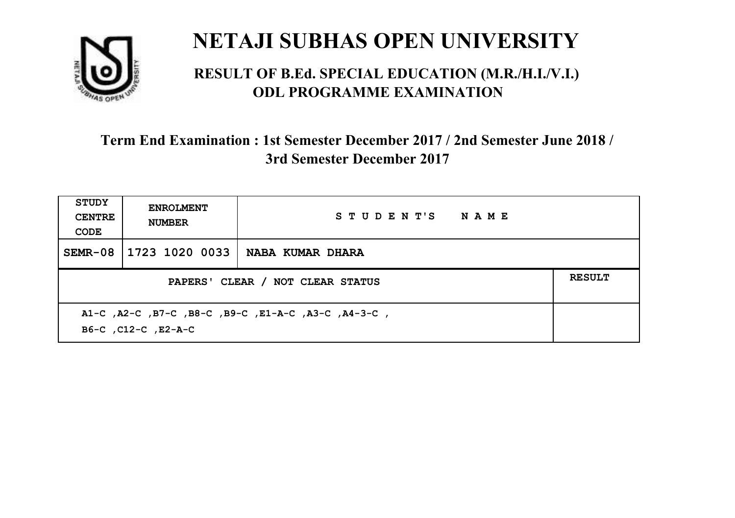# NETAJI SUBHAS OPEN UNIVERSITY

## RESULT OF B.Ed. SPECIAL EDUCATION (M.R./H.I./V.I.) ODL PROGRAMME EXAMINATION

### Term End Examination : 1st Semester December 2017 / 2nd Semester June 2018 / 3rd Semester December 2017

| STUDY CENTRE CODE | ENROLMENT NUMBER | STUDENT'S NAME |
|---|---|---|
| SEMR-08 | 1723 1020 0033 | NABA KUMAR DHARA |

| PAPERS' CLEAR / NOT CLEAR STATUS | RESULT |
|---|---|
| A1-C ,A2-C ,B7-C ,B8-C ,B9-C ,E1-A-C ,A3-C ,A4-3-C , B6-C ,C12-C ,E2-A-C | |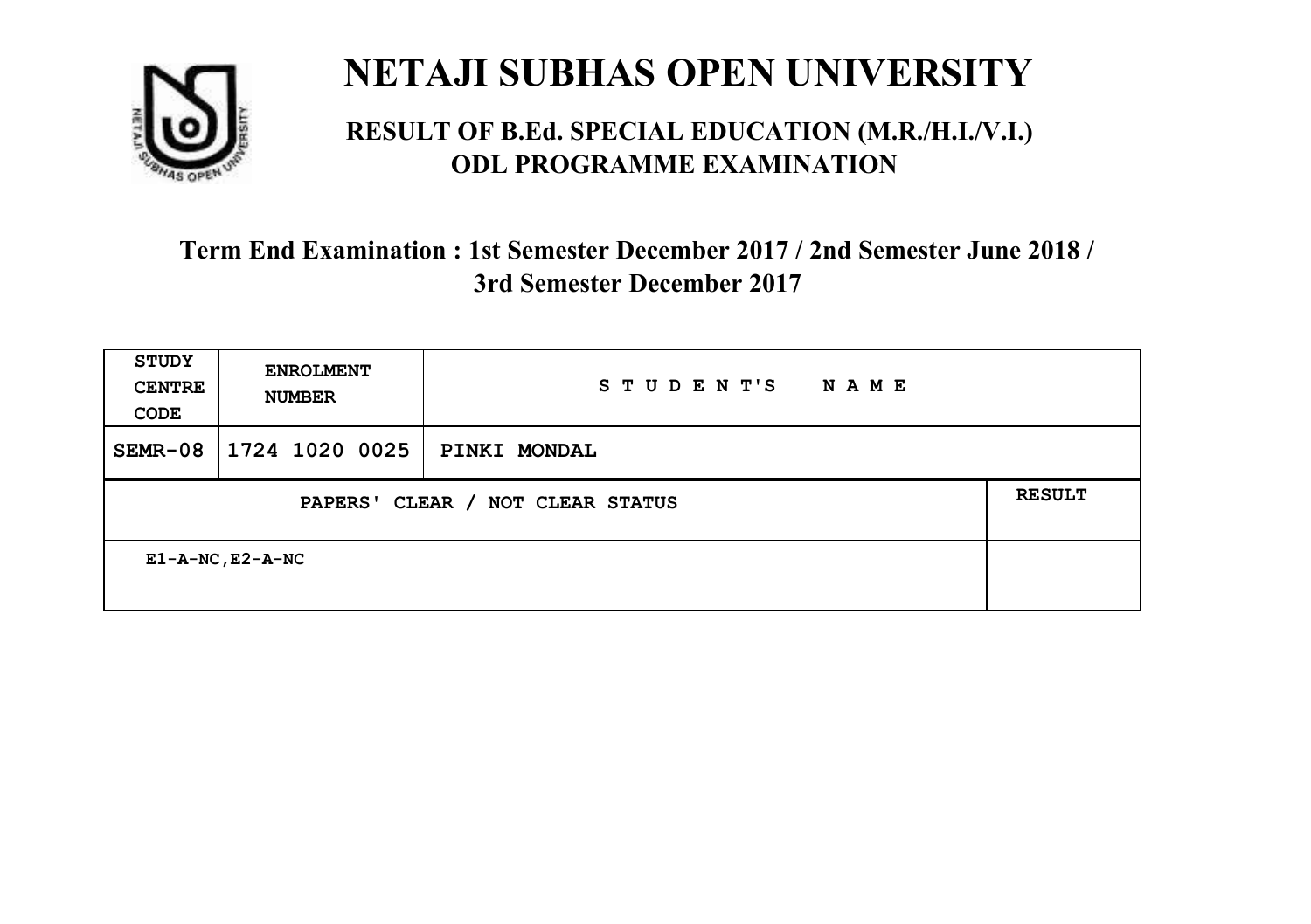# NETAJI SUBHAS OPEN UNIVERSITY

## RESULT OF B.Ed. SPECIAL EDUCATION (M.R./H.I./V.I.) ODL PROGRAMME EXAMINATION

### Term End Examination : 1st Semester December 2017 / 2nd Semester June 2018 / 3rd Semester December 2017

| STUDY CENTRE CODE | ENROLMENT NUMBER | STUDENT'S NAME |
|---|---|---|
| SEMR-08 | 1724 1020 0025 | PINKI MONDAL |

| PAPERS' CLEAR / NOT CLEAR STATUS | RESULT |
|---|---|
| E1-A-NC,E2-A-NC | |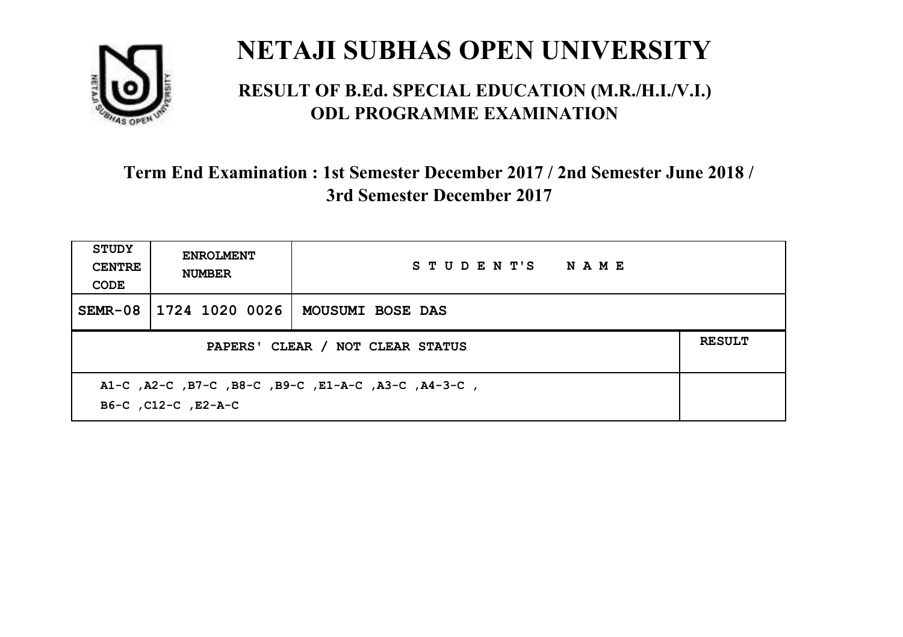# NETAJI SUBHAS OPEN UNIVERSITY

## RESULT OF B.Ed. SPECIAL EDUCATION (M.R./H.I./V.I.) ODL PROGRAMME EXAMINATION

### Term End Examination : 1st Semester December 2017 / 2nd Semester June 2018 / 3rd Semester December 2017

| STUDY CENTRE CODE | ENROLMENT NUMBER | STUDENT'S NAME | |
|---|---|---|---|
| SEMR-08 | 1724 1020 0026 | MOUSUMI BOSE DAS | |
| PAPERS' CLEAR / NOT CLEAR STATUS | | | RESULT |
| A1-C ,A2-C ,B7-C ,B8-C ,B9-C ,E1-A-C ,A3-C ,A4-3-C , B6-C ,C12-C ,E2-A-C | | | |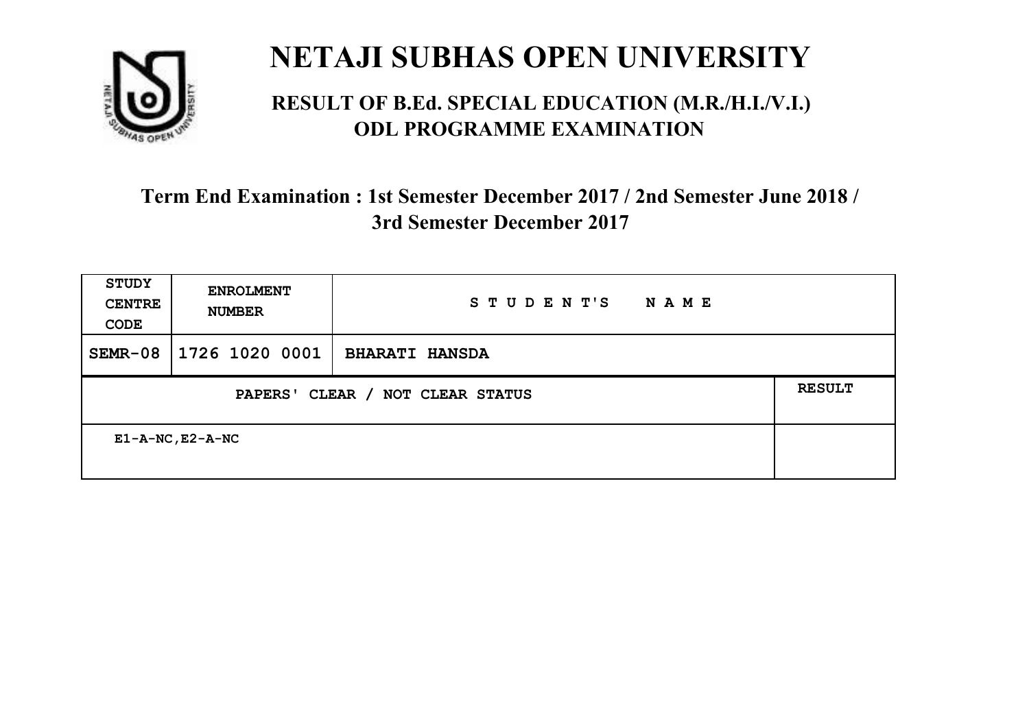# NETAJI SUBHAS OPEN UNIVERSITY

## RESULT OF B.Ed. SPECIAL EDUCATION (M.R./H.I./V.I.) ODL PROGRAMME EXAMINATION

### Term End Examination : 1st Semester December 2017 / 2nd Semester June 2018 / 3rd Semester December 2017

| STUDY CENTRE CODE | ENROLMENT NUMBER | STUDENT'S NAME | |
|---|---|---|---|
| SEMR-08 | 1726 1020 0001 | BHARATI HANSDA | |
| PAPERS' CLEAR / NOT CLEAR STATUS | | | RESULT |
| E1-A-NC,E2-A-NC | | | |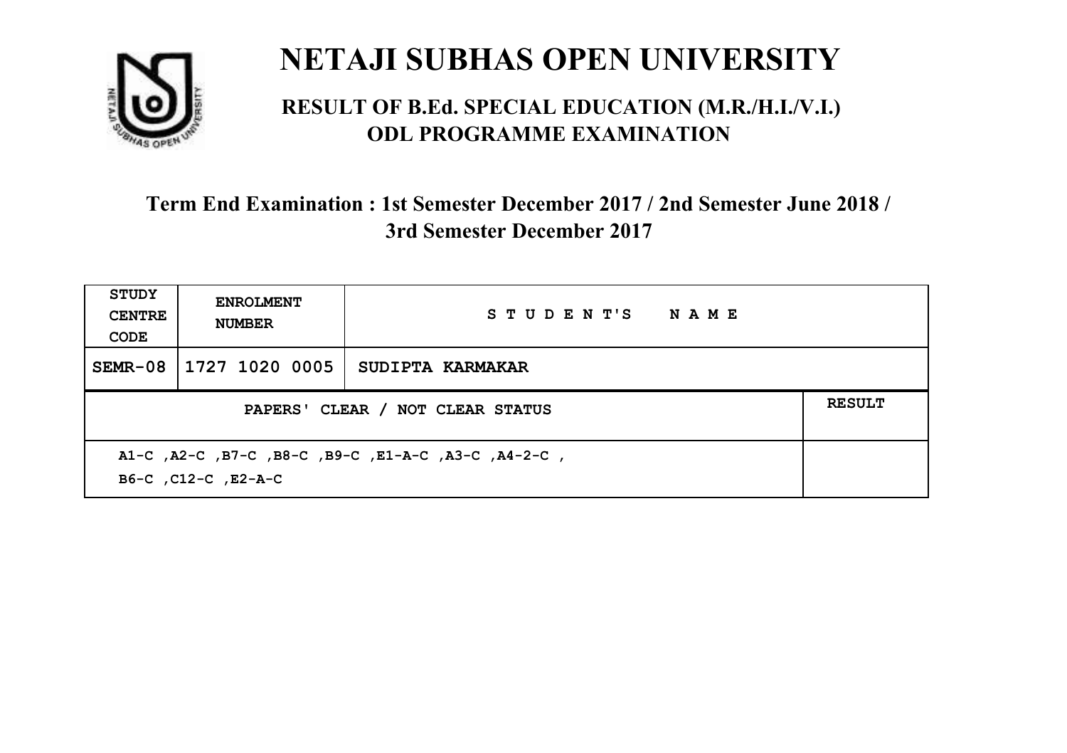# NETAJI SUBHAS OPEN UNIVERSITY

## RESULT OF B.Ed. SPECIAL EDUCATION (M.R./H.I./V.I.) ODL PROGRAMME EXAMINATION

### Term End Examination : 1st Semester December 2017 / 2nd Semester June 2018 / 3rd Semester December 2017

| STUDY CENTRE CODE | ENROLMENT NUMBER | STUDENT'S NAME | |
|---|---|---|---|
| SEMR-08 | 1727 1020 0005 | SUDIPTA KARMAKAR | |
| PAPERS' CLEAR / NOT CLEAR STATUS | | | RESULT |
| A1-C ,A2-C ,B7-C ,B8-C ,B9-C ,E1-A-C ,A3-C ,A4-2-C , B6-C ,C12-C ,E2-A-C | | | |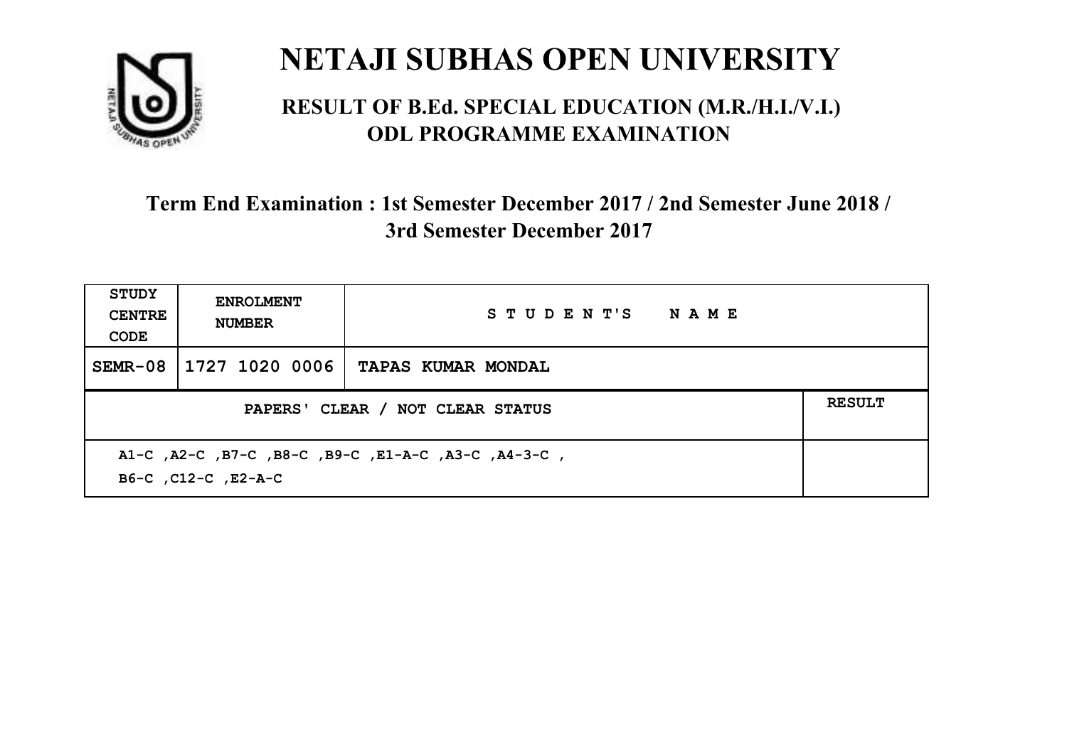# NETAJI SUBHAS OPEN UNIVERSITY

## RESULT OF B.Ed. SPECIAL EDUCATION (M.R./H.I./V.I.) ODL PROGRAMME EXAMINATION

### Term End Examination : 1st Semester December 2017 / 2nd Semester June 2018 / 3rd Semester December 2017

| STUDY CENTRE CODE | ENROLMENT NUMBER | STUDENT'S NAME | |
|---|---|---|---|
| SEMR-08 | 1727 1020 0006 | TAPAS KUMAR MONDAL | |
| PAPERS' CLEAR / NOT CLEAR STATUS | | | RESULT |
| A1-C ,A2-C ,B7-C ,B8-C ,B9-C ,E1-A-C ,A3-C ,A4-3-C , B6-C ,C12-C ,E2-A-C | | | |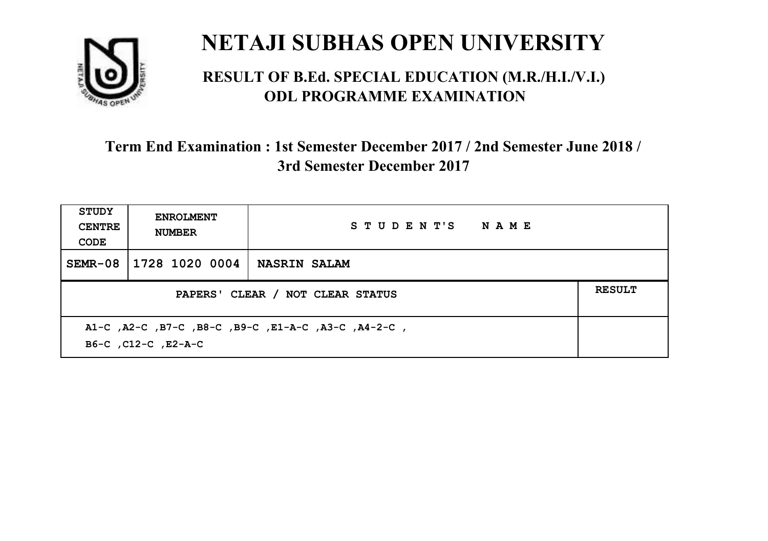# NETAJI SUBHAS OPEN UNIVERSITY

## RESULT OF B.Ed. SPECIAL EDUCATION (M.R./H.I./V.I.) ODL PROGRAMME EXAMINATION

### Term End Examination : 1st Semester December 2017 / 2nd Semester June 2018 / 3rd Semester December 2017

| STUDY CENTRE CODE | ENROLMENT NUMBER | STUDENT'S NAME | |
|---|---|---|---|
| SEMR-08 | 1728 1020 0004 | NASRIN SALAM | |
| PAPERS' CLEAR / NOT CLEAR STATUS | | | RESULT |
| A1-C ,A2-C ,B7-C ,B8-C ,B9-C ,E1-A-C ,A3-C ,A4-2-C , B6-C ,C12-C ,E2-A-C | | | |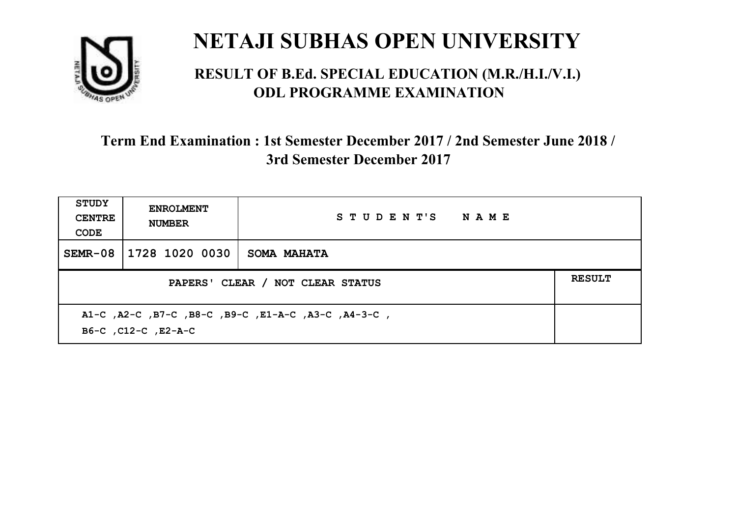# NETAJI SUBHAS OPEN UNIVERSITY

## RESULT OF B.Ed. SPECIAL EDUCATION (M.R./H.I./V.I.) ODL PROGRAMME EXAMINATION

### Term End Examination : 1st Semester December 2017 / 2nd Semester June 2018 / 3rd Semester December 2017

| STUDY CENTRE CODE | ENROLMENT NUMBER | STUDENT'S NAME | |
|---|---|---|---|
| SEMR-08 | 1728 1020 0030 | SOMA MAHATA | |
| PAPERS' CLEAR / NOT CLEAR STATUS | | | RESULT |
| A1-C ,A2-C ,B7-C ,B8-C ,B9-C ,E1-A-C ,A3-C ,A4-3-C , B6-C ,C12-C ,E2-A-C | | | |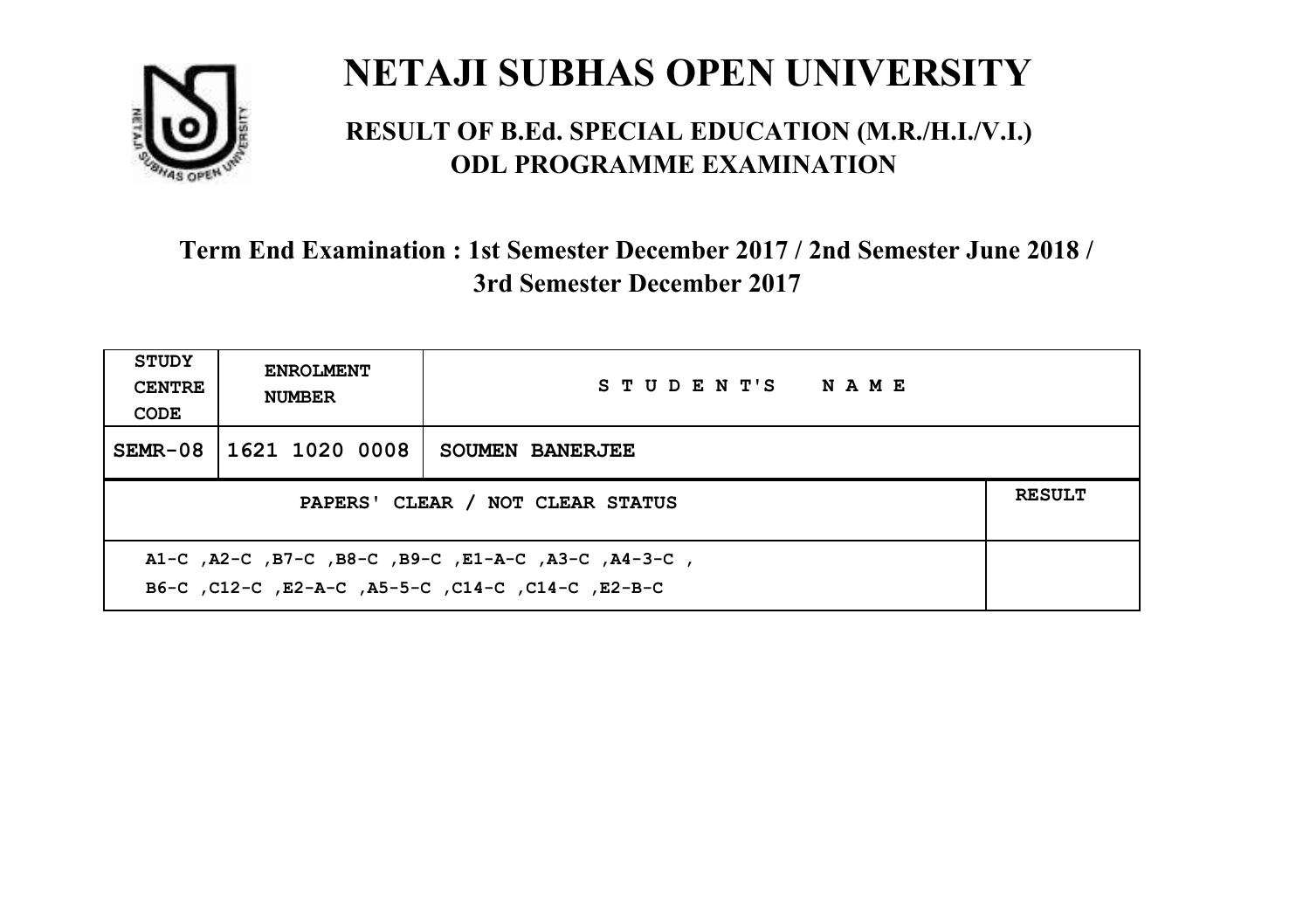# NETAJI SUBHAS OPEN UNIVERSITY

## RESULT OF B.Ed. SPECIAL EDUCATION (M.R./H.I./V.I.) ODL PROGRAMME EXAMINATION

### Term End Examination : 1st Semester December 2017 / 2nd Semester June 2018 / 3rd Semester December 2017

| STUDY CENTRE CODE | ENROLMENT NUMBER | STUDENT'S NAME | |
|---|---|---|---|
| SEMR-08 | 1621 1020 0008 | SOUMEN BANERJEE | |
| PAPERS' CLEAR / NOT CLEAR STATUS | | | RESULT |
| A1-C ,A2-C ,B7-C ,B8-C ,B9-C ,E1-A-C ,A3-C ,A4-3-C , B6-C ,C12-C ,E2-A-C ,A5-5-C ,C14-C ,C14-C ,E2-B-C | | | |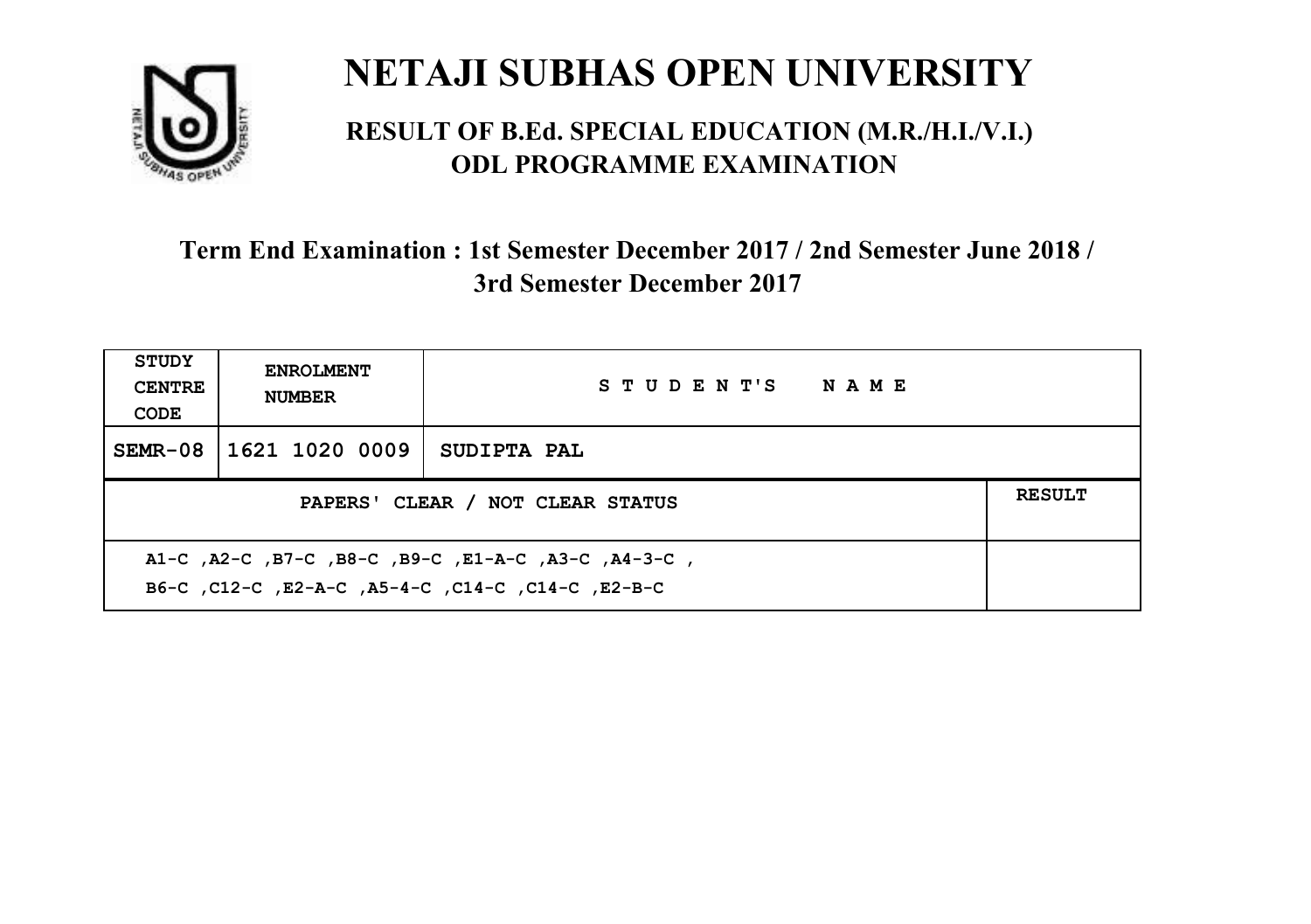# NETAJI SUBHAS OPEN UNIVERSITY

## RESULT OF B.Ed. SPECIAL EDUCATION (M.R./H.I./V.I.) ODL PROGRAMME EXAMINATION

### Term End Examination : 1st Semester December 2017 / 2nd Semester June 2018 / 3rd Semester December 2017

| STUDY CENTRE CODE | ENROLMENT NUMBER | STUDENT'S NAME | |
|---|---|---|---|
| SEMR-08 | 1621 1020 0009 | SUDIPTA PAL | |
| PAPERS' CLEAR / NOT CLEAR STATUS | | | RESULT |
| A1-C ,A2-C ,B7-C ,B8-C ,B9-C ,E1-A-C ,A3-C ,A4-3-C , B6-C ,C12-C ,E2-A-C ,A5-4-C ,C14-C ,C14-C ,E2-B-C | | | |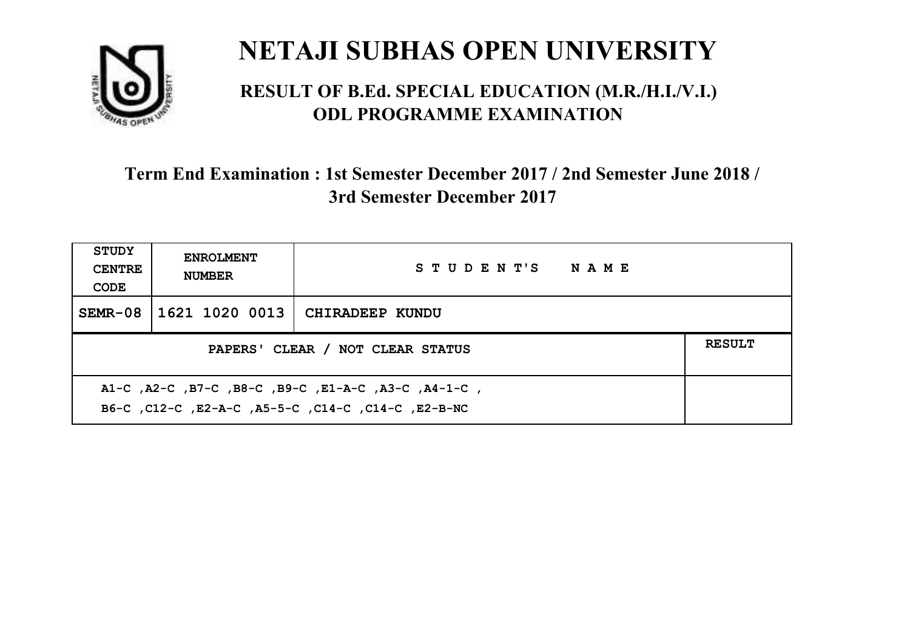# NETAJI SUBHAS OPEN UNIVERSITY

## RESULT OF B.Ed. SPECIAL EDUCATION (M.R./H.I./V.I.) ODL PROGRAMME EXAMINATION

### Term End Examination : 1st Semester December 2017 / 2nd Semester June 2018 / 3rd Semester December 2017

| STUDY CENTRE CODE | ENROLMENT NUMBER | STUDENT'S NAME | |
|---|---|---|---|
| SEMR-08 | 1621 1020 0013 | CHIRADEEP KUNDU | |
| PAPERS' CLEAR / NOT CLEAR STATUS | | | RESULT |
| A1-C ,A2-C ,B7-C ,B8-C ,B9-C ,E1-A-C ,A3-C ,A4-1-C , B6-C ,C12-C ,E2-A-C ,A5-5-C ,C14-C ,C14-C ,E2-B-NC | | | |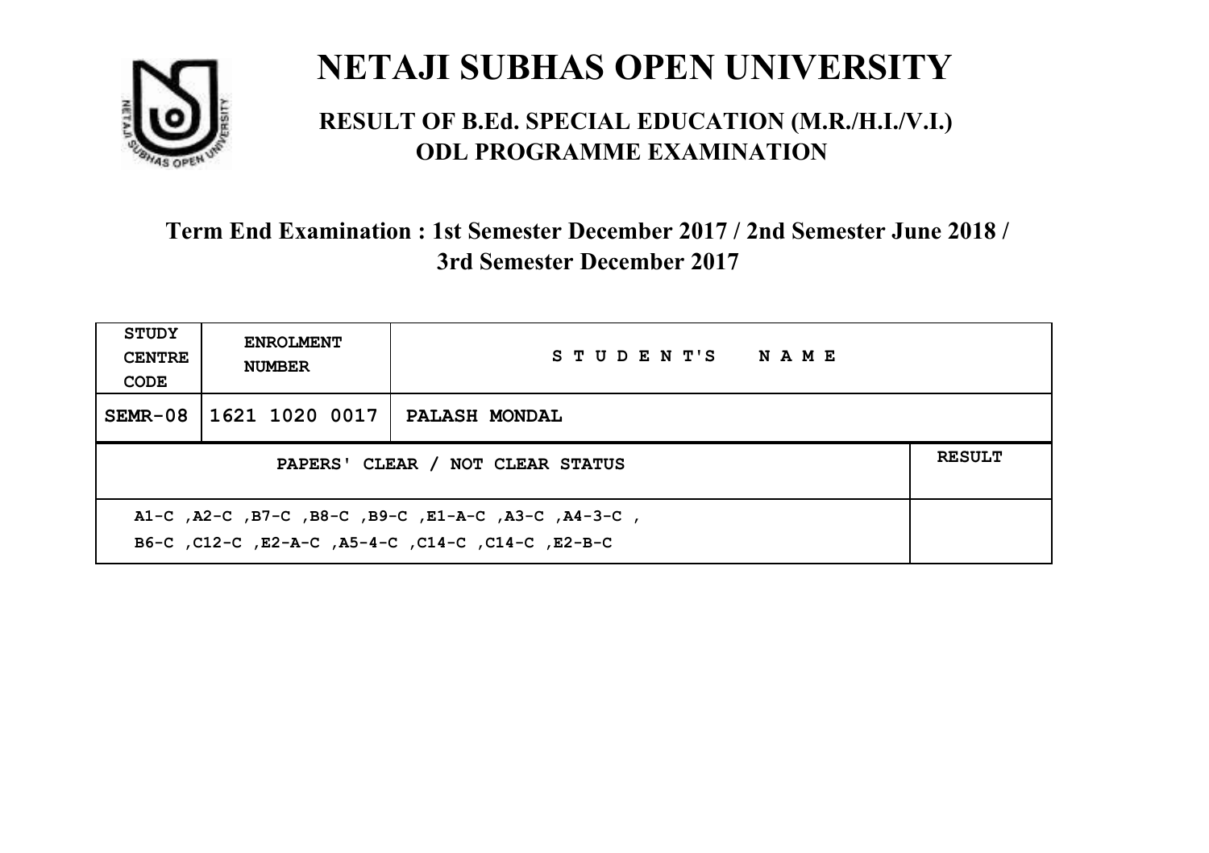# NETAJI SUBHAS OPEN UNIVERSITY

## RESULT OF B.Ed. SPECIAL EDUCATION (M.R./H.I./V.I.) ODL PROGRAMME EXAMINATION

### Term End Examination : 1st Semester December 2017 / 2nd Semester June 2018 / 3rd Semester December 2017

| STUDY CENTRE CODE | ENROLMENT NUMBER | STUDENT'S NAME | |
|---|---|---|---|
| SEMR-08 | 1621 1020 0017 | PALASH MONDAL | |
| PAPERS' CLEAR / NOT CLEAR STATUS | | | RESULT |
| A1-C ,A2-C ,B7-C ,B8-C ,B9-C ,E1-A-C ,A3-C ,A4-3-C , B6-C ,C12-C ,E2-A-C ,A5-4-C ,C14-C ,C14-C ,E2-B-C | | | |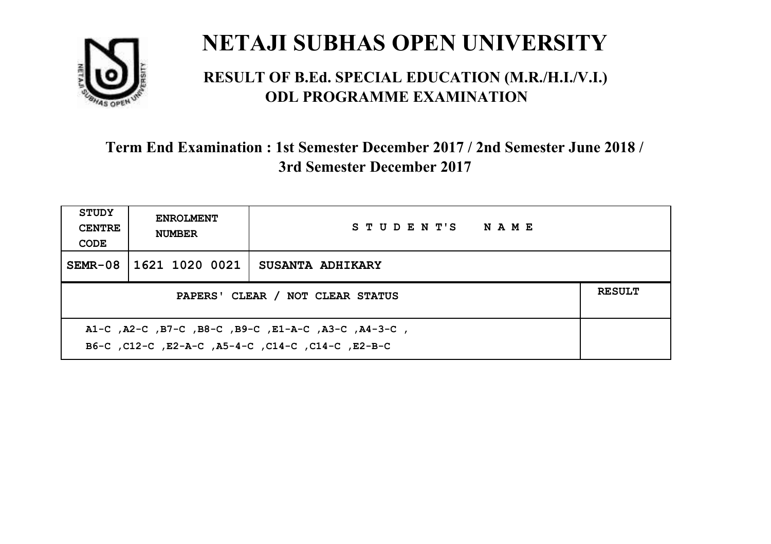# NETAJI SUBHAS OPEN UNIVERSITY

## RESULT OF B.Ed. SPECIAL EDUCATION (M.R./H.I./V.I.) ODL PROGRAMME EXAMINATION

### Term End Examination : 1st Semester December 2017 / 2nd Semester June 2018 / 3rd Semester December 2017

| STUDY CENTRE CODE | ENROLMENT NUMBER | STUDENT'S NAME | |
|---|---|---|---|
| SEMR-08 | 1621 1020 0021 | SUSANTA ADHIKARY | |
| PAPERS' CLEAR / NOT CLEAR STATUS | | | RESULT |
| A1-C ,A2-C ,B7-C ,B8-C ,B9-C ,E1-A-C ,A3-C ,A4-3-C , B6-C ,C12-C ,E2-A-C ,A5-4-C ,C14-C ,C14-C ,E2-B-C | | | |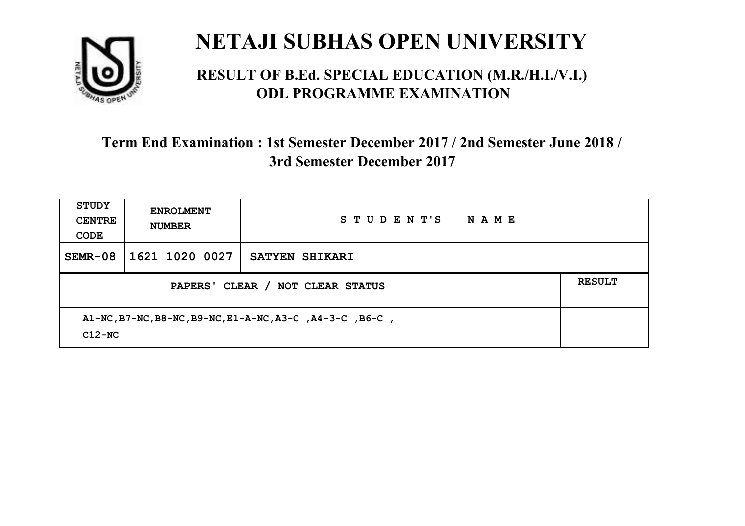# NETAJI SUBHAS OPEN UNIVERSITY

## RESULT OF B.Ed. SPECIAL EDUCATION (M.R./H.I./V.I.) ODL PROGRAMME EXAMINATION

### Term End Examination : 1st Semester December 2017 / 2nd Semester June 2018 / 3rd Semester December 2017

| STUDY CENTRE CODE | ENROLMENT NUMBER | STUDENT'S NAME | |
|---|---|---|---|
| SEMR-08 | 1621 1020 0027 | SATYEN SHIKARI | |
| PAPERS' CLEAR / NOT CLEAR STATUS | | | RESULT |
| A1-NC,B7-NC,B8-NC,B9-NC,E1-A-NC,A3-C ,A4-3-C ,B6-C , C12-NC | | | |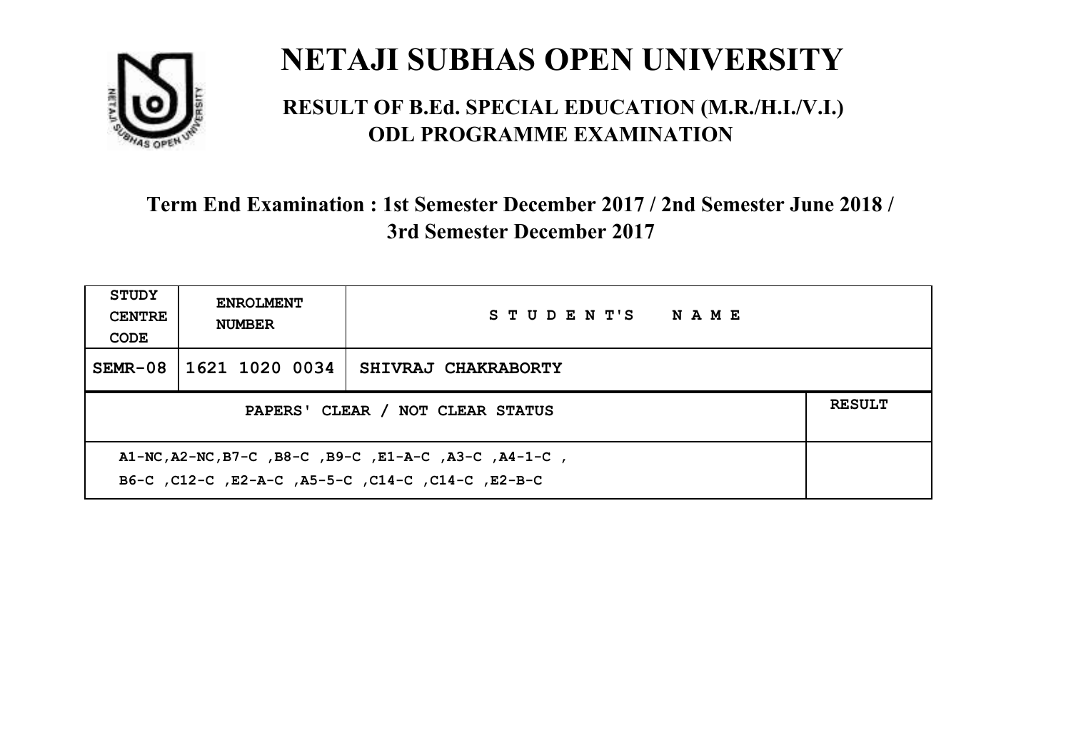# NETAJI SUBHAS OPEN UNIVERSITY

## RESULT OF B.Ed. SPECIAL EDUCATION (M.R./H.I./V.I.) ODL PROGRAMME EXAMINATION

### Term End Examination : 1st Semester December 2017 / 2nd Semester June 2018 / 3rd Semester December 2017

| STUDY CENTRE CODE | ENROLMENT NUMBER | STUDENT'S NAME | |
|---|---|---|---|
| SEMR-08 | 1621 1020 0034 | SHIVRAJ CHAKRABORTY | |
| PAPERS' CLEAR / NOT CLEAR STATUS | | | RESULT |
| A1-NC,A2-NC,B7-C ,B8-C ,B9-C ,E1-A-C ,A3-C ,A4-1-C ,<br>B6-C ,C12-C ,E2-A-C ,A5-5-C ,C14-C ,C14-C ,E2-B-C | | | |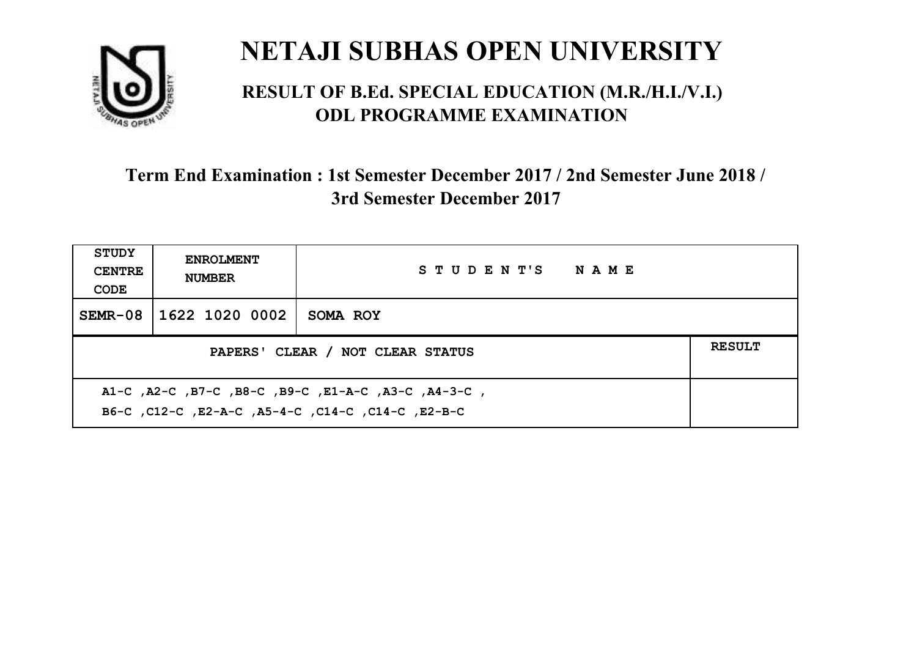# NETAJI SUBHAS OPEN UNIVERSITY

## RESULT OF B.Ed. SPECIAL EDUCATION (M.R./H.I./V.I.) ODL PROGRAMME EXAMINATION

### Term End Examination : 1st Semester December 2017 / 2nd Semester June 2018 / 3rd Semester December 2017

| STUDY CENTRE CODE | ENROLMENT NUMBER | STUDENT'S NAME | |
|---|---|---|---|
| SEMR-08 | 1622 1020 0002 | SOMA ROY | |
| PAPERS' CLEAR / NOT CLEAR STATUS | | | RESULT |
| A1-C ,A2-C ,B7-C ,B8-C ,B9-C ,E1-A-C ,A3-C ,A4-3-C , B6-C ,C12-C ,E2-A-C ,A5-4-C ,C14-C ,C14-C ,E2-B-C | | | |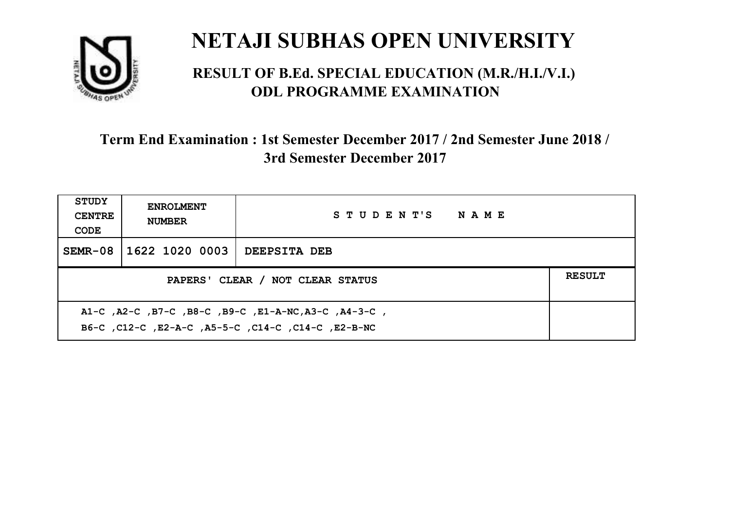# NETAJI SUBHAS OPEN UNIVERSITY

## RESULT OF B.Ed. SPECIAL EDUCATION (M.R./H.I./V.I.) ODL PROGRAMME EXAMINATION

### Term End Examination : 1st Semester December 2017 / 2nd Semester June 2018 / 3rd Semester December 2017

| STUDY CENTRE CODE | ENROLMENT NUMBER | STUDENT'S NAME | |
|---|---|---|---|
| SEMR-08 | 1622 1020 0003 | DEEPSITA DEB | |
| PAPERS' CLEAR / NOT CLEAR STATUS | | | RESULT |
| A1-C ,A2-C ,B7-C ,B8-C ,B9-C ,E1-A-NC,A3-C ,A4-3-C , B6-C ,C12-C ,E2-A-C ,A5-5-C ,C14-C ,C14-C ,E2-B-NC | | | |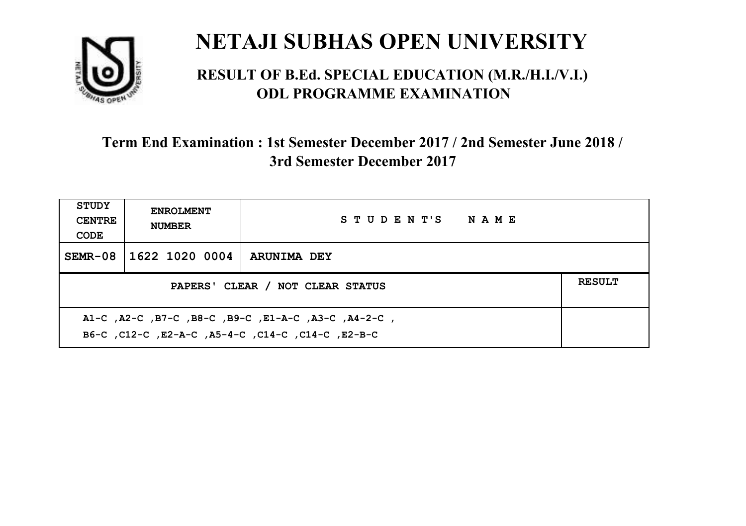# NETAJI SUBHAS OPEN UNIVERSITY

## RESULT OF B.Ed. SPECIAL EDUCATION (M.R./H.I./V.I.) ODL PROGRAMME EXAMINATION

### Term End Examination : 1st Semester December 2017 / 2nd Semester June 2018 / 3rd Semester December 2017

| STUDY CENTRE CODE | ENROLMENT NUMBER | STUDENT'S NAME | |
|---|---|---|---|
| SEMR-08 | 1622 1020 0004 | ARUNIMA DEY | |
| PAPERS' CLEAR / NOT CLEAR STATUS | | | RESULT |
| A1-C ,A2-C ,B7-C ,B8-C ,B9-C ,E1-A-C ,A3-C ,A4-2-C , B6-C ,C12-C ,E2-A-C ,A5-4-C ,C14-C ,C14-C ,E2-B-C | | | |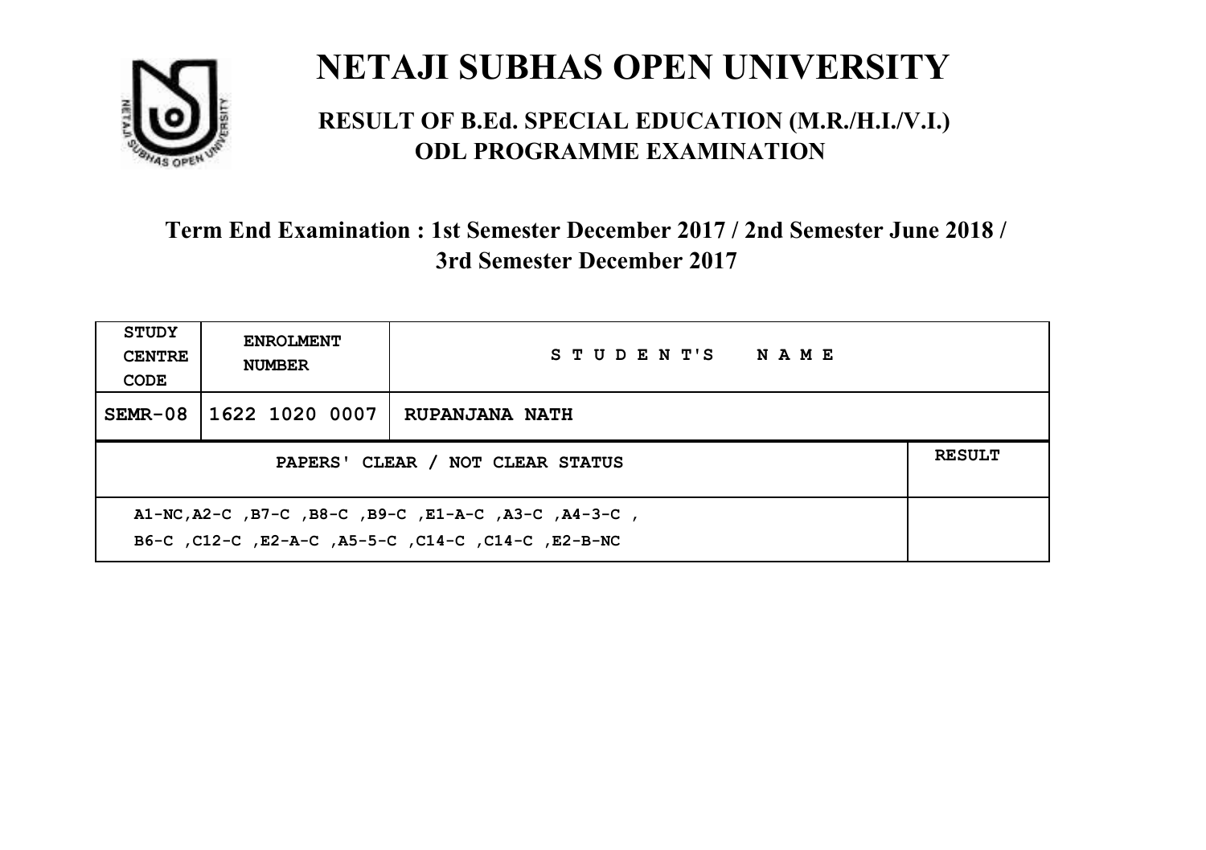# NETAJI SUBHAS OPEN UNIVERSITY

## RESULT OF B.Ed. SPECIAL EDUCATION (M.R./H.I./V.I.) ODL PROGRAMME EXAMINATION

### Term End Examination : 1st Semester December 2017 / 2nd Semester June 2018 / 3rd Semester December 2017

| STUDY CENTRE CODE | ENROLMENT NUMBER | STUDENT'S NAME | |
|---|---|---|---|
| SEMR-08 | 1622 1020 0007 | RUPANJANA NATH | |
| PAPERS' CLEAR / NOT CLEAR STATUS | | | RESULT |
| A1-NC,A2-C ,B7-C ,B8-C ,B9-C ,E1-A-C ,A3-C ,A4-3-C , B6-C ,C12-C ,E2-A-C ,A5-5-C ,C14-C ,C14-C ,E2-B-NC | | | |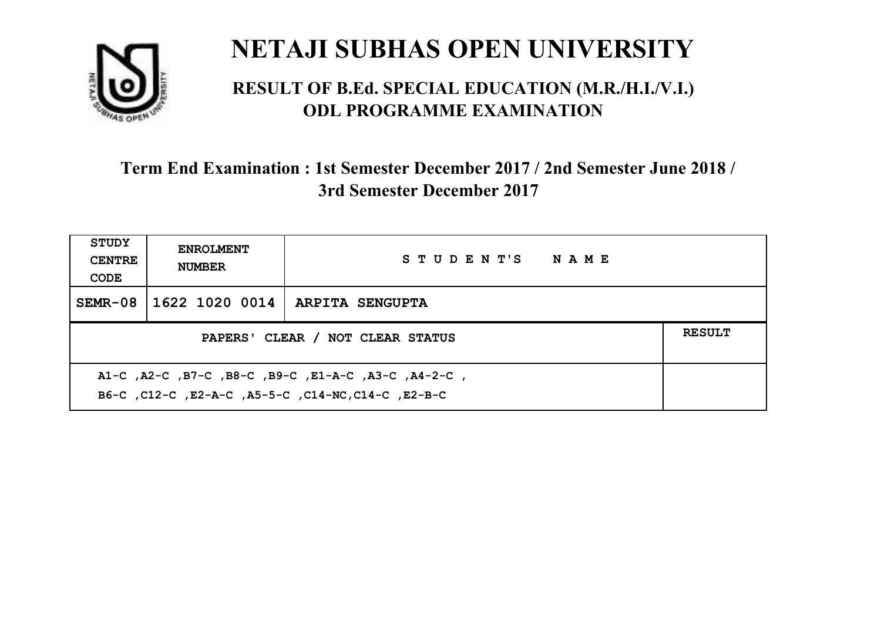# NETAJI SUBHAS OPEN UNIVERSITY

## RESULT OF B.Ed. SPECIAL EDUCATION (M.R./H.I./V.I.) ODL PROGRAMME EXAMINATION

### Term End Examination : 1st Semester December 2017 / 2nd Semester June 2018 / 3rd Semester December 2017

| STUDY CENTRE CODE | ENROLMENT NUMBER | STUDENT'S NAME | |
|---|---|---|---|
| SEMR-08 | 1622 1020 0014 | ARPITA SENGUPTA | |
| PAPERS' CLEAR / NOT CLEAR STATUS | | | RESULT |
| A1-C ,A2-C ,B7-C ,B8-C ,B9-C ,E1-A-C ,A3-C ,A4-2-C ,<br>B6-C ,C12-C ,E2-A-C ,A5-5-C ,C14-NC,C14-C ,E2-B-C | | | |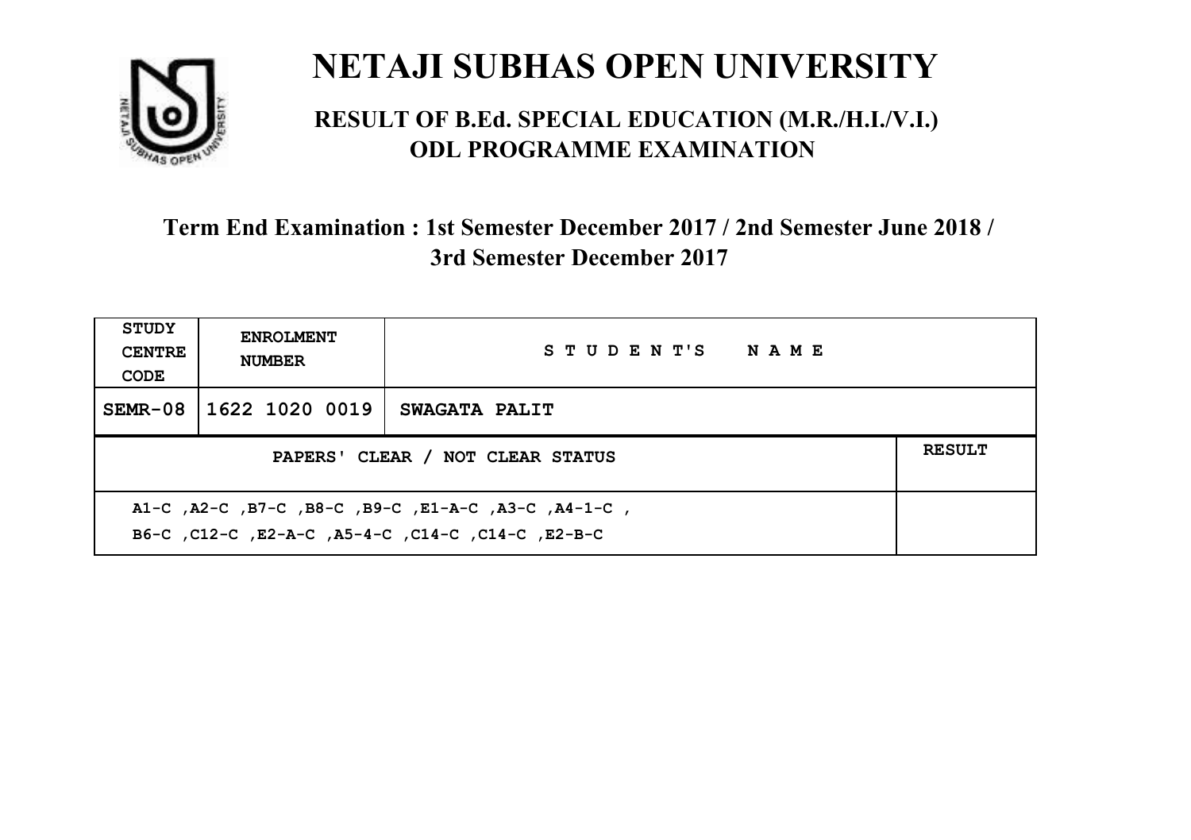# NETAJI SUBHAS OPEN UNIVERSITY

## RESULT OF B.Ed. SPECIAL EDUCATION (M.R./H.I./V.I.) ODL PROGRAMME EXAMINATION

### Term End Examination : 1st Semester December 2017 / 2nd Semester June 2018 / 3rd Semester December 2017

| STUDY CENTRE CODE | ENROLMENT NUMBER | STUDENT'S NAME | |
|---|---|---|---|
| SEMR-08 | 1622 1020 0019 | SWAGATA PALIT | |
| PAPERS' CLEAR / NOT CLEAR STATUS | | | RESULT |
| A1-C ,A2-C ,B7-C ,B8-C ,B9-C ,E1-A-C ,A3-C ,A4-1-C , B6-C ,C12-C ,E2-A-C ,A5-4-C ,C14-C ,C14-C ,E2-B-C | | | |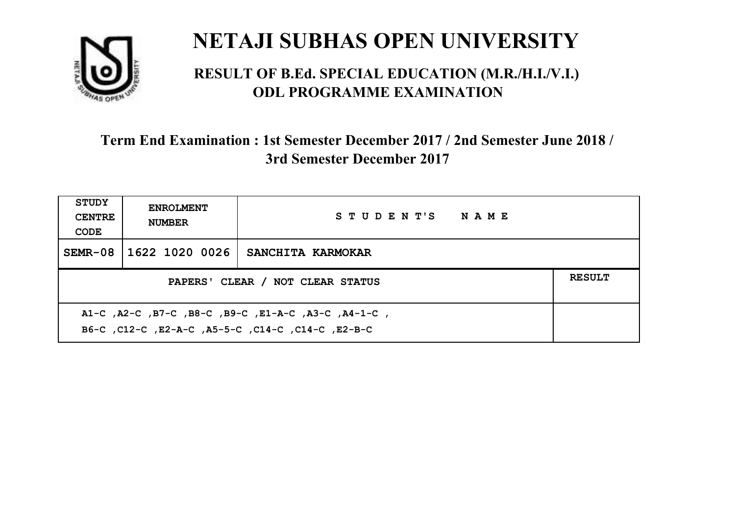# NETAJI SUBHAS OPEN UNIVERSITY

## RESULT OF B.Ed. SPECIAL EDUCATION (M.R./H.I./V.I.) ODL PROGRAMME EXAMINATION

### Term End Examination : 1st Semester December 2017 / 2nd Semester June 2018 / 3rd Semester December 2017

| STUDY CENTRE CODE | ENROLMENT NUMBER | STUDENT'S NAME | |
|---|---|---|---|
| SEMR-08 | 1622 1020 0026 | SANCHITA KARMOKAR | |
| PAPERS' CLEAR / NOT CLEAR STATUS | | | RESULT |
| A1-C ,A2-C ,B7-C ,B8-C ,B9-C ,E1-A-C ,A3-C ,A4-1-C , B6-C ,C12-C ,E2-A-C ,A5-5-C ,C14-C ,C14-C ,E2-B-C | | | |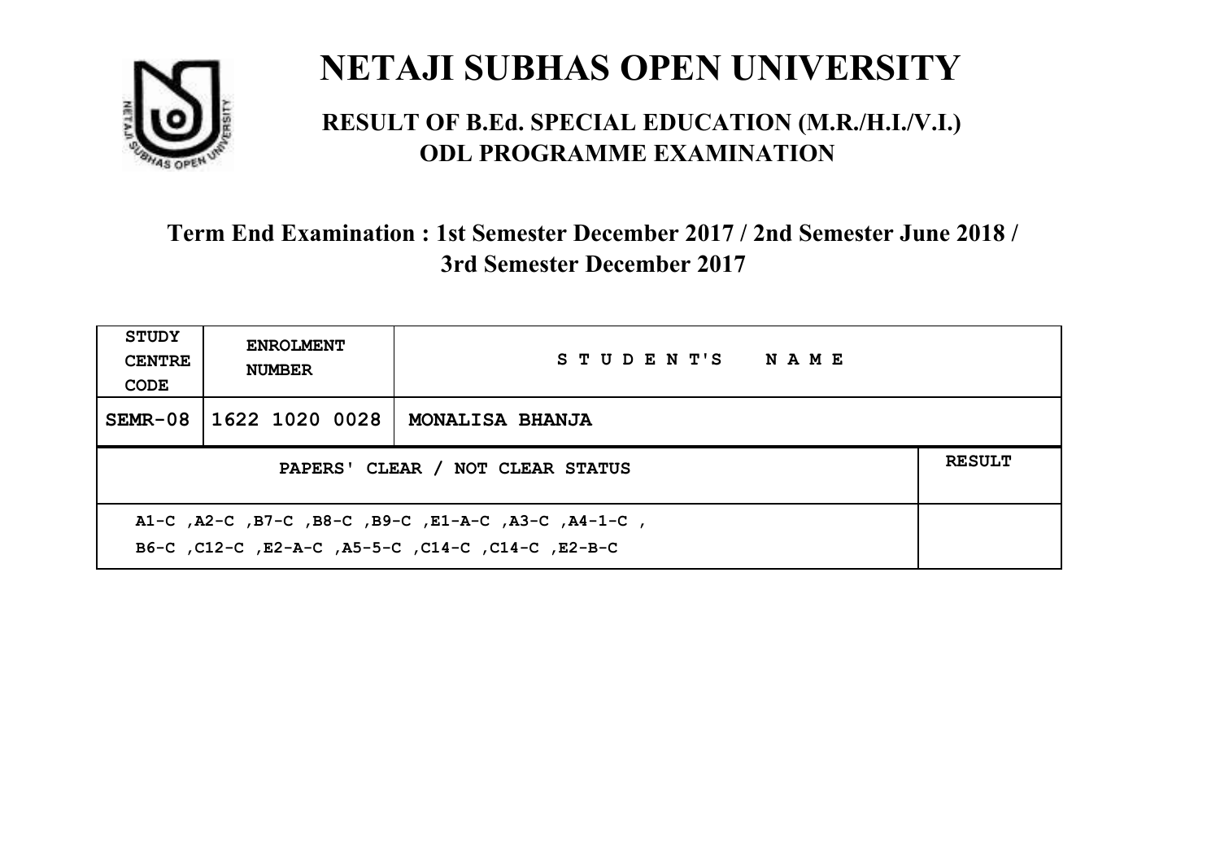# NETAJI SUBHAS OPEN UNIVERSITY

## RESULT OF B.Ed. SPECIAL EDUCATION (M.R./H.I./V.I.) ODL PROGRAMME EXAMINATION

### Term End Examination : 1st Semester December 2017 / 2nd Semester June 2018 / 3rd Semester December 2017

| STUDY CENTRE CODE | ENROLMENT NUMBER | STUDENT'S NAME | |
|---|---|---|---|
| SEMR-08 | 1622 1020 0028 | MONALISA BHANJA | |
| PAPERS' CLEAR / NOT CLEAR STATUS | | | RESULT |
| A1-C ,A2-C ,B7-C ,B8-C ,B9-C ,E1-A-C ,A3-C ,A4-1-C , B6-C ,C12-C ,E2-A-C ,A5-5-C ,C14-C ,C14-C ,E2-B-C | | | |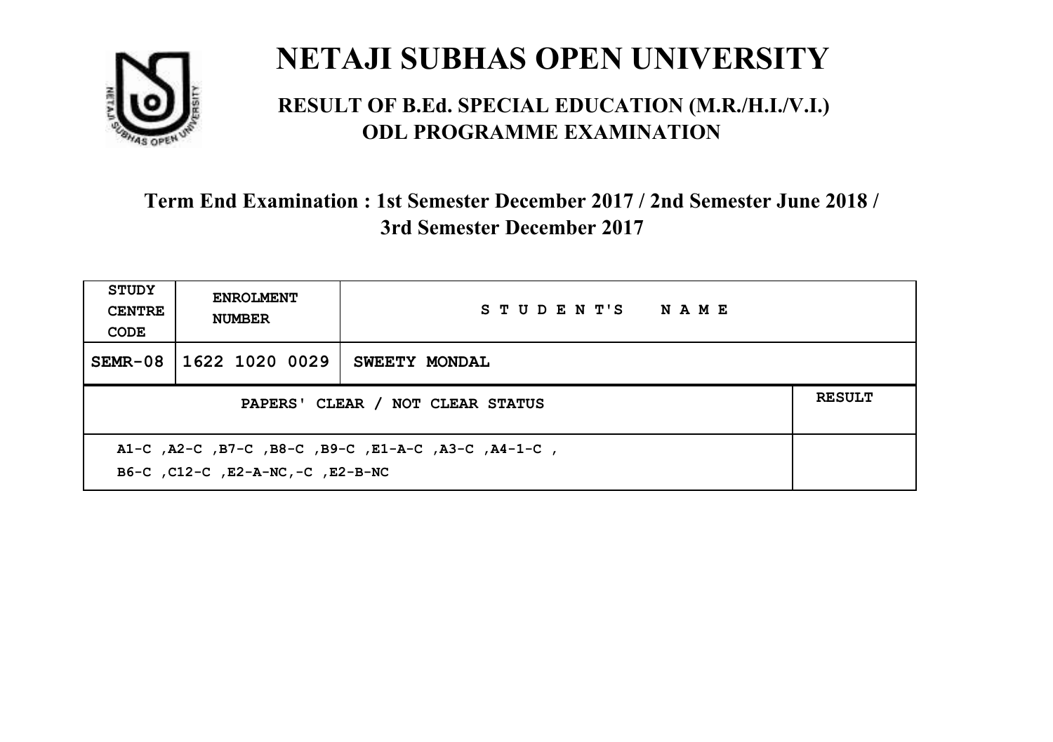# NETAJI SUBHAS OPEN UNIVERSITY

## RESULT OF B.Ed. SPECIAL EDUCATION (M.R./H.I./V.I.) ODL PROGRAMME EXAMINATION

### Term End Examination : 1st Semester December 2017 / 2nd Semester June 2018 / 3rd Semester December 2017

| STUDY CENTRE CODE | ENROLMENT NUMBER | STUDENT'S NAME |
|---|---|---|
| SEMR-08 | 1622 1020 0029 | SWEETY MONDAL |

| PAPERS' CLEAR / NOT CLEAR STATUS | RESULT |
|---|---|
| A1-C ,A2-C ,B7-C ,B8-C ,B9-C ,E1-A-C ,A3-C ,A4-1-C , B6-C ,C12-C ,E2-A-NC,-C ,E2-B-NC | |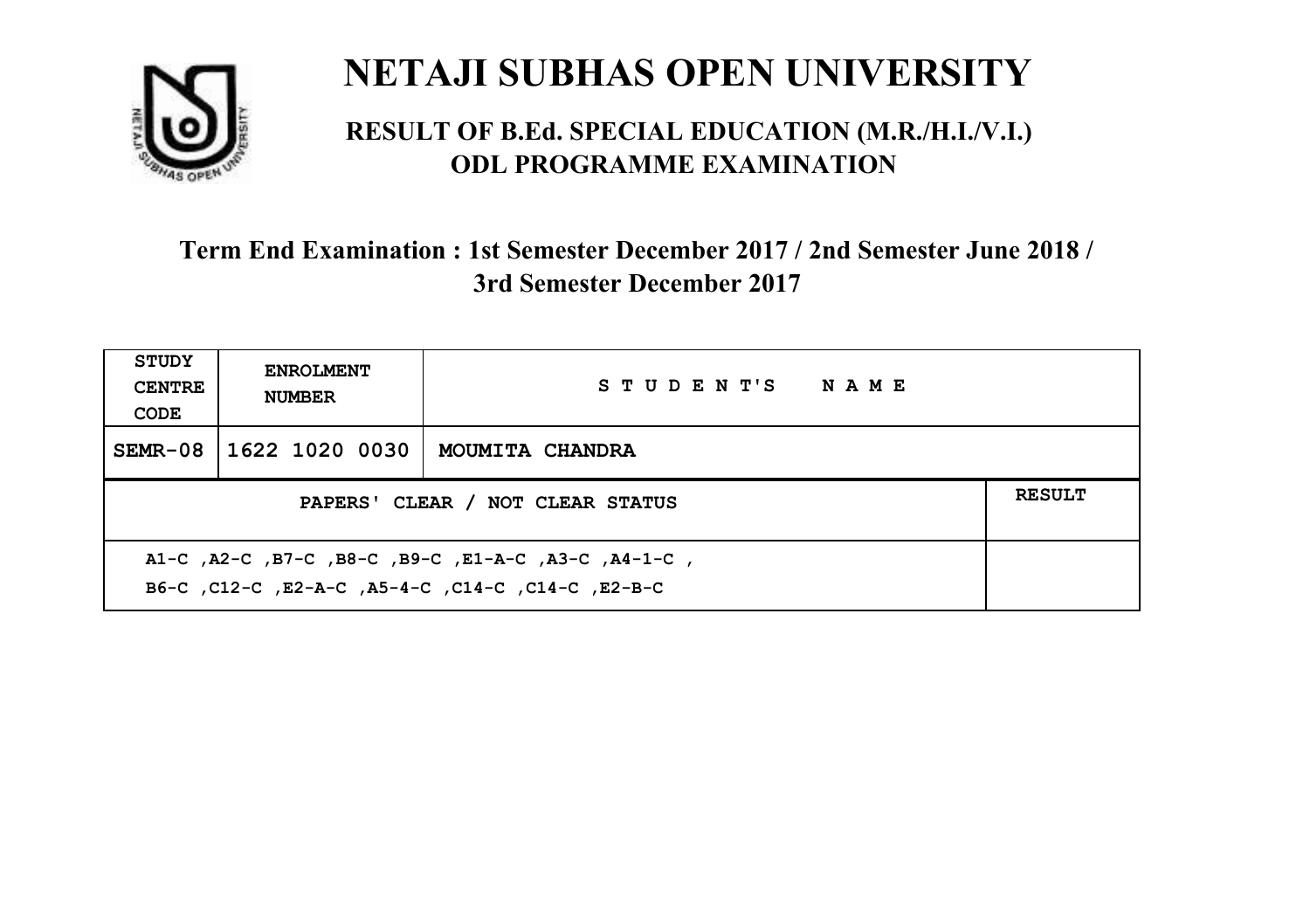# NETAJI SUBHAS OPEN UNIVERSITY

## RESULT OF B.Ed. SPECIAL EDUCATION (M.R./H.I./V.I.) ODL PROGRAMME EXAMINATION

### Term End Examination : 1st Semester December 2017 / 2nd Semester June 2018 / 3rd Semester December 2017

| STUDY CENTRE CODE | ENROLMENT NUMBER | STUDENT'S NAME | |
|---|---|---|---|
| SEMR-08 | 1622 1020 0030 | MOUMITA CHANDRA | |
| PAPERS' CLEAR / NOT CLEAR STATUS | | | RESULT |
| A1-C ,A2-C ,B7-C ,B8-C ,B9-C ,E1-A-C ,A3-C ,A4-1-C , B6-C ,C12-C ,E2-A-C ,A5-4-C ,C14-C ,C14-C ,E2-B-C | | | |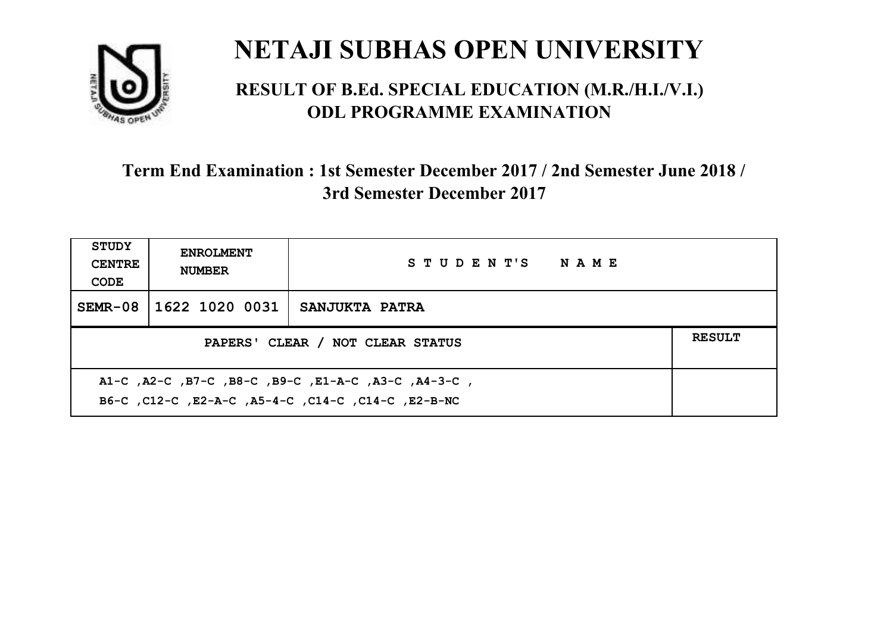# NETAJI SUBHAS OPEN UNIVERSITY

## RESULT OF B.Ed. SPECIAL EDUCATION (M.R./H.I./V.I.) ODL PROGRAMME EXAMINATION

### Term End Examination : 1st Semester December 2017 / 2nd Semester June 2018 / 3rd Semester December 2017

| STUDY CENTRE CODE | ENROLMENT NUMBER | STUDENT'S NAME | |
|---|---|---|---|
| SEMR-08 | 1622 1020 0031 | SANJUKTA PATRA | |
| PAPERS' CLEAR / NOT CLEAR STATUS | | | RESULT |
| A1-C ,A2-C ,B7-C ,B8-C ,B9-C ,E1-A-C ,A3-C ,A4-3-C ,<br>B6-C ,C12-C ,E2-A-C ,A5-4-C ,C14-C ,C14-C ,E2-B-NC | | | |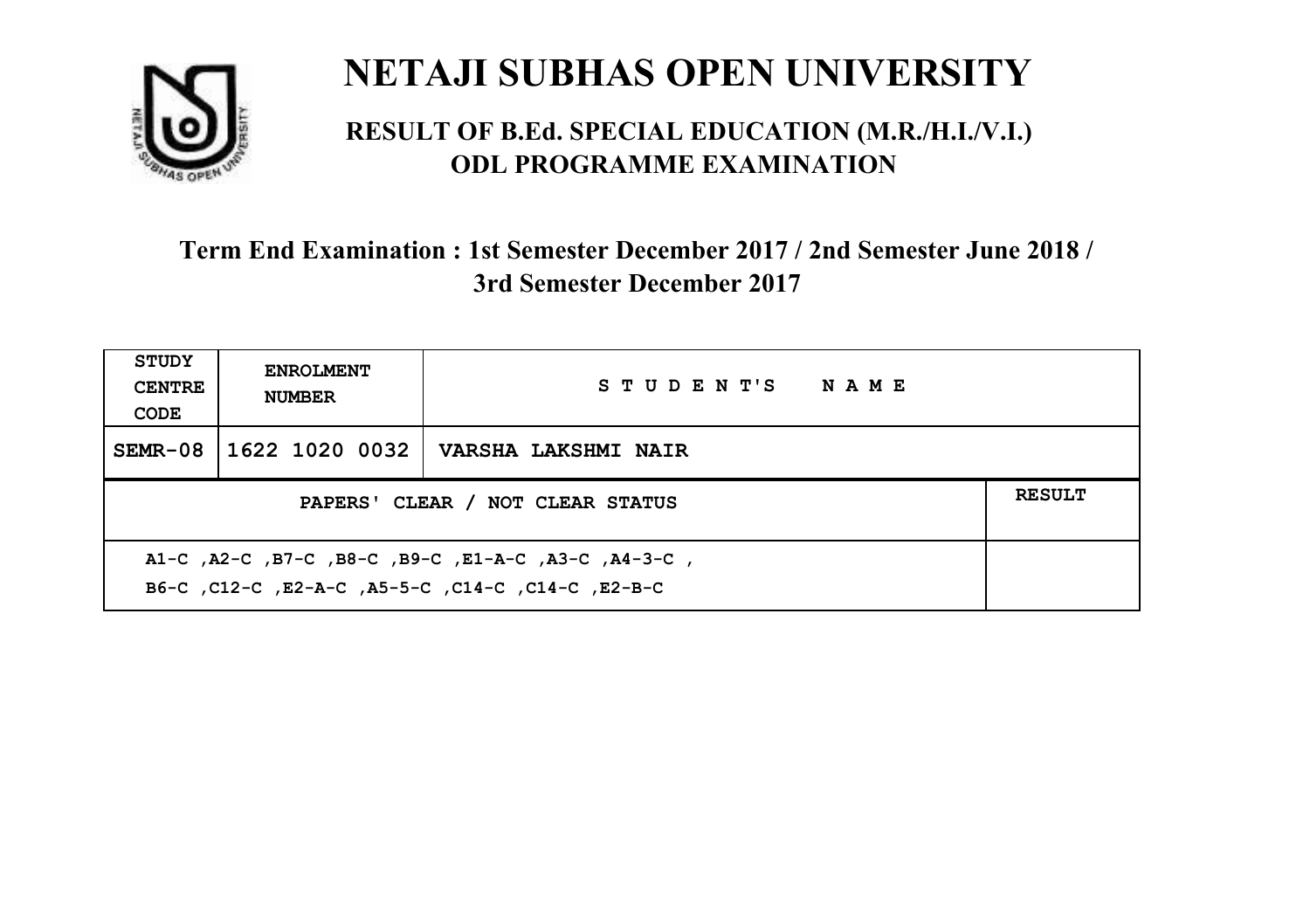# NETAJI SUBHAS OPEN UNIVERSITY

## RESULT OF B.Ed. SPECIAL EDUCATION (M.R./H.I./V.I.) ODL PROGRAMME EXAMINATION

### Term End Examination : 1st Semester December 2017 / 2nd Semester June 2018 / 3rd Semester December 2017

| STUDY CENTRE CODE | ENROLMENT NUMBER | STUDENT'S NAME | |
|---|---|---|---|
| SEMR-08 | 1622 1020 0032 | VARSHA LAKSHMI NAIR | |
| PAPERS' CLEAR / NOT CLEAR STATUS | | | RESULT |
| A1-C ,A2-C ,B7-C ,B8-C ,B9-C ,E1-A-C ,A3-C ,A4-3-C ,<br>B6-C ,C12-C ,E2-A-C ,A5-5-C ,C14-C ,C14-C ,E2-B-C | | | |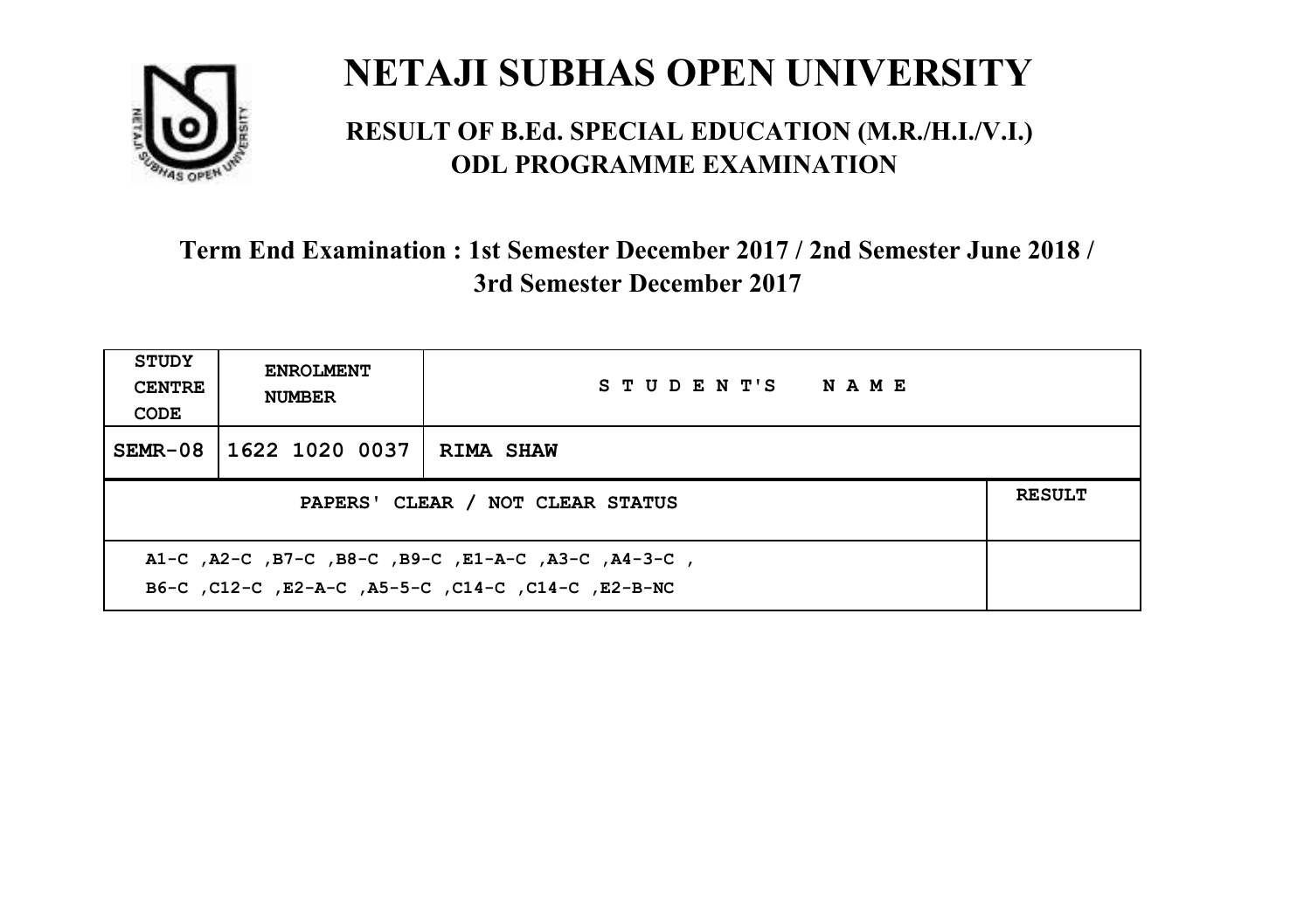# NETAJI SUBHAS OPEN UNIVERSITY

## RESULT OF B.Ed. SPECIAL EDUCATION (M.R./H.I./V.I.) ODL PROGRAMME EXAMINATION

### Term End Examination : 1st Semester December 2017 / 2nd Semester June 2018 / 3rd Semester December 2017

| STUDY CENTRE CODE | ENROLMENT NUMBER | STUDENT'S NAME | |
|---|---|---|---|
| SEMR-08 | 1622 1020 0037 | RIMA SHAW | |
| PAPERS' CLEAR / NOT CLEAR STATUS | | | RESULT |
| A1-C ,A2-C ,B7-C ,B8-C ,B9-C ,E1-A-C ,A3-C ,A4-3-C , B6-C ,C12-C ,E2-A-C ,A5-5-C ,C14-C ,C14-C ,E2-B-NC | | | |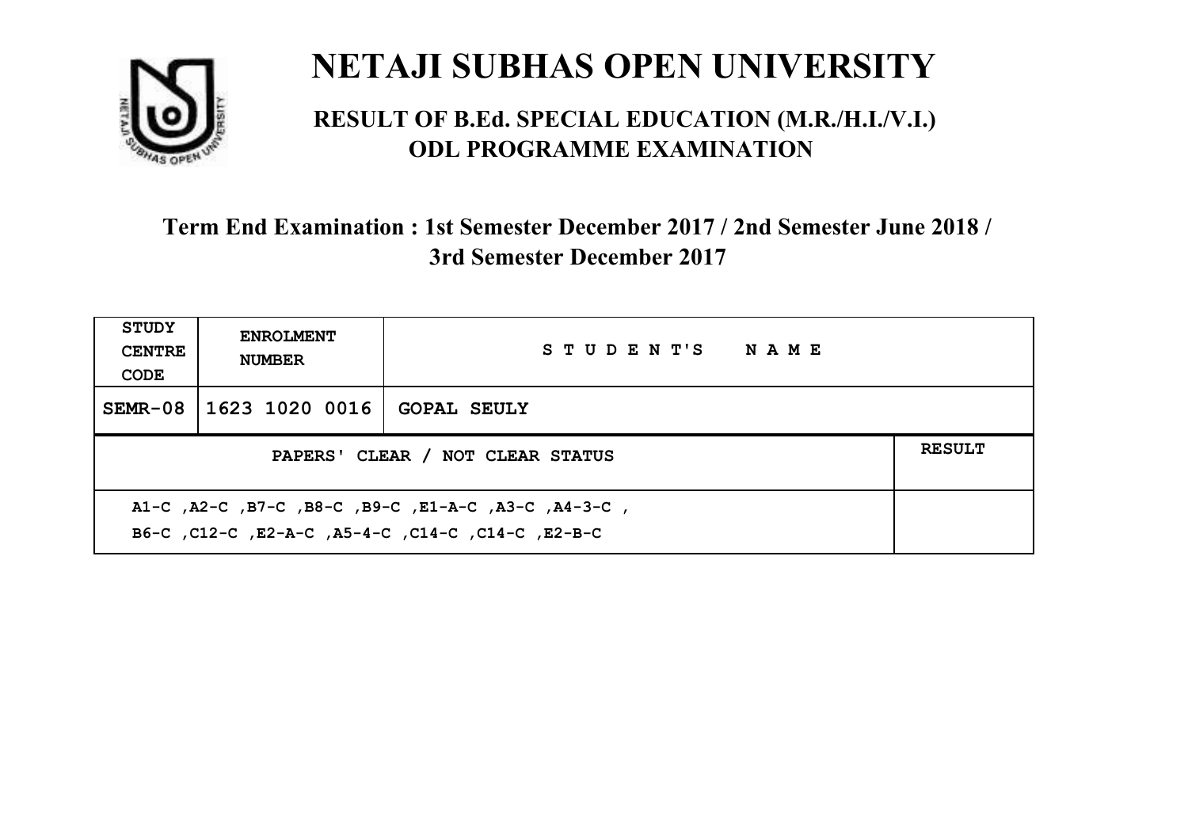# NETAJI SUBHAS OPEN UNIVERSITY

## RESULT OF B.Ed. SPECIAL EDUCATION (M.R./H.I./V.I.) ODL PROGRAMME EXAMINATION

### Term End Examination : 1st Semester December 2017 / 2nd Semester June 2018 / 3rd Semester December 2017

| STUDY CENTRE CODE | ENROLMENT NUMBER | STUDENT'S NAME | |
|---|---|---|---|
| SEMR-08 | 1623 1020 0016 | GOPAL SEULY | |
| PAPERS' CLEAR / NOT CLEAR STATUS | | | RESULT |
| A1-C ,A2-C ,B7-C ,B8-C ,B9-C ,E1-A-C ,A3-C ,A4-3-C , B6-C ,C12-C ,E2-A-C ,A5-4-C ,C14-C ,C14-C ,E2-B-C | | | |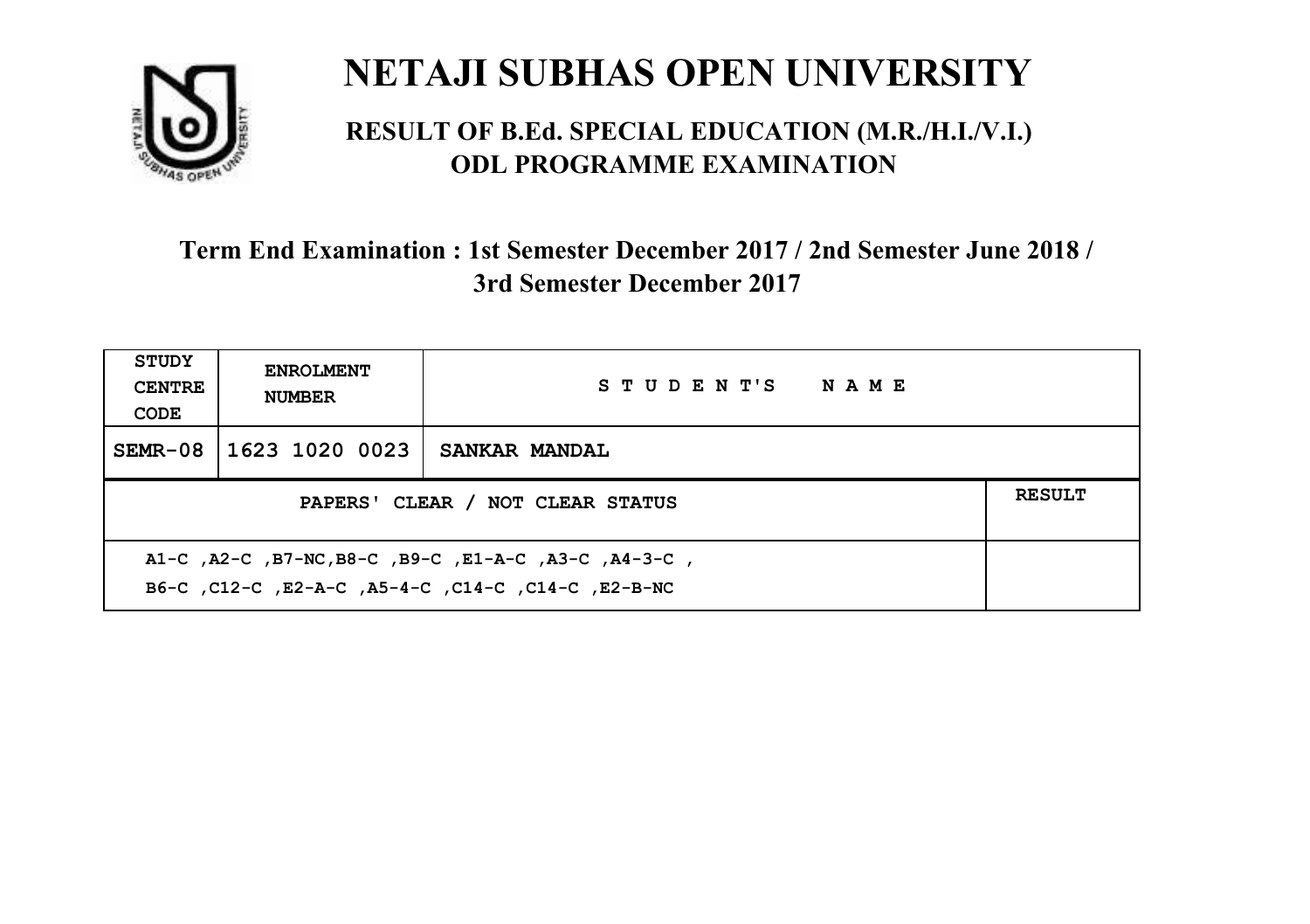# NETAJI SUBHAS OPEN UNIVERSITY

## RESULT OF B.Ed. SPECIAL EDUCATION (M.R./H.I./V.I.) ODL PROGRAMME EXAMINATION

### Term End Examination : 1st Semester December 2017 / 2nd Semester June 2018 / 3rd Semester December 2017

| STUDY CENTRE CODE | ENROLMENT NUMBER | STUDENT'S NAME | |
|---|---|---|---|
| SEMR-08 | 1623 1020 0023 | SANKAR MANDAL | |
| PAPERS' CLEAR / NOT CLEAR STATUS | | | RESULT |
| A1-C ,A2-C ,B7-NC,B8-C ,B9-C ,E1-A-C ,A3-C ,A4-3-C ,<br>B6-C ,C12-C ,E2-A-C ,A5-4-C ,C14-C ,C14-C ,E2-B-NC | | | |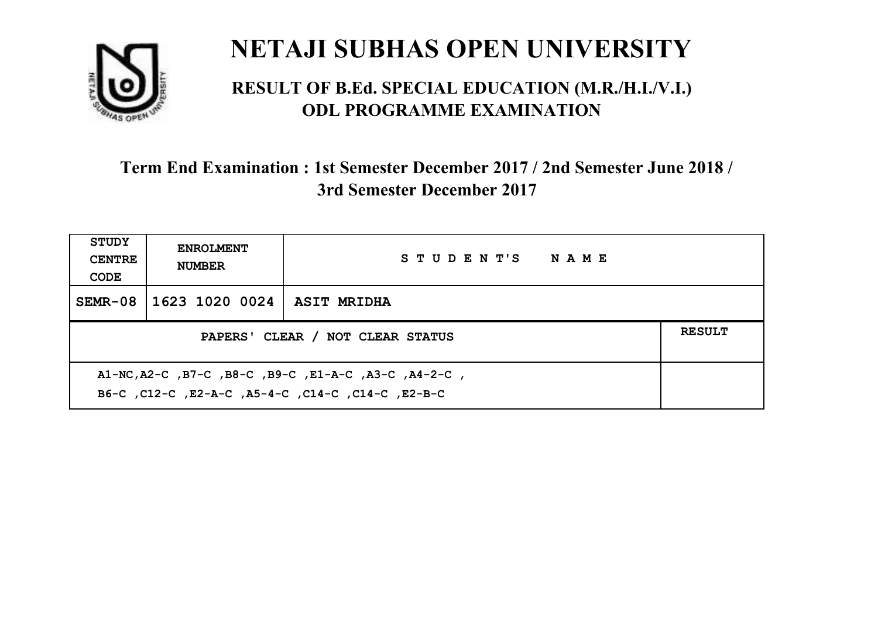# NETAJI SUBHAS OPEN UNIVERSITY

## RESULT OF B.Ed. SPECIAL EDUCATION (M.R./H.I./V.I.) ODL PROGRAMME EXAMINATION

### Term End Examination : 1st Semester December 2017 / 2nd Semester June 2018 / 3rd Semester December 2017

| STUDY CENTRE CODE | ENROLMENT NUMBER | STUDENT'S NAME | |
|---|---|---|---|
| SEMR-08 | 1623 1020 0024 | ASIT MRIDHA | |
| PAPERS' CLEAR / NOT CLEAR STATUS | | | RESULT |
| A1-NC,A2-C ,B7-C ,B8-C ,B9-C ,E1-A-C ,A3-C ,A4-2-C , B6-C ,C12-C ,E2-A-C ,A5-4-C ,C14-C ,C14-C ,E2-B-C | | | |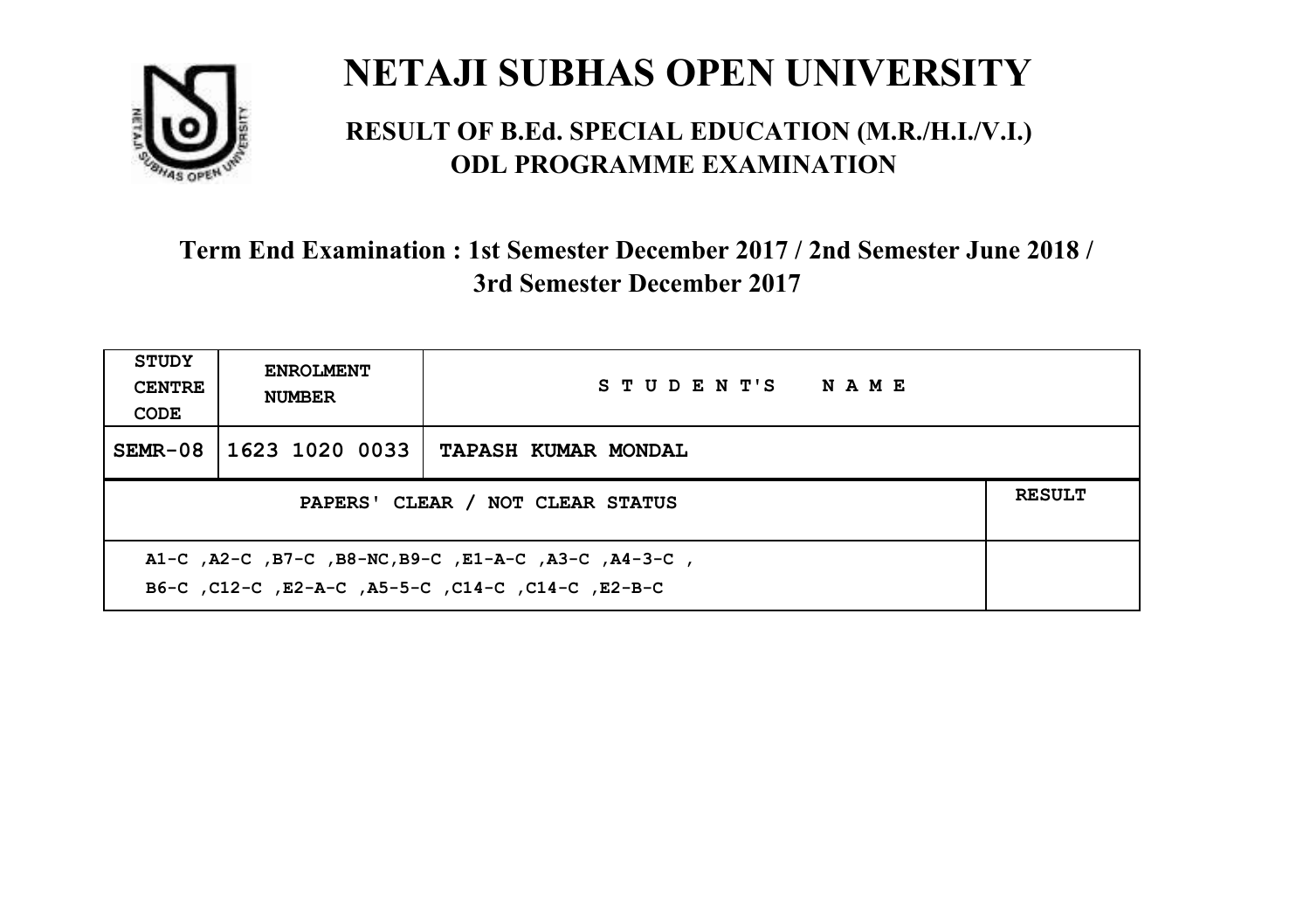# NETAJI SUBHAS OPEN UNIVERSITY

## RESULT OF B.Ed. SPECIAL EDUCATION (M.R./H.I./V.I.) ODL PROGRAMME EXAMINATION

### Term End Examination : 1st Semester December 2017 / 2nd Semester June 2018 / 3rd Semester December 2017

| STUDY CENTRE CODE | ENROLMENT NUMBER | STUDENT'S NAME | |
|---|---|---|---|
| SEMR-08 | 1623 1020 0033 | TAPASH KUMAR MONDAL | |
| PAPERS' CLEAR / NOT CLEAR STATUS | | | RESULT |
| A1-C ,A2-C ,B7-C ,B8-NC,B9-C ,E1-A-C ,A3-C ,A4-3-C , B6-C ,C12-C ,E2-A-C ,A5-5-C ,C14-C ,C14-C ,E2-B-C | | | |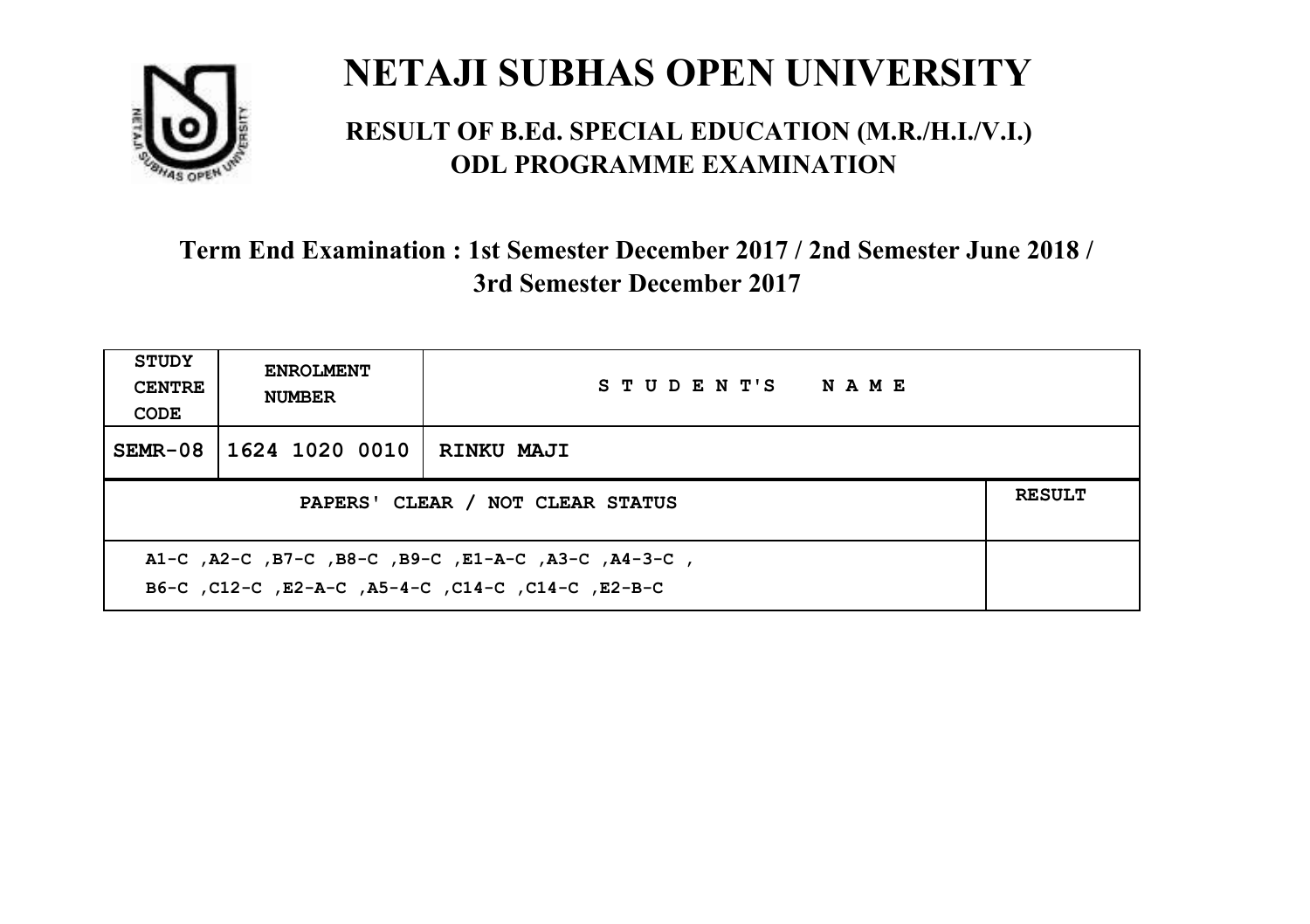# NETAJI SUBHAS OPEN UNIVERSITY

## RESULT OF B.Ed. SPECIAL EDUCATION (M.R./H.I./V.I.) ODL PROGRAMME EXAMINATION

### Term End Examination : 1st Semester December 2017 / 2nd Semester June 2018 / 3rd Semester December 2017

| STUDY CENTRE CODE | ENROLMENT NUMBER | STUDENT'S NAME | |
|---|---|---|---|
| SEMR-08 | 1624 1020 0010 | RINKU MAJI | |
| PAPERS' CLEAR / NOT CLEAR STATUS | | | RESULT |
| A1-C ,A2-C ,B7-C ,B8-C ,B9-C ,E1-A-C ,A3-C ,A4-3-C , B6-C ,C12-C ,E2-A-C ,A5-4-C ,C14-C ,C14-C ,E2-B-C | | | |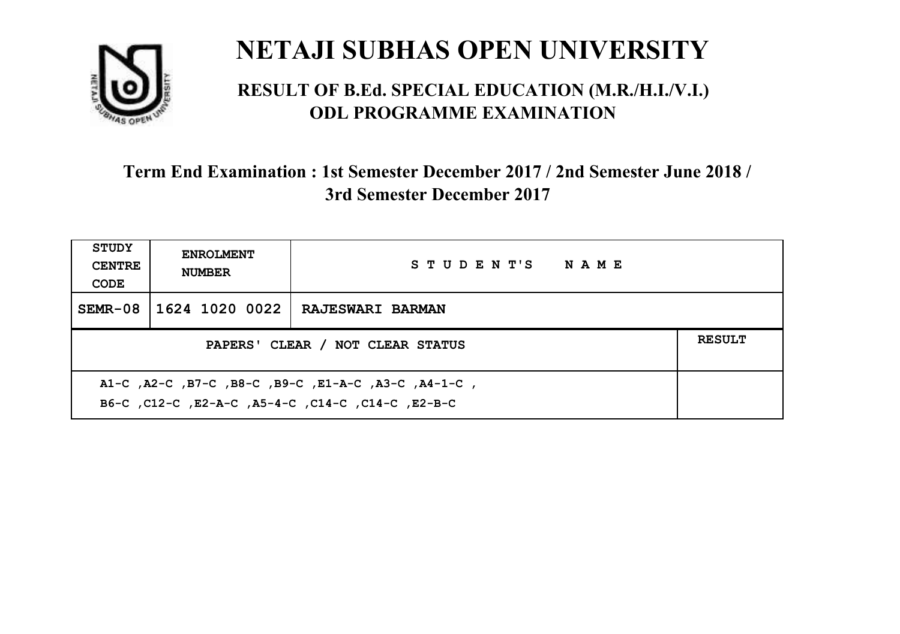# NETAJI SUBHAS OPEN UNIVERSITY

## RESULT OF B.Ed. SPECIAL EDUCATION (M.R./H.I./V.I.) ODL PROGRAMME EXAMINATION

### Term End Examination : 1st Semester December 2017 / 2nd Semester June 2018 / 3rd Semester December 2017

| STUDY CENTRE CODE | ENROLMENT NUMBER | STUDENT'S NAME | |
|---|---|---|---|
| SEMR-08 | 1624 1020 0022 | RAJESWARI BARMAN | |
| PAPERS' CLEAR / NOT CLEAR STATUS | | | RESULT |
| A1-C ,A2-C ,B7-C ,B8-C ,B9-C ,E1-A-C ,A3-C ,A4-1-C , B6-C ,C12-C ,E2-A-C ,A5-4-C ,C14-C ,C14-C ,E2-B-C | | | |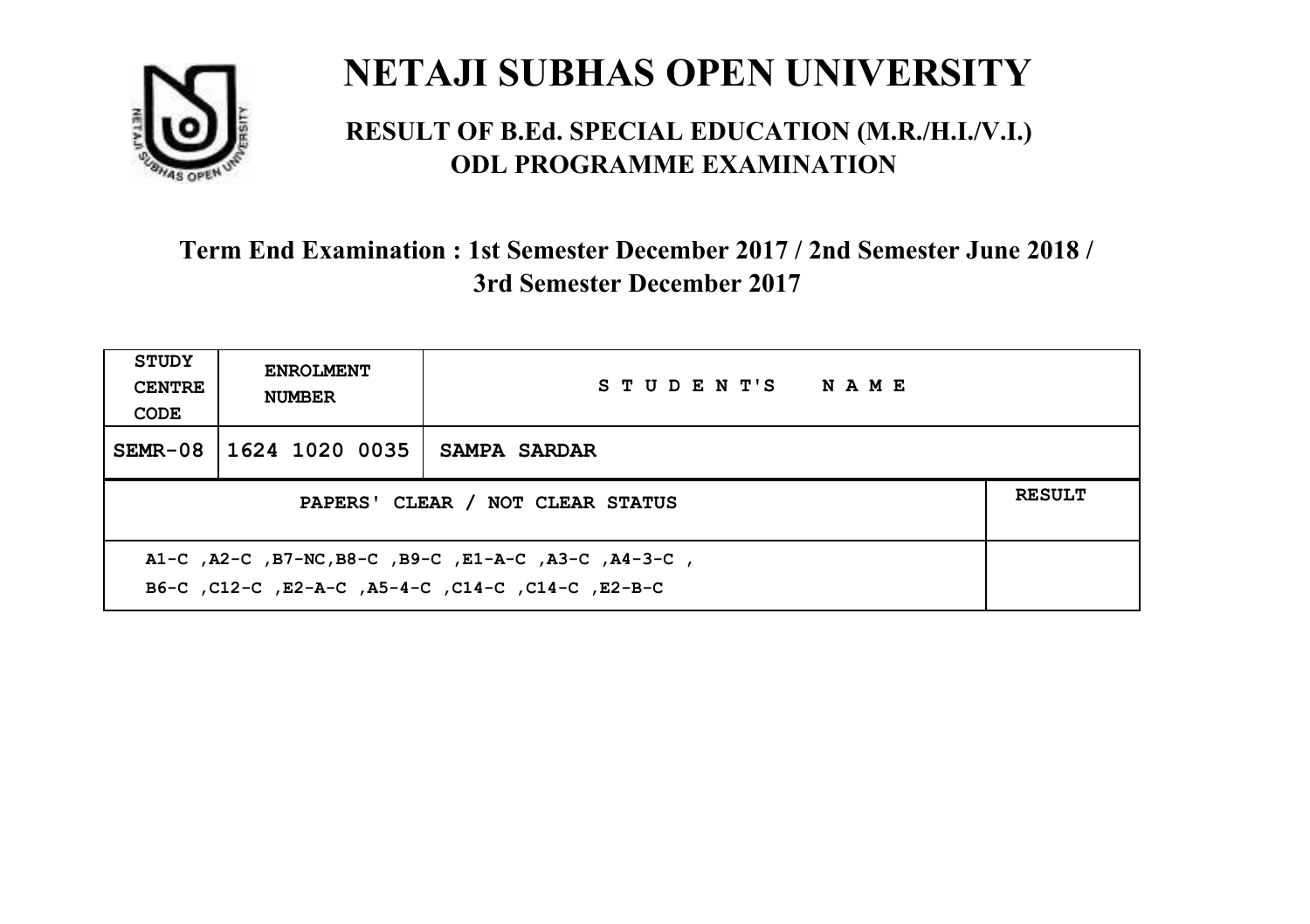# NETAJI SUBHAS OPEN UNIVERSITY

## RESULT OF B.Ed. SPECIAL EDUCATION (M.R./H.I./V.I.) ODL PROGRAMME EXAMINATION

### Term End Examination : 1st Semester December 2017 / 2nd Semester June 2018 / 3rd Semester December 2017

| STUDY CENTRE CODE | ENROLMENT NUMBER | STUDENT'S NAME | |
|---|---|---|---|
| SEMR-08 | 1624 1020 0035 | SAMPA SARDAR | |
| PAPERS' CLEAR / NOT CLEAR STATUS | | | RESULT |
| A1-C ,A2-C ,B7-NC,B8-C ,B9-C ,E1-A-C ,A3-C ,A4-3-C , B6-C ,C12-C ,E2-A-C ,A5-4-C ,C14-C ,C14-C ,E2-B-C | | | |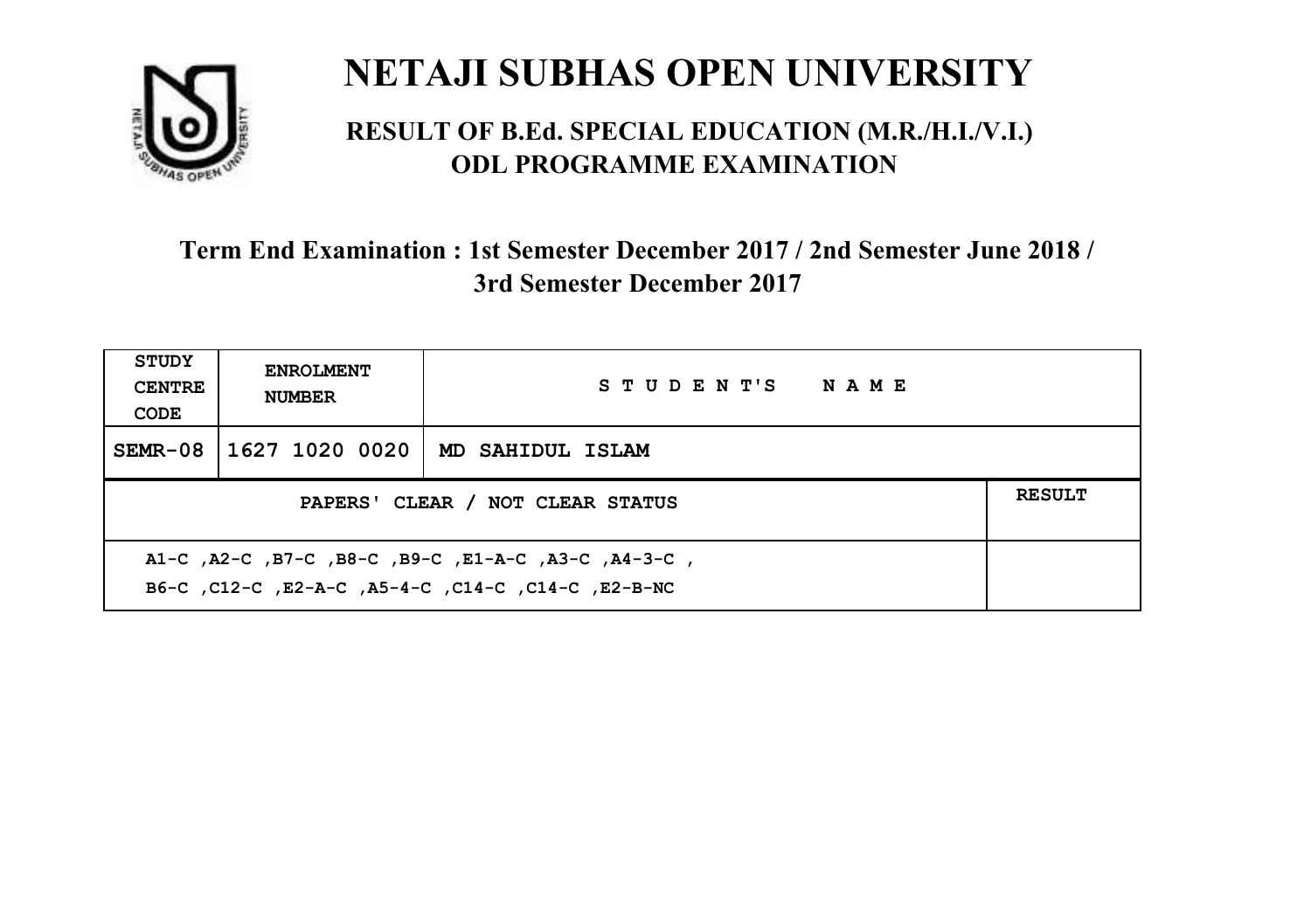# NETAJI SUBHAS OPEN UNIVERSITY

## RESULT OF B.Ed. SPECIAL EDUCATION (M.R./H.I./V.I.) ODL PROGRAMME EXAMINATION

### Term End Examination : 1st Semester December 2017 / 2nd Semester June 2018 / 3rd Semester December 2017

| STUDY CENTRE CODE | ENROLMENT NUMBER | STUDENT'S NAME | |
|---|---|---|---|
| SEMR-08 | 1627 1020 0020 | MD SAHIDUL ISLAM | |
| PAPERS' CLEAR / NOT CLEAR STATUS | | | RESULT |
| A1-C ,A2-C ,B7-C ,B8-C ,B9-C ,E1-A-C ,A3-C ,A4-3-C , B6-C ,C12-C ,E2-A-C ,A5-4-C ,C14-C ,C14-C ,E2-B-NC | | | |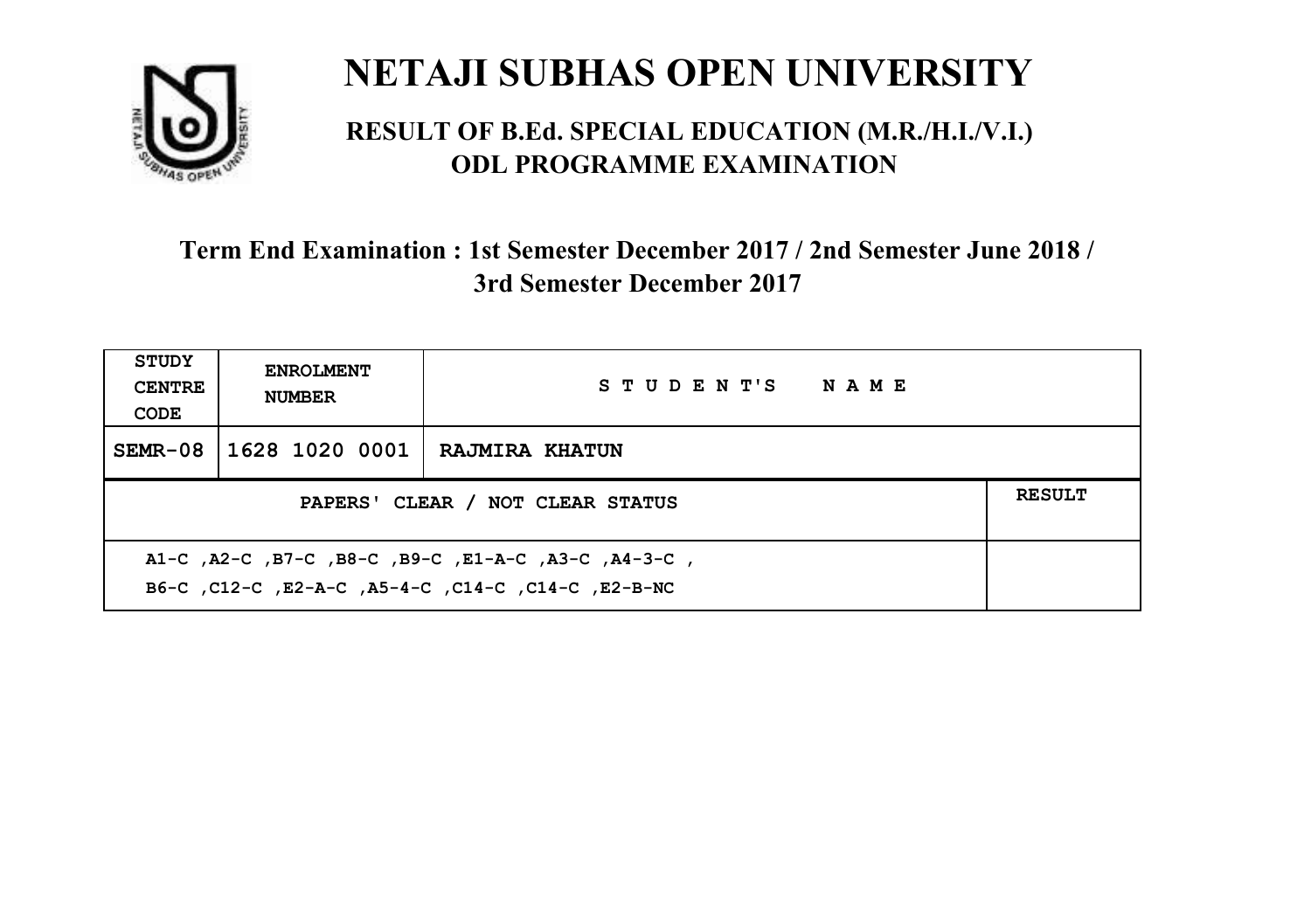# NETAJI SUBHAS OPEN UNIVERSITY

## RESULT OF B.Ed. SPECIAL EDUCATION (M.R./H.I./V.I.) ODL PROGRAMME EXAMINATION

### Term End Examination : 1st Semester December 2017 / 2nd Semester June 2018 / 3rd Semester December 2017

| STUDY CENTRE CODE | ENROLMENT NUMBER | STUDENT'S NAME | |
|---|---|---|---|
| SEMR-08 | 1628 1020 0001 | RAJMIRA KHATUN | |
| PAPERS' CLEAR / NOT CLEAR STATUS | | | RESULT |
| A1-C ,A2-C ,B7-C ,B8-C ,B9-C ,E1-A-C ,A3-C ,A4-3-C ,<br>B6-C ,C12-C ,E2-A-C ,A5-4-C ,C14-C ,C14-C ,E2-B-NC | | | |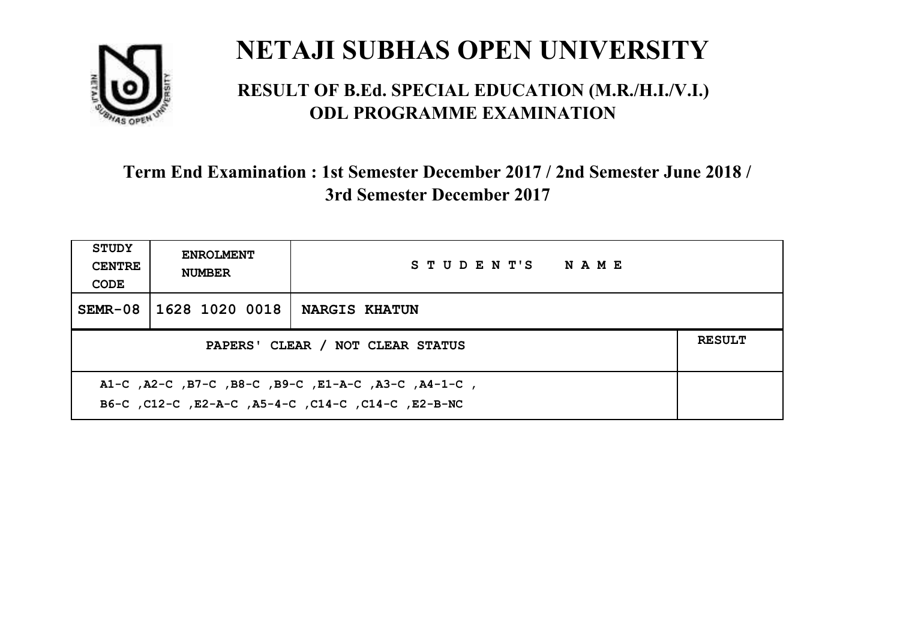# NETAJI SUBHAS OPEN UNIVERSITY

## RESULT OF B.Ed. SPECIAL EDUCATION (M.R./H.I./V.I.) ODL PROGRAMME EXAMINATION

### Term End Examination : 1st Semester December 2017 / 2nd Semester June 2018 / 3rd Semester December 2017

| STUDY CENTRE CODE | ENROLMENT NUMBER | STUDENT'S NAME | |
|---|---|---|---|
| SEMR-08 | 1628 1020 0018 | NARGIS KHATUN | |
| PAPERS' CLEAR / NOT CLEAR STATUS | | | RESULT |
| A1-C ,A2-C ,B7-C ,B8-C ,B9-C ,E1-A-C ,A3-C ,A4-1-C , B6-C ,C12-C ,E2-A-C ,A5-4-C ,C14-C ,C14-C ,E2-B-NC | | | |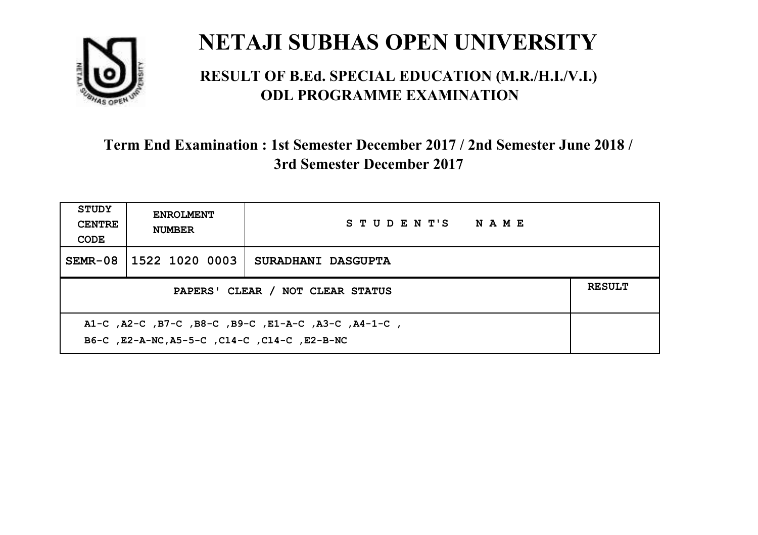# NETAJI SUBHAS OPEN UNIVERSITY

## RESULT OF B.Ed. SPECIAL EDUCATION (M.R./H.I./V.I.) ODL PROGRAMME EXAMINATION

### Term End Examination : 1st Semester December 2017 / 2nd Semester June 2018 / 3rd Semester December 2017

| STUDY CENTRE CODE | ENROLMENT NUMBER | STUDENT'S NAME | |
|---|---|---|---|
| SEMR-08 | 1522 1020 0003 | SURADHANI DASGUPTA | |
| PAPERS' CLEAR / NOT CLEAR STATUS | | | RESULT |
| A1-C ,A2-C ,B7-C ,B8-C ,B9-C ,E1-A-C ,A3-C ,A4-1-C , B6-C ,E2-A-NC,A5-5-C ,C14-C ,C14-C ,E2-B-NC | | | |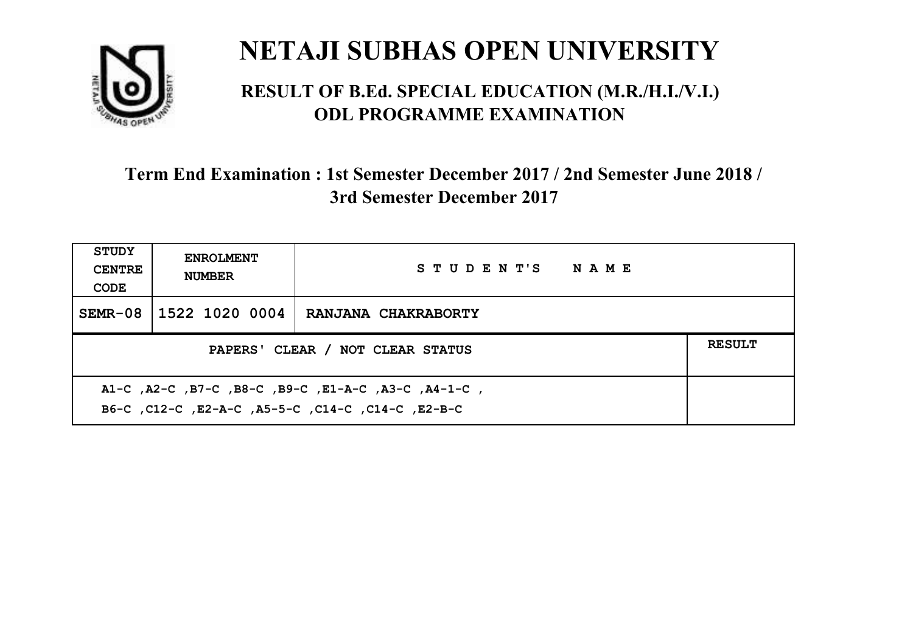# NETAJI SUBHAS OPEN UNIVERSITY

## RESULT OF B.Ed. SPECIAL EDUCATION (M.R./H.I./V.I.) ODL PROGRAMME EXAMINATION

### Term End Examination : 1st Semester December 2017 / 2nd Semester June 2018 / 3rd Semester December 2017

| STUDY CENTRE CODE | ENROLMENT NUMBER | STUDENT'S NAME | |
|---|---|---|---|
| SEMR-08 | 1522 1020 0004 | RANJANA CHAKRABORTY | |
| PAPERS' CLEAR / NOT CLEAR STATUS | | | RESULT |
| A1-C ,A2-C ,B7-C ,B8-C ,B9-C ,E1-A-C ,A3-C ,A4-1-C , B6-C ,C12-C ,E2-A-C ,A5-5-C ,C14-C ,C14-C ,E2-B-C | | | |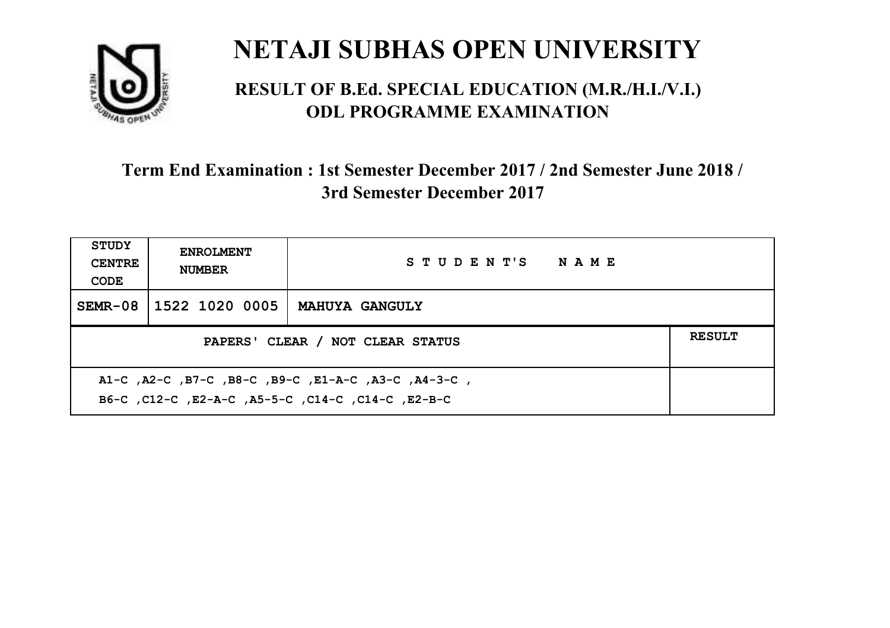# NETAJI SUBHAS OPEN UNIVERSITY

## RESULT OF B.Ed. SPECIAL EDUCATION (M.R./H.I./V.I.) ODL PROGRAMME EXAMINATION

### Term End Examination : 1st Semester December 2017 / 2nd Semester June 2018 / 3rd Semester December 2017

| STUDY CENTRE CODE | ENROLMENT NUMBER | STUDENT'S NAME | |
|---|---|---|---|
| SEMR-08 | 1522 1020 0005 | MAHUYA GANGULY | |
| PAPERS' CLEAR / NOT CLEAR STATUS | | | RESULT |
| A1-C ,A2-C ,B7-C ,B8-C ,B9-C ,E1-A-C ,A3-C ,A4-3-C , B6-C ,C12-C ,E2-A-C ,A5-5-C ,C14-C ,C14-C ,E2-B-C | | | |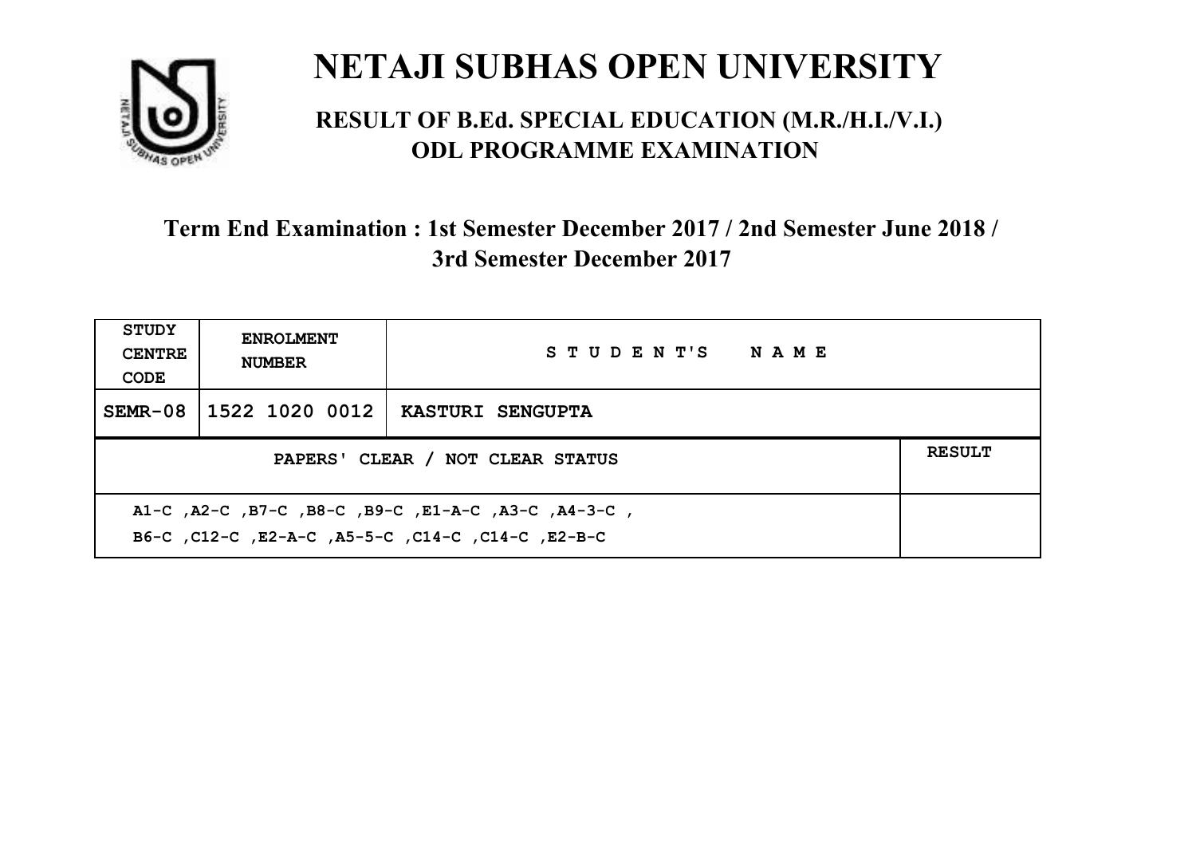# NETAJI SUBHAS OPEN UNIVERSITY

## RESULT OF B.Ed. SPECIAL EDUCATION (M.R./H.I./V.I.) ODL PROGRAMME EXAMINATION

### Term End Examination : 1st Semester December 2017 / 2nd Semester June 2018 / 3rd Semester December 2017

| STUDY CENTRE CODE | ENROLMENT NUMBER | STUDENT'S NAME | |
|---|---|---|---|
| SEMR-08 | 1522 1020 0012 | KASTURI SENGUPTA | |
| PAPERS' CLEAR / NOT CLEAR STATUS | | | RESULT |
| A1-C ,A2-C ,B7-C ,B8-C ,B9-C ,E1-A-C ,A3-C ,A4-3-C , B6-C ,C12-C ,E2-A-C ,A5-5-C ,C14-C ,C14-C ,E2-B-C | | | |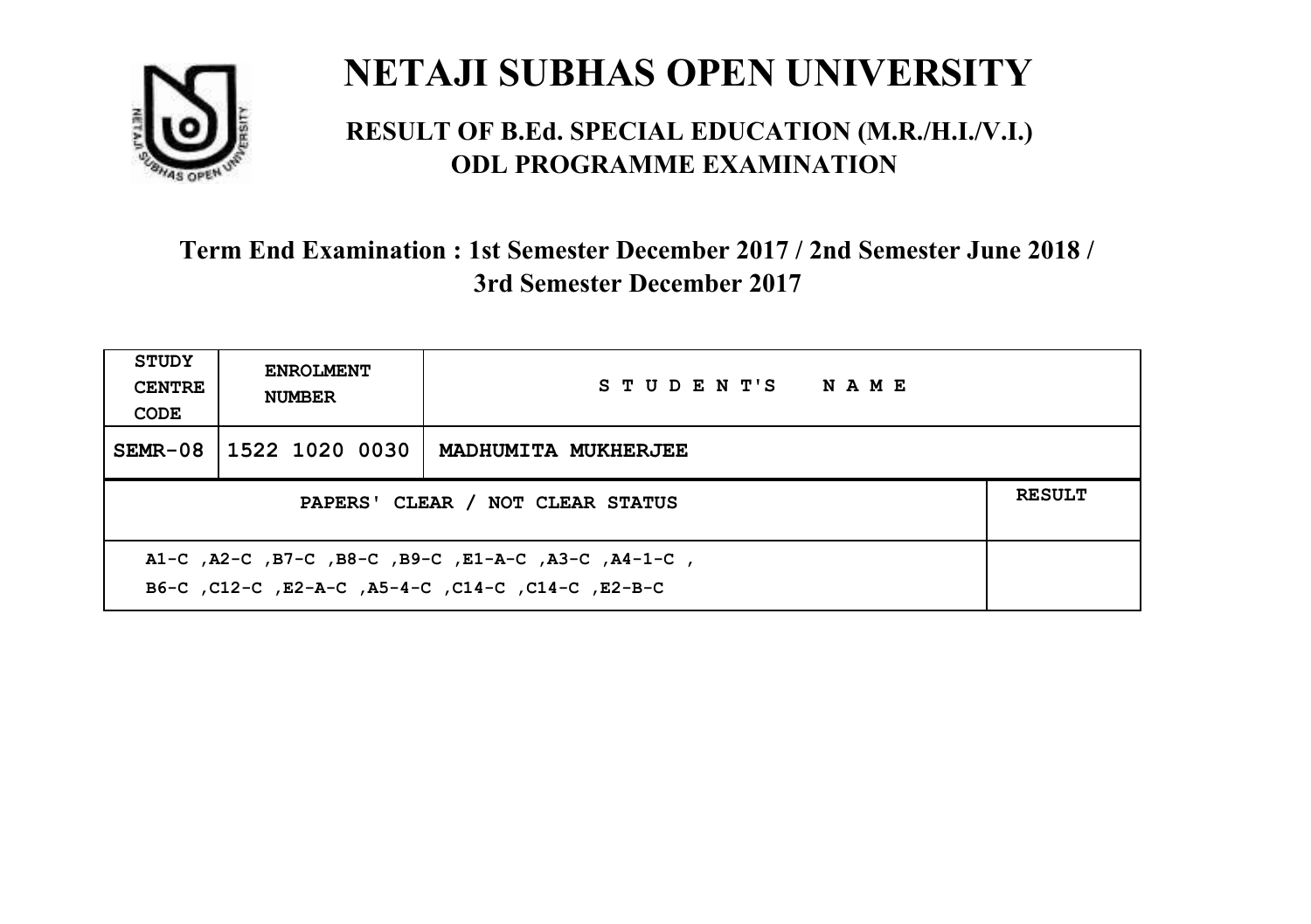# NETAJI SUBHAS OPEN UNIVERSITY

## RESULT OF B.Ed. SPECIAL EDUCATION (M.R./H.I./V.I.) ODL PROGRAMME EXAMINATION

### Term End Examination : 1st Semester December 2017 / 2nd Semester June 2018 / 3rd Semester December 2017

| STUDY CENTRE CODE | ENROLMENT NUMBER | STUDENT'S NAME | |
|---|---|---|---|
| SEMR-08 | 1522 1020 0030 | MADHUMITA MUKHERJEE | |
| PAPERS' CLEAR / NOT CLEAR STATUS | | | RESULT |
| A1-C ,A2-C ,B7-C ,B8-C ,B9-C ,E1-A-C ,A3-C ,A4-1-C , B6-C ,C12-C ,E2-A-C ,A5-4-C ,C14-C ,C14-C ,E2-B-C | | | |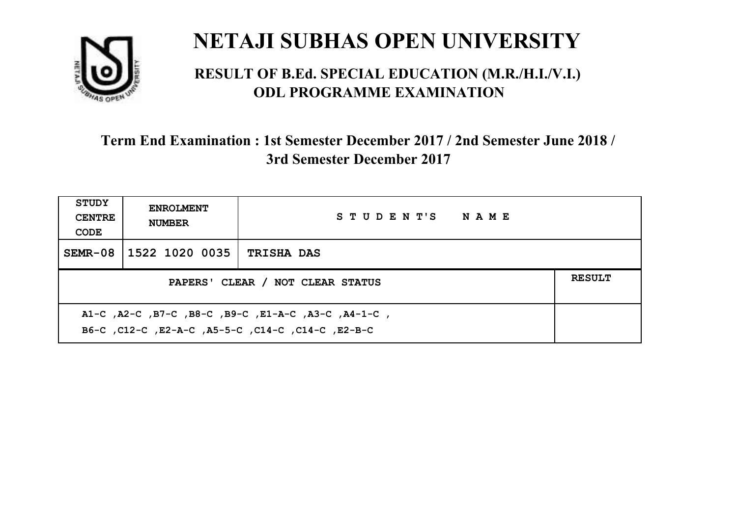# NETAJI SUBHAS OPEN UNIVERSITY

## RESULT OF B.Ed. SPECIAL EDUCATION (M.R./H.I./V.I.) ODL PROGRAMME EXAMINATION

### Term End Examination : 1st Semester December 2017 / 2nd Semester June 2018 / 3rd Semester December 2017

| STUDY CENTRE CODE | ENROLMENT NUMBER | STUDENT'S NAME | |
|---|---|---|---|
| SEMR-08 | 1522 1020 0035 | TRISHA DAS | |
| PAPERS' CLEAR / NOT CLEAR STATUS | | | RESULT |
| A1-C ,A2-C ,B7-C ,B8-C ,B9-C ,E1-A-C ,A3-C ,A4-1-C , B6-C ,C12-C ,E2-A-C ,A5-5-C ,C14-C ,C14-C ,E2-B-C | | | |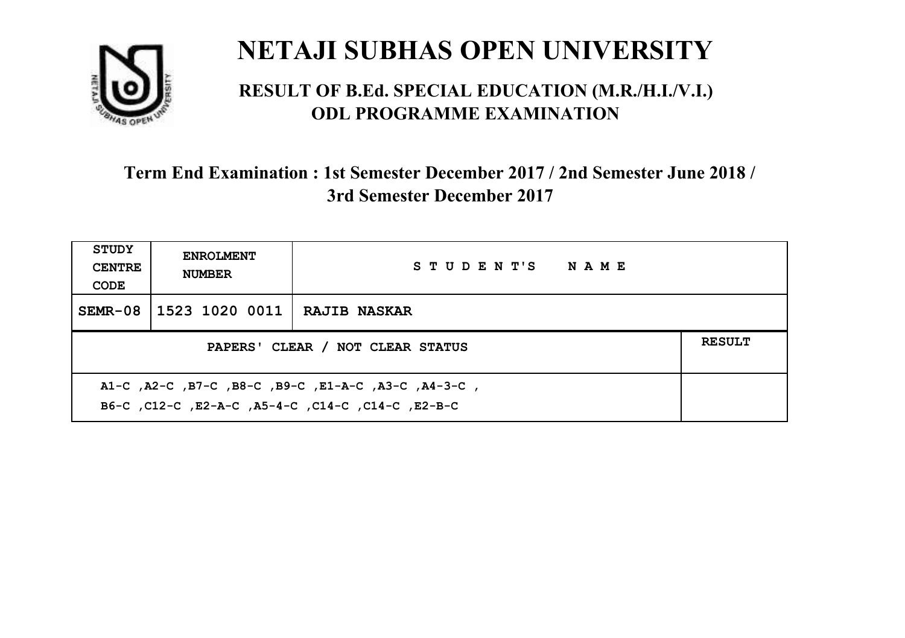# NETAJI SUBHAS OPEN UNIVERSITY

## RESULT OF B.Ed. SPECIAL EDUCATION (M.R./H.I./V.I.) ODL PROGRAMME EXAMINATION

### Term End Examination : 1st Semester December 2017 / 2nd Semester June 2018 / 3rd Semester December 2017

| STUDY CENTRE CODE | ENROLMENT NUMBER | STUDENT'S NAME | |
|---|---|---|---|
| SEMR-08 | 1523 1020 0011 | RAJIB NASKAR | |
| PAPERS' CLEAR / NOT CLEAR STATUS | | | RESULT |
| A1-C ,A2-C ,B7-C ,B8-C ,B9-C ,E1-A-C ,A3-C ,A4-3-C , B6-C ,C12-C ,E2-A-C ,A5-4-C ,C14-C ,C14-C ,E2-B-C | | | |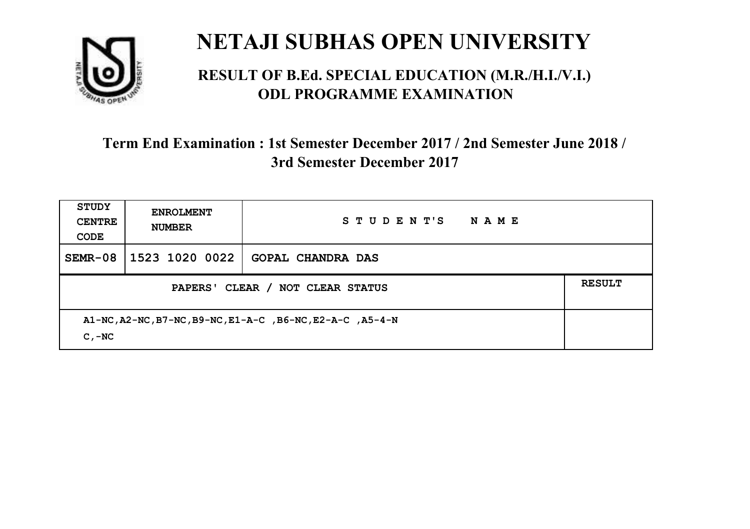# NETAJI SUBHAS OPEN UNIVERSITY

## RESULT OF B.Ed. SPECIAL EDUCATION (M.R./H.I./V.I.) ODL PROGRAMME EXAMINATION

### Term End Examination : 1st Semester December 2017 / 2nd Semester June 2018 / 3rd Semester December 2017

| STUDY CENTRE CODE | ENROLMENT NUMBER | STUDENT'S NAME | |
|---|---|---|---|
| SEMR-08 | 1523 1020 0022 | GOPAL CHANDRA DAS | |
| PAPERS' CLEAR / NOT CLEAR STATUS | | | RESULT |
| A1-NC,A2-NC,B7-NC,B9-NC,E1-A-C ,B6-NC,E2-A-C ,A5-4-NC,-NC | | | |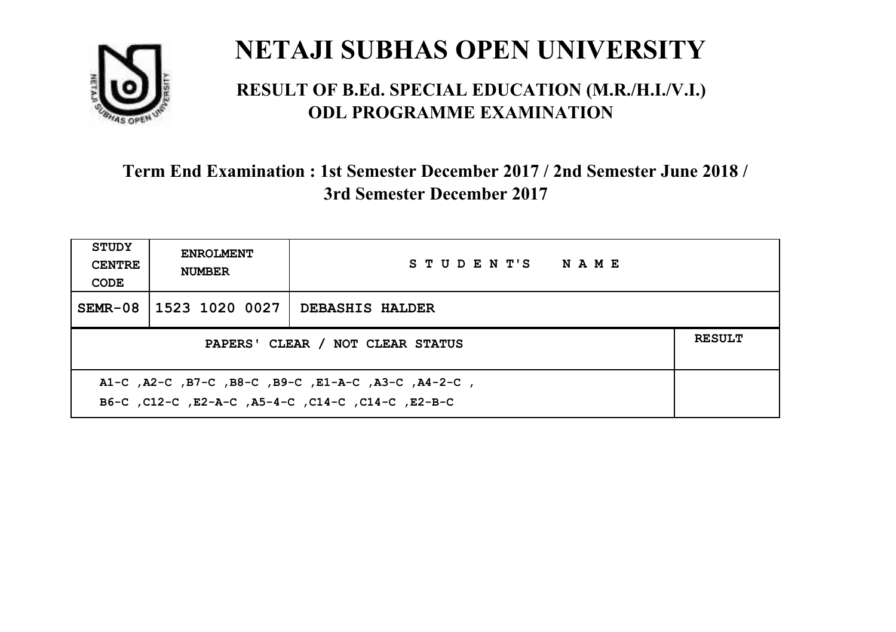# NETAJI SUBHAS OPEN UNIVERSITY

## RESULT OF B.Ed. SPECIAL EDUCATION (M.R./H.I./V.I.) ODL PROGRAMME EXAMINATION

### Term End Examination : 1st Semester December 2017 / 2nd Semester June 2018 / 3rd Semester December 2017

| STUDY CENTRE CODE | ENROLMENT NUMBER | STUDENT'S NAME | |
|---|---|---|---|
| SEMR-08 | 1523 1020 0027 | DEBASHIS HALDER | |
| PAPERS' CLEAR / NOT CLEAR STATUS | | | RESULT |
| A1-C ,A2-C ,B7-C ,B8-C ,B9-C ,E1-A-C ,A3-C ,A4-2-C , B6-C ,C12-C ,E2-A-C ,A5-4-C ,C14-C ,C14-C ,E2-B-C | | | |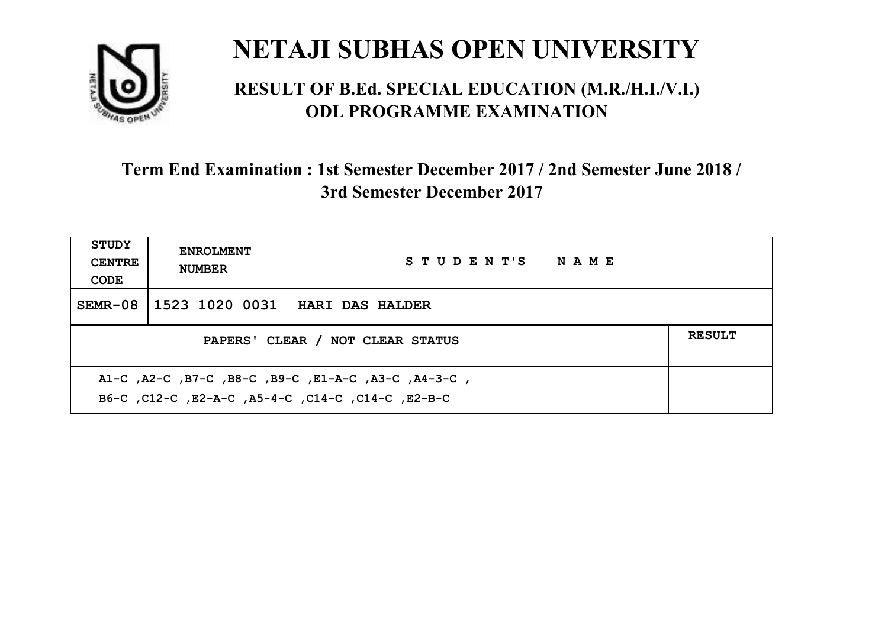# NETAJI SUBHAS OPEN UNIVERSITY

## RESULT OF B.Ed. SPECIAL EDUCATION (M.R./H.I./V.I.) ODL PROGRAMME EXAMINATION

### Term End Examination : 1st Semester December 2017 / 2nd Semester June 2018 / 3rd Semester December 2017

| STUDY CENTRE CODE | ENROLMENT NUMBER | STUDENT'S NAME | |
|---|---|---|---|
| SEMR-08 | 1523 1020 0031 | HARI DAS HALDER | |
| PAPERS' CLEAR / NOT CLEAR STATUS | | | RESULT |
| A1-C ,A2-C ,B7-C ,B8-C ,B9-C ,E1-A-C ,A3-C ,A4-3-C , B6-C ,C12-C ,E2-A-C ,A5-4-C ,C14-C ,C14-C ,E2-B-C | | | |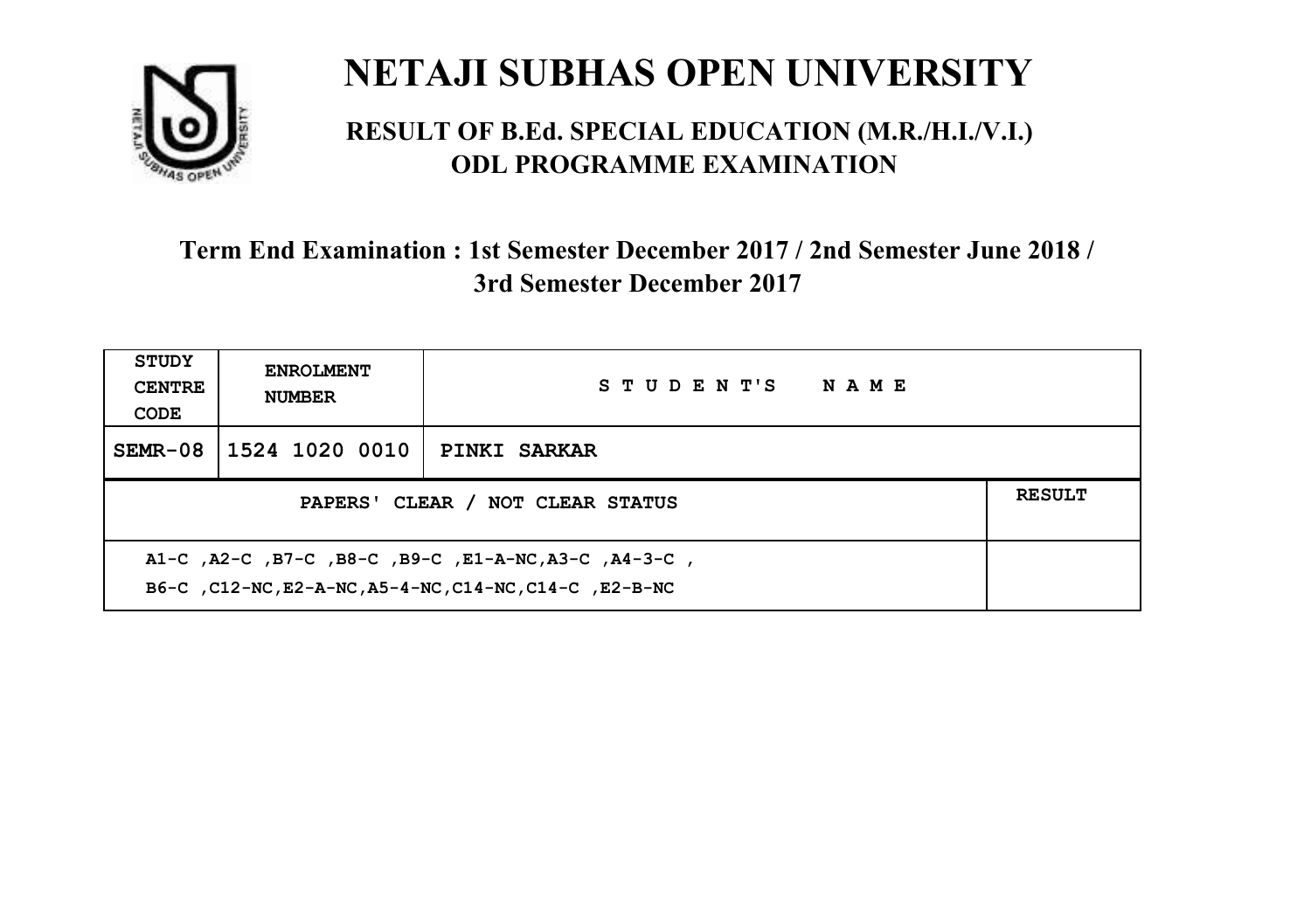# NETAJI SUBHAS OPEN UNIVERSITY

## RESULT OF B.Ed. SPECIAL EDUCATION (M.R./H.I./V.I.) ODL PROGRAMME EXAMINATION

### Term End Examination : 1st Semester December 2017 / 2nd Semester June 2018 / 3rd Semester December 2017

| STUDY CENTRE CODE | ENROLMENT NUMBER | STUDENT'S NAME | |
|---|---|---|---|
| SEMR-08 | 1524 1020 0010 | PINKI SARKAR | |
| PAPERS' CLEAR / NOT CLEAR STATUS | | | RESULT |
| A1-C ,A2-C ,B7-C ,B8-C ,B9-C ,E1-A-NC,A3-C ,A4-3-C , B6-C ,C12-NC,E2-A-NC,A5-4-NC,C14-NC,C14-C ,E2-B-NC | | | |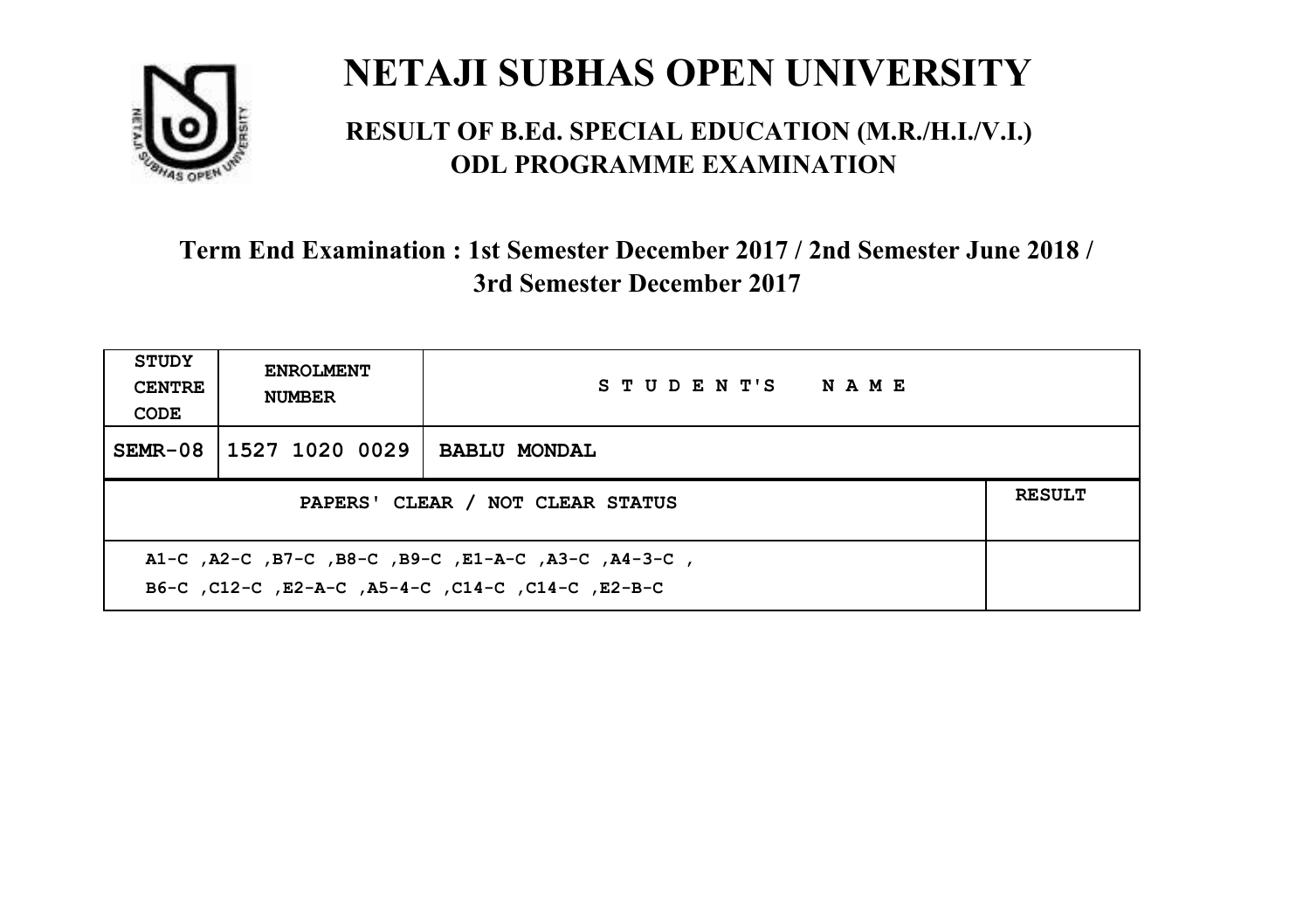# NETAJI SUBHAS OPEN UNIVERSITY

## RESULT OF B.Ed. SPECIAL EDUCATION (M.R./H.I./V.I.) ODL PROGRAMME EXAMINATION

### Term End Examination : 1st Semester December 2017 / 2nd Semester June 2018 / 3rd Semester December 2017

| STUDY CENTRE CODE | ENROLMENT NUMBER | STUDENT'S NAME | |
|---|---|---|---|
| SEMR-08 | 1527 1020 0029 | BABLU MONDAL | |
| PAPERS' CLEAR / NOT CLEAR STATUS | | | RESULT |
| A1-C ,A2-C ,B7-C ,B8-C ,B9-C ,E1-A-C ,A3-C ,A4-3-C , B6-C ,C12-C ,E2-A-C ,A5-4-C ,C14-C ,C14-C ,E2-B-C | | | |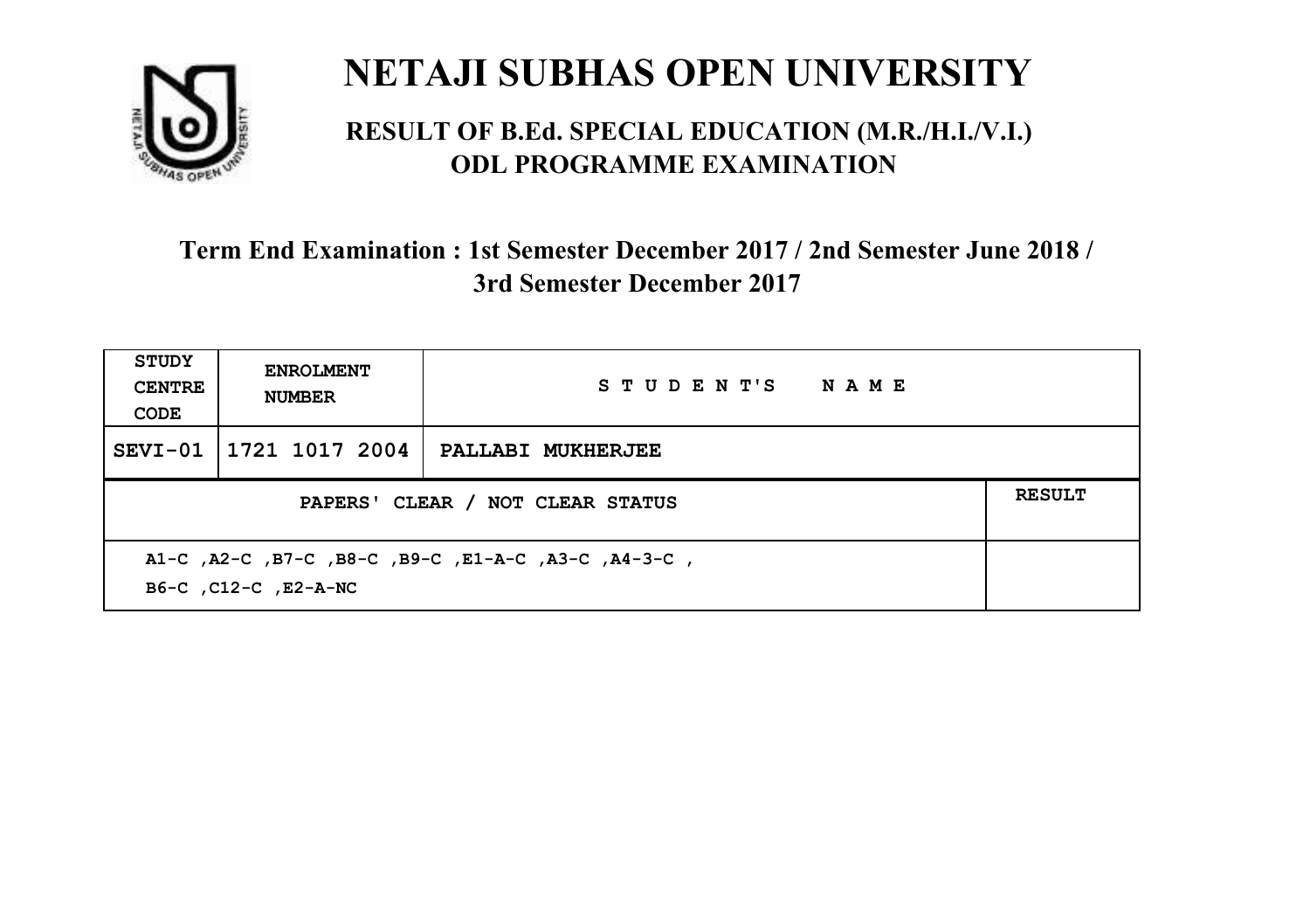# NETAJI SUBHAS OPEN UNIVERSITY

## RESULT OF B.Ed. SPECIAL EDUCATION (M.R./H.I./V.I.) ODL PROGRAMME EXAMINATION

### Term End Examination : 1st Semester December 2017 / 2nd Semester June 2018 / 3rd Semester December 2017

| STUDY CENTRE CODE | ENROLMENT NUMBER | STUDENT'S NAME | |
|---|---|---|---|
| SEVI-01 | 1721 1017 2004 | PALLABI MUKHERJEE | |
| PAPERS' CLEAR / NOT CLEAR STATUS | | | RESULT |
| A1-C ,A2-C ,B7-C ,B8-C ,B9-C ,E1-A-C ,A3-C ,A4-3-C , B6-C ,C12-C ,E2-A-NC | | | |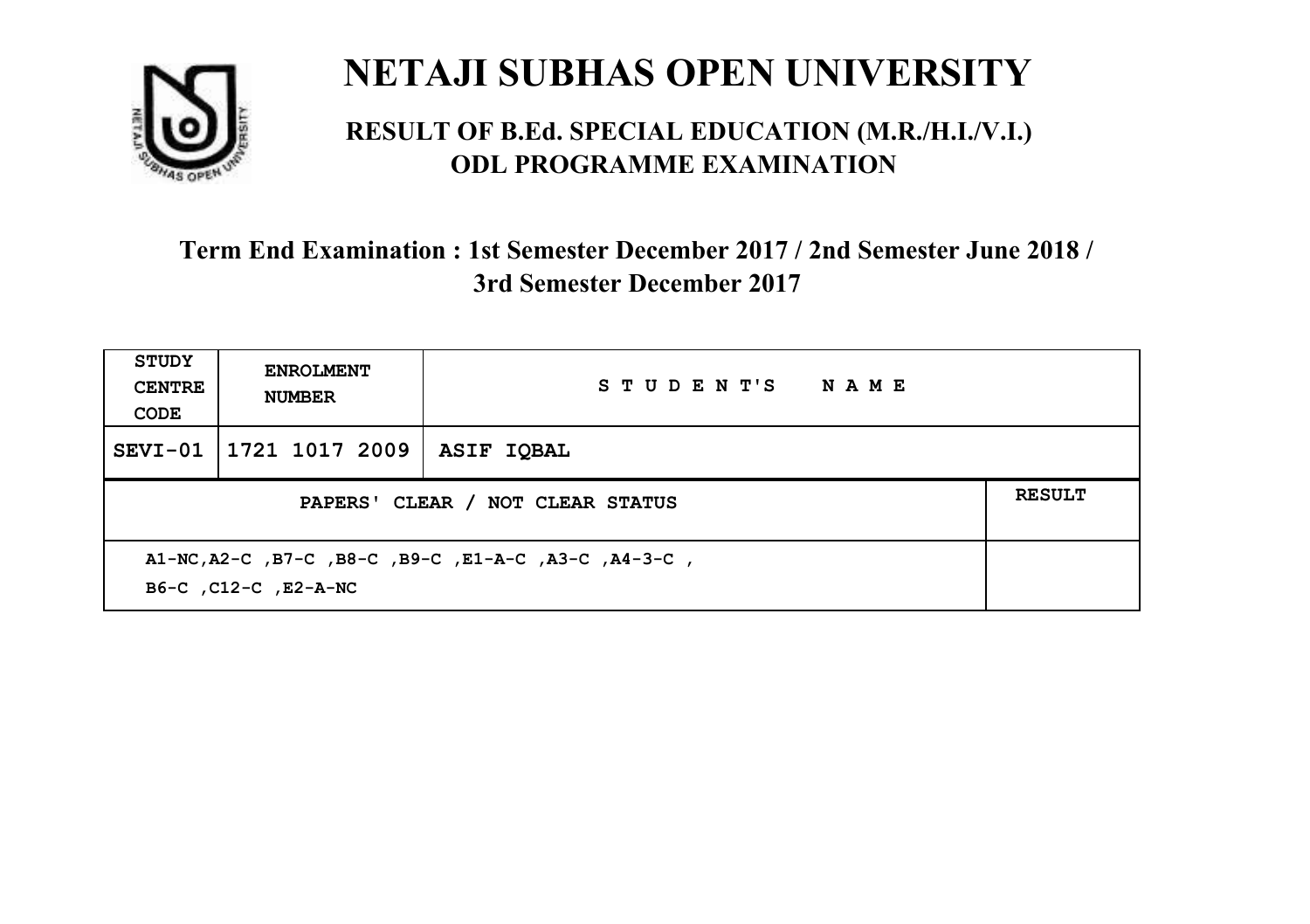# NETAJI SUBHAS OPEN UNIVERSITY

## RESULT OF B.Ed. SPECIAL EDUCATION (M.R./H.I./V.I.) ODL PROGRAMME EXAMINATION

### Term End Examination : 1st Semester December 2017 / 2nd Semester June 2018 / 3rd Semester December 2017

| STUDY CENTRE CODE | ENROLMENT NUMBER | STUDENT'S NAME | |
|---|---|---|---|
| SEVI-01 | 1721 1017 2009 | ASIF IQBAL | |
| PAPERS' CLEAR / NOT CLEAR STATUS | | | RESULT |
| A1-NC,A2-C ,B7-C ,B8-C ,B9-C ,E1-A-C ,A3-C ,A4-3-C , B6-C ,C12-C ,E2-A-NC | | | |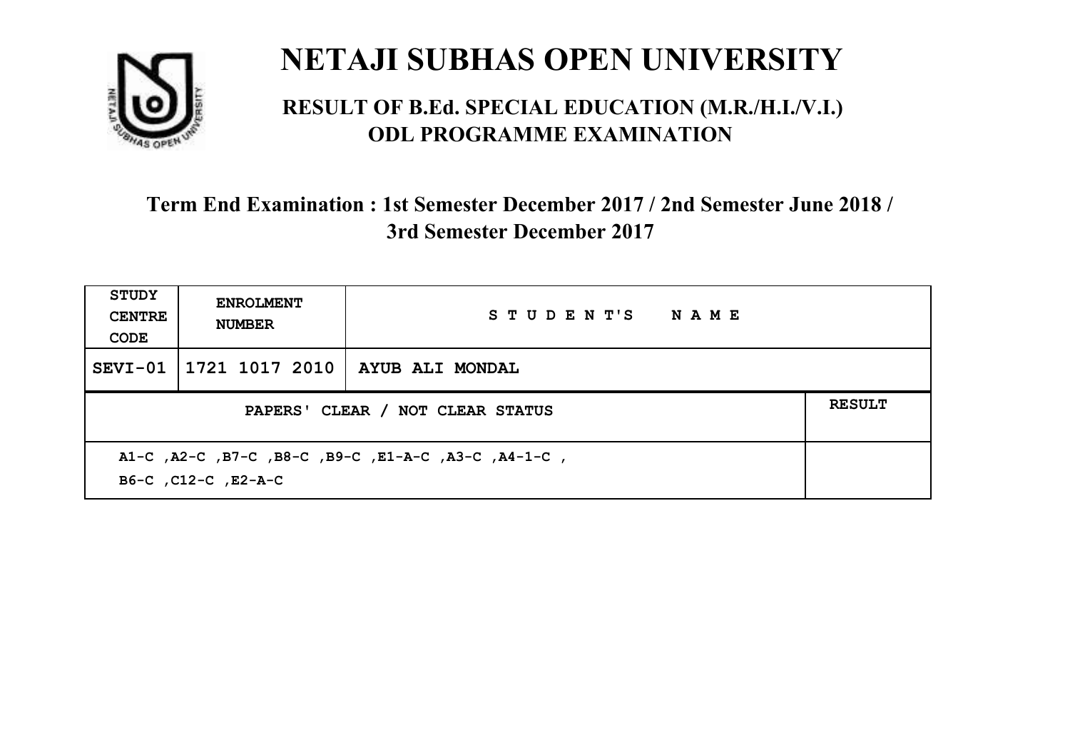# NETAJI SUBHAS OPEN UNIVERSITY

## RESULT OF B.Ed. SPECIAL EDUCATION (M.R./H.I./V.I.) ODL PROGRAMME EXAMINATION

### Term End Examination : 1st Semester December 2017 / 2nd Semester June 2018 / 3rd Semester December 2017

| STUDY CENTRE CODE | ENROLMENT NUMBER | STUDENT'S NAME | |
|---|---|---|---|
| SEVI-01 | 1721 1017 2010 | AYUB ALI MONDAL | |
| PAPERS' CLEAR / NOT CLEAR STATUS | | | RESULT |
| A1-C ,A2-C ,B7-C ,B8-C ,B9-C ,E1-A-C ,A3-C ,A4-1-C , B6-C ,C12-C ,E2-A-C | | | |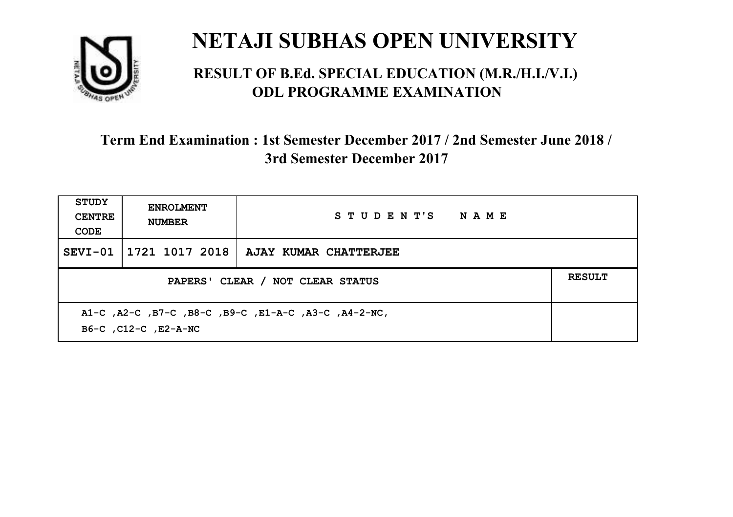# NETAJI SUBHAS OPEN UNIVERSITY

## RESULT OF B.Ed. SPECIAL EDUCATION (M.R./H.I./V.I.) ODL PROGRAMME EXAMINATION

### Term End Examination : 1st Semester December 2017 / 2nd Semester June 2018 / 3rd Semester December 2017

| STUDY CENTRE CODE | ENROLMENT NUMBER | STUDENT'S NAME | |
|---|---|---|---|
| SEVI-01 | 1721 1017 2018 | AJAY KUMAR CHATTERJEE | |
| PAPERS' CLEAR / NOT CLEAR STATUS | | | RESULT |
| A1-C ,A2-C ,B7-C ,B8-C ,B9-C ,E1-A-C ,A3-C ,A4-2-NC, B6-C ,C12-C ,E2-A-NC | | | |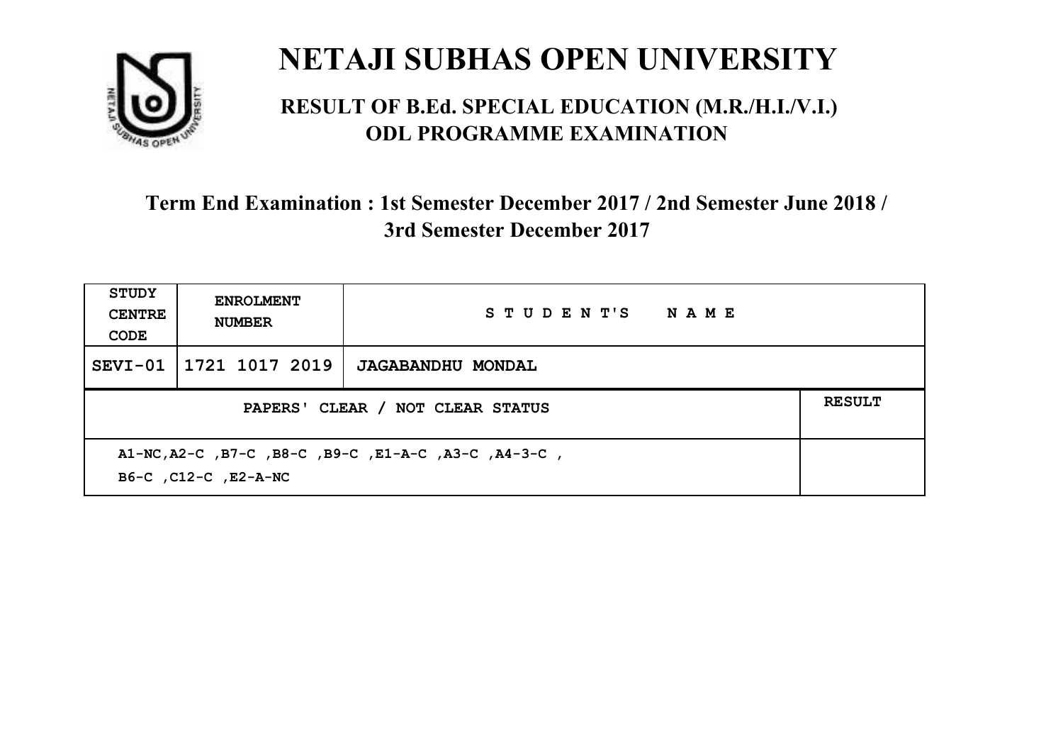# NETAJI SUBHAS OPEN UNIVERSITY

## RESULT OF B.Ed. SPECIAL EDUCATION (M.R./H.I./V.I.) ODL PROGRAMME EXAMINATION

### Term End Examination : 1st Semester December 2017 / 2nd Semester June 2018 / 3rd Semester December 2017

| STUDY CENTRE CODE | ENROLMENT NUMBER | STUDENT'S NAME | |
|---|---|---|---|
| SEVI-01 | 1721 1017 2019 | JAGABANDHU MONDAL | |
| PAPERS' CLEAR / NOT CLEAR STATUS | | | RESULT |
| A1-NC,A2-C ,B7-C ,B8-C ,B9-C ,E1-A-C ,A3-C ,A4-3-C , B6-C ,C12-C ,E2-A-NC | | | |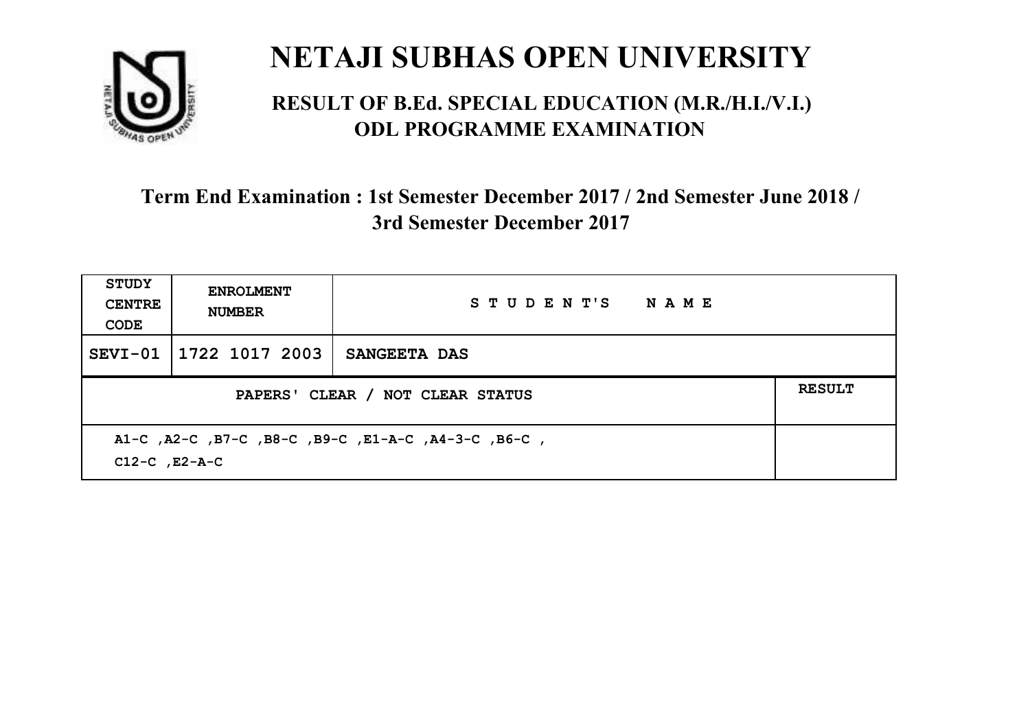# NETAJI SUBHAS OPEN UNIVERSITY

## RESULT OF B.Ed. SPECIAL EDUCATION (M.R./H.I./V.I.) ODL PROGRAMME EXAMINATION

### Term End Examination : 1st Semester December 2017 / 2nd Semester June 2018 / 3rd Semester December 2017

| STUDY CENTRE CODE | ENROLMENT NUMBER | STUDENT'S NAME | |
|---|---|---|---|
| SEVI-01 | 1722 1017 2003 | SANGEETA DAS | |
| PAPERS' CLEAR / NOT CLEAR STATUS | | | RESULT |
| A1-C ,A2-C ,B7-C ,B8-C ,B9-C ,E1-A-C ,A4-3-C ,B6-C , C12-C ,E2-A-C | | | |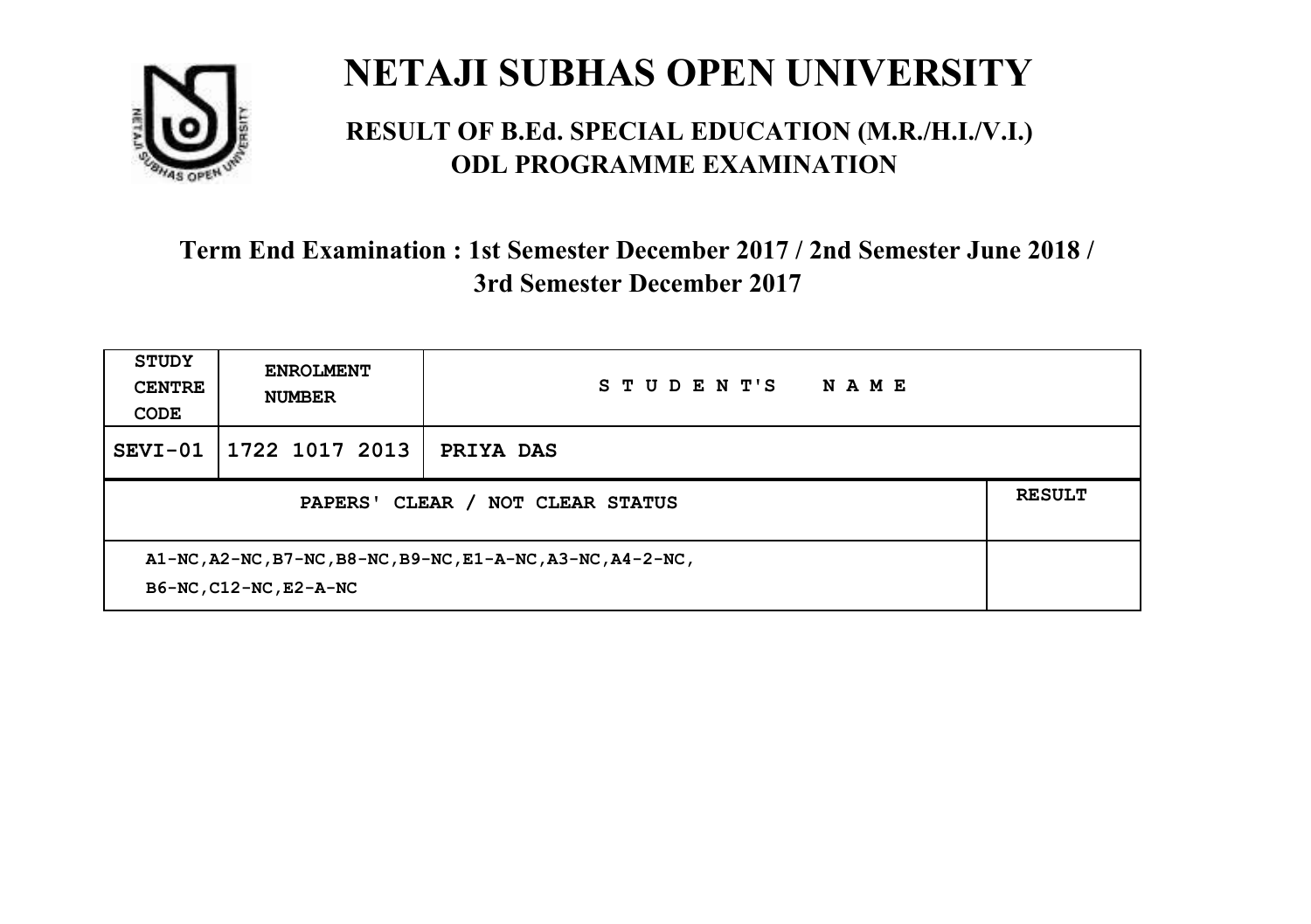# NETAJI SUBHAS OPEN UNIVERSITY

## RESULT OF B.Ed. SPECIAL EDUCATION (M.R./H.I./V.I.) ODL PROGRAMME EXAMINATION

### Term End Examination : 1st Semester December 2017 / 2nd Semester June 2018 / 3rd Semester December 2017

| STUDY CENTRE CODE | ENROLMENT NUMBER | STUDENT'S NAME | |
|---|---|---|---|
| SEVI-01 | 1722 1017 2013 | PRIYA DAS | |
| PAPERS' CLEAR / NOT CLEAR STATUS | | | RESULT |
| A1-NC,A2-NC,B7-NC,B8-NC,B9-NC,E1-A-NC,A3-NC,A4-2-NC, B6-NC,C12-NC,E2-A-NC | | | |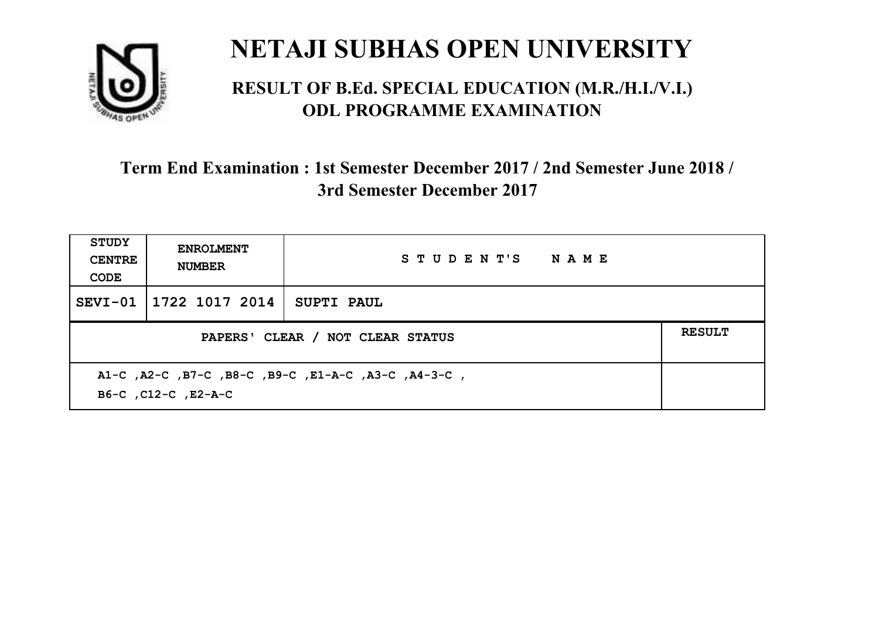# NETAJI SUBHAS OPEN UNIVERSITY

## RESULT OF B.Ed. SPECIAL EDUCATION (M.R./H.I./V.I.) ODL PROGRAMME EXAMINATION

### Term End Examination : 1st Semester December 2017 / 2nd Semester June 2018 / 3rd Semester December 2017

| STUDY CENTRE CODE | ENROLMENT NUMBER | STUDENT'S NAME |
|---|---|---|
| SEVI-01 | 1722 1017 2014 | SUPTI PAUL |

| PAPERS' CLEAR / NOT CLEAR STATUS | RESULT |
|---|---|
| A1-C ,A2-C ,B7-C ,B8-C ,B9-C ,E1-A-C ,A3-C ,A4-3-C , B6-C ,C12-C ,E2-A-C | |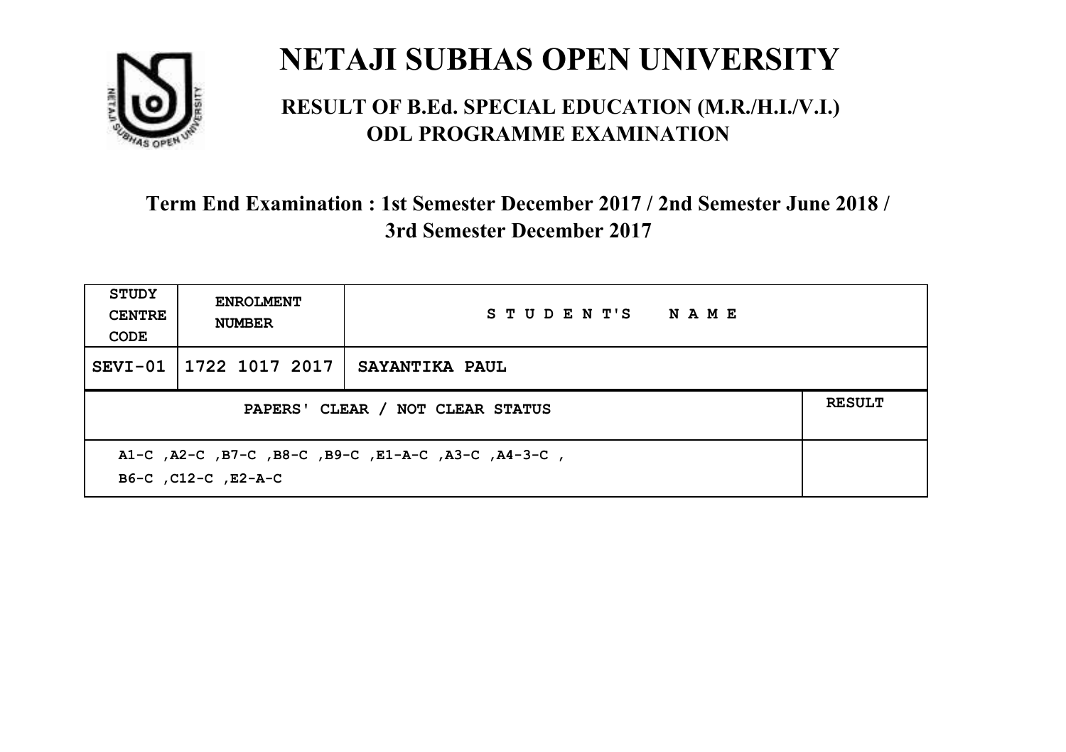# NETAJI SUBHAS OPEN UNIVERSITY

## RESULT OF B.Ed. SPECIAL EDUCATION (M.R./H.I./V.I.) ODL PROGRAMME EXAMINATION

### Term End Examination : 1st Semester December 2017 / 2nd Semester June 2018 / 3rd Semester December 2017

| STUDY CENTRE CODE | ENROLMENT NUMBER | STUDENT'S NAME | |
|---|---|---|---|
| SEVI-01 | 1722 1017 2017 | SAYANTIKA PAUL | |
| PAPERS' CLEAR / NOT CLEAR STATUS | | | RESULT |
| A1-C ,A2-C ,B7-C ,B8-C ,B9-C ,E1-A-C ,A3-C ,A4-3-C , B6-C ,C12-C ,E2-A-C | | | |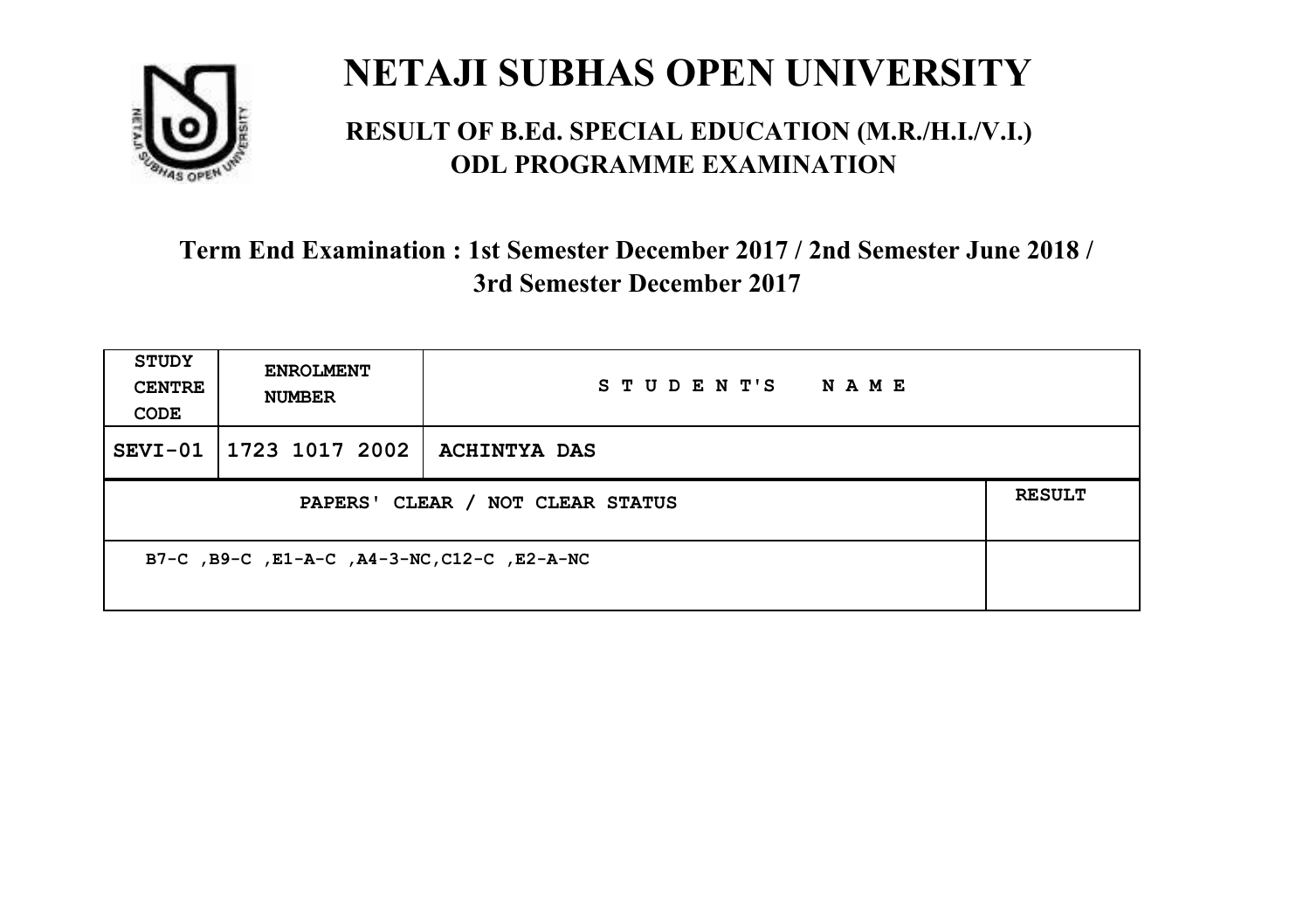# NETAJI SUBHAS OPEN UNIVERSITY

## RESULT OF B.Ed. SPECIAL EDUCATION (M.R./H.I./V.I.) ODL PROGRAMME EXAMINATION

### Term End Examination : 1st Semester December 2017 / 2nd Semester June 2018 / 3rd Semester December 2017

| STUDY CENTRE CODE | ENROLMENT NUMBER | STUDENT'S NAME | |
|---|---|---|---|
| SEVI-01 | 1723 1017 2002 | ACHINTYA DAS | |
| PAPERS' CLEAR / NOT CLEAR STATUS | | | RESULT |
| B7-C ,B9-C ,E1-A-C ,A4-3-NC,C12-C ,E2-A-NC | | | |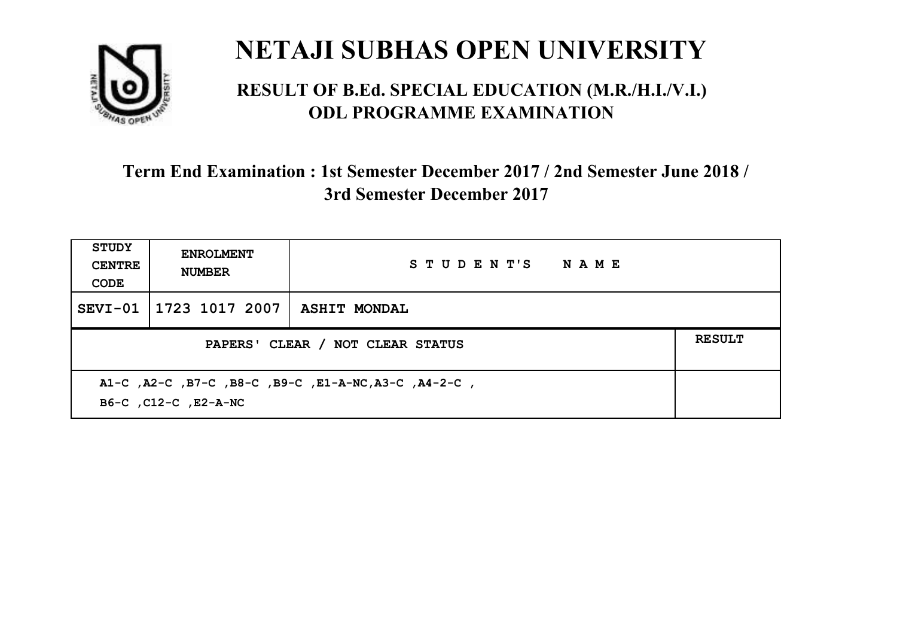# NETAJI SUBHAS OPEN UNIVERSITY

## RESULT OF B.Ed. SPECIAL EDUCATION (M.R./H.I./V.I.) ODL PROGRAMME EXAMINATION

### Term End Examination : 1st Semester December 2017 / 2nd Semester June 2018 / 3rd Semester December 2017

| STUDY CENTRE CODE | ENROLMENT NUMBER | STUDENT'S NAME | |
|---|---|---|---|
| SEVI-01 | 1723 1017 2007 | ASHIT MONDAL | |
| PAPERS' CLEAR / NOT CLEAR STATUS | | | RESULT |
| A1-C ,A2-C ,B7-C ,B8-C ,B9-C ,E1-A-NC,A3-C ,A4-2-C , B6-C ,C12-C ,E2-A-NC | | | |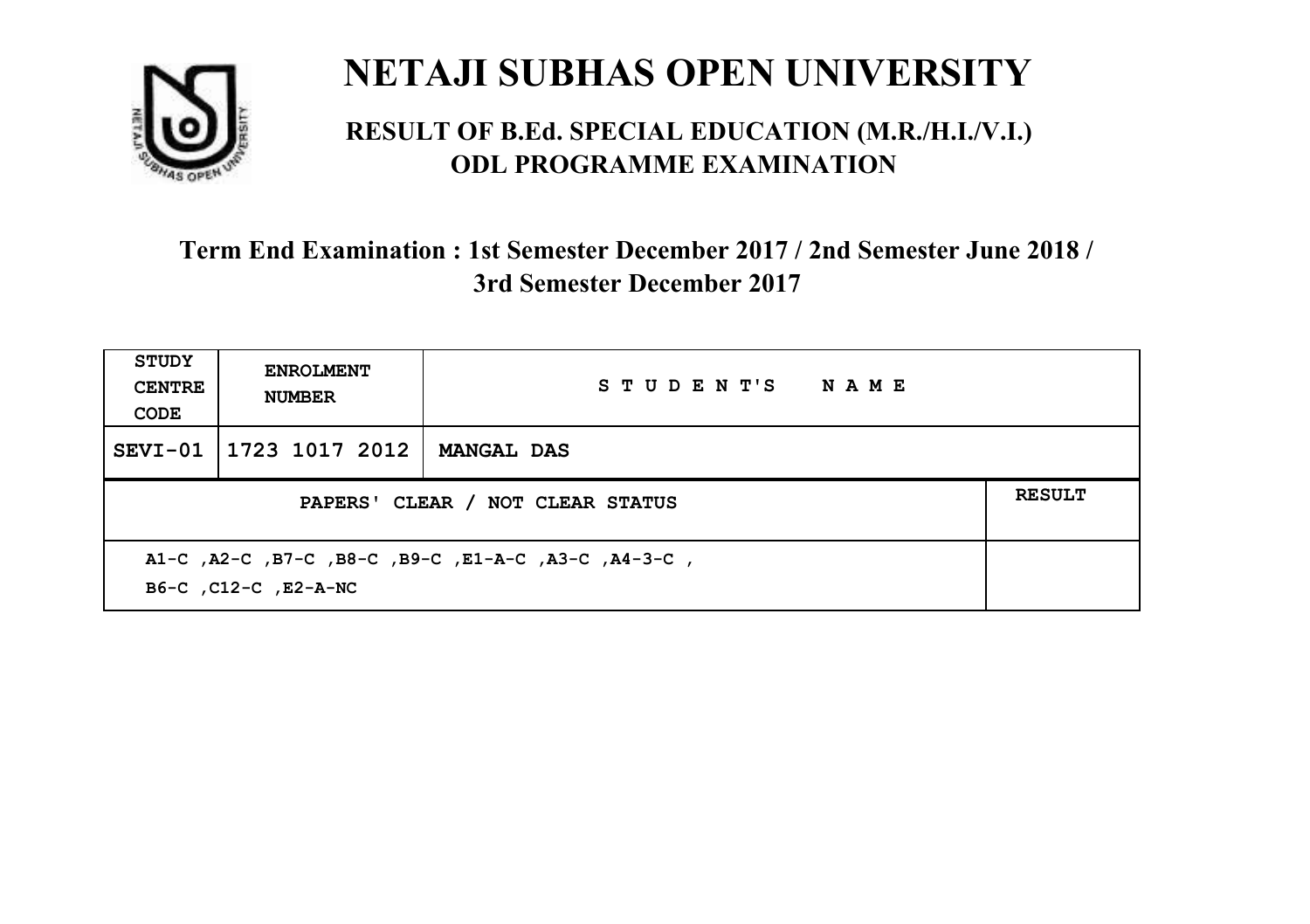# NETAJI SUBHAS OPEN UNIVERSITY

## RESULT OF B.Ed. SPECIAL EDUCATION (M.R./H.I./V.I.) ODL PROGRAMME EXAMINATION

### Term End Examination : 1st Semester December 2017 / 2nd Semester June 2018 / 3rd Semester December 2017

| STUDY CENTRE CODE | ENROLMENT NUMBER | STUDENT'S NAME | |
|---|---|---|---|
| SEVI-01 | 1723 1017 2012 | MANGAL DAS | |
| PAPERS' CLEAR / NOT CLEAR STATUS | | | RESULT |
| A1-C ,A2-C ,B7-C ,B8-C ,B9-C ,E1-A-C ,A3-C ,A4-3-C , B6-C ,C12-C ,E2-A-NC | | | |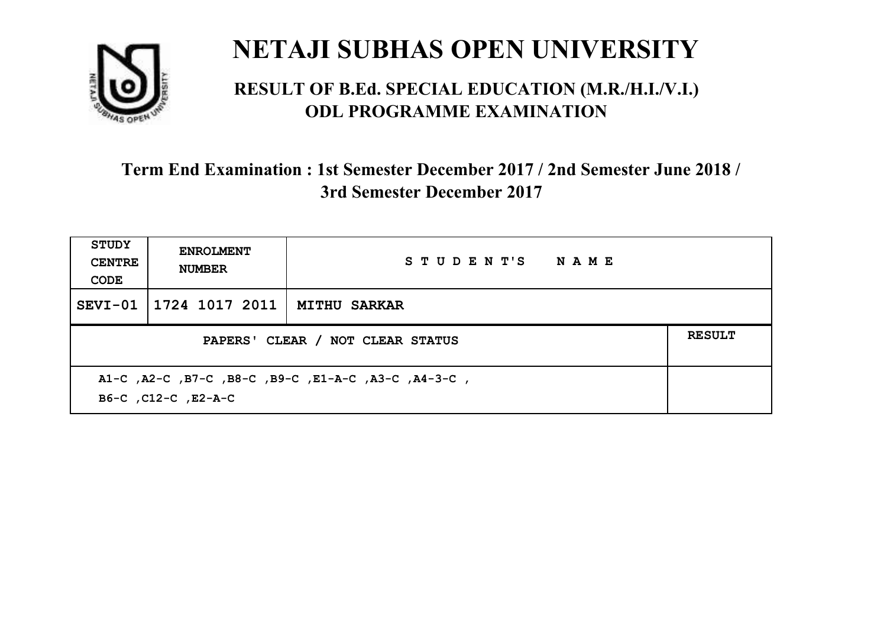# NETAJI SUBHAS OPEN UNIVERSITY

## RESULT OF B.Ed. SPECIAL EDUCATION (M.R./H.I./V.I.) ODL PROGRAMME EXAMINATION

### Term End Examination : 1st Semester December 2017 / 2nd Semester June 2018 / 3rd Semester December 2017

| STUDY CENTRE CODE | ENROLMENT NUMBER | STUDENT'S NAME | |
|---|---|---|---|
| SEVI-01 | 1724 1017 2011 | MITHU SARKAR | |
| PAPERS' CLEAR / NOT CLEAR STATUS | | | RESULT |
| A1-C ,A2-C ,B7-C ,B8-C ,B9-C ,E1-A-C ,A3-C ,A4-3-C , B6-C ,C12-C ,E2-A-C | | | |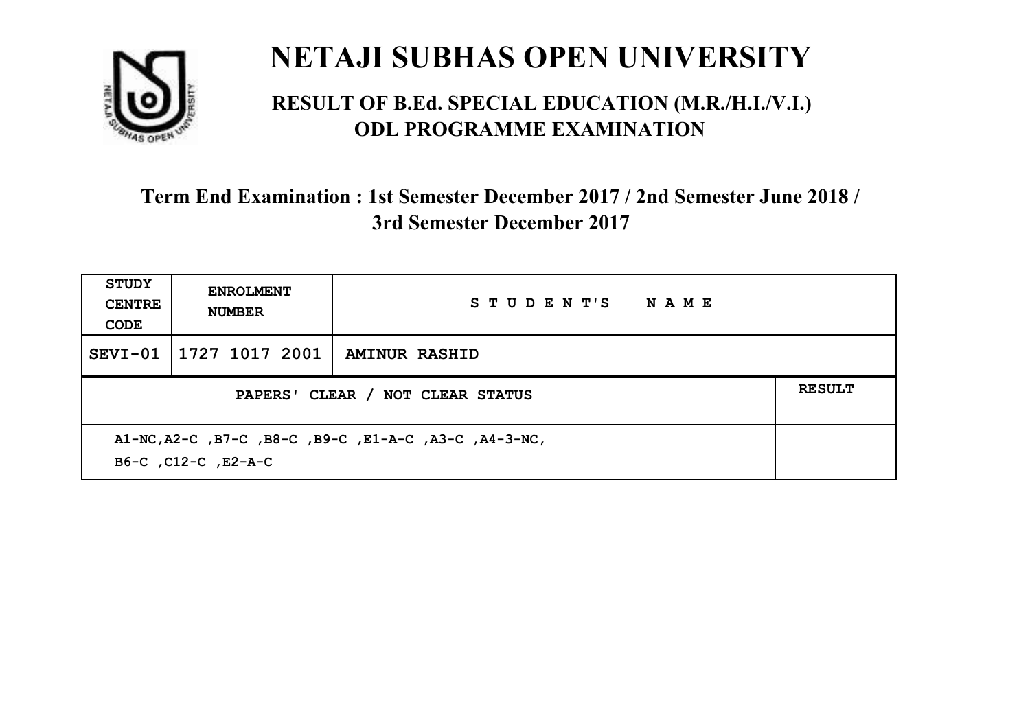# NETAJI SUBHAS OPEN UNIVERSITY

## RESULT OF B.Ed. SPECIAL EDUCATION (M.R./H.I./V.I.) ODL PROGRAMME EXAMINATION

### Term End Examination : 1st Semester December 2017 / 2nd Semester June 2018 / 3rd Semester December 2017

| STUDY CENTRE CODE | ENROLMENT NUMBER | STUDENT'S NAME | |
|---|---|---|---|
| SEVI-01 | 1727 1017 2001 | AMINUR RASHID | |
| PAPERS' CLEAR / NOT CLEAR STATUS | | | RESULT |
| A1-NC,A2-C ,B7-C ,B8-C ,B9-C ,E1-A-C ,A3-C ,A4-3-NC, B6-C ,C12-C ,E2-A-C | | | |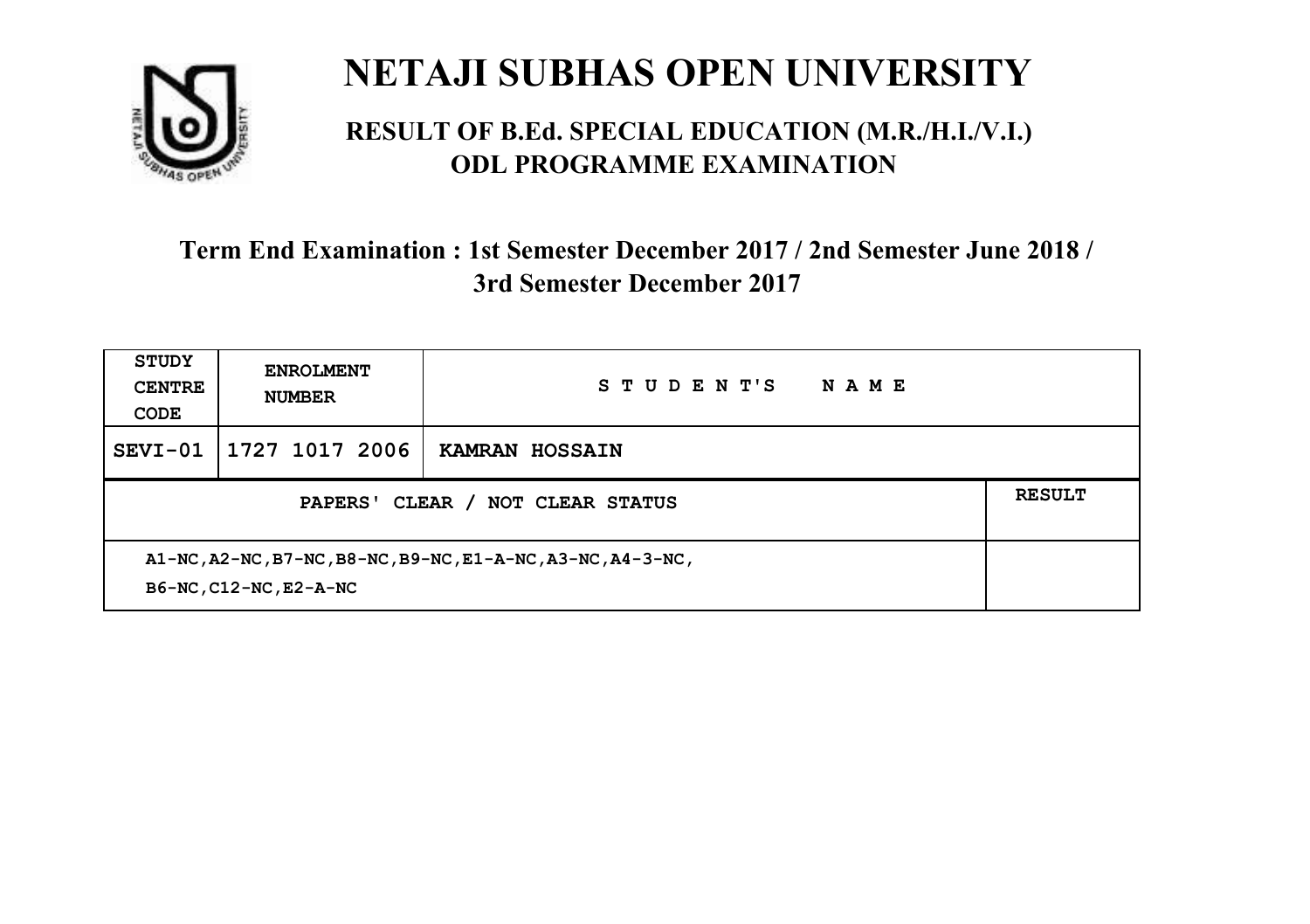# NETAJI SUBHAS OPEN UNIVERSITY

## RESULT OF B.Ed. SPECIAL EDUCATION (M.R./H.I./V.I.) ODL PROGRAMME EXAMINATION

### Term End Examination : 1st Semester December 2017 / 2nd Semester June 2018 / 3rd Semester December 2017

| STUDY CENTRE CODE | ENROLMENT NUMBER | STUDENT'S NAME | |
|---|---|---|---|
| SEVI-01 | 1727 1017 2006 | KAMRAN HOSSAIN | |
| PAPERS' CLEAR / NOT CLEAR STATUS | | | RESULT |
| A1-NC,A2-NC,B7-NC,B8-NC,B9-NC,E1-A-NC,A3-NC,A4-3-NC, B6-NC,C12-NC,E2-A-NC | | | |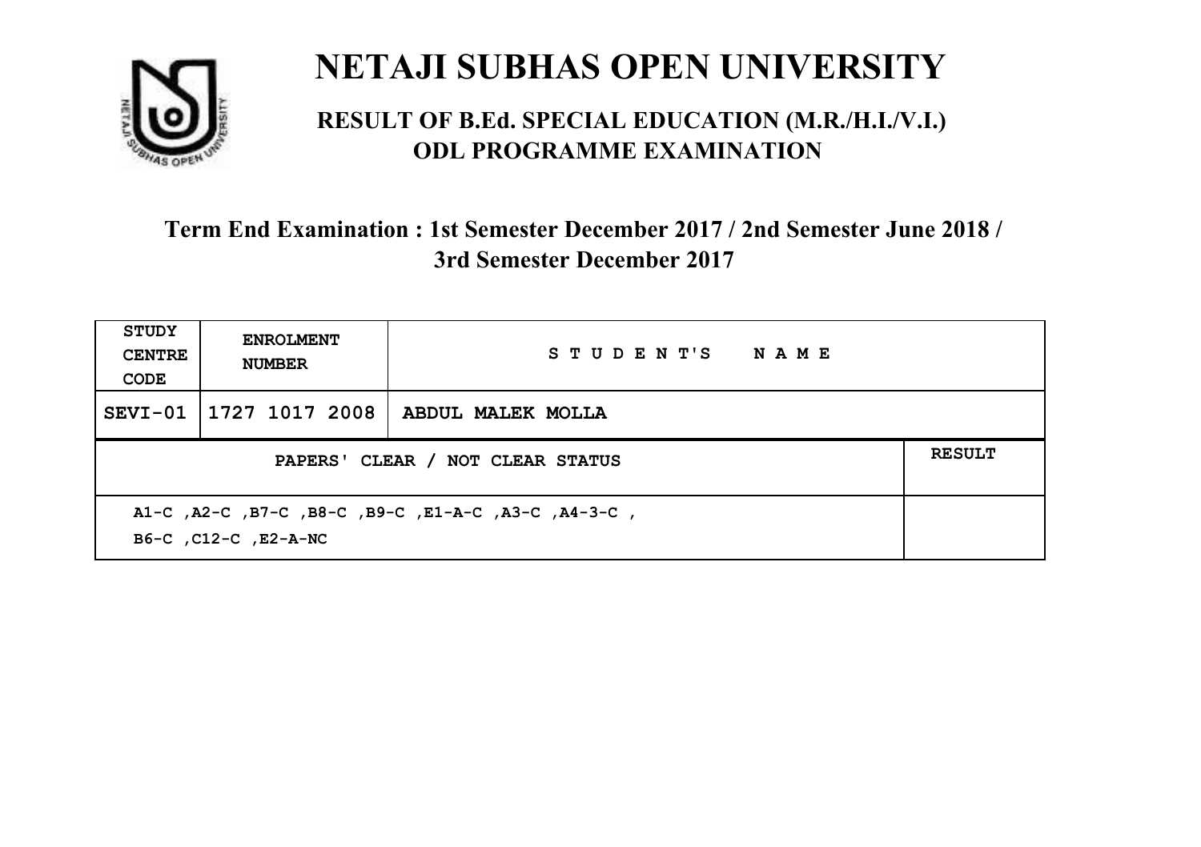# NETAJI SUBHAS OPEN UNIVERSITY

## RESULT OF B.Ed. SPECIAL EDUCATION (M.R./H.I./V.I.) ODL PROGRAMME EXAMINATION

### Term End Examination : 1st Semester December 2017 / 2nd Semester June 2018 / 3rd Semester December 2017

| STUDY CENTRE CODE | ENROLMENT NUMBER | STUDENT'S NAME | |
|---|---|---|---|
| SEVI-01 | 1727 1017 2008 | ABDUL MALEK MOLLA | |
| PAPERS' CLEAR / NOT CLEAR STATUS | | | RESULT |
| A1-C ,A2-C ,B7-C ,B8-C ,B9-C ,E1-A-C ,A3-C ,A4-3-C , B6-C ,C12-C ,E2-A-NC | | | |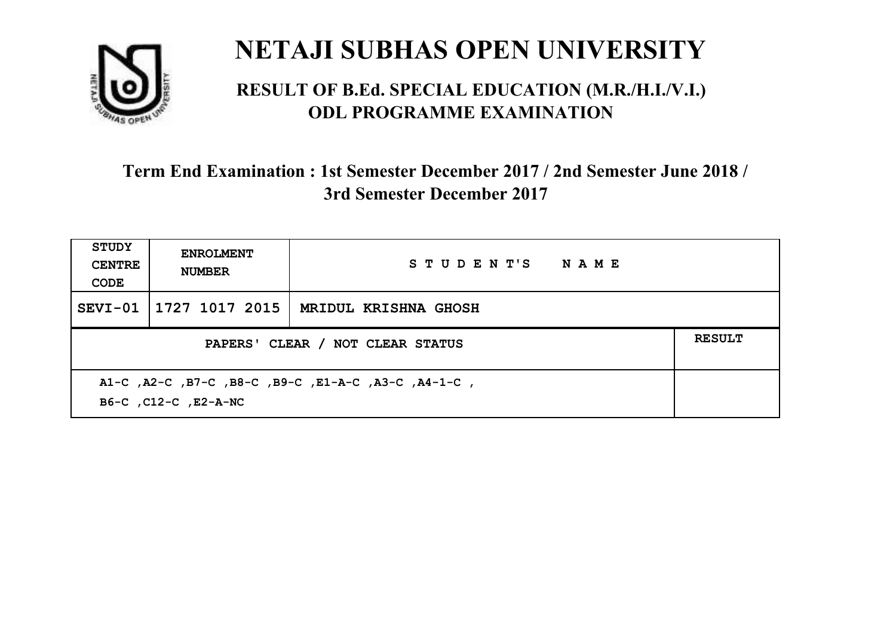# NETAJI SUBHAS OPEN UNIVERSITY

## RESULT OF B.Ed. SPECIAL EDUCATION (M.R./H.I./V.I.) ODL PROGRAMME EXAMINATION

### Term End Examination : 1st Semester December 2017 / 2nd Semester June 2018 / 3rd Semester December 2017

| STUDY CENTRE CODE | ENROLMENT NUMBER | STUDENT'S NAME | |
|---|---|---|---|
| SEVI-01 | 1727 1017 2015 | MRIDUL KRISHNA GHOSH | |
| PAPERS' CLEAR / NOT CLEAR STATUS | | | RESULT |
| A1-C ,A2-C ,B7-C ,B8-C ,B9-C ,E1-A-C ,A3-C ,A4-1-C , B6-C ,C12-C ,E2-A-NC | | | |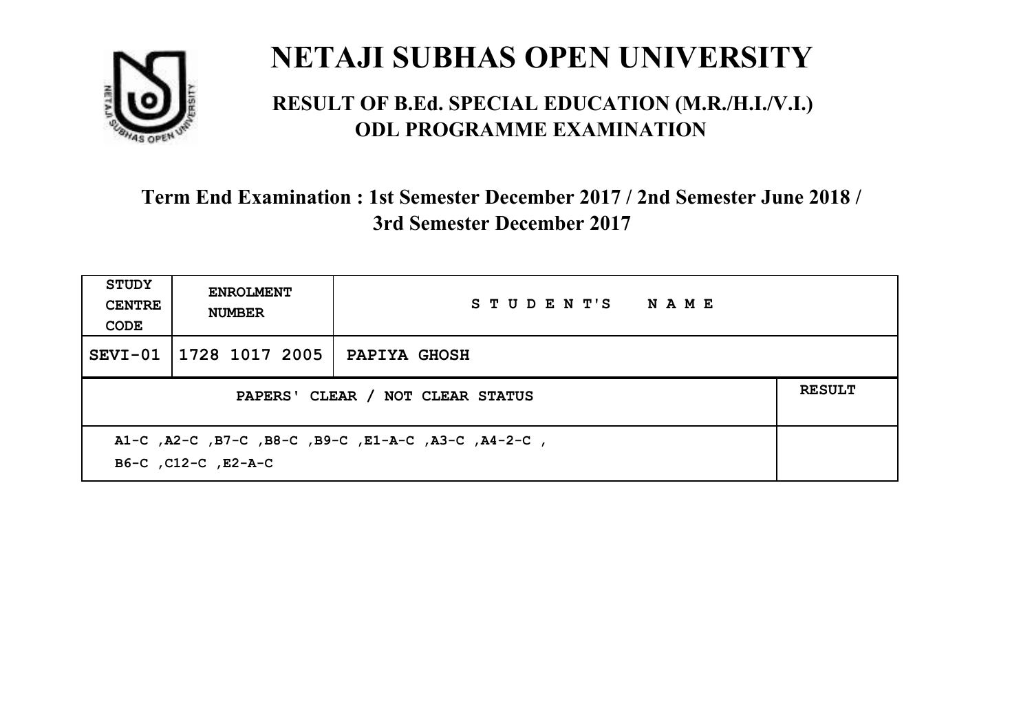# NETAJI SUBHAS OPEN UNIVERSITY

## RESULT OF B.Ed. SPECIAL EDUCATION (M.R./H.I./V.I.) ODL PROGRAMME EXAMINATION

### Term End Examination : 1st Semester December 2017 / 2nd Semester June 2018 / 3rd Semester December 2017

| STUDY CENTRE CODE | ENROLMENT NUMBER | STUDENT'S NAME | |
|---|---|---|---|
| SEVI-01 | 1728 1017 2005 | PAPIYA GHOSH | |
| PAPERS' CLEAR / NOT CLEAR STATUS | | | RESULT |
| A1-C ,A2-C ,B7-C ,B8-C ,B9-C ,E1-A-C ,A3-C ,A4-2-C , B6-C ,C12-C ,E2-A-C | | | |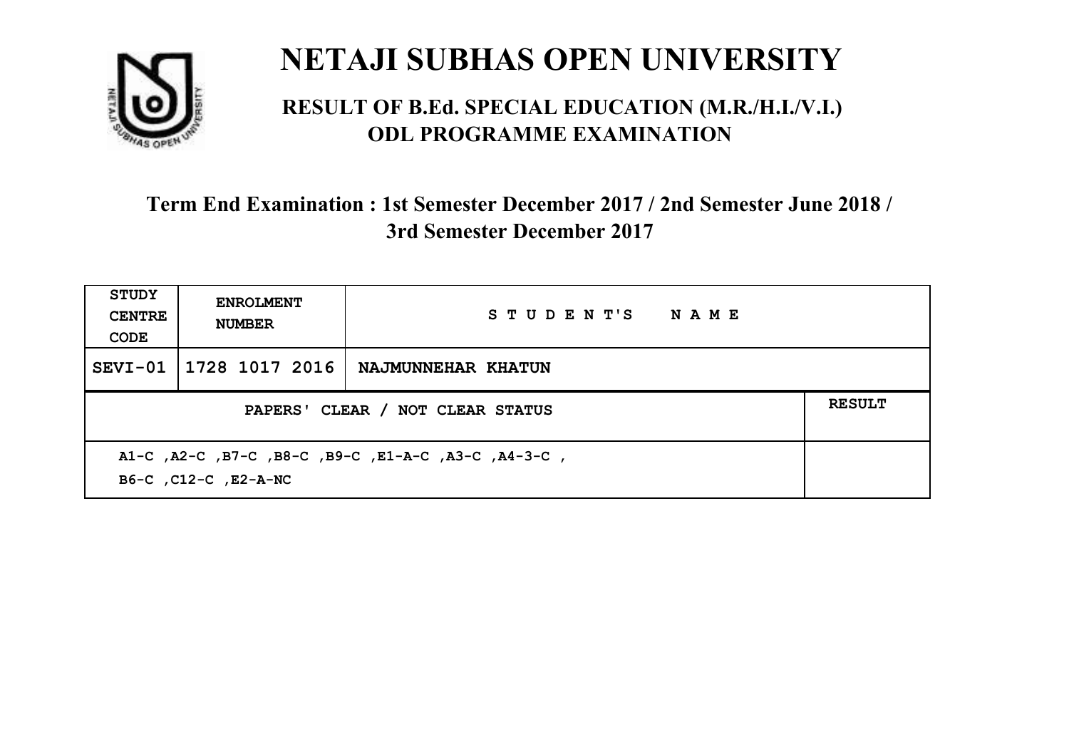# NETAJI SUBHAS OPEN UNIVERSITY

## RESULT OF B.Ed. SPECIAL EDUCATION (M.R./H.I./V.I.) ODL PROGRAMME EXAMINATION

### Term End Examination : 1st Semester December 2017 / 2nd Semester June 2018 / 3rd Semester December 2017

| STUDY CENTRE CODE | ENROLMENT NUMBER | STUDENT'S NAME | |
|---|---|---|---|
| SEVI-01 | 1728 1017 2016 | NAJMUNNEHAR KHATUN | |
| PAPERS' CLEAR / NOT CLEAR STATUS | | | RESULT |
| A1-C ,A2-C ,B7-C ,B8-C ,B9-C ,E1-A-C ,A3-C ,A4-3-C , B6-C ,C12-C ,E2-A-NC | | | |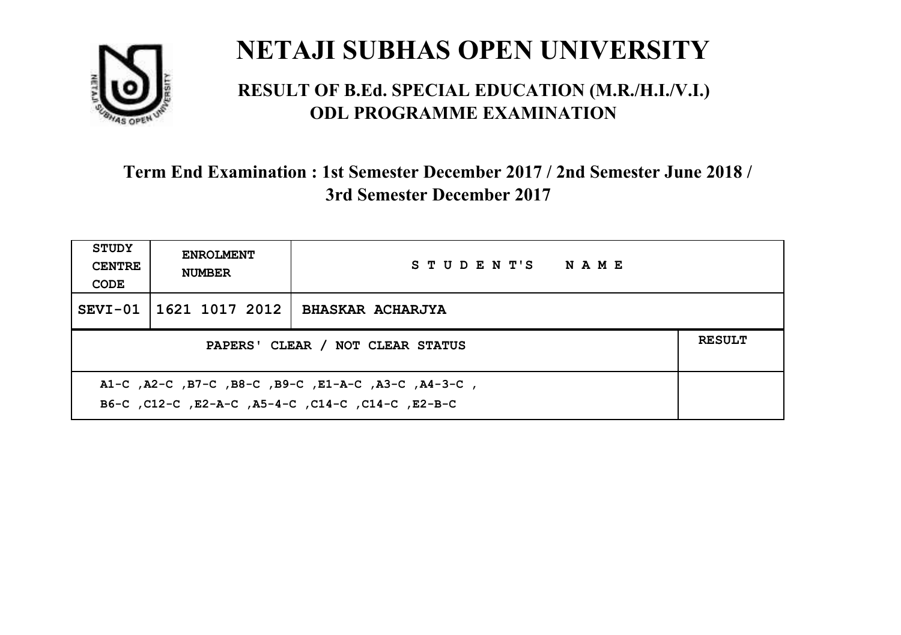# NETAJI SUBHAS OPEN UNIVERSITY

## RESULT OF B.Ed. SPECIAL EDUCATION (M.R./H.I./V.I.) ODL PROGRAMME EXAMINATION

### Term End Examination : 1st Semester December 2017 / 2nd Semester June 2018 / 3rd Semester December 2017

| STUDY CENTRE CODE | ENROLMENT NUMBER | STUDENT'S NAME | |
|---|---|---|---|
| SEVI-01 | 1621 1017 2012 | BHASKAR ACHARJYA | |
| PAPERS' CLEAR / NOT CLEAR STATUS | | | RESULT |
| A1-C ,A2-C ,B7-C ,B8-C ,B9-C ,E1-A-C ,A3-C ,A4-3-C , B6-C ,C12-C ,E2-A-C ,A5-4-C ,C14-C ,C14-C ,E2-B-C | | | |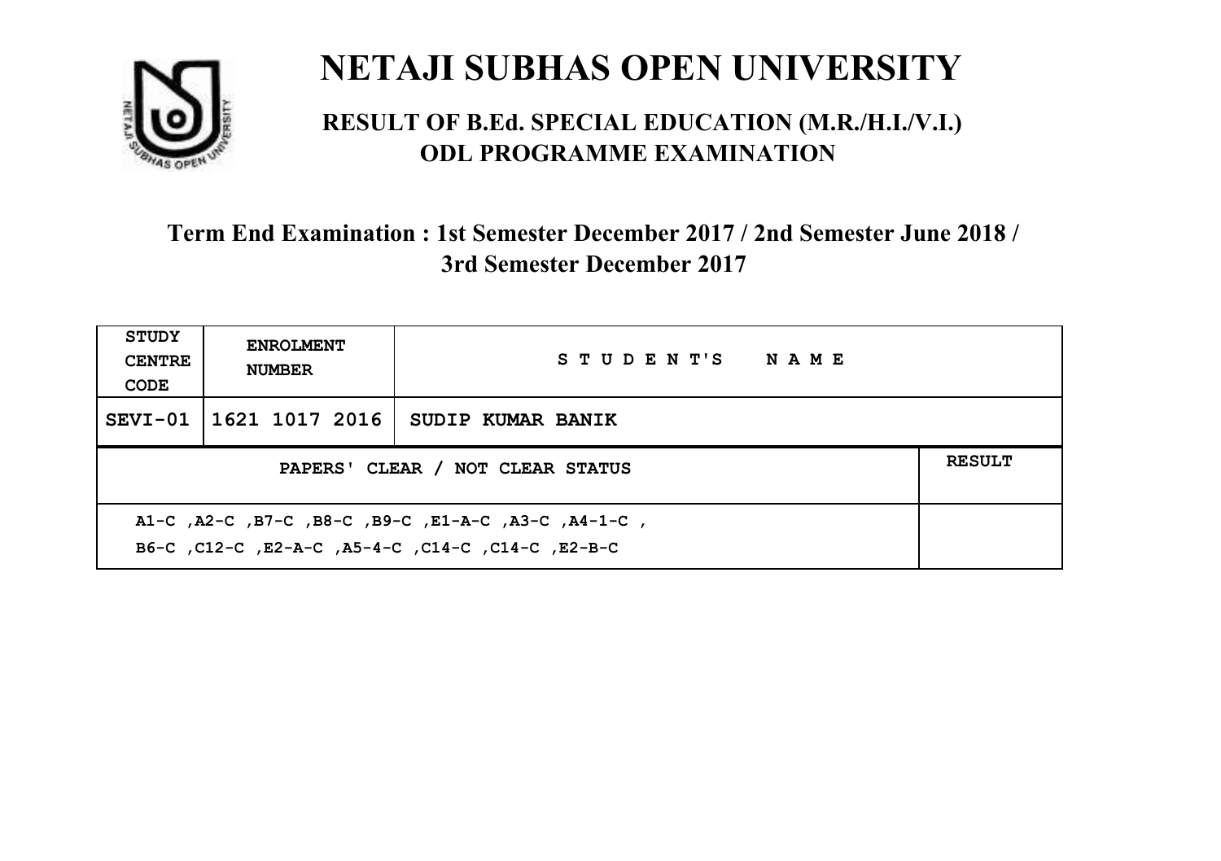# NETAJI SUBHAS OPEN UNIVERSITY

## RESULT OF B.Ed. SPECIAL EDUCATION (M.R./H.I./V.I.) ODL PROGRAMME EXAMINATION

### Term End Examination : 1st Semester December 2017 / 2nd Semester June 2018 / 3rd Semester December 2017

| STUDY CENTRE CODE | ENROLMENT NUMBER | STUDENT'S NAME | |
|---|---|---|---|
| SEVI-01 | 1621 1017 2016 | SUDIP KUMAR BANIK | |
| PAPERS' CLEAR / NOT CLEAR STATUS | | | RESULT |
| A1-C ,A2-C ,B7-C ,B8-C ,B9-C ,E1-A-C ,A3-C ,A4-1-C , B6-C ,C12-C ,E2-A-C ,A5-4-C ,C14-C ,C14-C ,E2-B-C | | | |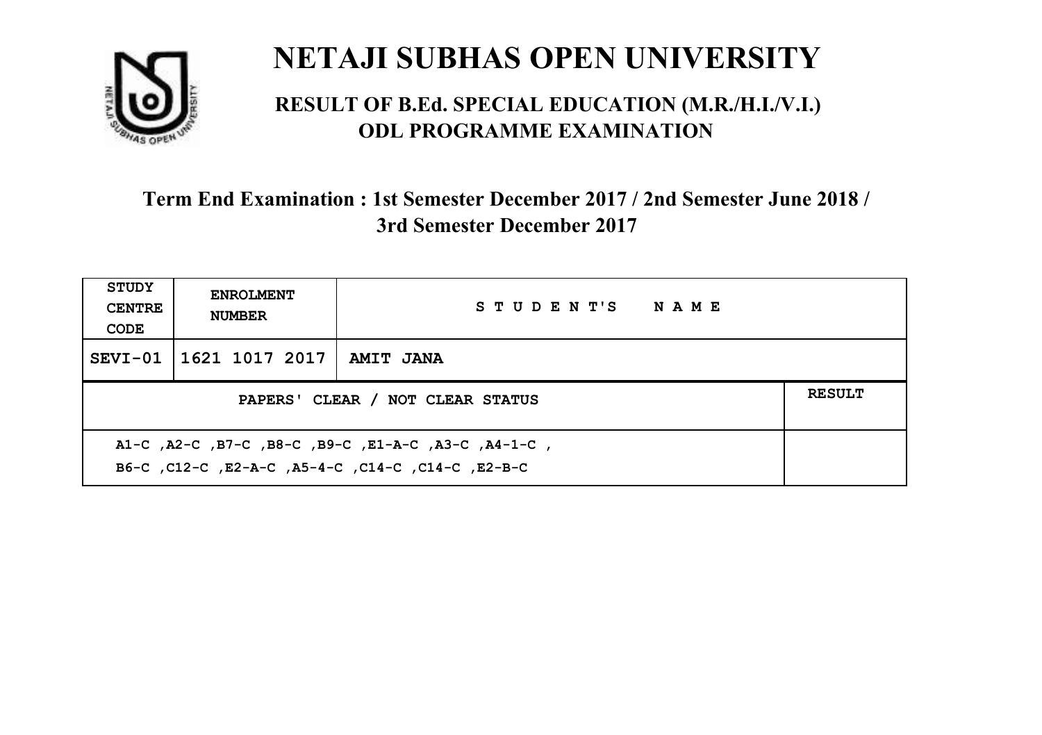# NETAJI SUBHAS OPEN UNIVERSITY

## RESULT OF B.Ed. SPECIAL EDUCATION (M.R./H.I./V.I.) ODL PROGRAMME EXAMINATION

### Term End Examination : 1st Semester December 2017 / 2nd Semester June 2018 / 3rd Semester December 2017

| STUDY CENTRE CODE | ENROLMENT NUMBER | STUDENT'S NAME | |
|---|---|---|---|
| SEVI-01 | 1621 1017 2017 | AMIT JANA | |
| PAPERS' CLEAR / NOT CLEAR STATUS | | | RESULT |
| A1-C ,A2-C ,B7-C ,B8-C ,B9-C ,E1-A-C ,A3-C ,A4-1-C , B6-C ,C12-C ,E2-A-C ,A5-4-C ,C14-C ,C14-C ,E2-B-C | | | |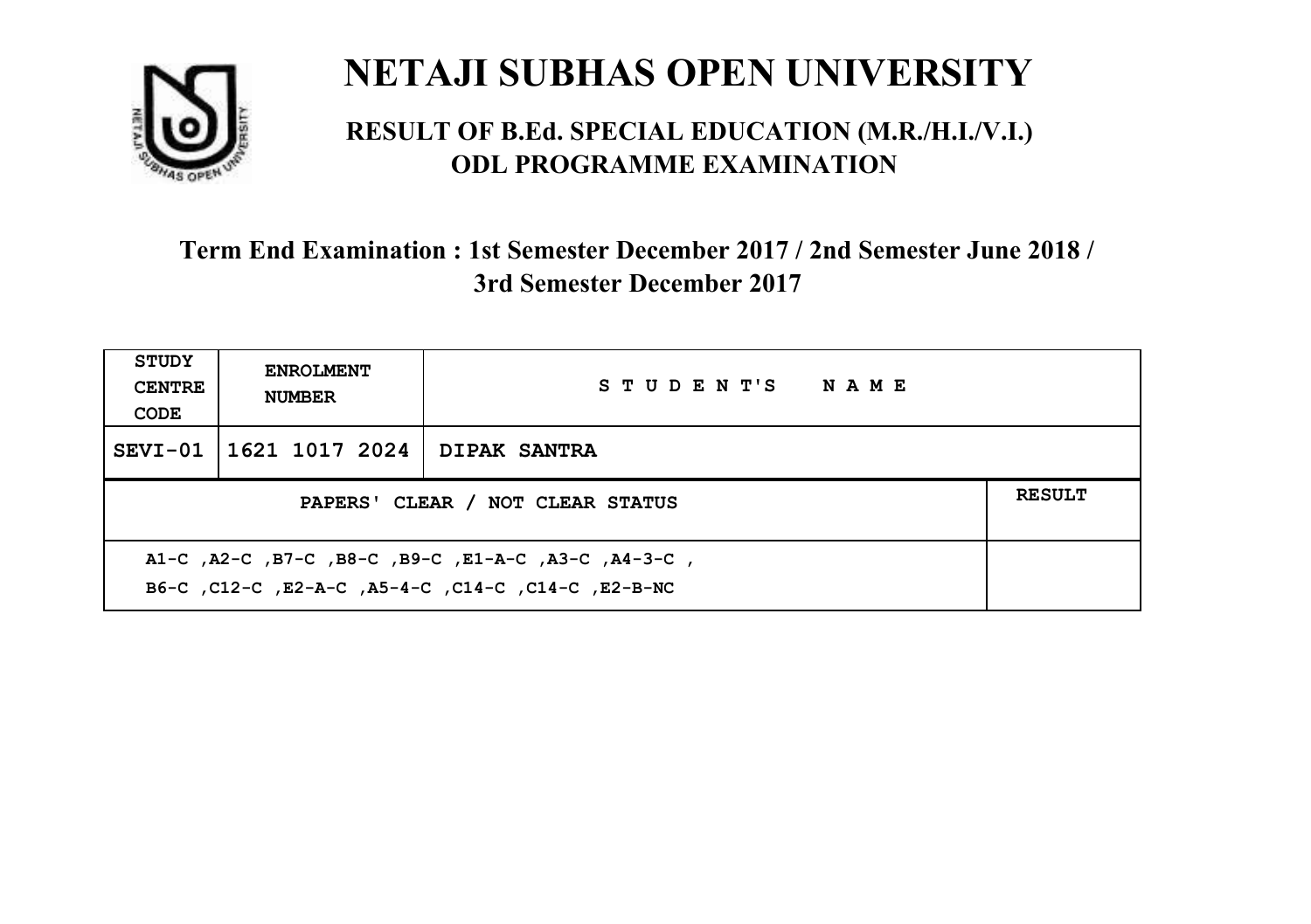# NETAJI SUBHAS OPEN UNIVERSITY

## RESULT OF B.Ed. SPECIAL EDUCATION (M.R./H.I./V.I.) ODL PROGRAMME EXAMINATION

### Term End Examination : 1st Semester December 2017 / 2nd Semester June 2018 / 3rd Semester December 2017

| STUDY CENTRE CODE | ENROLMENT NUMBER | STUDENT'S NAME | |
|---|---|---|---|
| SEVI-01 | 1621 1017 2024 | DIPAK SANTRA | |
| PAPERS' CLEAR / NOT CLEAR STATUS | | | RESULT |
| A1-C ,A2-C ,B7-C ,B8-C ,B9-C ,E1-A-C ,A3-C ,A4-3-C , B6-C ,C12-C ,E2-A-C ,A5-4-C ,C14-C ,C14-C ,E2-B-NC | | | |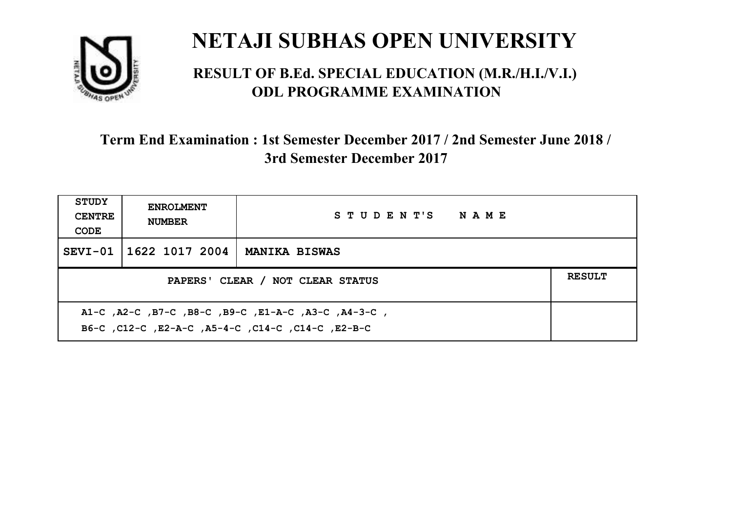# NETAJI SUBHAS OPEN UNIVERSITY

## RESULT OF B.Ed. SPECIAL EDUCATION (M.R./H.I./V.I.) ODL PROGRAMME EXAMINATION

### Term End Examination : 1st Semester December 2017 / 2nd Semester June 2018 / 3rd Semester December 2017

| STUDY CENTRE CODE | ENROLMENT NUMBER | STUDENT'S NAME |
|---|---|---|
| SEVI-01 | 1622 1017 2004 | MANIKA BISWAS |

| PAPERS' CLEAR / NOT CLEAR STATUS | RESULT |
|---|---|
| A1-C ,A2-C ,B7-C ,B8-C ,B9-C ,E1-A-C ,A3-C ,A4-3-C ,<br>B6-C ,C12-C ,E2-A-C ,A5-4-C ,C14-C ,C14-C ,E2-B-C | |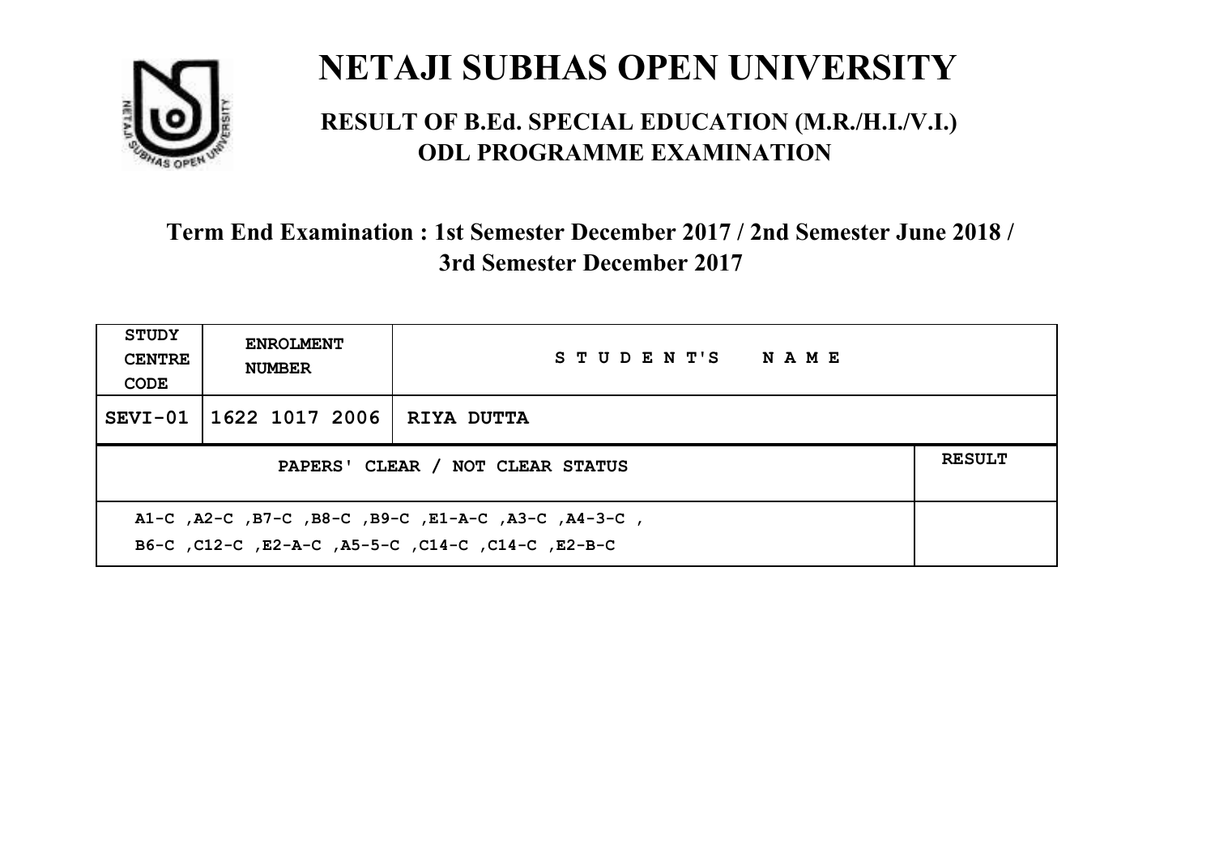# NETAJI SUBHAS OPEN UNIVERSITY

## RESULT OF B.Ed. SPECIAL EDUCATION (M.R./H.I./V.I.) ODL PROGRAMME EXAMINATION

### Term End Examination : 1st Semester December 2017 / 2nd Semester June 2018 / 3rd Semester December 2017

| STUDY CENTRE CODE | ENROLMENT NUMBER | STUDENT'S NAME | |
|---|---|---|---|
| SEVI-01 | 1622 1017 2006 | RIYA DUTTA | |
| PAPERS' CLEAR / NOT CLEAR STATUS | | | RESULT |
| A1-C ,A2-C ,B7-C ,B8-C ,B9-C ,E1-A-C ,A3-C ,A4-3-C , B6-C ,C12-C ,E2-A-C ,A5-5-C ,C14-C ,C14-C ,E2-B-C | | | |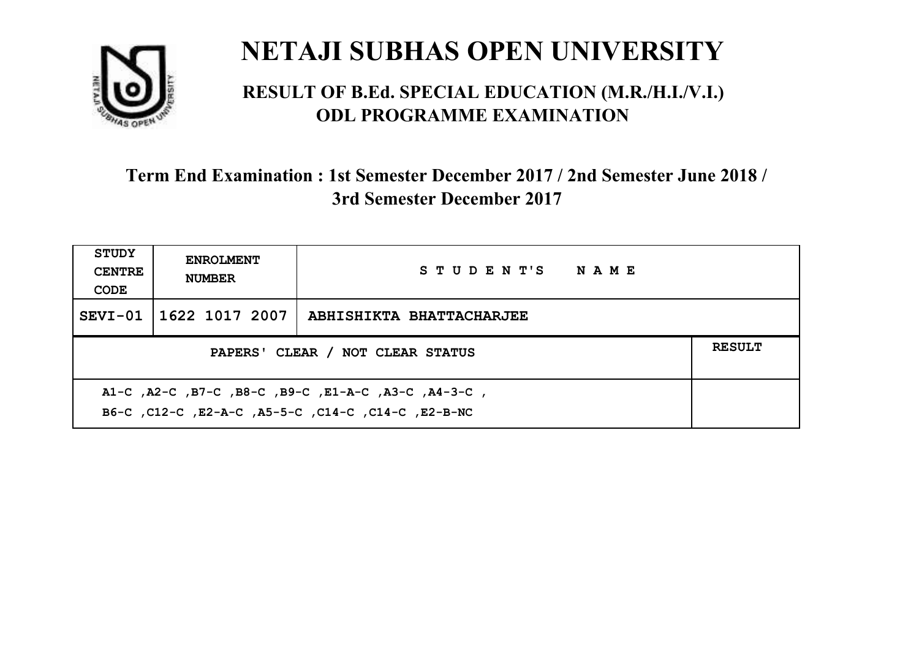# NETAJI SUBHAS OPEN UNIVERSITY

## RESULT OF B.Ed. SPECIAL EDUCATION (M.R./H.I./V.I.) ODL PROGRAMME EXAMINATION

### Term End Examination : 1st Semester December 2017 / 2nd Semester June 2018 / 3rd Semester December 2017

| STUDY CENTRE CODE | ENROLMENT NUMBER | STUDENT'S NAME | |
|---|---|---|---|
| SEVI-01 | 1622 1017 2007 | ABHISHIKTA BHATTACHARJEE | |
| PAPERS' CLEAR / NOT CLEAR STATUS | | | RESULT |
| A1-C ,A2-C ,B7-C ,B8-C ,B9-C ,E1-A-C ,A3-C ,A4-3-C , B6-C ,C12-C ,E2-A-C ,A5-5-C ,C14-C ,C14-C ,E2-B-NC | | | |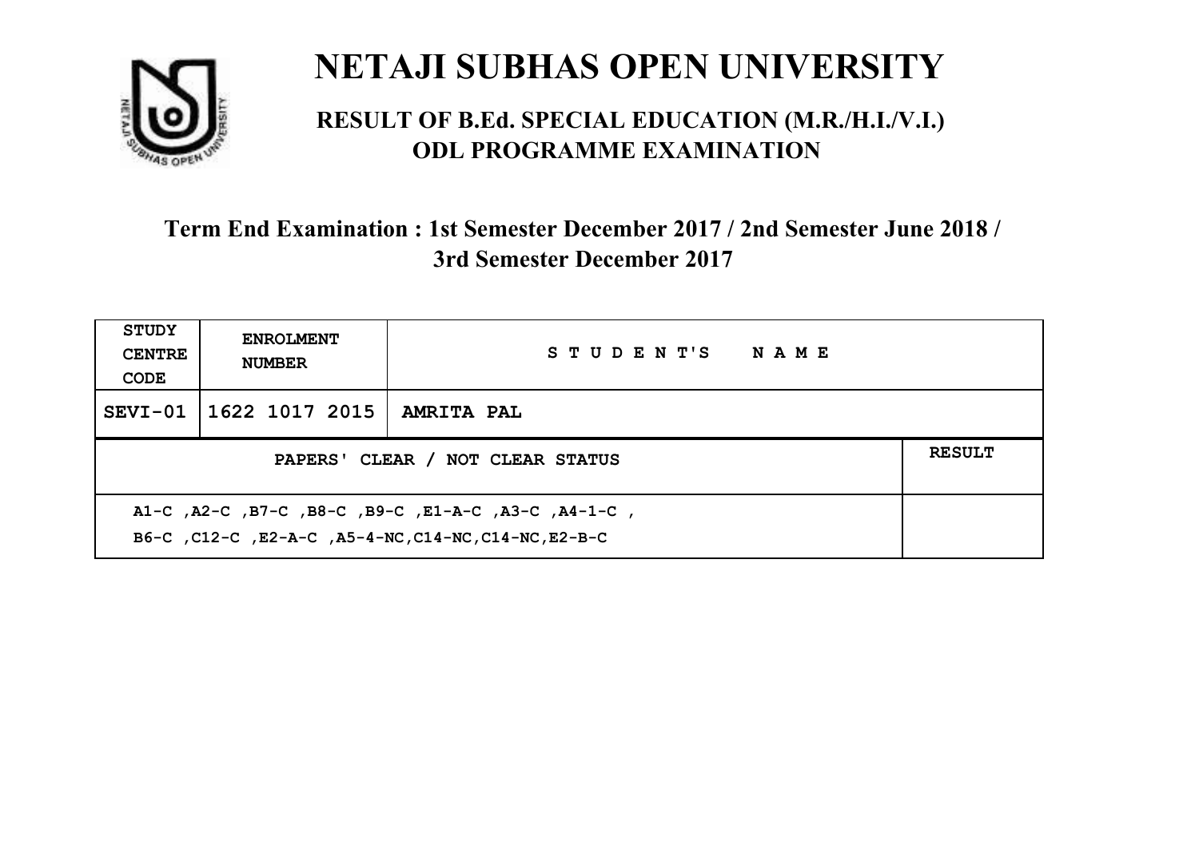# NETAJI SUBHAS OPEN UNIVERSITY

## RESULT OF B.Ed. SPECIAL EDUCATION (M.R./H.I./V.I.) ODL PROGRAMME EXAMINATION

### Term End Examination : 1st Semester December 2017 / 2nd Semester June 2018 / 3rd Semester December 2017

| STUDY CENTRE CODE | ENROLMENT NUMBER | STUDENT'S NAME | |
|---|---|---|---|
| SEVI-01 | 1622 1017 2015 | AMRITA PAL | |
| PAPERS' CLEAR / NOT CLEAR STATUS | | | RESULT |
| A1-C ,A2-C ,B7-C ,B8-C ,B9-C ,E1-A-C ,A3-C ,A4-1-C ,<br>B6-C ,C12-C ,E2-A-C ,A5-4-NC,C14-NC,C14-NC,E2-B-C | | | |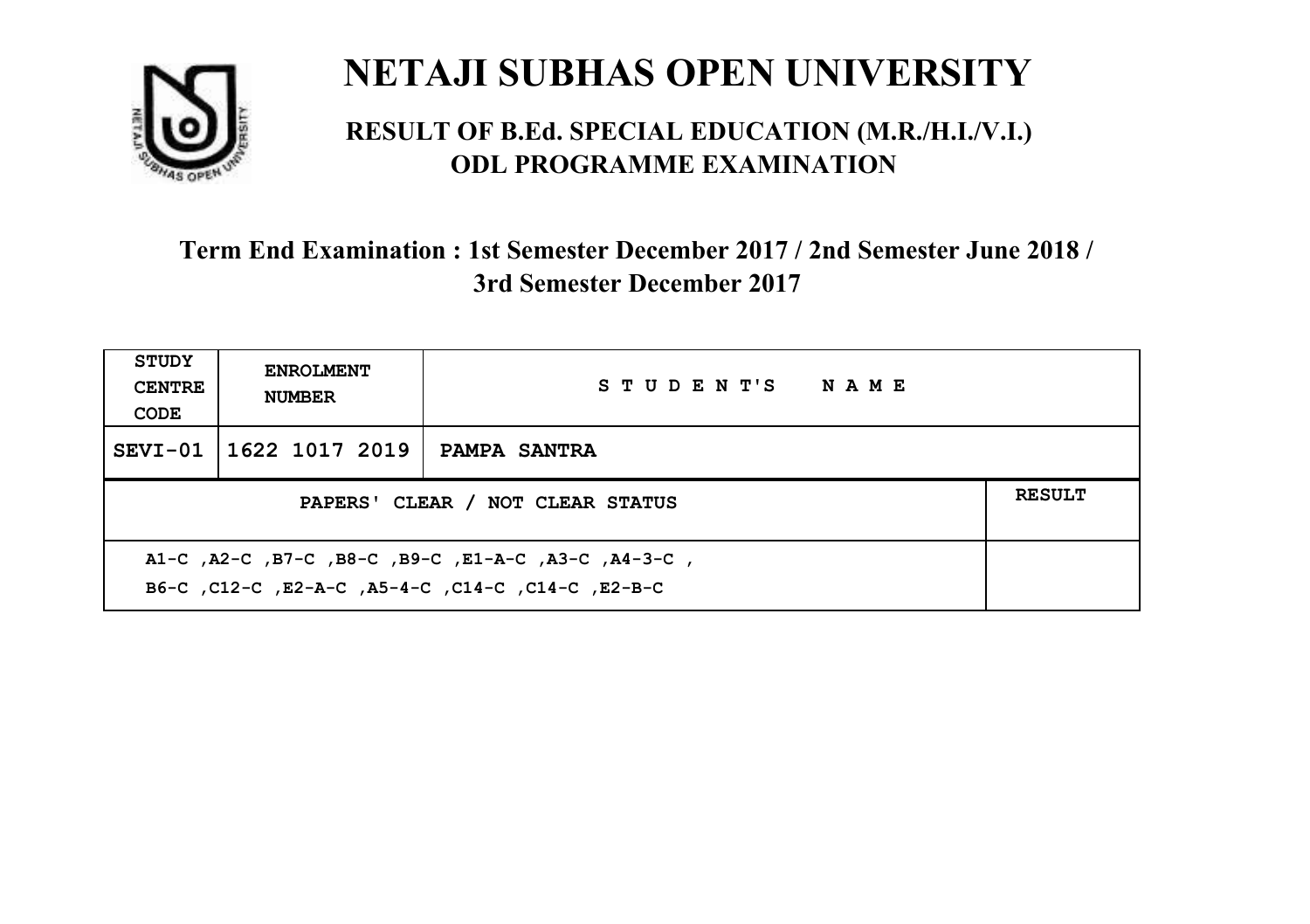# NETAJI SUBHAS OPEN UNIVERSITY

## RESULT OF B.Ed. SPECIAL EDUCATION (M.R./H.I./V.I.) ODL PROGRAMME EXAMINATION

### Term End Examination : 1st Semester December 2017 / 2nd Semester June 2018 / 3rd Semester December 2017

| STUDY CENTRE CODE | ENROLMENT NUMBER | STUDENT'S NAME | |
|---|---|---|---|
| SEVI-01 | 1622 1017 2019 | PAMPA SANTRA | |
| PAPERS' CLEAR / NOT CLEAR STATUS | | | RESULT |
| A1-C ,A2-C ,B7-C ,B8-C ,B9-C ,E1-A-C ,A3-C ,A4-3-C , B6-C ,C12-C ,E2-A-C ,A5-4-C ,C14-C ,C14-C ,E2-B-C | | | |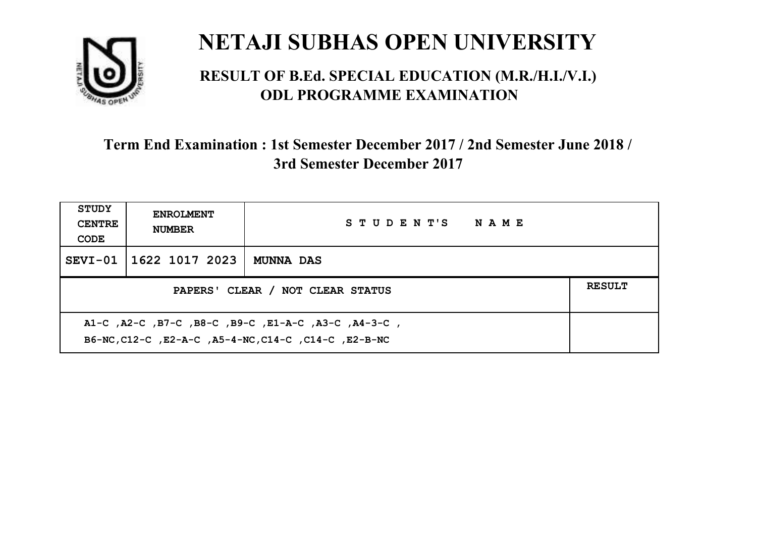# NETAJI SUBHAS OPEN UNIVERSITY

## RESULT OF B.Ed. SPECIAL EDUCATION (M.R./H.I./V.I.) ODL PROGRAMME EXAMINATION

### Term End Examination : 1st Semester December 2017 / 2nd Semester June 2018 / 3rd Semester December 2017

| STUDY CENTRE CODE | ENROLMENT NUMBER | STUDENT'S NAME | |
|---|---|---|---|
| SEVI-01 | 1622 1017 2023 | MUNNA DAS | |
| PAPERS' CLEAR / NOT CLEAR STATUS | | | RESULT |
| A1-C ,A2-C ,B7-C ,B8-C ,B9-C ,E1-A-C ,A3-C ,A4-3-C , B6-NC,C12-C ,E2-A-C ,A5-4-NC,C14-C ,C14-C ,E2-B-NC | | | |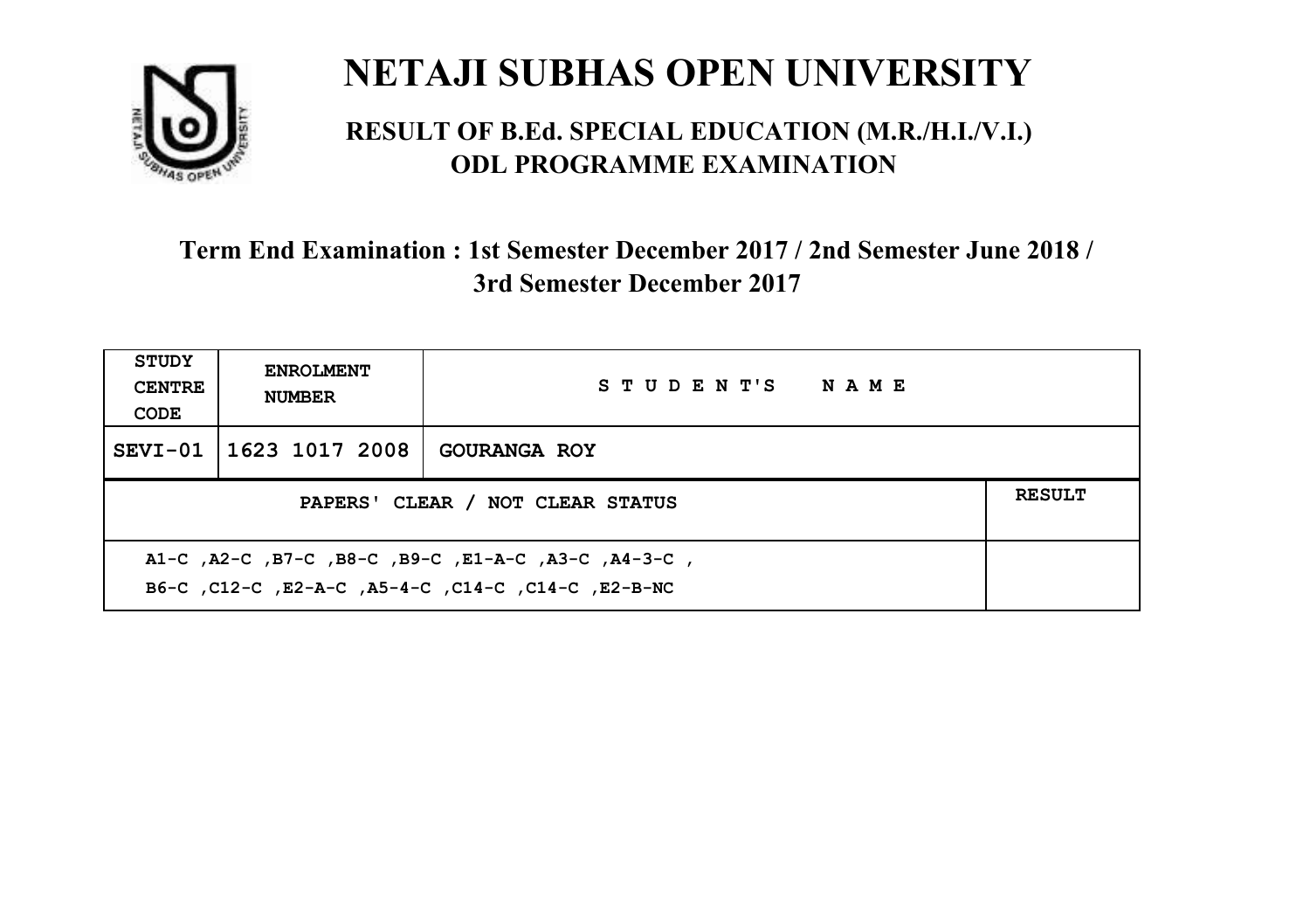# NETAJI SUBHAS OPEN UNIVERSITY

## RESULT OF B.Ed. SPECIAL EDUCATION (M.R./H.I./V.I.) ODL PROGRAMME EXAMINATION

### Term End Examination : 1st Semester December 2017 / 2nd Semester June 2018 / 3rd Semester December 2017

| STUDY CENTRE CODE | ENROLMENT NUMBER | STUDENT'S NAME | |
|---|---|---|---|
| SEVI-01 | 1623 1017 2008 | GOURANGA ROY | |
| PAPERS' CLEAR / NOT CLEAR STATUS | | | RESULT |
| A1-C ,A2-C ,B7-C ,B8-C ,B9-C ,E1-A-C ,A3-C ,A4-3-C , B6-C ,C12-C ,E2-A-C ,A5-4-C ,C14-C ,C14-C ,E2-B-NC | | | |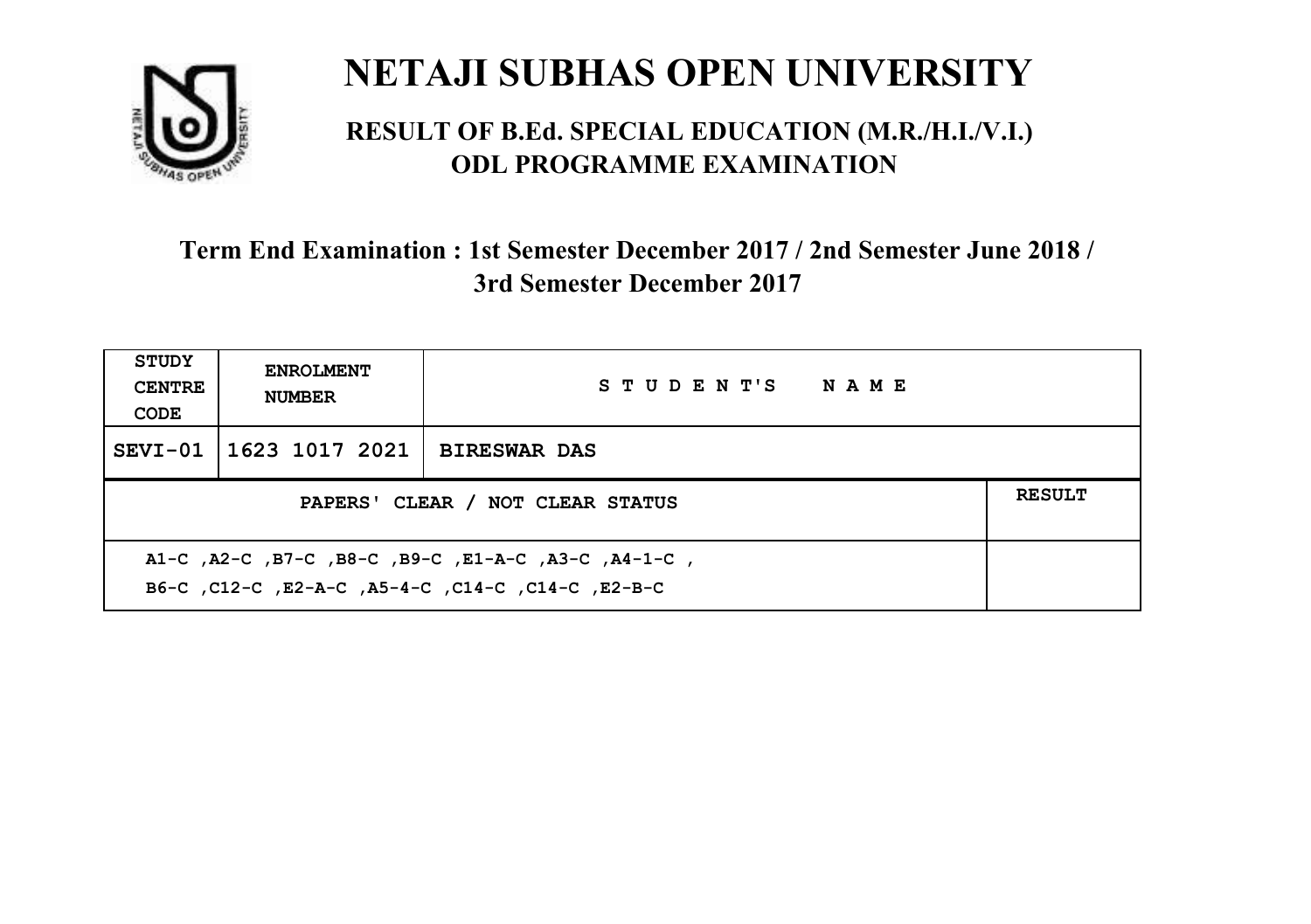# NETAJI SUBHAS OPEN UNIVERSITY

## RESULT OF B.Ed. SPECIAL EDUCATION (M.R./H.I./V.I.) ODL PROGRAMME EXAMINATION

### Term End Examination : 1st Semester December 2017 / 2nd Semester June 2018 / 3rd Semester December 2017

| STUDY CENTRE CODE | ENROLMENT NUMBER | STUDENT'S NAME | |
|---|---|---|---|
| SEVI-01 | 1623 1017 2021 | BIRESWAR DAS | |
| PAPERS' CLEAR / NOT CLEAR STATUS | | | RESULT |
| A1-C ,A2-C ,B7-C ,B8-C ,B9-C ,E1-A-C ,A3-C ,A4-1-C , B6-C ,C12-C ,E2-A-C ,A5-4-C ,C14-C ,C14-C ,E2-B-C | | | |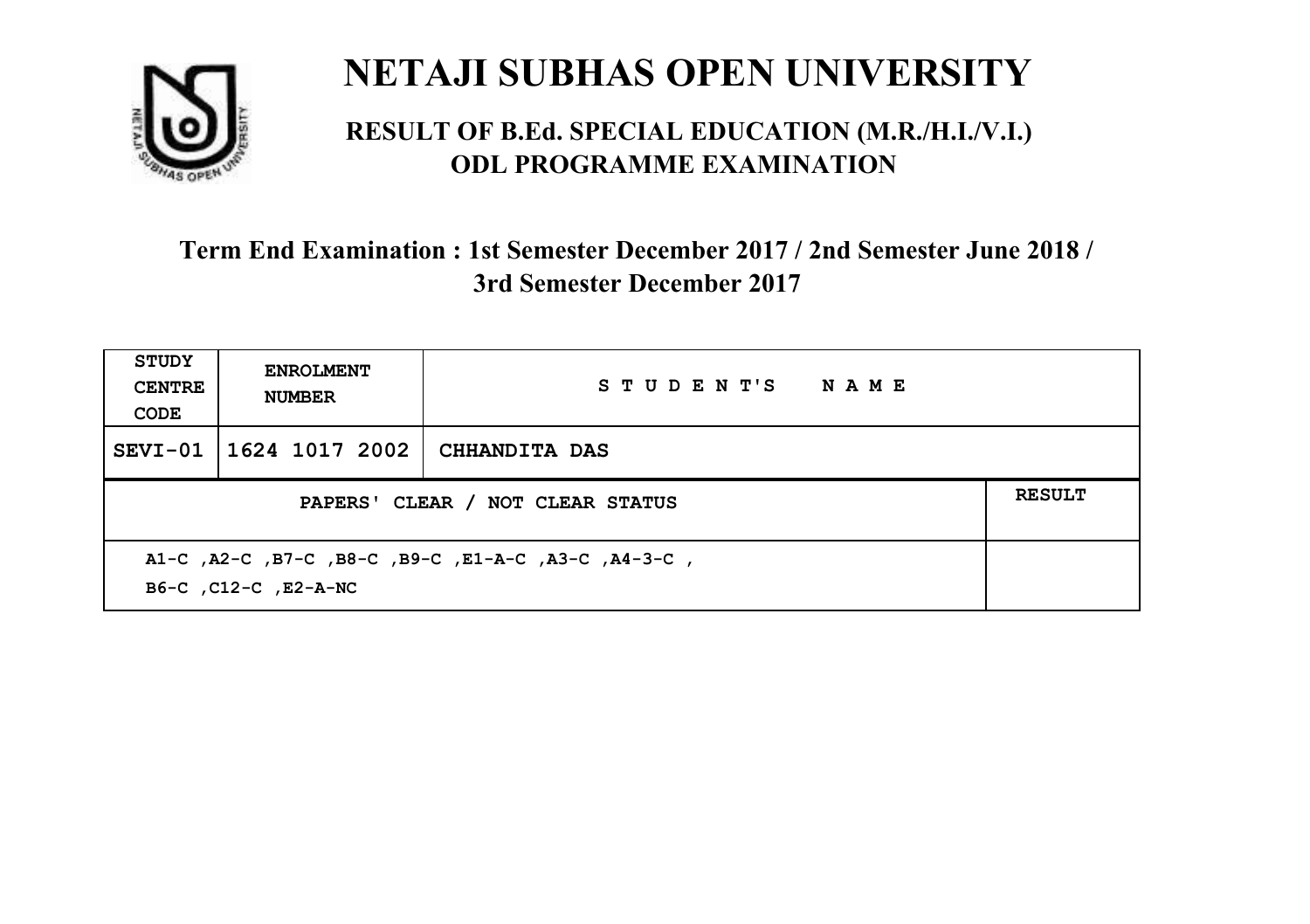# NETAJI SUBHAS OPEN UNIVERSITY

## RESULT OF B.Ed. SPECIAL EDUCATION (M.R./H.I./V.I.) ODL PROGRAMME EXAMINATION

### Term End Examination : 1st Semester December 2017 / 2nd Semester June 2018 / 3rd Semester December 2017

| STUDY CENTRE CODE | ENROLMENT NUMBER | STUDENT'S NAME | |
|---|---|---|---|
| SEVI-01 | 1624 1017 2002 | CHHANDITA DAS | |
| PAPERS' CLEAR / NOT CLEAR STATUS | | | RESULT |
| A1-C ,A2-C ,B7-C ,B8-C ,B9-C ,E1-A-C ,A3-C ,A4-3-C , B6-C ,C12-C ,E2-A-NC | | | |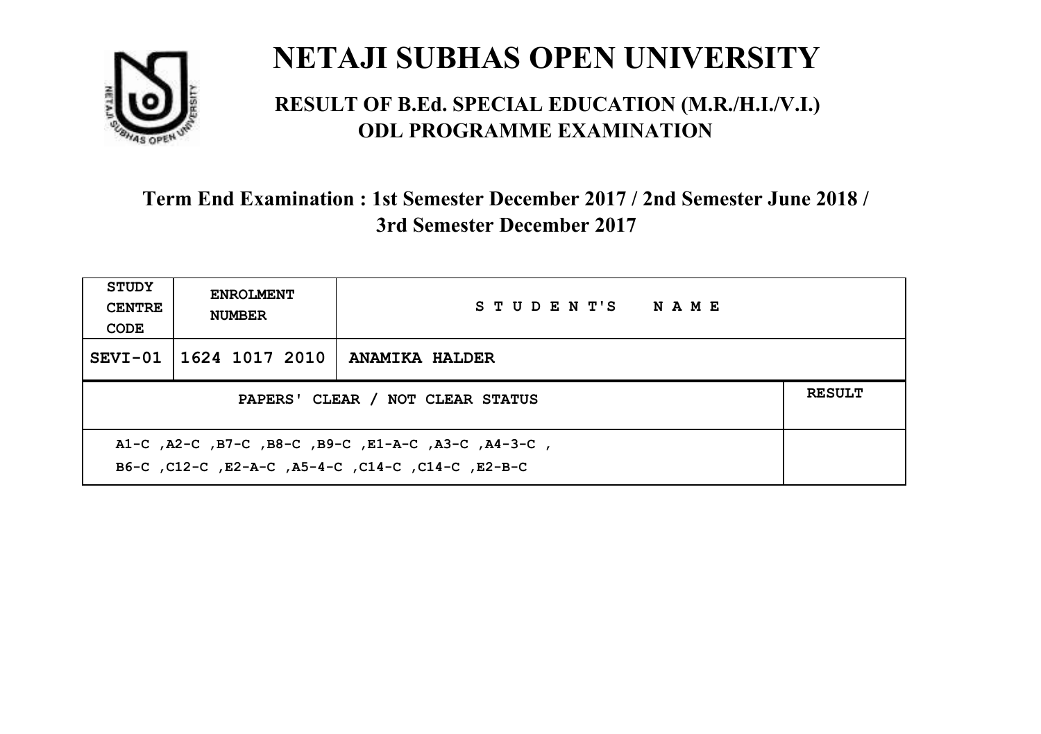# NETAJI SUBHAS OPEN UNIVERSITY

## RESULT OF B.Ed. SPECIAL EDUCATION (M.R./H.I./V.I.) ODL PROGRAMME EXAMINATION

### Term End Examination : 1st Semester December 2017 / 2nd Semester June 2018 / 3rd Semester December 2017

| STUDY CENTRE CODE | ENROLMENT NUMBER | STUDENT'S NAME | |
|---|---|---|---|
| SEVI-01 | 1624 1017 2010 | ANAMIKA HALDER | |
| PAPERS' CLEAR / NOT CLEAR STATUS | | | RESULT |
| A1-C ,A2-C ,B7-C ,B8-C ,B9-C ,E1-A-C ,A3-C ,A4-3-C , B6-C ,C12-C ,E2-A-C ,A5-4-C ,C14-C ,C14-C ,E2-B-C | | | |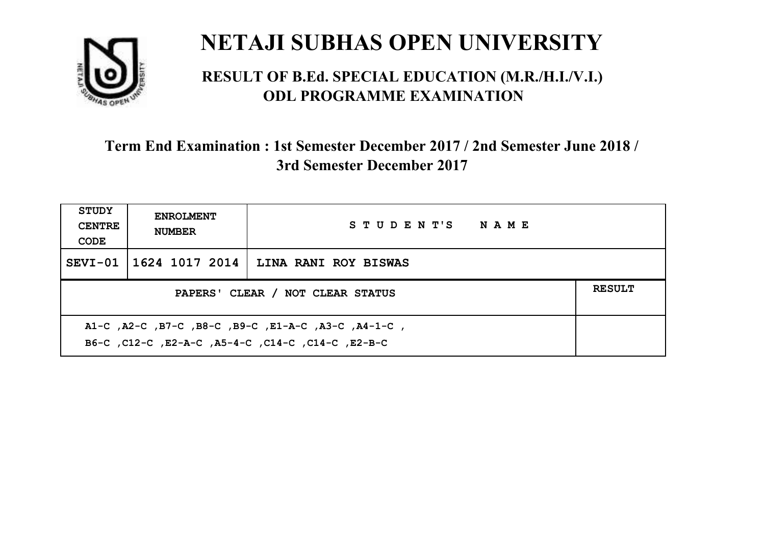# NETAJI SUBHAS OPEN UNIVERSITY

## RESULT OF B.Ed. SPECIAL EDUCATION (M.R./H.I./V.I.) ODL PROGRAMME EXAMINATION

### Term End Examination : 1st Semester December 2017 / 2nd Semester June 2018 / 3rd Semester December 2017

| STUDY CENTRE CODE | ENROLMENT NUMBER | STUDENT'S NAME | |
|---|---|---|---|
| SEVI-01 | 1624 1017 2014 | LINA RANI ROY BISWAS | |
| PAPERS' CLEAR / NOT CLEAR STATUS | | | RESULT |
| A1-C ,A2-C ,B7-C ,B8-C ,B9-C ,E1-A-C ,A3-C ,A4-1-C , B6-C ,C12-C ,E2-A-C ,A5-4-C ,C14-C ,C14-C ,E2-B-C | | | |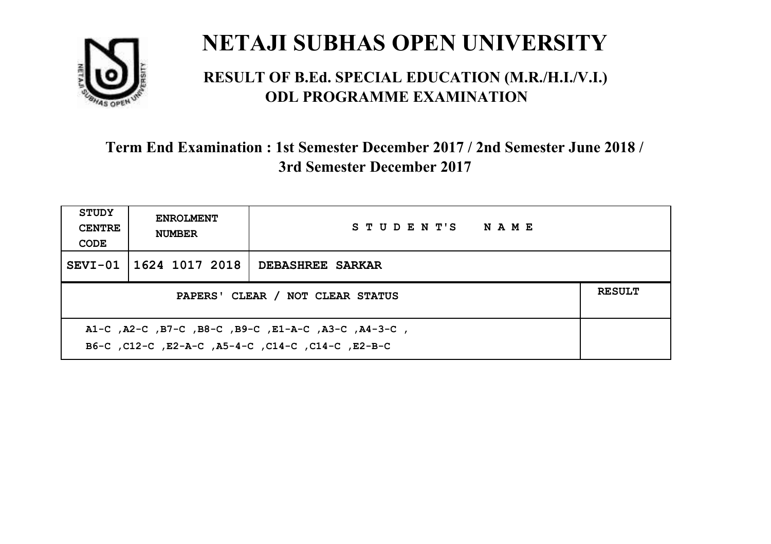# NETAJI SUBHAS OPEN UNIVERSITY

## RESULT OF B.Ed. SPECIAL EDUCATION (M.R./H.I./V.I.) ODL PROGRAMME EXAMINATION

### Term End Examination : 1st Semester December 2017 / 2nd Semester June 2018 / 3rd Semester December 2017

| STUDY CENTRE CODE | ENROLMENT NUMBER | STUDENT'S NAME | |
|---|---|---|---|
| SEVI-01 | 1624 1017 2018 | DEBASHREE SARKAR | |
| PAPERS' CLEAR / NOT CLEAR STATUS | | | RESULT |
| A1-C ,A2-C ,B7-C ,B8-C ,B9-C ,E1-A-C ,A3-C ,A4-3-C , B6-C ,C12-C ,E2-A-C ,A5-4-C ,C14-C ,C14-C ,E2-B-C | | | |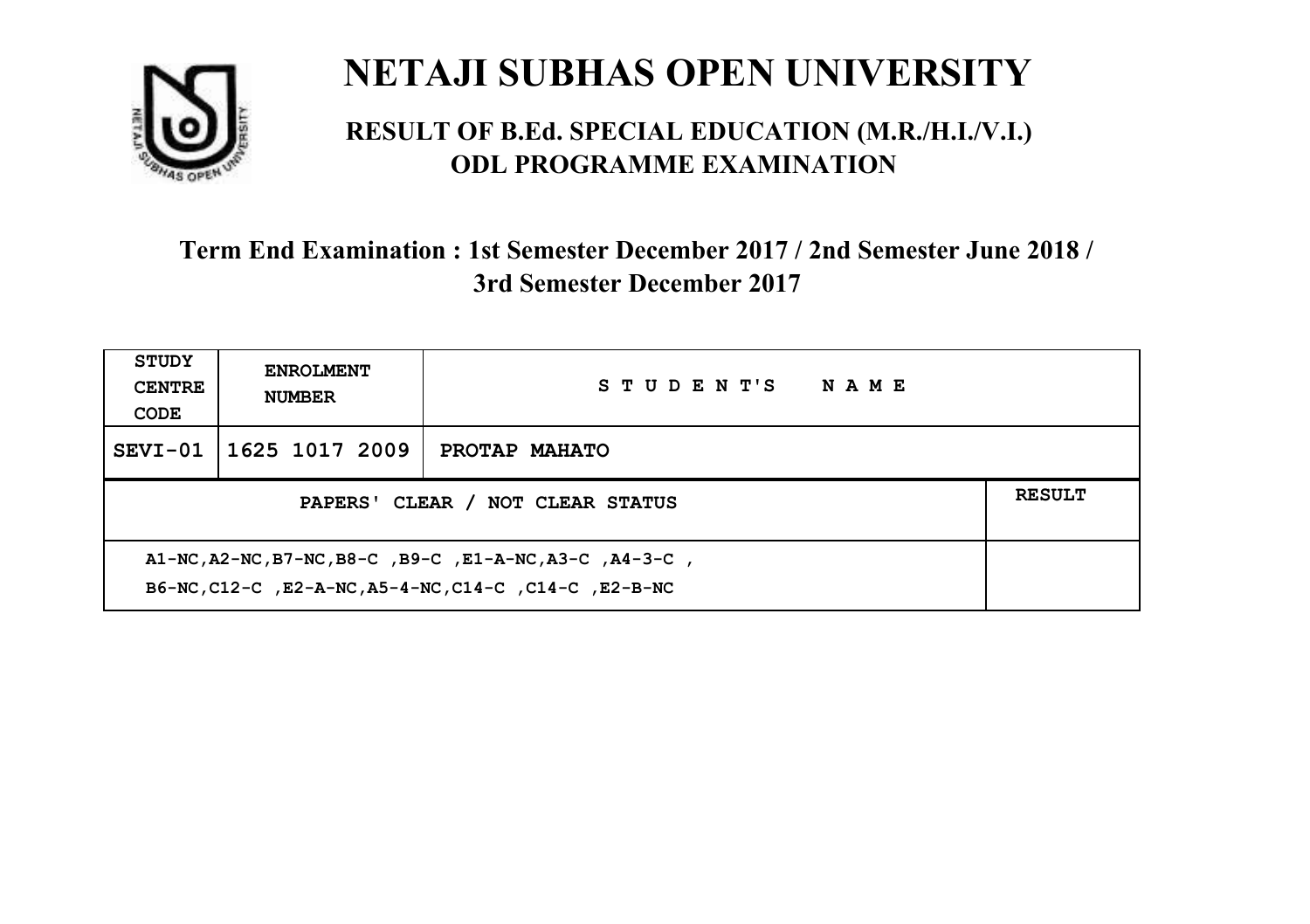# NETAJI SUBHAS OPEN UNIVERSITY

## RESULT OF B.Ed. SPECIAL EDUCATION (M.R./H.I./V.I.) ODL PROGRAMME EXAMINATION

### Term End Examination : 1st Semester December 2017 / 2nd Semester June 2018 / 3rd Semester December 2017

| STUDY CENTRE CODE | ENROLMENT NUMBER | STUDENT'S NAME |
|---|---|---|
| SEVI-01 | 1625 1017 2009 | PROTAP MAHATO |

| PAPERS' CLEAR / NOT CLEAR STATUS | RESULT |
|---|---|
| A1-NC,A2-NC,B7-NC,B8-C ,B9-C ,E1-A-NC,A3-C ,A4-3-C , B6-NC,C12-C ,E2-A-NC,A5-4-NC,C14-C ,C14-C ,E2-B-NC | |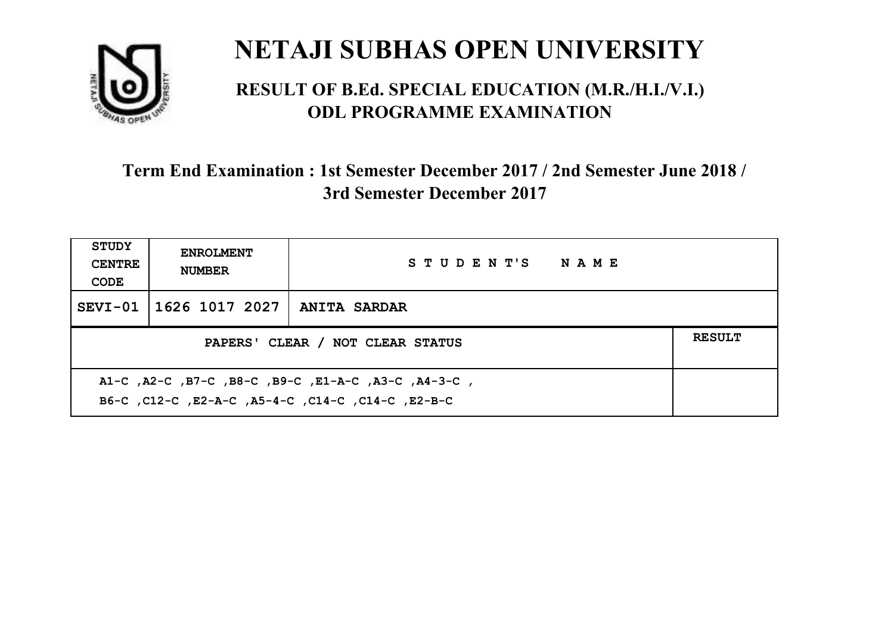# NETAJI SUBHAS OPEN UNIVERSITY

## RESULT OF B.Ed. SPECIAL EDUCATION (M.R./H.I./V.I.) ODL PROGRAMME EXAMINATION

### Term End Examination : 1st Semester December 2017 / 2nd Semester June 2018 / 3rd Semester December 2017

| STUDY CENTRE CODE | ENROLMENT NUMBER | STUDENT'S NAME | |
|---|---|---|---|
| SEVI-01 | 1626 1017 2027 | ANITA SARDAR | |
| PAPERS' CLEAR / NOT CLEAR STATUS | | | RESULT |
| A1-C ,A2-C ,B7-C ,B8-C ,B9-C ,E1-A-C ,A3-C ,A4-3-C , B6-C ,C12-C ,E2-A-C ,A5-4-C ,C14-C ,C14-C ,E2-B-C | | | |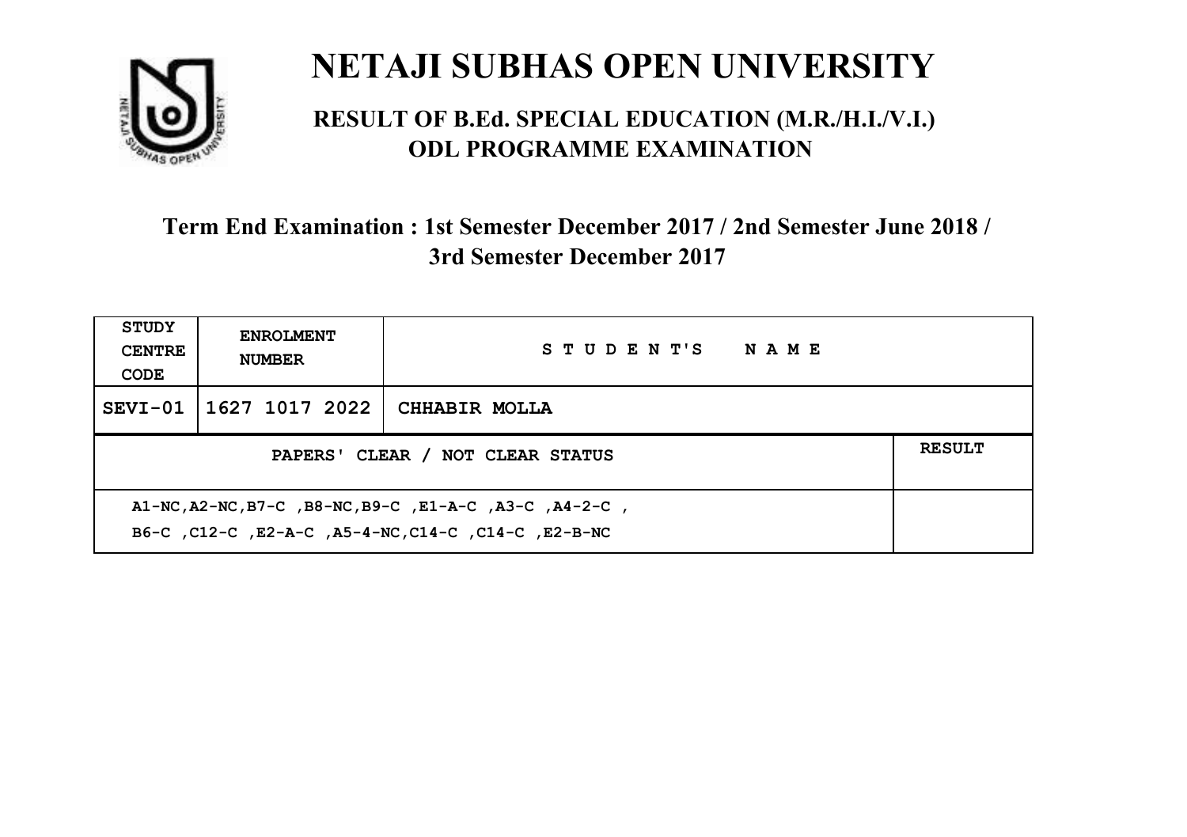# NETAJI SUBHAS OPEN UNIVERSITY

## RESULT OF B.Ed. SPECIAL EDUCATION (M.R./H.I./V.I.) ODL PROGRAMME EXAMINATION

### Term End Examination : 1st Semester December 2017 / 2nd Semester June 2018 / 3rd Semester December 2017

| STUDY CENTRE CODE | ENROLMENT NUMBER | STUDENT'S NAME | |
|---|---|---|---|
| SEVI-01 | 1627 1017 2022 | CHHABIR MOLLA | |
| PAPERS' CLEAR / NOT CLEAR STATUS | | | RESULT |
| A1-NC,A2-NC,B7-C ,B8-NC,B9-C ,E1-A-C ,A3-C ,A4-2-C , B6-C ,C12-C ,E2-A-C ,A5-4-NC,C14-C ,C14-C ,E2-B-NC | | | |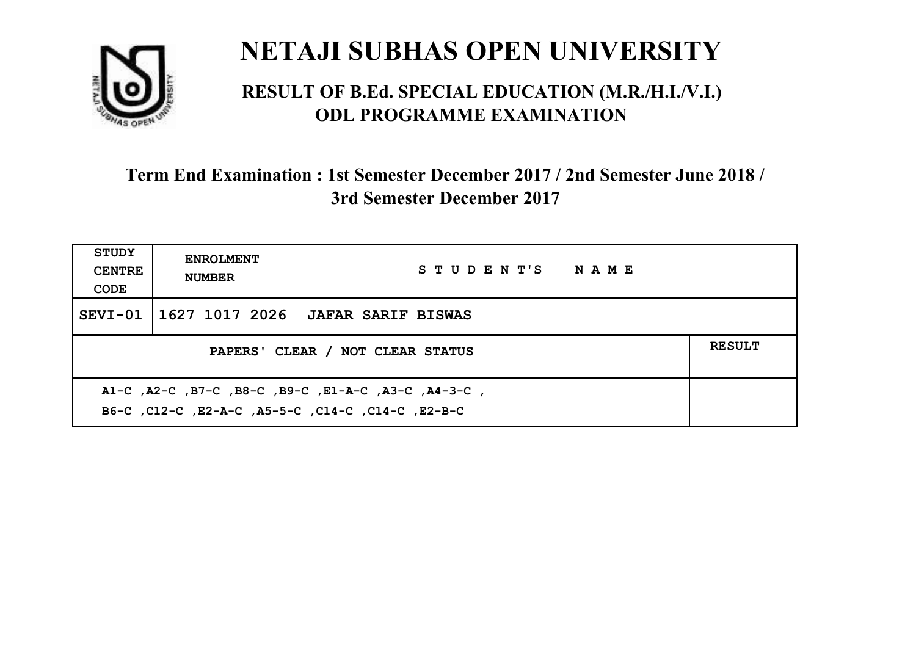# NETAJI SUBHAS OPEN UNIVERSITY

## RESULT OF B.Ed. SPECIAL EDUCATION (M.R./H.I./V.I.) ODL PROGRAMME EXAMINATION

### Term End Examination : 1st Semester December 2017 / 2nd Semester June 2018 / 3rd Semester December 2017

| STUDY CENTRE CODE | ENROLMENT NUMBER | STUDENT'S NAME | |
|---|---|---|---|
| SEVI-01 | 1627 1017 2026 | JAFAR SARIF BISWAS | |
| PAPERS' CLEAR / NOT CLEAR STATUS | | | RESULT |
| A1-C ,A2-C ,B7-C ,B8-C ,B9-C ,E1-A-C ,A3-C ,A4-3-C , B6-C ,C12-C ,E2-A-C ,A5-5-C ,C14-C ,C14-C ,E2-B-C | | | |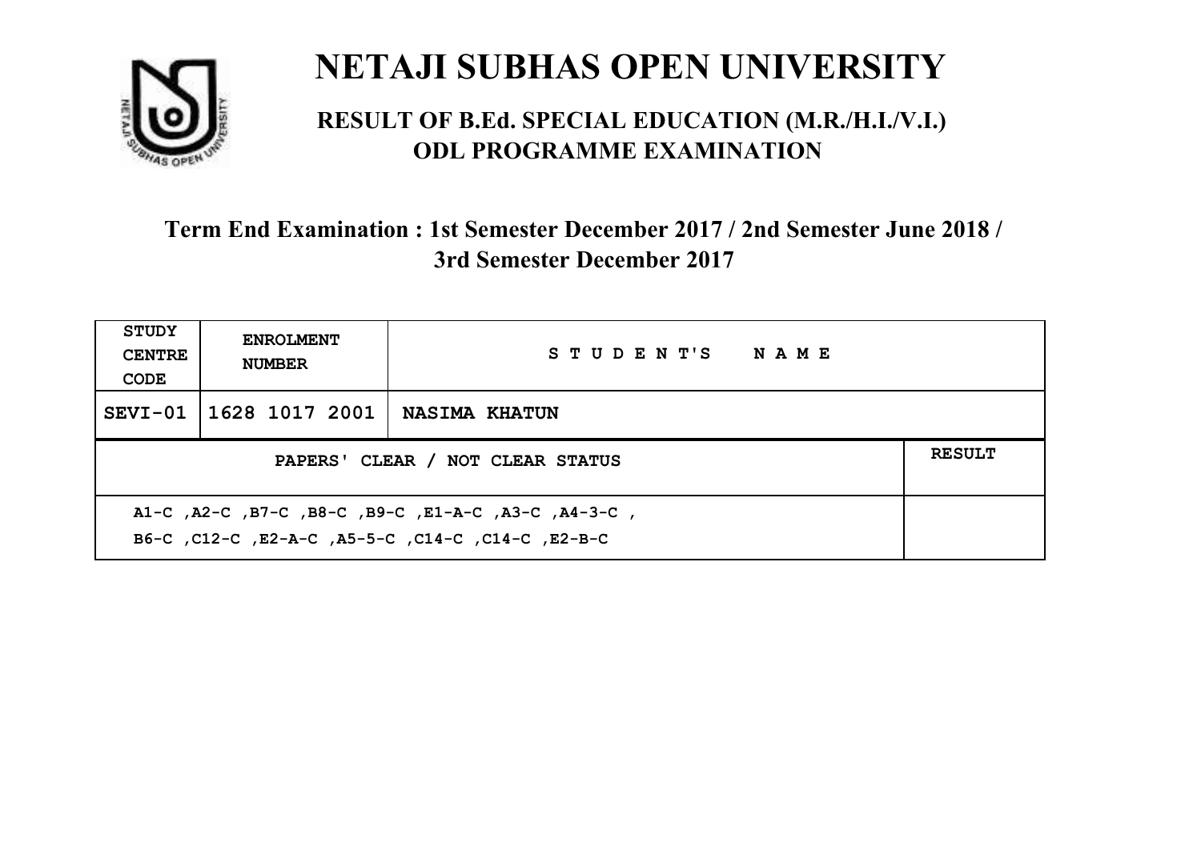# NETAJI SUBHAS OPEN UNIVERSITY

## RESULT OF B.Ed. SPECIAL EDUCATION (M.R./H.I./V.I.) ODL PROGRAMME EXAMINATION

### Term End Examination : 1st Semester December 2017 / 2nd Semester June 2018 / 3rd Semester December 2017

| STUDY CENTRE CODE | ENROLMENT NUMBER | STUDENT'S NAME | |
|---|---|---|---|
| SEVI-01 | 1628 1017 2001 | NASIMA KHATUN | |
| PAPERS' CLEAR / NOT CLEAR STATUS | | | RESULT |
| A1-C ,A2-C ,B7-C ,B8-C ,B9-C ,E1-A-C ,A3-C ,A4-3-C , B6-C ,C12-C ,E2-A-C ,A5-5-C ,C14-C ,C14-C ,E2-B-C | | | |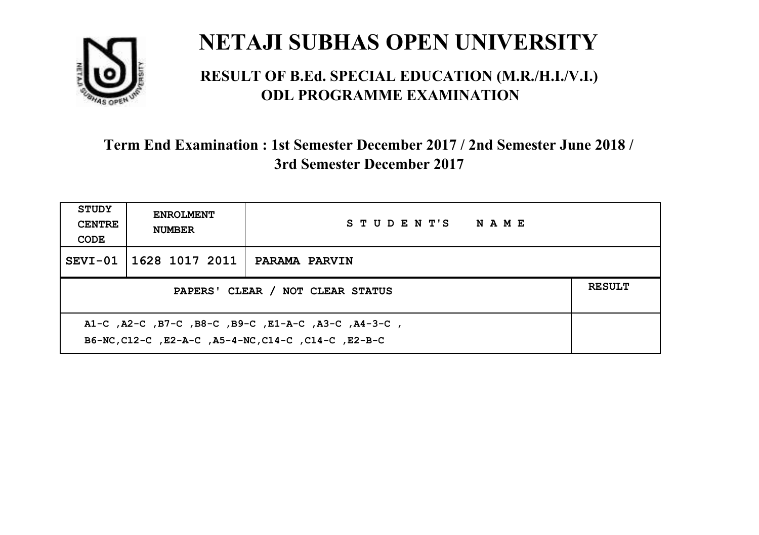# NETAJI SUBHAS OPEN UNIVERSITY

## RESULT OF B.Ed. SPECIAL EDUCATION (M.R./H.I./V.I.) ODL PROGRAMME EXAMINATION

### Term End Examination : 1st Semester December 2017 / 2nd Semester June 2018 / 3rd Semester December 2017

| STUDY CENTRE CODE | ENROLMENT NUMBER | STUDENT'S NAME | |
|---|---|---|---|
| SEVI-01 | 1628 1017 2011 | PARAMA PARVIN | |
| PAPERS' CLEAR / NOT CLEAR STATUS | | | RESULT |
| A1-C ,A2-C ,B7-C ,B8-C ,B9-C ,E1-A-C ,A3-C ,A4-3-C , B6-NC,C12-C ,E2-A-C ,A5-4-NC,C14-C ,C14-C ,E2-B-C | | | |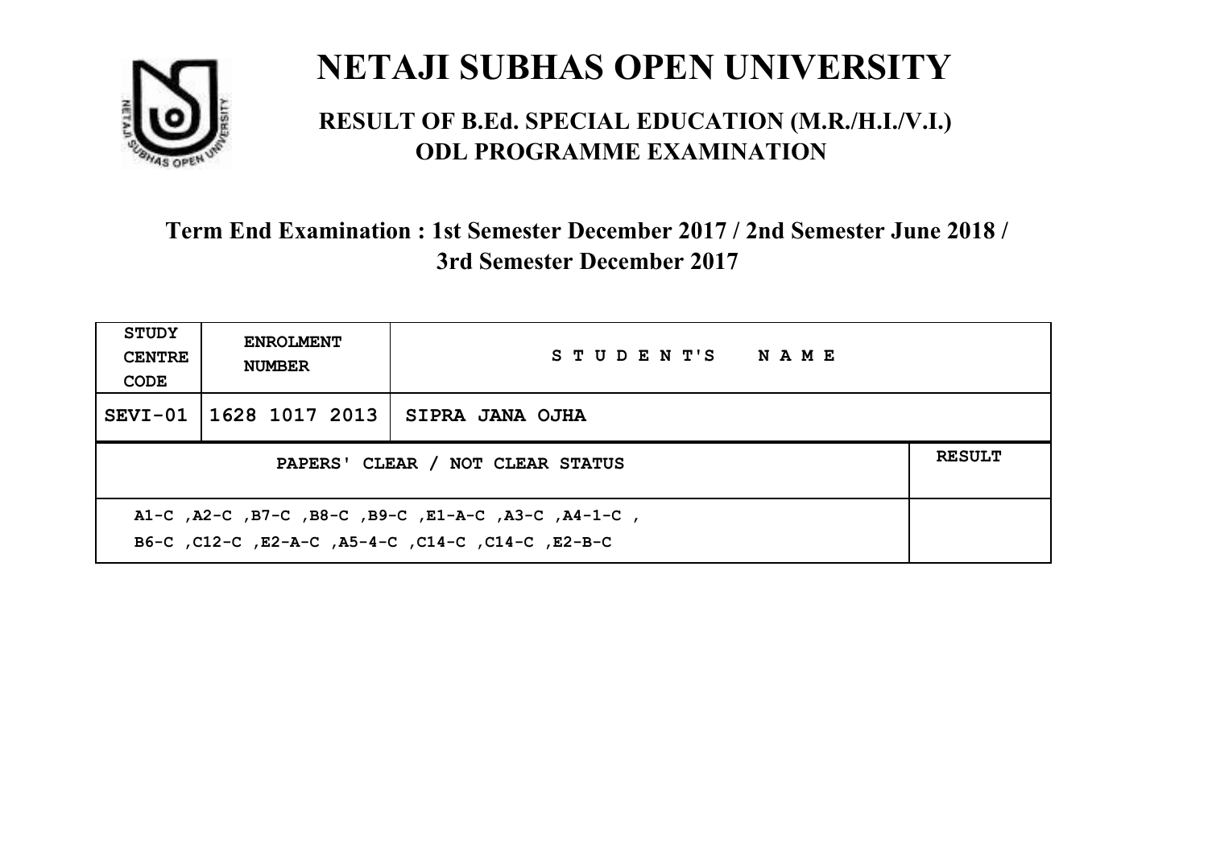# NETAJI SUBHAS OPEN UNIVERSITY

## RESULT OF B.Ed. SPECIAL EDUCATION (M.R./H.I./V.I.) ODL PROGRAMME EXAMINATION

### Term End Examination : 1st Semester December 2017 / 2nd Semester June 2018 / 3rd Semester December 2017

| STUDY CENTRE CODE | ENROLMENT NUMBER | STUDENT'S NAME | |
|---|---|---|---|
| SEVI-01 | 1628 1017 2013 | SIPRA JANA OJHA | |
| PAPERS' CLEAR / NOT CLEAR STATUS | | | RESULT |
| A1-C ,A2-C ,B7-C ,B8-C ,B9-C ,E1-A-C ,A3-C ,A4-1-C ,<br>B6-C ,C12-C ,E2-A-C ,A5-4-C ,C14-C ,C14-C ,E2-B-C | | | |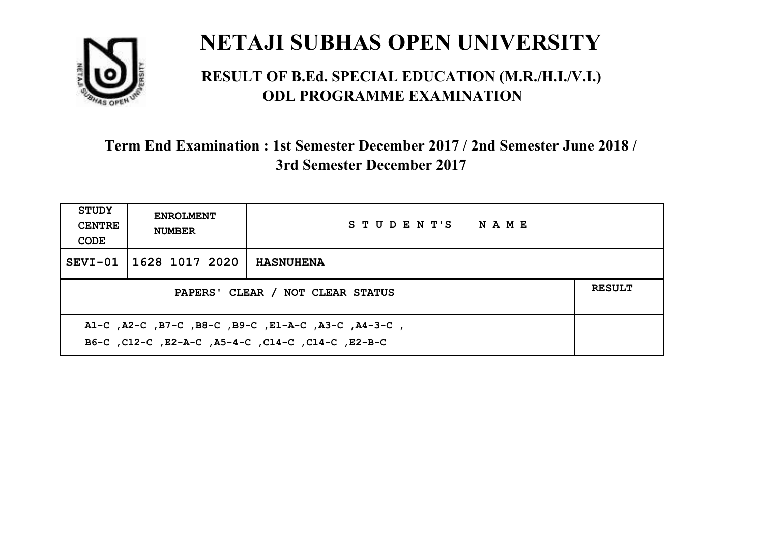# NETAJI SUBHAS OPEN UNIVERSITY

## RESULT OF B.Ed. SPECIAL EDUCATION (M.R./H.I./V.I.) ODL PROGRAMME EXAMINATION

### Term End Examination : 1st Semester December 2017 / 2nd Semester June 2018 / 3rd Semester December 2017

| STUDY CENTRE CODE | ENROLMENT NUMBER | STUDENT'S NAME | |
|---|---|---|---|
| SEVI-01 | 1628 1017 2020 | HASNUHENA | |
| PAPERS' CLEAR / NOT CLEAR STATUS | | | RESULT |
| A1-C ,A2-C ,B7-C ,B8-C ,B9-C ,E1-A-C ,A3-C ,A4-3-C , B6-C ,C12-C ,E2-A-C ,A5-4-C ,C14-C ,C14-C ,E2-B-C | | | |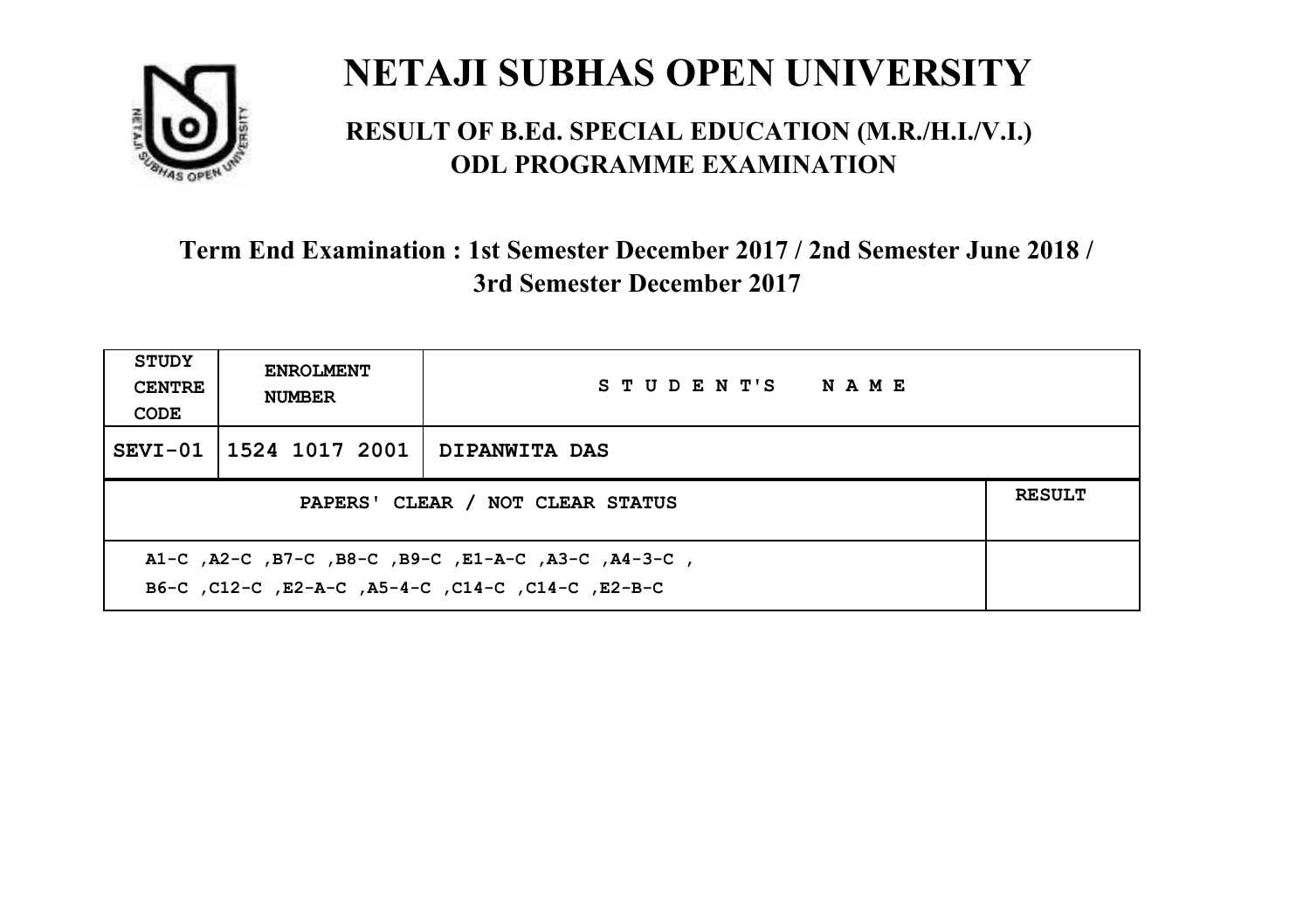# NETAJI SUBHAS OPEN UNIVERSITY

## RESULT OF B.Ed. SPECIAL EDUCATION (M.R./H.I./V.I.) ODL PROGRAMME EXAMINATION

### Term End Examination : 1st Semester December 2017 / 2nd Semester June 2018 / 3rd Semester December 2017

| STUDY CENTRE CODE | ENROLMENT NUMBER | STUDENT'S NAME | |
|---|---|---|---|
| SEVI-01 | 1524 1017 2001 | DIPANWITA DAS | |
| PAPERS' CLEAR / NOT CLEAR STATUS | | | RESULT |
| A1-C ,A2-C ,B7-C ,B8-C ,B9-C ,E1-A-C ,A3-C ,A4-3-C , B6-C ,C12-C ,E2-A-C ,A5-4-C ,C14-C ,C14-C ,E2-B-C | | | |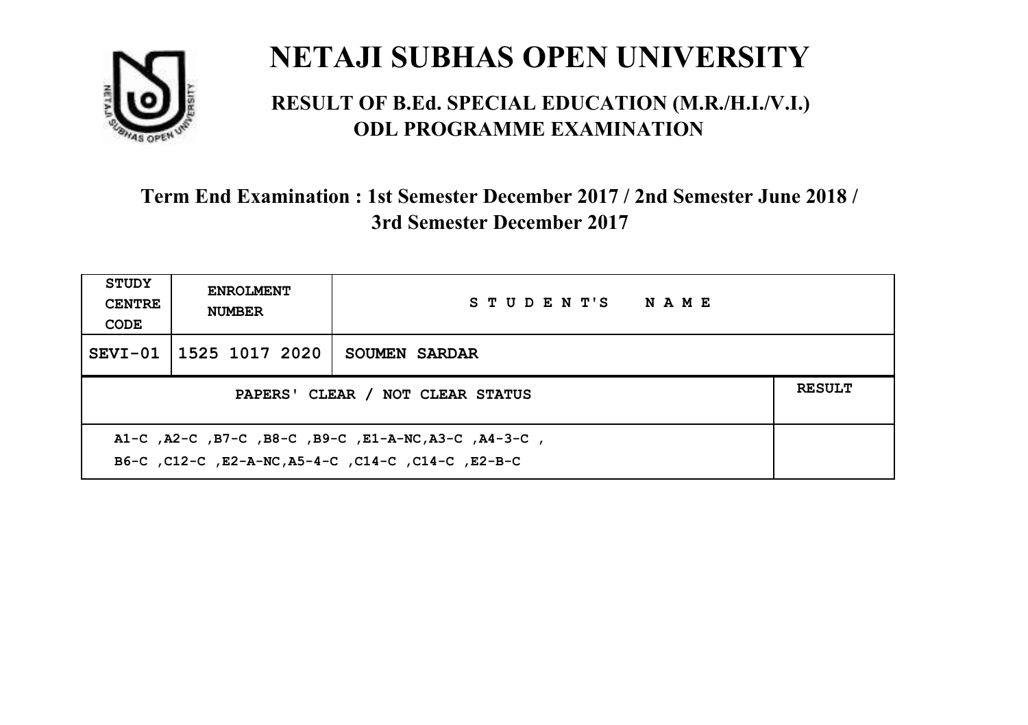# NETAJI SUBHAS OPEN UNIVERSITY

## RESULT OF B.Ed. SPECIAL EDUCATION (M.R./H.I./V.I.) ODL PROGRAMME EXAMINATION

### Term End Examination : 1st Semester December 2017 / 2nd Semester June 2018 / 3rd Semester December 2017

| STUDY CENTRE CODE | ENROLMENT NUMBER | STUDENT'S NAME | |
|---|---|---|---|
| SEVI-01 | 1525 1017 2020 | SOUMEN SARDAR | |
| PAPERS' CLEAR / NOT CLEAR STATUS | | | RESULT |
| A1-C ,A2-C ,B7-C ,B8-C ,B9-C ,E1-A-NC,A3-C ,A4-3-C , B6-C ,C12-C ,E2-A-NC,A5-4-C ,C14-C ,C14-C ,E2-B-C | | | |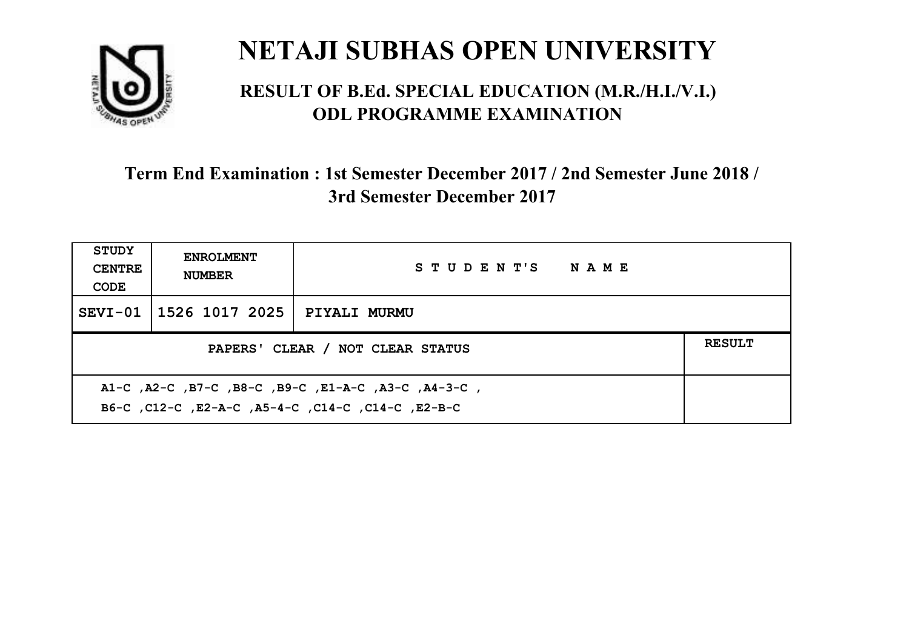# NETAJI SUBHAS OPEN UNIVERSITY

## RESULT OF B.Ed. SPECIAL EDUCATION (M.R./H.I./V.I.) ODL PROGRAMME EXAMINATION

### Term End Examination : 1st Semester December 2017 / 2nd Semester June 2018 / 3rd Semester December 2017

| STUDY CENTRE CODE | ENROLMENT NUMBER | STUDENT'S NAME |
|---|---|---|
| SEVI-01 | 1526 1017 2025 | PIYALI MURMU |

| PAPERS' CLEAR / NOT CLEAR STATUS | RESULT |
|---|---|
| A1-C ,A2-C ,B7-C ,B8-C ,B9-C ,E1-A-C ,A3-C ,A4-3-C , B6-C ,C12-C ,E2-A-C ,A5-4-C ,C14-C ,C14-C ,E2-B-C | |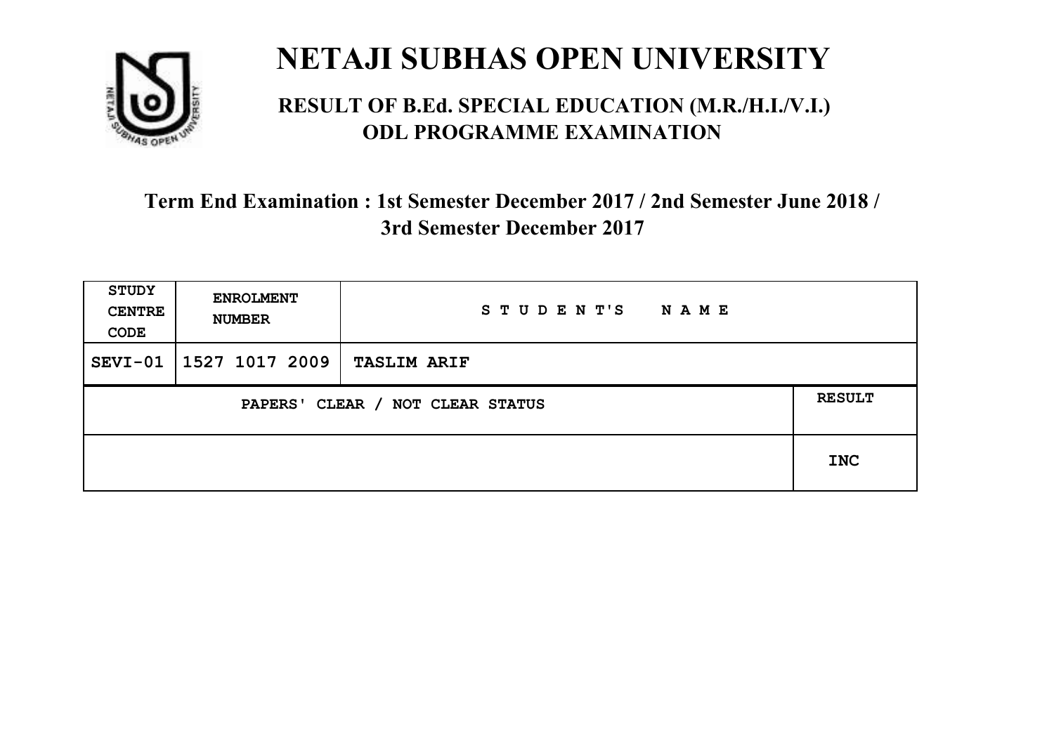# NETAJI SUBHAS OPEN UNIVERSITY

## RESULT OF B.Ed. SPECIAL EDUCATION (M.R./H.I./V.I.) ODL PROGRAMME EXAMINATION

### Term End Examination : 1st Semester December 2017 / 2nd Semester June 2018 / 3rd Semester December 2017

| STUDY CENTRE CODE | ENROLMENT NUMBER | STUDENT'S NAME |
|---|---|---|
| SEVI-01 | 1527 1017 2009 | TASLIM ARIF |

| PAPERS' CLEAR / NOT CLEAR STATUS | RESULT |
|---|---|
| | INC |